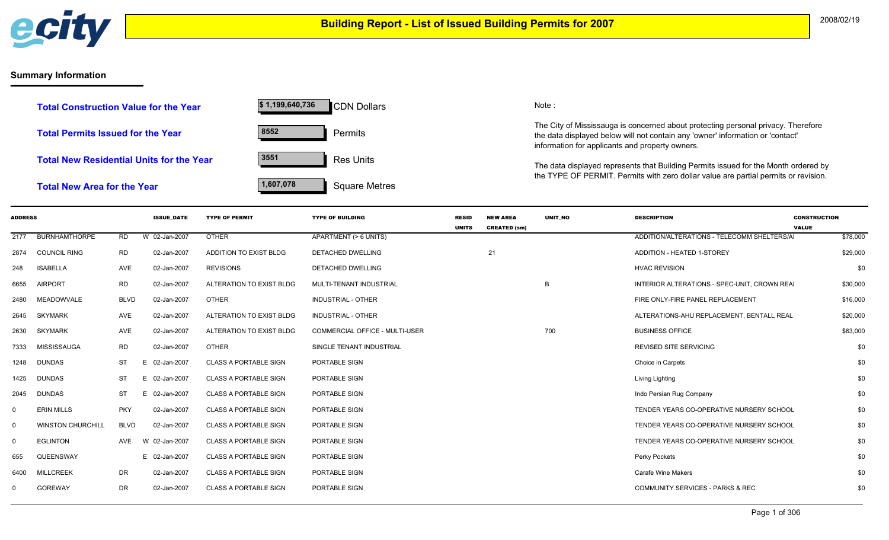ecity

# Building Report - List of Issued Building Permits for 2007

2008/02/19

## Summary Information

| | | |
|---|---|---|
| **Total Construction Value for the Year** | $ 1,199,640,736 | CDN Dollars |
| **Total Permits Issued for the Year** | 8552 | Permits |
| **Total New Residential Units for the Year** | 3551 | Res Units |
| **Total New Area for the Year** | 1,607,078 | Square Metres |

Note :

The City of Mississauga is concerned about protecting personal privacy. Therefore the data displayed below will not contain any 'owner' information or 'contact' information for applicants and property owners.

The data displayed represents that Building Permits issued for the Month ordered by the TYPE OF PERMIT. Permits with zero dollar value are partial permits or revision.

| ADDRESS | | | | ISSUE_DATE | TYPE OF PERMIT | TYPE OF BUILDING | RESID UNITS | NEW AREA CREATED (sm) | UNIT_NO | DESCRIPTION | CONSTRUCTION VALUE |
|---|---|---|---|---|---|---|---|---|---|---|---|
| 2177 | BURNHAMTHORPE | RD | W | 02-Jan-2007 | OTHER | APARTMENT (> 6 UNITS) | | | | ADDITION/ALTERATIONS - TELECOMM SHELTERS/AI | $78,000 |
| 2874 | COUNCIL RING | RD | | 02-Jan-2007 | ADDITION TO EXIST BLDG | DETACHED DWELLING | | 21 | | ADDITION - HEATED 1-STOREY | $29,000 |
| 248 | ISABELLA | AVE | | 02-Jan-2007 | REVISIONS | DETACHED DWELLING | | | | HVAC REVISION | $0 |
| 6655 | AIRPORT | RD | | 02-Jan-2007 | ALTERATION TO EXIST BLDG | MULTI-TENANT INDUSTRIAL | | | B | INTERIOR ALTERATIONS - SPEC-UNIT, CROWN REAI | $30,000 |
| 2480 | MEADOWVALE | BLVD | | 02-Jan-2007 | OTHER | INDUSTRIAL - OTHER | | | | FIRE ONLY-FIRE PANEL REPLACEMENT | $16,000 |
| 2645 | SKYMARK | AVE | | 02-Jan-2007 | ALTERATION TO EXIST BLDG | INDUSTRIAL - OTHER | | | | ALTERATIONS-AHU REPLACEMENT, BENTALL REAL | $20,000 |
| 2630 | SKYMARK | AVE | | 02-Jan-2007 | ALTERATION TO EXIST BLDG | COMMERCIAL OFFICE - MULTI-USER | | | 700 | BUSINESS OFFICE | $63,000 |
| 7333 | MISSISSAUGA | RD | | 02-Jan-2007 | OTHER | SINGLE TENANT INDUSTRIAL | | | | REVISED SITE SERVICING | $0 |
| 1248 | DUNDAS | ST | E | 02-Jan-2007 | CLASS A PORTABLE SIGN | PORTABLE SIGN | | | | Choice in Carpets | $0 |
| 1425 | DUNDAS | ST | E | 02-Jan-2007 | CLASS A PORTABLE SIGN | PORTABLE SIGN | | | | Living Lighting | $0 |
| 2045 | DUNDAS | ST | E | 02-Jan-2007 | CLASS A PORTABLE SIGN | PORTABLE SIGN | | | | Indo Persian Rug Company | $0 |
| 0 | ERIN MILLS | PKY | | 02-Jan-2007 | CLASS A PORTABLE SIGN | PORTABLE SIGN | | | | TENDER YEARS CO-OPERATIVE NURSERY SCHOOL | $0 |
| 0 | WINSTON CHURCHILL | BLVD | | 02-Jan-2007 | CLASS A PORTABLE SIGN | PORTABLE SIGN | | | | TENDER YEARS CO-OPERATIVE NURSERY SCHOOL | $0 |
| 0 | EGLINTON | AVE | W | 02-Jan-2007 | CLASS A PORTABLE SIGN | PORTABLE SIGN | | | | TENDER YEARS CO-OPERATIVE NURSERY SCHOOL | $0 |
| 655 | QUEENSWAY | | E | 02-Jan-2007 | CLASS A PORTABLE SIGN | PORTABLE SIGN | | | | Perky Pockets | $0 |
| 6400 | MILLCREEK | DR | | 02-Jan-2007 | CLASS A PORTABLE SIGN | PORTABLE SIGN | | | | Carafe Wine Makers | $0 |
| 0 | GOREWAY | DR | | 02-Jan-2007 | CLASS A PORTABLE SIGN | PORTABLE SIGN | | | | COMMUNITY SERVICES - PARKS & REC | $0 |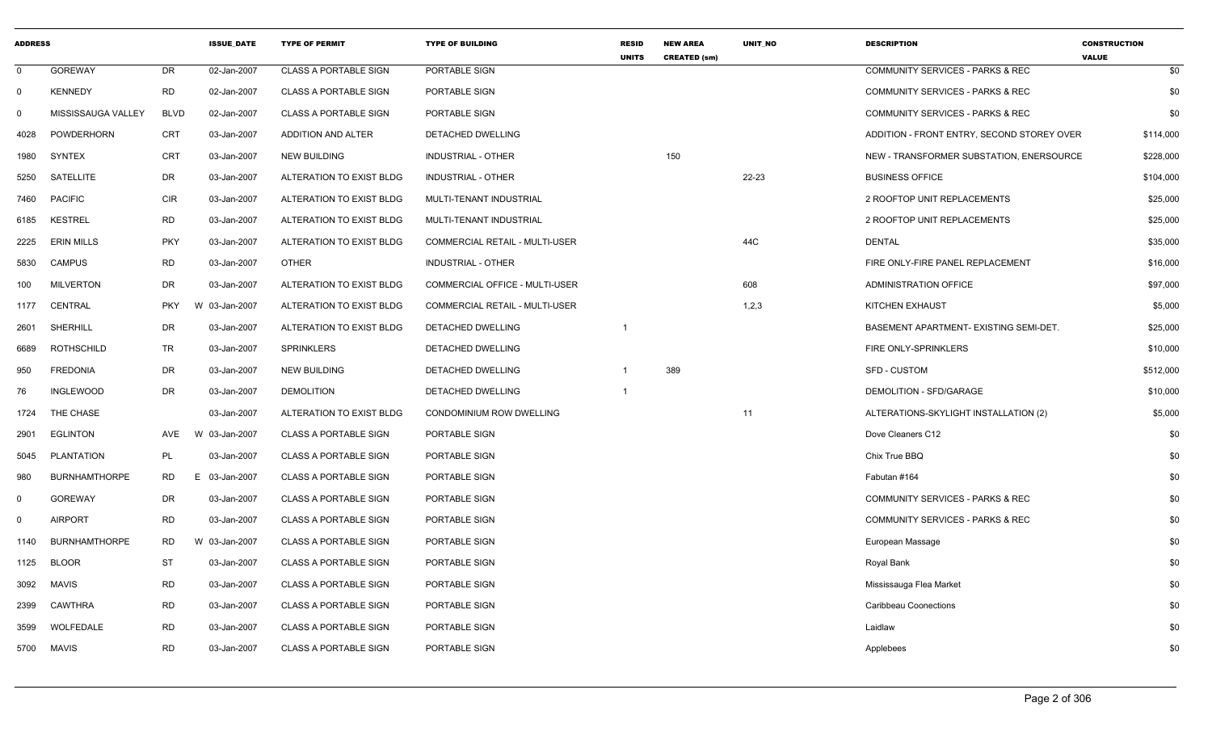| ADDRESS | | | ISSUE_DATE | TYPE OF PERMIT | TYPE OF BUILDING | RESID UNITS | NEW AREA CREATED (sm) | UNIT_NO | DESCRIPTION | CONSTRUCTION VALUE |
|---|---|---|---|---|---|---|---|---|---|---|
| 0 | GOREWAY | DR | 02-Jan-2007 | CLASS A PORTABLE SIGN | PORTABLE SIGN | | | | COMMUNITY SERVICES - PARKS & REC | $0 |
| 0 | KENNEDY | RD | 02-Jan-2007 | CLASS A PORTABLE SIGN | PORTABLE SIGN | | | | COMMUNITY SERVICES - PARKS & REC | $0 |
| 0 | MISSISSAUGA VALLEY | BLVD | 02-Jan-2007 | CLASS A PORTABLE SIGN | PORTABLE SIGN | | | | COMMUNITY SERVICES - PARKS & REC | $0 |
| 4028 | POWDERHORN | CRT | 03-Jan-2007 | ADDITION AND ALTER | DETACHED DWELLING | | | | ADDITION - FRONT ENTRY, SECOND STOREY OVER | $114,000 |
| 1980 | SYNTEX | CRT | 03-Jan-2007 | NEW BUILDING | INDUSTRIAL - OTHER | | 150 | | NEW - TRANSFORMER SUBSTATION, ENERSOURCE | $228,000 |
| 5250 | SATELLITE | DR | 03-Jan-2007 | ALTERATION TO EXIST BLDG | INDUSTRIAL - OTHER | | | 22-23 | BUSINESS OFFICE | $104,000 |
| 7460 | PACIFIC | CIR | 03-Jan-2007 | ALTERATION TO EXIST BLDG | MULTI-TENANT INDUSTRIAL | | | | 2 ROOFTOP UNIT REPLACEMENTS | $25,000 |
| 6185 | KESTREL | RD | 03-Jan-2007 | ALTERATION TO EXIST BLDG | MULTI-TENANT INDUSTRIAL | | | | 2 ROOFTOP UNIT REPLACEMENTS | $25,000 |
| 2225 | ERIN MILLS | PKY | 03-Jan-2007 | ALTERATION TO EXIST BLDG | COMMERCIAL RETAIL - MULTI-USER | | | 44C | DENTAL | $35,000 |
| 5830 | CAMPUS | RD | 03-Jan-2007 | OTHER | INDUSTRIAL - OTHER | | | | FIRE ONLY-FIRE PANEL REPLACEMENT | $16,000 |
| 100 | MILVERTON | DR | 03-Jan-2007 | ALTERATION TO EXIST BLDG | COMMERCIAL OFFICE - MULTI-USER | | | 608 | ADMINISTRATION OFFICE | $97,000 |
| 1177 | CENTRAL | PKY | W 03-Jan-2007 | ALTERATION TO EXIST BLDG | COMMERCIAL RETAIL - MULTI-USER | | | 1,2,3 | KITCHEN EXHAUST | $5,000 |
| 2601 | SHERHILL | DR | 03-Jan-2007 | ALTERATION TO EXIST BLDG | DETACHED DWELLING | 1 | | | BASEMENT APARTMENT- EXISTING SEMI-DET. | $25,000 |
| 6689 | ROTHSCHILD | TR | 03-Jan-2007 | SPRINKLERS | DETACHED DWELLING | | | | FIRE ONLY-SPRINKLERS | $10,000 |
| 950 | FREDONIA | DR | 03-Jan-2007 | NEW BUILDING | DETACHED DWELLING | 1 | 389 | | SFD - CUSTOM | $512,000 |
| 76 | INGLEWOOD | DR | 03-Jan-2007 | DEMOLITION | DETACHED DWELLING | 1 | | | DEMOLITION - SFD/GARAGE | $10,000 |
| 1724 | THE CHASE | | 03-Jan-2007 | ALTERATION TO EXIST BLDG | CONDOMINIUM ROW DWELLING | | | 11 | ALTERATIONS-SKYLIGHT INSTALLATION (2) | $5,000 |
| 2901 | EGLINTON | AVE | W 03-Jan-2007 | CLASS A PORTABLE SIGN | PORTABLE SIGN | | | | Dove Cleaners C12 | $0 |
| 5045 | PLANTATION | PL | 03-Jan-2007 | CLASS A PORTABLE SIGN | PORTABLE SIGN | | | | Chix True BBQ | $0 |
| 980 | BURNHAMTHORPE | RD | E 03-Jan-2007 | CLASS A PORTABLE SIGN | PORTABLE SIGN | | | | Fabutan #164 | $0 |
| 0 | GOREWAY | DR | 03-Jan-2007 | CLASS A PORTABLE SIGN | PORTABLE SIGN | | | | COMMUNITY SERVICES - PARKS & REC | $0 |
| 0 | AIRPORT | RD | 03-Jan-2007 | CLASS A PORTABLE SIGN | PORTABLE SIGN | | | | COMMUNITY SERVICES - PARKS & REC | $0 |
| 1140 | BURNHAMTHORPE | RD | W 03-Jan-2007 | CLASS A PORTABLE SIGN | PORTABLE SIGN | | | | European Massage | $0 |
| 1125 | BLOOR | ST | 03-Jan-2007 | CLASS A PORTABLE SIGN | PORTABLE SIGN | | | | Royal Bank | $0 |
| 3092 | MAVIS | RD | 03-Jan-2007 | CLASS A PORTABLE SIGN | PORTABLE SIGN | | | | Mississauga Flea Market | $0 |
| 2399 | CAWTHRA | RD | 03-Jan-2007 | CLASS A PORTABLE SIGN | PORTABLE SIGN | | | | Caribbeau Coonections | $0 |
| 3599 | WOLFEDALE | RD | 03-Jan-2007 | CLASS A PORTABLE SIGN | PORTABLE SIGN | | | | Laidlaw | $0 |
| 5700 | MAVIS | RD | 03-Jan-2007 | CLASS A PORTABLE SIGN | PORTABLE SIGN | | | | Applebees | $0 |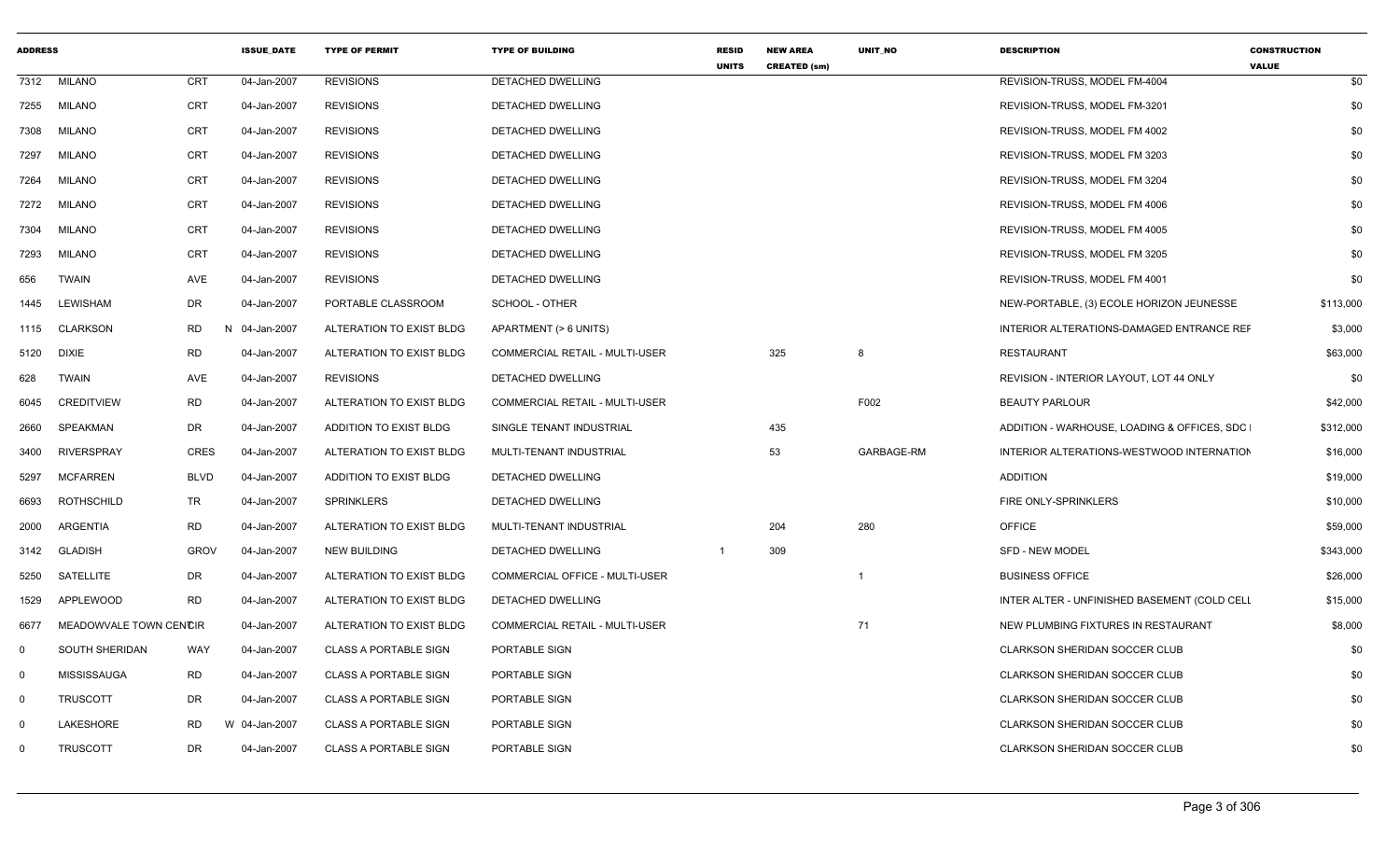| ADDRESS | | | ISSUE_DATE | TYPE OF PERMIT | TYPE OF BUILDING | RESID UNITS | NEW AREA CREATED (sm) | UNIT_NO | DESCRIPTION | CONSTRUCTION VALUE |
|---|---|---|---|---|---|---|---|---|---|---|
| 7312 | MILANO | CRT | 04-Jan-2007 | REVISIONS | DETACHED DWELLING | | | | REVISION-TRUSS, MODEL FM-4004 | $0 |
| 7255 | MILANO | CRT | 04-Jan-2007 | REVISIONS | DETACHED DWELLING | | | | REVISION-TRUSS, MODEL FM-3201 | $0 |
| 7308 | MILANO | CRT | 04-Jan-2007 | REVISIONS | DETACHED DWELLING | | | | REVISION-TRUSS, MODEL FM 4002 | $0 |
| 7297 | MILANO | CRT | 04-Jan-2007 | REVISIONS | DETACHED DWELLING | | | | REVISION-TRUSS, MODEL FM 3203 | $0 |
| 7264 | MILANO | CRT | 04-Jan-2007 | REVISIONS | DETACHED DWELLING | | | | REVISION-TRUSS, MODEL FM 3204 | $0 |
| 7272 | MILANO | CRT | 04-Jan-2007 | REVISIONS | DETACHED DWELLING | | | | REVISION-TRUSS, MODEL FM 4006 | $0 |
| 7304 | MILANO | CRT | 04-Jan-2007 | REVISIONS | DETACHED DWELLING | | | | REVISION-TRUSS, MODEL FM 4005 | $0 |
| 7293 | MILANO | CRT | 04-Jan-2007 | REVISIONS | DETACHED DWELLING | | | | REVISION-TRUSS, MODEL FM 3205 | $0 |
| 656 | TWAIN | AVE | 04-Jan-2007 | REVISIONS | DETACHED DWELLING | | | | REVISION-TRUSS, MODEL FM 4001 | $0 |
| 1445 | LEWISHAM | DR | 04-Jan-2007 | PORTABLE CLASSROOM | SCHOOL - OTHER | | | | NEW-PORTABLE, (3) ECOLE HORIZON JEUNESSE | $113,000 |
| 1115 | CLARKSON | RD | N 04-Jan-2007 | ALTERATION TO EXIST BLDG | APARTMENT (> 6 UNITS) | | | | INTERIOR ALTERATIONS-DAMAGED ENTRANCE REF | $3,000 |
| 5120 | DIXIE | RD | 04-Jan-2007 | ALTERATION TO EXIST BLDG | COMMERCIAL RETAIL - MULTI-USER | | 325 | 8 | RESTAURANT | $63,000 |
| 628 | TWAIN | AVE | 04-Jan-2007 | REVISIONS | DETACHED DWELLING | | | | REVISION - INTERIOR LAYOUT, LOT 44 ONLY | $0 |
| 6045 | CREDITVIEW | RD | 04-Jan-2007 | ALTERATION TO EXIST BLDG | COMMERCIAL RETAIL - MULTI-USER | | | F002 | BEAUTY PARLOUR | $42,000 |
| 2660 | SPEAKMAN | DR | 04-Jan-2007 | ADDITION TO EXIST BLDG | SINGLE TENANT INDUSTRIAL | | 435 | | ADDITION - WARHOUSE, LOADING & OFFICES, SDC I | $312,000 |
| 3400 | RIVERSPRAY | CRES | 04-Jan-2007 | ALTERATION TO EXIST BLDG | MULTI-TENANT INDUSTRIAL | | 53 | GARBAGE-RM | INTERIOR ALTERATIONS-WESTWOOD INTERNATION | $16,000 |
| 5297 | MCFARREN | BLVD | 04-Jan-2007 | ADDITION TO EXIST BLDG | DETACHED DWELLING | | | | ADDITION | $19,000 |
| 6693 | ROTHSCHILD | TR | 04-Jan-2007 | SPRINKLERS | DETACHED DWELLING | | | | FIRE ONLY-SPRINKLERS | $10,000 |
| 2000 | ARGENTIA | RD | 04-Jan-2007 | ALTERATION TO EXIST BLDG | MULTI-TENANT INDUSTRIAL | | 204 | 280 | OFFICE | $59,000 |
| 3142 | GLADISH | GROV | 04-Jan-2007 | NEW BUILDING | DETACHED DWELLING | 1 | 309 | | SFD - NEW MODEL | $343,000 |
| 5250 | SATELLITE | DR | 04-Jan-2007 | ALTERATION TO EXIST BLDG | COMMERCIAL OFFICE - MULTI-USER | | | 1 | BUSINESS OFFICE | $26,000 |
| 1529 | APPLEWOOD | RD | 04-Jan-2007 | ALTERATION TO EXIST BLDG | DETACHED DWELLING | | | | INTER ALTER - UNFINISHED BASEMENT (COLD CELL | $15,000 |
| 6677 | MEADOWVALE TOWN CENTRE | CIR | 04-Jan-2007 | ALTERATION TO EXIST BLDG | COMMERCIAL RETAIL - MULTI-USER | | | 71 | NEW PLUMBING FIXTURES IN RESTAURANT | $8,000 |
| 0 | SOUTH SHERIDAN | WAY | 04-Jan-2007 | CLASS A PORTABLE SIGN | PORTABLE SIGN | | | | CLARKSON SHERIDAN SOCCER CLUB | $0 |
| 0 | MISSISSAUGA | RD | 04-Jan-2007 | CLASS A PORTABLE SIGN | PORTABLE SIGN | | | | CLARKSON SHERIDAN SOCCER CLUB | $0 |
| 0 | TRUSCOTT | DR | 04-Jan-2007 | CLASS A PORTABLE SIGN | PORTABLE SIGN | | | | CLARKSON SHERIDAN SOCCER CLUB | $0 |
| 0 | LAKESHORE | RD | W 04-Jan-2007 | CLASS A PORTABLE SIGN | PORTABLE SIGN | | | | CLARKSON SHERIDAN SOCCER CLUB | $0 |
| 0 | TRUSCOTT | DR | 04-Jan-2007 | CLASS A PORTABLE SIGN | PORTABLE SIGN | | | | CLARKSON SHERIDAN SOCCER CLUB | $0 |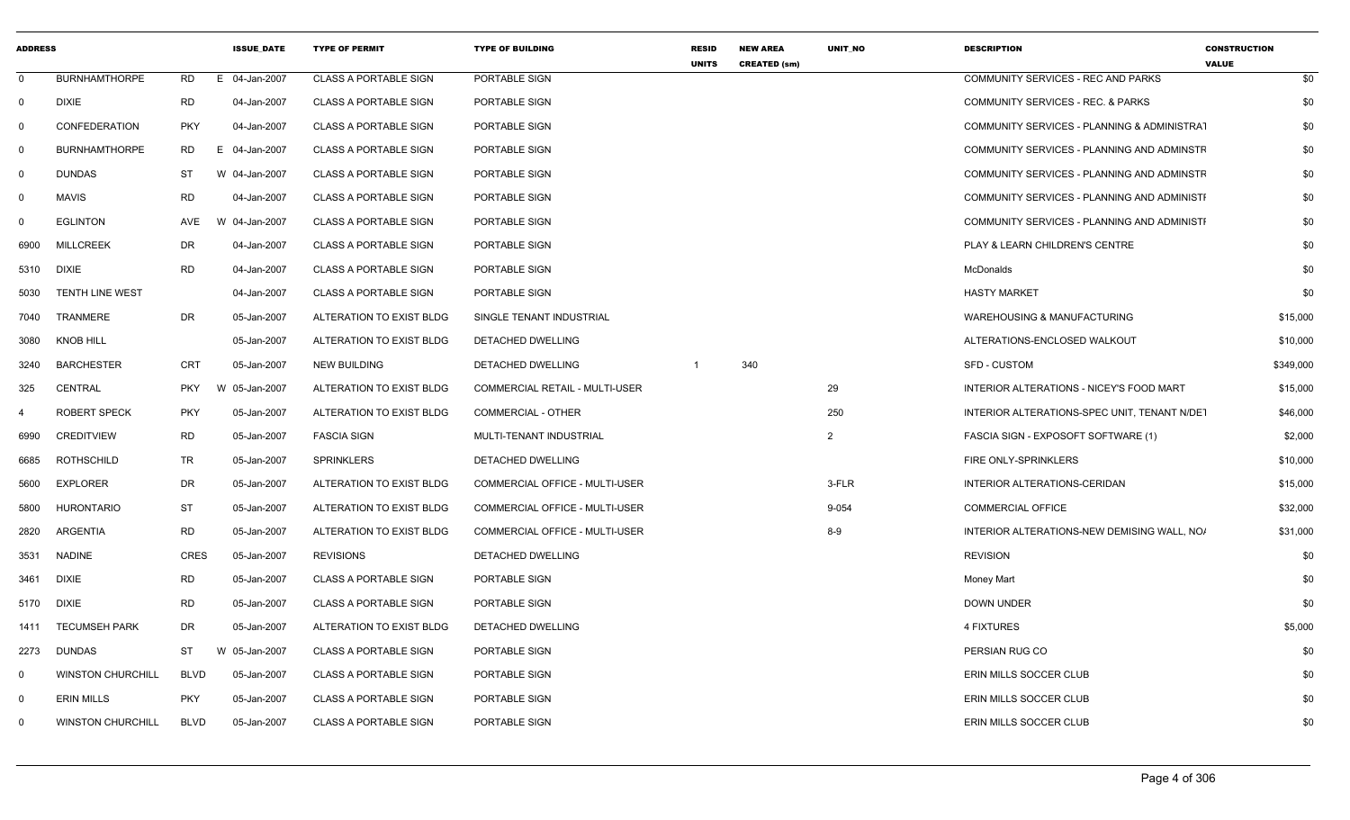| ADDRESS | | | | ISSUE_DATE | TYPE OF PERMIT | TYPE OF BUILDING | RESID UNITS | NEW AREA CREATED (sm) | UNIT_NO | DESCRIPTION | CONSTRUCTION VALUE |
|---|---|---|---|---|---|---|---|---|---|---|---|
| 0 | BURNHAMTHORPE | RD | E | 04-Jan-2007 | CLASS A PORTABLE SIGN | PORTABLE SIGN | | | | COMMUNITY SERVICES - REC AND PARKS | $0 |
| 0 | DIXIE | RD | | 04-Jan-2007 | CLASS A PORTABLE SIGN | PORTABLE SIGN | | | | COMMUNITY SERVICES - REC. & PARKS | $0 |
| 0 | CONFEDERATION | PKY | | 04-Jan-2007 | CLASS A PORTABLE SIGN | PORTABLE SIGN | | | | COMMUNITY SERVICES - PLANNING & ADMINISTRAT | $0 |
| 0 | BURNHAMTHORPE | RD | E | 04-Jan-2007 | CLASS A PORTABLE SIGN | PORTABLE SIGN | | | | COMMUNITY SERVICES - PLANNING AND ADMINSTR | $0 |
| 0 | DUNDAS | ST | W | 04-Jan-2007 | CLASS A PORTABLE SIGN | PORTABLE SIGN | | | | COMMUNITY SERVICES - PLANNING AND ADMINSTR | $0 |
| 0 | MAVIS | RD | | 04-Jan-2007 | CLASS A PORTABLE SIGN | PORTABLE SIGN | | | | COMMUNITY SERVICES - PLANNING AND ADMINISTI | $0 |
| 0 | EGLINTON | AVE | W | 04-Jan-2007 | CLASS A PORTABLE SIGN | PORTABLE SIGN | | | | COMMUNITY SERVICES - PLANNING AND ADMINISTI | $0 |
| 6900 | MILLCREEK | DR | | 04-Jan-2007 | CLASS A PORTABLE SIGN | PORTABLE SIGN | | | | PLAY & LEARN CHILDREN'S CENTRE | $0 |
| 5310 | DIXIE | RD | | 04-Jan-2007 | CLASS A PORTABLE SIGN | PORTABLE SIGN | | | | McDonalds | $0 |
| 5030 | TENTH LINE WEST | | | 04-Jan-2007 | CLASS A PORTABLE SIGN | PORTABLE SIGN | | | | HASTY MARKET | $0 |
| 7040 | TRANMERE | DR | | 05-Jan-2007 | ALTERATION TO EXIST BLDG | SINGLE TENANT INDUSTRIAL | | | | WAREHOUSING & MANUFACTURING | $15,000 |
| 3080 | KNOB HILL | | | 05-Jan-2007 | ALTERATION TO EXIST BLDG | DETACHED DWELLING | | | | ALTERATIONS-ENCLOSED WALKOUT | $10,000 |
| 3240 | BARCHESTER | CRT | | 05-Jan-2007 | NEW BUILDING | DETACHED DWELLING | 1 | 340 | | SFD - CUSTOM | $349,000 |
| 325 | CENTRAL | PKY | W | 05-Jan-2007 | ALTERATION TO EXIST BLDG | COMMERCIAL RETAIL - MULTI-USER | | | 29 | INTERIOR ALTERATIONS - NICEY'S FOOD MART | $15,000 |
| 4 | ROBERT SPECK | PKY | | 05-Jan-2007 | ALTERATION TO EXIST BLDG | COMMERCIAL - OTHER | | | 250 | INTERIOR ALTERATIONS-SPEC UNIT, TENANT N/DET | $46,000 |
| 6990 | CREDITVIEW | RD | | 05-Jan-2007 | FASCIA SIGN | MULTI-TENANT INDUSTRIAL | | | 2 | FASCIA SIGN - EXPOSOFT SOFTWARE (1) | $2,000 |
| 6685 | ROTHSCHILD | TR | | 05-Jan-2007 | SPRINKLERS | DETACHED DWELLING | | | | FIRE ONLY-SPRINKLERS | $10,000 |
| 5600 | EXPLORER | DR | | 05-Jan-2007 | ALTERATION TO EXIST BLDG | COMMERCIAL OFFICE - MULTI-USER | | | 3-FLR | INTERIOR ALTERATIONS-CERIDAN | $15,000 |
| 5800 | HURONTARIO | ST | | 05-Jan-2007 | ALTERATION TO EXIST BLDG | COMMERCIAL OFFICE - MULTI-USER | | | 9-054 | COMMERCIAL OFFICE | $32,000 |
| 2820 | ARGENTIA | RD | | 05-Jan-2007 | ALTERATION TO EXIST BLDG | COMMERCIAL OFFICE - MULTI-USER | | | 8-9 | INTERIOR ALTERATIONS-NEW DEMISING WALL, NO/ | $31,000 |
| 3531 | NADINE | CRES | | 05-Jan-2007 | REVISIONS | DETACHED DWELLING | | | | REVISION | $0 |
| 3461 | DIXIE | RD | | 05-Jan-2007 | CLASS A PORTABLE SIGN | PORTABLE SIGN | | | | Money Mart | $0 |
| 5170 | DIXIE | RD | | 05-Jan-2007 | CLASS A PORTABLE SIGN | PORTABLE SIGN | | | | DOWN UNDER | $0 |
| 1411 | TECUMSEH PARK | DR | | 05-Jan-2007 | ALTERATION TO EXIST BLDG | DETACHED DWELLING | | | | 4 FIXTURES | $5,000 |
| 2273 | DUNDAS | ST | W | 05-Jan-2007 | CLASS A PORTABLE SIGN | PORTABLE SIGN | | | | PERSIAN RUG CO | $0 |
| 0 | WINSTON CHURCHILL | BLVD | | 05-Jan-2007 | CLASS A PORTABLE SIGN | PORTABLE SIGN | | | | ERIN MILLS SOCCER CLUB | $0 |
| 0 | ERIN MILLS | PKY | | 05-Jan-2007 | CLASS A PORTABLE SIGN | PORTABLE SIGN | | | | ERIN MILLS SOCCER CLUB | $0 |
| 0 | WINSTON CHURCHILL | BLVD | | 05-Jan-2007 | CLASS A PORTABLE SIGN | PORTABLE SIGN | | | | ERIN MILLS SOCCER CLUB | $0 |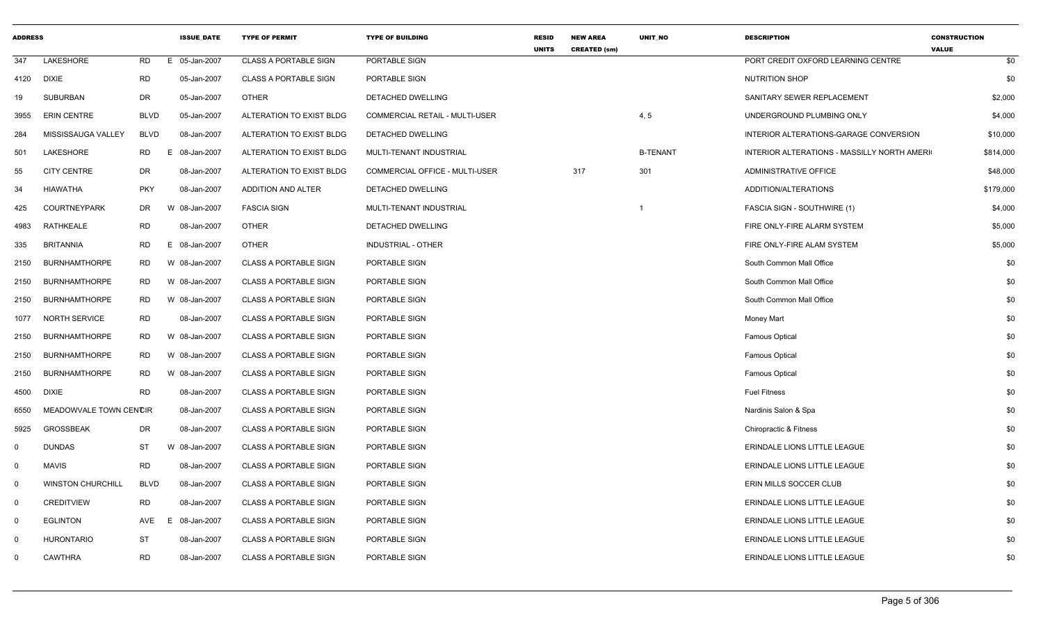| ADDRESS | | | | ISSUE_DATE | TYPE OF PERMIT | TYPE OF BUILDING | RESID UNITS | NEW AREA CREATED (sm) | UNIT_NO | DESCRIPTION | CONSTRUCTION VALUE |
|---|---|---|---|---|---|---|---|---|---|---|---|
| 347 | LAKESHORE | RD | E | 05-Jan-2007 | CLASS A PORTABLE SIGN | PORTABLE SIGN | | | | PORT CREDIT OXFORD LEARNING CENTRE | $0 |
| 4120 | DIXIE | RD | | 05-Jan-2007 | CLASS A PORTABLE SIGN | PORTABLE SIGN | | | | NUTRITION SHOP | $0 |
| 19 | SUBURBAN | DR | | 05-Jan-2007 | OTHER | DETACHED DWELLING | | | | SANITARY SEWER REPLACEMENT | $2,000 |
| 3955 | ERIN CENTRE | BLVD | | 05-Jan-2007 | ALTERATION TO EXIST BLDG | COMMERCIAL RETAIL - MULTI-USER | | | 4, 5 | UNDERGROUND PLUMBING ONLY | $4,000 |
| 284 | MISSISSAUGA VALLEY | BLVD | | 08-Jan-2007 | ALTERATION TO EXIST BLDG | DETACHED DWELLING | | | | INTERIOR ALTERATIONS-GARAGE CONVERSION | $10,000 |
| 501 | LAKESHORE | RD | E | 08-Jan-2007 | ALTERATION TO EXIST BLDG | MULTI-TENANT INDUSTRIAL | | | B-TENANT | INTERIOR ALTERATIONS - MASSILLY NORTH AMERI | $814,000 |
| 55 | CITY CENTRE | DR | | 08-Jan-2007 | ALTERATION TO EXIST BLDG | COMMERCIAL OFFICE - MULTI-USER | | 317 | 301 | ADMINISTRATIVE OFFICE | $48,000 |
| 34 | HIAWATHA | PKY | | 08-Jan-2007 | ADDITION AND ALTER | DETACHED DWELLING | | | | ADDITION/ALTERATIONS | $179,000 |
| 425 | COURTNEYPARK | DR | W | 08-Jan-2007 | FASCIA SIGN | MULTI-TENANT INDUSTRIAL | | | 1 | FASCIA SIGN - SOUTHWIRE (1) | $4,000 |
| 4983 | RATHKEALE | RD | | 08-Jan-2007 | OTHER | DETACHED DWELLING | | | | FIRE ONLY-FIRE ALARM SYSTEM | $5,000 |
| 335 | BRITANNIA | RD | E | 08-Jan-2007 | OTHER | INDUSTRIAL - OTHER | | | | FIRE ONLY-FIRE ALAM SYSTEM | $5,000 |
| 2150 | BURNHAMTHORPE | RD | W | 08-Jan-2007 | CLASS A PORTABLE SIGN | PORTABLE SIGN | | | | South Common Mall Office | $0 |
| 2150 | BURNHAMTHORPE | RD | W | 08-Jan-2007 | CLASS A PORTABLE SIGN | PORTABLE SIGN | | | | South Common Mall Office | $0 |
| 2150 | BURNHAMTHORPE | RD | W | 08-Jan-2007 | CLASS A PORTABLE SIGN | PORTABLE SIGN | | | | South Common Mall Office | $0 |
| 1077 | NORTH SERVICE | RD | | 08-Jan-2007 | CLASS A PORTABLE SIGN | PORTABLE SIGN | | | | Money Mart | $0 |
| 2150 | BURNHAMTHORPE | RD | W | 08-Jan-2007 | CLASS A PORTABLE SIGN | PORTABLE SIGN | | | | Famous Optical | $0 |
| 2150 | BURNHAMTHORPE | RD | W | 08-Jan-2007 | CLASS A PORTABLE SIGN | PORTABLE SIGN | | | | Famous Optical | $0 |
| 2150 | BURNHAMTHORPE | RD | W | 08-Jan-2007 | CLASS A PORTABLE SIGN | PORTABLE SIGN | | | | Famous Optical | $0 |
| 4500 | DIXIE | RD | | 08-Jan-2007 | CLASS A PORTABLE SIGN | PORTABLE SIGN | | | | Fuel Fitness | $0 |
| 6550 | MEADOWVALE TOWN CENTCIR | | | 08-Jan-2007 | CLASS A PORTABLE SIGN | PORTABLE SIGN | | | | Nardinis Salon & Spa | $0 |
| 5925 | GROSSBEAK | DR | | 08-Jan-2007 | CLASS A PORTABLE SIGN | PORTABLE SIGN | | | | Chiropractic & Fitness | $0 |
| 0 | DUNDAS | ST | W | 08-Jan-2007 | CLASS A PORTABLE SIGN | PORTABLE SIGN | | | | ERINDALE LIONS LITTLE LEAGUE | $0 |
| 0 | MAVIS | RD | | 08-Jan-2007 | CLASS A PORTABLE SIGN | PORTABLE SIGN | | | | ERINDALE LIONS LITTLE LEAGUE | $0 |
| 0 | WINSTON CHURCHILL | BLVD | | 08-Jan-2007 | CLASS A PORTABLE SIGN | PORTABLE SIGN | | | | ERIN MILLS SOCCER CLUB | $0 |
| 0 | CREDITVIEW | RD | | 08-Jan-2007 | CLASS A PORTABLE SIGN | PORTABLE SIGN | | | | ERINDALE LIONS LITTLE LEAGUE | $0 |
| 0 | EGLINTON | AVE | E | 08-Jan-2007 | CLASS A PORTABLE SIGN | PORTABLE SIGN | | | | ERINDALE LIONS LITTLE LEAGUE | $0 |
| 0 | HURONTARIO | ST | | 08-Jan-2007 | CLASS A PORTABLE SIGN | PORTABLE SIGN | | | | ERINDALE LIONS LITTLE LEAGUE | $0 |
| 0 | CAWTHRA | RD | | 08-Jan-2007 | CLASS A PORTABLE SIGN | PORTABLE SIGN | | | | ERINDALE LIONS LITTLE LEAGUE | $0 |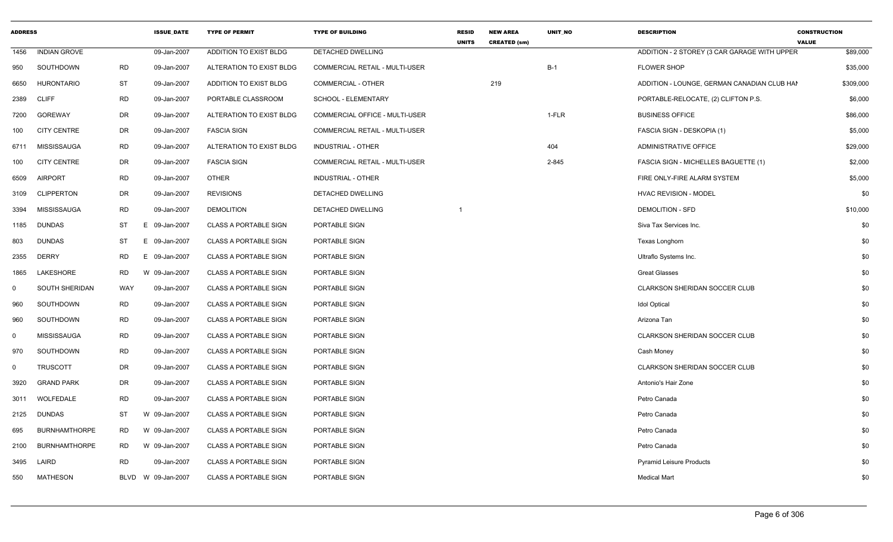| ADDRESS | | | ISSUE_DATE | TYPE OF PERMIT | TYPE OF BUILDING | RESID UNITS | NEW AREA CREATED (sm) | UNIT_NO | DESCRIPTION | CONSTRUCTION VALUE |
|---|---|---|---|---|---|---|---|---|---|---|
| 1456 | INDIAN GROVE | | 09-Jan-2007 | ADDITION TO EXIST BLDG | DETACHED DWELLING | | | | ADDITION - 2 STOREY (3 CAR GARAGE WITH UPPER | $89,000 |
| 950 | SOUTHDOWN | RD | 09-Jan-2007 | ALTERATION TO EXIST BLDG | COMMERCIAL RETAIL - MULTI-USER | | | B-1 | FLOWER SHOP | $35,000 |
| 6650 | HURONTARIO | ST | 09-Jan-2007 | ADDITION TO EXIST BLDG | COMMERCIAL - OTHER | | 219 | | ADDITION - LOUNGE, GERMAN CANADIAN CLUB HAI | $309,000 |
| 2389 | CLIFF | RD | 09-Jan-2007 | PORTABLE CLASSROOM | SCHOOL - ELEMENTARY | | | | PORTABLE-RELOCATE, (2) CLIFTON P.S. | $6,000 |
| 7200 | GOREWAY | DR | 09-Jan-2007 | ALTERATION TO EXIST BLDG | COMMERCIAL OFFICE - MULTI-USER | | | 1-FLR | BUSINESS OFFICE | $86,000 |
| 100 | CITY CENTRE | DR | 09-Jan-2007 | FASCIA SIGN | COMMERCIAL RETAIL - MULTI-USER | | | | FASCIA SIGN - DESKOPIA (1) | $5,000 |
| 6711 | MISSISSAUGA | RD | 09-Jan-2007 | ALTERATION TO EXIST BLDG | INDUSTRIAL - OTHER | | | 404 | ADMINISTRATIVE OFFICE | $29,000 |
| 100 | CITY CENTRE | DR | 09-Jan-2007 | FASCIA SIGN | COMMERCIAL RETAIL - MULTI-USER | | | 2-845 | FASCIA SIGN - MICHELLES BAGUETTE (1) | $2,000 |
| 6509 | AIRPORT | RD | 09-Jan-2007 | OTHER | INDUSTRIAL - OTHER | | | | FIRE ONLY-FIRE ALARM SYSTEM | $5,000 |
| 3109 | CLIPPERTON | DR | 09-Jan-2007 | REVISIONS | DETACHED DWELLING | | | | HVAC REVISION - MODEL | $0 |
| 3394 | MISSISSAUGA | RD | 09-Jan-2007 | DEMOLITION | DETACHED DWELLING | 1 | | | DEMOLITION - SFD | $10,000 |
| 1185 | DUNDAS | ST | E 09-Jan-2007 | CLASS A PORTABLE SIGN | PORTABLE SIGN | | | | Siva Tax Services Inc. | $0 |
| 803 | DUNDAS | ST | E 09-Jan-2007 | CLASS A PORTABLE SIGN | PORTABLE SIGN | | | | Texas Longhorn | $0 |
| 2355 | DERRY | RD | E 09-Jan-2007 | CLASS A PORTABLE SIGN | PORTABLE SIGN | | | | Ultraflo Systems Inc. | $0 |
| 1865 | LAKESHORE | RD | W 09-Jan-2007 | CLASS A PORTABLE SIGN | PORTABLE SIGN | | | | Great Glasses | $0 |
| 0 | SOUTH SHERIDAN | WAY | 09-Jan-2007 | CLASS A PORTABLE SIGN | PORTABLE SIGN | | | | CLARKSON SHERIDAN SOCCER CLUB | $0 |
| 960 | SOUTHDOWN | RD | 09-Jan-2007 | CLASS A PORTABLE SIGN | PORTABLE SIGN | | | | Idol Optical | $0 |
| 960 | SOUTHDOWN | RD | 09-Jan-2007 | CLASS A PORTABLE SIGN | PORTABLE SIGN | | | | Arizona Tan | $0 |
| 0 | MISSISSAUGA | RD | 09-Jan-2007 | CLASS A PORTABLE SIGN | PORTABLE SIGN | | | | CLARKSON SHERIDAN SOCCER CLUB | $0 |
| 970 | SOUTHDOWN | RD | 09-Jan-2007 | CLASS A PORTABLE SIGN | PORTABLE SIGN | | | | Cash Money | $0 |
| 0 | TRUSCOTT | DR | 09-Jan-2007 | CLASS A PORTABLE SIGN | PORTABLE SIGN | | | | CLARKSON SHERIDAN SOCCER CLUB | $0 |
| 3920 | GRAND PARK | DR | 09-Jan-2007 | CLASS A PORTABLE SIGN | PORTABLE SIGN | | | | Antonio's Hair Zone | $0 |
| 3011 | WOLFEDALE | RD | 09-Jan-2007 | CLASS A PORTABLE SIGN | PORTABLE SIGN | | | | Petro Canada | $0 |
| 2125 | DUNDAS | ST | W 09-Jan-2007 | CLASS A PORTABLE SIGN | PORTABLE SIGN | | | | Petro Canada | $0 |
| 695 | BURNHAMTHORPE | RD | W 09-Jan-2007 | CLASS A PORTABLE SIGN | PORTABLE SIGN | | | | Petro Canada | $0 |
| 2100 | BURNHAMTHORPE | RD | W 09-Jan-2007 | CLASS A PORTABLE SIGN | PORTABLE SIGN | | | | Petro Canada | $0 |
| 3495 | LAIRD | RD | 09-Jan-2007 | CLASS A PORTABLE SIGN | PORTABLE SIGN | | | | Pyramid Leisure Products | $0 |
| 550 | MATHESON | BLVD | W 09-Jan-2007 | CLASS A PORTABLE SIGN | PORTABLE SIGN | | | | Medical Mart | $0 |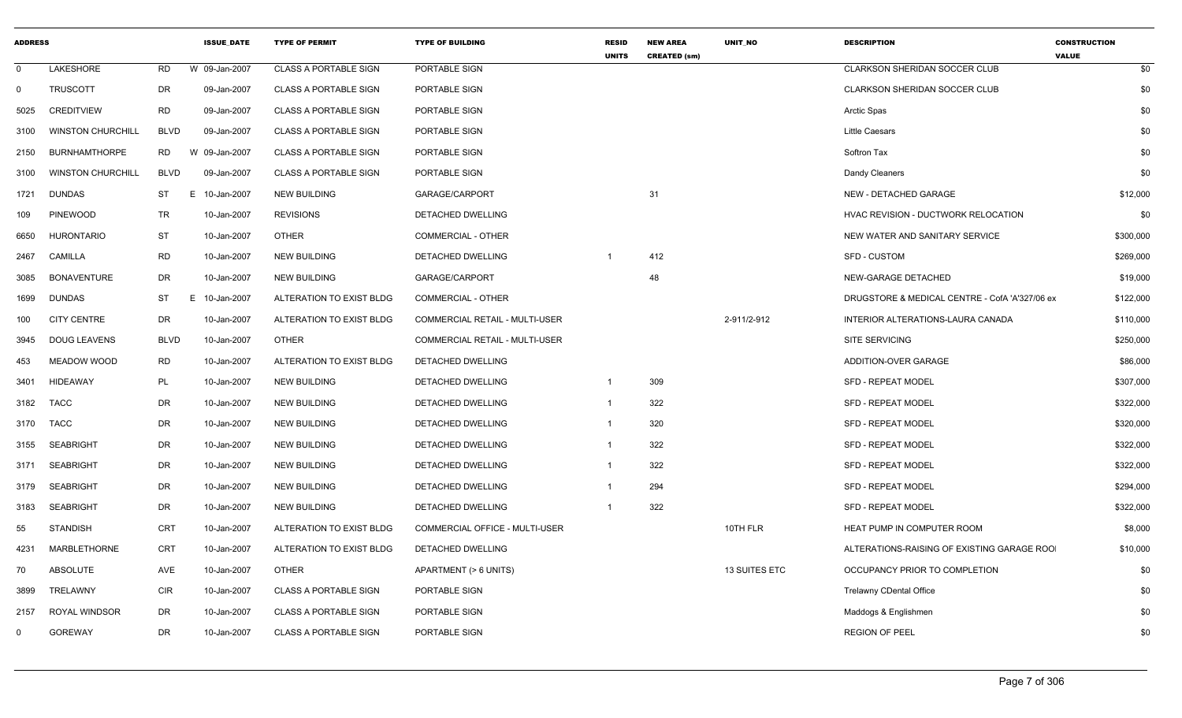| ADDRESS | | | ISSUE_DATE | TYPE OF PERMIT | TYPE OF BUILDING | RESID UNITS | NEW AREA CREATED (sm) | UNIT_NO | DESCRIPTION | CONSTRUCTION VALUE |
|---|---|---|---|---|---|---|---|---|---|---|
| 0 | LAKESHORE | RD | W 09-Jan-2007 | CLASS A PORTABLE SIGN | PORTABLE SIGN | | | | CLARKSON SHERIDAN SOCCER CLUB | $0 |
| 0 | TRUSCOTT | DR | 09-Jan-2007 | CLASS A PORTABLE SIGN | PORTABLE SIGN | | | | CLARKSON SHERIDAN SOCCER CLUB | $0 |
| 5025 | CREDITVIEW | RD | 09-Jan-2007 | CLASS A PORTABLE SIGN | PORTABLE SIGN | | | | Arctic Spas | $0 |
| 3100 | WINSTON CHURCHILL | BLVD | 09-Jan-2007 | CLASS A PORTABLE SIGN | PORTABLE SIGN | | | | Little Caesars | $0 |
| 2150 | BURNHAMTHORPE | RD | W 09-Jan-2007 | CLASS A PORTABLE SIGN | PORTABLE SIGN | | | | Softron Tax | $0 |
| 3100 | WINSTON CHURCHILL | BLVD | 09-Jan-2007 | CLASS A PORTABLE SIGN | PORTABLE SIGN | | | | Dandy Cleaners | $0 |
| 1721 | DUNDAS | ST | E 10-Jan-2007 | NEW BUILDING | GARAGE/CARPORT | | 31 | | NEW - DETACHED GARAGE | $12,000 |
| 109 | PINEWOOD | TR | 10-Jan-2007 | REVISIONS | DETACHED DWELLING | | | | HVAC REVISION - DUCTWORK RELOCATION | $0 |
| 6650 | HURONTARIO | ST | 10-Jan-2007 | OTHER | COMMERCIAL - OTHER | | | | NEW WATER AND SANITARY SERVICE | $300,000 |
| 2467 | CAMILLA | RD | 10-Jan-2007 | NEW BUILDING | DETACHED DWELLING | 1 | 412 | | SFD - CUSTOM | $269,000 |
| 3085 | BONAVENTURE | DR | 10-Jan-2007 | NEW BUILDING | GARAGE/CARPORT | | 48 | | NEW-GARAGE DETACHED | $19,000 |
| 1699 | DUNDAS | ST | E 10-Jan-2007 | ALTERATION TO EXIST BLDG | COMMERCIAL - OTHER | | | | DRUGSTORE & MEDICAL CENTRE - CofA 'A'327/06 ex | $122,000 |
| 100 | CITY CENTRE | DR | 10-Jan-2007 | ALTERATION TO EXIST BLDG | COMMERCIAL RETAIL - MULTI-USER | | | 2-911/2-912 | INTERIOR ALTERATIONS-LAURA CANADA | $110,000 |
| 3945 | DOUG LEAVENS | BLVD | 10-Jan-2007 | OTHER | COMMERCIAL RETAIL - MULTI-USER | | | | SITE SERVICING | $250,000 |
| 453 | MEADOW WOOD | RD | 10-Jan-2007 | ALTERATION TO EXIST BLDG | DETACHED DWELLING | | | | ADDITION-OVER GARAGE | $86,000 |
| 3401 | HIDEAWAY | PL | 10-Jan-2007 | NEW BUILDING | DETACHED DWELLING | 1 | 309 | | SFD - REPEAT MODEL | $307,000 |
| 3182 | TACC | DR | 10-Jan-2007 | NEW BUILDING | DETACHED DWELLING | 1 | 322 | | SFD - REPEAT MODEL | $322,000 |
| 3170 | TACC | DR | 10-Jan-2007 | NEW BUILDING | DETACHED DWELLING | 1 | 320 | | SFD - REPEAT MODEL | $320,000 |
| 3155 | SEABRIGHT | DR | 10-Jan-2007 | NEW BUILDING | DETACHED DWELLING | 1 | 322 | | SFD - REPEAT MODEL | $322,000 |
| 3171 | SEABRIGHT | DR | 10-Jan-2007 | NEW BUILDING | DETACHED DWELLING | 1 | 322 | | SFD - REPEAT MODEL | $322,000 |
| 3179 | SEABRIGHT | DR | 10-Jan-2007 | NEW BUILDING | DETACHED DWELLING | 1 | 294 | | SFD - REPEAT MODEL | $294,000 |
| 3183 | SEABRIGHT | DR | 10-Jan-2007 | NEW BUILDING | DETACHED DWELLING | 1 | 322 | | SFD - REPEAT MODEL | $322,000 |
| 55 | STANDISH | CRT | 10-Jan-2007 | ALTERATION TO EXIST BLDG | COMMERCIAL OFFICE - MULTI-USER | | | 10TH FLR | HEAT PUMP IN COMPUTER ROOM | $8,000 |
| 4231 | MARBLETHORNE | CRT | 10-Jan-2007 | ALTERATION TO EXIST BLDG | DETACHED DWELLING | | | | ALTERATIONS-RAISING OF EXISTING GARAGE ROOI | $10,000 |
| 70 | ABSOLUTE | AVE | 10-Jan-2007 | OTHER | APARTMENT (> 6 UNITS) | | | 13 SUITES ETC | OCCUPANCY PRIOR TO COMPLETION | $0 |
| 3899 | TRELAWNY | CIR | 10-Jan-2007 | CLASS A PORTABLE SIGN | PORTABLE SIGN | | | | Trelawny CDental Office | $0 |
| 2157 | ROYAL WINDSOR | DR | 10-Jan-2007 | CLASS A PORTABLE SIGN | PORTABLE SIGN | | | | Maddogs & Englishmen | $0 |
| 0 | GOREWAY | DR | 10-Jan-2007 | CLASS A PORTABLE SIGN | PORTABLE SIGN | | | | REGION OF PEEL | $0 |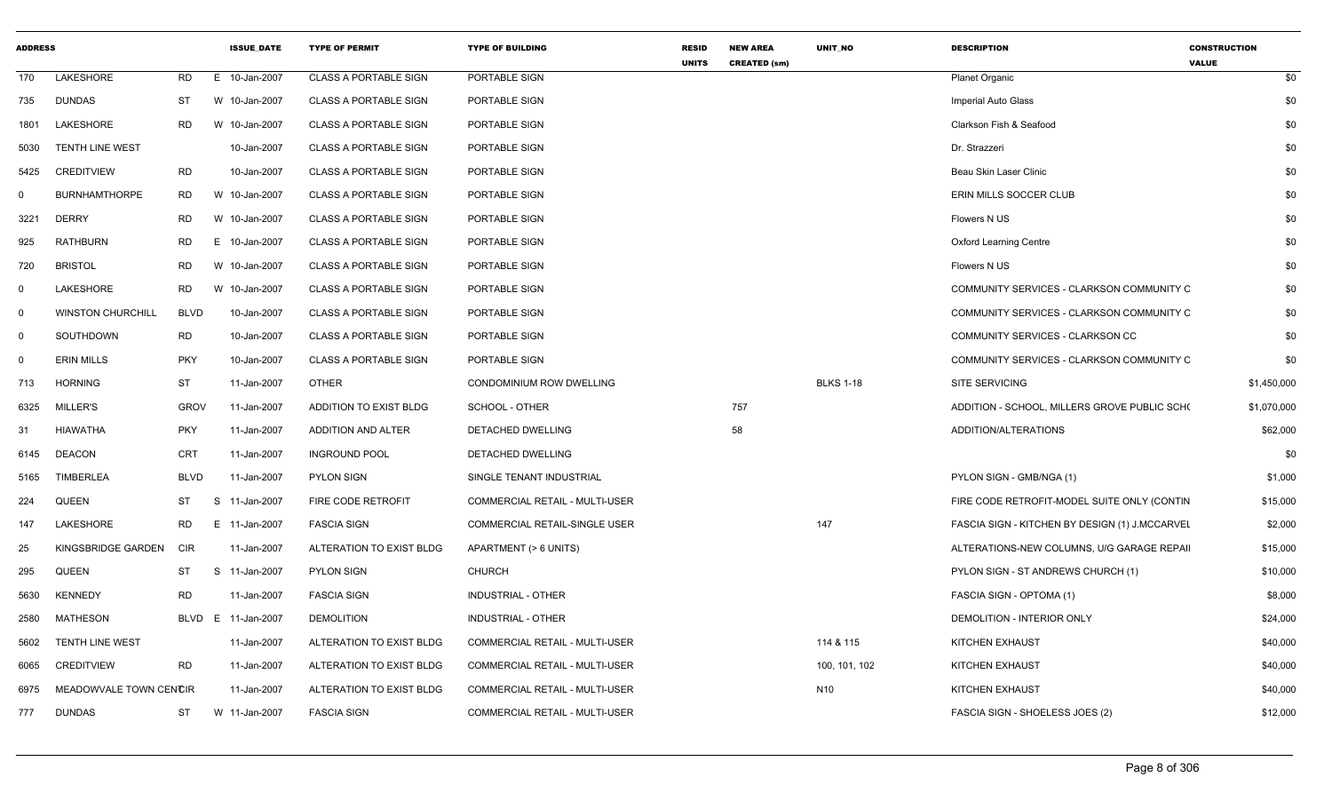| ADDRESS | | | ISSUE_DATE | TYPE OF PERMIT | TYPE OF BUILDING | RESID UNITS | NEW AREA CREATED (sm) | UNIT_NO | DESCRIPTION | CONSTRUCTION VALUE |
|---|---|---|---|---|---|---|---|---|---|---|
| 170 | LAKESHORE | RD | E 10-Jan-2007 | CLASS A PORTABLE SIGN | PORTABLE SIGN | | | | Planet Organic | $0 |
| 735 | DUNDAS | ST | W 10-Jan-2007 | CLASS A PORTABLE SIGN | PORTABLE SIGN | | | | Imperial Auto Glass | $0 |
| 1801 | LAKESHORE | RD | W 10-Jan-2007 | CLASS A PORTABLE SIGN | PORTABLE SIGN | | | | Clarkson Fish & Seafood | $0 |
| 5030 | TENTH LINE WEST | | 10-Jan-2007 | CLASS A PORTABLE SIGN | PORTABLE SIGN | | | | Dr. Strazzeri | $0 |
| 5425 | CREDITVIEW | RD | 10-Jan-2007 | CLASS A PORTABLE SIGN | PORTABLE SIGN | | | | Beau Skin Laser Clinic | $0 |
| 0 | BURNHAMTHORPE | RD | W 10-Jan-2007 | CLASS A PORTABLE SIGN | PORTABLE SIGN | | | | ERIN MILLS SOCCER CLUB | $0 |
| 3221 | DERRY | RD | W 10-Jan-2007 | CLASS A PORTABLE SIGN | PORTABLE SIGN | | | | Flowers N US | $0 |
| 925 | RATHBURN | RD | E 10-Jan-2007 | CLASS A PORTABLE SIGN | PORTABLE SIGN | | | | Oxford Learning Centre | $0 |
| 720 | BRISTOL | RD | W 10-Jan-2007 | CLASS A PORTABLE SIGN | PORTABLE SIGN | | | | Flowers N US | $0 |
| 0 | LAKESHORE | RD | W 10-Jan-2007 | CLASS A PORTABLE SIGN | PORTABLE SIGN | | | | COMMUNITY SERVICES - CLARKSON COMMUNITY C | $0 |
| 0 | WINSTON CHURCHILL | BLVD | 10-Jan-2007 | CLASS A PORTABLE SIGN | PORTABLE SIGN | | | | COMMUNITY SERVICES - CLARKSON COMMUNITY C | $0 |
| 0 | SOUTHDOWN | RD | 10-Jan-2007 | CLASS A PORTABLE SIGN | PORTABLE SIGN | | | | COMMUNITY SERVICES - CLARKSON CC | $0 |
| 0 | ERIN MILLS | PKY | 10-Jan-2007 | CLASS A PORTABLE SIGN | PORTABLE SIGN | | | | COMMUNITY SERVICES - CLARKSON COMMUNITY C | $0 |
| 713 | HORNING | ST | 11-Jan-2007 | OTHER | CONDOMINIUM ROW DWELLING | | | BLKS 1-18 | SITE SERVICING | $1,450,000 |
| 6325 | MILLER'S | GROV | 11-Jan-2007 | ADDITION TO EXIST BLDG | SCHOOL - OTHER | | 757 | | ADDITION - SCHOOL, MILLERS GROVE PUBLIC SCH( | $1,070,000 |
| 31 | HIAWATHA | PKY | 11-Jan-2007 | ADDITION AND ALTER | DETACHED DWELLING | | 58 | | ADDITION/ALTERATIONS | $62,000 |
| 6145 | DEACON | CRT | 11-Jan-2007 | INGROUND POOL | DETACHED DWELLING | | | | | $0 |
| 5165 | TIMBERLEA | BLVD | 11-Jan-2007 | PYLON SIGN | SINGLE TENANT INDUSTRIAL | | | | PYLON SIGN - GMB/NGA (1) | $1,000 |
| 224 | QUEEN | ST | S 11-Jan-2007 | FIRE CODE RETROFIT | COMMERCIAL RETAIL - MULTI-USER | | | | FIRE CODE RETROFIT-MODEL SUITE ONLY (CONTIN | $15,000 |
| 147 | LAKESHORE | RD | E 11-Jan-2007 | FASCIA SIGN | COMMERCIAL RETAIL-SINGLE USER | | | 147 | FASCIA SIGN - KITCHEN BY DESIGN (1) J.MCCARVEL | $2,000 |
| 25 | KINGSBRIDGE GARDEN | CIR | 11-Jan-2007 | ALTERATION TO EXIST BLDG | APARTMENT (> 6 UNITS) | | | | ALTERATIONS-NEW COLUMNS, U/G GARAGE REPAII | $15,000 |
| 295 | QUEEN | ST | S 11-Jan-2007 | PYLON SIGN | CHURCH | | | | PYLON SIGN - ST ANDREWS CHURCH (1) | $10,000 |
| 5630 | KENNEDY | RD | 11-Jan-2007 | FASCIA SIGN | INDUSTRIAL - OTHER | | | | FASCIA SIGN - OPTOMA (1) | $8,000 |
| 2580 | MATHESON | BLVD | E 11-Jan-2007 | DEMOLITION | INDUSTRIAL - OTHER | | | | DEMOLITION - INTERIOR ONLY | $24,000 |
| 5602 | TENTH LINE WEST | | 11-Jan-2007 | ALTERATION TO EXIST BLDG | COMMERCIAL RETAIL - MULTI-USER | | | 114 & 115 | KITCHEN EXHAUST | $40,000 |
| 6065 | CREDITVIEW | RD | 11-Jan-2007 | ALTERATION TO EXIST BLDG | COMMERCIAL RETAIL - MULTI-USER | | | 100, 101, 102 | KITCHEN EXHAUST | $40,000 |
| 6975 | MEADOWVALE TOWN CENTRE | CIR | 11-Jan-2007 | ALTERATION TO EXIST BLDG | COMMERCIAL RETAIL - MULTI-USER | | | N10 | KITCHEN EXHAUST | $40,000 |
| 777 | DUNDAS | ST | W 11-Jan-2007 | FASCIA SIGN | COMMERCIAL RETAIL - MULTI-USER | | | | FASCIA SIGN - SHOELESS JOES (2) | $12,000 |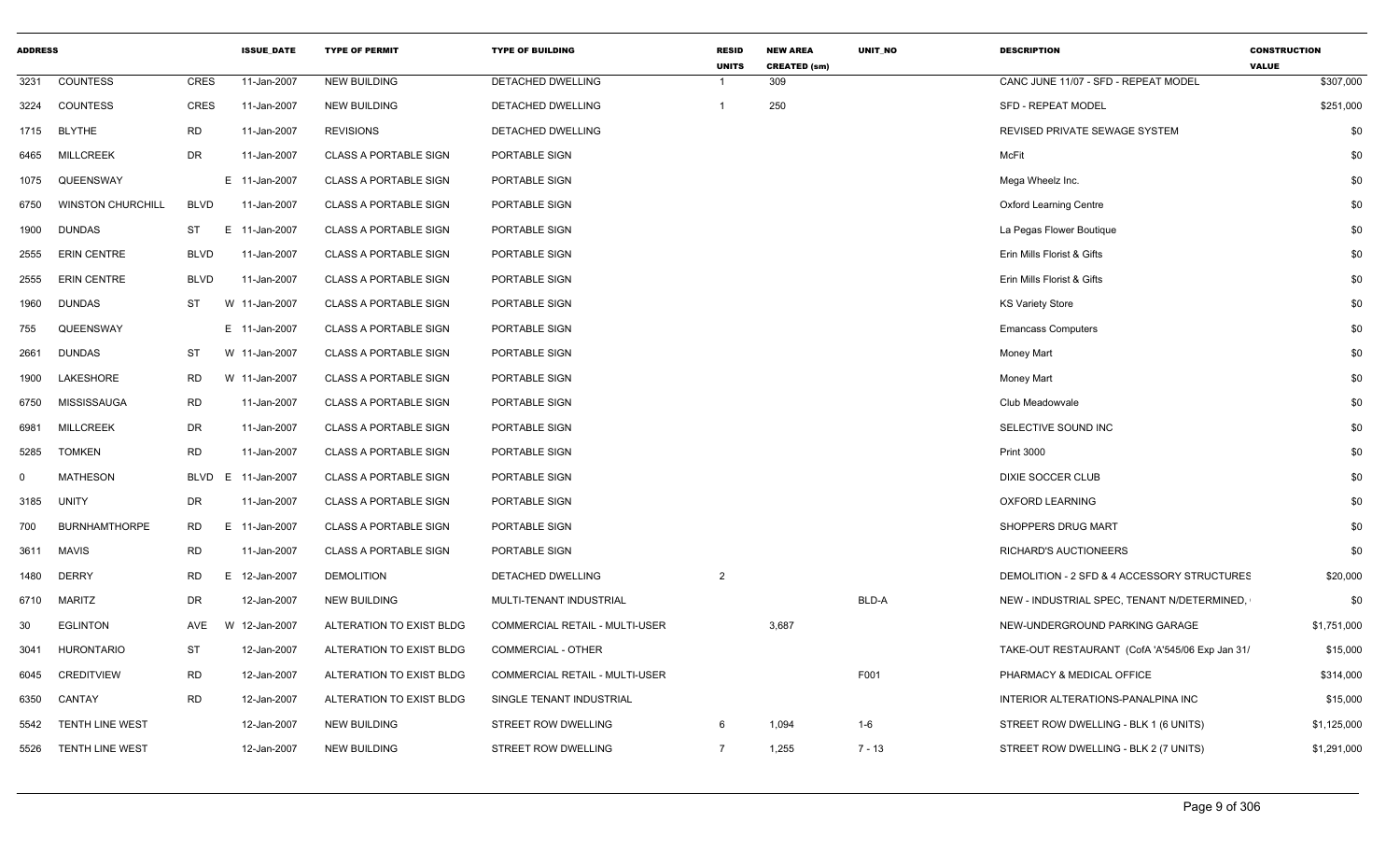| ADDRESS | | | ISSUE_DATE | TYPE OF PERMIT | TYPE OF BUILDING | RESID UNITS | NEW AREA CREATED (sm) | UNIT_NO | DESCRIPTION | CONSTRUCTION VALUE |
|---|---|---|---|---|---|---|---|---|---|---|
| 3231 | COUNTESS | CRES | 11-Jan-2007 | NEW BUILDING | DETACHED DWELLING | 1 | 309 | | CANC JUNE 11/07 - SFD - REPEAT MODEL | $307,000 |
| 3224 | COUNTESS | CRES | 11-Jan-2007 | NEW BUILDING | DETACHED DWELLING | 1 | 250 | | SFD - REPEAT MODEL | $251,000 |
| 1715 | BLYTHE | RD | 11-Jan-2007 | REVISIONS | DETACHED DWELLING | | | | REVISED PRIVATE SEWAGE SYSTEM | $0 |
| 6465 | MILLCREEK | DR | 11-Jan-2007 | CLASS A PORTABLE SIGN | PORTABLE SIGN | | | | McFit | $0 |
| 1075 | QUEENSWAY | E | 11-Jan-2007 | CLASS A PORTABLE SIGN | PORTABLE SIGN | | | | Mega Wheelz Inc. | $0 |
| 6750 | WINSTON CHURCHILL | BLVD | 11-Jan-2007 | CLASS A PORTABLE SIGN | PORTABLE SIGN | | | | Oxford Learning Centre | $0 |
| 1900 | DUNDAS | ST E | 11-Jan-2007 | CLASS A PORTABLE SIGN | PORTABLE SIGN | | | | La Pegas Flower Boutique | $0 |
| 2555 | ERIN CENTRE | BLVD | 11-Jan-2007 | CLASS A PORTABLE SIGN | PORTABLE SIGN | | | | Erin Mills Florist & Gifts | $0 |
| 2555 | ERIN CENTRE | BLVD | 11-Jan-2007 | CLASS A PORTABLE SIGN | PORTABLE SIGN | | | | Erin Mills Florist & Gifts | $0 |
| 1960 | DUNDAS | ST W | 11-Jan-2007 | CLASS A PORTABLE SIGN | PORTABLE SIGN | | | | KS Variety Store | $0 |
| 755 | QUEENSWAY | E | 11-Jan-2007 | CLASS A PORTABLE SIGN | PORTABLE SIGN | | | | Emancass Computers | $0 |
| 2661 | DUNDAS | ST W | 11-Jan-2007 | CLASS A PORTABLE SIGN | PORTABLE SIGN | | | | Money Mart | $0 |
| 1900 | LAKESHORE | RD W | 11-Jan-2007 | CLASS A PORTABLE SIGN | PORTABLE SIGN | | | | Money Mart | $0 |
| 6750 | MISSISSAUGA | RD | 11-Jan-2007 | CLASS A PORTABLE SIGN | PORTABLE SIGN | | | | Club Meadowvale | $0 |
| 6981 | MILLCREEK | DR | 11-Jan-2007 | CLASS A PORTABLE SIGN | PORTABLE SIGN | | | | SELECTIVE SOUND INC | $0 |
| 5285 | TOMKEN | RD | 11-Jan-2007 | CLASS A PORTABLE SIGN | PORTABLE SIGN | | | | Print 3000 | $0 |
| 0 | MATHESON | BLVD E | 11-Jan-2007 | CLASS A PORTABLE SIGN | PORTABLE SIGN | | | | DIXIE SOCCER CLUB | $0 |
| 3185 | UNITY | DR | 11-Jan-2007 | CLASS A PORTABLE SIGN | PORTABLE SIGN | | | | OXFORD LEARNING | $0 |
| 700 | BURNHAMTHORPE | RD E | 11-Jan-2007 | CLASS A PORTABLE SIGN | PORTABLE SIGN | | | | SHOPPERS DRUG MART | $0 |
| 3611 | MAVIS | RD | 11-Jan-2007 | CLASS A PORTABLE SIGN | PORTABLE SIGN | | | | RICHARD'S AUCTIONEERS | $0 |
| 1480 | DERRY | RD E | 12-Jan-2007 | DEMOLITION | DETACHED DWELLING | 2 | | | DEMOLITION - 2 SFD & 4 ACCESSORY STRUCTURES | $20,000 |
| 6710 | MARITZ | DR | 12-Jan-2007 | NEW BUILDING | MULTI-TENANT INDUSTRIAL | | | BLD-A | NEW - INDUSTRIAL SPEC, TENANT N/DETERMINED, | $0 |
| 30 | EGLINTON | AVE W | 12-Jan-2007 | ALTERATION TO EXIST BLDG | COMMERCIAL RETAIL - MULTI-USER | | 3,687 | | NEW-UNDERGROUND PARKING GARAGE | $1,751,000 |
| 3041 | HURONTARIO | ST | 12-Jan-2007 | ALTERATION TO EXIST BLDG | COMMERCIAL - OTHER | | | | TAKE-OUT RESTAURANT (CofA 'A'545/06 Exp Jan 31/ | $15,000 |
| 6045 | CREDITVIEW | RD | 12-Jan-2007 | ALTERATION TO EXIST BLDG | COMMERCIAL RETAIL - MULTI-USER | | | F001 | PHARMACY & MEDICAL OFFICE | $314,000 |
| 6350 | CANTAY | RD | 12-Jan-2007 | ALTERATION TO EXIST BLDG | SINGLE TENANT INDUSTRIAL | | | | INTERIOR ALTERATIONS-PANALPINA INC | $15,000 |
| 5542 | TENTH LINE WEST | | 12-Jan-2007 | NEW BUILDING | STREET ROW DWELLING | 6 | 1,094 | 1-6 | STREET ROW DWELLING - BLK 1 (6 UNITS) | $1,125,000 |
| 5526 | TENTH LINE WEST | | 12-Jan-2007 | NEW BUILDING | STREET ROW DWELLING | 7 | 1,255 | 7 - 13 | STREET ROW DWELLING - BLK 2 (7 UNITS) | $1,291,000 |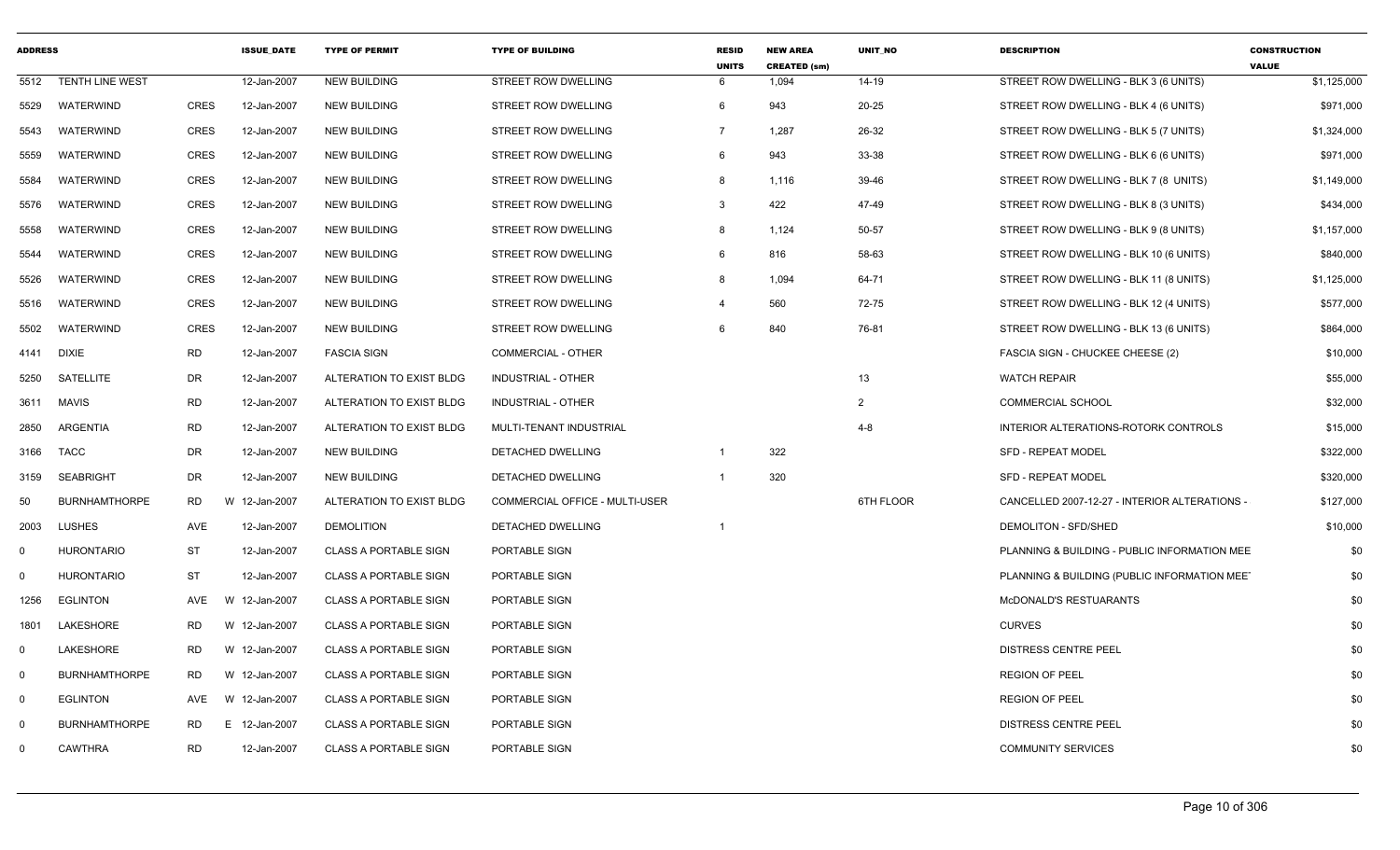| ADDRESS | | | ISSUE_DATE | TYPE OF PERMIT | TYPE OF BUILDING | RESID UNITS | NEW AREA CREATED (sm) | UNIT_NO | DESCRIPTION | CONSTRUCTION VALUE |
|---|---|---|---|---|---|---|---|---|---|---|
| 5512 | TENTH LINE WEST | | 12-Jan-2007 | NEW BUILDING | STREET ROW DWELLING | 6 | 1,094 | 14-19 | STREET ROW DWELLING - BLK 3 (6 UNITS) | $1,125,000 |
| 5529 | WATERWIND | CRES | 12-Jan-2007 | NEW BUILDING | STREET ROW DWELLING | 6 | 943 | 20-25 | STREET ROW DWELLING - BLK 4 (6 UNITS) | $971,000 |
| 5543 | WATERWIND | CRES | 12-Jan-2007 | NEW BUILDING | STREET ROW DWELLING | 7 | 1,287 | 26-32 | STREET ROW DWELLING - BLK 5 (7 UNITS) | $1,324,000 |
| 5559 | WATERWIND | CRES | 12-Jan-2007 | NEW BUILDING | STREET ROW DWELLING | 6 | 943 | 33-38 | STREET ROW DWELLING - BLK 6 (6 UNITS) | $971,000 |
| 5584 | WATERWIND | CRES | 12-Jan-2007 | NEW BUILDING | STREET ROW DWELLING | 8 | 1,116 | 39-46 | STREET ROW DWELLING - BLK 7 (8 UNITS) | $1,149,000 |
| 5576 | WATERWIND | CRES | 12-Jan-2007 | NEW BUILDING | STREET ROW DWELLING | 3 | 422 | 47-49 | STREET ROW DWELLING - BLK 8 (3 UNITS) | $434,000 |
| 5558 | WATERWIND | CRES | 12-Jan-2007 | NEW BUILDING | STREET ROW DWELLING | 8 | 1,124 | 50-57 | STREET ROW DWELLING - BLK 9 (8 UNITS) | $1,157,000 |
| 5544 | WATERWIND | CRES | 12-Jan-2007 | NEW BUILDING | STREET ROW DWELLING | 6 | 816 | 58-63 | STREET ROW DWELLING - BLK 10 (6 UNITS) | $840,000 |
| 5526 | WATERWIND | CRES | 12-Jan-2007 | NEW BUILDING | STREET ROW DWELLING | 8 | 1,094 | 64-71 | STREET ROW DWELLING - BLK 11 (8 UNITS) | $1,125,000 |
| 5516 | WATERWIND | CRES | 12-Jan-2007 | NEW BUILDING | STREET ROW DWELLING | 4 | 560 | 72-75 | STREET ROW DWELLING - BLK 12 (4 UNITS) | $577,000 |
| 5502 | WATERWIND | CRES | 12-Jan-2007 | NEW BUILDING | STREET ROW DWELLING | 6 | 840 | 76-81 | STREET ROW DWELLING - BLK 13 (6 UNITS) | $864,000 |
| 4141 | DIXIE | RD | 12-Jan-2007 | FASCIA SIGN | COMMERCIAL - OTHER | | | | FASCIA SIGN - CHUCKEE CHEESE (2) | $10,000 |
| 5250 | SATELLITE | DR | 12-Jan-2007 | ALTERATION TO EXIST BLDG | INDUSTRIAL - OTHER | | | 13 | WATCH REPAIR | $55,000 |
| 3611 | MAVIS | RD | 12-Jan-2007 | ALTERATION TO EXIST BLDG | INDUSTRIAL - OTHER | | | 2 | COMMERCIAL SCHOOL | $32,000 |
| 2850 | ARGENTIA | RD | 12-Jan-2007 | ALTERATION TO EXIST BLDG | MULTI-TENANT INDUSTRIAL | | | 4-8 | INTERIOR ALTERATIONS-ROTORK CONTROLS | $15,000 |
| 3166 | TACC | DR | 12-Jan-2007 | NEW BUILDING | DETACHED DWELLING | 1 | 322 | | SFD - REPEAT MODEL | $322,000 |
| 3159 | SEABRIGHT | DR | 12-Jan-2007 | NEW BUILDING | DETACHED DWELLING | 1 | 320 | | SFD - REPEAT MODEL | $320,000 |
| 50 | BURNHAMTHORPE | RD | W 12-Jan-2007 | ALTERATION TO EXIST BLDG | COMMERCIAL OFFICE - MULTI-USER | | | 6TH FLOOR | CANCELLED 2007-12-27 - INTERIOR ALTERATIONS - | $127,000 |
| 2003 | LUSHES | AVE | 12-Jan-2007 | DEMOLITION | DETACHED DWELLING | 1 | | | DEMOLITON - SFD/SHED | $10,000 |
| 0 | HURONTARIO | ST | 12-Jan-2007 | CLASS A PORTABLE SIGN | PORTABLE SIGN | | | | PLANNING & BUILDING - PUBLIC INFORMATION MEE | $0 |
| 0 | HURONTARIO | ST | 12-Jan-2007 | CLASS A PORTABLE SIGN | PORTABLE SIGN | | | | PLANNING & BUILDING (PUBLIC INFORMATION MEET | $0 |
| 1256 | EGLINTON | AVE | W 12-Jan-2007 | CLASS A PORTABLE SIGN | PORTABLE SIGN | | | | McDONALD'S RESTUARANTS | $0 |
| 1801 | LAKESHORE | RD | W 12-Jan-2007 | CLASS A PORTABLE SIGN | PORTABLE SIGN | | | | CURVES | $0 |
| 0 | LAKESHORE | RD | W 12-Jan-2007 | CLASS A PORTABLE SIGN | PORTABLE SIGN | | | | DISTRESS CENTRE PEEL | $0 |
| 0 | BURNHAMTHORPE | RD | W 12-Jan-2007 | CLASS A PORTABLE SIGN | PORTABLE SIGN | | | | REGION OF PEEL | $0 |
| 0 | EGLINTON | AVE | W 12-Jan-2007 | CLASS A PORTABLE SIGN | PORTABLE SIGN | | | | REGION OF PEEL | $0 |
| 0 | BURNHAMTHORPE | RD | E 12-Jan-2007 | CLASS A PORTABLE SIGN | PORTABLE SIGN | | | | DISTRESS CENTRE PEEL | $0 |
| 0 | CAWTHRA | RD | 12-Jan-2007 | CLASS A PORTABLE SIGN | PORTABLE SIGN | | | | COMMUNITY SERVICES | $0 |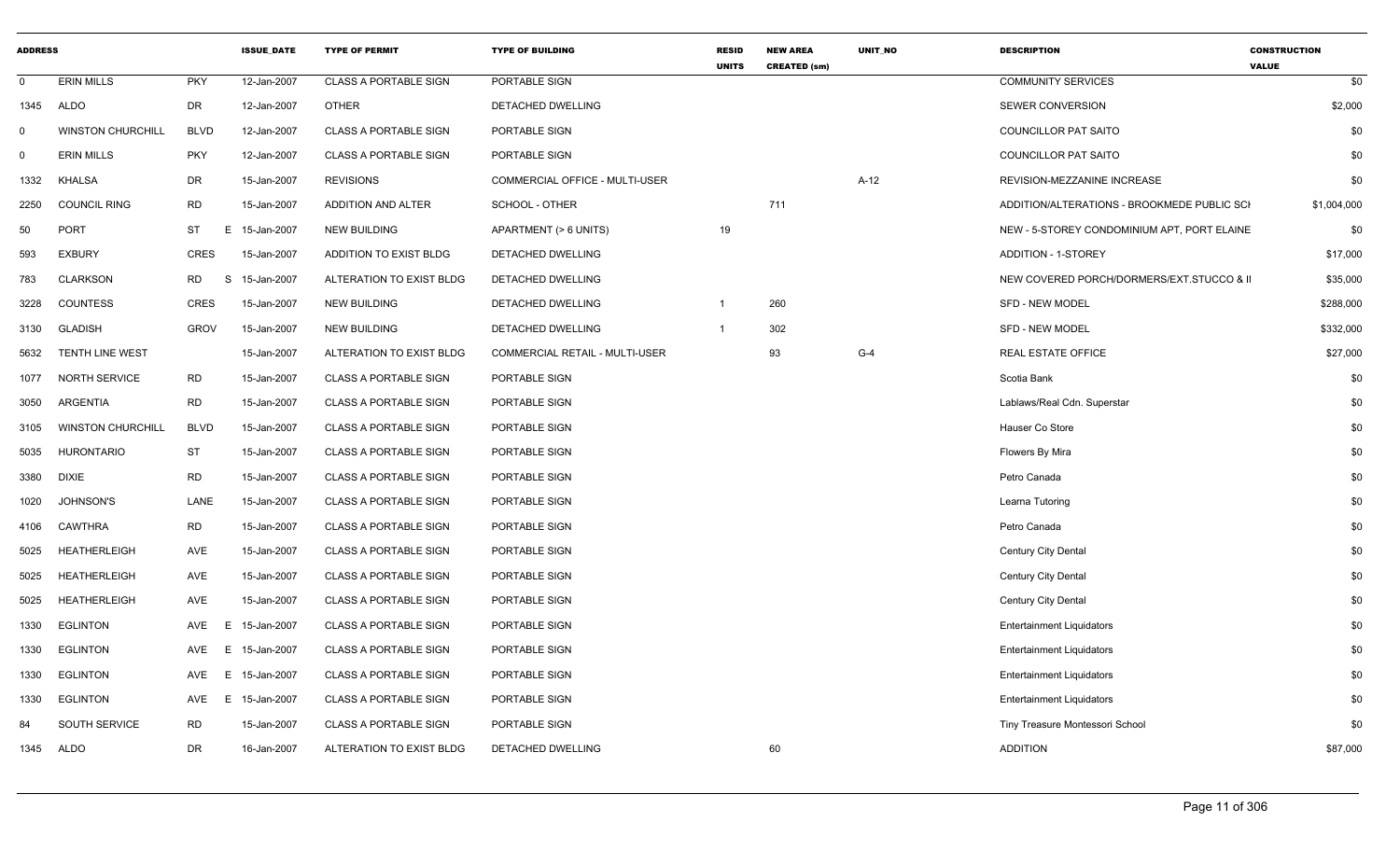| ADDRESS | | | ISSUE_DATE | TYPE OF PERMIT | TYPE OF BUILDING | RESID UNITS | NEW AREA CREATED (sm) | UNIT_NO | DESCRIPTION | CONSTRUCTION VALUE |
|---|---|---|---|---|---|---|---|---|---|---|
| 0 | ERIN MILLS | PKY | 12-Jan-2007 | CLASS A PORTABLE SIGN | PORTABLE SIGN | | | | COMMUNITY SERVICES | $0 |
| 1345 | ALDO | DR | 12-Jan-2007 | OTHER | DETACHED DWELLING | | | | SEWER CONVERSION | $2,000 |
| 0 | WINSTON CHURCHILL | BLVD | 12-Jan-2007 | CLASS A PORTABLE SIGN | PORTABLE SIGN | | | | COUNCILLOR PAT SAITO | $0 |
| 0 | ERIN MILLS | PKY | 12-Jan-2007 | CLASS A PORTABLE SIGN | PORTABLE SIGN | | | | COUNCILLOR PAT SAITO | $0 |
| 1332 | KHALSA | DR | 15-Jan-2007 | REVISIONS | COMMERCIAL OFFICE - MULTI-USER | | | A-12 | REVISION-MEZZANINE INCREASE | $0 |
| 2250 | COUNCIL RING | RD | 15-Jan-2007 | ADDITION AND ALTER | SCHOOL - OTHER | | 711 | | ADDITION/ALTERATIONS - BROOKMEDE PUBLIC SCI | $1,004,000 |
| 50 | PORT | ST | E 15-Jan-2007 | NEW BUILDING | APARTMENT (> 6 UNITS) | 19 | | | NEW - 5-STOREY CONDOMINIUM APT, PORT ELAINE | $0 |
| 593 | EXBURY | CRES | 15-Jan-2007 | ADDITION TO EXIST BLDG | DETACHED DWELLING | | | | ADDITION - 1-STOREY | $17,000 |
| 783 | CLARKSON | RD | S 15-Jan-2007 | ALTERATION TO EXIST BLDG | DETACHED DWELLING | | | | NEW COVERED PORCH/DORMERS/EXT.STUCCO & II | $35,000 |
| 3228 | COUNTESS | CRES | 15-Jan-2007 | NEW BUILDING | DETACHED DWELLING | 1 | 260 | | SFD - NEW MODEL | $288,000 |
| 3130 | GLADISH | GROV | 15-Jan-2007 | NEW BUILDING | DETACHED DWELLING | 1 | 302 | | SFD - NEW MODEL | $332,000 |
| 5632 | TENTH LINE WEST | | 15-Jan-2007 | ALTERATION TO EXIST BLDG | COMMERCIAL RETAIL - MULTI-USER | | 93 | G-4 | REAL ESTATE OFFICE | $27,000 |
| 1077 | NORTH SERVICE | RD | 15-Jan-2007 | CLASS A PORTABLE SIGN | PORTABLE SIGN | | | | Scotia Bank | $0 |
| 3050 | ARGENTIA | RD | 15-Jan-2007 | CLASS A PORTABLE SIGN | PORTABLE SIGN | | | | Lablaws/Real Cdn. Superstar | $0 |
| 3105 | WINSTON CHURCHILL | BLVD | 15-Jan-2007 | CLASS A PORTABLE SIGN | PORTABLE SIGN | | | | Hauser Co Store | $0 |
| 5035 | HURONTARIO | ST | 15-Jan-2007 | CLASS A PORTABLE SIGN | PORTABLE SIGN | | | | Flowers By Mira | $0 |
| 3380 | DIXIE | RD | 15-Jan-2007 | CLASS A PORTABLE SIGN | PORTABLE SIGN | | | | Petro Canada | $0 |
| 1020 | JOHNSON'S | LANE | 15-Jan-2007 | CLASS A PORTABLE SIGN | PORTABLE SIGN | | | | Learna Tutoring | $0 |
| 4106 | CAWTHRA | RD | 15-Jan-2007 | CLASS A PORTABLE SIGN | PORTABLE SIGN | | | | Petro Canada | $0 |
| 5025 | HEATHERLEIGH | AVE | 15-Jan-2007 | CLASS A PORTABLE SIGN | PORTABLE SIGN | | | | Century City Dental | $0 |
| 5025 | HEATHERLEIGH | AVE | 15-Jan-2007 | CLASS A PORTABLE SIGN | PORTABLE SIGN | | | | Century City Dental | $0 |
| 5025 | HEATHERLEIGH | AVE | 15-Jan-2007 | CLASS A PORTABLE SIGN | PORTABLE SIGN | | | | Century City Dental | $0 |
| 1330 | EGLINTON | AVE | E 15-Jan-2007 | CLASS A PORTABLE SIGN | PORTABLE SIGN | | | | Entertainment Liquidators | $0 |
| 1330 | EGLINTON | AVE | E 15-Jan-2007 | CLASS A PORTABLE SIGN | PORTABLE SIGN | | | | Entertainment Liquidators | $0 |
| 1330 | EGLINTON | AVE | E 15-Jan-2007 | CLASS A PORTABLE SIGN | PORTABLE SIGN | | | | Entertainment Liquidators | $0 |
| 1330 | EGLINTON | AVE | E 15-Jan-2007 | CLASS A PORTABLE SIGN | PORTABLE SIGN | | | | Entertainment Liquidators | $0 |
| 84 | SOUTH SERVICE | RD | 15-Jan-2007 | CLASS A PORTABLE SIGN | PORTABLE SIGN | | | | Tiny Treasure Montessori School | $0 |
| 1345 | ALDO | DR | 16-Jan-2007 | ALTERATION TO EXIST BLDG | DETACHED DWELLING | | 60 | | ADDITION | $87,000 |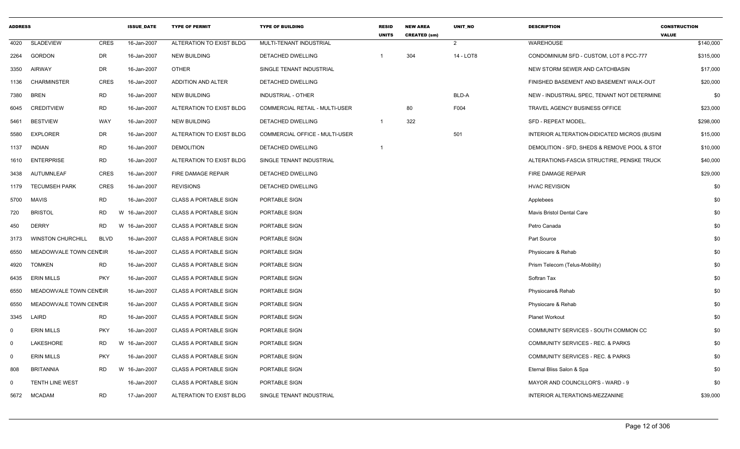| ADDRESS | | | ISSUE_DATE | TYPE OF PERMIT | TYPE OF BUILDING | RESID UNITS | NEW AREA CREATED (sm) | UNIT_NO | DESCRIPTION | CONSTRUCTION VALUE |
|---|---|---|---|---|---|---|---|---|---|---|
| 4020 | SLADEVIEW | CRES | 16-Jan-2007 | ALTERATION TO EXIST BLDG | MULTI-TENANT INDUSTRIAL | | | 2 | WAREHOUSE | $140,000 |
| 2264 | GORDON | DR | 16-Jan-2007 | NEW BUILDING | DETACHED DWELLING | 1 | 304 | 14 - LOT8 | CONDOMINIUM SFD - CUSTOM, LOT 8 PCC-777 | $315,000 |
| 3350 | AIRWAY | DR | 16-Jan-2007 | OTHER | SINGLE TENANT INDUSTRIAL | | | | NEW STORM SEWER AND CATCHBASIN | $17,000 |
| 1136 | CHARMINSTER | CRES | 16-Jan-2007 | ADDITION AND ALTER | DETACHED DWELLING | | | | FINISHED BASEMENT AND BASEMENT WALK-OUT | $20,000 |
| 7380 | BREN | RD | 16-Jan-2007 | NEW BUILDING | INDUSTRIAL - OTHER | | | BLD-A | NEW - INDUSTRIAL SPEC, TENANT NOT DETERMINE | $0 |
| 6045 | CREDITVIEW | RD | 16-Jan-2007 | ALTERATION TO EXIST BLDG | COMMERCIAL RETAIL - MULTI-USER | | 80 | F004 | TRAVEL AGENCY BUSINESS OFFICE | $23,000 |
| 5461 | BESTVIEW | WAY | 16-Jan-2007 | NEW BUILDING | DETACHED DWELLING | 1 | 322 | | SFD - REPEAT MODEL. | $298,000 |
| 5580 | EXPLORER | DR | 16-Jan-2007 | ALTERATION TO EXIST BLDG | COMMERCIAL OFFICE - MULTI-USER | | | 501 | INTERIOR ALTERATION-DIDICATED MICROS (BUSINI | $15,000 |
| 1137 | INDIAN | RD | 16-Jan-2007 | DEMOLITION | DETACHED DWELLING | 1 | | | DEMOLITION - SFD, SHEDS & REMOVE POOL & STOI | $10,000 |
| 1610 | ENTERPRISE | RD | 16-Jan-2007 | ALTERATION TO EXIST BLDG | SINGLE TENANT INDUSTRIAL | | | | ALTERATIONS-FASCIA STRUCTIRE, PENSKE TRUCK | $40,000 |
| 3438 | AUTUMNLEAF | CRES | 16-Jan-2007 | FIRE DAMAGE REPAIR | DETACHED DWELLING | | | | FIRE DAMAGE REPAIR | $29,000 |
| 1179 | TECUMSEH PARK | CRES | 16-Jan-2007 | REVISIONS | DETACHED DWELLING | | | | HVAC REVISION | $0 |
| 5700 | MAVIS | RD | 16-Jan-2007 | CLASS A PORTABLE SIGN | PORTABLE SIGN | | | | Applebees | $0 |
| 720 | BRISTOL | RD | W 16-Jan-2007 | CLASS A PORTABLE SIGN | PORTABLE SIGN | | | | Mavis Bristol Dental Care | $0 |
| 450 | DERRY | RD | W 16-Jan-2007 | CLASS A PORTABLE SIGN | PORTABLE SIGN | | | | Petro Canada | $0 |
| 3173 | WINSTON CHURCHILL | BLVD | 16-Jan-2007 | CLASS A PORTABLE SIGN | PORTABLE SIGN | | | | Part Source | $0 |
| 6550 | MEADOWVALE TOWN CENTRE | CIR | 16-Jan-2007 | CLASS A PORTABLE SIGN | PORTABLE SIGN | | | | Physiocare & Rehab | $0 |
| 4920 | TOMKEN | RD | 16-Jan-2007 | CLASS A PORTABLE SIGN | PORTABLE SIGN | | | | Prism Telecom (Telus-Mobility) | $0 |
| 6435 | ERIN MILLS | PKY | 16-Jan-2007 | CLASS A PORTABLE SIGN | PORTABLE SIGN | | | | Softran Tax | $0 |
| 6550 | MEADOWVALE TOWN CENTRE | CIR | 16-Jan-2007 | CLASS A PORTABLE SIGN | PORTABLE SIGN | | | | Physiocare& Rehab | $0 |
| 6550 | MEADOWVALE TOWN CENTRE | CIR | 16-Jan-2007 | CLASS A PORTABLE SIGN | PORTABLE SIGN | | | | Physiocare & Rehab | $0 |
| 3345 | LAIRD | RD | 16-Jan-2007 | CLASS A PORTABLE SIGN | PORTABLE SIGN | | | | Planet Workout | $0 |
| 0 | ERIN MILLS | PKY | 16-Jan-2007 | CLASS A PORTABLE SIGN | PORTABLE SIGN | | | | COMMUNITY SERVICES - SOUTH COMMON CC | $0 |
| 0 | LAKESHORE | RD | W 16-Jan-2007 | CLASS A PORTABLE SIGN | PORTABLE SIGN | | | | COMMUNITY SERVICES - REC. & PARKS | $0 |
| 0 | ERIN MILLS | PKY | 16-Jan-2007 | CLASS A PORTABLE SIGN | PORTABLE SIGN | | | | COMMUNITY SERVICES - REC. & PARKS | $0 |
| 808 | BRITANNIA | RD | W 16-Jan-2007 | CLASS A PORTABLE SIGN | PORTABLE SIGN | | | | Eternal Bliss Salon & Spa | $0 |
| 0 | TENTH LINE WEST | | 16-Jan-2007 | CLASS A PORTABLE SIGN | PORTABLE SIGN | | | | MAYOR AND COUNCILLOR'S - WARD - 9 | $0 |
| 5672 | MCADAM | RD | 17-Jan-2007 | ALTERATION TO EXIST BLDG | SINGLE TENANT INDUSTRIAL | | | | INTERIOR ALTERATIONS-MEZZANINE | $39,000 |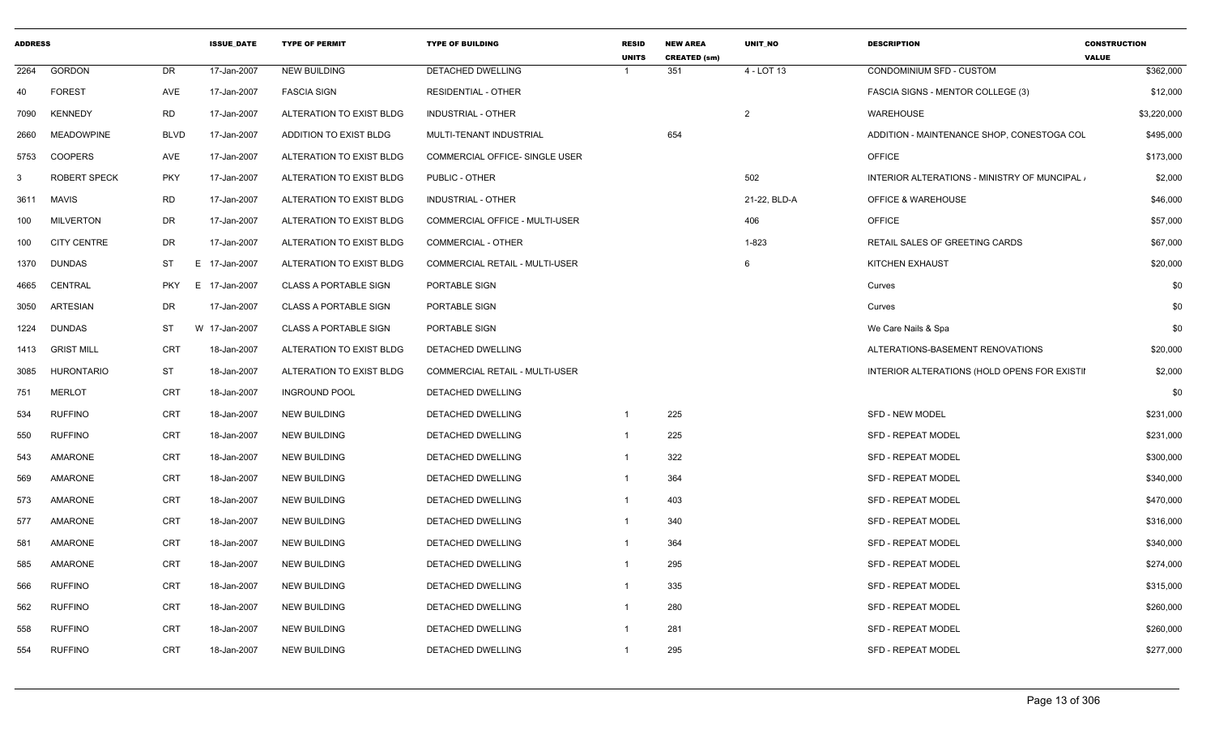| ADDRESS | | | ISSUE_DATE | TYPE OF PERMIT | TYPE OF BUILDING | RESID UNITS | NEW AREA CREATED (sm) | UNIT_NO | DESCRIPTION | CONSTRUCTION VALUE |
|---|---|---|---|---|---|---|---|---|---|---|
| 2264 | GORDON | DR | 17-Jan-2007 | NEW BUILDING | DETACHED DWELLING | 1 | 351 | 4 - LOT 13 | CONDOMINIUM SFD - CUSTOM | $362,000 |
| 40 | FOREST | AVE | 17-Jan-2007 | FASCIA SIGN | RESIDENTIAL - OTHER | | | | FASCIA SIGNS - MENTOR COLLEGE (3) | $12,000 |
| 7090 | KENNEDY | RD | 17-Jan-2007 | ALTERATION TO EXIST BLDG | INDUSTRIAL - OTHER | | | 2 | WAREHOUSE | $3,220,000 |
| 2660 | MEADOWPINE | BLVD | 17-Jan-2007 | ADDITION TO EXIST BLDG | MULTI-TENANT INDUSTRIAL | | 654 | | ADDITION - MAINTENANCE SHOP, CONESTOGA COL | $495,000 |
| 5753 | COOPERS | AVE | 17-Jan-2007 | ALTERATION TO EXIST BLDG | COMMERCIAL OFFICE- SINGLE USER | | | | OFFICE | $173,000 |
| 3 | ROBERT SPECK | PKY | 17-Jan-2007 | ALTERATION TO EXIST BLDG | PUBLIC - OTHER | | | 502 | INTERIOR ALTERATIONS - MINISTRY OF MUNCIPAL / | $2,000 |
| 3611 | MAVIS | RD | 17-Jan-2007 | ALTERATION TO EXIST BLDG | INDUSTRIAL - OTHER | | | 21-22, BLD-A | OFFICE & WAREHOUSE | $46,000 |
| 100 | MILVERTON | DR | 17-Jan-2007 | ALTERATION TO EXIST BLDG | COMMERCIAL OFFICE - MULTI-USER | | | 406 | OFFICE | $57,000 |
| 100 | CITY CENTRE | DR | 17-Jan-2007 | ALTERATION TO EXIST BLDG | COMMERCIAL - OTHER | | | 1-823 | RETAIL SALES OF GREETING CARDS | $67,000 |
| 1370 | DUNDAS | ST | E 17-Jan-2007 | ALTERATION TO EXIST BLDG | COMMERCIAL RETAIL - MULTI-USER | | | 6 | KITCHEN EXHAUST | $20,000 |
| 4665 | CENTRAL | PKY | E 17-Jan-2007 | CLASS A PORTABLE SIGN | PORTABLE SIGN | | | | Curves | $0 |
| 3050 | ARTESIAN | DR | 17-Jan-2007 | CLASS A PORTABLE SIGN | PORTABLE SIGN | | | | Curves | $0 |
| 1224 | DUNDAS | ST | W 17-Jan-2007 | CLASS A PORTABLE SIGN | PORTABLE SIGN | | | | We Care Nails & Spa | $0 |
| 1413 | GRIST MILL | CRT | 18-Jan-2007 | ALTERATION TO EXIST BLDG | DETACHED DWELLING | | | | ALTERATIONS-BASEMENT RENOVATIONS | $20,000 |
| 3085 | HURONTARIO | ST | 18-Jan-2007 | ALTERATION TO EXIST BLDG | COMMERCIAL RETAIL - MULTI-USER | | | | INTERIOR ALTERATIONS (HOLD OPENS FOR EXISTI | $2,000 |
| 751 | MERLOT | CRT | 18-Jan-2007 | INGROUND POOL | DETACHED DWELLING | | | | | $0 |
| 534 | RUFFINO | CRT | 18-Jan-2007 | NEW BUILDING | DETACHED DWELLING | 1 | 225 | | SFD - NEW MODEL | $231,000 |
| 550 | RUFFINO | CRT | 18-Jan-2007 | NEW BUILDING | DETACHED DWELLING | 1 | 225 | | SFD - REPEAT MODEL | $231,000 |
| 543 | AMARONE | CRT | 18-Jan-2007 | NEW BUILDING | DETACHED DWELLING | 1 | 322 | | SFD - REPEAT MODEL | $300,000 |
| 569 | AMARONE | CRT | 18-Jan-2007 | NEW BUILDING | DETACHED DWELLING | 1 | 364 | | SFD - REPEAT MODEL | $340,000 |
| 573 | AMARONE | CRT | 18-Jan-2007 | NEW BUILDING | DETACHED DWELLING | 1 | 403 | | SFD - REPEAT MODEL | $470,000 |
| 577 | AMARONE | CRT | 18-Jan-2007 | NEW BUILDING | DETACHED DWELLING | 1 | 340 | | SFD - REPEAT MODEL | $316,000 |
| 581 | AMARONE | CRT | 18-Jan-2007 | NEW BUILDING | DETACHED DWELLING | 1 | 364 | | SFD - REPEAT MODEL | $340,000 |
| 585 | AMARONE | CRT | 18-Jan-2007 | NEW BUILDING | DETACHED DWELLING | 1 | 295 | | SFD - REPEAT MODEL | $274,000 |
| 566 | RUFFINO | CRT | 18-Jan-2007 | NEW BUILDING | DETACHED DWELLING | 1 | 335 | | SFD - REPEAT MODEL | $315,000 |
| 562 | RUFFINO | CRT | 18-Jan-2007 | NEW BUILDING | DETACHED DWELLING | 1 | 280 | | SFD - REPEAT MODEL | $260,000 |
| 558 | RUFFINO | CRT | 18-Jan-2007 | NEW BUILDING | DETACHED DWELLING | 1 | 281 | | SFD - REPEAT MODEL | $260,000 |
| 554 | RUFFINO | CRT | 18-Jan-2007 | NEW BUILDING | DETACHED DWELLING | 1 | 295 | | SFD - REPEAT MODEL | $277,000 |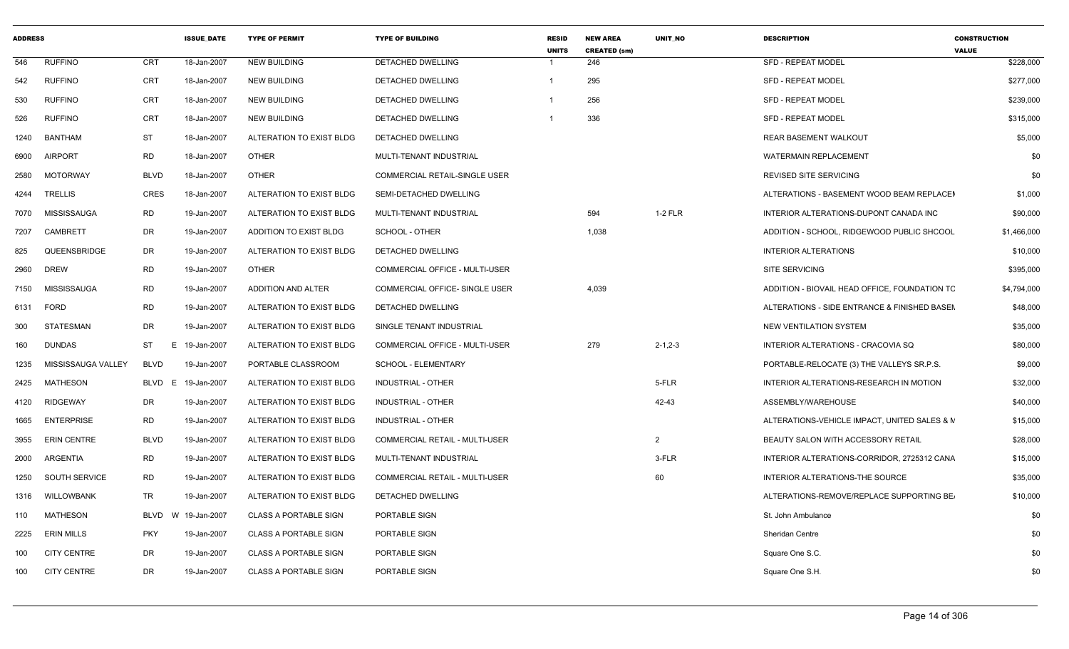| ADDRESS | | | ISSUE_DATE | TYPE OF PERMIT | TYPE OF BUILDING | RESID UNITS | NEW AREA CREATED (sm) | UNIT_NO | DESCRIPTION | CONSTRUCTION VALUE |
|---|---|---|---|---|---|---|---|---|---|---|
| 546 | RUFFINO | CRT | 18-Jan-2007 | NEW BUILDING | DETACHED DWELLING | 1 | 246 | | SFD - REPEAT MODEL | $228,000 |
| 542 | RUFFINO | CRT | 18-Jan-2007 | NEW BUILDING | DETACHED DWELLING | 1 | 295 | | SFD - REPEAT MODEL | $277,000 |
| 530 | RUFFINO | CRT | 18-Jan-2007 | NEW BUILDING | DETACHED DWELLING | 1 | 256 | | SFD - REPEAT MODEL | $239,000 |
| 526 | RUFFINO | CRT | 18-Jan-2007 | NEW BUILDING | DETACHED DWELLING | 1 | 336 | | SFD - REPEAT MODEL | $315,000 |
| 1240 | BANTHAM | ST | 18-Jan-2007 | ALTERATION TO EXIST BLDG | DETACHED DWELLING | | | | REAR BASEMENT WALKOUT | $5,000 |
| 6900 | AIRPORT | RD | 18-Jan-2007 | OTHER | MULTI-TENANT INDUSTRIAL | | | | WATERMAIN REPLACEMENT | $0 |
| 2580 | MOTORWAY | BLVD | 18-Jan-2007 | OTHER | COMMERCIAL RETAIL-SINGLE USER | | | | REVISED SITE SERVICING | $0 |
| 4244 | TRELLIS | CRES | 18-Jan-2007 | ALTERATION TO EXIST BLDG | SEMI-DETACHED DWELLING | | | | ALTERATIONS - BASEMENT WOOD BEAM REPLACEI | $1,000 |
| 7070 | MISSISSAUGA | RD | 19-Jan-2007 | ALTERATION TO EXIST BLDG | MULTI-TENANT INDUSTRIAL | | 594 | 1-2 FLR | INTERIOR ALTERATIONS-DUPONT CANADA INC | $90,000 |
| 7207 | CAMBRETT | DR | 19-Jan-2007 | ADDITION TO EXIST BLDG | SCHOOL - OTHER | | 1,038 | | ADDITION - SCHOOL, RIDGEWOOD PUBLIC SHCOOL | $1,466,000 |
| 825 | QUEENSBRIDGE | DR | 19-Jan-2007 | ALTERATION TO EXIST BLDG | DETACHED DWELLING | | | | INTERIOR ALTERATIONS | $10,000 |
| 2960 | DREW | RD | 19-Jan-2007 | OTHER | COMMERCIAL OFFICE - MULTI-USER | | | | SITE SERVICING | $395,000 |
| 7150 | MISSISSAUGA | RD | 19-Jan-2007 | ADDITION AND ALTER | COMMERCIAL OFFICE- SINGLE USER | | 4,039 | | ADDITION - BIOVAIL HEAD OFFICE, FOUNDATION TC | $4,794,000 |
| 6131 | FORD | RD | 19-Jan-2007 | ALTERATION TO EXIST BLDG | DETACHED DWELLING | | | | ALTERATIONS - SIDE ENTRANCE & FINISHED BASEN | $48,000 |
| 300 | STATESMAN | DR | 19-Jan-2007 | ALTERATION TO EXIST BLDG | SINGLE TENANT INDUSTRIAL | | | | NEW VENTILATION SYSTEM | $35,000 |
| 160 | DUNDAS | ST | E 19-Jan-2007 | ALTERATION TO EXIST BLDG | COMMERCIAL OFFICE - MULTI-USER | | 279 | 2-1,2-3 | INTERIOR ALTERATIONS - CRACOVIA SQ | $80,000 |
| 1235 | MISSISSAUGA VALLEY | BLVD | 19-Jan-2007 | PORTABLE CLASSROOM | SCHOOL - ELEMENTARY | | | | PORTABLE-RELOCATE (3) THE VALLEYS SR.P.S. | $9,000 |
| 2425 | MATHESON | BLVD | E 19-Jan-2007 | ALTERATION TO EXIST BLDG | INDUSTRIAL - OTHER | | | 5-FLR | INTERIOR ALTERATIONS-RESEARCH IN MOTION | $32,000 |
| 4120 | RIDGEWAY | DR | 19-Jan-2007 | ALTERATION TO EXIST BLDG | INDUSTRIAL - OTHER | | | 42-43 | ASSEMBLY/WAREHOUSE | $40,000 |
| 1665 | ENTERPRISE | RD | 19-Jan-2007 | ALTERATION TO EXIST BLDG | INDUSTRIAL - OTHER | | | | ALTERATIONS-VEHICLE IMPACT, UNITED SALES & M | $15,000 |
| 3955 | ERIN CENTRE | BLVD | 19-Jan-2007 | ALTERATION TO EXIST BLDG | COMMERCIAL RETAIL - MULTI-USER | | | 2 | BEAUTY SALON WITH ACCESSORY RETAIL | $28,000 |
| 2000 | ARGENTIA | RD | 19-Jan-2007 | ALTERATION TO EXIST BLDG | MULTI-TENANT INDUSTRIAL | | | 3-FLR | INTERIOR ALTERATIONS-CORRIDOR, 2725312 CANA | $15,000 |
| 1250 | SOUTH SERVICE | RD | 19-Jan-2007 | ALTERATION TO EXIST BLDG | COMMERCIAL RETAIL - MULTI-USER | | | 60 | INTERIOR ALTERATIONS-THE SOURCE | $35,000 |
| 1316 | WILLOWBANK | TR | 19-Jan-2007 | ALTERATION TO EXIST BLDG | DETACHED DWELLING | | | | ALTERATIONS-REMOVE/REPLACE SUPPORTING BE/ | $10,000 |
| 110 | MATHESON | BLVD | W 19-Jan-2007 | CLASS A PORTABLE SIGN | PORTABLE SIGN | | | | St. John Ambulance | $0 |
| 2225 | ERIN MILLS | PKY | 19-Jan-2007 | CLASS A PORTABLE SIGN | PORTABLE SIGN | | | | Sheridan Centre | $0 |
| 100 | CITY CENTRE | DR | 19-Jan-2007 | CLASS A PORTABLE SIGN | PORTABLE SIGN | | | | Square One S.C. | $0 |
| 100 | CITY CENTRE | DR | 19-Jan-2007 | CLASS A PORTABLE SIGN | PORTABLE SIGN | | | | Square One S.H. | $0 |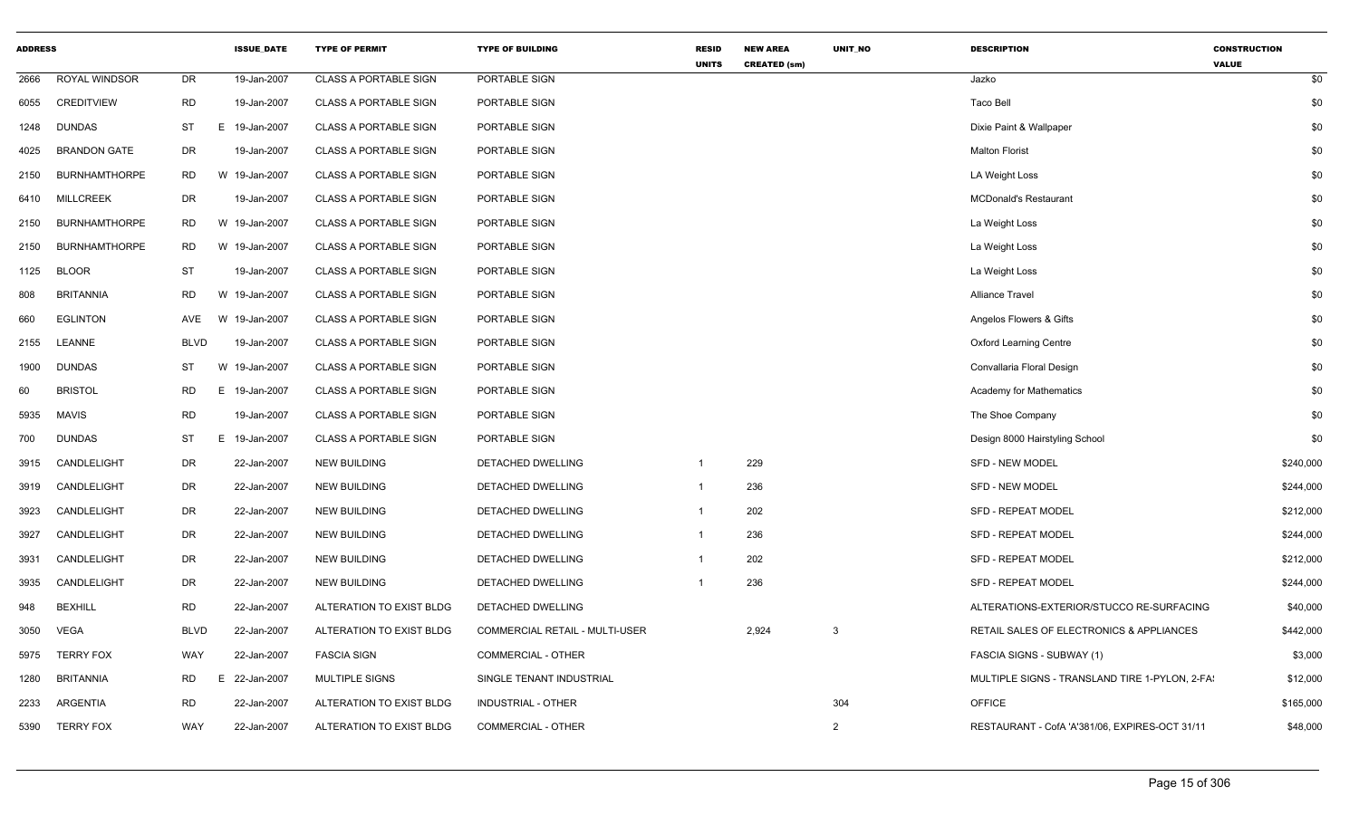| ADDRESS | | | ISSUE_DATE | TYPE OF PERMIT | TYPE OF BUILDING | RESID UNITS | NEW AREA CREATED (sm) | UNIT_NO | DESCRIPTION | CONSTRUCTION VALUE |
|---|---|---|---|---|---|---|---|---|---|---|
| 2666 | ROYAL WINDSOR | DR | 19-Jan-2007 | CLASS A PORTABLE SIGN | PORTABLE SIGN | | | | Jazko | $0 |
| 6055 | CREDITVIEW | RD | 19-Jan-2007 | CLASS A PORTABLE SIGN | PORTABLE SIGN | | | | Taco Bell | $0 |
| 1248 | DUNDAS | ST | E 19-Jan-2007 | CLASS A PORTABLE SIGN | PORTABLE SIGN | | | | Dixie Paint & Wallpaper | $0 |
| 4025 | BRANDON GATE | DR | 19-Jan-2007 | CLASS A PORTABLE SIGN | PORTABLE SIGN | | | | Malton Florist | $0 |
| 2150 | BURNHAMTHORPE | RD | W 19-Jan-2007 | CLASS A PORTABLE SIGN | PORTABLE SIGN | | | | LA Weight Loss | $0 |
| 6410 | MILLCREEK | DR | 19-Jan-2007 | CLASS A PORTABLE SIGN | PORTABLE SIGN | | | | MCDonald's Restaurant | $0 |
| 2150 | BURNHAMTHORPE | RD | W 19-Jan-2007 | CLASS A PORTABLE SIGN | PORTABLE SIGN | | | | La Weight Loss | $0 |
| 2150 | BURNHAMTHORPE | RD | W 19-Jan-2007 | CLASS A PORTABLE SIGN | PORTABLE SIGN | | | | La Weight Loss | $0 |
| 1125 | BLOOR | ST | 19-Jan-2007 | CLASS A PORTABLE SIGN | PORTABLE SIGN | | | | La Weight Loss | $0 |
| 808 | BRITANNIA | RD | W 19-Jan-2007 | CLASS A PORTABLE SIGN | PORTABLE SIGN | | | | Alliance Travel | $0 |
| 660 | EGLINTON | AVE | W 19-Jan-2007 | CLASS A PORTABLE SIGN | PORTABLE SIGN | | | | Angelos Flowers & Gifts | $0 |
| 2155 | LEANNE | BLVD | 19-Jan-2007 | CLASS A PORTABLE SIGN | PORTABLE SIGN | | | | Oxford Learning Centre | $0 |
| 1900 | DUNDAS | ST | W 19-Jan-2007 | CLASS A PORTABLE SIGN | PORTABLE SIGN | | | | Convallaria Floral Design | $0 |
| 60 | BRISTOL | RD | E 19-Jan-2007 | CLASS A PORTABLE SIGN | PORTABLE SIGN | | | | Academy for Mathematics | $0 |
| 5935 | MAVIS | RD | 19-Jan-2007 | CLASS A PORTABLE SIGN | PORTABLE SIGN | | | | The Shoe Company | $0 |
| 700 | DUNDAS | ST | E 19-Jan-2007 | CLASS A PORTABLE SIGN | PORTABLE SIGN | | | | Design 8000 Hairstyling School | $0 |
| 3915 | CANDLELIGHT | DR | 22-Jan-2007 | NEW BUILDING | DETACHED DWELLING | 1 | 229 | | SFD - NEW MODEL | $240,000 |
| 3919 | CANDLELIGHT | DR | 22-Jan-2007 | NEW BUILDING | DETACHED DWELLING | 1 | 236 | | SFD - NEW MODEL | $244,000 |
| 3923 | CANDLELIGHT | DR | 22-Jan-2007 | NEW BUILDING | DETACHED DWELLING | 1 | 202 | | SFD - REPEAT MODEL | $212,000 |
| 3927 | CANDLELIGHT | DR | 22-Jan-2007 | NEW BUILDING | DETACHED DWELLING | 1 | 236 | | SFD - REPEAT MODEL | $244,000 |
| 3931 | CANDLELIGHT | DR | 22-Jan-2007 | NEW BUILDING | DETACHED DWELLING | 1 | 202 | | SFD - REPEAT MODEL | $212,000 |
| 3935 | CANDLELIGHT | DR | 22-Jan-2007 | NEW BUILDING | DETACHED DWELLING | 1 | 236 | | SFD - REPEAT MODEL | $244,000 |
| 948 | BEXHILL | RD | 22-Jan-2007 | ALTERATION TO EXIST BLDG | DETACHED DWELLING | | | | ALTERATIONS-EXTERIOR/STUCCO RE-SURFACING | $40,000 |
| 3050 | VEGA | BLVD | 22-Jan-2007 | ALTERATION TO EXIST BLDG | COMMERCIAL RETAIL - MULTI-USER | | 2,924 | 3 | RETAIL SALES OF ELECTRONICS & APPLIANCES | $442,000 |
| 5975 | TERRY FOX | WAY | 22-Jan-2007 | FASCIA SIGN | COMMERCIAL - OTHER | | | | FASCIA SIGNS - SUBWAY (1) | $3,000 |
| 1280 | BRITANNIA | RD | E 22-Jan-2007 | MULTIPLE SIGNS | SINGLE TENANT INDUSTRIAL | | | | MULTIPLE SIGNS - TRANSLAND TIRE 1-PYLON, 2-FA! | $12,000 |
| 2233 | ARGENTIA | RD | 22-Jan-2007 | ALTERATION TO EXIST BLDG | INDUSTRIAL - OTHER | | | 304 | OFFICE | $165,000 |
| 5390 | TERRY FOX | WAY | 22-Jan-2007 | ALTERATION TO EXIST BLDG | COMMERCIAL - OTHER | | | 2 | RESTAURANT - CofA 'A'381/06, EXPIRES-OCT 31/11 | $48,000 |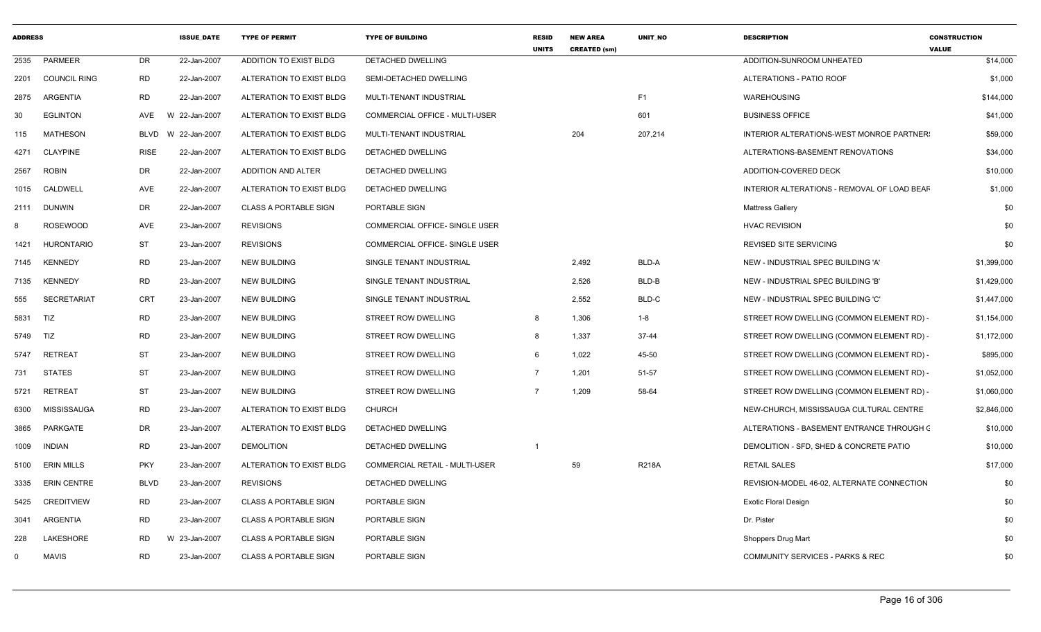| ADDRESS | | | ISSUE_DATE | TYPE OF PERMIT | TYPE OF BUILDING | RESID UNITS | NEW AREA CREATED (sm) | UNIT_NO | DESCRIPTION | CONSTRUCTION VALUE |
|---|---|---|---|---|---|---|---|---|---|---|
| 2535 | PARMEER | DR | 22-Jan-2007 | ADDITION TO EXIST BLDG | DETACHED DWELLING | | | | ADDITION-SUNROOM UNHEATED | $14,000 |
| 2201 | COUNCIL RING | RD | 22-Jan-2007 | ALTERATION TO EXIST BLDG | SEMI-DETACHED DWELLING | | | | ALTERATIONS - PATIO ROOF | $1,000 |
| 2875 | ARGENTIA | RD | 22-Jan-2007 | ALTERATION TO EXIST BLDG | MULTI-TENANT INDUSTRIAL | | | F1 | WAREHOUSING | $144,000 |
| 30 | EGLINTON | AVE | W 22-Jan-2007 | ALTERATION TO EXIST BLDG | COMMERCIAL OFFICE - MULTI-USER | | | 601 | BUSINESS OFFICE | $41,000 |
| 115 | MATHESON | BLVD | W 22-Jan-2007 | ALTERATION TO EXIST BLDG | MULTI-TENANT INDUSTRIAL | | 204 | 207,214 | INTERIOR ALTERATIONS-WEST MONROE PARTNER! | $59,000 |
| 4271 | CLAYPINE | RISE | 22-Jan-2007 | ALTERATION TO EXIST BLDG | DETACHED DWELLING | | | | ALTERATIONS-BASEMENT RENOVATIONS | $34,000 |
| 2567 | ROBIN | DR | 22-Jan-2007 | ADDITION AND ALTER | DETACHED DWELLING | | | | ADDITION-COVERED DECK | $10,000 |
| 1015 | CALDWELL | AVE | 22-Jan-2007 | ALTERATION TO EXIST BLDG | DETACHED DWELLING | | | | INTERIOR ALTERATIONS - REMOVAL OF LOAD BEAF | $1,000 |
| 2111 | DUNWIN | DR | 22-Jan-2007 | CLASS A PORTABLE SIGN | PORTABLE SIGN | | | | Mattress Gallery | $0 |
| 8 | ROSEWOOD | AVE | 23-Jan-2007 | REVISIONS | COMMERCIAL OFFICE- SINGLE USER | | | | HVAC REVISION | $0 |
| 1421 | HURONTARIO | ST | 23-Jan-2007 | REVISIONS | COMMERCIAL OFFICE- SINGLE USER | | | | REVISED SITE SERVICING | $0 |
| 7145 | KENNEDY | RD | 23-Jan-2007 | NEW BUILDING | SINGLE TENANT INDUSTRIAL | | 2,492 | BLD-A | NEW - INDUSTRIAL SPEC BUILDING 'A' | $1,399,000 |
| 7135 | KENNEDY | RD | 23-Jan-2007 | NEW BUILDING | SINGLE TENANT INDUSTRIAL | | 2,526 | BLD-B | NEW - INDUSTRIAL SPEC BUILDING 'B' | $1,429,000 |
| 555 | SECRETARIAT | CRT | 23-Jan-2007 | NEW BUILDING | SINGLE TENANT INDUSTRIAL | | 2,552 | BLD-C | NEW - INDUSTRIAL SPEC BUILDING 'C' | $1,447,000 |
| 5831 | TIZ | RD | 23-Jan-2007 | NEW BUILDING | STREET ROW DWELLING | 8 | 1,306 | 1-8 | STREET ROW DWELLING (COMMON ELEMENT RD) - | $1,154,000 |
| 5749 | TIZ | RD | 23-Jan-2007 | NEW BUILDING | STREET ROW DWELLING | 8 | 1,337 | 37-44 | STREET ROW DWELLING (COMMON ELEMENT RD) - | $1,172,000 |
| 5747 | RETREAT | ST | 23-Jan-2007 | NEW BUILDING | STREET ROW DWELLING | 6 | 1,022 | 45-50 | STREET ROW DWELLING (COMMON ELEMENT RD) - | $895,000 |
| 731 | STATES | ST | 23-Jan-2007 | NEW BUILDING | STREET ROW DWELLING | 7 | 1,201 | 51-57 | STREET ROW DWELLING (COMMON ELEMENT RD) - | $1,052,000 |
| 5721 | RETREAT | ST | 23-Jan-2007 | NEW BUILDING | STREET ROW DWELLING | 7 | 1,209 | 58-64 | STREET ROW DWELLING (COMMON ELEMENT RD) - | $1,060,000 |
| 6300 | MISSISSAUGA | RD | 23-Jan-2007 | ALTERATION TO EXIST BLDG | CHURCH | | | | NEW-CHURCH, MISSISSAUGA CULTURAL CENTRE | $2,846,000 |
| 3865 | PARKGATE | DR | 23-Jan-2007 | ALTERATION TO EXIST BLDG | DETACHED DWELLING | | | | ALTERATIONS - BASEMENT ENTRANCE THROUGH C | $10,000 |
| 1009 | INDIAN | RD | 23-Jan-2007 | DEMOLITION | DETACHED DWELLING | 1 | | | DEMOLITION - SFD, SHED & CONCRETE PATIO | $10,000 |
| 5100 | ERIN MILLS | PKY | 23-Jan-2007 | ALTERATION TO EXIST BLDG | COMMERCIAL RETAIL - MULTI-USER | | 59 | R218A | RETAIL SALES | $17,000 |
| 3335 | ERIN CENTRE | BLVD | 23-Jan-2007 | REVISIONS | DETACHED DWELLING | | | | REVISION-MODEL 46-02, ALTERNATE CONNECTION | $0 |
| 5425 | CREDITVIEW | RD | 23-Jan-2007 | CLASS A PORTABLE SIGN | PORTABLE SIGN | | | | Exotic Floral Design | $0 |
| 3041 | ARGENTIA | RD | 23-Jan-2007 | CLASS A PORTABLE SIGN | PORTABLE SIGN | | | | Dr. Pister | $0 |
| 228 | LAKESHORE | RD | W 23-Jan-2007 | CLASS A PORTABLE SIGN | PORTABLE SIGN | | | | Shoppers Drug Mart | $0 |
| 0 | MAVIS | RD | 23-Jan-2007 | CLASS A PORTABLE SIGN | PORTABLE SIGN | | | | COMMUNITY SERVICES - PARKS & REC | $0 |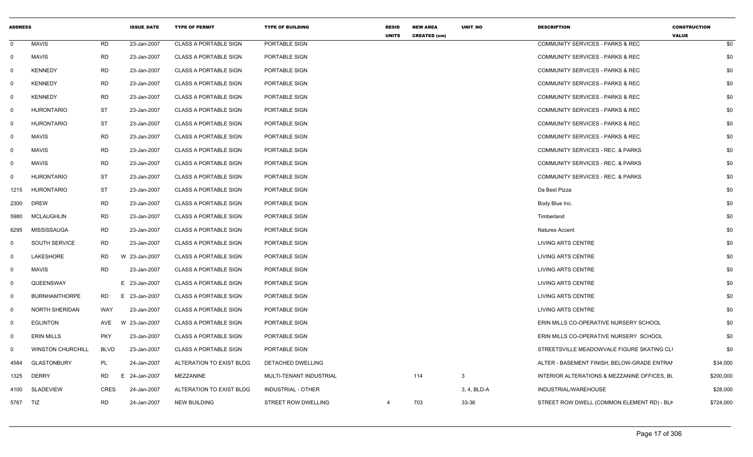| ADDRESS | | | ISSUE_DATE | TYPE OF PERMIT | TYPE OF BUILDING | RESID UNITS | NEW AREA CREATED (sm) | UNIT_NO | DESCRIPTION | CONSTRUCTION VALUE |
|---|---|---|---|---|---|---|---|---|---|---|
| 0 | MAVIS | RD | 23-Jan-2007 | CLASS A PORTABLE SIGN | PORTABLE SIGN | | | | COMMUNITY SERVICES - PARKS & REC | $0 |
| 0 | MAVIS | RD | 23-Jan-2007 | CLASS A PORTABLE SIGN | PORTABLE SIGN | | | | COMMUNITY SERVICES - PARKS & REC | $0 |
| 0 | KENNEDY | RD | 23-Jan-2007 | CLASS A PORTABLE SIGN | PORTABLE SIGN | | | | COMMUNITY SERVICES - PARKS & REC | $0 |
| 0 | KENNEDY | RD | 23-Jan-2007 | CLASS A PORTABLE SIGN | PORTABLE SIGN | | | | COMMUNITY SERVICES - PARKS & REC | $0 |
| 0 | KENNEDY | RD | 23-Jan-2007 | CLASS A PORTABLE SIGN | PORTABLE SIGN | | | | COMMUNITY SERVICES - PARKS & REC | $0 |
| 0 | HURONTARIO | ST | 23-Jan-2007 | CLASS A PORTABLE SIGN | PORTABLE SIGN | | | | COMMUNITY SERVICES - PARKS & REC | $0 |
| 0 | HURONTARIO | ST | 23-Jan-2007 | CLASS A PORTABLE SIGN | PORTABLE SIGN | | | | COMMUNITY SERVICES - PARKS & REC | $0 |
| 0 | MAVIS | RD | 23-Jan-2007 | CLASS A PORTABLE SIGN | PORTABLE SIGN | | | | COMMUNITY SERVICES - PARKS & REC | $0 |
| 0 | MAVIS | RD | 23-Jan-2007 | CLASS A PORTABLE SIGN | PORTABLE SIGN | | | | COMMUNITY SERVICES - REC. & PARKS | $0 |
| 0 | MAVIS | RD | 23-Jan-2007 | CLASS A PORTABLE SIGN | PORTABLE SIGN | | | | COMMUNITY SERVICES - REC. & PARKS | $0 |
| 0 | HURONTARIO | ST | 23-Jan-2007 | CLASS A PORTABLE SIGN | PORTABLE SIGN | | | | COMMUNITY SERVICES - REC. & PARKS | $0 |
| 1215 | HURONTARIO | ST | 23-Jan-2007 | CLASS A PORTABLE SIGN | PORTABLE SIGN | | | | Da Best Pizza | $0 |
| 2300 | DREW | RD | 23-Jan-2007 | CLASS A PORTABLE SIGN | PORTABLE SIGN | | | | Body Blue Inc. | $0 |
| 5980 | MCLAUGHLIN | RD | 23-Jan-2007 | CLASS A PORTABLE SIGN | PORTABLE SIGN | | | | Timberland | $0 |
| 6295 | MISSISSAUGA | RD | 23-Jan-2007 | CLASS A PORTABLE SIGN | PORTABLE SIGN | | | | Natures Accent | $0 |
| 0 | SOUTH SERVICE | RD | 23-Jan-2007 | CLASS A PORTABLE SIGN | PORTABLE SIGN | | | | LIVING ARTS CENTRE | $0 |
| 0 | LAKESHORE | RD | W 23-Jan-2007 | CLASS A PORTABLE SIGN | PORTABLE SIGN | | | | LIVING ARTS CENTRE | $0 |
| 0 | MAVIS | RD | 23-Jan-2007 | CLASS A PORTABLE SIGN | PORTABLE SIGN | | | | LIVING ARTS CENTRE | $0 |
| 0 | QUEENSWAY | | E 23-Jan-2007 | CLASS A PORTABLE SIGN | PORTABLE SIGN | | | | LIVING ARTS CENTRE | $0 |
| 0 | BURNHAMTHORPE | RD | E 23-Jan-2007 | CLASS A PORTABLE SIGN | PORTABLE SIGN | | | | LIVING ARTS CENTRE | $0 |
| 0 | NORTH SHERIDAN | WAY | 23-Jan-2007 | CLASS A PORTABLE SIGN | PORTABLE SIGN | | | | LIVING ARTS CENTRE | $0 |
| 0 | EGLINTON | AVE | W 23-Jan-2007 | CLASS A PORTABLE SIGN | PORTABLE SIGN | | | | ERIN MILLS CO-OPERATIVE NURSERY SCHOOL | $0 |
| 0 | ERIN MILLS | PKY | 23-Jan-2007 | CLASS A PORTABLE SIGN | PORTABLE SIGN | | | | ERIN MILLS CO-OPERATIVE NURSERY SCHOOL | $0 |
| 0 | WINSTON CHURCHILL | BLVD | 23-Jan-2007 | CLASS A PORTABLE SIGN | PORTABLE SIGN | | | | STREETSVILLE MEADOWVALE FIGURE SKATING CLI | $0 |
| 4584 | GLASTONBURY | PL | 24-Jan-2007 | ALTERATION TO EXIST BLDG | DETACHED DWELLING | | | | ALTER - BASEMENT FINISH, BELOW-GRADE ENTRAI | $34,000 |
| 1325 | DERRY | RD | E 24-Jan-2007 | MEZZANINE | MULTI-TENANT INDUSTRIAL | | 114 | 3 | INTERIOR ALTERATIONS & MEZZANINE OFFICES, BU | $200,000 |
| 4100 | SLADEVIEW | CRES | 24-Jan-2007 | ALTERATION TO EXIST BLDG | INDUSTRIAL - OTHER | | | 3, 4, BLD-A | INDUSTRIAL/WAREHOUSE | $28,000 |
| 5767 | TIZ | RD | 24-Jan-2007 | NEW BUILDING | STREET ROW DWELLING | 4 | 703 | 33-36 | STREET ROW DWELL (COMMON ELEMENT RD) - BLK | $724,000 |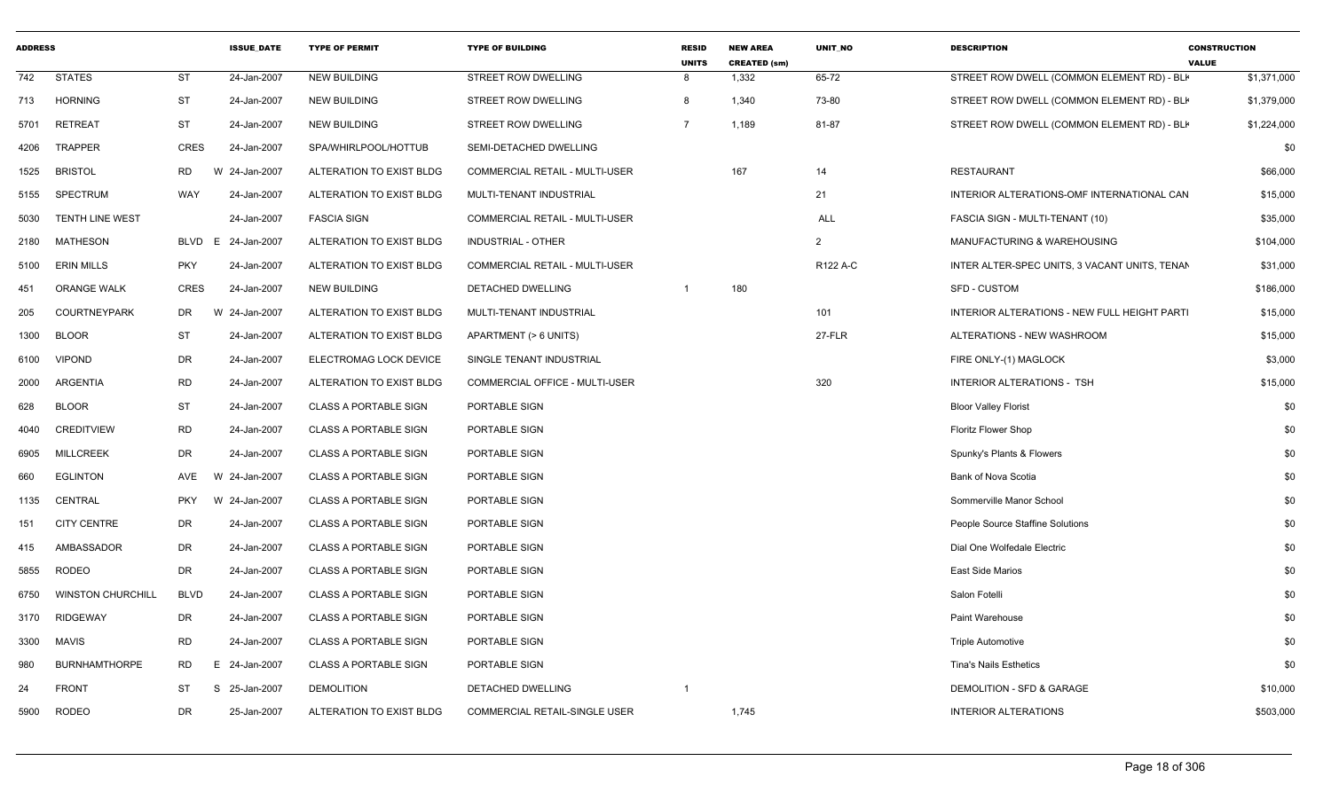| ADDRESS | | | ISSUE_DATE | TYPE OF PERMIT | TYPE OF BUILDING | RESID UNITS | NEW AREA CREATED (sm) | UNIT_NO | DESCRIPTION | CONSTRUCTION VALUE |
|---|---|---|---|---|---|---|---|---|---|---|
| 742 | STATES | ST | 24-Jan-2007 | NEW BUILDING | STREET ROW DWELLING | 8 | 1,332 | 65-72 | STREET ROW DWELL (COMMON ELEMENT RD) - BLK | $1,371,000 |
| 713 | HORNING | ST | 24-Jan-2007 | NEW BUILDING | STREET ROW DWELLING | 8 | 1,340 | 73-80 | STREET ROW DWELL (COMMON ELEMENT RD) - BLK | $1,379,000 |
| 5701 | RETREAT | ST | 24-Jan-2007 | NEW BUILDING | STREET ROW DWELLING | 7 | 1,189 | 81-87 | STREET ROW DWELL (COMMON ELEMENT RD) - BLK | $1,224,000 |
| 4206 | TRAPPER | CRES | 24-Jan-2007 | SPA/WHIRLPOOL/HOTTUB | SEMI-DETACHED DWELLING | | | | | $0 |
| 1525 | BRISTOL | RD W | 24-Jan-2007 | ALTERATION TO EXIST BLDG | COMMERCIAL RETAIL - MULTI-USER | | 167 | 14 | RESTAURANT | $66,000 |
| 5155 | SPECTRUM | WAY | 24-Jan-2007 | ALTERATION TO EXIST BLDG | MULTI-TENANT INDUSTRIAL | | | 21 | INTERIOR ALTERATIONS-OMF INTERNATIONAL CAN | $15,000 |
| 5030 | TENTH LINE WEST | | 24-Jan-2007 | FASCIA SIGN | COMMERCIAL RETAIL - MULTI-USER | | | ALL | FASCIA SIGN - MULTI-TENANT (10) | $35,000 |
| 2180 | MATHESON | BLVD E | 24-Jan-2007 | ALTERATION TO EXIST BLDG | INDUSTRIAL - OTHER | | | 2 | MANUFACTURING & WAREHOUSING | $104,000 |
| 5100 | ERIN MILLS | PKY | 24-Jan-2007 | ALTERATION TO EXIST BLDG | COMMERCIAL RETAIL - MULTI-USER | | | R122 A-C | INTER ALTER-SPEC UNITS, 3 VACANT UNITS, TENAN | $31,000 |
| 451 | ORANGE WALK | CRES | 24-Jan-2007 | NEW BUILDING | DETACHED DWELLING | 1 | 180 | | SFD - CUSTOM | $186,000 |
| 205 | COURTNEYPARK | DR W | 24-Jan-2007 | ALTERATION TO EXIST BLDG | MULTI-TENANT INDUSTRIAL | | | 101 | INTERIOR ALTERATIONS - NEW FULL HEIGHT PARTI | $15,000 |
| 1300 | BLOOR | ST | 24-Jan-2007 | ALTERATION TO EXIST BLDG | APARTMENT (> 6 UNITS) | | | 27-FLR | ALTERATIONS - NEW WASHROOM | $15,000 |
| 6100 | VIPOND | DR | 24-Jan-2007 | ELECTROMAG LOCK DEVICE | SINGLE TENANT INDUSTRIAL | | | | FIRE ONLY-(1) MAGLOCK | $3,000 |
| 2000 | ARGENTIA | RD | 24-Jan-2007 | ALTERATION TO EXIST BLDG | COMMERCIAL OFFICE - MULTI-USER | | | 320 | INTERIOR ALTERATIONS - TSH | $15,000 |
| 628 | BLOOR | ST | 24-Jan-2007 | CLASS A PORTABLE SIGN | PORTABLE SIGN | | | | Bloor Valley Florist | $0 |
| 4040 | CREDITVIEW | RD | 24-Jan-2007 | CLASS A PORTABLE SIGN | PORTABLE SIGN | | | | Floritz Flower Shop | $0 |
| 6905 | MILLCREEK | DR | 24-Jan-2007 | CLASS A PORTABLE SIGN | PORTABLE SIGN | | | | Spunky's Plants & Flowers | $0 |
| 660 | EGLINTON | AVE W | 24-Jan-2007 | CLASS A PORTABLE SIGN | PORTABLE SIGN | | | | Bank of Nova Scotia | $0 |
| 1135 | CENTRAL | PKY W | 24-Jan-2007 | CLASS A PORTABLE SIGN | PORTABLE SIGN | | | | Sommerville Manor School | $0 |
| 151 | CITY CENTRE | DR | 24-Jan-2007 | CLASS A PORTABLE SIGN | PORTABLE SIGN | | | | People Source Staffine Solutions | $0 |
| 415 | AMBASSADOR | DR | 24-Jan-2007 | CLASS A PORTABLE SIGN | PORTABLE SIGN | | | | Dial One Wolfedale Electric | $0 |
| 5855 | RODEO | DR | 24-Jan-2007 | CLASS A PORTABLE SIGN | PORTABLE SIGN | | | | East Side Marios | $0 |
| 6750 | WINSTON CHURCHILL | BLVD | 24-Jan-2007 | CLASS A PORTABLE SIGN | PORTABLE SIGN | | | | Salon Fotelli | $0 |
| 3170 | RIDGEWAY | DR | 24-Jan-2007 | CLASS A PORTABLE SIGN | PORTABLE SIGN | | | | Paint Warehouse | $0 |
| 3300 | MAVIS | RD | 24-Jan-2007 | CLASS A PORTABLE SIGN | PORTABLE SIGN | | | | Triple Automotive | $0 |
| 980 | BURNHAMTHORPE | RD E | 24-Jan-2007 | CLASS A PORTABLE SIGN | PORTABLE SIGN | | | | Tina's Nails Esthetics | $0 |
| 24 | FRONT | ST S | 25-Jan-2007 | DEMOLITION | DETACHED DWELLING | 1 | | | DEMOLITION - SFD & GARAGE | $10,000 |
| 5900 | RODEO | DR | 25-Jan-2007 | ALTERATION TO EXIST BLDG | COMMERCIAL RETAIL-SINGLE USER | | 1,745 | | INTERIOR ALTERATIONS | $503,000 |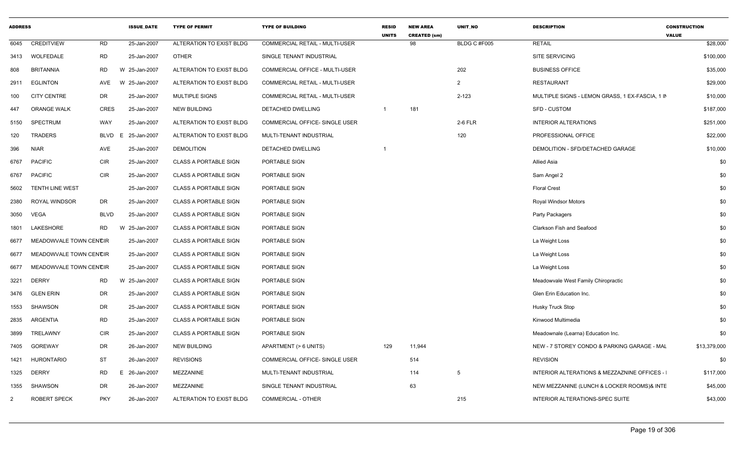| ADDRESS | | | ISSUE_DATE | TYPE OF PERMIT | TYPE OF BUILDING | RESID UNITS | NEW AREA CREATED (sm) | UNIT_NO | DESCRIPTION | CONSTRUCTION VALUE |
|---|---|---|---|---|---|---|---|---|---|---|
| 6045 | CREDITVIEW | RD | 25-Jan-2007 | ALTERATION TO EXIST BLDG | COMMERCIAL RETAIL - MULTI-USER | | 98 | BLDG C #F005 | RETAIL | $28,000 |
| 3413 | WOLFEDALE | RD | 25-Jan-2007 | OTHER | SINGLE TENANT INDUSTRIAL | | | | SITE SERVICING | $100,000 |
| 808 | BRITANNIA | RD W | 25-Jan-2007 | ALTERATION TO EXIST BLDG | COMMERCIAL OFFICE - MULTI-USER | | | 202 | BUSINESS OFFICE | $35,000 |
| 2911 | EGLINTON | AVE W | 25-Jan-2007 | ALTERATION TO EXIST BLDG | COMMERCIAL RETAIL - MULTI-USER | | | 2 | RESTAURANT | $29,000 |
| 100 | CITY CENTRE | DR | 25-Jan-2007 | MULTIPLE SIGNS | COMMERCIAL RETAIL - MULTI-USER | | | 2-123 | MULTIPLE SIGNS - LEMON GRASS, 1 EX-FASCIA, 1 IN | $10,000 |
| 447 | ORANGE WALK | CRES | 25-Jan-2007 | NEW BUILDING | DETACHED DWELLING | 1 | 181 | | SFD - CUSTOM | $187,000 |
| 5150 | SPECTRUM | WAY | 25-Jan-2007 | ALTERATION TO EXIST BLDG | COMMERCIAL OFFICE- SINGLE USER | | | 2-6 FLR | INTERIOR ALTERATIONS | $251,000 |
| 120 | TRADERS | BLVD E | 25-Jan-2007 | ALTERATION TO EXIST BLDG | MULTI-TENANT INDUSTRIAL | | | 120 | PROFESSIONAL OFFICE | $22,000 |
| 396 | NIAR | AVE | 25-Jan-2007 | DEMOLITION | DETACHED DWELLING | 1 | | | DEMOLITION - SFD/DETACHED GARAGE | $10,000 |
| 6767 | PACIFIC | CIR | 25-Jan-2007 | CLASS A PORTABLE SIGN | PORTABLE SIGN | | | | Allied Asia | $0 |
| 6767 | PACIFIC | CIR | 25-Jan-2007 | CLASS A PORTABLE SIGN | PORTABLE SIGN | | | | Sam Angel 2 | $0 |
| 5602 | TENTH LINE WEST | | 25-Jan-2007 | CLASS A PORTABLE SIGN | PORTABLE SIGN | | | | Floral Crest | $0 |
| 2380 | ROYAL WINDSOR | DR | 25-Jan-2007 | CLASS A PORTABLE SIGN | PORTABLE SIGN | | | | Royal Windsor Motors | $0 |
| 3050 | VEGA | BLVD | 25-Jan-2007 | CLASS A PORTABLE SIGN | PORTABLE SIGN | | | | Party Packagers | $0 |
| 1801 | LAKESHORE | RD W | 25-Jan-2007 | CLASS A PORTABLE SIGN | PORTABLE SIGN | | | | Clarkson Fish and Seafood | $0 |
| 6677 | MEADOWVALE TOWN CENTRE | CIR | 25-Jan-2007 | CLASS A PORTABLE SIGN | PORTABLE SIGN | | | | La Weight Loss | $0 |
| 6677 | MEADOWVALE TOWN CENTRE | CIR | 25-Jan-2007 | CLASS A PORTABLE SIGN | PORTABLE SIGN | | | | La Weight Loss | $0 |
| 6677 | MEADOWVALE TOWN CENTRE | CIR | 25-Jan-2007 | CLASS A PORTABLE SIGN | PORTABLE SIGN | | | | La Weight Loss | $0 |
| 3221 | DERRY | RD W | 25-Jan-2007 | CLASS A PORTABLE SIGN | PORTABLE SIGN | | | | Meadowvale West Family Chiropractic | $0 |
| 3476 | GLEN ERIN | DR | 25-Jan-2007 | CLASS A PORTABLE SIGN | PORTABLE SIGN | | | | Glen Erin Education Inc. | $0 |
| 1553 | SHAWSON | DR | 25-Jan-2007 | CLASS A PORTABLE SIGN | PORTABLE SIGN | | | | Husky Truck Stop | $0 |
| 2835 | ARGENTIA | RD | 25-Jan-2007 | CLASS A PORTABLE SIGN | PORTABLE SIGN | | | | Kinwood Multimedia | $0 |
| 3899 | TRELAWNY | CIR | 25-Jan-2007 | CLASS A PORTABLE SIGN | PORTABLE SIGN | | | | Meadownale (Learna) Education Inc. | $0 |
| 7405 | GOREWAY | DR | 26-Jan-2007 | NEW BUILDING | APARTMENT (> 6 UNITS) | 129 | 11,944 | | NEW - 7 STOREY CONDO & PARKING GARAGE - MAL | $13,379,000 |
| 1421 | HURONTARIO | ST | 26-Jan-2007 | REVISIONS | COMMERCIAL OFFICE- SINGLE USER | | 514 | | REVISION | $0 |
| 1325 | DERRY | RD E | 26-Jan-2007 | MEZZANINE | MULTI-TENANT INDUSTRIAL | | 114 | 5 | INTERIOR ALTERATIONS & MEZZAZNINE OFFICES - I | $117,000 |
| 1355 | SHAWSON | DR | 26-Jan-2007 | MEZZANINE | SINGLE TENANT INDUSTRIAL | | 63 | | NEW MEZZANINE (LUNCH & LOCKER ROOMS)& INTE | $45,000 |
| 2 | ROBERT SPECK | PKY | 26-Jan-2007 | ALTERATION TO EXIST BLDG | COMMERCIAL - OTHER | | | 215 | INTERIOR ALTERATIONS-SPEC SUITE | $43,000 |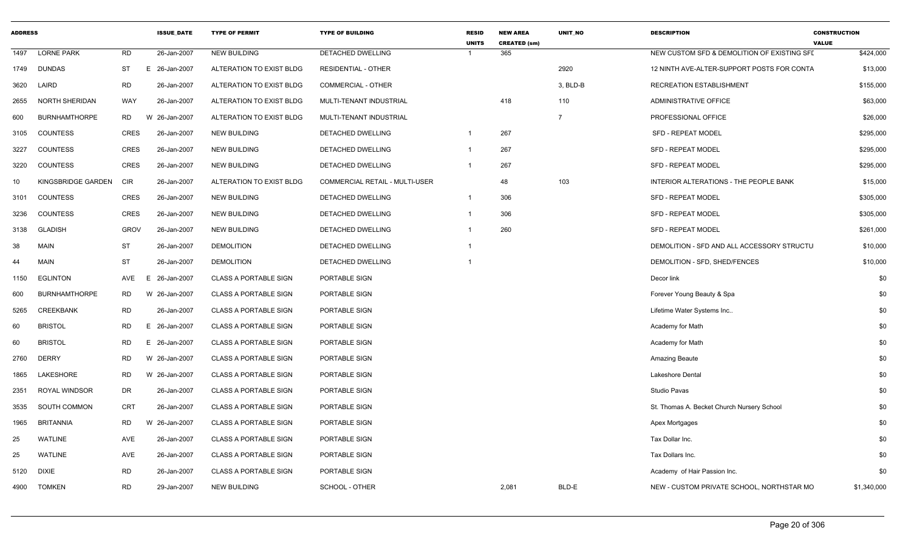| ADDRESS | | | ISSUE_DATE | TYPE OF PERMIT | TYPE OF BUILDING | RESID UNITS | NEW AREA CREATED (sm) | UNIT_NO | DESCRIPTION | CONSTRUCTION VALUE |
|---|---|---|---|---|---|---|---|---|---|---|
| 1497 | LORNE PARK | RD | 26-Jan-2007 | NEW BUILDING | DETACHED DWELLING | 1 | 365 | | NEW CUSTOM SFD & DEMOLITION OF EXISTING SFD | $424,000 |
| 1749 | DUNDAS | ST | E 26-Jan-2007 | ALTERATION TO EXIST BLDG | RESIDENTIAL - OTHER | | | 2920 | 12 NINTH AVE-ALTER-SUPPORT POSTS FOR CONTA | $13,000 |
| 3620 | LAIRD | RD | 26-Jan-2007 | ALTERATION TO EXIST BLDG | COMMERCIAL - OTHER | | | 3, BLD-B | RECREATION ESTABLISHMENT | $155,000 |
| 2655 | NORTH SHERIDAN | WAY | 26-Jan-2007 | ALTERATION TO EXIST BLDG | MULTI-TENANT INDUSTRIAL | | 418 | 110 | ADMINISTRATIVE OFFICE | $63,000 |
| 600 | BURNHAMTHORPE | RD | W 26-Jan-2007 | ALTERATION TO EXIST BLDG | MULTI-TENANT INDUSTRIAL | | | 7 | PROFESSIONAL OFFICE | $26,000 |
| 3105 | COUNTESS | CRES | 26-Jan-2007 | NEW BUILDING | DETACHED DWELLING | 1 | 267 | | SFD - REPEAT MODEL | $295,000 |
| 3227 | COUNTESS | CRES | 26-Jan-2007 | NEW BUILDING | DETACHED DWELLING | 1 | 267 | | SFD - REPEAT MODEL | $295,000 |
| 3220 | COUNTESS | CRES | 26-Jan-2007 | NEW BUILDING | DETACHED DWELLING | 1 | 267 | | SFD - REPEAT MODEL | $295,000 |
| 10 | KINGSBRIDGE GARDEN | CIR | 26-Jan-2007 | ALTERATION TO EXIST BLDG | COMMERCIAL RETAIL - MULTI-USER | | 48 | 103 | INTERIOR ALTERATIONS - THE PEOPLE BANK | $15,000 |
| 3101 | COUNTESS | CRES | 26-Jan-2007 | NEW BUILDING | DETACHED DWELLING | 1 | 306 | | SFD - REPEAT MODEL | $305,000 |
| 3236 | COUNTESS | CRES | 26-Jan-2007 | NEW BUILDING | DETACHED DWELLING | 1 | 306 | | SFD - REPEAT MODEL | $305,000 |
| 3138 | GLADISH | GROV | 26-Jan-2007 | NEW BUILDING | DETACHED DWELLING | 1 | 260 | | SFD - REPEAT MODEL | $261,000 |
| 38 | MAIN | ST | 26-Jan-2007 | DEMOLITION | DETACHED DWELLING | 1 | | | DEMOLITION - SFD AND ALL ACCESSORY STRUCTU | $10,000 |
| 44 | MAIN | ST | 26-Jan-2007 | DEMOLITION | DETACHED DWELLING | 1 | | | DEMOLITION - SFD, SHED/FENCES | $10,000 |
| 1150 | EGLINTON | AVE | E 26-Jan-2007 | CLASS A PORTABLE SIGN | PORTABLE SIGN | | | | Decor link | $0 |
| 600 | BURNHAMTHORPE | RD | W 26-Jan-2007 | CLASS A PORTABLE SIGN | PORTABLE SIGN | | | | Forever Young Beauty & Spa | $0 |
| 5265 | CREEKBANK | RD | 26-Jan-2007 | CLASS A PORTABLE SIGN | PORTABLE SIGN | | | | Lifetime Water Systems Inc.. | $0 |
| 60 | BRISTOL | RD | E 26-Jan-2007 | CLASS A PORTABLE SIGN | PORTABLE SIGN | | | | Academy for Math | $0 |
| 60 | BRISTOL | RD | E 26-Jan-2007 | CLASS A PORTABLE SIGN | PORTABLE SIGN | | | | Academy for Math | $0 |
| 2760 | DERRY | RD | W 26-Jan-2007 | CLASS A PORTABLE SIGN | PORTABLE SIGN | | | | Amazing Beaute | $0 |
| 1865 | LAKESHORE | RD | W 26-Jan-2007 | CLASS A PORTABLE SIGN | PORTABLE SIGN | | | | Lakeshore Dental | $0 |
| 2351 | ROYAL WINDSOR | DR | 26-Jan-2007 | CLASS A PORTABLE SIGN | PORTABLE SIGN | | | | Studio Pavas | $0 |
| 3535 | SOUTH COMMON | CRT | 26-Jan-2007 | CLASS A PORTABLE SIGN | PORTABLE SIGN | | | | St. Thomas A. Becket Church Nursery School | $0 |
| 1965 | BRITANNIA | RD | W 26-Jan-2007 | CLASS A PORTABLE SIGN | PORTABLE SIGN | | | | Apex Mortgages | $0 |
| 25 | WATLINE | AVE | 26-Jan-2007 | CLASS A PORTABLE SIGN | PORTABLE SIGN | | | | Tax Dollar Inc. | $0 |
| 25 | WATLINE | AVE | 26-Jan-2007 | CLASS A PORTABLE SIGN | PORTABLE SIGN | | | | Tax Dollars Inc. | $0 |
| 5120 | DIXIE | RD | 26-Jan-2007 | CLASS A PORTABLE SIGN | PORTABLE SIGN | | | | Academy of Hair Passion Inc. | $0 |
| 4900 | TOMKEN | RD | 29-Jan-2007 | NEW BUILDING | SCHOOL - OTHER | | 2,081 | BLD-E | NEW - CUSTOM PRIVATE SCHOOL, NORTHSTAR MO | $1,340,000 |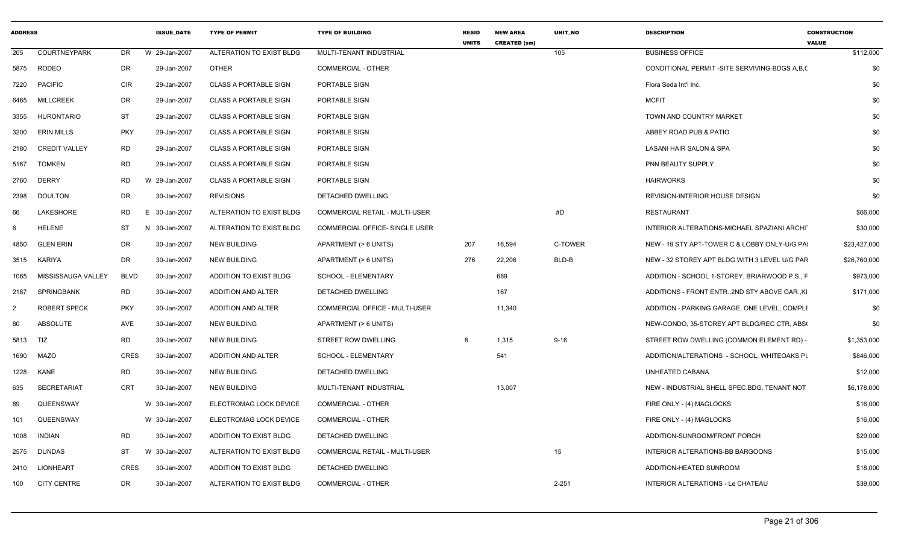| ADDRESS | | | ISSUE_DATE | TYPE OF PERMIT | TYPE OF BUILDING | RESID UNITS | NEW AREA CREATED (sm) | UNIT_NO | DESCRIPTION | CONSTRUCTION VALUE |
|---|---|---|---|---|---|---|---|---|---|---|
| 205 | COURTNEYPARK | DR | W 29-Jan-2007 | ALTERATION TO EXIST BLDG | MULTI-TENANT INDUSTRIAL | | | 105 | BUSINESS OFFICE | $112,000 |
| 5875 | RODEO | DR | 29-Jan-2007 | OTHER | COMMERCIAL - OTHER | | | | CONDITIONAL PERMIT -SITE SERVIVING-BDGS A,B,C | $0 |
| 7220 | PACIFIC | CIR | 29-Jan-2007 | CLASS A PORTABLE SIGN | PORTABLE SIGN | | | | Flora Seda Int'l Inc. | $0 |
| 6465 | MILLCREEK | DR | 29-Jan-2007 | CLASS A PORTABLE SIGN | PORTABLE SIGN | | | | MCFIT | $0 |
| 3355 | HURONTARIO | ST | 29-Jan-2007 | CLASS A PORTABLE SIGN | PORTABLE SIGN | | | | TOWN AND COUNTRY MARKET | $0 |
| 3200 | ERIN MILLS | PKY | 29-Jan-2007 | CLASS A PORTABLE SIGN | PORTABLE SIGN | | | | ABBEY ROAD PUB & PATIO | $0 |
| 2180 | CREDIT VALLEY | RD | 29-Jan-2007 | CLASS A PORTABLE SIGN | PORTABLE SIGN | | | | LASANI HAIR SALON & SPA | $0 |
| 5167 | TOMKEN | RD | 29-Jan-2007 | CLASS A PORTABLE SIGN | PORTABLE SIGN | | | | PNN BEAUTY SUPPLY | $0 |
| 2760 | DERRY | RD | W 29-Jan-2007 | CLASS A PORTABLE SIGN | PORTABLE SIGN | | | | HAIRWORKS | $0 |
| 2398 | DOULTON | DR | 30-Jan-2007 | REVISIONS | DETACHED DWELLING | | | | REVISION-INTERIOR HOUSE DESIGN | $0 |
| 66 | LAKESHORE | RD | E 30-Jan-2007 | ALTERATION TO EXIST BLDG | COMMERCIAL RETAIL - MULTI-USER | | | #D | RESTAURANT | $66,000 |
| 6 | HELENE | ST | N 30-Jan-2007 | ALTERATION TO EXIST BLDG | COMMERCIAL OFFICE- SINGLE USER | | | | INTERIOR ALTERATIONS-MICHAEL SPAZIANI ARCHIT | $30,000 |
| 4850 | GLEN ERIN | DR | 30-Jan-2007 | NEW BUILDING | APARTMENT (> 6 UNITS) | 207 | 16,594 | C-TOWER | NEW - 19 STY APT-TOWER C & LOBBY ONLY-U/G PA | $23,427,000 |
| 3515 | KARIYA | DR | 30-Jan-2007 | NEW BUILDING | APARTMENT (> 6 UNITS) | 276 | 22,206 | BLD-B | NEW - 32 STOREY APT BLDG WITH 3 LEVEL U/G PAR | $26,760,000 |
| 1065 | MISSISSAUGA VALLEY | BLVD | 30-Jan-2007 | ADDITION TO EXIST BLDG | SCHOOL - ELEMENTARY | | 689 | | ADDITION - SCHOOL 1-STOREY, BRIARWOOD P.S., F | $973,000 |
| 2187 | SPRINGBANK | RD | 30-Jan-2007 | ADDITION AND ALTER | DETACHED DWELLING | | 167 | | ADDITIONS - FRONT ENTR.,2ND STY ABOVE GAR.,KI | $171,000 |
| 2 | ROBERT SPECK | PKY | 30-Jan-2007 | ADDITION AND ALTER | COMMERCIAL OFFICE - MULTI-USER | | 11,340 | | ADDITION - PARKING GARAGE, ONE LEVEL, COMPLE | $0 |
| 80 | ABSOLUTE | AVE | 30-Jan-2007 | NEW BUILDING | APARTMENT (> 6 UNITS) | | | | NEW-CONDO, 35-STOREY APT BLDG/REC CTR, ABS( | $0 |
| 5813 | TIZ | RD | 30-Jan-2007 | NEW BUILDING | STREET ROW DWELLING | 8 | 1,315 | 9-16 | STREET ROW DWELLING (COMMON ELEMENT RD) - | $1,353,000 |
| 1690 | MAZO | CRES | 30-Jan-2007 | ADDITION AND ALTER | SCHOOL - ELEMENTARY | | 541 | | ADDITION/ALTERATIONS - SCHOOL, WHITEOAKS PU | $846,000 |
| 1228 | KANE | RD | 30-Jan-2007 | NEW BUILDING | DETACHED DWELLING | | | | UNHEATED CABANA | $12,000 |
| 635 | SECRETARIAT | CRT | 30-Jan-2007 | NEW BUILDING | MULTI-TENANT INDUSTRIAL | | 13,007 | | NEW - INDUSTRIAL SHELL SPEC.BDG, TENANT NOT | $6,178,000 |
| 89 | QUEENSWAY | | W 30-Jan-2007 | ELECTROMAG LOCK DEVICE | COMMERCIAL - OTHER | | | | FIRE ONLY - (4) MAGLOCKS | $16,000 |
| 101 | QUEENSWAY | | W 30-Jan-2007 | ELECTROMAG LOCK DEVICE | COMMERCIAL - OTHER | | | | FIRE ONLY - (4) MAGLOCKS | $16,000 |
| 1008 | INDIAN | RD | 30-Jan-2007 | ADDITION TO EXIST BLDG | DETACHED DWELLING | | | | ADDITION-SUNROOM/FRONT PORCH | $29,000 |
| 2575 | DUNDAS | ST | W 30-Jan-2007 | ALTERATION TO EXIST BLDG | COMMERCIAL RETAIL - MULTI-USER | | | 15 | INTERIOR ALTERATIONS-BB BARGOONS | $15,000 |
| 2410 | LIONHEART | CRES | 30-Jan-2007 | ADDITION TO EXIST BLDG | DETACHED DWELLING | | | | ADDITION-HEATED SUNROOM | $18,000 |
| 100 | CITY CENTRE | DR | 30-Jan-2007 | ALTERATION TO EXIST BLDG | COMMERCIAL - OTHER | | | 2-251 | INTERIOR ALTERATIONS - Le CHATEAU | $39,000 |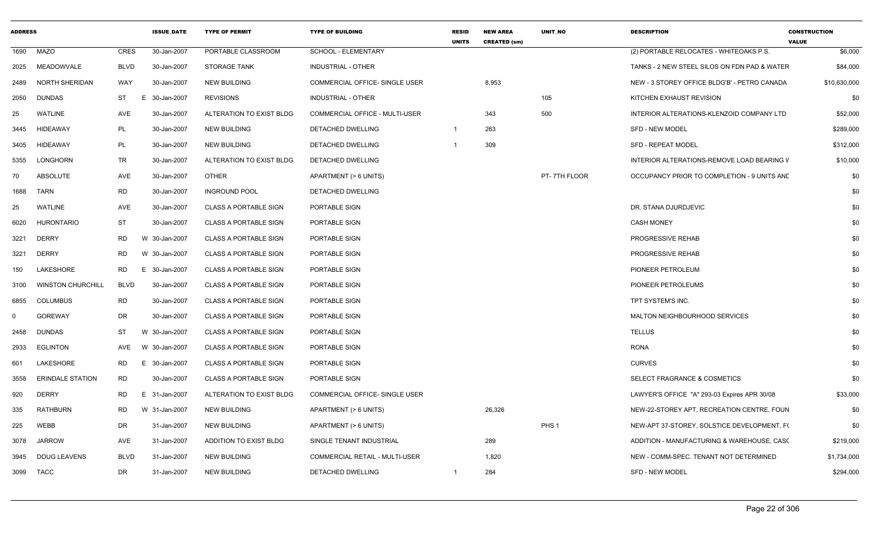| ADDRESS | | | ISSUE_DATE | TYPE OF PERMIT | TYPE OF BUILDING | RESID UNITS | NEW AREA CREATED (sm) | UNIT_NO | DESCRIPTION | CONSTRUCTION VALUE |
|---|---|---|---|---|---|---|---|---|---|---|
| 1690 | MAZO | CRES | 30-Jan-2007 | PORTABLE CLASSROOM | SCHOOL - ELEMENTARY | | | | (2) PORTABLE RELOCATES - WHITEOAKS P.S. | $6,000 |
| 2025 | MEADOWVALE | BLVD | 30-Jan-2007 | STORAGE TANK | INDUSTRIAL - OTHER | | | | TANKS - 2 NEW STEEL SILOS ON FDN PAD & WATER | $84,000 |
| 2489 | NORTH SHERIDAN | WAY | 30-Jan-2007 | NEW BUILDING | COMMERCIAL OFFICE- SINGLE USER | | 8,953 | | NEW - 3 STOREY OFFICE BLDG'B' - PETRO CANADA | $10,630,000 |
| 2050 | DUNDAS | ST | E 30-Jan-2007 | REVISIONS | INDUSTRIAL - OTHER | | | 105 | KITCHEN EXHAUST REVISION | $0 |
| 25 | WATLINE | AVE | 30-Jan-2007 | ALTERATION TO EXIST BLDG | COMMERCIAL OFFICE - MULTI-USER | | 343 | 500 | INTERIOR ALTERATIONS-KLENZOID COMPANY LTD | $52,000 |
| 3445 | HIDEAWAY | PL | 30-Jan-2007 | NEW BUILDING | DETACHED DWELLING | 1 | 263 | | SFD - NEW MODEL | $289,000 |
| 3405 | HIDEAWAY | PL | 30-Jan-2007 | NEW BUILDING | DETACHED DWELLING | 1 | 309 | | SFD - REPEAT MODEL | $312,000 |
| 5355 | LONGHORN | TR | 30-Jan-2007 | ALTERATION TO EXIST BLDG | DETACHED DWELLING | | | | INTERIOR ALTERATIONS-REMOVE LOAD BEARING V | $10,000 |
| 70 | ABSOLUTE | AVE | 30-Jan-2007 | OTHER | APARTMENT (> 6 UNITS) | | | PT- 7TH FLOOR | OCCUPANCY PRIOR TO COMPLETION - 9 UNITS ANE | $0 |
| 1688 | TARN | RD | 30-Jan-2007 | INGROUND POOL | DETACHED DWELLING | | | | | $0 |
| 25 | WATLINE | AVE | 30-Jan-2007 | CLASS A PORTABLE SIGN | PORTABLE SIGN | | | | DR. STANA DJURDJEVIC | $0 |
| 6020 | HURONTARIO | ST | 30-Jan-2007 | CLASS A PORTABLE SIGN | PORTABLE SIGN | | | | CASH MONEY | $0 |
| 3221 | DERRY | RD | W 30-Jan-2007 | CLASS A PORTABLE SIGN | PORTABLE SIGN | | | | PROGRESSIVE REHAB | $0 |
| 3221 | DERRY | RD | W 30-Jan-2007 | CLASS A PORTABLE SIGN | PORTABLE SIGN | | | | PROGRESSIVE REHAB | $0 |
| 150 | LAKESHORE | RD | E 30-Jan-2007 | CLASS A PORTABLE SIGN | PORTABLE SIGN | | | | PIONEER PETROLEUM | $0 |
| 3100 | WINSTON CHURCHILL | BLVD | 30-Jan-2007 | CLASS A PORTABLE SIGN | PORTABLE SIGN | | | | PIONEER PETROLEUMS | $0 |
| 6855 | COLUMBUS | RD | 30-Jan-2007 | CLASS A PORTABLE SIGN | PORTABLE SIGN | | | | TPT SYSTEM'S INC. | $0 |
| 0 | GOREWAY | DR | 30-Jan-2007 | CLASS A PORTABLE SIGN | PORTABLE SIGN | | | | MALTON NEIGHBOURHOOD SERVICES | $0 |
| 2458 | DUNDAS | ST | W 30-Jan-2007 | CLASS A PORTABLE SIGN | PORTABLE SIGN | | | | TELLUS | $0 |
| 2933 | EGLINTON | AVE | W 30-Jan-2007 | CLASS A PORTABLE SIGN | PORTABLE SIGN | | | | RONA | $0 |
| 601 | LAKESHORE | RD | E 30-Jan-2007 | CLASS A PORTABLE SIGN | PORTABLE SIGN | | | | CURVES | $0 |
| 3558 | ERINDALE STATION | RD | 30-Jan-2007 | CLASS A PORTABLE SIGN | PORTABLE SIGN | | | | SELECT FRAGRANCE & COSMETICS | $0 |
| 920 | DERRY | RD | E 31-Jan-2007 | ALTERATION TO EXIST BLDG | COMMERCIAL OFFICE- SINGLE USER | | | | LAWYER'S OFFICE "A" 293-03 Expires APR 30/08 | $33,000 |
| 335 | RATHBURN | RD | W 31-Jan-2007 | NEW BUILDING | APARTMENT (> 6 UNITS) | | 26,326 | | NEW-22-STOREY APT, RECREATION CENTRE, FOUN | $0 |
| 225 | WEBB | DR | 31-Jan-2007 | NEW BUILDING | APARTMENT (> 6 UNITS) | | | PHS 1 | NEW-APT 37-STOREY, SOLSTICE DEVELOPMENT, F( | $0 |
| 3078 | JARROW | AVE | 31-Jan-2007 | ADDITION TO EXIST BLDG | SINGLE TENANT INDUSTRIAL | | 289 | | ADDITION - MANUFACTURING & WAREHOUSE, CAS( | $219,000 |
| 3945 | DOUG LEAVENS | BLVD | 31-Jan-2007 | NEW BUILDING | COMMERCIAL RETAIL - MULTI-USER | | 1,820 | | NEW - COMM-SPEC. TENANT NOT DETERMINED | $1,734,000 |
| 3099 | TACC | DR | 31-Jan-2007 | NEW BUILDING | DETACHED DWELLING | 1 | 284 | | SFD - NEW MODEL | $294,000 |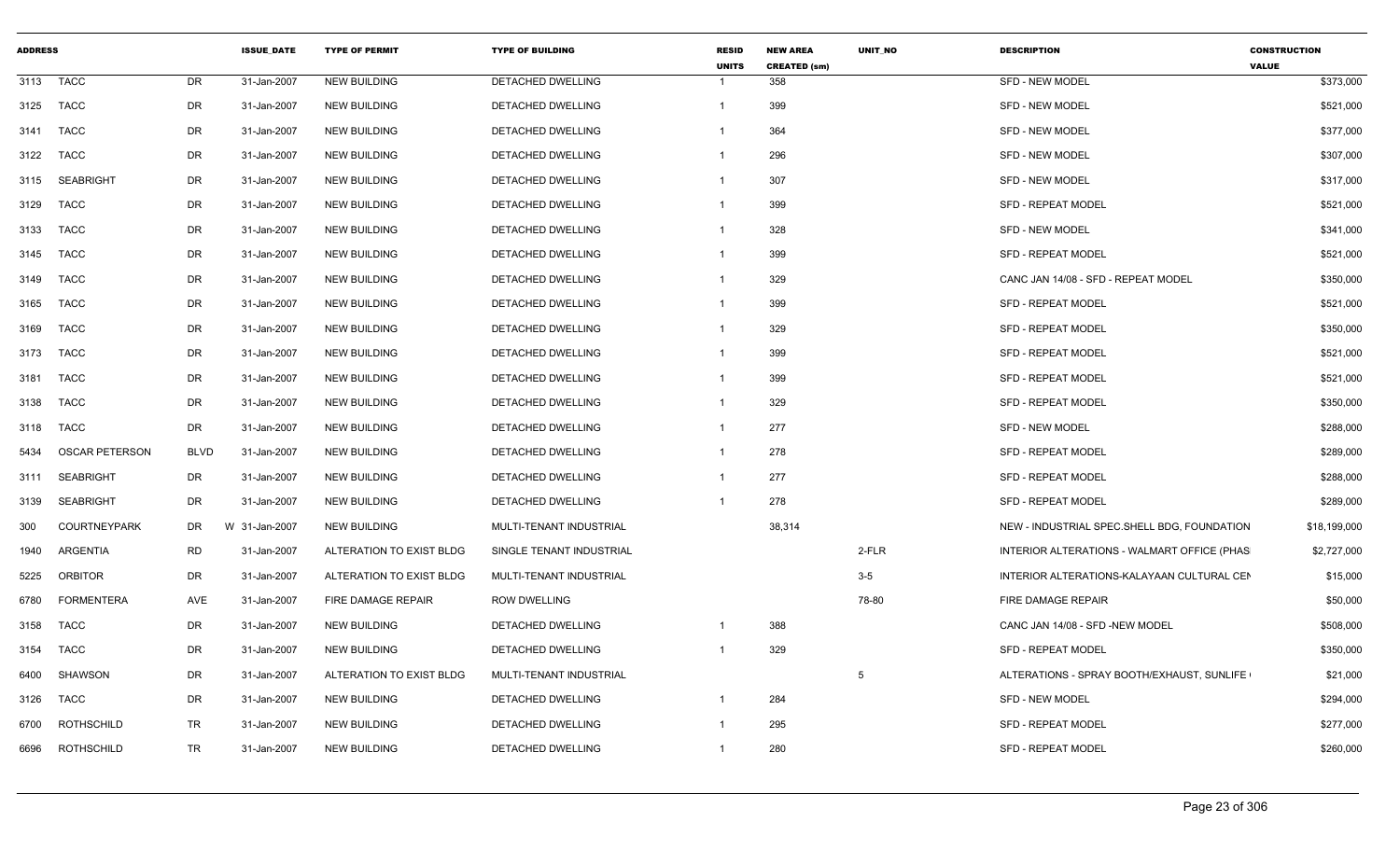| ADDRESS | | | ISSUE_DATE | TYPE OF PERMIT | TYPE OF BUILDING | RESID UNITS | NEW AREA CREATED (sm) | UNIT_NO | DESCRIPTION | CONSTRUCTION VALUE |
|---|---|---|---|---|---|---|---|---|---|---|
| 3113 | TACC | DR | 31-Jan-2007 | NEW BUILDING | DETACHED DWELLING | 1 | 358 | | SFD - NEW MODEL | $373,000 |
| 3125 | TACC | DR | 31-Jan-2007 | NEW BUILDING | DETACHED DWELLING | 1 | 399 | | SFD - NEW MODEL | $521,000 |
| 3141 | TACC | DR | 31-Jan-2007 | NEW BUILDING | DETACHED DWELLING | 1 | 364 | | SFD - NEW MODEL | $377,000 |
| 3122 | TACC | DR | 31-Jan-2007 | NEW BUILDING | DETACHED DWELLING | 1 | 296 | | SFD - NEW MODEL | $307,000 |
| 3115 | SEABRIGHT | DR | 31-Jan-2007 | NEW BUILDING | DETACHED DWELLING | 1 | 307 | | SFD - NEW MODEL | $317,000 |
| 3129 | TACC | DR | 31-Jan-2007 | NEW BUILDING | DETACHED DWELLING | 1 | 399 | | SFD - REPEAT MODEL | $521,000 |
| 3133 | TACC | DR | 31-Jan-2007 | NEW BUILDING | DETACHED DWELLING | 1 | 328 | | SFD - NEW MODEL | $341,000 |
| 3145 | TACC | DR | 31-Jan-2007 | NEW BUILDING | DETACHED DWELLING | 1 | 399 | | SFD - REPEAT MODEL | $521,000 |
| 3149 | TACC | DR | 31-Jan-2007 | NEW BUILDING | DETACHED DWELLING | 1 | 329 | | CANC JAN 14/08 - SFD - REPEAT MODEL | $350,000 |
| 3165 | TACC | DR | 31-Jan-2007 | NEW BUILDING | DETACHED DWELLING | 1 | 399 | | SFD - REPEAT MODEL | $521,000 |
| 3169 | TACC | DR | 31-Jan-2007 | NEW BUILDING | DETACHED DWELLING | 1 | 329 | | SFD - REPEAT MODEL | $350,000 |
| 3173 | TACC | DR | 31-Jan-2007 | NEW BUILDING | DETACHED DWELLING | 1 | 399 | | SFD - REPEAT MODEL | $521,000 |
| 3181 | TACC | DR | 31-Jan-2007 | NEW BUILDING | DETACHED DWELLING | 1 | 399 | | SFD - REPEAT MODEL | $521,000 |
| 3138 | TACC | DR | 31-Jan-2007 | NEW BUILDING | DETACHED DWELLING | 1 | 329 | | SFD - REPEAT MODEL | $350,000 |
| 3118 | TACC | DR | 31-Jan-2007 | NEW BUILDING | DETACHED DWELLING | 1 | 277 | | SFD - NEW MODEL | $288,000 |
| 5434 | OSCAR PETERSON | BLVD | 31-Jan-2007 | NEW BUILDING | DETACHED DWELLING | 1 | 278 | | SFD - REPEAT MODEL | $289,000 |
| 3111 | SEABRIGHT | DR | 31-Jan-2007 | NEW BUILDING | DETACHED DWELLING | 1 | 277 | | SFD - REPEAT MODEL | $288,000 |
| 3139 | SEABRIGHT | DR | 31-Jan-2007 | NEW BUILDING | DETACHED DWELLING | 1 | 278 | | SFD - REPEAT MODEL | $289,000 |
| 300 | COURTNEYPARK | DR W | 31-Jan-2007 | NEW BUILDING | MULTI-TENANT INDUSTRIAL | | 38,314 | | NEW - INDUSTRIAL SPEC.SHELL BDG, FOUNDATION | $18,199,000 |
| 1940 | ARGENTIA | RD | 31-Jan-2007 | ALTERATION TO EXIST BLDG | SINGLE TENANT INDUSTRIAL | | | 2-FLR | INTERIOR ALTERATIONS - WALMART OFFICE (PHAS | $2,727,000 |
| 5225 | ORBITOR | DR | 31-Jan-2007 | ALTERATION TO EXIST BLDG | MULTI-TENANT INDUSTRIAL | | | 3-5 | INTERIOR ALTERATIONS-KALAYAAN CULTURAL CEN | $15,000 |
| 6780 | FORMENTERA | AVE | 31-Jan-2007 | FIRE DAMAGE REPAIR | ROW DWELLING | | | 78-80 | FIRE DAMAGE REPAIR | $50,000 |
| 3158 | TACC | DR | 31-Jan-2007 | NEW BUILDING | DETACHED DWELLING | 1 | 388 | | CANC JAN 14/08 - SFD -NEW MODEL | $508,000 |
| 3154 | TACC | DR | 31-Jan-2007 | NEW BUILDING | DETACHED DWELLING | 1 | 329 | | SFD - REPEAT MODEL | $350,000 |
| 6400 | SHAWSON | DR | 31-Jan-2007 | ALTERATION TO EXIST BLDG | MULTI-TENANT INDUSTRIAL | | | 5 | ALTERATIONS - SPRAY BOOTH/EXHAUST, SUNLIFE | $21,000 |
| 3126 | TACC | DR | 31-Jan-2007 | NEW BUILDING | DETACHED DWELLING | 1 | 284 | | SFD - NEW MODEL | $294,000 |
| 6700 | ROTHSCHILD | TR | 31-Jan-2007 | NEW BUILDING | DETACHED DWELLING | 1 | 295 | | SFD - REPEAT MODEL | $277,000 |
| 6696 | ROTHSCHILD | TR | 31-Jan-2007 | NEW BUILDING | DETACHED DWELLING | 1 | 280 | | SFD - REPEAT MODEL | $260,000 |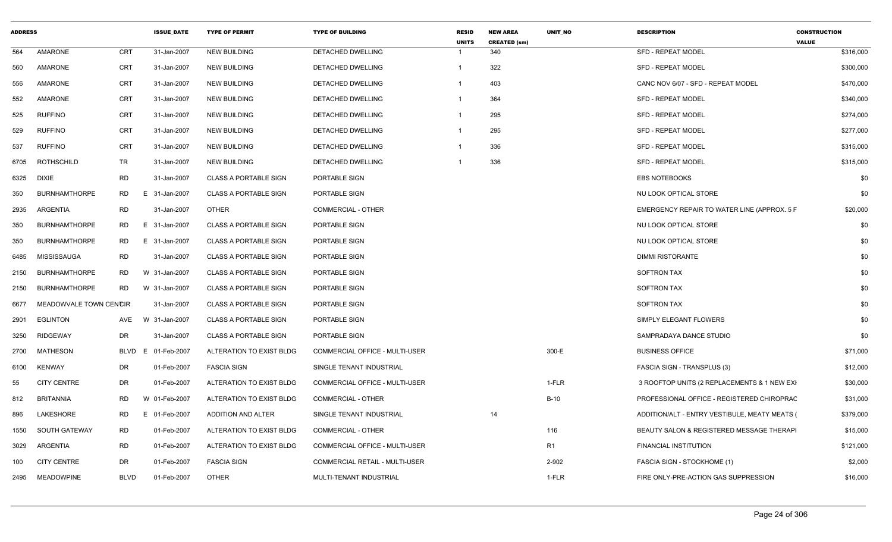| ADDRESS | | | ISSUE_DATE | TYPE OF PERMIT | TYPE OF BUILDING | RESID UNITS | NEW AREA CREATED (sm) | UNIT_NO | DESCRIPTION | CONSTRUCTION VALUE |
|---|---|---|---|---|---|---|---|---|---|---|
| 564 | AMARONE | CRT | 31-Jan-2007 | NEW BUILDING | DETACHED DWELLING | 1 | 340 | | SFD - REPEAT MODEL | $316,000 |
| 560 | AMARONE | CRT | 31-Jan-2007 | NEW BUILDING | DETACHED DWELLING | 1 | 322 | | SFD - REPEAT MODEL | $300,000 |
| 556 | AMARONE | CRT | 31-Jan-2007 | NEW BUILDING | DETACHED DWELLING | 1 | 403 | | CANC NOV 6/07 - SFD - REPEAT MODEL | $470,000 |
| 552 | AMARONE | CRT | 31-Jan-2007 | NEW BUILDING | DETACHED DWELLING | 1 | 364 | | SFD - REPEAT MODEL | $340,000 |
| 525 | RUFFINO | CRT | 31-Jan-2007 | NEW BUILDING | DETACHED DWELLING | 1 | 295 | | SFD - REPEAT MODEL | $274,000 |
| 529 | RUFFINO | CRT | 31-Jan-2007 | NEW BUILDING | DETACHED DWELLING | 1 | 295 | | SFD - REPEAT MODEL | $277,000 |
| 537 | RUFFINO | CRT | 31-Jan-2007 | NEW BUILDING | DETACHED DWELLING | 1 | 336 | | SFD - REPEAT MODEL | $315,000 |
| 6705 | ROTHSCHILD | TR | 31-Jan-2007 | NEW BUILDING | DETACHED DWELLING | 1 | 336 | | SFD - REPEAT MODEL | $315,000 |
| 6325 | DIXIE | RD | 31-Jan-2007 | CLASS A PORTABLE SIGN | PORTABLE SIGN | | | | EBS NOTEBOOKS | $0 |
| 350 | BURNHAMTHORPE | RD | E 31-Jan-2007 | CLASS A PORTABLE SIGN | PORTABLE SIGN | | | | NU LOOK OPTICAL STORE | $0 |
| 2935 | ARGENTIA | RD | 31-Jan-2007 | OTHER | COMMERCIAL - OTHER | | | | EMERGENCY REPAIR TO WATER LINE (APPROX. 5 F | $20,000 |
| 350 | BURNHAMTHORPE | RD | E 31-Jan-2007 | CLASS A PORTABLE SIGN | PORTABLE SIGN | | | | NU LOOK OPTICAL STORE | $0 |
| 350 | BURNHAMTHORPE | RD | E 31-Jan-2007 | CLASS A PORTABLE SIGN | PORTABLE SIGN | | | | NU LOOK OPTICAL STORE | $0 |
| 6485 | MISSISSAUGA | RD | 31-Jan-2007 | CLASS A PORTABLE SIGN | PORTABLE SIGN | | | | DIMMI RISTORANTE | $0 |
| 2150 | BURNHAMTHORPE | RD | W 31-Jan-2007 | CLASS A PORTABLE SIGN | PORTABLE SIGN | | | | SOFTRON TAX | $0 |
| 2150 | BURNHAMTHORPE | RD | W 31-Jan-2007 | CLASS A PORTABLE SIGN | PORTABLE SIGN | | | | SOFTRON TAX | $0 |
| 6677 | MEADOWVALE TOWN CENTCIR | | 31-Jan-2007 | CLASS A PORTABLE SIGN | PORTABLE SIGN | | | | SOFTRON TAX | $0 |
| 2901 | EGLINTON | AVE | W 31-Jan-2007 | CLASS A PORTABLE SIGN | PORTABLE SIGN | | | | SIMPLY ELEGANT FLOWERS | $0 |
| 3250 | RIDGEWAY | DR | 31-Jan-2007 | CLASS A PORTABLE SIGN | PORTABLE SIGN | | | | SAMPRADAYA DANCE STUDIO | $0 |
| 2700 | MATHESON | BLVD | E 01-Feb-2007 | ALTERATION TO EXIST BLDG | COMMERCIAL OFFICE - MULTI-USER | | | 300-E | BUSINESS OFFICE | $71,000 |
| 6100 | KENWAY | DR | 01-Feb-2007 | FASCIA SIGN | SINGLE TENANT INDUSTRIAL | | | | FASCIA SIGN - TRANSPLUS (3) | $12,000 |
| 55 | CITY CENTRE | DR | 01-Feb-2007 | ALTERATION TO EXIST BLDG | COMMERCIAL OFFICE - MULTI-USER | | | 1-FLR | 3 ROOFTOP UNITS (2 REPLACEMENTS & 1 NEW EXI | $30,000 |
| 812 | BRITANNIA | RD | W 01-Feb-2007 | ALTERATION TO EXIST BLDG | COMMERCIAL - OTHER | | | B-10 | PROFESSIONAL OFFICE - REGISTERED CHIROPRAC | $31,000 |
| 896 | LAKESHORE | RD | E 01-Feb-2007 | ADDITION AND ALTER | SINGLE TENANT INDUSTRIAL | | 14 | | ADDITION/ALT - ENTRY VESTIBULE, MEATY MEATS ( | $379,000 |
| 1550 | SOUTH GATEWAY | RD | 01-Feb-2007 | ALTERATION TO EXIST BLDG | COMMERCIAL - OTHER | | | 116 | BEAUTY SALON & REGISTERED MESSAGE THERAPI | $15,000 |
| 3029 | ARGENTIA | RD | 01-Feb-2007 | ALTERATION TO EXIST BLDG | COMMERCIAL OFFICE - MULTI-USER | | | R1 | FINANCIAL INSTITUTION | $121,000 |
| 100 | CITY CENTRE | DR | 01-Feb-2007 | FASCIA SIGN | COMMERCIAL RETAIL - MULTI-USER | | | 2-902 | FASCIA SIGN - STOCKHOME (1) | $2,000 |
| 2495 | MEADOWPINE | BLVD | 01-Feb-2007 | OTHER | MULTI-TENANT INDUSTRIAL | | | 1-FLR | FIRE ONLY-PRE-ACTION GAS SUPPRESSION | $16,000 |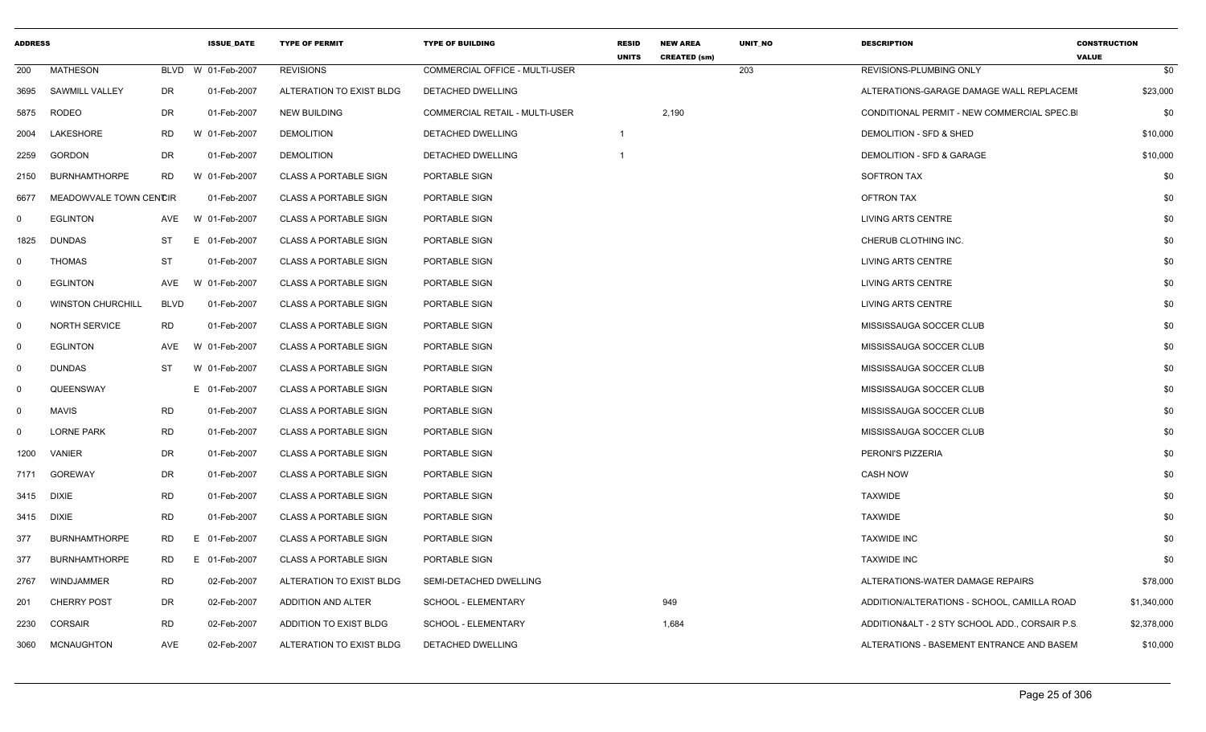| ADDRESS | | | ISSUE_DATE | TYPE OF PERMIT | TYPE OF BUILDING | RESID UNITS | NEW AREA CREATED (sm) | UNIT_NO | DESCRIPTION | CONSTRUCTION VALUE |
|---|---|---|---|---|---|---|---|---|---|---|
| 200 | MATHESON | BLVD | W 01-Feb-2007 | REVISIONS | COMMERCIAL OFFICE - MULTI-USER | | | 203 | REVISIONS-PLUMBING ONLY | $0 |
| 3695 | SAWMILL VALLEY | DR | 01-Feb-2007 | ALTERATION TO EXIST BLDG | DETACHED DWELLING | | | | ALTERATIONS-GARAGE DAMAGE WALL REPLACEMI | $23,000 |
| 5875 | RODEO | DR | 01-Feb-2007 | NEW BUILDING | COMMERCIAL RETAIL - MULTI-USER | | 2,190 | | CONDITIONAL PERMIT - NEW COMMERCIAL SPEC.BI | $0 |
| 2004 | LAKESHORE | RD | W 01-Feb-2007 | DEMOLITION | DETACHED DWELLING | 1 | | | DEMOLITION - SFD & SHED | $10,000 |
| 2259 | GORDON | DR | 01-Feb-2007 | DEMOLITION | DETACHED DWELLING | 1 | | | DEMOLITION - SFD & GARAGE | $10,000 |
| 2150 | BURNHAMTHORPE | RD | W 01-Feb-2007 | CLASS A PORTABLE SIGN | PORTABLE SIGN | | | | SOFTRON TAX | $0 |
| 6677 | MEADOWVALE TOWN CENTCIR | | 01-Feb-2007 | CLASS A PORTABLE SIGN | PORTABLE SIGN | | | | OFTRON TAX | $0 |
| 0 | EGLINTON | AVE | W 01-Feb-2007 | CLASS A PORTABLE SIGN | PORTABLE SIGN | | | | LIVING ARTS CENTRE | $0 |
| 1825 | DUNDAS | ST | E 01-Feb-2007 | CLASS A PORTABLE SIGN | PORTABLE SIGN | | | | CHERUB CLOTHING INC. | $0 |
| 0 | THOMAS | ST | 01-Feb-2007 | CLASS A PORTABLE SIGN | PORTABLE SIGN | | | | LIVING ARTS CENTRE | $0 |
| 0 | EGLINTON | AVE | W 01-Feb-2007 | CLASS A PORTABLE SIGN | PORTABLE SIGN | | | | LIVING ARTS CENTRE | $0 |
| 0 | WINSTON CHURCHILL | BLVD | 01-Feb-2007 | CLASS A PORTABLE SIGN | PORTABLE SIGN | | | | LIVING ARTS CENTRE | $0 |
| 0 | NORTH SERVICE | RD | 01-Feb-2007 | CLASS A PORTABLE SIGN | PORTABLE SIGN | | | | MISSISSAUGA SOCCER CLUB | $0 |
| 0 | EGLINTON | AVE | W 01-Feb-2007 | CLASS A PORTABLE SIGN | PORTABLE SIGN | | | | MISSISSAUGA SOCCER CLUB | $0 |
| 0 | DUNDAS | ST | W 01-Feb-2007 | CLASS A PORTABLE SIGN | PORTABLE SIGN | | | | MISSISSAUGA SOCCER CLUB | $0 |
| 0 | QUEENSWAY | | E 01-Feb-2007 | CLASS A PORTABLE SIGN | PORTABLE SIGN | | | | MISSISSAUGA SOCCER CLUB | $0 |
| 0 | MAVIS | RD | 01-Feb-2007 | CLASS A PORTABLE SIGN | PORTABLE SIGN | | | | MISSISSAUGA SOCCER CLUB | $0 |
| 0 | LORNE PARK | RD | 01-Feb-2007 | CLASS A PORTABLE SIGN | PORTABLE SIGN | | | | MISSISSAUGA SOCCER CLUB | $0 |
| 1200 | VANIER | DR | 01-Feb-2007 | CLASS A PORTABLE SIGN | PORTABLE SIGN | | | | PERONI'S PIZZERIA | $0 |
| 7171 | GOREWAY | DR | 01-Feb-2007 | CLASS A PORTABLE SIGN | PORTABLE SIGN | | | | CASH NOW | $0 |
| 3415 | DIXIE | RD | 01-Feb-2007 | CLASS A PORTABLE SIGN | PORTABLE SIGN | | | | TAXWIDE | $0 |
| 3415 | DIXIE | RD | 01-Feb-2007 | CLASS A PORTABLE SIGN | PORTABLE SIGN | | | | TAXWIDE | $0 |
| 377 | BURNHAMTHORPE | RD | E 01-Feb-2007 | CLASS A PORTABLE SIGN | PORTABLE SIGN | | | | TAXWIDE INC | $0 |
| 377 | BURNHAMTHORPE | RD | E 01-Feb-2007 | CLASS A PORTABLE SIGN | PORTABLE SIGN | | | | TAXWIDE INC | $0 |
| 2767 | WINDJAMMER | RD | 02-Feb-2007 | ALTERATION TO EXIST BLDG | SEMI-DETACHED DWELLING | | | | ALTERATIONS-WATER DAMAGE REPAIRS | $78,000 |
| 201 | CHERRY POST | DR | 02-Feb-2007 | ADDITION AND ALTER | SCHOOL - ELEMENTARY | | 949 | | ADDITION/ALTERATIONS - SCHOOL, CAMILLA ROAD | $1,340,000 |
| 2230 | CORSAIR | RD | 02-Feb-2007 | ADDITION TO EXIST BLDG | SCHOOL - ELEMENTARY | | 1,684 | | ADDITION&ALT - 2 STY SCHOOL ADD., CORSAIR P.S. | $2,378,000 |
| 3060 | MCNAUGHTON | AVE | 02-Feb-2007 | ALTERATION TO EXIST BLDG | DETACHED DWELLING | | | | ALTERATIONS - BASEMENT ENTRANCE AND BASEM | $10,000 |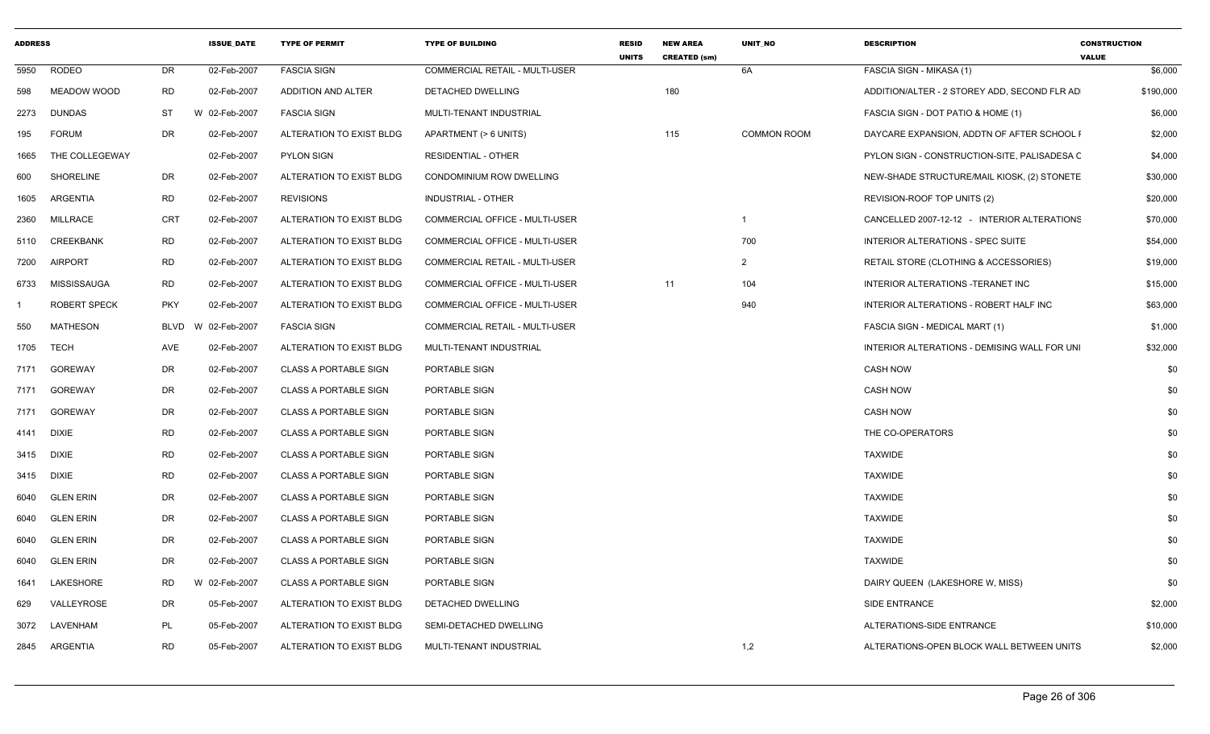| ADDRESS | | | ISSUE_DATE | TYPE OF PERMIT | TYPE OF BUILDING | RESID UNITS | NEW AREA CREATED (sm) | UNIT_NO | DESCRIPTION | CONSTRUCTION VALUE |
|---|---|---|---|---|---|---|---|---|---|---|
| 5950 | RODEO | DR | 02-Feb-2007 | FASCIA SIGN | COMMERCIAL RETAIL - MULTI-USER | | | 6A | FASCIA SIGN - MIKASA (1) | $6,000 |
| 598 | MEADOW WOOD | RD | 02-Feb-2007 | ADDITION AND ALTER | DETACHED DWELLING | | 180 | | ADDITION/ALTER - 2 STOREY ADD, SECOND FLR AD | $190,000 |
| 2273 | DUNDAS | ST | W 02-Feb-2007 | FASCIA SIGN | MULTI-TENANT INDUSTRIAL | | | | FASCIA SIGN - DOT PATIO & HOME (1) | $6,000 |
| 195 | FORUM | DR | 02-Feb-2007 | ALTERATION TO EXIST BLDG | APARTMENT (> 6 UNITS) | | 115 | COMMON ROOM | DAYCARE EXPANSION, ADDTN OF AFTER SCHOOL F | $2,000 |
| 1665 | THE COLLEGEWAY | | 02-Feb-2007 | PYLON SIGN | RESIDENTIAL - OTHER | | | | PYLON SIGN - CONSTRUCTION-SITE, PALISADESA C | $4,000 |
| 600 | SHORELINE | DR | 02-Feb-2007 | ALTERATION TO EXIST BLDG | CONDOMINIUM ROW DWELLING | | | | NEW-SHADE STRUCTURE/MAIL KIOSK, (2) STONETE | $30,000 |
| 1605 | ARGENTIA | RD | 02-Feb-2007 | REVISIONS | INDUSTRIAL - OTHER | | | | REVISION-ROOF TOP UNITS (2) | $20,000 |
| 2360 | MILLRACE | CRT | 02-Feb-2007 | ALTERATION TO EXIST BLDG | COMMERCIAL OFFICE - MULTI-USER | | | 1 | CANCELLED 2007-12-12 - INTERIOR ALTERATIONS | $70,000 |
| 5110 | CREEKBANK | RD | 02-Feb-2007 | ALTERATION TO EXIST BLDG | COMMERCIAL OFFICE - MULTI-USER | | | 700 | INTERIOR ALTERATIONS - SPEC SUITE | $54,000 |
| 7200 | AIRPORT | RD | 02-Feb-2007 | ALTERATION TO EXIST BLDG | COMMERCIAL RETAIL - MULTI-USER | | | 2 | RETAIL STORE (CLOTHING & ACCESSORIES) | $19,000 |
| 6733 | MISSISSAUGA | RD | 02-Feb-2007 | ALTERATION TO EXIST BLDG | COMMERCIAL OFFICE - MULTI-USER | | 11 | 104 | INTERIOR ALTERATIONS -TERANET INC | $15,000 |
| 1 | ROBERT SPECK | PKY | 02-Feb-2007 | ALTERATION TO EXIST BLDG | COMMERCIAL OFFICE - MULTI-USER | | | 940 | INTERIOR ALTERATIONS - ROBERT HALF INC | $63,000 |
| 550 | MATHESON | BLVD | W 02-Feb-2007 | FASCIA SIGN | COMMERCIAL RETAIL - MULTI-USER | | | | FASCIA SIGN - MEDICAL MART (1) | $1,000 |
| 1705 | TECH | AVE | 02-Feb-2007 | ALTERATION TO EXIST BLDG | MULTI-TENANT INDUSTRIAL | | | | INTERIOR ALTERATIONS - DEMISING WALL FOR UNI | $32,000 |
| 7171 | GOREWAY | DR | 02-Feb-2007 | CLASS A PORTABLE SIGN | PORTABLE SIGN | | | | CASH NOW | $0 |
| 7171 | GOREWAY | DR | 02-Feb-2007 | CLASS A PORTABLE SIGN | PORTABLE SIGN | | | | CASH NOW | $0 |
| 7171 | GOREWAY | DR | 02-Feb-2007 | CLASS A PORTABLE SIGN | PORTABLE SIGN | | | | CASH NOW | $0 |
| 4141 | DIXIE | RD | 02-Feb-2007 | CLASS A PORTABLE SIGN | PORTABLE SIGN | | | | THE CO-OPERATORS | $0 |
| 3415 | DIXIE | RD | 02-Feb-2007 | CLASS A PORTABLE SIGN | PORTABLE SIGN | | | | TAXWIDE | $0 |
| 3415 | DIXIE | RD | 02-Feb-2007 | CLASS A PORTABLE SIGN | PORTABLE SIGN | | | | TAXWIDE | $0 |
| 6040 | GLEN ERIN | DR | 02-Feb-2007 | CLASS A PORTABLE SIGN | PORTABLE SIGN | | | | TAXWIDE | $0 |
| 6040 | GLEN ERIN | DR | 02-Feb-2007 | CLASS A PORTABLE SIGN | PORTABLE SIGN | | | | TAXWIDE | $0 |
| 6040 | GLEN ERIN | DR | 02-Feb-2007 | CLASS A PORTABLE SIGN | PORTABLE SIGN | | | | TAXWIDE | $0 |
| 6040 | GLEN ERIN | DR | 02-Feb-2007 | CLASS A PORTABLE SIGN | PORTABLE SIGN | | | | TAXWIDE | $0 |
| 1641 | LAKESHORE | RD | W 02-Feb-2007 | CLASS A PORTABLE SIGN | PORTABLE SIGN | | | | DAIRY QUEEN (LAKESHORE W, MISS) | $0 |
| 629 | VALLEYROSE | DR | 05-Feb-2007 | ALTERATION TO EXIST BLDG | DETACHED DWELLING | | | | SIDE ENTRANCE | $2,000 |
| 3072 | LAVENHAM | PL | 05-Feb-2007 | ALTERATION TO EXIST BLDG | SEMI-DETACHED DWELLING | | | | ALTERATIONS-SIDE ENTRANCE | $10,000 |
| 2845 | ARGENTIA | RD | 05-Feb-2007 | ALTERATION TO EXIST BLDG | MULTI-TENANT INDUSTRIAL | | | 1,2 | ALTERATIONS-OPEN BLOCK WALL BETWEEN UNITS | $2,000 |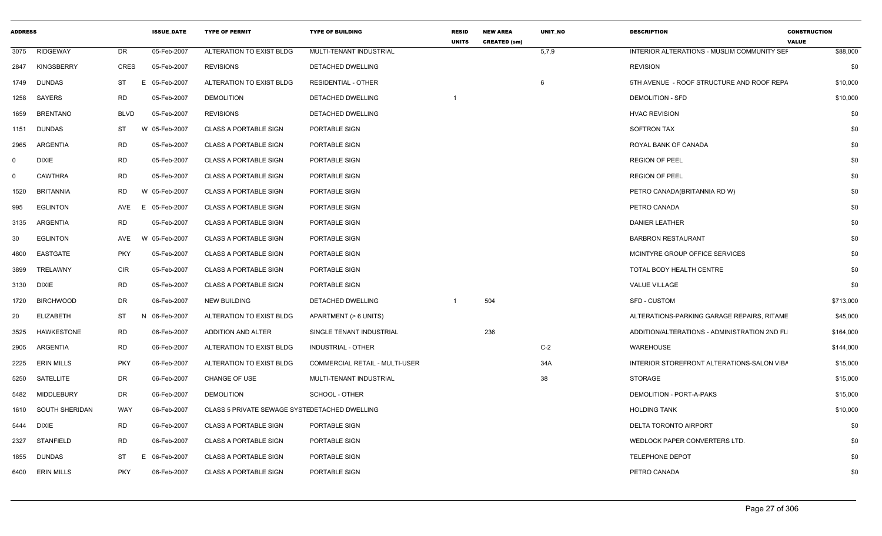| ADDRESS | | | ISSUE_DATE | TYPE OF PERMIT | TYPE OF BUILDING | RESID UNITS | NEW AREA CREATED (sm) | UNIT_NO | DESCRIPTION | CONSTRUCTION VALUE |
|---|---|---|---|---|---|---|---|---|---|---|
| 3075 | RIDGEWAY | DR | 05-Feb-2007 | ALTERATION TO EXIST BLDG | MULTI-TENANT INDUSTRIAL | | | 5,7,9 | INTERIOR ALTERATIONS - MUSLIM COMMUNITY SEF | $88,000 |
| 2847 | KINGSBERRY | CRES | 05-Feb-2007 | REVISIONS | DETACHED DWELLING | | | | REVISION | $0 |
| 1749 | DUNDAS | ST E | 05-Feb-2007 | ALTERATION TO EXIST BLDG | RESIDENTIAL - OTHER | | | 6 | 5TH AVENUE - ROOF STRUCTURE AND ROOF REPA | $10,000 |
| 1258 | SAYERS | RD | 05-Feb-2007 | DEMOLITION | DETACHED DWELLING | 1 | | | DEMOLITION - SFD | $10,000 |
| 1659 | BRENTANO | BLVD | 05-Feb-2007 | REVISIONS | DETACHED DWELLING | | | | HVAC REVISION | $0 |
| 1151 | DUNDAS | ST W | 05-Feb-2007 | CLASS A PORTABLE SIGN | PORTABLE SIGN | | | | SOFTRON TAX | $0 |
| 2965 | ARGENTIA | RD | 05-Feb-2007 | CLASS A PORTABLE SIGN | PORTABLE SIGN | | | | ROYAL BANK OF CANADA | $0 |
| 0 | DIXIE | RD | 05-Feb-2007 | CLASS A PORTABLE SIGN | PORTABLE SIGN | | | | REGION OF PEEL | $0 |
| 0 | CAWTHRA | RD | 05-Feb-2007 | CLASS A PORTABLE SIGN | PORTABLE SIGN | | | | REGION OF PEEL | $0 |
| 1520 | BRITANNIA | RD W | 05-Feb-2007 | CLASS A PORTABLE SIGN | PORTABLE SIGN | | | | PETRO CANADA(BRITANNIA RD W) | $0 |
| 995 | EGLINTON | AVE E | 05-Feb-2007 | CLASS A PORTABLE SIGN | PORTABLE SIGN | | | | PETRO CANADA | $0 |
| 3135 | ARGENTIA | RD | 05-Feb-2007 | CLASS A PORTABLE SIGN | PORTABLE SIGN | | | | DANIER LEATHER | $0 |
| 30 | EGLINTON | AVE W | 05-Feb-2007 | CLASS A PORTABLE SIGN | PORTABLE SIGN | | | | BARBRON RESTAURANT | $0 |
| 4800 | EASTGATE | PKY | 05-Feb-2007 | CLASS A PORTABLE SIGN | PORTABLE SIGN | | | | MCINTYRE GROUP OFFICE SERVICES | $0 |
| 3899 | TRELAWNY | CIR | 05-Feb-2007 | CLASS A PORTABLE SIGN | PORTABLE SIGN | | | | TOTAL BODY HEALTH CENTRE | $0 |
| 3130 | DIXIE | RD | 05-Feb-2007 | CLASS A PORTABLE SIGN | PORTABLE SIGN | | | | VALUE VILLAGE | $0 |
| 1720 | BIRCHWOOD | DR | 06-Feb-2007 | NEW BUILDING | DETACHED DWELLING | 1 | 504 | | SFD - CUSTOM | $713,000 |
| 20 | ELIZABETH | ST N | 06-Feb-2007 | ALTERATION TO EXIST BLDG | APARTMENT (> 6 UNITS) | | | | ALTERATIONS-PARKING GARAGE REPAIRS, RITAME | $45,000 |
| 3525 | HAWKESTONE | RD | 06-Feb-2007 | ADDITION AND ALTER | SINGLE TENANT INDUSTRIAL | | 236 | | ADDITION/ALTERATIONS - ADMINISTRATION 2ND FL | $164,000 |
| 2905 | ARGENTIA | RD | 06-Feb-2007 | ALTERATION TO EXIST BLDG | INDUSTRIAL - OTHER | | | C-2 | WAREHOUSE | $144,000 |
| 2225 | ERIN MILLS | PKY | 06-Feb-2007 | ALTERATION TO EXIST BLDG | COMMERCIAL RETAIL - MULTI-USER | | | 34A | INTERIOR STOREFRONT ALTERATIONS-SALON VIBA | $15,000 |
| 5250 | SATELLITE | DR | 06-Feb-2007 | CHANGE OF USE | MULTI-TENANT INDUSTRIAL | | | 38 | STORAGE | $15,000 |
| 5482 | MIDDLEBURY | DR | 06-Feb-2007 | DEMOLITION | SCHOOL - OTHER | | | | DEMOLITION - PORT-A-PAKS | $15,000 |
| 1610 | SOUTH SHERIDAN | WAY | 06-Feb-2007 | CLASS 5 PRIVATE SEWAGE SYSTE | DETACHED DWELLING | | | | HOLDING TANK | $10,000 |
| 5444 | DIXIE | RD | 06-Feb-2007 | CLASS A PORTABLE SIGN | PORTABLE SIGN | | | | DELTA TORONTO AIRPORT | $0 |
| 2327 | STANFIELD | RD | 06-Feb-2007 | CLASS A PORTABLE SIGN | PORTABLE SIGN | | | | WEDLOCK PAPER CONVERTERS LTD. | $0 |
| 1855 | DUNDAS | ST E | 06-Feb-2007 | CLASS A PORTABLE SIGN | PORTABLE SIGN | | | | TELEPHONE DEPOT | $0 |
| 6400 | ERIN MILLS | PKY | 06-Feb-2007 | CLASS A PORTABLE SIGN | PORTABLE SIGN | | | | PETRO CANADA | $0 |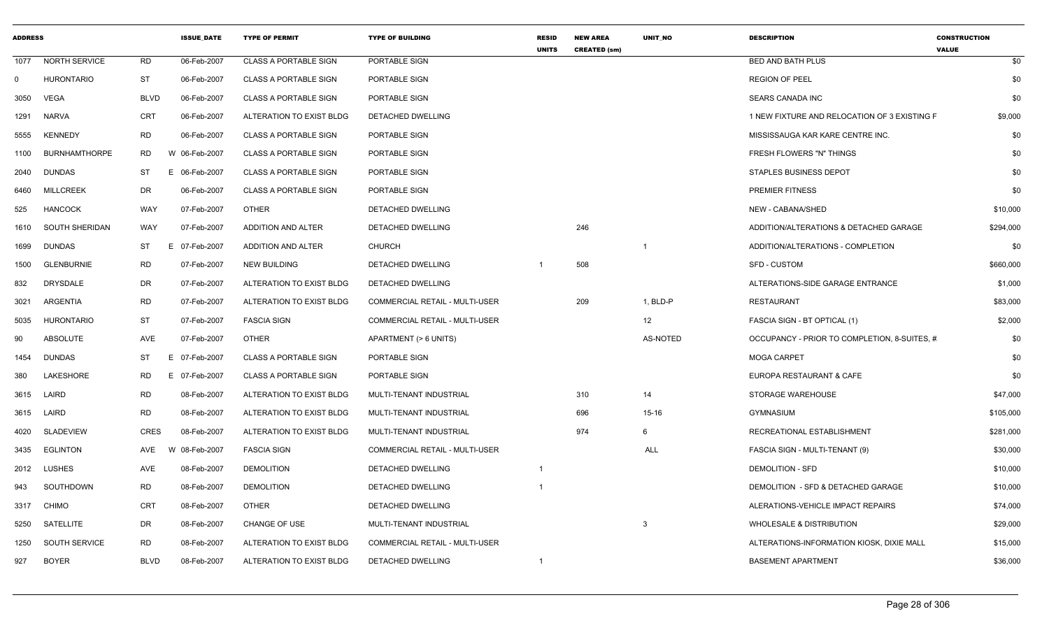| ADDRESS | | | ISSUE_DATE | TYPE OF PERMIT | TYPE OF BUILDING | RESID UNITS | NEW AREA CREATED (sm) | UNIT_NO | DESCRIPTION | CONSTRUCTION VALUE |
|---|---|---|---|---|---|---|---|---|---|---|
| 1077 | NORTH SERVICE | RD | 06-Feb-2007 | CLASS A PORTABLE SIGN | PORTABLE SIGN | | | | BED AND BATH PLUS | $0 |
| 0 | HURONTARIO | ST | 06-Feb-2007 | CLASS A PORTABLE SIGN | PORTABLE SIGN | | | | REGION OF PEEL | $0 |
| 3050 | VEGA | BLVD | 06-Feb-2007 | CLASS A PORTABLE SIGN | PORTABLE SIGN | | | | SEARS CANADA INC | $0 |
| 1291 | NARVA | CRT | 06-Feb-2007 | ALTERATION TO EXIST BLDG | DETACHED DWELLING | | | | 1 NEW FIXTURE AND RELOCATION OF 3 EXISTING F | $9,000 |
| 5555 | KENNEDY | RD | 06-Feb-2007 | CLASS A PORTABLE SIGN | PORTABLE SIGN | | | | MISSISSAUGA KAR KARE CENTRE INC. | $0 |
| 1100 | BURNHAMTHORPE | RD | W 06-Feb-2007 | CLASS A PORTABLE SIGN | PORTABLE SIGN | | | | FRESH FLOWERS "N" THINGS | $0 |
| 2040 | DUNDAS | ST | E 06-Feb-2007 | CLASS A PORTABLE SIGN | PORTABLE SIGN | | | | STAPLES BUSINESS DEPOT | $0 |
| 6460 | MILLCREEK | DR | 06-Feb-2007 | CLASS A PORTABLE SIGN | PORTABLE SIGN | | | | PREMIER FITNESS | $0 |
| 525 | HANCOCK | WAY | 07-Feb-2007 | OTHER | DETACHED DWELLING | | | | NEW - CABANA/SHED | $10,000 |
| 1610 | SOUTH SHERIDAN | WAY | 07-Feb-2007 | ADDITION AND ALTER | DETACHED DWELLING | | 246 | | ADDITION/ALTERATIONS & DETACHED GARAGE | $294,000 |
| 1699 | DUNDAS | ST | E 07-Feb-2007 | ADDITION AND ALTER | CHURCH | | | 1 | ADDITION/ALTERATIONS - COMPLETION | $0 |
| 1500 | GLENBURNIE | RD | 07-Feb-2007 | NEW BUILDING | DETACHED DWELLING | 1 | 508 | | SFD - CUSTOM | $660,000 |
| 832 | DRYSDALE | DR | 07-Feb-2007 | ALTERATION TO EXIST BLDG | DETACHED DWELLING | | | | ALTERATIONS-SIDE GARAGE ENTRANCE | $1,000 |
| 3021 | ARGENTIA | RD | 07-Feb-2007 | ALTERATION TO EXIST BLDG | COMMERCIAL RETAIL - MULTI-USER | | 209 | 1, BLD-P | RESTAURANT | $83,000 |
| 5035 | HURONTARIO | ST | 07-Feb-2007 | FASCIA SIGN | COMMERCIAL RETAIL - MULTI-USER | | | 12 | FASCIA SIGN - BT OPTICAL (1) | $2,000 |
| 90 | ABSOLUTE | AVE | 07-Feb-2007 | OTHER | APARTMENT (> 6 UNITS) | | | AS-NOTED | OCCUPANCY - PRIOR TO COMPLETION, 8-SUITES, # | $0 |
| 1454 | DUNDAS | ST | E 07-Feb-2007 | CLASS A PORTABLE SIGN | PORTABLE SIGN | | | | MOGA CARPET | $0 |
| 380 | LAKESHORE | RD | E 07-Feb-2007 | CLASS A PORTABLE SIGN | PORTABLE SIGN | | | | EUROPA RESTAURANT & CAFE | $0 |
| 3615 | LAIRD | RD | 08-Feb-2007 | ALTERATION TO EXIST BLDG | MULTI-TENANT INDUSTRIAL | | 310 | 14 | STORAGE WAREHOUSE | $47,000 |
| 3615 | LAIRD | RD | 08-Feb-2007 | ALTERATION TO EXIST BLDG | MULTI-TENANT INDUSTRIAL | | 696 | 15-16 | GYMNASIUM | $105,000 |
| 4020 | SLADEVIEW | CRES | 08-Feb-2007 | ALTERATION TO EXIST BLDG | MULTI-TENANT INDUSTRIAL | | 974 | 6 | RECREATIONAL ESTABLISHMENT | $281,000 |
| 3435 | EGLINTON | AVE | W 08-Feb-2007 | FASCIA SIGN | COMMERCIAL RETAIL - MULTI-USER | | | ALL | FASCIA SIGN - MULTI-TENANT (9) | $30,000 |
| 2012 | LUSHES | AVE | 08-Feb-2007 | DEMOLITION | DETACHED DWELLING | 1 | | | DEMOLITION - SFD | $10,000 |
| 943 | SOUTHDOWN | RD | 08-Feb-2007 | DEMOLITION | DETACHED DWELLING | 1 | | | DEMOLITION - SFD & DETACHED GARAGE | $10,000 |
| 3317 | CHIMO | CRT | 08-Feb-2007 | OTHER | DETACHED DWELLING | | | | ALERATIONS-VEHICLE IMPACT REPAIRS | $74,000 |
| 5250 | SATELLITE | DR | 08-Feb-2007 | CHANGE OF USE | MULTI-TENANT INDUSTRIAL | | | 3 | WHOLESALE & DISTRIBUTION | $29,000 |
| 1250 | SOUTH SERVICE | RD | 08-Feb-2007 | ALTERATION TO EXIST BLDG | COMMERCIAL RETAIL - MULTI-USER | | | | ALTERATIONS-INFORMATION KIOSK, DIXIE MALL | $15,000 |
| 927 | BOYER | BLVD | 08-Feb-2007 | ALTERATION TO EXIST BLDG | DETACHED DWELLING | 1 | | | BASEMENT APARTMENT | $36,000 |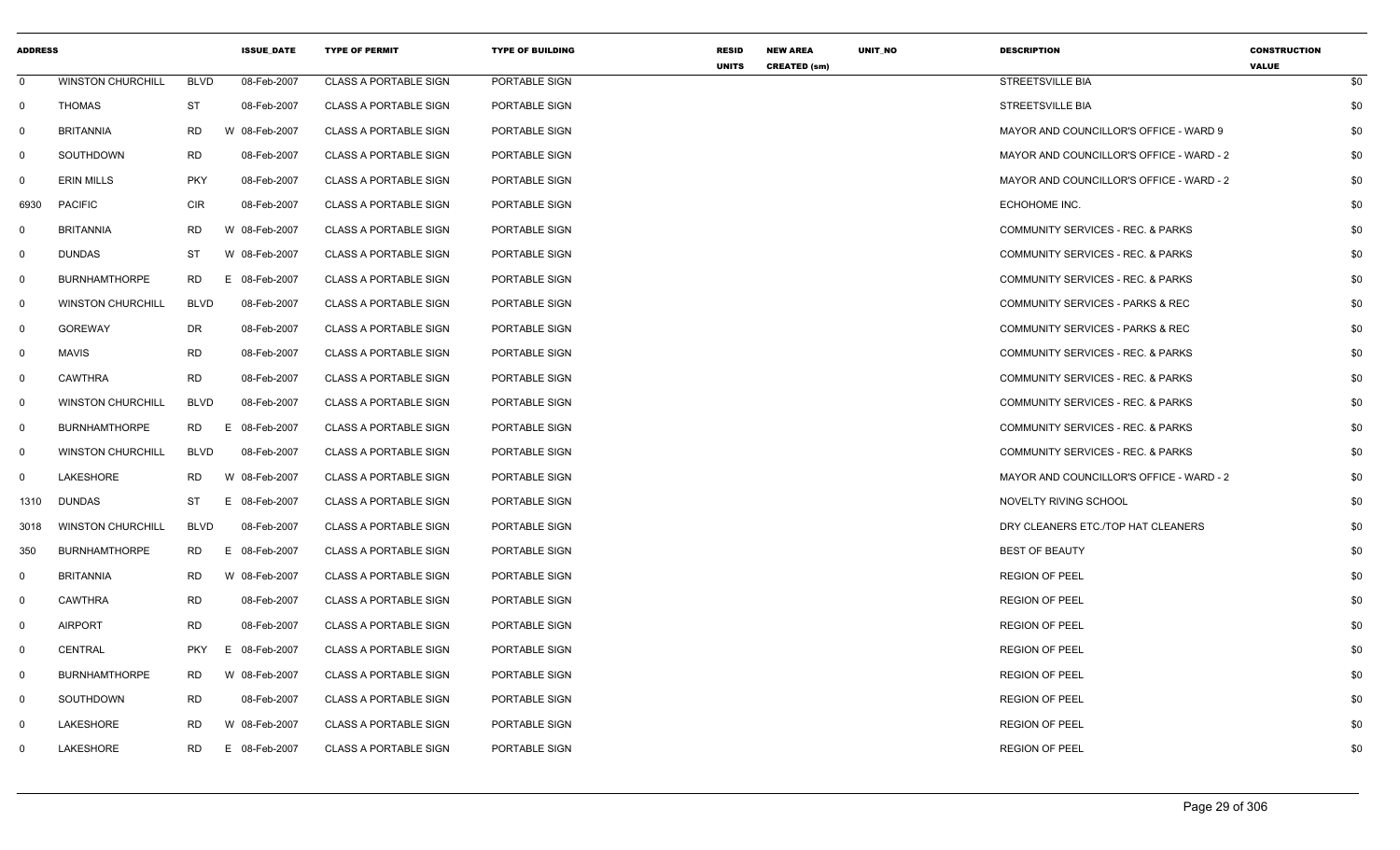| ADDRESS | | | ISSUE_DATE | TYPE OF PERMIT | TYPE OF BUILDING | RESID UNITS | NEW AREA CREATED (sm) | UNIT_NO | DESCRIPTION | CONSTRUCTION VALUE |
|---|---|---|---|---|---|---|---|---|---|---|
| 0 | WINSTON CHURCHILL | BLVD | 08-Feb-2007 | CLASS A PORTABLE SIGN | PORTABLE SIGN | | | | STREETSVILLE BIA | $0 |
| 0 | THOMAS | ST | 08-Feb-2007 | CLASS A PORTABLE SIGN | PORTABLE SIGN | | | | STREETSVILLE BIA | $0 |
| 0 | BRITANNIA | RD | W 08-Feb-2007 | CLASS A PORTABLE SIGN | PORTABLE SIGN | | | | MAYOR AND COUNCILLOR'S OFFICE - WARD 9 | $0 |
| 0 | SOUTHDOWN | RD | 08-Feb-2007 | CLASS A PORTABLE SIGN | PORTABLE SIGN | | | | MAYOR AND COUNCILLOR'S OFFICE - WARD - 2 | $0 |
| 0 | ERIN MILLS | PKY | 08-Feb-2007 | CLASS A PORTABLE SIGN | PORTABLE SIGN | | | | MAYOR AND COUNCILLOR'S OFFICE - WARD - 2 | $0 |
| 6930 | PACIFIC | CIR | 08-Feb-2007 | CLASS A PORTABLE SIGN | PORTABLE SIGN | | | | ECHOHOME INC. | $0 |
| 0 | BRITANNIA | RD | W 08-Feb-2007 | CLASS A PORTABLE SIGN | PORTABLE SIGN | | | | COMMUNITY SERVICES - REC. & PARKS | $0 |
| 0 | DUNDAS | ST | W 08-Feb-2007 | CLASS A PORTABLE SIGN | PORTABLE SIGN | | | | COMMUNITY SERVICES - REC. & PARKS | $0 |
| 0 | BURNHAMTHORPE | RD | E 08-Feb-2007 | CLASS A PORTABLE SIGN | PORTABLE SIGN | | | | COMMUNITY SERVICES - REC. & PARKS | $0 |
| 0 | WINSTON CHURCHILL | BLVD | 08-Feb-2007 | CLASS A PORTABLE SIGN | PORTABLE SIGN | | | | COMMUNITY SERVICES - PARKS & REC | $0 |
| 0 | GOREWAY | DR | 08-Feb-2007 | CLASS A PORTABLE SIGN | PORTABLE SIGN | | | | COMMUNITY SERVICES - PARKS & REC | $0 |
| 0 | MAVIS | RD | 08-Feb-2007 | CLASS A PORTABLE SIGN | PORTABLE SIGN | | | | COMMUNITY SERVICES - REC. & PARKS | $0 |
| 0 | CAWTHRA | RD | 08-Feb-2007 | CLASS A PORTABLE SIGN | PORTABLE SIGN | | | | COMMUNITY SERVICES - REC. & PARKS | $0 |
| 0 | WINSTON CHURCHILL | BLVD | 08-Feb-2007 | CLASS A PORTABLE SIGN | PORTABLE SIGN | | | | COMMUNITY SERVICES - REC. & PARKS | $0 |
| 0 | BURNHAMTHORPE | RD | E 08-Feb-2007 | CLASS A PORTABLE SIGN | PORTABLE SIGN | | | | COMMUNITY SERVICES - REC. & PARKS | $0 |
| 0 | WINSTON CHURCHILL | BLVD | 08-Feb-2007 | CLASS A PORTABLE SIGN | PORTABLE SIGN | | | | COMMUNITY SERVICES - REC. & PARKS | $0 |
| 0 | LAKESHORE | RD | W 08-Feb-2007 | CLASS A PORTABLE SIGN | PORTABLE SIGN | | | | MAYOR AND COUNCILLOR'S OFFICE - WARD - 2 | $0 |
| 1310 | DUNDAS | ST | E 08-Feb-2007 | CLASS A PORTABLE SIGN | PORTABLE SIGN | | | | NOVELTY RIVING SCHOOL | $0 |
| 3018 | WINSTON CHURCHILL | BLVD | 08-Feb-2007 | CLASS A PORTABLE SIGN | PORTABLE SIGN | | | | DRY CLEANERS ETC./TOP HAT CLEANERS | $0 |
| 350 | BURNHAMTHORPE | RD | E 08-Feb-2007 | CLASS A PORTABLE SIGN | PORTABLE SIGN | | | | BEST OF BEAUTY | $0 |
| 0 | BRITANNIA | RD | W 08-Feb-2007 | CLASS A PORTABLE SIGN | PORTABLE SIGN | | | | REGION OF PEEL | $0 |
| 0 | CAWTHRA | RD | 08-Feb-2007 | CLASS A PORTABLE SIGN | PORTABLE SIGN | | | | REGION OF PEEL | $0 |
| 0 | AIRPORT | RD | 08-Feb-2007 | CLASS A PORTABLE SIGN | PORTABLE SIGN | | | | REGION OF PEEL | $0 |
| 0 | CENTRAL | PKY | E 08-Feb-2007 | CLASS A PORTABLE SIGN | PORTABLE SIGN | | | | REGION OF PEEL | $0 |
| 0 | BURNHAMTHORPE | RD | W 08-Feb-2007 | CLASS A PORTABLE SIGN | PORTABLE SIGN | | | | REGION OF PEEL | $0 |
| 0 | SOUTHDOWN | RD | 08-Feb-2007 | CLASS A PORTABLE SIGN | PORTABLE SIGN | | | | REGION OF PEEL | $0 |
| 0 | LAKESHORE | RD | W 08-Feb-2007 | CLASS A PORTABLE SIGN | PORTABLE SIGN | | | | REGION OF PEEL | $0 |
| 0 | LAKESHORE | RD | E 08-Feb-2007 | CLASS A PORTABLE SIGN | PORTABLE SIGN | | | | REGION OF PEEL | $0 |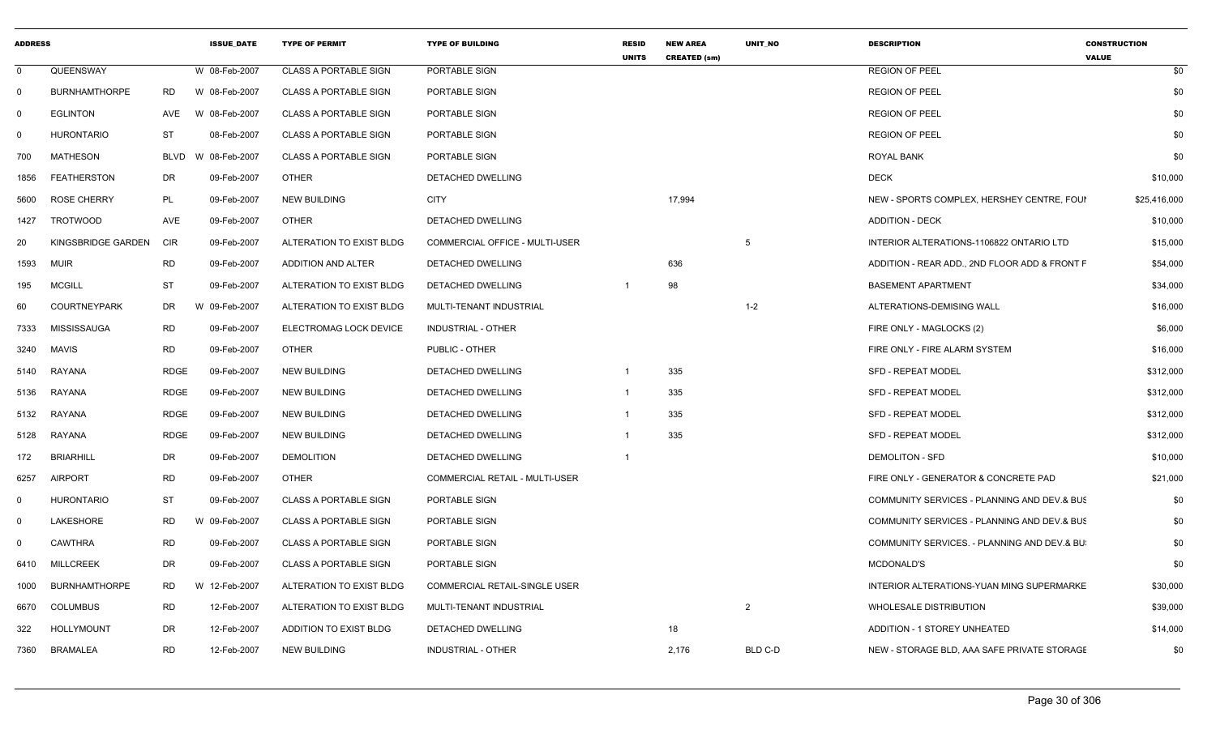| ADDRESS | | | ISSUE_DATE | TYPE OF PERMIT | TYPE OF BUILDING | RESID UNITS | NEW AREA CREATED (sm) | UNIT_NO | DESCRIPTION | CONSTRUCTION VALUE |
|---|---|---|---|---|---|---|---|---|---|---|
| 0 | QUEENSWAY | W | 08-Feb-2007 | CLASS A PORTABLE SIGN | PORTABLE SIGN | | | | REGION OF PEEL | $0 |
| 0 | BURNHAMTHORPE | RD W | 08-Feb-2007 | CLASS A PORTABLE SIGN | PORTABLE SIGN | | | | REGION OF PEEL | $0 |
| 0 | EGLINTON | AVE W | 08-Feb-2007 | CLASS A PORTABLE SIGN | PORTABLE SIGN | | | | REGION OF PEEL | $0 |
| 0 | HURONTARIO | ST | 08-Feb-2007 | CLASS A PORTABLE SIGN | PORTABLE SIGN | | | | REGION OF PEEL | $0 |
| 700 | MATHESON | BLVD W | 08-Feb-2007 | CLASS A PORTABLE SIGN | PORTABLE SIGN | | | | ROYAL BANK | $0 |
| 1856 | FEATHERSTON | DR | 09-Feb-2007 | OTHER | DETACHED DWELLING | | | | DECK | $10,000 |
| 5600 | ROSE CHERRY | PL | 09-Feb-2007 | NEW BUILDING | CITY | | 17,994 | | NEW - SPORTS COMPLEX, HERSHEY CENTRE, FOUI | $25,416,000 |
| 1427 | TROTWOOD | AVE | 09-Feb-2007 | OTHER | DETACHED DWELLING | | | | ADDITION - DECK | $10,000 |
| 20 | KINGSBRIDGE GARDEN | CIR | 09-Feb-2007 | ALTERATION TO EXIST BLDG | COMMERCIAL OFFICE - MULTI-USER | | | 5 | INTERIOR ALTERATIONS-1106822 ONTARIO LTD | $15,000 |
| 1593 | MUIR | RD | 09-Feb-2007 | ADDITION AND ALTER | DETACHED DWELLING | | 636 | | ADDITION - REAR ADD., 2ND FLOOR ADD & FRONT F | $54,000 |
| 195 | MCGILL | ST | 09-Feb-2007 | ALTERATION TO EXIST BLDG | DETACHED DWELLING | 1 | 98 | | BASEMENT APARTMENT | $34,000 |
| 60 | COURTNEYPARK | DR W | 09-Feb-2007 | ALTERATION TO EXIST BLDG | MULTI-TENANT INDUSTRIAL | | | 1-2 | ALTERATIONS-DEMISING WALL | $16,000 |
| 7333 | MISSISSAUGA | RD | 09-Feb-2007 | ELECTROMAG LOCK DEVICE | INDUSTRIAL - OTHER | | | | FIRE ONLY - MAGLOCKS (2) | $6,000 |
| 3240 | MAVIS | RD | 09-Feb-2007 | OTHER | PUBLIC - OTHER | | | | FIRE ONLY - FIRE ALARM SYSTEM | $16,000 |
| 5140 | RAYANA | RDGE | 09-Feb-2007 | NEW BUILDING | DETACHED DWELLING | 1 | 335 | | SFD - REPEAT MODEL | $312,000 |
| 5136 | RAYANA | RDGE | 09-Feb-2007 | NEW BUILDING | DETACHED DWELLING | 1 | 335 | | SFD - REPEAT MODEL | $312,000 |
| 5132 | RAYANA | RDGE | 09-Feb-2007 | NEW BUILDING | DETACHED DWELLING | 1 | 335 | | SFD - REPEAT MODEL | $312,000 |
| 5128 | RAYANA | RDGE | 09-Feb-2007 | NEW BUILDING | DETACHED DWELLING | 1 | 335 | | SFD - REPEAT MODEL | $312,000 |
| 172 | BRIARHILL | DR | 09-Feb-2007 | DEMOLITION | DETACHED DWELLING | 1 | | | DEMOLITON - SFD | $10,000 |
| 6257 | AIRPORT | RD | 09-Feb-2007 | OTHER | COMMERCIAL RETAIL - MULTI-USER | | | | FIRE ONLY - GENERATOR & CONCRETE PAD | $21,000 |
| 0 | HURONTARIO | ST | 09-Feb-2007 | CLASS A PORTABLE SIGN | PORTABLE SIGN | | | | COMMUNITY SERVICES - PLANNING AND DEV.& BUS | $0 |
| 0 | LAKESHORE | RD W | 09-Feb-2007 | CLASS A PORTABLE SIGN | PORTABLE SIGN | | | | COMMUNITY SERVICES - PLANNING AND DEV.& BUS | $0 |
| 0 | CAWTHRA | RD | 09-Feb-2007 | CLASS A PORTABLE SIGN | PORTABLE SIGN | | | | COMMUNITY SERVICES. - PLANNING AND DEV.& BU: | $0 |
| 6410 | MILLCREEK | DR | 09-Feb-2007 | CLASS A PORTABLE SIGN | PORTABLE SIGN | | | | MCDONALD'S | $0 |
| 1000 | BURNHAMTHORPE | RD W | 12-Feb-2007 | ALTERATION TO EXIST BLDG | COMMERCIAL RETAIL-SINGLE USER | | | | INTERIOR ALTERATIONS-YUAN MING SUPERMARKE | $30,000 |
| 6670 | COLUMBUS | RD | 12-Feb-2007 | ALTERATION TO EXIST BLDG | MULTI-TENANT INDUSTRIAL | | | 2 | WHOLESALE DISTRIBUTION | $39,000 |
| 322 | HOLLYMOUNT | DR | 12-Feb-2007 | ADDITION TO EXIST BLDG | DETACHED DWELLING | | 18 | | ADDITION - 1 STOREY UNHEATED | $14,000 |
| 7360 | BRAMALEA | RD | 12-Feb-2007 | NEW BUILDING | INDUSTRIAL - OTHER | | 2,176 | BLD C-D | NEW - STORAGE BLD, AAA SAFE PRIVATE STORAGE | $0 |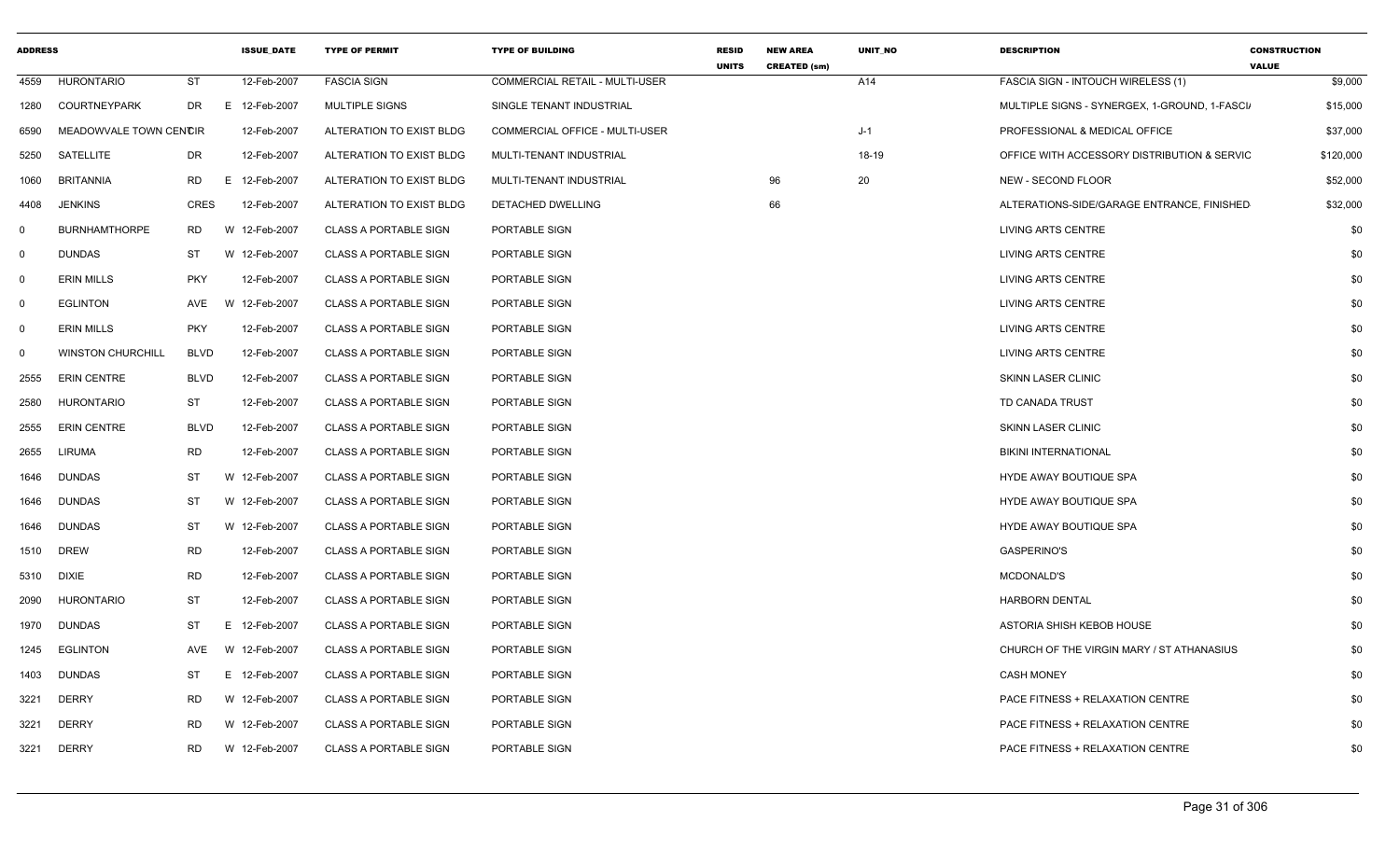| ADDRESS | | | ISSUE_DATE | TYPE OF PERMIT | TYPE OF BUILDING | RESID UNITS | NEW AREA CREATED (sm) | UNIT_NO | DESCRIPTION | CONSTRUCTION VALUE |
|---|---|---|---|---|---|---|---|---|---|---|
| 4559 | HURONTARIO | ST | 12-Feb-2007 | FASCIA SIGN | COMMERCIAL RETAIL - MULTI-USER | | | A14 | FASCIA SIGN - INTOUCH WIRELESS (1) | $9,000 |
| 1280 | COURTNEYPARK | DR | E 12-Feb-2007 | MULTIPLE SIGNS | SINGLE TENANT INDUSTRIAL | | | | MULTIPLE SIGNS - SYNERGEX, 1-GROUND, 1-FASCI/ | $15,000 |
| 6590 | MEADOWVALE TOWN CENTCIR | | 12-Feb-2007 | ALTERATION TO EXIST BLDG | COMMERCIAL OFFICE - MULTI-USER | | | J-1 | PROFESSIONAL & MEDICAL OFFICE | $37,000 |
| 5250 | SATELLITE | DR | 12-Feb-2007 | ALTERATION TO EXIST BLDG | MULTI-TENANT INDUSTRIAL | | | 18-19 | OFFICE WITH ACCESSORY DISTRIBUTION & SERVIC | $120,000 |
| 1060 | BRITANNIA | RD | E 12-Feb-2007 | ALTERATION TO EXIST BLDG | MULTI-TENANT INDUSTRIAL | | 96 | 20 | NEW - SECOND FLOOR | $52,000 |
| 4408 | JENKINS | CRES | 12-Feb-2007 | ALTERATION TO EXIST BLDG | DETACHED DWELLING | | 66 | | ALTERATIONS-SIDE/GARAGE ENTRANCE, FINISHED | $32,000 |
| 0 | BURNHAMTHORPE | RD | W 12-Feb-2007 | CLASS A PORTABLE SIGN | PORTABLE SIGN | | | | LIVING ARTS CENTRE | $0 |
| 0 | DUNDAS | ST | W 12-Feb-2007 | CLASS A PORTABLE SIGN | PORTABLE SIGN | | | | LIVING ARTS CENTRE | $0 |
| 0 | ERIN MILLS | PKY | 12-Feb-2007 | CLASS A PORTABLE SIGN | PORTABLE SIGN | | | | LIVING ARTS CENTRE | $0 |
| 0 | EGLINTON | AVE | W 12-Feb-2007 | CLASS A PORTABLE SIGN | PORTABLE SIGN | | | | LIVING ARTS CENTRE | $0 |
| 0 | ERIN MILLS | PKY | 12-Feb-2007 | CLASS A PORTABLE SIGN | PORTABLE SIGN | | | | LIVING ARTS CENTRE | $0 |
| 0 | WINSTON CHURCHILL | BLVD | 12-Feb-2007 | CLASS A PORTABLE SIGN | PORTABLE SIGN | | | | LIVING ARTS CENTRE | $0 |
| 2555 | ERIN CENTRE | BLVD | 12-Feb-2007 | CLASS A PORTABLE SIGN | PORTABLE SIGN | | | | SKINN LASER CLINIC | $0 |
| 2580 | HURONTARIO | ST | 12-Feb-2007 | CLASS A PORTABLE SIGN | PORTABLE SIGN | | | | TD CANADA TRUST | $0 |
| 2555 | ERIN CENTRE | BLVD | 12-Feb-2007 | CLASS A PORTABLE SIGN | PORTABLE SIGN | | | | SKINN LASER CLINIC | $0 |
| 2655 | LIRUMA | RD | 12-Feb-2007 | CLASS A PORTABLE SIGN | PORTABLE SIGN | | | | BIKINI INTERNATIONAL | $0 |
| 1646 | DUNDAS | ST | W 12-Feb-2007 | CLASS A PORTABLE SIGN | PORTABLE SIGN | | | | HYDE AWAY BOUTIQUE SPA | $0 |
| 1646 | DUNDAS | ST | W 12-Feb-2007 | CLASS A PORTABLE SIGN | PORTABLE SIGN | | | | HYDE AWAY BOUTIQUE SPA | $0 |
| 1646 | DUNDAS | ST | W 12-Feb-2007 | CLASS A PORTABLE SIGN | PORTABLE SIGN | | | | HYDE AWAY BOUTIQUE SPA | $0 |
| 1510 | DREW | RD | 12-Feb-2007 | CLASS A PORTABLE SIGN | PORTABLE SIGN | | | | GASPERINO'S | $0 |
| 5310 | DIXIE | RD | 12-Feb-2007 | CLASS A PORTABLE SIGN | PORTABLE SIGN | | | | MCDONALD'S | $0 |
| 2090 | HURONTARIO | ST | 12-Feb-2007 | CLASS A PORTABLE SIGN | PORTABLE SIGN | | | | HARBORN DENTAL | $0 |
| 1970 | DUNDAS | ST | E 12-Feb-2007 | CLASS A PORTABLE SIGN | PORTABLE SIGN | | | | ASTORIA SHISH KEBOB HOUSE | $0 |
| 1245 | EGLINTON | AVE | W 12-Feb-2007 | CLASS A PORTABLE SIGN | PORTABLE SIGN | | | | CHURCH OF THE VIRGIN MARY / ST ATHANASIUS | $0 |
| 1403 | DUNDAS | ST | E 12-Feb-2007 | CLASS A PORTABLE SIGN | PORTABLE SIGN | | | | CASH MONEY | $0 |
| 3221 | DERRY | RD | W 12-Feb-2007 | CLASS A PORTABLE SIGN | PORTABLE SIGN | | | | PACE FITNESS + RELAXATION CENTRE | $0 |
| 3221 | DERRY | RD | W 12-Feb-2007 | CLASS A PORTABLE SIGN | PORTABLE SIGN | | | | PACE FITNESS + RELAXATION CENTRE | $0 |
| 3221 | DERRY | RD | W 12-Feb-2007 | CLASS A PORTABLE SIGN | PORTABLE SIGN | | | | PACE FITNESS + RELAXATION CENTRE | $0 |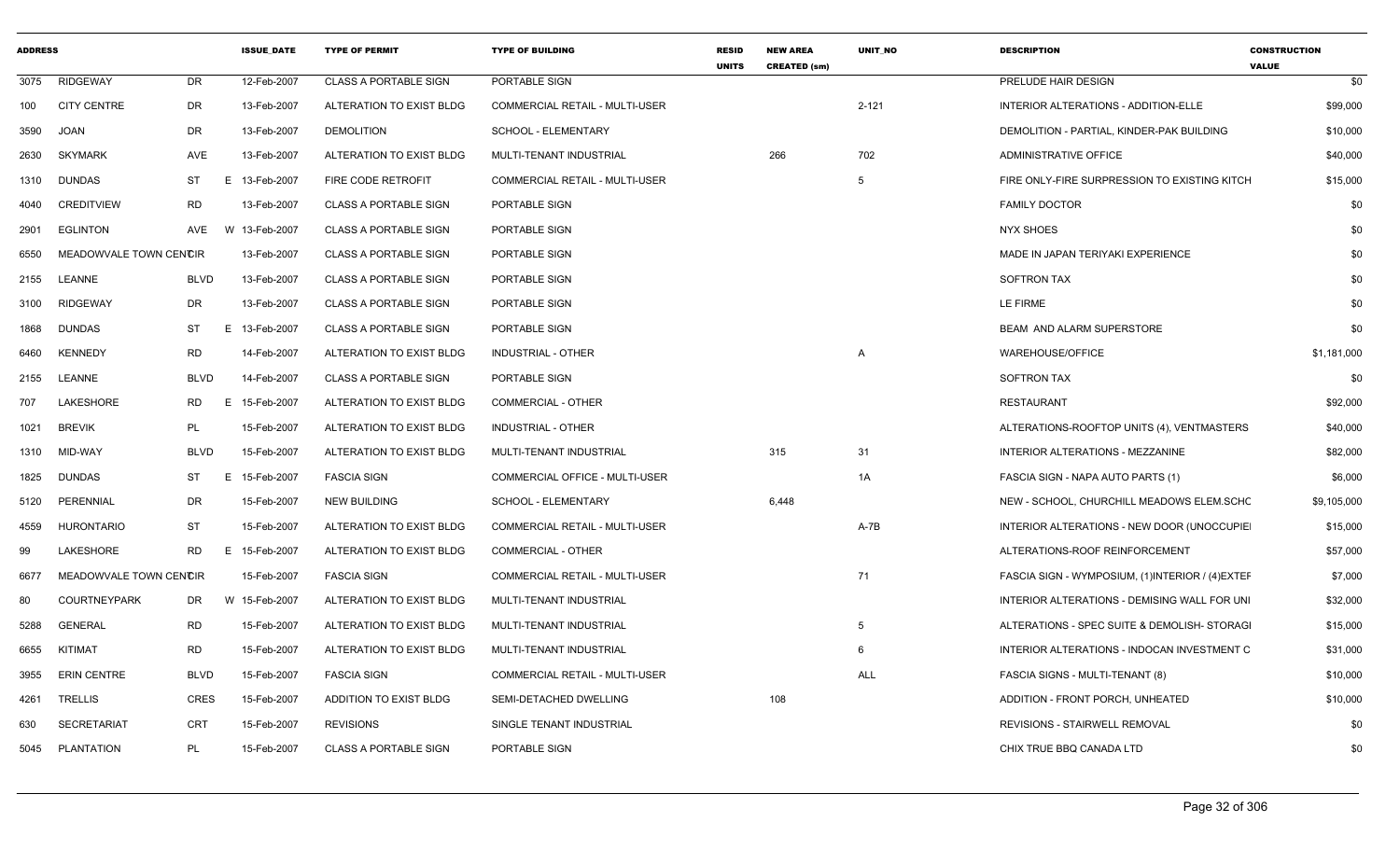| ADDRESS | | | ISSUE_DATE | TYPE OF PERMIT | TYPE OF BUILDING | RESID UNITS | NEW AREA CREATED (sm) | UNIT_NO | DESCRIPTION | CONSTRUCTION VALUE |
|---|---|---|---|---|---|---|---|---|---|---|
| 3075 | RIDGEWAY | DR | 12-Feb-2007 | CLASS A PORTABLE SIGN | PORTABLE SIGN | | | | PRELUDE HAIR DESIGN | $0 |
| 100 | CITY CENTRE | DR | 13-Feb-2007 | ALTERATION TO EXIST BLDG | COMMERCIAL RETAIL - MULTI-USER | | | 2-121 | INTERIOR ALTERATIONS - ADDITION-ELLE | $99,000 |
| 3590 | JOAN | DR | 13-Feb-2007 | DEMOLITION | SCHOOL - ELEMENTARY | | | | DEMOLITION - PARTIAL, KINDER-PAK BUILDING | $10,000 |
| 2630 | SKYMARK | AVE | 13-Feb-2007 | ALTERATION TO EXIST BLDG | MULTI-TENANT INDUSTRIAL | | 266 | 702 | ADMINISTRATIVE OFFICE | $40,000 |
| 1310 | DUNDAS | ST E | 13-Feb-2007 | FIRE CODE RETROFIT | COMMERCIAL RETAIL - MULTI-USER | | | 5 | FIRE ONLY-FIRE SURPRESSION TO EXISTING KITCH | $15,000 |
| 4040 | CREDITVIEW | RD | 13-Feb-2007 | CLASS A PORTABLE SIGN | PORTABLE SIGN | | | | FAMILY DOCTOR | $0 |
| 2901 | EGLINTON | AVE W | 13-Feb-2007 | CLASS A PORTABLE SIGN | PORTABLE SIGN | | | | NYX SHOES | $0 |
| 6550 | MEADOWVALE TOWN CENTRE | CIR | 13-Feb-2007 | CLASS A PORTABLE SIGN | PORTABLE SIGN | | | | MADE IN JAPAN TERIYAKI EXPERIENCE | $0 |
| 2155 | LEANNE | BLVD | 13-Feb-2007 | CLASS A PORTABLE SIGN | PORTABLE SIGN | | | | SOFTRON TAX | $0 |
| 3100 | RIDGEWAY | DR | 13-Feb-2007 | CLASS A PORTABLE SIGN | PORTABLE SIGN | | | | LE FIRME | $0 |
| 1868 | DUNDAS | ST E | 13-Feb-2007 | CLASS A PORTABLE SIGN | PORTABLE SIGN | | | | BEAM AND ALARM SUPERSTORE | $0 |
| 6460 | KENNEDY | RD | 14-Feb-2007 | ALTERATION TO EXIST BLDG | INDUSTRIAL - OTHER | | | A | WAREHOUSE/OFFICE | $1,181,000 |
| 2155 | LEANNE | BLVD | 14-Feb-2007 | CLASS A PORTABLE SIGN | PORTABLE SIGN | | | | SOFTRON TAX | $0 |
| 707 | LAKESHORE | RD E | 15-Feb-2007 | ALTERATION TO EXIST BLDG | COMMERCIAL - OTHER | | | | RESTAURANT | $92,000 |
| 1021 | BREVIK | PL | 15-Feb-2007 | ALTERATION TO EXIST BLDG | INDUSTRIAL - OTHER | | | | ALTERATIONS-ROOFTOP UNITS (4), VENTMASTERS | $40,000 |
| 1310 | MID-WAY | BLVD | 15-Feb-2007 | ALTERATION TO EXIST BLDG | MULTI-TENANT INDUSTRIAL | | 315 | 31 | INTERIOR ALTERATIONS - MEZZANINE | $82,000 |
| 1825 | DUNDAS | ST E | 15-Feb-2007 | FASCIA SIGN | COMMERCIAL OFFICE - MULTI-USER | | | 1A | FASCIA SIGN - NAPA AUTO PARTS (1) | $6,000 |
| 5120 | PERENNIAL | DR | 15-Feb-2007 | NEW BUILDING | SCHOOL - ELEMENTARY | | 6,448 | | NEW - SCHOOL, CHURCHILL MEADOWS ELEM.SCHC | $9,105,000 |
| 4559 | HURONTARIO | ST | 15-Feb-2007 | ALTERATION TO EXIST BLDG | COMMERCIAL RETAIL - MULTI-USER | | | A-7B | INTERIOR ALTERATIONS - NEW DOOR (UNOCCUPIEI | $15,000 |
| 99 | LAKESHORE | RD E | 15-Feb-2007 | ALTERATION TO EXIST BLDG | COMMERCIAL - OTHER | | | | ALTERATIONS-ROOF REINFORCEMENT | $57,000 |
| 6677 | MEADOWVALE TOWN CENTRE | CIR | 15-Feb-2007 | FASCIA SIGN | COMMERCIAL RETAIL - MULTI-USER | | | 71 | FASCIA SIGN - WYMPOSIUM, (1)INTERIOR / (4)EXTEF | $7,000 |
| 80 | COURTNEYPARK | DR W | 15-Feb-2007 | ALTERATION TO EXIST BLDG | MULTI-TENANT INDUSTRIAL | | | | INTERIOR ALTERATIONS - DEMISING WALL FOR UNI | $32,000 |
| 5288 | GENERAL | RD | 15-Feb-2007 | ALTERATION TO EXIST BLDG | MULTI-TENANT INDUSTRIAL | | | 5 | ALTERATIONS - SPEC SUITE & DEMOLISH- STORAGI | $15,000 |
| 6655 | KITIMAT | RD | 15-Feb-2007 | ALTERATION TO EXIST BLDG | MULTI-TENANT INDUSTRIAL | | | 6 | INTERIOR ALTERATIONS - INDOCAN INVESTMENT C | $31,000 |
| 3955 | ERIN CENTRE | BLVD | 15-Feb-2007 | FASCIA SIGN | COMMERCIAL RETAIL - MULTI-USER | | | ALL | FASCIA SIGNS - MULTI-TENANT (8) | $10,000 |
| 4261 | TRELLIS | CRES | 15-Feb-2007 | ADDITION TO EXIST BLDG | SEMI-DETACHED DWELLING | | 108 | | ADDITION - FRONT PORCH, UNHEATED | $10,000 |
| 630 | SECRETARIAT | CRT | 15-Feb-2007 | REVISIONS | SINGLE TENANT INDUSTRIAL | | | | REVISIONS - STAIRWELL REMOVAL | $0 |
| 5045 | PLANTATION | PL | 15-Feb-2007 | CLASS A PORTABLE SIGN | PORTABLE SIGN | | | | CHIX TRUE BBQ CANADA LTD | $0 |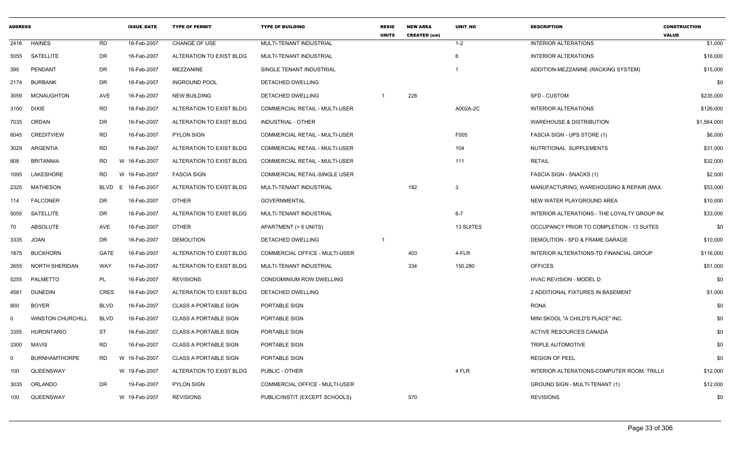| ADDRESS | | | ISSUE_DATE | TYPE OF PERMIT | TYPE OF BUILDING | RESID UNITS | NEW AREA CREATED (sm) | UNIT_NO | DESCRIPTION | CONSTRUCTION VALUE |
|---|---|---|---|---|---|---|---|---|---|---|
| 2416 | HAINES | RD | 16-Feb-2007 | CHANGE OF USE | MULTI-TENANT INDUSTRIAL | | | 1-2 | INTERIOR ALTERATIONS | $1,000 |
| 5055 | SATELLITE | DR | 16-Feb-2007 | ALTERATION TO EXIST BLDG | MULTI-TENANT INDUSTRIAL | | | 6 | INTERIOR ALTERATIONS | $16,000 |
| 395 | PENDANT | DR | 16-Feb-2007 | MEZZANINE | SINGLE TENANT INDUSTRIAL | | | 1 | ADDITION-MEZZANINE (RACKING SYSTEM) | $15,000 |
| 2174 | BURBANK | DR | 16-Feb-2007 | INGROUND POOL | DETACHED DWELLING | | | | | $0 |
| 3059 | MCNAUGHTON | AVE | 16-Feb-2007 | NEW BUILDING | DETACHED DWELLING | 1 | 228 | | SFD - CUSTOM | $235,000 |
| 3100 | DIXIE | RD | 16-Feb-2007 | ALTERATION TO EXIST BLDG | COMMERCIAL RETAIL - MULTI-USER | | | A002A-2C | INTERIOR ALTERATIONS | $126,000 |
| 7035 | ORDAN | DR | 16-Feb-2007 | ALTERATION TO EXIST BLDG | INDUSTRIAL - OTHER | | | | WAREHOUSE & DISTRIBUTION | $1,564,000 |
| 6045 | CREDITVIEW | RD | 16-Feb-2007 | PYLON SIGN | COMMERCIAL RETAIL - MULTI-USER | | | F005 | FASCIA SIGN - UPS STORE (1) | $6,000 |
| 3029 | ARGENTIA | RD | 16-Feb-2007 | ALTERATION TO EXIST BLDG | COMMERCIAL RETAIL - MULTI-USER | | | 104 | NUTRITIONAL SUPPLEMENTS | $31,000 |
| 808 | BRITANNIA | RD | W 16-Feb-2007 | ALTERATION TO EXIST BLDG | COMMERCIAL RETAIL - MULTI-USER | | | 111 | RETAIL | $32,000 |
| 1095 | LAKESHORE | RD | W 16-Feb-2007 | FASCIA SIGN | COMMERCIAL RETAIL-SINGLE USER | | | | FASCIA SIGN - SNACKS (1) | $2,000 |
| 2325 | MATHESON | BLVD | E 16-Feb-2007 | ALTERATION TO EXIST BLDG | MULTI-TENANT INDUSTRIAL | | 182 | 3 | MANUFACTURING, WAREHOUSING & REPAIR (MAX. | $53,000 |
| 114 | FALCONER | DR | 16-Feb-2007 | OTHER | GOVERNMENTAL | | | | NEW WATER PLAYGROUND AREA | $10,000 |
| 5055 | SATELLITE | DR | 16-Feb-2007 | ALTERATION TO EXIST BLDG | MULTI-TENANT INDUSTRIAL | | | 6-7 | INTERIOR ALTERATIONS - THE LOYALTY GROUP IN( | $33,000 |
| 70 | ABSOLUTE | AVE | 16-Feb-2007 | OTHER | APARTMENT (> 6 UNITS) | | | 13 SUITES | OCCUPANCY PRIOR TO COMPLETION - 13 SUITES | $0 |
| 3335 | JOAN | DR | 16-Feb-2007 | DEMOLITION | DETACHED DWELLING | 1 | | | DEMOLITION - SFD & FRAME GARAGE | $10,000 |
| 1875 | BUCKHORN | GATE | 16-Feb-2007 | ALTERATION TO EXIST BLDG | COMMERCIAL OFFICE - MULTI-USER | | 403 | 4-FLR | INTERIOR ALTERATIONS-TD FINANCIAL GROUP | $116,000 |
| 2655 | NORTH SHERIDAN | WAY | 16-Feb-2007 | ALTERATION TO EXIST BLDG | MULTI-TENANT INDUSTRIAL | | 334 | 150,280 | OFFICES | $51,000 |
| 5255 | PALMETTO | PL | 16-Feb-2007 | REVISIONS | CONDOMINIUM ROW DWELLING | | | | HVAC REVISION - MODEL D | $0 |
| 4581 | DUNEDIN | CRES | 16-Feb-2007 | ALTERATION TO EXIST BLDG | DETACHED DWELLING | | | | 2 ADDITIONAL FIXTURES IN BASEMENT | $1,000 |
| 800 | BOYER | BLVD | 16-Feb-2007 | CLASS A PORTABLE SIGN | PORTABLE SIGN | | | | RONA | $0 |
| 0 | WINSTON CHURCHILL | BLVD | 16-Feb-2007 | CLASS A PORTABLE SIGN | PORTABLE SIGN | | | | MINI SKOOL "A CHILD'S PLACE" INC. | $0 |
| 3355 | HURONTARIO | ST | 16-Feb-2007 | CLASS A PORTABLE SIGN | PORTABLE SIGN | | | | ACTIVE RESOURCES CANADA | $0 |
| 3300 | MAVIS | RD | 16-Feb-2007 | CLASS A PORTABLE SIGN | PORTABLE SIGN | | | | TRIPLE AUTOMOTIVE | $0 |
| 0 | BURNHAMTHORPE | RD | W 16-Feb-2007 | CLASS A PORTABLE SIGN | PORTABLE SIGN | | | | REGION OF PEEL | $0 |
| 100 | QUEENSWAY | | W 19-Feb-2007 | ALTERATION TO EXIST BLDG | PUBLIC - OTHER | | | 4 FLR | INTERIOR ALTERATIONS-COMPUTER ROOM, TRILLI( | $12,000 |
| 3035 | ORLANDO | DR | 19-Feb-2007 | PYLON SIGN | COMMERCIAL OFFICE - MULTI-USER | | | | GROUND SIGN - MULTI-TENANT (1) | $12,000 |
| 100 | QUEENSWAY | | W 19-Feb-2007 | REVISIONS | PUBLIC/INSTIT (EXCEPT SCHOOLS) | | 570 | | REVISIONS | $0 |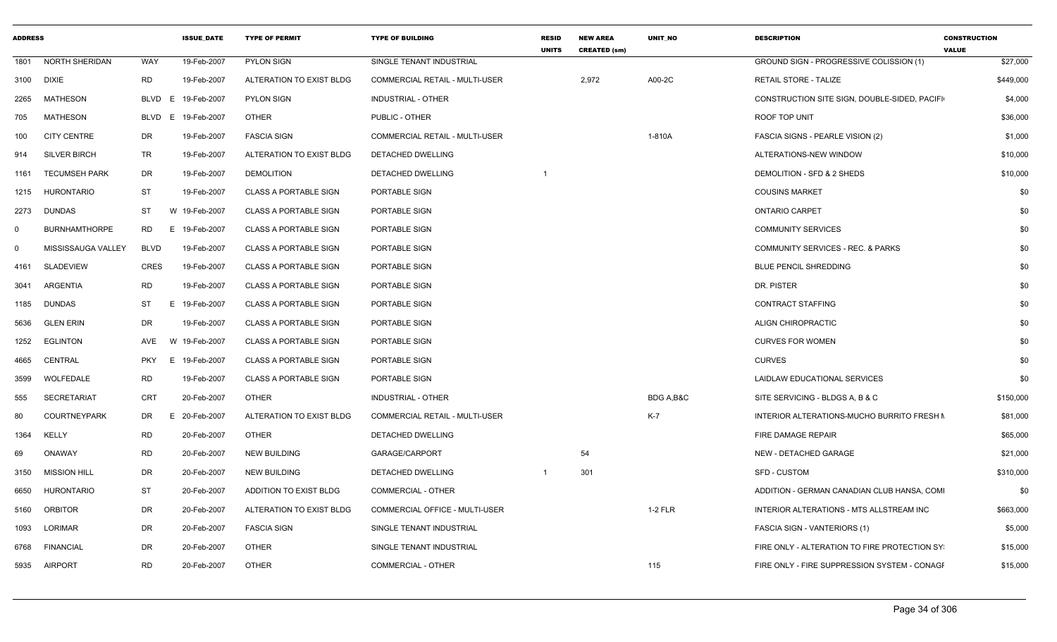| ADDRESS | | | ISSUE_DATE | TYPE OF PERMIT | TYPE OF BUILDING | RESID UNITS | NEW AREA CREATED (sm) | UNIT_NO | DESCRIPTION | CONSTRUCTION VALUE |
|---|---|---|---|---|---|---|---|---|---|---|
| 1801 | NORTH SHERIDAN | WAY | 19-Feb-2007 | PYLON SIGN | SINGLE TENANT INDUSTRIAL | | | | GROUND SIGN - PROGRESSIVE COLISSION (1) | $27,000 |
| 3100 | DIXIE | RD | 19-Feb-2007 | ALTERATION TO EXIST BLDG | COMMERCIAL RETAIL - MULTI-USER | | 2,972 | A00-2C | RETAIL STORE - TALIZE | $449,000 |
| 2265 | MATHESON | BLVD E | 19-Feb-2007 | PYLON SIGN | INDUSTRIAL - OTHER | | | | CONSTRUCTION SITE SIGN, DOUBLE-SIDED, PACIFI | $4,000 |
| 705 | MATHESON | BLVD E | 19-Feb-2007 | OTHER | PUBLIC - OTHER | | | | ROOF TOP UNIT | $36,000 |
| 100 | CITY CENTRE | DR | 19-Feb-2007 | FASCIA SIGN | COMMERCIAL RETAIL - MULTI-USER | | | 1-810A | FASCIA SIGNS - PEARLE VISION (2) | $1,000 |
| 914 | SILVER BIRCH | TR | 19-Feb-2007 | ALTERATION TO EXIST BLDG | DETACHED DWELLING | | | | ALTERATIONS-NEW WINDOW | $10,000 |
| 1161 | TECUMSEH PARK | DR | 19-Feb-2007 | DEMOLITION | DETACHED DWELLING | 1 | | | DEMOLITION - SFD & 2 SHEDS | $10,000 |
| 1215 | HURONTARIO | ST | 19-Feb-2007 | CLASS A PORTABLE SIGN | PORTABLE SIGN | | | | COUSINS MARKET | $0 |
| 2273 | DUNDAS | ST W | 19-Feb-2007 | CLASS A PORTABLE SIGN | PORTABLE SIGN | | | | ONTARIO CARPET | $0 |
| 0 | BURNHAMTHORPE | RD E | 19-Feb-2007 | CLASS A PORTABLE SIGN | PORTABLE SIGN | | | | COMMUNITY SERVICES | $0 |
| 0 | MISSISSAUGA VALLEY | BLVD | 19-Feb-2007 | CLASS A PORTABLE SIGN | PORTABLE SIGN | | | | COMMUNITY SERVICES - REC. & PARKS | $0 |
| 4161 | SLADEVIEW | CRES | 19-Feb-2007 | CLASS A PORTABLE SIGN | PORTABLE SIGN | | | | BLUE PENCIL SHREDDING | $0 |
| 3041 | ARGENTIA | RD | 19-Feb-2007 | CLASS A PORTABLE SIGN | PORTABLE SIGN | | | | DR. PISTER | $0 |
| 1185 | DUNDAS | ST E | 19-Feb-2007 | CLASS A PORTABLE SIGN | PORTABLE SIGN | | | | CONTRACT STAFFING | $0 |
| 5636 | GLEN ERIN | DR | 19-Feb-2007 | CLASS A PORTABLE SIGN | PORTABLE SIGN | | | | ALIGN CHIROPRACTIC | $0 |
| 1252 | EGLINTON | AVE W | 19-Feb-2007 | CLASS A PORTABLE SIGN | PORTABLE SIGN | | | | CURVES FOR WOMEN | $0 |
| 4665 | CENTRAL | PKY E | 19-Feb-2007 | CLASS A PORTABLE SIGN | PORTABLE SIGN | | | | CURVES | $0 |
| 3599 | WOLFEDALE | RD | 19-Feb-2007 | CLASS A PORTABLE SIGN | PORTABLE SIGN | | | | LAIDLAW EDUCATIONAL SERVICES | $0 |
| 555 | SECRETARIAT | CRT | 20-Feb-2007 | OTHER | INDUSTRIAL - OTHER | | | BDG A,B&C | SITE SERVICING - BLDGS A, B & C | $150,000 |
| 80 | COURTNEYPARK | DR E | 20-Feb-2007 | ALTERATION TO EXIST BLDG | COMMERCIAL RETAIL - MULTI-USER | | | K-7 | INTERIOR ALTERATIONS-MUCHO BURRITO FRESH M | $81,000 |
| 1364 | KELLY | RD | 20-Feb-2007 | OTHER | DETACHED DWELLING | | | | FIRE DAMAGE REPAIR | $65,000 |
| 69 | ONAWAY | RD | 20-Feb-2007 | NEW BUILDING | GARAGE/CARPORT | | 54 | | NEW - DETACHED GARAGE | $21,000 |
| 3150 | MISSION HILL | DR | 20-Feb-2007 | NEW BUILDING | DETACHED DWELLING | 1 | 301 | | SFD - CUSTOM | $310,000 |
| 6650 | HURONTARIO | ST | 20-Feb-2007 | ADDITION TO EXIST BLDG | COMMERCIAL - OTHER | | | | ADDITION - GERMAN CANADIAN CLUB HANSA, COMI | $0 |
| 5160 | ORBITOR | DR | 20-Feb-2007 | ALTERATION TO EXIST BLDG | COMMERCIAL OFFICE - MULTI-USER | | | 1-2 FLR | INTERIOR ALTERATIONS - MTS ALLSTREAM INC | $663,000 |
| 1093 | LORIMAR | DR | 20-Feb-2007 | FASCIA SIGN | SINGLE TENANT INDUSTRIAL | | | | FASCIA SIGN - VANTERIORS (1) | $5,000 |
| 6768 | FINANCIAL | DR | 20-Feb-2007 | OTHER | SINGLE TENANT INDUSTRIAL | | | | FIRE ONLY - ALTERATION TO FIRE PROTECTION SY: | $15,000 |
| 5935 | AIRPORT | RD | 20-Feb-2007 | OTHER | COMMERCIAL - OTHER | | | 115 | FIRE ONLY - FIRE SUPPRESSION SYSTEM - CONAGI | $15,000 |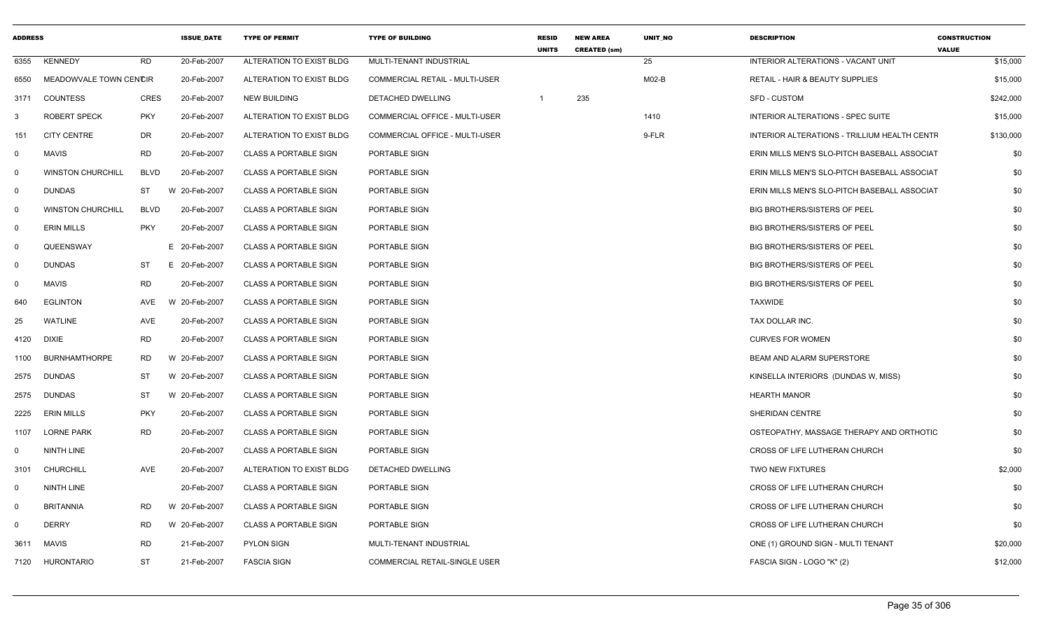| ADDRESS | | | ISSUE_DATE | TYPE OF PERMIT | TYPE OF BUILDING | RESID UNITS | NEW AREA CREATED (sm) | UNIT_NO | DESCRIPTION | CONSTRUCTION VALUE |
|---|---|---|---|---|---|---|---|---|---|---|
| 6355 | KENNEDY | RD | 20-Feb-2007 | ALTERATION TO EXIST BLDG | MULTI-TENANT INDUSTRIAL | | | 25 | INTERIOR ALTERATIONS - VACANT UNIT | $15,000 |
| 6550 | MEADOWVALE TOWN CENTRE | CIR | 20-Feb-2007 | ALTERATION TO EXIST BLDG | COMMERCIAL RETAIL - MULTI-USER | | | M02-B | RETAIL - HAIR & BEAUTY SUPPLIES | $15,000 |
| 3171 | COUNTESS | CRES | 20-Feb-2007 | NEW BUILDING | DETACHED DWELLING | 1 | 235 | | SFD - CUSTOM | $242,000 |
| 3 | ROBERT SPECK | PKY | 20-Feb-2007 | ALTERATION TO EXIST BLDG | COMMERCIAL OFFICE - MULTI-USER | | | 1410 | INTERIOR ALTERATIONS - SPEC SUITE | $15,000 |
| 151 | CITY CENTRE | DR | 20-Feb-2007 | ALTERATION TO EXIST BLDG | COMMERCIAL OFFICE - MULTI-USER | | | 9-FLR | INTERIOR ALTERATIONS - TRILLIUM HEALTH CENTR | $130,000 |
| 0 | MAVIS | RD | 20-Feb-2007 | CLASS A PORTABLE SIGN | PORTABLE SIGN | | | | ERIN MILLS MEN'S SLO-PITCH BASEBALL ASSOCIAT | $0 |
| 0 | WINSTON CHURCHILL | BLVD | 20-Feb-2007 | CLASS A PORTABLE SIGN | PORTABLE SIGN | | | | ERIN MILLS MEN'S SLO-PITCH BASEBALL ASSOCIAT | $0 |
| 0 | DUNDAS | ST | W 20-Feb-2007 | CLASS A PORTABLE SIGN | PORTABLE SIGN | | | | ERIN MILLS MEN'S SLO-PITCH BASEBALL ASSOCIAT | $0 |
| 0 | WINSTON CHURCHILL | BLVD | 20-Feb-2007 | CLASS A PORTABLE SIGN | PORTABLE SIGN | | | | BIG BROTHERS/SISTERS OF PEEL | $0 |
| 0 | ERIN MILLS | PKY | 20-Feb-2007 | CLASS A PORTABLE SIGN | PORTABLE SIGN | | | | BIG BROTHERS/SISTERS OF PEEL | $0 |
| 0 | QUEENSWAY | | E 20-Feb-2007 | CLASS A PORTABLE SIGN | PORTABLE SIGN | | | | BIG BROTHERS/SISTERS OF PEEL | $0 |
| 0 | DUNDAS | ST | E 20-Feb-2007 | CLASS A PORTABLE SIGN | PORTABLE SIGN | | | | BIG BROTHERS/SISTERS OF PEEL | $0 |
| 0 | MAVIS | RD | 20-Feb-2007 | CLASS A PORTABLE SIGN | PORTABLE SIGN | | | | BIG BROTHERS/SISTERS OF PEEL | $0 |
| 640 | EGLINTON | AVE | W 20-Feb-2007 | CLASS A PORTABLE SIGN | PORTABLE SIGN | | | | TAXWIDE | $0 |
| 25 | WATLINE | AVE | 20-Feb-2007 | CLASS A PORTABLE SIGN | PORTABLE SIGN | | | | TAX DOLLAR INC. | $0 |
| 4120 | DIXIE | RD | 20-Feb-2007 | CLASS A PORTABLE SIGN | PORTABLE SIGN | | | | CURVES FOR WOMEN | $0 |
| 1100 | BURNHAMTHORPE | RD | W 20-Feb-2007 | CLASS A PORTABLE SIGN | PORTABLE SIGN | | | | BEAM AND ALARM SUPERSTORE | $0 |
| 2575 | DUNDAS | ST | W 20-Feb-2007 | CLASS A PORTABLE SIGN | PORTABLE SIGN | | | | KINSELLA INTERIORS (DUNDAS W, MISS) | $0 |
| 2575 | DUNDAS | ST | W 20-Feb-2007 | CLASS A PORTABLE SIGN | PORTABLE SIGN | | | | HEARTH MANOR | $0 |
| 2225 | ERIN MILLS | PKY | 20-Feb-2007 | CLASS A PORTABLE SIGN | PORTABLE SIGN | | | | SHERIDAN CENTRE | $0 |
| 1107 | LORNE PARK | RD | 20-Feb-2007 | CLASS A PORTABLE SIGN | PORTABLE SIGN | | | | OSTEOPATHY, MASSAGE THERAPY AND ORTHOTIC | $0 |
| 0 | NINTH LINE | | 20-Feb-2007 | CLASS A PORTABLE SIGN | PORTABLE SIGN | | | | CROSS OF LIFE LUTHERAN CHURCH | $0 |
| 3101 | CHURCHILL | AVE | 20-Feb-2007 | ALTERATION TO EXIST BLDG | DETACHED DWELLING | | | | TWO NEW FIXTURES | $2,000 |
| 0 | NINTH LINE | | 20-Feb-2007 | CLASS A PORTABLE SIGN | PORTABLE SIGN | | | | CROSS OF LIFE LUTHERAN CHURCH | $0 |
| 0 | BRITANNIA | RD | W 20-Feb-2007 | CLASS A PORTABLE SIGN | PORTABLE SIGN | | | | CROSS OF LIFE LUTHERAN CHURCH | $0 |
| 0 | DERRY | RD | W 20-Feb-2007 | CLASS A PORTABLE SIGN | PORTABLE SIGN | | | | CROSS OF LIFE LUTHERAN CHURCH | $0 |
| 3611 | MAVIS | RD | 21-Feb-2007 | PYLON SIGN | MULTI-TENANT INDUSTRIAL | | | | ONE (1) GROUND SIGN - MULTI TENANT | $20,000 |
| 7120 | HURONTARIO | ST | 21-Feb-2007 | FASCIA SIGN | COMMERCIAL RETAIL-SINGLE USER | | | | FASCIA SIGN - LOGO "K" (2) | $12,000 |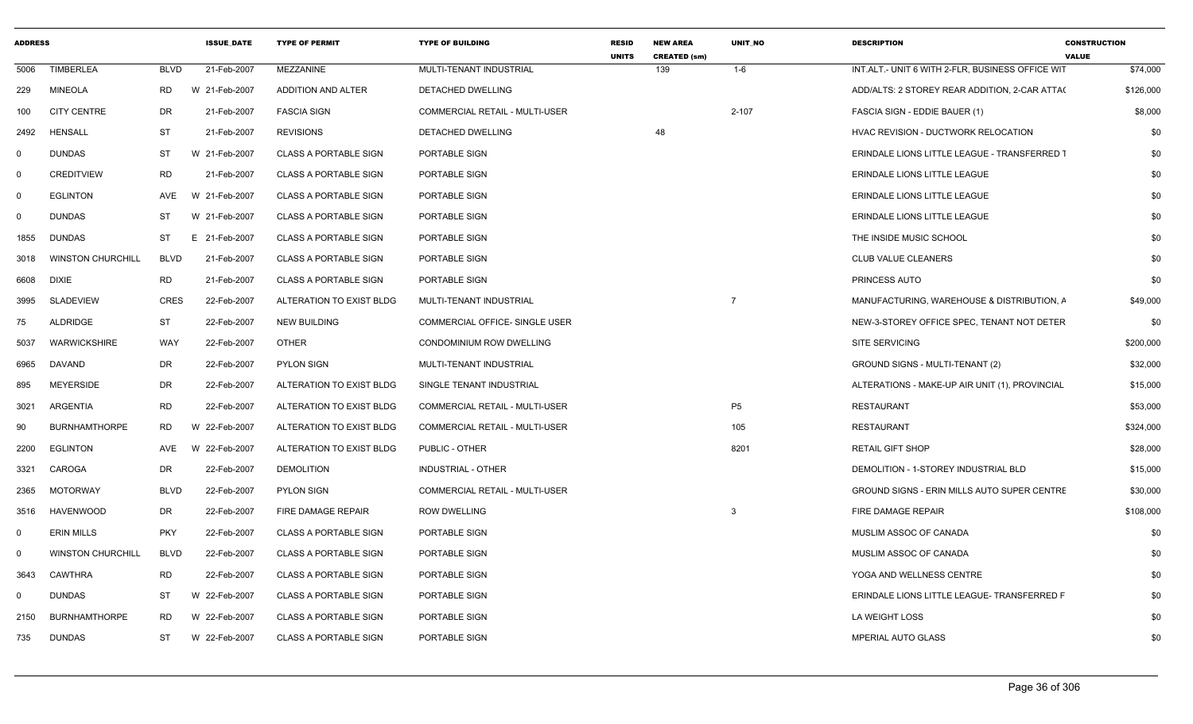| ADDRESS | | | ISSUE_DATE | TYPE OF PERMIT | TYPE OF BUILDING | RESID UNITS | NEW AREA CREATED (sm) | UNIT_NO | DESCRIPTION | CONSTRUCTION VALUE |
|---|---|---|---|---|---|---|---|---|---|---|
| 5006 | TIMBERLEA | BLVD | 21-Feb-2007 | MEZZANINE | MULTI-TENANT INDUSTRIAL | | 139 | 1-6 | INT.ALT.- UNIT 6 WITH 2-FLR, BUSINESS OFFICE WIT | $74,000 |
| 229 | MINEOLA | RD | W 21-Feb-2007 | ADDITION AND ALTER | DETACHED DWELLING | | | | ADD/ALTS: 2 STOREY REAR ADDITION, 2-CAR ATTA( | $126,000 |
| 100 | CITY CENTRE | DR | 21-Feb-2007 | FASCIA SIGN | COMMERCIAL RETAIL - MULTI-USER | | | 2-107 | FASCIA SIGN - EDDIE BAUER (1) | $8,000 |
| 2492 | HENSALL | ST | 21-Feb-2007 | REVISIONS | DETACHED DWELLING | | 48 | | HVAC REVISION - DUCTWORK RELOCATION | $0 |
| 0 | DUNDAS | ST | W 21-Feb-2007 | CLASS A PORTABLE SIGN | PORTABLE SIGN | | | | ERINDALE LIONS LITTLE LEAGUE - TRANSFERRED T | $0 |
| 0 | CREDITVIEW | RD | 21-Feb-2007 | CLASS A PORTABLE SIGN | PORTABLE SIGN | | | | ERINDALE LIONS LITTLE LEAGUE | $0 |
| 0 | EGLINTON | AVE | W 21-Feb-2007 | CLASS A PORTABLE SIGN | PORTABLE SIGN | | | | ERINDALE LIONS LITTLE LEAGUE | $0 |
| 0 | DUNDAS | ST | W 21-Feb-2007 | CLASS A PORTABLE SIGN | PORTABLE SIGN | | | | ERINDALE LIONS LITTLE LEAGUE | $0 |
| 1855 | DUNDAS | ST | E 21-Feb-2007 | CLASS A PORTABLE SIGN | PORTABLE SIGN | | | | THE INSIDE MUSIC SCHOOL | $0 |
| 3018 | WINSTON CHURCHILL | BLVD | 21-Feb-2007 | CLASS A PORTABLE SIGN | PORTABLE SIGN | | | | CLUB VALUE CLEANERS | $0 |
| 6608 | DIXIE | RD | 21-Feb-2007 | CLASS A PORTABLE SIGN | PORTABLE SIGN | | | | PRINCESS AUTO | $0 |
| 3995 | SLADEVIEW | CRES | 22-Feb-2007 | ALTERATION TO EXIST BLDG | MULTI-TENANT INDUSTRIAL | | | 7 | MANUFACTURING, WAREHOUSE & DISTRIBUTION, A | $49,000 |
| 75 | ALDRIDGE | ST | 22-Feb-2007 | NEW BUILDING | COMMERCIAL OFFICE- SINGLE USER | | | | NEW-3-STOREY OFFICE SPEC, TENANT NOT DETER | $0 |
| 5037 | WARWICKSHIRE | WAY | 22-Feb-2007 | OTHER | CONDOMINIUM ROW DWELLING | | | | SITE SERVICING | $200,000 |
| 6965 | DAVAND | DR | 22-Feb-2007 | PYLON SIGN | MULTI-TENANT INDUSTRIAL | | | | GROUND SIGNS - MULTI-TENANT (2) | $32,000 |
| 895 | MEYERSIDE | DR | 22-Feb-2007 | ALTERATION TO EXIST BLDG | SINGLE TENANT INDUSTRIAL | | | | ALTERATIONS - MAKE-UP AIR UNIT (1), PROVINCIAL | $15,000 |
| 3021 | ARGENTIA | RD | 22-Feb-2007 | ALTERATION TO EXIST BLDG | COMMERCIAL RETAIL - MULTI-USER | | | P5 | RESTAURANT | $53,000 |
| 90 | BURNHAMTHORPE | RD | W 22-Feb-2007 | ALTERATION TO EXIST BLDG | COMMERCIAL RETAIL - MULTI-USER | | | 105 | RESTAURANT | $324,000 |
| 2200 | EGLINTON | AVE | W 22-Feb-2007 | ALTERATION TO EXIST BLDG | PUBLIC - OTHER | | | 8201 | RETAIL GIFT SHOP | $28,000 |
| 3321 | CAROGA | DR | 22-Feb-2007 | DEMOLITION | INDUSTRIAL - OTHER | | | | DEMOLITION - 1-STOREY INDUSTRIAL BLD | $15,000 |
| 2365 | MOTORWAY | BLVD | 22-Feb-2007 | PYLON SIGN | COMMERCIAL RETAIL - MULTI-USER | | | | GROUND SIGNS - ERIN MILLS AUTO SUPER CENTRE | $30,000 |
| 3516 | HAVENWOOD | DR | 22-Feb-2007 | FIRE DAMAGE REPAIR | ROW DWELLING | | | 3 | FIRE DAMAGE REPAIR | $108,000 |
| 0 | ERIN MILLS | PKY | 22-Feb-2007 | CLASS A PORTABLE SIGN | PORTABLE SIGN | | | | MUSLIM ASSOC OF CANADA | $0 |
| 0 | WINSTON CHURCHILL | BLVD | 22-Feb-2007 | CLASS A PORTABLE SIGN | PORTABLE SIGN | | | | MUSLIM ASSOC OF CANADA | $0 |
| 3643 | CAWTHRA | RD | 22-Feb-2007 | CLASS A PORTABLE SIGN | PORTABLE SIGN | | | | YOGA AND WELLNESS CENTRE | $0 |
| 0 | DUNDAS | ST | W 22-Feb-2007 | CLASS A PORTABLE SIGN | PORTABLE SIGN | | | | ERINDALE LIONS LITTLE LEAGUE- TRANSFERRED F | $0 |
| 2150 | BURNHAMTHORPE | RD | W 22-Feb-2007 | CLASS A PORTABLE SIGN | PORTABLE SIGN | | | | LA WEIGHT LOSS | $0 |
| 735 | DUNDAS | ST | W 22-Feb-2007 | CLASS A PORTABLE SIGN | PORTABLE SIGN | | | | MPERIAL AUTO GLASS | $0 |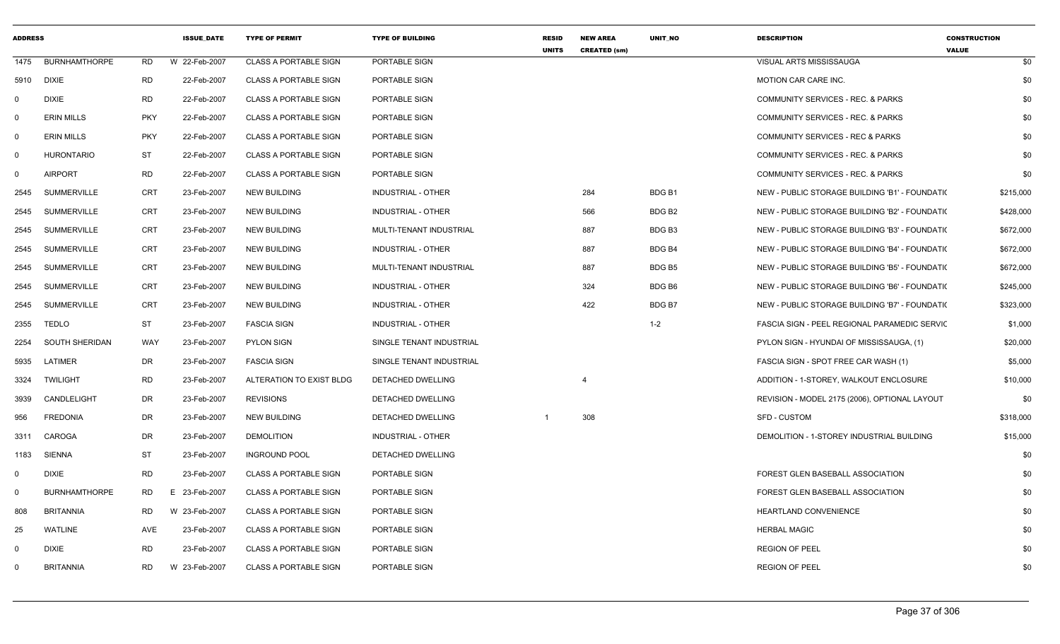| ADDRESS | | | ISSUE_DATE | TYPE OF PERMIT | TYPE OF BUILDING | RESID UNITS | NEW AREA CREATED (sm) | UNIT_NO | DESCRIPTION | CONSTRUCTION VALUE |
|---|---|---|---|---|---|---|---|---|---|---|
| 1475 | BURNHAMTHORPE | RD | W 22-Feb-2007 | CLASS A PORTABLE SIGN | PORTABLE SIGN | | | | VISUAL ARTS MISSISSAUGA | $0 |
| 5910 | DIXIE | RD | 22-Feb-2007 | CLASS A PORTABLE SIGN | PORTABLE SIGN | | | | MOTION CAR CARE INC. | $0 |
| 0 | DIXIE | RD | 22-Feb-2007 | CLASS A PORTABLE SIGN | PORTABLE SIGN | | | | COMMUNITY SERVICES - REC. & PARKS | $0 |
| 0 | ERIN MILLS | PKY | 22-Feb-2007 | CLASS A PORTABLE SIGN | PORTABLE SIGN | | | | COMMUNITY SERVICES - REC. & PARKS | $0 |
| 0 | ERIN MILLS | PKY | 22-Feb-2007 | CLASS A PORTABLE SIGN | PORTABLE SIGN | | | | COMMUNITY SERVICES - REC & PARKS | $0 |
| 0 | HURONTARIO | ST | 22-Feb-2007 | CLASS A PORTABLE SIGN | PORTABLE SIGN | | | | COMMUNITY SERVICES - REC. & PARKS | $0 |
| 0 | AIRPORT | RD | 22-Feb-2007 | CLASS A PORTABLE SIGN | PORTABLE SIGN | | | | COMMUNITY SERVICES - REC. & PARKS | $0 |
| 2545 | SUMMERVILLE | CRT | 23-Feb-2007 | NEW BUILDING | INDUSTRIAL - OTHER | | 284 | BDG B1 | NEW - PUBLIC STORAGE BUILDING 'B1' - FOUNDATIO | $215,000 |
| 2545 | SUMMERVILLE | CRT | 23-Feb-2007 | NEW BUILDING | INDUSTRIAL - OTHER | | 566 | BDG B2 | NEW - PUBLIC STORAGE BUILDING 'B2' - FOUNDATIO | $428,000 |
| 2545 | SUMMERVILLE | CRT | 23-Feb-2007 | NEW BUILDING | MULTI-TENANT INDUSTRIAL | | 887 | BDG B3 | NEW - PUBLIC STORAGE BUILDING 'B3' - FOUNDATIO | $672,000 |
| 2545 | SUMMERVILLE | CRT | 23-Feb-2007 | NEW BUILDING | INDUSTRIAL - OTHER | | 887 | BDG B4 | NEW - PUBLIC STORAGE BUILDING 'B4' - FOUNDATIO | $672,000 |
| 2545 | SUMMERVILLE | CRT | 23-Feb-2007 | NEW BUILDING | MULTI-TENANT INDUSTRIAL | | 887 | BDG B5 | NEW - PUBLIC STORAGE BUILDING 'B5' - FOUNDATIO | $672,000 |
| 2545 | SUMMERVILLE | CRT | 23-Feb-2007 | NEW BUILDING | INDUSTRIAL - OTHER | | 324 | BDG B6 | NEW - PUBLIC STORAGE BUILDING 'B6' - FOUNDATIO | $245,000 |
| 2545 | SUMMERVILLE | CRT | 23-Feb-2007 | NEW BUILDING | INDUSTRIAL - OTHER | | 422 | BDG B7 | NEW - PUBLIC STORAGE BUILDING 'B7' - FOUNDATIO | $323,000 |
| 2355 | TEDLO | ST | 23-Feb-2007 | FASCIA SIGN | INDUSTRIAL - OTHER | | | 1-2 | FASCIA SIGN - PEEL REGIONAL PARAMEDIC SERVIC | $1,000 |
| 2254 | SOUTH SHERIDAN | WAY | 23-Feb-2007 | PYLON SIGN | SINGLE TENANT INDUSTRIAL | | | | PYLON SIGN - HYUNDAI OF MISSISSAUGA, (1) | $20,000 |
| 5935 | LATIMER | DR | 23-Feb-2007 | FASCIA SIGN | SINGLE TENANT INDUSTRIAL | | | | FASCIA SIGN - SPOT FREE CAR WASH (1) | $5,000 |
| 3324 | TWILIGHT | RD | 23-Feb-2007 | ALTERATION TO EXIST BLDG | DETACHED DWELLING | | 4 | | ADDITION - 1-STOREY, WALKOUT ENCLOSURE | $10,000 |
| 3939 | CANDLELIGHT | DR | 23-Feb-2007 | REVISIONS | DETACHED DWELLING | | | | REVISION - MODEL 2175 (2006), OPTIONAL LAYOUT | $0 |
| 956 | FREDONIA | DR | 23-Feb-2007 | NEW BUILDING | DETACHED DWELLING | 1 | 308 | | SFD - CUSTOM | $318,000 |
| 3311 | CAROGA | DR | 23-Feb-2007 | DEMOLITION | INDUSTRIAL - OTHER | | | | DEMOLITION - 1-STOREY INDUSTRIAL BUILDING | $15,000 |
| 1183 | SIENNA | ST | 23-Feb-2007 | INGROUND POOL | DETACHED DWELLING | | | | | $0 |
| 0 | DIXIE | RD | 23-Feb-2007 | CLASS A PORTABLE SIGN | PORTABLE SIGN | | | | FOREST GLEN BASEBALL ASSOCIATION | $0 |
| 0 | BURNHAMTHORPE | RD | E 23-Feb-2007 | CLASS A PORTABLE SIGN | PORTABLE SIGN | | | | FOREST GLEN BASEBALL ASSOCIATION | $0 |
| 808 | BRITANNIA | RD | W 23-Feb-2007 | CLASS A PORTABLE SIGN | PORTABLE SIGN | | | | HEARTLAND CONVENIENCE | $0 |
| 25 | WATLINE | AVE | 23-Feb-2007 | CLASS A PORTABLE SIGN | PORTABLE SIGN | | | | HERBAL MAGIC | $0 |
| 0 | DIXIE | RD | 23-Feb-2007 | CLASS A PORTABLE SIGN | PORTABLE SIGN | | | | REGION OF PEEL | $0 |
| 0 | BRITANNIA | RD | W 23-Feb-2007 | CLASS A PORTABLE SIGN | PORTABLE SIGN | | | | REGION OF PEEL | $0 |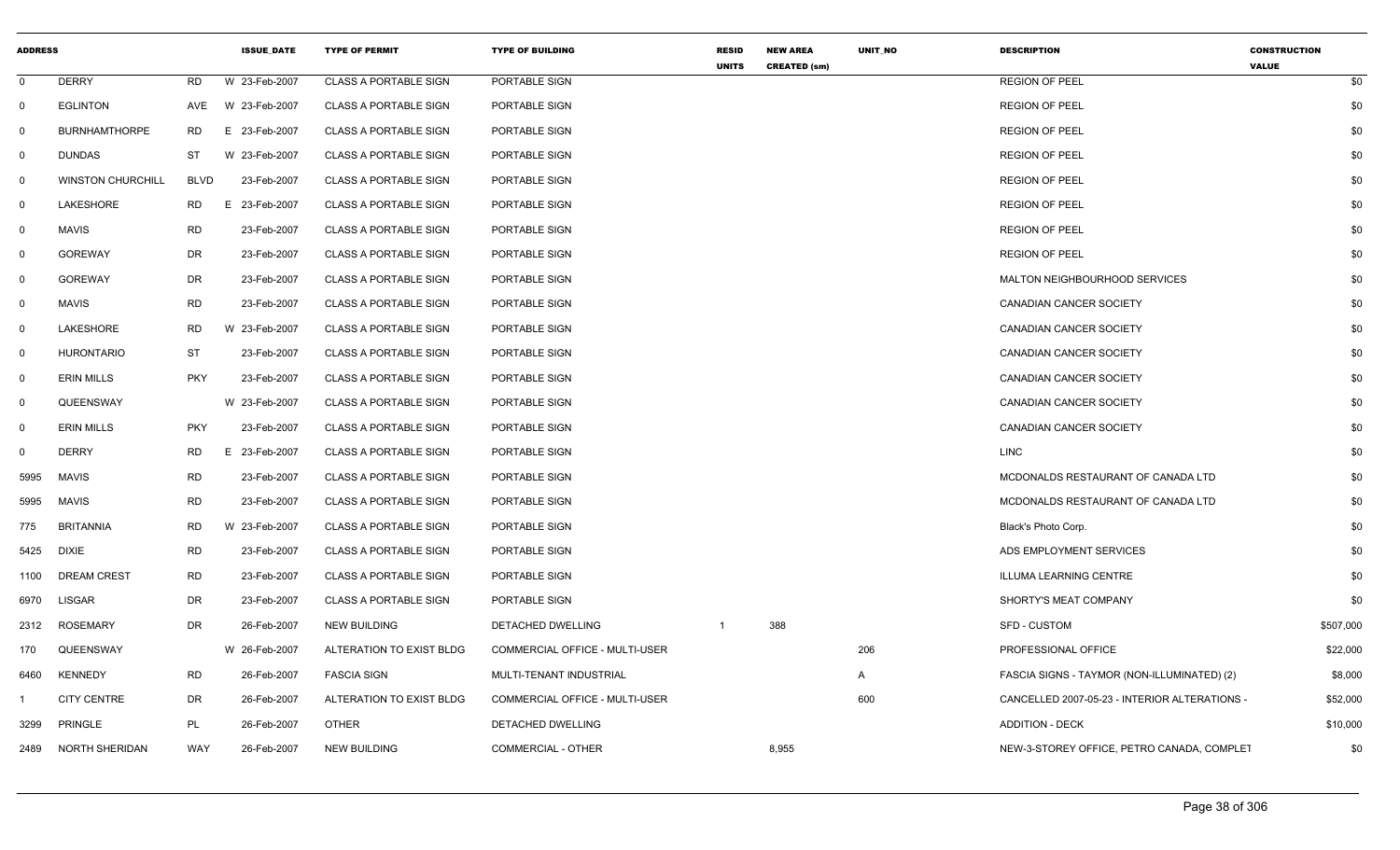| ADDRESS | | | | ISSUE_DATE | TYPE OF PERMIT | TYPE OF BUILDING | RESID UNITS | NEW AREA CREATED (sm) | UNIT_NO | DESCRIPTION | CONSTRUCTION VALUE |
|---|---|---|---|---|---|---|---|---|---|---|---|
| 0 | DERRY | RD | W | 23-Feb-2007 | CLASS A PORTABLE SIGN | PORTABLE SIGN | | | | REGION OF PEEL | $0 |
| 0 | EGLINTON | AVE | W | 23-Feb-2007 | CLASS A PORTABLE SIGN | PORTABLE SIGN | | | | REGION OF PEEL | $0 |
| 0 | BURNHAMTHORPE | RD | E | 23-Feb-2007 | CLASS A PORTABLE SIGN | PORTABLE SIGN | | | | REGION OF PEEL | $0 |
| 0 | DUNDAS | ST | W | 23-Feb-2007 | CLASS A PORTABLE SIGN | PORTABLE SIGN | | | | REGION OF PEEL | $0 |
| 0 | WINSTON CHURCHILL | BLVD | | 23-Feb-2007 | CLASS A PORTABLE SIGN | PORTABLE SIGN | | | | REGION OF PEEL | $0 |
| 0 | LAKESHORE | RD | E | 23-Feb-2007 | CLASS A PORTABLE SIGN | PORTABLE SIGN | | | | REGION OF PEEL | $0 |
| 0 | MAVIS | RD | | 23-Feb-2007 | CLASS A PORTABLE SIGN | PORTABLE SIGN | | | | REGION OF PEEL | $0 |
| 0 | GOREWAY | DR | | 23-Feb-2007 | CLASS A PORTABLE SIGN | PORTABLE SIGN | | | | REGION OF PEEL | $0 |
| 0 | GOREWAY | DR | | 23-Feb-2007 | CLASS A PORTABLE SIGN | PORTABLE SIGN | | | | MALTON NEIGHBOURHOOD SERVICES | $0 |
| 0 | MAVIS | RD | | 23-Feb-2007 | CLASS A PORTABLE SIGN | PORTABLE SIGN | | | | CANADIAN CANCER SOCIETY | $0 |
| 0 | LAKESHORE | RD | W | 23-Feb-2007 | CLASS A PORTABLE SIGN | PORTABLE SIGN | | | | CANADIAN CANCER SOCIETY | $0 |
| 0 | HURONTARIO | ST | | 23-Feb-2007 | CLASS A PORTABLE SIGN | PORTABLE SIGN | | | | CANADIAN CANCER SOCIETY | $0 |
| 0 | ERIN MILLS | PKY | | 23-Feb-2007 | CLASS A PORTABLE SIGN | PORTABLE SIGN | | | | CANADIAN CANCER SOCIETY | $0 |
| 0 | QUEENSWAY | | W | 23-Feb-2007 | CLASS A PORTABLE SIGN | PORTABLE SIGN | | | | CANADIAN CANCER SOCIETY | $0 |
| 0 | ERIN MILLS | PKY | | 23-Feb-2007 | CLASS A PORTABLE SIGN | PORTABLE SIGN | | | | CANADIAN CANCER SOCIETY | $0 |
| 0 | DERRY | RD | E | 23-Feb-2007 | CLASS A PORTABLE SIGN | PORTABLE SIGN | | | | LINC | $0 |
| 5995 | MAVIS | RD | | 23-Feb-2007 | CLASS A PORTABLE SIGN | PORTABLE SIGN | | | | MCDONALDS RESTAURANT OF CANADA LTD | $0 |
| 5995 | MAVIS | RD | | 23-Feb-2007 | CLASS A PORTABLE SIGN | PORTABLE SIGN | | | | MCDONALDS RESTAURANT OF CANADA LTD | $0 |
| 775 | BRITANNIA | RD | W | 23-Feb-2007 | CLASS A PORTABLE SIGN | PORTABLE SIGN | | | | Black's Photo Corp. | $0 |
| 5425 | DIXIE | RD | | 23-Feb-2007 | CLASS A PORTABLE SIGN | PORTABLE SIGN | | | | ADS EMPLOYMENT SERVICES | $0 |
| 1100 | DREAM CREST | RD | | 23-Feb-2007 | CLASS A PORTABLE SIGN | PORTABLE SIGN | | | | ILLUMA LEARNING CENTRE | $0 |
| 6970 | LISGAR | DR | | 23-Feb-2007 | CLASS A PORTABLE SIGN | PORTABLE SIGN | | | | SHORTY'S MEAT COMPANY | $0 |
| 2312 | ROSEMARY | DR | | 26-Feb-2007 | NEW BUILDING | DETACHED DWELLING | 1 | 388 | | SFD - CUSTOM | $507,000 |
| 170 | QUEENSWAY | | W | 26-Feb-2007 | ALTERATION TO EXIST BLDG | COMMERCIAL OFFICE - MULTI-USER | | | 206 | PROFESSIONAL OFFICE | $22,000 |
| 6460 | KENNEDY | RD | | 26-Feb-2007 | FASCIA SIGN | MULTI-TENANT INDUSTRIAL | | | A | FASCIA SIGNS - TAYMOR (NON-ILLUMINATED) (2) | $8,000 |
| 1 | CITY CENTRE | DR | | 26-Feb-2007 | ALTERATION TO EXIST BLDG | COMMERCIAL OFFICE - MULTI-USER | | | 600 | CANCELLED 2007-05-23 - INTERIOR ALTERATIONS - | $52,000 |
| 3299 | PRINGLE | PL | | 26-Feb-2007 | OTHER | DETACHED DWELLING | | | | ADDITION - DECK | $10,000 |
| 2489 | NORTH SHERIDAN | WAY | | 26-Feb-2007 | NEW BUILDING | COMMERCIAL - OTHER | | 8,955 | | NEW-3-STOREY OFFICE, PETRO CANADA, COMPLET | $0 |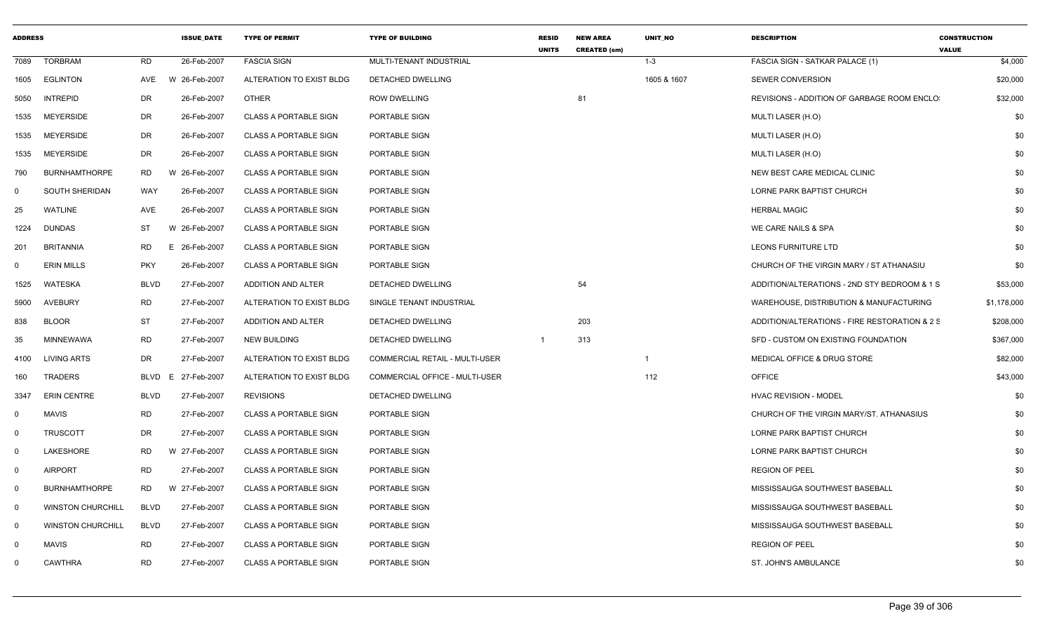| ADDRESS | | | ISSUE_DATE | TYPE OF PERMIT | TYPE OF BUILDING | RESID UNITS | NEW AREA CREATED (sm) | UNIT_NO | DESCRIPTION | CONSTRUCTION VALUE |
|---|---|---|---|---|---|---|---|---|---|---|
| 7089 | TORBRAM | RD | 26-Feb-2007 | FASCIA SIGN | MULTI-TENANT INDUSTRIAL | | | 1-3 | FASCIA SIGN - SATKAR PALACE (1) | $4,000 |
| 1605 | EGLINTON | AVE | W 26-Feb-2007 | ALTERATION TO EXIST BLDG | DETACHED DWELLING | | | 1605 & 1607 | SEWER CONVERSION | $20,000 |
| 5050 | INTREPID | DR | 26-Feb-2007 | OTHER | ROW DWELLING | | 81 | | REVISIONS - ADDITION OF GARBAGE ROOM ENCLO: | $32,000 |
| 1535 | MEYERSIDE | DR | 26-Feb-2007 | CLASS A PORTABLE SIGN | PORTABLE SIGN | | | | MULTI LASER (H.O) | $0 |
| 1535 | MEYERSIDE | DR | 26-Feb-2007 | CLASS A PORTABLE SIGN | PORTABLE SIGN | | | | MULTI LASER (H.O) | $0 |
| 1535 | MEYERSIDE | DR | 26-Feb-2007 | CLASS A PORTABLE SIGN | PORTABLE SIGN | | | | MULTI LASER (H.O) | $0 |
| 790 | BURNHAMTHORPE | RD | W 26-Feb-2007 | CLASS A PORTABLE SIGN | PORTABLE SIGN | | | | NEW BEST CARE MEDICAL CLINIC | $0 |
| 0 | SOUTH SHERIDAN | WAY | 26-Feb-2007 | CLASS A PORTABLE SIGN | PORTABLE SIGN | | | | LORNE PARK BAPTIST CHURCH | $0 |
| 25 | WATLINE | AVE | 26-Feb-2007 | CLASS A PORTABLE SIGN | PORTABLE SIGN | | | | HERBAL MAGIC | $0 |
| 1224 | DUNDAS | ST | W 26-Feb-2007 | CLASS A PORTABLE SIGN | PORTABLE SIGN | | | | WE CARE NAILS & SPA | $0 |
| 201 | BRITANNIA | RD | E 26-Feb-2007 | CLASS A PORTABLE SIGN | PORTABLE SIGN | | | | LEONS FURNITURE LTD | $0 |
| 0 | ERIN MILLS | PKY | 26-Feb-2007 | CLASS A PORTABLE SIGN | PORTABLE SIGN | | | | CHURCH OF THE VIRGIN MARY / ST ATHANASIU | $0 |
| 1525 | WATESKA | BLVD | 27-Feb-2007 | ADDITION AND ALTER | DETACHED DWELLING | | 54 | | ADDITION/ALTERATIONS - 2ND STY BEDROOM & 1 S | $53,000 |
| 5900 | AVEBURY | RD | 27-Feb-2007 | ALTERATION TO EXIST BLDG | SINGLE TENANT INDUSTRIAL | | | | WAREHOUSE, DISTRIBUTION & MANUFACTURING | $1,178,000 |
| 838 | BLOOR | ST | 27-Feb-2007 | ADDITION AND ALTER | DETACHED DWELLING | | 203 | | ADDITION/ALTERATIONS - FIRE RESTORATION & 2 S | $208,000 |
| 35 | MINNEWAWA | RD | 27-Feb-2007 | NEW BUILDING | DETACHED DWELLING | 1 | 313 | | SFD - CUSTOM ON EXISTING FOUNDATION | $367,000 |
| 4100 | LIVING ARTS | DR | 27-Feb-2007 | ALTERATION TO EXIST BLDG | COMMERCIAL RETAIL - MULTI-USER | | | 1 | MEDICAL OFFICE & DRUG STORE | $82,000 |
| 160 | TRADERS | BLVD | E 27-Feb-2007 | ALTERATION TO EXIST BLDG | COMMERCIAL OFFICE - MULTI-USER | | | 112 | OFFICE | $43,000 |
| 3347 | ERIN CENTRE | BLVD | 27-Feb-2007 | REVISIONS | DETACHED DWELLING | | | | HVAC REVISION - MODEL | $0 |
| 0 | MAVIS | RD | 27-Feb-2007 | CLASS A PORTABLE SIGN | PORTABLE SIGN | | | | CHURCH OF THE VIRGIN MARY/ST. ATHANASIUS | $0 |
| 0 | TRUSCOTT | DR | 27-Feb-2007 | CLASS A PORTABLE SIGN | PORTABLE SIGN | | | | LORNE PARK BAPTIST CHURCH | $0 |
| 0 | LAKESHORE | RD | W 27-Feb-2007 | CLASS A PORTABLE SIGN | PORTABLE SIGN | | | | LORNE PARK BAPTIST CHURCH | $0 |
| 0 | AIRPORT | RD | 27-Feb-2007 | CLASS A PORTABLE SIGN | PORTABLE SIGN | | | | REGION OF PEEL | $0 |
| 0 | BURNHAMTHORPE | RD | W 27-Feb-2007 | CLASS A PORTABLE SIGN | PORTABLE SIGN | | | | MISSISSAUGA SOUTHWEST BASEBALL | $0 |
| 0 | WINSTON CHURCHILL | BLVD | 27-Feb-2007 | CLASS A PORTABLE SIGN | PORTABLE SIGN | | | | MISSISSAUGA SOUTHWEST BASEBALL | $0 |
| 0 | WINSTON CHURCHILL | BLVD | 27-Feb-2007 | CLASS A PORTABLE SIGN | PORTABLE SIGN | | | | MISSISSAUGA SOUTHWEST BASEBALL | $0 |
| 0 | MAVIS | RD | 27-Feb-2007 | CLASS A PORTABLE SIGN | PORTABLE SIGN | | | | REGION OF PEEL | $0 |
| 0 | CAWTHRA | RD | 27-Feb-2007 | CLASS A PORTABLE SIGN | PORTABLE SIGN | | | | ST. JOHN'S AMBULANCE | $0 |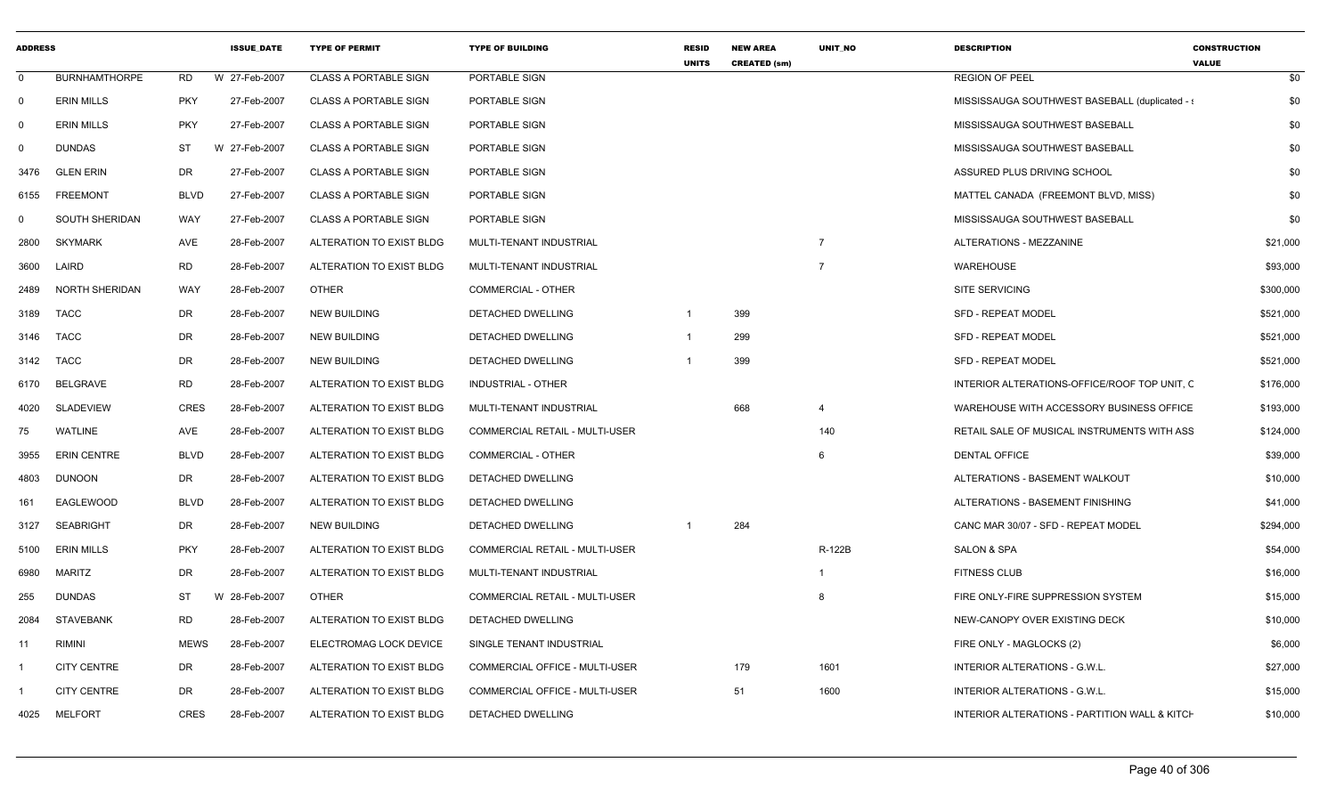| ADDRESS | | | ISSUE_DATE | TYPE OF PERMIT | TYPE OF BUILDING | RESID UNITS | NEW AREA CREATED (sm) | UNIT_NO | DESCRIPTION | CONSTRUCTION VALUE |
|---|---|---|---|---|---|---|---|---|---|---|
| 0 | BURNHAMTHORPE | RD | W 27-Feb-2007 | CLASS A PORTABLE SIGN | PORTABLE SIGN | | | | REGION OF PEEL | $0 |
| 0 | ERIN MILLS | PKY | 27-Feb-2007 | CLASS A PORTABLE SIGN | PORTABLE SIGN | | | | MISSISSAUGA SOUTHWEST BASEBALL (duplicated - s | $0 |
| 0 | ERIN MILLS | PKY | 27-Feb-2007 | CLASS A PORTABLE SIGN | PORTABLE SIGN | | | | MISSISSAUGA SOUTHWEST BASEBALL | $0 |
| 0 | DUNDAS | ST | W 27-Feb-2007 | CLASS A PORTABLE SIGN | PORTABLE SIGN | | | | MISSISSAUGA SOUTHWEST BASEBALL | $0 |
| 3476 | GLEN ERIN | DR | 27-Feb-2007 | CLASS A PORTABLE SIGN | PORTABLE SIGN | | | | ASSURED PLUS DRIVING SCHOOL | $0 |
| 6155 | FREEMONT | BLVD | 27-Feb-2007 | CLASS A PORTABLE SIGN | PORTABLE SIGN | | | | MATTEL CANADA (FREEMONT BLVD, MISS) | $0 |
| 0 | SOUTH SHERIDAN | WAY | 27-Feb-2007 | CLASS A PORTABLE SIGN | PORTABLE SIGN | | | | MISSISSAUGA SOUTHWEST BASEBALL | $0 |
| 2800 | SKYMARK | AVE | 28-Feb-2007 | ALTERATION TO EXIST BLDG | MULTI-TENANT INDUSTRIAL | | | 7 | ALTERATIONS - MEZZANINE | $21,000 |
| 3600 | LAIRD | RD | 28-Feb-2007 | ALTERATION TO EXIST BLDG | MULTI-TENANT INDUSTRIAL | | | 7 | WAREHOUSE | $93,000 |
| 2489 | NORTH SHERIDAN | WAY | 28-Feb-2007 | OTHER | COMMERCIAL - OTHER | | | | SITE SERVICING | $300,000 |
| 3189 | TACC | DR | 28-Feb-2007 | NEW BUILDING | DETACHED DWELLING | 1 | 399 | | SFD - REPEAT MODEL | $521,000 |
| 3146 | TACC | DR | 28-Feb-2007 | NEW BUILDING | DETACHED DWELLING | 1 | 299 | | SFD - REPEAT MODEL | $521,000 |
| 3142 | TACC | DR | 28-Feb-2007 | NEW BUILDING | DETACHED DWELLING | 1 | 399 | | SFD - REPEAT MODEL | $521,000 |
| 6170 | BELGRAVE | RD | 28-Feb-2007 | ALTERATION TO EXIST BLDG | INDUSTRIAL - OTHER | | | | INTERIOR ALTERATIONS-OFFICE/ROOF TOP UNIT, C | $176,000 |
| 4020 | SLADEVIEW | CRES | 28-Feb-2007 | ALTERATION TO EXIST BLDG | MULTI-TENANT INDUSTRIAL | | 668 | 4 | WAREHOUSE WITH ACCESSORY BUSINESS OFFICE | $193,000 |
| 75 | WATLINE | AVE | 28-Feb-2007 | ALTERATION TO EXIST BLDG | COMMERCIAL RETAIL - MULTI-USER | | | 140 | RETAIL SALE OF MUSICAL INSTRUMENTS WITH ASS | $124,000 |
| 3955 | ERIN CENTRE | BLVD | 28-Feb-2007 | ALTERATION TO EXIST BLDG | COMMERCIAL - OTHER | | | 6 | DENTAL OFFICE | $39,000 |
| 4803 | DUNOON | DR | 28-Feb-2007 | ALTERATION TO EXIST BLDG | DETACHED DWELLING | | | | ALTERATIONS - BASEMENT WALKOUT | $10,000 |
| 161 | EAGLEWOOD | BLVD | 28-Feb-2007 | ALTERATION TO EXIST BLDG | DETACHED DWELLING | | | | ALTERATIONS - BASEMENT FINISHING | $41,000 |
| 3127 | SEABRIGHT | DR | 28-Feb-2007 | NEW BUILDING | DETACHED DWELLING | 1 | 284 | | CANC MAR 30/07 - SFD - REPEAT MODEL | $294,000 |
| 5100 | ERIN MILLS | PKY | 28-Feb-2007 | ALTERATION TO EXIST BLDG | COMMERCIAL RETAIL - MULTI-USER | | | R-122B | SALON & SPA | $54,000 |
| 6980 | MARITZ | DR | 28-Feb-2007 | ALTERATION TO EXIST BLDG | MULTI-TENANT INDUSTRIAL | | | 1 | FITNESS CLUB | $16,000 |
| 255 | DUNDAS | ST | W 28-Feb-2007 | OTHER | COMMERCIAL RETAIL - MULTI-USER | | | 8 | FIRE ONLY-FIRE SUPPRESSION SYSTEM | $15,000 |
| 2084 | STAVEBANK | RD | 28-Feb-2007 | ALTERATION TO EXIST BLDG | DETACHED DWELLING | | | | NEW-CANOPY OVER EXISTING DECK | $10,000 |
| 11 | RIMINI | MEWS | 28-Feb-2007 | ELECTROMAG LOCK DEVICE | SINGLE TENANT INDUSTRIAL | | | | FIRE ONLY - MAGLOCKS (2) | $6,000 |
| 1 | CITY CENTRE | DR | 28-Feb-2007 | ALTERATION TO EXIST BLDG | COMMERCIAL OFFICE - MULTI-USER | | 179 | 1601 | INTERIOR ALTERATIONS - G.W.L. | $27,000 |
| 1 | CITY CENTRE | DR | 28-Feb-2007 | ALTERATION TO EXIST BLDG | COMMERCIAL OFFICE - MULTI-USER | | 51 | 1600 | INTERIOR ALTERATIONS - G.W.L. | $15,000 |
| 4025 | MELFORT | CRES | 28-Feb-2007 | ALTERATION TO EXIST BLDG | DETACHED DWELLING | | | | INTERIOR ALTERATIONS - PARTITION WALL & KITCH | $10,000 |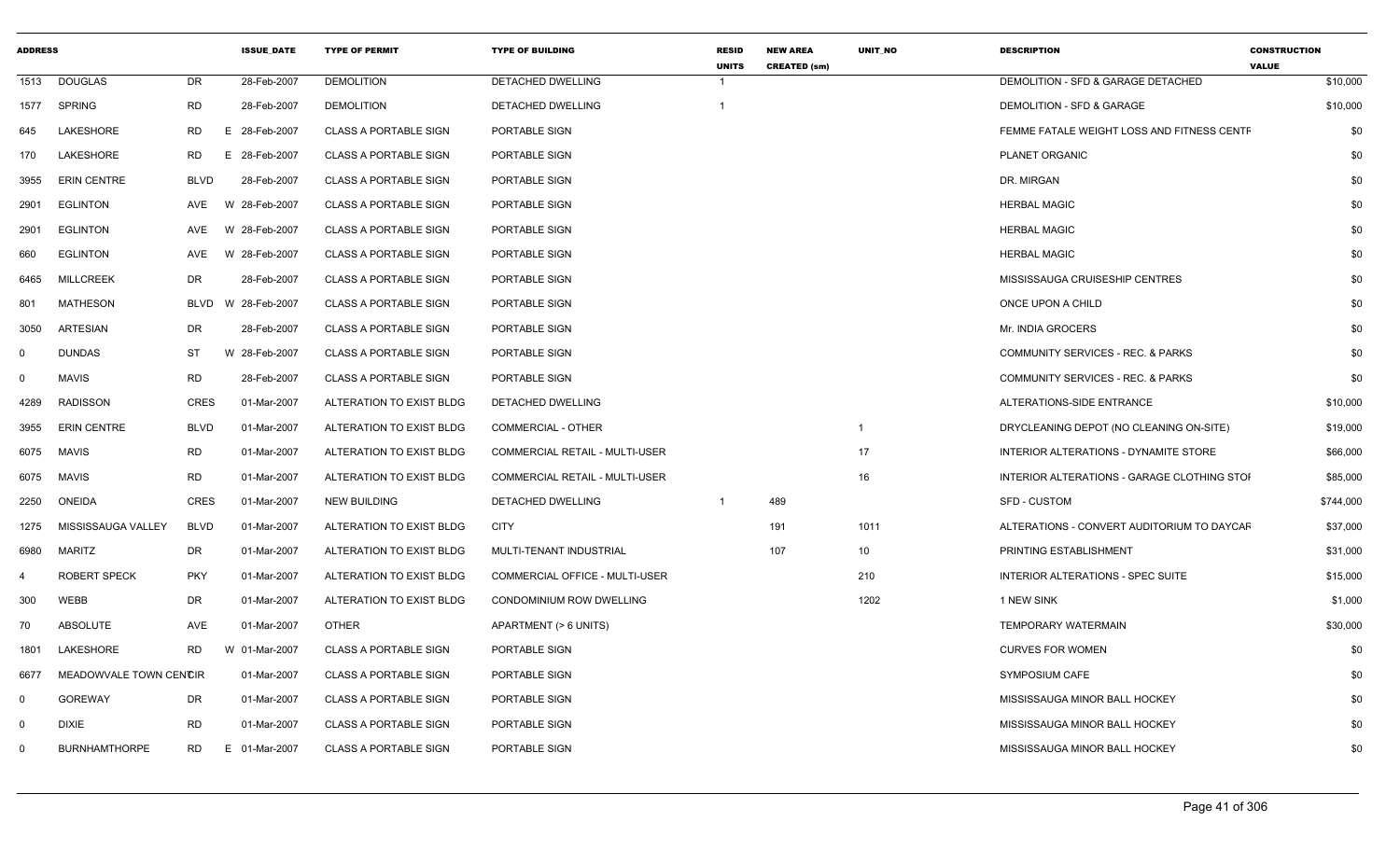| ADDRESS | | | ISSUE_DATE | TYPE OF PERMIT | TYPE OF BUILDING | RESID UNITS | NEW AREA CREATED (sm) | UNIT_NO | DESCRIPTION | CONSTRUCTION VALUE |
|---|---|---|---|---|---|---|---|---|---|---|
| 1513 | DOUGLAS | DR | 28-Feb-2007 | DEMOLITION | DETACHED DWELLING | 1 | | | DEMOLITION - SFD & GARAGE DETACHED | $10,000 |
| 1577 | SPRING | RD | 28-Feb-2007 | DEMOLITION | DETACHED DWELLING | 1 | | | DEMOLITION - SFD & GARAGE | $10,000 |
| 645 | LAKESHORE | RD E | 28-Feb-2007 | CLASS A PORTABLE SIGN | PORTABLE SIGN | | | | FEMME FATALE WEIGHT LOSS AND FITNESS CENTF | $0 |
| 170 | LAKESHORE | RD E | 28-Feb-2007 | CLASS A PORTABLE SIGN | PORTABLE SIGN | | | | PLANET ORGANIC | $0 |
| 3955 | ERIN CENTRE | BLVD | 28-Feb-2007 | CLASS A PORTABLE SIGN | PORTABLE SIGN | | | | DR. MIRGAN | $0 |
| 2901 | EGLINTON | AVE W | 28-Feb-2007 | CLASS A PORTABLE SIGN | PORTABLE SIGN | | | | HERBAL MAGIC | $0 |
| 2901 | EGLINTON | AVE W | 28-Feb-2007 | CLASS A PORTABLE SIGN | PORTABLE SIGN | | | | HERBAL MAGIC | $0 |
| 660 | EGLINTON | AVE W | 28-Feb-2007 | CLASS A PORTABLE SIGN | PORTABLE SIGN | | | | HERBAL MAGIC | $0 |
| 6465 | MILLCREEK | DR | 28-Feb-2007 | CLASS A PORTABLE SIGN | PORTABLE SIGN | | | | MISSISSAUGA CRUISESHIP CENTRES | $0 |
| 801 | MATHESON | BLVD W | 28-Feb-2007 | CLASS A PORTABLE SIGN | PORTABLE SIGN | | | | ONCE UPON A CHILD | $0 |
| 3050 | ARTESIAN | DR | 28-Feb-2007 | CLASS A PORTABLE SIGN | PORTABLE SIGN | | | | Mr. INDIA GROCERS | $0 |
| 0 | DUNDAS | ST W | 28-Feb-2007 | CLASS A PORTABLE SIGN | PORTABLE SIGN | | | | COMMUNITY SERVICES - REC. & PARKS | $0 |
| 0 | MAVIS | RD | 28-Feb-2007 | CLASS A PORTABLE SIGN | PORTABLE SIGN | | | | COMMUNITY SERVICES - REC. & PARKS | $0 |
| 4289 | RADISSON | CRES | 01-Mar-2007 | ALTERATION TO EXIST BLDG | DETACHED DWELLING | | | | ALTERATIONS-SIDE ENTRANCE | $10,000 |
| 3955 | ERIN CENTRE | BLVD | 01-Mar-2007 | ALTERATION TO EXIST BLDG | COMMERCIAL - OTHER | | | 1 | DRYCLEANING DEPOT (NO CLEANING ON-SITE) | $19,000 |
| 6075 | MAVIS | RD | 01-Mar-2007 | ALTERATION TO EXIST BLDG | COMMERCIAL RETAIL - MULTI-USER | | | 17 | INTERIOR ALTERATIONS - DYNAMITE STORE | $66,000 |
| 6075 | MAVIS | RD | 01-Mar-2007 | ALTERATION TO EXIST BLDG | COMMERCIAL RETAIL - MULTI-USER | | | 16 | INTERIOR ALTERATIONS - GARAGE CLOTHING STOI | $85,000 |
| 2250 | ONEIDA | CRES | 01-Mar-2007 | NEW BUILDING | DETACHED DWELLING | 1 | 489 | | SFD - CUSTOM | $744,000 |
| 1275 | MISSISSAUGA VALLEY | BLVD | 01-Mar-2007 | ALTERATION TO EXIST BLDG | CITY | | 191 | 1011 | ALTERATIONS - CONVERT AUDITORIUM TO DAYCAF | $37,000 |
| 6980 | MARITZ | DR | 01-Mar-2007 | ALTERATION TO EXIST BLDG | MULTI-TENANT INDUSTRIAL | | 107 | 10 | PRINTING ESTABLISHMENT | $31,000 |
| 4 | ROBERT SPECK | PKY | 01-Mar-2007 | ALTERATION TO EXIST BLDG | COMMERCIAL OFFICE - MULTI-USER | | | 210 | INTERIOR ALTERATIONS - SPEC SUITE | $15,000 |
| 300 | WEBB | DR | 01-Mar-2007 | ALTERATION TO EXIST BLDG | CONDOMINIUM ROW DWELLING | | | 1202 | 1 NEW SINK | $1,000 |
| 70 | ABSOLUTE | AVE | 01-Mar-2007 | OTHER | APARTMENT (> 6 UNITS) | | | | TEMPORARY WATERMAIN | $30,000 |
| 1801 | LAKESHORE | RD W | 01-Mar-2007 | CLASS A PORTABLE SIGN | PORTABLE SIGN | | | | CURVES FOR WOMEN | $0 |
| 6677 | MEADOWVALE TOWN CENTCIR | | 01-Mar-2007 | CLASS A PORTABLE SIGN | PORTABLE SIGN | | | | SYMPOSIUM CAFE | $0 |
| 0 | GOREWAY | DR | 01-Mar-2007 | CLASS A PORTABLE SIGN | PORTABLE SIGN | | | | MISSISSAUGA MINOR BALL HOCKEY | $0 |
| 0 | DIXIE | RD | 01-Mar-2007 | CLASS A PORTABLE SIGN | PORTABLE SIGN | | | | MISSISSAUGA MINOR BALL HOCKEY | $0 |
| 0 | BURNHAMTHORPE | RD E | 01-Mar-2007 | CLASS A PORTABLE SIGN | PORTABLE SIGN | | | | MISSISSAUGA MINOR BALL HOCKEY | $0 |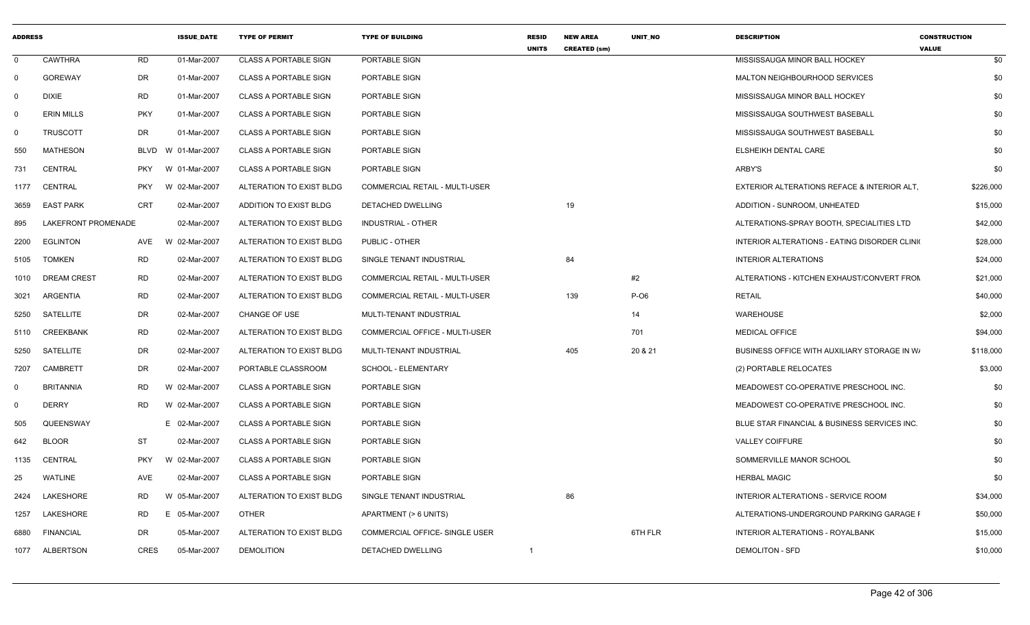| ADDRESS | | | ISSUE_DATE | TYPE OF PERMIT | TYPE OF BUILDING | RESID UNITS | NEW AREA CREATED (sm) | UNIT_NO | DESCRIPTION | CONSTRUCTION VALUE |
|---|---|---|---|---|---|---|---|---|---|---|
| 0 | CAWTHRA | RD | 01-Mar-2007 | CLASS A PORTABLE SIGN | PORTABLE SIGN | | | | MISSISSAUGA MINOR BALL HOCKEY | $0 |
| 0 | GOREWAY | DR | 01-Mar-2007 | CLASS A PORTABLE SIGN | PORTABLE SIGN | | | | MALTON NEIGHBOURHOOD SERVICES | $0 |
| 0 | DIXIE | RD | 01-Mar-2007 | CLASS A PORTABLE SIGN | PORTABLE SIGN | | | | MISSISSAUGA MINOR BALL HOCKEY | $0 |
| 0 | ERIN MILLS | PKY | 01-Mar-2007 | CLASS A PORTABLE SIGN | PORTABLE SIGN | | | | MISSISSAUGA SOUTHWEST BASEBALL | $0 |
| 0 | TRUSCOTT | DR | 01-Mar-2007 | CLASS A PORTABLE SIGN | PORTABLE SIGN | | | | MISSISSAUGA SOUTHWEST BASEBALL | $0 |
| 550 | MATHESON | BLVD W | 01-Mar-2007 | CLASS A PORTABLE SIGN | PORTABLE SIGN | | | | ELSHEIKH DENTAL CARE | $0 |
| 731 | CENTRAL | PKY W | 01-Mar-2007 | CLASS A PORTABLE SIGN | PORTABLE SIGN | | | | ARBY'S | $0 |
| 1177 | CENTRAL | PKY W | 02-Mar-2007 | ALTERATION TO EXIST BLDG | COMMERCIAL RETAIL - MULTI-USER | | | | EXTERIOR ALTERATIONS REFACE & INTERIOR ALT, | $226,000 |
| 3659 | EAST PARK | CRT | 02-Mar-2007 | ADDITION TO EXIST BLDG | DETACHED DWELLING | | 19 | | ADDITION - SUNROOM, UNHEATED | $15,000 |
| 895 | LAKEFRONT PROMENADE | | 02-Mar-2007 | ALTERATION TO EXIST BLDG | INDUSTRIAL - OTHER | | | | ALTERATIONS-SPRAY BOOTH, SPECIALITIES LTD | $42,000 |
| 2200 | EGLINTON | AVE W | 02-Mar-2007 | ALTERATION TO EXIST BLDG | PUBLIC - OTHER | | | | INTERIOR ALTERATIONS - EATING DISORDER CLINI( | $28,000 |
| 5105 | TOMKEN | RD | 02-Mar-2007 | ALTERATION TO EXIST BLDG | SINGLE TENANT INDUSTRIAL | | 84 | | INTERIOR ALTERATIONS | $24,000 |
| 1010 | DREAM CREST | RD | 02-Mar-2007 | ALTERATION TO EXIST BLDG | COMMERCIAL RETAIL - MULTI-USER | | | #2 | ALTERATIONS - KITCHEN EXHAUST/CONVERT FROM | $21,000 |
| 3021 | ARGENTIA | RD | 02-Mar-2007 | ALTERATION TO EXIST BLDG | COMMERCIAL RETAIL - MULTI-USER | | 139 | P-O6 | RETAIL | $40,000 |
| 5250 | SATELLITE | DR | 02-Mar-2007 | CHANGE OF USE | MULTI-TENANT INDUSTRIAL | | | 14 | WAREHOUSE | $2,000 |
| 5110 | CREEKBANK | RD | 02-Mar-2007 | ALTERATION TO EXIST BLDG | COMMERCIAL OFFICE - MULTI-USER | | | 701 | MEDICAL OFFICE | $94,000 |
| 5250 | SATELLITE | DR | 02-Mar-2007 | ALTERATION TO EXIST BLDG | MULTI-TENANT INDUSTRIAL | | 405 | 20 & 21 | BUSINESS OFFICE WITH AUXILIARY STORAGE IN W/ | $118,000 |
| 7207 | CAMBRETT | DR | 02-Mar-2007 | PORTABLE CLASSROOM | SCHOOL - ELEMENTARY | | | | (2) PORTABLE RELOCATES | $3,000 |
| 0 | BRITANNIA | RD W | 02-Mar-2007 | CLASS A PORTABLE SIGN | PORTABLE SIGN | | | | MEADOWEST CO-OPERATIVE PRESCHOOL INC. | $0 |
| 0 | DERRY | RD W | 02-Mar-2007 | CLASS A PORTABLE SIGN | PORTABLE SIGN | | | | MEADOWEST CO-OPERATIVE PRESCHOOL INC. | $0 |
| 505 | QUEENSWAY | E | 02-Mar-2007 | CLASS A PORTABLE SIGN | PORTABLE SIGN | | | | BLUE STAR FINANCIAL & BUSINESS SERVICES INC. | $0 |
| 642 | BLOOR | ST | 02-Mar-2007 | CLASS A PORTABLE SIGN | PORTABLE SIGN | | | | VALLEY COIFFURE | $0 |
| 1135 | CENTRAL | PKY W | 02-Mar-2007 | CLASS A PORTABLE SIGN | PORTABLE SIGN | | | | SOMMERVILLE MANOR SCHOOL | $0 |
| 25 | WATLINE | AVE | 02-Mar-2007 | CLASS A PORTABLE SIGN | PORTABLE SIGN | | | | HERBAL MAGIC | $0 |
| 2424 | LAKESHORE | RD W | 05-Mar-2007 | ALTERATION TO EXIST BLDG | SINGLE TENANT INDUSTRIAL | | 86 | | INTERIOR ALTERATIONS - SERVICE ROOM | $34,000 |
| 1257 | LAKESHORE | RD E | 05-Mar-2007 | OTHER | APARTMENT (> 6 UNITS) | | | | ALTERATIONS-UNDERGROUND PARKING GARAGE F | $50,000 |
| 6880 | FINANCIAL | DR | 05-Mar-2007 | ALTERATION TO EXIST BLDG | COMMERCIAL OFFICE- SINGLE USER | | | 6TH FLR | INTERIOR ALTERATIONS - ROYALBANK | $15,000 |
| 1077 | ALBERTSON | CRES | 05-Mar-2007 | DEMOLITION | DETACHED DWELLING | 1 | | | DEMOLITON - SFD | $10,000 |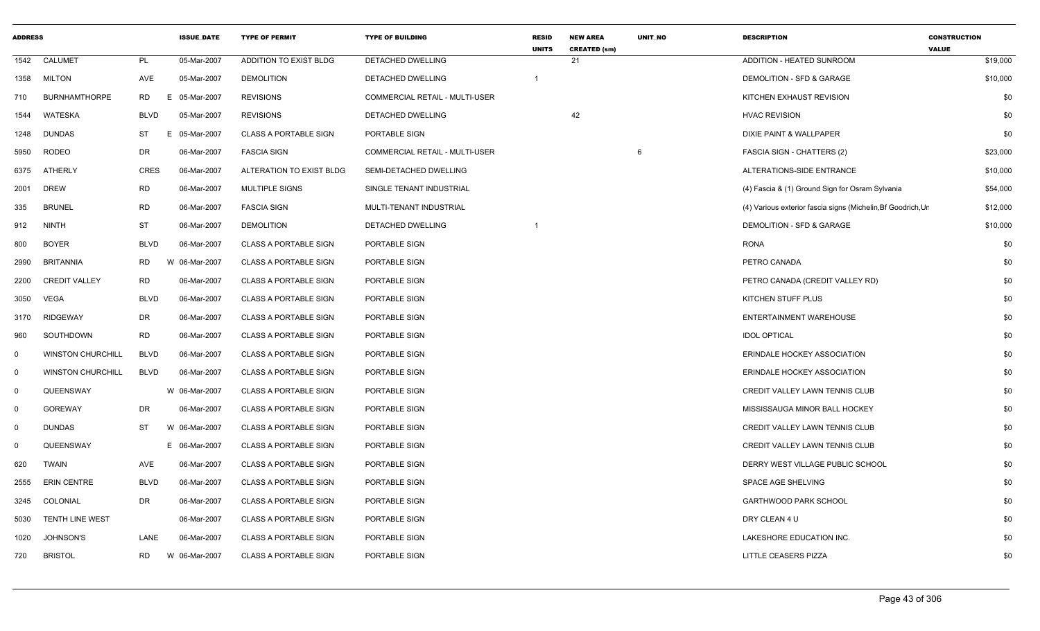| ADDRESS | | | ISSUE_DATE | TYPE OF PERMIT | TYPE OF BUILDING | RESID UNITS | NEW AREA CREATED (sm) | UNIT_NO | DESCRIPTION | CONSTRUCTION VALUE |
|---|---|---|---|---|---|---|---|---|---|---|
| 1542 | CALUMET | PL | 05-Mar-2007 | ADDITION TO EXIST BLDG | DETACHED DWELLING | | 21 | | ADDITION - HEATED SUNROOM | $19,000 |
| 1358 | MILTON | AVE | 05-Mar-2007 | DEMOLITION | DETACHED DWELLING | 1 | | | DEMOLITION - SFD & GARAGE | $10,000 |
| 710 | BURNHAMTHORPE | RD E | 05-Mar-2007 | REVISIONS | COMMERCIAL RETAIL - MULTI-USER | | | | KITCHEN EXHAUST REVISION | $0 |
| 1544 | WATESKA | BLVD | 05-Mar-2007 | REVISIONS | DETACHED DWELLING | | 42 | | HVAC REVISION | $0 |
| 1248 | DUNDAS | ST E | 05-Mar-2007 | CLASS A PORTABLE SIGN | PORTABLE SIGN | | | | DIXIE PAINT & WALLPAPER | $0 |
| 5950 | RODEO | DR | 06-Mar-2007 | FASCIA SIGN | COMMERCIAL RETAIL - MULTI-USER | | | 6 | FASCIA SIGN - CHATTERS (2) | $23,000 |
| 6375 | ATHERLY | CRES | 06-Mar-2007 | ALTERATION TO EXIST BLDG | SEMI-DETACHED DWELLING | | | | ALTERATIONS-SIDE ENTRANCE | $10,000 |
| 2001 | DREW | RD | 06-Mar-2007 | MULTIPLE SIGNS | SINGLE TENANT INDUSTRIAL | | | | (4) Fascia & (1) Ground Sign for Osram Sylvania | $54,000 |
| 335 | BRUNEL | RD | 06-Mar-2007 | FASCIA SIGN | MULTI-TENANT INDUSTRIAL | | | | (4) Various exterior fascia signs (Michelin,Bf Goodrich,Ur | $12,000 |
| 912 | NINTH | ST | 06-Mar-2007 | DEMOLITION | DETACHED DWELLING | 1 | | | DEMOLITION - SFD & GARAGE | $10,000 |
| 800 | BOYER | BLVD | 06-Mar-2007 | CLASS A PORTABLE SIGN | PORTABLE SIGN | | | | RONA | $0 |
| 2990 | BRITANNIA | RD W | 06-Mar-2007 | CLASS A PORTABLE SIGN | PORTABLE SIGN | | | | PETRO CANADA | $0 |
| 2200 | CREDIT VALLEY | RD | 06-Mar-2007 | CLASS A PORTABLE SIGN | PORTABLE SIGN | | | | PETRO CANADA (CREDIT VALLEY RD) | $0 |
| 3050 | VEGA | BLVD | 06-Mar-2007 | CLASS A PORTABLE SIGN | PORTABLE SIGN | | | | KITCHEN STUFF PLUS | $0 |
| 3170 | RIDGEWAY | DR | 06-Mar-2007 | CLASS A PORTABLE SIGN | PORTABLE SIGN | | | | ENTERTAINMENT WAREHOUSE | $0 |
| 960 | SOUTHDOWN | RD | 06-Mar-2007 | CLASS A PORTABLE SIGN | PORTABLE SIGN | | | | IDOL OPTICAL | $0 |
| 0 | WINSTON CHURCHILL | BLVD | 06-Mar-2007 | CLASS A PORTABLE SIGN | PORTABLE SIGN | | | | ERINDALE HOCKEY ASSOCIATION | $0 |
| 0 | WINSTON CHURCHILL | BLVD | 06-Mar-2007 | CLASS A PORTABLE SIGN | PORTABLE SIGN | | | | ERINDALE HOCKEY ASSOCIATION | $0 |
| 0 | QUEENSWAY | W | 06-Mar-2007 | CLASS A PORTABLE SIGN | PORTABLE SIGN | | | | CREDIT VALLEY LAWN TENNIS CLUB | $0 |
| 0 | GOREWAY | DR | 06-Mar-2007 | CLASS A PORTABLE SIGN | PORTABLE SIGN | | | | MISSISSAUGA MINOR BALL HOCKEY | $0 |
| 0 | DUNDAS | ST W | 06-Mar-2007 | CLASS A PORTABLE SIGN | PORTABLE SIGN | | | | CREDIT VALLEY LAWN TENNIS CLUB | $0 |
| 0 | QUEENSWAY | E | 06-Mar-2007 | CLASS A PORTABLE SIGN | PORTABLE SIGN | | | | CREDIT VALLEY LAWN TENNIS CLUB | $0 |
| 620 | TWAIN | AVE | 06-Mar-2007 | CLASS A PORTABLE SIGN | PORTABLE SIGN | | | | DERRY WEST VILLAGE PUBLIC SCHOOL | $0 |
| 2555 | ERIN CENTRE | BLVD | 06-Mar-2007 | CLASS A PORTABLE SIGN | PORTABLE SIGN | | | | SPACE AGE SHELVING | $0 |
| 3245 | COLONIAL | DR | 06-Mar-2007 | CLASS A PORTABLE SIGN | PORTABLE SIGN | | | | GARTHWOOD PARK SCHOOL | $0 |
| 5030 | TENTH LINE WEST | | 06-Mar-2007 | CLASS A PORTABLE SIGN | PORTABLE SIGN | | | | DRY CLEAN 4 U | $0 |
| 1020 | JOHNSON'S | LANE | 06-Mar-2007 | CLASS A PORTABLE SIGN | PORTABLE SIGN | | | | LAKESHORE EDUCATION INC. | $0 |
| 720 | BRISTOL | RD W | 06-Mar-2007 | CLASS A PORTABLE SIGN | PORTABLE SIGN | | | | LITTLE CEASERS PIZZA | $0 |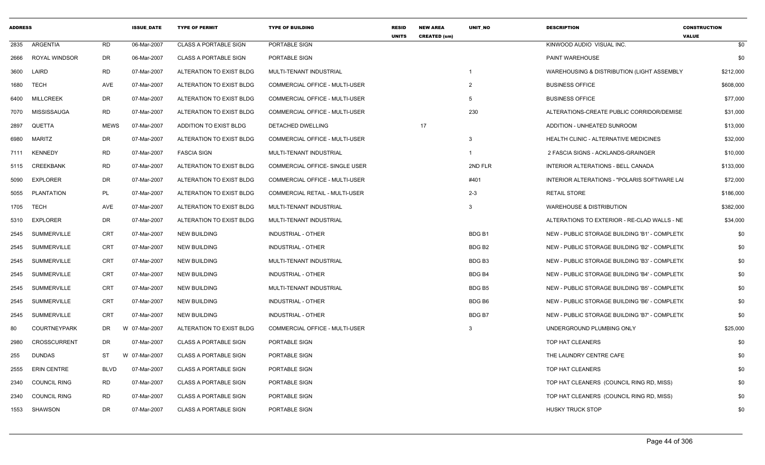| ADDRESS | | | ISSUE_DATE | TYPE OF PERMIT | TYPE OF BUILDING | RESID UNITS | NEW AREA CREATED (sm) | UNIT_NO | DESCRIPTION | CONSTRUCTION VALUE |
|---|---|---|---|---|---|---|---|---|---|---|
| 2835 | ARGENTIA | RD | 06-Mar-2007 | CLASS A PORTABLE SIGN | PORTABLE SIGN | | | | KINWOOD AUDIO VISUAL INC. | $0 |
| 2666 | ROYAL WINDSOR | DR | 06-Mar-2007 | CLASS A PORTABLE SIGN | PORTABLE SIGN | | | | PAINT WAREHOUSE | $0 |
| 3600 | LAIRD | RD | 07-Mar-2007 | ALTERATION TO EXIST BLDG | MULTI-TENANT INDUSTRIAL | | | 1 | WAREHOUSING & DISTRIBUTION (LIGHT ASSEMBLY | $212,000 |
| 1680 | TECH | AVE | 07-Mar-2007 | ALTERATION TO EXIST BLDG | COMMERCIAL OFFICE - MULTI-USER | | | 2 | BUSINESS OFFICE | $608,000 |
| 6400 | MILLCREEK | DR | 07-Mar-2007 | ALTERATION TO EXIST BLDG | COMMERCIAL OFFICE - MULTI-USER | | | 5 | BUSINESS OFFICE | $77,000 |
| 7070 | MISSISSAUGA | RD | 07-Mar-2007 | ALTERATION TO EXIST BLDG | COMMERCIAL OFFICE - MULTI-USER | | | 230 | ALTERATIONS-CREATE PUBLIC CORRIDOR/DEMISE | $31,000 |
| 2897 | QUETTA | MEWS | 07-Mar-2007 | ADDITION TO EXIST BLDG | DETACHED DWELLING | | 17 | | ADDITION - UNHEATED SUNROOM | $13,000 |
| 6980 | MARITZ | DR | 07-Mar-2007 | ALTERATION TO EXIST BLDG | COMMERCIAL OFFICE - MULTI-USER | | | 3 | HEALTH CLINIC - ALTERNATIVE MEDICINES | $32,000 |
| 7111 | KENNEDY | RD | 07-Mar-2007 | FASCIA SIGN | MULTI-TENANT INDUSTRIAL | | | 1 | 2 FASCIA SIGNS - ACKLANDS-GRAINGER | $10,000 |
| 5115 | CREEKBANK | RD | 07-Mar-2007 | ALTERATION TO EXIST BLDG | COMMERCIAL OFFICE- SINGLE USER | | | 2ND FLR | INTERIOR ALTERATIONS - BELL CANADA | $133,000 |
| 5090 | EXPLORER | DR | 07-Mar-2007 | ALTERATION TO EXIST BLDG | COMMERCIAL OFFICE - MULTI-USER | | | #401 | INTERIOR ALTERATIONS - "POLARIS SOFTWARE LAI | $72,000 |
| 5055 | PLANTATION | PL | 07-Mar-2007 | ALTERATION TO EXIST BLDG | COMMERCIAL RETAIL - MULTI-USER | | | 2-3 | RETAIL STORE | $186,000 |
| 1705 | TECH | AVE | 07-Mar-2007 | ALTERATION TO EXIST BLDG | MULTI-TENANT INDUSTRIAL | | | 3 | WAREHOUSE & DISTRIBUTION | $382,000 |
| 5310 | EXPLORER | DR | 07-Mar-2007 | ALTERATION TO EXIST BLDG | MULTI-TENANT INDUSTRIAL | | | | ALTERATIONS TO EXTERIOR - RE-CLAD WALLS - NE | $34,000 |
| 2545 | SUMMERVILLE | CRT | 07-Mar-2007 | NEW BUILDING | INDUSTRIAL - OTHER | | | BDG B1 | NEW - PUBLIC STORAGE BUILDING 'B1' - COMPLETI( | $0 |
| 2545 | SUMMERVILLE | CRT | 07-Mar-2007 | NEW BUILDING | INDUSTRIAL - OTHER | | | BDG B2 | NEW - PUBLIC STORAGE BUILDING 'B2' - COMPLETI( | $0 |
| 2545 | SUMMERVILLE | CRT | 07-Mar-2007 | NEW BUILDING | MULTI-TENANT INDUSTRIAL | | | BDG B3 | NEW - PUBLIC STORAGE BUILDING 'B3' - COMPLETI( | $0 |
| 2545 | SUMMERVILLE | CRT | 07-Mar-2007 | NEW BUILDING | INDUSTRIAL - OTHER | | | BDG B4 | NEW - PUBLIC STORAGE BUILDING 'B4' - COMPLETI( | $0 |
| 2545 | SUMMERVILLE | CRT | 07-Mar-2007 | NEW BUILDING | MULTI-TENANT INDUSTRIAL | | | BDG B5 | NEW - PUBLIC STORAGE BUILDING 'B5' - COMPLETI( | $0 |
| 2545 | SUMMERVILLE | CRT | 07-Mar-2007 | NEW BUILDING | INDUSTRIAL - OTHER | | | BDG B6 | NEW - PUBLIC STORAGE BUILDING 'B6' - COMPLETI( | $0 |
| 2545 | SUMMERVILLE | CRT | 07-Mar-2007 | NEW BUILDING | INDUSTRIAL - OTHER | | | BDG B7 | NEW - PUBLIC STORAGE BUILDING 'B7' - COMPLETI( | $0 |
| 80 | COURTNEYPARK | DR | W 07-Mar-2007 | ALTERATION TO EXIST BLDG | COMMERCIAL OFFICE - MULTI-USER | | | 3 | UNDERGROUND PLUMBING ONLY | $25,000 |
| 2980 | CROSSCURRENT | DR | 07-Mar-2007 | CLASS A PORTABLE SIGN | PORTABLE SIGN | | | | TOP HAT CLEANERS | $0 |
| 255 | DUNDAS | ST | W 07-Mar-2007 | CLASS A PORTABLE SIGN | PORTABLE SIGN | | | | THE LAUNDRY CENTRE CAFE | $0 |
| 2555 | ERIN CENTRE | BLVD | 07-Mar-2007 | CLASS A PORTABLE SIGN | PORTABLE SIGN | | | | TOP HAT CLEANERS | $0 |
| 2340 | COUNCIL RING | RD | 07-Mar-2007 | CLASS A PORTABLE SIGN | PORTABLE SIGN | | | | TOP HAT CLEANERS (COUNCIL RING RD, MISS) | $0 |
| 2340 | COUNCIL RING | RD | 07-Mar-2007 | CLASS A PORTABLE SIGN | PORTABLE SIGN | | | | TOP HAT CLEANERS (COUNCIL RING RD, MISS) | $0 |
| 1553 | SHAWSON | DR | 07-Mar-2007 | CLASS A PORTABLE SIGN | PORTABLE SIGN | | | | HUSKY TRUCK STOP | $0 |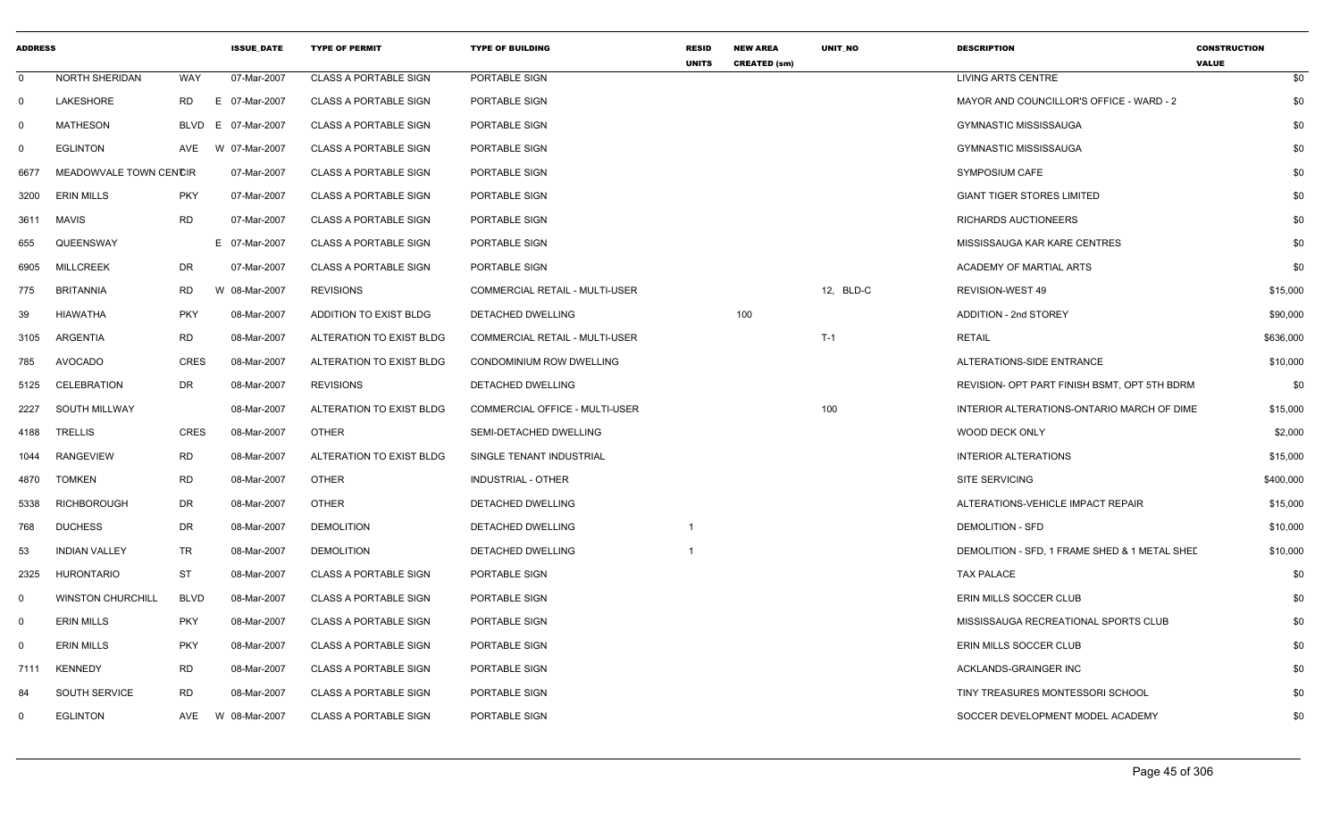| ADDRESS | | | ISSUE_DATE | TYPE OF PERMIT | TYPE OF BUILDING | RESID UNITS | NEW AREA CREATED (sm) | UNIT_NO | DESCRIPTION | CONSTRUCTION VALUE |
|---|---|---|---|---|---|---|---|---|---|---|
| 0 | NORTH SHERIDAN | WAY | 07-Mar-2007 | CLASS A PORTABLE SIGN | PORTABLE SIGN | | | | LIVING ARTS CENTRE | $0 |
| 0 | LAKESHORE | RD E | 07-Mar-2007 | CLASS A PORTABLE SIGN | PORTABLE SIGN | | | | MAYOR AND COUNCILLOR'S OFFICE - WARD - 2 | $0 |
| 0 | MATHESON | BLVD E | 07-Mar-2007 | CLASS A PORTABLE SIGN | PORTABLE SIGN | | | | GYMNASTIC MISSISSAUGA | $0 |
| 0 | EGLINTON | AVE W | 07-Mar-2007 | CLASS A PORTABLE SIGN | PORTABLE SIGN | | | | GYMNASTIC MISSISSAUGA | $0 |
| 6677 | MEADOWVALE TOWN CENTRE | CIR | 07-Mar-2007 | CLASS A PORTABLE SIGN | PORTABLE SIGN | | | | SYMPOSIUM CAFE | $0 |
| 3200 | ERIN MILLS | PKY | 07-Mar-2007 | CLASS A PORTABLE SIGN | PORTABLE SIGN | | | | GIANT TIGER STORES LIMITED | $0 |
| 3611 | MAVIS | RD | 07-Mar-2007 | CLASS A PORTABLE SIGN | PORTABLE SIGN | | | | RICHARDS AUCTIONEERS | $0 |
| 655 | QUEENSWAY | E | 07-Mar-2007 | CLASS A PORTABLE SIGN | PORTABLE SIGN | | | | MISSISSAUGA KAR KARE CENTRES | $0 |
| 6905 | MILLCREEK | DR | 07-Mar-2007 | CLASS A PORTABLE SIGN | PORTABLE SIGN | | | | ACADEMY OF MARTIAL ARTS | $0 |
| 775 | BRITANNIA | RD W | 08-Mar-2007 | REVISIONS | COMMERCIAL RETAIL - MULTI-USER | | | 12, BLD-C | REVISION-WEST 49 | $15,000 |
| 39 | HIAWATHA | PKY | 08-Mar-2007 | ADDITION TO EXIST BLDG | DETACHED DWELLING | | 100 | | ADDITION - 2nd STOREY | $90,000 |
| 3105 | ARGENTIA | RD | 08-Mar-2007 | ALTERATION TO EXIST BLDG | COMMERCIAL RETAIL - MULTI-USER | | | T-1 | RETAIL | $636,000 |
| 785 | AVOCADO | CRES | 08-Mar-2007 | ALTERATION TO EXIST BLDG | CONDOMINIUM ROW DWELLING | | | | ALTERATIONS-SIDE ENTRANCE | $10,000 |
| 5125 | CELEBRATION | DR | 08-Mar-2007 | REVISIONS | DETACHED DWELLING | | | | REVISION- OPT PART FINISH BSMT, OPT 5TH BDRM | $0 |
| 2227 | SOUTH MILLWAY | | 08-Mar-2007 | ALTERATION TO EXIST BLDG | COMMERCIAL OFFICE - MULTI-USER | | | 100 | INTERIOR ALTERATIONS-ONTARIO MARCH OF DIME | $15,000 |
| 4188 | TRELLIS | CRES | 08-Mar-2007 | OTHER | SEMI-DETACHED DWELLING | | | | WOOD DECK ONLY | $2,000 |
| 1044 | RANGEVIEW | RD | 08-Mar-2007 | ALTERATION TO EXIST BLDG | SINGLE TENANT INDUSTRIAL | | | | INTERIOR ALTERATIONS | $15,000 |
| 4870 | TOMKEN | RD | 08-Mar-2007 | OTHER | INDUSTRIAL - OTHER | | | | SITE SERVICING | $400,000 |
| 5338 | RICHBOROUGH | DR | 08-Mar-2007 | OTHER | DETACHED DWELLING | | | | ALTERATIONS-VEHICLE IMPACT REPAIR | $15,000 |
| 768 | DUCHESS | DR | 08-Mar-2007 | DEMOLITION | DETACHED DWELLING | 1 | | | DEMOLITION - SFD | $10,000 |
| 53 | INDIAN VALLEY | TR | 08-Mar-2007 | DEMOLITION | DETACHED DWELLING | 1 | | | DEMOLITION - SFD, 1 FRAME SHED & 1 METAL SHED | $10,000 |
| 2325 | HURONTARIO | ST | 08-Mar-2007 | CLASS A PORTABLE SIGN | PORTABLE SIGN | | | | TAX PALACE | $0 |
| 0 | WINSTON CHURCHILL | BLVD | 08-Mar-2007 | CLASS A PORTABLE SIGN | PORTABLE SIGN | | | | ERIN MILLS SOCCER CLUB | $0 |
| 0 | ERIN MILLS | PKY | 08-Mar-2007 | CLASS A PORTABLE SIGN | PORTABLE SIGN | | | | MISSISSAUGA RECREATIONAL SPORTS CLUB | $0 |
| 0 | ERIN MILLS | PKY | 08-Mar-2007 | CLASS A PORTABLE SIGN | PORTABLE SIGN | | | | ERIN MILLS SOCCER CLUB | $0 |
| 7111 | KENNEDY | RD | 08-Mar-2007 | CLASS A PORTABLE SIGN | PORTABLE SIGN | | | | ACKLANDS-GRAINGER INC | $0 |
| 84 | SOUTH SERVICE | RD | 08-Mar-2007 | CLASS A PORTABLE SIGN | PORTABLE SIGN | | | | TINY TREASURES MONTESSORI SCHOOL | $0 |
| 0 | EGLINTON | AVE W | 08-Mar-2007 | CLASS A PORTABLE SIGN | PORTABLE SIGN | | | | SOCCER DEVELOPMENT MODEL ACADEMY | $0 |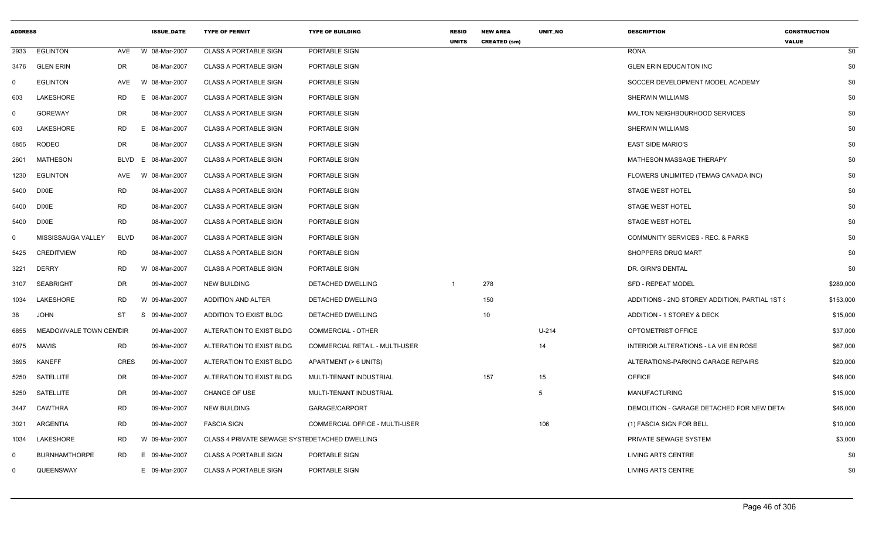| ADDRESS | | | | ISSUE_DATE | TYPE OF PERMIT | TYPE OF BUILDING | RESID UNITS | NEW AREA CREATED (sm) | UNIT_NO | DESCRIPTION | CONSTRUCTION VALUE |
|---|---|---|---|---|---|---|---|---|---|---|---|
| 2933 | EGLINTON | AVE | W | 08-Mar-2007 | CLASS A PORTABLE SIGN | PORTABLE SIGN | | | | RONA | $0 |
| 3476 | GLEN ERIN | DR | | 08-Mar-2007 | CLASS A PORTABLE SIGN | PORTABLE SIGN | | | | GLEN ERIN EDUCAITON INC | $0 |
| 0 | EGLINTON | AVE | W | 08-Mar-2007 | CLASS A PORTABLE SIGN | PORTABLE SIGN | | | | SOCCER DEVELOPMENT MODEL ACADEMY | $0 |
| 603 | LAKESHORE | RD | E | 08-Mar-2007 | CLASS A PORTABLE SIGN | PORTABLE SIGN | | | | SHERWIN WILLIAMS | $0 |
| 0 | GOREWAY | DR | | 08-Mar-2007 | CLASS A PORTABLE SIGN | PORTABLE SIGN | | | | MALTON NEIGHBOURHOOD SERVICES | $0 |
| 603 | LAKESHORE | RD | E | 08-Mar-2007 | CLASS A PORTABLE SIGN | PORTABLE SIGN | | | | SHERWIN WILLIAMS | $0 |
| 5855 | RODEO | DR | | 08-Mar-2007 | CLASS A PORTABLE SIGN | PORTABLE SIGN | | | | EAST SIDE MARIO'S | $0 |
| 2601 | MATHESON | BLVD | E | 08-Mar-2007 | CLASS A PORTABLE SIGN | PORTABLE SIGN | | | | MATHESON MASSAGE THERAPY | $0 |
| 1230 | EGLINTON | AVE | W | 08-Mar-2007 | CLASS A PORTABLE SIGN | PORTABLE SIGN | | | | FLOWERS UNLIMITED (TEMAG CANADA INC) | $0 |
| 5400 | DIXIE | RD | | 08-Mar-2007 | CLASS A PORTABLE SIGN | PORTABLE SIGN | | | | STAGE WEST HOTEL | $0 |
| 5400 | DIXIE | RD | | 08-Mar-2007 | CLASS A PORTABLE SIGN | PORTABLE SIGN | | | | STAGE WEST HOTEL | $0 |
| 5400 | DIXIE | RD | | 08-Mar-2007 | CLASS A PORTABLE SIGN | PORTABLE SIGN | | | | STAGE WEST HOTEL | $0 |
| 0 | MISSISSAUGA VALLEY | BLVD | | 08-Mar-2007 | CLASS A PORTABLE SIGN | PORTABLE SIGN | | | | COMMUNITY SERVICES - REC. & PARKS | $0 |
| 5425 | CREDITVIEW | RD | | 08-Mar-2007 | CLASS A PORTABLE SIGN | PORTABLE SIGN | | | | SHOPPERS DRUG MART | $0 |
| 3221 | DERRY | RD | W | 08-Mar-2007 | CLASS A PORTABLE SIGN | PORTABLE SIGN | | | | DR. GIRN'S DENTAL | $0 |
| 3107 | SEABRIGHT | DR | | 09-Mar-2007 | NEW BUILDING | DETACHED DWELLING | 1 | 278 | | SFD - REPEAT MODEL | $289,000 |
| 1034 | LAKESHORE | RD | W | 09-Mar-2007 | ADDITION AND ALTER | DETACHED DWELLING | | 150 | | ADDITIONS - 2ND STOREY ADDITION, PARTIAL 1ST S | $153,000 |
| 38 | JOHN | ST | S | 09-Mar-2007 | ADDITION TO EXIST BLDG | DETACHED DWELLING | | 10 | | ADDITION - 1 STOREY & DECK | $15,000 |
| 6855 | MEADOWVALE TOWN CENTRE | CIR | | 09-Mar-2007 | ALTERATION TO EXIST BLDG | COMMERCIAL - OTHER | | | U-214 | OPTOMETRIST OFFICE | $37,000 |
| 6075 | MAVIS | RD | | 09-Mar-2007 | ALTERATION TO EXIST BLDG | COMMERCIAL RETAIL - MULTI-USER | | | 14 | INTERIOR ALTERATIONS - LA VIE EN ROSE | $67,000 |
| 3695 | KANEFF | CRES | | 09-Mar-2007 | ALTERATION TO EXIST BLDG | APARTMENT (> 6 UNITS) | | | | ALTERATIONS-PARKING GARAGE REPAIRS | $20,000 |
| 5250 | SATELLITE | DR | | 09-Mar-2007 | ALTERATION TO EXIST BLDG | MULTI-TENANT INDUSTRIAL | | 157 | 15 | OFFICE | $46,000 |
| 5250 | SATELLITE | DR | | 09-Mar-2007 | CHANGE OF USE | MULTI-TENANT INDUSTRIAL | | | 5 | MANUFACTURING | $15,000 |
| 3447 | CAWTHRA | RD | | 09-Mar-2007 | NEW BUILDING | GARAGE/CARPORT | | | | DEMOLITION - GARAGE DETACHED FOR NEW DETA | $46,000 |
| 3021 | ARGENTIA | RD | | 09-Mar-2007 | FASCIA SIGN | COMMERCIAL OFFICE - MULTI-USER | | | 106 | (1) FASCIA SIGN FOR BELL | $10,000 |
| 1034 | LAKESHORE | RD | W | 09-Mar-2007 | CLASS 4 PRIVATE SEWAGE SYSTEM | DETACHED DWELLING | | | | PRIVATE SEWAGE SYSTEM | $3,000 |
| 0 | BURNHAMTHORPE | RD | E | 09-Mar-2007 | CLASS A PORTABLE SIGN | PORTABLE SIGN | | | | LIVING ARTS CENTRE | $0 |
| 0 | QUEENSWAY | | E | 09-Mar-2007 | CLASS A PORTABLE SIGN | PORTABLE SIGN | | | | LIVING ARTS CENTRE | $0 |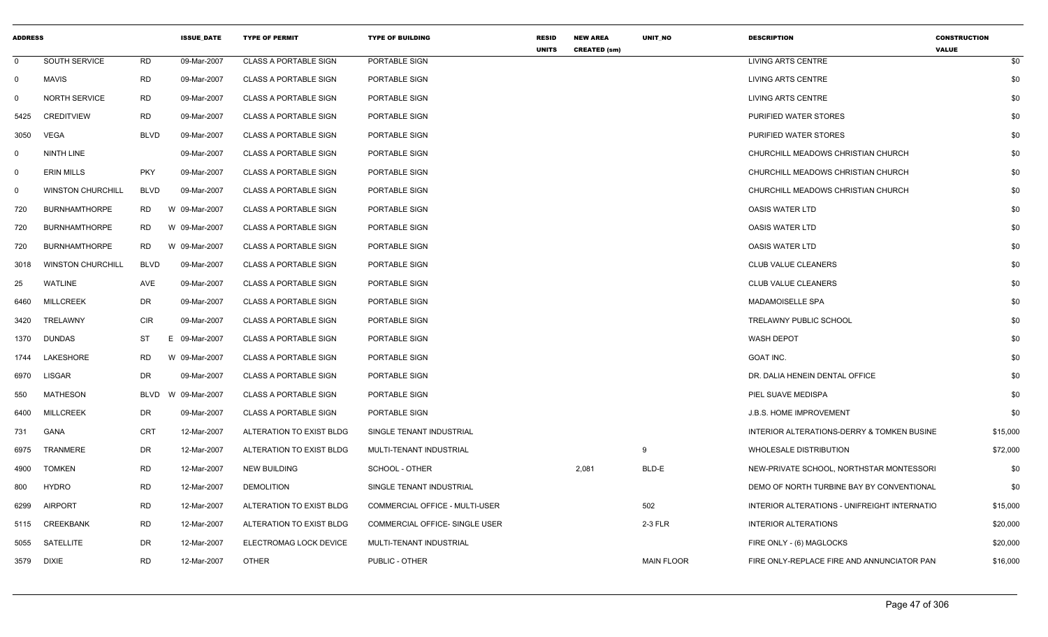| ADDRESS | | | ISSUE_DATE | TYPE OF PERMIT | TYPE OF BUILDING | RESID UNITS | NEW AREA CREATED (sm) | UNIT_NO | DESCRIPTION | CONSTRUCTION VALUE |
|---|---|---|---|---|---|---|---|---|---|---|
| 0 | SOUTH SERVICE | RD | 09-Mar-2007 | CLASS A PORTABLE SIGN | PORTABLE SIGN | | | | LIVING ARTS CENTRE | $0 |
| 0 | MAVIS | RD | 09-Mar-2007 | CLASS A PORTABLE SIGN | PORTABLE SIGN | | | | LIVING ARTS CENTRE | $0 |
| 0 | NORTH SERVICE | RD | 09-Mar-2007 | CLASS A PORTABLE SIGN | PORTABLE SIGN | | | | LIVING ARTS CENTRE | $0 |
| 5425 | CREDITVIEW | RD | 09-Mar-2007 | CLASS A PORTABLE SIGN | PORTABLE SIGN | | | | PURIFIED WATER STORES | $0 |
| 3050 | VEGA | BLVD | 09-Mar-2007 | CLASS A PORTABLE SIGN | PORTABLE SIGN | | | | PURIFIED WATER STORES | $0 |
| 0 | NINTH LINE | | 09-Mar-2007 | CLASS A PORTABLE SIGN | PORTABLE SIGN | | | | CHURCHILL MEADOWS CHRISTIAN CHURCH | $0 |
| 0 | ERIN MILLS | PKY | 09-Mar-2007 | CLASS A PORTABLE SIGN | PORTABLE SIGN | | | | CHURCHILL MEADOWS CHRISTIAN CHURCH | $0 |
| 0 | WINSTON CHURCHILL | BLVD | 09-Mar-2007 | CLASS A PORTABLE SIGN | PORTABLE SIGN | | | | CHURCHILL MEADOWS CHRISTIAN CHURCH | $0 |
| 720 | BURNHAMTHORPE | RD | W 09-Mar-2007 | CLASS A PORTABLE SIGN | PORTABLE SIGN | | | | OASIS WATER LTD | $0 |
| 720 | BURNHAMTHORPE | RD | W 09-Mar-2007 | CLASS A PORTABLE SIGN | PORTABLE SIGN | | | | OASIS WATER LTD | $0 |
| 720 | BURNHAMTHORPE | RD | W 09-Mar-2007 | CLASS A PORTABLE SIGN | PORTABLE SIGN | | | | OASIS WATER LTD | $0 |
| 3018 | WINSTON CHURCHILL | BLVD | 09-Mar-2007 | CLASS A PORTABLE SIGN | PORTABLE SIGN | | | | CLUB VALUE CLEANERS | $0 |
| 25 | WATLINE | AVE | 09-Mar-2007 | CLASS A PORTABLE SIGN | PORTABLE SIGN | | | | CLUB VALUE CLEANERS | $0 |
| 6460 | MILLCREEK | DR | 09-Mar-2007 | CLASS A PORTABLE SIGN | PORTABLE SIGN | | | | MADAMOISELLE SPA | $0 |
| 3420 | TRELAWNY | CIR | 09-Mar-2007 | CLASS A PORTABLE SIGN | PORTABLE SIGN | | | | TRELAWNY PUBLIC SCHOOL | $0 |
| 1370 | DUNDAS | ST | E 09-Mar-2007 | CLASS A PORTABLE SIGN | PORTABLE SIGN | | | | WASH DEPOT | $0 |
| 1744 | LAKESHORE | RD | W 09-Mar-2007 | CLASS A PORTABLE SIGN | PORTABLE SIGN | | | | GOAT INC. | $0 |
| 6970 | LISGAR | DR | 09-Mar-2007 | CLASS A PORTABLE SIGN | PORTABLE SIGN | | | | DR. DALIA HENEIN DENTAL OFFICE | $0 |
| 550 | MATHESON | BLVD | W 09-Mar-2007 | CLASS A PORTABLE SIGN | PORTABLE SIGN | | | | PIEL SUAVE MEDISPA | $0 |
| 6400 | MILLCREEK | DR | 09-Mar-2007 | CLASS A PORTABLE SIGN | PORTABLE SIGN | | | | J.B.S. HOME IMPROVEMENT | $0 |
| 731 | GANA | CRT | 12-Mar-2007 | ALTERATION TO EXIST BLDG | SINGLE TENANT INDUSTRIAL | | | | INTERIOR ALTERATIONS-DERRY & TOMKEN BUSINE | $15,000 |
| 6975 | TRANMERE | DR | 12-Mar-2007 | ALTERATION TO EXIST BLDG | MULTI-TENANT INDUSTRIAL | | | 9 | WHOLESALE DISTRIBUTION | $72,000 |
| 4900 | TOMKEN | RD | 12-Mar-2007 | NEW BUILDING | SCHOOL - OTHER | | 2,081 | BLD-E | NEW-PRIVATE SCHOOL, NORTHSTAR MONTESSORI | $0 |
| 800 | HYDRO | RD | 12-Mar-2007 | DEMOLITION | SINGLE TENANT INDUSTRIAL | | | | DEMO OF NORTH TURBINE BAY BY CONVENTIONAL | $0 |
| 6299 | AIRPORT | RD | 12-Mar-2007 | ALTERATION TO EXIST BLDG | COMMERCIAL OFFICE - MULTI-USER | | | 502 | INTERIOR ALTERATIONS - UNIFREIGHT INTERNATIO | $15,000 |
| 5115 | CREEKBANK | RD | 12-Mar-2007 | ALTERATION TO EXIST BLDG | COMMERCIAL OFFICE- SINGLE USER | | | 2-3 FLR | INTERIOR ALTERATIONS | $20,000 |
| 5055 | SATELLITE | DR | 12-Mar-2007 | ELECTROMAG LOCK DEVICE | MULTI-TENANT INDUSTRIAL | | | | FIRE ONLY - (6) MAGLOCKS | $20,000 |
| 3579 | DIXIE | RD | 12-Mar-2007 | OTHER | PUBLIC - OTHER | | | MAIN FLOOR | FIRE ONLY-REPLACE FIRE AND ANNUNCIATOR PAN | $16,000 |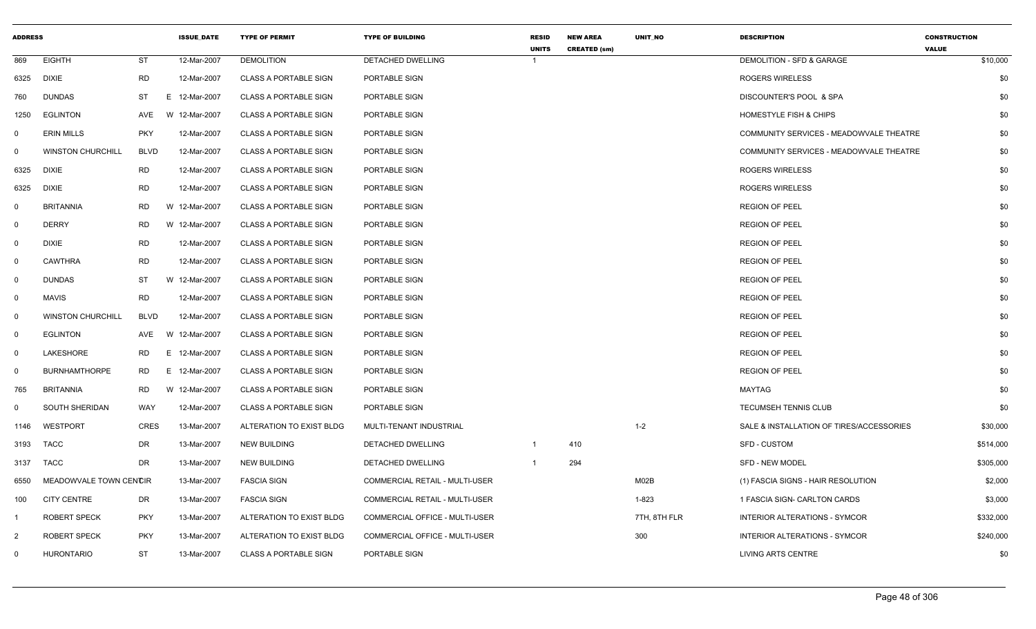| ADDRESS | | | ISSUE_DATE | TYPE OF PERMIT | TYPE OF BUILDING | RESID UNITS | NEW AREA CREATED (sm) | UNIT_NO | DESCRIPTION | CONSTRUCTION VALUE |
|---|---|---|---|---|---|---|---|---|---|---|
| 869 | EIGHTH | ST | 12-Mar-2007 | DEMOLITION | DETACHED DWELLING | 1 | | | DEMOLITION - SFD & GARAGE | $10,000 |
| 6325 | DIXIE | RD | 12-Mar-2007 | CLASS A PORTABLE SIGN | PORTABLE SIGN | | | | ROGERS WIRELESS | $0 |
| 760 | DUNDAS | ST E | 12-Mar-2007 | CLASS A PORTABLE SIGN | PORTABLE SIGN | | | | DISCOUNTER'S POOL & SPA | $0 |
| 1250 | EGLINTON | AVE W | 12-Mar-2007 | CLASS A PORTABLE SIGN | PORTABLE SIGN | | | | HOMESTYLE FISH & CHIPS | $0 |
| 0 | ERIN MILLS | PKY | 12-Mar-2007 | CLASS A PORTABLE SIGN | PORTABLE SIGN | | | | COMMUNITY SERVICES - MEADOWVALE THEATRE | $0 |
| 0 | WINSTON CHURCHILL | BLVD | 12-Mar-2007 | CLASS A PORTABLE SIGN | PORTABLE SIGN | | | | COMMUNITY SERVICES - MEADOWVALE THEATRE | $0 |
| 6325 | DIXIE | RD | 12-Mar-2007 | CLASS A PORTABLE SIGN | PORTABLE SIGN | | | | ROGERS WIRELESS | $0 |
| 6325 | DIXIE | RD | 12-Mar-2007 | CLASS A PORTABLE SIGN | PORTABLE SIGN | | | | ROGERS WIRELESS | $0 |
| 0 | BRITANNIA | RD W | 12-Mar-2007 | CLASS A PORTABLE SIGN | PORTABLE SIGN | | | | REGION OF PEEL | $0 |
| 0 | DERRY | RD W | 12-Mar-2007 | CLASS A PORTABLE SIGN | PORTABLE SIGN | | | | REGION OF PEEL | $0 |
| 0 | DIXIE | RD | 12-Mar-2007 | CLASS A PORTABLE SIGN | PORTABLE SIGN | | | | REGION OF PEEL | $0 |
| 0 | CAWTHRA | RD | 12-Mar-2007 | CLASS A PORTABLE SIGN | PORTABLE SIGN | | | | REGION OF PEEL | $0 |
| 0 | DUNDAS | ST W | 12-Mar-2007 | CLASS A PORTABLE SIGN | PORTABLE SIGN | | | | REGION OF PEEL | $0 |
| 0 | MAVIS | RD | 12-Mar-2007 | CLASS A PORTABLE SIGN | PORTABLE SIGN | | | | REGION OF PEEL | $0 |
| 0 | WINSTON CHURCHILL | BLVD | 12-Mar-2007 | CLASS A PORTABLE SIGN | PORTABLE SIGN | | | | REGION OF PEEL | $0 |
| 0 | EGLINTON | AVE W | 12-Mar-2007 | CLASS A PORTABLE SIGN | PORTABLE SIGN | | | | REGION OF PEEL | $0 |
| 0 | LAKESHORE | RD E | 12-Mar-2007 | CLASS A PORTABLE SIGN | PORTABLE SIGN | | | | REGION OF PEEL | $0 |
| 0 | BURNHAMTHORPE | RD E | 12-Mar-2007 | CLASS A PORTABLE SIGN | PORTABLE SIGN | | | | REGION OF PEEL | $0 |
| 765 | BRITANNIA | RD W | 12-Mar-2007 | CLASS A PORTABLE SIGN | PORTABLE SIGN | | | | MAYTAG | $0 |
| 0 | SOUTH SHERIDAN | WAY | 12-Mar-2007 | CLASS A PORTABLE SIGN | PORTABLE SIGN | | | | TECUMSEH TENNIS CLUB | $0 |
| 1146 | WESTPORT | CRES | 13-Mar-2007 | ALTERATION TO EXIST BLDG | MULTI-TENANT INDUSTRIAL | | | 1-2 | SALE & INSTALLATION OF TIRES/ACCESSORIES | $30,000 |
| 3193 | TACC | DR | 13-Mar-2007 | NEW BUILDING | DETACHED DWELLING | 1 | 410 | | SFD - CUSTOM | $514,000 |
| 3137 | TACC | DR | 13-Mar-2007 | NEW BUILDING | DETACHED DWELLING | 1 | 294 | | SFD - NEW MODEL | $305,000 |
| 6550 | MEADOWVALE TOWN CENTRE | CIR | 13-Mar-2007 | FASCIA SIGN | COMMERCIAL RETAIL - MULTI-USER | | | M02B | (1) FASCIA SIGNS - HAIR RESOLUTION | $2,000 |
| 100 | CITY CENTRE | DR | 13-Mar-2007 | FASCIA SIGN | COMMERCIAL RETAIL - MULTI-USER | | | 1-823 | 1 FASCIA SIGN- CARLTON CARDS | $3,000 |
| 1 | ROBERT SPECK | PKY | 13-Mar-2007 | ALTERATION TO EXIST BLDG | COMMERCIAL OFFICE - MULTI-USER | | | 7TH, 8TH FLR | INTERIOR ALTERATIONS - SYMCOR | $332,000 |
| 2 | ROBERT SPECK | PKY | 13-Mar-2007 | ALTERATION TO EXIST BLDG | COMMERCIAL OFFICE - MULTI-USER | | | 300 | INTERIOR ALTERATIONS - SYMCOR | $240,000 |
| 0 | HURONTARIO | ST | 13-Mar-2007 | CLASS A PORTABLE SIGN | PORTABLE SIGN | | | | LIVING ARTS CENTRE | $0 |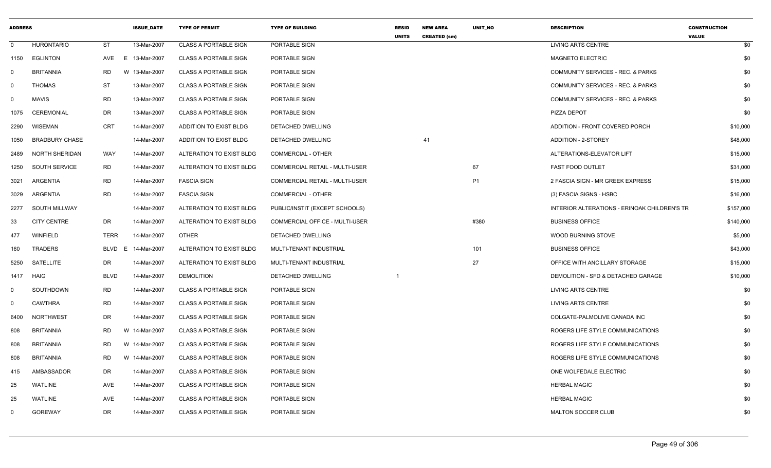| ADDRESS | | | ISSUE_DATE | TYPE OF PERMIT | TYPE OF BUILDING | RESID UNITS | NEW AREA CREATED (sm) | UNIT_NO | DESCRIPTION | CONSTRUCTION VALUE |
|---|---|---|---|---|---|---|---|---|---|---|
| 0 | HURONTARIO | ST | 13-Mar-2007 | CLASS A PORTABLE SIGN | PORTABLE SIGN | | | | LIVING ARTS CENTRE | $0 |
| 1150 | EGLINTON | AVE E | 13-Mar-2007 | CLASS A PORTABLE SIGN | PORTABLE SIGN | | | | MAGNETO ELECTRIC | $0 |
| 0 | BRITANNIA | RD W | 13-Mar-2007 | CLASS A PORTABLE SIGN | PORTABLE SIGN | | | | COMMUNITY SERVICES - REC. & PARKS | $0 |
| 0 | THOMAS | ST | 13-Mar-2007 | CLASS A PORTABLE SIGN | PORTABLE SIGN | | | | COMMUNITY SERVICES - REC. & PARKS | $0 |
| 0 | MAVIS | RD | 13-Mar-2007 | CLASS A PORTABLE SIGN | PORTABLE SIGN | | | | COMMUNITY SERVICES - REC. & PARKS | $0 |
| 1075 | CEREMONIAL | DR | 13-Mar-2007 | CLASS A PORTABLE SIGN | PORTABLE SIGN | | | | PIZZA DEPOT | $0 |
| 2290 | WISEMAN | CRT | 14-Mar-2007 | ADDITION TO EXIST BLDG | DETACHED DWELLING | | | | ADDITION - FRONT COVERED PORCH | $10,000 |
| 1050 | BRADBURY CHASE | | 14-Mar-2007 | ADDITION TO EXIST BLDG | DETACHED DWELLING | | 41 | | ADDITION - 2-STOREY | $48,000 |
| 2489 | NORTH SHERIDAN | WAY | 14-Mar-2007 | ALTERATION TO EXIST BLDG | COMMERCIAL - OTHER | | | | ALTERATIONS-ELEVATOR LIFT | $15,000 |
| 1250 | SOUTH SERVICE | RD | 14-Mar-2007 | ALTERATION TO EXIST BLDG | COMMERCIAL RETAIL - MULTI-USER | | | 67 | FAST FOOD OUTLET | $31,000 |
| 3021 | ARGENTIA | RD | 14-Mar-2007 | FASCIA SIGN | COMMERCIAL RETAIL - MULTI-USER | | | P1 | 2 FASCIA SIGN - MR GREEK EXPRESS | $15,000 |
| 3029 | ARGENTIA | RD | 14-Mar-2007 | FASCIA SIGN | COMMERCIAL - OTHER | | | | (3) FASCIA SIGNS - HSBC | $16,000 |
| 2277 | SOUTH MILLWAY | | 14-Mar-2007 | ALTERATION TO EXIST BLDG | PUBLIC/INSTIT (EXCEPT SCHOOLS) | | | | INTERIOR ALTERATIONS - ERINOAK CHILDREN'S TR | $157,000 |
| 33 | CITY CENTRE | DR | 14-Mar-2007 | ALTERATION TO EXIST BLDG | COMMERCIAL OFFICE - MULTI-USER | | | #380 | BUSINESS OFFICE | $140,000 |
| 477 | WINFIELD | TERR | 14-Mar-2007 | OTHER | DETACHED DWELLING | | | | WOOD BURNING STOVE | $5,000 |
| 160 | TRADERS | BLVD E | 14-Mar-2007 | ALTERATION TO EXIST BLDG | MULTI-TENANT INDUSTRIAL | | | 101 | BUSINESS OFFICE | $43,000 |
| 5250 | SATELLITE | DR | 14-Mar-2007 | ALTERATION TO EXIST BLDG | MULTI-TENANT INDUSTRIAL | | | 27 | OFFICE WITH ANCILLARY STORAGE | $15,000 |
| 1417 | HAIG | BLVD | 14-Mar-2007 | DEMOLITION | DETACHED DWELLING | 1 | | | DEMOLITION - SFD & DETACHED GARAGE | $10,000 |
| 0 | SOUTHDOWN | RD | 14-Mar-2007 | CLASS A PORTABLE SIGN | PORTABLE SIGN | | | | LIVING ARTS CENTRE | $0 |
| 0 | CAWTHRA | RD | 14-Mar-2007 | CLASS A PORTABLE SIGN | PORTABLE SIGN | | | | LIVING ARTS CENTRE | $0 |
| 6400 | NORTHWEST | DR | 14-Mar-2007 | CLASS A PORTABLE SIGN | PORTABLE SIGN | | | | COLGATE-PALMOLIVE CANADA INC | $0 |
| 808 | BRITANNIA | RD W | 14-Mar-2007 | CLASS A PORTABLE SIGN | PORTABLE SIGN | | | | ROGERS LIFE STYLE COMMUNICATIONS | $0 |
| 808 | BRITANNIA | RD W | 14-Mar-2007 | CLASS A PORTABLE SIGN | PORTABLE SIGN | | | | ROGERS LIFE STYLE COMMUNICATIONS | $0 |
| 808 | BRITANNIA | RD W | 14-Mar-2007 | CLASS A PORTABLE SIGN | PORTABLE SIGN | | | | ROGERS LIFE STYLE COMMUNICATIONS | $0 |
| 415 | AMBASSADOR | DR | 14-Mar-2007 | CLASS A PORTABLE SIGN | PORTABLE SIGN | | | | ONE WOLFEDALE ELECTRIC | $0 |
| 25 | WATLINE | AVE | 14-Mar-2007 | CLASS A PORTABLE SIGN | PORTABLE SIGN | | | | HERBAL MAGIC | $0 |
| 25 | WATLINE | AVE | 14-Mar-2007 | CLASS A PORTABLE SIGN | PORTABLE SIGN | | | | HERBAL MAGIC | $0 |
| 0 | GOREWAY | DR | 14-Mar-2007 | CLASS A PORTABLE SIGN | PORTABLE SIGN | | | | MALTON SOCCER CLUB | $0 |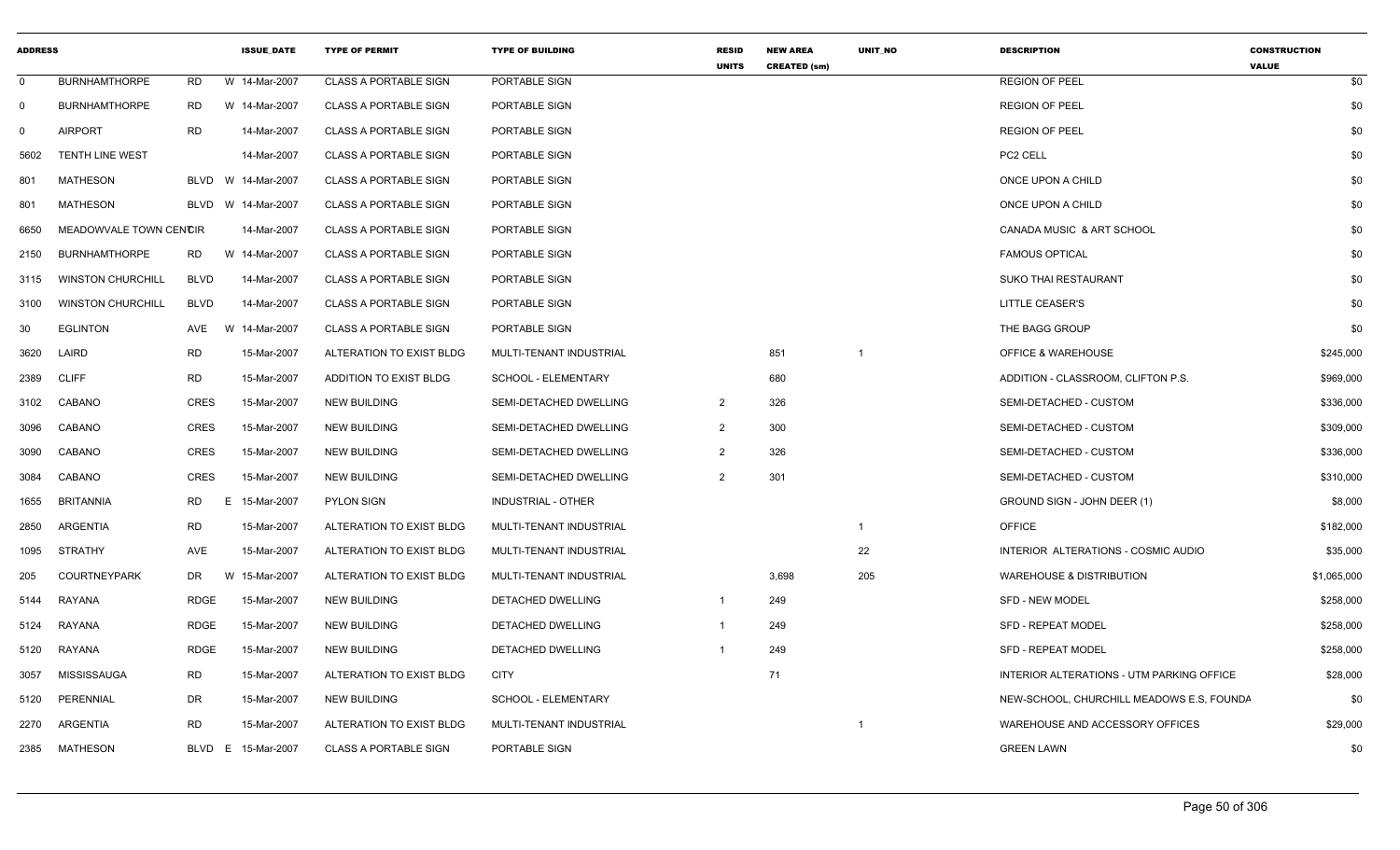| ADDRESS | | | | ISSUE_DATE | TYPE OF PERMIT | TYPE OF BUILDING | RESID UNITS | NEW AREA CREATED (sm) | UNIT_NO | DESCRIPTION | CONSTRUCTION VALUE |
|---|---|---|---|---|---|---|---|---|---|---|---|
| 0 | BURNHAMTHORPE | RD | W | 14-Mar-2007 | CLASS A PORTABLE SIGN | PORTABLE SIGN | | | | REGION OF PEEL | $0 |
| 0 | BURNHAMTHORPE | RD | W | 14-Mar-2007 | CLASS A PORTABLE SIGN | PORTABLE SIGN | | | | REGION OF PEEL | $0 |
| 0 | AIRPORT | RD | | 14-Mar-2007 | CLASS A PORTABLE SIGN | PORTABLE SIGN | | | | REGION OF PEEL | $0 |
| 5602 | TENTH LINE WEST | | | 14-Mar-2007 | CLASS A PORTABLE SIGN | PORTABLE SIGN | | | | PC2 CELL | $0 |
| 801 | MATHESON | BLVD | W | 14-Mar-2007 | CLASS A PORTABLE SIGN | PORTABLE SIGN | | | | ONCE UPON A CHILD | $0 |
| 801 | MATHESON | BLVD | W | 14-Mar-2007 | CLASS A PORTABLE SIGN | PORTABLE SIGN | | | | ONCE UPON A CHILD | $0 |
| 6650 | MEADOWVALE TOWN CENTRE | CIR | | 14-Mar-2007 | CLASS A PORTABLE SIGN | PORTABLE SIGN | | | | CANADA MUSIC & ART SCHOOL | $0 |
| 2150 | BURNHAMTHORPE | RD | W | 14-Mar-2007 | CLASS A PORTABLE SIGN | PORTABLE SIGN | | | | FAMOUS OPTICAL | $0 |
| 3115 | WINSTON CHURCHILL | BLVD | | 14-Mar-2007 | CLASS A PORTABLE SIGN | PORTABLE SIGN | | | | SUKO THAI RESTAURANT | $0 |
| 3100 | WINSTON CHURCHILL | BLVD | | 14-Mar-2007 | CLASS A PORTABLE SIGN | PORTABLE SIGN | | | | LITTLE CEASER'S | $0 |
| 30 | EGLINTON | AVE | W | 14-Mar-2007 | CLASS A PORTABLE SIGN | PORTABLE SIGN | | | | THE BAGG GROUP | $0 |
| 3620 | LAIRD | RD | | 15-Mar-2007 | ALTERATION TO EXIST BLDG | MULTI-TENANT INDUSTRIAL | | 851 | 1 | OFFICE & WAREHOUSE | $245,000 |
| 2389 | CLIFF | RD | | 15-Mar-2007 | ADDITION TO EXIST BLDG | SCHOOL - ELEMENTARY | | 680 | | ADDITION - CLASSROOM, CLIFTON P.S. | $969,000 |
| 3102 | CABANO | CRES | | 15-Mar-2007 | NEW BUILDING | SEMI-DETACHED DWELLING | 2 | 326 | | SEMI-DETACHED - CUSTOM | $336,000 |
| 3096 | CABANO | CRES | | 15-Mar-2007 | NEW BUILDING | SEMI-DETACHED DWELLING | 2 | 300 | | SEMI-DETACHED - CUSTOM | $309,000 |
| 3090 | CABANO | CRES | | 15-Mar-2007 | NEW BUILDING | SEMI-DETACHED DWELLING | 2 | 326 | | SEMI-DETACHED - CUSTOM | $336,000 |
| 3084 | CABANO | CRES | | 15-Mar-2007 | NEW BUILDING | SEMI-DETACHED DWELLING | 2 | 301 | | SEMI-DETACHED - CUSTOM | $310,000 |
| 1655 | BRITANNIA | RD | E | 15-Mar-2007 | PYLON SIGN | INDUSTRIAL - OTHER | | | | GROUND SIGN - JOHN DEER (1) | $8,000 |
| 2850 | ARGENTIA | RD | | 15-Mar-2007 | ALTERATION TO EXIST BLDG | MULTI-TENANT INDUSTRIAL | | | 1 | OFFICE | $182,000 |
| 1095 | STRATHY | AVE | | 15-Mar-2007 | ALTERATION TO EXIST BLDG | MULTI-TENANT INDUSTRIAL | | | 22 | INTERIOR ALTERATIONS - COSMIC AUDIO | $35,000 |
| 205 | COURTNEYPARK | DR | W | 15-Mar-2007 | ALTERATION TO EXIST BLDG | MULTI-TENANT INDUSTRIAL | | 3,698 | 205 | WAREHOUSE & DISTRIBUTION | $1,065,000 |
| 5144 | RAYANA | RDGE | | 15-Mar-2007 | NEW BUILDING | DETACHED DWELLING | 1 | 249 | | SFD - NEW MODEL | $258,000 |
| 5124 | RAYANA | RDGE | | 15-Mar-2007 | NEW BUILDING | DETACHED DWELLING | 1 | 249 | | SFD - REPEAT MODEL | $258,000 |
| 5120 | RAYANA | RDGE | | 15-Mar-2007 | NEW BUILDING | DETACHED DWELLING | 1 | 249 | | SFD - REPEAT MODEL | $258,000 |
| 3057 | MISSISSAUGA | RD | | 15-Mar-2007 | ALTERATION TO EXIST BLDG | CITY | | 71 | | INTERIOR ALTERATIONS - UTM PARKING OFFICE | $28,000 |
| 5120 | PERENNIAL | DR | | 15-Mar-2007 | NEW BUILDING | SCHOOL - ELEMENTARY | | | | NEW-SCHOOL, CHURCHILL MEADOWS E.S, FOUNDA | $0 |
| 2270 | ARGENTIA | RD | | 15-Mar-2007 | ALTERATION TO EXIST BLDG | MULTI-TENANT INDUSTRIAL | | | 1 | WAREHOUSE AND ACCESSORY OFFICES | $29,000 |
| 2385 | MATHESON | BLVD | E | 15-Mar-2007 | CLASS A PORTABLE SIGN | PORTABLE SIGN | | | | GREEN LAWN | $0 |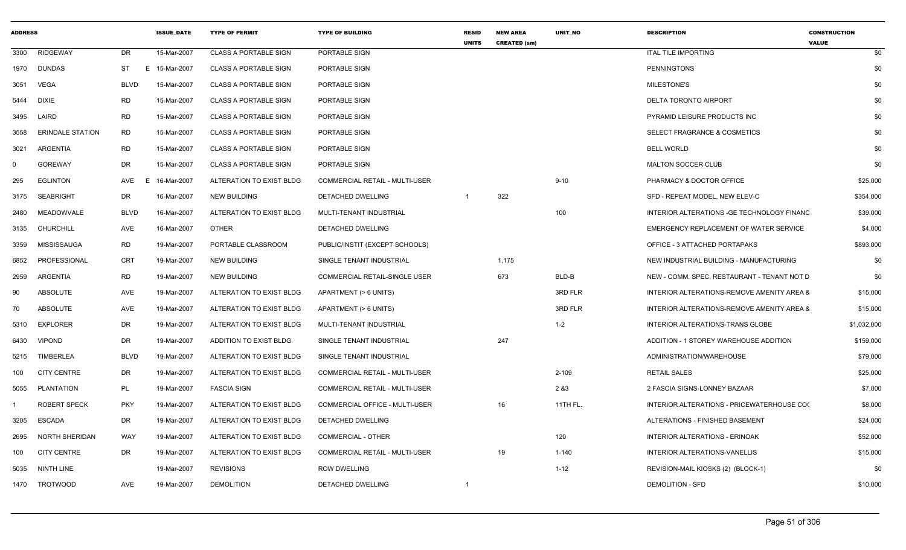| ADDRESS | | | ISSUE_DATE | TYPE OF PERMIT | TYPE OF BUILDING | RESID UNITS | NEW AREA CREATED (sm) | UNIT_NO | DESCRIPTION | CONSTRUCTION VALUE |
|---|---|---|---|---|---|---|---|---|---|---|
| 3300 | RIDGEWAY | DR | 15-Mar-2007 | CLASS A PORTABLE SIGN | PORTABLE SIGN | | | | ITAL TILE IMPORTING | $0 |
| 1970 | DUNDAS | ST E | 15-Mar-2007 | CLASS A PORTABLE SIGN | PORTABLE SIGN | | | | PENNINGTONS | $0 |
| 3051 | VEGA | BLVD | 15-Mar-2007 | CLASS A PORTABLE SIGN | PORTABLE SIGN | | | | MILESTONE'S | $0 |
| 5444 | DIXIE | RD | 15-Mar-2007 | CLASS A PORTABLE SIGN | PORTABLE SIGN | | | | DELTA TORONTO AIRPORT | $0 |
| 3495 | LAIRD | RD | 15-Mar-2007 | CLASS A PORTABLE SIGN | PORTABLE SIGN | | | | PYRAMID LEISURE PRODUCTS INC | $0 |
| 3558 | ERINDALE STATION | RD | 15-Mar-2007 | CLASS A PORTABLE SIGN | PORTABLE SIGN | | | | SELECT FRAGRANCE & COSMETICS | $0 |
| 3021 | ARGENTIA | RD | 15-Mar-2007 | CLASS A PORTABLE SIGN | PORTABLE SIGN | | | | BELL WORLD | $0 |
| 0 | GOREWAY | DR | 15-Mar-2007 | CLASS A PORTABLE SIGN | PORTABLE SIGN | | | | MALTON SOCCER CLUB | $0 |
| 295 | EGLINTON | AVE E | 16-Mar-2007 | ALTERATION TO EXIST BLDG | COMMERCIAL RETAIL - MULTI-USER | | | 9-10 | PHARMACY & DOCTOR OFFICE | $25,000 |
| 3175 | SEABRIGHT | DR | 16-Mar-2007 | NEW BUILDING | DETACHED DWELLING | 1 | 322 | | SFD - REPEAT MODEL, NEW ELEV-C | $354,000 |
| 2480 | MEADOWVALE | BLVD | 16-Mar-2007 | ALTERATION TO EXIST BLDG | MULTI-TENANT INDUSTRIAL | | | 100 | INTERIOR ALTERATIONS -GE TECHNOLOGY FINANC | $39,000 |
| 3135 | CHURCHILL | AVE | 16-Mar-2007 | OTHER | DETACHED DWELLING | | | | EMERGENCY REPLACEMENT OF WATER SERVICE | $4,000 |
| 3359 | MISSISSAUGA | RD | 19-Mar-2007 | PORTABLE CLASSROOM | PUBLIC/INSTIT (EXCEPT SCHOOLS) | | | | OFFICE - 3 ATTACHED PORTAPAKS | $893,000 |
| 6852 | PROFESSIONAL | CRT | 19-Mar-2007 | NEW BUILDING | SINGLE TENANT INDUSTRIAL | | 1,175 | | NEW INDUSTRIAL BUILDING - MANUFACTURING | $0 |
| 2959 | ARGENTIA | RD | 19-Mar-2007 | NEW BUILDING | COMMERCIAL RETAIL-SINGLE USER | | 673 | BLD-B | NEW - COMM. SPEC. RESTAURANT - TENANT NOT D | $0 |
| 90 | ABSOLUTE | AVE | 19-Mar-2007 | ALTERATION TO EXIST BLDG | APARTMENT (> 6 UNITS) | | | 3RD FLR | INTERIOR ALTERATIONS-REMOVE AMENITY AREA & | $15,000 |
| 70 | ABSOLUTE | AVE | 19-Mar-2007 | ALTERATION TO EXIST BLDG | APARTMENT (> 6 UNITS) | | | 3RD FLR | INTERIOR ALTERATIONS-REMOVE AMENITY AREA & | $15,000 |
| 5310 | EXPLORER | DR | 19-Mar-2007 | ALTERATION TO EXIST BLDG | MULTI-TENANT INDUSTRIAL | | | 1-2 | INTERIOR ALTERATIONS-TRANS GLOBE | $1,032,000 |
| 6430 | VIPOND | DR | 19-Mar-2007 | ADDITION TO EXIST BLDG | SINGLE TENANT INDUSTRIAL | | 247 | | ADDITION - 1 STOREY WAREHOUSE ADDITION | $159,000 |
| 5215 | TIMBERLEA | BLVD | 19-Mar-2007 | ALTERATION TO EXIST BLDG | SINGLE TENANT INDUSTRIAL | | | | ADMINISTRATION/WAREHOUSE | $79,000 |
| 100 | CITY CENTRE | DR | 19-Mar-2007 | ALTERATION TO EXIST BLDG | COMMERCIAL RETAIL - MULTI-USER | | | 2-109 | RETAIL SALES | $25,000 |
| 5055 | PLANTATION | PL | 19-Mar-2007 | FASCIA SIGN | COMMERCIAL RETAIL - MULTI-USER | | | 2 &3 | 2 FASCIA SIGNS-LONNEY BAZAAR | $7,000 |
| 1 | ROBERT SPECK | PKY | 19-Mar-2007 | ALTERATION TO EXIST BLDG | COMMERCIAL OFFICE - MULTI-USER | | 16 | 11TH FL. | INTERIOR ALTERATIONS - PRICEWATERHOUSE CO( | $8,000 |
| 3205 | ESCADA | DR | 19-Mar-2007 | ALTERATION TO EXIST BLDG | DETACHED DWELLING | | | | ALTERATIONS - FINISHED BASEMENT | $24,000 |
| 2695 | NORTH SHERIDAN | WAY | 19-Mar-2007 | ALTERATION TO EXIST BLDG | COMMERCIAL - OTHER | | | 120 | INTERIOR ALTERATIONS - ERINOAK | $52,000 |
| 100 | CITY CENTRE | DR | 19-Mar-2007 | ALTERATION TO EXIST BLDG | COMMERCIAL RETAIL - MULTI-USER | | 19 | 1-140 | INTERIOR ALTERATIONS-VANELLIS | $15,000 |
| 5035 | NINTH LINE | | 19-Mar-2007 | REVISIONS | ROW DWELLING | | | 1-12 | REVISION-MAIL KIOSKS (2) (BLOCK-1) | $0 |
| 1470 | TROTWOOD | AVE | 19-Mar-2007 | DEMOLITION | DETACHED DWELLING | 1 | | | DEMOLITION - SFD | $10,000 |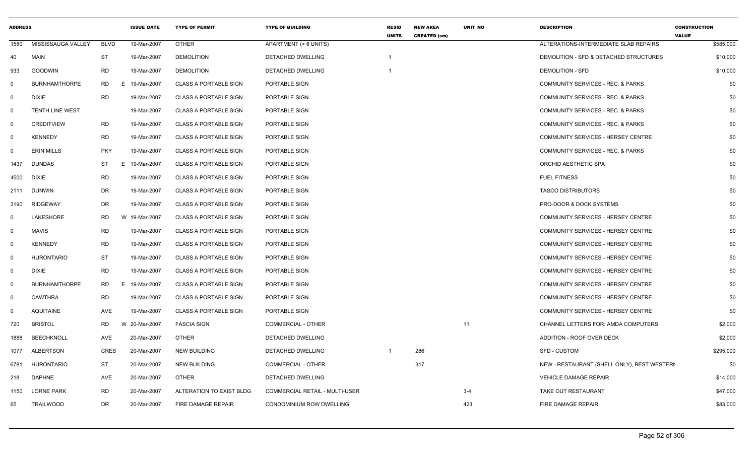| ADDRESS | | | ISSUE_DATE | TYPE OF PERMIT | TYPE OF BUILDING | RESID UNITS | NEW AREA CREATED (sm) | UNIT_NO | DESCRIPTION | CONSTRUCTION VALUE |
|---|---|---|---|---|---|---|---|---|---|---|
| 1580 | MISSISSAUGA VALLEY | BLVD | 19-Mar-2007 | OTHER | APARTMENT (> 6 UNITS) | | | | ALTERATIONS-INTERMEDIATE SLAB REPAIRS | $585,000 |
| 40 | MAIN | ST | 19-Mar-2007 | DEMOLITION | DETACHED DWELLING | 1 | | | DEMOLITION - SFD & DETACHED STRUCTURES | $10,000 |
| 933 | GOODWIN | RD | 19-Mar-2007 | DEMOLITION | DETACHED DWELLING | 1 | | | DEMOLITION - SFD | $10,000 |
| 0 | BURNHAMTHORPE | RD E | 19-Mar-2007 | CLASS A PORTABLE SIGN | PORTABLE SIGN | | | | COMMUNITY SERVICES - REC. & PARKS | $0 |
| 0 | DIXIE | RD | 19-Mar-2007 | CLASS A PORTABLE SIGN | PORTABLE SIGN | | | | COMMUNITY SERVICES - REC. & PARKS | $0 |
| 0 | TENTH LINE WEST | | 19-Mar-2007 | CLASS A PORTABLE SIGN | PORTABLE SIGN | | | | COMMUNITY SERVICES - REC. & PARKS | $0 |
| 0 | CREDITVIEW | RD | 19-Mar-2007 | CLASS A PORTABLE SIGN | PORTABLE SIGN | | | | COMMUNITY SERVICES - REC. & PARKS | $0 |
| 0 | KENNEDY | RD | 19-Mar-2007 | CLASS A PORTABLE SIGN | PORTABLE SIGN | | | | COMMUNITY SERVICES - HERSEY CENTRE | $0 |
| 0 | ERIN MILLS | PKY | 19-Mar-2007 | CLASS A PORTABLE SIGN | PORTABLE SIGN | | | | COMMUNITY SERVICES - REC. & PARKS | $0 |
| 1437 | DUNDAS | ST E | 19-Mar-2007 | CLASS A PORTABLE SIGN | PORTABLE SIGN | | | | ORCHID AESTHETIC SPA | $0 |
| 4500 | DIXIE | RD | 19-Mar-2007 | CLASS A PORTABLE SIGN | PORTABLE SIGN | | | | FUEL FITNESS | $0 |
| 2111 | DUNWIN | DR | 19-Mar-2007 | CLASS A PORTABLE SIGN | PORTABLE SIGN | | | | TASCO DISTRIBUTORS | $0 |
| 3190 | RIDGEWAY | DR | 19-Mar-2007 | CLASS A PORTABLE SIGN | PORTABLE SIGN | | | | PRO-DOOR & DOCK SYSTEMS | $0 |
| 0 | LAKESHORE | RD W | 19-Mar-2007 | CLASS A PORTABLE SIGN | PORTABLE SIGN | | | | COMMUNITY SERVICES - HERSEY CENTRE | $0 |
| 0 | MAVIS | RD | 19-Mar-2007 | CLASS A PORTABLE SIGN | PORTABLE SIGN | | | | COMMUNITY SERVICES - HERSEY CENTRE | $0 |
| 0 | KENNEDY | RD | 19-Mar-2007 | CLASS A PORTABLE SIGN | PORTABLE SIGN | | | | COMMUNITY SERVICES - HERSEY CENTRE | $0 |
| 0 | HURONTARIO | ST | 19-Mar-2007 | CLASS A PORTABLE SIGN | PORTABLE SIGN | | | | COMMUNITY SERVICES - HERSEY CENTRE | $0 |
| 0 | DIXIE | RD | 19-Mar-2007 | CLASS A PORTABLE SIGN | PORTABLE SIGN | | | | COMMUNITY SERVICES - HERSEY CENTRE | $0 |
| 0 | BURNHAMTHORPE | RD E | 19-Mar-2007 | CLASS A PORTABLE SIGN | PORTABLE SIGN | | | | COMMUNITY SERVICES - HERSEY CENTRE | $0 |
| 0 | CAWTHRA | RD | 19-Mar-2007 | CLASS A PORTABLE SIGN | PORTABLE SIGN | | | | COMMUNITY SERVICES - HERSEY CENTRE | $0 |
| 0 | AQUITAINE | AVE | 19-Mar-2007 | CLASS A PORTABLE SIGN | PORTABLE SIGN | | | | COMMUNITY SERVICES - HERSEY CENTRE | $0 |
| 720 | BRISTOL | RD W | 20-Mar-2007 | FASCIA SIGN | COMMERCIAL - OTHER | | | 11 | CHANNEL LETTERS FOR: AMDA COMPUTERS | $2,000 |
| 1888 | BEECHKNOLL | AVE | 20-Mar-2007 | OTHER | DETACHED DWELLING | | | | ADDITION - ROOF OVER DECK | $2,000 |
| 1077 | ALBERTSON | CRES | 20-Mar-2007 | NEW BUILDING | DETACHED DWELLING | 1 | 286 | | SFD - CUSTOM | $295,000 |
| 6781 | HURONTARIO | ST | 20-Mar-2007 | NEW BUILDING | COMMERCIAL - OTHER | | 317 | | NEW - RESTAURANT (SHELL ONLY), BEST WESTERN | $0 |
| 218 | DAPHNE | AVE | 20-Mar-2007 | OTHER | DETACHED DWELLING | | | | VEHICLE DAMAGE REPAIR | $14,000 |
| 1150 | LORNE PARK | RD | 20-Mar-2007 | ALTERATION TO EXIST BLDG | COMMERCIAL RETAIL - MULTI-USER | | | 3-4 | TAKE OUT RESTAURANT | $47,000 |
| 65 | TRAILWOOD | DR | 20-Mar-2007 | FIRE DAMAGE REPAIR | CONDOMINIUM ROW DWELLING | | | 423 | FIRE DAMAGE REPAIR | $83,000 |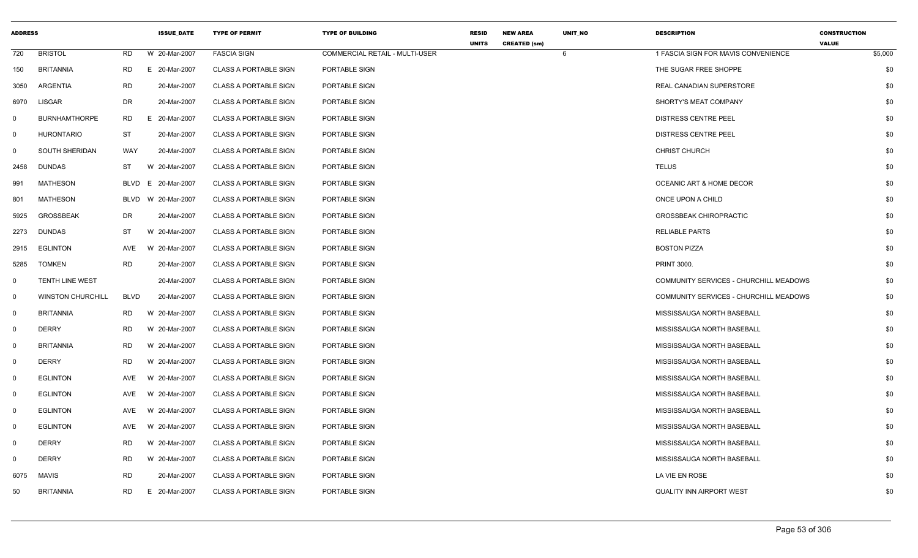| ADDRESS | | | | ISSUE_DATE | TYPE OF PERMIT | TYPE OF BUILDING | RESID UNITS | NEW AREA CREATED (sm) | UNIT_NO | DESCRIPTION | CONSTRUCTION VALUE |
|---|---|---|---|---|---|---|---|---|---|---|---|
| 720 | BRISTOL | RD | W | 20-Mar-2007 | FASCIA SIGN | COMMERCIAL RETAIL - MULTI-USER | | | 6 | 1 FASCIA SIGN FOR MAVIS CONVENIENCE | $5,000 |
| 150 | BRITANNIA | RD | E | 20-Mar-2007 | CLASS A PORTABLE SIGN | PORTABLE SIGN | | | | THE SUGAR FREE SHOPPE | $0 |
| 3050 | ARGENTIA | RD | | 20-Mar-2007 | CLASS A PORTABLE SIGN | PORTABLE SIGN | | | | REAL CANADIAN SUPERSTORE | $0 |
| 6970 | LISGAR | DR | | 20-Mar-2007 | CLASS A PORTABLE SIGN | PORTABLE SIGN | | | | SHORTY'S MEAT COMPANY | $0 |
| 0 | BURNHAMTHORPE | RD | E | 20-Mar-2007 | CLASS A PORTABLE SIGN | PORTABLE SIGN | | | | DISTRESS CENTRE PEEL | $0 |
| 0 | HURONTARIO | ST | | 20-Mar-2007 | CLASS A PORTABLE SIGN | PORTABLE SIGN | | | | DISTRESS CENTRE PEEL | $0 |
| 0 | SOUTH SHERIDAN | WAY | | 20-Mar-2007 | CLASS A PORTABLE SIGN | PORTABLE SIGN | | | | CHRIST CHURCH | $0 |
| 2458 | DUNDAS | ST | W | 20-Mar-2007 | CLASS A PORTABLE SIGN | PORTABLE SIGN | | | | TELUS | $0 |
| 991 | MATHESON | BLVD | E | 20-Mar-2007 | CLASS A PORTABLE SIGN | PORTABLE SIGN | | | | OCEANIC ART & HOME DECOR | $0 |
| 801 | MATHESON | BLVD | W | 20-Mar-2007 | CLASS A PORTABLE SIGN | PORTABLE SIGN | | | | ONCE UPON A CHILD | $0 |
| 5925 | GROSSBEAK | DR | | 20-Mar-2007 | CLASS A PORTABLE SIGN | PORTABLE SIGN | | | | GROSSBEAK CHIROPRACTIC | $0 |
| 2273 | DUNDAS | ST | W | 20-Mar-2007 | CLASS A PORTABLE SIGN | PORTABLE SIGN | | | | RELIABLE PARTS | $0 |
| 2915 | EGLINTON | AVE | W | 20-Mar-2007 | CLASS A PORTABLE SIGN | PORTABLE SIGN | | | | BOSTON PIZZA | $0 |
| 5285 | TOMKEN | RD | | 20-Mar-2007 | CLASS A PORTABLE SIGN | PORTABLE SIGN | | | | PRINT 3000. | $0 |
| 0 | TENTH LINE WEST | | | 20-Mar-2007 | CLASS A PORTABLE SIGN | PORTABLE SIGN | | | | COMMUNITY SERVICES - CHURCHILL MEADOWS | $0 |
| 0 | WINSTON CHURCHILL | BLVD | | 20-Mar-2007 | CLASS A PORTABLE SIGN | PORTABLE SIGN | | | | COMMUNITY SERVICES - CHURCHILL MEADOWS | $0 |
| 0 | BRITANNIA | RD | W | 20-Mar-2007 | CLASS A PORTABLE SIGN | PORTABLE SIGN | | | | MISSISSAUGA NORTH BASEBALL | $0 |
| 0 | DERRY | RD | W | 20-Mar-2007 | CLASS A PORTABLE SIGN | PORTABLE SIGN | | | | MISSISSAUGA NORTH BASEBALL | $0 |
| 0 | BRITANNIA | RD | W | 20-Mar-2007 | CLASS A PORTABLE SIGN | PORTABLE SIGN | | | | MISSISSAUGA NORTH BASEBALL | $0 |
| 0 | DERRY | RD | W | 20-Mar-2007 | CLASS A PORTABLE SIGN | PORTABLE SIGN | | | | MISSISSAUGA NORTH BASEBALL | $0 |
| 0 | EGLINTON | AVE | W | 20-Mar-2007 | CLASS A PORTABLE SIGN | PORTABLE SIGN | | | | MISSISSAUGA NORTH BASEBALL | $0 |
| 0 | EGLINTON | AVE | W | 20-Mar-2007 | CLASS A PORTABLE SIGN | PORTABLE SIGN | | | | MISSISSAUGA NORTH BASEBALL | $0 |
| 0 | EGLINTON | AVE | W | 20-Mar-2007 | CLASS A PORTABLE SIGN | PORTABLE SIGN | | | | MISSISSAUGA NORTH BASEBALL | $0 |
| 0 | EGLINTON | AVE | W | 20-Mar-2007 | CLASS A PORTABLE SIGN | PORTABLE SIGN | | | | MISSISSAUGA NORTH BASEBALL | $0 |
| 0 | DERRY | RD | W | 20-Mar-2007 | CLASS A PORTABLE SIGN | PORTABLE SIGN | | | | MISSISSAUGA NORTH BASEBALL | $0 |
| 0 | DERRY | RD | W | 20-Mar-2007 | CLASS A PORTABLE SIGN | PORTABLE SIGN | | | | MISSISSAUGA NORTH BASEBALL | $0 |
| 6075 | MAVIS | RD | | 20-Mar-2007 | CLASS A PORTABLE SIGN | PORTABLE SIGN | | | | LA VIE EN ROSE | $0 |
| 50 | BRITANNIA | RD | E | 20-Mar-2007 | CLASS A PORTABLE SIGN | PORTABLE SIGN | | | | QUALITY INN AIRPORT WEST | $0 |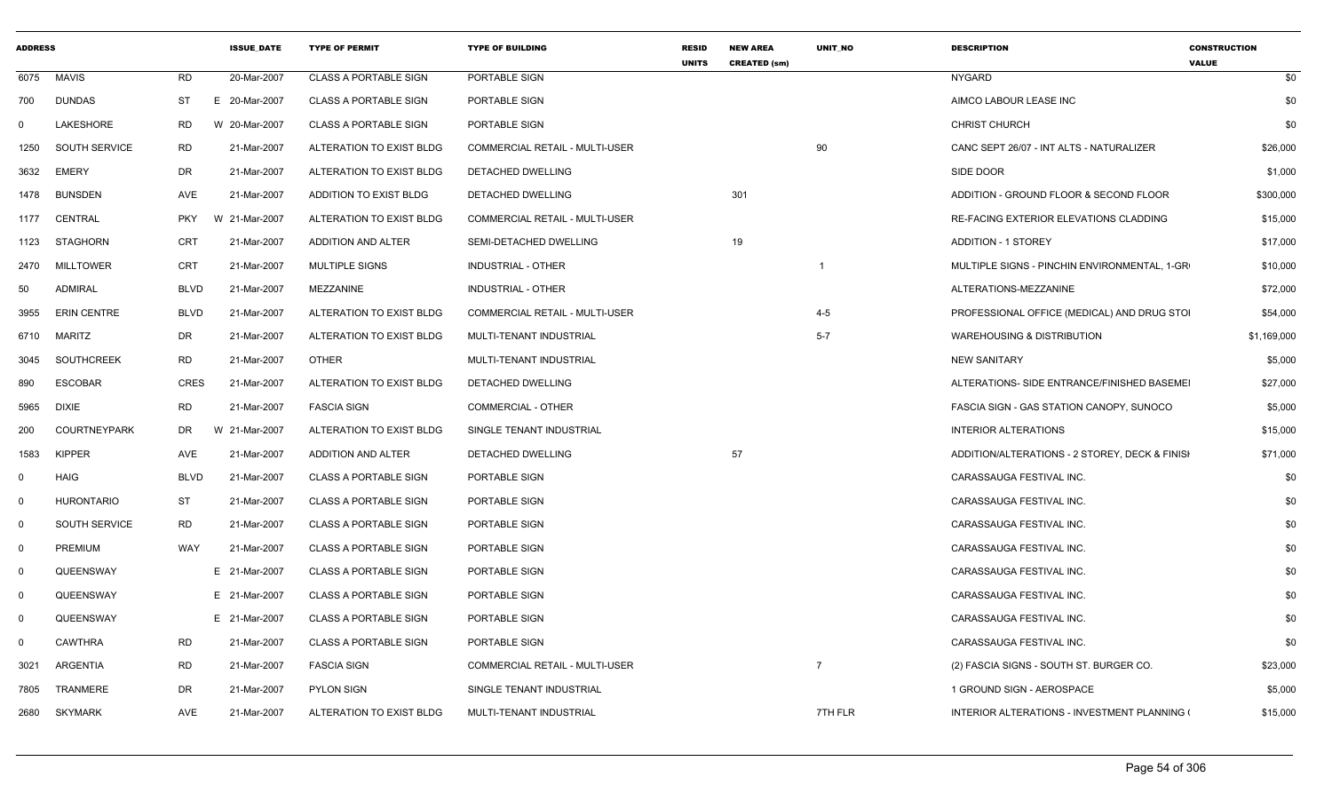| ADDRESS | | | ISSUE_DATE | TYPE OF PERMIT | TYPE OF BUILDING | RESID UNITS | NEW AREA CREATED (sm) | UNIT_NO | DESCRIPTION | CONSTRUCTION VALUE |
|---|---|---|---|---|---|---|---|---|---|---|
| 6075 | MAVIS | RD | 20-Mar-2007 | CLASS A PORTABLE SIGN | PORTABLE SIGN | | | | NYGARD | $0 |
| 700 | DUNDAS | ST | E 20-Mar-2007 | CLASS A PORTABLE SIGN | PORTABLE SIGN | | | | AIMCO LABOUR LEASE INC | $0 |
| 0 | LAKESHORE | RD | W 20-Mar-2007 | CLASS A PORTABLE SIGN | PORTABLE SIGN | | | | CHRIST CHURCH | $0 |
| 1250 | SOUTH SERVICE | RD | 21-Mar-2007 | ALTERATION TO EXIST BLDG | COMMERCIAL RETAIL - MULTI-USER | | | 90 | CANC SEPT 26/07 - INT ALTS - NATURALIZER | $26,000 |
| 3632 | EMERY | DR | 21-Mar-2007 | ALTERATION TO EXIST BLDG | DETACHED DWELLING | | | | SIDE DOOR | $1,000 |
| 1478 | BUNSDEN | AVE | 21-Mar-2007 | ADDITION TO EXIST BLDG | DETACHED DWELLING | | 301 | | ADDITION - GROUND FLOOR & SECOND FLOOR | $300,000 |
| 1177 | CENTRAL | PKY | W 21-Mar-2007 | ALTERATION TO EXIST BLDG | COMMERCIAL RETAIL - MULTI-USER | | | | RE-FACING EXTERIOR ELEVATIONS CLADDING | $15,000 |
| 1123 | STAGHORN | CRT | 21-Mar-2007 | ADDITION AND ALTER | SEMI-DETACHED DWELLING | | 19 | | ADDITION - 1 STOREY | $17,000 |
| 2470 | MILLTOWER | CRT | 21-Mar-2007 | MULTIPLE SIGNS | INDUSTRIAL - OTHER | | | 1 | MULTIPLE SIGNS - PINCHIN ENVIRONMENTAL, 1-GR | $10,000 |
| 50 | ADMIRAL | BLVD | 21-Mar-2007 | MEZZANINE | INDUSTRIAL - OTHER | | | | ALTERATIONS-MEZZANINE | $72,000 |
| 3955 | ERIN CENTRE | BLVD | 21-Mar-2007 | ALTERATION TO EXIST BLDG | COMMERCIAL RETAIL - MULTI-USER | | | 4-5 | PROFESSIONAL OFFICE (MEDICAL) AND DRUG STOI | $54,000 |
| 6710 | MARITZ | DR | 21-Mar-2007 | ALTERATION TO EXIST BLDG | MULTI-TENANT INDUSTRIAL | | | 5-7 | WAREHOUSING & DISTRIBUTION | $1,169,000 |
| 3045 | SOUTHCREEK | RD | 21-Mar-2007 | OTHER | MULTI-TENANT INDUSTRIAL | | | | NEW SANITARY | $5,000 |
| 890 | ESCOBAR | CRES | 21-Mar-2007 | ALTERATION TO EXIST BLDG | DETACHED DWELLING | | | | ALTERATIONS- SIDE ENTRANCE/FINISHED BASEMEI | $27,000 |
| 5965 | DIXIE | RD | 21-Mar-2007 | FASCIA SIGN | COMMERCIAL - OTHER | | | | FASCIA SIGN - GAS STATION CANOPY, SUNOCO | $5,000 |
| 200 | COURTNEYPARK | DR | W 21-Mar-2007 | ALTERATION TO EXIST BLDG | SINGLE TENANT INDUSTRIAL | | | | INTERIOR ALTERATIONS | $15,000 |
| 1583 | KIPPER | AVE | 21-Mar-2007 | ADDITION AND ALTER | DETACHED DWELLING | | 57 | | ADDITION/ALTERATIONS - 2 STOREY, DECK & FINISI | $71,000 |
| 0 | HAIG | BLVD | 21-Mar-2007 | CLASS A PORTABLE SIGN | PORTABLE SIGN | | | | CARASSAUGA FESTIVAL INC. | $0 |
| 0 | HURONTARIO | ST | 21-Mar-2007 | CLASS A PORTABLE SIGN | PORTABLE SIGN | | | | CARASSAUGA FESTIVAL INC. | $0 |
| 0 | SOUTH SERVICE | RD | 21-Mar-2007 | CLASS A PORTABLE SIGN | PORTABLE SIGN | | | | CARASSAUGA FESTIVAL INC. | $0 |
| 0 | PREMIUM | WAY | 21-Mar-2007 | CLASS A PORTABLE SIGN | PORTABLE SIGN | | | | CARASSAUGA FESTIVAL INC. | $0 |
| 0 | QUEENSWAY | | E 21-Mar-2007 | CLASS A PORTABLE SIGN | PORTABLE SIGN | | | | CARASSAUGA FESTIVAL INC. | $0 |
| 0 | QUEENSWAY | | E 21-Mar-2007 | CLASS A PORTABLE SIGN | PORTABLE SIGN | | | | CARASSAUGA FESTIVAL INC. | $0 |
| 0 | QUEENSWAY | | E 21-Mar-2007 | CLASS A PORTABLE SIGN | PORTABLE SIGN | | | | CARASSAUGA FESTIVAL INC. | $0 |
| 0 | CAWTHRA | RD | 21-Mar-2007 | CLASS A PORTABLE SIGN | PORTABLE SIGN | | | | CARASSAUGA FESTIVAL INC. | $0 |
| 3021 | ARGENTIA | RD | 21-Mar-2007 | FASCIA SIGN | COMMERCIAL RETAIL - MULTI-USER | | | 7 | (2) FASCIA SIGNS - SOUTH ST. BURGER CO. | $23,000 |
| 7805 | TRANMERE | DR | 21-Mar-2007 | PYLON SIGN | SINGLE TENANT INDUSTRIAL | | | | 1 GROUND SIGN - AEROSPACE | $5,000 |
| 2680 | SKYMARK | AVE | 21-Mar-2007 | ALTERATION TO EXIST BLDG | MULTI-TENANT INDUSTRIAL | | | 7TH FLR | INTERIOR ALTERATIONS - INVESTMENT PLANNING ( | $15,000 |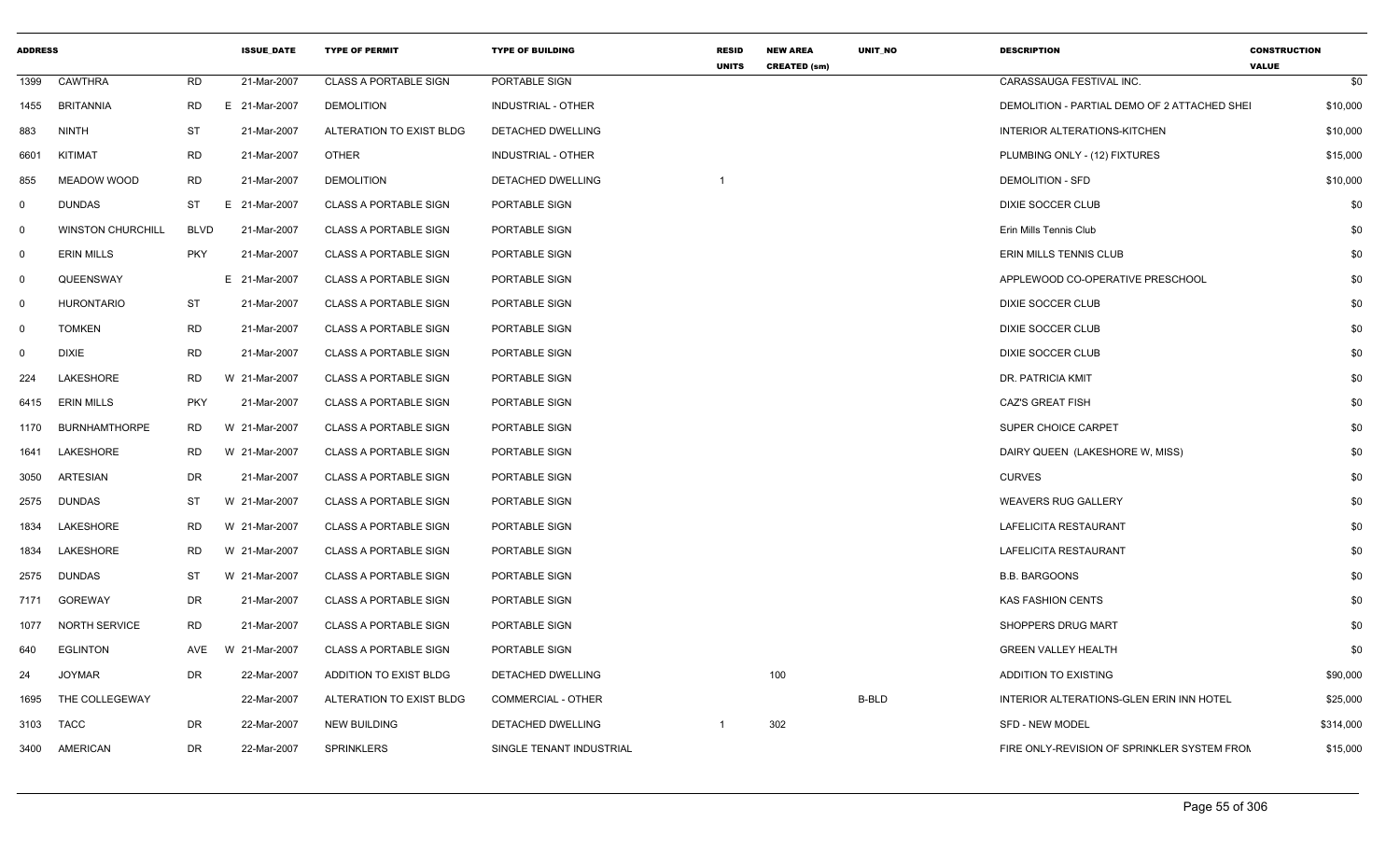| ADDRESS | | | ISSUE_DATE | TYPE OF PERMIT | TYPE OF BUILDING | RESID UNITS | NEW AREA CREATED (sm) | UNIT_NO | DESCRIPTION | CONSTRUCTION VALUE |
|---|---|---|---|---|---|---|---|---|---|---|
| 1399 | CAWTHRA | RD | 21-Mar-2007 | CLASS A PORTABLE SIGN | PORTABLE SIGN | | | | CARASSAUGA FESTIVAL INC. | $0 |
| 1455 | BRITANNIA | RD | E 21-Mar-2007 | DEMOLITION | INDUSTRIAL - OTHER | | | | DEMOLITION - PARTIAL DEMO OF 2 ATTACHED SHEI | $10,000 |
| 883 | NINTH | ST | 21-Mar-2007 | ALTERATION TO EXIST BLDG | DETACHED DWELLING | | | | INTERIOR ALTERATIONS-KITCHEN | $10,000 |
| 6601 | KITIMAT | RD | 21-Mar-2007 | OTHER | INDUSTRIAL - OTHER | | | | PLUMBING ONLY - (12) FIXTURES | $15,000 |
| 855 | MEADOW WOOD | RD | 21-Mar-2007 | DEMOLITION | DETACHED DWELLING | 1 | | | DEMOLITION - SFD | $10,000 |
| 0 | DUNDAS | ST | E 21-Mar-2007 | CLASS A PORTABLE SIGN | PORTABLE SIGN | | | | DIXIE SOCCER CLUB | $0 |
| 0 | WINSTON CHURCHILL | BLVD | 21-Mar-2007 | CLASS A PORTABLE SIGN | PORTABLE SIGN | | | | Erin Mills Tennis Club | $0 |
| 0 | ERIN MILLS | PKY | 21-Mar-2007 | CLASS A PORTABLE SIGN | PORTABLE SIGN | | | | ERIN MILLS TENNIS CLUB | $0 |
| 0 | QUEENSWAY | | E 21-Mar-2007 | CLASS A PORTABLE SIGN | PORTABLE SIGN | | | | APPLEWOOD CO-OPERATIVE PRESCHOOL | $0 |
| 0 | HURONTARIO | ST | 21-Mar-2007 | CLASS A PORTABLE SIGN | PORTABLE SIGN | | | | DIXIE SOCCER CLUB | $0 |
| 0 | TOMKEN | RD | 21-Mar-2007 | CLASS A PORTABLE SIGN | PORTABLE SIGN | | | | DIXIE SOCCER CLUB | $0 |
| 0 | DIXIE | RD | 21-Mar-2007 | CLASS A PORTABLE SIGN | PORTABLE SIGN | | | | DIXIE SOCCER CLUB | $0 |
| 224 | LAKESHORE | RD | W 21-Mar-2007 | CLASS A PORTABLE SIGN | PORTABLE SIGN | | | | DR. PATRICIA KMIT | $0 |
| 6415 | ERIN MILLS | PKY | 21-Mar-2007 | CLASS A PORTABLE SIGN | PORTABLE SIGN | | | | CAZ'S GREAT FISH | $0 |
| 1170 | BURNHAMTHORPE | RD | W 21-Mar-2007 | CLASS A PORTABLE SIGN | PORTABLE SIGN | | | | SUPER CHOICE CARPET | $0 |
| 1641 | LAKESHORE | RD | W 21-Mar-2007 | CLASS A PORTABLE SIGN | PORTABLE SIGN | | | | DAIRY QUEEN (LAKESHORE W, MISS) | $0 |
| 3050 | ARTESIAN | DR | 21-Mar-2007 | CLASS A PORTABLE SIGN | PORTABLE SIGN | | | | CURVES | $0 |
| 2575 | DUNDAS | ST | W 21-Mar-2007 | CLASS A PORTABLE SIGN | PORTABLE SIGN | | | | WEAVERS RUG GALLERY | $0 |
| 1834 | LAKESHORE | RD | W 21-Mar-2007 | CLASS A PORTABLE SIGN | PORTABLE SIGN | | | | LAFELICITA RESTAURANT | $0 |
| 1834 | LAKESHORE | RD | W 21-Mar-2007 | CLASS A PORTABLE SIGN | PORTABLE SIGN | | | | LAFELICITA RESTAURANT | $0 |
| 2575 | DUNDAS | ST | W 21-Mar-2007 | CLASS A PORTABLE SIGN | PORTABLE SIGN | | | | B.B. BARGOONS | $0 |
| 7171 | GOREWAY | DR | 21-Mar-2007 | CLASS A PORTABLE SIGN | PORTABLE SIGN | | | | KAS FASHION CENTS | $0 |
| 1077 | NORTH SERVICE | RD | 21-Mar-2007 | CLASS A PORTABLE SIGN | PORTABLE SIGN | | | | SHOPPERS DRUG MART | $0 |
| 640 | EGLINTON | AVE | W 21-Mar-2007 | CLASS A PORTABLE SIGN | PORTABLE SIGN | | | | GREEN VALLEY HEALTH | $0 |
| 24 | JOYMAR | DR | 22-Mar-2007 | ADDITION TO EXIST BLDG | DETACHED DWELLING | | 100 | | ADDITION TO EXISTING | $90,000 |
| 1695 | THE COLLEGEWAY | | 22-Mar-2007 | ALTERATION TO EXIST BLDG | COMMERCIAL - OTHER | | | B-BLD | INTERIOR ALTERATIONS-GLEN ERIN INN HOTEL | $25,000 |
| 3103 | TACC | DR | 22-Mar-2007 | NEW BUILDING | DETACHED DWELLING | 1 | 302 | | SFD - NEW MODEL | $314,000 |
| 3400 | AMERICAN | DR | 22-Mar-2007 | SPRINKLERS | SINGLE TENANT INDUSTRIAL | | | | FIRE ONLY-REVISION OF SPRINKLER SYSTEM FROM | $15,000 |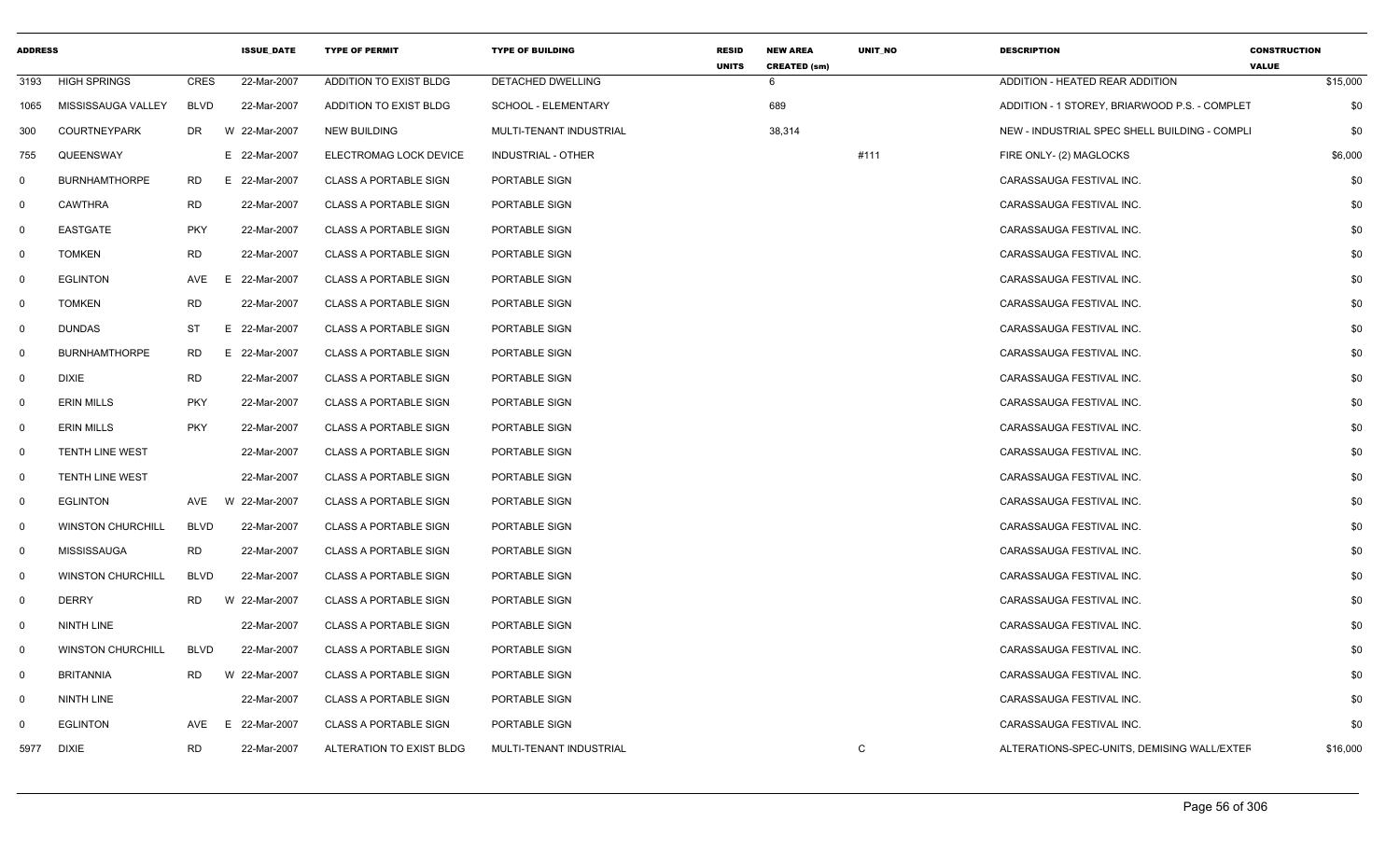| ADDRESS | | | ISSUE_DATE | TYPE OF PERMIT | TYPE OF BUILDING | RESID UNITS | NEW AREA CREATED (sm) | UNIT_NO | DESCRIPTION | CONSTRUCTION VALUE |
|---|---|---|---|---|---|---|---|---|---|---|
| 3193 | HIGH SPRINGS | CRES | 22-Mar-2007 | ADDITION TO EXIST BLDG | DETACHED DWELLING | | 6 | | ADDITION - HEATED REAR ADDITION | $15,000 |
| 1065 | MISSISSAUGA VALLEY | BLVD | 22-Mar-2007 | ADDITION TO EXIST BLDG | SCHOOL - ELEMENTARY | | 689 | | ADDITION - 1 STOREY, BRIARWOOD P.S. - COMPLET | $0 |
| 300 | COURTNEYPARK | DR | W 22-Mar-2007 | NEW BUILDING | MULTI-TENANT INDUSTRIAL | | 38,314 | | NEW - INDUSTRIAL SPEC SHELL BUILDING - COMPLI | $0 |
| 755 | QUEENSWAY | | E 22-Mar-2007 | ELECTROMAG LOCK DEVICE | INDUSTRIAL - OTHER | | | #111 | FIRE ONLY- (2) MAGLOCKS | $6,000 |
| 0 | BURNHAMTHORPE | RD | E 22-Mar-2007 | CLASS A PORTABLE SIGN | PORTABLE SIGN | | | | CARASSAUGA FESTIVAL INC. | $0 |
| 0 | CAWTHRA | RD | 22-Mar-2007 | CLASS A PORTABLE SIGN | PORTABLE SIGN | | | | CARASSAUGA FESTIVAL INC. | $0 |
| 0 | EASTGATE | PKY | 22-Mar-2007 | CLASS A PORTABLE SIGN | PORTABLE SIGN | | | | CARASSAUGA FESTIVAL INC. | $0 |
| 0 | TOMKEN | RD | 22-Mar-2007 | CLASS A PORTABLE SIGN | PORTABLE SIGN | | | | CARASSAUGA FESTIVAL INC. | $0 |
| 0 | EGLINTON | AVE | E 22-Mar-2007 | CLASS A PORTABLE SIGN | PORTABLE SIGN | | | | CARASSAUGA FESTIVAL INC. | $0 |
| 0 | TOMKEN | RD | 22-Mar-2007 | CLASS A PORTABLE SIGN | PORTABLE SIGN | | | | CARASSAUGA FESTIVAL INC. | $0 |
| 0 | DUNDAS | ST | E 22-Mar-2007 | CLASS A PORTABLE SIGN | PORTABLE SIGN | | | | CARASSAUGA FESTIVAL INC. | $0 |
| 0 | BURNHAMTHORPE | RD | E 22-Mar-2007 | CLASS A PORTABLE SIGN | PORTABLE SIGN | | | | CARASSAUGA FESTIVAL INC. | $0 |
| 0 | DIXIE | RD | 22-Mar-2007 | CLASS A PORTABLE SIGN | PORTABLE SIGN | | | | CARASSAUGA FESTIVAL INC. | $0 |
| 0 | ERIN MILLS | PKY | 22-Mar-2007 | CLASS A PORTABLE SIGN | PORTABLE SIGN | | | | CARASSAUGA FESTIVAL INC. | $0 |
| 0 | ERIN MILLS | PKY | 22-Mar-2007 | CLASS A PORTABLE SIGN | PORTABLE SIGN | | | | CARASSAUGA FESTIVAL INC. | $0 |
| 0 | TENTH LINE WEST | | 22-Mar-2007 | CLASS A PORTABLE SIGN | PORTABLE SIGN | | | | CARASSAUGA FESTIVAL INC. | $0 |
| 0 | TENTH LINE WEST | | 22-Mar-2007 | CLASS A PORTABLE SIGN | PORTABLE SIGN | | | | CARASSAUGA FESTIVAL INC. | $0 |
| 0 | EGLINTON | AVE | W 22-Mar-2007 | CLASS A PORTABLE SIGN | PORTABLE SIGN | | | | CARASSAUGA FESTIVAL INC. | $0 |
| 0 | WINSTON CHURCHILL | BLVD | 22-Mar-2007 | CLASS A PORTABLE SIGN | PORTABLE SIGN | | | | CARASSAUGA FESTIVAL INC. | $0 |
| 0 | MISSISSAUGA | RD | 22-Mar-2007 | CLASS A PORTABLE SIGN | PORTABLE SIGN | | | | CARASSAUGA FESTIVAL INC. | $0 |
| 0 | WINSTON CHURCHILL | BLVD | 22-Mar-2007 | CLASS A PORTABLE SIGN | PORTABLE SIGN | | | | CARASSAUGA FESTIVAL INC. | $0 |
| 0 | DERRY | RD | W 22-Mar-2007 | CLASS A PORTABLE SIGN | PORTABLE SIGN | | | | CARASSAUGA FESTIVAL INC. | $0 |
| 0 | NINTH LINE | | 22-Mar-2007 | CLASS A PORTABLE SIGN | PORTABLE SIGN | | | | CARASSAUGA FESTIVAL INC. | $0 |
| 0 | WINSTON CHURCHILL | BLVD | 22-Mar-2007 | CLASS A PORTABLE SIGN | PORTABLE SIGN | | | | CARASSAUGA FESTIVAL INC. | $0 |
| 0 | BRITANNIA | RD | W 22-Mar-2007 | CLASS A PORTABLE SIGN | PORTABLE SIGN | | | | CARASSAUGA FESTIVAL INC. | $0 |
| 0 | NINTH LINE | | 22-Mar-2007 | CLASS A PORTABLE SIGN | PORTABLE SIGN | | | | CARASSAUGA FESTIVAL INC. | $0 |
| 0 | EGLINTON | AVE | E 22-Mar-2007 | CLASS A PORTABLE SIGN | PORTABLE SIGN | | | | CARASSAUGA FESTIVAL INC. | $0 |
| 5977 | DIXIE | RD | 22-Mar-2007 | ALTERATION TO EXIST BLDG | MULTI-TENANT INDUSTRIAL | | | C | ALTERATIONS-SPEC-UNITS, DEMISING WALL/EXTER | $16,000 |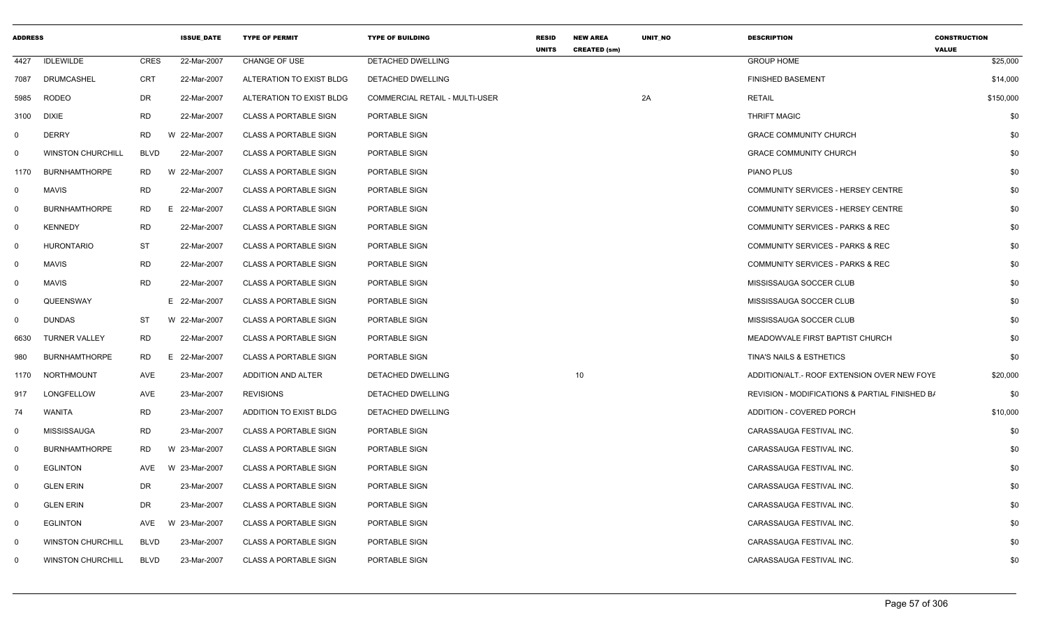| ADDRESS | | | ISSUE_DATE | TYPE OF PERMIT | TYPE OF BUILDING | RESID UNITS | NEW AREA CREATED (sm) | UNIT_NO | DESCRIPTION | CONSTRUCTION VALUE |
|---|---|---|---|---|---|---|---|---|---|---|
| 4427 | IDLEWILDE | CRES | 22-Mar-2007 | CHANGE OF USE | DETACHED DWELLING | | | | GROUP HOME | $25,000 |
| 7087 | DRUMCASHEL | CRT | 22-Mar-2007 | ALTERATION TO EXIST BLDG | DETACHED DWELLING | | | | FINISHED BASEMENT | $14,000 |
| 5985 | RODEO | DR | 22-Mar-2007 | ALTERATION TO EXIST BLDG | COMMERCIAL RETAIL - MULTI-USER | | | 2A | RETAIL | $150,000 |
| 3100 | DIXIE | RD | 22-Mar-2007 | CLASS A PORTABLE SIGN | PORTABLE SIGN | | | | THRIFT MAGIC | $0 |
| 0 | DERRY | RD | W 22-Mar-2007 | CLASS A PORTABLE SIGN | PORTABLE SIGN | | | | GRACE COMMUNITY CHURCH | $0 |
| 0 | WINSTON CHURCHILL | BLVD | 22-Mar-2007 | CLASS A PORTABLE SIGN | PORTABLE SIGN | | | | GRACE COMMUNITY CHURCH | $0 |
| 1170 | BURNHAMTHORPE | RD | W 22-Mar-2007 | CLASS A PORTABLE SIGN | PORTABLE SIGN | | | | PIANO PLUS | $0 |
| 0 | MAVIS | RD | 22-Mar-2007 | CLASS A PORTABLE SIGN | PORTABLE SIGN | | | | COMMUNITY SERVICES - HERSEY CENTRE | $0 |
| 0 | BURNHAMTHORPE | RD | E 22-Mar-2007 | CLASS A PORTABLE SIGN | PORTABLE SIGN | | | | COMMUNITY SERVICES - HERSEY CENTRE | $0 |
| 0 | KENNEDY | RD | 22-Mar-2007 | CLASS A PORTABLE SIGN | PORTABLE SIGN | | | | COMMUNITY SERVICES - PARKS & REC | $0 |
| 0 | HURONTARIO | ST | 22-Mar-2007 | CLASS A PORTABLE SIGN | PORTABLE SIGN | | | | COMMUNITY SERVICES - PARKS & REC | $0 |
| 0 | MAVIS | RD | 22-Mar-2007 | CLASS A PORTABLE SIGN | PORTABLE SIGN | | | | COMMUNITY SERVICES - PARKS & REC | $0 |
| 0 | MAVIS | RD | 22-Mar-2007 | CLASS A PORTABLE SIGN | PORTABLE SIGN | | | | MISSISSAUGA SOCCER CLUB | $0 |
| 0 | QUEENSWAY | | E 22-Mar-2007 | CLASS A PORTABLE SIGN | PORTABLE SIGN | | | | MISSISSAUGA SOCCER CLUB | $0 |
| 0 | DUNDAS | ST | W 22-Mar-2007 | CLASS A PORTABLE SIGN | PORTABLE SIGN | | | | MISSISSAUGA SOCCER CLUB | $0 |
| 6630 | TURNER VALLEY | RD | 22-Mar-2007 | CLASS A PORTABLE SIGN | PORTABLE SIGN | | | | MEADOWVALE FIRST BAPTIST CHURCH | $0 |
| 980 | BURNHAMTHORPE | RD | E 22-Mar-2007 | CLASS A PORTABLE SIGN | PORTABLE SIGN | | | | TINA'S NAILS & ESTHETICS | $0 |
| 1170 | NORTHMOUNT | AVE | 23-Mar-2007 | ADDITION AND ALTER | DETACHED DWELLING | | 10 | | ADDITION/ALT.- ROOF EXTENSION OVER NEW FOYE | $20,000 |
| 917 | LONGFELLOW | AVE | 23-Mar-2007 | REVISIONS | DETACHED DWELLING | | | | REVISION - MODIFICATIONS & PARTIAL FINISHED B/ | $0 |
| 74 | WANITA | RD | 23-Mar-2007 | ADDITION TO EXIST BLDG | DETACHED DWELLING | | | | ADDITION - COVERED PORCH | $10,000 |
| 0 | MISSISSAUGA | RD | 23-Mar-2007 | CLASS A PORTABLE SIGN | PORTABLE SIGN | | | | CARASSAUGA FESTIVAL INC. | $0 |
| 0 | BURNHAMTHORPE | RD | W 23-Mar-2007 | CLASS A PORTABLE SIGN | PORTABLE SIGN | | | | CARASSAUGA FESTIVAL INC. | $0 |
| 0 | EGLINTON | AVE | W 23-Mar-2007 | CLASS A PORTABLE SIGN | PORTABLE SIGN | | | | CARASSAUGA FESTIVAL INC. | $0 |
| 0 | GLEN ERIN | DR | 23-Mar-2007 | CLASS A PORTABLE SIGN | PORTABLE SIGN | | | | CARASSAUGA FESTIVAL INC. | $0 |
| 0 | GLEN ERIN | DR | 23-Mar-2007 | CLASS A PORTABLE SIGN | PORTABLE SIGN | | | | CARASSAUGA FESTIVAL INC. | $0 |
| 0 | EGLINTON | AVE | W 23-Mar-2007 | CLASS A PORTABLE SIGN | PORTABLE SIGN | | | | CARASSAUGA FESTIVAL INC. | $0 |
| 0 | WINSTON CHURCHILL | BLVD | 23-Mar-2007 | CLASS A PORTABLE SIGN | PORTABLE SIGN | | | | CARASSAUGA FESTIVAL INC. | $0 |
| 0 | WINSTON CHURCHILL | BLVD | 23-Mar-2007 | CLASS A PORTABLE SIGN | PORTABLE SIGN | | | | CARASSAUGA FESTIVAL INC. | $0 |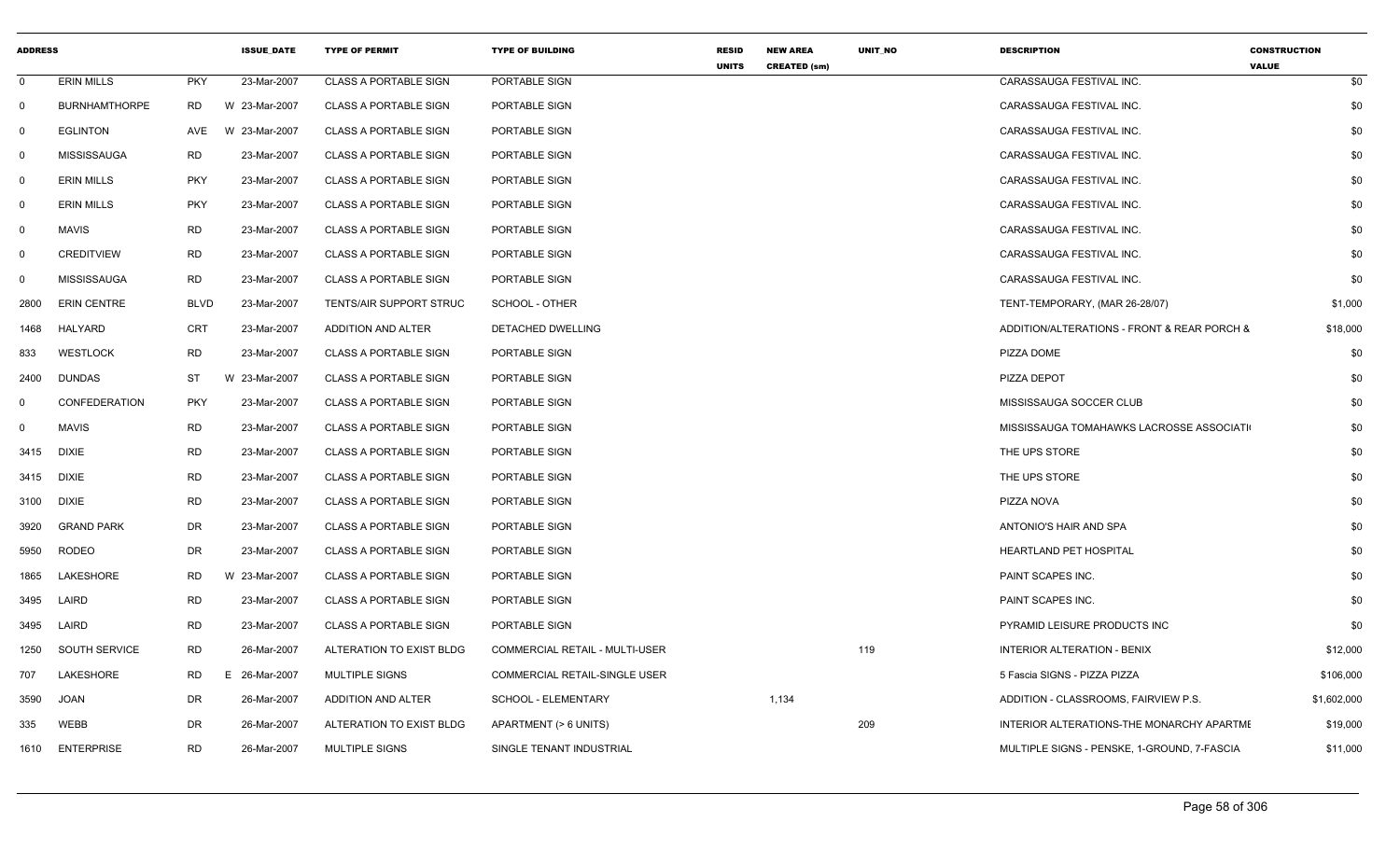| ADDRESS | | | ISSUE_DATE | TYPE OF PERMIT | TYPE OF BUILDING | RESID UNITS | NEW AREA CREATED (sm) | UNIT_NO | DESCRIPTION | CONSTRUCTION VALUE |
|---|---|---|---|---|---|---|---|---|---|---|
| 0 | ERIN MILLS | PKY | 23-Mar-2007 | CLASS A PORTABLE SIGN | PORTABLE SIGN | | | | CARASSAUGA FESTIVAL INC. | $0 |
| 0 | BURNHAMTHORPE | RD | W 23-Mar-2007 | CLASS A PORTABLE SIGN | PORTABLE SIGN | | | | CARASSAUGA FESTIVAL INC. | $0 |
| 0 | EGLINTON | AVE | W 23-Mar-2007 | CLASS A PORTABLE SIGN | PORTABLE SIGN | | | | CARASSAUGA FESTIVAL INC. | $0 |
| 0 | MISSISSAUGA | RD | 23-Mar-2007 | CLASS A PORTABLE SIGN | PORTABLE SIGN | | | | CARASSAUGA FESTIVAL INC. | $0 |
| 0 | ERIN MILLS | PKY | 23-Mar-2007 | CLASS A PORTABLE SIGN | PORTABLE SIGN | | | | CARASSAUGA FESTIVAL INC. | $0 |
| 0 | ERIN MILLS | PKY | 23-Mar-2007 | CLASS A PORTABLE SIGN | PORTABLE SIGN | | | | CARASSAUGA FESTIVAL INC. | $0 |
| 0 | MAVIS | RD | 23-Mar-2007 | CLASS A PORTABLE SIGN | PORTABLE SIGN | | | | CARASSAUGA FESTIVAL INC. | $0 |
| 0 | CREDITVIEW | RD | 23-Mar-2007 | CLASS A PORTABLE SIGN | PORTABLE SIGN | | | | CARASSAUGA FESTIVAL INC. | $0 |
| 0 | MISSISSAUGA | RD | 23-Mar-2007 | CLASS A PORTABLE SIGN | PORTABLE SIGN | | | | CARASSAUGA FESTIVAL INC. | $0 |
| 2800 | ERIN CENTRE | BLVD | 23-Mar-2007 | TENTS/AIR SUPPORT STRUC | SCHOOL - OTHER | | | | TENT-TEMPORARY, (MAR 26-28/07) | $1,000 |
| 1468 | HALYARD | CRT | 23-Mar-2007 | ADDITION AND ALTER | DETACHED DWELLING | | | | ADDITION/ALTERATIONS - FRONT & REAR PORCH & | $18,000 |
| 833 | WESTLOCK | RD | 23-Mar-2007 | CLASS A PORTABLE SIGN | PORTABLE SIGN | | | | PIZZA DOME | $0 |
| 2400 | DUNDAS | ST | W 23-Mar-2007 | CLASS A PORTABLE SIGN | PORTABLE SIGN | | | | PIZZA DEPOT | $0 |
| 0 | CONFEDERATION | PKY | 23-Mar-2007 | CLASS A PORTABLE SIGN | PORTABLE SIGN | | | | MISSISSAUGA SOCCER CLUB | $0 |
| 0 | MAVIS | RD | 23-Mar-2007 | CLASS A PORTABLE SIGN | PORTABLE SIGN | | | | MISSISSAUGA TOMAHAWKS LACROSSE ASSOCIATI | $0 |
| 3415 | DIXIE | RD | 23-Mar-2007 | CLASS A PORTABLE SIGN | PORTABLE SIGN | | | | THE UPS STORE | $0 |
| 3415 | DIXIE | RD | 23-Mar-2007 | CLASS A PORTABLE SIGN | PORTABLE SIGN | | | | THE UPS STORE | $0 |
| 3100 | DIXIE | RD | 23-Mar-2007 | CLASS A PORTABLE SIGN | PORTABLE SIGN | | | | PIZZA NOVA | $0 |
| 3920 | GRAND PARK | DR | 23-Mar-2007 | CLASS A PORTABLE SIGN | PORTABLE SIGN | | | | ANTONIO'S HAIR AND SPA | $0 |
| 5950 | RODEO | DR | 23-Mar-2007 | CLASS A PORTABLE SIGN | PORTABLE SIGN | | | | HEARTLAND PET HOSPITAL | $0 |
| 1865 | LAKESHORE | RD | W 23-Mar-2007 | CLASS A PORTABLE SIGN | PORTABLE SIGN | | | | PAINT SCAPES INC. | $0 |
| 3495 | LAIRD | RD | 23-Mar-2007 | CLASS A PORTABLE SIGN | PORTABLE SIGN | | | | PAINT SCAPES INC. | $0 |
| 3495 | LAIRD | RD | 23-Mar-2007 | CLASS A PORTABLE SIGN | PORTABLE SIGN | | | | PYRAMID LEISURE PRODUCTS INC | $0 |
| 1250 | SOUTH SERVICE | RD | 26-Mar-2007 | ALTERATION TO EXIST BLDG | COMMERCIAL RETAIL - MULTI-USER | | | 119 | INTERIOR ALTERATION - BENIX | $12,000 |
| 707 | LAKESHORE | RD | E 26-Mar-2007 | MULTIPLE SIGNS | COMMERCIAL RETAIL-SINGLE USER | | | | 5 Fascia SIGNS - PIZZA PIZZA | $106,000 |
| 3590 | JOAN | DR | 26-Mar-2007 | ADDITION AND ALTER | SCHOOL - ELEMENTARY | | 1,134 | | ADDITION - CLASSROOMS, FAIRVIEW P.S. | $1,602,000 |
| 335 | WEBB | DR | 26-Mar-2007 | ALTERATION TO EXIST BLDG | APARTMENT (> 6 UNITS) | | | 209 | INTERIOR ALTERATIONS-THE MONARCHY APARTME | $19,000 |
| 1610 | ENTERPRISE | RD | 26-Mar-2007 | MULTIPLE SIGNS | SINGLE TENANT INDUSTRIAL | | | | MULTIPLE SIGNS - PENSKE, 1-GROUND, 7-FASCIA | $11,000 |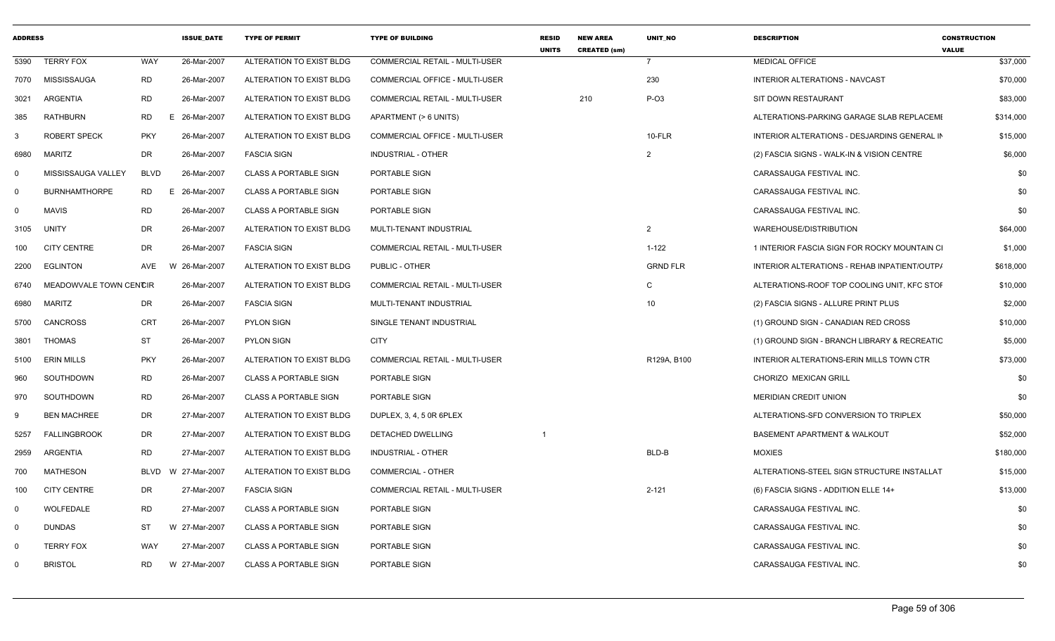| ADDRESS | | | ISSUE_DATE | TYPE OF PERMIT | TYPE OF BUILDING | RESID UNITS | NEW AREA CREATED (sm) | UNIT_NO | DESCRIPTION | CONSTRUCTION VALUE |
|---|---|---|---|---|---|---|---|---|---|---|
| 5390 | TERRY FOX | WAY | 26-Mar-2007 | ALTERATION TO EXIST BLDG | COMMERCIAL RETAIL - MULTI-USER | | | 7 | MEDICAL OFFICE | $37,000 |
| 7070 | MISSISSAUGA | RD | 26-Mar-2007 | ALTERATION TO EXIST BLDG | COMMERCIAL OFFICE - MULTI-USER | | | 230 | INTERIOR ALTERATIONS - NAVCAST | $70,000 |
| 3021 | ARGENTIA | RD | 26-Mar-2007 | ALTERATION TO EXIST BLDG | COMMERCIAL RETAIL - MULTI-USER | | 210 | P-O3 | SIT DOWN RESTAURANT | $83,000 |
| 385 | RATHBURN | RD E | 26-Mar-2007 | ALTERATION TO EXIST BLDG | APARTMENT (> 6 UNITS) | | | | ALTERATIONS-PARKING GARAGE SLAB REPLACEMI | $314,000 |
| 3 | ROBERT SPECK | PKY | 26-Mar-2007 | ALTERATION TO EXIST BLDG | COMMERCIAL OFFICE - MULTI-USER | | | 10-FLR | INTERIOR ALTERATIONS - DESJARDINS GENERAL IN | $15,000 |
| 6980 | MARITZ | DR | 26-Mar-2007 | FASCIA SIGN | INDUSTRIAL - OTHER | | | 2 | (2) FASCIA SIGNS - WALK-IN & VISION CENTRE | $6,000 |
| 0 | MISSISSAUGA VALLEY | BLVD | 26-Mar-2007 | CLASS A PORTABLE SIGN | PORTABLE SIGN | | | | CARASSAUGA FESTIVAL INC. | $0 |
| 0 | BURNHAMTHORPE | RD E | 26-Mar-2007 | CLASS A PORTABLE SIGN | PORTABLE SIGN | | | | CARASSAUGA FESTIVAL INC. | $0 |
| 0 | MAVIS | RD | 26-Mar-2007 | CLASS A PORTABLE SIGN | PORTABLE SIGN | | | | CARASSAUGA FESTIVAL INC. | $0 |
| 3105 | UNITY | DR | 26-Mar-2007 | ALTERATION TO EXIST BLDG | MULTI-TENANT INDUSTRIAL | | | 2 | WAREHOUSE/DISTRIBUTION | $64,000 |
| 100 | CITY CENTRE | DR | 26-Mar-2007 | FASCIA SIGN | COMMERCIAL RETAIL - MULTI-USER | | | 1-122 | 1 INTERIOR FASCIA SIGN FOR ROCKY MOUNTAIN CI | $1,000 |
| 2200 | EGLINTON | AVE W | 26-Mar-2007 | ALTERATION TO EXIST BLDG | PUBLIC - OTHER | | | GRND FLR | INTERIOR ALTERATIONS - REHAB INPATIENT/OUTP/ | $618,000 |
| 6740 | MEADOWVALE TOWN CENTCIR | | 26-Mar-2007 | ALTERATION TO EXIST BLDG | COMMERCIAL RETAIL - MULTI-USER | | | C | ALTERATIONS-ROOF TOP COOLING UNIT, KFC STOF | $10,000 |
| 6980 | MARITZ | DR | 26-Mar-2007 | FASCIA SIGN | MULTI-TENANT INDUSTRIAL | | | 10 | (2) FASCIA SIGNS - ALLURE PRINT PLUS | $2,000 |
| 5700 | CANCROSS | CRT | 26-Mar-2007 | PYLON SIGN | SINGLE TENANT INDUSTRIAL | | | | (1) GROUND SIGN - CANADIAN RED CROSS | $10,000 |
| 3801 | THOMAS | ST | 26-Mar-2007 | PYLON SIGN | CITY | | | | (1) GROUND SIGN - BRANCH LIBRARY & RECREATIC | $5,000 |
| 5100 | ERIN MILLS | PKY | 26-Mar-2007 | ALTERATION TO EXIST BLDG | COMMERCIAL RETAIL - MULTI-USER | | | R129A, B100 | INTERIOR ALTERATIONS-ERIN MILLS TOWN CTR | $73,000 |
| 960 | SOUTHDOWN | RD | 26-Mar-2007 | CLASS A PORTABLE SIGN | PORTABLE SIGN | | | | CHORIZO MEXICAN GRILL | $0 |
| 970 | SOUTHDOWN | RD | 26-Mar-2007 | CLASS A PORTABLE SIGN | PORTABLE SIGN | | | | MERIDIAN CREDIT UNION | $0 |
| 9 | BEN MACHREE | DR | 27-Mar-2007 | ALTERATION TO EXIST BLDG | DUPLEX, 3, 4, 5 0R 6PLEX | | | | ALTERATIONS-SFD CONVERSION TO TRIPLEX | $50,000 |
| 5257 | FALLINGBROOK | DR | 27-Mar-2007 | ALTERATION TO EXIST BLDG | DETACHED DWELLING | 1 | | | BASEMENT APARTMENT & WALKOUT | $52,000 |
| 2959 | ARGENTIA | RD | 27-Mar-2007 | ALTERATION TO EXIST BLDG | INDUSTRIAL - OTHER | | | BLD-B | MOXIES | $180,000 |
| 700 | MATHESON | BLVD W | 27-Mar-2007 | ALTERATION TO EXIST BLDG | COMMERCIAL - OTHER | | | | ALTERATIONS-STEEL SIGN STRUCTURE INSTALLAT | $15,000 |
| 100 | CITY CENTRE | DR | 27-Mar-2007 | FASCIA SIGN | COMMERCIAL RETAIL - MULTI-USER | | | 2-121 | (6) FASCIA SIGNS - ADDITION ELLE 14+ | $13,000 |
| 0 | WOLFEDALE | RD | 27-Mar-2007 | CLASS A PORTABLE SIGN | PORTABLE SIGN | | | | CARASSAUGA FESTIVAL INC. | $0 |
| 0 | DUNDAS | ST W | 27-Mar-2007 | CLASS A PORTABLE SIGN | PORTABLE SIGN | | | | CARASSAUGA FESTIVAL INC. | $0 |
| 0 | TERRY FOX | WAY | 27-Mar-2007 | CLASS A PORTABLE SIGN | PORTABLE SIGN | | | | CARASSAUGA FESTIVAL INC. | $0 |
| 0 | BRISTOL | RD W | 27-Mar-2007 | CLASS A PORTABLE SIGN | PORTABLE SIGN | | | | CARASSAUGA FESTIVAL INC. | $0 |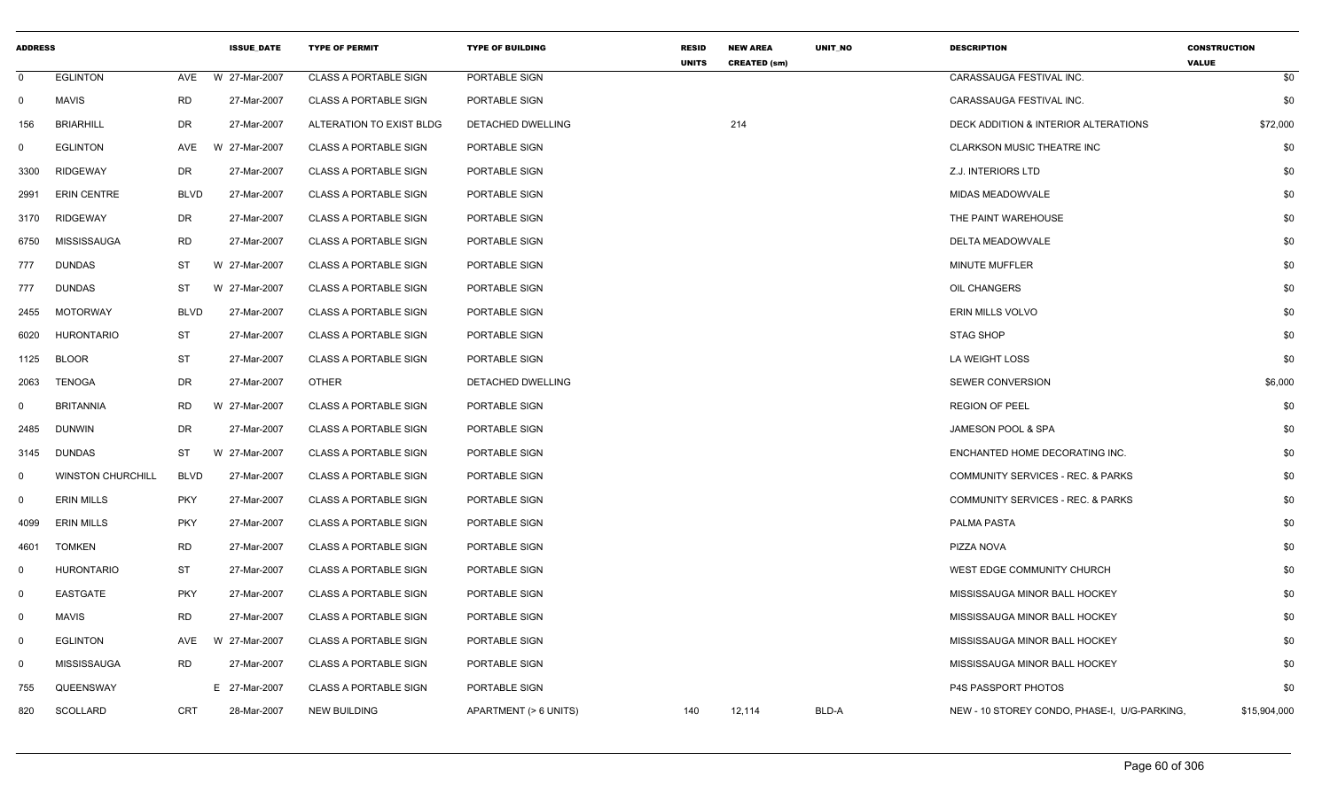| ADDRESS | | | ISSUE_DATE | TYPE OF PERMIT | TYPE OF BUILDING | RESID UNITS | NEW AREA CREATED (sm) | UNIT_NO | DESCRIPTION | CONSTRUCTION VALUE |
|---|---|---|---|---|---|---|---|---|---|---|
| 0 | EGLINTON | AVE | W 27-Mar-2007 | CLASS A PORTABLE SIGN | PORTABLE SIGN | | | | CARASSAUGA FESTIVAL INC. | $0 |
| 0 | MAVIS | RD | 27-Mar-2007 | CLASS A PORTABLE SIGN | PORTABLE SIGN | | | | CARASSAUGA FESTIVAL INC. | $0 |
| 156 | BRIARHILL | DR | 27-Mar-2007 | ALTERATION TO EXIST BLDG | DETACHED DWELLING | | 214 | | DECK ADDITION & INTERIOR ALTERATIONS | $72,000 |
| 0 | EGLINTON | AVE | W 27-Mar-2007 | CLASS A PORTABLE SIGN | PORTABLE SIGN | | | | CLARKSON MUSIC THEATRE INC | $0 |
| 3300 | RIDGEWAY | DR | 27-Mar-2007 | CLASS A PORTABLE SIGN | PORTABLE SIGN | | | | Z.J. INTERIORS LTD | $0 |
| 2991 | ERIN CENTRE | BLVD | 27-Mar-2007 | CLASS A PORTABLE SIGN | PORTABLE SIGN | | | | MIDAS MEADOWVALE | $0 |
| 3170 | RIDGEWAY | DR | 27-Mar-2007 | CLASS A PORTABLE SIGN | PORTABLE SIGN | | | | THE PAINT WAREHOUSE | $0 |
| 6750 | MISSISSAUGA | RD | 27-Mar-2007 | CLASS A PORTABLE SIGN | PORTABLE SIGN | | | | DELTA MEADOWVALE | $0 |
| 777 | DUNDAS | ST | W 27-Mar-2007 | CLASS A PORTABLE SIGN | PORTABLE SIGN | | | | MINUTE MUFFLER | $0 |
| 777 | DUNDAS | ST | W 27-Mar-2007 | CLASS A PORTABLE SIGN | PORTABLE SIGN | | | | OIL CHANGERS | $0 |
| 2455 | MOTORWAY | BLVD | 27-Mar-2007 | CLASS A PORTABLE SIGN | PORTABLE SIGN | | | | ERIN MILLS VOLVO | $0 |
| 6020 | HURONTARIO | ST | 27-Mar-2007 | CLASS A PORTABLE SIGN | PORTABLE SIGN | | | | STAG SHOP | $0 |
| 1125 | BLOOR | ST | 27-Mar-2007 | CLASS A PORTABLE SIGN | PORTABLE SIGN | | | | LA WEIGHT LOSS | $0 |
| 2063 | TENOGA | DR | 27-Mar-2007 | OTHER | DETACHED DWELLING | | | | SEWER CONVERSION | $6,000 |
| 0 | BRITANNIA | RD | W 27-Mar-2007 | CLASS A PORTABLE SIGN | PORTABLE SIGN | | | | REGION OF PEEL | $0 |
| 2485 | DUNWIN | DR | 27-Mar-2007 | CLASS A PORTABLE SIGN | PORTABLE SIGN | | | | JAMESON POOL & SPA | $0 |
| 3145 | DUNDAS | ST | W 27-Mar-2007 | CLASS A PORTABLE SIGN | PORTABLE SIGN | | | | ENCHANTED HOME DECORATING INC. | $0 |
| 0 | WINSTON CHURCHILL | BLVD | 27-Mar-2007 | CLASS A PORTABLE SIGN | PORTABLE SIGN | | | | COMMUNITY SERVICES - REC. & PARKS | $0 |
| 0 | ERIN MILLS | PKY | 27-Mar-2007 | CLASS A PORTABLE SIGN | PORTABLE SIGN | | | | COMMUNITY SERVICES - REC. & PARKS | $0 |
| 4099 | ERIN MILLS | PKY | 27-Mar-2007 | CLASS A PORTABLE SIGN | PORTABLE SIGN | | | | PALMA PASTA | $0 |
| 4601 | TOMKEN | RD | 27-Mar-2007 | CLASS A PORTABLE SIGN | PORTABLE SIGN | | | | PIZZA NOVA | $0 |
| 0 | HURONTARIO | ST | 27-Mar-2007 | CLASS A PORTABLE SIGN | PORTABLE SIGN | | | | WEST EDGE COMMUNITY CHURCH | $0 |
| 0 | EASTGATE | PKY | 27-Mar-2007 | CLASS A PORTABLE SIGN | PORTABLE SIGN | | | | MISSISSAUGA MINOR BALL HOCKEY | $0 |
| 0 | MAVIS | RD | 27-Mar-2007 | CLASS A PORTABLE SIGN | PORTABLE SIGN | | | | MISSISSAUGA MINOR BALL HOCKEY | $0 |
| 0 | EGLINTON | AVE | W 27-Mar-2007 | CLASS A PORTABLE SIGN | PORTABLE SIGN | | | | MISSISSAUGA MINOR BALL HOCKEY | $0 |
| 0 | MISSISSAUGA | RD | 27-Mar-2007 | CLASS A PORTABLE SIGN | PORTABLE SIGN | | | | MISSISSAUGA MINOR BALL HOCKEY | $0 |
| 755 | QUEENSWAY | | E 27-Mar-2007 | CLASS A PORTABLE SIGN | PORTABLE SIGN | | | | P4S PASSPORT PHOTOS | $0 |
| 820 | SCOLLARD | CRT | 28-Mar-2007 | NEW BUILDING | APARTMENT (> 6 UNITS) | 140 | 12,114 | BLD-A | NEW - 10 STOREY CONDO, PHASE-I, U/G-PARKING, | $15,904,000 |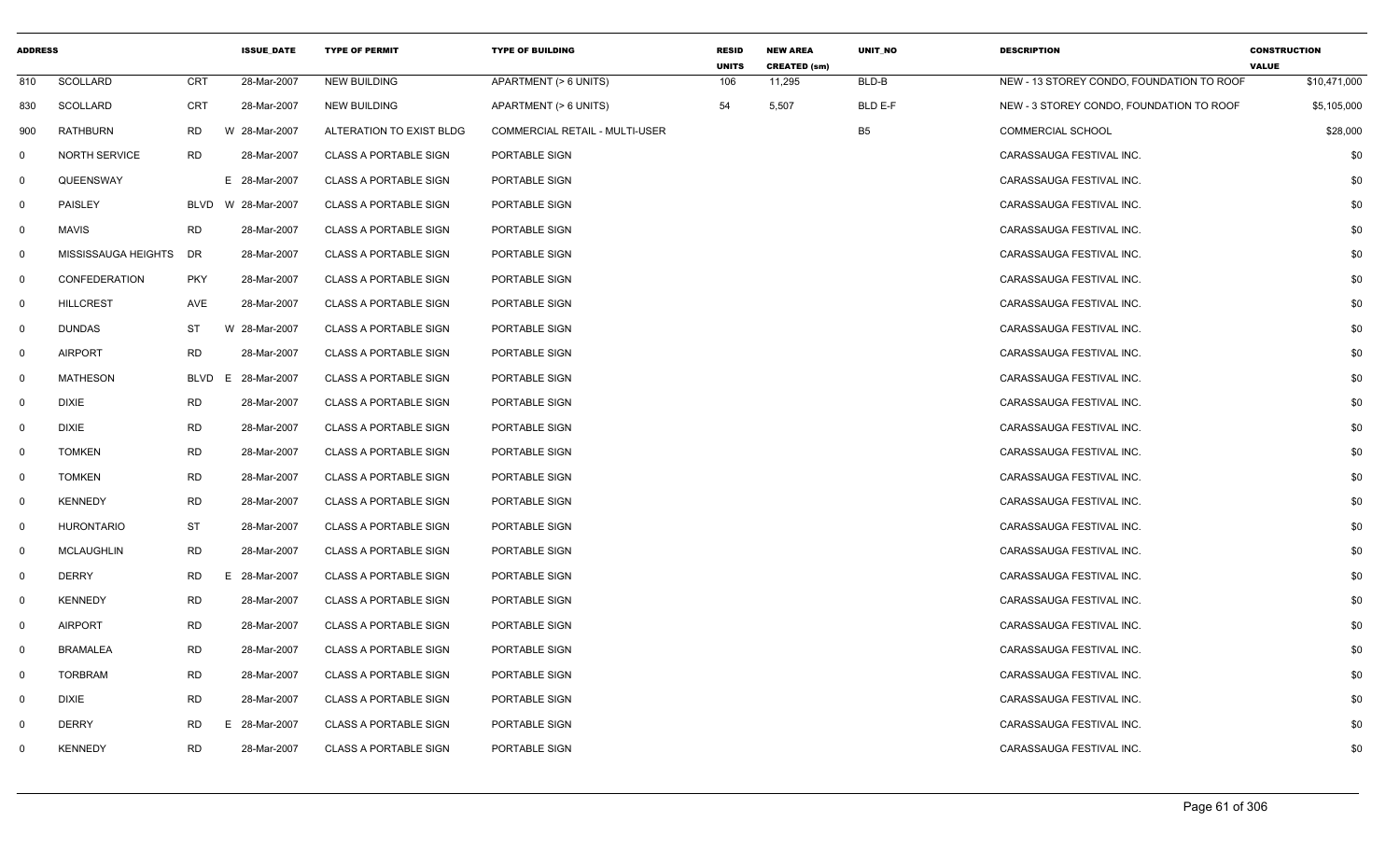| ADDRESS | | | ISSUE_DATE | TYPE OF PERMIT | TYPE OF BUILDING | RESID UNITS | NEW AREA CREATED (sm) | UNIT_NO | DESCRIPTION | CONSTRUCTION VALUE |
|---|---|---|---|---|---|---|---|---|---|---|
| 810 | SCOLLARD | CRT | 28-Mar-2007 | NEW BUILDING | APARTMENT (> 6 UNITS) | 106 | 11,295 | BLD-B | NEW - 13 STOREY CONDO, FOUNDATION TO ROOF | $10,471,000 |
| 830 | SCOLLARD | CRT | 28-Mar-2007 | NEW BUILDING | APARTMENT (> 6 UNITS) | 54 | 5,507 | BLD E-F | NEW - 3 STOREY CONDO, FOUNDATION TO ROOF | $5,105,000 |
| 900 | RATHBURN | RD W | 28-Mar-2007 | ALTERATION TO EXIST BLDG | COMMERCIAL RETAIL - MULTI-USER | | | B5 | COMMERCIAL SCHOOL | $28,000 |
| 0 | NORTH SERVICE | RD | 28-Mar-2007 | CLASS A PORTABLE SIGN | PORTABLE SIGN | | | | CARASSAUGA FESTIVAL INC. | $0 |
| 0 | QUEENSWAY | E | 28-Mar-2007 | CLASS A PORTABLE SIGN | PORTABLE SIGN | | | | CARASSAUGA FESTIVAL INC. | $0 |
| 0 | PAISLEY | BLVD W | 28-Mar-2007 | CLASS A PORTABLE SIGN | PORTABLE SIGN | | | | CARASSAUGA FESTIVAL INC. | $0 |
| 0 | MAVIS | RD | 28-Mar-2007 | CLASS A PORTABLE SIGN | PORTABLE SIGN | | | | CARASSAUGA FESTIVAL INC. | $0 |
| 0 | MISSISSAUGA HEIGHTS | DR | 28-Mar-2007 | CLASS A PORTABLE SIGN | PORTABLE SIGN | | | | CARASSAUGA FESTIVAL INC. | $0 |
| 0 | CONFEDERATION | PKY | 28-Mar-2007 | CLASS A PORTABLE SIGN | PORTABLE SIGN | | | | CARASSAUGA FESTIVAL INC. | $0 |
| 0 | HILLCREST | AVE | 28-Mar-2007 | CLASS A PORTABLE SIGN | PORTABLE SIGN | | | | CARASSAUGA FESTIVAL INC. | $0 |
| 0 | DUNDAS | ST W | 28-Mar-2007 | CLASS A PORTABLE SIGN | PORTABLE SIGN | | | | CARASSAUGA FESTIVAL INC. | $0 |
| 0 | AIRPORT | RD | 28-Mar-2007 | CLASS A PORTABLE SIGN | PORTABLE SIGN | | | | CARASSAUGA FESTIVAL INC. | $0 |
| 0 | MATHESON | BLVD E | 28-Mar-2007 | CLASS A PORTABLE SIGN | PORTABLE SIGN | | | | CARASSAUGA FESTIVAL INC. | $0 |
| 0 | DIXIE | RD | 28-Mar-2007 | CLASS A PORTABLE SIGN | PORTABLE SIGN | | | | CARASSAUGA FESTIVAL INC. | $0 |
| 0 | DIXIE | RD | 28-Mar-2007 | CLASS A PORTABLE SIGN | PORTABLE SIGN | | | | CARASSAUGA FESTIVAL INC. | $0 |
| 0 | TOMKEN | RD | 28-Mar-2007 | CLASS A PORTABLE SIGN | PORTABLE SIGN | | | | CARASSAUGA FESTIVAL INC. | $0 |
| 0 | TOMKEN | RD | 28-Mar-2007 | CLASS A PORTABLE SIGN | PORTABLE SIGN | | | | CARASSAUGA FESTIVAL INC. | $0 |
| 0 | KENNEDY | RD | 28-Mar-2007 | CLASS A PORTABLE SIGN | PORTABLE SIGN | | | | CARASSAUGA FESTIVAL INC. | $0 |
| 0 | HURONTARIO | ST | 28-Mar-2007 | CLASS A PORTABLE SIGN | PORTABLE SIGN | | | | CARASSAUGA FESTIVAL INC. | $0 |
| 0 | MCLAUGHLIN | RD | 28-Mar-2007 | CLASS A PORTABLE SIGN | PORTABLE SIGN | | | | CARASSAUGA FESTIVAL INC. | $0 |
| 0 | DERRY | RD E | 28-Mar-2007 | CLASS A PORTABLE SIGN | PORTABLE SIGN | | | | CARASSAUGA FESTIVAL INC. | $0 |
| 0 | KENNEDY | RD | 28-Mar-2007 | CLASS A PORTABLE SIGN | PORTABLE SIGN | | | | CARASSAUGA FESTIVAL INC. | $0 |
| 0 | AIRPORT | RD | 28-Mar-2007 | CLASS A PORTABLE SIGN | PORTABLE SIGN | | | | CARASSAUGA FESTIVAL INC. | $0 |
| 0 | BRAMALEA | RD | 28-Mar-2007 | CLASS A PORTABLE SIGN | PORTABLE SIGN | | | | CARASSAUGA FESTIVAL INC. | $0 |
| 0 | TORBRAM | RD | 28-Mar-2007 | CLASS A PORTABLE SIGN | PORTABLE SIGN | | | | CARASSAUGA FESTIVAL INC. | $0 |
| 0 | DIXIE | RD | 28-Mar-2007 | CLASS A PORTABLE SIGN | PORTABLE SIGN | | | | CARASSAUGA FESTIVAL INC. | $0 |
| 0 | DERRY | RD E | 28-Mar-2007 | CLASS A PORTABLE SIGN | PORTABLE SIGN | | | | CARASSAUGA FESTIVAL INC. | $0 |
| 0 | KENNEDY | RD | 28-Mar-2007 | CLASS A PORTABLE SIGN | PORTABLE SIGN | | | | CARASSAUGA FESTIVAL INC. | $0 |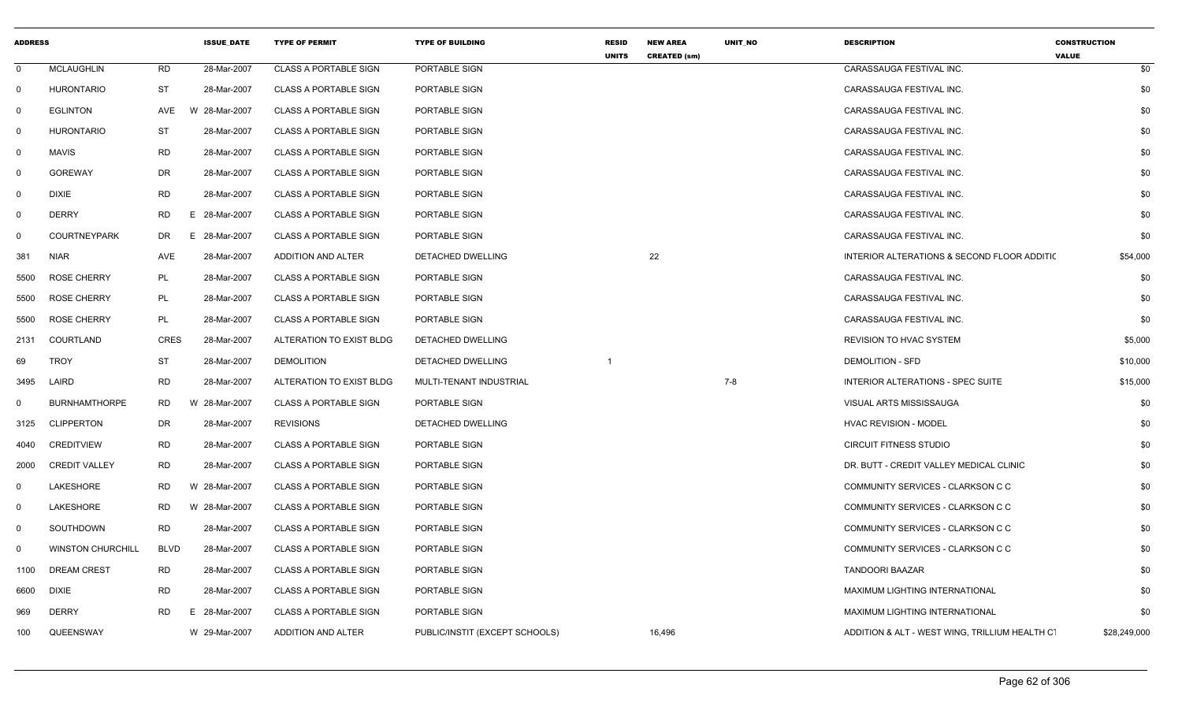| ADDRESS | | | ISSUE_DATE | TYPE OF PERMIT | TYPE OF BUILDING | RESID UNITS | NEW AREA CREATED (sm) | UNIT_NO | DESCRIPTION | CONSTRUCTION VALUE |
|---|---|---|---|---|---|---|---|---|---|---|
| 0 | MCLAUGHLIN | RD | 28-Mar-2007 | CLASS A PORTABLE SIGN | PORTABLE SIGN | | | | CARASSAUGA FESTIVAL INC. | $0 |
| 0 | HURONTARIO | ST | 28-Mar-2007 | CLASS A PORTABLE SIGN | PORTABLE SIGN | | | | CARASSAUGA FESTIVAL INC. | $0 |
| 0 | EGLINTON | AVE | W 28-Mar-2007 | CLASS A PORTABLE SIGN | PORTABLE SIGN | | | | CARASSAUGA FESTIVAL INC. | $0 |
| 0 | HURONTARIO | ST | 28-Mar-2007 | CLASS A PORTABLE SIGN | PORTABLE SIGN | | | | CARASSAUGA FESTIVAL INC. | $0 |
| 0 | MAVIS | RD | 28-Mar-2007 | CLASS A PORTABLE SIGN | PORTABLE SIGN | | | | CARASSAUGA FESTIVAL INC. | $0 |
| 0 | GOREWAY | DR | 28-Mar-2007 | CLASS A PORTABLE SIGN | PORTABLE SIGN | | | | CARASSAUGA FESTIVAL INC. | $0 |
| 0 | DIXIE | RD | 28-Mar-2007 | CLASS A PORTABLE SIGN | PORTABLE SIGN | | | | CARASSAUGA FESTIVAL INC. | $0 |
| 0 | DERRY | RD | E 28-Mar-2007 | CLASS A PORTABLE SIGN | PORTABLE SIGN | | | | CARASSAUGA FESTIVAL INC. | $0 |
| 0 | COURTNEYPARK | DR | E 28-Mar-2007 | CLASS A PORTABLE SIGN | PORTABLE SIGN | | | | CARASSAUGA FESTIVAL INC. | $0 |
| 381 | NIAR | AVE | 28-Mar-2007 | ADDITION AND ALTER | DETACHED DWELLING | | 22 | | INTERIOR ALTERATIONS & SECOND FLOOR ADDITIC | $54,000 |
| 5500 | ROSE CHERRY | PL | 28-Mar-2007 | CLASS A PORTABLE SIGN | PORTABLE SIGN | | | | CARASSAUGA FESTIVAL INC. | $0 |
| 5500 | ROSE CHERRY | PL | 28-Mar-2007 | CLASS A PORTABLE SIGN | PORTABLE SIGN | | | | CARASSAUGA FESTIVAL INC. | $0 |
| 5500 | ROSE CHERRY | PL | 28-Mar-2007 | CLASS A PORTABLE SIGN | PORTABLE SIGN | | | | CARASSAUGA FESTIVAL INC. | $0 |
| 2131 | COURTLAND | CRES | 28-Mar-2007 | ALTERATION TO EXIST BLDG | DETACHED DWELLING | | | | REVISION TO HVAC SYSTEM | $5,000 |
| 69 | TROY | ST | 28-Mar-2007 | DEMOLITION | DETACHED DWELLING | 1 | | | DEMOLITION - SFD | $10,000 |
| 3495 | LAIRD | RD | 28-Mar-2007 | ALTERATION TO EXIST BLDG | MULTI-TENANT INDUSTRIAL | | | 7-8 | INTERIOR ALTERATIONS - SPEC SUITE | $15,000 |
| 0 | BURNHAMTHORPE | RD | W 28-Mar-2007 | CLASS A PORTABLE SIGN | PORTABLE SIGN | | | | VISUAL ARTS MISSISSAUGA | $0 |
| 3125 | CLIPPERTON | DR | 28-Mar-2007 | REVISIONS | DETACHED DWELLING | | | | HVAC REVISION - MODEL | $0 |
| 4040 | CREDITVIEW | RD | 28-Mar-2007 | CLASS A PORTABLE SIGN | PORTABLE SIGN | | | | CIRCUIT FITNESS STUDIO | $0 |
| 2000 | CREDIT VALLEY | RD | 28-Mar-2007 | CLASS A PORTABLE SIGN | PORTABLE SIGN | | | | DR. BUTT - CREDIT VALLEY MEDICAL CLINIC | $0 |
| 0 | LAKESHORE | RD | W 28-Mar-2007 | CLASS A PORTABLE SIGN | PORTABLE SIGN | | | | COMMUNITY SERVICES - CLARKSON C C | $0 |
| 0 | LAKESHORE | RD | W 28-Mar-2007 | CLASS A PORTABLE SIGN | PORTABLE SIGN | | | | COMMUNITY SERVICES - CLARKSON C C | $0 |
| 0 | SOUTHDOWN | RD | 28-Mar-2007 | CLASS A PORTABLE SIGN | PORTABLE SIGN | | | | COMMUNITY SERVICES - CLARKSON C C | $0 |
| 0 | WINSTON CHURCHILL | BLVD | 28-Mar-2007 | CLASS A PORTABLE SIGN | PORTABLE SIGN | | | | COMMUNITY SERVICES - CLARKSON C C | $0 |
| 1100 | DREAM CREST | RD | 28-Mar-2007 | CLASS A PORTABLE SIGN | PORTABLE SIGN | | | | TANDOORI BAAZAR | $0 |
| 6600 | DIXIE | RD | 28-Mar-2007 | CLASS A PORTABLE SIGN | PORTABLE SIGN | | | | MAXIMUM LIGHTING INTERNATIONAL | $0 |
| 969 | DERRY | RD | E 28-Mar-2007 | CLASS A PORTABLE SIGN | PORTABLE SIGN | | | | MAXIMUM LIGHTING INTERNATIONAL | $0 |
| 100 | QUEENSWAY | | W 29-Mar-2007 | ADDITION AND ALTER | PUBLIC/INSTIT (EXCEPT SCHOOLS) | | 16,496 | | ADDITION & ALT - WEST WING, TRILLIUM HEALTH CT | $28,249,000 |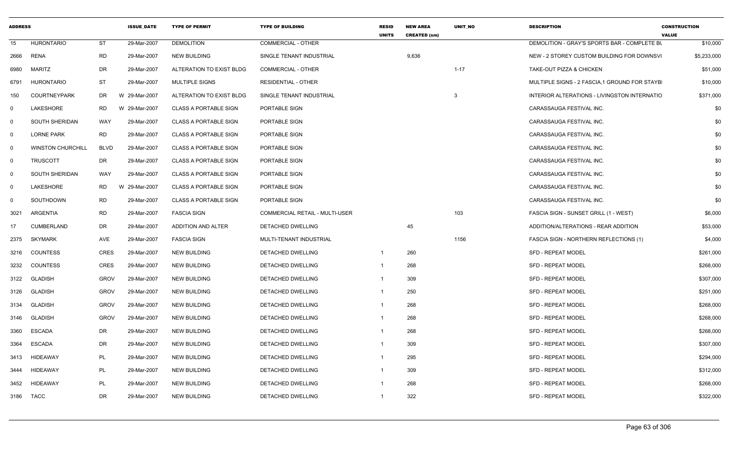| ADDRESS | | | ISSUE_DATE | TYPE OF PERMIT | TYPE OF BUILDING | RESID UNITS | NEW AREA CREATED (sm) | UNIT_NO | DESCRIPTION | CONSTRUCTION VALUE |
|---|---|---|---|---|---|---|---|---|---|---|
| 15 | HURONTARIO | ST | 29-Mar-2007 | DEMOLITION | COMMERCIAL - OTHER | | | | DEMOLITION - GRAY'S SPORTS BAR - COMPLETE BL | $10,000 |
| 2666 | RENA | RD | 29-Mar-2007 | NEW BUILDING | SINGLE TENANT INDUSTRIAL | | 9,636 | | NEW - 2 STOREY CUSTOM BUILDING FOR DOWNSVI | $5,233,000 |
| 6980 | MARITZ | DR | 29-Mar-2007 | ALTERATION TO EXIST BLDG | COMMERCIAL - OTHER | | | 1-17 | TAKE-OUT PIZZA & CHICKEN | $51,000 |
| 6791 | HURONTARIO | ST | 29-Mar-2007 | MULTIPLE SIGNS | RESIDENTIAL - OTHER | | | | MULTIPLE SIGNS - 2 FASCIA,1 GROUND FOR STAYB | $10,000 |
| 150 | COURTNEYPARK | DR | W 29-Mar-2007 | ALTERATION TO EXIST BLDG | SINGLE TENANT INDUSTRIAL | | | 3 | INTERIOR ALTERATIONS - LIVINGSTON INTERNATIO | $371,000 |
| 0 | LAKESHORE | RD | W 29-Mar-2007 | CLASS A PORTABLE SIGN | PORTABLE SIGN | | | | CARASSAUGA FESTIVAL INC. | $0 |
| 0 | SOUTH SHERIDAN | WAY | 29-Mar-2007 | CLASS A PORTABLE SIGN | PORTABLE SIGN | | | | CARASSAUGA FESTIVAL INC. | $0 |
| 0 | LORNE PARK | RD | 29-Mar-2007 | CLASS A PORTABLE SIGN | PORTABLE SIGN | | | | CARASSAUGA FESTIVAL INC. | $0 |
| 0 | WINSTON CHURCHILL | BLVD | 29-Mar-2007 | CLASS A PORTABLE SIGN | PORTABLE SIGN | | | | CARASSAUGA FESTIVAL INC. | $0 |
| 0 | TRUSCOTT | DR | 29-Mar-2007 | CLASS A PORTABLE SIGN | PORTABLE SIGN | | | | CARASSAUGA FESTIVAL INC. | $0 |
| 0 | SOUTH SHERIDAN | WAY | 29-Mar-2007 | CLASS A PORTABLE SIGN | PORTABLE SIGN | | | | CARASSAUGA FESTIVAL INC. | $0 |
| 0 | LAKESHORE | RD | W 29-Mar-2007 | CLASS A PORTABLE SIGN | PORTABLE SIGN | | | | CARASSAUGA FESTIVAL INC. | $0 |
| 0 | SOUTHDOWN | RD | 29-Mar-2007 | CLASS A PORTABLE SIGN | PORTABLE SIGN | | | | CARASSAUGA FESTIVAL INC. | $0 |
| 3021 | ARGENTIA | RD | 29-Mar-2007 | FASCIA SIGN | COMMERCIAL RETAIL - MULTI-USER | | | 103 | FASCIA SIGN - SUNSET GRILL (1 - WEST) | $6,000 |
| 17 | CUMBERLAND | DR | 29-Mar-2007 | ADDITION AND ALTER | DETACHED DWELLING | | 45 | | ADDITION/ALTERATIONS - REAR ADDITION | $53,000 |
| 2375 | SKYMARK | AVE | 29-Mar-2007 | FASCIA SIGN | MULTI-TENANT INDUSTRIAL | | | 1156 | FASCIA SIGN - NORTHERN REFLECTIONS (1) | $4,000 |
| 3216 | COUNTESS | CRES | 29-Mar-2007 | NEW BUILDING | DETACHED DWELLING | 1 | 260 | | SFD - REPEAT MODEL | $261,000 |
| 3232 | COUNTESS | CRES | 29-Mar-2007 | NEW BUILDING | DETACHED DWELLING | 1 | 268 | | SFD - REPEAT MODEL | $268,000 |
| 3122 | GLADISH | GROV | 29-Mar-2007 | NEW BUILDING | DETACHED DWELLING | 1 | 309 | | SFD - REPEAT MODEL | $307,000 |
| 3126 | GLADISH | GROV | 29-Mar-2007 | NEW BUILDING | DETACHED DWELLING | 1 | 250 | | SFD - REPEAT MODEL | $251,000 |
| 3134 | GLADISH | GROV | 29-Mar-2007 | NEW BUILDING | DETACHED DWELLING | 1 | 268 | | SFD - REPEAT MODEL | $268,000 |
| 3146 | GLADISH | GROV | 29-Mar-2007 | NEW BUILDING | DETACHED DWELLING | 1 | 268 | | SFD - REPEAT MODEL | $268,000 |
| 3360 | ESCADA | DR | 29-Mar-2007 | NEW BUILDING | DETACHED DWELLING | 1 | 268 | | SFD - REPEAT MODEL | $268,000 |
| 3364 | ESCADA | DR | 29-Mar-2007 | NEW BUILDING | DETACHED DWELLING | 1 | 309 | | SFD - REPEAT MODEL | $307,000 |
| 3413 | HIDEAWAY | PL | 29-Mar-2007 | NEW BUILDING | DETACHED DWELLING | 1 | 295 | | SFD - REPEAT MODEL | $294,000 |
| 3444 | HIDEAWAY | PL | 29-Mar-2007 | NEW BUILDING | DETACHED DWELLING | 1 | 309 | | SFD - REPEAT MODEL | $312,000 |
| 3452 | HIDEAWAY | PL | 29-Mar-2007 | NEW BUILDING | DETACHED DWELLING | 1 | 268 | | SFD - REPEAT MODEL | $268,000 |
| 3186 | TACC | DR | 29-Mar-2007 | NEW BUILDING | DETACHED DWELLING | 1 | 322 | | SFD - REPEAT MODEL | $322,000 |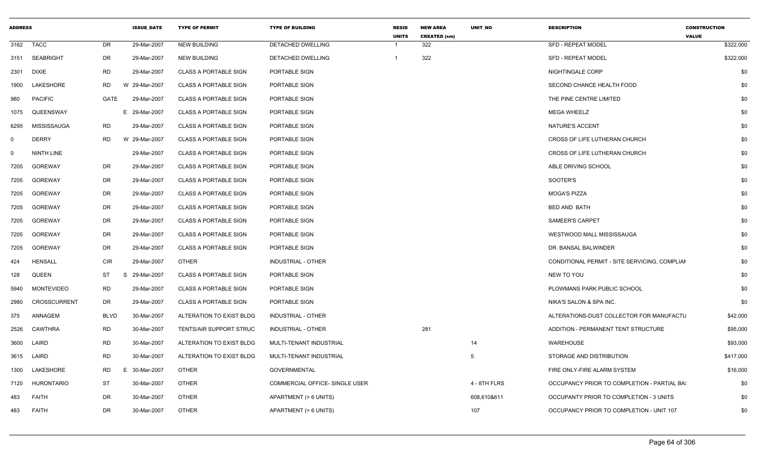| ADDRESS | | | ISSUE_DATE | TYPE OF PERMIT | TYPE OF BUILDING | RESID UNITS | NEW AREA CREATED (sm) | UNIT_NO | DESCRIPTION | CONSTRUCTION VALUE |
|---|---|---|---|---|---|---|---|---|---|---|
| 3162 | TACC | DR | 29-Mar-2007 | NEW BUILDING | DETACHED DWELLING | 1 | 322 | | SFD - REPEAT MODEL | $322,000 |
| 3151 | SEABRIGHT | DR | 29-Mar-2007 | NEW BUILDING | DETACHED DWELLING | 1 | 322 | | SFD - REPEAT MODEL | $322,000 |
| 2301 | DIXIE | RD | 29-Mar-2007 | CLASS A PORTABLE SIGN | PORTABLE SIGN | | | | NIGHTINGALE CORP | $0 |
| 1900 | LAKESHORE | RD W | 29-Mar-2007 | CLASS A PORTABLE SIGN | PORTABLE SIGN | | | | SECOND CHANCE HEALTH FOOD | $0 |
| 980 | PACIFIC | GATE | 29-Mar-2007 | CLASS A PORTABLE SIGN | PORTABLE SIGN | | | | THE PINE CENTRE LIMITED | $0 |
| 1075 | QUEENSWAY | E | 29-Mar-2007 | CLASS A PORTABLE SIGN | PORTABLE SIGN | | | | MEGA WHEELZ | $0 |
| 6295 | MISSISSAUGA | RD | 29-Mar-2007 | CLASS A PORTABLE SIGN | PORTABLE SIGN | | | | NATURE'S ACCENT | $0 |
| 0 | DERRY | RD W | 29-Mar-2007 | CLASS A PORTABLE SIGN | PORTABLE SIGN | | | | CROSS OF LIFE LUTHERAN CHURCH | $0 |
| 0 | NINTH LINE | | 29-Mar-2007 | CLASS A PORTABLE SIGN | PORTABLE SIGN | | | | CROSS OF LIFE LUTHERAN CHURCH | $0 |
| 7205 | GOREWAY | DR | 29-Mar-2007 | CLASS A PORTABLE SIGN | PORTABLE SIGN | | | | ABLE DRIVING SCHOOL | $0 |
| 7205 | GOREWAY | DR | 29-Mar-2007 | CLASS A PORTABLE SIGN | PORTABLE SIGN | | | | SOOTER'S | $0 |
| 7205 | GOREWAY | DR | 29-Mar-2007 | CLASS A PORTABLE SIGN | PORTABLE SIGN | | | | MOGA'S PIZZA | $0 |
| 7205 | GOREWAY | DR | 29-Mar-2007 | CLASS A PORTABLE SIGN | PORTABLE SIGN | | | | BED AND BATH | $0 |
| 7205 | GOREWAY | DR | 29-Mar-2007 | CLASS A PORTABLE SIGN | PORTABLE SIGN | | | | SAMEER'S CARPET | $0 |
| 7205 | GOREWAY | DR | 29-Mar-2007 | CLASS A PORTABLE SIGN | PORTABLE SIGN | | | | WESTWOOD MALL MISSISSAUGA | $0 |
| 7205 | GOREWAY | DR | 29-Mar-2007 | CLASS A PORTABLE SIGN | PORTABLE SIGN | | | | DR. BANSAL BALWINDER | $0 |
| 424 | HENSALL | CIR | 29-Mar-2007 | OTHER | INDUSTRIAL - OTHER | | | | CONDITIONAL PERMIT - SITE SERVICING, COMPLIAN | $0 |
| 128 | QUEEN | ST S | 29-Mar-2007 | CLASS A PORTABLE SIGN | PORTABLE SIGN | | | | NEW TO YOU | $0 |
| 5940 | MONTEVIDEO | RD | 29-Mar-2007 | CLASS A PORTABLE SIGN | PORTABLE SIGN | | | | PLOWMANS PARK PUBLIC SCHOOL | $0 |
| 2980 | CROSSCURRENT | DR | 29-Mar-2007 | CLASS A PORTABLE SIGN | PORTABLE SIGN | | | | NIKA'S SALON & SPA INC. | $0 |
| 375 | ANNAGEM | BLVD | 30-Mar-2007 | ALTERATION TO EXIST BLDG | INDUSTRIAL - OTHER | | | | ALTERATIONS-DUST COLLECTOR FOR MANUFACTU | $42,000 |
| 2526 | CAWTHRA | RD | 30-Mar-2007 | TENTS/AIR SUPPORT STRUC | INDUSTRIAL - OTHER | | 281 | | ADDITION - PERMANENT TENT STRUCTURE | $95,000 |
| 3600 | LAIRD | RD | 30-Mar-2007 | ALTERATION TO EXIST BLDG | MULTI-TENANT INDUSTRIAL | | | 14 | WAREHOUSE | $93,000 |
| 3615 | LAIRD | RD | 30-Mar-2007 | ALTERATION TO EXIST BLDG | MULTI-TENANT INDUSTRIAL | | | 5 | STORAGE AND DISTRIBUTION | $417,000 |
| 1300 | LAKESHORE | RD E | 30-Mar-2007 | OTHER | GOVERNMENTAL | | | | FIRE ONLY-FIRE ALARM SYSTEM | $16,000 |
| 7120 | HURONTARIO | ST | 30-Mar-2007 | OTHER | COMMERCIAL OFFICE- SINGLE USER | | | 4 - 8TH FLRS | OCCUPANCY PRIOR TO COMPLETION - PARTIAL BA! | $0 |
| 483 | FAITH | DR | 30-Mar-2007 | OTHER | APARTMENT (> 6 UNITS) | | | 608,610&611 | OCCUPANTY PRIOR TO COMPLETION - 3 UNITS | $0 |
| 483 | FAITH | DR | 30-Mar-2007 | OTHER | APARTMENT (> 6 UNITS) | | | 107 | OCCUPANCY PRIOR TO COMPLETION - UNIT 107 | $0 |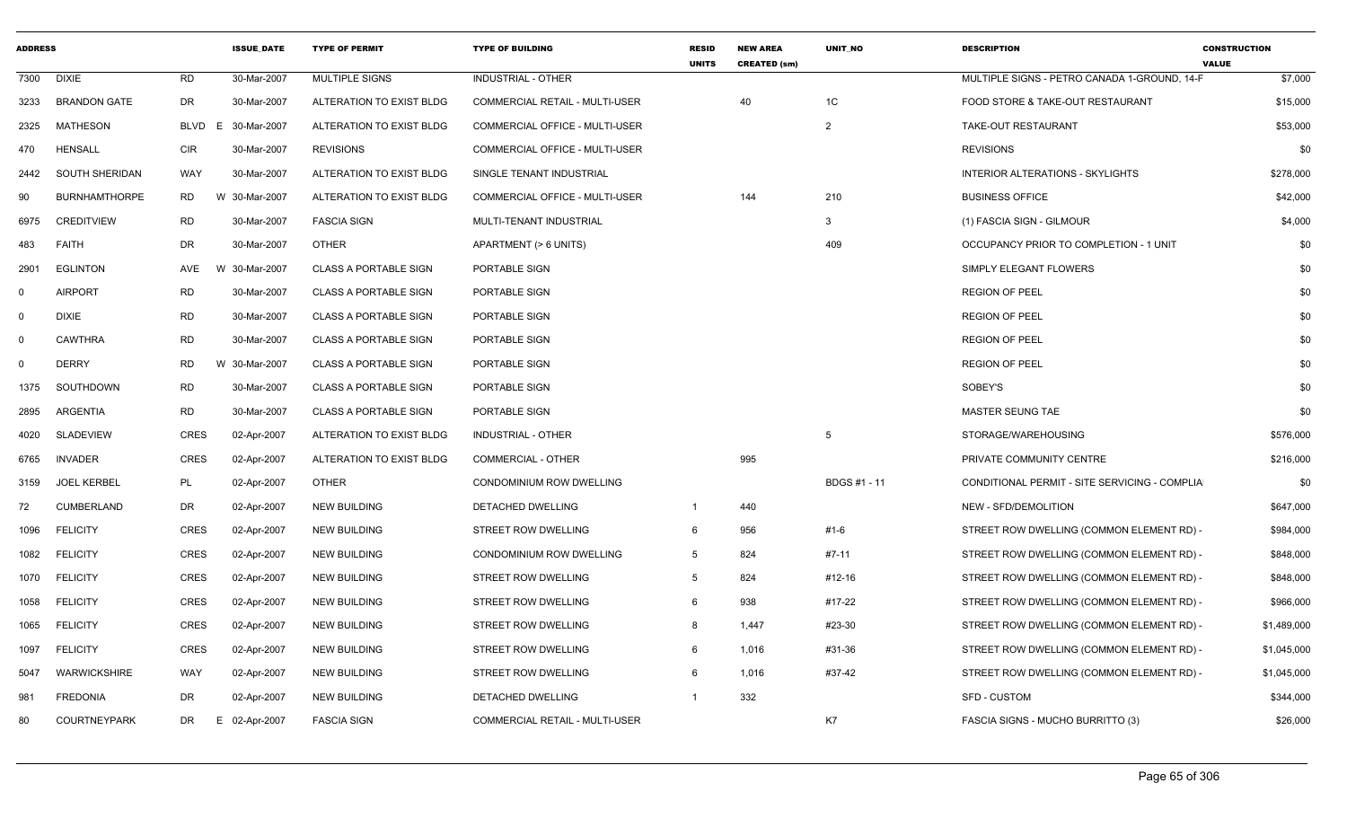| ADDRESS | | | ISSUE_DATE | TYPE OF PERMIT | TYPE OF BUILDING | RESID UNITS | NEW AREA CREATED (sm) | UNIT_NO | DESCRIPTION | CONSTRUCTION VALUE |
|---|---|---|---|---|---|---|---|---|---|---|
| 7300 | DIXIE | RD | 30-Mar-2007 | MULTIPLE SIGNS | INDUSTRIAL - OTHER | | | | MULTIPLE SIGNS - PETRO CANADA 1-GROUND, 14-F | $7,000 |
| 3233 | BRANDON GATE | DR | 30-Mar-2007 | ALTERATION TO EXIST BLDG | COMMERCIAL RETAIL - MULTI-USER | | 40 | 1C | FOOD STORE & TAKE-OUT RESTAURANT | $15,000 |
| 2325 | MATHESON | BLVD E | 30-Mar-2007 | ALTERATION TO EXIST BLDG | COMMERCIAL OFFICE - MULTI-USER | | | 2 | TAKE-OUT RESTAURANT | $53,000 |
| 470 | HENSALL | CIR | 30-Mar-2007 | REVISIONS | COMMERCIAL OFFICE - MULTI-USER | | | | REVISIONS | $0 |
| 2442 | SOUTH SHERIDAN | WAY | 30-Mar-2007 | ALTERATION TO EXIST BLDG | SINGLE TENANT INDUSTRIAL | | | | INTERIOR ALTERATIONS - SKYLIGHTS | $278,000 |
| 90 | BURNHAMTHORPE | RD W | 30-Mar-2007 | ALTERATION TO EXIST BLDG | COMMERCIAL OFFICE - MULTI-USER | | 144 | 210 | BUSINESS OFFICE | $42,000 |
| 6975 | CREDITVIEW | RD | 30-Mar-2007 | FASCIA SIGN | MULTI-TENANT INDUSTRIAL | | | 3 | (1) FASCIA SIGN - GILMOUR | $4,000 |
| 483 | FAITH | DR | 30-Mar-2007 | OTHER | APARTMENT (> 6 UNITS) | | | 409 | OCCUPANCY PRIOR TO COMPLETION - 1 UNIT | $0 |
| 2901 | EGLINTON | AVE W | 30-Mar-2007 | CLASS A PORTABLE SIGN | PORTABLE SIGN | | | | SIMPLY ELEGANT FLOWERS | $0 |
| 0 | AIRPORT | RD | 30-Mar-2007 | CLASS A PORTABLE SIGN | PORTABLE SIGN | | | | REGION OF PEEL | $0 |
| 0 | DIXIE | RD | 30-Mar-2007 | CLASS A PORTABLE SIGN | PORTABLE SIGN | | | | REGION OF PEEL | $0 |
| 0 | CAWTHRA | RD | 30-Mar-2007 | CLASS A PORTABLE SIGN | PORTABLE SIGN | | | | REGION OF PEEL | $0 |
| 0 | DERRY | RD W | 30-Mar-2007 | CLASS A PORTABLE SIGN | PORTABLE SIGN | | | | REGION OF PEEL | $0 |
| 1375 | SOUTHDOWN | RD | 30-Mar-2007 | CLASS A PORTABLE SIGN | PORTABLE SIGN | | | | SOBEY'S | $0 |
| 2895 | ARGENTIA | RD | 30-Mar-2007 | CLASS A PORTABLE SIGN | PORTABLE SIGN | | | | MASTER SEUNG TAE | $0 |
| 4020 | SLADEVIEW | CRES | 02-Apr-2007 | ALTERATION TO EXIST BLDG | INDUSTRIAL - OTHER | | | 5 | STORAGE/WAREHOUSING | $576,000 |
| 6765 | INVADER | CRES | 02-Apr-2007 | ALTERATION TO EXIST BLDG | COMMERCIAL - OTHER | | 995 | | PRIVATE COMMUNITY CENTRE | $216,000 |
| 3159 | JOEL KERBEL | PL | 02-Apr-2007 | OTHER | CONDOMINIUM ROW DWELLING | | | BDGS #1 - 11 | CONDITIONAL PERMIT - SITE SERVICING - COMPLIA | $0 |
| 72 | CUMBERLAND | DR | 02-Apr-2007 | NEW BUILDING | DETACHED DWELLING | 1 | 440 | | NEW - SFD/DEMOLITION | $647,000 |
| 1096 | FELICITY | CRES | 02-Apr-2007 | NEW BUILDING | STREET ROW DWELLING | 6 | 956 | #1-6 | STREET ROW DWELLING (COMMON ELEMENT RD) - | $984,000 |
| 1082 | FELICITY | CRES | 02-Apr-2007 | NEW BUILDING | CONDOMINIUM ROW DWELLING | 5 | 824 | #7-11 | STREET ROW DWELLING (COMMON ELEMENT RD) - | $848,000 |
| 1070 | FELICITY | CRES | 02-Apr-2007 | NEW BUILDING | STREET ROW DWELLING | 5 | 824 | #12-16 | STREET ROW DWELLING (COMMON ELEMENT RD) - | $848,000 |
| 1058 | FELICITY | CRES | 02-Apr-2007 | NEW BUILDING | STREET ROW DWELLING | 6 | 938 | #17-22 | STREET ROW DWELLING (COMMON ELEMENT RD) - | $966,000 |
| 1065 | FELICITY | CRES | 02-Apr-2007 | NEW BUILDING | STREET ROW DWELLING | 8 | 1,447 | #23-30 | STREET ROW DWELLING (COMMON ELEMENT RD) - | $1,489,000 |
| 1097 | FELICITY | CRES | 02-Apr-2007 | NEW BUILDING | STREET ROW DWELLING | 6 | 1,016 | #31-36 | STREET ROW DWELLING (COMMON ELEMENT RD) - | $1,045,000 |
| 5047 | WARWICKSHIRE | WAY | 02-Apr-2007 | NEW BUILDING | STREET ROW DWELLING | 6 | 1,016 | #37-42 | STREET ROW DWELLING (COMMON ELEMENT RD) - | $1,045,000 |
| 981 | FREDONIA | DR | 02-Apr-2007 | NEW BUILDING | DETACHED DWELLING | 1 | 332 | | SFD - CUSTOM | $344,000 |
| 80 | COURTNEYPARK | DR E | 02-Apr-2007 | FASCIA SIGN | COMMERCIAL RETAIL - MULTI-USER | | | K7 | FASCIA SIGNS - MUCHO BURRITTO (3) | $26,000 |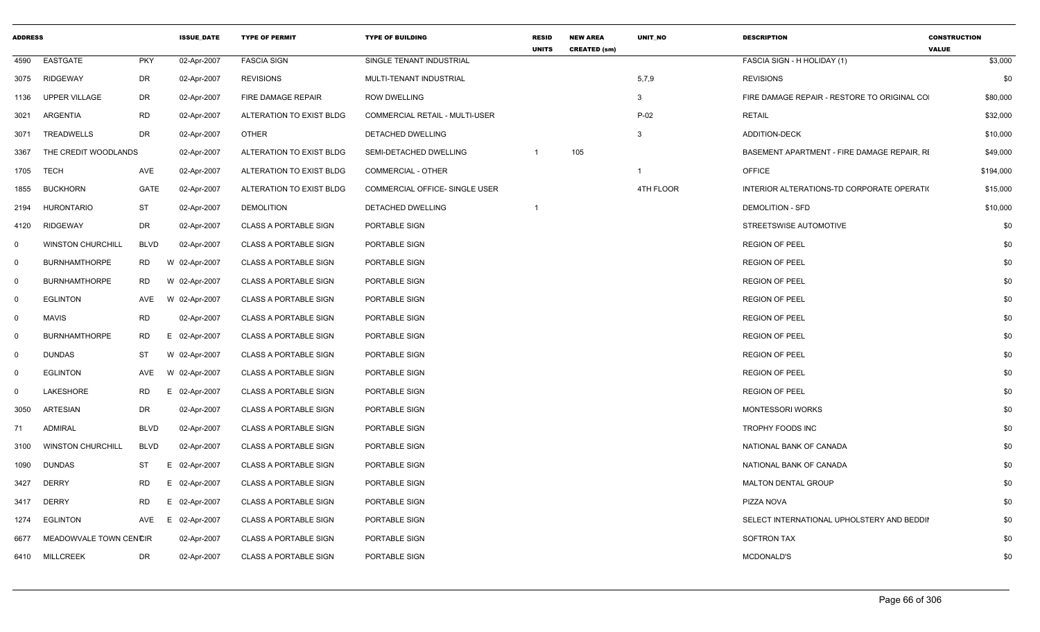| ADDRESS | | | ISSUE_DATE | TYPE OF PERMIT | TYPE OF BUILDING | RESID UNITS | NEW AREA CREATED (sm) | UNIT_NO | DESCRIPTION | CONSTRUCTION VALUE |
|---|---|---|---|---|---|---|---|---|---|---|
| 4590 | EASTGATE | PKY | 02-Apr-2007 | FASCIA SIGN | SINGLE TENANT INDUSTRIAL | | | | FASCIA SIGN - H HOLIDAY (1) | $3,000 |
| 3075 | RIDGEWAY | DR | 02-Apr-2007 | REVISIONS | MULTI-TENANT INDUSTRIAL | | | 5,7,9 | REVISIONS | $0 |
| 1136 | UPPER VILLAGE | DR | 02-Apr-2007 | FIRE DAMAGE REPAIR | ROW DWELLING | | | 3 | FIRE DAMAGE REPAIR - RESTORE TO ORIGINAL CO | $80,000 |
| 3021 | ARGENTIA | RD | 02-Apr-2007 | ALTERATION TO EXIST BLDG | COMMERCIAL RETAIL - MULTI-USER | | | P-02 | RETAIL | $32,000 |
| 3071 | TREADWELLS | DR | 02-Apr-2007 | OTHER | DETACHED DWELLING | | | 3 | ADDITION-DECK | $10,000 |
| 3367 | THE CREDIT WOODLANDS | | 02-Apr-2007 | ALTERATION TO EXIST BLDG | SEMI-DETACHED DWELLING | 1 | 105 | | BASEMENT APARTMENT - FIRE DAMAGE REPAIR, RI | $49,000 |
| 1705 | TECH | AVE | 02-Apr-2007 | ALTERATION TO EXIST BLDG | COMMERCIAL - OTHER | | | 1 | OFFICE | $194,000 |
| 1855 | BUCKHORN | GATE | 02-Apr-2007 | ALTERATION TO EXIST BLDG | COMMERCIAL OFFICE- SINGLE USER | | | 4TH FLOOR | INTERIOR ALTERATIONS-TD CORPORATE OPERATI( | $15,000 |
| 2194 | HURONTARIO | ST | 02-Apr-2007 | DEMOLITION | DETACHED DWELLING | 1 | | | DEMOLITION - SFD | $10,000 |
| 4120 | RIDGEWAY | DR | 02-Apr-2007 | CLASS A PORTABLE SIGN | PORTABLE SIGN | | | | STREETSWISE AUTOMOTIVE | $0 |
| 0 | WINSTON CHURCHILL | BLVD | 02-Apr-2007 | CLASS A PORTABLE SIGN | PORTABLE SIGN | | | | REGION OF PEEL | $0 |
| 0 | BURNHAMTHORPE | RD | W 02-Apr-2007 | CLASS A PORTABLE SIGN | PORTABLE SIGN | | | | REGION OF PEEL | $0 |
| 0 | BURNHAMTHORPE | RD | W 02-Apr-2007 | CLASS A PORTABLE SIGN | PORTABLE SIGN | | | | REGION OF PEEL | $0 |
| 0 | EGLINTON | AVE | W 02-Apr-2007 | CLASS A PORTABLE SIGN | PORTABLE SIGN | | | | REGION OF PEEL | $0 |
| 0 | MAVIS | RD | 02-Apr-2007 | CLASS A PORTABLE SIGN | PORTABLE SIGN | | | | REGION OF PEEL | $0 |
| 0 | BURNHAMTHORPE | RD | E 02-Apr-2007 | CLASS A PORTABLE SIGN | PORTABLE SIGN | | | | REGION OF PEEL | $0 |
| 0 | DUNDAS | ST | W 02-Apr-2007 | CLASS A PORTABLE SIGN | PORTABLE SIGN | | | | REGION OF PEEL | $0 |
| 0 | EGLINTON | AVE | W 02-Apr-2007 | CLASS A PORTABLE SIGN | PORTABLE SIGN | | | | REGION OF PEEL | $0 |
| 0 | LAKESHORE | RD | E 02-Apr-2007 | CLASS A PORTABLE SIGN | PORTABLE SIGN | | | | REGION OF PEEL | $0 |
| 3050 | ARTESIAN | DR | 02-Apr-2007 | CLASS A PORTABLE SIGN | PORTABLE SIGN | | | | MONTESSORI WORKS | $0 |
| 71 | ADMIRAL | BLVD | 02-Apr-2007 | CLASS A PORTABLE SIGN | PORTABLE SIGN | | | | TROPHY FOODS INC | $0 |
| 3100 | WINSTON CHURCHILL | BLVD | 02-Apr-2007 | CLASS A PORTABLE SIGN | PORTABLE SIGN | | | | NATIONAL BANK OF CANADA | $0 |
| 1090 | DUNDAS | ST | E 02-Apr-2007 | CLASS A PORTABLE SIGN | PORTABLE SIGN | | | | NATIONAL BANK OF CANADA | $0 |
| 3427 | DERRY | RD | E 02-Apr-2007 | CLASS A PORTABLE SIGN | PORTABLE SIGN | | | | MALTON DENTAL GROUP | $0 |
| 3417 | DERRY | RD | E 02-Apr-2007 | CLASS A PORTABLE SIGN | PORTABLE SIGN | | | | PIZZA NOVA | $0 |
| 1274 | EGLINTON | AVE | E 02-Apr-2007 | CLASS A PORTABLE SIGN | PORTABLE SIGN | | | | SELECT INTERNATIONAL UPHOLSTERY AND BEDDII | $0 |
| 6677 | MEADOWVALE TOWN CENTCIR | | 02-Apr-2007 | CLASS A PORTABLE SIGN | PORTABLE SIGN | | | | SOFTRON TAX | $0 |
| 6410 | MILLCREEK | DR | 02-Apr-2007 | CLASS A PORTABLE SIGN | PORTABLE SIGN | | | | MCDONALD'S | $0 |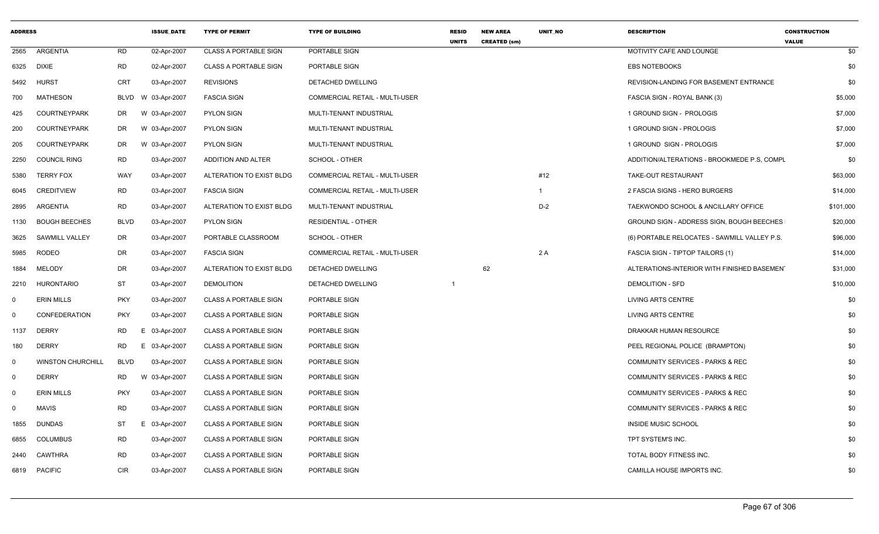| ADDRESS | | | ISSUE_DATE | TYPE OF PERMIT | TYPE OF BUILDING | RESID UNITS | NEW AREA CREATED (sm) | UNIT_NO | DESCRIPTION | CONSTRUCTION VALUE |
|---|---|---|---|---|---|---|---|---|---|---|
| 2565 | ARGENTIA | RD | 02-Apr-2007 | CLASS A PORTABLE SIGN | PORTABLE SIGN | | | | MOTIVITY CAFE AND LOUNGE | $0 |
| 6325 | DIXIE | RD | 02-Apr-2007 | CLASS A PORTABLE SIGN | PORTABLE SIGN | | | | EBS NOTEBOOKS | $0 |
| 5492 | HURST | CRT | 03-Apr-2007 | REVISIONS | DETACHED DWELLING | | | | REVISION-LANDING FOR BASEMENT ENTRANCE | $0 |
| 700 | MATHESON | BLVD W | 03-Apr-2007 | FASCIA SIGN | COMMERCIAL RETAIL - MULTI-USER | | | | FASCIA SIGN - ROYAL BANK (3) | $5,000 |
| 425 | COURTNEYPARK | DR W | 03-Apr-2007 | PYLON SIGN | MULTI-TENANT INDUSTRIAL | | | | 1 GROUND SIGN - PROLOGIS | $7,000 |
| 200 | COURTNEYPARK | DR W | 03-Apr-2007 | PYLON SIGN | MULTI-TENANT INDUSTRIAL | | | | 1 GROUND SIGN - PROLOGIS | $7,000 |
| 205 | COURTNEYPARK | DR W | 03-Apr-2007 | PYLON SIGN | MULTI-TENANT INDUSTRIAL | | | | 1 GROUND SIGN - PROLOGIS | $7,000 |
| 2250 | COUNCIL RING | RD | 03-Apr-2007 | ADDITION AND ALTER | SCHOOL - OTHER | | | | ADDITION/ALTERATIONS - BROOKMEDE P.S, COMPL | $0 |
| 5380 | TERRY FOX | WAY | 03-Apr-2007 | ALTERATION TO EXIST BLDG | COMMERCIAL RETAIL - MULTI-USER | | | #12 | TAKE-OUT RESTAURANT | $63,000 |
| 6045 | CREDITVIEW | RD | 03-Apr-2007 | FASCIA SIGN | COMMERCIAL RETAIL - MULTI-USER | | | 1 | 2 FASCIA SIGNS - HERO BURGERS | $14,000 |
| 2895 | ARGENTIA | RD | 03-Apr-2007 | ALTERATION TO EXIST BLDG | MULTI-TENANT INDUSTRIAL | | | D-2 | TAEKWONDO SCHOOL & ANCILLARY OFFICE | $101,000 |
| 1130 | BOUGH BEECHES | BLVD | 03-Apr-2007 | PYLON SIGN | RESIDENTIAL - OTHER | | | | GROUND SIGN - ADDRESS SIGN, BOUGH BEECHES | $20,000 |
| 3625 | SAWMILL VALLEY | DR | 03-Apr-2007 | PORTABLE CLASSROOM | SCHOOL - OTHER | | | | (6) PORTABLE RELOCATES - SAWMILL VALLEY P.S. | $96,000 |
| 5985 | RODEO | DR | 03-Apr-2007 | FASCIA SIGN | COMMERCIAL RETAIL - MULTI-USER | | | 2 A | FASCIA SIGN - TIPTOP TAILORS (1) | $14,000 |
| 1884 | MELODY | DR | 03-Apr-2007 | ALTERATION TO EXIST BLDG | DETACHED DWELLING | | 62 | | ALTERATIONS-INTERIOR WITH FINISHED BASEMENT | $31,000 |
| 2210 | HURONTARIO | ST | 03-Apr-2007 | DEMOLITION | DETACHED DWELLING | 1 | | | DEMOLITION - SFD | $10,000 |
| 0 | ERIN MILLS | PKY | 03-Apr-2007 | CLASS A PORTABLE SIGN | PORTABLE SIGN | | | | LIVING ARTS CENTRE | $0 |
| 0 | CONFEDERATION | PKY | 03-Apr-2007 | CLASS A PORTABLE SIGN | PORTABLE SIGN | | | | LIVING ARTS CENTRE | $0 |
| 1137 | DERRY | RD E | 03-Apr-2007 | CLASS A PORTABLE SIGN | PORTABLE SIGN | | | | DRAKKAR HUMAN RESOURCE | $0 |
| 180 | DERRY | RD E | 03-Apr-2007 | CLASS A PORTABLE SIGN | PORTABLE SIGN | | | | PEEL REGIONAL POLICE (BRAMPTON) | $0 |
| 0 | WINSTON CHURCHILL | BLVD | 03-Apr-2007 | CLASS A PORTABLE SIGN | PORTABLE SIGN | | | | COMMUNITY SERVICES - PARKS & REC | $0 |
| 0 | DERRY | RD W | 03-Apr-2007 | CLASS A PORTABLE SIGN | PORTABLE SIGN | | | | COMMUNITY SERVICES - PARKS & REC | $0 |
| 0 | ERIN MILLS | PKY | 03-Apr-2007 | CLASS A PORTABLE SIGN | PORTABLE SIGN | | | | COMMUNITY SERVICES - PARKS & REC | $0 |
| 0 | MAVIS | RD | 03-Apr-2007 | CLASS A PORTABLE SIGN | PORTABLE SIGN | | | | COMMUNITY SERVICES - PARKS & REC | $0 |
| 1855 | DUNDAS | ST E | 03-Apr-2007 | CLASS A PORTABLE SIGN | PORTABLE SIGN | | | | INSIDE MUSIC SCHOOL | $0 |
| 6855 | COLUMBUS | RD | 03-Apr-2007 | CLASS A PORTABLE SIGN | PORTABLE SIGN | | | | TPT SYSTEM'S INC. | $0 |
| 2440 | CAWTHRA | RD | 03-Apr-2007 | CLASS A PORTABLE SIGN | PORTABLE SIGN | | | | TOTAL BODY FITNESS INC. | $0 |
| 6819 | PACIFIC | CIR | 03-Apr-2007 | CLASS A PORTABLE SIGN | PORTABLE SIGN | | | | CAMILLA HOUSE IMPORTS INC. | $0 |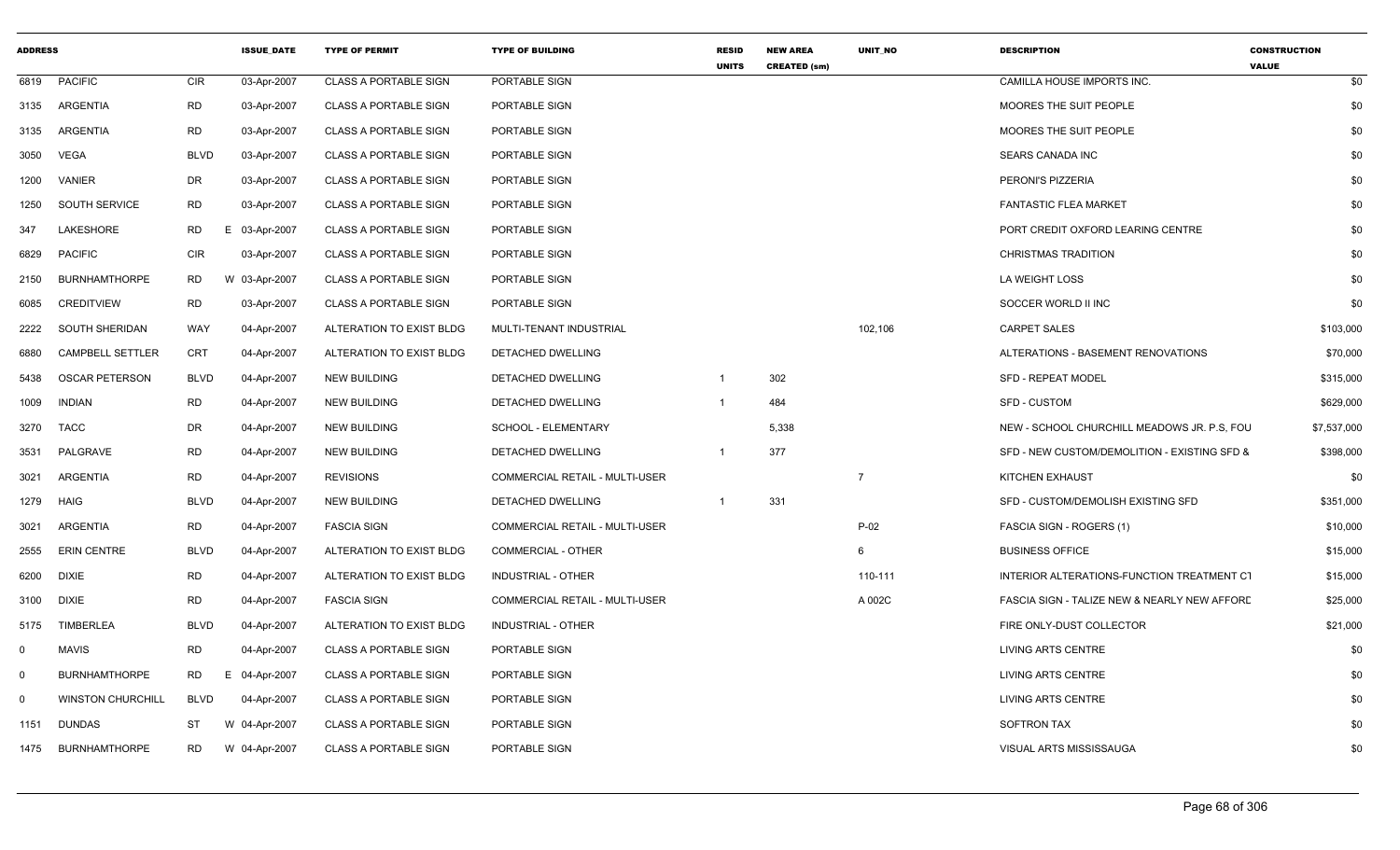| ADDRESS | | | ISSUE_DATE | TYPE OF PERMIT | TYPE OF BUILDING | RESID UNITS | NEW AREA CREATED (sm) | UNIT_NO | DESCRIPTION | CONSTRUCTION VALUE |
|---|---|---|---|---|---|---|---|---|---|---|
| 6819 | PACIFIC | CIR | 03-Apr-2007 | CLASS A PORTABLE SIGN | PORTABLE SIGN | | | | CAMILLA HOUSE IMPORTS INC. | $0 |
| 3135 | ARGENTIA | RD | 03-Apr-2007 | CLASS A PORTABLE SIGN | PORTABLE SIGN | | | | MOORES THE SUIT PEOPLE | $0 |
| 3135 | ARGENTIA | RD | 03-Apr-2007 | CLASS A PORTABLE SIGN | PORTABLE SIGN | | | | MOORES THE SUIT PEOPLE | $0 |
| 3050 | VEGA | BLVD | 03-Apr-2007 | CLASS A PORTABLE SIGN | PORTABLE SIGN | | | | SEARS CANADA INC | $0 |
| 1200 | VANIER | DR | 03-Apr-2007 | CLASS A PORTABLE SIGN | PORTABLE SIGN | | | | PERONI'S PIZZERIA | $0 |
| 1250 | SOUTH SERVICE | RD | 03-Apr-2007 | CLASS A PORTABLE SIGN | PORTABLE SIGN | | | | FANTASTIC FLEA MARKET | $0 |
| 347 | LAKESHORE | RD | E 03-Apr-2007 | CLASS A PORTABLE SIGN | PORTABLE SIGN | | | | PORT CREDIT OXFORD LEARING CENTRE | $0 |
| 6829 | PACIFIC | CIR | 03-Apr-2007 | CLASS A PORTABLE SIGN | PORTABLE SIGN | | | | CHRISTMAS TRADITION | $0 |
| 2150 | BURNHAMTHORPE | RD | W 03-Apr-2007 | CLASS A PORTABLE SIGN | PORTABLE SIGN | | | | LA WEIGHT LOSS | $0 |
| 6085 | CREDITVIEW | RD | 03-Apr-2007 | CLASS A PORTABLE SIGN | PORTABLE SIGN | | | | SOCCER WORLD II INC | $0 |
| 2222 | SOUTH SHERIDAN | WAY | 04-Apr-2007 | ALTERATION TO EXIST BLDG | MULTI-TENANT INDUSTRIAL | | | 102,106 | CARPET SALES | $103,000 |
| 6880 | CAMPBELL SETTLER | CRT | 04-Apr-2007 | ALTERATION TO EXIST BLDG | DETACHED DWELLING | | | | ALTERATIONS - BASEMENT RENOVATIONS | $70,000 |
| 5438 | OSCAR PETERSON | BLVD | 04-Apr-2007 | NEW BUILDING | DETACHED DWELLING | 1 | 302 | | SFD - REPEAT MODEL | $315,000 |
| 1009 | INDIAN | RD | 04-Apr-2007 | NEW BUILDING | DETACHED DWELLING | 1 | 484 | | SFD - CUSTOM | $629,000 |
| 3270 | TACC | DR | 04-Apr-2007 | NEW BUILDING | SCHOOL - ELEMENTARY | | 5,338 | | NEW - SCHOOL CHURCHILL MEADOWS JR. P.S, FOU | $7,537,000 |
| 3531 | PALGRAVE | RD | 04-Apr-2007 | NEW BUILDING | DETACHED DWELLING | 1 | 377 | | SFD - NEW CUSTOM/DEMOLITION - EXISTING SFD & | $398,000 |
| 3021 | ARGENTIA | RD | 04-Apr-2007 | REVISIONS | COMMERCIAL RETAIL - MULTI-USER | | | 7 | KITCHEN EXHAUST | $0 |
| 1279 | HAIG | BLVD | 04-Apr-2007 | NEW BUILDING | DETACHED DWELLING | 1 | 331 | | SFD - CUSTOM/DEMOLISH EXISTING SFD | $351,000 |
| 3021 | ARGENTIA | RD | 04-Apr-2007 | FASCIA SIGN | COMMERCIAL RETAIL - MULTI-USER | | | P-02 | FASCIA SIGN - ROGERS (1) | $10,000 |
| 2555 | ERIN CENTRE | BLVD | 04-Apr-2007 | ALTERATION TO EXIST BLDG | COMMERCIAL - OTHER | | | 6 | BUSINESS OFFICE | $15,000 |
| 6200 | DIXIE | RD | 04-Apr-2007 | ALTERATION TO EXIST BLDG | INDUSTRIAL - OTHER | | | 110-111 | INTERIOR ALTERATIONS-FUNCTION TREATMENT CT | $15,000 |
| 3100 | DIXIE | RD | 04-Apr-2007 | FASCIA SIGN | COMMERCIAL RETAIL - MULTI-USER | | | A 002C | FASCIA SIGN - TALIZE NEW & NEARLY NEW AFFORD | $25,000 |
| 5175 | TIMBERLEA | BLVD | 04-Apr-2007 | ALTERATION TO EXIST BLDG | INDUSTRIAL - OTHER | | | | FIRE ONLY-DUST COLLECTOR | $21,000 |
| 0 | MAVIS | RD | 04-Apr-2007 | CLASS A PORTABLE SIGN | PORTABLE SIGN | | | | LIVING ARTS CENTRE | $0 |
| 0 | BURNHAMTHORPE | RD | E 04-Apr-2007 | CLASS A PORTABLE SIGN | PORTABLE SIGN | | | | LIVING ARTS CENTRE | $0 |
| 0 | WINSTON CHURCHILL | BLVD | 04-Apr-2007 | CLASS A PORTABLE SIGN | PORTABLE SIGN | | | | LIVING ARTS CENTRE | $0 |
| 1151 | DUNDAS | ST | W 04-Apr-2007 | CLASS A PORTABLE SIGN | PORTABLE SIGN | | | | SOFTRON TAX | $0 |
| 1475 | BURNHAMTHORPE | RD | W 04-Apr-2007 | CLASS A PORTABLE SIGN | PORTABLE SIGN | | | | VISUAL ARTS MISSISSAUGA | $0 |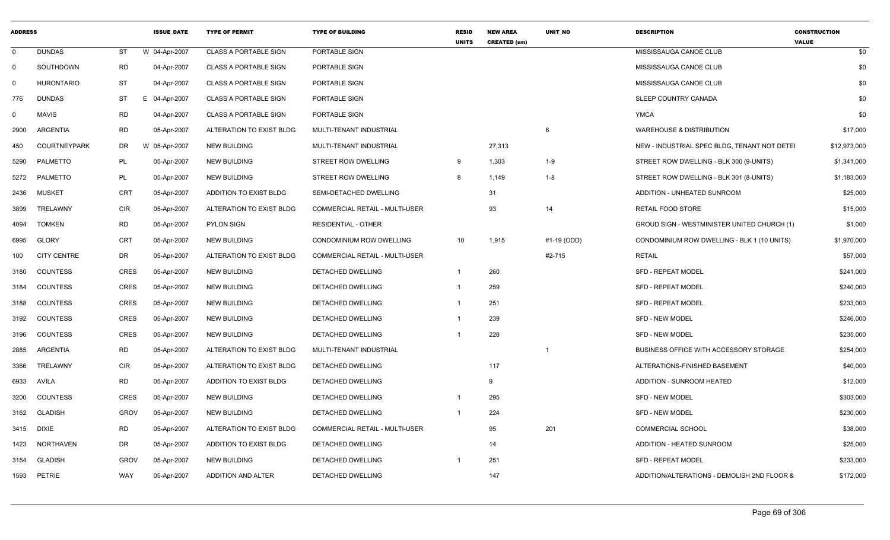| ADDRESS | | | | ISSUE_DATE | TYPE OF PERMIT | TYPE OF BUILDING | RESID UNITS | NEW AREA CREATED (sm) | UNIT_NO | DESCRIPTION | CONSTRUCTION VALUE |
|---|---|---|---|---|---|---|---|---|---|---|---|
| 0 | DUNDAS | ST | W | 04-Apr-2007 | CLASS A PORTABLE SIGN | PORTABLE SIGN | | | | MISSISSAUGA CANOE CLUB | $0 |
| 0 | SOUTHDOWN | RD | | 04-Apr-2007 | CLASS A PORTABLE SIGN | PORTABLE SIGN | | | | MISSISSAUGA CANOE CLUB | $0 |
| 0 | HURONTARIO | ST | | 04-Apr-2007 | CLASS A PORTABLE SIGN | PORTABLE SIGN | | | | MISSISSAUGA CANOE CLUB | $0 |
| 776 | DUNDAS | ST | E | 04-Apr-2007 | CLASS A PORTABLE SIGN | PORTABLE SIGN | | | | SLEEP COUNTRY CANADA | $0 |
| 0 | MAVIS | RD | | 04-Apr-2007 | CLASS A PORTABLE SIGN | PORTABLE SIGN | | | | YMCA | $0 |
| 2900 | ARGENTIA | RD | | 05-Apr-2007 | ALTERATION TO EXIST BLDG | MULTI-TENANT INDUSTRIAL | | | 6 | WAREHOUSE & DISTRIBUTION | $17,000 |
| 450 | COURTNEYPARK | DR | W | 05-Apr-2007 | NEW BUILDING | MULTI-TENANT INDUSTRIAL | | 27,313 | | NEW - INDUSTRIAL SPEC BLDG, TENANT NOT DETEI | $12,973,000 |
| 5290 | PALMETTO | PL | | 05-Apr-2007 | NEW BUILDING | STREET ROW DWELLING | 9 | 1,303 | 1-9 | STREET ROW DWELLING - BLK 300 (9-UNITS) | $1,341,000 |
| 5272 | PALMETTO | PL | | 05-Apr-2007 | NEW BUILDING | STREET ROW DWELLING | 8 | 1,149 | 1-8 | STREET ROW DWELLING - BLK 301 (8-UNITS) | $1,183,000 |
| 2436 | MUSKET | CRT | | 05-Apr-2007 | ADDITION TO EXIST BLDG | SEMI-DETACHED DWELLING | | 31 | | ADDITION - UNHEATED SUNROOM | $25,000 |
| 3899 | TRELAWNY | CIR | | 05-Apr-2007 | ALTERATION TO EXIST BLDG | COMMERCIAL RETAIL - MULTI-USER | | 93 | 14 | RETAIL FOOD STORE | $15,000 |
| 4094 | TOMKEN | RD | | 05-Apr-2007 | PYLON SIGN | RESIDENTIAL - OTHER | | | | GROUD SIGN - WESTMINISTER UNITED CHURCH (1) | $1,000 |
| 6995 | GLORY | CRT | | 05-Apr-2007 | NEW BUILDING | CONDOMINIUM ROW DWELLING | 10 | 1,915 | #1-19 (ODD) | CONDOMINIUM ROW DWELLING - BLK 1 (10 UNITS) | $1,970,000 |
| 100 | CITY CENTRE | DR | | 05-Apr-2007 | ALTERATION TO EXIST BLDG | COMMERCIAL RETAIL - MULTI-USER | | | #2-715 | RETAIL | $57,000 |
| 3180 | COUNTESS | CRES | | 05-Apr-2007 | NEW BUILDING | DETACHED DWELLING | 1 | 260 | | SFD - REPEAT MODEL | $241,000 |
| 3184 | COUNTESS | CRES | | 05-Apr-2007 | NEW BUILDING | DETACHED DWELLING | 1 | 259 | | SFD - REPEAT MODEL | $240,000 |
| 3188 | COUNTESS | CRES | | 05-Apr-2007 | NEW BUILDING | DETACHED DWELLING | 1 | 251 | | SFD - REPEAT MODEL | $233,000 |
| 3192 | COUNTESS | CRES | | 05-Apr-2007 | NEW BUILDING | DETACHED DWELLING | 1 | 239 | | SFD - NEW MODEL | $246,000 |
| 3196 | COUNTESS | CRES | | 05-Apr-2007 | NEW BUILDING | DETACHED DWELLING | 1 | 228 | | SFD - NEW MODEL | $235,000 |
| 2885 | ARGENTIA | RD | | 05-Apr-2007 | ALTERATION TO EXIST BLDG | MULTI-TENANT INDUSTRIAL | | | 1 | BUSINESS OFFICE WITH ACCESSORY STORAGE | $254,000 |
| 3366 | TRELAWNY | CIR | | 05-Apr-2007 | ALTERATION TO EXIST BLDG | DETACHED DWELLING | | 117 | | ALTERATIONS-FINISHED BASEMENT | $40,000 |
| 6933 | AVILA | RD | | 05-Apr-2007 | ADDITION TO EXIST BLDG | DETACHED DWELLING | | 9 | | ADDITION - SUNROOM HEATED | $12,000 |
| 3200 | COUNTESS | CRES | | 05-Apr-2007 | NEW BUILDING | DETACHED DWELLING | 1 | 295 | | SFD - NEW MODEL | $303,000 |
| 3162 | GLADISH | GROV | | 05-Apr-2007 | NEW BUILDING | DETACHED DWELLING | 1 | 224 | | SFD - NEW MODEL | $230,000 |
| 3415 | DIXIE | RD | | 05-Apr-2007 | ALTERATION TO EXIST BLDG | COMMERCIAL RETAIL - MULTI-USER | | 95 | 201 | COMMERCIAL SCHOOL | $38,000 |
| 1423 | NORTHAVEN | DR | | 05-Apr-2007 | ADDITION TO EXIST BLDG | DETACHED DWELLING | | 14 | | ADDITION - HEATED SUNROOM | $25,000 |
| 3154 | GLADISH | GROV | | 05-Apr-2007 | NEW BUILDING | DETACHED DWELLING | 1 | 251 | | SFD - REPEAT MODEL | $233,000 |
| 1593 | PETRIE | WAY | | 05-Apr-2007 | ADDITION AND ALTER | DETACHED DWELLING | | 147 | | ADDITION/ALTERATIONS - DEMOLISH 2ND FLOOR & | $172,000 |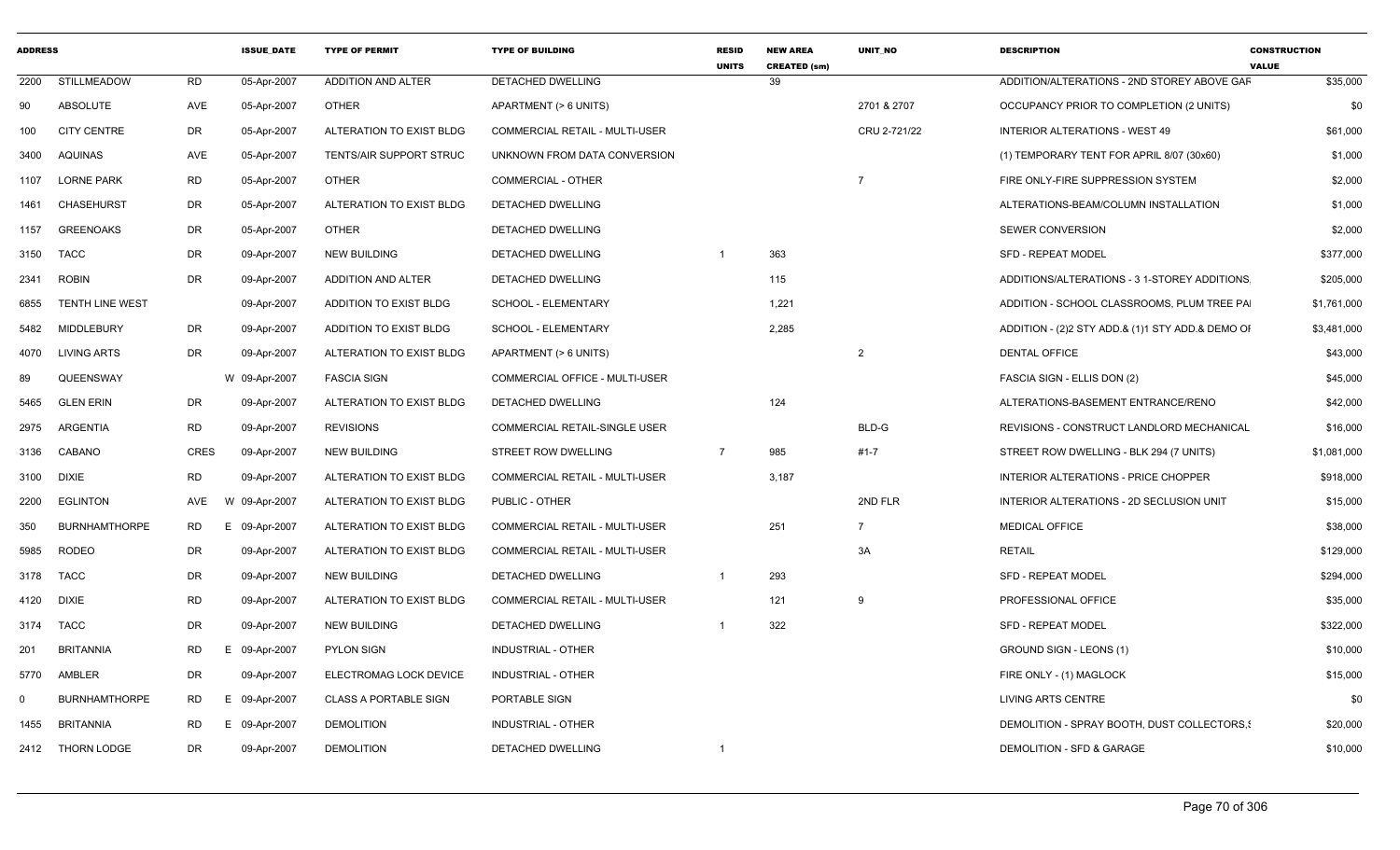| ADDRESS | | | ISSUE_DATE | TYPE OF PERMIT | TYPE OF BUILDING | RESID UNITS | NEW AREA CREATED (sm) | UNIT_NO | DESCRIPTION | CONSTRUCTION VALUE |
|---|---|---|---|---|---|---|---|---|---|---|
| 2200 | STILLMEADOW | RD | 05-Apr-2007 | ADDITION AND ALTER | DETACHED DWELLING | | 39 | | ADDITION/ALTERATIONS - 2ND STOREY ABOVE GAF | $35,000 |
| 90 | ABSOLUTE | AVE | 05-Apr-2007 | OTHER | APARTMENT (> 6 UNITS) | | | 2701 & 2707 | OCCUPANCY PRIOR TO COMPLETION (2 UNITS) | $0 |
| 100 | CITY CENTRE | DR | 05-Apr-2007 | ALTERATION TO EXIST BLDG | COMMERCIAL RETAIL - MULTI-USER | | | CRU 2-721/22 | INTERIOR ALTERATIONS - WEST 49 | $61,000 |
| 3400 | AQUINAS | AVE | 05-Apr-2007 | TENTS/AIR SUPPORT STRUC | UNKNOWN FROM DATA CONVERSION | | | | (1) TEMPORARY TENT FOR APRIL 8/07 (30x60) | $1,000 |
| 1107 | LORNE PARK | RD | 05-Apr-2007 | OTHER | COMMERCIAL - OTHER | | | 7 | FIRE ONLY-FIRE SUPPRESSION SYSTEM | $2,000 |
| 1461 | CHASEHURST | DR | 05-Apr-2007 | ALTERATION TO EXIST BLDG | DETACHED DWELLING | | | | ALTERATIONS-BEAM/COLUMN INSTALLATION | $1,000 |
| 1157 | GREENOAKS | DR | 05-Apr-2007 | OTHER | DETACHED DWELLING | | | | SEWER CONVERSION | $2,000 |
| 3150 | TACC | DR | 09-Apr-2007 | NEW BUILDING | DETACHED DWELLING | 1 | 363 | | SFD - REPEAT MODEL | $377,000 |
| 2341 | ROBIN | DR | 09-Apr-2007 | ADDITION AND ALTER | DETACHED DWELLING | | 115 | | ADDITIONS/ALTERATIONS - 3 1-STOREY ADDITIONS, | $205,000 |
| 6855 | TENTH LINE WEST | | 09-Apr-2007 | ADDITION TO EXIST BLDG | SCHOOL - ELEMENTARY | | 1,221 | | ADDITION - SCHOOL CLASSROOMS, PLUM TREE PA | $1,761,000 |
| 5482 | MIDDLEBURY | DR | 09-Apr-2007 | ADDITION TO EXIST BLDG | SCHOOL - ELEMENTARY | | 2,285 | | ADDITION - (2)2 STY ADD.& (1)1 STY ADD.& DEMO OF | $3,481,000 |
| 4070 | LIVING ARTS | DR | 09-Apr-2007 | ALTERATION TO EXIST BLDG | APARTMENT (> 6 UNITS) | | | 2 | DENTAL OFFICE | $43,000 |
| 89 | QUEENSWAY | | W 09-Apr-2007 | FASCIA SIGN | COMMERCIAL OFFICE - MULTI-USER | | | | FASCIA SIGN - ELLIS DON (2) | $45,000 |
| 5465 | GLEN ERIN | DR | 09-Apr-2007 | ALTERATION TO EXIST BLDG | DETACHED DWELLING | | 124 | | ALTERATIONS-BASEMENT ENTRANCE/RENO | $42,000 |
| 2975 | ARGENTIA | RD | 09-Apr-2007 | REVISIONS | COMMERCIAL RETAIL-SINGLE USER | | | BLD-G | REVISIONS - CONSTRUCT LANDLORD MECHANICAL | $16,000 |
| 3136 | CABANO | CRES | 09-Apr-2007 | NEW BUILDING | STREET ROW DWELLING | 7 | 985 | #1-7 | STREET ROW DWELLING - BLK 294 (7 UNITS) | $1,081,000 |
| 3100 | DIXIE | RD | 09-Apr-2007 | ALTERATION TO EXIST BLDG | COMMERCIAL RETAIL - MULTI-USER | | 3,187 | | INTERIOR ALTERATIONS - PRICE CHOPPER | $918,000 |
| 2200 | EGLINTON | AVE | W 09-Apr-2007 | ALTERATION TO EXIST BLDG | PUBLIC - OTHER | | | 2ND FLR | INTERIOR ALTERATIONS - 2D SECLUSION UNIT | $15,000 |
| 350 | BURNHAMTHORPE | RD | E 09-Apr-2007 | ALTERATION TO EXIST BLDG | COMMERCIAL RETAIL - MULTI-USER | | 251 | 7 | MEDICAL OFFICE | $38,000 |
| 5985 | RODEO | DR | 09-Apr-2007 | ALTERATION TO EXIST BLDG | COMMERCIAL RETAIL - MULTI-USER | | | 3A | RETAIL | $129,000 |
| 3178 | TACC | DR | 09-Apr-2007 | NEW BUILDING | DETACHED DWELLING | 1 | 293 | | SFD - REPEAT MODEL | $294,000 |
| 4120 | DIXIE | RD | 09-Apr-2007 | ALTERATION TO EXIST BLDG | COMMERCIAL RETAIL - MULTI-USER | | 121 | 9 | PROFESSIONAL OFFICE | $35,000 |
| 3174 | TACC | DR | 09-Apr-2007 | NEW BUILDING | DETACHED DWELLING | 1 | 322 | | SFD - REPEAT MODEL | $322,000 |
| 201 | BRITANNIA | RD | E 09-Apr-2007 | PYLON SIGN | INDUSTRIAL - OTHER | | | | GROUND SIGN - LEONS (1) | $10,000 |
| 5770 | AMBLER | DR | 09-Apr-2007 | ELECTROMAG LOCK DEVICE | INDUSTRIAL - OTHER | | | | FIRE ONLY - (1) MAGLOCK | $15,000 |
| 0 | BURNHAMTHORPE | RD | E 09-Apr-2007 | CLASS A PORTABLE SIGN | PORTABLE SIGN | | | | LIVING ARTS CENTRE | $0 |
| 1455 | BRITANNIA | RD | E 09-Apr-2007 | DEMOLITION | INDUSTRIAL - OTHER | | | | DEMOLITION - SPRAY BOOTH, DUST COLLECTORS,S | $20,000 |
| 2412 | THORN LODGE | DR | 09-Apr-2007 | DEMOLITION | DETACHED DWELLING | 1 | | | DEMOLITION - SFD & GARAGE | $10,000 |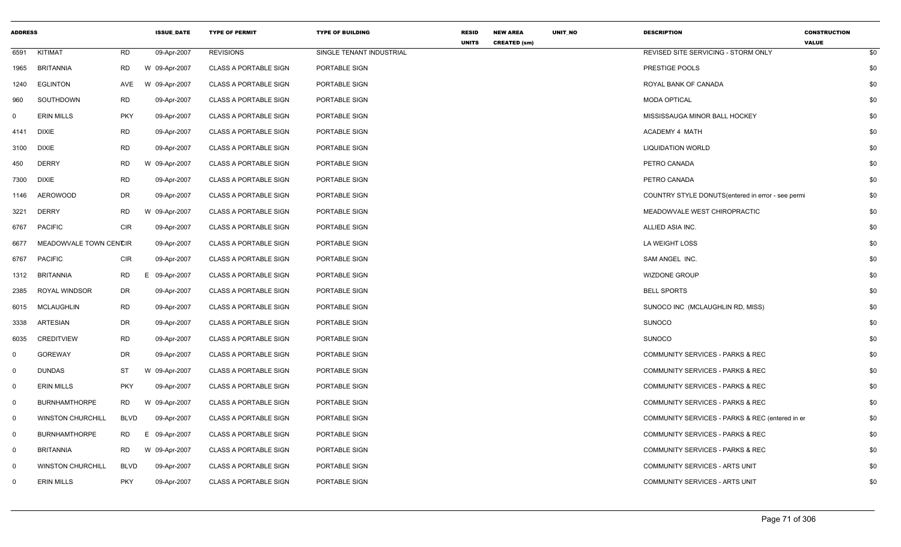| ADDRESS | | | ISSUE_DATE | TYPE OF PERMIT | TYPE OF BUILDING | RESID UNITS | NEW AREA CREATED (sm) | UNIT_NO | DESCRIPTION | CONSTRUCTION VALUE |
|---|---|---|---|---|---|---|---|---|---|---|
| 6591 | KITIMAT | RD | 09-Apr-2007 | REVISIONS | SINGLE TENANT INDUSTRIAL | | | | REVISED SITE SERVICING - STORM ONLY | $0 |
| 1965 | BRITANNIA | RD | W 09-Apr-2007 | CLASS A PORTABLE SIGN | PORTABLE SIGN | | | | PRESTIGE POOLS | $0 |
| 1240 | EGLINTON | AVE | W 09-Apr-2007 | CLASS A PORTABLE SIGN | PORTABLE SIGN | | | | ROYAL BANK OF CANADA | $0 |
| 960 | SOUTHDOWN | RD | 09-Apr-2007 | CLASS A PORTABLE SIGN | PORTABLE SIGN | | | | MODA OPTICAL | $0 |
| 0 | ERIN MILLS | PKY | 09-Apr-2007 | CLASS A PORTABLE SIGN | PORTABLE SIGN | | | | MISSISSAUGA MINOR BALL HOCKEY | $0 |
| 4141 | DIXIE | RD | 09-Apr-2007 | CLASS A PORTABLE SIGN | PORTABLE SIGN | | | | ACADEMY 4 MATH | $0 |
| 3100 | DIXIE | RD | 09-Apr-2007 | CLASS A PORTABLE SIGN | PORTABLE SIGN | | | | LIQUIDATION WORLD | $0 |
| 450 | DERRY | RD | W 09-Apr-2007 | CLASS A PORTABLE SIGN | PORTABLE SIGN | | | | PETRO CANADA | $0 |
| 7300 | DIXIE | RD | 09-Apr-2007 | CLASS A PORTABLE SIGN | PORTABLE SIGN | | | | PETRO CANADA | $0 |
| 1146 | AEROWOOD | DR | 09-Apr-2007 | CLASS A PORTABLE SIGN | PORTABLE SIGN | | | | COUNTRY STYLE DONUTS(entered in error - see permi | $0 |
| 3221 | DERRY | RD | W 09-Apr-2007 | CLASS A PORTABLE SIGN | PORTABLE SIGN | | | | MEADOWVALE WEST CHIROPRACTIC | $0 |
| 6767 | PACIFIC | CIR | 09-Apr-2007 | CLASS A PORTABLE SIGN | PORTABLE SIGN | | | | ALLIED ASIA INC. | $0 |
| 6677 | MEADOWVALE TOWN CENTCIR | | 09-Apr-2007 | CLASS A PORTABLE SIGN | PORTABLE SIGN | | | | LA WEIGHT LOSS | $0 |
| 6767 | PACIFIC | CIR | 09-Apr-2007 | CLASS A PORTABLE SIGN | PORTABLE SIGN | | | | SAM ANGEL INC. | $0 |
| 1312 | BRITANNIA | RD | E 09-Apr-2007 | CLASS A PORTABLE SIGN | PORTABLE SIGN | | | | WIZDONE GROUP | $0 |
| 2385 | ROYAL WINDSOR | DR | 09-Apr-2007 | CLASS A PORTABLE SIGN | PORTABLE SIGN | | | | BELL SPORTS | $0 |
| 6015 | MCLAUGHLIN | RD | 09-Apr-2007 | CLASS A PORTABLE SIGN | PORTABLE SIGN | | | | SUNOCO INC (MCLAUGHLIN RD, MISS) | $0 |
| 3338 | ARTESIAN | DR | 09-Apr-2007 | CLASS A PORTABLE SIGN | PORTABLE SIGN | | | | SUNOCO | $0 |
| 6035 | CREDITVIEW | RD | 09-Apr-2007 | CLASS A PORTABLE SIGN | PORTABLE SIGN | | | | SUNOCO | $0 |
| 0 | GOREWAY | DR | 09-Apr-2007 | CLASS A PORTABLE SIGN | PORTABLE SIGN | | | | COMMUNITY SERVICES - PARKS & REC | $0 |
| 0 | DUNDAS | ST | W 09-Apr-2007 | CLASS A PORTABLE SIGN | PORTABLE SIGN | | | | COMMUNITY SERVICES - PARKS & REC | $0 |
| 0 | ERIN MILLS | PKY | 09-Apr-2007 | CLASS A PORTABLE SIGN | PORTABLE SIGN | | | | COMMUNITY SERVICES - PARKS & REC | $0 |
| 0 | BURNHAMTHORPE | RD | W 09-Apr-2007 | CLASS A PORTABLE SIGN | PORTABLE SIGN | | | | COMMUNITY SERVICES - PARKS & REC | $0 |
| 0 | WINSTON CHURCHILL | BLVD | 09-Apr-2007 | CLASS A PORTABLE SIGN | PORTABLE SIGN | | | | COMMUNITY SERVICES - PARKS & REC (entered in er | $0 |
| 0 | BURNHAMTHORPE | RD | E 09-Apr-2007 | CLASS A PORTABLE SIGN | PORTABLE SIGN | | | | COMMUNITY SERVICES - PARKS & REC | $0 |
| 0 | BRITANNIA | RD | W 09-Apr-2007 | CLASS A PORTABLE SIGN | PORTABLE SIGN | | | | COMMUNITY SERVICES - PARKS & REC | $0 |
| 0 | WINSTON CHURCHILL | BLVD | 09-Apr-2007 | CLASS A PORTABLE SIGN | PORTABLE SIGN | | | | COMMUNITY SERVICES - ARTS UNIT | $0 |
| 0 | ERIN MILLS | PKY | 09-Apr-2007 | CLASS A PORTABLE SIGN | PORTABLE SIGN | | | | COMMUNITY SERVICES - ARTS UNIT | $0 |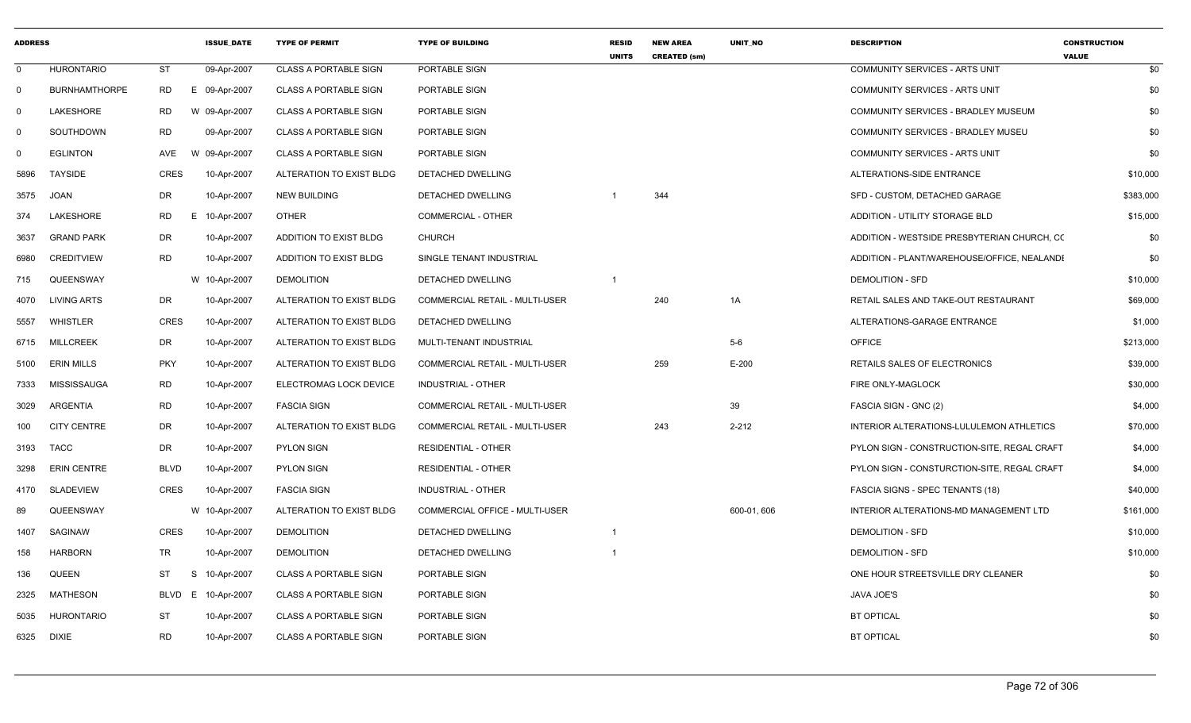| ADDRESS | | | ISSUE_DATE | TYPE OF PERMIT | TYPE OF BUILDING | RESID UNITS | NEW AREA CREATED (sm) | UNIT_NO | DESCRIPTION | CONSTRUCTION VALUE |
|---|---|---|---|---|---|---|---|---|---|---|
| 0 | HURONTARIO | ST | 09-Apr-2007 | CLASS A PORTABLE SIGN | PORTABLE SIGN | | | | COMMUNITY SERVICES - ARTS UNIT | $0 |
| 0 | BURNHAMTHORPE | RD | E 09-Apr-2007 | CLASS A PORTABLE SIGN | PORTABLE SIGN | | | | COMMUNITY SERVICES - ARTS UNIT | $0 |
| 0 | LAKESHORE | RD | W 09-Apr-2007 | CLASS A PORTABLE SIGN | PORTABLE SIGN | | | | COMMUNITY SERVICES - BRADLEY MUSEUM | $0 |
| 0 | SOUTHDOWN | RD | 09-Apr-2007 | CLASS A PORTABLE SIGN | PORTABLE SIGN | | | | COMMUNITY SERVICES - BRADLEY MUSEU | $0 |
| 0 | EGLINTON | AVE | W 09-Apr-2007 | CLASS A PORTABLE SIGN | PORTABLE SIGN | | | | COMMUNITY SERVICES - ARTS UNIT | $0 |
| 5896 | TAYSIDE | CRES | 10-Apr-2007 | ALTERATION TO EXIST BLDG | DETACHED DWELLING | | | | ALTERATIONS-SIDE ENTRANCE | $10,000 |
| 3575 | JOAN | DR | 10-Apr-2007 | NEW BUILDING | DETACHED DWELLING | 1 | 344 | | SFD - CUSTOM, DETACHED GARAGE | $383,000 |
| 374 | LAKESHORE | RD | E 10-Apr-2007 | OTHER | COMMERCIAL - OTHER | | | | ADDITION - UTILITY STORAGE BLD | $15,000 |
| 3637 | GRAND PARK | DR | 10-Apr-2007 | ADDITION TO EXIST BLDG | CHURCH | | | | ADDITION - WESTSIDE PRESBYTERIAN CHURCH, CC | $0 |
| 6980 | CREDITVIEW | RD | 10-Apr-2007 | ADDITION TO EXIST BLDG | SINGLE TENANT INDUSTRIAL | | | | ADDITION - PLANT/WAREHOUSE/OFFICE, NEALANDI | $0 |
| 715 | QUEENSWAY | | W 10-Apr-2007 | DEMOLITION | DETACHED DWELLING | 1 | | | DEMOLITION - SFD | $10,000 |
| 4070 | LIVING ARTS | DR | 10-Apr-2007 | ALTERATION TO EXIST BLDG | COMMERCIAL RETAIL - MULTI-USER | | 240 | 1A | RETAIL SALES AND TAKE-OUT RESTAURANT | $69,000 |
| 5557 | WHISTLER | CRES | 10-Apr-2007 | ALTERATION TO EXIST BLDG | DETACHED DWELLING | | | | ALTERATIONS-GARAGE ENTRANCE | $1,000 |
| 6715 | MILLCREEK | DR | 10-Apr-2007 | ALTERATION TO EXIST BLDG | MULTI-TENANT INDUSTRIAL | | | 5-6 | OFFICE | $213,000 |
| 5100 | ERIN MILLS | PKY | 10-Apr-2007 | ALTERATION TO EXIST BLDG | COMMERCIAL RETAIL - MULTI-USER | | 259 | E-200 | RETAILS SALES OF ELECTRONICS | $39,000 |
| 7333 | MISSISSAUGA | RD | 10-Apr-2007 | ELECTROMAG LOCK DEVICE | INDUSTRIAL - OTHER | | | | FIRE ONLY-MAGLOCK | $30,000 |
| 3029 | ARGENTIA | RD | 10-Apr-2007 | FASCIA SIGN | COMMERCIAL RETAIL - MULTI-USER | | | 39 | FASCIA SIGN - GNC (2) | $4,000 |
| 100 | CITY CENTRE | DR | 10-Apr-2007 | ALTERATION TO EXIST BLDG | COMMERCIAL RETAIL - MULTI-USER | | 243 | 2-212 | INTERIOR ALTERATIONS-LULULEMON ATHLETICS | $70,000 |
| 3193 | TACC | DR | 10-Apr-2007 | PYLON SIGN | RESIDENTIAL - OTHER | | | | PYLON SIGN - CONSTRUCTION-SITE, REGAL CRAFT | $4,000 |
| 3298 | ERIN CENTRE | BLVD | 10-Apr-2007 | PYLON SIGN | RESIDENTIAL - OTHER | | | | PYLON SIGN - CONSTURCTION-SITE, REGAL CRAFT | $4,000 |
| 4170 | SLADEVIEW | CRES | 10-Apr-2007 | FASCIA SIGN | INDUSTRIAL - OTHER | | | | FASCIA SIGNS - SPEC TENANTS (18) | $40,000 |
| 89 | QUEENSWAY | | W 10-Apr-2007 | ALTERATION TO EXIST BLDG | COMMERCIAL OFFICE - MULTI-USER | | | 600-01, 606 | INTERIOR ALTERATIONS-MD MANAGEMENT LTD | $161,000 |
| 1407 | SAGINAW | CRES | 10-Apr-2007 | DEMOLITION | DETACHED DWELLING | 1 | | | DEMOLITION - SFD | $10,000 |
| 158 | HARBORN | TR | 10-Apr-2007 | DEMOLITION | DETACHED DWELLING | 1 | | | DEMOLITION - SFD | $10,000 |
| 136 | QUEEN | ST | S 10-Apr-2007 | CLASS A PORTABLE SIGN | PORTABLE SIGN | | | | ONE HOUR STREETSVILLE DRY CLEANER | $0 |
| 2325 | MATHESON | BLVD | E 10-Apr-2007 | CLASS A PORTABLE SIGN | PORTABLE SIGN | | | | JAVA JOE'S | $0 |
| 5035 | HURONTARIO | ST | 10-Apr-2007 | CLASS A PORTABLE SIGN | PORTABLE SIGN | | | | BT OPTICAL | $0 |
| 6325 | DIXIE | RD | 10-Apr-2007 | CLASS A PORTABLE SIGN | PORTABLE SIGN | | | | BT OPTICAL | $0 |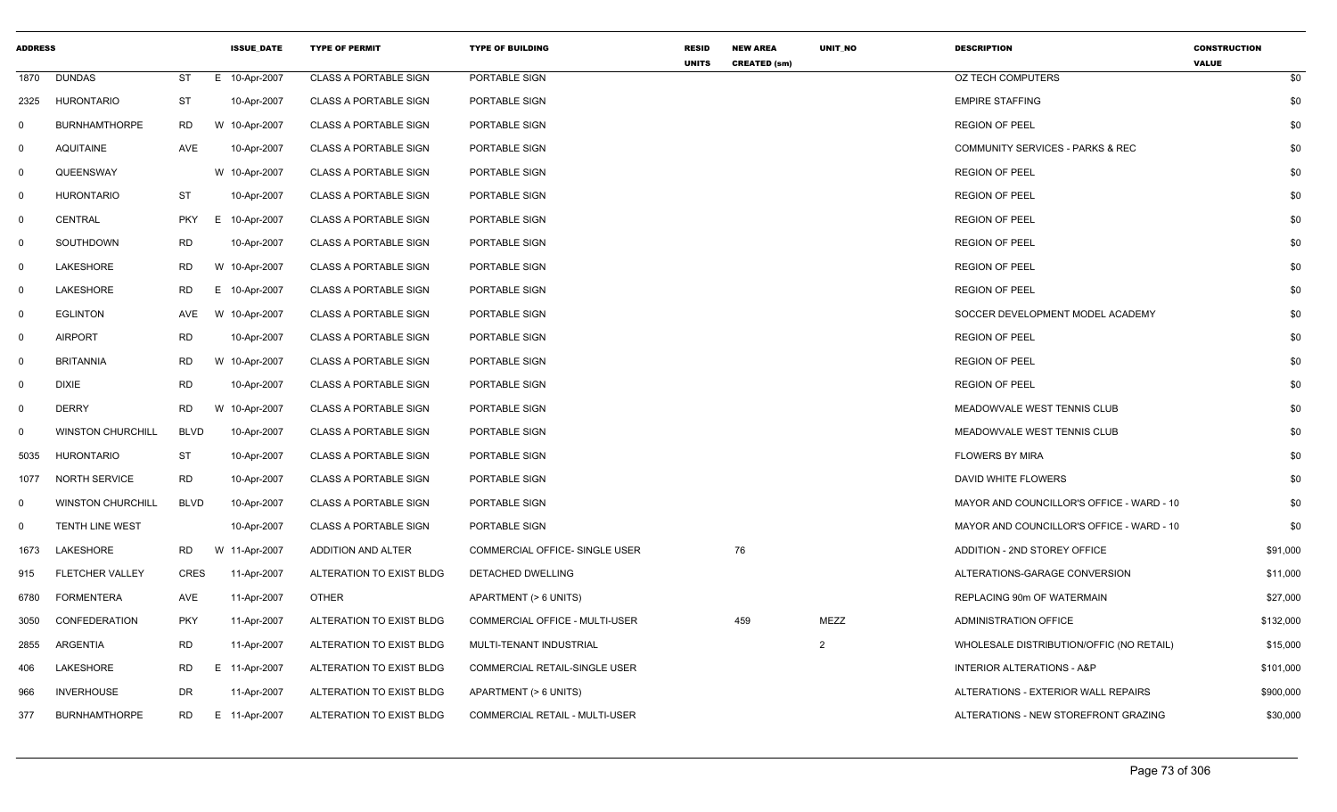| ADDRESS | | | | ISSUE_DATE | TYPE OF PERMIT | TYPE OF BUILDING | RESID UNITS | NEW AREA CREATED (sm) | UNIT_NO | DESCRIPTION | CONSTRUCTION VALUE |
|---|---|---|---|---|---|---|---|---|---|---|---|
| 1870 | DUNDAS | ST | E | 10-Apr-2007 | CLASS A PORTABLE SIGN | PORTABLE SIGN | | | | OZ TECH COMPUTERS | $0 |
| 2325 | HURONTARIO | ST | | 10-Apr-2007 | CLASS A PORTABLE SIGN | PORTABLE SIGN | | | | EMPIRE STAFFING | $0 |
| 0 | BURNHAMTHORPE | RD | W | 10-Apr-2007 | CLASS A PORTABLE SIGN | PORTABLE SIGN | | | | REGION OF PEEL | $0 |
| 0 | AQUITAINE | AVE | | 10-Apr-2007 | CLASS A PORTABLE SIGN | PORTABLE SIGN | | | | COMMUNITY SERVICES - PARKS & REC | $0 |
| 0 | QUEENSWAY | | W | 10-Apr-2007 | CLASS A PORTABLE SIGN | PORTABLE SIGN | | | | REGION OF PEEL | $0 |
| 0 | HURONTARIO | ST | | 10-Apr-2007 | CLASS A PORTABLE SIGN | PORTABLE SIGN | | | | REGION OF PEEL | $0 |
| 0 | CENTRAL | PKY | E | 10-Apr-2007 | CLASS A PORTABLE SIGN | PORTABLE SIGN | | | | REGION OF PEEL | $0 |
| 0 | SOUTHDOWN | RD | | 10-Apr-2007 | CLASS A PORTABLE SIGN | PORTABLE SIGN | | | | REGION OF PEEL | $0 |
| 0 | LAKESHORE | RD | W | 10-Apr-2007 | CLASS A PORTABLE SIGN | PORTABLE SIGN | | | | REGION OF PEEL | $0 |
| 0 | LAKESHORE | RD | E | 10-Apr-2007 | CLASS A PORTABLE SIGN | PORTABLE SIGN | | | | REGION OF PEEL | $0 |
| 0 | EGLINTON | AVE | W | 10-Apr-2007 | CLASS A PORTABLE SIGN | PORTABLE SIGN | | | | SOCCER DEVELOPMENT MODEL ACADEMY | $0 |
| 0 | AIRPORT | RD | | 10-Apr-2007 | CLASS A PORTABLE SIGN | PORTABLE SIGN | | | | REGION OF PEEL | $0 |
| 0 | BRITANNIA | RD | W | 10-Apr-2007 | CLASS A PORTABLE SIGN | PORTABLE SIGN | | | | REGION OF PEEL | $0 |
| 0 | DIXIE | RD | | 10-Apr-2007 | CLASS A PORTABLE SIGN | PORTABLE SIGN | | | | REGION OF PEEL | $0 |
| 0 | DERRY | RD | W | 10-Apr-2007 | CLASS A PORTABLE SIGN | PORTABLE SIGN | | | | MEADOWVALE WEST TENNIS CLUB | $0 |
| 0 | WINSTON CHURCHILL | BLVD | | 10-Apr-2007 | CLASS A PORTABLE SIGN | PORTABLE SIGN | | | | MEADOWVALE WEST TENNIS CLUB | $0 |
| 5035 | HURONTARIO | ST | | 10-Apr-2007 | CLASS A PORTABLE SIGN | PORTABLE SIGN | | | | FLOWERS BY MIRA | $0 |
| 1077 | NORTH SERVICE | RD | | 10-Apr-2007 | CLASS A PORTABLE SIGN | PORTABLE SIGN | | | | DAVID WHITE FLOWERS | $0 |
| 0 | WINSTON CHURCHILL | BLVD | | 10-Apr-2007 | CLASS A PORTABLE SIGN | PORTABLE SIGN | | | | MAYOR AND COUNCILLOR'S OFFICE - WARD - 10 | $0 |
| 0 | TENTH LINE WEST | | | 10-Apr-2007 | CLASS A PORTABLE SIGN | PORTABLE SIGN | | | | MAYOR AND COUNCILLOR'S OFFICE - WARD - 10 | $0 |
| 1673 | LAKESHORE | RD | W | 11-Apr-2007 | ADDITION AND ALTER | COMMERCIAL OFFICE- SINGLE USER | | 76 | | ADDITION - 2ND STOREY OFFICE | $91,000 |
| 915 | FLETCHER VALLEY | CRES | | 11-Apr-2007 | ALTERATION TO EXIST BLDG | DETACHED DWELLING | | | | ALTERATIONS-GARAGE CONVERSION | $11,000 |
| 6780 | FORMENTERA | AVE | | 11-Apr-2007 | OTHER | APARTMENT (> 6 UNITS) | | | | REPLACING 90m OF WATERMAIN | $27,000 |
| 3050 | CONFEDERATION | PKY | | 11-Apr-2007 | ALTERATION TO EXIST BLDG | COMMERCIAL OFFICE - MULTI-USER | | 459 | MEZZ | ADMINISTRATION OFFICE | $132,000 |
| 2855 | ARGENTIA | RD | | 11-Apr-2007 | ALTERATION TO EXIST BLDG | MULTI-TENANT INDUSTRIAL | | | 2 | WHOLESALE DISTRIBUTION/OFFIC (NO RETAIL) | $15,000 |
| 406 | LAKESHORE | RD | E | 11-Apr-2007 | ALTERATION TO EXIST BLDG | COMMERCIAL RETAIL-SINGLE USER | | | | INTERIOR ALTERATIONS - A&P | $101,000 |
| 966 | INVERHOUSE | DR | | 11-Apr-2007 | ALTERATION TO EXIST BLDG | APARTMENT (> 6 UNITS) | | | | ALTERATIONS - EXTERIOR WALL REPAIRS | $900,000 |
| 377 | BURNHAMTHORPE | RD | E | 11-Apr-2007 | ALTERATION TO EXIST BLDG | COMMERCIAL RETAIL - MULTI-USER | | | | ALTERATIONS - NEW STOREFRONT GRAZING | $30,000 |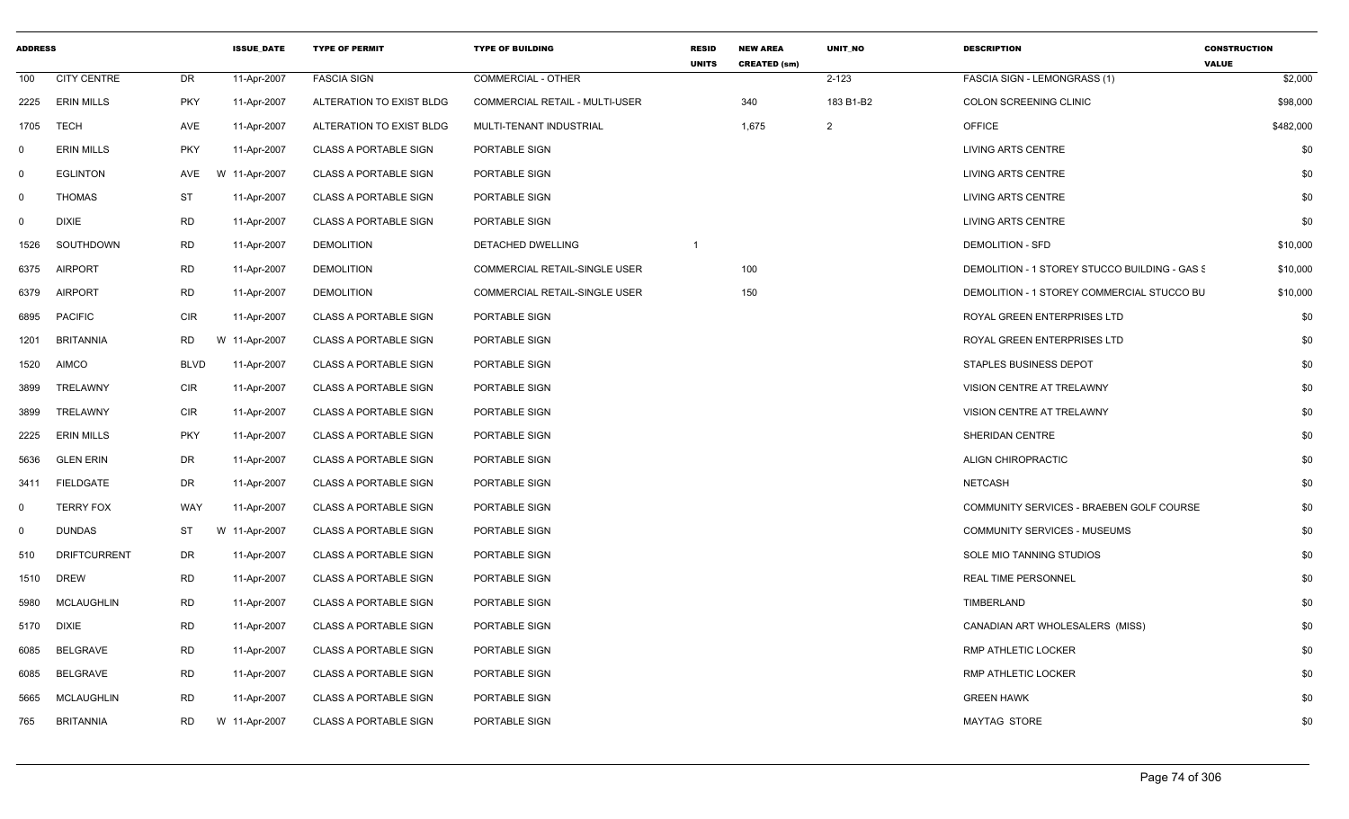| ADDRESS | | | ISSUE_DATE | TYPE OF PERMIT | TYPE OF BUILDING | RESID UNITS | NEW AREA CREATED (sm) | UNIT_NO | DESCRIPTION | CONSTRUCTION VALUE |
|---|---|---|---|---|---|---|---|---|---|---|
| 100 | CITY CENTRE | DR | 11-Apr-2007 | FASCIA SIGN | COMMERCIAL - OTHER | | | 2-123 | FASCIA SIGN - LEMONGRASS (1) | $2,000 |
| 2225 | ERIN MILLS | PKY | 11-Apr-2007 | ALTERATION TO EXIST BLDG | COMMERCIAL RETAIL - MULTI-USER | | 340 | 183 B1-B2 | COLON SCREENING CLINIC | $98,000 |
| 1705 | TECH | AVE | 11-Apr-2007 | ALTERATION TO EXIST BLDG | MULTI-TENANT INDUSTRIAL | | 1,675 | 2 | OFFICE | $482,000 |
| 0 | ERIN MILLS | PKY | 11-Apr-2007 | CLASS A PORTABLE SIGN | PORTABLE SIGN | | | | LIVING ARTS CENTRE | $0 |
| 0 | EGLINTON | AVE | W 11-Apr-2007 | CLASS A PORTABLE SIGN | PORTABLE SIGN | | | | LIVING ARTS CENTRE | $0 |
| 0 | THOMAS | ST | 11-Apr-2007 | CLASS A PORTABLE SIGN | PORTABLE SIGN | | | | LIVING ARTS CENTRE | $0 |
| 0 | DIXIE | RD | 11-Apr-2007 | CLASS A PORTABLE SIGN | PORTABLE SIGN | | | | LIVING ARTS CENTRE | $0 |
| 1526 | SOUTHDOWN | RD | 11-Apr-2007 | DEMOLITION | DETACHED DWELLING | 1 | | | DEMOLITION - SFD | $10,000 |
| 6375 | AIRPORT | RD | 11-Apr-2007 | DEMOLITION | COMMERCIAL RETAIL-SINGLE USER | | 100 | | DEMOLITION - 1 STOREY STUCCO BUILDING - GAS S | $10,000 |
| 6379 | AIRPORT | RD | 11-Apr-2007 | DEMOLITION | COMMERCIAL RETAIL-SINGLE USER | | 150 | | DEMOLITION - 1 STOREY COMMERCIAL STUCCO BU | $10,000 |
| 6895 | PACIFIC | CIR | 11-Apr-2007 | CLASS A PORTABLE SIGN | PORTABLE SIGN | | | | ROYAL GREEN ENTERPRISES LTD | $0 |
| 1201 | BRITANNIA | RD | W 11-Apr-2007 | CLASS A PORTABLE SIGN | PORTABLE SIGN | | | | ROYAL GREEN ENTERPRISES LTD | $0 |
| 1520 | AIMCO | BLVD | 11-Apr-2007 | CLASS A PORTABLE SIGN | PORTABLE SIGN | | | | STAPLES BUSINESS DEPOT | $0 |
| 3899 | TRELAWNY | CIR | 11-Apr-2007 | CLASS A PORTABLE SIGN | PORTABLE SIGN | | | | VISION CENTRE AT TRELAWNY | $0 |
| 3899 | TRELAWNY | CIR | 11-Apr-2007 | CLASS A PORTABLE SIGN | PORTABLE SIGN | | | | VISION CENTRE AT TRELAWNY | $0 |
| 2225 | ERIN MILLS | PKY | 11-Apr-2007 | CLASS A PORTABLE SIGN | PORTABLE SIGN | | | | SHERIDAN CENTRE | $0 |
| 5636 | GLEN ERIN | DR | 11-Apr-2007 | CLASS A PORTABLE SIGN | PORTABLE SIGN | | | | ALIGN CHIROPRACTIC | $0 |
| 3411 | FIELDGATE | DR | 11-Apr-2007 | CLASS A PORTABLE SIGN | PORTABLE SIGN | | | | NETCASH | $0 |
| 0 | TERRY FOX | WAY | 11-Apr-2007 | CLASS A PORTABLE SIGN | PORTABLE SIGN | | | | COMMUNITY SERVICES - BRAEBEN GOLF COURSE | $0 |
| 0 | DUNDAS | ST | W 11-Apr-2007 | CLASS A PORTABLE SIGN | PORTABLE SIGN | | | | COMMUNITY SERVICES - MUSEUMS | $0 |
| 510 | DRIFTCURRENT | DR | 11-Apr-2007 | CLASS A PORTABLE SIGN | PORTABLE SIGN | | | | SOLE MIO TANNING STUDIOS | $0 |
| 1510 | DREW | RD | 11-Apr-2007 | CLASS A PORTABLE SIGN | PORTABLE SIGN | | | | REAL TIME PERSONNEL | $0 |
| 5980 | MCLAUGHLIN | RD | 11-Apr-2007 | CLASS A PORTABLE SIGN | PORTABLE SIGN | | | | TIMBERLAND | $0 |
| 5170 | DIXIE | RD | 11-Apr-2007 | CLASS A PORTABLE SIGN | PORTABLE SIGN | | | | CANADIAN ART WHOLESALERS (MISS) | $0 |
| 6085 | BELGRAVE | RD | 11-Apr-2007 | CLASS A PORTABLE SIGN | PORTABLE SIGN | | | | RMP ATHLETIC LOCKER | $0 |
| 6085 | BELGRAVE | RD | 11-Apr-2007 | CLASS A PORTABLE SIGN | PORTABLE SIGN | | | | RMP ATHLETIC LOCKER | $0 |
| 5665 | MCLAUGHLIN | RD | 11-Apr-2007 | CLASS A PORTABLE SIGN | PORTABLE SIGN | | | | GREEN HAWK | $0 |
| 765 | BRITANNIA | RD | W 11-Apr-2007 | CLASS A PORTABLE SIGN | PORTABLE SIGN | | | | MAYTAG STORE | $0 |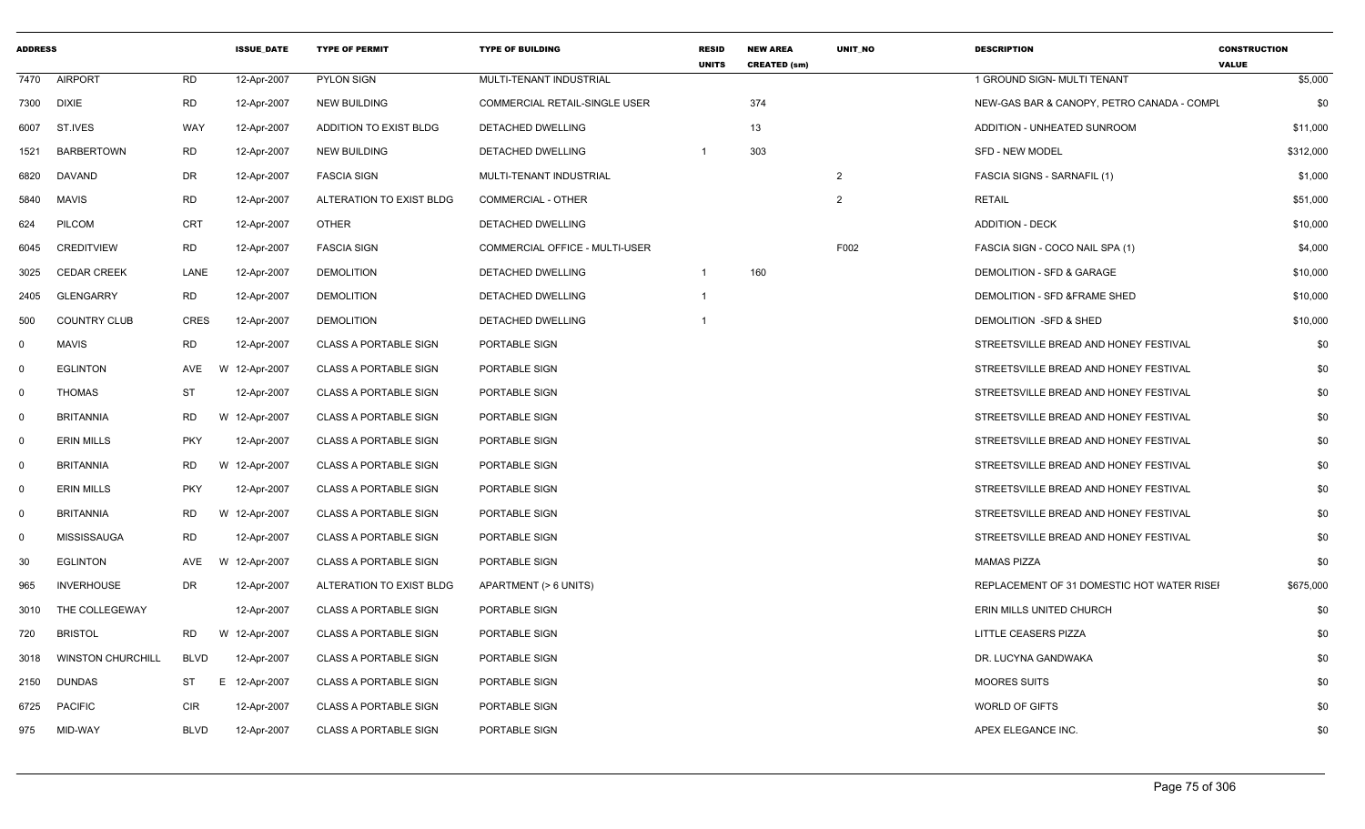| ADDRESS | | | ISSUE_DATE | TYPE OF PERMIT | TYPE OF BUILDING | RESID UNITS | NEW AREA CREATED (sm) | UNIT_NO | DESCRIPTION | CONSTRUCTION VALUE |
|---|---|---|---|---|---|---|---|---|---|---|
| 7470 | AIRPORT | RD | 12-Apr-2007 | PYLON SIGN | MULTI-TENANT INDUSTRIAL | | | | 1 GROUND SIGN- MULTI TENANT | $5,000 |
| 7300 | DIXIE | RD | 12-Apr-2007 | NEW BUILDING | COMMERCIAL RETAIL-SINGLE USER | | 374 | | NEW-GAS BAR & CANOPY, PETRO CANADA - COMPL | $0 |
| 6007 | ST.IVES | WAY | 12-Apr-2007 | ADDITION TO EXIST BLDG | DETACHED DWELLING | | 13 | | ADDITION - UNHEATED SUNROOM | $11,000 |
| 1521 | BARBERTOWN | RD | 12-Apr-2007 | NEW BUILDING | DETACHED DWELLING | 1 | 303 | | SFD - NEW MODEL | $312,000 |
| 6820 | DAVAND | DR | 12-Apr-2007 | FASCIA SIGN | MULTI-TENANT INDUSTRIAL | | | 2 | FASCIA SIGNS - SARNAFIL (1) | $1,000 |
| 5840 | MAVIS | RD | 12-Apr-2007 | ALTERATION TO EXIST BLDG | COMMERCIAL - OTHER | | | 2 | RETAIL | $51,000 |
| 624 | PILCOM | CRT | 12-Apr-2007 | OTHER | DETACHED DWELLING | | | | ADDITION - DECK | $10,000 |
| 6045 | CREDITVIEW | RD | 12-Apr-2007 | FASCIA SIGN | COMMERCIAL OFFICE - MULTI-USER | | | F002 | FASCIA SIGN - COCO NAIL SPA (1) | $4,000 |
| 3025 | CEDAR CREEK | LANE | 12-Apr-2007 | DEMOLITION | DETACHED DWELLING | 1 | 160 | | DEMOLITION - SFD & GARAGE | $10,000 |
| 2405 | GLENGARRY | RD | 12-Apr-2007 | DEMOLITION | DETACHED DWELLING | 1 | | | DEMOLITION - SFD &FRAME SHED | $10,000 |
| 500 | COUNTRY CLUB | CRES | 12-Apr-2007 | DEMOLITION | DETACHED DWELLING | 1 | | | DEMOLITION -SFD & SHED | $10,000 |
| 0 | MAVIS | RD | 12-Apr-2007 | CLASS A PORTABLE SIGN | PORTABLE SIGN | | | | STREETSVILLE BREAD AND HONEY FESTIVAL | $0 |
| 0 | EGLINTON | AVE | W 12-Apr-2007 | CLASS A PORTABLE SIGN | PORTABLE SIGN | | | | STREETSVILLE BREAD AND HONEY FESTIVAL | $0 |
| 0 | THOMAS | ST | 12-Apr-2007 | CLASS A PORTABLE SIGN | PORTABLE SIGN | | | | STREETSVILLE BREAD AND HONEY FESTIVAL | $0 |
| 0 | BRITANNIA | RD | W 12-Apr-2007 | CLASS A PORTABLE SIGN | PORTABLE SIGN | | | | STREETSVILLE BREAD AND HONEY FESTIVAL | $0 |
| 0 | ERIN MILLS | PKY | 12-Apr-2007 | CLASS A PORTABLE SIGN | PORTABLE SIGN | | | | STREETSVILLE BREAD AND HONEY FESTIVAL | $0 |
| 0 | BRITANNIA | RD | W 12-Apr-2007 | CLASS A PORTABLE SIGN | PORTABLE SIGN | | | | STREETSVILLE BREAD AND HONEY FESTIVAL | $0 |
| 0 | ERIN MILLS | PKY | 12-Apr-2007 | CLASS A PORTABLE SIGN | PORTABLE SIGN | | | | STREETSVILLE BREAD AND HONEY FESTIVAL | $0 |
| 0 | BRITANNIA | RD | W 12-Apr-2007 | CLASS A PORTABLE SIGN | PORTABLE SIGN | | | | STREETSVILLE BREAD AND HONEY FESTIVAL | $0 |
| 0 | MISSISSAUGA | RD | 12-Apr-2007 | CLASS A PORTABLE SIGN | PORTABLE SIGN | | | | STREETSVILLE BREAD AND HONEY FESTIVAL | $0 |
| 30 | EGLINTON | AVE | W 12-Apr-2007 | CLASS A PORTABLE SIGN | PORTABLE SIGN | | | | MAMAS PIZZA | $0 |
| 965 | INVERHOUSE | DR | 12-Apr-2007 | ALTERATION TO EXIST BLDG | APARTMENT (> 6 UNITS) | | | | REPLACEMENT OF 31 DOMESTIC HOT WATER RISEI | $675,000 |
| 3010 | THE COLLEGEWAY | | 12-Apr-2007 | CLASS A PORTABLE SIGN | PORTABLE SIGN | | | | ERIN MILLS UNITED CHURCH | $0 |
| 720 | BRISTOL | RD | W 12-Apr-2007 | CLASS A PORTABLE SIGN | PORTABLE SIGN | | | | LITTLE CEASERS PIZZA | $0 |
| 3018 | WINSTON CHURCHILL | BLVD | 12-Apr-2007 | CLASS A PORTABLE SIGN | PORTABLE SIGN | | | | DR. LUCYNA GANDWAKA | $0 |
| 2150 | DUNDAS | ST | E 12-Apr-2007 | CLASS A PORTABLE SIGN | PORTABLE SIGN | | | | MOORES SUITS | $0 |
| 6725 | PACIFIC | CIR | 12-Apr-2007 | CLASS A PORTABLE SIGN | PORTABLE SIGN | | | | WORLD OF GIFTS | $0 |
| 975 | MID-WAY | BLVD | 12-Apr-2007 | CLASS A PORTABLE SIGN | PORTABLE SIGN | | | | APEX ELEGANCE INC. | $0 |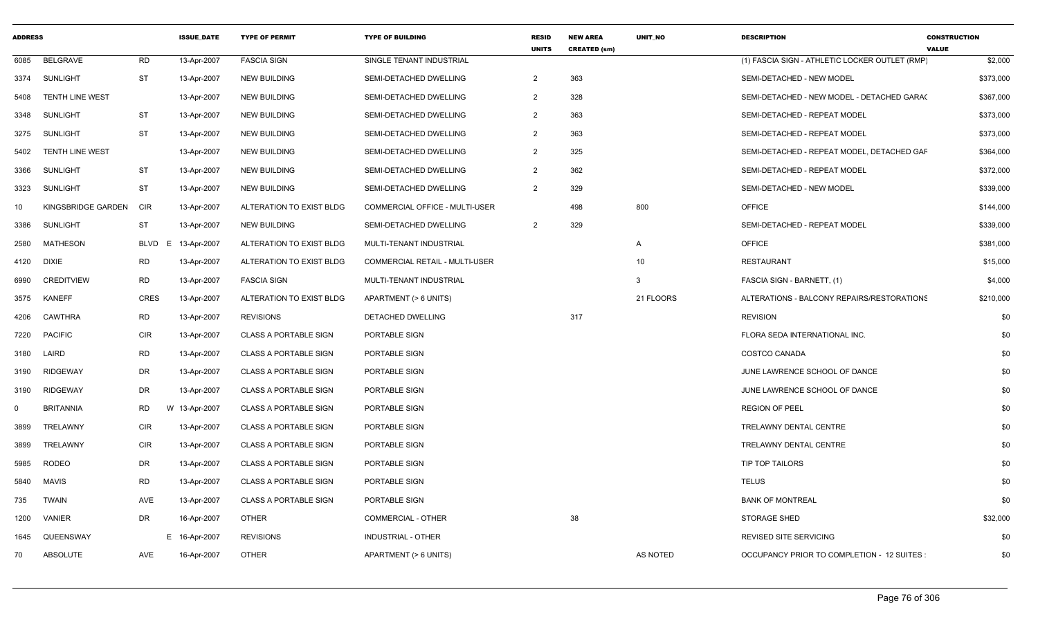| ADDRESS | | | ISSUE_DATE | TYPE OF PERMIT | TYPE OF BUILDING | RESID UNITS | NEW AREA CREATED (sm) | UNIT_NO | DESCRIPTION | CONSTRUCTION VALUE |
|---|---|---|---|---|---|---|---|---|---|---|
| 6085 | BELGRAVE | RD | 13-Apr-2007 | FASCIA SIGN | SINGLE TENANT INDUSTRIAL | | | | (1) FASCIA SIGN - ATHLETIC LOCKER OUTLET (RMP) | $2,000 |
| 3374 | SUNLIGHT | ST | 13-Apr-2007 | NEW BUILDING | SEMI-DETACHED DWELLING | 2 | 363 | | SEMI-DETACHED - NEW MODEL | $373,000 |
| 5408 | TENTH LINE WEST | | 13-Apr-2007 | NEW BUILDING | SEMI-DETACHED DWELLING | 2 | 328 | | SEMI-DETACHED - NEW MODEL - DETACHED GARAC | $367,000 |
| 3348 | SUNLIGHT | ST | 13-Apr-2007 | NEW BUILDING | SEMI-DETACHED DWELLING | 2 | 363 | | SEMI-DETACHED - REPEAT MODEL | $373,000 |
| 3275 | SUNLIGHT | ST | 13-Apr-2007 | NEW BUILDING | SEMI-DETACHED DWELLING | 2 | 363 | | SEMI-DETACHED - REPEAT MODEL | $373,000 |
| 5402 | TENTH LINE WEST | | 13-Apr-2007 | NEW BUILDING | SEMI-DETACHED DWELLING | 2 | 325 | | SEMI-DETACHED - REPEAT MODEL, DETACHED GAF | $364,000 |
| 3366 | SUNLIGHT | ST | 13-Apr-2007 | NEW BUILDING | SEMI-DETACHED DWELLING | 2 | 362 | | SEMI-DETACHED - REPEAT MODEL | $372,000 |
| 3323 | SUNLIGHT | ST | 13-Apr-2007 | NEW BUILDING | SEMI-DETACHED DWELLING | 2 | 329 | | SEMI-DETACHED - NEW MODEL | $339,000 |
| 10 | KINGSBRIDGE GARDEN | CIR | 13-Apr-2007 | ALTERATION TO EXIST BLDG | COMMERCIAL OFFICE - MULTI-USER | | 498 | 800 | OFFICE | $144,000 |
| 3386 | SUNLIGHT | ST | 13-Apr-2007 | NEW BUILDING | SEMI-DETACHED DWELLING | 2 | 329 | | SEMI-DETACHED - REPEAT MODEL | $339,000 |
| 2580 | MATHESON | BLVD E | 13-Apr-2007 | ALTERATION TO EXIST BLDG | MULTI-TENANT INDUSTRIAL | | | A | OFFICE | $381,000 |
| 4120 | DIXIE | RD | 13-Apr-2007 | ALTERATION TO EXIST BLDG | COMMERCIAL RETAIL - MULTI-USER | | | 10 | RESTAURANT | $15,000 |
| 6990 | CREDITVIEW | RD | 13-Apr-2007 | FASCIA SIGN | MULTI-TENANT INDUSTRIAL | | | 3 | FASCIA SIGN - BARNETT, (1) | $4,000 |
| 3575 | KANEFF | CRES | 13-Apr-2007 | ALTERATION TO EXIST BLDG | APARTMENT (> 6 UNITS) | | | 21 FLOORS | ALTERATIONS - BALCONY REPAIRS/RESTORATIONS | $210,000 |
| 4206 | CAWTHRA | RD | 13-Apr-2007 | REVISIONS | DETACHED DWELLING | | 317 | | REVISION | $0 |
| 7220 | PACIFIC | CIR | 13-Apr-2007 | CLASS A PORTABLE SIGN | PORTABLE SIGN | | | | FLORA SEDA INTERNATIONAL INC. | $0 |
| 3180 | LAIRD | RD | 13-Apr-2007 | CLASS A PORTABLE SIGN | PORTABLE SIGN | | | | COSTCO CANADA | $0 |
| 3190 | RIDGEWAY | DR | 13-Apr-2007 | CLASS A PORTABLE SIGN | PORTABLE SIGN | | | | JUNE LAWRENCE SCHOOL OF DANCE | $0 |
| 3190 | RIDGEWAY | DR | 13-Apr-2007 | CLASS A PORTABLE SIGN | PORTABLE SIGN | | | | JUNE LAWRENCE SCHOOL OF DANCE | $0 |
| 0 | BRITANNIA | RD W | 13-Apr-2007 | CLASS A PORTABLE SIGN | PORTABLE SIGN | | | | REGION OF PEEL | $0 |
| 3899 | TRELAWNY | CIR | 13-Apr-2007 | CLASS A PORTABLE SIGN | PORTABLE SIGN | | | | TRELAWNY DENTAL CENTRE | $0 |
| 3899 | TRELAWNY | CIR | 13-Apr-2007 | CLASS A PORTABLE SIGN | PORTABLE SIGN | | | | TRELAWNY DENTAL CENTRE | $0 |
| 5985 | RODEO | DR | 13-Apr-2007 | CLASS A PORTABLE SIGN | PORTABLE SIGN | | | | TIP TOP TAILORS | $0 |
| 5840 | MAVIS | RD | 13-Apr-2007 | CLASS A PORTABLE SIGN | PORTABLE SIGN | | | | TELUS | $0 |
| 735 | TWAIN | AVE | 13-Apr-2007 | CLASS A PORTABLE SIGN | PORTABLE SIGN | | | | BANK OF MONTREAL | $0 |
| 1200 | VANIER | DR | 16-Apr-2007 | OTHER | COMMERCIAL - OTHER | | 38 | | STORAGE SHED | $32,000 |
| 1645 | QUEENSWAY | E | 16-Apr-2007 | REVISIONS | INDUSTRIAL - OTHER | | | | REVISED SITE SERVICING | $0 |
| 70 | ABSOLUTE | AVE | 16-Apr-2007 | OTHER | APARTMENT (> 6 UNITS) | | | AS NOTED | OCCUPANCY PRIOR TO COMPLETION - 12 SUITES : | $0 |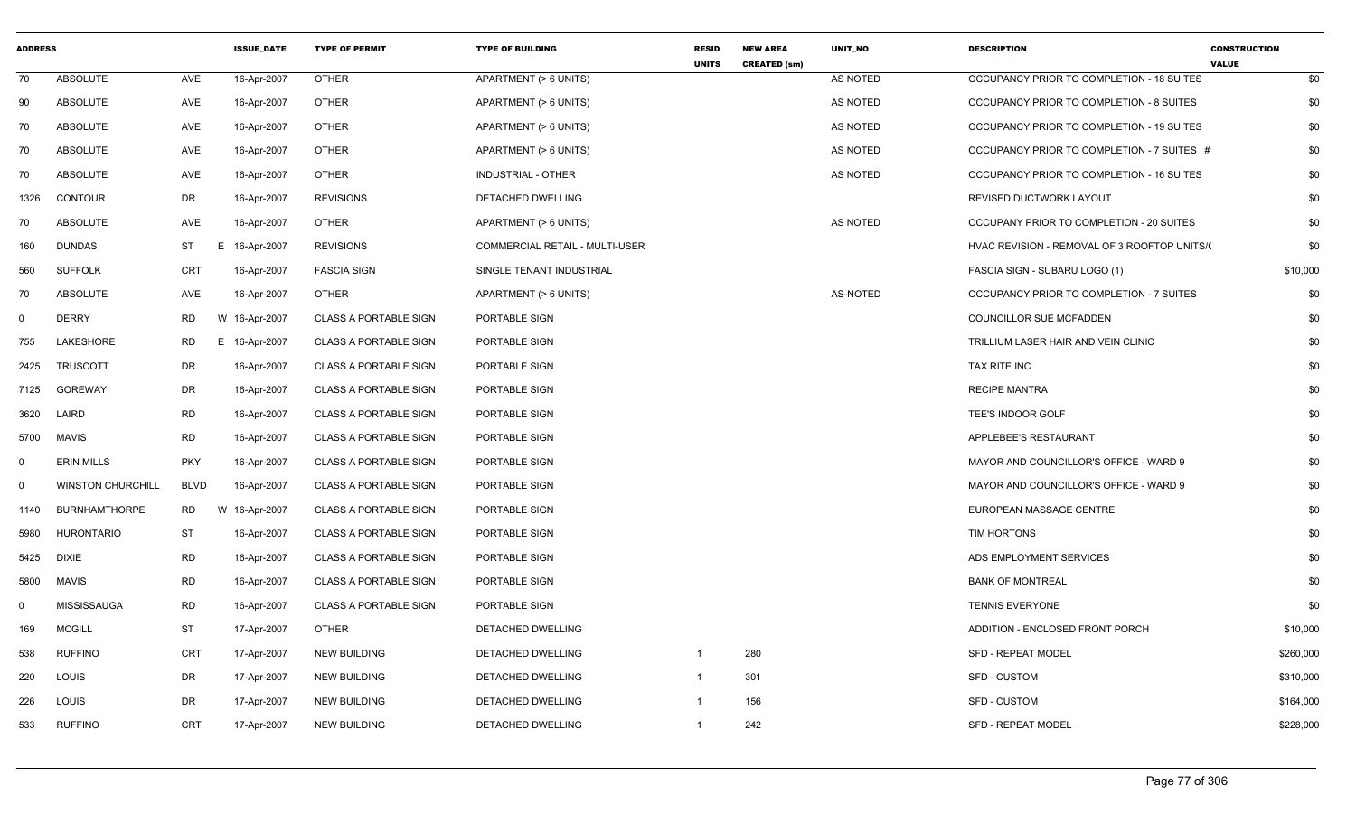| ADDRESS | | | ISSUE_DATE | TYPE OF PERMIT | TYPE OF BUILDING | RESID UNITS | NEW AREA CREATED (sm) | UNIT_NO | DESCRIPTION | CONSTRUCTION VALUE |
|---|---|---|---|---|---|---|---|---|---|---|
| 70 | ABSOLUTE | AVE | 16-Apr-2007 | OTHER | APARTMENT (> 6 UNITS) | | | AS NOTED | OCCUPANCY PRIOR TO COMPLETION - 18 SUITES | $0 |
| 90 | ABSOLUTE | AVE | 16-Apr-2007 | OTHER | APARTMENT (> 6 UNITS) | | | AS NOTED | OCCUPANCY PRIOR TO COMPLETION - 8 SUITES | $0 |
| 70 | ABSOLUTE | AVE | 16-Apr-2007 | OTHER | APARTMENT (> 6 UNITS) | | | AS NOTED | OCCUPANCY PRIOR TO COMPLETION - 19 SUITES | $0 |
| 70 | ABSOLUTE | AVE | 16-Apr-2007 | OTHER | APARTMENT (> 6 UNITS) | | | AS NOTED | OCCUPANCY PRIOR TO COMPLETION - 7 SUITES # | $0 |
| 70 | ABSOLUTE | AVE | 16-Apr-2007 | OTHER | INDUSTRIAL - OTHER | | | AS NOTED | OCCUPANCY PRIOR TO COMPLETION - 16 SUITES | $0 |
| 1326 | CONTOUR | DR | 16-Apr-2007 | REVISIONS | DETACHED DWELLING | | | | REVISED DUCTWORK LAYOUT | $0 |
| 70 | ABSOLUTE | AVE | 16-Apr-2007 | OTHER | APARTMENT (> 6 UNITS) | | | AS NOTED | OCCUPANY PRIOR TO COMPLETION - 20 SUITES | $0 |
| 160 | DUNDAS | ST | E 16-Apr-2007 | REVISIONS | COMMERCIAL RETAIL - MULTI-USER | | | | HVAC REVISION - REMOVAL OF 3 ROOFTOP UNITS/( | $0 |
| 560 | SUFFOLK | CRT | 16-Apr-2007 | FASCIA SIGN | SINGLE TENANT INDUSTRIAL | | | | FASCIA SIGN - SUBARU LOGO (1) | $10,000 |
| 70 | ABSOLUTE | AVE | 16-Apr-2007 | OTHER | APARTMENT (> 6 UNITS) | | | AS-NOTED | OCCUPANCY PRIOR TO COMPLETION - 7 SUITES | $0 |
| 0 | DERRY | RD | W 16-Apr-2007 | CLASS A PORTABLE SIGN | PORTABLE SIGN | | | | COUNCILLOR SUE MCFADDEN | $0 |
| 755 | LAKESHORE | RD | E 16-Apr-2007 | CLASS A PORTABLE SIGN | PORTABLE SIGN | | | | TRILLIUM LASER HAIR AND VEIN CLINIC | $0 |
| 2425 | TRUSCOTT | DR | 16-Apr-2007 | CLASS A PORTABLE SIGN | PORTABLE SIGN | | | | TAX RITE INC | $0 |
| 7125 | GOREWAY | DR | 16-Apr-2007 | CLASS A PORTABLE SIGN | PORTABLE SIGN | | | | RECIPE MANTRA | $0 |
| 3620 | LAIRD | RD | 16-Apr-2007 | CLASS A PORTABLE SIGN | PORTABLE SIGN | | | | TEE'S INDOOR GOLF | $0 |
| 5700 | MAVIS | RD | 16-Apr-2007 | CLASS A PORTABLE SIGN | PORTABLE SIGN | | | | APPLEBEE'S RESTAURANT | $0 |
| 0 | ERIN MILLS | PKY | 16-Apr-2007 | CLASS A PORTABLE SIGN | PORTABLE SIGN | | | | MAYOR AND COUNCILLOR'S OFFICE - WARD 9 | $0 |
| 0 | WINSTON CHURCHILL | BLVD | 16-Apr-2007 | CLASS A PORTABLE SIGN | PORTABLE SIGN | | | | MAYOR AND COUNCILLOR'S OFFICE - WARD 9 | $0 |
| 1140 | BURNHAMTHORPE | RD | W 16-Apr-2007 | CLASS A PORTABLE SIGN | PORTABLE SIGN | | | | EUROPEAN MASSAGE CENTRE | $0 |
| 5980 | HURONTARIO | ST | 16-Apr-2007 | CLASS A PORTABLE SIGN | PORTABLE SIGN | | | | TIM HORTONS | $0 |
| 5425 | DIXIE | RD | 16-Apr-2007 | CLASS A PORTABLE SIGN | PORTABLE SIGN | | | | ADS EMPLOYMENT SERVICES | $0 |
| 5800 | MAVIS | RD | 16-Apr-2007 | CLASS A PORTABLE SIGN | PORTABLE SIGN | | | | BANK OF MONTREAL | $0 |
| 0 | MISSISSAUGA | RD | 16-Apr-2007 | CLASS A PORTABLE SIGN | PORTABLE SIGN | | | | TENNIS EVERYONE | $0 |
| 169 | MCGILL | ST | 17-Apr-2007 | OTHER | DETACHED DWELLING | | | | ADDITION - ENCLOSED FRONT PORCH | $10,000 |
| 538 | RUFFINO | CRT | 17-Apr-2007 | NEW BUILDING | DETACHED DWELLING | 1 | 280 | | SFD - REPEAT MODEL | $260,000 |
| 220 | LOUIS | DR | 17-Apr-2007 | NEW BUILDING | DETACHED DWELLING | 1 | 301 | | SFD - CUSTOM | $310,000 |
| 226 | LOUIS | DR | 17-Apr-2007 | NEW BUILDING | DETACHED DWELLING | 1 | 156 | | SFD - CUSTOM | $164,000 |
| 533 | RUFFINO | CRT | 17-Apr-2007 | NEW BUILDING | DETACHED DWELLING | 1 | 242 | | SFD - REPEAT MODEL | $228,000 |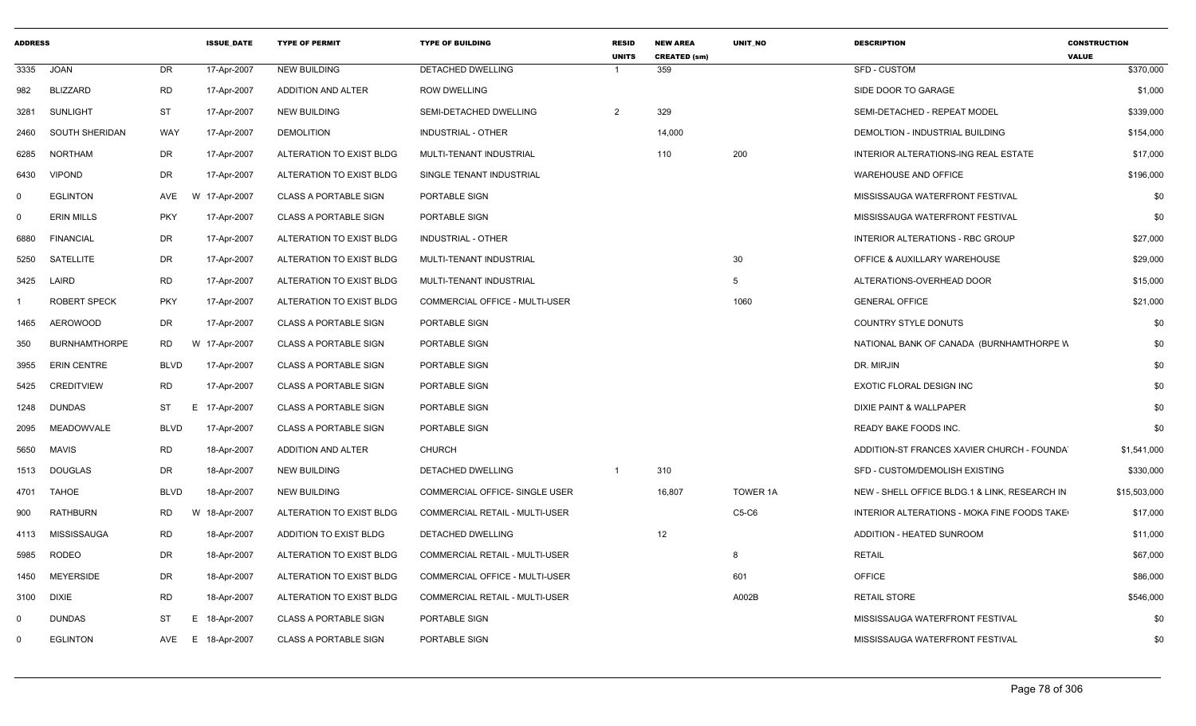| ADDRESS | | | ISSUE_DATE | TYPE OF PERMIT | TYPE OF BUILDING | RESID UNITS | NEW AREA CREATED (sm) | UNIT_NO | DESCRIPTION | CONSTRUCTION VALUE |
|---|---|---|---|---|---|---|---|---|---|---|
| 3335 | JOAN | DR | 17-Apr-2007 | NEW BUILDING | DETACHED DWELLING | 1 | 359 | | SFD - CUSTOM | $370,000 |
| 982 | BLIZZARD | RD | 17-Apr-2007 | ADDITION AND ALTER | ROW DWELLING | | | | SIDE DOOR TO GARAGE | $1,000 |
| 3281 | SUNLIGHT | ST | 17-Apr-2007 | NEW BUILDING | SEMI-DETACHED DWELLING | 2 | 329 | | SEMI-DETACHED - REPEAT MODEL | $339,000 |
| 2460 | SOUTH SHERIDAN | WAY | 17-Apr-2007 | DEMOLITION | INDUSTRIAL - OTHER | | 14,000 | | DEMOLTION - INDUSTRIAL BUILDING | $154,000 |
| 6285 | NORTHAM | DR | 17-Apr-2007 | ALTERATION TO EXIST BLDG | MULTI-TENANT INDUSTRIAL | | 110 | 200 | INTERIOR ALTERATIONS-ING REAL ESTATE | $17,000 |
| 6430 | VIPOND | DR | 17-Apr-2007 | ALTERATION TO EXIST BLDG | SINGLE TENANT INDUSTRIAL | | | | WAREHOUSE AND OFFICE | $196,000 |
| 0 | EGLINTON | AVE | W 17-Apr-2007 | CLASS A PORTABLE SIGN | PORTABLE SIGN | | | | MISSISSAUGA WATERFRONT FESTIVAL | $0 |
| 0 | ERIN MILLS | PKY | 17-Apr-2007 | CLASS A PORTABLE SIGN | PORTABLE SIGN | | | | MISSISSAUGA WATERFRONT FESTIVAL | $0 |
| 6880 | FINANCIAL | DR | 17-Apr-2007 | ALTERATION TO EXIST BLDG | INDUSTRIAL - OTHER | | | | INTERIOR ALTERATIONS - RBC GROUP | $27,000 |
| 5250 | SATELLITE | DR | 17-Apr-2007 | ALTERATION TO EXIST BLDG | MULTI-TENANT INDUSTRIAL | | | 30 | OFFICE & AUXILLARY WAREHOUSE | $29,000 |
| 3425 | LAIRD | RD | 17-Apr-2007 | ALTERATION TO EXIST BLDG | MULTI-TENANT INDUSTRIAL | | | 5 | ALTERATIONS-OVERHEAD DOOR | $15,000 |
| 1 | ROBERT SPECK | PKY | 17-Apr-2007 | ALTERATION TO EXIST BLDG | COMMERCIAL OFFICE - MULTI-USER | | | 1060 | GENERAL OFFICE | $21,000 |
| 1465 | AEROWOOD | DR | 17-Apr-2007 | CLASS A PORTABLE SIGN | PORTABLE SIGN | | | | COUNTRY STYLE DONUTS | $0 |
| 350 | BURNHAMTHORPE | RD | W 17-Apr-2007 | CLASS A PORTABLE SIGN | PORTABLE SIGN | | | | NATIONAL BANK OF CANADA (BURNHAMTHORPE W | $0 |
| 3955 | ERIN CENTRE | BLVD | 17-Apr-2007 | CLASS A PORTABLE SIGN | PORTABLE SIGN | | | | DR. MIRJIN | $0 |
| 5425 | CREDITVIEW | RD | 17-Apr-2007 | CLASS A PORTABLE SIGN | PORTABLE SIGN | | | | EXOTIC FLORAL DESIGN INC | $0 |
| 1248 | DUNDAS | ST | E 17-Apr-2007 | CLASS A PORTABLE SIGN | PORTABLE SIGN | | | | DIXIE PAINT & WALLPAPER | $0 |
| 2095 | MEADOWVALE | BLVD | 17-Apr-2007 | CLASS A PORTABLE SIGN | PORTABLE SIGN | | | | READY BAKE FOODS INC. | $0 |
| 5650 | MAVIS | RD | 18-Apr-2007 | ADDITION AND ALTER | CHURCH | | | | ADDITION-ST FRANCES XAVIER CHURCH - FOUNDA | $1,541,000 |
| 1513 | DOUGLAS | DR | 18-Apr-2007 | NEW BUILDING | DETACHED DWELLING | 1 | 310 | | SFD - CUSTOM/DEMOLISH EXISTING | $330,000 |
| 4701 | TAHOE | BLVD | 18-Apr-2007 | NEW BUILDING | COMMERCIAL OFFICE- SINGLE USER | | 16,807 | TOWER 1A | NEW - SHELL OFFICE BLDG.1 & LINK, RESEARCH IN | $15,503,000 |
| 900 | RATHBURN | RD | W 18-Apr-2007 | ALTERATION TO EXIST BLDG | COMMERCIAL RETAIL - MULTI-USER | | | C5-C6 | INTERIOR ALTERATIONS - MOKA FINE FOODS TAKE | $17,000 |
| 4113 | MISSISSAUGA | RD | 18-Apr-2007 | ADDITION TO EXIST BLDG | DETACHED DWELLING | | 12 | | ADDITION - HEATED SUNROOM | $11,000 |
| 5985 | RODEO | DR | 18-Apr-2007 | ALTERATION TO EXIST BLDG | COMMERCIAL RETAIL - MULTI-USER | | | 8 | RETAIL | $67,000 |
| 1450 | MEYERSIDE | DR | 18-Apr-2007 | ALTERATION TO EXIST BLDG | COMMERCIAL OFFICE - MULTI-USER | | | 601 | OFFICE | $86,000 |
| 3100 | DIXIE | RD | 18-Apr-2007 | ALTERATION TO EXIST BLDG | COMMERCIAL RETAIL - MULTI-USER | | | A002B | RETAIL STORE | $546,000 |
| 0 | DUNDAS | ST | E 18-Apr-2007 | CLASS A PORTABLE SIGN | PORTABLE SIGN | | | | MISSISSAUGA WATERFRONT FESTIVAL | $0 |
| 0 | EGLINTON | AVE | E 18-Apr-2007 | CLASS A PORTABLE SIGN | PORTABLE SIGN | | | | MISSISSAUGA WATERFRONT FESTIVAL | $0 |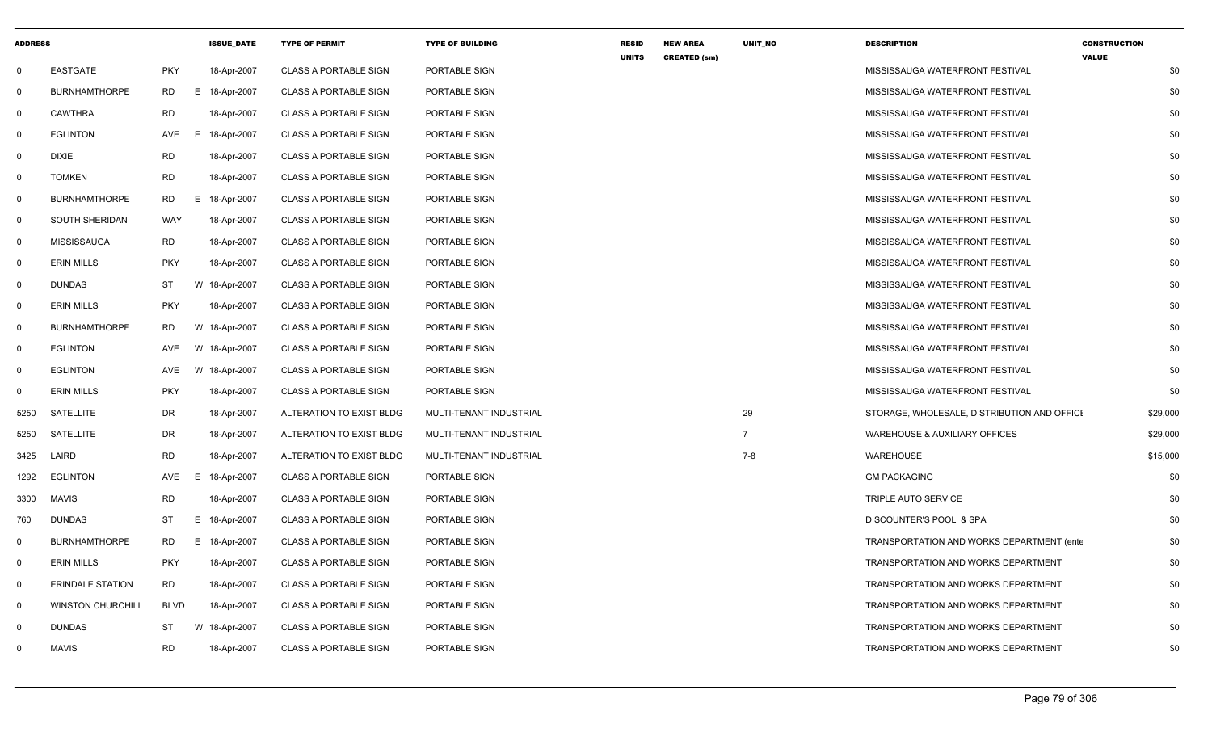| ADDRESS | | | ISSUE_DATE | TYPE OF PERMIT | TYPE OF BUILDING | RESID UNITS | NEW AREA CREATED (sm) | UNIT_NO | DESCRIPTION | CONSTRUCTION VALUE |
|---|---|---|---|---|---|---|---|---|---|---|
| 0 | EASTGATE | PKY | 18-Apr-2007 | CLASS A PORTABLE SIGN | PORTABLE SIGN | | | | MISSISSAUGA WATERFRONT FESTIVAL | $0 |
| 0 | BURNHAMTHORPE | RD E | 18-Apr-2007 | CLASS A PORTABLE SIGN | PORTABLE SIGN | | | | MISSISSAUGA WATERFRONT FESTIVAL | $0 |
| 0 | CAWTHRA | RD | 18-Apr-2007 | CLASS A PORTABLE SIGN | PORTABLE SIGN | | | | MISSISSAUGA WATERFRONT FESTIVAL | $0 |
| 0 | EGLINTON | AVE E | 18-Apr-2007 | CLASS A PORTABLE SIGN | PORTABLE SIGN | | | | MISSISSAUGA WATERFRONT FESTIVAL | $0 |
| 0 | DIXIE | RD | 18-Apr-2007 | CLASS A PORTABLE SIGN | PORTABLE SIGN | | | | MISSISSAUGA WATERFRONT FESTIVAL | $0 |
| 0 | TOMKEN | RD | 18-Apr-2007 | CLASS A PORTABLE SIGN | PORTABLE SIGN | | | | MISSISSAUGA WATERFRONT FESTIVAL | $0 |
| 0 | BURNHAMTHORPE | RD E | 18-Apr-2007 | CLASS A PORTABLE SIGN | PORTABLE SIGN | | | | MISSISSAUGA WATERFRONT FESTIVAL | $0 |
| 0 | SOUTH SHERIDAN | WAY | 18-Apr-2007 | CLASS A PORTABLE SIGN | PORTABLE SIGN | | | | MISSISSAUGA WATERFRONT FESTIVAL | $0 |
| 0 | MISSISSAUGA | RD | 18-Apr-2007 | CLASS A PORTABLE SIGN | PORTABLE SIGN | | | | MISSISSAUGA WATERFRONT FESTIVAL | $0 |
| 0 | ERIN MILLS | PKY | 18-Apr-2007 | CLASS A PORTABLE SIGN | PORTABLE SIGN | | | | MISSISSAUGA WATERFRONT FESTIVAL | $0 |
| 0 | DUNDAS | ST W | 18-Apr-2007 | CLASS A PORTABLE SIGN | PORTABLE SIGN | | | | MISSISSAUGA WATERFRONT FESTIVAL | $0 |
| 0 | ERIN MILLS | PKY | 18-Apr-2007 | CLASS A PORTABLE SIGN | PORTABLE SIGN | | | | MISSISSAUGA WATERFRONT FESTIVAL | $0 |
| 0 | BURNHAMTHORPE | RD W | 18-Apr-2007 | CLASS A PORTABLE SIGN | PORTABLE SIGN | | | | MISSISSAUGA WATERFRONT FESTIVAL | $0 |
| 0 | EGLINTON | AVE W | 18-Apr-2007 | CLASS A PORTABLE SIGN | PORTABLE SIGN | | | | MISSISSAUGA WATERFRONT FESTIVAL | $0 |
| 0 | EGLINTON | AVE W | 18-Apr-2007 | CLASS A PORTABLE SIGN | PORTABLE SIGN | | | | MISSISSAUGA WATERFRONT FESTIVAL | $0 |
| 0 | ERIN MILLS | PKY | 18-Apr-2007 | CLASS A PORTABLE SIGN | PORTABLE SIGN | | | | MISSISSAUGA WATERFRONT FESTIVAL | $0 |
| 5250 | SATELLITE | DR | 18-Apr-2007 | ALTERATION TO EXIST BLDG | MULTI-TENANT INDUSTRIAL | | | 29 | STORAGE, WHOLESALE, DISTRIBUTION AND OFFICE | $29,000 |
| 5250 | SATELLITE | DR | 18-Apr-2007 | ALTERATION TO EXIST BLDG | MULTI-TENANT INDUSTRIAL | | | 7 | WAREHOUSE & AUXILIARY OFFICES | $29,000 |
| 3425 | LAIRD | RD | 18-Apr-2007 | ALTERATION TO EXIST BLDG | MULTI-TENANT INDUSTRIAL | | | 7-8 | WAREHOUSE | $15,000 |
| 1292 | EGLINTON | AVE E | 18-Apr-2007 | CLASS A PORTABLE SIGN | PORTABLE SIGN | | | | GM PACKAGING | $0 |
| 3300 | MAVIS | RD | 18-Apr-2007 | CLASS A PORTABLE SIGN | PORTABLE SIGN | | | | TRIPLE AUTO SERVICE | $0 |
| 760 | DUNDAS | ST E | 18-Apr-2007 | CLASS A PORTABLE SIGN | PORTABLE SIGN | | | | DISCOUNTER'S POOL & SPA | $0 |
| 0 | BURNHAMTHORPE | RD E | 18-Apr-2007 | CLASS A PORTABLE SIGN | PORTABLE SIGN | | | | TRANSPORTATION AND WORKS DEPARTMENT (ente | $0 |
| 0 | ERIN MILLS | PKY | 18-Apr-2007 | CLASS A PORTABLE SIGN | PORTABLE SIGN | | | | TRANSPORTATION AND WORKS DEPARTMENT | $0 |
| 0 | ERINDALE STATION | RD | 18-Apr-2007 | CLASS A PORTABLE SIGN | PORTABLE SIGN | | | | TRANSPORTATION AND WORKS DEPARTMENT | $0 |
| 0 | WINSTON CHURCHILL | BLVD | 18-Apr-2007 | CLASS A PORTABLE SIGN | PORTABLE SIGN | | | | TRANSPORTATION AND WORKS DEPARTMENT | $0 |
| 0 | DUNDAS | ST W | 18-Apr-2007 | CLASS A PORTABLE SIGN | PORTABLE SIGN | | | | TRANSPORTATION AND WORKS DEPARTMENT | $0 |
| 0 | MAVIS | RD | 18-Apr-2007 | CLASS A PORTABLE SIGN | PORTABLE SIGN | | | | TRANSPORTATION AND WORKS DEPARTMENT | $0 |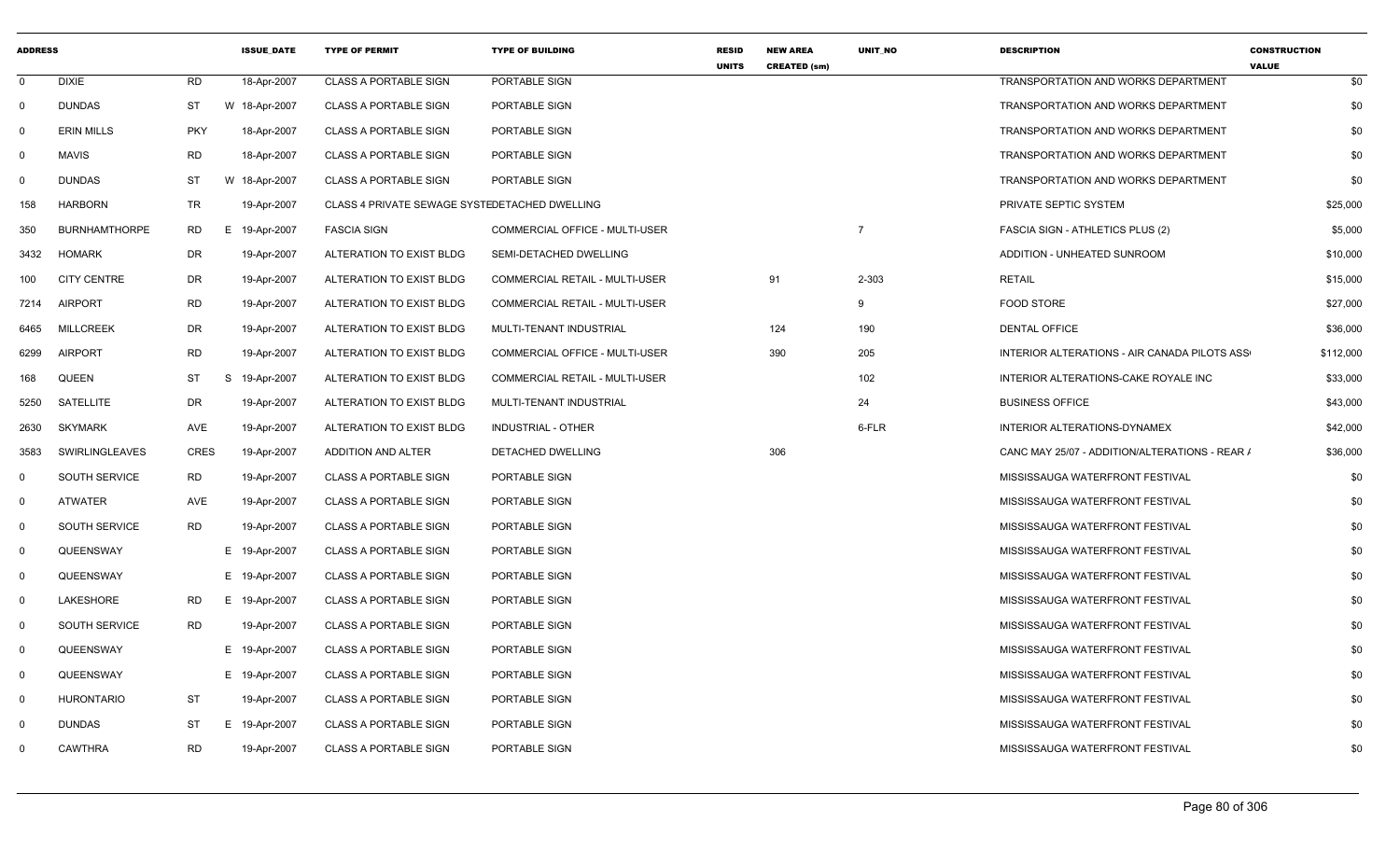| ADDRESS | | | ISSUE_DATE | TYPE OF PERMIT | TYPE OF BUILDING | RESID UNITS | NEW AREA CREATED (sm) | UNIT_NO | DESCRIPTION | CONSTRUCTION VALUE |
|---|---|---|---|---|---|---|---|---|---|---|
| 0 | DIXIE | RD | 18-Apr-2007 | CLASS A PORTABLE SIGN | PORTABLE SIGN | | | | TRANSPORTATION AND WORKS DEPARTMENT | $0 |
| 0 | DUNDAS | ST | W 18-Apr-2007 | CLASS A PORTABLE SIGN | PORTABLE SIGN | | | | TRANSPORTATION AND WORKS DEPARTMENT | $0 |
| 0 | ERIN MILLS | PKY | 18-Apr-2007 | CLASS A PORTABLE SIGN | PORTABLE SIGN | | | | TRANSPORTATION AND WORKS DEPARTMENT | $0 |
| 0 | MAVIS | RD | 18-Apr-2007 | CLASS A PORTABLE SIGN | PORTABLE SIGN | | | | TRANSPORTATION AND WORKS DEPARTMENT | $0 |
| 0 | DUNDAS | ST | W 18-Apr-2007 | CLASS A PORTABLE SIGN | PORTABLE SIGN | | | | TRANSPORTATION AND WORKS DEPARTMENT | $0 |
| 158 | HARBORN | TR | 19-Apr-2007 | CLASS 4 PRIVATE SEWAGE SYSTE | DETACHED DWELLING | | | | PRIVATE SEPTIC SYSTEM | $25,000 |
| 350 | BURNHAMTHORPE | RD | E 19-Apr-2007 | FASCIA SIGN | COMMERCIAL OFFICE - MULTI-USER | | | 7 | FASCIA SIGN - ATHLETICS PLUS (2) | $5,000 |
| 3432 | HOMARK | DR | 19-Apr-2007 | ALTERATION TO EXIST BLDG | SEMI-DETACHED DWELLING | | | | ADDITION - UNHEATED SUNROOM | $10,000 |
| 100 | CITY CENTRE | DR | 19-Apr-2007 | ALTERATION TO EXIST BLDG | COMMERCIAL RETAIL - MULTI-USER | | 91 | 2-303 | RETAIL | $15,000 |
| 7214 | AIRPORT | RD | 19-Apr-2007 | ALTERATION TO EXIST BLDG | COMMERCIAL RETAIL - MULTI-USER | | | 9 | FOOD STORE | $27,000 |
| 6465 | MILLCREEK | DR | 19-Apr-2007 | ALTERATION TO EXIST BLDG | MULTI-TENANT INDUSTRIAL | | 124 | 190 | DENTAL OFFICE | $36,000 |
| 6299 | AIRPORT | RD | 19-Apr-2007 | ALTERATION TO EXIST BLDG | COMMERCIAL OFFICE - MULTI-USER | | 390 | 205 | INTERIOR ALTERATIONS - AIR CANADA PILOTS ASS | $112,000 |
| 168 | QUEEN | ST | S 19-Apr-2007 | ALTERATION TO EXIST BLDG | COMMERCIAL RETAIL - MULTI-USER | | | 102 | INTERIOR ALTERATIONS-CAKE ROYALE INC | $33,000 |
| 5250 | SATELLITE | DR | 19-Apr-2007 | ALTERATION TO EXIST BLDG | MULTI-TENANT INDUSTRIAL | | | 24 | BUSINESS OFFICE | $43,000 |
| 2630 | SKYMARK | AVE | 19-Apr-2007 | ALTERATION TO EXIST BLDG | INDUSTRIAL - OTHER | | | 6-FLR | INTERIOR ALTERATIONS-DYNAMEX | $42,000 |
| 3583 | SWIRLINGLEAVES | CRES | 19-Apr-2007 | ADDITION AND ALTER | DETACHED DWELLING | | 306 | | CANC MAY 25/07 - ADDITION/ALTERATIONS - REAR / | $36,000 |
| 0 | SOUTH SERVICE | RD | 19-Apr-2007 | CLASS A PORTABLE SIGN | PORTABLE SIGN | | | | MISSISSAUGA WATERFRONT FESTIVAL | $0 |
| 0 | ATWATER | AVE | 19-Apr-2007 | CLASS A PORTABLE SIGN | PORTABLE SIGN | | | | MISSISSAUGA WATERFRONT FESTIVAL | $0 |
| 0 | SOUTH SERVICE | RD | 19-Apr-2007 | CLASS A PORTABLE SIGN | PORTABLE SIGN | | | | MISSISSAUGA WATERFRONT FESTIVAL | $0 |
| 0 | QUEENSWAY | | E 19-Apr-2007 | CLASS A PORTABLE SIGN | PORTABLE SIGN | | | | MISSISSAUGA WATERFRONT FESTIVAL | $0 |
| 0 | QUEENSWAY | | E 19-Apr-2007 | CLASS A PORTABLE SIGN | PORTABLE SIGN | | | | MISSISSAUGA WATERFRONT FESTIVAL | $0 |
| 0 | LAKESHORE | RD | E 19-Apr-2007 | CLASS A PORTABLE SIGN | PORTABLE SIGN | | | | MISSISSAUGA WATERFRONT FESTIVAL | $0 |
| 0 | SOUTH SERVICE | RD | 19-Apr-2007 | CLASS A PORTABLE SIGN | PORTABLE SIGN | | | | MISSISSAUGA WATERFRONT FESTIVAL | $0 |
| 0 | QUEENSWAY | | E 19-Apr-2007 | CLASS A PORTABLE SIGN | PORTABLE SIGN | | | | MISSISSAUGA WATERFRONT FESTIVAL | $0 |
| 0 | QUEENSWAY | | E 19-Apr-2007 | CLASS A PORTABLE SIGN | PORTABLE SIGN | | | | MISSISSAUGA WATERFRONT FESTIVAL | $0 |
| 0 | HURONTARIO | ST | 19-Apr-2007 | CLASS A PORTABLE SIGN | PORTABLE SIGN | | | | MISSISSAUGA WATERFRONT FESTIVAL | $0 |
| 0 | DUNDAS | ST | E 19-Apr-2007 | CLASS A PORTABLE SIGN | PORTABLE SIGN | | | | MISSISSAUGA WATERFRONT FESTIVAL | $0 |
| 0 | CAWTHRA | RD | 19-Apr-2007 | CLASS A PORTABLE SIGN | PORTABLE SIGN | | | | MISSISSAUGA WATERFRONT FESTIVAL | $0 |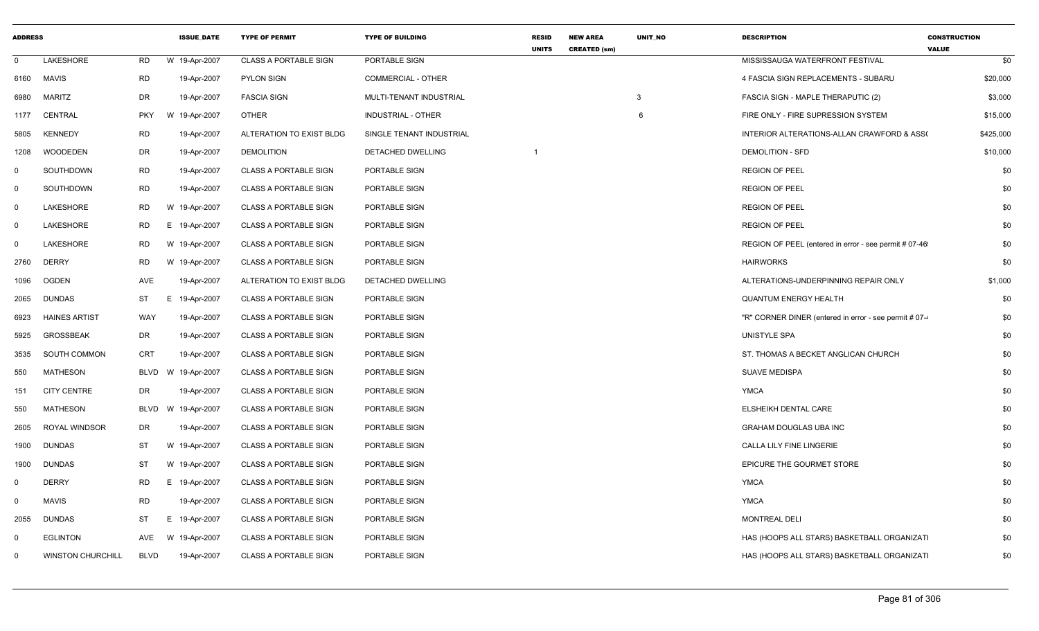| ADDRESS | | | | ISSUE_DATE | TYPE OF PERMIT | TYPE OF BUILDING | RESID UNITS | NEW AREA CREATED (sm) | UNIT_NO | DESCRIPTION | CONSTRUCTION VALUE |
|---|---|---|---|---|---|---|---|---|---|---|---|
| 0 | LAKESHORE | RD | W | 19-Apr-2007 | CLASS A PORTABLE SIGN | PORTABLE SIGN | | | | MISSISSAUGA WATERFRONT FESTIVAL | $0 |
| 6160 | MAVIS | RD | | 19-Apr-2007 | PYLON SIGN | COMMERCIAL - OTHER | | | | 4 FASCIA SIGN REPLACEMENTS - SUBARU | $20,000 |
| 6980 | MARITZ | DR | | 19-Apr-2007 | FASCIA SIGN | MULTI-TENANT INDUSTRIAL | | | 3 | FASCIA SIGN - MAPLE THERAPUTIC (2) | $3,000 |
| 1177 | CENTRAL | PKY | W | 19-Apr-2007 | OTHER | INDUSTRIAL - OTHER | | | 6 | FIRE ONLY - FIRE SUPRESSION SYSTEM | $15,000 |
| 5805 | KENNEDY | RD | | 19-Apr-2007 | ALTERATION TO EXIST BLDG | SINGLE TENANT INDUSTRIAL | | | | INTERIOR ALTERATIONS-ALLAN CRAWFORD & ASS( | $425,000 |
| 1208 | WOODEDEN | DR | | 19-Apr-2007 | DEMOLITION | DETACHED DWELLING | 1 | | | DEMOLITION - SFD | $10,000 |
| 0 | SOUTHDOWN | RD | | 19-Apr-2007 | CLASS A PORTABLE SIGN | PORTABLE SIGN | | | | REGION OF PEEL | $0 |
| 0 | SOUTHDOWN | RD | | 19-Apr-2007 | CLASS A PORTABLE SIGN | PORTABLE SIGN | | | | REGION OF PEEL | $0 |
| 0 | LAKESHORE | RD | W | 19-Apr-2007 | CLASS A PORTABLE SIGN | PORTABLE SIGN | | | | REGION OF PEEL | $0 |
| 0 | LAKESHORE | RD | E | 19-Apr-2007 | CLASS A PORTABLE SIGN | PORTABLE SIGN | | | | REGION OF PEEL | $0 |
| 0 | LAKESHORE | RD | W | 19-Apr-2007 | CLASS A PORTABLE SIGN | PORTABLE SIGN | | | | REGION OF PEEL (entered in error - see permit # 07-46 | $0 |
| 2760 | DERRY | RD | W | 19-Apr-2007 | CLASS A PORTABLE SIGN | PORTABLE SIGN | | | | HAIRWORKS | $0 |
| 1096 | OGDEN | AVE | | 19-Apr-2007 | ALTERATION TO EXIST BLDG | DETACHED DWELLING | | | | ALTERATIONS-UNDERPINNING REPAIR ONLY | $1,000 |
| 2065 | DUNDAS | ST | E | 19-Apr-2007 | CLASS A PORTABLE SIGN | PORTABLE SIGN | | | | QUANTUM ENERGY HEALTH | $0 |
| 6923 | HAINES ARTIST | WAY | | 19-Apr-2007 | CLASS A PORTABLE SIGN | PORTABLE SIGN | | | | "R" CORNER DINER (entered in error - see permit # 07-4 | $0 |
| 5925 | GROSSBEAK | DR | | 19-Apr-2007 | CLASS A PORTABLE SIGN | PORTABLE SIGN | | | | UNISTYLE SPA | $0 |
| 3535 | SOUTH COMMON | CRT | | 19-Apr-2007 | CLASS A PORTABLE SIGN | PORTABLE SIGN | | | | ST. THOMAS A BECKET ANGLICAN CHURCH | $0 |
| 550 | MATHESON | BLVD | W | 19-Apr-2007 | CLASS A PORTABLE SIGN | PORTABLE SIGN | | | | SUAVE MEDISPA | $0 |
| 151 | CITY CENTRE | DR | | 19-Apr-2007 | CLASS A PORTABLE SIGN | PORTABLE SIGN | | | | YMCA | $0 |
| 550 | MATHESON | BLVD | W | 19-Apr-2007 | CLASS A PORTABLE SIGN | PORTABLE SIGN | | | | ELSHEIKH DENTAL CARE | $0 |
| 2605 | ROYAL WINDSOR | DR | | 19-Apr-2007 | CLASS A PORTABLE SIGN | PORTABLE SIGN | | | | GRAHAM DOUGLAS UBA INC | $0 |
| 1900 | DUNDAS | ST | W | 19-Apr-2007 | CLASS A PORTABLE SIGN | PORTABLE SIGN | | | | CALLA LILY FINE LINGERIE | $0 |
| 1900 | DUNDAS | ST | W | 19-Apr-2007 | CLASS A PORTABLE SIGN | PORTABLE SIGN | | | | EPICURE THE GOURMET STORE | $0 |
| 0 | DERRY | RD | E | 19-Apr-2007 | CLASS A PORTABLE SIGN | PORTABLE SIGN | | | | YMCA | $0 |
| 0 | MAVIS | RD | | 19-Apr-2007 | CLASS A PORTABLE SIGN | PORTABLE SIGN | | | | YMCA | $0 |
| 2055 | DUNDAS | ST | E | 19-Apr-2007 | CLASS A PORTABLE SIGN | PORTABLE SIGN | | | | MONTREAL DELI | $0 |
| 0 | EGLINTON | AVE | W | 19-Apr-2007 | CLASS A PORTABLE SIGN | PORTABLE SIGN | | | | HAS (HOOPS ALL STARS) BASKETBALL ORGANIZATI | $0 |
| 0 | WINSTON CHURCHILL | BLVD | | 19-Apr-2007 | CLASS A PORTABLE SIGN | PORTABLE SIGN | | | | HAS (HOOPS ALL STARS) BASKETBALL ORGANIZATI | $0 |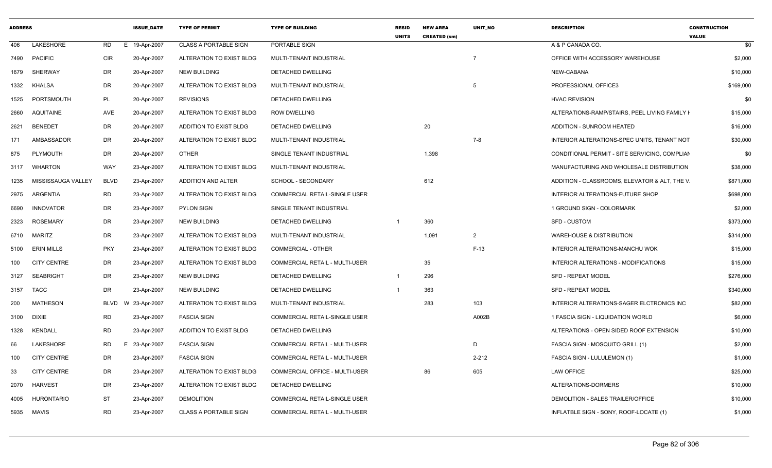| ADDRESS | | | ISSUE_DATE | TYPE OF PERMIT | TYPE OF BUILDING | RESID UNITS | NEW AREA CREATED (sm) | UNIT_NO | DESCRIPTION | CONSTRUCTION VALUE |
|---|---|---|---|---|---|---|---|---|---|---|
| 406 | LAKESHORE | RD | E 19-Apr-2007 | CLASS A PORTABLE SIGN | PORTABLE SIGN | | | | A & P CANADA CO. | $0 |
| 7490 | PACIFIC | CIR | 20-Apr-2007 | ALTERATION TO EXIST BLDG | MULTI-TENANT INDUSTRIAL | | | 7 | OFFICE WITH ACCESSORY WAREHOUSE | $2,000 |
| 1679 | SHERWAY | DR | 20-Apr-2007 | NEW BUILDING | DETACHED DWELLING | | | | NEW-CABANA | $10,000 |
| 1332 | KHALSA | DR | 20-Apr-2007 | ALTERATION TO EXIST BLDG | MULTI-TENANT INDUSTRIAL | | | 5 | PROFESSIONAL OFFICE3 | $169,000 |
| 1525 | PORTSMOUTH | PL | 20-Apr-2007 | REVISIONS | DETACHED DWELLING | | | | HVAC REVISION | $0 |
| 2660 | AQUITAINE | AVE | 20-Apr-2007 | ALTERATION TO EXIST BLDG | ROW DWELLING | | | | ALTERATIONS-RAMP/STAIRS, PEEL LIVING FAMILY I | $15,000 |
| 2621 | BENEDET | DR | 20-Apr-2007 | ADDITION TO EXIST BLDG | DETACHED DWELLING | | 20 | | ADDITION - SUNROOM HEATED | $16,000 |
| 171 | AMBASSADOR | DR | 20-Apr-2007 | ALTERATION TO EXIST BLDG | MULTI-TENANT INDUSTRIAL | | | 7-8 | INTERIOR ALTERATIONS-SPEC UNITS, TENANT NOT | $30,000 |
| 875 | PLYMOUTH | DR | 20-Apr-2007 | OTHER | SINGLE TENANT INDUSTRIAL | | 1,398 | | CONDITIONAL PERMIT - SITE SERVICING, COMPLIAN | $0 |
| 3117 | WHARTON | WAY | 23-Apr-2007 | ALTERATION TO EXIST BLDG | MULTI-TENANT INDUSTRIAL | | | | MANUFACTURING AND WHOLESALE DISTRIBUTION | $38,000 |
| 1235 | MISSISSAUGA VALLEY | BLVD | 23-Apr-2007 | ADDITION AND ALTER | SCHOOL - SECONDARY | | 612 | | ADDITION - CLASSROOMS, ELEVATOR & ALT, THE V. | $871,000 |
| 2975 | ARGENTIA | RD | 23-Apr-2007 | ALTERATION TO EXIST BLDG | COMMERCIAL RETAIL-SINGLE USER | | | | INTERIOR ALTERATIONS-FUTURE SHOP | $698,000 |
| 6690 | INNOVATOR | DR | 23-Apr-2007 | PYLON SIGN | SINGLE TENANT INDUSTRIAL | | | | 1 GROUND SIGN - COLORMARK | $2,000 |
| 2323 | ROSEMARY | DR | 23-Apr-2007 | NEW BUILDING | DETACHED DWELLING | 1 | 360 | | SFD - CUSTOM | $373,000 |
| 6710 | MARITZ | DR | 23-Apr-2007 | ALTERATION TO EXIST BLDG | MULTI-TENANT INDUSTRIAL | | 1,091 | 2 | WAREHOUSE & DISTRIBUTION | $314,000 |
| 5100 | ERIN MILLS | PKY | 23-Apr-2007 | ALTERATION TO EXIST BLDG | COMMERCIAL - OTHER | | | F-13 | INTERIOR ALTERATIONS-MANCHU WOK | $15,000 |
| 100 | CITY CENTRE | DR | 23-Apr-2007 | ALTERATION TO EXIST BLDG | COMMERCIAL RETAIL - MULTI-USER | | 35 | | INTERIOR ALTERATIONS - MODIFICATIONS | $15,000 |
| 3127 | SEABRIGHT | DR | 23-Apr-2007 | NEW BUILDING | DETACHED DWELLING | 1 | 296 | | SFD - REPEAT MODEL | $276,000 |
| 3157 | TACC | DR | 23-Apr-2007 | NEW BUILDING | DETACHED DWELLING | 1 | 363 | | SFD - REPEAT MODEL | $340,000 |
| 200 | MATHESON | BLVD | W 23-Apr-2007 | ALTERATION TO EXIST BLDG | MULTI-TENANT INDUSTRIAL | | 283 | 103 | INTERIOR ALTERATIONS-SAGER ELCTRONICS INC | $82,000 |
| 3100 | DIXIE | RD | 23-Apr-2007 | FASCIA SIGN | COMMERCIAL RETAIL-SINGLE USER | | | A002B | 1 FASCIA SIGN - LIQUIDATION WORLD | $6,000 |
| 1328 | KENDALL | RD | 23-Apr-2007 | ADDITION TO EXIST BLDG | DETACHED DWELLING | | | | ALTERATIONS - OPEN SIDED ROOF EXTENSION | $10,000 |
| 66 | LAKESHORE | RD | E 23-Apr-2007 | FASCIA SIGN | COMMERCIAL RETAIL - MULTI-USER | | | D | FASCIA SIGN - MOSQUITO GRILL (1) | $2,000 |
| 100 | CITY CENTRE | DR | 23-Apr-2007 | FASCIA SIGN | COMMERCIAL RETAIL - MULTI-USER | | | 2-212 | FASCIA SIGN - LULULEMON (1) | $1,000 |
| 33 | CITY CENTRE | DR | 23-Apr-2007 | ALTERATION TO EXIST BLDG | COMMERCIAL OFFICE - MULTI-USER | | 86 | 605 | LAW OFFICE | $25,000 |
| 2070 | HARVEST | DR | 23-Apr-2007 | ALTERATION TO EXIST BLDG | DETACHED DWELLING | | | | ALTERATIONS-DORMERS | $10,000 |
| 4005 | HURONTARIO | ST | 23-Apr-2007 | DEMOLITION | COMMERCIAL RETAIL-SINGLE USER | | | | DEMOLITION - SALES TRAILER/OFFICE | $10,000 |
| 5935 | MAVIS | RD | 23-Apr-2007 | CLASS A PORTABLE SIGN | COMMERCIAL RETAIL - MULTI-USER | | | | INFLATBLE SIGN - SONY, ROOF-LOCATE (1) | $1,000 |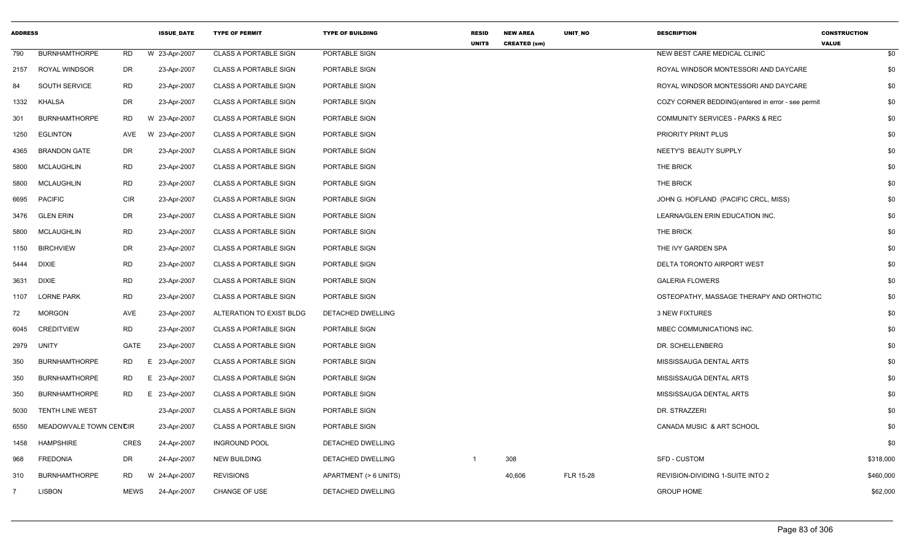| ADDRESS | | | | ISSUE_DATE | TYPE OF PERMIT | TYPE OF BUILDING | RESID UNITS | NEW AREA CREATED (sm) | UNIT_NO | DESCRIPTION | CONSTRUCTION VALUE |
|---|---|---|---|---|---|---|---|---|---|---|---|
| 790 | BURNHAMTHORPE | RD | W | 23-Apr-2007 | CLASS A PORTABLE SIGN | PORTABLE SIGN | | | | NEW BEST CARE MEDICAL CLINIC | $0 |
| 2157 | ROYAL WINDSOR | DR | | 23-Apr-2007 | CLASS A PORTABLE SIGN | PORTABLE SIGN | | | | ROYAL WINDSOR MONTESSORI AND DAYCARE | $0 |
| 84 | SOUTH SERVICE | RD | | 23-Apr-2007 | CLASS A PORTABLE SIGN | PORTABLE SIGN | | | | ROYAL WINDSOR MONTESSORI AND DAYCARE | $0 |
| 1332 | KHALSA | DR | | 23-Apr-2007 | CLASS A PORTABLE SIGN | PORTABLE SIGN | | | | COZY CORNER BEDDING(entered in error - see permit | $0 |
| 301 | BURNHAMTHORPE | RD | W | 23-Apr-2007 | CLASS A PORTABLE SIGN | PORTABLE SIGN | | | | COMMUNITY SERVICES - PARKS & REC | $0 |
| 1250 | EGLINTON | AVE | W | 23-Apr-2007 | CLASS A PORTABLE SIGN | PORTABLE SIGN | | | | PRIORITY PRINT PLUS | $0 |
| 4365 | BRANDON GATE | DR | | 23-Apr-2007 | CLASS A PORTABLE SIGN | PORTABLE SIGN | | | | NEETY'S BEAUTY SUPPLY | $0 |
| 5800 | MCLAUGHLIN | RD | | 23-Apr-2007 | CLASS A PORTABLE SIGN | PORTABLE SIGN | | | | THE BRICK | $0 |
| 5800 | MCLAUGHLIN | RD | | 23-Apr-2007 | CLASS A PORTABLE SIGN | PORTABLE SIGN | | | | THE BRICK | $0 |
| 6695 | PACIFIC | CIR | | 23-Apr-2007 | CLASS A PORTABLE SIGN | PORTABLE SIGN | | | | JOHN G. HOFLAND (PACIFIC CRCL, MISS) | $0 |
| 3476 | GLEN ERIN | DR | | 23-Apr-2007 | CLASS A PORTABLE SIGN | PORTABLE SIGN | | | | LEARNA/GLEN ERIN EDUCATION INC. | $0 |
| 5800 | MCLAUGHLIN | RD | | 23-Apr-2007 | CLASS A PORTABLE SIGN | PORTABLE SIGN | | | | THE BRICK | $0 |
| 1150 | BIRCHVIEW | DR | | 23-Apr-2007 | CLASS A PORTABLE SIGN | PORTABLE SIGN | | | | THE IVY GARDEN SPA | $0 |
| 5444 | DIXIE | RD | | 23-Apr-2007 | CLASS A PORTABLE SIGN | PORTABLE SIGN | | | | DELTA TORONTO AIRPORT WEST | $0 |
| 3631 | DIXIE | RD | | 23-Apr-2007 | CLASS A PORTABLE SIGN | PORTABLE SIGN | | | | GALERIA FLOWERS | $0 |
| 1107 | LORNE PARK | RD | | 23-Apr-2007 | CLASS A PORTABLE SIGN | PORTABLE SIGN | | | | OSTEOPATHY, MASSAGE THERAPY AND ORTHOTIC | $0 |
| 72 | MORGON | AVE | | 23-Apr-2007 | ALTERATION TO EXIST BLDG | DETACHED DWELLING | | | | 3 NEW FIXTURES | $0 |
| 6045 | CREDITVIEW | RD | | 23-Apr-2007 | CLASS A PORTABLE SIGN | PORTABLE SIGN | | | | MBEC COMMUNICATIONS INC. | $0 |
| 2979 | UNITY | GATE | | 23-Apr-2007 | CLASS A PORTABLE SIGN | PORTABLE SIGN | | | | DR. SCHELLENBERG | $0 |
| 350 | BURNHAMTHORPE | RD | E | 23-Apr-2007 | CLASS A PORTABLE SIGN | PORTABLE SIGN | | | | MISSISSAUGA DENTAL ARTS | $0 |
| 350 | BURNHAMTHORPE | RD | E | 23-Apr-2007 | CLASS A PORTABLE SIGN | PORTABLE SIGN | | | | MISSISSAUGA DENTAL ARTS | $0 |
| 350 | BURNHAMTHORPE | RD | E | 23-Apr-2007 | CLASS A PORTABLE SIGN | PORTABLE SIGN | | | | MISSISSAUGA DENTAL ARTS | $0 |
| 5030 | TENTH LINE WEST | | | 23-Apr-2007 | CLASS A PORTABLE SIGN | PORTABLE SIGN | | | | DR. STRAZZERI | $0 |
| 6550 | MEADOWVALE TOWN CENTCIR | | | 23-Apr-2007 | CLASS A PORTABLE SIGN | PORTABLE SIGN | | | | CANADA MUSIC & ART SCHOOL | $0 |
| 1458 | HAMPSHIRE | CRES | | 24-Apr-2007 | INGROUND POOL | DETACHED DWELLING | | | | | $0 |
| 968 | FREDONIA | DR | | 24-Apr-2007 | NEW BUILDING | DETACHED DWELLING | 1 | 308 | | SFD - CUSTOM | $318,000 |
| 310 | BURNHAMTHORPE | RD | W | 24-Apr-2007 | REVISIONS | APARTMENT (> 6 UNITS) | | 40,606 | FLR 15-28 | REVISION-DIVIDING 1-SUITE INTO 2 | $460,000 |
| 7 | LISBON | MEWS | | 24-Apr-2007 | CHANGE OF USE | DETACHED DWELLING | | | | GROUP HOME | $62,000 |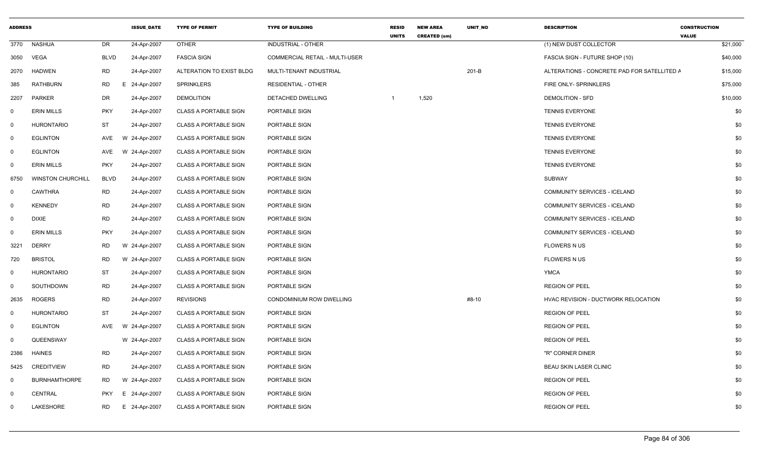| ADDRESS | | | ISSUE_DATE | TYPE OF PERMIT | TYPE OF BUILDING | RESID UNITS | NEW AREA CREATED (sm) | UNIT_NO | DESCRIPTION | CONSTRUCTION VALUE |
|---|---|---|---|---|---|---|---|---|---|---|
| 3770 | NASHUA | DR | 24-Apr-2007 | OTHER | INDUSTRIAL - OTHER | | | | (1) NEW DUST COLLECTOR | $21,000 |
| 3050 | VEGA | BLVD | 24-Apr-2007 | FASCIA SIGN | COMMERCIAL RETAIL - MULTI-USER | | | | FASCIA SIGN - FUTURE SHOP (10) | $40,000 |
| 2070 | HADWEN | RD | 24-Apr-2007 | ALTERATION TO EXIST BLDG | MULTI-TENANT INDUSTRIAL | | | 201-B | ALTERATIONS - CONCRETE PAD FOR SATELLITED A | $15,000 |
| 385 | RATHBURN | RD | E 24-Apr-2007 | SPRINKLERS | RESIDENTIAL - OTHER | | | | FIRE ONLY- SPRINKLERS | $75,000 |
| 2207 | PARKER | DR | 24-Apr-2007 | DEMOLITION | DETACHED DWELLING | 1 | 1,520 | | DEMOLITION - SFD | $10,000 |
| 0 | ERIN MILLS | PKY | 24-Apr-2007 | CLASS A PORTABLE SIGN | PORTABLE SIGN | | | | TENNIS EVERYONE | $0 |
| 0 | HURONTARIO | ST | 24-Apr-2007 | CLASS A PORTABLE SIGN | PORTABLE SIGN | | | | TENNIS EVERYONE | $0 |
| 0 | EGLINTON | AVE | W 24-Apr-2007 | CLASS A PORTABLE SIGN | PORTABLE SIGN | | | | TENNIS EVERYONE | $0 |
| 0 | EGLINTON | AVE | W 24-Apr-2007 | CLASS A PORTABLE SIGN | PORTABLE SIGN | | | | TENNIS EVERYONE | $0 |
| 0 | ERIN MILLS | PKY | 24-Apr-2007 | CLASS A PORTABLE SIGN | PORTABLE SIGN | | | | TENNIS EVERYONE | $0 |
| 6750 | WINSTON CHURCHILL | BLVD | 24-Apr-2007 | CLASS A PORTABLE SIGN | PORTABLE SIGN | | | | SUBWAY | $0 |
| 0 | CAWTHRA | RD | 24-Apr-2007 | CLASS A PORTABLE SIGN | PORTABLE SIGN | | | | COMMUNITY SERVICES - ICELAND | $0 |
| 0 | KENNEDY | RD | 24-Apr-2007 | CLASS A PORTABLE SIGN | PORTABLE SIGN | | | | COMMUNITY SERVICES - ICELAND | $0 |
| 0 | DIXIE | RD | 24-Apr-2007 | CLASS A PORTABLE SIGN | PORTABLE SIGN | | | | COMMUNITY SERVICES - ICELAND | $0 |
| 0 | ERIN MILLS | PKY | 24-Apr-2007 | CLASS A PORTABLE SIGN | PORTABLE SIGN | | | | COMMUNITY SERVICES - ICELAND | $0 |
| 3221 | DERRY | RD | W 24-Apr-2007 | CLASS A PORTABLE SIGN | PORTABLE SIGN | | | | FLOWERS N US | $0 |
| 720 | BRISTOL | RD | W 24-Apr-2007 | CLASS A PORTABLE SIGN | PORTABLE SIGN | | | | FLOWERS N US | $0 |
| 0 | HURONTARIO | ST | 24-Apr-2007 | CLASS A PORTABLE SIGN | PORTABLE SIGN | | | | YMCA | $0 |
| 0 | SOUTHDOWN | RD | 24-Apr-2007 | CLASS A PORTABLE SIGN | PORTABLE SIGN | | | | REGION OF PEEL | $0 |
| 2635 | ROGERS | RD | 24-Apr-2007 | REVISIONS | CONDOMINIUM ROW DWELLING | | | #8-10 | HVAC REVISION - DUCTWORK RELOCATION | $0 |
| 0 | HURONTARIO | ST | 24-Apr-2007 | CLASS A PORTABLE SIGN | PORTABLE SIGN | | | | REGION OF PEEL | $0 |
| 0 | EGLINTON | AVE | W 24-Apr-2007 | CLASS A PORTABLE SIGN | PORTABLE SIGN | | | | REGION OF PEEL | $0 |
| 0 | QUEENSWAY | | W 24-Apr-2007 | CLASS A PORTABLE SIGN | PORTABLE SIGN | | | | REGION OF PEEL | $0 |
| 2386 | HAINES | RD | 24-Apr-2007 | CLASS A PORTABLE SIGN | PORTABLE SIGN | | | | "R" CORNER DINER | $0 |
| 5425 | CREDITVIEW | RD | 24-Apr-2007 | CLASS A PORTABLE SIGN | PORTABLE SIGN | | | | BEAU SKIN LASER CLINIC | $0 |
| 0 | BURNHAMTHORPE | RD | W 24-Apr-2007 | CLASS A PORTABLE SIGN | PORTABLE SIGN | | | | REGION OF PEEL | $0 |
| 0 | CENTRAL | PKY | E 24-Apr-2007 | CLASS A PORTABLE SIGN | PORTABLE SIGN | | | | REGION OF PEEL | $0 |
| 0 | LAKESHORE | RD | E 24-Apr-2007 | CLASS A PORTABLE SIGN | PORTABLE SIGN | | | | REGION OF PEEL | $0 |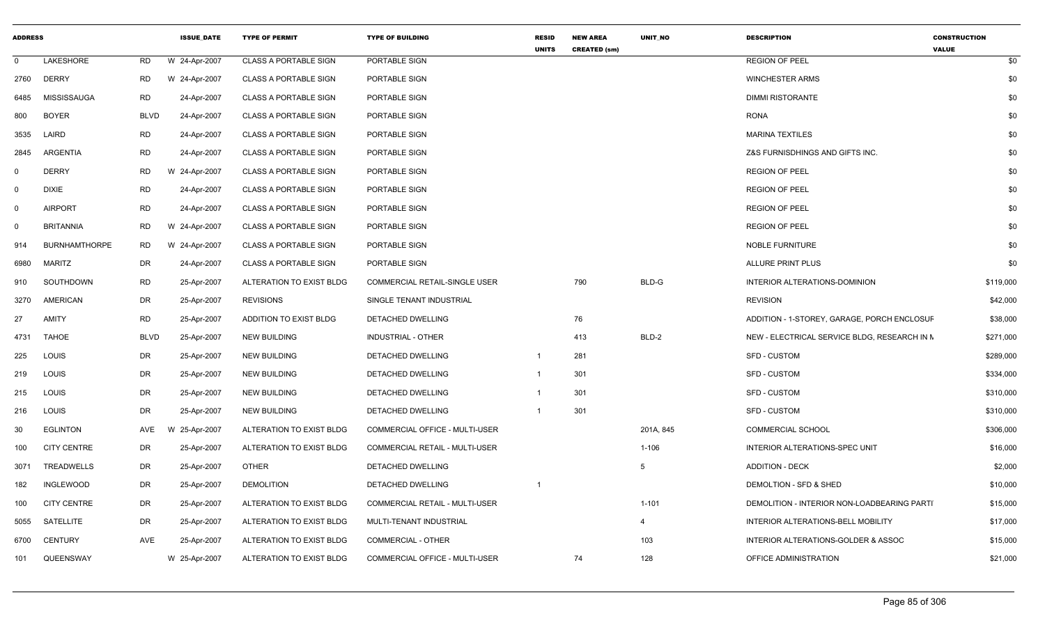| ADDRESS | | | | ISSUE_DATE | TYPE OF PERMIT | TYPE OF BUILDING | RESID UNITS | NEW AREA CREATED (sm) | UNIT_NO | DESCRIPTION | CONSTRUCTION VALUE |
|---|---|---|---|---|---|---|---|---|---|---|---|
| 0 | LAKESHORE | RD | W | 24-Apr-2007 | CLASS A PORTABLE SIGN | PORTABLE SIGN | | | | REGION OF PEEL | $0 |
| 2760 | DERRY | RD | W | 24-Apr-2007 | CLASS A PORTABLE SIGN | PORTABLE SIGN | | | | WINCHESTER ARMS | $0 |
| 6485 | MISSISSAUGA | RD | | 24-Apr-2007 | CLASS A PORTABLE SIGN | PORTABLE SIGN | | | | DIMMI RISTORANTE | $0 |
| 800 | BOYER | BLVD | | 24-Apr-2007 | CLASS A PORTABLE SIGN | PORTABLE SIGN | | | | RONA | $0 |
| 3535 | LAIRD | RD | | 24-Apr-2007 | CLASS A PORTABLE SIGN | PORTABLE SIGN | | | | MARINA TEXTILES | $0 |
| 2845 | ARGENTIA | RD | | 24-Apr-2007 | CLASS A PORTABLE SIGN | PORTABLE SIGN | | | | Z&S FURNISDHINGS AND GIFTS INC. | $0 |
| 0 | DERRY | RD | W | 24-Apr-2007 | CLASS A PORTABLE SIGN | PORTABLE SIGN | | | | REGION OF PEEL | $0 |
| 0 | DIXIE | RD | | 24-Apr-2007 | CLASS A PORTABLE SIGN | PORTABLE SIGN | | | | REGION OF PEEL | $0 |
| 0 | AIRPORT | RD | | 24-Apr-2007 | CLASS A PORTABLE SIGN | PORTABLE SIGN | | | | REGION OF PEEL | $0 |
| 0 | BRITANNIA | RD | W | 24-Apr-2007 | CLASS A PORTABLE SIGN | PORTABLE SIGN | | | | REGION OF PEEL | $0 |
| 914 | BURNHAMTHORPE | RD | W | 24-Apr-2007 | CLASS A PORTABLE SIGN | PORTABLE SIGN | | | | NOBLE FURNITURE | $0 |
| 6980 | MARITZ | DR | | 24-Apr-2007 | CLASS A PORTABLE SIGN | PORTABLE SIGN | | | | ALLURE PRINT PLUS | $0 |
| 910 | SOUTHDOWN | RD | | 25-Apr-2007 | ALTERATION TO EXIST BLDG | COMMERCIAL RETAIL-SINGLE USER | | 790 | BLD-G | INTERIOR ALTERATIONS-DOMINION | $119,000 |
| 3270 | AMERICAN | DR | | 25-Apr-2007 | REVISIONS | SINGLE TENANT INDUSTRIAL | | | | REVISION | $42,000 |
| 27 | AMITY | RD | | 25-Apr-2007 | ADDITION TO EXIST BLDG | DETACHED DWELLING | | 76 | | ADDITION - 1-STOREY, GARAGE, PORCH ENCLOSUF | $38,000 |
| 4731 | TAHOE | BLVD | | 25-Apr-2007 | NEW BUILDING | INDUSTRIAL - OTHER | | 413 | BLD-2 | NEW - ELECTRICAL SERVICE BLDG, RESEARCH IN M | $271,000 |
| 225 | LOUIS | DR | | 25-Apr-2007 | NEW BUILDING | DETACHED DWELLING | 1 | 281 | | SFD - CUSTOM | $289,000 |
| 219 | LOUIS | DR | | 25-Apr-2007 | NEW BUILDING | DETACHED DWELLING | 1 | 301 | | SFD - CUSTOM | $334,000 |
| 215 | LOUIS | DR | | 25-Apr-2007 | NEW BUILDING | DETACHED DWELLING | 1 | 301 | | SFD - CUSTOM | $310,000 |
| 216 | LOUIS | DR | | 25-Apr-2007 | NEW BUILDING | DETACHED DWELLING | 1 | 301 | | SFD - CUSTOM | $310,000 |
| 30 | EGLINTON | AVE | W | 25-Apr-2007 | ALTERATION TO EXIST BLDG | COMMERCIAL OFFICE - MULTI-USER | | | 201A, 845 | COMMERCIAL SCHOOL | $306,000 |
| 100 | CITY CENTRE | DR | | 25-Apr-2007 | ALTERATION TO EXIST BLDG | COMMERCIAL RETAIL - MULTI-USER | | | 1-106 | INTERIOR ALTERATIONS-SPEC UNIT | $16,000 |
| 3071 | TREADWELLS | DR | | 25-Apr-2007 | OTHER | DETACHED DWELLING | | | 5 | ADDITION - DECK | $2,000 |
| 182 | INGLEWOOD | DR | | 25-Apr-2007 | DEMOLITION | DETACHED DWELLING | 1 | | | DEMOLTION - SFD & SHED | $10,000 |
| 100 | CITY CENTRE | DR | | 25-Apr-2007 | ALTERATION TO EXIST BLDG | COMMERCIAL RETAIL - MULTI-USER | | | 1-101 | DEMOLITION - INTERIOR NON-LOADBEARING PARTI | $15,000 |
| 5055 | SATELLITE | DR | | 25-Apr-2007 | ALTERATION TO EXIST BLDG | MULTI-TENANT INDUSTRIAL | | | 4 | INTERIOR ALTERATIONS-BELL MOBILITY | $17,000 |
| 6700 | CENTURY | AVE | | 25-Apr-2007 | ALTERATION TO EXIST BLDG | COMMERCIAL - OTHER | | | 103 | INTERIOR ALTERATIONS-GOLDER & ASSOC | $15,000 |
| 101 | QUEENSWAY | | W | 25-Apr-2007 | ALTERATION TO EXIST BLDG | COMMERCIAL OFFICE - MULTI-USER | | 74 | 128 | OFFICE ADMINISTRATION | $21,000 |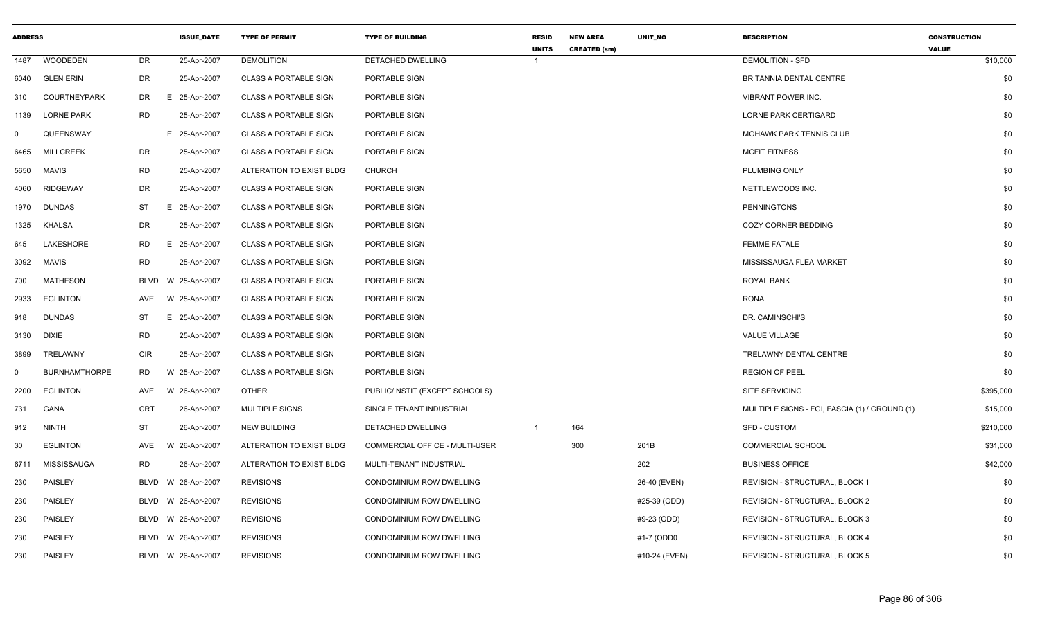| ADDRESS | | | ISSUE_DATE | TYPE OF PERMIT | TYPE OF BUILDING | RESID UNITS | NEW AREA CREATED (sm) | UNIT_NO | DESCRIPTION | CONSTRUCTION VALUE |
|---|---|---|---|---|---|---|---|---|---|---|
| 1487 | WOODEDEN | DR | 25-Apr-2007 | DEMOLITION | DETACHED DWELLING | 1 | | | DEMOLITION - SFD | $10,000 |
| 6040 | GLEN ERIN | DR | 25-Apr-2007 | CLASS A PORTABLE SIGN | PORTABLE SIGN | | | | BRITANNIA DENTAL CENTRE | $0 |
| 310 | COURTNEYPARK | DR | E 25-Apr-2007 | CLASS A PORTABLE SIGN | PORTABLE SIGN | | | | VIBRANT POWER INC. | $0 |
| 1139 | LORNE PARK | RD | 25-Apr-2007 | CLASS A PORTABLE SIGN | PORTABLE SIGN | | | | LORNE PARK CERTIGARD | $0 |
| 0 | QUEENSWAY | | E 25-Apr-2007 | CLASS A PORTABLE SIGN | PORTABLE SIGN | | | | MOHAWK PARK TENNIS CLUB | $0 |
| 6465 | MILLCREEK | DR | 25-Apr-2007 | CLASS A PORTABLE SIGN | PORTABLE SIGN | | | | MCFIT FITNESS | $0 |
| 5650 | MAVIS | RD | 25-Apr-2007 | ALTERATION TO EXIST BLDG | CHURCH | | | | PLUMBING ONLY | $0 |
| 4060 | RIDGEWAY | DR | 25-Apr-2007 | CLASS A PORTABLE SIGN | PORTABLE SIGN | | | | NETTLEWOODS INC. | $0 |
| 1970 | DUNDAS | ST | E 25-Apr-2007 | CLASS A PORTABLE SIGN | PORTABLE SIGN | | | | PENNINGTONS | $0 |
| 1325 | KHALSA | DR | 25-Apr-2007 | CLASS A PORTABLE SIGN | PORTABLE SIGN | | | | COZY CORNER BEDDING | $0 |
| 645 | LAKESHORE | RD | E 25-Apr-2007 | CLASS A PORTABLE SIGN | PORTABLE SIGN | | | | FEMME FATALE | $0 |
| 3092 | MAVIS | RD | 25-Apr-2007 | CLASS A PORTABLE SIGN | PORTABLE SIGN | | | | MISSISSAUGA FLEA MARKET | $0 |
| 700 | MATHESON | BLVD | W 25-Apr-2007 | CLASS A PORTABLE SIGN | PORTABLE SIGN | | | | ROYAL BANK | $0 |
| 2933 | EGLINTON | AVE | W 25-Apr-2007 | CLASS A PORTABLE SIGN | PORTABLE SIGN | | | | RONA | $0 |
| 918 | DUNDAS | ST | E 25-Apr-2007 | CLASS A PORTABLE SIGN | PORTABLE SIGN | | | | DR. CAMINSCHI'S | $0 |
| 3130 | DIXIE | RD | 25-Apr-2007 | CLASS A PORTABLE SIGN | PORTABLE SIGN | | | | VALUE VILLAGE | $0 |
| 3899 | TRELAWNY | CIR | 25-Apr-2007 | CLASS A PORTABLE SIGN | PORTABLE SIGN | | | | TRELAWNY DENTAL CENTRE | $0 |
| 0 | BURNHAMTHORPE | RD | W 25-Apr-2007 | CLASS A PORTABLE SIGN | PORTABLE SIGN | | | | REGION OF PEEL | $0 |
| 2200 | EGLINTON | AVE | W 26-Apr-2007 | OTHER | PUBLIC/INSTIT (EXCEPT SCHOOLS) | | | | SITE SERVICING | $395,000 |
| 731 | GANA | CRT | 26-Apr-2007 | MULTIPLE SIGNS | SINGLE TENANT INDUSTRIAL | | | | MULTIPLE SIGNS - FGI, FASCIA (1) / GROUND (1) | $15,000 |
| 912 | NINTH | ST | 26-Apr-2007 | NEW BUILDING | DETACHED DWELLING | 1 | 164 | | SFD - CUSTOM | $210,000 |
| 30 | EGLINTON | AVE | W 26-Apr-2007 | ALTERATION TO EXIST BLDG | COMMERCIAL OFFICE - MULTI-USER | | 300 | 201B | COMMERCIAL SCHOOL | $31,000 |
| 6711 | MISSISSAUGA | RD | 26-Apr-2007 | ALTERATION TO EXIST BLDG | MULTI-TENANT INDUSTRIAL | | | 202 | BUSINESS OFFICE | $42,000 |
| 230 | PAISLEY | BLVD | W 26-Apr-2007 | REVISIONS | CONDOMINIUM ROW DWELLING | | | 26-40 (EVEN) | REVISION - STRUCTURAL, BLOCK 1 | $0 |
| 230 | PAISLEY | BLVD | W 26-Apr-2007 | REVISIONS | CONDOMINIUM ROW DWELLING | | | #25-39 (ODD) | REVISION - STRUCTURAL, BLOCK 2 | $0 |
| 230 | PAISLEY | BLVD | W 26-Apr-2007 | REVISIONS | CONDOMINIUM ROW DWELLING | | | #9-23 (ODD) | REVISION - STRUCTURAL, BLOCK 3 | $0 |
| 230 | PAISLEY | BLVD | W 26-Apr-2007 | REVISIONS | CONDOMINIUM ROW DWELLING | | | #1-7 (ODD0 | REVISION - STRUCTURAL, BLOCK 4 | $0 |
| 230 | PAISLEY | BLVD | W 26-Apr-2007 | REVISIONS | CONDOMINIUM ROW DWELLING | | | #10-24 (EVEN) | REVISION - STRUCTURAL, BLOCK 5 | $0 |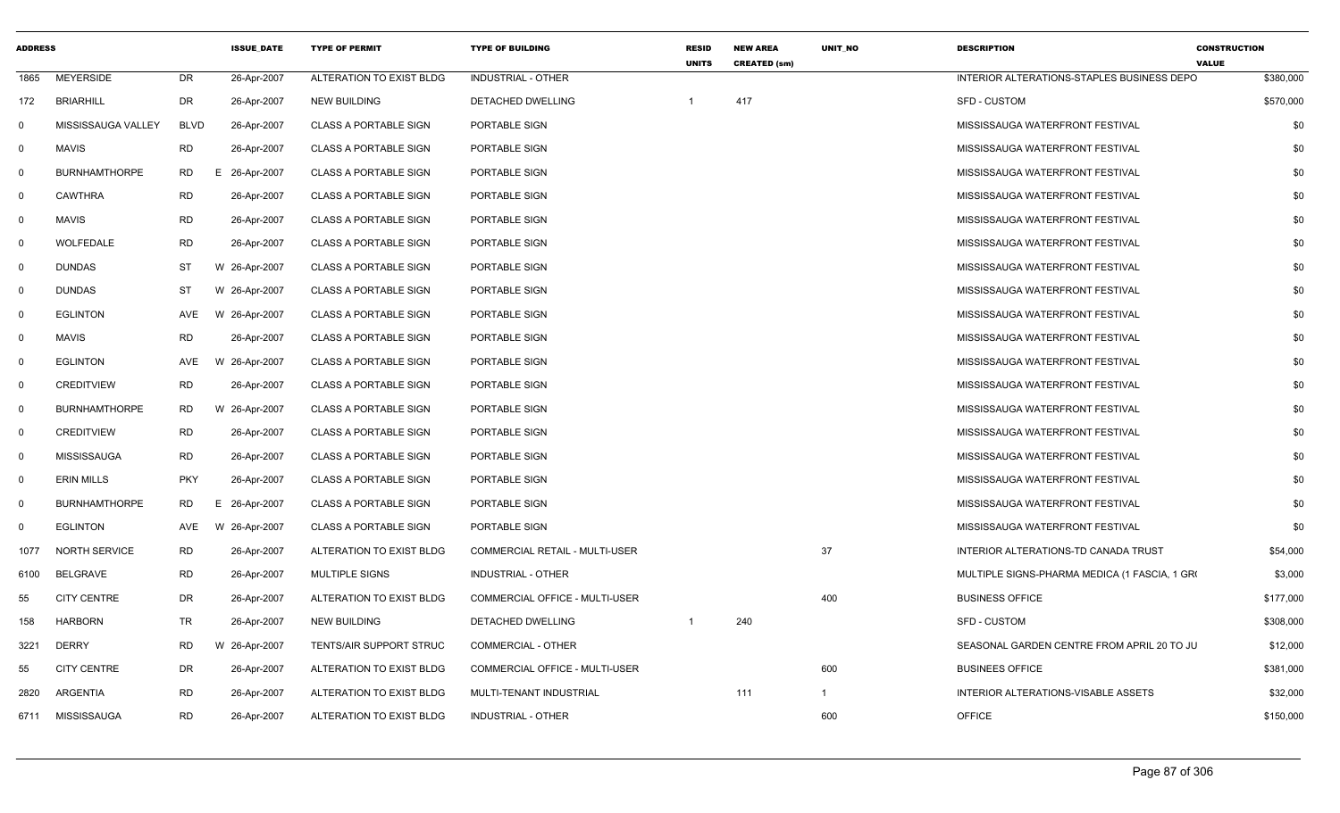| ADDRESS | | | ISSUE_DATE | TYPE OF PERMIT | TYPE OF BUILDING | RESID UNITS | NEW AREA CREATED (sm) | UNIT_NO | DESCRIPTION | CONSTRUCTION VALUE |
|---|---|---|---|---|---|---|---|---|---|---|
| 1865 | MEYERSIDE | DR | 26-Apr-2007 | ALTERATION TO EXIST BLDG | INDUSTRIAL - OTHER | | | | INTERIOR ALTERATIONS-STAPLES BUSINESS DEPO | $380,000 |
| 172 | BRIARHILL | DR | 26-Apr-2007 | NEW BUILDING | DETACHED DWELLING | 1 | 417 | | SFD - CUSTOM | $570,000 |
| 0 | MISSISSAUGA VALLEY | BLVD | 26-Apr-2007 | CLASS A PORTABLE SIGN | PORTABLE SIGN | | | | MISSISSAUGA WATERFRONT FESTIVAL | $0 |
| 0 | MAVIS | RD | 26-Apr-2007 | CLASS A PORTABLE SIGN | PORTABLE SIGN | | | | MISSISSAUGA WATERFRONT FESTIVAL | $0 |
| 0 | BURNHAMTHORPE | RD E | 26-Apr-2007 | CLASS A PORTABLE SIGN | PORTABLE SIGN | | | | MISSISSAUGA WATERFRONT FESTIVAL | $0 |
| 0 | CAWTHRA | RD | 26-Apr-2007 | CLASS A PORTABLE SIGN | PORTABLE SIGN | | | | MISSISSAUGA WATERFRONT FESTIVAL | $0 |
| 0 | MAVIS | RD | 26-Apr-2007 | CLASS A PORTABLE SIGN | PORTABLE SIGN | | | | MISSISSAUGA WATERFRONT FESTIVAL | $0 |
| 0 | WOLFEDALE | RD | 26-Apr-2007 | CLASS A PORTABLE SIGN | PORTABLE SIGN | | | | MISSISSAUGA WATERFRONT FESTIVAL | $0 |
| 0 | DUNDAS | ST W | 26-Apr-2007 | CLASS A PORTABLE SIGN | PORTABLE SIGN | | | | MISSISSAUGA WATERFRONT FESTIVAL | $0 |
| 0 | DUNDAS | ST W | 26-Apr-2007 | CLASS A PORTABLE SIGN | PORTABLE SIGN | | | | MISSISSAUGA WATERFRONT FESTIVAL | $0 |
| 0 | EGLINTON | AVE W | 26-Apr-2007 | CLASS A PORTABLE SIGN | PORTABLE SIGN | | | | MISSISSAUGA WATERFRONT FESTIVAL | $0 |
| 0 | MAVIS | RD | 26-Apr-2007 | CLASS A PORTABLE SIGN | PORTABLE SIGN | | | | MISSISSAUGA WATERFRONT FESTIVAL | $0 |
| 0 | EGLINTON | AVE W | 26-Apr-2007 | CLASS A PORTABLE SIGN | PORTABLE SIGN | | | | MISSISSAUGA WATERFRONT FESTIVAL | $0 |
| 0 | CREDITVIEW | RD | 26-Apr-2007 | CLASS A PORTABLE SIGN | PORTABLE SIGN | | | | MISSISSAUGA WATERFRONT FESTIVAL | $0 |
| 0 | BURNHAMTHORPE | RD W | 26-Apr-2007 | CLASS A PORTABLE SIGN | PORTABLE SIGN | | | | MISSISSAUGA WATERFRONT FESTIVAL | $0 |
| 0 | CREDITVIEW | RD | 26-Apr-2007 | CLASS A PORTABLE SIGN | PORTABLE SIGN | | | | MISSISSAUGA WATERFRONT FESTIVAL | $0 |
| 0 | MISSISSAUGA | RD | 26-Apr-2007 | CLASS A PORTABLE SIGN | PORTABLE SIGN | | | | MISSISSAUGA WATERFRONT FESTIVAL | $0 |
| 0 | ERIN MILLS | PKY | 26-Apr-2007 | CLASS A PORTABLE SIGN | PORTABLE SIGN | | | | MISSISSAUGA WATERFRONT FESTIVAL | $0 |
| 0 | BURNHAMTHORPE | RD E | 26-Apr-2007 | CLASS A PORTABLE SIGN | PORTABLE SIGN | | | | MISSISSAUGA WATERFRONT FESTIVAL | $0 |
| 0 | EGLINTON | AVE W | 26-Apr-2007 | CLASS A PORTABLE SIGN | PORTABLE SIGN | | | | MISSISSAUGA WATERFRONT FESTIVAL | $0 |
| 1077 | NORTH SERVICE | RD | 26-Apr-2007 | ALTERATION TO EXIST BLDG | COMMERCIAL RETAIL - MULTI-USER | | | 37 | INTERIOR ALTERATIONS-TD CANADA TRUST | $54,000 |
| 6100 | BELGRAVE | RD | 26-Apr-2007 | MULTIPLE SIGNS | INDUSTRIAL - OTHER | | | | MULTIPLE SIGNS-PHARMA MEDICA (1 FASCIA, 1 GR( | $3,000 |
| 55 | CITY CENTRE | DR | 26-Apr-2007 | ALTERATION TO EXIST BLDG | COMMERCIAL OFFICE - MULTI-USER | | | 400 | BUSINESS OFFICE | $177,000 |
| 158 | HARBORN | TR | 26-Apr-2007 | NEW BUILDING | DETACHED DWELLING | 1 | 240 | | SFD - CUSTOM | $308,000 |
| 3221 | DERRY | RD W | 26-Apr-2007 | TENTS/AIR SUPPORT STRUC | COMMERCIAL - OTHER | | | | SEASONAL GARDEN CENTRE FROM APRIL 20 TO JU | $12,000 |
| 55 | CITY CENTRE | DR | 26-Apr-2007 | ALTERATION TO EXIST BLDG | COMMERCIAL OFFICE - MULTI-USER | | | 600 | BUSINEES OFFICE | $381,000 |
| 2820 | ARGENTIA | RD | 26-Apr-2007 | ALTERATION TO EXIST BLDG | MULTI-TENANT INDUSTRIAL | | 111 | 1 | INTERIOR ALTERATIONS-VISABLE ASSETS | $32,000 |
| 6711 | MISSISSAUGA | RD | 26-Apr-2007 | ALTERATION TO EXIST BLDG | INDUSTRIAL - OTHER | | | 600 | OFFICE | $150,000 |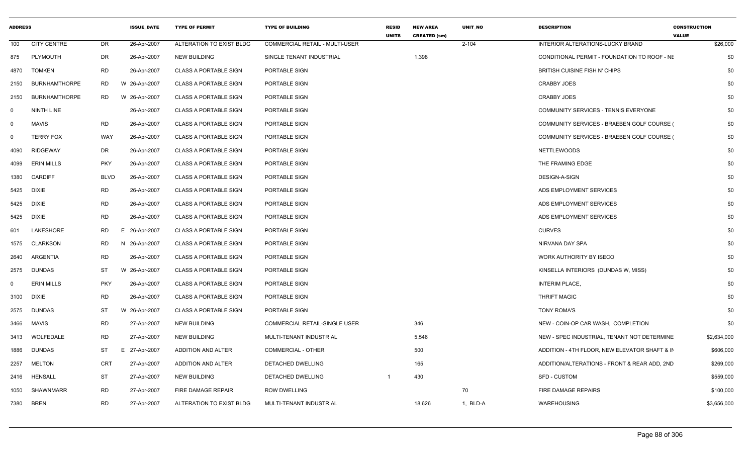| ADDRESS | | | ISSUE_DATE | TYPE OF PERMIT | TYPE OF BUILDING | RESID UNITS | NEW AREA CREATED (sm) | UNIT_NO | DESCRIPTION | CONSTRUCTION VALUE |
|---|---|---|---|---|---|---|---|---|---|---|
| 100 | CITY CENTRE | DR | 26-Apr-2007 | ALTERATION TO EXIST BLDG | COMMERCIAL RETAIL - MULTI-USER | | | 2-104 | INTERIOR ALTERATIONS-LUCKY BRAND | $26,000 |
| 875 | PLYMOUTH | DR | 26-Apr-2007 | NEW BUILDING | SINGLE TENANT INDUSTRIAL | | 1,398 | | CONDITIONAL PERMIT - FOUNDATION TO ROOF - NE | $0 |
| 4870 | TOMKEN | RD | 26-Apr-2007 | CLASS A PORTABLE SIGN | PORTABLE SIGN | | | | BRITISH CUISINE FISH N' CHIPS | $0 |
| 2150 | BURNHAMTHORPE | RD | W 26-Apr-2007 | CLASS A PORTABLE SIGN | PORTABLE SIGN | | | | CRABBY JOES | $0 |
| 2150 | BURNHAMTHORPE | RD | W 26-Apr-2007 | CLASS A PORTABLE SIGN | PORTABLE SIGN | | | | CRABBY JOES | $0 |
| 0 | NINTH LINE | | 26-Apr-2007 | CLASS A PORTABLE SIGN | PORTABLE SIGN | | | | COMMUNITY SERVICES - TENNIS EVERYONE | $0 |
| 0 | MAVIS | RD | 26-Apr-2007 | CLASS A PORTABLE SIGN | PORTABLE SIGN | | | | COMMUNITY SERVICES - BRAEBEN GOLF COURSE ( | $0 |
| 0 | TERRY FOX | WAY | 26-Apr-2007 | CLASS A PORTABLE SIGN | PORTABLE SIGN | | | | COMMUNITY SERVICES - BRAEBEN GOLF COURSE ( | $0 |
| 4090 | RIDGEWAY | DR | 26-Apr-2007 | CLASS A PORTABLE SIGN | PORTABLE SIGN | | | | NETTLEWOODS | $0 |
| 4099 | ERIN MILLS | PKY | 26-Apr-2007 | CLASS A PORTABLE SIGN | PORTABLE SIGN | | | | THE FRAMING EDGE | $0 |
| 1380 | CARDIFF | BLVD | 26-Apr-2007 | CLASS A PORTABLE SIGN | PORTABLE SIGN | | | | DESIGN-A-SIGN | $0 |
| 5425 | DIXIE | RD | 26-Apr-2007 | CLASS A PORTABLE SIGN | PORTABLE SIGN | | | | ADS EMPLOYMENT SERVICES | $0 |
| 5425 | DIXIE | RD | 26-Apr-2007 | CLASS A PORTABLE SIGN | PORTABLE SIGN | | | | ADS EMPLOYMENT SERVICES | $0 |
| 5425 | DIXIE | RD | 26-Apr-2007 | CLASS A PORTABLE SIGN | PORTABLE SIGN | | | | ADS EMPLOYMENT SERVICES | $0 |
| 601 | LAKESHORE | RD | E 26-Apr-2007 | CLASS A PORTABLE SIGN | PORTABLE SIGN | | | | CURVES | $0 |
| 1575 | CLARKSON | RD | N 26-Apr-2007 | CLASS A PORTABLE SIGN | PORTABLE SIGN | | | | NIRVANA DAY SPA | $0 |
| 2640 | ARGENTIA | RD | 26-Apr-2007 | CLASS A PORTABLE SIGN | PORTABLE SIGN | | | | WORK AUTHORITY BY ISECO | $0 |
| 2575 | DUNDAS | ST | W 26-Apr-2007 | CLASS A PORTABLE SIGN | PORTABLE SIGN | | | | KINSELLA INTERIORS (DUNDAS W, MISS) | $0 |
| 0 | ERIN MILLS | PKY | 26-Apr-2007 | CLASS A PORTABLE SIGN | PORTABLE SIGN | | | | INTERIM PLACE, | $0 |
| 3100 | DIXIE | RD | 26-Apr-2007 | CLASS A PORTABLE SIGN | PORTABLE SIGN | | | | THRIFT MAGIC | $0 |
| 2575 | DUNDAS | ST | W 26-Apr-2007 | CLASS A PORTABLE SIGN | PORTABLE SIGN | | | | TONY ROMA'S | $0 |
| 3466 | MAVIS | RD | 27-Apr-2007 | NEW BUILDING | COMMERCIAL RETAIL-SINGLE USER | | 346 | | NEW - COIN-OP CAR WASH, COMPLETION | $0 |
| 3413 | WOLFEDALE | RD | 27-Apr-2007 | NEW BUILDING | MULTI-TENANT INDUSTRIAL | | 5,546 | | NEW - SPEC INDUSTRIAL, TENANT NOT DETERMINE | $2,634,000 |
| 1886 | DUNDAS | ST | E 27-Apr-2007 | ADDITION AND ALTER | COMMERCIAL - OTHER | | 500 | | ADDITION - 4TH FLOOR, NEW ELEVATOR SHAFT & IN | $606,000 |
| 2257 | MELTON | CRT | 27-Apr-2007 | ADDITION AND ALTER | DETACHED DWELLING | | 165 | | ADDITION/ALTERATIONS - FRONT & REAR ADD, 2ND | $269,000 |
| 2416 | HENSALL | ST | 27-Apr-2007 | NEW BUILDING | DETACHED DWELLING | 1 | 430 | | SFD - CUSTOM | $559,000 |
| 1050 | SHAWNMARR | RD | 27-Apr-2007 | FIRE DAMAGE REPAIR | ROW DWELLING | | | 70 | FIRE DAMAGE REPAIRS | $100,000 |
| 7380 | BREN | RD | 27-Apr-2007 | ALTERATION TO EXIST BLDG | MULTI-TENANT INDUSTRIAL | | 18,626 | 1, BLD-A | WAREHOUSING | $3,656,000 |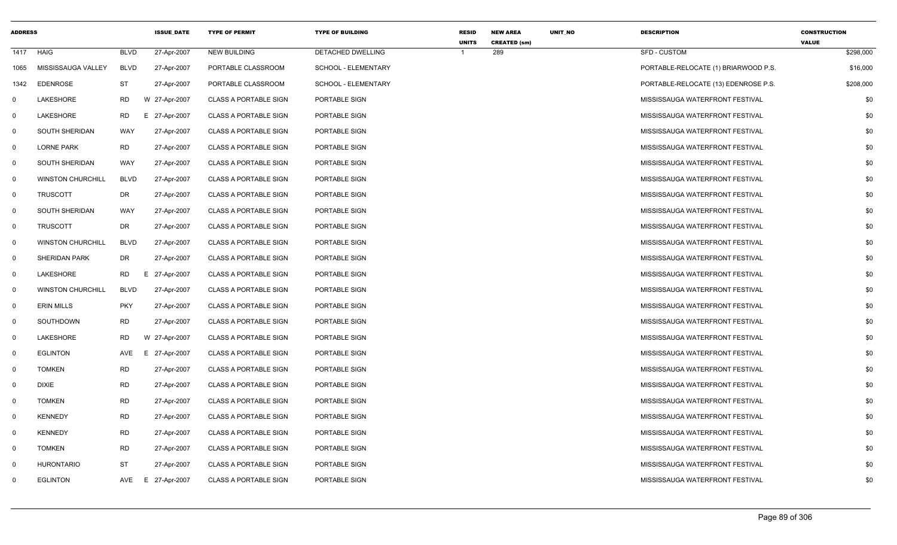| ADDRESS | | | ISSUE_DATE | TYPE OF PERMIT | TYPE OF BUILDING | RESID UNITS | NEW AREA CREATED (sm) | UNIT_NO | DESCRIPTION | CONSTRUCTION VALUE |
|---|---|---|---|---|---|---|---|---|---|---|
| 1417 | HAIG | BLVD | 27-Apr-2007 | NEW BUILDING | DETACHED DWELLING | 1 | 289 | | SFD - CUSTOM | $298,000 |
| 1065 | MISSISSAUGA VALLEY | BLVD | 27-Apr-2007 | PORTABLE CLASSROOM | SCHOOL - ELEMENTARY | | | | PORTABLE-RELOCATE (1) BRIARWOOD P.S. | $16,000 |
| 1342 | EDENROSE | ST | 27-Apr-2007 | PORTABLE CLASSROOM | SCHOOL - ELEMENTARY | | | | PORTABLE-RELOCATE (13) EDENROSE P.S. | $208,000 |
| 0 | LAKESHORE | RD W | 27-Apr-2007 | CLASS A PORTABLE SIGN | PORTABLE SIGN | | | | MISSISSAUGA WATERFRONT FESTIVAL | $0 |
| 0 | LAKESHORE | RD E | 27-Apr-2007 | CLASS A PORTABLE SIGN | PORTABLE SIGN | | | | MISSISSAUGA WATERFRONT FESTIVAL | $0 |
| 0 | SOUTH SHERIDAN | WAY | 27-Apr-2007 | CLASS A PORTABLE SIGN | PORTABLE SIGN | | | | MISSISSAUGA WATERFRONT FESTIVAL | $0 |
| 0 | LORNE PARK | RD | 27-Apr-2007 | CLASS A PORTABLE SIGN | PORTABLE SIGN | | | | MISSISSAUGA WATERFRONT FESTIVAL | $0 |
| 0 | SOUTH SHERIDAN | WAY | 27-Apr-2007 | CLASS A PORTABLE SIGN | PORTABLE SIGN | | | | MISSISSAUGA WATERFRONT FESTIVAL | $0 |
| 0 | WINSTON CHURCHILL | BLVD | 27-Apr-2007 | CLASS A PORTABLE SIGN | PORTABLE SIGN | | | | MISSISSAUGA WATERFRONT FESTIVAL | $0 |
| 0 | TRUSCOTT | DR | 27-Apr-2007 | CLASS A PORTABLE SIGN | PORTABLE SIGN | | | | MISSISSAUGA WATERFRONT FESTIVAL | $0 |
| 0 | SOUTH SHERIDAN | WAY | 27-Apr-2007 | CLASS A PORTABLE SIGN | PORTABLE SIGN | | | | MISSISSAUGA WATERFRONT FESTIVAL | $0 |
| 0 | TRUSCOTT | DR | 27-Apr-2007 | CLASS A PORTABLE SIGN | PORTABLE SIGN | | | | MISSISSAUGA WATERFRONT FESTIVAL | $0 |
| 0 | WINSTON CHURCHILL | BLVD | 27-Apr-2007 | CLASS A PORTABLE SIGN | PORTABLE SIGN | | | | MISSISSAUGA WATERFRONT FESTIVAL | $0 |
| 0 | SHERIDAN PARK | DR | 27-Apr-2007 | CLASS A PORTABLE SIGN | PORTABLE SIGN | | | | MISSISSAUGA WATERFRONT FESTIVAL | $0 |
| 0 | LAKESHORE | RD E | 27-Apr-2007 | CLASS A PORTABLE SIGN | PORTABLE SIGN | | | | MISSISSAUGA WATERFRONT FESTIVAL | $0 |
| 0 | WINSTON CHURCHILL | BLVD | 27-Apr-2007 | CLASS A PORTABLE SIGN | PORTABLE SIGN | | | | MISSISSAUGA WATERFRONT FESTIVAL | $0 |
| 0 | ERIN MILLS | PKY | 27-Apr-2007 | CLASS A PORTABLE SIGN | PORTABLE SIGN | | | | MISSISSAUGA WATERFRONT FESTIVAL | $0 |
| 0 | SOUTHDOWN | RD | 27-Apr-2007 | CLASS A PORTABLE SIGN | PORTABLE SIGN | | | | MISSISSAUGA WATERFRONT FESTIVAL | $0 |
| 0 | LAKESHORE | RD W | 27-Apr-2007 | CLASS A PORTABLE SIGN | PORTABLE SIGN | | | | MISSISSAUGA WATERFRONT FESTIVAL | $0 |
| 0 | EGLINTON | AVE E | 27-Apr-2007 | CLASS A PORTABLE SIGN | PORTABLE SIGN | | | | MISSISSAUGA WATERFRONT FESTIVAL | $0 |
| 0 | TOMKEN | RD | 27-Apr-2007 | CLASS A PORTABLE SIGN | PORTABLE SIGN | | | | MISSISSAUGA WATERFRONT FESTIVAL | $0 |
| 0 | DIXIE | RD | 27-Apr-2007 | CLASS A PORTABLE SIGN | PORTABLE SIGN | | | | MISSISSAUGA WATERFRONT FESTIVAL | $0 |
| 0 | TOMKEN | RD | 27-Apr-2007 | CLASS A PORTABLE SIGN | PORTABLE SIGN | | | | MISSISSAUGA WATERFRONT FESTIVAL | $0 |
| 0 | KENNEDY | RD | 27-Apr-2007 | CLASS A PORTABLE SIGN | PORTABLE SIGN | | | | MISSISSAUGA WATERFRONT FESTIVAL | $0 |
| 0 | KENNEDY | RD | 27-Apr-2007 | CLASS A PORTABLE SIGN | PORTABLE SIGN | | | | MISSISSAUGA WATERFRONT FESTIVAL | $0 |
| 0 | TOMKEN | RD | 27-Apr-2007 | CLASS A PORTABLE SIGN | PORTABLE SIGN | | | | MISSISSAUGA WATERFRONT FESTIVAL | $0 |
| 0 | HURONTARIO | ST | 27-Apr-2007 | CLASS A PORTABLE SIGN | PORTABLE SIGN | | | | MISSISSAUGA WATERFRONT FESTIVAL | $0 |
| 0 | EGLINTON | AVE E | 27-Apr-2007 | CLASS A PORTABLE SIGN | PORTABLE SIGN | | | | MISSISSAUGA WATERFRONT FESTIVAL | $0 |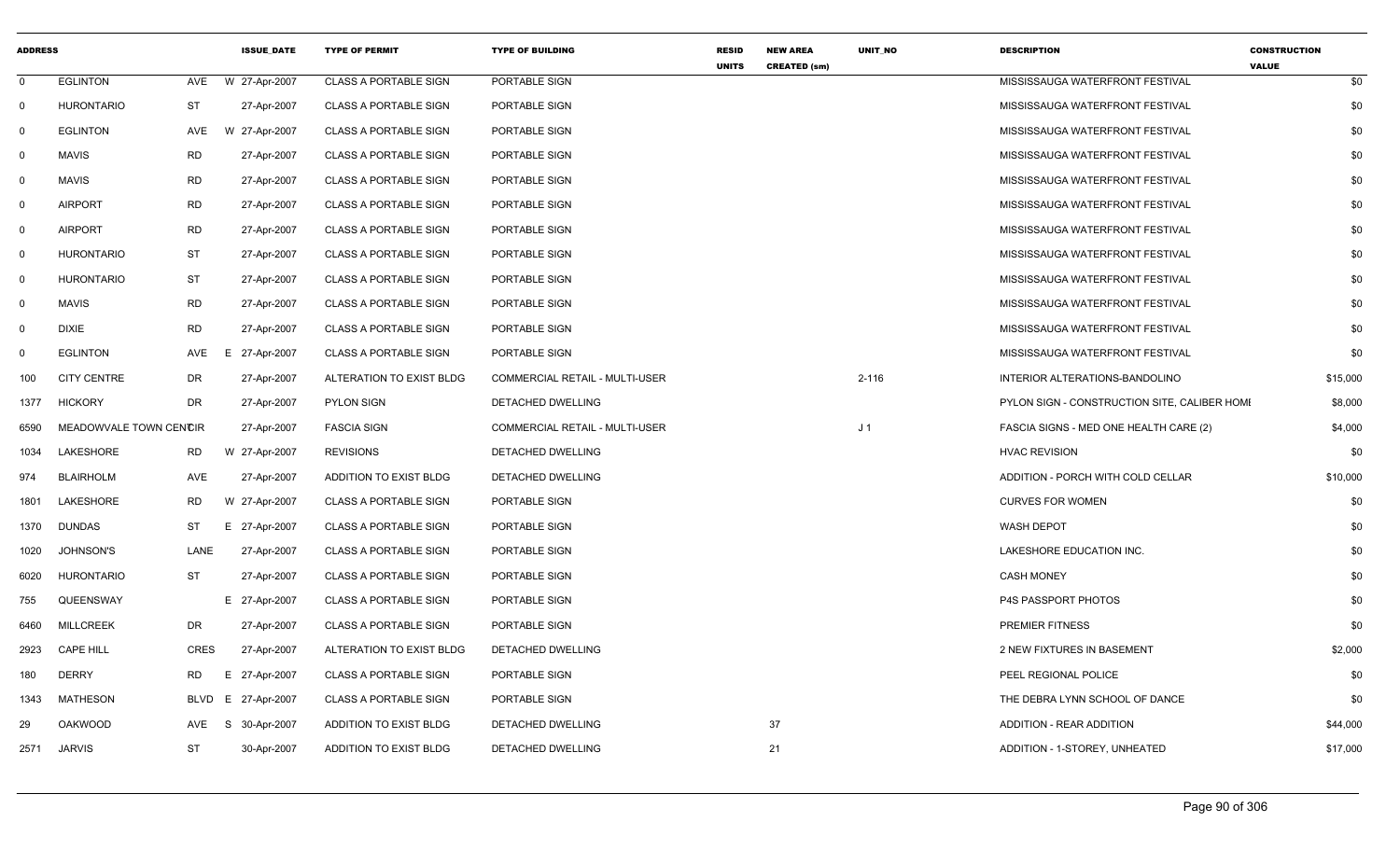| ADDRESS | | | | ISSUE_DATE | TYPE OF PERMIT | TYPE OF BUILDING | RESID UNITS | NEW AREA CREATED (sm) | UNIT_NO | DESCRIPTION | CONSTRUCTION VALUE |
|---|---|---|---|---|---|---|---|---|---|---|---|
| 0 | EGLINTON | AVE | W | 27-Apr-2007 | CLASS A PORTABLE SIGN | PORTABLE SIGN | | | | MISSISSAUGA WATERFRONT FESTIVAL | $0 |
| 0 | HURONTARIO | ST | | 27-Apr-2007 | CLASS A PORTABLE SIGN | PORTABLE SIGN | | | | MISSISSAUGA WATERFRONT FESTIVAL | $0 |
| 0 | EGLINTON | AVE | W | 27-Apr-2007 | CLASS A PORTABLE SIGN | PORTABLE SIGN | | | | MISSISSAUGA WATERFRONT FESTIVAL | $0 |
| 0 | MAVIS | RD | | 27-Apr-2007 | CLASS A PORTABLE SIGN | PORTABLE SIGN | | | | MISSISSAUGA WATERFRONT FESTIVAL | $0 |
| 0 | MAVIS | RD | | 27-Apr-2007 | CLASS A PORTABLE SIGN | PORTABLE SIGN | | | | MISSISSAUGA WATERFRONT FESTIVAL | $0 |
| 0 | AIRPORT | RD | | 27-Apr-2007 | CLASS A PORTABLE SIGN | PORTABLE SIGN | | | | MISSISSAUGA WATERFRONT FESTIVAL | $0 |
| 0 | AIRPORT | RD | | 27-Apr-2007 | CLASS A PORTABLE SIGN | PORTABLE SIGN | | | | MISSISSAUGA WATERFRONT FESTIVAL | $0 |
| 0 | HURONTARIO | ST | | 27-Apr-2007 | CLASS A PORTABLE SIGN | PORTABLE SIGN | | | | MISSISSAUGA WATERFRONT FESTIVAL | $0 |
| 0 | HURONTARIO | ST | | 27-Apr-2007 | CLASS A PORTABLE SIGN | PORTABLE SIGN | | | | MISSISSAUGA WATERFRONT FESTIVAL | $0 |
| 0 | MAVIS | RD | | 27-Apr-2007 | CLASS A PORTABLE SIGN | PORTABLE SIGN | | | | MISSISSAUGA WATERFRONT FESTIVAL | $0 |
| 0 | DIXIE | RD | | 27-Apr-2007 | CLASS A PORTABLE SIGN | PORTABLE SIGN | | | | MISSISSAUGA WATERFRONT FESTIVAL | $0 |
| 0 | EGLINTON | AVE | E | 27-Apr-2007 | CLASS A PORTABLE SIGN | PORTABLE SIGN | | | | MISSISSAUGA WATERFRONT FESTIVAL | $0 |
| 100 | CITY CENTRE | DR | | 27-Apr-2007 | ALTERATION TO EXIST BLDG | COMMERCIAL RETAIL - MULTI-USER | | | 2-116 | INTERIOR ALTERATIONS-BANDOLINO | $15,000 |
| 1377 | HICKORY | DR | | 27-Apr-2007 | PYLON SIGN | DETACHED DWELLING | | | | PYLON SIGN - CONSTRUCTION SITE, CALIBER HOMI | $8,000 |
| 6590 | MEADOWVALE TOWN CENTRE | CIR | | 27-Apr-2007 | FASCIA SIGN | COMMERCIAL RETAIL - MULTI-USER | | | J 1 | FASCIA SIGNS - MED ONE HEALTH CARE (2) | $4,000 |
| 1034 | LAKESHORE | RD | W | 27-Apr-2007 | REVISIONS | DETACHED DWELLING | | | | HVAC REVISION | $0 |
| 974 | BLAIRHOLM | AVE | | 27-Apr-2007 | ADDITION TO EXIST BLDG | DETACHED DWELLING | | | | ADDITION - PORCH WITH COLD CELLAR | $10,000 |
| 1801 | LAKESHORE | RD | W | 27-Apr-2007 | CLASS A PORTABLE SIGN | PORTABLE SIGN | | | | CURVES FOR WOMEN | $0 |
| 1370 | DUNDAS | ST | E | 27-Apr-2007 | CLASS A PORTABLE SIGN | PORTABLE SIGN | | | | WASH DEPOT | $0 |
| 1020 | JOHNSON'S | LANE | | 27-Apr-2007 | CLASS A PORTABLE SIGN | PORTABLE SIGN | | | | LAKESHORE EDUCATION INC. | $0 |
| 6020 | HURONTARIO | ST | | 27-Apr-2007 | CLASS A PORTABLE SIGN | PORTABLE SIGN | | | | CASH MONEY | $0 |
| 755 | QUEENSWAY | | E | 27-Apr-2007 | CLASS A PORTABLE SIGN | PORTABLE SIGN | | | | P4S PASSPORT PHOTOS | $0 |
| 6460 | MILLCREEK | DR | | 27-Apr-2007 | CLASS A PORTABLE SIGN | PORTABLE SIGN | | | | PREMIER FITNESS | $0 |
| 2923 | CAPE HILL | CRES | | 27-Apr-2007 | ALTERATION TO EXIST BLDG | DETACHED DWELLING | | | | 2 NEW FIXTURES IN BASEMENT | $2,000 |
| 180 | DERRY | RD | E | 27-Apr-2007 | CLASS A PORTABLE SIGN | PORTABLE SIGN | | | | PEEL REGIONAL POLICE | $0 |
| 1343 | MATHESON | BLVD | E | 27-Apr-2007 | CLASS A PORTABLE SIGN | PORTABLE SIGN | | | | THE DEBRA LYNN SCHOOL OF DANCE | $0 |
| 29 | OAKWOOD | AVE | S | 30-Apr-2007 | ADDITION TO EXIST BLDG | DETACHED DWELLING | | 37 | | ADDITION - REAR ADDITION | $44,000 |
| 2571 | JARVIS | ST | | 30-Apr-2007 | ADDITION TO EXIST BLDG | DETACHED DWELLING | | 21 | | ADDITION - 1-STOREY, UNHEATED | $17,000 |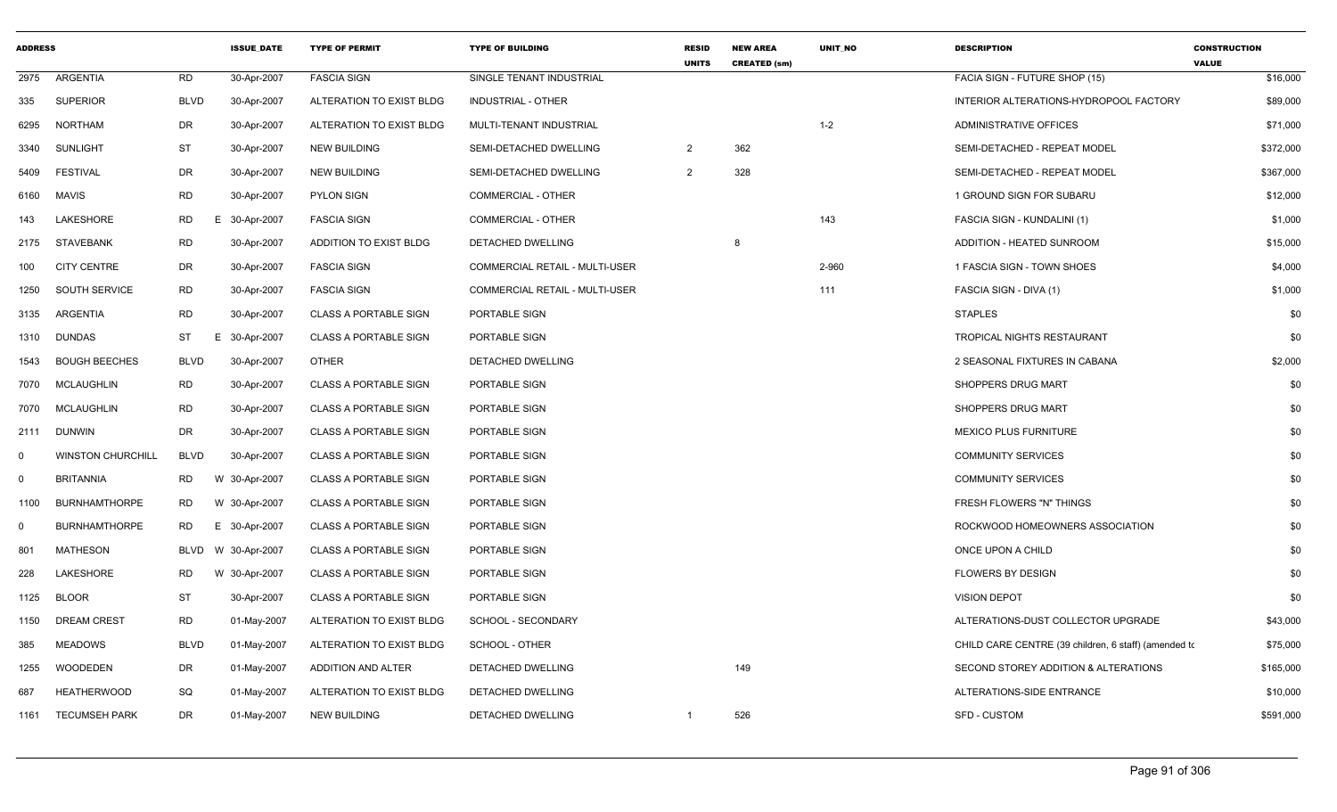| ADDRESS | | | ISSUE_DATE | TYPE OF PERMIT | TYPE OF BUILDING | RESID UNITS | NEW AREA CREATED (sm) | UNIT_NO | DESCRIPTION | CONSTRUCTION VALUE |
|---|---|---|---|---|---|---|---|---|---|---|
| 2975 | ARGENTIA | RD | 30-Apr-2007 | FASCIA SIGN | SINGLE TENANT INDUSTRIAL | | | | FACIA SIGN - FUTURE SHOP (15) | $16,000 |
| 335 | SUPERIOR | BLVD | 30-Apr-2007 | ALTERATION TO EXIST BLDG | INDUSTRIAL - OTHER | | | | INTERIOR ALTERATIONS-HYDROPOOL FACTORY | $89,000 |
| 6295 | NORTHAM | DR | 30-Apr-2007 | ALTERATION TO EXIST BLDG | MULTI-TENANT INDUSTRIAL | | | 1-2 | ADMINISTRATIVE OFFICES | $71,000 |
| 3340 | SUNLIGHT | ST | 30-Apr-2007 | NEW BUILDING | SEMI-DETACHED DWELLING | 2 | 362 | | SEMI-DETACHED - REPEAT MODEL | $372,000 |
| 5409 | FESTIVAL | DR | 30-Apr-2007 | NEW BUILDING | SEMI-DETACHED DWELLING | 2 | 328 | | SEMI-DETACHED - REPEAT MODEL | $367,000 |
| 6160 | MAVIS | RD | 30-Apr-2007 | PYLON SIGN | COMMERCIAL - OTHER | | | | 1 GROUND SIGN FOR SUBARU | $12,000 |
| 143 | LAKESHORE | RD | E 30-Apr-2007 | FASCIA SIGN | COMMERCIAL - OTHER | | | 143 | FASCIA SIGN - KUNDALINI (1) | $1,000 |
| 2175 | STAVEBANK | RD | 30-Apr-2007 | ADDITION TO EXIST BLDG | DETACHED DWELLING | | 8 | | ADDITION - HEATED SUNROOM | $15,000 |
| 100 | CITY CENTRE | DR | 30-Apr-2007 | FASCIA SIGN | COMMERCIAL RETAIL - MULTI-USER | | | 2-960 | 1 FASCIA SIGN - TOWN SHOES | $4,000 |
| 1250 | SOUTH SERVICE | RD | 30-Apr-2007 | FASCIA SIGN | COMMERCIAL RETAIL - MULTI-USER | | | 111 | FASCIA SIGN - DIVA (1) | $1,000 |
| 3135 | ARGENTIA | RD | 30-Apr-2007 | CLASS A PORTABLE SIGN | PORTABLE SIGN | | | | STAPLES | $0 |
| 1310 | DUNDAS | ST | E 30-Apr-2007 | CLASS A PORTABLE SIGN | PORTABLE SIGN | | | | TROPICAL NIGHTS RESTAURANT | $0 |
| 1543 | BOUGH BEECHES | BLVD | 30-Apr-2007 | OTHER | DETACHED DWELLING | | | | 2 SEASONAL FIXTURES IN CABANA | $2,000 |
| 7070 | MCLAUGHLIN | RD | 30-Apr-2007 | CLASS A PORTABLE SIGN | PORTABLE SIGN | | | | SHOPPERS DRUG MART | $0 |
| 7070 | MCLAUGHLIN | RD | 30-Apr-2007 | CLASS A PORTABLE SIGN | PORTABLE SIGN | | | | SHOPPERS DRUG MART | $0 |
| 2111 | DUNWIN | DR | 30-Apr-2007 | CLASS A PORTABLE SIGN | PORTABLE SIGN | | | | MEXICO PLUS FURNITURE | $0 |
| 0 | WINSTON CHURCHILL | BLVD | 30-Apr-2007 | CLASS A PORTABLE SIGN | PORTABLE SIGN | | | | COMMUNITY SERVICES | $0 |
| 0 | BRITANNIA | RD | W 30-Apr-2007 | CLASS A PORTABLE SIGN | PORTABLE SIGN | | | | COMMUNITY SERVICES | $0 |
| 1100 | BURNHAMTHORPE | RD | W 30-Apr-2007 | CLASS A PORTABLE SIGN | PORTABLE SIGN | | | | FRESH FLOWERS "N" THINGS | $0 |
| 0 | BURNHAMTHORPE | RD | E 30-Apr-2007 | CLASS A PORTABLE SIGN | PORTABLE SIGN | | | | ROCKWOOD HOMEOWNERS ASSOCIATION | $0 |
| 801 | MATHESON | BLVD | W 30-Apr-2007 | CLASS A PORTABLE SIGN | PORTABLE SIGN | | | | ONCE UPON A CHILD | $0 |
| 228 | LAKESHORE | RD | W 30-Apr-2007 | CLASS A PORTABLE SIGN | PORTABLE SIGN | | | | FLOWERS BY DESIGN | $0 |
| 1125 | BLOOR | ST | 30-Apr-2007 | CLASS A PORTABLE SIGN | PORTABLE SIGN | | | | VISION DEPOT | $0 |
| 1150 | DREAM CREST | RD | 01-May-2007 | ALTERATION TO EXIST BLDG | SCHOOL - SECONDARY | | | | ALTERATIONS-DUST COLLECTOR UPGRADE | $43,000 |
| 385 | MEADOWS | BLVD | 01-May-2007 | ALTERATION TO EXIST BLDG | SCHOOL - OTHER | | | | CHILD CARE CENTRE (39 children, 6 staff) (amended tc | $75,000 |
| 1255 | WOODEDEN | DR | 01-May-2007 | ADDITION AND ALTER | DETACHED DWELLING | | 149 | | SECOND STOREY ADDITION & ALTERATIONS | $165,000 |
| 687 | HEATHERWOOD | SQ | 01-May-2007 | ALTERATION TO EXIST BLDG | DETACHED DWELLING | | | | ALTERATIONS-SIDE ENTRANCE | $10,000 |
| 1161 | TECUMSEH PARK | DR | 01-May-2007 | NEW BUILDING | DETACHED DWELLING | 1 | 526 | | SFD - CUSTOM | $591,000 |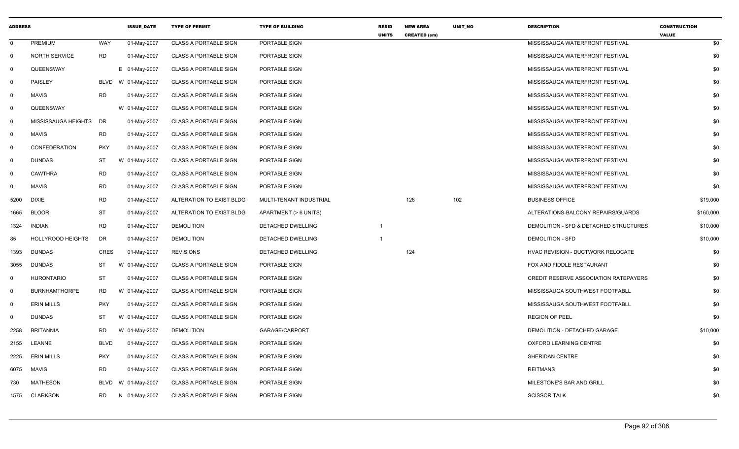| ADDRESS | | | ISSUE_DATE | TYPE OF PERMIT | TYPE OF BUILDING | RESID UNITS | NEW AREA CREATED (sm) | UNIT_NO | DESCRIPTION | CONSTRUCTION VALUE |
|---|---|---|---|---|---|---|---|---|---|---|
| 0 | PREMIUM | WAY | 01-May-2007 | CLASS A PORTABLE SIGN | PORTABLE SIGN | | | | MISSISSAUGA WATERFRONT FESTIVAL | $0 |
| 0 | NORTH SERVICE | RD | 01-May-2007 | CLASS A PORTABLE SIGN | PORTABLE SIGN | | | | MISSISSAUGA WATERFRONT FESTIVAL | $0 |
| 0 | QUEENSWAY | | E 01-May-2007 | CLASS A PORTABLE SIGN | PORTABLE SIGN | | | | MISSISSAUGA WATERFRONT FESTIVAL | $0 |
| 0 | PAISLEY | BLVD | W 01-May-2007 | CLASS A PORTABLE SIGN | PORTABLE SIGN | | | | MISSISSAUGA WATERFRONT FESTIVAL | $0 |
| 0 | MAVIS | RD | 01-May-2007 | CLASS A PORTABLE SIGN | PORTABLE SIGN | | | | MISSISSAUGA WATERFRONT FESTIVAL | $0 |
| 0 | QUEENSWAY | | W 01-May-2007 | CLASS A PORTABLE SIGN | PORTABLE SIGN | | | | MISSISSAUGA WATERFRONT FESTIVAL | $0 |
| 0 | MISSISSAUGA HEIGHTS | DR | 01-May-2007 | CLASS A PORTABLE SIGN | PORTABLE SIGN | | | | MISSISSAUGA WATERFRONT FESTIVAL | $0 |
| 0 | MAVIS | RD | 01-May-2007 | CLASS A PORTABLE SIGN | PORTABLE SIGN | | | | MISSISSAUGA WATERFRONT FESTIVAL | $0 |
| 0 | CONFEDERATION | PKY | 01-May-2007 | CLASS A PORTABLE SIGN | PORTABLE SIGN | | | | MISSISSAUGA WATERFRONT FESTIVAL | $0 |
| 0 | DUNDAS | ST | W 01-May-2007 | CLASS A PORTABLE SIGN | PORTABLE SIGN | | | | MISSISSAUGA WATERFRONT FESTIVAL | $0 |
| 0 | CAWTHRA | RD | 01-May-2007 | CLASS A PORTABLE SIGN | PORTABLE SIGN | | | | MISSISSAUGA WATERFRONT FESTIVAL | $0 |
| 0 | MAVIS | RD | 01-May-2007 | CLASS A PORTABLE SIGN | PORTABLE SIGN | | | | MISSISSAUGA WATERFRONT FESTIVAL | $0 |
| 5200 | DIXIE | RD | 01-May-2007 | ALTERATION TO EXIST BLDG | MULTI-TENANT INDUSTRIAL | | 128 | 102 | BUSINESS OFFICE | $19,000 |
| 1665 | BLOOR | ST | 01-May-2007 | ALTERATION TO EXIST BLDG | APARTMENT (> 6 UNITS) | | | | ALTERATIONS-BALCONY REPAIRS/GUARDS | $160,000 |
| 1324 | INDIAN | RD | 01-May-2007 | DEMOLITION | DETACHED DWELLING | 1 | | | DEMOLITION - SFD & DETACHED STRUCTURES | $10,000 |
| 85 | HOLLYROOD HEIGHTS | DR | 01-May-2007 | DEMOLITION | DETACHED DWELLING | 1 | | | DEMOLITION - SFD | $10,000 |
| 1393 | DUNDAS | CRES | 01-May-2007 | REVISIONS | DETACHED DWELLING | | 124 | | HVAC REVISION - DUCTWORK RELOCATE | $0 |
| 3055 | DUNDAS | ST | W 01-May-2007 | CLASS A PORTABLE SIGN | PORTABLE SIGN | | | | FOX AND FIDDLE RESTAURANT | $0 |
| 0 | HURONTARIO | ST | 01-May-2007 | CLASS A PORTABLE SIGN | PORTABLE SIGN | | | | CREDIT RESERVE ASSOCIATION RATEPAYERS | $0 |
| 0 | BURNHAMTHORPE | RD | W 01-May-2007 | CLASS A PORTABLE SIGN | PORTABLE SIGN | | | | MISSISSAUGA SOUTHWEST FOOTFABLL | $0 |
| 0 | ERIN MILLS | PKY | 01-May-2007 | CLASS A PORTABLE SIGN | PORTABLE SIGN | | | | MISSISSAUGA SOUTHWEST FOOTFABLL | $0 |
| 0 | DUNDAS | ST | W 01-May-2007 | CLASS A PORTABLE SIGN | PORTABLE SIGN | | | | REGION OF PEEL | $0 |
| 2258 | BRITANNIA | RD | W 01-May-2007 | DEMOLITION | GARAGE/CARPORT | | | | DEMOLITION - DETACHED GARAGE | $10,000 |
| 2155 | LEANNE | BLVD | 01-May-2007 | CLASS A PORTABLE SIGN | PORTABLE SIGN | | | | OXFORD LEARNING CENTRE | $0 |
| 2225 | ERIN MILLS | PKY | 01-May-2007 | CLASS A PORTABLE SIGN | PORTABLE SIGN | | | | SHERIDAN CENTRE | $0 |
| 6075 | MAVIS | RD | 01-May-2007 | CLASS A PORTABLE SIGN | PORTABLE SIGN | | | | REITMANS | $0 |
| 730 | MATHESON | BLVD | W 01-May-2007 | CLASS A PORTABLE SIGN | PORTABLE SIGN | | | | MILESTONE'S BAR AND GRILL | $0 |
| 1575 | CLARKSON | RD | N 01-May-2007 | CLASS A PORTABLE SIGN | PORTABLE SIGN | | | | SCISSOR TALK | $0 |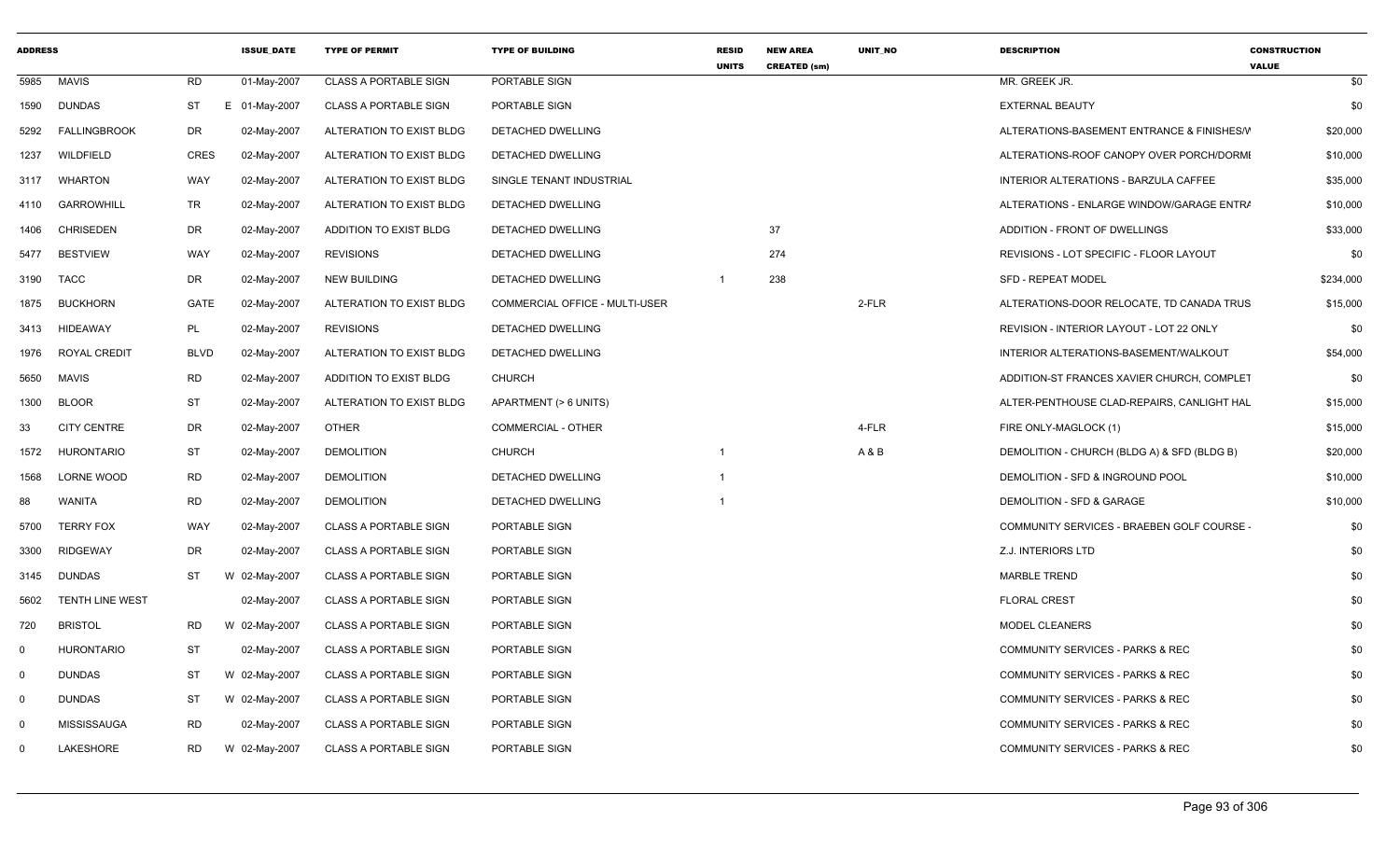| ADDRESS | | | ISSUE_DATE | TYPE OF PERMIT | TYPE OF BUILDING | RESID UNITS | NEW AREA CREATED (sm) | UNIT_NO | DESCRIPTION | CONSTRUCTION VALUE |
|---|---|---|---|---|---|---|---|---|---|---|
| 5985 | MAVIS | RD | 01-May-2007 | CLASS A PORTABLE SIGN | PORTABLE SIGN | | | | MR. GREEK JR. | $0 |
| 1590 | DUNDAS | ST | E 01-May-2007 | CLASS A PORTABLE SIGN | PORTABLE SIGN | | | | EXTERNAL BEAUTY | $0 |
| 5292 | FALLINGBROOK | DR | 02-May-2007 | ALTERATION TO EXIST BLDG | DETACHED DWELLING | | | | ALTERATIONS-BASEMENT ENTRANCE & FINISHES/V | $20,000 |
| 1237 | WILDFIELD | CRES | 02-May-2007 | ALTERATION TO EXIST BLDG | DETACHED DWELLING | | | | ALTERATIONS-ROOF CANOPY OVER PORCH/DORMI | $10,000 |
| 3117 | WHARTON | WAY | 02-May-2007 | ALTERATION TO EXIST BLDG | SINGLE TENANT INDUSTRIAL | | | | INTERIOR ALTERATIONS - BARZULA CAFFEE | $35,000 |
| 4110 | GARROWHILL | TR | 02-May-2007 | ALTERATION TO EXIST BLDG | DETACHED DWELLING | | | | ALTERATIONS - ENLARGE WINDOW/GARAGE ENTRA | $10,000 |
| 1406 | CHRISEDEN | DR | 02-May-2007 | ADDITION TO EXIST BLDG | DETACHED DWELLING | | 37 | | ADDITION - FRONT OF DWELLINGS | $33,000 |
| 5477 | BESTVIEW | WAY | 02-May-2007 | REVISIONS | DETACHED DWELLING | | 274 | | REVISIONS - LOT SPECIFIC - FLOOR LAYOUT | $0 |
| 3190 | TACC | DR | 02-May-2007 | NEW BUILDING | DETACHED DWELLING | 1 | 238 | | SFD - REPEAT MODEL | $234,000 |
| 1875 | BUCKHORN | GATE | 02-May-2007 | ALTERATION TO EXIST BLDG | COMMERCIAL OFFICE - MULTI-USER | | | 2-FLR | ALTERATIONS-DOOR RELOCATE, TD CANADA TRUS | $15,000 |
| 3413 | HIDEAWAY | PL | 02-May-2007 | REVISIONS | DETACHED DWELLING | | | | REVISION - INTERIOR LAYOUT - LOT 22 ONLY | $0 |
| 1976 | ROYAL CREDIT | BLVD | 02-May-2007 | ALTERATION TO EXIST BLDG | DETACHED DWELLING | | | | INTERIOR ALTERATIONS-BASEMENT/WALKOUT | $54,000 |
| 5650 | MAVIS | RD | 02-May-2007 | ADDITION TO EXIST BLDG | CHURCH | | | | ADDITION-ST FRANCES XAVIER CHURCH, COMPLET | $0 |
| 1300 | BLOOR | ST | 02-May-2007 | ALTERATION TO EXIST BLDG | APARTMENT (> 6 UNITS) | | | | ALTER-PENTHOUSE CLAD-REPAIRS, CANLIGHT HAL | $15,000 |
| 33 | CITY CENTRE | DR | 02-May-2007 | OTHER | COMMERCIAL - OTHER | | | 4-FLR | FIRE ONLY-MAGLOCK (1) | $15,000 |
| 1572 | HURONTARIO | ST | 02-May-2007 | DEMOLITION | CHURCH | 1 | | A & B | DEMOLITION - CHURCH (BLDG A) & SFD (BLDG B) | $20,000 |
| 1568 | LORNE WOOD | RD | 02-May-2007 | DEMOLITION | DETACHED DWELLING | 1 | | | DEMOLITION - SFD & INGROUND POOL | $10,000 |
| 88 | WANITA | RD | 02-May-2007 | DEMOLITION | DETACHED DWELLING | 1 | | | DEMOLITION - SFD & GARAGE | $10,000 |
| 5700 | TERRY FOX | WAY | 02-May-2007 | CLASS A PORTABLE SIGN | PORTABLE SIGN | | | | COMMUNITY SERVICES - BRAEBEN GOLF COURSE - | $0 |
| 3300 | RIDGEWAY | DR | 02-May-2007 | CLASS A PORTABLE SIGN | PORTABLE SIGN | | | | Z.J. INTERIORS LTD | $0 |
| 3145 | DUNDAS | ST | W 02-May-2007 | CLASS A PORTABLE SIGN | PORTABLE SIGN | | | | MARBLE TREND | $0 |
| 5602 | TENTH LINE WEST | | 02-May-2007 | CLASS A PORTABLE SIGN | PORTABLE SIGN | | | | FLORAL CREST | $0 |
| 720 | BRISTOL | RD | W 02-May-2007 | CLASS A PORTABLE SIGN | PORTABLE SIGN | | | | MODEL CLEANERS | $0 |
| 0 | HURONTARIO | ST | 02-May-2007 | CLASS A PORTABLE SIGN | PORTABLE SIGN | | | | COMMUNITY SERVICES - PARKS & REC | $0 |
| 0 | DUNDAS | ST | W 02-May-2007 | CLASS A PORTABLE SIGN | PORTABLE SIGN | | | | COMMUNITY SERVICES - PARKS & REC | $0 |
| 0 | DUNDAS | ST | W 02-May-2007 | CLASS A PORTABLE SIGN | PORTABLE SIGN | | | | COMMUNITY SERVICES - PARKS & REC | $0 |
| 0 | MISSISSAUGA | RD | 02-May-2007 | CLASS A PORTABLE SIGN | PORTABLE SIGN | | | | COMMUNITY SERVICES - PARKS & REC | $0 |
| 0 | LAKESHORE | RD | W 02-May-2007 | CLASS A PORTABLE SIGN | PORTABLE SIGN | | | | COMMUNITY SERVICES - PARKS & REC | $0 |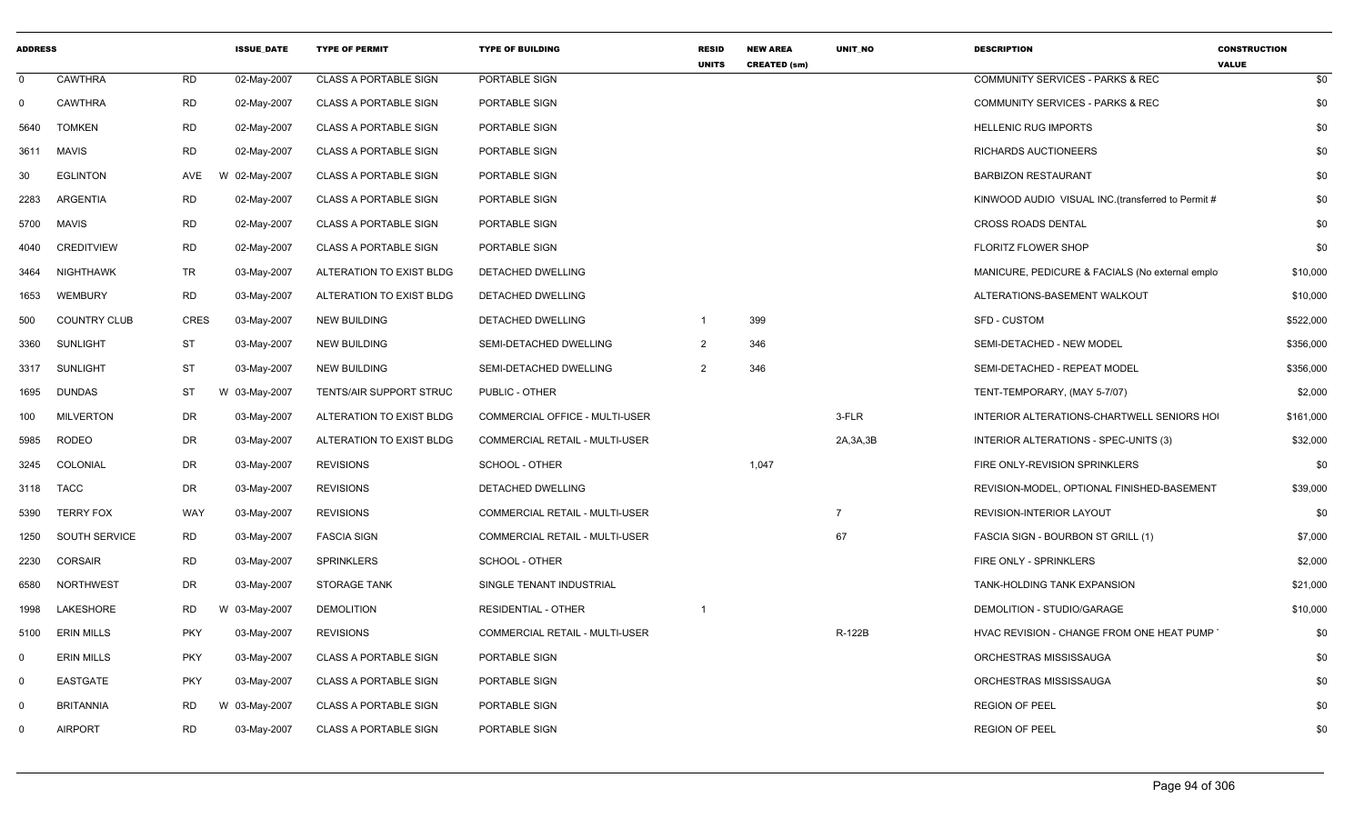| ADDRESS | | | ISSUE_DATE | TYPE OF PERMIT | TYPE OF BUILDING | RESID UNITS | NEW AREA CREATED (sm) | UNIT_NO | DESCRIPTION | CONSTRUCTION VALUE |
|---|---|---|---|---|---|---|---|---|---|---|
| 0 | CAWTHRA | RD | 02-May-2007 | CLASS A PORTABLE SIGN | PORTABLE SIGN | | | | COMMUNITY SERVICES - PARKS & REC | $0 |
| 0 | CAWTHRA | RD | 02-May-2007 | CLASS A PORTABLE SIGN | PORTABLE SIGN | | | | COMMUNITY SERVICES - PARKS & REC | $0 |
| 5640 | TOMKEN | RD | 02-May-2007 | CLASS A PORTABLE SIGN | PORTABLE SIGN | | | | HELLENIC RUG IMPORTS | $0 |
| 3611 | MAVIS | RD | 02-May-2007 | CLASS A PORTABLE SIGN | PORTABLE SIGN | | | | RICHARDS AUCTIONEERS | $0 |
| 30 | EGLINTON | AVE | W 02-May-2007 | CLASS A PORTABLE SIGN | PORTABLE SIGN | | | | BARBIZON RESTAURANT | $0 |
| 2283 | ARGENTIA | RD | 02-May-2007 | CLASS A PORTABLE SIGN | PORTABLE SIGN | | | | KINWOOD AUDIO VISUAL INC.(transferred to Permit # | $0 |
| 5700 | MAVIS | RD | 02-May-2007 | CLASS A PORTABLE SIGN | PORTABLE SIGN | | | | CROSS ROADS DENTAL | $0 |
| 4040 | CREDITVIEW | RD | 02-May-2007 | CLASS A PORTABLE SIGN | PORTABLE SIGN | | | | FLORITZ FLOWER SHOP | $0 |
| 3464 | NIGHTHAWK | TR | 03-May-2007 | ALTERATION TO EXIST BLDG | DETACHED DWELLING | | | | MANICURE, PEDICURE & FACIALS (No external emplo | $10,000 |
| 1653 | WEMBURY | RD | 03-May-2007 | ALTERATION TO EXIST BLDG | DETACHED DWELLING | | | | ALTERATIONS-BASEMENT WALKOUT | $10,000 |
| 500 | COUNTRY CLUB | CRES | 03-May-2007 | NEW BUILDING | DETACHED DWELLING | 1 | 399 | | SFD - CUSTOM | $522,000 |
| 3360 | SUNLIGHT | ST | 03-May-2007 | NEW BUILDING | SEMI-DETACHED DWELLING | 2 | 346 | | SEMI-DETACHED - NEW MODEL | $356,000 |
| 3317 | SUNLIGHT | ST | 03-May-2007 | NEW BUILDING | SEMI-DETACHED DWELLING | 2 | 346 | | SEMI-DETACHED - REPEAT MODEL | $356,000 |
| 1695 | DUNDAS | ST | W 03-May-2007 | TENTS/AIR SUPPORT STRUC | PUBLIC - OTHER | | | | TENT-TEMPORARY, (MAY 5-7/07) | $2,000 |
| 100 | MILVERTON | DR | 03-May-2007 | ALTERATION TO EXIST BLDG | COMMERCIAL OFFICE - MULTI-USER | | | 3-FLR | INTERIOR ALTERATIONS-CHARTWELL SENIORS HO | $161,000 |
| 5985 | RODEO | DR | 03-May-2007 | ALTERATION TO EXIST BLDG | COMMERCIAL RETAIL - MULTI-USER | | | 2A,3A,3B | INTERIOR ALTERATIONS - SPEC-UNITS (3) | $32,000 |
| 3245 | COLONIAL | DR | 03-May-2007 | REVISIONS | SCHOOL - OTHER | | 1,047 | | FIRE ONLY-REVISION SPRINKLERS | $0 |
| 3118 | TACC | DR | 03-May-2007 | REVISIONS | DETACHED DWELLING | | | | REVISION-MODEL, OPTIONAL FINISHED-BASEMENT | $39,000 |
| 5390 | TERRY FOX | WAY | 03-May-2007 | REVISIONS | COMMERCIAL RETAIL - MULTI-USER | | | 7 | REVISION-INTERIOR LAYOUT | $0 |
| 1250 | SOUTH SERVICE | RD | 03-May-2007 | FASCIA SIGN | COMMERCIAL RETAIL - MULTI-USER | | | 67 | FASCIA SIGN - BOURBON ST GRILL (1) | $7,000 |
| 2230 | CORSAIR | RD | 03-May-2007 | SPRINKLERS | SCHOOL - OTHER | | | | FIRE ONLY - SPRINKLERS | $2,000 |
| 6580 | NORTHWEST | DR | 03-May-2007 | STORAGE TANK | SINGLE TENANT INDUSTRIAL | | | | TANK-HOLDING TANK EXPANSION | $21,000 |
| 1998 | LAKESHORE | RD | W 03-May-2007 | DEMOLITION | RESIDENTIAL - OTHER | 1 | | | DEMOLITION - STUDIO/GARAGE | $10,000 |
| 5100 | ERIN MILLS | PKY | 03-May-2007 | REVISIONS | COMMERCIAL RETAIL - MULTI-USER | | | R-122B | HVAC REVISION - CHANGE FROM ONE HEAT PUMP | $0 |
| 0 | ERIN MILLS | PKY | 03-May-2007 | CLASS A PORTABLE SIGN | PORTABLE SIGN | | | | ORCHESTRAS MISSISSAUGA | $0 |
| 0 | EASTGATE | PKY | 03-May-2007 | CLASS A PORTABLE SIGN | PORTABLE SIGN | | | | ORCHESTRAS MISSISSAUGA | $0 |
| 0 | BRITANNIA | RD | W 03-May-2007 | CLASS A PORTABLE SIGN | PORTABLE SIGN | | | | REGION OF PEEL | $0 |
| 0 | AIRPORT | RD | 03-May-2007 | CLASS A PORTABLE SIGN | PORTABLE SIGN | | | | REGION OF PEEL | $0 |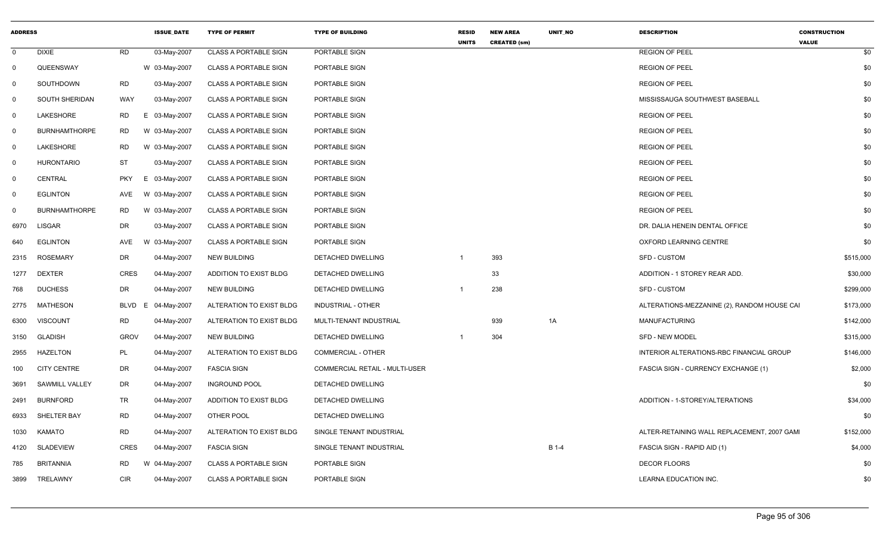| ADDRESS | | | | ISSUE_DATE | TYPE OF PERMIT | TYPE OF BUILDING | RESID UNITS | NEW AREA CREATED (sm) | UNIT_NO | DESCRIPTION | CONSTRUCTION VALUE |
|---|---|---|---|---|---|---|---|---|---|---|---|
| 0 | DIXIE | RD | | 03-May-2007 | CLASS A PORTABLE SIGN | PORTABLE SIGN | | | | REGION OF PEEL | $0 |
| 0 | QUEENSWAY | | W | 03-May-2007 | CLASS A PORTABLE SIGN | PORTABLE SIGN | | | | REGION OF PEEL | $0 |
| 0 | SOUTHDOWN | RD | | 03-May-2007 | CLASS A PORTABLE SIGN | PORTABLE SIGN | | | | REGION OF PEEL | $0 |
| 0 | SOUTH SHERIDAN | WAY | | 03-May-2007 | CLASS A PORTABLE SIGN | PORTABLE SIGN | | | | MISSISSAUGA SOUTHWEST BASEBALL | $0 |
| 0 | LAKESHORE | RD | E | 03-May-2007 | CLASS A PORTABLE SIGN | PORTABLE SIGN | | | | REGION OF PEEL | $0 |
| 0 | BURNHAMTHORPE | RD | W | 03-May-2007 | CLASS A PORTABLE SIGN | PORTABLE SIGN | | | | REGION OF PEEL | $0 |
| 0 | LAKESHORE | RD | W | 03-May-2007 | CLASS A PORTABLE SIGN | PORTABLE SIGN | | | | REGION OF PEEL | $0 |
| 0 | HURONTARIO | ST | | 03-May-2007 | CLASS A PORTABLE SIGN | PORTABLE SIGN | | | | REGION OF PEEL | $0 |
| 0 | CENTRAL | PKY | E | 03-May-2007 | CLASS A PORTABLE SIGN | PORTABLE SIGN | | | | REGION OF PEEL | $0 |
| 0 | EGLINTON | AVE | W | 03-May-2007 | CLASS A PORTABLE SIGN | PORTABLE SIGN | | | | REGION OF PEEL | $0 |
| 0 | BURNHAMTHORPE | RD | W | 03-May-2007 | CLASS A PORTABLE SIGN | PORTABLE SIGN | | | | REGION OF PEEL | $0 |
| 6970 | LISGAR | DR | | 03-May-2007 | CLASS A PORTABLE SIGN | PORTABLE SIGN | | | | DR. DALIA HENEIN DENTAL OFFICE | $0 |
| 640 | EGLINTON | AVE | W | 03-May-2007 | CLASS A PORTABLE SIGN | PORTABLE SIGN | | | | OXFORD LEARNING CENTRE | $0 |
| 2315 | ROSEMARY | DR | | 04-May-2007 | NEW BUILDING | DETACHED DWELLING | 1 | 393 | | SFD - CUSTOM | $515,000 |
| 1277 | DEXTER | CRES | | 04-May-2007 | ADDITION TO EXIST BLDG | DETACHED DWELLING | | 33 | | ADDITION - 1 STOREY REAR ADD. | $30,000 |
| 768 | DUCHESS | DR | | 04-May-2007 | NEW BUILDING | DETACHED DWELLING | 1 | 238 | | SFD - CUSTOM | $299,000 |
| 2775 | MATHESON | BLVD | E | 04-May-2007 | ALTERATION TO EXIST BLDG | INDUSTRIAL - OTHER | | | | ALTERATIONS-MEZZANINE (2), RANDOM HOUSE CAI | $173,000 |
| 6300 | VISCOUNT | RD | | 04-May-2007 | ALTERATION TO EXIST BLDG | MULTI-TENANT INDUSTRIAL | | 939 | 1A | MANUFACTURING | $142,000 |
| 3150 | GLADISH | GROV | | 04-May-2007 | NEW BUILDING | DETACHED DWELLING | 1 | 304 | | SFD - NEW MODEL | $315,000 |
| 2955 | HAZELTON | PL | | 04-May-2007 | ALTERATION TO EXIST BLDG | COMMERCIAL - OTHER | | | | INTERIOR ALTERATIONS-RBC FINANCIAL GROUP | $146,000 |
| 100 | CITY CENTRE | DR | | 04-May-2007 | FASCIA SIGN | COMMERCIAL RETAIL - MULTI-USER | | | | FASCIA SIGN - CURRENCY EXCHANGE (1) | $2,000 |
| 3691 | SAWMILL VALLEY | DR | | 04-May-2007 | INGROUND POOL | DETACHED DWELLING | | | | | $0 |
| 2491 | BURNFORD | TR | | 04-May-2007 | ADDITION TO EXIST BLDG | DETACHED DWELLING | | | | ADDITION - 1-STOREY/ALTERATIONS | $34,000 |
| 6933 | SHELTER BAY | RD | | 04-May-2007 | OTHER POOL | DETACHED DWELLING | | | | | $0 |
| 1030 | KAMATO | RD | | 04-May-2007 | ALTERATION TO EXIST BLDG | SINGLE TENANT INDUSTRIAL | | | | ALTER-RETAINING WALL REPLACEMENT, 2007 GAMI | $152,000 |
| 4120 | SLADEVIEW | CRES | | 04-May-2007 | FASCIA SIGN | SINGLE TENANT INDUSTRIAL | | | B 1-4 | FASCIA SIGN - RAPID AID (1) | $4,000 |
| 785 | BRITANNIA | RD | W | 04-May-2007 | CLASS A PORTABLE SIGN | PORTABLE SIGN | | | | DECOR FLOORS | $0 |
| 3899 | TRELAWNY | CIR | | 04-May-2007 | CLASS A PORTABLE SIGN | PORTABLE SIGN | | | | LEARNA EDUCATION INC. | $0 |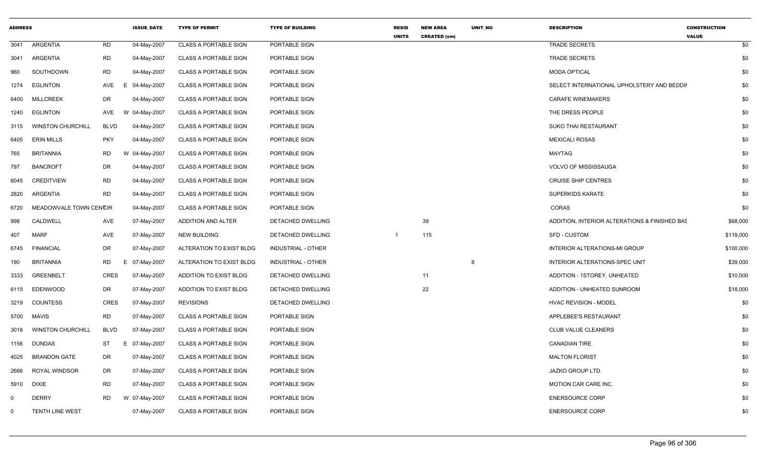| ADDRESS | | | ISSUE_DATE | TYPE OF PERMIT | TYPE OF BUILDING | RESID UNITS | NEW AREA CREATED (sm) | UNIT_NO | DESCRIPTION | CONSTRUCTION VALUE |
|---|---|---|---|---|---|---|---|---|---|---|
| 3041 | ARGENTIA | RD | 04-May-2007 | CLASS A PORTABLE SIGN | PORTABLE SIGN | | | | TRADE SECRETS | $0 |
| 3041 | ARGENTIA | RD | 04-May-2007 | CLASS A PORTABLE SIGN | PORTABLE SIGN | | | | TRADE SECRETS | $0 |
| 960 | SOUTHDOWN | RD | 04-May-2007 | CLASS A PORTABLE SIGN | PORTABLE SIGN | | | | MODA OPTICAL | $0 |
| 1274 | EGLINTON | AVE E | 04-May-2007 | CLASS A PORTABLE SIGN | PORTABLE SIGN | | | | SELECT INTERNATIONAL UPHOLSTERY AND BEDDIN | $0 |
| 6400 | MILLCREEK | DR | 04-May-2007 | CLASS A PORTABLE SIGN | PORTABLE SIGN | | | | CARAFE WINEMAKERS | $0 |
| 1240 | EGLINTON | AVE W | 04-May-2007 | CLASS A PORTABLE SIGN | PORTABLE SIGN | | | | THE DRESS PEOPLE | $0 |
| 3115 | WINSTON CHURCHILL | BLVD | 04-May-2007 | CLASS A PORTABLE SIGN | PORTABLE SIGN | | | | SUKO THAI RESTAURANT | $0 |
| 6405 | ERIN MILLS | PKY | 04-May-2007 | CLASS A PORTABLE SIGN | PORTABLE SIGN | | | | MEXICALI ROSAS | $0 |
| 765 | BRITANNIA | RD W | 04-May-2007 | CLASS A PORTABLE SIGN | PORTABLE SIGN | | | | MAYTAG | $0 |
| 797 | BANCROFT | DR | 04-May-2007 | CLASS A PORTABLE SIGN | PORTABLE SIGN | | | | VOLVO OF MISSISSAUGA | $0 |
| 6045 | CREDITVIEW | RD | 04-May-2007 | CLASS A PORTABLE SIGN | PORTABLE SIGN | | | | CRUISE SHIP CENTRES | $0 |
| 2820 | ARGENTIA | RD | 04-May-2007 | CLASS A PORTABLE SIGN | PORTABLE SIGN | | | | SUPERKIDS KARATE | $0 |
| 6720 | MEADOWVALE TOWN CENTRE | CIR | 04-May-2007 | CLASS A PORTABLE SIGN | PORTABLE SIGN | | | | CORAS | $0 |
| 998 | CALDWELL | AVE | 07-May-2007 | ADDITION AND ALTER | DETACHED DWELLING | | 39 | | ADDITION, INTERIOR ALTERATIONS & FINISHED BAS | $68,000 |
| 407 | MARF | AVE | 07-May-2007 | NEW BUILDING | DETACHED DWELLING | 1 | 115 | | SFD - CUSTOM | $119,000 |
| 6745 | FINANCIAL | DR | 07-May-2007 | ALTERATION TO EXIST BLDG | INDUSTRIAL - OTHER | | | | INTERIOR ALTERATIONS-MI GROUP | $100,000 |
| 190 | BRITANNIA | RD E | 07-May-2007 | ALTERATION TO EXIST BLDG | INDUSTRIAL - OTHER | | | 8 | INTERIOR ALTERATIONS-SPEC UNIT | $39,000 |
| 3333 | GREENBELT | CRES | 07-May-2007 | ADDITION TO EXIST BLDG | DETACHED DWELLING | | 11 | | ADDITION - 1STOREY, UNHEATED | $10,000 |
| 6115 | EDENWOOD | DR | 07-May-2007 | ADDITION TO EXIST BLDG | DETACHED DWELLING | | 22 | | ADDITION - UNHEATED SUNROOM | $18,000 |
| 3219 | COUNTESS | CRES | 07-May-2007 | REVISIONS | DETACHED DWELLING | | | | HVAC REVISION - MODEL | $0 |
| 5700 | MAVIS | RD | 07-May-2007 | CLASS A PORTABLE SIGN | PORTABLE SIGN | | | | APPLEBEE'S RESTAURANT | $0 |
| 3018 | WINSTON CHURCHILL | BLVD | 07-May-2007 | CLASS A PORTABLE SIGN | PORTABLE SIGN | | | | CLUB VALUE CLEANERS | $0 |
| 1156 | DUNDAS | ST E | 07-May-2007 | CLASS A PORTABLE SIGN | PORTABLE SIGN | | | | CANADIAN TIRE | $0 |
| 4025 | BRANDON GATE | DR | 07-May-2007 | CLASS A PORTABLE SIGN | PORTABLE SIGN | | | | MALTON FLORIST | $0 |
| 2666 | ROYAL WINDSOR | DR | 07-May-2007 | CLASS A PORTABLE SIGN | PORTABLE SIGN | | | | JAZKO GROUP LTD. | $0 |
| 5910 | DIXIE | RD | 07-May-2007 | CLASS A PORTABLE SIGN | PORTABLE SIGN | | | | MOTION CAR CARE INC. | $0 |
| 0 | DERRY | RD W | 07-May-2007 | CLASS A PORTABLE SIGN | PORTABLE SIGN | | | | ENERSOURCE CORP | $0 |
| 0 | TENTH LINE WEST | | 07-May-2007 | CLASS A PORTABLE SIGN | PORTABLE SIGN | | | | ENERSOURCE CORP | $0 |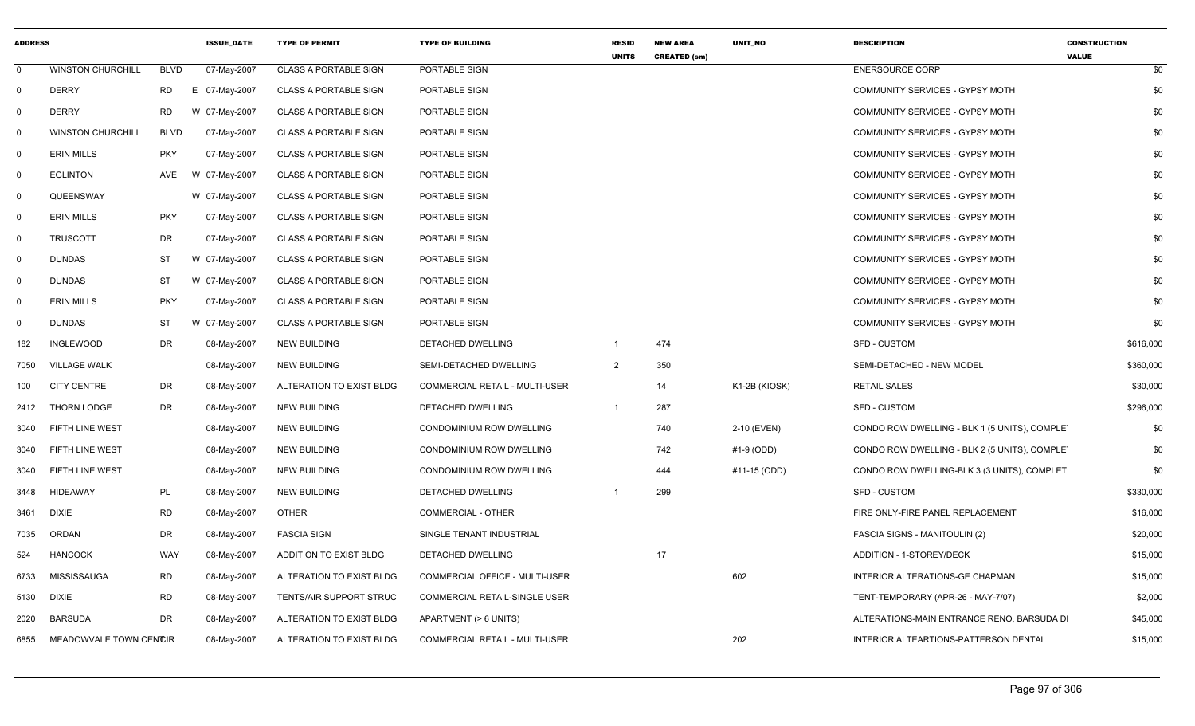| ADDRESS | | | ISSUE_DATE | TYPE OF PERMIT | TYPE OF BUILDING | RESID UNITS | NEW AREA CREATED (sm) | UNIT_NO | DESCRIPTION | CONSTRUCTION VALUE |
|---|---|---|---|---|---|---|---|---|---|---|
| 0 | WINSTON CHURCHILL | BLVD | 07-May-2007 | CLASS A PORTABLE SIGN | PORTABLE SIGN | | | | ENERSOURCE CORP | $0 |
| 0 | DERRY | RD | E 07-May-2007 | CLASS A PORTABLE SIGN | PORTABLE SIGN | | | | COMMUNITY SERVICES - GYPSY MOTH | $0 |
| 0 | DERRY | RD | W 07-May-2007 | CLASS A PORTABLE SIGN | PORTABLE SIGN | | | | COMMUNITY SERVICES - GYPSY MOTH | $0 |
| 0 | WINSTON CHURCHILL | BLVD | 07-May-2007 | CLASS A PORTABLE SIGN | PORTABLE SIGN | | | | COMMUNITY SERVICES - GYPSY MOTH | $0 |
| 0 | ERIN MILLS | PKY | 07-May-2007 | CLASS A PORTABLE SIGN | PORTABLE SIGN | | | | COMMUNITY SERVICES - GYPSY MOTH | $0 |
| 0 | EGLINTON | AVE | W 07-May-2007 | CLASS A PORTABLE SIGN | PORTABLE SIGN | | | | COMMUNITY SERVICES - GYPSY MOTH | $0 |
| 0 | QUEENSWAY | | W 07-May-2007 | CLASS A PORTABLE SIGN | PORTABLE SIGN | | | | COMMUNITY SERVICES - GYPSY MOTH | $0 |
| 0 | ERIN MILLS | PKY | 07-May-2007 | CLASS A PORTABLE SIGN | PORTABLE SIGN | | | | COMMUNITY SERVICES - GYPSY MOTH | $0 |
| 0 | TRUSCOTT | DR | 07-May-2007 | CLASS A PORTABLE SIGN | PORTABLE SIGN | | | | COMMUNITY SERVICES - GYPSY MOTH | $0 |
| 0 | DUNDAS | ST | W 07-May-2007 | CLASS A PORTABLE SIGN | PORTABLE SIGN | | | | COMMUNITY SERVICES - GYPSY MOTH | $0 |
| 0 | DUNDAS | ST | W 07-May-2007 | CLASS A PORTABLE SIGN | PORTABLE SIGN | | | | COMMUNITY SERVICES - GYPSY MOTH | $0 |
| 0 | ERIN MILLS | PKY | 07-May-2007 | CLASS A PORTABLE SIGN | PORTABLE SIGN | | | | COMMUNITY SERVICES - GYPSY MOTH | $0 |
| 0 | DUNDAS | ST | W 07-May-2007 | CLASS A PORTABLE SIGN | PORTABLE SIGN | | | | COMMUNITY SERVICES - GYPSY MOTH | $0 |
| 182 | INGLEWOOD | DR | 08-May-2007 | NEW BUILDING | DETACHED DWELLING | 1 | 474 | | SFD - CUSTOM | $616,000 |
| 7050 | VILLAGE WALK | | 08-May-2007 | NEW BUILDING | SEMI-DETACHED DWELLING | 2 | 350 | | SEMI-DETACHED - NEW MODEL | $360,000 |
| 100 | CITY CENTRE | DR | 08-May-2007 | ALTERATION TO EXIST BLDG | COMMERCIAL RETAIL - MULTI-USER | | 14 | K1-2B (KIOSK) | RETAIL SALES | $30,000 |
| 2412 | THORN LODGE | DR | 08-May-2007 | NEW BUILDING | DETACHED DWELLING | 1 | 287 | | SFD - CUSTOM | $296,000 |
| 3040 | FIFTH LINE WEST | | 08-May-2007 | NEW BUILDING | CONDOMINIUM ROW DWELLING | | 740 | 2-10 (EVEN) | CONDO ROW DWELLING - BLK 1 (5 UNITS), COMPLET | $0 |
| 3040 | FIFTH LINE WEST | | 08-May-2007 | NEW BUILDING | CONDOMINIUM ROW DWELLING | | 742 | #1-9 (ODD) | CONDO ROW DWELLING - BLK 2 (5 UNITS), COMPLET | $0 |
| 3040 | FIFTH LINE WEST | | 08-May-2007 | NEW BUILDING | CONDOMINIUM ROW DWELLING | | 444 | #11-15 (ODD) | CONDO ROW DWELLING-BLK 3 (3 UNITS), COMPLET | $0 |
| 3448 | HIDEAWAY | PL | 08-May-2007 | NEW BUILDING | DETACHED DWELLING | 1 | 299 | | SFD - CUSTOM | $330,000 |
| 3461 | DIXIE | RD | 08-May-2007 | OTHER | COMMERCIAL - OTHER | | | | FIRE ONLY-FIRE PANEL REPLACEMENT | $16,000 |
| 7035 | ORDAN | DR | 08-May-2007 | FASCIA SIGN | SINGLE TENANT INDUSTRIAL | | | | FASCIA SIGNS - MANITOULIN (2) | $20,000 |
| 524 | HANCOCK | WAY | 08-May-2007 | ADDITION TO EXIST BLDG | DETACHED DWELLING | | 17 | | ADDITION - 1-STOREY/DECK | $15,000 |
| 6733 | MISSISSAUGA | RD | 08-May-2007 | ALTERATION TO EXIST BLDG | COMMERCIAL OFFICE - MULTI-USER | | | 602 | INTERIOR ALTERATIONS-GE CHAPMAN | $15,000 |
| 5130 | DIXIE | RD | 08-May-2007 | TENTS/AIR SUPPORT STRUC | COMMERCIAL RETAIL-SINGLE USER | | | | TENT-TEMPORARY (APR-26 - MAY-7/07) | $2,000 |
| 2020 | BARSUDA | DR | 08-May-2007 | ALTERATION TO EXIST BLDG | APARTMENT (> 6 UNITS) | | | | ALTERATIONS-MAIN ENTRANCE RENO, BARSUDA DI | $45,000 |
| 6855 | MEADOWVALE TOWN CENTCIR | | 08-May-2007 | ALTERATION TO EXIST BLDG | COMMERCIAL RETAIL - MULTI-USER | | | 202 | INTERIOR ALTEARTIONS-PATTERSON DENTAL | $15,000 |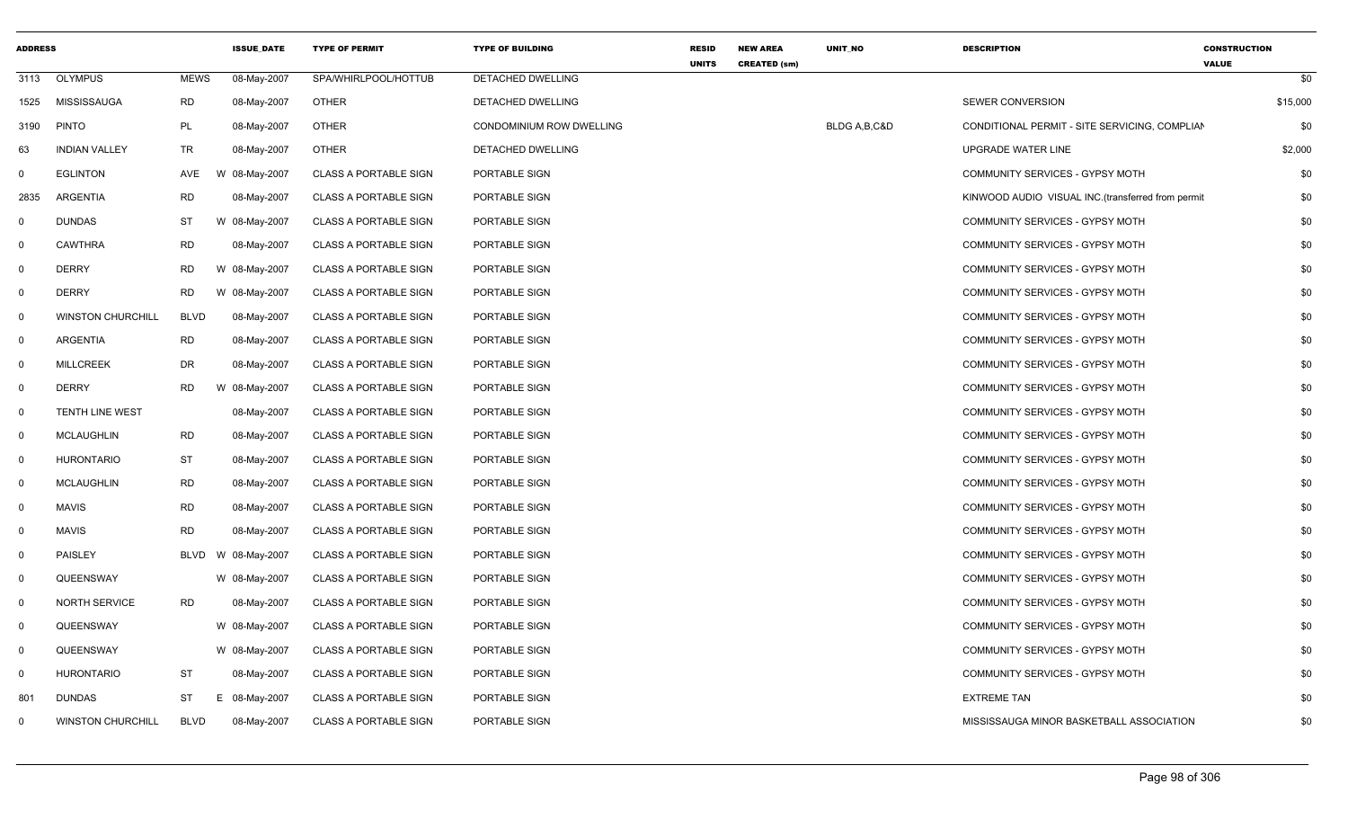| ADDRESS | | | ISSUE_DATE | TYPE OF PERMIT | TYPE OF BUILDING | RESID UNITS | NEW AREA CREATED (sm) | UNIT_NO | DESCRIPTION | CONSTRUCTION VALUE |
|---|---|---|---|---|---|---|---|---|---|---|
| 3113 | OLYMPUS | MEWS | 08-May-2007 | SPA/WHIRLPOOL/HOTTUB | DETACHED DWELLING | | | | | $0 |
| 1525 | MISSISSAUGA | RD | 08-May-2007 | OTHER | DETACHED DWELLING | | | | SEWER CONVERSION | $15,000 |
| 3190 | PINTO | PL | 08-May-2007 | OTHER | CONDOMINIUM ROW DWELLING | | | BLDG A,B,C&D | CONDITIONAL PERMIT - SITE SERVICING, COMPLIAN | $0 |
| 63 | INDIAN VALLEY | TR | 08-May-2007 | OTHER | DETACHED DWELLING | | | | UPGRADE WATER LINE | $2,000 |
| 0 | EGLINTON | AVE | W 08-May-2007 | CLASS A PORTABLE SIGN | PORTABLE SIGN | | | | COMMUNITY SERVICES - GYPSY MOTH | $0 |
| 2835 | ARGENTIA | RD | 08-May-2007 | CLASS A PORTABLE SIGN | PORTABLE SIGN | | | | KINWOOD AUDIO VISUAL INC.(transferred from permit | $0 |
| 0 | DUNDAS | ST | W 08-May-2007 | CLASS A PORTABLE SIGN | PORTABLE SIGN | | | | COMMUNITY SERVICES - GYPSY MOTH | $0 |
| 0 | CAWTHRA | RD | 08-May-2007 | CLASS A PORTABLE SIGN | PORTABLE SIGN | | | | COMMUNITY SERVICES - GYPSY MOTH | $0 |
| 0 | DERRY | RD | W 08-May-2007 | CLASS A PORTABLE SIGN | PORTABLE SIGN | | | | COMMUNITY SERVICES - GYPSY MOTH | $0 |
| 0 | DERRY | RD | W 08-May-2007 | CLASS A PORTABLE SIGN | PORTABLE SIGN | | | | COMMUNITY SERVICES - GYPSY MOTH | $0 |
| 0 | WINSTON CHURCHILL | BLVD | 08-May-2007 | CLASS A PORTABLE SIGN | PORTABLE SIGN | | | | COMMUNITY SERVICES - GYPSY MOTH | $0 |
| 0 | ARGENTIA | RD | 08-May-2007 | CLASS A PORTABLE SIGN | PORTABLE SIGN | | | | COMMUNITY SERVICES - GYPSY MOTH | $0 |
| 0 | MILLCREEK | DR | 08-May-2007 | CLASS A PORTABLE SIGN | PORTABLE SIGN | | | | COMMUNITY SERVICES - GYPSY MOTH | $0 |
| 0 | DERRY | RD | W 08-May-2007 | CLASS A PORTABLE SIGN | PORTABLE SIGN | | | | COMMUNITY SERVICES - GYPSY MOTH | $0 |
| 0 | TENTH LINE WEST | | 08-May-2007 | CLASS A PORTABLE SIGN | PORTABLE SIGN | | | | COMMUNITY SERVICES - GYPSY MOTH | $0 |
| 0 | MCLAUGHLIN | RD | 08-May-2007 | CLASS A PORTABLE SIGN | PORTABLE SIGN | | | | COMMUNITY SERVICES - GYPSY MOTH | $0 |
| 0 | HURONTARIO | ST | 08-May-2007 | CLASS A PORTABLE SIGN | PORTABLE SIGN | | | | COMMUNITY SERVICES - GYPSY MOTH | $0 |
| 0 | MCLAUGHLIN | RD | 08-May-2007 | CLASS A PORTABLE SIGN | PORTABLE SIGN | | | | COMMUNITY SERVICES - GYPSY MOTH | $0 |
| 0 | MAVIS | RD | 08-May-2007 | CLASS A PORTABLE SIGN | PORTABLE SIGN | | | | COMMUNITY SERVICES - GYPSY MOTH | $0 |
| 0 | MAVIS | RD | 08-May-2007 | CLASS A PORTABLE SIGN | PORTABLE SIGN | | | | COMMUNITY SERVICES - GYPSY MOTH | $0 |
| 0 | PAISLEY | BLVD | W 08-May-2007 | CLASS A PORTABLE SIGN | PORTABLE SIGN | | | | COMMUNITY SERVICES - GYPSY MOTH | $0 |
| 0 | QUEENSWAY | | W 08-May-2007 | CLASS A PORTABLE SIGN | PORTABLE SIGN | | | | COMMUNITY SERVICES - GYPSY MOTH | $0 |
| 0 | NORTH SERVICE | RD | 08-May-2007 | CLASS A PORTABLE SIGN | PORTABLE SIGN | | | | COMMUNITY SERVICES - GYPSY MOTH | $0 |
| 0 | QUEENSWAY | | W 08-May-2007 | CLASS A PORTABLE SIGN | PORTABLE SIGN | | | | COMMUNITY SERVICES - GYPSY MOTH | $0 |
| 0 | QUEENSWAY | | W 08-May-2007 | CLASS A PORTABLE SIGN | PORTABLE SIGN | | | | COMMUNITY SERVICES - GYPSY MOTH | $0 |
| 0 | HURONTARIO | ST | 08-May-2007 | CLASS A PORTABLE SIGN | PORTABLE SIGN | | | | COMMUNITY SERVICES - GYPSY MOTH | $0 |
| 801 | DUNDAS | ST | E 08-May-2007 | CLASS A PORTABLE SIGN | PORTABLE SIGN | | | | EXTREME TAN | $0 |
| 0 | WINSTON CHURCHILL | BLVD | 08-May-2007 | CLASS A PORTABLE SIGN | PORTABLE SIGN | | | | MISSISSAUGA MINOR BASKETBALL ASSOCIATION | $0 |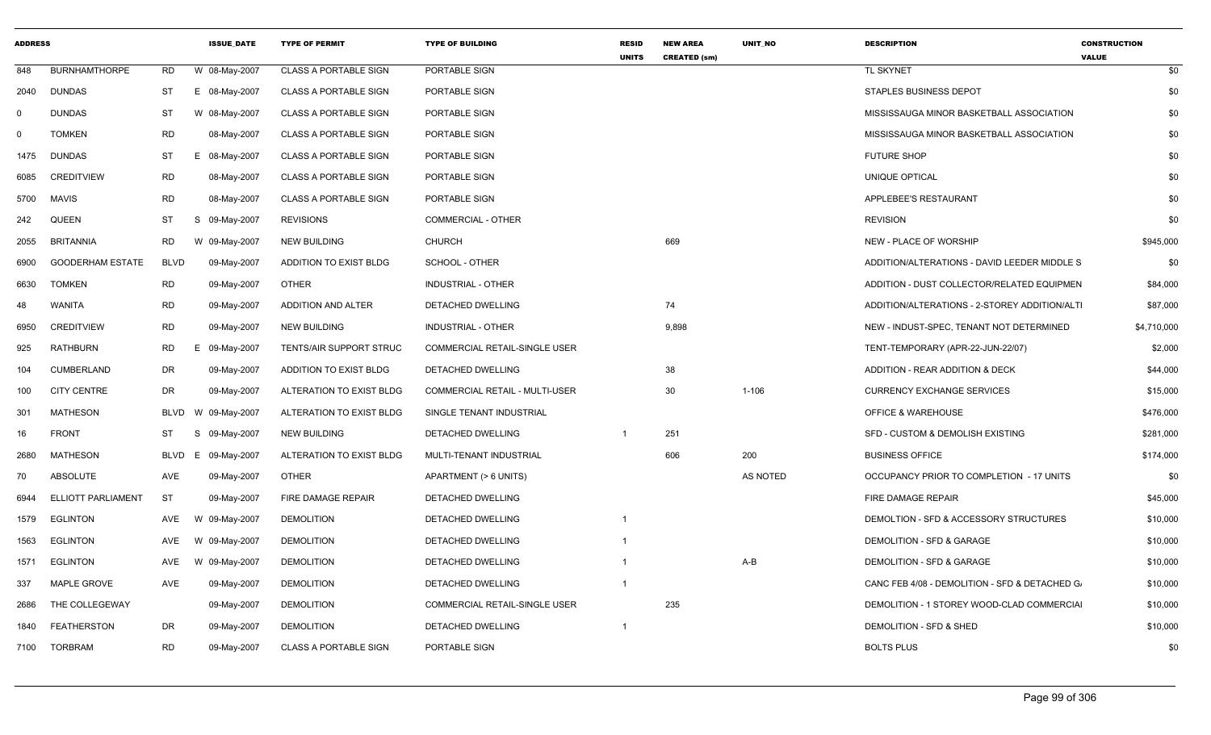| ADDRESS | | | ISSUE_DATE | TYPE OF PERMIT | TYPE OF BUILDING | RESID UNITS | NEW AREA CREATED (sm) | UNIT_NO | DESCRIPTION | CONSTRUCTION VALUE |
|---|---|---|---|---|---|---|---|---|---|---|
| 848 | BURNHAMTHORPE | RD | W 08-May-2007 | CLASS A PORTABLE SIGN | PORTABLE SIGN | | | | TL SKYNET | $0 |
| 2040 | DUNDAS | ST | E 08-May-2007 | CLASS A PORTABLE SIGN | PORTABLE SIGN | | | | STAPLES BUSINESS DEPOT | $0 |
| 0 | DUNDAS | ST | W 08-May-2007 | CLASS A PORTABLE SIGN | PORTABLE SIGN | | | | MISSISSAUGA MINOR BASKETBALL ASSOCIATION | $0 |
| 0 | TOMKEN | RD | 08-May-2007 | CLASS A PORTABLE SIGN | PORTABLE SIGN | | | | MISSISSAUGA MINOR BASKETBALL ASSOCIATION | $0 |
| 1475 | DUNDAS | ST | E 08-May-2007 | CLASS A PORTABLE SIGN | PORTABLE SIGN | | | | FUTURE SHOP | $0 |
| 6085 | CREDITVIEW | RD | 08-May-2007 | CLASS A PORTABLE SIGN | PORTABLE SIGN | | | | UNIQUE OPTICAL | $0 |
| 5700 | MAVIS | RD | 08-May-2007 | CLASS A PORTABLE SIGN | PORTABLE SIGN | | | | APPLEBEE'S RESTAURANT | $0 |
| 242 | QUEEN | ST | S 09-May-2007 | REVISIONS | COMMERCIAL - OTHER | | | | REVISION | $0 |
| 2055 | BRITANNIA | RD | W 09-May-2007 | NEW BUILDING | CHURCH | | 669 | | NEW - PLACE OF WORSHIP | $945,000 |
| 6900 | GOODERHAM ESTATE | BLVD | 09-May-2007 | ADDITION TO EXIST BLDG | SCHOOL - OTHER | | | | ADDITION/ALTERATIONS - DAVID LEEDER MIDDLE S | $0 |
| 6630 | TOMKEN | RD | 09-May-2007 | OTHER | INDUSTRIAL - OTHER | | | | ADDITION - DUST COLLECTOR/RELATED EQUIPMEN | $84,000 |
| 48 | WANITA | RD | 09-May-2007 | ADDITION AND ALTER | DETACHED DWELLING | | 74 | | ADDITION/ALTERATIONS - 2-STOREY ADDITION/ALTI | $87,000 |
| 6950 | CREDITVIEW | RD | 09-May-2007 | NEW BUILDING | INDUSTRIAL - OTHER | | 9,898 | | NEW - INDUST-SPEC, TENANT NOT DETERMINED | $4,710,000 |
| 925 | RATHBURN | RD | E 09-May-2007 | TENTS/AIR SUPPORT STRUC | COMMERCIAL RETAIL-SINGLE USER | | | | TENT-TEMPORARY (APR-22-JUN-22/07) | $2,000 |
| 104 | CUMBERLAND | DR | 09-May-2007 | ADDITION TO EXIST BLDG | DETACHED DWELLING | | 38 | | ADDITION - REAR ADDITION & DECK | $44,000 |
| 100 | CITY CENTRE | DR | 09-May-2007 | ALTERATION TO EXIST BLDG | COMMERCIAL RETAIL - MULTI-USER | | 30 | 1-106 | CURRENCY EXCHANGE SERVICES | $15,000 |
| 301 | MATHESON | BLVD | W 09-May-2007 | ALTERATION TO EXIST BLDG | SINGLE TENANT INDUSTRIAL | | | | OFFICE & WAREHOUSE | $476,000 |
| 16 | FRONT | ST | S 09-May-2007 | NEW BUILDING | DETACHED DWELLING | 1 | 251 | | SFD - CUSTOM & DEMOLISH EXISTING | $281,000 |
| 2680 | MATHESON | BLVD | E 09-May-2007 | ALTERATION TO EXIST BLDG | MULTI-TENANT INDUSTRIAL | | 606 | 200 | BUSINESS OFFICE | $174,000 |
| 70 | ABSOLUTE | AVE | 09-May-2007 | OTHER | APARTMENT (> 6 UNITS) | | | AS NOTED | OCCUPANCY PRIOR TO COMPLETION - 17 UNITS | $0 |
| 6944 | ELLIOTT PARLIAMENT | ST | 09-May-2007 | FIRE DAMAGE REPAIR | DETACHED DWELLING | | | | FIRE DAMAGE REPAIR | $45,000 |
| 1579 | EGLINTON | AVE | W 09-May-2007 | DEMOLITION | DETACHED DWELLING | 1 | | | DEMOLTION - SFD & ACCESSORY STRUCTURES | $10,000 |
| 1563 | EGLINTON | AVE | W 09-May-2007 | DEMOLITION | DETACHED DWELLING | 1 | | | DEMOLITION - SFD & GARAGE | $10,000 |
| 1571 | EGLINTON | AVE | W 09-May-2007 | DEMOLITION | DETACHED DWELLING | 1 | | A-B | DEMOLITION - SFD & GARAGE | $10,000 |
| 337 | MAPLE GROVE | AVE | 09-May-2007 | DEMOLITION | DETACHED DWELLING | 1 | | | CANC FEB 4/08 - DEMOLITION - SFD & DETACHED G | $10,000 |
| 2686 | THE COLLEGEWAY | | 09-May-2007 | DEMOLITION | COMMERCIAL RETAIL-SINGLE USER | | 235 | | DEMOLITION - 1 STOREY WOOD-CLAD COMMERCIAI | $10,000 |
| 1840 | FEATHERSTON | DR | 09-May-2007 | DEMOLITION | DETACHED DWELLING | 1 | | | DEMOLITION - SFD & SHED | $10,000 |
| 7100 | TORBRAM | RD | 09-May-2007 | CLASS A PORTABLE SIGN | PORTABLE SIGN | | | | BOLTS PLUS | $0 |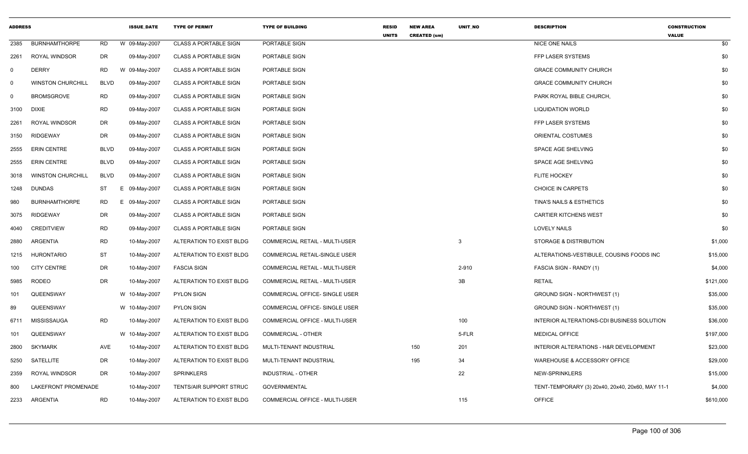| ADDRESS | | | ISSUE_DATE | TYPE OF PERMIT | TYPE OF BUILDING | RESID UNITS | NEW AREA CREATED (sm) | UNIT_NO | DESCRIPTION | CONSTRUCTION VALUE |
|---|---|---|---|---|---|---|---|---|---|---|
| 2385 | BURNHAMTHORPE | RD | W 09-May-2007 | CLASS A PORTABLE SIGN | PORTABLE SIGN | | | | NICE ONE NAILS | $0 |
| 2261 | ROYAL WINDSOR | DR | 09-May-2007 | CLASS A PORTABLE SIGN | PORTABLE SIGN | | | | FFP LASER SYSTEMS | $0 |
| 0 | DERRY | RD | W 09-May-2007 | CLASS A PORTABLE SIGN | PORTABLE SIGN | | | | GRACE COMMUNITY CHURCH | $0 |
| 0 | WINSTON CHURCHILL | BLVD | 09-May-2007 | CLASS A PORTABLE SIGN | PORTABLE SIGN | | | | GRACE COMMUNITY CHURCH | $0 |
| 0 | BROMSGROVE | RD | 09-May-2007 | CLASS A PORTABLE SIGN | PORTABLE SIGN | | | | PARK ROYAL BIBLE CHURCH, | $0 |
| 3100 | DIXIE | RD | 09-May-2007 | CLASS A PORTABLE SIGN | PORTABLE SIGN | | | | LIQUIDATION WORLD | $0 |
| 2261 | ROYAL WINDSOR | DR | 09-May-2007 | CLASS A PORTABLE SIGN | PORTABLE SIGN | | | | FFP LASER SYSTEMS | $0 |
| 3150 | RIDGEWAY | DR | 09-May-2007 | CLASS A PORTABLE SIGN | PORTABLE SIGN | | | | ORIENTAL COSTUMES | $0 |
| 2555 | ERIN CENTRE | BLVD | 09-May-2007 | CLASS A PORTABLE SIGN | PORTABLE SIGN | | | | SPACE AGE SHELVING | $0 |
| 2555 | ERIN CENTRE | BLVD | 09-May-2007 | CLASS A PORTABLE SIGN | PORTABLE SIGN | | | | SPACE AGE SHELVING | $0 |
| 3018 | WINSTON CHURCHILL | BLVD | 09-May-2007 | CLASS A PORTABLE SIGN | PORTABLE SIGN | | | | FLITE HOCKEY | $0 |
| 1248 | DUNDAS | ST | E 09-May-2007 | CLASS A PORTABLE SIGN | PORTABLE SIGN | | | | CHOICE IN CARPETS | $0 |
| 980 | BURNHAMTHORPE | RD | E 09-May-2007 | CLASS A PORTABLE SIGN | PORTABLE SIGN | | | | TINA'S NAILS & ESTHETICS | $0 |
| 3075 | RIDGEWAY | DR | 09-May-2007 | CLASS A PORTABLE SIGN | PORTABLE SIGN | | | | CARTIER KITCHENS WEST | $0 |
| 4040 | CREDITVIEW | RD | 09-May-2007 | CLASS A PORTABLE SIGN | PORTABLE SIGN | | | | LOVELY NAILS | $0 |
| 2880 | ARGENTIA | RD | 10-May-2007 | ALTERATION TO EXIST BLDG | COMMERCIAL RETAIL - MULTI-USER | | | 3 | STORAGE & DISTRIBUTION | $1,000 |
| 1215 | HURONTARIO | ST | 10-May-2007 | ALTERATION TO EXIST BLDG | COMMERCIAL RETAIL-SINGLE USER | | | | ALTERATIONS-VESTIBULE, COUSINS FOODS INC | $15,000 |
| 100 | CITY CENTRE | DR | 10-May-2007 | FASCIA SIGN | COMMERCIAL RETAIL - MULTI-USER | | | 2-910 | FASCIA SIGN - RANDY (1) | $4,000 |
| 5985 | RODEO | DR | 10-May-2007 | ALTERATION TO EXIST BLDG | COMMERCIAL RETAIL - MULTI-USER | | | 3B | RETAIL | $121,000 |
| 101 | QUEENSWAY | | W 10-May-2007 | PYLON SIGN | COMMERCIAL OFFICE- SINGLE USER | | | | GROUND SIGN - NORTHWEST (1) | $35,000 |
| 89 | QUEENSWAY | | W 10-May-2007 | PYLON SIGN | COMMERCIAL OFFICE- SINGLE USER | | | | GROUND SIGN - NORTHWEST (1) | $35,000 |
| 6711 | MISSISSAUGA | RD | 10-May-2007 | ALTERATION TO EXIST BLDG | COMMERCIAL OFFICE - MULTI-USER | | | 100 | INTERIOR ALTERATIONS-CDI BUSINESS SOLUTION | $36,000 |
| 101 | QUEENSWAY | | W 10-May-2007 | ALTERATION TO EXIST BLDG | COMMERCIAL - OTHER | | | 5-FLR | MEDICAL OFFICE | $197,000 |
| 2800 | SKYMARK | AVE | 10-May-2007 | ALTERATION TO EXIST BLDG | MULTI-TENANT INDUSTRIAL | | 150 | 201 | INTERIOR ALTERATIONS - H&R DEVELOPMENT | $23,000 |
| 5250 | SATELLITE | DR | 10-May-2007 | ALTERATION TO EXIST BLDG | MULTI-TENANT INDUSTRIAL | | 195 | 34 | WAREHOUSE & ACCESSORY OFFICE | $29,000 |
| 2359 | ROYAL WINDSOR | DR | 10-May-2007 | SPRINKLERS | INDUSTRIAL - OTHER | | | 22 | NEW-SPRINKLERS | $15,000 |
| 800 | LAKEFRONT PROMENADE | | 10-May-2007 | TENTS/AIR SUPPORT STRUC | GOVERNMENTAL | | | | TENT-TEMPORARY (3) 20x40, 20x40, 20x60, MAY 11-1 | $4,000 |
| 2233 | ARGENTIA | RD | 10-May-2007 | ALTERATION TO EXIST BLDG | COMMERCIAL OFFICE - MULTI-USER | | | 115 | OFFICE | $610,000 |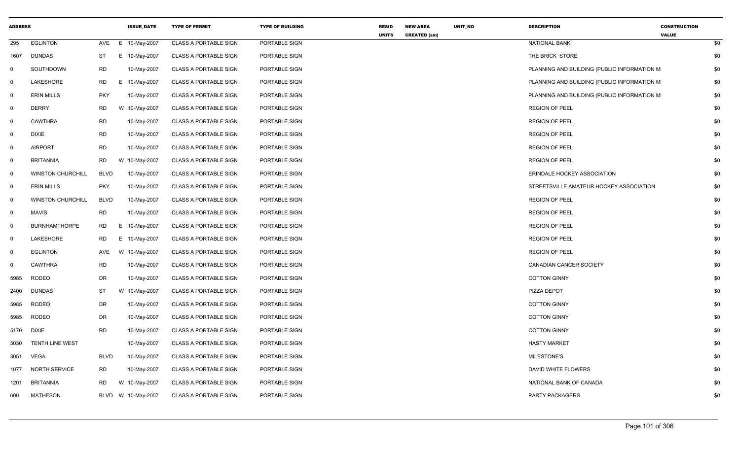| ADDRESS | | | | ISSUE_DATE | TYPE OF PERMIT | TYPE OF BUILDING | RESID UNITS | NEW AREA CREATED (sm) | UNIT_NO | DESCRIPTION | CONSTRUCTION VALUE |
|---|---|---|---|---|---|---|---|---|---|---|---|
| 295 | EGLINTON | AVE | E | 10-May-2007 | CLASS A PORTABLE SIGN | PORTABLE SIGN | | | | NATIONAL BANK | $0 |
| 1607 | DUNDAS | ST | E | 10-May-2007 | CLASS A PORTABLE SIGN | PORTABLE SIGN | | | | THE BRICK STORE | $0 |
| 0 | SOUTHDOWN | RD | | 10-May-2007 | CLASS A PORTABLE SIGN | PORTABLE SIGN | | | | PLANNING AND BUILDING (PUBLIC INFORMATION MI | $0 |
| 0 | LAKESHORE | RD | E | 10-May-2007 | CLASS A PORTABLE SIGN | PORTABLE SIGN | | | | PLANNING AND BUILDING (PUBLIC INFORMATION MI | $0 |
| 0 | ERIN MILLS | PKY | | 10-May-2007 | CLASS A PORTABLE SIGN | PORTABLE SIGN | | | | PLANNING AND BUILDING (PUBLIC INFORMATION MI | $0 |
| 0 | DERRY | RD | W | 10-May-2007 | CLASS A PORTABLE SIGN | PORTABLE SIGN | | | | REGION OF PEEL | $0 |
| 0 | CAWTHRA | RD | | 10-May-2007 | CLASS A PORTABLE SIGN | PORTABLE SIGN | | | | REGION OF PEEL | $0 |
| 0 | DIXIE | RD | | 10-May-2007 | CLASS A PORTABLE SIGN | PORTABLE SIGN | | | | REGION OF PEEL | $0 |
| 0 | AIRPORT | RD | | 10-May-2007 | CLASS A PORTABLE SIGN | PORTABLE SIGN | | | | REGION OF PEEL | $0 |
| 0 | BRITANNIA | RD | W | 10-May-2007 | CLASS A PORTABLE SIGN | PORTABLE SIGN | | | | REGION OF PEEL | $0 |
| 0 | WINSTON CHURCHILL | BLVD | | 10-May-2007 | CLASS A PORTABLE SIGN | PORTABLE SIGN | | | | ERINDALE HOCKEY ASSOCIATION | $0 |
| 0 | ERIN MILLS | PKY | | 10-May-2007 | CLASS A PORTABLE SIGN | PORTABLE SIGN | | | | STREETSVILLE AMATEUR HOCKEY ASSOCIATION | $0 |
| 0 | WINSTON CHURCHILL | BLVD | | 10-May-2007 | CLASS A PORTABLE SIGN | PORTABLE SIGN | | | | REGION OF PEEL | $0 |
| 0 | MAVIS | RD | | 10-May-2007 | CLASS A PORTABLE SIGN | PORTABLE SIGN | | | | REGION OF PEEL | $0 |
| 0 | BURNHAMTHORPE | RD | E | 10-May-2007 | CLASS A PORTABLE SIGN | PORTABLE SIGN | | | | REGION OF PEEL | $0 |
| 0 | LAKESHORE | RD | E | 10-May-2007 | CLASS A PORTABLE SIGN | PORTABLE SIGN | | | | REGION OF PEEL | $0 |
| 0 | EGLINTON | AVE | W | 10-May-2007 | CLASS A PORTABLE SIGN | PORTABLE SIGN | | | | REGION OF PEEL | $0 |
| 0 | CAWTHRA | RD | | 10-May-2007 | CLASS A PORTABLE SIGN | PORTABLE SIGN | | | | CANADIAN CANCER SOCIETY | $0 |
| 5985 | RODEO | DR | | 10-May-2007 | CLASS A PORTABLE SIGN | PORTABLE SIGN | | | | COTTON GINNY | $0 |
| 2400 | DUNDAS | ST | W | 10-May-2007 | CLASS A PORTABLE SIGN | PORTABLE SIGN | | | | PIZZA DEPOT | $0 |
| 5985 | RODEO | DR | | 10-May-2007 | CLASS A PORTABLE SIGN | PORTABLE SIGN | | | | COTTON GINNY | $0 |
| 5985 | RODEO | DR | | 10-May-2007 | CLASS A PORTABLE SIGN | PORTABLE SIGN | | | | COTTON GINNY | $0 |
| 5170 | DIXIE | RD | | 10-May-2007 | CLASS A PORTABLE SIGN | PORTABLE SIGN | | | | COTTON GINNY | $0 |
| 5030 | TENTH LINE WEST | | | 10-May-2007 | CLASS A PORTABLE SIGN | PORTABLE SIGN | | | | HASTY MARKET | $0 |
| 3051 | VEGA | BLVD | | 10-May-2007 | CLASS A PORTABLE SIGN | PORTABLE SIGN | | | | MILESTONE'S | $0 |
| 1077 | NORTH SERVICE | RD | | 10-May-2007 | CLASS A PORTABLE SIGN | PORTABLE SIGN | | | | DAVID WHITE FLOWERS | $0 |
| 1201 | BRITANNIA | RD | W | 10-May-2007 | CLASS A PORTABLE SIGN | PORTABLE SIGN | | | | NATIONAL BANK OF CANADA | $0 |
| 600 | MATHESON | BLVD | W | 10-May-2007 | CLASS A PORTABLE SIGN | PORTABLE SIGN | | | | PARTY PACKAGERS | $0 |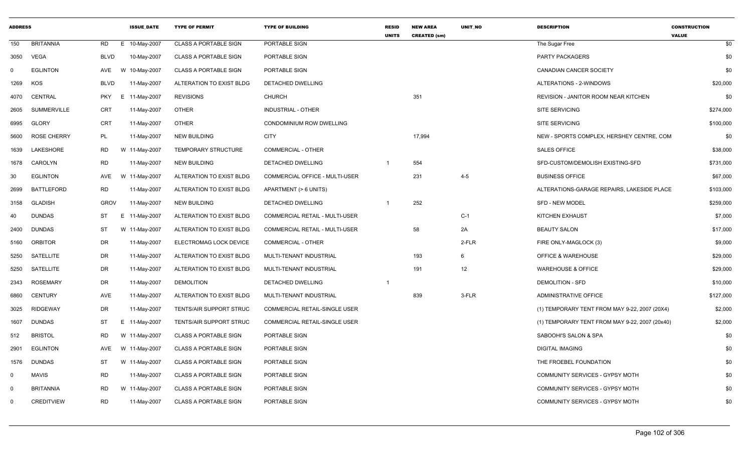| ADDRESS | | | ISSUE_DATE | TYPE OF PERMIT | TYPE OF BUILDING | RESID UNITS | NEW AREA CREATED (sm) | UNIT_NO | DESCRIPTION | CONSTRUCTION VALUE |
|---|---|---|---|---|---|---|---|---|---|---|
| 150 | BRITANNIA | RD | E 10-May-2007 | CLASS A PORTABLE SIGN | PORTABLE SIGN | | | | The Sugar Free | $0 |
| 3050 | VEGA | BLVD | 10-May-2007 | CLASS A PORTABLE SIGN | PORTABLE SIGN | | | | PARTY PACKAGERS | $0 |
| 0 | EGLINTON | AVE | W 10-May-2007 | CLASS A PORTABLE SIGN | PORTABLE SIGN | | | | CANADIAN CANCER SOCIETY | $0 |
| 1269 | KOS | BLVD | 11-May-2007 | ALTERATION TO EXIST BLDG | DETACHED DWELLING | | | | ALTERATIONS - 2-WINDOWS | $20,000 |
| 4070 | CENTRAL | PKY | E 11-May-2007 | REVISIONS | CHURCH | | 351 | | REVISION - JANITOR ROOM NEAR KITCHEN | $0 |
| 2605 | SUMMERVILLE | CRT | 11-May-2007 | OTHER | INDUSTRIAL - OTHER | | | | SITE SERVICING | $274,000 |
| 6995 | GLORY | CRT | 11-May-2007 | OTHER | CONDOMINIUM ROW DWELLING | | | | SITE SERVICING | $100,000 |
| 5600 | ROSE CHERRY | PL | 11-May-2007 | NEW BUILDING | CITY | | 17,994 | | NEW - SPORTS COMPLEX, HERSHEY CENTRE, COM | $0 |
| 1639 | LAKESHORE | RD | W 11-May-2007 | TEMPORARY STRUCTURE | COMMERCIAL - OTHER | | | | SALES OFFICE | $38,000 |
| 1678 | CAROLYN | RD | 11-May-2007 | NEW BUILDING | DETACHED DWELLING | 1 | 554 | | SFD-CUSTOM/DEMOLISH EXISTING-SFD | $731,000 |
| 30 | EGLINTON | AVE | W 11-May-2007 | ALTERATION TO EXIST BLDG | COMMERCIAL OFFICE - MULTI-USER | | 231 | 4-5 | BUSINESS OFFICE | $67,000 |
| 2699 | BATTLEFORD | RD | 11-May-2007 | ALTERATION TO EXIST BLDG | APARTMENT (> 6 UNITS) | | | | ALTERATIONS-GARAGE REPAIRS, LAKESIDE PLACE | $103,000 |
| 3158 | GLADISH | GROV | 11-May-2007 | NEW BUILDING | DETACHED DWELLING | 1 | 252 | | SFD - NEW MODEL | $259,000 |
| 40 | DUNDAS | ST | E 11-May-2007 | ALTERATION TO EXIST BLDG | COMMERCIAL RETAIL - MULTI-USER | | | C-1 | KITCHEN EXHAUST | $7,000 |
| 2400 | DUNDAS | ST | W 11-May-2007 | ALTERATION TO EXIST BLDG | COMMERCIAL RETAIL - MULTI-USER | | 58 | 2A | BEAUTY SALON | $17,000 |
| 5160 | ORBITOR | DR | 11-May-2007 | ELECTROMAG LOCK DEVICE | COMMERCIAL - OTHER | | | 2-FLR | FIRE ONLY-MAGLOCK (3) | $9,000 |
| 5250 | SATELLITE | DR | 11-May-2007 | ALTERATION TO EXIST BLDG | MULTI-TENANT INDUSTRIAL | | 193 | 6 | OFFICE & WAREHOUSE | $29,000 |
| 5250 | SATELLITE | DR | 11-May-2007 | ALTERATION TO EXIST BLDG | MULTI-TENANT INDUSTRIAL | | 191 | 12 | WAREHOUSE & OFFICE | $29,000 |
| 2343 | ROSEMARY | DR | 11-May-2007 | DEMOLITION | DETACHED DWELLING | 1 | | | DEMOLITION - SFD | $10,000 |
| 6860 | CENTURY | AVE | 11-May-2007 | ALTERATION TO EXIST BLDG | MULTI-TENANT INDUSTRIAL | | 839 | 3-FLR | ADMINISTRATIVE OFFICE | $127,000 |
| 3025 | RIDGEWAY | DR | 11-May-2007 | TENTS/AIR SUPPORT STRUC | COMMERCIAL RETAIL-SINGLE USER | | | | (1) TEMPORARY TENT FROM MAY 9-22, 2007 (20X4) | $2,000 |
| 1607 | DUNDAS | ST | E 11-May-2007 | TENTS/AIR SUPPORT STRUC | COMMERCIAL RETAIL-SINGLE USER | | | | (1) TEMPORARY TENT FROM MAY 9-22, 2007 (20x40) | $2,000 |
| 512 | BRISTOL | RD | W 11-May-2007 | CLASS A PORTABLE SIGN | PORTABLE SIGN | | | | SABOOHI'S SALON & SPA | $0 |
| 2901 | EGLINTON | AVE | W 11-May-2007 | CLASS A PORTABLE SIGN | PORTABLE SIGN | | | | DIGITAL IMAGING | $0 |
| 1576 | DUNDAS | ST | W 11-May-2007 | CLASS A PORTABLE SIGN | PORTABLE SIGN | | | | THE FROEBEL FOUNDATION | $0 |
| 0 | MAVIS | RD | 11-May-2007 | CLASS A PORTABLE SIGN | PORTABLE SIGN | | | | COMMUNITY SERVICES - GYPSY MOTH | $0 |
| 0 | BRITANNIA | RD | W 11-May-2007 | CLASS A PORTABLE SIGN | PORTABLE SIGN | | | | COMMUNITY SERVICES - GYPSY MOTH | $0 |
| 0 | CREDITVIEW | RD | 11-May-2007 | CLASS A PORTABLE SIGN | PORTABLE SIGN | | | | COMMUNITY SERVICES - GYPSY MOTH | $0 |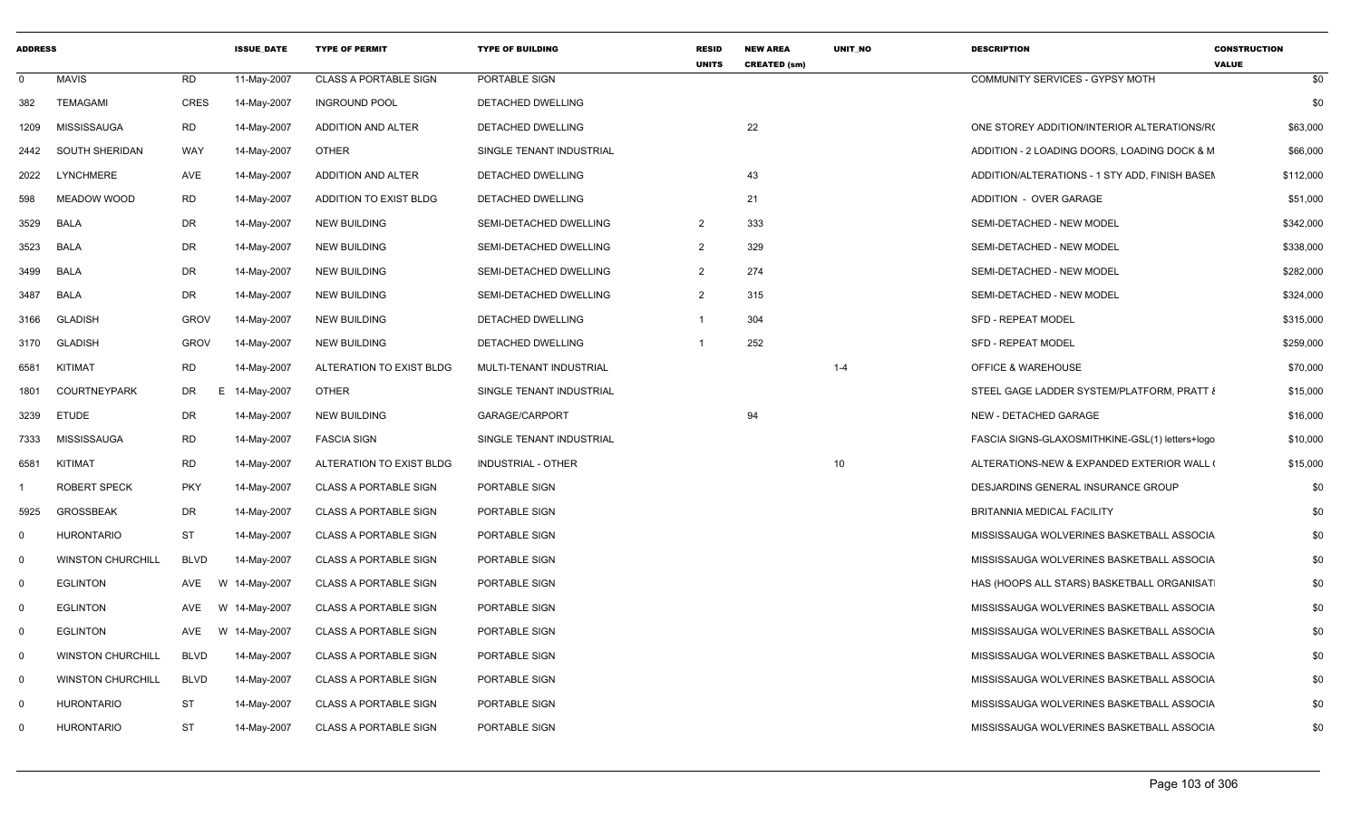| ADDRESS | | | ISSUE_DATE | TYPE OF PERMIT | TYPE OF BUILDING | RESID UNITS | NEW AREA CREATED (sm) | UNIT_NO | DESCRIPTION | CONSTRUCTION VALUE |
|---|---|---|---|---|---|---|---|---|---|---|
| 0 | MAVIS | RD | 11-May-2007 | CLASS A PORTABLE SIGN | PORTABLE SIGN | | | | COMMUNITY SERVICES - GYPSY MOTH | $0 |
| 382 | TEMAGAMI | CRES | 14-May-2007 | INGROUND POOL | DETACHED DWELLING | | | | | $0 |
| 1209 | MISSISSAUGA | RD | 14-May-2007 | ADDITION AND ALTER | DETACHED DWELLING | | 22 | | ONE STOREY ADDITION/INTERIOR ALTERATIONS/R( | $63,000 |
| 2442 | SOUTH SHERIDAN | WAY | 14-May-2007 | OTHER | SINGLE TENANT INDUSTRIAL | | | | ADDITION - 2 LOADING DOORS, LOADING DOCK & M | $66,000 |
| 2022 | LYNCHMERE | AVE | 14-May-2007 | ADDITION AND ALTER | DETACHED DWELLING | | 43 | | ADDITION/ALTERATIONS - 1 STY ADD, FINISH BASEN | $112,000 |
| 598 | MEADOW WOOD | RD | 14-May-2007 | ADDITION TO EXIST BLDG | DETACHED DWELLING | | 21 | | ADDITION - OVER GARAGE | $51,000 |
| 3529 | BALA | DR | 14-May-2007 | NEW BUILDING | SEMI-DETACHED DWELLING | 2 | 333 | | SEMI-DETACHED - NEW MODEL | $342,000 |
| 3523 | BALA | DR | 14-May-2007 | NEW BUILDING | SEMI-DETACHED DWELLING | 2 | 329 | | SEMI-DETACHED - NEW MODEL | $338,000 |
| 3499 | BALA | DR | 14-May-2007 | NEW BUILDING | SEMI-DETACHED DWELLING | 2 | 274 | | SEMI-DETACHED - NEW MODEL | $282,000 |
| 3487 | BALA | DR | 14-May-2007 | NEW BUILDING | SEMI-DETACHED DWELLING | 2 | 315 | | SEMI-DETACHED - NEW MODEL | $324,000 |
| 3166 | GLADISH | GROV | 14-May-2007 | NEW BUILDING | DETACHED DWELLING | 1 | 304 | | SFD - REPEAT MODEL | $315,000 |
| 3170 | GLADISH | GROV | 14-May-2007 | NEW BUILDING | DETACHED DWELLING | 1 | 252 | | SFD - REPEAT MODEL | $259,000 |
| 6581 | KITIMAT | RD | 14-May-2007 | ALTERATION TO EXIST BLDG | MULTI-TENANT INDUSTRIAL | | | 1-4 | OFFICE & WAREHOUSE | $70,000 |
| 1801 | COURTNEYPARK | DR | E 14-May-2007 | OTHER | SINGLE TENANT INDUSTRIAL | | | | STEEL GAGE LADDER SYSTEM/PLATFORM, PRATT & | $15,000 |
| 3239 | ETUDE | DR | 14-May-2007 | NEW BUILDING | GARAGE/CARPORT | | 94 | | NEW - DETACHED GARAGE | $16,000 |
| 7333 | MISSISSAUGA | RD | 14-May-2007 | FASCIA SIGN | SINGLE TENANT INDUSTRIAL | | | | FASCIA SIGNS-GLAXOSMITHKINE-GSL(1) letters+logo | $10,000 |
| 6581 | KITIMAT | RD | 14-May-2007 | ALTERATION TO EXIST BLDG | INDUSTRIAL - OTHER | | | 10 | ALTERATIONS-NEW & EXPANDED EXTERIOR WALL ( | $15,000 |
| 1 | ROBERT SPECK | PKY | 14-May-2007 | CLASS A PORTABLE SIGN | PORTABLE SIGN | | | | DESJARDINS GENERAL INSURANCE GROUP | $0 |
| 5925 | GROSSBEAK | DR | 14-May-2007 | CLASS A PORTABLE SIGN | PORTABLE SIGN | | | | BRITANNIA MEDICAL FACILITY | $0 |
| 0 | HURONTARIO | ST | 14-May-2007 | CLASS A PORTABLE SIGN | PORTABLE SIGN | | | | MISSISSAUGA WOLVERINES BASKETBALL ASSOCIA | $0 |
| 0 | WINSTON CHURCHILL | BLVD | 14-May-2007 | CLASS A PORTABLE SIGN | PORTABLE SIGN | | | | MISSISSAUGA WOLVERINES BASKETBALL ASSOCIA | $0 |
| 0 | EGLINTON | AVE | W 14-May-2007 | CLASS A PORTABLE SIGN | PORTABLE SIGN | | | | HAS (HOOPS ALL STARS) BASKETBALL ORGANISATI | $0 |
| 0 | EGLINTON | AVE | W 14-May-2007 | CLASS A PORTABLE SIGN | PORTABLE SIGN | | | | MISSISSAUGA WOLVERINES BASKETBALL ASSOCIA | $0 |
| 0 | EGLINTON | AVE | W 14-May-2007 | CLASS A PORTABLE SIGN | PORTABLE SIGN | | | | MISSISSAUGA WOLVERINES BASKETBALL ASSOCIA | $0 |
| 0 | WINSTON CHURCHILL | BLVD | 14-May-2007 | CLASS A PORTABLE SIGN | PORTABLE SIGN | | | | MISSISSAUGA WOLVERINES BASKETBALL ASSOCIA | $0 |
| 0 | WINSTON CHURCHILL | BLVD | 14-May-2007 | CLASS A PORTABLE SIGN | PORTABLE SIGN | | | | MISSISSAUGA WOLVERINES BASKETBALL ASSOCIA | $0 |
| 0 | HURONTARIO | ST | 14-May-2007 | CLASS A PORTABLE SIGN | PORTABLE SIGN | | | | MISSISSAUGA WOLVERINES BASKETBALL ASSOCIA | $0 |
| 0 | HURONTARIO | ST | 14-May-2007 | CLASS A PORTABLE SIGN | PORTABLE SIGN | | | | MISSISSAUGA WOLVERINES BASKETBALL ASSOCIA | $0 |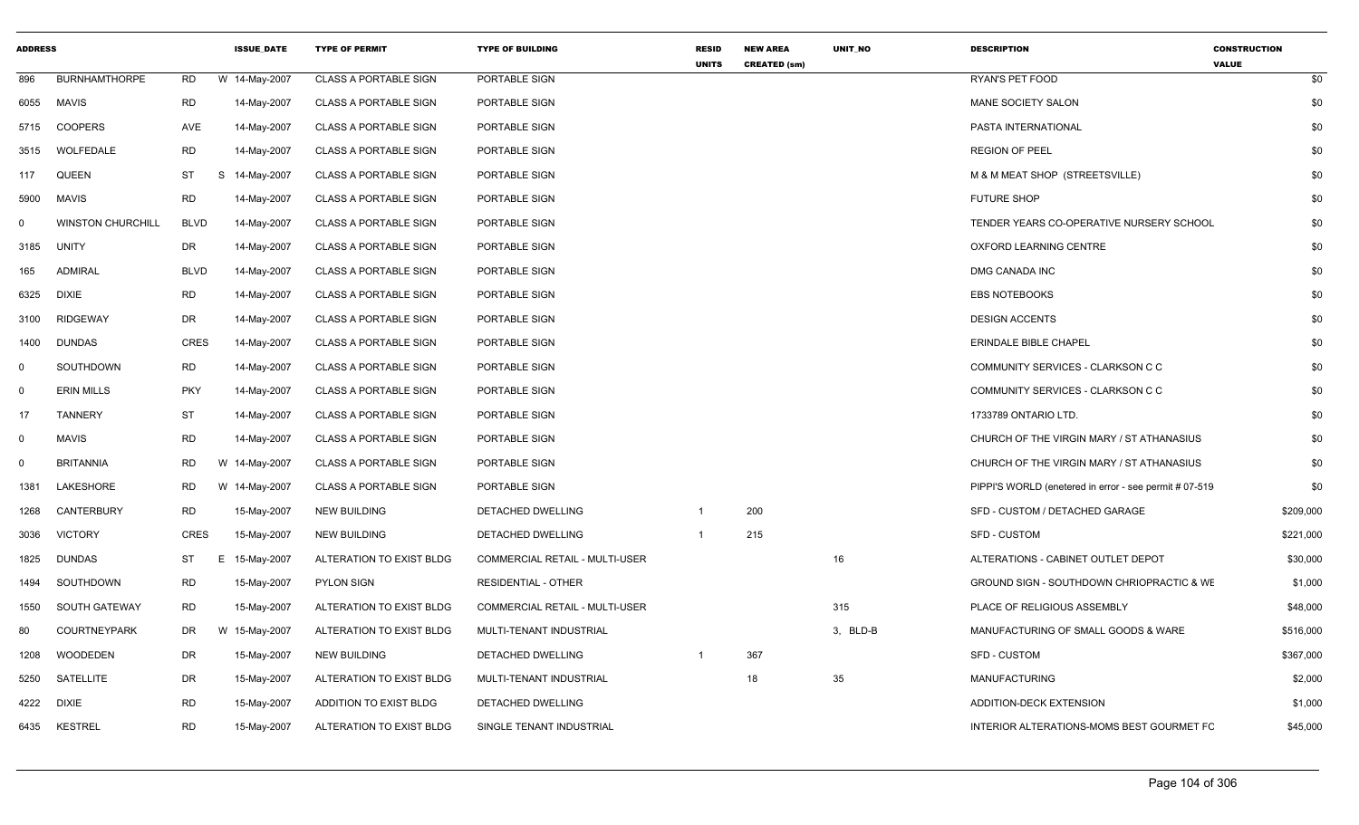| ADDRESS | | | ISSUE_DATE | TYPE OF PERMIT | TYPE OF BUILDING | RESID UNITS | NEW AREA CREATED (sm) | UNIT_NO | DESCRIPTION | CONSTRUCTION VALUE |
|---|---|---|---|---|---|---|---|---|---|---|
| 896 | BURNHAMTHORPE | RD | W 14-May-2007 | CLASS A PORTABLE SIGN | PORTABLE SIGN | | | | RYAN'S PET FOOD | $0 |
| 6055 | MAVIS | RD | 14-May-2007 | CLASS A PORTABLE SIGN | PORTABLE SIGN | | | | MANE SOCIETY SALON | $0 |
| 5715 | COOPERS | AVE | 14-May-2007 | CLASS A PORTABLE SIGN | PORTABLE SIGN | | | | PASTA INTERNATIONAL | $0 |
| 3515 | WOLFEDALE | RD | 14-May-2007 | CLASS A PORTABLE SIGN | PORTABLE SIGN | | | | REGION OF PEEL | $0 |
| 117 | QUEEN | ST | S 14-May-2007 | CLASS A PORTABLE SIGN | PORTABLE SIGN | | | | M & M MEAT SHOP (STREETSVILLE) | $0 |
| 5900 | MAVIS | RD | 14-May-2007 | CLASS A PORTABLE SIGN | PORTABLE SIGN | | | | FUTURE SHOP | $0 |
| 0 | WINSTON CHURCHILL | BLVD | 14-May-2007 | CLASS A PORTABLE SIGN | PORTABLE SIGN | | | | TENDER YEARS CO-OPERATIVE NURSERY SCHOOL | $0 |
| 3185 | UNITY | DR | 14-May-2007 | CLASS A PORTABLE SIGN | PORTABLE SIGN | | | | OXFORD LEARNING CENTRE | $0 |
| 165 | ADMIRAL | BLVD | 14-May-2007 | CLASS A PORTABLE SIGN | PORTABLE SIGN | | | | DMG CANADA INC | $0 |
| 6325 | DIXIE | RD | 14-May-2007 | CLASS A PORTABLE SIGN | PORTABLE SIGN | | | | EBS NOTEBOOKS | $0 |
| 3100 | RIDGEWAY | DR | 14-May-2007 | CLASS A PORTABLE SIGN | PORTABLE SIGN | | | | DESIGN ACCENTS | $0 |
| 1400 | DUNDAS | CRES | 14-May-2007 | CLASS A PORTABLE SIGN | PORTABLE SIGN | | | | ERINDALE BIBLE CHAPEL | $0 |
| 0 | SOUTHDOWN | RD | 14-May-2007 | CLASS A PORTABLE SIGN | PORTABLE SIGN | | | | COMMUNITY SERVICES - CLARKSON C C | $0 |
| 0 | ERIN MILLS | PKY | 14-May-2007 | CLASS A PORTABLE SIGN | PORTABLE SIGN | | | | COMMUNITY SERVICES - CLARKSON C C | $0 |
| 17 | TANNERY | ST | 14-May-2007 | CLASS A PORTABLE SIGN | PORTABLE SIGN | | | | 1733789 ONTARIO LTD. | $0 |
| 0 | MAVIS | RD | 14-May-2007 | CLASS A PORTABLE SIGN | PORTABLE SIGN | | | | CHURCH OF THE VIRGIN MARY / ST ATHANASIUS | $0 |
| 0 | BRITANNIA | RD | W 14-May-2007 | CLASS A PORTABLE SIGN | PORTABLE SIGN | | | | CHURCH OF THE VIRGIN MARY / ST ATHANASIUS | $0 |
| 1381 | LAKESHORE | RD | W 14-May-2007 | CLASS A PORTABLE SIGN | PORTABLE SIGN | | | | PIPPI'S WORLD (enetered in error - see permit # 07-519 | $0 |
| 1268 | CANTERBURY | RD | 15-May-2007 | NEW BUILDING | DETACHED DWELLING | 1 | 200 | | SFD - CUSTOM / DETACHED GARAGE | $209,000 |
| 3036 | VICTORY | CRES | 15-May-2007 | NEW BUILDING | DETACHED DWELLING | 1 | 215 | | SFD - CUSTOM | $221,000 |
| 1825 | DUNDAS | ST | E 15-May-2007 | ALTERATION TO EXIST BLDG | COMMERCIAL RETAIL - MULTI-USER | | | 16 | ALTERATIONS - CABINET OUTLET DEPOT | $30,000 |
| 1494 | SOUTHDOWN | RD | 15-May-2007 | PYLON SIGN | RESIDENTIAL - OTHER | | | | GROUND SIGN - SOUTHDOWN CHRIOPRACTIC & WE | $1,000 |
| 1550 | SOUTH GATEWAY | RD | 15-May-2007 | ALTERATION TO EXIST BLDG | COMMERCIAL RETAIL - MULTI-USER | | | 315 | PLACE OF RELIGIOUS ASSEMBLY | $48,000 |
| 80 | COURTNEYPARK | DR | W 15-May-2007 | ALTERATION TO EXIST BLDG | MULTI-TENANT INDUSTRIAL | | | 3, BLD-B | MANUFACTURING OF SMALL GOODS & WARE | $516,000 |
| 1208 | WOODEDEN | DR | 15-May-2007 | NEW BUILDING | DETACHED DWELLING | 1 | 367 | | SFD - CUSTOM | $367,000 |
| 5250 | SATELLITE | DR | 15-May-2007 | ALTERATION TO EXIST BLDG | MULTI-TENANT INDUSTRIAL | | 18 | 35 | MANUFACTURING | $2,000 |
| 4222 | DIXIE | RD | 15-May-2007 | ADDITION TO EXIST BLDG | DETACHED DWELLING | | | | ADDITION-DECK EXTENSION | $1,000 |
| 6435 | KESTREL | RD | 15-May-2007 | ALTERATION TO EXIST BLDG | SINGLE TENANT INDUSTRIAL | | | | INTERIOR ALTERATIONS-MOMS BEST GOURMET FC | $45,000 |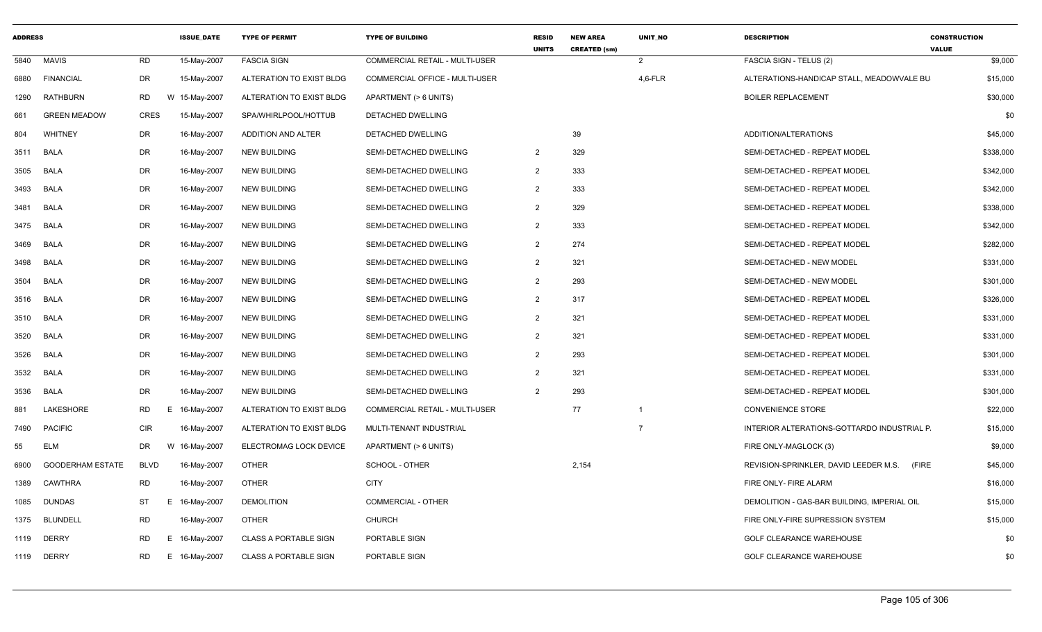| ADDRESS | | | ISSUE_DATE | TYPE OF PERMIT | TYPE OF BUILDING | RESID UNITS | NEW AREA CREATED (sm) | UNIT_NO | DESCRIPTION | CONSTRUCTION VALUE |
|---|---|---|---|---|---|---|---|---|---|---|
| 5840 | MAVIS | RD | 15-May-2007 | FASCIA SIGN | COMMERCIAL RETAIL - MULTI-USER | | | 2 | FASCIA SIGN - TELUS (2) | $9,000 |
| 6880 | FINANCIAL | DR | 15-May-2007 | ALTERATION TO EXIST BLDG | COMMERCIAL OFFICE - MULTI-USER | | | 4,6-FLR | ALTERATIONS-HANDICAP STALL, MEADOWVALE BU | $15,000 |
| 1290 | RATHBURN | RD | W 15-May-2007 | ALTERATION TO EXIST BLDG | APARTMENT (> 6 UNITS) | | | | BOILER REPLACEMENT | $30,000 |
| 661 | GREEN MEADOW | CRES | 15-May-2007 | SPA/WHIRLPOOL/HOTTUB | DETACHED DWELLING | | | | | $0 |
| 804 | WHITNEY | DR | 16-May-2007 | ADDITION AND ALTER | DETACHED DWELLING | | 39 | | ADDITION/ALTERATIONS | $45,000 |
| 3511 | BALA | DR | 16-May-2007 | NEW BUILDING | SEMI-DETACHED DWELLING | 2 | 329 | | SEMI-DETACHED - REPEAT MODEL | $338,000 |
| 3505 | BALA | DR | 16-May-2007 | NEW BUILDING | SEMI-DETACHED DWELLING | 2 | 333 | | SEMI-DETACHED - REPEAT MODEL | $342,000 |
| 3493 | BALA | DR | 16-May-2007 | NEW BUILDING | SEMI-DETACHED DWELLING | 2 | 333 | | SEMI-DETACHED - REPEAT MODEL | $342,000 |
| 3481 | BALA | DR | 16-May-2007 | NEW BUILDING | SEMI-DETACHED DWELLING | 2 | 329 | | SEMI-DETACHED - REPEAT MODEL | $338,000 |
| 3475 | BALA | DR | 16-May-2007 | NEW BUILDING | SEMI-DETACHED DWELLING | 2 | 333 | | SEMI-DETACHED - REPEAT MODEL | $342,000 |
| 3469 | BALA | DR | 16-May-2007 | NEW BUILDING | SEMI-DETACHED DWELLING | 2 | 274 | | SEMI-DETACHED - REPEAT MODEL | $282,000 |
| 3498 | BALA | DR | 16-May-2007 | NEW BUILDING | SEMI-DETACHED DWELLING | 2 | 321 | | SEMI-DETACHED - NEW MODEL | $331,000 |
| 3504 | BALA | DR | 16-May-2007 | NEW BUILDING | SEMI-DETACHED DWELLING | 2 | 293 | | SEMI-DETACHED - NEW MODEL | $301,000 |
| 3516 | BALA | DR | 16-May-2007 | NEW BUILDING | SEMI-DETACHED DWELLING | 2 | 317 | | SEMI-DETACHED - REPEAT MODEL | $326,000 |
| 3510 | BALA | DR | 16-May-2007 | NEW BUILDING | SEMI-DETACHED DWELLING | 2 | 321 | | SEMI-DETACHED - REPEAT MODEL | $331,000 |
| 3520 | BALA | DR | 16-May-2007 | NEW BUILDING | SEMI-DETACHED DWELLING | 2 | 321 | | SEMI-DETACHED - REPEAT MODEL | $331,000 |
| 3526 | BALA | DR | 16-May-2007 | NEW BUILDING | SEMI-DETACHED DWELLING | 2 | 293 | | SEMI-DETACHED - REPEAT MODEL | $301,000 |
| 3532 | BALA | DR | 16-May-2007 | NEW BUILDING | SEMI-DETACHED DWELLING | 2 | 321 | | SEMI-DETACHED - REPEAT MODEL | $331,000 |
| 3536 | BALA | DR | 16-May-2007 | NEW BUILDING | SEMI-DETACHED DWELLING | 2 | 293 | | SEMI-DETACHED - REPEAT MODEL | $301,000 |
| 881 | LAKESHORE | RD | E 16-May-2007 | ALTERATION TO EXIST BLDG | COMMERCIAL RETAIL - MULTI-USER | | 77 | 1 | CONVENIENCE STORE | $22,000 |
| 7490 | PACIFIC | CIR | 16-May-2007 | ALTERATION TO EXIST BLDG | MULTI-TENANT INDUSTRIAL | | | 7 | INTERIOR ALTERATIONS-GOTTARDO INDUSTRIAL P. | $15,000 |
| 55 | ELM | DR | W 16-May-2007 | ELECTROMAG LOCK DEVICE | APARTMENT (> 6 UNITS) | | | | FIRE ONLY-MAGLOCK (3) | $9,000 |
| 6900 | GOODERHAM ESTATE | BLVD | 16-May-2007 | OTHER | SCHOOL - OTHER | | 2,154 | | REVISION-SPRINKLER, DAVID LEEDER M.S. (FIRE | $45,000 |
| 1389 | CAWTHRA | RD | 16-May-2007 | OTHER | CITY | | | | FIRE ONLY- FIRE ALARM | $16,000 |
| 1085 | DUNDAS | ST | E 16-May-2007 | DEMOLITION | COMMERCIAL - OTHER | | | | DEMOLITION - GAS-BAR BUILDING, IMPERIAL OIL | $15,000 |
| 1375 | BLUNDELL | RD | 16-May-2007 | OTHER | CHURCH | | | | FIRE ONLY-FIRE SUPRESSION SYSTEM | $15,000 |
| 1119 | DERRY | RD | E 16-May-2007 | CLASS A PORTABLE SIGN | PORTABLE SIGN | | | | GOLF CLEARANCE WAREHOUSE | $0 |
| 1119 | DERRY | RD | E 16-May-2007 | CLASS A PORTABLE SIGN | PORTABLE SIGN | | | | GOLF CLEARANCE WAREHOUSE | $0 |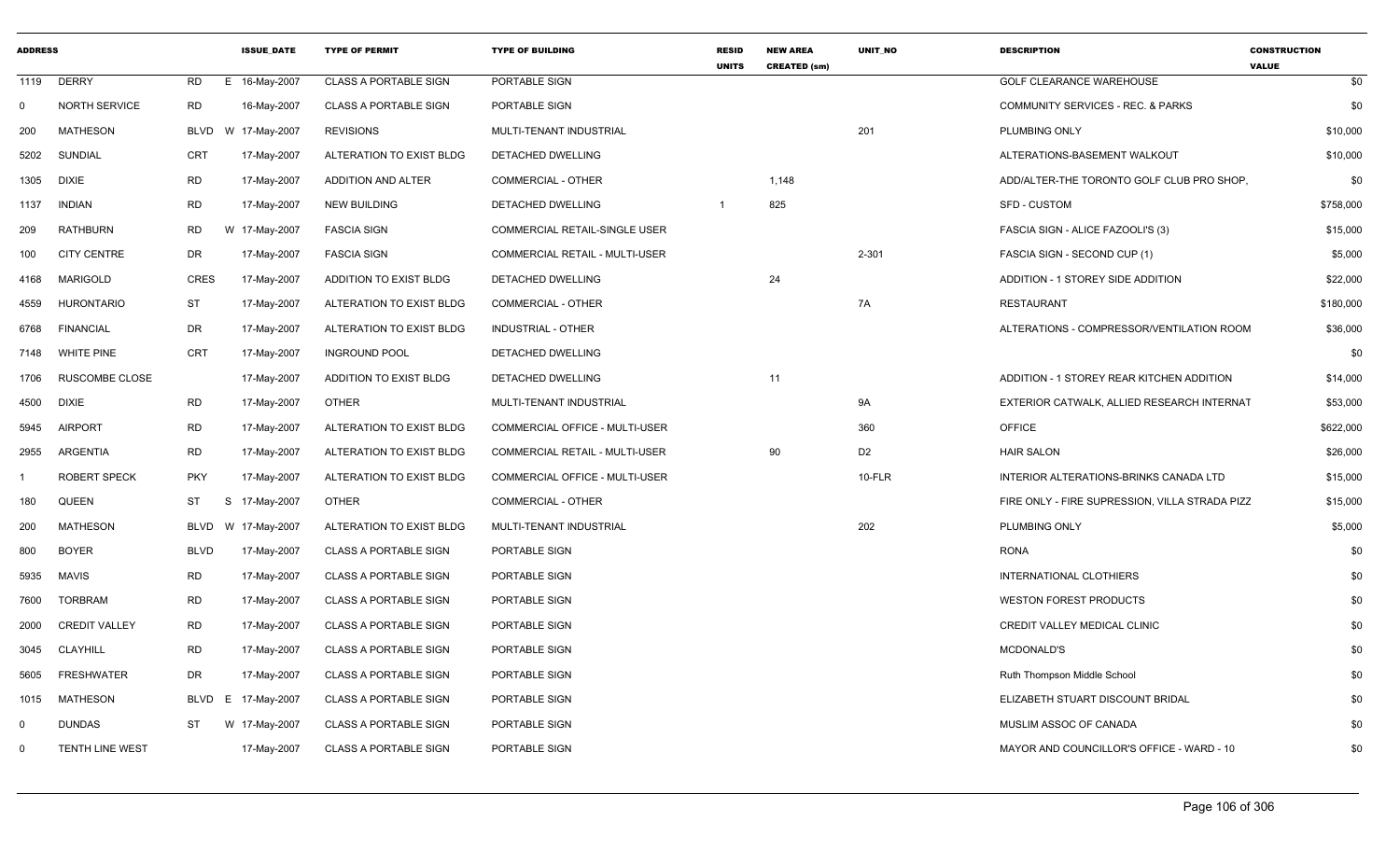| ADDRESS | | | | ISSUE_DATE | TYPE OF PERMIT | TYPE OF BUILDING | RESID UNITS | NEW AREA CREATED (sm) | UNIT_NO | DESCRIPTION | CONSTRUCTION VALUE |
|---|---|---|---|---|---|---|---|---|---|---|---|
| 1119 | DERRY | RD | E | 16-May-2007 | CLASS A PORTABLE SIGN | PORTABLE SIGN | | | | GOLF CLEARANCE WAREHOUSE | $0 |
| 0 | NORTH SERVICE | RD | | 16-May-2007 | CLASS A PORTABLE SIGN | PORTABLE SIGN | | | | COMMUNITY SERVICES - REC. & PARKS | $0 |
| 200 | MATHESON | BLVD | W | 17-May-2007 | REVISIONS | MULTI-TENANT INDUSTRIAL | | | 201 | PLUMBING ONLY | $10,000 |
| 5202 | SUNDIAL | CRT | | 17-May-2007 | ALTERATION TO EXIST BLDG | DETACHED DWELLING | | | | ALTERATIONS-BASEMENT WALKOUT | $10,000 |
| 1305 | DIXIE | RD | | 17-May-2007 | ADDITION AND ALTER | COMMERCIAL - OTHER | | 1,148 | | ADD/ALTER-THE TORONTO GOLF CLUB PRO SHOP, | $0 |
| 1137 | INDIAN | RD | | 17-May-2007 | NEW BUILDING | DETACHED DWELLING | 1 | 825 | | SFD - CUSTOM | $758,000 |
| 209 | RATHBURN | RD | W | 17-May-2007 | FASCIA SIGN | COMMERCIAL RETAIL-SINGLE USER | | | | FASCIA SIGN - ALICE FAZOOLI'S (3) | $15,000 |
| 100 | CITY CENTRE | DR | | 17-May-2007 | FASCIA SIGN | COMMERCIAL RETAIL - MULTI-USER | | | 2-301 | FASCIA SIGN - SECOND CUP (1) | $5,000 |
| 4168 | MARIGOLD | CRES | | 17-May-2007 | ADDITION TO EXIST BLDG | DETACHED DWELLING | | 24 | | ADDITION - 1 STOREY SIDE ADDITION | $22,000 |
| 4559 | HURONTARIO | ST | | 17-May-2007 | ALTERATION TO EXIST BLDG | COMMERCIAL - OTHER | | | 7A | RESTAURANT | $180,000 |
| 6768 | FINANCIAL | DR | | 17-May-2007 | ALTERATION TO EXIST BLDG | INDUSTRIAL - OTHER | | | | ALTERATIONS - COMPRESSOR/VENTILATION ROOM | $36,000 |
| 7148 | WHITE PINE | CRT | | 17-May-2007 | INGROUND POOL | DETACHED DWELLING | | | | | $0 |
| 1706 | RUSCOMBE CLOSE | | | 17-May-2007 | ADDITION TO EXIST BLDG | DETACHED DWELLING | | 11 | | ADDITION - 1 STOREY REAR KITCHEN ADDITION | $14,000 |
| 4500 | DIXIE | RD | | 17-May-2007 | OTHER | MULTI-TENANT INDUSTRIAL | | | 9A | EXTERIOR CATWALK, ALLIED RESEARCH INTERNAT | $53,000 |
| 5945 | AIRPORT | RD | | 17-May-2007 | ALTERATION TO EXIST BLDG | COMMERCIAL OFFICE - MULTI-USER | | | 360 | OFFICE | $622,000 |
| 2955 | ARGENTIA | RD | | 17-May-2007 | ALTERATION TO EXIST BLDG | COMMERCIAL RETAIL - MULTI-USER | | 90 | D2 | HAIR SALON | $26,000 |
| 1 | ROBERT SPECK | PKY | | 17-May-2007 | ALTERATION TO EXIST BLDG | COMMERCIAL OFFICE - MULTI-USER | | | 10-FLR | INTERIOR ALTERATIONS-BRINKS CANADA LTD | $15,000 |
| 180 | QUEEN | ST | S | 17-May-2007 | OTHER | COMMERCIAL - OTHER | | | | FIRE ONLY - FIRE SUPRESSION, VILLA STRADA PIZZ | $15,000 |
| 200 | MATHESON | BLVD | W | 17-May-2007 | ALTERATION TO EXIST BLDG | MULTI-TENANT INDUSTRIAL | | | 202 | PLUMBING ONLY | $5,000 |
| 800 | BOYER | BLVD | | 17-May-2007 | CLASS A PORTABLE SIGN | PORTABLE SIGN | | | | RONA | $0 |
| 5935 | MAVIS | RD | | 17-May-2007 | CLASS A PORTABLE SIGN | PORTABLE SIGN | | | | INTERNATIONAL CLOTHIERS | $0 |
| 7600 | TORBRAM | RD | | 17-May-2007 | CLASS A PORTABLE SIGN | PORTABLE SIGN | | | | WESTON FOREST PRODUCTS | $0 |
| 2000 | CREDIT VALLEY | RD | | 17-May-2007 | CLASS A PORTABLE SIGN | PORTABLE SIGN | | | | CREDIT VALLEY MEDICAL CLINIC | $0 |
| 3045 | CLAYHILL | RD | | 17-May-2007 | CLASS A PORTABLE SIGN | PORTABLE SIGN | | | | MCDONALD'S | $0 |
| 5605 | FRESHWATER | DR | | 17-May-2007 | CLASS A PORTABLE SIGN | PORTABLE SIGN | | | | Ruth Thompson Middle School | $0 |
| 1015 | MATHESON | BLVD | E | 17-May-2007 | CLASS A PORTABLE SIGN | PORTABLE SIGN | | | | ELIZABETH STUART DISCOUNT BRIDAL | $0 |
| 0 | DUNDAS | ST | W | 17-May-2007 | CLASS A PORTABLE SIGN | PORTABLE SIGN | | | | MUSLIM ASSOC OF CANADA | $0 |
| 0 | TENTH LINE WEST | | | 17-May-2007 | CLASS A PORTABLE SIGN | PORTABLE SIGN | | | | MAYOR AND COUNCILLOR'S OFFICE - WARD - 10 | $0 |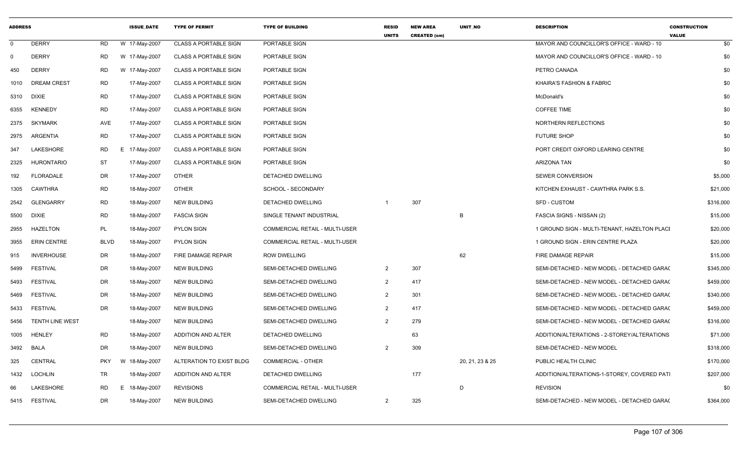| ADDRESS | | | ISSUE_DATE | TYPE OF PERMIT | TYPE OF BUILDING | RESID UNITS | NEW AREA CREATED (sm) | UNIT_NO | DESCRIPTION | CONSTRUCTION VALUE |
|---|---|---|---|---|---|---|---|---|---|---|
| 0 | DERRY | RD | W 17-May-2007 | CLASS A PORTABLE SIGN | PORTABLE SIGN | | | | MAYOR AND COUNCILLOR'S OFFICE - WARD - 10 | $0 |
| 0 | DERRY | RD | W 17-May-2007 | CLASS A PORTABLE SIGN | PORTABLE SIGN | | | | MAYOR AND COUNCILLOR'S OFFICE - WARD - 10 | $0 |
| 450 | DERRY | RD | W 17-May-2007 | CLASS A PORTABLE SIGN | PORTABLE SIGN | | | | PETRO CANADA | $0 |
| 1010 | DREAM CREST | RD | 17-May-2007 | CLASS A PORTABLE SIGN | PORTABLE SIGN | | | | KHAIRA'S FASHION & FABRIC | $0 |
| 5310 | DIXIE | RD | 17-May-2007 | CLASS A PORTABLE SIGN | PORTABLE SIGN | | | | McDonald's | $0 |
| 6355 | KENNEDY | RD | 17-May-2007 | CLASS A PORTABLE SIGN | PORTABLE SIGN | | | | COFFEE TIME | $0 |
| 2375 | SKYMARK | AVE | 17-May-2007 | CLASS A PORTABLE SIGN | PORTABLE SIGN | | | | NORTHERN REFLECTIONS | $0 |
| 2975 | ARGENTIA | RD | 17-May-2007 | CLASS A PORTABLE SIGN | PORTABLE SIGN | | | | FUTURE SHOP | $0 |
| 347 | LAKESHORE | RD | E 17-May-2007 | CLASS A PORTABLE SIGN | PORTABLE SIGN | | | | PORT CREDIT OXFORD LEARING CENTRE | $0 |
| 2325 | HURONTARIO | ST | 17-May-2007 | CLASS A PORTABLE SIGN | PORTABLE SIGN | | | | ARIZONA TAN | $0 |
| 192 | FLORADALE | DR | 17-May-2007 | OTHER | DETACHED DWELLING | | | | SEWER CONVERSION | $5,000 |
| 1305 | CAWTHRA | RD | 18-May-2007 | OTHER | SCHOOL - SECONDARY | | | | KITCHEN EXHAUST - CAWTHRA PARK S.S. | $21,000 |
| 2542 | GLENGARRY | RD | 18-May-2007 | NEW BUILDING | DETACHED DWELLING | 1 | 307 | | SFD - CUSTOM | $316,000 |
| 5500 | DIXIE | RD | 18-May-2007 | FASCIA SIGN | SINGLE TENANT INDUSTRIAL | | | B | FASCIA SIGNS - NISSAN (2) | $15,000 |
| 2955 | HAZELTON | PL | 18-May-2007 | PYLON SIGN | COMMERCIAL RETAIL - MULTI-USER | | | | 1 GROUND SIGN - MULTI-TENANT, HAZELTON PLACI | $20,000 |
| 3955 | ERIN CENTRE | BLVD | 18-May-2007 | PYLON SIGN | COMMERCIAL RETAIL - MULTI-USER | | | | 1 GROUND SIGN - ERIN CENTRE PLAZA | $20,000 |
| 915 | INVERHOUSE | DR | 18-May-2007 | FIRE DAMAGE REPAIR | ROW DWELLING | | | 62 | FIRE DAMAGE REPAIR | $15,000 |
| 5499 | FESTIVAL | DR | 18-May-2007 | NEW BUILDING | SEMI-DETACHED DWELLING | 2 | 307 | | SEMI-DETACHED - NEW MODEL - DETACHED GARAC | $345,000 |
| 5493 | FESTIVAL | DR | 18-May-2007 | NEW BUILDING | SEMI-DETACHED DWELLING | 2 | 417 | | SEMI-DETACHED - NEW MODEL - DETACHED GARAC | $459,000 |
| 5469 | FESTIVAL | DR | 18-May-2007 | NEW BUILDING | SEMI-DETACHED DWELLING | 2 | 301 | | SEMI-DETACHED - NEW MODEL - DETACHED GARAC | $340,000 |
| 5433 | FESTIVAL | DR | 18-May-2007 | NEW BUILDING | SEMI-DETACHED DWELLING | 2 | 417 | | SEMI-DETACHED - NEW MODEL - DETACHED GARAC | $459,000 |
| 5456 | TENTH LINE WEST | | 18-May-2007 | NEW BUILDING | SEMI-DETACHED DWELLING | 2 | 279 | | SEMI-DETACHED - NEW MODEL - DETACHED GARAC | $316,000 |
| 1005 | HENLEY | RD | 18-May-2007 | ADDITION AND ALTER | DETACHED DWELLING | | 63 | | ADDITION/ALTERATIONS - 2-STOREY/ALTERATIONS | $71,000 |
| 3492 | BALA | DR | 18-May-2007 | NEW BUILDING | SEMI-DETACHED DWELLING | 2 | 309 | | SEMI-DETACHED - NEW MODEL | $318,000 |
| 325 | CENTRAL | PKY | W 18-May-2007 | ALTERATION TO EXIST BLDG | COMMERCIAL - OTHER | | | 20, 21, 23 & 25 | PUBLIC HEALTH CLINIC | $170,000 |
| 1432 | LOCHLIN | TR | 18-May-2007 | ADDITION AND ALTER | DETACHED DWELLING | | 177 | | ADDITION/ALTERATIONS-1-STOREY, COVERED PATI | $207,000 |
| 66 | LAKESHORE | RD | E 18-May-2007 | REVISIONS | COMMERCIAL RETAIL - MULTI-USER | | | D | REVISION | $0 |
| 5415 | FESTIVAL | DR | 18-May-2007 | NEW BUILDING | SEMI-DETACHED DWELLING | 2 | 325 | | SEMI-DETACHED - NEW MODEL - DETACHED GARAC | $364,000 |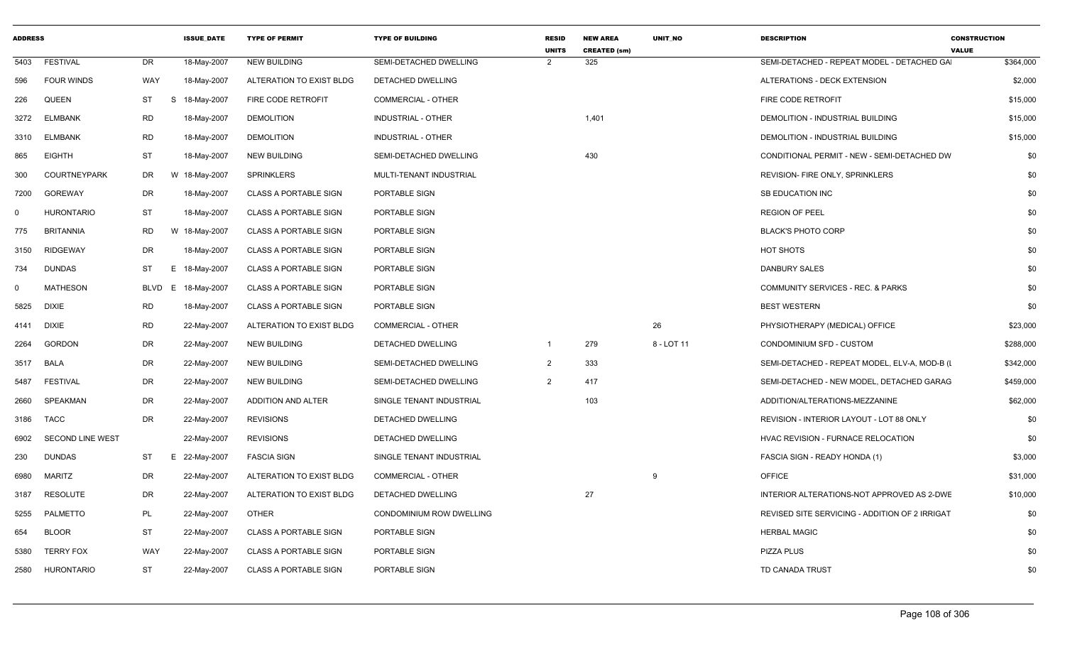| ADDRESS | | | ISSUE_DATE | TYPE OF PERMIT | TYPE OF BUILDING | RESID UNITS | NEW AREA CREATED (sm) | UNIT_NO | DESCRIPTION | CONSTRUCTION VALUE |
|---|---|---|---|---|---|---|---|---|---|---|
| 5403 | FESTIVAL | DR | 18-May-2007 | NEW BUILDING | SEMI-DETACHED DWELLING | 2 | 325 | | SEMI-DETACHED - REPEAT MODEL - DETACHED GA | $364,000 |
| 596 | FOUR WINDS | WAY | 18-May-2007 | ALTERATION TO EXIST BLDG | DETACHED DWELLING | | | | ALTERATIONS - DECK EXTENSION | $2,000 |
| 226 | QUEEN | ST | S 18-May-2007 | FIRE CODE RETROFIT | COMMERCIAL - OTHER | | | | FIRE CODE RETROFIT | $15,000 |
| 3272 | ELMBANK | RD | 18-May-2007 | DEMOLITION | INDUSTRIAL - OTHER | | 1,401 | | DEMOLITION - INDUSTRIAL BUILDING | $15,000 |
| 3310 | ELMBANK | RD | 18-May-2007 | DEMOLITION | INDUSTRIAL - OTHER | | | | DEMOLITION - INDUSTRIAL BUILDING | $15,000 |
| 865 | EIGHTH | ST | 18-May-2007 | NEW BUILDING | SEMI-DETACHED DWELLING | | 430 | | CONDITIONAL PERMIT - NEW - SEMI-DETACHED DW | $0 |
| 300 | COURTNEYPARK | DR | W 18-May-2007 | SPRINKLERS | MULTI-TENANT INDUSTRIAL | | | | REVISION- FIRE ONLY, SPRINKLERS | $0 |
| 7200 | GOREWAY | DR | 18-May-2007 | CLASS A PORTABLE SIGN | PORTABLE SIGN | | | | SB EDUCATION INC | $0 |
| 0 | HURONTARIO | ST | 18-May-2007 | CLASS A PORTABLE SIGN | PORTABLE SIGN | | | | REGION OF PEEL | $0 |
| 775 | BRITANNIA | RD | W 18-May-2007 | CLASS A PORTABLE SIGN | PORTABLE SIGN | | | | BLACK'S PHOTO CORP | $0 |
| 3150 | RIDGEWAY | DR | 18-May-2007 | CLASS A PORTABLE SIGN | PORTABLE SIGN | | | | HOT SHOTS | $0 |
| 734 | DUNDAS | ST | E 18-May-2007 | CLASS A PORTABLE SIGN | PORTABLE SIGN | | | | DANBURY SALES | $0 |
| 0 | MATHESON | BLVD | E 18-May-2007 | CLASS A PORTABLE SIGN | PORTABLE SIGN | | | | COMMUNITY SERVICES - REC. & PARKS | $0 |
| 5825 | DIXIE | RD | 18-May-2007 | CLASS A PORTABLE SIGN | PORTABLE SIGN | | | | BEST WESTERN | $0 |
| 4141 | DIXIE | RD | 22-May-2007 | ALTERATION TO EXIST BLDG | COMMERCIAL - OTHER | | | 26 | PHYSIOTHERAPY (MEDICAL) OFFICE | $23,000 |
| 2264 | GORDON | DR | 22-May-2007 | NEW BUILDING | DETACHED DWELLING | 1 | 279 | 8 - LOT 11 | CONDOMINIUM SFD - CUSTOM | $288,000 |
| 3517 | BALA | DR | 22-May-2007 | NEW BUILDING | SEMI-DETACHED DWELLING | 2 | 333 | | SEMI-DETACHED - REPEAT MODEL, ELV-A, MOD-B (L | $342,000 |
| 5487 | FESTIVAL | DR | 22-May-2007 | NEW BUILDING | SEMI-DETACHED DWELLING | 2 | 417 | | SEMI-DETACHED - NEW MODEL, DETACHED GARAG | $459,000 |
| 2660 | SPEAKMAN | DR | 22-May-2007 | ADDITION AND ALTER | SINGLE TENANT INDUSTRIAL | | 103 | | ADDITION/ALTERATIONS-MEZZANINE | $62,000 |
| 3186 | TACC | DR | 22-May-2007 | REVISIONS | DETACHED DWELLING | | | | REVISION - INTERIOR LAYOUT - LOT 88 ONLY | $0 |
| 6902 | SECOND LINE WEST | | 22-May-2007 | REVISIONS | DETACHED DWELLING | | | | HVAC REVISION - FURNACE RELOCATION | $0 |
| 230 | DUNDAS | ST | E 22-May-2007 | FASCIA SIGN | SINGLE TENANT INDUSTRIAL | | | | FASCIA SIGN - READY HONDA (1) | $3,000 |
| 6980 | MARITZ | DR | 22-May-2007 | ALTERATION TO EXIST BLDG | COMMERCIAL - OTHER | | | 9 | OFFICE | $31,000 |
| 3187 | RESOLUTE | DR | 22-May-2007 | ALTERATION TO EXIST BLDG | DETACHED DWELLING | | 27 | | INTERIOR ALTERATIONS-NOT APPROVED AS 2-DWE | $10,000 |
| 5255 | PALMETTO | PL | 22-May-2007 | OTHER | CONDOMINIUM ROW DWELLING | | | | REVISED SITE SERVICING - ADDITION OF 2 IRRIGAT | $0 |
| 654 | BLOOR | ST | 22-May-2007 | CLASS A PORTABLE SIGN | PORTABLE SIGN | | | | HERBAL MAGIC | $0 |
| 5380 | TERRY FOX | WAY | 22-May-2007 | CLASS A PORTABLE SIGN | PORTABLE SIGN | | | | PIZZA PLUS | $0 |
| 2580 | HURONTARIO | ST | 22-May-2007 | CLASS A PORTABLE SIGN | PORTABLE SIGN | | | | TD CANADA TRUST | $0 |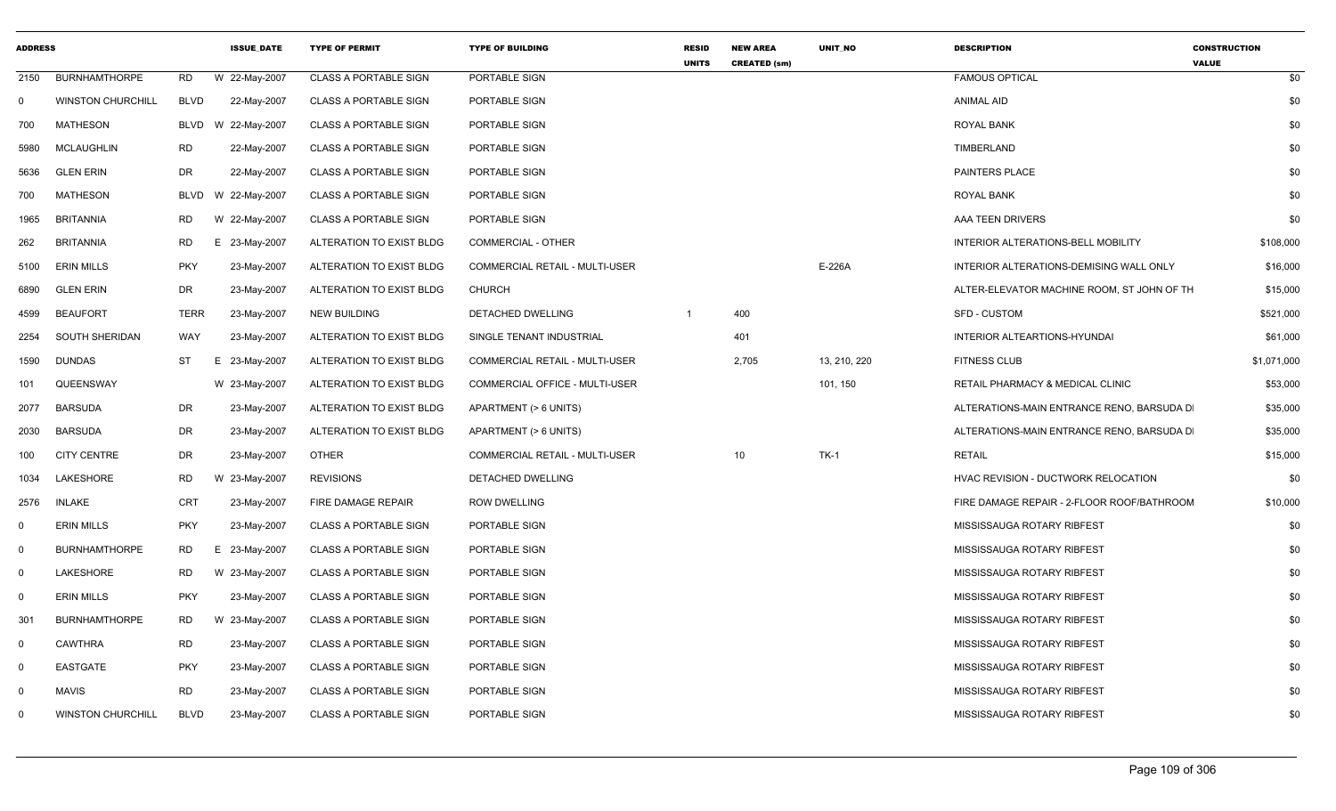| ADDRESS | | | ISSUE_DATE | TYPE OF PERMIT | TYPE OF BUILDING | RESID UNITS | NEW AREA CREATED (sm) | UNIT_NO | DESCRIPTION | CONSTRUCTION VALUE |
|---|---|---|---|---|---|---|---|---|---|---|
| 2150 | BURNHAMTHORPE | RD | W 22-May-2007 | CLASS A PORTABLE SIGN | PORTABLE SIGN | | | | FAMOUS OPTICAL | $0 |
| 0 | WINSTON CHURCHILL | BLVD | 22-May-2007 | CLASS A PORTABLE SIGN | PORTABLE SIGN | | | | ANIMAL AID | $0 |
| 700 | MATHESON | BLVD | W 22-May-2007 | CLASS A PORTABLE SIGN | PORTABLE SIGN | | | | ROYAL BANK | $0 |
| 5980 | MCLAUGHLIN | RD | 22-May-2007 | CLASS A PORTABLE SIGN | PORTABLE SIGN | | | | TIMBERLAND | $0 |
| 5636 | GLEN ERIN | DR | 22-May-2007 | CLASS A PORTABLE SIGN | PORTABLE SIGN | | | | PAINTERS PLACE | $0 |
| 700 | MATHESON | BLVD | W 22-May-2007 | CLASS A PORTABLE SIGN | PORTABLE SIGN | | | | ROYAL BANK | $0 |
| 1965 | BRITANNIA | RD | W 22-May-2007 | CLASS A PORTABLE SIGN | PORTABLE SIGN | | | | AAA TEEN DRIVERS | $0 |
| 262 | BRITANNIA | RD | E 23-May-2007 | ALTERATION TO EXIST BLDG | COMMERCIAL - OTHER | | | | INTERIOR ALTERATIONS-BELL MOBILITY | $108,000 |
| 5100 | ERIN MILLS | PKY | 23-May-2007 | ALTERATION TO EXIST BLDG | COMMERCIAL RETAIL - MULTI-USER | | | E-226A | INTERIOR ALTERATIONS-DEMISING WALL ONLY | $16,000 |
| 6890 | GLEN ERIN | DR | 23-May-2007 | ALTERATION TO EXIST BLDG | CHURCH | | | | ALTER-ELEVATOR MACHINE ROOM, ST JOHN OF TH | $15,000 |
| 4599 | BEAUFORT | TERR | 23-May-2007 | NEW BUILDING | DETACHED DWELLING | 1 | 400 | | SFD - CUSTOM | $521,000 |
| 2254 | SOUTH SHERIDAN | WAY | 23-May-2007 | ALTERATION TO EXIST BLDG | SINGLE TENANT INDUSTRIAL | | 401 | | INTERIOR ALTEARTIONS-HYUNDAI | $61,000 |
| 1590 | DUNDAS | ST | E 23-May-2007 | ALTERATION TO EXIST BLDG | COMMERCIAL RETAIL - MULTI-USER | | 2,705 | 13, 210, 220 | FITNESS CLUB | $1,071,000 |
| 101 | QUEENSWAY | | W 23-May-2007 | ALTERATION TO EXIST BLDG | COMMERCIAL OFFICE - MULTI-USER | | | 101, 150 | RETAIL PHARMACY & MEDICAL CLINIC | $53,000 |
| 2077 | BARSUDA | DR | 23-May-2007 | ALTERATION TO EXIST BLDG | APARTMENT (> 6 UNITS) | | | | ALTERATIONS-MAIN ENTRANCE RENO, BARSUDA DI | $35,000 |
| 2030 | BARSUDA | DR | 23-May-2007 | ALTERATION TO EXIST BLDG | APARTMENT (> 6 UNITS) | | | | ALTERATIONS-MAIN ENTRANCE RENO, BARSUDA DI | $35,000 |
| 100 | CITY CENTRE | DR | 23-May-2007 | OTHER | COMMERCIAL RETAIL - MULTI-USER | | 10 | TK-1 | RETAIL | $15,000 |
| 1034 | LAKESHORE | RD | W 23-May-2007 | REVISIONS | DETACHED DWELLING | | | | HVAC REVISION - DUCTWORK RELOCATION | $0 |
| 2576 | INLAKE | CRT | 23-May-2007 | FIRE DAMAGE REPAIR | ROW DWELLING | | | | FIRE DAMAGE REPAIR - 2-FLOOR ROOF/BATHROOM | $10,000 |
| 0 | ERIN MILLS | PKY | 23-May-2007 | CLASS A PORTABLE SIGN | PORTABLE SIGN | | | | MISSISSAUGA ROTARY RIBFEST | $0 |
| 0 | BURNHAMTHORPE | RD | E 23-May-2007 | CLASS A PORTABLE SIGN | PORTABLE SIGN | | | | MISSISSAUGA ROTARY RIBFEST | $0 |
| 0 | LAKESHORE | RD | W 23-May-2007 | CLASS A PORTABLE SIGN | PORTABLE SIGN | | | | MISSISSAUGA ROTARY RIBFEST | $0 |
| 0 | ERIN MILLS | PKY | 23-May-2007 | CLASS A PORTABLE SIGN | PORTABLE SIGN | | | | MISSISSAUGA ROTARY RIBFEST | $0 |
| 301 | BURNHAMTHORPE | RD | W 23-May-2007 | CLASS A PORTABLE SIGN | PORTABLE SIGN | | | | MISSISSAUGA ROTARY RIBFEST | $0 |
| 0 | CAWTHRA | RD | 23-May-2007 | CLASS A PORTABLE SIGN | PORTABLE SIGN | | | | MISSISSAUGA ROTARY RIBFEST | $0 |
| 0 | EASTGATE | PKY | 23-May-2007 | CLASS A PORTABLE SIGN | PORTABLE SIGN | | | | MISSISSAUGA ROTARY RIBFEST | $0 |
| 0 | MAVIS | RD | 23-May-2007 | CLASS A PORTABLE SIGN | PORTABLE SIGN | | | | MISSISSAUGA ROTARY RIBFEST | $0 |
| 0 | WINSTON CHURCHILL | BLVD | 23-May-2007 | CLASS A PORTABLE SIGN | PORTABLE SIGN | | | | MISSISSAUGA ROTARY RIBFEST | $0 |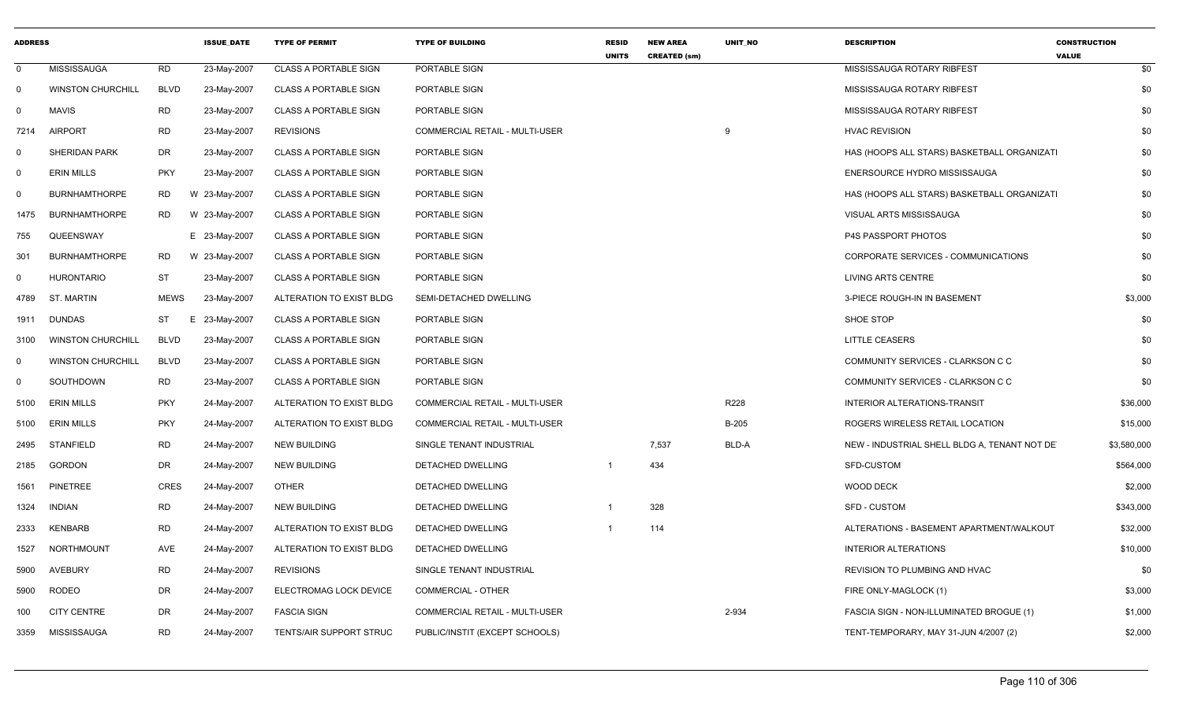| ADDRESS | | | ISSUE_DATE | TYPE OF PERMIT | TYPE OF BUILDING | RESID UNITS | NEW AREA CREATED (sm) | UNIT_NO | DESCRIPTION | CONSTRUCTION VALUE |
|---|---|---|---|---|---|---|---|---|---|---|
| 0 | MISSISSAUGA | RD | 23-May-2007 | CLASS A PORTABLE SIGN | PORTABLE SIGN | | | | MISSISSAUGA ROTARY RIBFEST | $0 |
| 0 | WINSTON CHURCHILL | BLVD | 23-May-2007 | CLASS A PORTABLE SIGN | PORTABLE SIGN | | | | MISSISSAUGA ROTARY RIBFEST | $0 |
| 0 | MAVIS | RD | 23-May-2007 | CLASS A PORTABLE SIGN | PORTABLE SIGN | | | | MISSISSAUGA ROTARY RIBFEST | $0 |
| 7214 | AIRPORT | RD | 23-May-2007 | REVISIONS | COMMERCIAL RETAIL - MULTI-USER | | | 9 | HVAC REVISION | $0 |
| 0 | SHERIDAN PARK | DR | 23-May-2007 | CLASS A PORTABLE SIGN | PORTABLE SIGN | | | | HAS (HOOPS ALL STARS) BASKETBALL ORGANIZATI | $0 |
| 0 | ERIN MILLS | PKY | 23-May-2007 | CLASS A PORTABLE SIGN | PORTABLE SIGN | | | | ENERSOURCE HYDRO MISSISSAUGA | $0 |
| 0 | BURNHAMTHORPE | RD | W 23-May-2007 | CLASS A PORTABLE SIGN | PORTABLE SIGN | | | | HAS (HOOPS ALL STARS) BASKETBALL ORGANIZATI | $0 |
| 1475 | BURNHAMTHORPE | RD | W 23-May-2007 | CLASS A PORTABLE SIGN | PORTABLE SIGN | | | | VISUAL ARTS MISSISSAUGA | $0 |
| 755 | QUEENSWAY | | E 23-May-2007 | CLASS A PORTABLE SIGN | PORTABLE SIGN | | | | P4S PASSPORT PHOTOS | $0 |
| 301 | BURNHAMTHORPE | RD | W 23-May-2007 | CLASS A PORTABLE SIGN | PORTABLE SIGN | | | | CORPORATE SERVICES - COMMUNICATIONS | $0 |
| 0 | HURONTARIO | ST | 23-May-2007 | CLASS A PORTABLE SIGN | PORTABLE SIGN | | | | LIVING ARTS CENTRE | $0 |
| 4789 | ST. MARTIN | MEWS | 23-May-2007 | ALTERATION TO EXIST BLDG | SEMI-DETACHED DWELLING | | | | 3-PIECE ROUGH-IN IN BASEMENT | $3,000 |
| 1911 | DUNDAS | ST | E 23-May-2007 | CLASS A PORTABLE SIGN | PORTABLE SIGN | | | | SHOE STOP | $0 |
| 3100 | WINSTON CHURCHILL | BLVD | 23-May-2007 | CLASS A PORTABLE SIGN | PORTABLE SIGN | | | | LITTLE CEASERS | $0 |
| 0 | WINSTON CHURCHILL | BLVD | 23-May-2007 | CLASS A PORTABLE SIGN | PORTABLE SIGN | | | | COMMUNITY SERVICES - CLARKSON C C | $0 |
| 0 | SOUTHDOWN | RD | 23-May-2007 | CLASS A PORTABLE SIGN | PORTABLE SIGN | | | | COMMUNITY SERVICES - CLARKSON C C | $0 |
| 5100 | ERIN MILLS | PKY | 24-May-2007 | ALTERATION TO EXIST BLDG | COMMERCIAL RETAIL - MULTI-USER | | | R228 | INTERIOR ALTERATIONS-TRANSIT | $36,000 |
| 5100 | ERIN MILLS | PKY | 24-May-2007 | ALTERATION TO EXIST BLDG | COMMERCIAL RETAIL - MULTI-USER | | | B-205 | ROGERS WIRELESS RETAIL LOCATION | $15,000 |
| 2495 | STANFIELD | RD | 24-May-2007 | NEW BUILDING | SINGLE TENANT INDUSTRIAL | | 7,537 | BLD-A | NEW - INDUSTRIAL SHELL BLDG A, TENANT NOT DE | $3,580,000 |
| 2185 | GORDON | DR | 24-May-2007 | NEW BUILDING | DETACHED DWELLING | 1 | 434 | | SFD-CUSTOM | $564,000 |
| 1561 | PINETREE | CRES | 24-May-2007 | OTHER | DETACHED DWELLING | | | | WOOD DECK | $2,000 |
| 1324 | INDIAN | RD | 24-May-2007 | NEW BUILDING | DETACHED DWELLING | 1 | 328 | | SFD - CUSTOM | $343,000 |
| 2333 | KENBARB | RD | 24-May-2007 | ALTERATION TO EXIST BLDG | DETACHED DWELLING | 1 | 114 | | ALTERATIONS - BASEMENT APARTMENT/WALKOUT | $32,000 |
| 1527 | NORTHMOUNT | AVE | 24-May-2007 | ALTERATION TO EXIST BLDG | DETACHED DWELLING | | | | INTERIOR ALTERATIONS | $10,000 |
| 5900 | AVEBURY | RD | 24-May-2007 | REVISIONS | SINGLE TENANT INDUSTRIAL | | | | REVISION TO PLUMBING AND HVAC | $0 |
| 5900 | RODEO | DR | 24-May-2007 | ELECTROMAG LOCK DEVICE | COMMERCIAL - OTHER | | | | FIRE ONLY-MAGLOCK (1) | $3,000 |
| 100 | CITY CENTRE | DR | 24-May-2007 | FASCIA SIGN | COMMERCIAL RETAIL - MULTI-USER | | | 2-934 | FASCIA SIGN - NON-ILLUMINATED BROGUE (1) | $1,000 |
| 3359 | MISSISSAUGA | RD | 24-May-2007 | TENTS/AIR SUPPORT STRUC | PUBLIC/INSTIT (EXCEPT SCHOOLS) | | | | TENT-TEMPORARY, MAY 31-JUN 4/2007 (2) | $2,000 |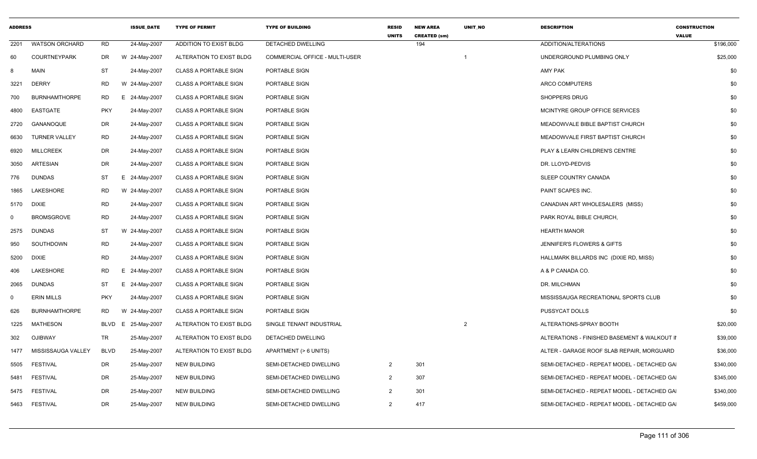| ADDRESS | | | ISSUE_DATE | TYPE OF PERMIT | TYPE OF BUILDING | RESID UNITS | NEW AREA CREATED (sm) | UNIT_NO | DESCRIPTION | CONSTRUCTION VALUE |
|---|---|---|---|---|---|---|---|---|---|---|
| 2201 | WATSON ORCHARD | RD | 24-May-2007 | ADDITION TO EXIST BLDG | DETACHED DWELLING | | 194 | | ADDITION/ALTERATIONS | $196,000 |
| 60 | COURTNEYPARK | DR | W 24-May-2007 | ALTERATION TO EXIST BLDG | COMMERCIAL OFFICE - MULTI-USER | | | 1 | UNDERGROUND PLUMBING ONLY | $25,000 |
| 8 | MAIN | ST | 24-May-2007 | CLASS A PORTABLE SIGN | PORTABLE SIGN | | | | AMY PAK | $0 |
| 3221 | DERRY | RD | W 24-May-2007 | CLASS A PORTABLE SIGN | PORTABLE SIGN | | | | ARCO COMPUTERS | $0 |
| 700 | BURNHAMTHORPE | RD | E 24-May-2007 | CLASS A PORTABLE SIGN | PORTABLE SIGN | | | | SHOPPERS DRUG | $0 |
| 4800 | EASTGATE | PKY | 24-May-2007 | CLASS A PORTABLE SIGN | PORTABLE SIGN | | | | MCINTYRE GROUP OFFICE SERVICES | $0 |
| 2720 | GANANOQUE | DR | 24-May-2007 | CLASS A PORTABLE SIGN | PORTABLE SIGN | | | | MEADOWVALE BIBLE BAPTIST CHURCH | $0 |
| 6630 | TURNER VALLEY | RD | 24-May-2007 | CLASS A PORTABLE SIGN | PORTABLE SIGN | | | | MEADOWVALE FIRST BAPTIST CHURCH | $0 |
| 6920 | MILLCREEK | DR | 24-May-2007 | CLASS A PORTABLE SIGN | PORTABLE SIGN | | | | PLAY & LEARN CHILDREN'S CENTRE | $0 |
| 3050 | ARTESIAN | DR | 24-May-2007 | CLASS A PORTABLE SIGN | PORTABLE SIGN | | | | DR. LLOYD-PEDVIS | $0 |
| 776 | DUNDAS | ST | E 24-May-2007 | CLASS A PORTABLE SIGN | PORTABLE SIGN | | | | SLEEP COUNTRY CANADA | $0 |
| 1865 | LAKESHORE | RD | W 24-May-2007 | CLASS A PORTABLE SIGN | PORTABLE SIGN | | | | PAINT SCAPES INC. | $0 |
| 5170 | DIXIE | RD | 24-May-2007 | CLASS A PORTABLE SIGN | PORTABLE SIGN | | | | CANADIAN ART WHOLESALERS (MISS) | $0 |
| 0 | BROMSGROVE | RD | 24-May-2007 | CLASS A PORTABLE SIGN | PORTABLE SIGN | | | | PARK ROYAL BIBLE CHURCH, | $0 |
| 2575 | DUNDAS | ST | W 24-May-2007 | CLASS A PORTABLE SIGN | PORTABLE SIGN | | | | HEARTH MANOR | $0 |
| 950 | SOUTHDOWN | RD | 24-May-2007 | CLASS A PORTABLE SIGN | PORTABLE SIGN | | | | JENNIFER'S FLOWERS & GIFTS | $0 |
| 5200 | DIXIE | RD | 24-May-2007 | CLASS A PORTABLE SIGN | PORTABLE SIGN | | | | HALLMARK BILLARDS INC (DIXIE RD, MISS) | $0 |
| 406 | LAKESHORE | RD | E 24-May-2007 | CLASS A PORTABLE SIGN | PORTABLE SIGN | | | | A & P CANADA CO. | $0 |
| 2065 | DUNDAS | ST | E 24-May-2007 | CLASS A PORTABLE SIGN | PORTABLE SIGN | | | | DR. MILCHMAN | $0 |
| 0 | ERIN MILLS | PKY | 24-May-2007 | CLASS A PORTABLE SIGN | PORTABLE SIGN | | | | MISSISSAUGA RECREATIONAL SPORTS CLUB | $0 |
| 626 | BURNHAMTHORPE | RD | W 24-May-2007 | CLASS A PORTABLE SIGN | PORTABLE SIGN | | | | PUSSYCAT DOLLS | $0 |
| 1225 | MATHESON | BLVD | E 25-May-2007 | ALTERATION TO EXIST BLDG | SINGLE TENANT INDUSTRIAL | | | 2 | ALTERATIONS-SPRAY BOOTH | $20,000 |
| 302 | OJIBWAY | TR | 25-May-2007 | ALTERATION TO EXIST BLDG | DETACHED DWELLING | | | | ALTERATIONS - FINISHED BASEMENT & WALKOUT II | $39,000 |
| 1477 | MISSISSAUGA VALLEY | BLVD | 25-May-2007 | ALTERATION TO EXIST BLDG | APARTMENT (> 6 UNITS) | | | | ALTER - GARAGE ROOF SLAB REPAIR, MORGUARD | $36,000 |
| 5505 | FESTIVAL | DR | 25-May-2007 | NEW BUILDING | SEMI-DETACHED DWELLING | 2 | 301 | | SEMI-DETACHED - REPEAT MODEL - DETACHED GA | $340,000 |
| 5481 | FESTIVAL | DR | 25-May-2007 | NEW BUILDING | SEMI-DETACHED DWELLING | 2 | 307 | | SEMI-DETACHED - REPEAT MODEL - DETACHED GA | $345,000 |
| 5475 | FESTIVAL | DR | 25-May-2007 | NEW BUILDING | SEMI-DETACHED DWELLING | 2 | 301 | | SEMI-DETACHED - REPEAT MODEL - DETACHED GA | $340,000 |
| 5463 | FESTIVAL | DR | 25-May-2007 | NEW BUILDING | SEMI-DETACHED DWELLING | 2 | 417 | | SEMI-DETACHED - REPEAT MODEL - DETACHED GA | $459,000 |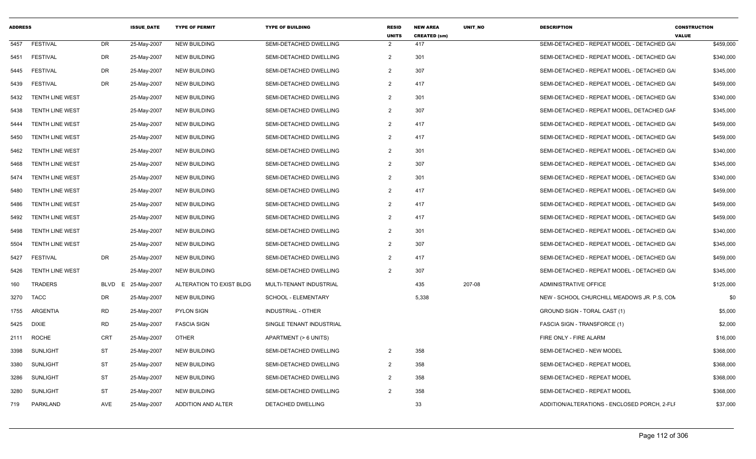| ADDRESS | | | ISSUE_DATE | TYPE OF PERMIT | TYPE OF BUILDING | RESID UNITS | NEW AREA CREATED (sm) | UNIT_NO | DESCRIPTION | CONSTRUCTION VALUE |
|---|---|---|---|---|---|---|---|---|---|---|
| 5457 | FESTIVAL | DR | 25-May-2007 | NEW BUILDING | SEMI-DETACHED DWELLING | 2 | 417 | | SEMI-DETACHED - REPEAT MODEL - DETACHED GAI | $459,000 |
| 5451 | FESTIVAL | DR | 25-May-2007 | NEW BUILDING | SEMI-DETACHED DWELLING | 2 | 301 | | SEMI-DETACHED - REPEAT MODEL - DETACHED GAI | $340,000 |
| 5445 | FESTIVAL | DR | 25-May-2007 | NEW BUILDING | SEMI-DETACHED DWELLING | 2 | 307 | | SEMI-DETACHED - REPEAT MODEL - DETACHED GAI | $345,000 |
| 5439 | FESTIVAL | DR | 25-May-2007 | NEW BUILDING | SEMI-DETACHED DWELLING | 2 | 417 | | SEMI-DETACHED - REPEAT MODEL - DETACHED GAI | $459,000 |
| 5432 | TENTH LINE WEST | | 25-May-2007 | NEW BUILDING | SEMI-DETACHED DWELLING | 2 | 301 | | SEMI-DETACHED - REPEAT MODEL - DETACHED GAI | $340,000 |
| 5438 | TENTH LINE WEST | | 25-May-2007 | NEW BUILDING | SEMI-DETACHED DWELLING | 2 | 307 | | SEMI-DETACHED - REPEAT MODEL, DETACHED GAF | $345,000 |
| 5444 | TENTH LINE WEST | | 25-May-2007 | NEW BUILDING | SEMI-DETACHED DWELLING | 2 | 417 | | SEMI-DETACHED - REPEAT MODEL - DETACHED GAI | $459,000 |
| 5450 | TENTH LINE WEST | | 25-May-2007 | NEW BUILDING | SEMI-DETACHED DWELLING | 2 | 417 | | SEMI-DETACHED - REPEAT MODEL - DETACHED GAI | $459,000 |
| 5462 | TENTH LINE WEST | | 25-May-2007 | NEW BUILDING | SEMI-DETACHED DWELLING | 2 | 301 | | SEMI-DETACHED - REPEAT MODEL - DETACHED GAI | $340,000 |
| 5468 | TENTH LINE WEST | | 25-May-2007 | NEW BUILDING | SEMI-DETACHED DWELLING | 2 | 307 | | SEMI-DETACHED - REPEAT MODEL - DETACHED GAI | $345,000 |
| 5474 | TENTH LINE WEST | | 25-May-2007 | NEW BUILDING | SEMI-DETACHED DWELLING | 2 | 301 | | SEMI-DETACHED - REPEAT MODEL - DETACHED GAI | $340,000 |
| 5480 | TENTH LINE WEST | | 25-May-2007 | NEW BUILDING | SEMI-DETACHED DWELLING | 2 | 417 | | SEMI-DETACHED - REPEAT MODEL - DETACHED GAI | $459,000 |
| 5486 | TENTH LINE WEST | | 25-May-2007 | NEW BUILDING | SEMI-DETACHED DWELLING | 2 | 417 | | SEMI-DETACHED - REPEAT MODEL - DETACHED GAI | $459,000 |
| 5492 | TENTH LINE WEST | | 25-May-2007 | NEW BUILDING | SEMI-DETACHED DWELLING | 2 | 417 | | SEMI-DETACHED - REPEAT MODEL - DETACHED GAI | $459,000 |
| 5498 | TENTH LINE WEST | | 25-May-2007 | NEW BUILDING | SEMI-DETACHED DWELLING | 2 | 301 | | SEMI-DETACHED - REPEAT MODEL - DETACHED GAI | $340,000 |
| 5504 | TENTH LINE WEST | | 25-May-2007 | NEW BUILDING | SEMI-DETACHED DWELLING | 2 | 307 | | SEMI-DETACHED - REPEAT MODEL - DETACHED GAI | $345,000 |
| 5427 | FESTIVAL | DR | 25-May-2007 | NEW BUILDING | SEMI-DETACHED DWELLING | 2 | 417 | | SEMI-DETACHED - REPEAT MODEL - DETACHED GAI | $459,000 |
| 5426 | TENTH LINE WEST | | 25-May-2007 | NEW BUILDING | SEMI-DETACHED DWELLING | 2 | 307 | | SEMI-DETACHED - REPEAT MODEL - DETACHED GAI | $345,000 |
| 160 | TRADERS | BLVD E | 25-May-2007 | ALTERATION TO EXIST BLDG | MULTI-TENANT INDUSTRIAL | | 435 | 207-08 | ADMINISTRATIVE OFFICE | $125,000 |
| 3270 | TACC | DR | 25-May-2007 | NEW BUILDING | SCHOOL - ELEMENTARY | | 5,338 | | NEW - SCHOOL CHURCHILL MEADOWS JR. P.S, COM | $0 |
| 1755 | ARGENTIA | RD | 25-May-2007 | PYLON SIGN | INDUSTRIAL - OTHER | | | | GROUND SIGN - TORAL CAST (1) | $5,000 |
| 5425 | DIXIE | RD | 25-May-2007 | FASCIA SIGN | SINGLE TENANT INDUSTRIAL | | | | FASCIA SIGN - TRANSFORCE (1) | $2,000 |
| 2111 | ROCHE | CRT | 25-May-2007 | OTHER | APARTMENT (> 6 UNITS) | | | | FIRE ONLY - FIRE ALARM | $16,000 |
| 3398 | SUNLIGHT | ST | 25-May-2007 | NEW BUILDING | SEMI-DETACHED DWELLING | 2 | 358 | | SEMI-DETACHED - NEW MODEL | $368,000 |
| 3380 | SUNLIGHT | ST | 25-May-2007 | NEW BUILDING | SEMI-DETACHED DWELLING | 2 | 358 | | SEMI-DETACHED - REPEAT MODEL | $368,000 |
| 3286 | SUNLIGHT | ST | 25-May-2007 | NEW BUILDING | SEMI-DETACHED DWELLING | 2 | 358 | | SEMI-DETACHED - REPEAT MODEL | $368,000 |
| 3280 | SUNLIGHT | ST | 25-May-2007 | NEW BUILDING | SEMI-DETACHED DWELLING | 2 | 358 | | SEMI-DETACHED - REPEAT MODEL | $368,000 |
| 719 | PARKLAND | AVE | 25-May-2007 | ADDITION AND ALTER | DETACHED DWELLING | | 33 | | ADDITION/ALTERATIONS - ENCLOSED PORCH, 2-FLI | $37,000 |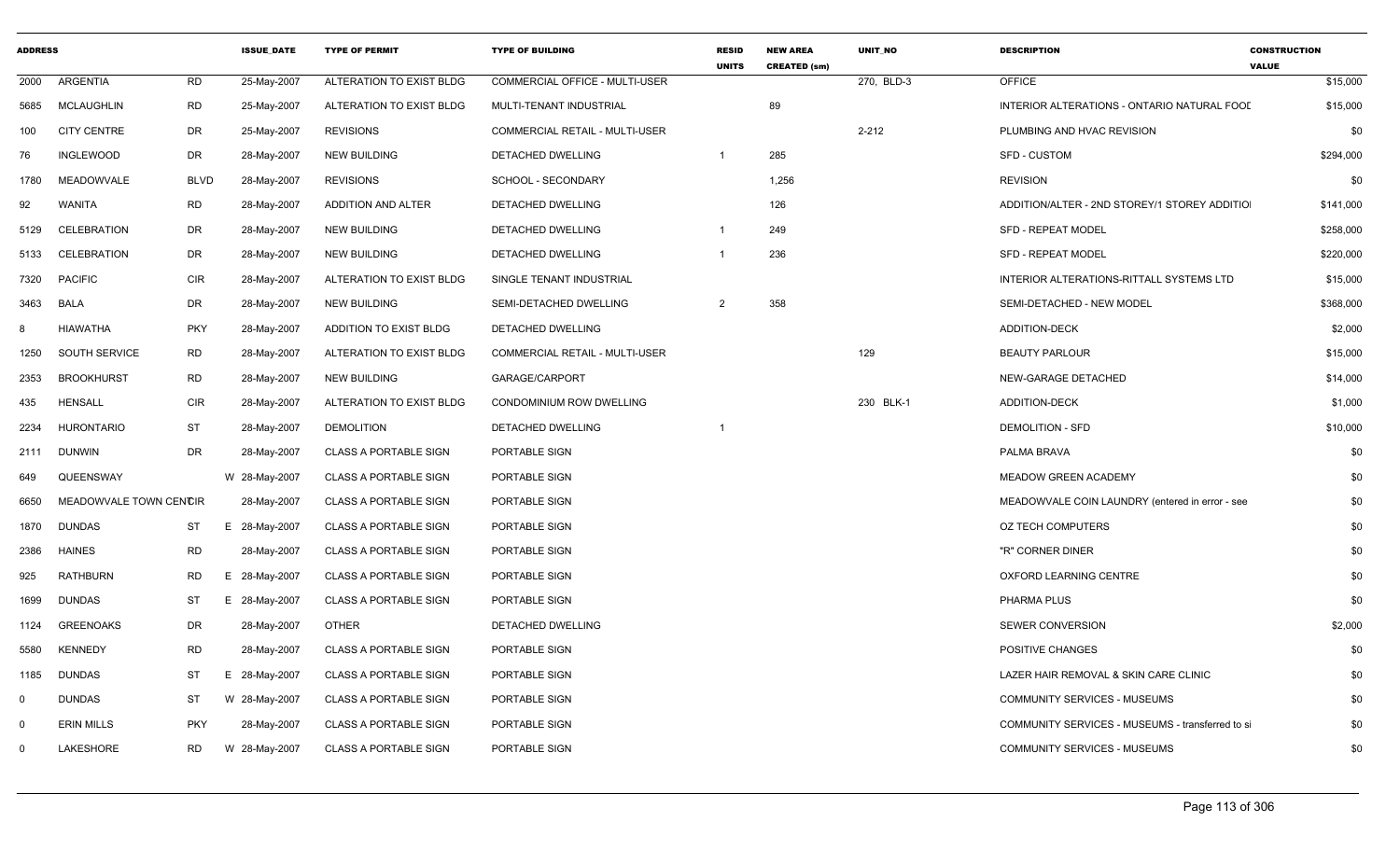| ADDRESS | | | ISSUE_DATE | TYPE OF PERMIT | TYPE OF BUILDING | RESID UNITS | NEW AREA CREATED (sm) | UNIT_NO | DESCRIPTION | CONSTRUCTION VALUE |
|---|---|---|---|---|---|---|---|---|---|---|
| 2000 | ARGENTIA | RD | 25-May-2007 | ALTERATION TO EXIST BLDG | COMMERCIAL OFFICE - MULTI-USER | | | 270, BLD-3 | OFFICE | $15,000 |
| 5685 | MCLAUGHLIN | RD | 25-May-2007 | ALTERATION TO EXIST BLDG | MULTI-TENANT INDUSTRIAL | | 89 | | INTERIOR ALTERATIONS - ONTARIO NATURAL FOOD | $15,000 |
| 100 | CITY CENTRE | DR | 25-May-2007 | REVISIONS | COMMERCIAL RETAIL - MULTI-USER | | | 2-212 | PLUMBING AND HVAC REVISION | $0 |
| 76 | INGLEWOOD | DR | 28-May-2007 | NEW BUILDING | DETACHED DWELLING | 1 | 285 | | SFD - CUSTOM | $294,000 |
| 1780 | MEADOWVALE | BLVD | 28-May-2007 | REVISIONS | SCHOOL - SECONDARY | | 1,256 | | REVISION | $0 |
| 92 | WANITA | RD | 28-May-2007 | ADDITION AND ALTER | DETACHED DWELLING | | 126 | | ADDITION/ALTER - 2ND STOREY/1 STOREY ADDITIO | $141,000 |
| 5129 | CELEBRATION | DR | 28-May-2007 | NEW BUILDING | DETACHED DWELLING | 1 | 249 | | SFD - REPEAT MODEL | $258,000 |
| 5133 | CELEBRATION | DR | 28-May-2007 | NEW BUILDING | DETACHED DWELLING | 1 | 236 | | SFD - REPEAT MODEL | $220,000 |
| 7320 | PACIFIC | CIR | 28-May-2007 | ALTERATION TO EXIST BLDG | SINGLE TENANT INDUSTRIAL | | | | INTERIOR ALTERATIONS-RITTALL SYSTEMS LTD | $15,000 |
| 3463 | BALA | DR | 28-May-2007 | NEW BUILDING | SEMI-DETACHED DWELLING | 2 | 358 | | SEMI-DETACHED - NEW MODEL | $368,000 |
| 8 | HIAWATHA | PKY | 28-May-2007 | ADDITION TO EXIST BLDG | DETACHED DWELLING | | | | ADDITION-DECK | $2,000 |
| 1250 | SOUTH SERVICE | RD | 28-May-2007 | ALTERATION TO EXIST BLDG | COMMERCIAL RETAIL - MULTI-USER | | | 129 | BEAUTY PARLOUR | $15,000 |
| 2353 | BROOKHURST | RD | 28-May-2007 | NEW BUILDING | GARAGE/CARPORT | | | | NEW-GARAGE DETACHED | $14,000 |
| 435 | HENSALL | CIR | 28-May-2007 | ALTERATION TO EXIST BLDG | CONDOMINIUM ROW DWELLING | | | 230 BLK-1 | ADDITION-DECK | $1,000 |
| 2234 | HURONTARIO | ST | 28-May-2007 | DEMOLITION | DETACHED DWELLING | 1 | | | DEMOLITION - SFD | $10,000 |
| 2111 | DUNWIN | DR | 28-May-2007 | CLASS A PORTABLE SIGN | PORTABLE SIGN | | | | PALMA BRAVA | $0 |
| 649 | QUEENSWAY | | W 28-May-2007 | CLASS A PORTABLE SIGN | PORTABLE SIGN | | | | MEADOW GREEN ACADEMY | $0 |
| 6650 | MEADOWVALE TOWN CENTRE | CIR | 28-May-2007 | CLASS A PORTABLE SIGN | PORTABLE SIGN | | | | MEADOWVALE COIN LAUNDRY (entered in error - see | $0 |
| 1870 | DUNDAS | ST | E 28-May-2007 | CLASS A PORTABLE SIGN | PORTABLE SIGN | | | | OZ TECH COMPUTERS | $0 |
| 2386 | HAINES | RD | 28-May-2007 | CLASS A PORTABLE SIGN | PORTABLE SIGN | | | | "R" CORNER DINER | $0 |
| 925 | RATHBURN | RD | E 28-May-2007 | CLASS A PORTABLE SIGN | PORTABLE SIGN | | | | OXFORD LEARNING CENTRE | $0 |
| 1699 | DUNDAS | ST | E 28-May-2007 | CLASS A PORTABLE SIGN | PORTABLE SIGN | | | | PHARMA PLUS | $0 |
| 1124 | GREENOAKS | DR | 28-May-2007 | OTHER | DETACHED DWELLING | | | | SEWER CONVERSION | $2,000 |
| 5580 | KENNEDY | RD | 28-May-2007 | CLASS A PORTABLE SIGN | PORTABLE SIGN | | | | POSITIVE CHANGES | $0 |
| 1185 | DUNDAS | ST | E 28-May-2007 | CLASS A PORTABLE SIGN | PORTABLE SIGN | | | | LAZER HAIR REMOVAL & SKIN CARE CLINIC | $0 |
| 0 | DUNDAS | ST | W 28-May-2007 | CLASS A PORTABLE SIGN | PORTABLE SIGN | | | | COMMUNITY SERVICES - MUSEUMS | $0 |
| 0 | ERIN MILLS | PKY | 28-May-2007 | CLASS A PORTABLE SIGN | PORTABLE SIGN | | | | COMMUNITY SERVICES - MUSEUMS - transferred to si | $0 |
| 0 | LAKESHORE | RD | W 28-May-2007 | CLASS A PORTABLE SIGN | PORTABLE SIGN | | | | COMMUNITY SERVICES - MUSEUMS | $0 |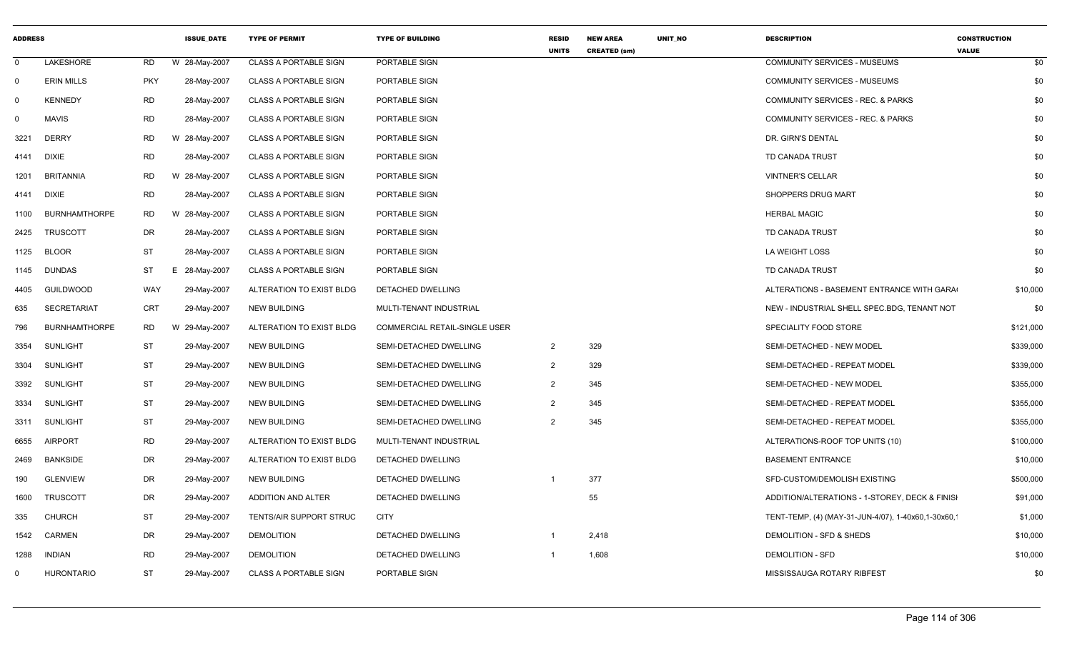| ADDRESS | | | ISSUE_DATE | TYPE OF PERMIT | TYPE OF BUILDING | RESID UNITS | NEW AREA CREATED (sm) | UNIT_NO | DESCRIPTION | CONSTRUCTION VALUE |
|---|---|---|---|---|---|---|---|---|---|---|
| 0 | LAKESHORE | RD | W 28-May-2007 | CLASS A PORTABLE SIGN | PORTABLE SIGN | | | | COMMUNITY SERVICES - MUSEUMS | $0 |
| 0 | ERIN MILLS | PKY | 28-May-2007 | CLASS A PORTABLE SIGN | PORTABLE SIGN | | | | COMMUNITY SERVICES - MUSEUMS | $0 |
| 0 | KENNEDY | RD | 28-May-2007 | CLASS A PORTABLE SIGN | PORTABLE SIGN | | | | COMMUNITY SERVICES - REC. & PARKS | $0 |
| 0 | MAVIS | RD | 28-May-2007 | CLASS A PORTABLE SIGN | PORTABLE SIGN | | | | COMMUNITY SERVICES - REC. & PARKS | $0 |
| 3221 | DERRY | RD | W 28-May-2007 | CLASS A PORTABLE SIGN | PORTABLE SIGN | | | | DR. GIRN'S DENTAL | $0 |
| 4141 | DIXIE | RD | 28-May-2007 | CLASS A PORTABLE SIGN | PORTABLE SIGN | | | | TD CANADA TRUST | $0 |
| 1201 | BRITANNIA | RD | W 28-May-2007 | CLASS A PORTABLE SIGN | PORTABLE SIGN | | | | VINTNER'S CELLAR | $0 |
| 4141 | DIXIE | RD | 28-May-2007 | CLASS A PORTABLE SIGN | PORTABLE SIGN | | | | SHOPPERS DRUG MART | $0 |
| 1100 | BURNHAMTHORPE | RD | W 28-May-2007 | CLASS A PORTABLE SIGN | PORTABLE SIGN | | | | HERBAL MAGIC | $0 |
| 2425 | TRUSCOTT | DR | 28-May-2007 | CLASS A PORTABLE SIGN | PORTABLE SIGN | | | | TD CANADA TRUST | $0 |
| 1125 | BLOOR | ST | 28-May-2007 | CLASS A PORTABLE SIGN | PORTABLE SIGN | | | | LA WEIGHT LOSS | $0 |
| 1145 | DUNDAS | ST | E 28-May-2007 | CLASS A PORTABLE SIGN | PORTABLE SIGN | | | | TD CANADA TRUST | $0 |
| 4405 | GUILDWOOD | WAY | 29-May-2007 | ALTERATION TO EXIST BLDG | DETACHED DWELLING | | | | ALTERATIONS - BASEMENT ENTRANCE WITH GARA( | $10,000 |
| 635 | SECRETARIAT | CRT | 29-May-2007 | NEW BUILDING | MULTI-TENANT INDUSTRIAL | | | | NEW - INDUSTRIAL SHELL SPEC.BDG, TENANT NOT | $0 |
| 796 | BURNHAMTHORPE | RD | W 29-May-2007 | ALTERATION TO EXIST BLDG | COMMERCIAL RETAIL-SINGLE USER | | | | SPECIALITY FOOD STORE | $121,000 |
| 3354 | SUNLIGHT | ST | 29-May-2007 | NEW BUILDING | SEMI-DETACHED DWELLING | 2 | 329 | | SEMI-DETACHED - NEW MODEL | $339,000 |
| 3304 | SUNLIGHT | ST | 29-May-2007 | NEW BUILDING | SEMI-DETACHED DWELLING | 2 | 329 | | SEMI-DETACHED - REPEAT MODEL | $339,000 |
| 3392 | SUNLIGHT | ST | 29-May-2007 | NEW BUILDING | SEMI-DETACHED DWELLING | 2 | 345 | | SEMI-DETACHED - NEW MODEL | $355,000 |
| 3334 | SUNLIGHT | ST | 29-May-2007 | NEW BUILDING | SEMI-DETACHED DWELLING | 2 | 345 | | SEMI-DETACHED - REPEAT MODEL | $355,000 |
| 3311 | SUNLIGHT | ST | 29-May-2007 | NEW BUILDING | SEMI-DETACHED DWELLING | 2 | 345 | | SEMI-DETACHED - REPEAT MODEL | $355,000 |
| 6655 | AIRPORT | RD | 29-May-2007 | ALTERATION TO EXIST BLDG | MULTI-TENANT INDUSTRIAL | | | | ALTERATIONS-ROOF TOP UNITS (10) | $100,000 |
| 2469 | BANKSIDE | DR | 29-May-2007 | ALTERATION TO EXIST BLDG | DETACHED DWELLING | | | | BASEMENT ENTRANCE | $10,000 |
| 190 | GLENVIEW | DR | 29-May-2007 | NEW BUILDING | DETACHED DWELLING | 1 | 377 | | SFD-CUSTOM/DEMOLISH EXISTING | $500,000 |
| 1600 | TRUSCOTT | DR | 29-May-2007 | ADDITION AND ALTER | DETACHED DWELLING | | 55 | | ADDITION/ALTERATIONS - 1-STOREY, DECK & FINISI | $91,000 |
| 335 | CHURCH | ST | 29-May-2007 | TENTS/AIR SUPPORT STRUC | CITY | | | | TENT-TEMP, (4) (MAY-31-JUN-4/07), 1-40x60,1-30x60,1 | $1,000 |
| 1542 | CARMEN | DR | 29-May-2007 | DEMOLITION | DETACHED DWELLING | 1 | 2,418 | | DEMOLITION - SFD & SHEDS | $10,000 |
| 1288 | INDIAN | RD | 29-May-2007 | DEMOLITION | DETACHED DWELLING | 1 | 1,608 | | DEMOLITION - SFD | $10,000 |
| 0 | HURONTARIO | ST | 29-May-2007 | CLASS A PORTABLE SIGN | PORTABLE SIGN | | | | MISSISSAUGA ROTARY RIBFEST | $0 |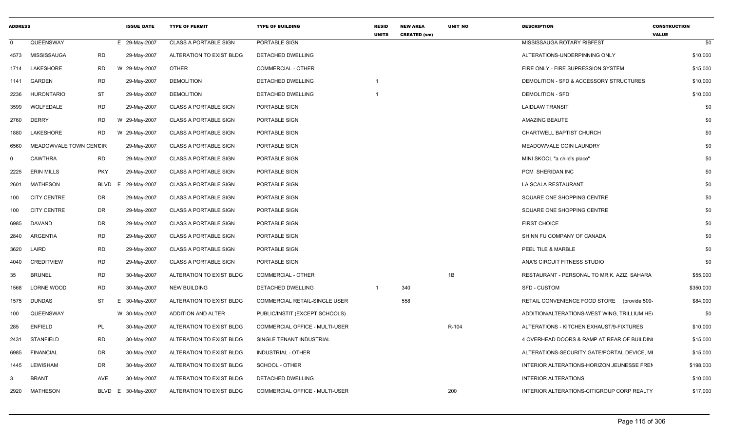| ADDRESS | | | ISSUE_DATE | TYPE OF PERMIT | TYPE OF BUILDING | RESID UNITS | NEW AREA CREATED (sm) | UNIT_NO | DESCRIPTION | CONSTRUCTION VALUE |
|---|---|---|---|---|---|---|---|---|---|---|
| 0 | QUEENSWAY | | E 29-May-2007 | CLASS A PORTABLE SIGN | PORTABLE SIGN | | | | MISSISSAUGA ROTARY RIBFEST | $0 |
| 4573 | MISSISSAUGA | RD | 29-May-2007 | ALTERATION TO EXIST BLDG | DETACHED DWELLING | | | | ALTERATIONS-UNDERPINNING ONLY | $10,000 |
| 1714 | LAKESHORE | RD | W 29-May-2007 | OTHER | COMMERCIAL - OTHER | | | | FIRE ONLY - FIRE SUPRESSION SYSTEM | $15,000 |
| 1141 | GARDEN | RD | 29-May-2007 | DEMOLITION | DETACHED DWELLING | 1 | | | DEMOLITION - SFD & ACCESSORY STRUCTURES | $10,000 |
| 2236 | HURONTARIO | ST | 29-May-2007 | DEMOLITION | DETACHED DWELLING | 1 | | | DEMOLITION - SFD | $10,000 |
| 3599 | WOLFEDALE | RD | 29-May-2007 | CLASS A PORTABLE SIGN | PORTABLE SIGN | | | | LAIDLAW TRANSIT | $0 |
| 2760 | DERRY | RD | W 29-May-2007 | CLASS A PORTABLE SIGN | PORTABLE SIGN | | | | AMAZING BEAUTE | $0 |
| 1880 | LAKESHORE | RD | W 29-May-2007 | CLASS A PORTABLE SIGN | PORTABLE SIGN | | | | CHARTWELL BAPTIST CHURCH | $0 |
| 6560 | MEADOWVALE TOWN CENTCIR | | 29-May-2007 | CLASS A PORTABLE SIGN | PORTABLE SIGN | | | | MEADOWVALE COIN LAUNDRY | $0 |
| 0 | CAWTHRA | RD | 29-May-2007 | CLASS A PORTABLE SIGN | PORTABLE SIGN | | | | MINI SKOOL "a child's place" | $0 |
| 2225 | ERIN MILLS | PKY | 29-May-2007 | CLASS A PORTABLE SIGN | PORTABLE SIGN | | | | PCM SHERIDAN INC | $0 |
| 2601 | MATHESON | BLVD | E 29-May-2007 | CLASS A PORTABLE SIGN | PORTABLE SIGN | | | | LA SCALA RESTAURANT | $0 |
| 100 | CITY CENTRE | DR | 29-May-2007 | CLASS A PORTABLE SIGN | PORTABLE SIGN | | | | SQUARE ONE SHOPPING CENTRE | $0 |
| 100 | CITY CENTRE | DR | 29-May-2007 | CLASS A PORTABLE SIGN | PORTABLE SIGN | | | | SQUARE ONE SHOPPING CENTRE | $0 |
| 6985 | DAVAND | DR | 29-May-2007 | CLASS A PORTABLE SIGN | PORTABLE SIGN | | | | FIRST CHOICE | $0 |
| 2840 | ARGENTIA | RD | 29-May-2007 | CLASS A PORTABLE SIGN | PORTABLE SIGN | | | | SHINN FU COMPANY OF CANADA | $0 |
| 3620 | LAIRD | RD | 29-May-2007 | CLASS A PORTABLE SIGN | PORTABLE SIGN | | | | PEEL TILE & MARBLE | $0 |
| 4040 | CREDITVIEW | RD | 29-May-2007 | CLASS A PORTABLE SIGN | PORTABLE SIGN | | | | ANA'S CIRCUIT FITNESS STUDIO | $0 |
| 35 | BRUNEL | RD | 30-May-2007 | ALTERATION TO EXIST BLDG | COMMERCIAL - OTHER | | | 1B | RESTAURANT - PERSONAL TO MR.K. AZIZ, SAHARA | $55,000 |
| 1568 | LORNE WOOD | RD | 30-May-2007 | NEW BUILDING | DETACHED DWELLING | 1 | 340 | | SFD - CUSTOM | $350,000 |
| 1575 | DUNDAS | ST | E 30-May-2007 | ALTERATION TO EXIST BLDG | COMMERCIAL RETAIL-SINGLE USER | | 558 | | RETAIL CONVENIENCE FOOD STORE (provide 509- | $84,000 |
| 100 | QUEENSWAY | | W 30-May-2007 | ADDITION AND ALTER | PUBLIC/INSTIT (EXCEPT SCHOOLS) | | | | ADDITION/ALTERATIONS-WEST WING, TRILLIUM HE/ | $0 |
| 285 | ENFIELD | PL | 30-May-2007 | ALTERATION TO EXIST BLDG | COMMERCIAL OFFICE - MULTI-USER | | | R-104 | ALTERATIONS - KITCHEN EXHAUST/9-FIXTURES | $10,000 |
| 2431 | STANFIELD | RD | 30-May-2007 | ALTERATION TO EXIST BLDG | SINGLE TENANT INDUSTRIAL | | | | 4 OVERHEAD DOORS & RAMP AT REAR OF BUILDIN( | $15,000 |
| 6985 | FINANCIAL | DR | 30-May-2007 | ALTERATION TO EXIST BLDG | INDUSTRIAL - OTHER | | | | ALTERATIONS-SECURITY GATE/PORTAL DEVICE, MI | $15,000 |
| 1445 | LEWISHAM | DR | 30-May-2007 | ALTERATION TO EXIST BLDG | SCHOOL - OTHER | | | | INTERIOR ALTERATIONS-HORIZON JEUNESSE FREN | $198,000 |
| 3 | BRANT | AVE | 30-May-2007 | ALTERATION TO EXIST BLDG | DETACHED DWELLING | | | | INTERIOR ALTERATIONS | $10,000 |
| 2920 | MATHESON | BLVD | E 30-May-2007 | ALTERATION TO EXIST BLDG | COMMERCIAL OFFICE - MULTI-USER | | | 200 | INTERIOR ALTERATIONS-CITIGROUP CORP REALTY | $17,000 |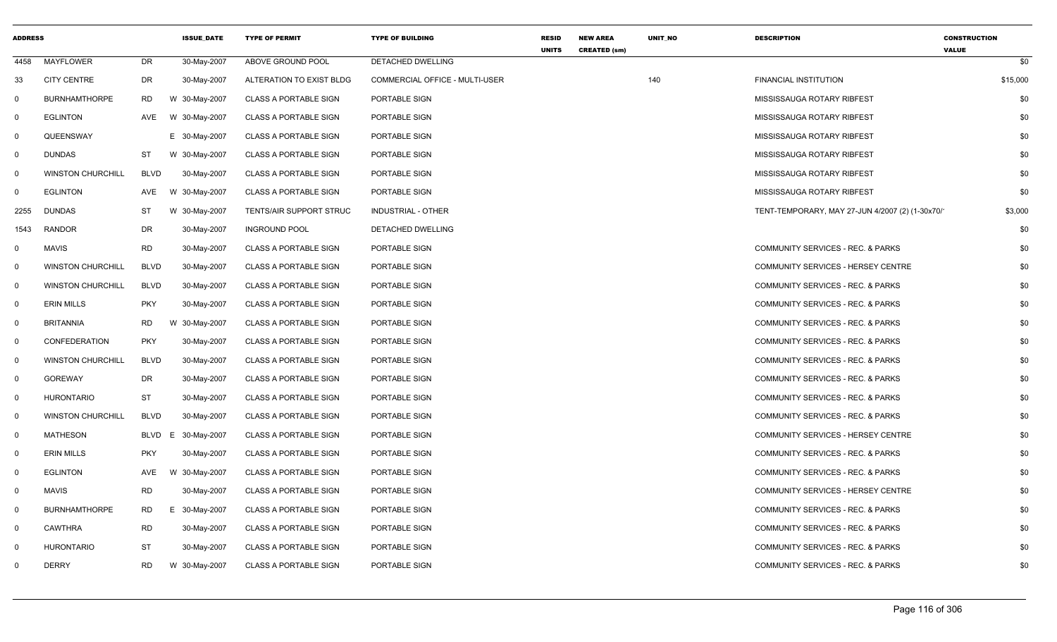| ADDRESS | | | | ISSUE_DATE | TYPE OF PERMIT | TYPE OF BUILDING | RESID UNITS | NEW AREA CREATED (sm) | UNIT_NO | DESCRIPTION | CONSTRUCTION VALUE |
|---|---|---|---|---|---|---|---|---|---|---|---|
| 4458 | MAYFLOWER | DR | | 30-May-2007 | ABOVE GROUND POOL | DETACHED DWELLING | | | | | $0 |
| 33 | CITY CENTRE | DR | | 30-May-2007 | ALTERATION TO EXIST BLDG | COMMERCIAL OFFICE - MULTI-USER | | | 140 | FINANCIAL INSTITUTION | $15,000 |
| 0 | BURNHAMTHORPE | RD | W | 30-May-2007 | CLASS A PORTABLE SIGN | PORTABLE SIGN | | | | MISSISSAUGA ROTARY RIBFEST | $0 |
| 0 | EGLINTON | AVE | W | 30-May-2007 | CLASS A PORTABLE SIGN | PORTABLE SIGN | | | | MISSISSAUGA ROTARY RIBFEST | $0 |
| 0 | QUEENSWAY | | E | 30-May-2007 | CLASS A PORTABLE SIGN | PORTABLE SIGN | | | | MISSISSAUGA ROTARY RIBFEST | $0 |
| 0 | DUNDAS | ST | W | 30-May-2007 | CLASS A PORTABLE SIGN | PORTABLE SIGN | | | | MISSISSAUGA ROTARY RIBFEST | $0 |
| 0 | WINSTON CHURCHILL | BLVD | | 30-May-2007 | CLASS A PORTABLE SIGN | PORTABLE SIGN | | | | MISSISSAUGA ROTARY RIBFEST | $0 |
| 0 | EGLINTON | AVE | W | 30-May-2007 | CLASS A PORTABLE SIGN | PORTABLE SIGN | | | | MISSISSAUGA ROTARY RIBFEST | $0 |
| 2255 | DUNDAS | ST | W | 30-May-2007 | TENTS/AIR SUPPORT STRUC | INDUSTRIAL - OTHER | | | | TENT-TEMPORARY, MAY 27-JUN 4/2007 (2) (1-30x70/' | $3,000 |
| 1543 | RANDOR | DR | | 30-May-2007 | INGROUND POOL | DETACHED DWELLING | | | | | $0 |
| 0 | MAVIS | RD | | 30-May-2007 | CLASS A PORTABLE SIGN | PORTABLE SIGN | | | | COMMUNITY SERVICES - REC. & PARKS | $0 |
| 0 | WINSTON CHURCHILL | BLVD | | 30-May-2007 | CLASS A PORTABLE SIGN | PORTABLE SIGN | | | | COMMUNITY SERVICES - HERSEY CENTRE | $0 |
| 0 | WINSTON CHURCHILL | BLVD | | 30-May-2007 | CLASS A PORTABLE SIGN | PORTABLE SIGN | | | | COMMUNITY SERVICES - REC. & PARKS | $0 |
| 0 | ERIN MILLS | PKY | | 30-May-2007 | CLASS A PORTABLE SIGN | PORTABLE SIGN | | | | COMMUNITY SERVICES - REC. & PARKS | $0 |
| 0 | BRITANNIA | RD | W | 30-May-2007 | CLASS A PORTABLE SIGN | PORTABLE SIGN | | | | COMMUNITY SERVICES - REC. & PARKS | $0 |
| 0 | CONFEDERATION | PKY | | 30-May-2007 | CLASS A PORTABLE SIGN | PORTABLE SIGN | | | | COMMUNITY SERVICES - REC. & PARKS | $0 |
| 0 | WINSTON CHURCHILL | BLVD | | 30-May-2007 | CLASS A PORTABLE SIGN | PORTABLE SIGN | | | | COMMUNITY SERVICES - REC. & PARKS | $0 |
| 0 | GOREWAY | DR | | 30-May-2007 | CLASS A PORTABLE SIGN | PORTABLE SIGN | | | | COMMUNITY SERVICES - REC. & PARKS | $0 |
| 0 | HURONTARIO | ST | | 30-May-2007 | CLASS A PORTABLE SIGN | PORTABLE SIGN | | | | COMMUNITY SERVICES - REC. & PARKS | $0 |
| 0 | WINSTON CHURCHILL | BLVD | | 30-May-2007 | CLASS A PORTABLE SIGN | PORTABLE SIGN | | | | COMMUNITY SERVICES - REC. & PARKS | $0 |
| 0 | MATHESON | BLVD | E | 30-May-2007 | CLASS A PORTABLE SIGN | PORTABLE SIGN | | | | COMMUNITY SERVICES - HERSEY CENTRE | $0 |
| 0 | ERIN MILLS | PKY | | 30-May-2007 | CLASS A PORTABLE SIGN | PORTABLE SIGN | | | | COMMUNITY SERVICES - REC. & PARKS | $0 |
| 0 | EGLINTON | AVE | W | 30-May-2007 | CLASS A PORTABLE SIGN | PORTABLE SIGN | | | | COMMUNITY SERVICES - REC. & PARKS | $0 |
| 0 | MAVIS | RD | | 30-May-2007 | CLASS A PORTABLE SIGN | PORTABLE SIGN | | | | COMMUNITY SERVICES - HERSEY CENTRE | $0 |
| 0 | BURNHAMTHORPE | RD | E | 30-May-2007 | CLASS A PORTABLE SIGN | PORTABLE SIGN | | | | COMMUNITY SERVICES - REC. & PARKS | $0 |
| 0 | CAWTHRA | RD | | 30-May-2007 | CLASS A PORTABLE SIGN | PORTABLE SIGN | | | | COMMUNITY SERVICES - REC. & PARKS | $0 |
| 0 | HURONTARIO | ST | | 30-May-2007 | CLASS A PORTABLE SIGN | PORTABLE SIGN | | | | COMMUNITY SERVICES - REC. & PARKS | $0 |
| 0 | DERRY | RD | W | 30-May-2007 | CLASS A PORTABLE SIGN | PORTABLE SIGN | | | | COMMUNITY SERVICES - REC. & PARKS | $0 |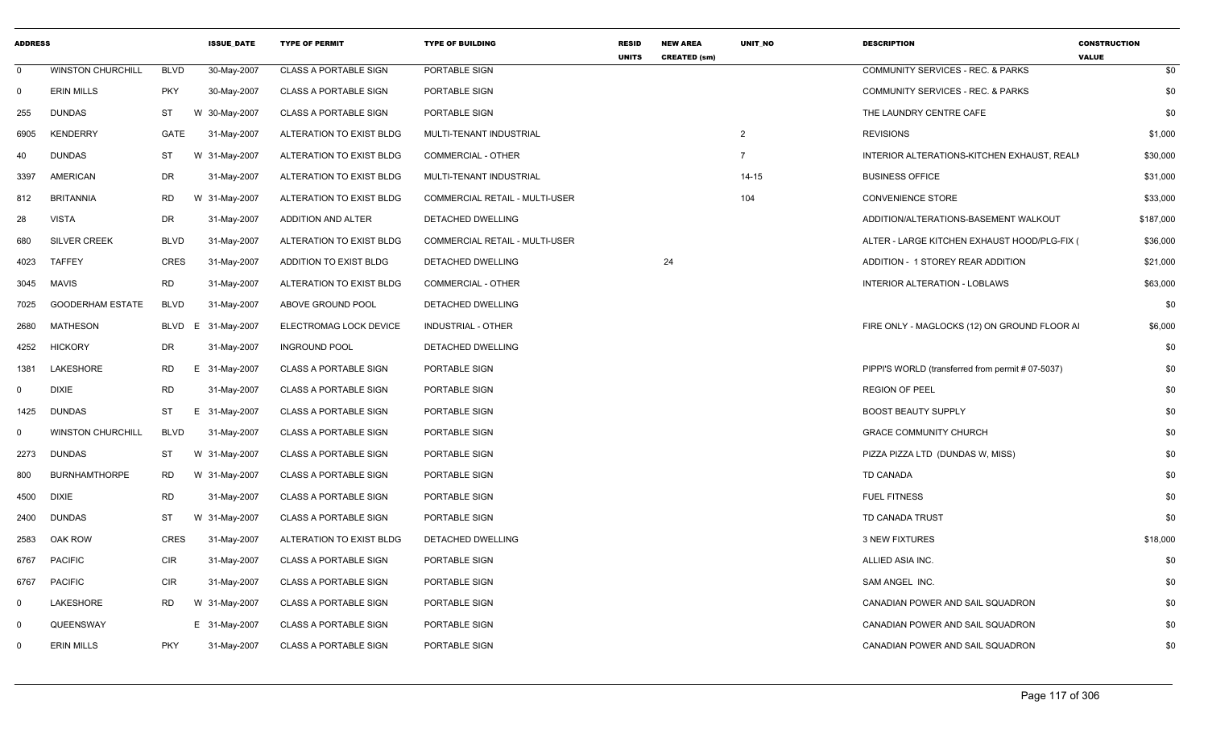| ADDRESS | | | ISSUE_DATE | TYPE OF PERMIT | TYPE OF BUILDING | RESID UNITS | NEW AREA CREATED (sm) | UNIT_NO | DESCRIPTION | CONSTRUCTION VALUE |
|---|---|---|---|---|---|---|---|---|---|---|
| 0 | WINSTON CHURCHILL | BLVD | 30-May-2007 | CLASS A PORTABLE SIGN | PORTABLE SIGN | | | | COMMUNITY SERVICES - REC. & PARKS | $0 |
| 0 | ERIN MILLS | PKY | 30-May-2007 | CLASS A PORTABLE SIGN | PORTABLE SIGN | | | | COMMUNITY SERVICES - REC. & PARKS | $0 |
| 255 | DUNDAS | ST | W 30-May-2007 | CLASS A PORTABLE SIGN | PORTABLE SIGN | | | | THE LAUNDRY CENTRE CAFE | $0 |
| 6905 | KENDERRY | GATE | 31-May-2007 | ALTERATION TO EXIST BLDG | MULTI-TENANT INDUSTRIAL | | | 2 | REVISIONS | $1,000 |
| 40 | DUNDAS | ST | W 31-May-2007 | ALTERATION TO EXIST BLDG | COMMERCIAL - OTHER | | | 7 | INTERIOR ALTERATIONS-KITCHEN EXHAUST, REALI | $30,000 |
| 3397 | AMERICAN | DR | 31-May-2007 | ALTERATION TO EXIST BLDG | MULTI-TENANT INDUSTRIAL | | | 14-15 | BUSINESS OFFICE | $31,000 |
| 812 | BRITANNIA | RD | W 31-May-2007 | ALTERATION TO EXIST BLDG | COMMERCIAL RETAIL - MULTI-USER | | | 104 | CONVENIENCE STORE | $33,000 |
| 28 | VISTA | DR | 31-May-2007 | ADDITION AND ALTER | DETACHED DWELLING | | | | ADDITION/ALTERATIONS-BASEMENT WALKOUT | $187,000 |
| 680 | SILVER CREEK | BLVD | 31-May-2007 | ALTERATION TO EXIST BLDG | COMMERCIAL RETAIL - MULTI-USER | | | | ALTER - LARGE KITCHEN EXHAUST HOOD/PLG-FIX ( | $36,000 |
| 4023 | TAFFEY | CRES | 31-May-2007 | ADDITION TO EXIST BLDG | DETACHED DWELLING | | 24 | | ADDITION - 1 STOREY REAR ADDITION | $21,000 |
| 3045 | MAVIS | RD | 31-May-2007 | ALTERATION TO EXIST BLDG | COMMERCIAL - OTHER | | | | INTERIOR ALTERATION - LOBLAWS | $63,000 |
| 7025 | GOODERHAM ESTATE | BLVD | 31-May-2007 | ABOVE GROUND POOL | DETACHED DWELLING | | | | | $0 |
| 2680 | MATHESON | BLVD | E 31-May-2007 | ELECTROMAG LOCK DEVICE | INDUSTRIAL - OTHER | | | | FIRE ONLY - MAGLOCKS (12) ON GROUND FLOOR AI | $6,000 |
| 4252 | HICKORY | DR | 31-May-2007 | INGROUND POOL | DETACHED DWELLING | | | | | $0 |
| 1381 | LAKESHORE | RD | E 31-May-2007 | CLASS A PORTABLE SIGN | PORTABLE SIGN | | | | PIPPI'S WORLD (transferred from permit # 07-5037) | $0 |
| 0 | DIXIE | RD | 31-May-2007 | CLASS A PORTABLE SIGN | PORTABLE SIGN | | | | REGION OF PEEL | $0 |
| 1425 | DUNDAS | ST | E 31-May-2007 | CLASS A PORTABLE SIGN | PORTABLE SIGN | | | | BOOST BEAUTY SUPPLY | $0 |
| 0 | WINSTON CHURCHILL | BLVD | 31-May-2007 | CLASS A PORTABLE SIGN | PORTABLE SIGN | | | | GRACE COMMUNITY CHURCH | $0 |
| 2273 | DUNDAS | ST | W 31-May-2007 | CLASS A PORTABLE SIGN | PORTABLE SIGN | | | | PIZZA PIZZA LTD (DUNDAS W, MISS) | $0 |
| 800 | BURNHAMTHORPE | RD | W 31-May-2007 | CLASS A PORTABLE SIGN | PORTABLE SIGN | | | | TD CANADA | $0 |
| 4500 | DIXIE | RD | 31-May-2007 | CLASS A PORTABLE SIGN | PORTABLE SIGN | | | | FUEL FITNESS | $0 |
| 2400 | DUNDAS | ST | W 31-May-2007 | CLASS A PORTABLE SIGN | PORTABLE SIGN | | | | TD CANADA TRUST | $0 |
| 2583 | OAK ROW | CRES | 31-May-2007 | ALTERATION TO EXIST BLDG | DETACHED DWELLING | | | | 3 NEW FIXTURES | $18,000 |
| 6767 | PACIFIC | CIR | 31-May-2007 | CLASS A PORTABLE SIGN | PORTABLE SIGN | | | | ALLIED ASIA INC. | $0 |
| 6767 | PACIFIC | CIR | 31-May-2007 | CLASS A PORTABLE SIGN | PORTABLE SIGN | | | | SAM ANGEL INC. | $0 |
| 0 | LAKESHORE | RD | W 31-May-2007 | CLASS A PORTABLE SIGN | PORTABLE SIGN | | | | CANADIAN POWER AND SAIL SQUADRON | $0 |
| 0 | QUEENSWAY | | E 31-May-2007 | CLASS A PORTABLE SIGN | PORTABLE SIGN | | | | CANADIAN POWER AND SAIL SQUADRON | $0 |
| 0 | ERIN MILLS | PKY | 31-May-2007 | CLASS A PORTABLE SIGN | PORTABLE SIGN | | | | CANADIAN POWER AND SAIL SQUADRON | $0 |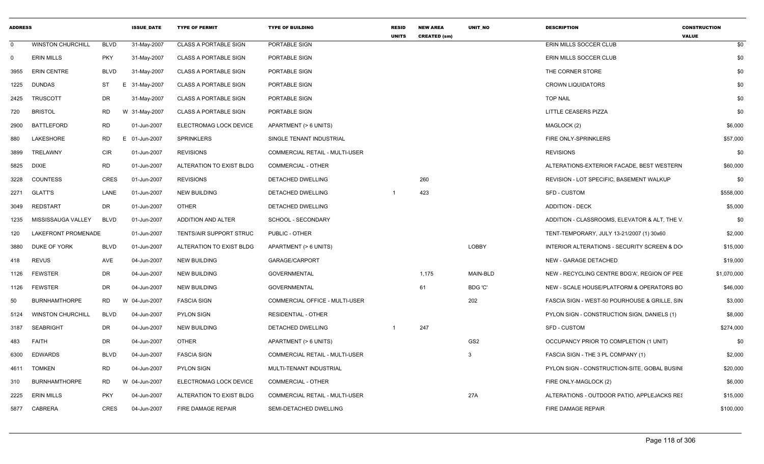| ADDRESS | | | ISSUE_DATE | TYPE OF PERMIT | TYPE OF BUILDING | RESID UNITS | NEW AREA CREATED (sm) | UNIT_NO | DESCRIPTION | CONSTRUCTION VALUE |
|---|---|---|---|---|---|---|---|---|---|---|
| 0 | WINSTON CHURCHILL | BLVD | 31-May-2007 | CLASS A PORTABLE SIGN | PORTABLE SIGN | | | | ERIN MILLS SOCCER CLUB | $0 |
| 0 | ERIN MILLS | PKY | 31-May-2007 | CLASS A PORTABLE SIGN | PORTABLE SIGN | | | | ERIN MILLS SOCCER CLUB | $0 |
| 3955 | ERIN CENTRE | BLVD | 31-May-2007 | CLASS A PORTABLE SIGN | PORTABLE SIGN | | | | THE CORNER STORE | $0 |
| 1225 | DUNDAS | ST | E 31-May-2007 | CLASS A PORTABLE SIGN | PORTABLE SIGN | | | | CROWN LIQUIDATORS | $0 |
| 2425 | TRUSCOTT | DR | 31-May-2007 | CLASS A PORTABLE SIGN | PORTABLE SIGN | | | | TOP NAIL | $0 |
| 720 | BRISTOL | RD | W 31-May-2007 | CLASS A PORTABLE SIGN | PORTABLE SIGN | | | | LITTLE CEASERS PIZZA | $0 |
| 2900 | BATTLEFORD | RD | 01-Jun-2007 | ELECTROMAG LOCK DEVICE | APARTMENT (> 6 UNITS) | | | | MAGLOCK (2) | $6,000 |
| 880 | LAKESHORE | RD | E 01-Jun-2007 | SPRINKLERS | SINGLE TENANT INDUSTRIAL | | | | FIRE ONLY-SPRINKLERS | $57,000 |
| 3899 | TRELAWNY | CIR | 01-Jun-2007 | REVISIONS | COMMERCIAL RETAIL - MULTI-USER | | | | REVISIONS | $0 |
| 5825 | DIXIE | RD | 01-Jun-2007 | ALTERATION TO EXIST BLDG | COMMERCIAL - OTHER | | | | ALTERATIONS-EXTERIOR FACADE, BEST WESTERN | $60,000 |
| 3228 | COUNTESS | CRES | 01-Jun-2007 | REVISIONS | DETACHED DWELLING | | 260 | | REVISION - LOT SPECIFIC, BASEMENT WALKUP | $0 |
| 2271 | GLATT'S | LANE | 01-Jun-2007 | NEW BUILDING | DETACHED DWELLING | 1 | 423 | | SFD - CUSTOM | $558,000 |
| 3049 | REDSTART | DR | 01-Jun-2007 | OTHER | DETACHED DWELLING | | | | ADDITION - DECK | $5,000 |
| 1235 | MISSISSAUGA VALLEY | BLVD | 01-Jun-2007 | ADDITION AND ALTER | SCHOOL - SECONDARY | | | | ADDITION - CLASSROOMS, ELEVATOR & ALT, THE V. | $0 |
| 120 | LAKEFRONT PROMENADE | | 01-Jun-2007 | TENTS/AIR SUPPORT STRUC | PUBLIC - OTHER | | | | TENT-TEMPORARY, JULY 13-21/2007 (1) 30x60 | $2,000 |
| 3880 | DUKE OF YORK | BLVD | 01-Jun-2007 | ALTERATION TO EXIST BLDG | APARTMENT (> 6 UNITS) | | | LOBBY | INTERIOR ALTERATIONS - SECURITY SCREEN & DO | $15,000 |
| 418 | REVUS | AVE | 04-Jun-2007 | NEW BUILDING | GARAGE/CARPORT | | | | NEW - GARAGE DETACHED | $19,000 |
| 1126 | FEWSTER | DR | 04-Jun-2007 | NEW BUILDING | GOVERNMENTAL | | 1,175 | MAIN-BLD | NEW - RECYCLING CENTRE BDG'A', REGION OF PEE | $1,070,000 |
| 1126 | FEWSTER | DR | 04-Jun-2007 | NEW BUILDING | GOVERNMENTAL | | 61 | BDG 'C' | NEW - SCALE HOUSE/PLATFORM & OPERATORS BO | $46,000 |
| 50 | BURNHAMTHORPE | RD | W 04-Jun-2007 | FASCIA SIGN | COMMERCIAL OFFICE - MULTI-USER | | | 202 | FASCIA SIGN - WEST-50 POURHOUSE & GRILLE, SIN | $3,000 |
| 5124 | WINSTON CHURCHILL | BLVD | 04-Jun-2007 | PYLON SIGN | RESIDENTIAL - OTHER | | | | PYLON SIGN - CONSTRUCTION SIGN, DANIELS (1) | $8,000 |
| 3187 | SEABRIGHT | DR | 04-Jun-2007 | NEW BUILDING | DETACHED DWELLING | 1 | 247 | | SFD - CUSTOM | $274,000 |
| 483 | FAITH | DR | 04-Jun-2007 | OTHER | APARTMENT (> 6 UNITS) | | | GS2 | OCCUPANCY PRIOR TO COMPLETION (1 UNIT) | $0 |
| 6300 | EDWARDS | BLVD | 04-Jun-2007 | FASCIA SIGN | COMMERCIAL RETAIL - MULTI-USER | | | 3 | FASCIA SIGN - THE 3 PL COMPANY (1) | $2,000 |
| 4611 | TOMKEN | RD | 04-Jun-2007 | PYLON SIGN | MULTI-TENANT INDUSTRIAL | | | | PYLON SIGN - CONSTRUCTION-SITE, GOBAL BUSINI | $20,000 |
| 310 | BURNHAMTHORPE | RD | W 04-Jun-2007 | ELECTROMAG LOCK DEVICE | COMMERCIAL - OTHER | | | | FIRE ONLY-MAGLOCK (2) | $6,000 |
| 2225 | ERIN MILLS | PKY | 04-Jun-2007 | ALTERATION TO EXIST BLDG | COMMERCIAL RETAIL - MULTI-USER | | | 27A | ALTERATIONS - OUTDOOR PATIO, APPLEJACKS RES | $15,000 |
| 5877 | CABRERA | CRES | 04-Jun-2007 | FIRE DAMAGE REPAIR | SEMI-DETACHED DWELLING | | | | FIRE DAMAGE REPAIR | $100,000 |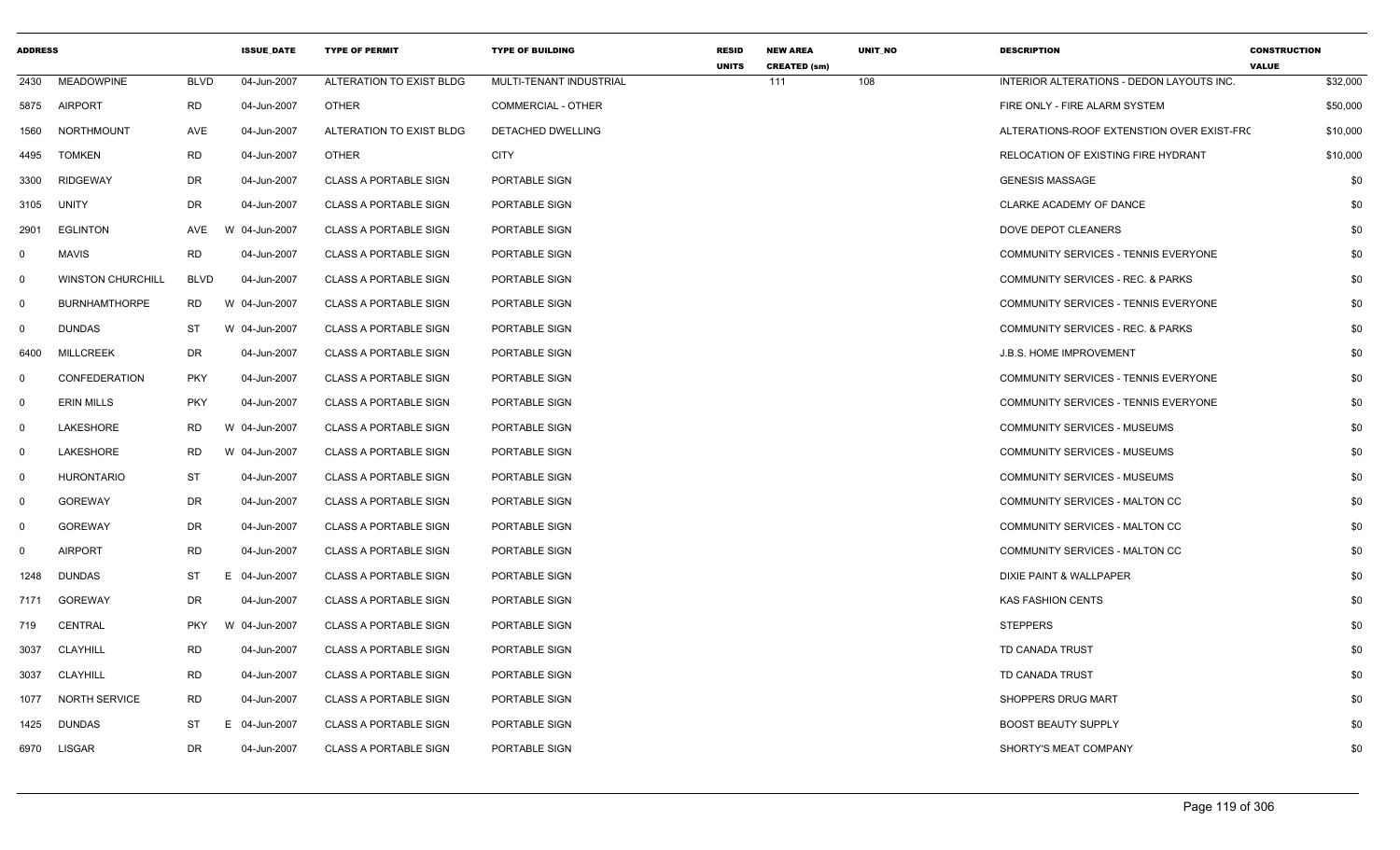| ADDRESS | | | ISSUE_DATE | TYPE OF PERMIT | TYPE OF BUILDING | RESID UNITS | NEW AREA CREATED (sm) | UNIT_NO | DESCRIPTION | CONSTRUCTION VALUE |
|---|---|---|---|---|---|---|---|---|---|---|
| 2430 | MEADOWPINE | BLVD | 04-Jun-2007 | ALTERATION TO EXIST BLDG | MULTI-TENANT INDUSTRIAL | | 111 | 108 | INTERIOR ALTERATIONS - DEDON LAYOUTS INC. | $32,000 |
| 5875 | AIRPORT | RD | 04-Jun-2007 | OTHER | COMMERCIAL - OTHER | | | | FIRE ONLY - FIRE ALARM SYSTEM | $50,000 |
| 1560 | NORTHMOUNT | AVE | 04-Jun-2007 | ALTERATION TO EXIST BLDG | DETACHED DWELLING | | | | ALTERATIONS-ROOF EXTENSTION OVER EXIST-FRC | $10,000 |
| 4495 | TOMKEN | RD | 04-Jun-2007 | OTHER | CITY | | | | RELOCATION OF EXISTING FIRE HYDRANT | $10,000 |
| 3300 | RIDGEWAY | DR | 04-Jun-2007 | CLASS A PORTABLE SIGN | PORTABLE SIGN | | | | GENESIS MASSAGE | $0 |
| 3105 | UNITY | DR | 04-Jun-2007 | CLASS A PORTABLE SIGN | PORTABLE SIGN | | | | CLARKE ACADEMY OF DANCE | $0 |
| 2901 | EGLINTON | AVE | W 04-Jun-2007 | CLASS A PORTABLE SIGN | PORTABLE SIGN | | | | DOVE DEPOT CLEANERS | $0 |
| 0 | MAVIS | RD | 04-Jun-2007 | CLASS A PORTABLE SIGN | PORTABLE SIGN | | | | COMMUNITY SERVICES - TENNIS EVERYONE | $0 |
| 0 | WINSTON CHURCHILL | BLVD | 04-Jun-2007 | CLASS A PORTABLE SIGN | PORTABLE SIGN | | | | COMMUNITY SERVICES - REC. & PARKS | $0 |
| 0 | BURNHAMTHORPE | RD | W 04-Jun-2007 | CLASS A PORTABLE SIGN | PORTABLE SIGN | | | | COMMUNITY SERVICES - TENNIS EVERYONE | $0 |
| 0 | DUNDAS | ST | W 04-Jun-2007 | CLASS A PORTABLE SIGN | PORTABLE SIGN | | | | COMMUNITY SERVICES - REC. & PARKS | $0 |
| 6400 | MILLCREEK | DR | 04-Jun-2007 | CLASS A PORTABLE SIGN | PORTABLE SIGN | | | | J.B.S. HOME IMPROVEMENT | $0 |
| 0 | CONFEDERATION | PKY | 04-Jun-2007 | CLASS A PORTABLE SIGN | PORTABLE SIGN | | | | COMMUNITY SERVICES - TENNIS EVERYONE | $0 |
| 0 | ERIN MILLS | PKY | 04-Jun-2007 | CLASS A PORTABLE SIGN | PORTABLE SIGN | | | | COMMUNITY SERVICES - TENNIS EVERYONE | $0 |
| 0 | LAKESHORE | RD | W 04-Jun-2007 | CLASS A PORTABLE SIGN | PORTABLE SIGN | | | | COMMUNITY SERVICES - MUSEUMS | $0 |
| 0 | LAKESHORE | RD | W 04-Jun-2007 | CLASS A PORTABLE SIGN | PORTABLE SIGN | | | | COMMUNITY SERVICES - MUSEUMS | $0 |
| 0 | HURONTARIO | ST | 04-Jun-2007 | CLASS A PORTABLE SIGN | PORTABLE SIGN | | | | COMMUNITY SERVICES - MUSEUMS | $0 |
| 0 | GOREWAY | DR | 04-Jun-2007 | CLASS A PORTABLE SIGN | PORTABLE SIGN | | | | COMMUNITY SERVICES - MALTON CC | $0 |
| 0 | GOREWAY | DR | 04-Jun-2007 | CLASS A PORTABLE SIGN | PORTABLE SIGN | | | | COMMUNITY SERVICES - MALTON CC | $0 |
| 0 | AIRPORT | RD | 04-Jun-2007 | CLASS A PORTABLE SIGN | PORTABLE SIGN | | | | COMMUNITY SERVICES - MALTON CC | $0 |
| 1248 | DUNDAS | ST | E 04-Jun-2007 | CLASS A PORTABLE SIGN | PORTABLE SIGN | | | | DIXIE PAINT & WALLPAPER | $0 |
| 7171 | GOREWAY | DR | 04-Jun-2007 | CLASS A PORTABLE SIGN | PORTABLE SIGN | | | | KAS FASHION CENTS | $0 |
| 719 | CENTRAL | PKY | W 04-Jun-2007 | CLASS A PORTABLE SIGN | PORTABLE SIGN | | | | STEPPERS | $0 |
| 3037 | CLAYHILL | RD | 04-Jun-2007 | CLASS A PORTABLE SIGN | PORTABLE SIGN | | | | TD CANADA TRUST | $0 |
| 3037 | CLAYHILL | RD | 04-Jun-2007 | CLASS A PORTABLE SIGN | PORTABLE SIGN | | | | TD CANADA TRUST | $0 |
| 1077 | NORTH SERVICE | RD | 04-Jun-2007 | CLASS A PORTABLE SIGN | PORTABLE SIGN | | | | SHOPPERS DRUG MART | $0 |
| 1425 | DUNDAS | ST | E 04-Jun-2007 | CLASS A PORTABLE SIGN | PORTABLE SIGN | | | | BOOST BEAUTY SUPPLY | $0 |
| 6970 | LISGAR | DR | 04-Jun-2007 | CLASS A PORTABLE SIGN | PORTABLE SIGN | | | | SHORTY'S MEAT COMPANY | $0 |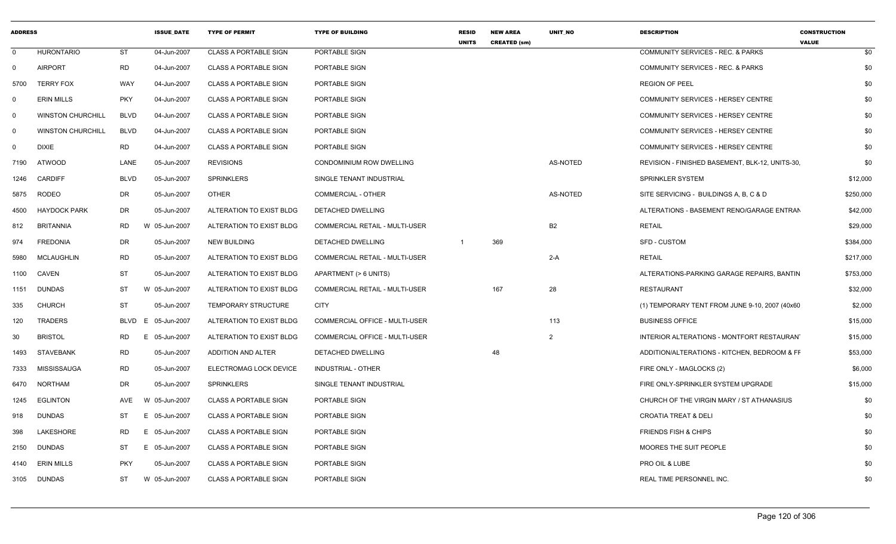| ADDRESS | | | ISSUE_DATE | TYPE OF PERMIT | TYPE OF BUILDING | RESID UNITS | NEW AREA CREATED (sm) | UNIT_NO | DESCRIPTION | CONSTRUCTION VALUE |
|---|---|---|---|---|---|---|---|---|---|---|
| 0 | HURONTARIO | ST | 04-Jun-2007 | CLASS A PORTABLE SIGN | PORTABLE SIGN | | | | COMMUNITY SERVICES - REC. & PARKS | $0 |
| 0 | AIRPORT | RD | 04-Jun-2007 | CLASS A PORTABLE SIGN | PORTABLE SIGN | | | | COMMUNITY SERVICES - REC. & PARKS | $0 |
| 5700 | TERRY FOX | WAY | 04-Jun-2007 | CLASS A PORTABLE SIGN | PORTABLE SIGN | | | | REGION OF PEEL | $0 |
| 0 | ERIN MILLS | PKY | 04-Jun-2007 | CLASS A PORTABLE SIGN | PORTABLE SIGN | | | | COMMUNITY SERVICES - HERSEY CENTRE | $0 |
| 0 | WINSTON CHURCHILL | BLVD | 04-Jun-2007 | CLASS A PORTABLE SIGN | PORTABLE SIGN | | | | COMMUNITY SERVICES - HERSEY CENTRE | $0 |
| 0 | WINSTON CHURCHILL | BLVD | 04-Jun-2007 | CLASS A PORTABLE SIGN | PORTABLE SIGN | | | | COMMUNITY SERVICES - HERSEY CENTRE | $0 |
| 0 | DIXIE | RD | 04-Jun-2007 | CLASS A PORTABLE SIGN | PORTABLE SIGN | | | | COMMUNITY SERVICES - HERSEY CENTRE | $0 |
| 7190 | ATWOOD | LANE | 05-Jun-2007 | REVISIONS | CONDOMINIUM ROW DWELLING | | | AS-NOTED | REVISION - FINISHED BASEMENT, BLK-12, UNITS-30, | $0 |
| 1246 | CARDIFF | BLVD | 05-Jun-2007 | SPRINKLERS | SINGLE TENANT INDUSTRIAL | | | | SPRINKLER SYSTEM | $12,000 |
| 5875 | RODEO | DR | 05-Jun-2007 | OTHER | COMMERCIAL - OTHER | | | AS-NOTED | SITE SERVICING - BUILDINGS A, B, C & D | $250,000 |
| 4500 | HAYDOCK PARK | DR | 05-Jun-2007 | ALTERATION TO EXIST BLDG | DETACHED DWELLING | | | | ALTERATIONS - BASEMENT RENO/GARAGE ENTRAN | $42,000 |
| 812 | BRITANNIA | RD | W 05-Jun-2007 | ALTERATION TO EXIST BLDG | COMMERCIAL RETAIL - MULTI-USER | | | B2 | RETAIL | $29,000 |
| 974 | FREDONIA | DR | 05-Jun-2007 | NEW BUILDING | DETACHED DWELLING | 1 | 369 | | SFD - CUSTOM | $384,000 |
| 5980 | MCLAUGHLIN | RD | 05-Jun-2007 | ALTERATION TO EXIST BLDG | COMMERCIAL RETAIL - MULTI-USER | | | 2-A | RETAIL | $217,000 |
| 1100 | CAVEN | ST | 05-Jun-2007 | ALTERATION TO EXIST BLDG | APARTMENT (> 6 UNITS) | | | | ALTERATIONS-PARKING GARAGE REPAIRS, BANTIN | $753,000 |
| 1151 | DUNDAS | ST | W 05-Jun-2007 | ALTERATION TO EXIST BLDG | COMMERCIAL RETAIL - MULTI-USER | | 167 | 28 | RESTAURANT | $32,000 |
| 335 | CHURCH | ST | 05-Jun-2007 | TEMPORARY STRUCTURE | CITY | | | | (1) TEMPORARY TENT FROM JUNE 9-10, 2007 (40x60 | $2,000 |
| 120 | TRADERS | BLVD | E 05-Jun-2007 | ALTERATION TO EXIST BLDG | COMMERCIAL OFFICE - MULTI-USER | | | 113 | BUSINESS OFFICE | $15,000 |
| 30 | BRISTOL | RD | E 05-Jun-2007 | ALTERATION TO EXIST BLDG | COMMERCIAL OFFICE - MULTI-USER | | | 2 | INTERIOR ALTERATIONS - MONTFORT RESTAURANT | $15,000 |
| 1493 | STAVEBANK | RD | 05-Jun-2007 | ADDITION AND ALTER | DETACHED DWELLING | | 48 | | ADDITION/ALTERATIONS - KITCHEN, BEDROOM & FF | $53,000 |
| 7333 | MISSISSAUGA | RD | 05-Jun-2007 | ELECTROMAG LOCK DEVICE | INDUSTRIAL - OTHER | | | | FIRE ONLY - MAGLOCKS (2) | $6,000 |
| 6470 | NORTHAM | DR | 05-Jun-2007 | SPRINKLERS | SINGLE TENANT INDUSTRIAL | | | | FIRE ONLY-SPRINKLER SYSTEM UPGRADE | $15,000 |
| 1245 | EGLINTON | AVE | W 05-Jun-2007 | CLASS A PORTABLE SIGN | PORTABLE SIGN | | | | CHURCH OF THE VIRGIN MARY / ST ATHANASIUS | $0 |
| 918 | DUNDAS | ST | E 05-Jun-2007 | CLASS A PORTABLE SIGN | PORTABLE SIGN | | | | CROATIA TREAT & DELI | $0 |
| 398 | LAKESHORE | RD | E 05-Jun-2007 | CLASS A PORTABLE SIGN | PORTABLE SIGN | | | | FRIENDS FISH & CHIPS | $0 |
| 2150 | DUNDAS | ST | E 05-Jun-2007 | CLASS A PORTABLE SIGN | PORTABLE SIGN | | | | MOORES THE SUIT PEOPLE | $0 |
| 4140 | ERIN MILLS | PKY | 05-Jun-2007 | CLASS A PORTABLE SIGN | PORTABLE SIGN | | | | PRO OIL & LUBE | $0 |
| 3105 | DUNDAS | ST | W 05-Jun-2007 | CLASS A PORTABLE SIGN | PORTABLE SIGN | | | | REAL TIME PERSONNEL INC. | $0 |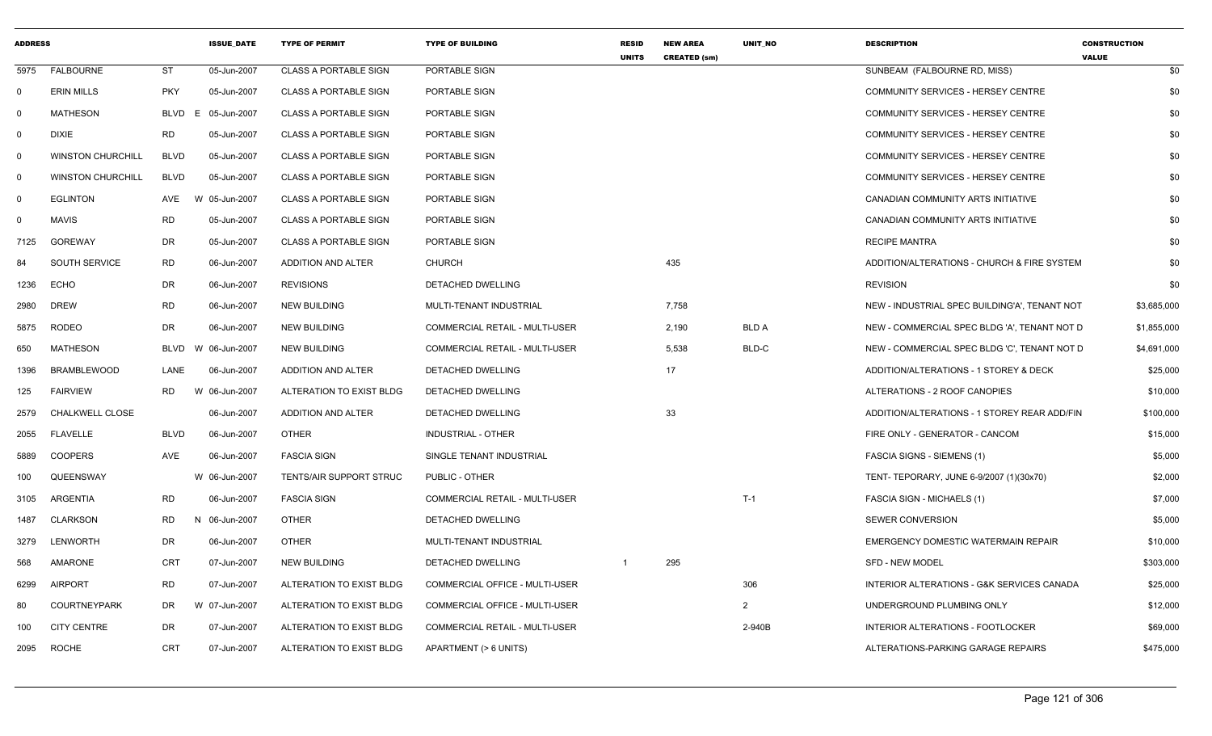| ADDRESS | | | ISSUE_DATE | TYPE OF PERMIT | TYPE OF BUILDING | RESID UNITS | NEW AREA CREATED (sm) | UNIT_NO | DESCRIPTION | CONSTRUCTION VALUE |
|---|---|---|---|---|---|---|---|---|---|---|
| 5975 | FALBOURNE | ST | 05-Jun-2007 | CLASS A PORTABLE SIGN | PORTABLE SIGN | | | | SUNBEAM (FALBOURNE RD, MISS) | $0 |
| 0 | ERIN MILLS | PKY | 05-Jun-2007 | CLASS A PORTABLE SIGN | PORTABLE SIGN | | | | COMMUNITY SERVICES - HERSEY CENTRE | $0 |
| 0 | MATHESON | BLVD E | 05-Jun-2007 | CLASS A PORTABLE SIGN | PORTABLE SIGN | | | | COMMUNITY SERVICES - HERSEY CENTRE | $0 |
| 0 | DIXIE | RD | 05-Jun-2007 | CLASS A PORTABLE SIGN | PORTABLE SIGN | | | | COMMUNITY SERVICES - HERSEY CENTRE | $0 |
| 0 | WINSTON CHURCHILL | BLVD | 05-Jun-2007 | CLASS A PORTABLE SIGN | PORTABLE SIGN | | | | COMMUNITY SERVICES - HERSEY CENTRE | $0 |
| 0 | WINSTON CHURCHILL | BLVD | 05-Jun-2007 | CLASS A PORTABLE SIGN | PORTABLE SIGN | | | | COMMUNITY SERVICES - HERSEY CENTRE | $0 |
| 0 | EGLINTON | AVE W | 05-Jun-2007 | CLASS A PORTABLE SIGN | PORTABLE SIGN | | | | CANADIAN COMMUNITY ARTS INITIATIVE | $0 |
| 0 | MAVIS | RD | 05-Jun-2007 | CLASS A PORTABLE SIGN | PORTABLE SIGN | | | | CANADIAN COMMUNITY ARTS INITIATIVE | $0 |
| 7125 | GOREWAY | DR | 05-Jun-2007 | CLASS A PORTABLE SIGN | PORTABLE SIGN | | | | RECIPE MANTRA | $0 |
| 84 | SOUTH SERVICE | RD | 06-Jun-2007 | ADDITION AND ALTER | CHURCH | | 435 | | ADDITION/ALTERATIONS - CHURCH & FIRE SYSTEM | $0 |
| 1236 | ECHO | DR | 06-Jun-2007 | REVISIONS | DETACHED DWELLING | | | | REVISION | $0 |
| 2980 | DREW | RD | 06-Jun-2007 | NEW BUILDING | MULTI-TENANT INDUSTRIAL | | 7,758 | | NEW - INDUSTRIAL SPEC BUILDING'A', TENANT NOT | $3,685,000 |
| 5875 | RODEO | DR | 06-Jun-2007 | NEW BUILDING | COMMERCIAL RETAIL - MULTI-USER | | 2,190 | BLD A | NEW - COMMERCIAL SPEC BLDG 'A', TENANT NOT D | $1,855,000 |
| 650 | MATHESON | BLVD W | 06-Jun-2007 | NEW BUILDING | COMMERCIAL RETAIL - MULTI-USER | | 5,538 | BLD-C | NEW - COMMERCIAL SPEC BLDG 'C', TENANT NOT D | $4,691,000 |
| 1396 | BRAMBLEWOOD | LANE | 06-Jun-2007 | ADDITION AND ALTER | DETACHED DWELLING | | 17 | | ADDITION/ALTERATIONS - 1 STOREY & DECK | $25,000 |
| 125 | FAIRVIEW | RD W | 06-Jun-2007 | ALTERATION TO EXIST BLDG | DETACHED DWELLING | | | | ALTERATIONS - 2 ROOF CANOPIES | $10,000 |
| 2579 | CHALKWELL CLOSE | | 06-Jun-2007 | ADDITION AND ALTER | DETACHED DWELLING | | 33 | | ADDITION/ALTERATIONS - 1 STOREY REAR ADD/FIN | $100,000 |
| 2055 | FLAVELLE | BLVD | 06-Jun-2007 | OTHER | INDUSTRIAL - OTHER | | | | FIRE ONLY - GENERATOR - CANCOM | $15,000 |
| 5889 | COOPERS | AVE | 06-Jun-2007 | FASCIA SIGN | SINGLE TENANT INDUSTRIAL | | | | FASCIA SIGNS - SIEMENS (1) | $5,000 |
| 100 | QUEENSWAY | W | 06-Jun-2007 | TENTS/AIR SUPPORT STRUC | PUBLIC - OTHER | | | | TENT- TEPORARY, JUNE 6-9/2007 (1)(30x70) | $2,000 |
| 3105 | ARGENTIA | RD | 06-Jun-2007 | FASCIA SIGN | COMMERCIAL RETAIL - MULTI-USER | | | T-1 | FASCIA SIGN - MICHAELS (1) | $7,000 |
| 1487 | CLARKSON | RD N | 06-Jun-2007 | OTHER | DETACHED DWELLING | | | | SEWER CONVERSION | $5,000 |
| 3279 | LENWORTH | DR | 06-Jun-2007 | OTHER | MULTI-TENANT INDUSTRIAL | | | | EMERGENCY DOMESTIC WATERMAIN REPAIR | $10,000 |
| 568 | AMARONE | CRT | 07-Jun-2007 | NEW BUILDING | DETACHED DWELLING | 1 | 295 | | SFD - NEW MODEL | $303,000 |
| 6299 | AIRPORT | RD | 07-Jun-2007 | ALTERATION TO EXIST BLDG | COMMERCIAL OFFICE - MULTI-USER | | | 306 | INTERIOR ALTERATIONS - G&K SERVICES CANADA | $25,000 |
| 80 | COURTNEYPARK | DR W | 07-Jun-2007 | ALTERATION TO EXIST BLDG | COMMERCIAL OFFICE - MULTI-USER | | | 2 | UNDERGROUND PLUMBING ONLY | $12,000 |
| 100 | CITY CENTRE | DR | 07-Jun-2007 | ALTERATION TO EXIST BLDG | COMMERCIAL RETAIL - MULTI-USER | | | 2-940B | INTERIOR ALTERATIONS - FOOTLOCKER | $69,000 |
| 2095 | ROCHE | CRT | 07-Jun-2007 | ALTERATION TO EXIST BLDG | APARTMENT (> 6 UNITS) | | | | ALTERATIONS-PARKING GARAGE REPAIRS | $475,000 |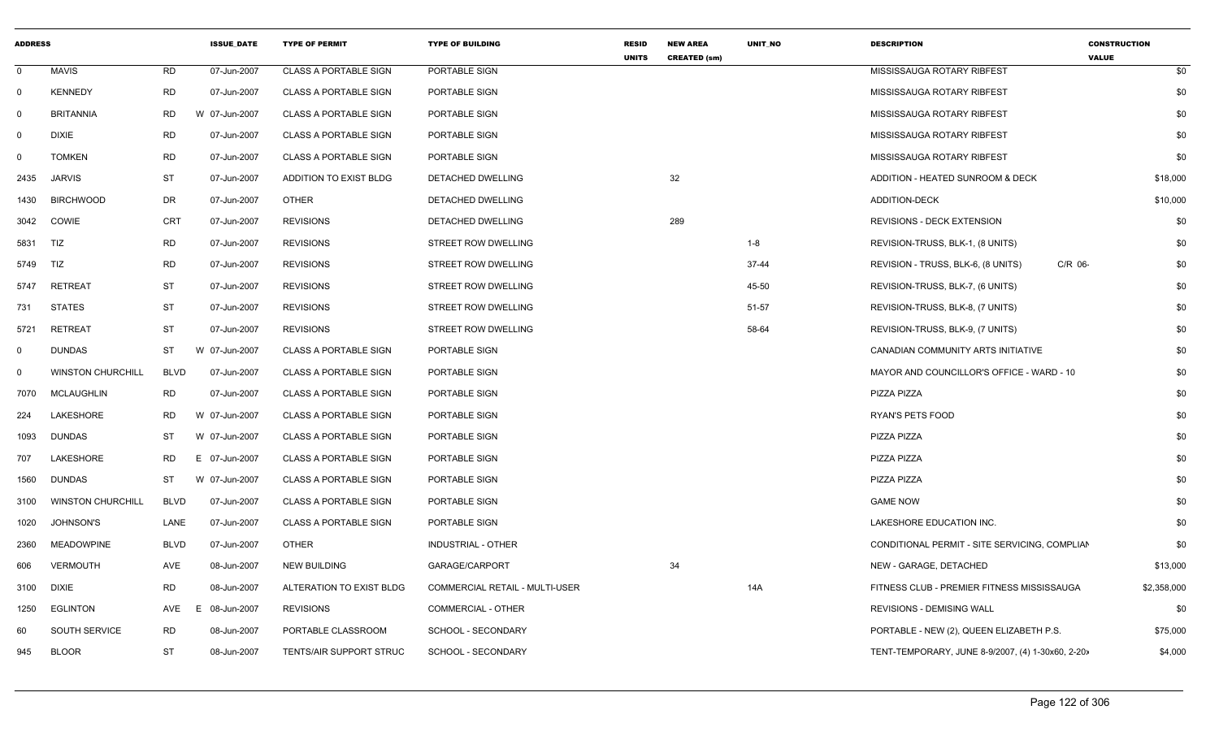| ADDRESS | | | ISSUE_DATE | TYPE OF PERMIT | TYPE OF BUILDING | RESID UNITS | NEW AREA CREATED (sm) | UNIT_NO | DESCRIPTION | CONSTRUCTION VALUE |
|---|---|---|---|---|---|---|---|---|---|---|
| 0 | MAVIS | RD | 07-Jun-2007 | CLASS A PORTABLE SIGN | PORTABLE SIGN | | | | MISSISSAUGA ROTARY RIBFEST | $0 |
| 0 | KENNEDY | RD | 07-Jun-2007 | CLASS A PORTABLE SIGN | PORTABLE SIGN | | | | MISSISSAUGA ROTARY RIBFEST | $0 |
| 0 | BRITANNIA | RD | W 07-Jun-2007 | CLASS A PORTABLE SIGN | PORTABLE SIGN | | | | MISSISSAUGA ROTARY RIBFEST | $0 |
| 0 | DIXIE | RD | 07-Jun-2007 | CLASS A PORTABLE SIGN | PORTABLE SIGN | | | | MISSISSAUGA ROTARY RIBFEST | $0 |
| 0 | TOMKEN | RD | 07-Jun-2007 | CLASS A PORTABLE SIGN | PORTABLE SIGN | | | | MISSISSAUGA ROTARY RIBFEST | $0 |
| 2435 | JARVIS | ST | 07-Jun-2007 | ADDITION TO EXIST BLDG | DETACHED DWELLING | | 32 | | ADDITION - HEATED SUNROOM & DECK | $18,000 |
| 1430 | BIRCHWOOD | DR | 07-Jun-2007 | OTHER | DETACHED DWELLING | | | | ADDITION-DECK | $10,000 |
| 3042 | COWIE | CRT | 07-Jun-2007 | REVISIONS | DETACHED DWELLING | | 289 | | REVISIONS - DECK EXTENSION | $0 |
| 5831 | TIZ | RD | 07-Jun-2007 | REVISIONS | STREET ROW DWELLING | | | 1-8 | REVISION-TRUSS, BLK-1, (8 UNITS) | $0 |
| 5749 | TIZ | RD | 07-Jun-2007 | REVISIONS | STREET ROW DWELLING | | | 37-44 | REVISION - TRUSS, BLK-6, (8 UNITS) C/R 06- | $0 |
| 5747 | RETREAT | ST | 07-Jun-2007 | REVISIONS | STREET ROW DWELLING | | | 45-50 | REVISION-TRUSS, BLK-7, (6 UNITS) | $0 |
| 731 | STATES | ST | 07-Jun-2007 | REVISIONS | STREET ROW DWELLING | | | 51-57 | REVISION-TRUSS, BLK-8, (7 UNITS) | $0 |
| 5721 | RETREAT | ST | 07-Jun-2007 | REVISIONS | STREET ROW DWELLING | | | 58-64 | REVISION-TRUSS, BLK-9, (7 UNITS) | $0 |
| 0 | DUNDAS | ST | W 07-Jun-2007 | CLASS A PORTABLE SIGN | PORTABLE SIGN | | | | CANADIAN COMMUNITY ARTS INITIATIVE | $0 |
| 0 | WINSTON CHURCHILL | BLVD | 07-Jun-2007 | CLASS A PORTABLE SIGN | PORTABLE SIGN | | | | MAYOR AND COUNCILLOR'S OFFICE - WARD - 10 | $0 |
| 7070 | MCLAUGHLIN | RD | 07-Jun-2007 | CLASS A PORTABLE SIGN | PORTABLE SIGN | | | | PIZZA PIZZA | $0 |
| 224 | LAKESHORE | RD | W 07-Jun-2007 | CLASS A PORTABLE SIGN | PORTABLE SIGN | | | | RYAN'S PETS FOOD | $0 |
| 1093 | DUNDAS | ST | W 07-Jun-2007 | CLASS A PORTABLE SIGN | PORTABLE SIGN | | | | PIZZA PIZZA | $0 |
| 707 | LAKESHORE | RD | E 07-Jun-2007 | CLASS A PORTABLE SIGN | PORTABLE SIGN | | | | PIZZA PIZZA | $0 |
| 1560 | DUNDAS | ST | W 07-Jun-2007 | CLASS A PORTABLE SIGN | PORTABLE SIGN | | | | PIZZA PIZZA | $0 |
| 3100 | WINSTON CHURCHILL | BLVD | 07-Jun-2007 | CLASS A PORTABLE SIGN | PORTABLE SIGN | | | | GAME NOW | $0 |
| 1020 | JOHNSON'S | LANE | 07-Jun-2007 | CLASS A PORTABLE SIGN | PORTABLE SIGN | | | | LAKESHORE EDUCATION INC. | $0 |
| 2360 | MEADOWPINE | BLVD | 07-Jun-2007 | OTHER | INDUSTRIAL - OTHER | | | | CONDITIONAL PERMIT - SITE SERVICING, COMPLIAN | $0 |
| 606 | VERMOUTH | AVE | 08-Jun-2007 | NEW BUILDING | GARAGE/CARPORT | | 34 | | NEW - GARAGE, DETACHED | $13,000 |
| 3100 | DIXIE | RD | 08-Jun-2007 | ALTERATION TO EXIST BLDG | COMMERCIAL RETAIL - MULTI-USER | | | 14A | FITNESS CLUB - PREMIER FITNESS MISSISSAUGA | $2,358,000 |
| 1250 | EGLINTON | AVE | E 08-Jun-2007 | REVISIONS | COMMERCIAL - OTHER | | | | REVISIONS - DEMISING WALL | $0 |
| 60 | SOUTH SERVICE | RD | 08-Jun-2007 | PORTABLE CLASSROOM | SCHOOL - SECONDARY | | | | PORTABLE - NEW (2), QUEEN ELIZABETH P.S. | $75,000 |
| 945 | BLOOR | ST | 08-Jun-2007 | TENTS/AIR SUPPORT STRUC | SCHOOL - SECONDARY | | | | TENT-TEMPORARY, JUNE 8-9/2007, (4) 1-30x60, 2-20x | $4,000 |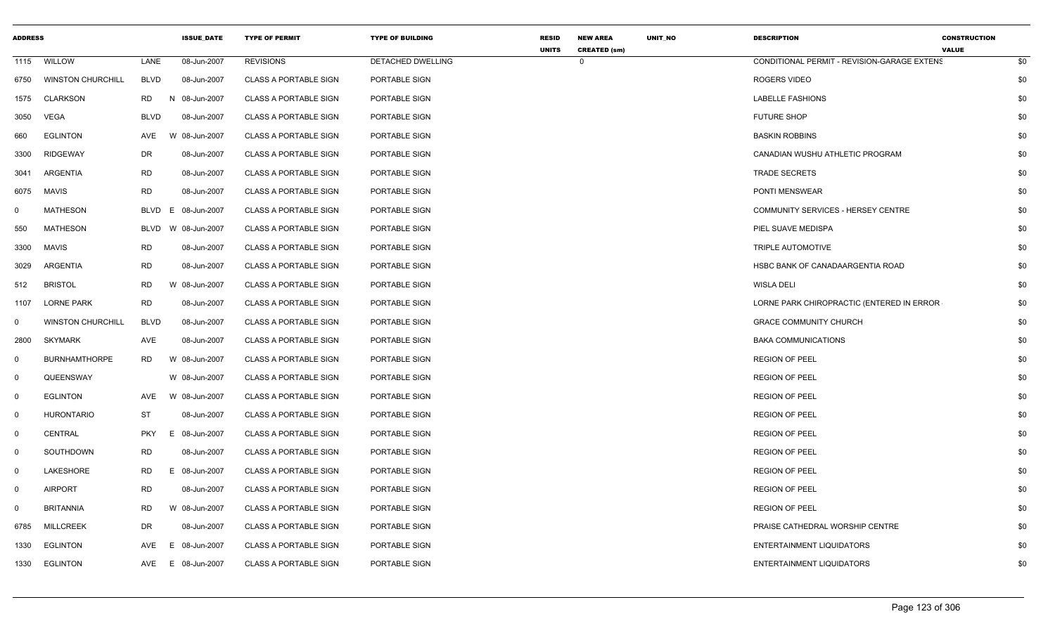| ADDRESS | | | | ISSUE_DATE | TYPE OF PERMIT | TYPE OF BUILDING | RESID UNITS | NEW AREA CREATED (sm) | UNIT_NO | DESCRIPTION | CONSTRUCTION VALUE |
|---|---|---|---|---|---|---|---|---|---|---|---|
| 1115 | WILLOW | LANE | | 08-Jun-2007 | REVISIONS | DETACHED DWELLING | | 0 | | CONDITIONAL PERMIT - REVISION-GARAGE EXTENS | $0 |
| 6750 | WINSTON CHURCHILL | BLVD | | 08-Jun-2007 | CLASS A PORTABLE SIGN | PORTABLE SIGN | | | | ROGERS VIDEO | $0 |
| 1575 | CLARKSON | RD | N | 08-Jun-2007 | CLASS A PORTABLE SIGN | PORTABLE SIGN | | | | LABELLE FASHIONS | $0 |
| 3050 | VEGA | BLVD | | 08-Jun-2007 | CLASS A PORTABLE SIGN | PORTABLE SIGN | | | | FUTURE SHOP | $0 |
| 660 | EGLINTON | AVE | W | 08-Jun-2007 | CLASS A PORTABLE SIGN | PORTABLE SIGN | | | | BASKIN ROBBINS | $0 |
| 3300 | RIDGEWAY | DR | | 08-Jun-2007 | CLASS A PORTABLE SIGN | PORTABLE SIGN | | | | CANADIAN WUSHU ATHLETIC PROGRAM | $0 |
| 3041 | ARGENTIA | RD | | 08-Jun-2007 | CLASS A PORTABLE SIGN | PORTABLE SIGN | | | | TRADE SECRETS | $0 |
| 6075 | MAVIS | RD | | 08-Jun-2007 | CLASS A PORTABLE SIGN | PORTABLE SIGN | | | | PONTI MENSWEAR | $0 |
| 0 | MATHESON | BLVD | E | 08-Jun-2007 | CLASS A PORTABLE SIGN | PORTABLE SIGN | | | | COMMUNITY SERVICES - HERSEY CENTRE | $0 |
| 550 | MATHESON | BLVD | W | 08-Jun-2007 | CLASS A PORTABLE SIGN | PORTABLE SIGN | | | | PIEL SUAVE MEDISPA | $0 |
| 3300 | MAVIS | RD | | 08-Jun-2007 | CLASS A PORTABLE SIGN | PORTABLE SIGN | | | | TRIPLE AUTOMOTIVE | $0 |
| 3029 | ARGENTIA | RD | | 08-Jun-2007 | CLASS A PORTABLE SIGN | PORTABLE SIGN | | | | HSBC BANK OF CANADAARGENTIA ROAD | $0 |
| 512 | BRISTOL | RD | W | 08-Jun-2007 | CLASS A PORTABLE SIGN | PORTABLE SIGN | | | | WISLA DELI | $0 |
| 1107 | LORNE PARK | RD | | 08-Jun-2007 | CLASS A PORTABLE SIGN | PORTABLE SIGN | | | | LORNE PARK CHIROPRACTIC (ENTERED IN ERROR | $0 |
| 0 | WINSTON CHURCHILL | BLVD | | 08-Jun-2007 | CLASS A PORTABLE SIGN | PORTABLE SIGN | | | | GRACE COMMUNITY CHURCH | $0 |
| 2800 | SKYMARK | AVE | | 08-Jun-2007 | CLASS A PORTABLE SIGN | PORTABLE SIGN | | | | BAKA COMMUNICATIONS | $0 |
| 0 | BURNHAMTHORPE | RD | W | 08-Jun-2007 | CLASS A PORTABLE SIGN | PORTABLE SIGN | | | | REGION OF PEEL | $0 |
| 0 | QUEENSWAY | | W | 08-Jun-2007 | CLASS A PORTABLE SIGN | PORTABLE SIGN | | | | REGION OF PEEL | $0 |
| 0 | EGLINTON | AVE | W | 08-Jun-2007 | CLASS A PORTABLE SIGN | PORTABLE SIGN | | | | REGION OF PEEL | $0 |
| 0 | HURONTARIO | ST | | 08-Jun-2007 | CLASS A PORTABLE SIGN | PORTABLE SIGN | | | | REGION OF PEEL | $0 |
| 0 | CENTRAL | PKY | E | 08-Jun-2007 | CLASS A PORTABLE SIGN | PORTABLE SIGN | | | | REGION OF PEEL | $0 |
| 0 | SOUTHDOWN | RD | | 08-Jun-2007 | CLASS A PORTABLE SIGN | PORTABLE SIGN | | | | REGION OF PEEL | $0 |
| 0 | LAKESHORE | RD | E | 08-Jun-2007 | CLASS A PORTABLE SIGN | PORTABLE SIGN | | | | REGION OF PEEL | $0 |
| 0 | AIRPORT | RD | | 08-Jun-2007 | CLASS A PORTABLE SIGN | PORTABLE SIGN | | | | REGION OF PEEL | $0 |
| 0 | BRITANNIA | RD | W | 08-Jun-2007 | CLASS A PORTABLE SIGN | PORTABLE SIGN | | | | REGION OF PEEL | $0 |
| 6785 | MILLCREEK | DR | | 08-Jun-2007 | CLASS A PORTABLE SIGN | PORTABLE SIGN | | | | PRAISE CATHEDRAL WORSHIP CENTRE | $0 |
| 1330 | EGLINTON | AVE | E | 08-Jun-2007 | CLASS A PORTABLE SIGN | PORTABLE SIGN | | | | ENTERTAINMENT LIQUIDATORS | $0 |
| 1330 | EGLINTON | AVE | E | 08-Jun-2007 | CLASS A PORTABLE SIGN | PORTABLE SIGN | | | | ENTERTAINMENT LIQUIDATORS | $0 |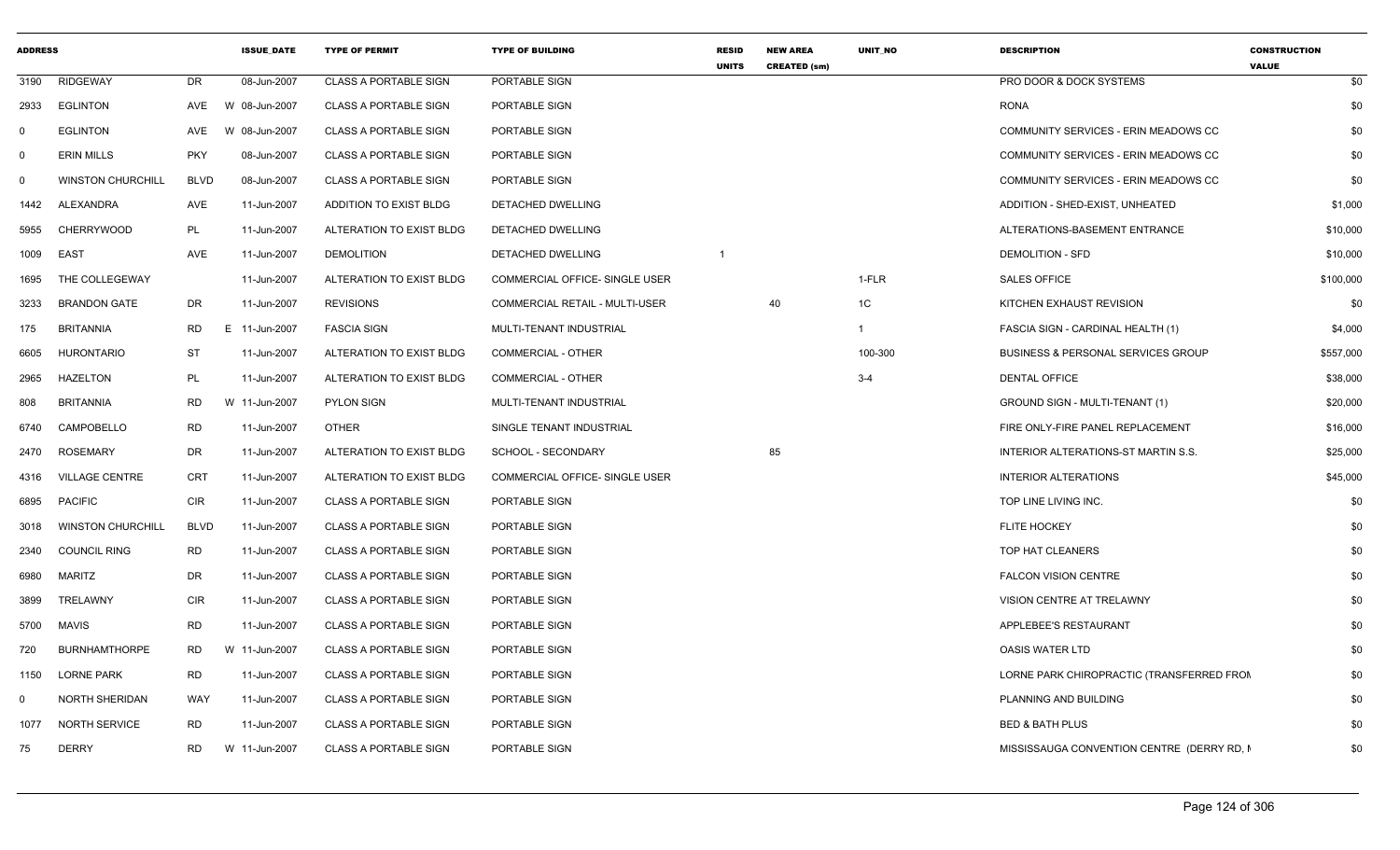| ADDRESS | | | ISSUE_DATE | TYPE OF PERMIT | TYPE OF BUILDING | RESID UNITS | NEW AREA CREATED (sm) | UNIT_NO | DESCRIPTION | CONSTRUCTION VALUE |
|---|---|---|---|---|---|---|---|---|---|---|
| 3190 | RIDGEWAY | DR | 08-Jun-2007 | CLASS A PORTABLE SIGN | PORTABLE SIGN | | | | PRO DOOR & DOCK SYSTEMS | $0 |
| 2933 | EGLINTON | AVE | W 08-Jun-2007 | CLASS A PORTABLE SIGN | PORTABLE SIGN | | | | RONA | $0 |
| 0 | EGLINTON | AVE | W 08-Jun-2007 | CLASS A PORTABLE SIGN | PORTABLE SIGN | | | | COMMUNITY SERVICES - ERIN MEADOWS CC | $0 |
| 0 | ERIN MILLS | PKY | 08-Jun-2007 | CLASS A PORTABLE SIGN | PORTABLE SIGN | | | | COMMUNITY SERVICES - ERIN MEADOWS CC | $0 |
| 0 | WINSTON CHURCHILL | BLVD | 08-Jun-2007 | CLASS A PORTABLE SIGN | PORTABLE SIGN | | | | COMMUNITY SERVICES - ERIN MEADOWS CC | $0 |
| 1442 | ALEXANDRA | AVE | 11-Jun-2007 | ADDITION TO EXIST BLDG | DETACHED DWELLING | | | | ADDITION - SHED-EXIST, UNHEATED | $1,000 |
| 5955 | CHERRYWOOD | PL | 11-Jun-2007 | ALTERATION TO EXIST BLDG | DETACHED DWELLING | | | | ALTERATIONS-BASEMENT ENTRANCE | $10,000 |
| 1009 | EAST | AVE | 11-Jun-2007 | DEMOLITION | DETACHED DWELLING | 1 | | | DEMOLITION - SFD | $10,000 |
| 1695 | THE COLLEGEWAY | | 11-Jun-2007 | ALTERATION TO EXIST BLDG | COMMERCIAL OFFICE- SINGLE USER | | | 1-FLR | SALES OFFICE | $100,000 |
| 3233 | BRANDON GATE | DR | 11-Jun-2007 | REVISIONS | COMMERCIAL RETAIL - MULTI-USER | | 40 | 1C | KITCHEN EXHAUST REVISION | $0 |
| 175 | BRITANNIA | RD | E 11-Jun-2007 | FASCIA SIGN | MULTI-TENANT INDUSTRIAL | | | 1 | FASCIA SIGN - CARDINAL HEALTH (1) | $4,000 |
| 6605 | HURONTARIO | ST | 11-Jun-2007 | ALTERATION TO EXIST BLDG | COMMERCIAL - OTHER | | | 100-300 | BUSINESS & PERSONAL SERVICES GROUP | $557,000 |
| 2965 | HAZELTON | PL | 11-Jun-2007 | ALTERATION TO EXIST BLDG | COMMERCIAL - OTHER | | | 3-4 | DENTAL OFFICE | $38,000 |
| 808 | BRITANNIA | RD | W 11-Jun-2007 | PYLON SIGN | MULTI-TENANT INDUSTRIAL | | | | GROUND SIGN - MULTI-TENANT (1) | $20,000 |
| 6740 | CAMPOBELLO | RD | 11-Jun-2007 | OTHER | SINGLE TENANT INDUSTRIAL | | | | FIRE ONLY-FIRE PANEL REPLACEMENT | $16,000 |
| 2470 | ROSEMARY | DR | 11-Jun-2007 | ALTERATION TO EXIST BLDG | SCHOOL - SECONDARY | | 85 | | INTERIOR ALTERATIONS-ST MARTIN S.S. | $25,000 |
| 4316 | VILLAGE CENTRE | CRT | 11-Jun-2007 | ALTERATION TO EXIST BLDG | COMMERCIAL OFFICE- SINGLE USER | | | | INTERIOR ALTERATIONS | $45,000 |
| 6895 | PACIFIC | CIR | 11-Jun-2007 | CLASS A PORTABLE SIGN | PORTABLE SIGN | | | | TOP LINE LIVING INC. | $0 |
| 3018 | WINSTON CHURCHILL | BLVD | 11-Jun-2007 | CLASS A PORTABLE SIGN | PORTABLE SIGN | | | | FLITE HOCKEY | $0 |
| 2340 | COUNCIL RING | RD | 11-Jun-2007 | CLASS A PORTABLE SIGN | PORTABLE SIGN | | | | TOP HAT CLEANERS | $0 |
| 6980 | MARITZ | DR | 11-Jun-2007 | CLASS A PORTABLE SIGN | PORTABLE SIGN | | | | FALCON VISION CENTRE | $0 |
| 3899 | TRELAWNY | CIR | 11-Jun-2007 | CLASS A PORTABLE SIGN | PORTABLE SIGN | | | | VISION CENTRE AT TRELAWNY | $0 |
| 5700 | MAVIS | RD | 11-Jun-2007 | CLASS A PORTABLE SIGN | PORTABLE SIGN | | | | APPLEBEE'S RESTAURANT | $0 |
| 720 | BURNHAMTHORPE | RD | W 11-Jun-2007 | CLASS A PORTABLE SIGN | PORTABLE SIGN | | | | OASIS WATER LTD | $0 |
| 1150 | LORNE PARK | RD | 11-Jun-2007 | CLASS A PORTABLE SIGN | PORTABLE SIGN | | | | LORNE PARK CHIROPRACTIC (TRANSFERRED FROM | $0 |
| 0 | NORTH SHERIDAN | WAY | 11-Jun-2007 | CLASS A PORTABLE SIGN | PORTABLE SIGN | | | | PLANNING AND BUILDING | $0 |
| 1077 | NORTH SERVICE | RD | 11-Jun-2007 | CLASS A PORTABLE SIGN | PORTABLE SIGN | | | | BED & BATH PLUS | $0 |
| 75 | DERRY | RD | W 11-Jun-2007 | CLASS A PORTABLE SIGN | PORTABLE SIGN | | | | MISSISSAUGA CONVENTION CENTRE (DERRY RD, I | $0 |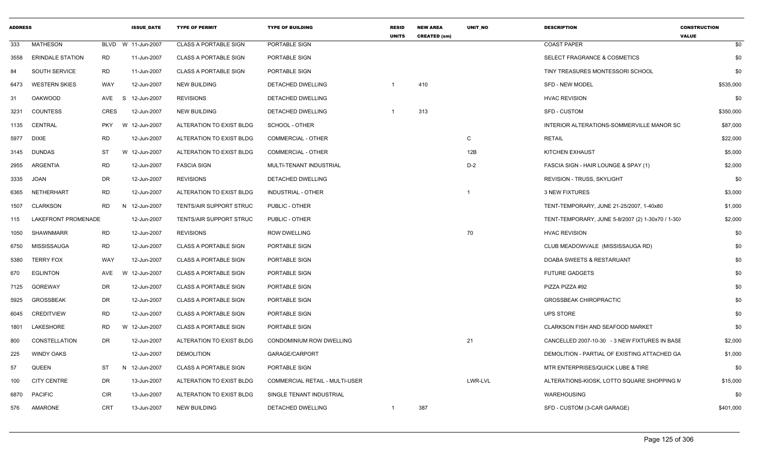| ADDRESS | | | | ISSUE_DATE | TYPE OF PERMIT | TYPE OF BUILDING | RESID UNITS | NEW AREA CREATED (sm) | UNIT_NO | DESCRIPTION | CONSTRUCTION VALUE |
|---|---|---|---|---|---|---|---|---|---|---|---|
| 333 | MATHESON | BLVD | W | 11-Jun-2007 | CLASS A PORTABLE SIGN | PORTABLE SIGN | | | | COAST PAPER | $0 |
| 3558 | ERINDALE STATION | RD | | 11-Jun-2007 | CLASS A PORTABLE SIGN | PORTABLE SIGN | | | | SELECT FRAGRANCE & COSMETICS | $0 |
| 84 | SOUTH SERVICE | RD | | 11-Jun-2007 | CLASS A PORTABLE SIGN | PORTABLE SIGN | | | | TINY TREASURES MONTESSORI SCHOOL | $0 |
| 6473 | WESTERN SKIES | WAY | | 12-Jun-2007 | NEW BUILDING | DETACHED DWELLING | 1 | 410 | | SFD - NEW MODEL | $535,000 |
| 31 | OAKWOOD | AVE | S | 12-Jun-2007 | REVISIONS | DETACHED DWELLING | | | | HVAC REVISION | $0 |
| 3231 | COUNTESS | CRES | | 12-Jun-2007 | NEW BUILDING | DETACHED DWELLING | 1 | 313 | | SFD - CUSTOM | $350,000 |
| 1135 | CENTRAL | PKY | W | 12-Jun-2007 | ALTERATION TO EXIST BLDG | SCHOOL - OTHER | | | | INTERIOR ALTERATIONS-SOMMERVILLE MANOR SC | $87,000 |
| 5977 | DIXIE | RD | | 12-Jun-2007 | ALTERATION TO EXIST BLDG | COMMERCIAL - OTHER | | | C | RETAIL | $22,000 |
| 3145 | DUNDAS | ST | W | 12-Jun-2007 | ALTERATION TO EXIST BLDG | COMMERCIAL - OTHER | | | 12B | KITCHEN EXHAUST | $5,000 |
| 2955 | ARGENTIA | RD | | 12-Jun-2007 | FASCIA SIGN | MULTI-TENANT INDUSTRIAL | | | D-2 | FASCIA SIGN - HAIR LOUNGE & SPAY (1) | $2,000 |
| 3335 | JOAN | DR | | 12-Jun-2007 | REVISIONS | DETACHED DWELLING | | | | REVISION - TRUSS, SKYLIGHT | $0 |
| 6365 | NETHERHART | RD | | 12-Jun-2007 | ALTERATION TO EXIST BLDG | INDUSTRIAL - OTHER | | | 1 | 3 NEW FIXTURES | $3,000 |
| 1507 | CLARKSON | RD | N | 12-Jun-2007 | TENTS/AIR SUPPORT STRUC | PUBLIC - OTHER | | | | TENT-TEMPORARY, JUNE 21-25/2007, 1-40x80 | $1,000 |
| 115 | LAKEFRONT PROMENADE | | | 12-Jun-2007 | TENTS/AIR SUPPORT STRUC | PUBLIC - OTHER | | | | TENT-TEMPORARY, JUNE 5-8/2007 (2) 1-30x70 / 1-30) | $2,000 |
| 1050 | SHAWNMARR | RD | | 12-Jun-2007 | REVISIONS | ROW DWELLING | | | 70 | HVAC REVISION | $0 |
| 6750 | MISSISSAUGA | RD | | 12-Jun-2007 | CLASS A PORTABLE SIGN | PORTABLE SIGN | | | | CLUB MEADOWVALE (MISSISSAUGA RD) | $0 |
| 5380 | TERRY FOX | WAY | | 12-Jun-2007 | CLASS A PORTABLE SIGN | PORTABLE SIGN | | | | DOABA SWEETS & RESTARUANT | $0 |
| 670 | EGLINTON | AVE | W | 12-Jun-2007 | CLASS A PORTABLE SIGN | PORTABLE SIGN | | | | FUTURE GADGETS | $0 |
| 7125 | GOREWAY | DR | | 12-Jun-2007 | CLASS A PORTABLE SIGN | PORTABLE SIGN | | | | PIZZA PIZZA #92 | $0 |
| 5925 | GROSSBEAK | DR | | 12-Jun-2007 | CLASS A PORTABLE SIGN | PORTABLE SIGN | | | | GROSSBEAK CHIROPRACTIC | $0 |
| 6045 | CREDITVIEW | RD | | 12-Jun-2007 | CLASS A PORTABLE SIGN | PORTABLE SIGN | | | | UPS STORE | $0 |
| 1801 | LAKESHORE | RD | W | 12-Jun-2007 | CLASS A PORTABLE SIGN | PORTABLE SIGN | | | | CLARKSON FISH AND SEAFOOD MARKET | $0 |
| 800 | CONSTELLATION | DR | | 12-Jun-2007 | ALTERATION TO EXIST BLDG | CONDOMINIUM ROW DWELLING | | | 21 | CANCELLED 2007-10-30 - 3 NEW FIXTURES IN BASE | $2,000 |
| 225 | WINDY OAKS | | | 12-Jun-2007 | DEMOLITION | GARAGE/CARPORT | | | | DEMOLITION - PARTIAL OF EXISTING ATTACHED GA | $1,000 |
| 57 | QUEEN | ST | N | 12-Jun-2007 | CLASS A PORTABLE SIGN | PORTABLE SIGN | | | | MTR ENTERPRISES/QUICK LUBE & TIRE | $0 |
| 100 | CITY CENTRE | DR | | 13-Jun-2007 | ALTERATION TO EXIST BLDG | COMMERCIAL RETAIL - MULTI-USER | | | LWR-LVL | ALTERATIONS-KIOSK, LOTTO SQUARE SHOPPING M | $15,000 |
| 6870 | PACIFIC | CIR | | 13-Jun-2007 | ALTERATION TO EXIST BLDG | SINGLE TENANT INDUSTRIAL | | | | WAREHOUSING | $0 |
| 576 | AMARONE | CRT | | 13-Jun-2007 | NEW BUILDING | DETACHED DWELLING | 1 | 387 | | SFD - CUSTOM (3-CAR GARAGE) | $401,000 |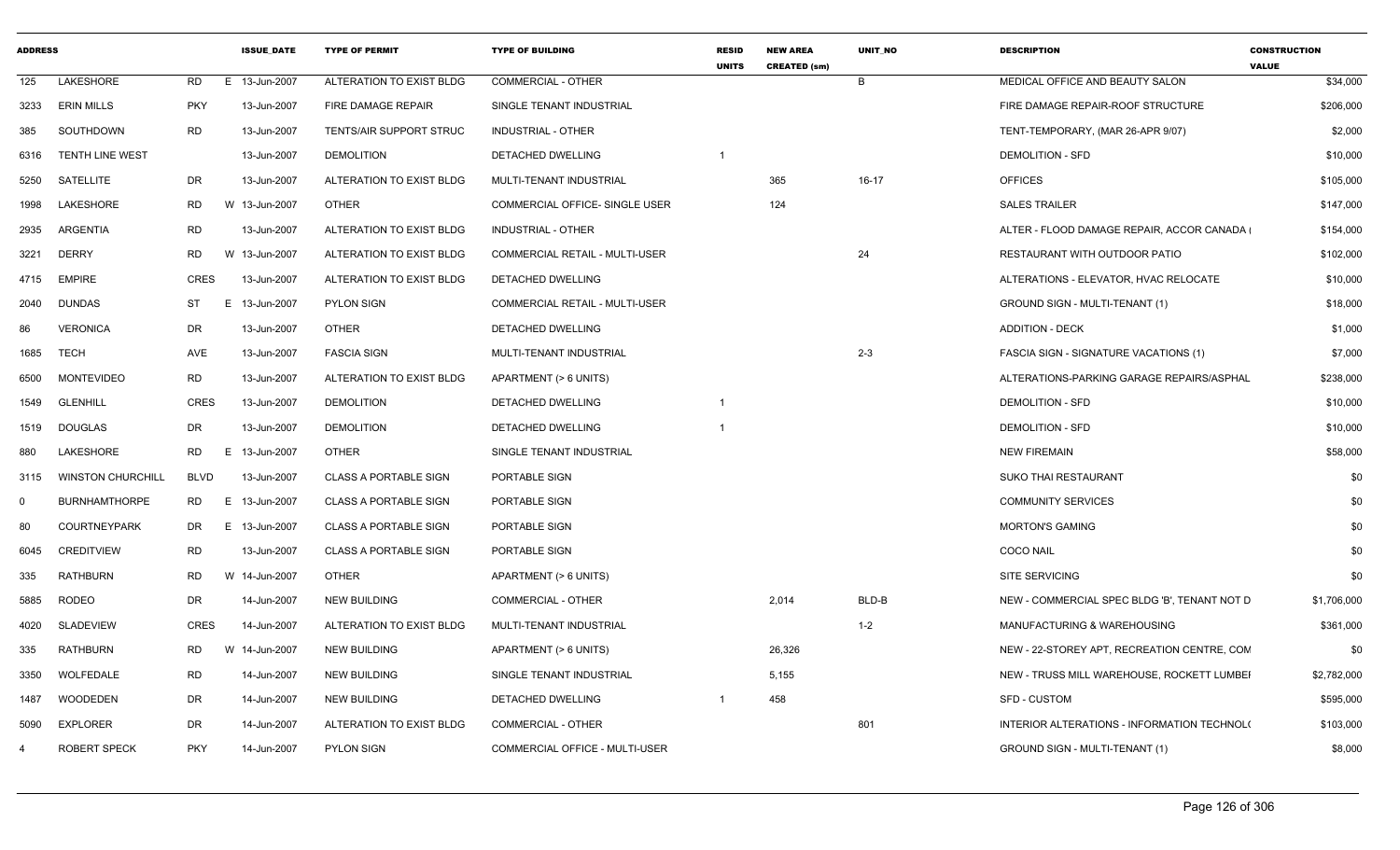| ADDRESS | | | ISSUE_DATE | TYPE OF PERMIT | TYPE OF BUILDING | RESID UNITS | NEW AREA CREATED (sm) | UNIT_NO | DESCRIPTION | CONSTRUCTION VALUE |
|---|---|---|---|---|---|---|---|---|---|---|
| 125 | LAKESHORE | RD | E 13-Jun-2007 | ALTERATION TO EXIST BLDG | COMMERCIAL - OTHER | | | B | MEDICAL OFFICE AND BEAUTY SALON | $34,000 |
| 3233 | ERIN MILLS | PKY | 13-Jun-2007 | FIRE DAMAGE REPAIR | SINGLE TENANT INDUSTRIAL | | | | FIRE DAMAGE REPAIR-ROOF STRUCTURE | $206,000 |
| 385 | SOUTHDOWN | RD | 13-Jun-2007 | TENTS/AIR SUPPORT STRUC | INDUSTRIAL - OTHER | | | | TENT-TEMPORARY, (MAR 26-APR 9/07) | $2,000 |
| 6316 | TENTH LINE WEST | | 13-Jun-2007 | DEMOLITION | DETACHED DWELLING | 1 | | | DEMOLITION - SFD | $10,000 |
| 5250 | SATELLITE | DR | 13-Jun-2007 | ALTERATION TO EXIST BLDG | MULTI-TENANT INDUSTRIAL | | 365 | 16-17 | OFFICES | $105,000 |
| 1998 | LAKESHORE | RD | W 13-Jun-2007 | OTHER | COMMERCIAL OFFICE- SINGLE USER | | 124 | | SALES TRAILER | $147,000 |
| 2935 | ARGENTIA | RD | 13-Jun-2007 | ALTERATION TO EXIST BLDG | INDUSTRIAL - OTHER | | | | ALTER - FLOOD DAMAGE REPAIR, ACCOR CANADA ( | $154,000 |
| 3221 | DERRY | RD | W 13-Jun-2007 | ALTERATION TO EXIST BLDG | COMMERCIAL RETAIL - MULTI-USER | | | 24 | RESTAURANT WITH OUTDOOR PATIO | $102,000 |
| 4715 | EMPIRE | CRES | 13-Jun-2007 | ALTERATION TO EXIST BLDG | DETACHED DWELLING | | | | ALTERATIONS - ELEVATOR, HVAC RELOCATE | $10,000 |
| 2040 | DUNDAS | ST | E 13-Jun-2007 | PYLON SIGN | COMMERCIAL RETAIL - MULTI-USER | | | | GROUND SIGN - MULTI-TENANT (1) | $18,000 |
| 86 | VERONICA | DR | 13-Jun-2007 | OTHER | DETACHED DWELLING | | | | ADDITION - DECK | $1,000 |
| 1685 | TECH | AVE | 13-Jun-2007 | FASCIA SIGN | MULTI-TENANT INDUSTRIAL | | | 2-3 | FASCIA SIGN - SIGNATURE VACATIONS (1) | $7,000 |
| 6500 | MONTEVIDEO | RD | 13-Jun-2007 | ALTERATION TO EXIST BLDG | APARTMENT (> 6 UNITS) | | | | ALTERATIONS-PARKING GARAGE REPAIRS/ASPHAL | $238,000 |
| 1549 | GLENHILL | CRES | 13-Jun-2007 | DEMOLITION | DETACHED DWELLING | 1 | | | DEMOLITION - SFD | $10,000 |
| 1519 | DOUGLAS | DR | 13-Jun-2007 | DEMOLITION | DETACHED DWELLING | 1 | | | DEMOLITION - SFD | $10,000 |
| 880 | LAKESHORE | RD | E 13-Jun-2007 | OTHER | SINGLE TENANT INDUSTRIAL | | | | NEW FIREMAIN | $58,000 |
| 3115 | WINSTON CHURCHILL | BLVD | 13-Jun-2007 | CLASS A PORTABLE SIGN | PORTABLE SIGN | | | | SUKO THAI RESTAURANT | $0 |
| 0 | BURNHAMTHORPE | RD | E 13-Jun-2007 | CLASS A PORTABLE SIGN | PORTABLE SIGN | | | | COMMUNITY SERVICES | $0 |
| 80 | COURTNEYPARK | DR | E 13-Jun-2007 | CLASS A PORTABLE SIGN | PORTABLE SIGN | | | | MORTON'S GAMING | $0 |
| 6045 | CREDITVIEW | RD | 13-Jun-2007 | CLASS A PORTABLE SIGN | PORTABLE SIGN | | | | COCO NAIL | $0 |
| 335 | RATHBURN | RD | W 14-Jun-2007 | OTHER | APARTMENT (> 6 UNITS) | | | | SITE SERVICING | $0 |
| 5885 | RODEO | DR | 14-Jun-2007 | NEW BUILDING | COMMERCIAL - OTHER | | 2,014 | BLD-B | NEW - COMMERCIAL SPEC BLDG 'B', TENANT NOT D | $1,706,000 |
| 4020 | SLADEVIEW | CRES | 14-Jun-2007 | ALTERATION TO EXIST BLDG | MULTI-TENANT INDUSTRIAL | | | 1-2 | MANUFACTURING & WAREHOUSING | $361,000 |
| 335 | RATHBURN | RD | W 14-Jun-2007 | NEW BUILDING | APARTMENT (> 6 UNITS) | | 26,326 | | NEW - 22-STOREY APT, RECREATION CENTRE, COM | $0 |
| 3350 | WOLFEDALE | RD | 14-Jun-2007 | NEW BUILDING | SINGLE TENANT INDUSTRIAL | | 5,155 | | NEW - TRUSS MILL WAREHOUSE, ROCKETT LUMBEI | $2,782,000 |
| 1487 | WOODEDEN | DR | 14-Jun-2007 | NEW BUILDING | DETACHED DWELLING | 1 | 458 | | SFD - CUSTOM | $595,000 |
| 5090 | EXPLORER | DR | 14-Jun-2007 | ALTERATION TO EXIST BLDG | COMMERCIAL - OTHER | | | 801 | INTERIOR ALTERATIONS - INFORMATION TECHNOL( | $103,000 |
| 4 | ROBERT SPECK | PKY | 14-Jun-2007 | PYLON SIGN | COMMERCIAL OFFICE - MULTI-USER | | | | GROUND SIGN - MULTI-TENANT (1) | $8,000 |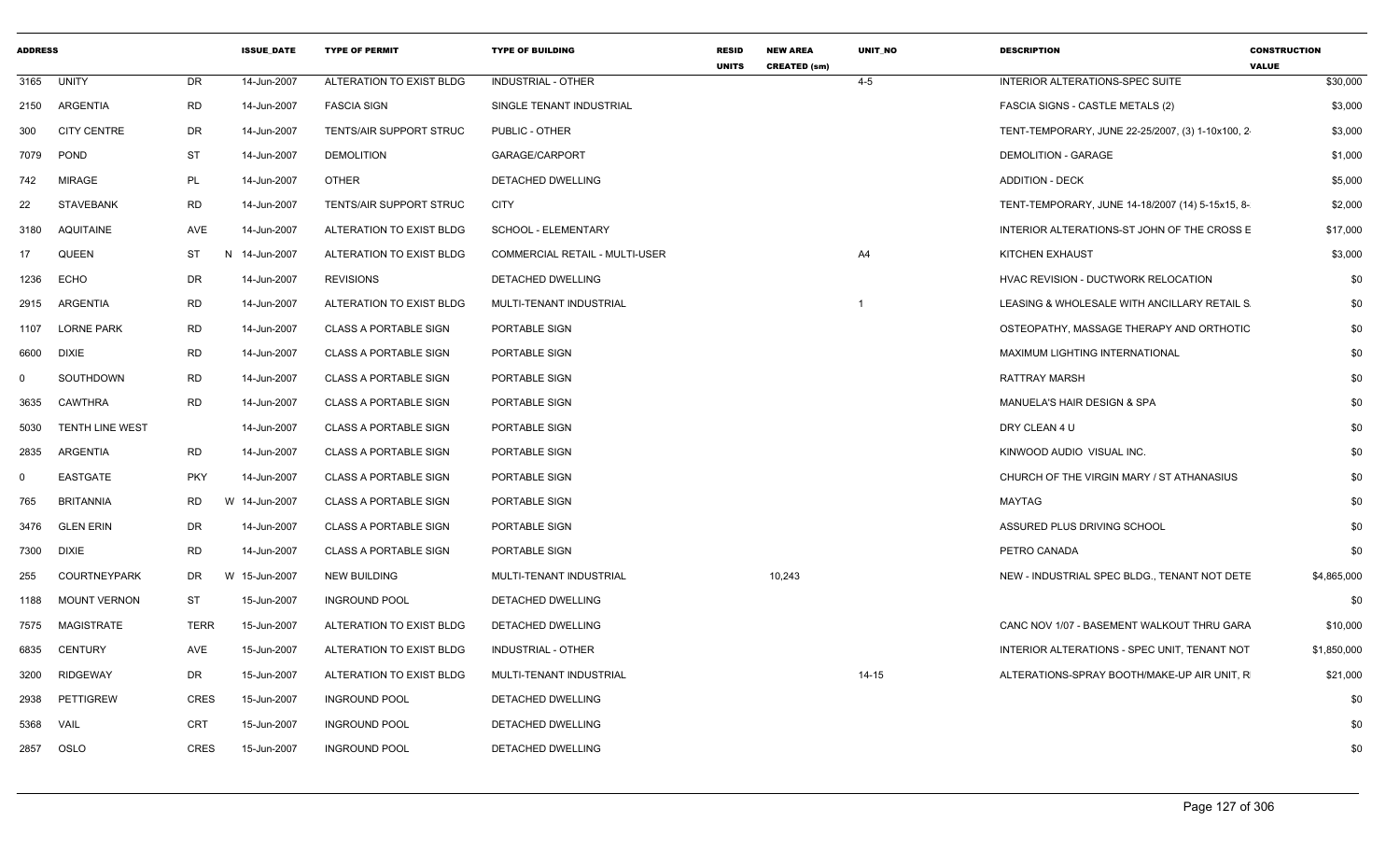| ADDRESS | | | ISSUE_DATE | TYPE OF PERMIT | TYPE OF BUILDING | RESID UNITS | NEW AREA CREATED (sm) | UNIT_NO | DESCRIPTION | CONSTRUCTION VALUE |
|---|---|---|---|---|---|---|---|---|---|---|
| 3165 | UNITY | DR | 14-Jun-2007 | ALTERATION TO EXIST BLDG | INDUSTRIAL - OTHER | | | 4-5 | INTERIOR ALTERATIONS-SPEC SUITE | $30,000 |
| 2150 | ARGENTIA | RD | 14-Jun-2007 | FASCIA SIGN | SINGLE TENANT INDUSTRIAL | | | | FASCIA SIGNS - CASTLE METALS (2) | $3,000 |
| 300 | CITY CENTRE | DR | 14-Jun-2007 | TENTS/AIR SUPPORT STRUC | PUBLIC - OTHER | | | | TENT-TEMPORARY, JUNE 22-25/2007, (3) 1-10x100, 2- | $3,000 |
| 7079 | POND | ST | 14-Jun-2007 | DEMOLITION | GARAGE/CARPORT | | | | DEMOLITION - GARAGE | $1,000 |
| 742 | MIRAGE | PL | 14-Jun-2007 | OTHER | DETACHED DWELLING | | | | ADDITION - DECK | $5,000 |
| 22 | STAVEBANK | RD | 14-Jun-2007 | TENTS/AIR SUPPORT STRUC | CITY | | | | TENT-TEMPORARY, JUNE 14-18/2007 (14) 5-15x15, 8- | $2,000 |
| 3180 | AQUITAINE | AVE | 14-Jun-2007 | ALTERATION TO EXIST BLDG | SCHOOL - ELEMENTARY | | | | INTERIOR ALTERATIONS-ST JOHN OF THE CROSS E | $17,000 |
| 17 | QUEEN | ST N | 14-Jun-2007 | ALTERATION TO EXIST BLDG | COMMERCIAL RETAIL - MULTI-USER | | | A4 | KITCHEN EXHAUST | $3,000 |
| 1236 | ECHO | DR | 14-Jun-2007 | REVISIONS | DETACHED DWELLING | | | | HVAC REVISION - DUCTWORK RELOCATION | $0 |
| 2915 | ARGENTIA | RD | 14-Jun-2007 | ALTERATION TO EXIST BLDG | MULTI-TENANT INDUSTRIAL | | | 1 | LEASING & WHOLESALE WITH ANCILLARY RETAIL S. | $0 |
| 1107 | LORNE PARK | RD | 14-Jun-2007 | CLASS A PORTABLE SIGN | PORTABLE SIGN | | | | OSTEOPATHY, MASSAGE THERAPY AND ORTHOTIC | $0 |
| 6600 | DIXIE | RD | 14-Jun-2007 | CLASS A PORTABLE SIGN | PORTABLE SIGN | | | | MAXIMUM LIGHTING INTERNATIONAL | $0 |
| 0 | SOUTHDOWN | RD | 14-Jun-2007 | CLASS A PORTABLE SIGN | PORTABLE SIGN | | | | RATTRAY MARSH | $0 |
| 3635 | CAWTHRA | RD | 14-Jun-2007 | CLASS A PORTABLE SIGN | PORTABLE SIGN | | | | MANUELA'S HAIR DESIGN & SPA | $0 |
| 5030 | TENTH LINE WEST | | 14-Jun-2007 | CLASS A PORTABLE SIGN | PORTABLE SIGN | | | | DRY CLEAN 4 U | $0 |
| 2835 | ARGENTIA | RD | 14-Jun-2007 | CLASS A PORTABLE SIGN | PORTABLE SIGN | | | | KINWOOD AUDIO VISUAL INC. | $0 |
| 0 | EASTGATE | PKY | 14-Jun-2007 | CLASS A PORTABLE SIGN | PORTABLE SIGN | | | | CHURCH OF THE VIRGIN MARY / ST ATHANASIUS | $0 |
| 765 | BRITANNIA | RD W | 14-Jun-2007 | CLASS A PORTABLE SIGN | PORTABLE SIGN | | | | MAYTAG | $0 |
| 3476 | GLEN ERIN | DR | 14-Jun-2007 | CLASS A PORTABLE SIGN | PORTABLE SIGN | | | | ASSURED PLUS DRIVING SCHOOL | $0 |
| 7300 | DIXIE | RD | 14-Jun-2007 | CLASS A PORTABLE SIGN | PORTABLE SIGN | | | | PETRO CANADA | $0 |
| 255 | COURTNEYPARK | DR W | 15-Jun-2007 | NEW BUILDING | MULTI-TENANT INDUSTRIAL | | 10,243 | | NEW - INDUSTRIAL SPEC BLDG., TENANT NOT DETE | $4,865,000 |
| 1188 | MOUNT VERNON | ST | 15-Jun-2007 | INGROUND POOL | DETACHED DWELLING | | | | | $0 |
| 7575 | MAGISTRATE | TERR | 15-Jun-2007 | ALTERATION TO EXIST BLDG | DETACHED DWELLING | | | | CANC NOV 1/07 - BASEMENT WALKOUT THRU GARA | $10,000 |
| 6835 | CENTURY | AVE | 15-Jun-2007 | ALTERATION TO EXIST BLDG | INDUSTRIAL - OTHER | | | | INTERIOR ALTERATIONS - SPEC UNIT, TENANT NOT | $1,850,000 |
| 3200 | RIDGEWAY | DR | 15-Jun-2007 | ALTERATION TO EXIST BLDG | MULTI-TENANT INDUSTRIAL | | | 14-15 | ALTERATIONS-SPRAY BOOTH/MAKE-UP AIR UNIT, R | $21,000 |
| 2938 | PETTIGREW | CRES | 15-Jun-2007 | INGROUND POOL | DETACHED DWELLING | | | | | $0 |
| 5368 | VAIL | CRT | 15-Jun-2007 | INGROUND POOL | DETACHED DWELLING | | | | | $0 |
| 2857 | OSLO | CRES | 15-Jun-2007 | INGROUND POOL | DETACHED DWELLING | | | | | $0 |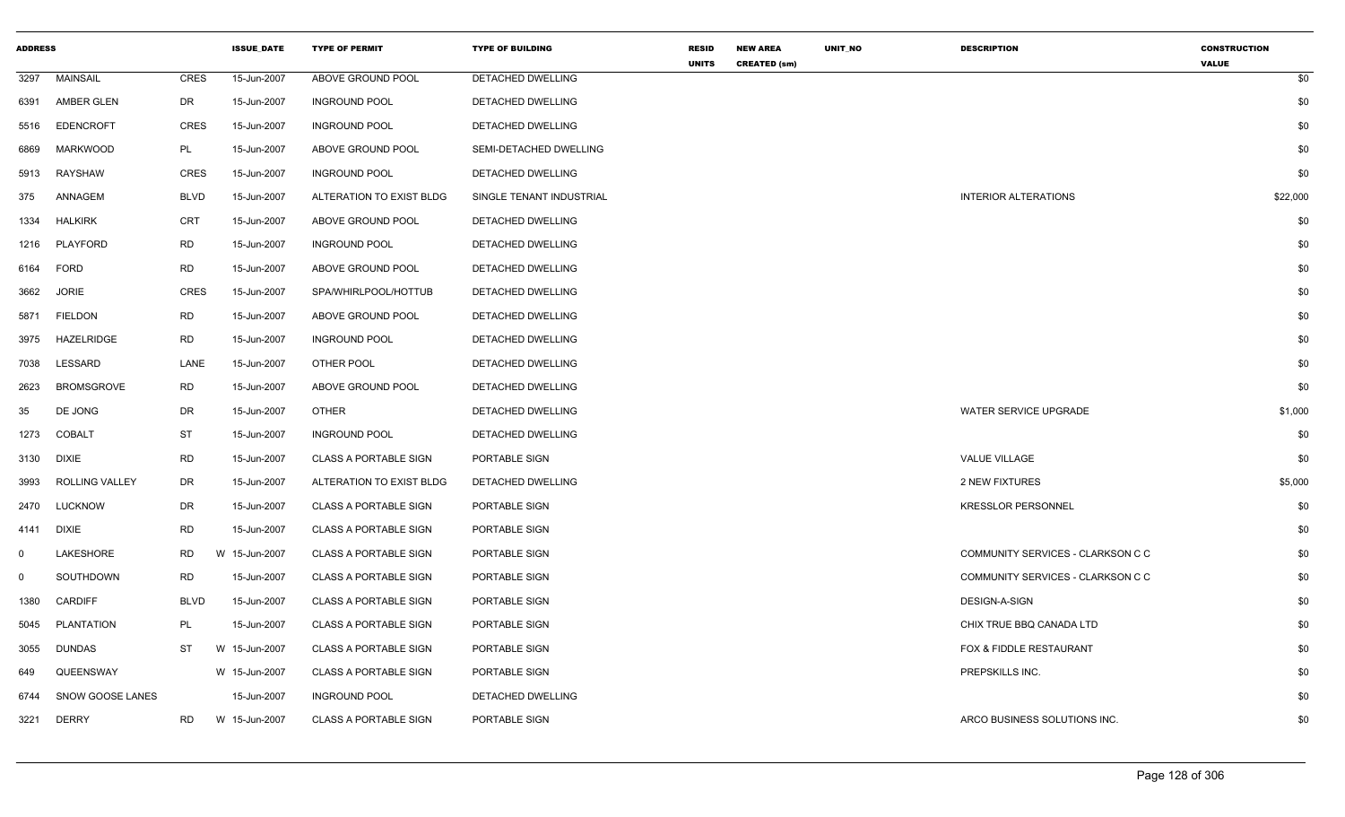| ADDRESS | | | ISSUE_DATE | TYPE OF PERMIT | TYPE OF BUILDING | RESID UNITS | NEW AREA CREATED (sm) | UNIT_NO | DESCRIPTION | CONSTRUCTION VALUE |
|---|---|---|---|---|---|---|---|---|---|---|
| 3297 | MAINSAIL | CRES | 15-Jun-2007 | ABOVE GROUND POOL | DETACHED DWELLING | | | | | $0 |
| 6391 | AMBER GLEN | DR | 15-Jun-2007 | INGROUND POOL | DETACHED DWELLING | | | | | $0 |
| 5516 | EDENCROFT | CRES | 15-Jun-2007 | INGROUND POOL | DETACHED DWELLING | | | | | $0 |
| 6869 | MARKWOOD | PL | 15-Jun-2007 | ABOVE GROUND POOL | SEMI-DETACHED DWELLING | | | | | $0 |
| 5913 | RAYSHAW | CRES | 15-Jun-2007 | INGROUND POOL | DETACHED DWELLING | | | | | $0 |
| 375 | ANNAGEM | BLVD | 15-Jun-2007 | ALTERATION TO EXIST BLDG | SINGLE TENANT INDUSTRIAL | | | | INTERIOR ALTERATIONS | $22,000 |
| 1334 | HALKIRK | CRT | 15-Jun-2007 | ABOVE GROUND POOL | DETACHED DWELLING | | | | | $0 |
| 1216 | PLAYFORD | RD | 15-Jun-2007 | INGROUND POOL | DETACHED DWELLING | | | | | $0 |
| 6164 | FORD | RD | 15-Jun-2007 | ABOVE GROUND POOL | DETACHED DWELLING | | | | | $0 |
| 3662 | JORIE | CRES | 15-Jun-2007 | SPA/WHIRLPOOL/HOTTUB | DETACHED DWELLING | | | | | $0 |
| 5871 | FIELDON | RD | 15-Jun-2007 | ABOVE GROUND POOL | DETACHED DWELLING | | | | | $0 |
| 3975 | HAZELRIDGE | RD | 15-Jun-2007 | INGROUND POOL | DETACHED DWELLING | | | | | $0 |
| 7038 | LESSARD | LANE | 15-Jun-2007 | OTHER POOL | DETACHED DWELLING | | | | | $0 |
| 2623 | BROMSGROVE | RD | 15-Jun-2007 | ABOVE GROUND POOL | DETACHED DWELLING | | | | | $0 |
| 35 | DE JONG | DR | 15-Jun-2007 | OTHER | DETACHED DWELLING | | | | WATER SERVICE UPGRADE | $1,000 |
| 1273 | COBALT | ST | 15-Jun-2007 | INGROUND POOL | DETACHED DWELLING | | | | | $0 |
| 3130 | DIXIE | RD | 15-Jun-2007 | CLASS A PORTABLE SIGN | PORTABLE SIGN | | | | VALUE VILLAGE | $0 |
| 3993 | ROLLING VALLEY | DR | 15-Jun-2007 | ALTERATION TO EXIST BLDG | DETACHED DWELLING | | | | 2 NEW FIXTURES | $5,000 |
| 2470 | LUCKNOW | DR | 15-Jun-2007 | CLASS A PORTABLE SIGN | PORTABLE SIGN | | | | KRESSLOR PERSONNEL | $0 |
| 4141 | DIXIE | RD | 15-Jun-2007 | CLASS A PORTABLE SIGN | PORTABLE SIGN | | | | | $0 |
| 0 | LAKESHORE | RD W | 15-Jun-2007 | CLASS A PORTABLE SIGN | PORTABLE SIGN | | | | COMMUNITY SERVICES - CLARKSON C C | $0 |
| 0 | SOUTHDOWN | RD | 15-Jun-2007 | CLASS A PORTABLE SIGN | PORTABLE SIGN | | | | COMMUNITY SERVICES - CLARKSON C C | $0 |
| 1380 | CARDIFF | BLVD | 15-Jun-2007 | CLASS A PORTABLE SIGN | PORTABLE SIGN | | | | DESIGN-A-SIGN | $0 |
| 5045 | PLANTATION | PL | 15-Jun-2007 | CLASS A PORTABLE SIGN | PORTABLE SIGN | | | | CHIX TRUE BBQ CANADA LTD | $0 |
| 3055 | DUNDAS | ST W | 15-Jun-2007 | CLASS A PORTABLE SIGN | PORTABLE SIGN | | | | FOX & FIDDLE RESTAURANT | $0 |
| 649 | QUEENSWAY | W | 15-Jun-2007 | CLASS A PORTABLE SIGN | PORTABLE SIGN | | | | PREPSKILLS INC. | $0 |
| 6744 | SNOW GOOSE LANES | | 15-Jun-2007 | INGROUND POOL | DETACHED DWELLING | | | | | $0 |
| 3221 | DERRY | RD W | 15-Jun-2007 | CLASS A PORTABLE SIGN | PORTABLE SIGN | | | | ARCO BUSINESS SOLUTIONS INC. | $0 |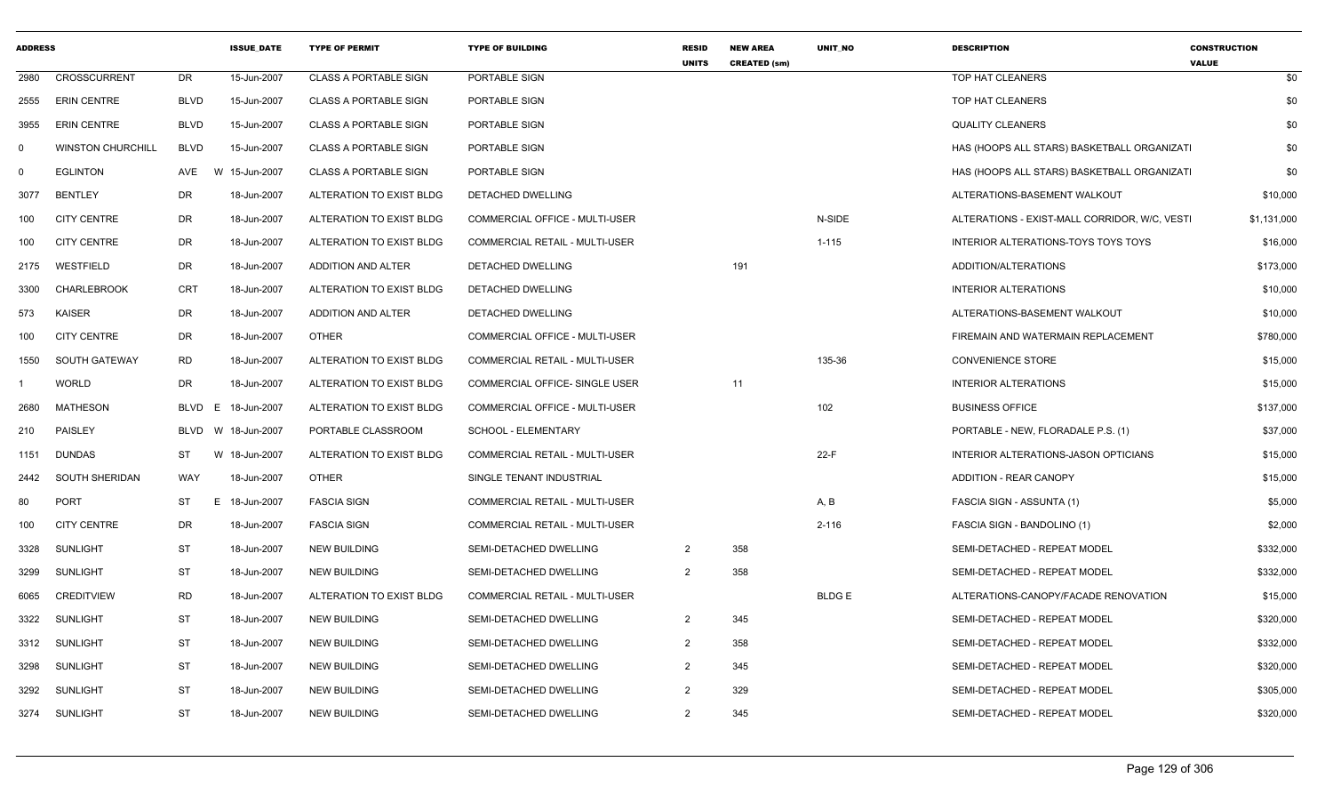| ADDRESS | | | ISSUE_DATE | TYPE OF PERMIT | TYPE OF BUILDING | RESID UNITS | NEW AREA CREATED (sm) | UNIT_NO | DESCRIPTION | CONSTRUCTION VALUE |
|---|---|---|---|---|---|---|---|---|---|---|
| 2980 | CROSSCURRENT | DR | 15-Jun-2007 | CLASS A PORTABLE SIGN | PORTABLE SIGN | | | | TOP HAT CLEANERS | $0 |
| 2555 | ERIN CENTRE | BLVD | 15-Jun-2007 | CLASS A PORTABLE SIGN | PORTABLE SIGN | | | | TOP HAT CLEANERS | $0 |
| 3955 | ERIN CENTRE | BLVD | 15-Jun-2007 | CLASS A PORTABLE SIGN | PORTABLE SIGN | | | | QUALITY CLEANERS | $0 |
| 0 | WINSTON CHURCHILL | BLVD | 15-Jun-2007 | CLASS A PORTABLE SIGN | PORTABLE SIGN | | | | HAS (HOOPS ALL STARS) BASKETBALL ORGANIZATI | $0 |
| 0 | EGLINTON | AVE W | 15-Jun-2007 | CLASS A PORTABLE SIGN | PORTABLE SIGN | | | | HAS (HOOPS ALL STARS) BASKETBALL ORGANIZATI | $0 |
| 3077 | BENTLEY | DR | 18-Jun-2007 | ALTERATION TO EXIST BLDG | DETACHED DWELLING | | | | ALTERATIONS-BASEMENT WALKOUT | $10,000 |
| 100 | CITY CENTRE | DR | 18-Jun-2007 | ALTERATION TO EXIST BLDG | COMMERCIAL OFFICE - MULTI-USER | | | N-SIDE | ALTERATIONS - EXIST-MALL CORRIDOR, W/C, VESTI | $1,131,000 |
| 100 | CITY CENTRE | DR | 18-Jun-2007 | ALTERATION TO EXIST BLDG | COMMERCIAL RETAIL - MULTI-USER | | | 1-115 | INTERIOR ALTERATIONS-TOYS TOYS TOYS | $16,000 |
| 2175 | WESTFIELD | DR | 18-Jun-2007 | ADDITION AND ALTER | DETACHED DWELLING | | 191 | | ADDITION/ALTERATIONS | $173,000 |
| 3300 | CHARLEBROOK | CRT | 18-Jun-2007 | ALTERATION TO EXIST BLDG | DETACHED DWELLING | | | | INTERIOR ALTERATIONS | $10,000 |
| 573 | KAISER | DR | 18-Jun-2007 | ADDITION AND ALTER | DETACHED DWELLING | | | | ALTERATIONS-BASEMENT WALKOUT | $10,000 |
| 100 | CITY CENTRE | DR | 18-Jun-2007 | OTHER | COMMERCIAL OFFICE - MULTI-USER | | | | FIREMAIN AND WATERMAIN REPLACEMENT | $780,000 |
| 1550 | SOUTH GATEWAY | RD | 18-Jun-2007 | ALTERATION TO EXIST BLDG | COMMERCIAL RETAIL - MULTI-USER | | | 135-36 | CONVENIENCE STORE | $15,000 |
| 1 | WORLD | DR | 18-Jun-2007 | ALTERATION TO EXIST BLDG | COMMERCIAL OFFICE- SINGLE USER | | 11 | | INTERIOR ALTERATIONS | $15,000 |
| 2680 | MATHESON | BLVD E | 18-Jun-2007 | ALTERATION TO EXIST BLDG | COMMERCIAL OFFICE - MULTI-USER | | | 102 | BUSINESS OFFICE | $137,000 |
| 210 | PAISLEY | BLVD W | 18-Jun-2007 | PORTABLE CLASSROOM | SCHOOL - ELEMENTARY | | | | PORTABLE - NEW, FLORADALE P.S. (1) | $37,000 |
| 1151 | DUNDAS | ST W | 18-Jun-2007 | ALTERATION TO EXIST BLDG | COMMERCIAL RETAIL - MULTI-USER | | | 22-F | INTERIOR ALTERATIONS-JASON OPTICIANS | $15,000 |
| 2442 | SOUTH SHERIDAN | WAY | 18-Jun-2007 | OTHER | SINGLE TENANT INDUSTRIAL | | | | ADDITION - REAR CANOPY | $15,000 |
| 80 | PORT | ST E | 18-Jun-2007 | FASCIA SIGN | COMMERCIAL RETAIL - MULTI-USER | | | A, B | FASCIA SIGN - ASSUNTA (1) | $5,000 |
| 100 | CITY CENTRE | DR | 18-Jun-2007 | FASCIA SIGN | COMMERCIAL RETAIL - MULTI-USER | | | 2-116 | FASCIA SIGN - BANDOLINO (1) | $2,000 |
| 3328 | SUNLIGHT | ST | 18-Jun-2007 | NEW BUILDING | SEMI-DETACHED DWELLING | 2 | 358 | | SEMI-DETACHED - REPEAT MODEL | $332,000 |
| 3299 | SUNLIGHT | ST | 18-Jun-2007 | NEW BUILDING | SEMI-DETACHED DWELLING | 2 | 358 | | SEMI-DETACHED - REPEAT MODEL | $332,000 |
| 6065 | CREDITVIEW | RD | 18-Jun-2007 | ALTERATION TO EXIST BLDG | COMMERCIAL RETAIL - MULTI-USER | | | BLDG E | ALTERATIONS-CANOPY/FACADE RENOVATION | $15,000 |
| 3322 | SUNLIGHT | ST | 18-Jun-2007 | NEW BUILDING | SEMI-DETACHED DWELLING | 2 | 345 | | SEMI-DETACHED - REPEAT MODEL | $320,000 |
| 3312 | SUNLIGHT | ST | 18-Jun-2007 | NEW BUILDING | SEMI-DETACHED DWELLING | 2 | 358 | | SEMI-DETACHED - REPEAT MODEL | $332,000 |
| 3298 | SUNLIGHT | ST | 18-Jun-2007 | NEW BUILDING | SEMI-DETACHED DWELLING | 2 | 345 | | SEMI-DETACHED - REPEAT MODEL | $320,000 |
| 3292 | SUNLIGHT | ST | 18-Jun-2007 | NEW BUILDING | SEMI-DETACHED DWELLING | 2 | 329 | | SEMI-DETACHED - REPEAT MODEL | $305,000 |
| 3274 | SUNLIGHT | ST | 18-Jun-2007 | NEW BUILDING | SEMI-DETACHED DWELLING | 2 | 345 | | SEMI-DETACHED - REPEAT MODEL | $320,000 |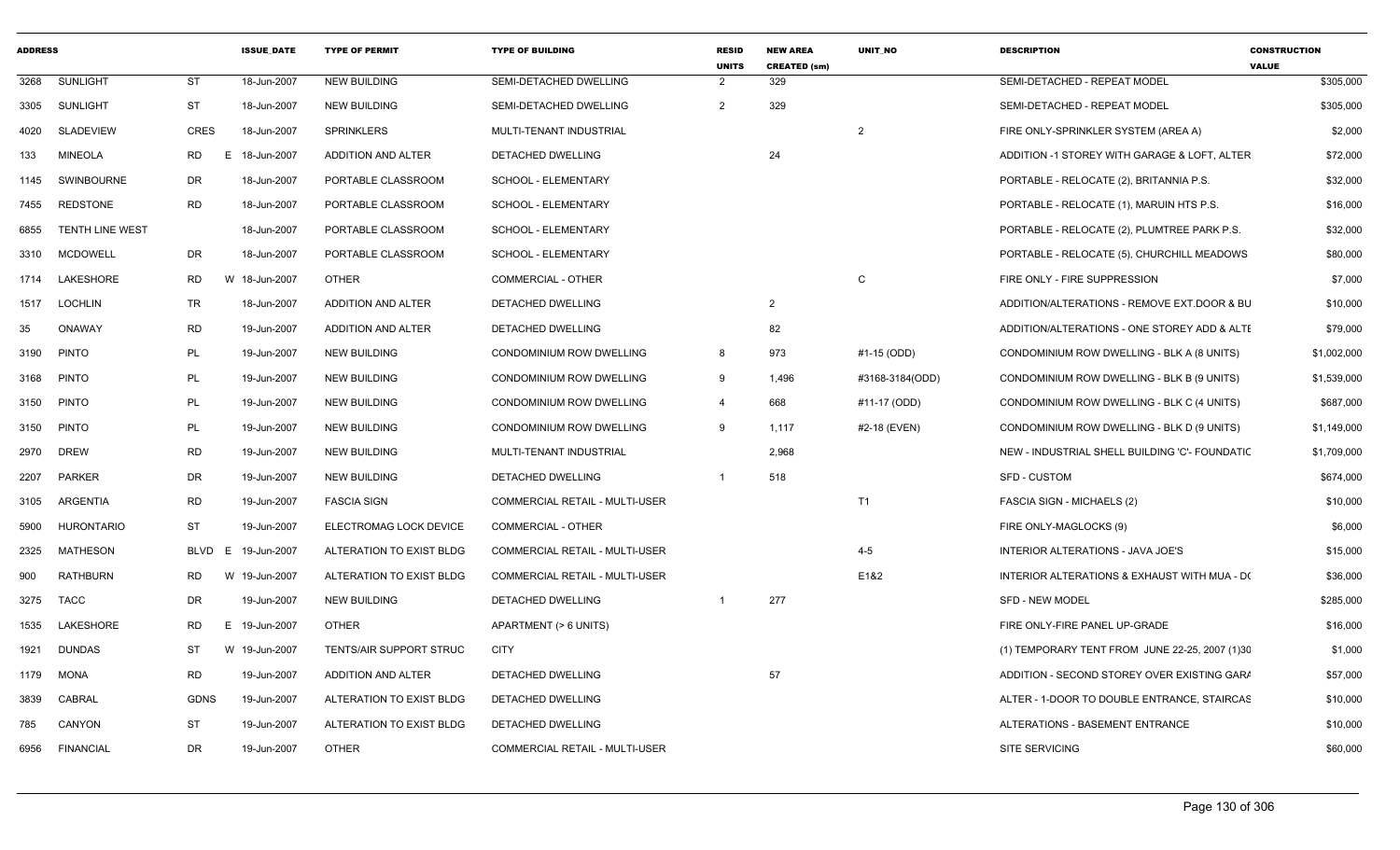| ADDRESS | | | ISSUE_DATE | TYPE OF PERMIT | TYPE OF BUILDING | RESID UNITS | NEW AREA CREATED (sm) | UNIT_NO | DESCRIPTION | CONSTRUCTION VALUE |
|---|---|---|---|---|---|---|---|---|---|---|
| 3268 | SUNLIGHT | ST | 18-Jun-2007 | NEW BUILDING | SEMI-DETACHED DWELLING | 2 | 329 | | SEMI-DETACHED - REPEAT MODEL | $305,000 |
| 3305 | SUNLIGHT | ST | 18-Jun-2007 | NEW BUILDING | SEMI-DETACHED DWELLING | 2 | 329 | | SEMI-DETACHED - REPEAT MODEL | $305,000 |
| 4020 | SLADEVIEW | CRES | 18-Jun-2007 | SPRINKLERS | MULTI-TENANT INDUSTRIAL | | | 2 | FIRE ONLY-SPRINKLER SYSTEM (AREA A) | $2,000 |
| 133 | MINEOLA | RD E | 18-Jun-2007 | ADDITION AND ALTER | DETACHED DWELLING | | 24 | | ADDITION -1 STOREY WITH GARAGE & LOFT, ALTER | $72,000 |
| 1145 | SWINBOURNE | DR | 18-Jun-2007 | PORTABLE CLASSROOM | SCHOOL - ELEMENTARY | | | | PORTABLE - RELOCATE (2), BRITANNIA P.S. | $32,000 |
| 7455 | REDSTONE | RD | 18-Jun-2007 | PORTABLE CLASSROOM | SCHOOL - ELEMENTARY | | | | PORTABLE - RELOCATE (1), MARUIN HTS P.S. | $16,000 |
| 6855 | TENTH LINE WEST | | 18-Jun-2007 | PORTABLE CLASSROOM | SCHOOL - ELEMENTARY | | | | PORTABLE - RELOCATE (2), PLUMTREE PARK P.S. | $32,000 |
| 3310 | MCDOWELL | DR | 18-Jun-2007 | PORTABLE CLASSROOM | SCHOOL - ELEMENTARY | | | | PORTABLE - RELOCATE (5), CHURCHILL MEADOWS | $80,000 |
| 1714 | LAKESHORE | RD W | 18-Jun-2007 | OTHER | COMMERCIAL - OTHER | | | C | FIRE ONLY - FIRE SUPPRESSION | $7,000 |
| 1517 | LOCHLIN | TR | 18-Jun-2007 | ADDITION AND ALTER | DETACHED DWELLING | | 2 | | ADDITION/ALTERATIONS - REMOVE EXT.DOOR & BU | $10,000 |
| 35 | ONAWAY | RD | 19-Jun-2007 | ADDITION AND ALTER | DETACHED DWELLING | | 82 | | ADDITION/ALTERATIONS - ONE STOREY ADD & ALTE | $79,000 |
| 3190 | PINTO | PL | 19-Jun-2007 | NEW BUILDING | CONDOMINIUM ROW DWELLING | 8 | 973 | #1-15 (ODD) | CONDOMINIUM ROW DWELLING - BLK A (8 UNITS) | $1,002,000 |
| 3168 | PINTO | PL | 19-Jun-2007 | NEW BUILDING | CONDOMINIUM ROW DWELLING | 9 | 1,496 | #3168-3184(ODD) | CONDOMINIUM ROW DWELLING - BLK B (9 UNITS) | $1,539,000 |
| 3150 | PINTO | PL | 19-Jun-2007 | NEW BUILDING | CONDOMINIUM ROW DWELLING | 4 | 668 | #11-17 (ODD) | CONDOMINIUM ROW DWELLING - BLK C (4 UNITS) | $687,000 |
| 3150 | PINTO | PL | 19-Jun-2007 | NEW BUILDING | CONDOMINIUM ROW DWELLING | 9 | 1,117 | #2-18 (EVEN) | CONDOMINIUM ROW DWELLING - BLK D (9 UNITS) | $1,149,000 |
| 2970 | DREW | RD | 19-Jun-2007 | NEW BUILDING | MULTI-TENANT INDUSTRIAL | | 2,968 | | NEW - INDUSTRIAL SHELL BUILDING 'C'- FOUNDATIC | $1,709,000 |
| 2207 | PARKER | DR | 19-Jun-2007 | NEW BUILDING | DETACHED DWELLING | 1 | 518 | | SFD - CUSTOM | $674,000 |
| 3105 | ARGENTIA | RD | 19-Jun-2007 | FASCIA SIGN | COMMERCIAL RETAIL - MULTI-USER | | | T1 | FASCIA SIGN - MICHAELS (2) | $10,000 |
| 5900 | HURONTARIO | ST | 19-Jun-2007 | ELECTROMAG LOCK DEVICE | COMMERCIAL - OTHER | | | | FIRE ONLY-MAGLOCKS (9) | $6,000 |
| 2325 | MATHESON | BLVD E | 19-Jun-2007 | ALTERATION TO EXIST BLDG | COMMERCIAL RETAIL - MULTI-USER | | | 4-5 | INTERIOR ALTERATIONS - JAVA JOE'S | $15,000 |
| 900 | RATHBURN | RD W | 19-Jun-2007 | ALTERATION TO EXIST BLDG | COMMERCIAL RETAIL - MULTI-USER | | | E1&2 | INTERIOR ALTERATIONS & EXHAUST WITH MUA - D( | $36,000 |
| 3275 | TACC | DR | 19-Jun-2007 | NEW BUILDING | DETACHED DWELLING | 1 | 277 | | SFD - NEW MODEL | $285,000 |
| 1535 | LAKESHORE | RD E | 19-Jun-2007 | OTHER | APARTMENT (> 6 UNITS) | | | | FIRE ONLY-FIRE PANEL UP-GRADE | $16,000 |
| 1921 | DUNDAS | ST W | 19-Jun-2007 | TENTS/AIR SUPPORT STRUC | CITY | | | | (1) TEMPORARY TENT FROM JUNE 22-25, 2007 (1)30 | $1,000 |
| 1179 | MONA | RD | 19-Jun-2007 | ADDITION AND ALTER | DETACHED DWELLING | | 57 | | ADDITION - SECOND STOREY OVER EXISTING GAR/ | $57,000 |
| 3839 | CABRAL | GDNS | 19-Jun-2007 | ALTERATION TO EXIST BLDG | DETACHED DWELLING | | | | ALTER - 1-DOOR TO DOUBLE ENTRANCE, STAIRCAS | $10,000 |
| 785 | CANYON | ST | 19-Jun-2007 | ALTERATION TO EXIST BLDG | DETACHED DWELLING | | | | ALTERATIONS - BASEMENT ENTRANCE | $10,000 |
| 6956 | FINANCIAL | DR | 19-Jun-2007 | OTHER | COMMERCIAL RETAIL - MULTI-USER | | | | SITE SERVICING | $60,000 |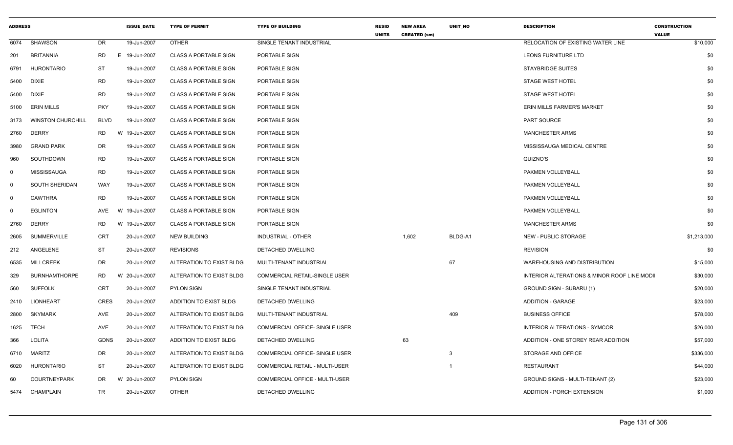| ADDRESS | | | ISSUE_DATE | TYPE OF PERMIT | TYPE OF BUILDING | RESID UNITS | NEW AREA CREATED (sm) | UNIT_NO | DESCRIPTION | CONSTRUCTION VALUE |
|---|---|---|---|---|---|---|---|---|---|---|
| 6074 | SHAWSON | DR | 19-Jun-2007 | OTHER | SINGLE TENANT INDUSTRIAL | | | | RELOCATION OF EXISTING WATER LINE | $10,000 |
| 201 | BRITANNIA | RD E | 19-Jun-2007 | CLASS A PORTABLE SIGN | PORTABLE SIGN | | | | LEONS FURNITURE LTD | $0 |
| 6791 | HURONTARIO | ST | 19-Jun-2007 | CLASS A PORTABLE SIGN | PORTABLE SIGN | | | | STAYBRIDGE SUITES | $0 |
| 5400 | DIXIE | RD | 19-Jun-2007 | CLASS A PORTABLE SIGN | PORTABLE SIGN | | | | STAGE WEST HOTEL | $0 |
| 5400 | DIXIE | RD | 19-Jun-2007 | CLASS A PORTABLE SIGN | PORTABLE SIGN | | | | STAGE WEST HOTEL | $0 |
| 5100 | ERIN MILLS | PKY | 19-Jun-2007 | CLASS A PORTABLE SIGN | PORTABLE SIGN | | | | ERIN MILLS FARMER'S MARKET | $0 |
| 3173 | WINSTON CHURCHILL | BLVD | 19-Jun-2007 | CLASS A PORTABLE SIGN | PORTABLE SIGN | | | | PART SOURCE | $0 |
| 2760 | DERRY | RD W | 19-Jun-2007 | CLASS A PORTABLE SIGN | PORTABLE SIGN | | | | MANCHESTER ARMS | $0 |
| 3980 | GRAND PARK | DR | 19-Jun-2007 | CLASS A PORTABLE SIGN | PORTABLE SIGN | | | | MISSISSAUGA MEDICAL CENTRE | $0 |
| 960 | SOUTHDOWN | RD | 19-Jun-2007 | CLASS A PORTABLE SIGN | PORTABLE SIGN | | | | QUIZNO'S | $0 |
| 0 | MISSISSAUGA | RD | 19-Jun-2007 | CLASS A PORTABLE SIGN | PORTABLE SIGN | | | | PAKMEN VOLLEYBALL | $0 |
| 0 | SOUTH SHERIDAN | WAY | 19-Jun-2007 | CLASS A PORTABLE SIGN | PORTABLE SIGN | | | | PAKMEN VOLLEYBALL | $0 |
| 0 | CAWTHRA | RD | 19-Jun-2007 | CLASS A PORTABLE SIGN | PORTABLE SIGN | | | | PAKMEN VOLLEYBALL | $0 |
| 0 | EGLINTON | AVE W | 19-Jun-2007 | CLASS A PORTABLE SIGN | PORTABLE SIGN | | | | PAKMEN VOLLEYBALL | $0 |
| 2760 | DERRY | RD W | 19-Jun-2007 | CLASS A PORTABLE SIGN | PORTABLE SIGN | | | | MANCHESTER ARMS | $0 |
| 2605 | SUMMERVILLE | CRT | 20-Jun-2007 | NEW BUILDING | INDUSTRIAL - OTHER | | 1,602 | BLDG-A1 | NEW - PUBLIC STORAGE | $1,213,000 |
| 212 | ANGELENE | ST | 20-Jun-2007 | REVISIONS | DETACHED DWELLING | | | | REVISION | $0 |
| 6535 | MILLCREEK | DR | 20-Jun-2007 | ALTERATION TO EXIST BLDG | MULTI-TENANT INDUSTRIAL | | | 67 | WAREHOUSING AND DISTRIBUTION | $15,000 |
| 329 | BURNHAMTHORPE | RD W | 20-Jun-2007 | ALTERATION TO EXIST BLDG | COMMERCIAL RETAIL-SINGLE USER | | | | INTERIOR ALTERATIONS & MINOR ROOF LINE MODI | $30,000 |
| 560 | SUFFOLK | CRT | 20-Jun-2007 | PYLON SIGN | SINGLE TENANT INDUSTRIAL | | | | GROUND SIGN - SUBARU (1) | $20,000 |
| 2410 | LIONHEART | CRES | 20-Jun-2007 | ADDITION TO EXIST BLDG | DETACHED DWELLING | | | | ADDITION - GARAGE | $23,000 |
| 2800 | SKYMARK | AVE | 20-Jun-2007 | ALTERATION TO EXIST BLDG | MULTI-TENANT INDUSTRIAL | | | 409 | BUSINESS OFFICE | $78,000 |
| 1625 | TECH | AVE | 20-Jun-2007 | ALTERATION TO EXIST BLDG | COMMERCIAL OFFICE- SINGLE USER | | | | INTERIOR ALTERATIONS - SYMCOR | $26,000 |
| 366 | LOLITA | GDNS | 20-Jun-2007 | ADDITION TO EXIST BLDG | DETACHED DWELLING | | 63 | | ADDITION - ONE STOREY REAR ADDITION | $57,000 |
| 6710 | MARITZ | DR | 20-Jun-2007 | ALTERATION TO EXIST BLDG | COMMERCIAL OFFICE- SINGLE USER | | | 3 | STORAGE AND OFFICE | $336,000 |
| 6020 | HURONTARIO | ST | 20-Jun-2007 | ALTERATION TO EXIST BLDG | COMMERCIAL RETAIL - MULTI-USER | | | 1 | RESTAURANT | $44,000 |
| 60 | COURTNEYPARK | DR W | 20-Jun-2007 | PYLON SIGN | COMMERCIAL OFFICE - MULTI-USER | | | | GROUND SIGNS - MULTI-TENANT (2) | $23,000 |
| 5474 | CHAMPLAIN | TR | 20-Jun-2007 | OTHER | DETACHED DWELLING | | | | ADDITION - PORCH EXTENSION | $1,000 |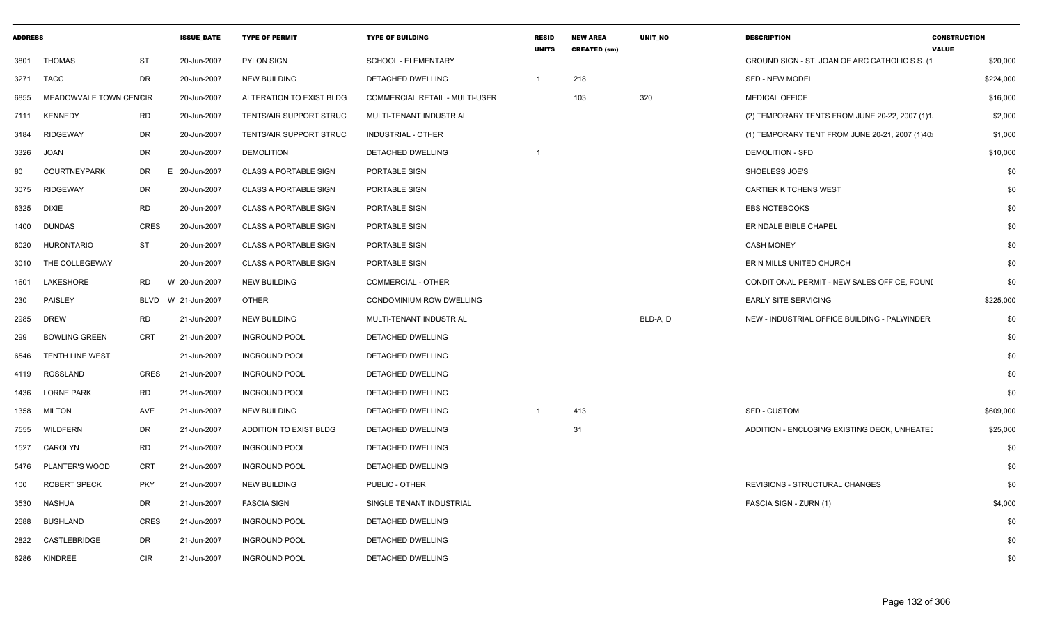| ADDRESS | | | ISSUE_DATE | TYPE OF PERMIT | TYPE OF BUILDING | RESID UNITS | NEW AREA CREATED (sm) | UNIT_NO | DESCRIPTION | CONSTRUCTION VALUE |
|---|---|---|---|---|---|---|---|---|---|---|
| 3801 | THOMAS | ST | 20-Jun-2007 | PYLON SIGN | SCHOOL - ELEMENTARY | | | | GROUND SIGN - ST. JOAN OF ARC CATHOLIC S.S. (1 | $20,000 |
| 3271 | TACC | DR | 20-Jun-2007 | NEW BUILDING | DETACHED DWELLING | 1 | 218 | | SFD - NEW MODEL | $224,000 |
| 6855 | MEADOWVALE TOWN CENTCIR | | 20-Jun-2007 | ALTERATION TO EXIST BLDG | COMMERCIAL RETAIL - MULTI-USER | | 103 | 320 | MEDICAL OFFICE | $16,000 |
| 7111 | KENNEDY | RD | 20-Jun-2007 | TENTS/AIR SUPPORT STRUC | MULTI-TENANT INDUSTRIAL | | | | (2) TEMPORARY TENTS FROM JUNE 20-22, 2007 (1)1 | $2,000 |
| 3184 | RIDGEWAY | DR | 20-Jun-2007 | TENTS/AIR SUPPORT STRUC | INDUSTRIAL - OTHER | | | | (1) TEMPORARY TENT FROM JUNE 20-21, 2007 (1)40: | $1,000 |
| 3326 | JOAN | DR | 20-Jun-2007 | DEMOLITION | DETACHED DWELLING | 1 | | | DEMOLITION - SFD | $10,000 |
| 80 | COURTNEYPARK | DR | E 20-Jun-2007 | CLASS A PORTABLE SIGN | PORTABLE SIGN | | | | SHOELESS JOE'S | $0 |
| 3075 | RIDGEWAY | DR | 20-Jun-2007 | CLASS A PORTABLE SIGN | PORTABLE SIGN | | | | CARTIER KITCHENS WEST | $0 |
| 6325 | DIXIE | RD | 20-Jun-2007 | CLASS A PORTABLE SIGN | PORTABLE SIGN | | | | EBS NOTEBOOKS | $0 |
| 1400 | DUNDAS | CRES | 20-Jun-2007 | CLASS A PORTABLE SIGN | PORTABLE SIGN | | | | ERINDALE BIBLE CHAPEL | $0 |
| 6020 | HURONTARIO | ST | 20-Jun-2007 | CLASS A PORTABLE SIGN | PORTABLE SIGN | | | | CASH MONEY | $0 |
| 3010 | THE COLLEGEWAY | | 20-Jun-2007 | CLASS A PORTABLE SIGN | PORTABLE SIGN | | | | ERIN MILLS UNITED CHURCH | $0 |
| 1601 | LAKESHORE | RD | W 20-Jun-2007 | NEW BUILDING | COMMERCIAL - OTHER | | | | CONDITIONAL PERMIT - NEW SALES OFFICE, FOUNI | $0 |
| 230 | PAISLEY | BLVD | W 21-Jun-2007 | OTHER | CONDOMINIUM ROW DWELLING | | | | EARLY SITE SERVICING | $225,000 |
| 2985 | DREW | RD | 21-Jun-2007 | NEW BUILDING | MULTI-TENANT INDUSTRIAL | | | BLD-A, D | NEW - INDUSTRIAL OFFICE BUILDING - PALWINDER | $0 |
| 299 | BOWLING GREEN | CRT | 21-Jun-2007 | INGROUND POOL | DETACHED DWELLING | | | | | $0 |
| 6546 | TENTH LINE WEST | | 21-Jun-2007 | INGROUND POOL | DETACHED DWELLING | | | | | $0 |
| 4119 | ROSSLAND | CRES | 21-Jun-2007 | INGROUND POOL | DETACHED DWELLING | | | | | $0 |
| 1436 | LORNE PARK | RD | 21-Jun-2007 | INGROUND POOL | DETACHED DWELLING | | | | | $0 |
| 1358 | MILTON | AVE | 21-Jun-2007 | NEW BUILDING | DETACHED DWELLING | 1 | 413 | | SFD - CUSTOM | $609,000 |
| 7555 | WILDFERN | DR | 21-Jun-2007 | ADDITION TO EXIST BLDG | DETACHED DWELLING | | 31 | | ADDITION - ENCLOSING EXISTING DECK, UNHEATEI | $25,000 |
| 1527 | CAROLYN | RD | 21-Jun-2007 | INGROUND POOL | DETACHED DWELLING | | | | | $0 |
| 5476 | PLANTER'S WOOD | CRT | 21-Jun-2007 | INGROUND POOL | DETACHED DWELLING | | | | | $0 |
| 100 | ROBERT SPECK | PKY | 21-Jun-2007 | NEW BUILDING | PUBLIC - OTHER | | | | REVISIONS - STRUCTURAL CHANGES | $0 |
| 3530 | NASHUA | DR | 21-Jun-2007 | FASCIA SIGN | SINGLE TENANT INDUSTRIAL | | | | FASCIA SIGN - ZURN (1) | $4,000 |
| 2688 | BUSHLAND | CRES | 21-Jun-2007 | INGROUND POOL | DETACHED DWELLING | | | | | $0 |
| 2822 | CASTLEBRIDGE | DR | 21-Jun-2007 | INGROUND POOL | DETACHED DWELLING | | | | | $0 |
| 6286 | KINDREE | CIR | 21-Jun-2007 | INGROUND POOL | DETACHED DWELLING | | | | | $0 |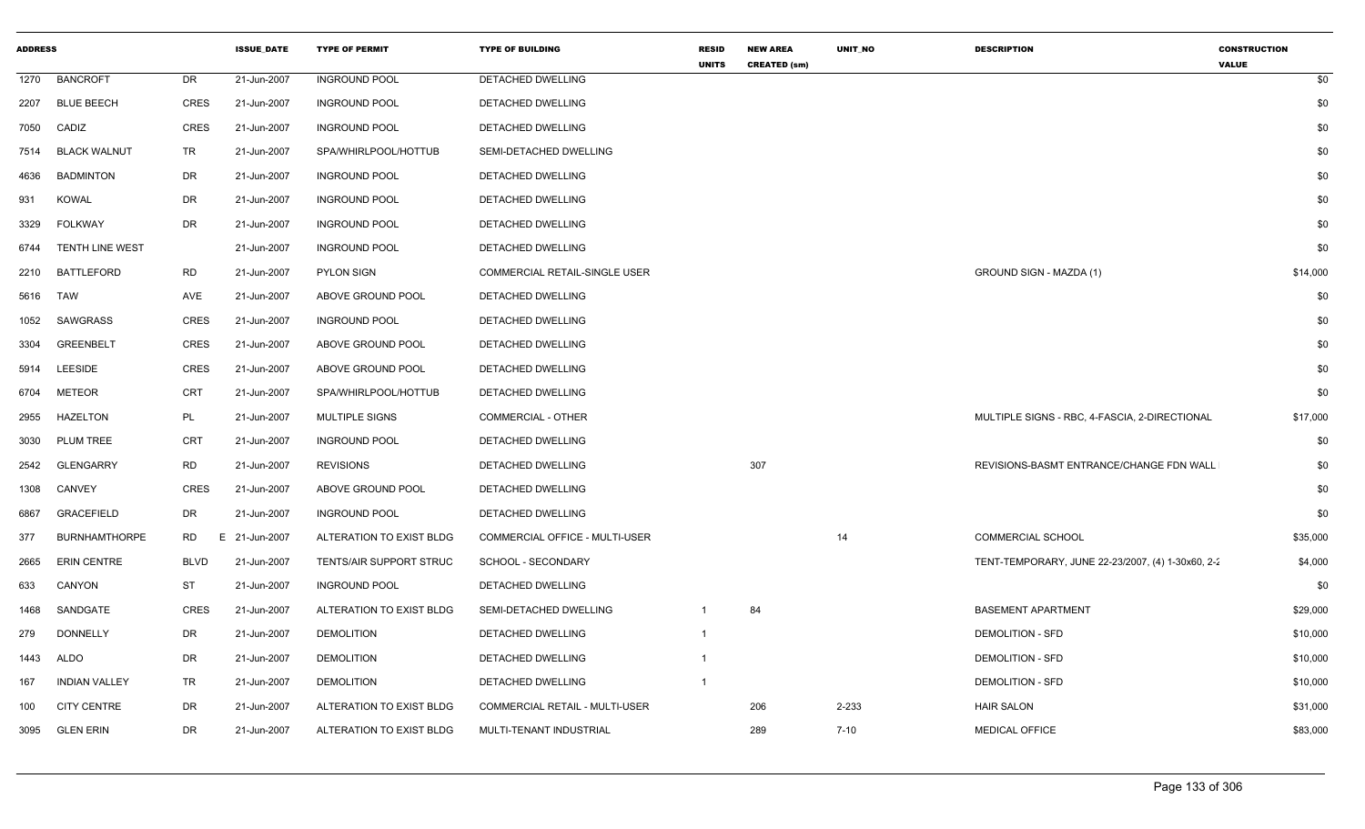| ADDRESS | | | ISSUE_DATE | TYPE OF PERMIT | TYPE OF BUILDING | RESID UNITS | NEW AREA CREATED (sm) | UNIT_NO | DESCRIPTION | CONSTRUCTION VALUE |
|---|---|---|---|---|---|---|---|---|---|---|
| 1270 | BANCROFT | DR | 21-Jun-2007 | INGROUND POOL | DETACHED DWELLING | | | | | $0 |
| 2207 | BLUE BEECH | CRES | 21-Jun-2007 | INGROUND POOL | DETACHED DWELLING | | | | | $0 |
| 7050 | CADIZ | CRES | 21-Jun-2007 | INGROUND POOL | DETACHED DWELLING | | | | | $0 |
| 7514 | BLACK WALNUT | TR | 21-Jun-2007 | SPA/WHIRLPOOL/HOTTUB | SEMI-DETACHED DWELLING | | | | | $0 |
| 4636 | BADMINTON | DR | 21-Jun-2007 | INGROUND POOL | DETACHED DWELLING | | | | | $0 |
| 931 | KOWAL | DR | 21-Jun-2007 | INGROUND POOL | DETACHED DWELLING | | | | | $0 |
| 3329 | FOLKWAY | DR | 21-Jun-2007 | INGROUND POOL | DETACHED DWELLING | | | | | $0 |
| 6744 | TENTH LINE WEST | | 21-Jun-2007 | INGROUND POOL | DETACHED DWELLING | | | | | $0 |
| 2210 | BATTLEFORD | RD | 21-Jun-2007 | PYLON SIGN | COMMERCIAL RETAIL-SINGLE USER | | | | GROUND SIGN - MAZDA (1) | $14,000 |
| 5616 | TAW | AVE | 21-Jun-2007 | ABOVE GROUND POOL | DETACHED DWELLING | | | | | $0 |
| 1052 | SAWGRASS | CRES | 21-Jun-2007 | INGROUND POOL | DETACHED DWELLING | | | | | $0 |
| 3304 | GREENBELT | CRES | 21-Jun-2007 | ABOVE GROUND POOL | DETACHED DWELLING | | | | | $0 |
| 5914 | LEESIDE | CRES | 21-Jun-2007 | ABOVE GROUND POOL | DETACHED DWELLING | | | | | $0 |
| 6704 | METEOR | CRT | 21-Jun-2007 | SPA/WHIRLPOOL/HOTTUB | DETACHED DWELLING | | | | | $0 |
| 2955 | HAZELTON | PL | 21-Jun-2007 | MULTIPLE SIGNS | COMMERCIAL - OTHER | | | | MULTIPLE SIGNS - RBC, 4-FASCIA, 2-DIRECTIONAL | $17,000 |
| 3030 | PLUM TREE | CRT | 21-Jun-2007 | INGROUND POOL | DETACHED DWELLING | | | | | $0 |
| 2542 | GLENGARRY | RD | 21-Jun-2007 | REVISIONS | DETACHED DWELLING | | 307 | | REVISIONS-BASMT ENTRANCE/CHANGE FDN WALL | $0 |
| 1308 | CANVEY | CRES | 21-Jun-2007 | ABOVE GROUND POOL | DETACHED DWELLING | | | | | $0 |
| 6867 | GRACEFIELD | DR | 21-Jun-2007 | INGROUND POOL | DETACHED DWELLING | | | | | $0 |
| 377 | BURNHAMTHORPE | RD E | 21-Jun-2007 | ALTERATION TO EXIST BLDG | COMMERCIAL OFFICE - MULTI-USER | | | 14 | COMMERCIAL SCHOOL | $35,000 |
| 2665 | ERIN CENTRE | BLVD | 21-Jun-2007 | TENTS/AIR SUPPORT STRUC | SCHOOL - SECONDARY | | | | TENT-TEMPORARY, JUNE 22-23/2007, (4) 1-30x60, 2-2 | $4,000 |
| 633 | CANYON | ST | 21-Jun-2007 | INGROUND POOL | DETACHED DWELLING | | | | | $0 |
| 1468 | SANDGATE | CRES | 21-Jun-2007 | ALTERATION TO EXIST BLDG | SEMI-DETACHED DWELLING | 1 | 84 | | BASEMENT APARTMENT | $29,000 |
| 279 | DONNELLY | DR | 21-Jun-2007 | DEMOLITION | DETACHED DWELLING | 1 | | | DEMOLITION - SFD | $10,000 |
| 1443 | ALDO | DR | 21-Jun-2007 | DEMOLITION | DETACHED DWELLING | 1 | | | DEMOLITION - SFD | $10,000 |
| 167 | INDIAN VALLEY | TR | 21-Jun-2007 | DEMOLITION | DETACHED DWELLING | 1 | | | DEMOLITION - SFD | $10,000 |
| 100 | CITY CENTRE | DR | 21-Jun-2007 | ALTERATION TO EXIST BLDG | COMMERCIAL RETAIL - MULTI-USER | | 206 | 2-233 | HAIR SALON | $31,000 |
| 3095 | GLEN ERIN | DR | 21-Jun-2007 | ALTERATION TO EXIST BLDG | MULTI-TENANT INDUSTRIAL | | 289 | 7-10 | MEDICAL OFFICE | $83,000 |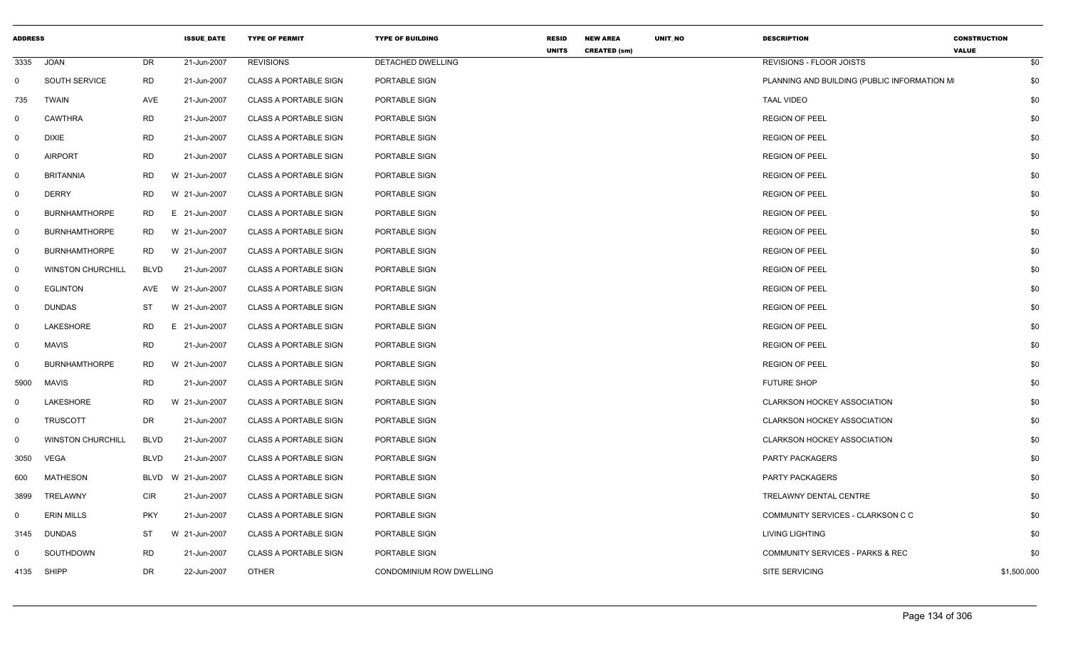| ADDRESS | | | ISSUE_DATE | TYPE OF PERMIT | TYPE OF BUILDING | RESID UNITS | NEW AREA CREATED (sm) | UNIT_NO | DESCRIPTION | CONSTRUCTION VALUE |
|---|---|---|---|---|---|---|---|---|---|---|
| 3335 | JOAN | DR | 21-Jun-2007 | REVISIONS | DETACHED DWELLING | | | | REVISIONS - FLOOR JOISTS | $0 |
| 0 | SOUTH SERVICE | RD | 21-Jun-2007 | CLASS A PORTABLE SIGN | PORTABLE SIGN | | | | PLANNING AND BUILDING (PUBLIC INFORMATION M | $0 |
| 735 | TWAIN | AVE | 21-Jun-2007 | CLASS A PORTABLE SIGN | PORTABLE SIGN | | | | TAAL VIDEO | $0 |
| 0 | CAWTHRA | RD | 21-Jun-2007 | CLASS A PORTABLE SIGN | PORTABLE SIGN | | | | REGION OF PEEL | $0 |
| 0 | DIXIE | RD | 21-Jun-2007 | CLASS A PORTABLE SIGN | PORTABLE SIGN | | | | REGION OF PEEL | $0 |
| 0 | AIRPORT | RD | 21-Jun-2007 | CLASS A PORTABLE SIGN | PORTABLE SIGN | | | | REGION OF PEEL | $0 |
| 0 | BRITANNIA | RD | W 21-Jun-2007 | CLASS A PORTABLE SIGN | PORTABLE SIGN | | | | REGION OF PEEL | $0 |
| 0 | DERRY | RD | W 21-Jun-2007 | CLASS A PORTABLE SIGN | PORTABLE SIGN | | | | REGION OF PEEL | $0 |
| 0 | BURNHAMTHORPE | RD | E 21-Jun-2007 | CLASS A PORTABLE SIGN | PORTABLE SIGN | | | | REGION OF PEEL | $0 |
| 0 | BURNHAMTHORPE | RD | W 21-Jun-2007 | CLASS A PORTABLE SIGN | PORTABLE SIGN | | | | REGION OF PEEL | $0 |
| 0 | BURNHAMTHORPE | RD | W 21-Jun-2007 | CLASS A PORTABLE SIGN | PORTABLE SIGN | | | | REGION OF PEEL | $0 |
| 0 | WINSTON CHURCHILL | BLVD | 21-Jun-2007 | CLASS A PORTABLE SIGN | PORTABLE SIGN | | | | REGION OF PEEL | $0 |
| 0 | EGLINTON | AVE | W 21-Jun-2007 | CLASS A PORTABLE SIGN | PORTABLE SIGN | | | | REGION OF PEEL | $0 |
| 0 | DUNDAS | ST | W 21-Jun-2007 | CLASS A PORTABLE SIGN | PORTABLE SIGN | | | | REGION OF PEEL | $0 |
| 0 | LAKESHORE | RD | E 21-Jun-2007 | CLASS A PORTABLE SIGN | PORTABLE SIGN | | | | REGION OF PEEL | $0 |
| 0 | MAVIS | RD | 21-Jun-2007 | CLASS A PORTABLE SIGN | PORTABLE SIGN | | | | REGION OF PEEL | $0 |
| 0 | BURNHAMTHORPE | RD | W 21-Jun-2007 | CLASS A PORTABLE SIGN | PORTABLE SIGN | | | | REGION OF PEEL | $0 |
| 5900 | MAVIS | RD | 21-Jun-2007 | CLASS A PORTABLE SIGN | PORTABLE SIGN | | | | FUTURE SHOP | $0 |
| 0 | LAKESHORE | RD | W 21-Jun-2007 | CLASS A PORTABLE SIGN | PORTABLE SIGN | | | | CLARKSON HOCKEY ASSOCIATION | $0 |
| 0 | TRUSCOTT | DR | 21-Jun-2007 | CLASS A PORTABLE SIGN | PORTABLE SIGN | | | | CLARKSON HOCKEY ASSOCIATION | $0 |
| 0 | WINSTON CHURCHILL | BLVD | 21-Jun-2007 | CLASS A PORTABLE SIGN | PORTABLE SIGN | | | | CLARKSON HOCKEY ASSOCIATION | $0 |
| 3050 | VEGA | BLVD | 21-Jun-2007 | CLASS A PORTABLE SIGN | PORTABLE SIGN | | | | PARTY PACKAGERS | $0 |
| 600 | MATHESON | BLVD | W 21-Jun-2007 | CLASS A PORTABLE SIGN | PORTABLE SIGN | | | | PARTY PACKAGERS | $0 |
| 3899 | TRELAWNY | CIR | 21-Jun-2007 | CLASS A PORTABLE SIGN | PORTABLE SIGN | | | | TRELAWNY DENTAL CENTRE | $0 |
| 0 | ERIN MILLS | PKY | 21-Jun-2007 | CLASS A PORTABLE SIGN | PORTABLE SIGN | | | | COMMUNITY SERVICES - CLARKSON C C | $0 |
| 3145 | DUNDAS | ST | W 21-Jun-2007 | CLASS A PORTABLE SIGN | PORTABLE SIGN | | | | LIVING LIGHTING | $0 |
| 0 | SOUTHDOWN | RD | 21-Jun-2007 | CLASS A PORTABLE SIGN | PORTABLE SIGN | | | | COMMUNITY SERVICES - PARKS & REC | $0 |
| 4135 | SHIPP | DR | 22-Jun-2007 | OTHER | CONDOMINIUM ROW DWELLING | | | | SITE SERVICING | $1,500,000 |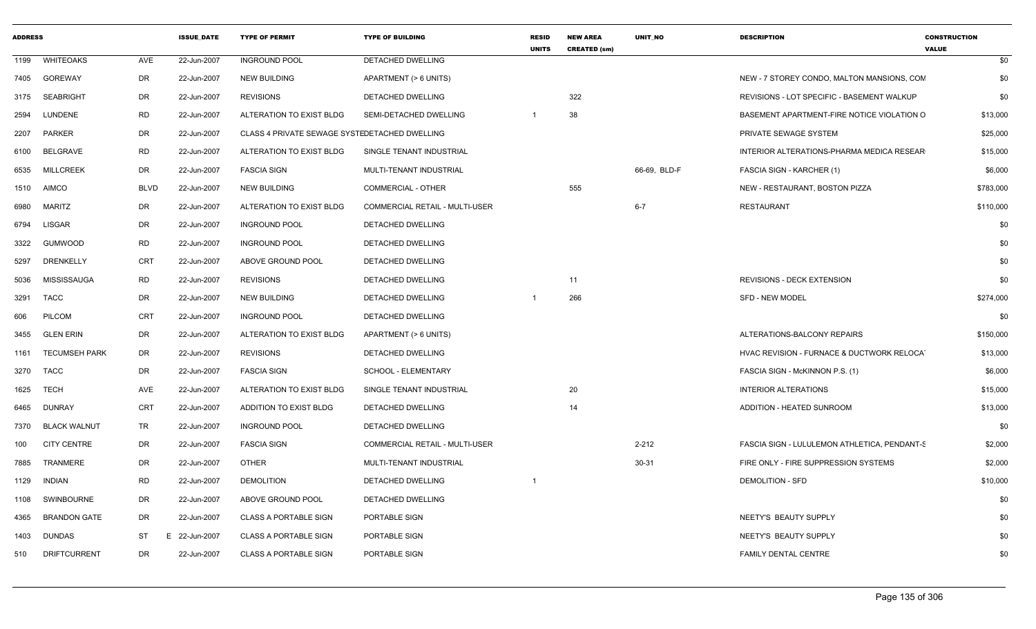| ADDRESS | | | ISSUE_DATE | TYPE OF PERMIT | TYPE OF BUILDING | RESID UNITS | NEW AREA CREATED (sm) | UNIT_NO | DESCRIPTION | CONSTRUCTION VALUE |
|---|---|---|---|---|---|---|---|---|---|---|
| 1199 | WHITEOAKS | AVE | 22-Jun-2007 | INGROUND POOL | DETACHED DWELLING | | | | | $0 |
| 7405 | GOREWAY | DR | 22-Jun-2007 | NEW BUILDING | APARTMENT (> 6 UNITS) | | | | NEW - 7 STOREY CONDO, MALTON MANSIONS, COM | $0 |
| 3175 | SEABRIGHT | DR | 22-Jun-2007 | REVISIONS | DETACHED DWELLING | | 322 | | REVISIONS - LOT SPECIFIC - BASEMENT WALKUP | $0 |
| 2594 | LUNDENE | RD | 22-Jun-2007 | ALTERATION TO EXIST BLDG | SEMI-DETACHED DWELLING | 1 | 38 | | BASEMENT APARTMENT-FIRE NOTICE VIOLATION O | $13,000 |
| 2207 | PARKER | DR | 22-Jun-2007 | CLASS 4 PRIVATE SEWAGE SYSTE | DETACHED DWELLING | | | | PRIVATE SEWAGE SYSTEM | $25,000 |
| 6100 | BELGRAVE | RD | 22-Jun-2007 | ALTERATION TO EXIST BLDG | SINGLE TENANT INDUSTRIAL | | | | INTERIOR ALTERATIONS-PHARMA MEDICA RESEAR | $15,000 |
| 6535 | MILLCREEK | DR | 22-Jun-2007 | FASCIA SIGN | MULTI-TENANT INDUSTRIAL | | | 66-69, BLD-F | FASCIA SIGN - KARCHER (1) | $6,000 |
| 1510 | AIMCO | BLVD | 22-Jun-2007 | NEW BUILDING | COMMERCIAL - OTHER | | 555 | | NEW - RESTAURANT, BOSTON PIZZA | $783,000 |
| 6980 | MARITZ | DR | 22-Jun-2007 | ALTERATION TO EXIST BLDG | COMMERCIAL RETAIL - MULTI-USER | | | 6-7 | RESTAURANT | $110,000 |
| 6794 | LISGAR | DR | 22-Jun-2007 | INGROUND POOL | DETACHED DWELLING | | | | | $0 |
| 3322 | GUMWOOD | RD | 22-Jun-2007 | INGROUND POOL | DETACHED DWELLING | | | | | $0 |
| 5297 | DRENKELLY | CRT | 22-Jun-2007 | ABOVE GROUND POOL | DETACHED DWELLING | | | | | $0 |
| 5036 | MISSISSAUGA | RD | 22-Jun-2007 | REVISIONS | DETACHED DWELLING | | 11 | | REVISIONS - DECK EXTENSION | $0 |
| 3291 | TACC | DR | 22-Jun-2007 | NEW BUILDING | DETACHED DWELLING | 1 | 266 | | SFD - NEW MODEL | $274,000 |
| 606 | PILCOM | CRT | 22-Jun-2007 | INGROUND POOL | DETACHED DWELLING | | | | | $0 |
| 3455 | GLEN ERIN | DR | 22-Jun-2007 | ALTERATION TO EXIST BLDG | APARTMENT (> 6 UNITS) | | | | ALTERATIONS-BALCONY REPAIRS | $150,000 |
| 1161 | TECUMSEH PARK | DR | 22-Jun-2007 | REVISIONS | DETACHED DWELLING | | | | HVAC REVISION - FURNACE & DUCTWORK RELOCA | $13,000 |
| 3270 | TACC | DR | 22-Jun-2007 | FASCIA SIGN | SCHOOL - ELEMENTARY | | | | FASCIA SIGN - McKINNON P.S. (1) | $6,000 |
| 1625 | TECH | AVE | 22-Jun-2007 | ALTERATION TO EXIST BLDG | SINGLE TENANT INDUSTRIAL | | 20 | | INTERIOR ALTERATIONS | $15,000 |
| 6465 | DUNRAY | CRT | 22-Jun-2007 | ADDITION TO EXIST BLDG | DETACHED DWELLING | | 14 | | ADDITION - HEATED SUNROOM | $13,000 |
| 7370 | BLACK WALNUT | TR | 22-Jun-2007 | INGROUND POOL | DETACHED DWELLING | | | | | $0 |
| 100 | CITY CENTRE | DR | 22-Jun-2007 | FASCIA SIGN | COMMERCIAL RETAIL - MULTI-USER | | | 2-212 | FASCIA SIGN - LULULEMON ATHLETICA, PENDANT-S | $2,000 |
| 7885 | TRANMERE | DR | 22-Jun-2007 | OTHER | MULTI-TENANT INDUSTRIAL | | | 30-31 | FIRE ONLY - FIRE SUPPRESSION SYSTEMS | $2,000 |
| 1129 | INDIAN | RD | 22-Jun-2007 | DEMOLITION | DETACHED DWELLING | 1 | | | DEMOLITION - SFD | $10,000 |
| 1108 | SWINBOURNE | DR | 22-Jun-2007 | ABOVE GROUND POOL | DETACHED DWELLING | | | | | $0 |
| 4365 | BRANDON GATE | DR | 22-Jun-2007 | CLASS A PORTABLE SIGN | PORTABLE SIGN | | | | NEETY'S BEAUTY SUPPLY | $0 |
| 1403 | DUNDAS | ST E | 22-Jun-2007 | CLASS A PORTABLE SIGN | PORTABLE SIGN | | | | NEETY'S BEAUTY SUPPLY | $0 |
| 510 | DRIFTCURRENT | DR | 22-Jun-2007 | CLASS A PORTABLE SIGN | PORTABLE SIGN | | | | FAMILY DENTAL CENTRE | $0 |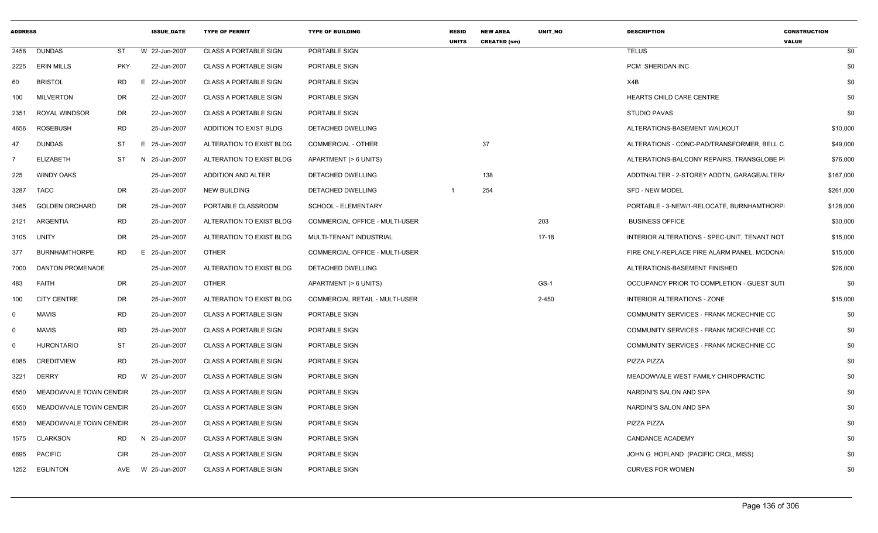| ADDRESS | | | ISSUE_DATE | TYPE OF PERMIT | TYPE OF BUILDING | RESID UNITS | NEW AREA CREATED (sm) | UNIT_NO | DESCRIPTION | CONSTRUCTION VALUE |
|---|---|---|---|---|---|---|---|---|---|---|
| 2458 | DUNDAS | ST | W 22-Jun-2007 | CLASS A PORTABLE SIGN | PORTABLE SIGN | | | | TELUS | $0 |
| 2225 | ERIN MILLS | PKY | 22-Jun-2007 | CLASS A PORTABLE SIGN | PORTABLE SIGN | | | | PCM SHERIDAN INC | $0 |
| 60 | BRISTOL | RD | E 22-Jun-2007 | CLASS A PORTABLE SIGN | PORTABLE SIGN | | | | X4B | $0 |
| 100 | MILVERTON | DR | 22-Jun-2007 | CLASS A PORTABLE SIGN | PORTABLE SIGN | | | | HEARTS CHILD CARE CENTRE | $0 |
| 2351 | ROYAL WINDSOR | DR | 22-Jun-2007 | CLASS A PORTABLE SIGN | PORTABLE SIGN | | | | STUDIO PAVAS | $0 |
| 4656 | ROSEBUSH | RD | 25-Jun-2007 | ADDITION TO EXIST BLDG | DETACHED DWELLING | | | | ALTERATIONS-BASEMENT WALKOUT | $10,000 |
| 47 | DUNDAS | ST | E 25-Jun-2007 | ALTERATION TO EXIST BLDG | COMMERCIAL - OTHER | | 37 | | ALTERATIONS - CONC-PAD/TRANSFORMER, BELL C. | $49,000 |
| 7 | ELIZABETH | ST | N 25-Jun-2007 | ALTERATION TO EXIST BLDG | APARTMENT (> 6 UNITS) | | | | ALTERATIONS-BALCONY REPAIRS, TRANSGLOBE PI | $76,000 |
| 225 | WINDY OAKS | | 25-Jun-2007 | ADDITION AND ALTER | DETACHED DWELLING | | 138 | | ADDTN/ALTER - 2-STOREY ADDTN, GARAGE/ALTER/ | $167,000 |
| 3287 | TACC | DR | 25-Jun-2007 | NEW BUILDING | DETACHED DWELLING | 1 | 254 | | SFD - NEW MODEL | $261,000 |
| 3465 | GOLDEN ORCHARD | DR | 25-Jun-2007 | PORTABLE CLASSROOM | SCHOOL - ELEMENTARY | | | | PORTABLE - 3-NEW/1-RELOCATE, BURNHAMTHORP | $128,000 |
| 2121 | ARGENTIA | RD | 25-Jun-2007 | ALTERATION TO EXIST BLDG | COMMERCIAL OFFICE - MULTI-USER | | | 203 | BUSINESS OFFICE | $30,000 |
| 3105 | UNITY | DR | 25-Jun-2007 | ALTERATION TO EXIST BLDG | MULTI-TENANT INDUSTRIAL | | | 17-18 | INTERIOR ALTERATIONS - SPEC-UNIT, TENANT NOT | $15,000 |
| 377 | BURNHAMTHORPE | RD | E 25-Jun-2007 | OTHER | COMMERCIAL OFFICE - MULTI-USER | | | | FIRE ONLY-REPLACE FIRE ALARM PANEL, MCDONA | $15,000 |
| 7000 | DANTON PROMENADE | | 25-Jun-2007 | ALTERATION TO EXIST BLDG | DETACHED DWELLING | | | | ALTERATIONS-BASEMENT FINISHED | $26,000 |
| 483 | FAITH | DR | 25-Jun-2007 | OTHER | APARTMENT (> 6 UNITS) | | | GS-1 | OCCUPANCY PRIOR TO COMPLETION - GUEST SUITI | $0 |
| 100 | CITY CENTRE | DR | 25-Jun-2007 | ALTERATION TO EXIST BLDG | COMMERCIAL RETAIL - MULTI-USER | | | 2-450 | INTERIOR ALTERATIONS - ZONE | $15,000 |
| 0 | MAVIS | RD | 25-Jun-2007 | CLASS A PORTABLE SIGN | PORTABLE SIGN | | | | COMMUNITY SERVICES - FRANK MCKECHNIE CC | $0 |
| 0 | MAVIS | RD | 25-Jun-2007 | CLASS A PORTABLE SIGN | PORTABLE SIGN | | | | COMMUNITY SERVICES - FRANK MCKECHNIE CC | $0 |
| 0 | HURONTARIO | ST | 25-Jun-2007 | CLASS A PORTABLE SIGN | PORTABLE SIGN | | | | COMMUNITY SERVICES - FRANK MCKECHNIE CC | $0 |
| 6085 | CREDITVIEW | RD | 25-Jun-2007 | CLASS A PORTABLE SIGN | PORTABLE SIGN | | | | PIZZA PIZZA | $0 |
| 3221 | DERRY | RD | W 25-Jun-2007 | CLASS A PORTABLE SIGN | PORTABLE SIGN | | | | MEADOWVALE WEST FAMILY CHIROPRACTIC | $0 |
| 6550 | MEADOWVALE TOWN CENTRE | CIR | 25-Jun-2007 | CLASS A PORTABLE SIGN | PORTABLE SIGN | | | | NARDINI'S SALON AND SPA | $0 |
| 6550 | MEADOWVALE TOWN CENTRE | CIR | 25-Jun-2007 | CLASS A PORTABLE SIGN | PORTABLE SIGN | | | | NARDINI'S SALON AND SPA | $0 |
| 6550 | MEADOWVALE TOWN CENTRE | CIR | 25-Jun-2007 | CLASS A PORTABLE SIGN | PORTABLE SIGN | | | | PIZZA PIZZA | $0 |
| 1575 | CLARKSON | RD | N 25-Jun-2007 | CLASS A PORTABLE SIGN | PORTABLE SIGN | | | | CANDANCE ACADEMY | $0 |
| 6695 | PACIFIC | CIR | 25-Jun-2007 | CLASS A PORTABLE SIGN | PORTABLE SIGN | | | | JOHN G. HOFLAND (PACIFIC CRCL, MISS) | $0 |
| 1252 | EGLINTON | AVE | W 25-Jun-2007 | CLASS A PORTABLE SIGN | PORTABLE SIGN | | | | CURVES FOR WOMEN | $0 |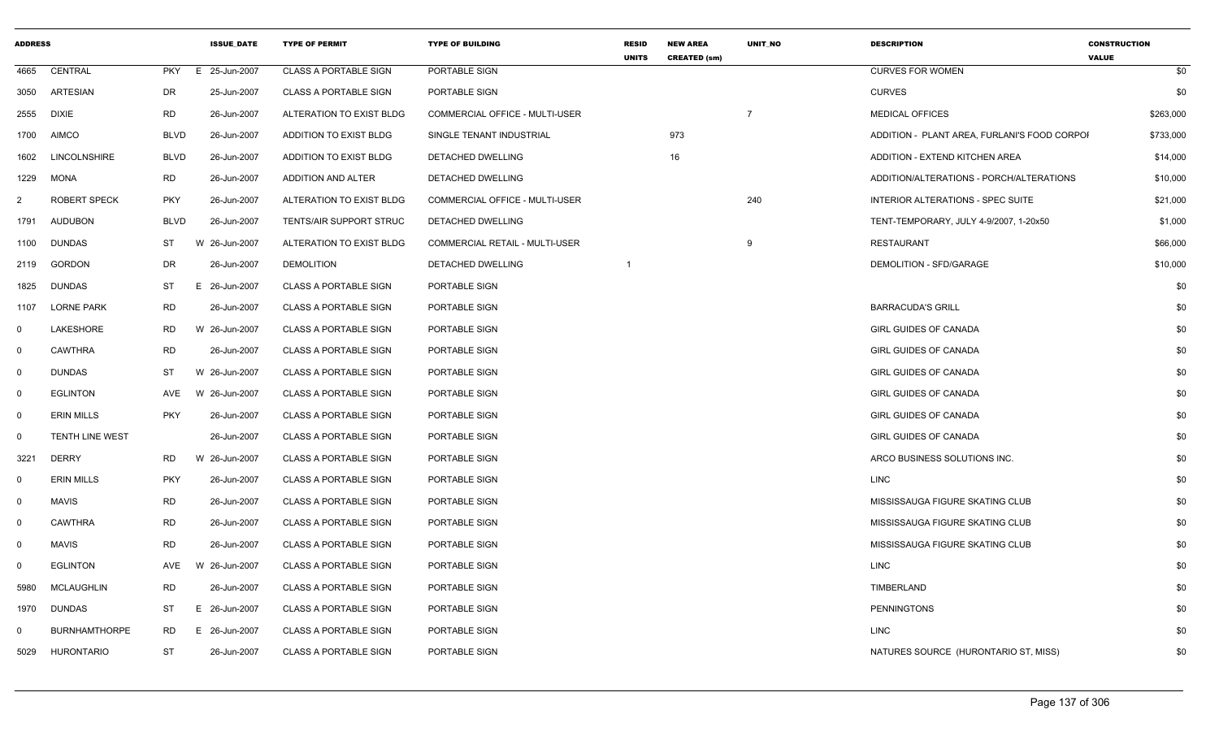| ADDRESS | | | ISSUE_DATE | TYPE OF PERMIT | TYPE OF BUILDING | RESID UNITS | NEW AREA CREATED (sm) | UNIT_NO | DESCRIPTION | CONSTRUCTION VALUE |
|---|---|---|---|---|---|---|---|---|---|---|
| 4665 | CENTRAL | PKY | E 25-Jun-2007 | CLASS A PORTABLE SIGN | PORTABLE SIGN | | | | CURVES FOR WOMEN | $0 |
| 3050 | ARTESIAN | DR | 25-Jun-2007 | CLASS A PORTABLE SIGN | PORTABLE SIGN | | | | CURVES | $0 |
| 2555 | DIXIE | RD | 26-Jun-2007 | ALTERATION TO EXIST BLDG | COMMERCIAL OFFICE - MULTI-USER | | | 7 | MEDICAL OFFICES | $263,000 |
| 1700 | AIMCO | BLVD | 26-Jun-2007 | ADDITION TO EXIST BLDG | SINGLE TENANT INDUSTRIAL | | 973 | | ADDITION - PLANT AREA, FURLANI'S FOOD CORPOI | $733,000 |
| 1602 | LINCOLNSHIRE | BLVD | 26-Jun-2007 | ADDITION TO EXIST BLDG | DETACHED DWELLING | | 16 | | ADDITION - EXTEND KITCHEN AREA | $14,000 |
| 1229 | MONA | RD | 26-Jun-2007 | ADDITION AND ALTER | DETACHED DWELLING | | | | ADDITION/ALTERATIONS - PORCH/ALTERATIONS | $10,000 |
| 2 | ROBERT SPECK | PKY | 26-Jun-2007 | ALTERATION TO EXIST BLDG | COMMERCIAL OFFICE - MULTI-USER | | | 240 | INTERIOR ALTERATIONS - SPEC SUITE | $21,000 |
| 1791 | AUDUBON | BLVD | 26-Jun-2007 | TENTS/AIR SUPPORT STRUC | DETACHED DWELLING | | | | TENT-TEMPORARY, JULY 4-9/2007, 1-20x50 | $1,000 |
| 1100 | DUNDAS | ST | W 26-Jun-2007 | ALTERATION TO EXIST BLDG | COMMERCIAL RETAIL - MULTI-USER | | | 9 | RESTAURANT | $66,000 |
| 2119 | GORDON | DR | 26-Jun-2007 | DEMOLITION | DETACHED DWELLING | 1 | | | DEMOLITION - SFD/GARAGE | $10,000 |
| 1825 | DUNDAS | ST | E 26-Jun-2007 | CLASS A PORTABLE SIGN | PORTABLE SIGN | | | | | $0 |
| 1107 | LORNE PARK | RD | 26-Jun-2007 | CLASS A PORTABLE SIGN | PORTABLE SIGN | | | | BARRACUDA'S GRILL | $0 |
| 0 | LAKESHORE | RD | W 26-Jun-2007 | CLASS A PORTABLE SIGN | PORTABLE SIGN | | | | GIRL GUIDES OF CANADA | $0 |
| 0 | CAWTHRA | RD | 26-Jun-2007 | CLASS A PORTABLE SIGN | PORTABLE SIGN | | | | GIRL GUIDES OF CANADA | $0 |
| 0 | DUNDAS | ST | W 26-Jun-2007 | CLASS A PORTABLE SIGN | PORTABLE SIGN | | | | GIRL GUIDES OF CANADA | $0 |
| 0 | EGLINTON | AVE | W 26-Jun-2007 | CLASS A PORTABLE SIGN | PORTABLE SIGN | | | | GIRL GUIDES OF CANADA | $0 |
| 0 | ERIN MILLS | PKY | 26-Jun-2007 | CLASS A PORTABLE SIGN | PORTABLE SIGN | | | | GIRL GUIDES OF CANADA | $0 |
| 0 | TENTH LINE WEST | | 26-Jun-2007 | CLASS A PORTABLE SIGN | PORTABLE SIGN | | | | GIRL GUIDES OF CANADA | $0 |
| 3221 | DERRY | RD | W 26-Jun-2007 | CLASS A PORTABLE SIGN | PORTABLE SIGN | | | | ARCO BUSINESS SOLUTIONS INC. | $0 |
| 0 | ERIN MILLS | PKY | 26-Jun-2007 | CLASS A PORTABLE SIGN | PORTABLE SIGN | | | | LINC | $0 |
| 0 | MAVIS | RD | 26-Jun-2007 | CLASS A PORTABLE SIGN | PORTABLE SIGN | | | | MISSISSAUGA FIGURE SKATING CLUB | $0 |
| 0 | CAWTHRA | RD | 26-Jun-2007 | CLASS A PORTABLE SIGN | PORTABLE SIGN | | | | MISSISSAUGA FIGURE SKATING CLUB | $0 |
| 0 | MAVIS | RD | 26-Jun-2007 | CLASS A PORTABLE SIGN | PORTABLE SIGN | | | | MISSISSAUGA FIGURE SKATING CLUB | $0 |
| 0 | EGLINTON | AVE | W 26-Jun-2007 | CLASS A PORTABLE SIGN | PORTABLE SIGN | | | | LINC | $0 |
| 5980 | MCLAUGHLIN | RD | 26-Jun-2007 | CLASS A PORTABLE SIGN | PORTABLE SIGN | | | | TIMBERLAND | $0 |
| 1970 | DUNDAS | ST | E 26-Jun-2007 | CLASS A PORTABLE SIGN | PORTABLE SIGN | | | | PENNINGTONS | $0 |
| 0 | BURNHAMTHORPE | RD | E 26-Jun-2007 | CLASS A PORTABLE SIGN | PORTABLE SIGN | | | | LINC | $0 |
| 5029 | HURONTARIO | ST | 26-Jun-2007 | CLASS A PORTABLE SIGN | PORTABLE SIGN | | | | NATURES SOURCE (HURONTARIO ST, MISS) | $0 |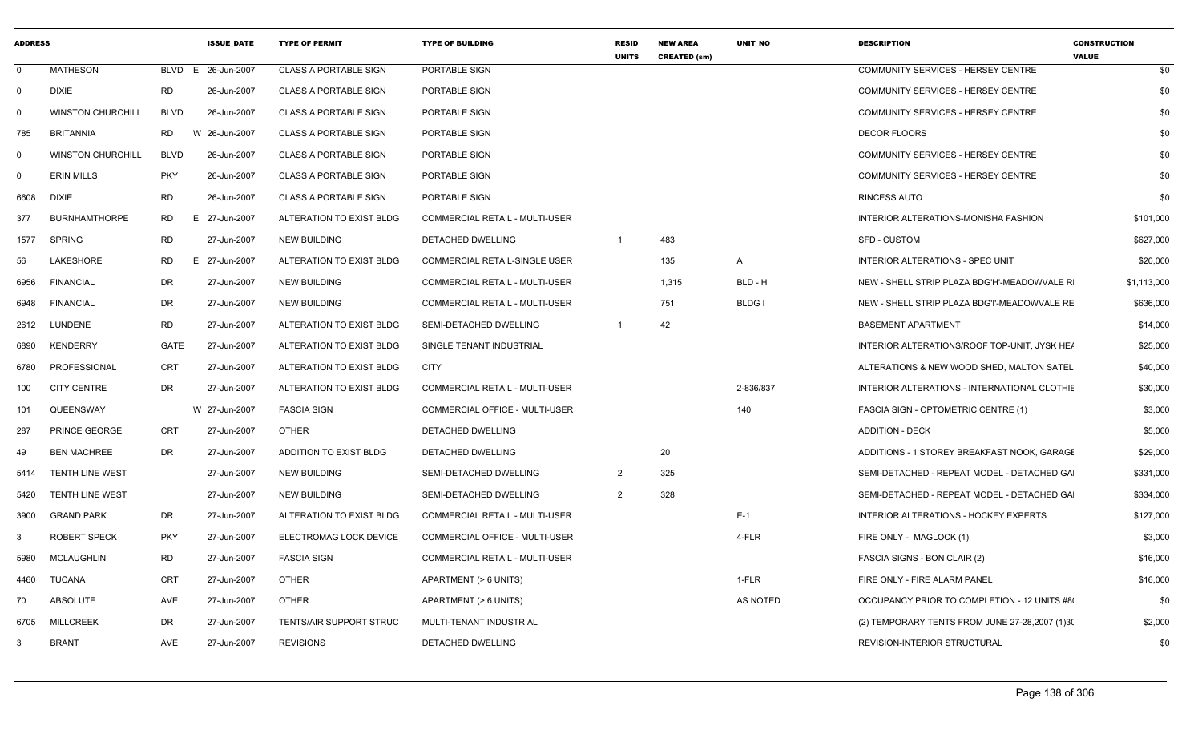| ADDRESS | | | ISSUE_DATE | TYPE OF PERMIT | TYPE OF BUILDING | RESID UNITS | NEW AREA CREATED (sm) | UNIT_NO | DESCRIPTION | CONSTRUCTION VALUE |
|---|---|---|---|---|---|---|---|---|---|---|
| 0 | MATHESON | BLVD E | 26-Jun-2007 | CLASS A PORTABLE SIGN | PORTABLE SIGN | | | | COMMUNITY SERVICES - HERSEY CENTRE | $0 |
| 0 | DIXIE | RD | 26-Jun-2007 | CLASS A PORTABLE SIGN | PORTABLE SIGN | | | | COMMUNITY SERVICES - HERSEY CENTRE | $0 |
| 0 | WINSTON CHURCHILL | BLVD | 26-Jun-2007 | CLASS A PORTABLE SIGN | PORTABLE SIGN | | | | COMMUNITY SERVICES - HERSEY CENTRE | $0 |
| 785 | BRITANNIA | RD W | 26-Jun-2007 | CLASS A PORTABLE SIGN | PORTABLE SIGN | | | | DECOR FLOORS | $0 |
| 0 | WINSTON CHURCHILL | BLVD | 26-Jun-2007 | CLASS A PORTABLE SIGN | PORTABLE SIGN | | | | COMMUNITY SERVICES - HERSEY CENTRE | $0 |
| 0 | ERIN MILLS | PKY | 26-Jun-2007 | CLASS A PORTABLE SIGN | PORTABLE SIGN | | | | COMMUNITY SERVICES - HERSEY CENTRE | $0 |
| 6608 | DIXIE | RD | 26-Jun-2007 | CLASS A PORTABLE SIGN | PORTABLE SIGN | | | | RINCESS AUTO | $0 |
| 377 | BURNHAMTHORPE | RD E | 27-Jun-2007 | ALTERATION TO EXIST BLDG | COMMERCIAL RETAIL - MULTI-USER | | | | INTERIOR ALTERATIONS-MONISHA FASHION | $101,000 |
| 1577 | SPRING | RD | 27-Jun-2007 | NEW BUILDING | DETACHED DWELLING | 1 | 483 | | SFD - CUSTOM | $627,000 |
| 56 | LAKESHORE | RD E | 27-Jun-2007 | ALTERATION TO EXIST BLDG | COMMERCIAL RETAIL-SINGLE USER | | 135 | A | INTERIOR ALTERATIONS - SPEC UNIT | $20,000 |
| 6956 | FINANCIAL | DR | 27-Jun-2007 | NEW BUILDING | COMMERCIAL RETAIL - MULTI-USER | | 1,315 | BLD - H | NEW - SHELL STRIP PLAZA BDG'H'-MEADOWVALE RI | $1,113,000 |
| 6948 | FINANCIAL | DR | 27-Jun-2007 | NEW BUILDING | COMMERCIAL RETAIL - MULTI-USER | | 751 | BLDG I | NEW - SHELL STRIP PLAZA BDG'I'-MEADOWVALE RE | $636,000 |
| 2612 | LUNDENE | RD | 27-Jun-2007 | ALTERATION TO EXIST BLDG | SEMI-DETACHED DWELLING | 1 | 42 | | BASEMENT APARTMENT | $14,000 |
| 6890 | KENDERRY | GATE | 27-Jun-2007 | ALTERATION TO EXIST BLDG | SINGLE TENANT INDUSTRIAL | | | | INTERIOR ALTERATIONS/ROOF TOP-UNIT, JYSK HEA | $25,000 |
| 6780 | PROFESSIONAL | CRT | 27-Jun-2007 | ALTERATION TO EXIST BLDG | CITY | | | | ALTERATIONS & NEW WOOD SHED, MALTON SATEL | $40,000 |
| 100 | CITY CENTRE | DR | 27-Jun-2007 | ALTERATION TO EXIST BLDG | COMMERCIAL RETAIL - MULTI-USER | | | 2-836/837 | INTERIOR ALTERATIONS - INTERNATIONAL CLOTHIE | $30,000 |
| 101 | QUEENSWAY | W | 27-Jun-2007 | FASCIA SIGN | COMMERCIAL OFFICE - MULTI-USER | | | 140 | FASCIA SIGN - OPTOMETRIC CENTRE (1) | $3,000 |
| 287 | PRINCE GEORGE | CRT | 27-Jun-2007 | OTHER | DETACHED DWELLING | | | | ADDITION - DECK | $5,000 |
| 49 | BEN MACHREE | DR | 27-Jun-2007 | ADDITION TO EXIST BLDG | DETACHED DWELLING | | 20 | | ADDITIONS - 1 STOREY BREAKFAST NOOK, GARAGE | $29,000 |
| 5414 | TENTH LINE WEST | | 27-Jun-2007 | NEW BUILDING | SEMI-DETACHED DWELLING | 2 | 325 | | SEMI-DETACHED - REPEAT MODEL - DETACHED GAI | $331,000 |
| 5420 | TENTH LINE WEST | | 27-Jun-2007 | NEW BUILDING | SEMI-DETACHED DWELLING | 2 | 328 | | SEMI-DETACHED - REPEAT MODEL - DETACHED GAI | $334,000 |
| 3900 | GRAND PARK | DR | 27-Jun-2007 | ALTERATION TO EXIST BLDG | COMMERCIAL RETAIL - MULTI-USER | | | E-1 | INTERIOR ALTERATIONS - HOCKEY EXPERTS | $127,000 |
| 3 | ROBERT SPECK | PKY | 27-Jun-2007 | ELECTROMAG LOCK DEVICE | COMMERCIAL OFFICE - MULTI-USER | | | 4-FLR | FIRE ONLY - MAGLOCK (1) | $3,000 |
| 5980 | MCLAUGHLIN | RD | 27-Jun-2007 | FASCIA SIGN | COMMERCIAL RETAIL - MULTI-USER | | | | FASCIA SIGNS - BON CLAIR (2) | $16,000 |
| 4460 | TUCANA | CRT | 27-Jun-2007 | OTHER | APARTMENT (> 6 UNITS) | | | 1-FLR | FIRE ONLY - FIRE ALARM PANEL | $16,000 |
| 70 | ABSOLUTE | AVE | 27-Jun-2007 | OTHER | APARTMENT (> 6 UNITS) | | | AS NOTED | OCCUPANCY PRIOR TO COMPLETION - 12 UNITS #8( | $0 |
| 6705 | MILLCREEK | DR | 27-Jun-2007 | TENTS/AIR SUPPORT STRUC | MULTI-TENANT INDUSTRIAL | | | | (2) TEMPORARY TENTS FROM JUNE 27-28,2007 (1)3( | $2,000 |
| 3 | BRANT | AVE | 27-Jun-2007 | REVISIONS | DETACHED DWELLING | | | | REVISION-INTERIOR STRUCTURAL | $0 |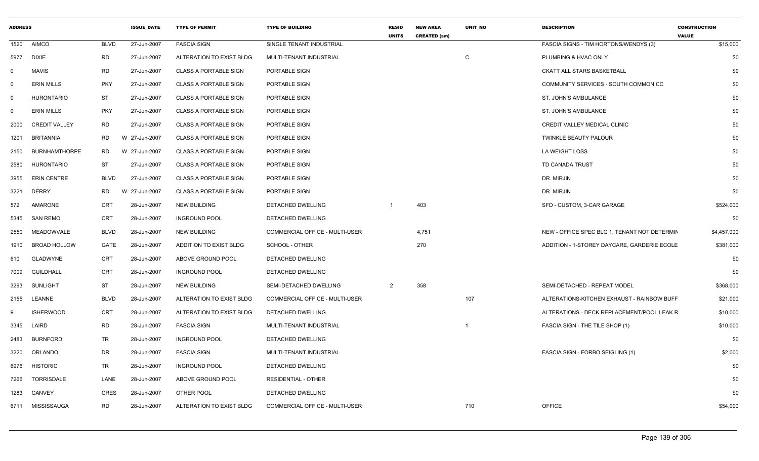| ADDRESS | | | ISSUE_DATE | TYPE OF PERMIT | TYPE OF BUILDING | RESID UNITS | NEW AREA CREATED (sm) | UNIT_NO | DESCRIPTION | CONSTRUCTION VALUE |
|---|---|---|---|---|---|---|---|---|---|---|
| 1520 | AIMCO | BLVD | 27-Jun-2007 | FASCIA SIGN | SINGLE TENANT INDUSTRIAL | | | | FASCIA SIGNS - TIM HORTONS/WENDYS (3) | $15,000 |
| 5977 | DIXIE | RD | 27-Jun-2007 | ALTERATION TO EXIST BLDG | MULTI-TENANT INDUSTRIAL | | | C | PLUMBING & HVAC ONLY | $0 |
| 0 | MAVIS | RD | 27-Jun-2007 | CLASS A PORTABLE SIGN | PORTABLE SIGN | | | | CKATT ALL STARS BASKETBALL | $0 |
| 0 | ERIN MILLS | PKY | 27-Jun-2007 | CLASS A PORTABLE SIGN | PORTABLE SIGN | | | | COMMUNITY SERVICES - SOUTH COMMON CC | $0 |
| 0 | HURONTARIO | ST | 27-Jun-2007 | CLASS A PORTABLE SIGN | PORTABLE SIGN | | | | ST. JOHN'S AMBULANCE | $0 |
| 0 | ERIN MILLS | PKY | 27-Jun-2007 | CLASS A PORTABLE SIGN | PORTABLE SIGN | | | | ST. JOHN'S AMBULANCE | $0 |
| 2000 | CREDIT VALLEY | RD | 27-Jun-2007 | CLASS A PORTABLE SIGN | PORTABLE SIGN | | | | CREDIT VALLEY MEDICAL CLINIC | $0 |
| 1201 | BRITANNIA | RD | W 27-Jun-2007 | CLASS A PORTABLE SIGN | PORTABLE SIGN | | | | TWINKLE BEAUTY PALOUR | $0 |
| 2150 | BURNHAMTHORPE | RD | W 27-Jun-2007 | CLASS A PORTABLE SIGN | PORTABLE SIGN | | | | LA WEIGHT LOSS | $0 |
| 2580 | HURONTARIO | ST | 27-Jun-2007 | CLASS A PORTABLE SIGN | PORTABLE SIGN | | | | TD CANADA TRUST | $0 |
| 3955 | ERIN CENTRE | BLVD | 27-Jun-2007 | CLASS A PORTABLE SIGN | PORTABLE SIGN | | | | DR. MIRJIN | $0 |
| 3221 | DERRY | RD | W 27-Jun-2007 | CLASS A PORTABLE SIGN | PORTABLE SIGN | | | | DR. MIRJIN | $0 |
| 572 | AMARONE | CRT | 28-Jun-2007 | NEW BUILDING | DETACHED DWELLING | 1 | 403 | | SFD - CUSTOM, 3-CAR GARAGE | $524,000 |
| 5345 | SAN REMO | CRT | 28-Jun-2007 | INGROUND POOL | DETACHED DWELLING | | | | | $0 |
| 2550 | MEADOWVALE | BLVD | 28-Jun-2007 | NEW BUILDING | COMMERCIAL OFFICE - MULTI-USER | | 4,751 | | NEW - OFFICE SPEC BLG 1, TENANT NOT DETERMIN | $4,457,000 |
| 1910 | BROAD HOLLOW | GATE | 28-Jun-2007 | ADDITION TO EXIST BLDG | SCHOOL - OTHER | | 270 | | ADDITION - 1-STOREY DAYCARE, GARDERIE ECOLE | $381,000 |
| 610 | GLADWYNE | CRT | 28-Jun-2007 | ABOVE GROUND POOL | DETACHED DWELLING | | | | | $0 |
| 7009 | GUILDHALL | CRT | 28-Jun-2007 | INGROUND POOL | DETACHED DWELLING | | | | | $0 |
| 3293 | SUNLIGHT | ST | 28-Jun-2007 | NEW BUILDING | SEMI-DETACHED DWELLING | 2 | 358 | | SEMI-DETACHED - REPEAT MODEL | $368,000 |
| 2155 | LEANNE | BLVD | 28-Jun-2007 | ALTERATION TO EXIST BLDG | COMMERCIAL OFFICE - MULTI-USER | | | 107 | ALTERATIONS-KITCHEN EXHAUST - RAINBOW BUFF | $21,000 |
| 9 | ISHERWOOD | CRT | 28-Jun-2007 | ALTERATION TO EXIST BLDG | DETACHED DWELLING | | | | ALTERATIONS - DECK REPLACEMENT/POOL LEAK R | $10,000 |
| 3345 | LAIRD | RD | 28-Jun-2007 | FASCIA SIGN | MULTI-TENANT INDUSTRIAL | | | 1 | FASCIA SIGN - THE TILE SHOP (1) | $10,000 |
| 2483 | BURNFORD | TR | 28-Jun-2007 | INGROUND POOL | DETACHED DWELLING | | | | | $0 |
| 3220 | ORLANDO | DR | 28-Jun-2007 | FASCIA SIGN | MULTI-TENANT INDUSTRIAL | | | | FASCIA SIGN - FORBO SEIGLING (1) | $2,000 |
| 6976 | HISTORIC | TR | 28-Jun-2007 | INGROUND POOL | DETACHED DWELLING | | | | | $0 |
| 7266 | TORRISDALE | LANE | 28-Jun-2007 | ABOVE GROUND POOL | RESIDENTIAL - OTHER | | | | | $0 |
| 1283 | CANVEY | CRES | 28-Jun-2007 | OTHER POOL | DETACHED DWELLING | | | | | $0 |
| 6711 | MISSISSAUGA | RD | 28-Jun-2007 | ALTERATION TO EXIST BLDG | COMMERCIAL OFFICE - MULTI-USER | | | 710 | OFFICE | $54,000 |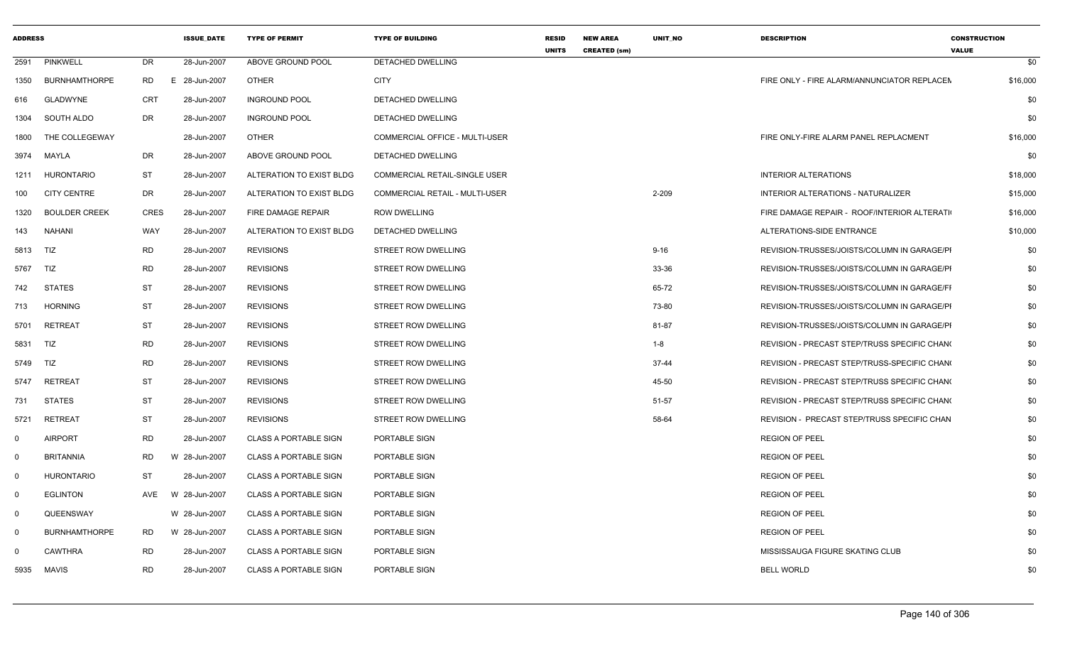| ADDRESS | | | ISSUE_DATE | TYPE OF PERMIT | TYPE OF BUILDING | RESID UNITS | NEW AREA CREATED (sm) | UNIT_NO | DESCRIPTION | CONSTRUCTION VALUE |
|---|---|---|---|---|---|---|---|---|---|---|
| 2591 | PINKWELL | DR | 28-Jun-2007 | ABOVE GROUND POOL | DETACHED DWELLING | | | | | $0 |
| 1350 | BURNHAMTHORPE | RD E | 28-Jun-2007 | OTHER | CITY | | | | FIRE ONLY - FIRE ALARM/ANNUNCIATOR REPLACEN | $16,000 |
| 616 | GLADWYNE | CRT | 28-Jun-2007 | INGROUND POOL | DETACHED DWELLING | | | | | $0 |
| 1304 | SOUTH ALDO | DR | 28-Jun-2007 | INGROUND POOL | DETACHED DWELLING | | | | | $0 |
| 1800 | THE COLLEGEWAY | | 28-Jun-2007 | OTHER | COMMERCIAL OFFICE - MULTI-USER | | | | FIRE ONLY-FIRE ALARM PANEL REPLACMENT | $16,000 |
| 3974 | MAYLA | DR | 28-Jun-2007 | ABOVE GROUND POOL | DETACHED DWELLING | | | | | $0 |
| 1211 | HURONTARIO | ST | 28-Jun-2007 | ALTERATION TO EXIST BLDG | COMMERCIAL RETAIL-SINGLE USER | | | | INTERIOR ALTERATIONS | $18,000 |
| 100 | CITY CENTRE | DR | 28-Jun-2007 | ALTERATION TO EXIST BLDG | COMMERCIAL RETAIL - MULTI-USER | | | 2-209 | INTERIOR ALTERATIONS - NATURALIZER | $15,000 |
| 1320 | BOULDER CREEK | CRES | 28-Jun-2007 | FIRE DAMAGE REPAIR | ROW DWELLING | | | | FIRE DAMAGE REPAIR - ROOF/INTERIOR ALTERATI | $16,000 |
| 143 | NAHANI | WAY | 28-Jun-2007 | ALTERATION TO EXIST BLDG | DETACHED DWELLING | | | | ALTERATIONS-SIDE ENTRANCE | $10,000 |
| 5813 | TIZ | RD | 28-Jun-2007 | REVISIONS | STREET ROW DWELLING | | | 9-16 | REVISION-TRUSSES/JOISTS/COLUMN IN GARAGE/PI | $0 |
| 5767 | TIZ | RD | 28-Jun-2007 | REVISIONS | STREET ROW DWELLING | | | 33-36 | REVISION-TRUSSES/JOISTS/COLUMN IN GARAGE/PI | $0 |
| 742 | STATES | ST | 28-Jun-2007 | REVISIONS | STREET ROW DWELLING | | | 65-72 | REVISION-TRUSSES/JOISTS/COLUMN IN GARAGE/FI | $0 |
| 713 | HORNING | ST | 28-Jun-2007 | REVISIONS | STREET ROW DWELLING | | | 73-80 | REVISION-TRUSSES/JOISTS/COLUMN IN GARAGE/PI | $0 |
| 5701 | RETREAT | ST | 28-Jun-2007 | REVISIONS | STREET ROW DWELLING | | | 81-87 | REVISION-TRUSSES/JOISTS/COLUMN IN GARAGE/PI | $0 |
| 5831 | TIZ | RD | 28-Jun-2007 | REVISIONS | STREET ROW DWELLING | | | 1-8 | REVISION - PRECAST STEP/TRUSS SPECIFIC CHAN( | $0 |
| 5749 | TIZ | RD | 28-Jun-2007 | REVISIONS | STREET ROW DWELLING | | | 37-44 | REVISION - PRECAST STEP/TRUSS-SPECIFIC CHAN( | $0 |
| 5747 | RETREAT | ST | 28-Jun-2007 | REVISIONS | STREET ROW DWELLING | | | 45-50 | REVISION - PRECAST STEP/TRUSS SPECIFIC CHAN( | $0 |
| 731 | STATES | ST | 28-Jun-2007 | REVISIONS | STREET ROW DWELLING | | | 51-57 | REVISION - PRECAST STEP/TRUSS SPECIFIC CHAN( | $0 |
| 5721 | RETREAT | ST | 28-Jun-2007 | REVISIONS | STREET ROW DWELLING | | | 58-64 | REVISION - PRECAST STEP/TRUSS SPECIFIC CHAN | $0 |
| 0 | AIRPORT | RD | 28-Jun-2007 | CLASS A PORTABLE SIGN | PORTABLE SIGN | | | | REGION OF PEEL | $0 |
| 0 | BRITANNIA | RD W | 28-Jun-2007 | CLASS A PORTABLE SIGN | PORTABLE SIGN | | | | REGION OF PEEL | $0 |
| 0 | HURONTARIO | ST | 28-Jun-2007 | CLASS A PORTABLE SIGN | PORTABLE SIGN | | | | REGION OF PEEL | $0 |
| 0 | EGLINTON | AVE W | 28-Jun-2007 | CLASS A PORTABLE SIGN | PORTABLE SIGN | | | | REGION OF PEEL | $0 |
| 0 | QUEENSWAY | W | 28-Jun-2007 | CLASS A PORTABLE SIGN | PORTABLE SIGN | | | | REGION OF PEEL | $0 |
| 0 | BURNHAMTHORPE | RD W | 28-Jun-2007 | CLASS A PORTABLE SIGN | PORTABLE SIGN | | | | REGION OF PEEL | $0 |
| 0 | CAWTHRA | RD | 28-Jun-2007 | CLASS A PORTABLE SIGN | PORTABLE SIGN | | | | MISSISSAUGA FIGURE SKATING CLUB | $0 |
| 5935 | MAVIS | RD | 28-Jun-2007 | CLASS A PORTABLE SIGN | PORTABLE SIGN | | | | BELL WORLD | $0 |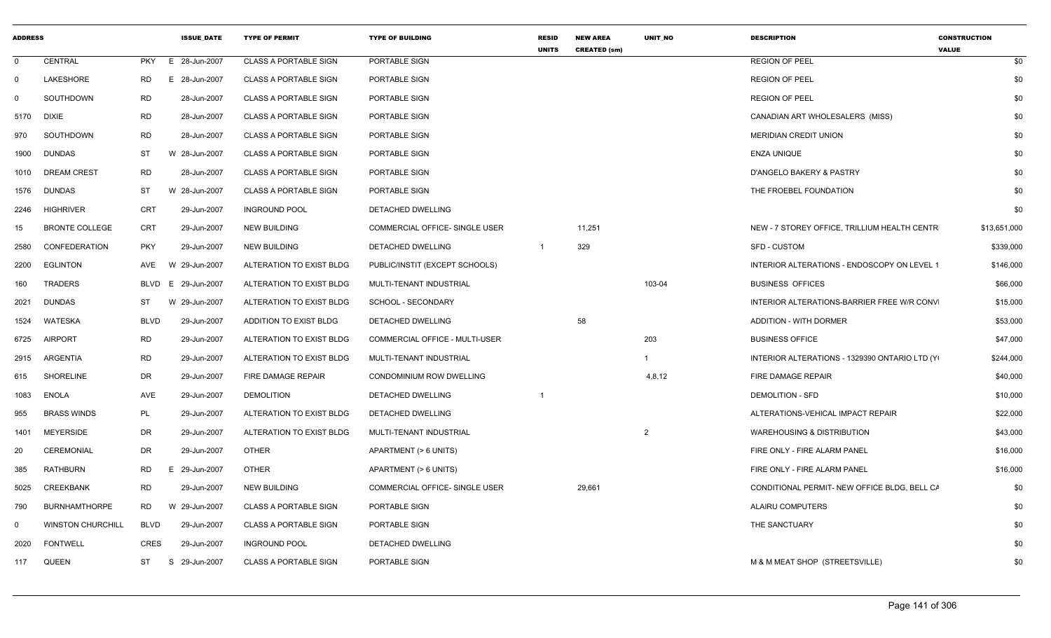| ADDRESS | | | ISSUE_DATE | TYPE OF PERMIT | TYPE OF BUILDING | RESID UNITS | NEW AREA CREATED (sm) | UNIT_NO | DESCRIPTION | CONSTRUCTION VALUE |
|---|---|---|---|---|---|---|---|---|---|---|
| 0 | CENTRAL | PKY | E 28-Jun-2007 | CLASS A PORTABLE SIGN | PORTABLE SIGN | | | | REGION OF PEEL | $0 |
| 0 | LAKESHORE | RD | E 28-Jun-2007 | CLASS A PORTABLE SIGN | PORTABLE SIGN | | | | REGION OF PEEL | $0 |
| 0 | SOUTHDOWN | RD | 28-Jun-2007 | CLASS A PORTABLE SIGN | PORTABLE SIGN | | | | REGION OF PEEL | $0 |
| 5170 | DIXIE | RD | 28-Jun-2007 | CLASS A PORTABLE SIGN | PORTABLE SIGN | | | | CANADIAN ART WHOLESALERS (MISS) | $0 |
| 970 | SOUTHDOWN | RD | 28-Jun-2007 | CLASS A PORTABLE SIGN | PORTABLE SIGN | | | | MERIDIAN CREDIT UNION | $0 |
| 1900 | DUNDAS | ST | W 28-Jun-2007 | CLASS A PORTABLE SIGN | PORTABLE SIGN | | | | ENZA UNIQUE | $0 |
| 1010 | DREAM CREST | RD | 28-Jun-2007 | CLASS A PORTABLE SIGN | PORTABLE SIGN | | | | D'ANGELO BAKERY & PASTRY | $0 |
| 1576 | DUNDAS | ST | W 28-Jun-2007 | CLASS A PORTABLE SIGN | PORTABLE SIGN | | | | THE FROEBEL FOUNDATION | $0 |
| 2246 | HIGHRIVER | CRT | 29-Jun-2007 | INGROUND POOL | DETACHED DWELLING | | | | | $0 |
| 15 | BRONTE COLLEGE | CRT | 29-Jun-2007 | NEW BUILDING | COMMERCIAL OFFICE- SINGLE USER | | 11,251 | | NEW - 7 STOREY OFFICE, TRILLIUM HEALTH CENTR | $13,651,000 |
| 2580 | CONFEDERATION | PKY | 29-Jun-2007 | NEW BUILDING | DETACHED DWELLING | 1 | 329 | | SFD - CUSTOM | $339,000 |
| 2200 | EGLINTON | AVE | W 29-Jun-2007 | ALTERATION TO EXIST BLDG | PUBLIC/INSTIT (EXCEPT SCHOOLS) | | | | INTERIOR ALTERATIONS - ENDOSCOPY ON LEVEL 1 | $146,000 |
| 160 | TRADERS | BLVD | E 29-Jun-2007 | ALTERATION TO EXIST BLDG | MULTI-TENANT INDUSTRIAL | | | 103-04 | BUSINESS OFFICES | $66,000 |
| 2021 | DUNDAS | ST | W 29-Jun-2007 | ALTERATION TO EXIST BLDG | SCHOOL - SECONDARY | | | | INTERIOR ALTERATIONS-BARRIER FREE W/R CONV | $15,000 |
| 1524 | WATESKA | BLVD | 29-Jun-2007 | ADDITION TO EXIST BLDG | DETACHED DWELLING | | 58 | | ADDITION - WITH DORMER | $53,000 |
| 6725 | AIRPORT | RD | 29-Jun-2007 | ALTERATION TO EXIST BLDG | COMMERCIAL OFFICE - MULTI-USER | | | 203 | BUSINESS OFFICE | $47,000 |
| 2915 | ARGENTIA | RD | 29-Jun-2007 | ALTERATION TO EXIST BLDG | MULTI-TENANT INDUSTRIAL | | | 1 | INTERIOR ALTERATIONS - 1329390 ONTARIO LTD (Y | $244,000 |
| 615 | SHORELINE | DR | 29-Jun-2007 | FIRE DAMAGE REPAIR | CONDOMINIUM ROW DWELLING | | | 4,8,12 | FIRE DAMAGE REPAIR | $40,000 |
| 1083 | ENOLA | AVE | 29-Jun-2007 | DEMOLITION | DETACHED DWELLING | 1 | | | DEMOLITION - SFD | $10,000 |
| 955 | BRASS WINDS | PL | 29-Jun-2007 | ALTERATION TO EXIST BLDG | DETACHED DWELLING | | | | ALTERATIONS-VEHICAL IMPACT REPAIR | $22,000 |
| 1401 | MEYERSIDE | DR | 29-Jun-2007 | ALTERATION TO EXIST BLDG | MULTI-TENANT INDUSTRIAL | | | 2 | WAREHOUSING & DISTRIBUTION | $43,000 |
| 20 | CEREMONIAL | DR | 29-Jun-2007 | OTHER | APARTMENT (> 6 UNITS) | | | | FIRE ONLY - FIRE ALARM PANEL | $16,000 |
| 385 | RATHBURN | RD | E 29-Jun-2007 | OTHER | APARTMENT (> 6 UNITS) | | | | FIRE ONLY - FIRE ALARM PANEL | $16,000 |
| 5025 | CREEKBANK | RD | 29-Jun-2007 | NEW BUILDING | COMMERCIAL OFFICE- SINGLE USER | | 29,661 | | CONDITIONAL PERMIT- NEW OFFICE BLDG, BELL CA | $0 |
| 790 | BURNHAMTHORPE | RD | W 29-Jun-2007 | CLASS A PORTABLE SIGN | PORTABLE SIGN | | | | ALAIRU COMPUTERS | $0 |
| 0 | WINSTON CHURCHILL | BLVD | 29-Jun-2007 | CLASS A PORTABLE SIGN | PORTABLE SIGN | | | | THE SANCTUARY | $0 |
| 2020 | FONTWELL | CRES | 29-Jun-2007 | INGROUND POOL | DETACHED DWELLING | | | | | $0 |
| 117 | QUEEN | ST | S 29-Jun-2007 | CLASS A PORTABLE SIGN | PORTABLE SIGN | | | | M & M MEAT SHOP (STREETSVILLE) | $0 |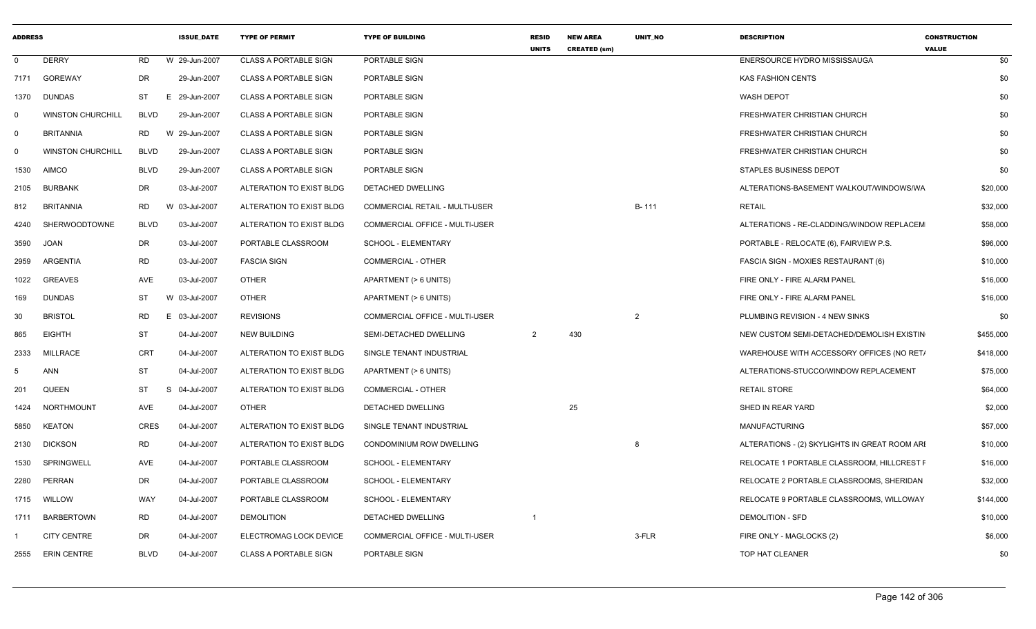| ADDRESS | | | ISSUE_DATE | TYPE OF PERMIT | TYPE OF BUILDING | RESID UNITS | NEW AREA CREATED (sm) | UNIT_NO | DESCRIPTION | CONSTRUCTION VALUE |
|---|---|---|---|---|---|---|---|---|---|---|
| 0 | DERRY | RD | W 29-Jun-2007 | CLASS A PORTABLE SIGN | PORTABLE SIGN | | | | ENERSOURCE HYDRO MISSISSAUGA | $0 |
| 7171 | GOREWAY | DR | 29-Jun-2007 | CLASS A PORTABLE SIGN | PORTABLE SIGN | | | | KAS FASHION CENTS | $0 |
| 1370 | DUNDAS | ST | E 29-Jun-2007 | CLASS A PORTABLE SIGN | PORTABLE SIGN | | | | WASH DEPOT | $0 |
| 0 | WINSTON CHURCHILL | BLVD | 29-Jun-2007 | CLASS A PORTABLE SIGN | PORTABLE SIGN | | | | FRESHWATER CHRISTIAN CHURCH | $0 |
| 0 | BRITANNIA | RD | W 29-Jun-2007 | CLASS A PORTABLE SIGN | PORTABLE SIGN | | | | FRESHWATER CHRISTIAN CHURCH | $0 |
| 0 | WINSTON CHURCHILL | BLVD | 29-Jun-2007 | CLASS A PORTABLE SIGN | PORTABLE SIGN | | | | FRESHWATER CHRISTIAN CHURCH | $0 |
| 1530 | AIMCO | BLVD | 29-Jun-2007 | CLASS A PORTABLE SIGN | PORTABLE SIGN | | | | STAPLES BUSINESS DEPOT | $0 |
| 2105 | BURBANK | DR | 03-Jul-2007 | ALTERATION TO EXIST BLDG | DETACHED DWELLING | | | | ALTERATIONS-BASEMENT WALKOUT/WINDOWS/WA | $20,000 |
| 812 | BRITANNIA | RD | W 03-Jul-2007 | ALTERATION TO EXIST BLDG | COMMERCIAL RETAIL - MULTI-USER | | | B- 111 | RETAIL | $32,000 |
| 4240 | SHERWOODTOWNE | BLVD | 03-Jul-2007 | ALTERATION TO EXIST BLDG | COMMERCIAL OFFICE - MULTI-USER | | | | ALTERATIONS - RE-CLADDING/WINDOW REPLACEM | $58,000 |
| 3590 | JOAN | DR | 03-Jul-2007 | PORTABLE CLASSROOM | SCHOOL - ELEMENTARY | | | | PORTABLE - RELOCATE (6), FAIRVIEW P.S. | $96,000 |
| 2959 | ARGENTIA | RD | 03-Jul-2007 | FASCIA SIGN | COMMERCIAL - OTHER | | | | FASCIA SIGN - MOXIES RESTAURANT (6) | $10,000 |
| 1022 | GREAVES | AVE | 03-Jul-2007 | OTHER | APARTMENT (> 6 UNITS) | | | | FIRE ONLY - FIRE ALARM PANEL | $16,000 |
| 169 | DUNDAS | ST | W 03-Jul-2007 | OTHER | APARTMENT (> 6 UNITS) | | | | FIRE ONLY - FIRE ALARM PANEL | $16,000 |
| 30 | BRISTOL | RD | E 03-Jul-2007 | REVISIONS | COMMERCIAL OFFICE - MULTI-USER | | | 2 | PLUMBING REVISION - 4 NEW SINKS | $0 |
| 865 | EIGHTH | ST | 04-Jul-2007 | NEW BUILDING | SEMI-DETACHED DWELLING | 2 | 430 | | NEW CUSTOM SEMI-DETACHED/DEMOLISH EXISTIN | $455,000 |
| 2333 | MILLRACE | CRT | 04-Jul-2007 | ALTERATION TO EXIST BLDG | SINGLE TENANT INDUSTRIAL | | | | WAREHOUSE WITH ACCESSORY OFFICES (NO RET/ | $418,000 |
| 5 | ANN | ST | 04-Jul-2007 | ALTERATION TO EXIST BLDG | APARTMENT (> 6 UNITS) | | | | ALTERATIONS-STUCCO/WINDOW REPLACEMENT | $75,000 |
| 201 | QUEEN | ST | S 04-Jul-2007 | ALTERATION TO EXIST BLDG | COMMERCIAL - OTHER | | | | RETAIL STORE | $64,000 |
| 1424 | NORTHMOUNT | AVE | 04-Jul-2007 | OTHER | DETACHED DWELLING | | 25 | | SHED IN REAR YARD | $2,000 |
| 5850 | KEATON | CRES | 04-Jul-2007 | ALTERATION TO EXIST BLDG | SINGLE TENANT INDUSTRIAL | | | | MANUFACTURING | $57,000 |
| 2130 | DICKSON | RD | 04-Jul-2007 | ALTERATION TO EXIST BLDG | CONDOMINIUM ROW DWELLING | | | 8 | ALTERATIONS - (2) SKYLIGHTS IN GREAT ROOM ARI | $10,000 |
| 1530 | SPRINGWELL | AVE | 04-Jul-2007 | PORTABLE CLASSROOM | SCHOOL - ELEMENTARY | | | | RELOCATE 1 PORTABLE CLASSROOM, HILLCREST F | $16,000 |
| 2280 | PERRAN | DR | 04-Jul-2007 | PORTABLE CLASSROOM | SCHOOL - ELEMENTARY | | | | RELOCATE 2 PORTABLE CLASSROOMS, SHERIDAN | $32,000 |
| 1715 | WILLOW | WAY | 04-Jul-2007 | PORTABLE CLASSROOM | SCHOOL - ELEMENTARY | | | | RELOCATE 9 PORTABLE CLASSROOMS, WILLOWAY | $144,000 |
| 1711 | BARBERTOWN | RD | 04-Jul-2007 | DEMOLITION | DETACHED DWELLING | 1 | | | DEMOLITION - SFD | $10,000 |
| 1 | CITY CENTRE | DR | 04-Jul-2007 | ELECTROMAG LOCK DEVICE | COMMERCIAL OFFICE - MULTI-USER | | | 3-FLR | FIRE ONLY - MAGLOCKS (2) | $6,000 |
| 2555 | ERIN CENTRE | BLVD | 04-Jul-2007 | CLASS A PORTABLE SIGN | PORTABLE SIGN | | | | TOP HAT CLEANER | $0 |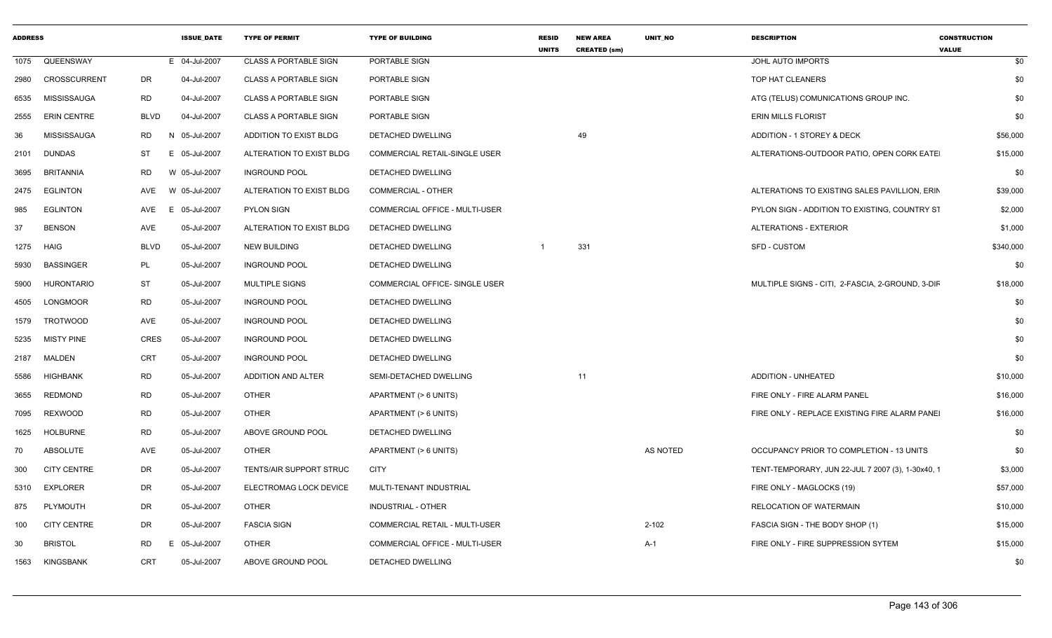| ADDRESS | | | ISSUE_DATE | TYPE OF PERMIT | TYPE OF BUILDING | RESID UNITS | NEW AREA CREATED (sm) | UNIT_NO | DESCRIPTION | CONSTRUCTION VALUE |
|---|---|---|---|---|---|---|---|---|---|---|
| 1075 | QUEENSWAY | | E 04-Jul-2007 | CLASS A PORTABLE SIGN | PORTABLE SIGN | | | | JOHL AUTO IMPORTS | $0 |
| 2980 | CROSSCURRENT | DR | 04-Jul-2007 | CLASS A PORTABLE SIGN | PORTABLE SIGN | | | | TOP HAT CLEANERS | $0 |
| 6535 | MISSISSAUGA | RD | 04-Jul-2007 | CLASS A PORTABLE SIGN | PORTABLE SIGN | | | | ATG (TELUS) COMUNICATIONS GROUP INC. | $0 |
| 2555 | ERIN CENTRE | BLVD | 04-Jul-2007 | CLASS A PORTABLE SIGN | PORTABLE SIGN | | | | ERIN MILLS FLORIST | $0 |
| 36 | MISSISSAUGA | RD | N 05-Jul-2007 | ADDITION TO EXIST BLDG | DETACHED DWELLING | | 49 | | ADDITION - 1 STOREY & DECK | $56,000 |
| 2101 | DUNDAS | ST | E 05-Jul-2007 | ALTERATION TO EXIST BLDG | COMMERCIAL RETAIL-SINGLE USER | | | | ALTERATIONS-OUTDOOR PATIO, OPEN CORK EATE | $15,000 |
| 3695 | BRITANNIA | RD | W 05-Jul-2007 | INGROUND POOL | DETACHED DWELLING | | | | | $0 |
| 2475 | EGLINTON | AVE | W 05-Jul-2007 | ALTERATION TO EXIST BLDG | COMMERCIAL - OTHER | | | | ALTERATIONS TO EXISTING SALES PAVILLION, ERIN | $39,000 |
| 985 | EGLINTON | AVE | E 05-Jul-2007 | PYLON SIGN | COMMERCIAL OFFICE - MULTI-USER | | | | PYLON SIGN - ADDITION TO EXISTING, COUNTRY ST | $2,000 |
| 37 | BENSON | AVE | 05-Jul-2007 | ALTERATION TO EXIST BLDG | DETACHED DWELLING | | | | ALTERATIONS - EXTERIOR | $1,000 |
| 1275 | HAIG | BLVD | 05-Jul-2007 | NEW BUILDING | DETACHED DWELLING | 1 | 331 | | SFD - CUSTOM | $340,000 |
| 5930 | BASSINGER | PL | 05-Jul-2007 | INGROUND POOL | DETACHED DWELLING | | | | | $0 |
| 5900 | HURONTARIO | ST | 05-Jul-2007 | MULTIPLE SIGNS | COMMERCIAL OFFICE- SINGLE USER | | | | MULTIPLE SIGNS - CITI, 2-FASCIA, 2-GROUND, 3-DIF | $18,000 |
| 4505 | LONGMOOR | RD | 05-Jul-2007 | INGROUND POOL | DETACHED DWELLING | | | | | $0 |
| 1579 | TROTWOOD | AVE | 05-Jul-2007 | INGROUND POOL | DETACHED DWELLING | | | | | $0 |
| 5235 | MISTY PINE | CRES | 05-Jul-2007 | INGROUND POOL | DETACHED DWELLING | | | | | $0 |
| 2187 | MALDEN | CRT | 05-Jul-2007 | INGROUND POOL | DETACHED DWELLING | | | | | $0 |
| 5586 | HIGHBANK | RD | 05-Jul-2007 | ADDITION AND ALTER | SEMI-DETACHED DWELLING | | 11 | | ADDITION - UNHEATED | $10,000 |
| 3655 | REDMOND | RD | 05-Jul-2007 | OTHER | APARTMENT (> 6 UNITS) | | | | FIRE ONLY - FIRE ALARM PANEL | $16,000 |
| 7095 | REXWOOD | RD | 05-Jul-2007 | OTHER | APARTMENT (> 6 UNITS) | | | | FIRE ONLY - REPLACE EXISTING FIRE ALARM PANEI | $16,000 |
| 1625 | HOLBURNE | RD | 05-Jul-2007 | ABOVE GROUND POOL | DETACHED DWELLING | | | | | $0 |
| 70 | ABSOLUTE | AVE | 05-Jul-2007 | OTHER | APARTMENT (> 6 UNITS) | | | AS NOTED | OCCUPANCY PRIOR TO COMPLETION - 13 UNITS | $0 |
| 300 | CITY CENTRE | DR | 05-Jul-2007 | TENTS/AIR SUPPORT STRUC | CITY | | | | TENT-TEMPORARY, JUN 22-JUL 7 2007 (3), 1-30x40, 1 | $3,000 |
| 5310 | EXPLORER | DR | 05-Jul-2007 | ELECTROMAG LOCK DEVICE | MULTI-TENANT INDUSTRIAL | | | | FIRE ONLY - MAGLOCKS (19) | $57,000 |
| 875 | PLYMOUTH | DR | 05-Jul-2007 | OTHER | INDUSTRIAL - OTHER | | | | RELOCATION OF WATERMAIN | $10,000 |
| 100 | CITY CENTRE | DR | 05-Jul-2007 | FASCIA SIGN | COMMERCIAL RETAIL - MULTI-USER | | | 2-102 | FASCIA SIGN - THE BODY SHOP (1) | $15,000 |
| 30 | BRISTOL | RD | E 05-Jul-2007 | OTHER | COMMERCIAL OFFICE - MULTI-USER | | | A-1 | FIRE ONLY - FIRE SUPPRESSION SYTEM | $15,000 |
| 1563 | KINGSBANK | CRT | 05-Jul-2007 | ABOVE GROUND POOL | DETACHED DWELLING | | | | | $0 |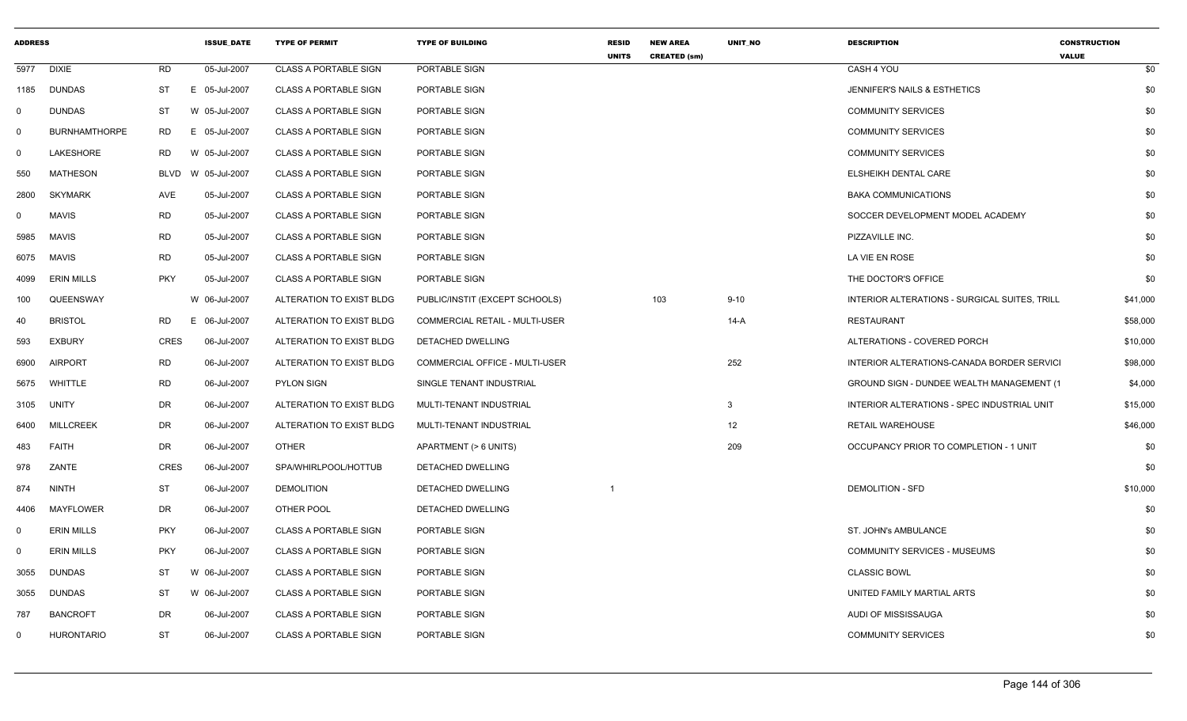| ADDRESS | | | ISSUE_DATE | TYPE OF PERMIT | TYPE OF BUILDING | RESID UNITS | NEW AREA CREATED (sm) | UNIT_NO | DESCRIPTION | CONSTRUCTION VALUE |
|---|---|---|---|---|---|---|---|---|---|---|
| 5977 | DIXIE | RD | 05-Jul-2007 | CLASS A PORTABLE SIGN | PORTABLE SIGN | | | | CASH 4 YOU | $0 |
| 1185 | DUNDAS | ST | E 05-Jul-2007 | CLASS A PORTABLE SIGN | PORTABLE SIGN | | | | JENNIFER'S NAILS & ESTHETICS | $0 |
| 0 | DUNDAS | ST | W 05-Jul-2007 | CLASS A PORTABLE SIGN | PORTABLE SIGN | | | | COMMUNITY SERVICES | $0 |
| 0 | BURNHAMTHORPE | RD | E 05-Jul-2007 | CLASS A PORTABLE SIGN | PORTABLE SIGN | | | | COMMUNITY SERVICES | $0 |
| 0 | LAKESHORE | RD | W 05-Jul-2007 | CLASS A PORTABLE SIGN | PORTABLE SIGN | | | | COMMUNITY SERVICES | $0 |
| 550 | MATHESON | BLVD | W 05-Jul-2007 | CLASS A PORTABLE SIGN | PORTABLE SIGN | | | | ELSHEIKH DENTAL CARE | $0 |
| 2800 | SKYMARK | AVE | 05-Jul-2007 | CLASS A PORTABLE SIGN | PORTABLE SIGN | | | | BAKA COMMUNICATIONS | $0 |
| 0 | MAVIS | RD | 05-Jul-2007 | CLASS A PORTABLE SIGN | PORTABLE SIGN | | | | SOCCER DEVELOPMENT MODEL ACADEMY | $0 |
| 5985 | MAVIS | RD | 05-Jul-2007 | CLASS A PORTABLE SIGN | PORTABLE SIGN | | | | PIZZAVILLE INC. | $0 |
| 6075 | MAVIS | RD | 05-Jul-2007 | CLASS A PORTABLE SIGN | PORTABLE SIGN | | | | LA VIE EN ROSE | $0 |
| 4099 | ERIN MILLS | PKY | 05-Jul-2007 | CLASS A PORTABLE SIGN | PORTABLE SIGN | | | | THE DOCTOR'S OFFICE | $0 |
| 100 | QUEENSWAY | | W 06-Jul-2007 | ALTERATION TO EXIST BLDG | PUBLIC/INSTIT (EXCEPT SCHOOLS) | | 103 | 9-10 | INTERIOR ALTERATIONS - SURGICAL SUITES, TRILL | $41,000 |
| 40 | BRISTOL | RD | E 06-Jul-2007 | ALTERATION TO EXIST BLDG | COMMERCIAL RETAIL - MULTI-USER | | | 14-A | RESTAURANT | $58,000 |
| 593 | EXBURY | CRES | 06-Jul-2007 | ALTERATION TO EXIST BLDG | DETACHED DWELLING | | | | ALTERATIONS - COVERED PORCH | $10,000 |
| 6900 | AIRPORT | RD | 06-Jul-2007 | ALTERATION TO EXIST BLDG | COMMERCIAL OFFICE - MULTI-USER | | | 252 | INTERIOR ALTERATIONS-CANADA BORDER SERVICI | $98,000 |
| 5675 | WHITTLE | RD | 06-Jul-2007 | PYLON SIGN | SINGLE TENANT INDUSTRIAL | | | | GROUND SIGN - DUNDEE WEALTH MANAGEMENT (1 | $4,000 |
| 3105 | UNITY | DR | 06-Jul-2007 | ALTERATION TO EXIST BLDG | MULTI-TENANT INDUSTRIAL | | | 3 | INTERIOR ALTERATIONS - SPEC INDUSTRIAL UNIT | $15,000 |
| 6400 | MILLCREEK | DR | 06-Jul-2007 | ALTERATION TO EXIST BLDG | MULTI-TENANT INDUSTRIAL | | | 12 | RETAIL WAREHOUSE | $46,000 |
| 483 | FAITH | DR | 06-Jul-2007 | OTHER | APARTMENT (> 6 UNITS) | | | 209 | OCCUPANCY PRIOR TO COMPLETION - 1 UNIT | $0 |
| 978 | ZANTE | CRES | 06-Jul-2007 | SPA/WHIRLPOOL/HOTTUB | DETACHED DWELLING | | | | | $0 |
| 874 | NINTH | ST | 06-Jul-2007 | DEMOLITION | DETACHED DWELLING | 1 | | | DEMOLITION - SFD | $10,000 |
| 4406 | MAYFLOWER | DR | 06-Jul-2007 | OTHER POOL | DETACHED DWELLING | | | | | $0 |
| 0 | ERIN MILLS | PKY | 06-Jul-2007 | CLASS A PORTABLE SIGN | PORTABLE SIGN | | | | ST. JOHN's AMBULANCE | $0 |
| 0 | ERIN MILLS | PKY | 06-Jul-2007 | CLASS A PORTABLE SIGN | PORTABLE SIGN | | | | COMMUNITY SERVICES - MUSEUMS | $0 |
| 3055 | DUNDAS | ST | W 06-Jul-2007 | CLASS A PORTABLE SIGN | PORTABLE SIGN | | | | CLASSIC BOWL | $0 |
| 3055 | DUNDAS | ST | W 06-Jul-2007 | CLASS A PORTABLE SIGN | PORTABLE SIGN | | | | UNITED FAMILY MARTIAL ARTS | $0 |
| 787 | BANCROFT | DR | 06-Jul-2007 | CLASS A PORTABLE SIGN | PORTABLE SIGN | | | | AUDI OF MISSISSAUGA | $0 |
| 0 | HURONTARIO | ST | 06-Jul-2007 | CLASS A PORTABLE SIGN | PORTABLE SIGN | | | | COMMUNITY SERVICES | $0 |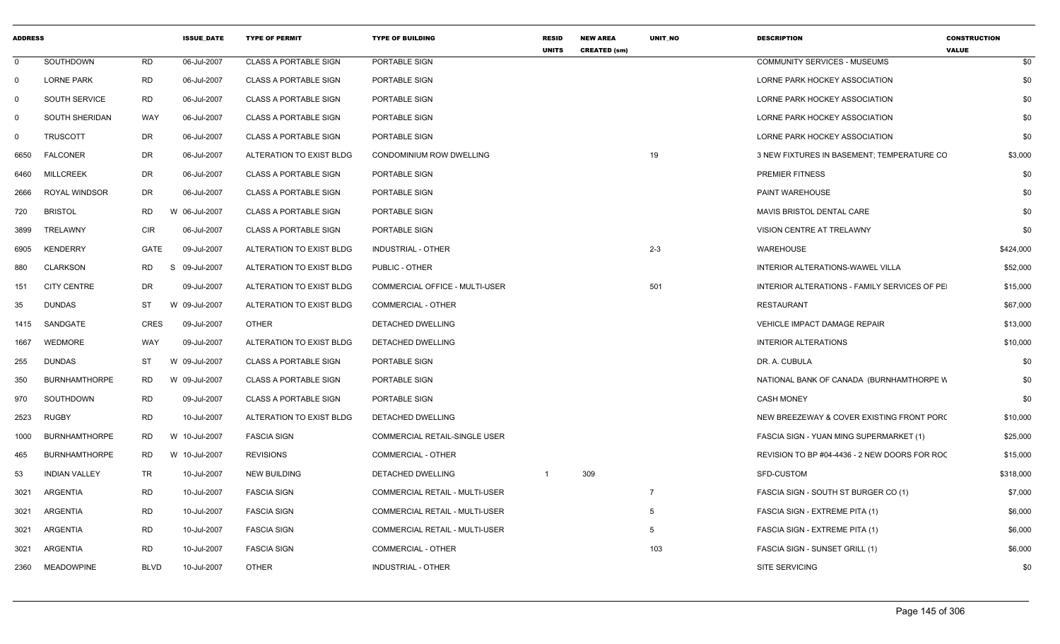| ADDRESS | | | ISSUE_DATE | TYPE OF PERMIT | TYPE OF BUILDING | RESID UNITS | NEW AREA CREATED (sm) | UNIT_NO | DESCRIPTION | CONSTRUCTION VALUE |
|---|---|---|---|---|---|---|---|---|---|---|
| 0 | SOUTHDOWN | RD | 06-Jul-2007 | CLASS A PORTABLE SIGN | PORTABLE SIGN | | | | COMMUNITY SERVICES - MUSEUMS | $0 |
| 0 | LORNE PARK | RD | 06-Jul-2007 | CLASS A PORTABLE SIGN | PORTABLE SIGN | | | | LORNE PARK HOCKEY ASSOCIATION | $0 |
| 0 | SOUTH SERVICE | RD | 06-Jul-2007 | CLASS A PORTABLE SIGN | PORTABLE SIGN | | | | LORNE PARK HOCKEY ASSOCIATION | $0 |
| 0 | SOUTH SHERIDAN | WAY | 06-Jul-2007 | CLASS A PORTABLE SIGN | PORTABLE SIGN | | | | LORNE PARK HOCKEY ASSOCIATION | $0 |
| 0 | TRUSCOTT | DR | 06-Jul-2007 | CLASS A PORTABLE SIGN | PORTABLE SIGN | | | | LORNE PARK HOCKEY ASSOCIATION | $0 |
| 6650 | FALCONER | DR | 06-Jul-2007 | ALTERATION TO EXIST BLDG | CONDOMINIUM ROW DWELLING | | | 19 | 3 NEW FIXTURES IN BASEMENT; TEMPERATURE CO | $3,000 |
| 6460 | MILLCREEK | DR | 06-Jul-2007 | CLASS A PORTABLE SIGN | PORTABLE SIGN | | | | PREMIER FITNESS | $0 |
| 2666 | ROYAL WINDSOR | DR | 06-Jul-2007 | CLASS A PORTABLE SIGN | PORTABLE SIGN | | | | PAINT WAREHOUSE | $0 |
| 720 | BRISTOL | RD | W 06-Jul-2007 | CLASS A PORTABLE SIGN | PORTABLE SIGN | | | | MAVIS BRISTOL DENTAL CARE | $0 |
| 3899 | TRELAWNY | CIR | 06-Jul-2007 | CLASS A PORTABLE SIGN | PORTABLE SIGN | | | | VISION CENTRE AT TRELAWNY | $0 |
| 6905 | KENDERRY | GATE | 09-Jul-2007 | ALTERATION TO EXIST BLDG | INDUSTRIAL - OTHER | | | 2-3 | WAREHOUSE | $424,000 |
| 880 | CLARKSON | RD | S 09-Jul-2007 | ALTERATION TO EXIST BLDG | PUBLIC - OTHER | | | | INTERIOR ALTERATIONS-WAWEL VILLA | $52,000 |
| 151 | CITY CENTRE | DR | 09-Jul-2007 | ALTERATION TO EXIST BLDG | COMMERCIAL OFFICE - MULTI-USER | | | 501 | INTERIOR ALTERATIONS - FAMILY SERVICES OF PEI | $15,000 |
| 35 | DUNDAS | ST | W 09-Jul-2007 | ALTERATION TO EXIST BLDG | COMMERCIAL - OTHER | | | | RESTAURANT | $67,000 |
| 1415 | SANDGATE | CRES | 09-Jul-2007 | OTHER | DETACHED DWELLING | | | | VEHICLE IMPACT DAMAGE REPAIR | $13,000 |
| 1667 | WEDMORE | WAY | 09-Jul-2007 | ALTERATION TO EXIST BLDG | DETACHED DWELLING | | | | INTERIOR ALTERATIONS | $10,000 |
| 255 | DUNDAS | ST | W 09-Jul-2007 | CLASS A PORTABLE SIGN | PORTABLE SIGN | | | | DR. A. CUBULA | $0 |
| 350 | BURNHAMTHORPE | RD | W 09-Jul-2007 | CLASS A PORTABLE SIGN | PORTABLE SIGN | | | | NATIONAL BANK OF CANADA (BURNHAMTHORPE W | $0 |
| 970 | SOUTHDOWN | RD | 09-Jul-2007 | CLASS A PORTABLE SIGN | PORTABLE SIGN | | | | CASH MONEY | $0 |
| 2523 | RUGBY | RD | 10-Jul-2007 | ALTERATION TO EXIST BLDG | DETACHED DWELLING | | | | NEW BREEZEWAY & COVER EXISTING FRONT PORC | $10,000 |
| 1000 | BURNHAMTHORPE | RD | W 10-Jul-2007 | FASCIA SIGN | COMMERCIAL RETAIL-SINGLE USER | | | | FASCIA SIGN - YUAN MING SUPERMARKET (1) | $25,000 |
| 465 | BURNHAMTHORPE | RD | W 10-Jul-2007 | REVISIONS | COMMERCIAL - OTHER | | | | REVISION TO BP #04-4436 - 2 NEW DOORS FOR ROC | $15,000 |
| 53 | INDIAN VALLEY | TR | 10-Jul-2007 | NEW BUILDING | DETACHED DWELLING | 1 | 309 | | SFD-CUSTOM | $318,000 |
| 3021 | ARGENTIA | RD | 10-Jul-2007 | FASCIA SIGN | COMMERCIAL RETAIL - MULTI-USER | | | 7 | FASCIA SIGN - SOUTH ST BURGER CO (1) | $7,000 |
| 3021 | ARGENTIA | RD | 10-Jul-2007 | FASCIA SIGN | COMMERCIAL RETAIL - MULTI-USER | | | 5 | FASCIA SIGN - EXTREME PITA (1) | $6,000 |
| 3021 | ARGENTIA | RD | 10-Jul-2007 | FASCIA SIGN | COMMERCIAL RETAIL - MULTI-USER | | | 5 | FASCIA SIGN - EXTREME PITA (1) | $6,000 |
| 3021 | ARGENTIA | RD | 10-Jul-2007 | FASCIA SIGN | COMMERCIAL - OTHER | | | 103 | FASCIA SIGN - SUNSET GRILL (1) | $6,000 |
| 2360 | MEADOWPINE | BLVD | 10-Jul-2007 | OTHER | INDUSTRIAL - OTHER | | | | SITE SERVICING | $0 |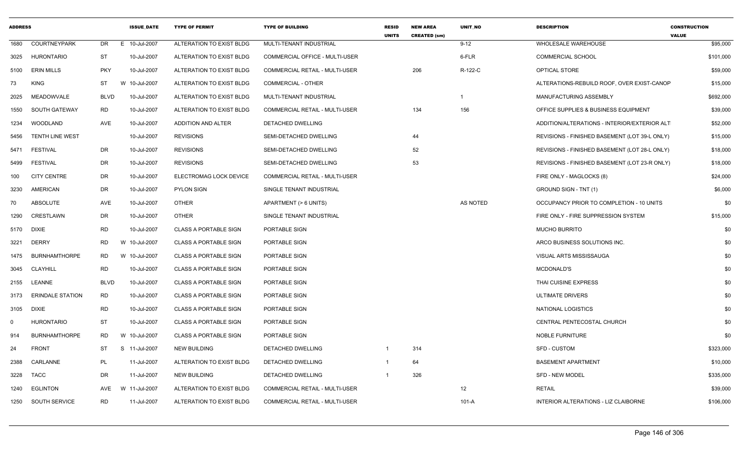| ADDRESS | | | ISSUE_DATE | TYPE OF PERMIT | TYPE OF BUILDING | RESID UNITS | NEW AREA CREATED (sm) | UNIT_NO | DESCRIPTION | CONSTRUCTION VALUE |
|---|---|---|---|---|---|---|---|---|---|---|
| 1680 | COURTNEYPARK | DR | E 10-Jul-2007 | ALTERATION TO EXIST BLDG | MULTI-TENANT INDUSTRIAL | | | 9-12 | WHOLESALE WAREHOUSE | $95,000 |
| 3025 | HURONTARIO | ST | 10-Jul-2007 | ALTERATION TO EXIST BLDG | COMMERCIAL OFFICE - MULTI-USER | | | 6-FLR | COMMERCIAL SCHOOL | $101,000 |
| 5100 | ERIN MILLS | PKY | 10-Jul-2007 | ALTERATION TO EXIST BLDG | COMMERCIAL RETAIL - MULTI-USER | | 206 | R-122-C | OPTICAL STORE | $59,000 |
| 73 | KING | ST | W 10-Jul-2007 | ALTERATION TO EXIST BLDG | COMMERCIAL - OTHER | | | | ALTERATIONS-REBUILD ROOF, OVER EXIST-CANOP | $15,000 |
| 2025 | MEADOWVALE | BLVD | 10-Jul-2007 | ALTERATION TO EXIST BLDG | MULTI-TENANT INDUSTRIAL | | | 1 | MANUFACTURING ASSEMBLY | $692,000 |
| 1550 | SOUTH GATEWAY | RD | 10-Jul-2007 | ALTERATION TO EXIST BLDG | COMMERCIAL RETAIL - MULTI-USER | | 134 | 156 | OFFICE SUPPLIES & BUSINESS EQUIPMENT | $39,000 |
| 1234 | WOODLAND | AVE | 10-Jul-2007 | ADDITION AND ALTER | DETACHED DWELLING | | | | ADDITION/ALTERATIONS - INTERIOR/EXTERIOR ALT | $52,000 |
| 5456 | TENTH LINE WEST | | 10-Jul-2007 | REVISIONS | SEMI-DETACHED DWELLING | | 44 | | REVISIONS - FINISHED BASEMENT (LOT 39-L ONLY) | $15,000 |
| 5471 | FESTIVAL | DR | 10-Jul-2007 | REVISIONS | SEMI-DETACHED DWELLING | | 52 | | REVISIONS - FINISHED BASEMENT (LOT 28-L ONLY) | $18,000 |
| 5499 | FESTIVAL | DR | 10-Jul-2007 | REVISIONS | SEMI-DETACHED DWELLING | | 53 | | REVISIONS - FINISHED BASEMENT (LOT 23-R ONLY) | $18,000 |
| 100 | CITY CENTRE | DR | 10-Jul-2007 | ELECTROMAG LOCK DEVICE | COMMERCIAL RETAIL - MULTI-USER | | | | FIRE ONLY - MAGLOCKS (8) | $24,000 |
| 3230 | AMERICAN | DR | 10-Jul-2007 | PYLON SIGN | SINGLE TENANT INDUSTRIAL | | | | GROUND SIGN - TNT (1) | $6,000 |
| 70 | ABSOLUTE | AVE | 10-Jul-2007 | OTHER | APARTMENT (> 6 UNITS) | | | AS NOTED | OCCUPANCY PRIOR TO COMPLETION - 10 UNITS | $0 |
| 1290 | CRESTLAWN | DR | 10-Jul-2007 | OTHER | SINGLE TENANT INDUSTRIAL | | | | FIRE ONLY - FIRE SUPPRESSION SYSTEM | $15,000 |
| 5170 | DIXIE | RD | 10-Jul-2007 | CLASS A PORTABLE SIGN | PORTABLE SIGN | | | | MUCHO BURRITO | $0 |
| 3221 | DERRY | RD | W 10-Jul-2007 | CLASS A PORTABLE SIGN | PORTABLE SIGN | | | | ARCO BUSINESS SOLUTIONS INC. | $0 |
| 1475 | BURNHAMTHORPE | RD | W 10-Jul-2007 | CLASS A PORTABLE SIGN | PORTABLE SIGN | | | | VISUAL ARTS MISSISSAUGA | $0 |
| 3045 | CLAYHILL | RD | 10-Jul-2007 | CLASS A PORTABLE SIGN | PORTABLE SIGN | | | | MCDONALD'S | $0 |
| 2155 | LEANNE | BLVD | 10-Jul-2007 | CLASS A PORTABLE SIGN | PORTABLE SIGN | | | | THAI CUISINE EXPRESS | $0 |
| 3173 | ERINDALE STATION | RD | 10-Jul-2007 | CLASS A PORTABLE SIGN | PORTABLE SIGN | | | | ULTIMATE DRIVERS | $0 |
| 3105 | DIXIE | RD | 10-Jul-2007 | CLASS A PORTABLE SIGN | PORTABLE SIGN | | | | NATIONAL LOGISTICS | $0 |
| 0 | HURONTARIO | ST | 10-Jul-2007 | CLASS A PORTABLE SIGN | PORTABLE SIGN | | | | CENTRAL PENTECOSTAL CHURCH | $0 |
| 914 | BURNHAMTHORPE | RD | W 10-Jul-2007 | CLASS A PORTABLE SIGN | PORTABLE SIGN | | | | NOBLE FURNITURE | $0 |
| 24 | FRONT | ST | S 11-Jul-2007 | NEW BUILDING | DETACHED DWELLING | 1 | 314 | | SFD - CUSTOM | $323,000 |
| 2388 | CARLANNE | PL | 11-Jul-2007 | ALTERATION TO EXIST BLDG | DETACHED DWELLING | 1 | 64 | | BASEMENT APARTMENT | $10,000 |
| 3228 | TACC | DR | 11-Jul-2007 | NEW BUILDING | DETACHED DWELLING | 1 | 326 | | SFD - NEW MODEL | $335,000 |
| 1240 | EGLINTON | AVE | W 11-Jul-2007 | ALTERATION TO EXIST BLDG | COMMERCIAL RETAIL - MULTI-USER | | | 12 | RETAIL | $39,000 |
| 1250 | SOUTH SERVICE | RD | 11-Jul-2007 | ALTERATION TO EXIST BLDG | COMMERCIAL RETAIL - MULTI-USER | | | 101-A | INTERIOR ALTERATIONS - LIZ CLAIBORNE | $106,000 |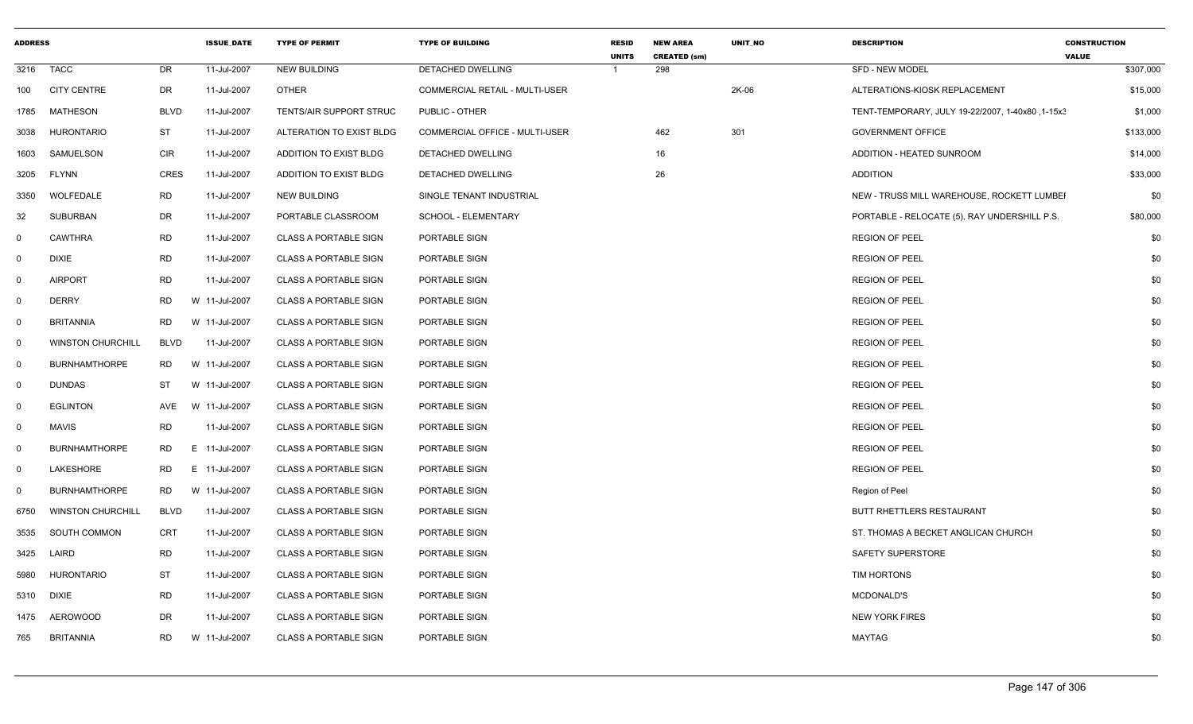| ADDRESS | | | ISSUE_DATE | TYPE OF PERMIT | TYPE OF BUILDING | RESID UNITS | NEW AREA CREATED (sm) | UNIT_NO | DESCRIPTION | CONSTRUCTION VALUE |
|---|---|---|---|---|---|---|---|---|---|---|
| 3216 | TACC | DR | 11-Jul-2007 | NEW BUILDING | DETACHED DWELLING | 1 | 298 | | SFD - NEW MODEL | $307,000 |
| 100 | CITY CENTRE | DR | 11-Jul-2007 | OTHER | COMMERCIAL RETAIL - MULTI-USER | | | 2K-06 | ALTERATIONS-KIOSK REPLACEMENT | $15,000 |
| 1785 | MATHESON | BLVD | 11-Jul-2007 | TENTS/AIR SUPPORT STRUC | PUBLIC - OTHER | | | | TENT-TEMPORARY, JULY 19-22/2007, 1-40x80 ,1-15x3 | $1,000 |
| 3038 | HURONTARIO | ST | 11-Jul-2007 | ALTERATION TO EXIST BLDG | COMMERCIAL OFFICE - MULTI-USER | | 462 | 301 | GOVERNMENT OFFICE | $133,000 |
| 1603 | SAMUELSON | CIR | 11-Jul-2007 | ADDITION TO EXIST BLDG | DETACHED DWELLING | | 16 | | ADDITION - HEATED SUNROOM | $14,000 |
| 3205 | FLYNN | CRES | 11-Jul-2007 | ADDITION TO EXIST BLDG | DETACHED DWELLING | | 26 | | ADDITION | $33,000 |
| 3350 | WOLFEDALE | RD | 11-Jul-2007 | NEW BUILDING | SINGLE TENANT INDUSTRIAL | | | | NEW - TRUSS MILL WAREHOUSE, ROCKETT LUMBEI | $0 |
| 32 | SUBURBAN | DR | 11-Jul-2007 | PORTABLE CLASSROOM | SCHOOL - ELEMENTARY | | | | PORTABLE - RELOCATE (5), RAY UNDERSHILL P.S. | $80,000 |
| 0 | CAWTHRA | RD | 11-Jul-2007 | CLASS A PORTABLE SIGN | PORTABLE SIGN | | | | REGION OF PEEL | $0 |
| 0 | DIXIE | RD | 11-Jul-2007 | CLASS A PORTABLE SIGN | PORTABLE SIGN | | | | REGION OF PEEL | $0 |
| 0 | AIRPORT | RD | 11-Jul-2007 | CLASS A PORTABLE SIGN | PORTABLE SIGN | | | | REGION OF PEEL | $0 |
| 0 | DERRY | RD | W 11-Jul-2007 | CLASS A PORTABLE SIGN | PORTABLE SIGN | | | | REGION OF PEEL | $0 |
| 0 | BRITANNIA | RD | W 11-Jul-2007 | CLASS A PORTABLE SIGN | PORTABLE SIGN | | | | REGION OF PEEL | $0 |
| 0 | WINSTON CHURCHILL | BLVD | 11-Jul-2007 | CLASS A PORTABLE SIGN | PORTABLE SIGN | | | | REGION OF PEEL | $0 |
| 0 | BURNHAMTHORPE | RD | W 11-Jul-2007 | CLASS A PORTABLE SIGN | PORTABLE SIGN | | | | REGION OF PEEL | $0 |
| 0 | DUNDAS | ST | W 11-Jul-2007 | CLASS A PORTABLE SIGN | PORTABLE SIGN | | | | REGION OF PEEL | $0 |
| 0 | EGLINTON | AVE | W 11-Jul-2007 | CLASS A PORTABLE SIGN | PORTABLE SIGN | | | | REGION OF PEEL | $0 |
| 0 | MAVIS | RD | 11-Jul-2007 | CLASS A PORTABLE SIGN | PORTABLE SIGN | | | | REGION OF PEEL | $0 |
| 0 | BURNHAMTHORPE | RD | E 11-Jul-2007 | CLASS A PORTABLE SIGN | PORTABLE SIGN | | | | REGION OF PEEL | $0 |
| 0 | LAKESHORE | RD | E 11-Jul-2007 | CLASS A PORTABLE SIGN | PORTABLE SIGN | | | | REGION OF PEEL | $0 |
| 0 | BURNHAMTHORPE | RD | W 11-Jul-2007 | CLASS A PORTABLE SIGN | PORTABLE SIGN | | | | Region of Peel | $0 |
| 6750 | WINSTON CHURCHILL | BLVD | 11-Jul-2007 | CLASS A PORTABLE SIGN | PORTABLE SIGN | | | | BUTT RHETTLERS RESTAURANT | $0 |
| 3535 | SOUTH COMMON | CRT | 11-Jul-2007 | CLASS A PORTABLE SIGN | PORTABLE SIGN | | | | ST. THOMAS A BECKET ANGLICAN CHURCH | $0 |
| 3425 | LAIRD | RD | 11-Jul-2007 | CLASS A PORTABLE SIGN | PORTABLE SIGN | | | | SAFETY SUPERSTORE | $0 |
| 5980 | HURONTARIO | ST | 11-Jul-2007 | CLASS A PORTABLE SIGN | PORTABLE SIGN | | | | TIM HORTONS | $0 |
| 5310 | DIXIE | RD | 11-Jul-2007 | CLASS A PORTABLE SIGN | PORTABLE SIGN | | | | MCDONALD'S | $0 |
| 1475 | AEROWOOD | DR | 11-Jul-2007 | CLASS A PORTABLE SIGN | PORTABLE SIGN | | | | NEW YORK FIRES | $0 |
| 765 | BRITANNIA | RD | W 11-Jul-2007 | CLASS A PORTABLE SIGN | PORTABLE SIGN | | | | MAYTAG | $0 |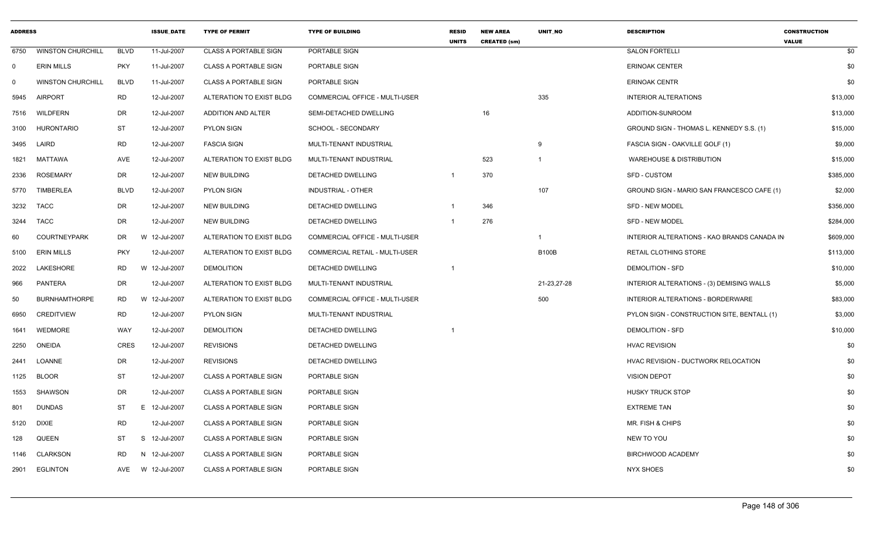| ADDRESS | | | ISSUE_DATE | TYPE OF PERMIT | TYPE OF BUILDING | RESID UNITS | NEW AREA CREATED (sm) | UNIT_NO | DESCRIPTION | CONSTRUCTION VALUE |
|---|---|---|---|---|---|---|---|---|---|---|
| 6750 | WINSTON CHURCHILL | BLVD | 11-Jul-2007 | CLASS A PORTABLE SIGN | PORTABLE SIGN | | | | SALON FORTELLI | $0 |
| 0 | ERIN MILLS | PKY | 11-Jul-2007 | CLASS A PORTABLE SIGN | PORTABLE SIGN | | | | ERINOAK CENTER | $0 |
| 0 | WINSTON CHURCHILL | BLVD | 11-Jul-2007 | CLASS A PORTABLE SIGN | PORTABLE SIGN | | | | ERINOAK CENTR | $0 |
| 5945 | AIRPORT | RD | 12-Jul-2007 | ALTERATION TO EXIST BLDG | COMMERCIAL OFFICE - MULTI-USER | | | 335 | INTERIOR ALTERATIONS | $13,000 |
| 7516 | WILDFERN | DR | 12-Jul-2007 | ADDITION AND ALTER | SEMI-DETACHED DWELLING | | 16 | | ADDITION-SUNROOM | $13,000 |
| 3100 | HURONTARIO | ST | 12-Jul-2007 | PYLON SIGN | SCHOOL - SECONDARY | | | | GROUND SIGN - THOMAS L. KENNEDY S.S. (1) | $15,000 |
| 3495 | LAIRD | RD | 12-Jul-2007 | FASCIA SIGN | MULTI-TENANT INDUSTRIAL | | | 9 | FASCIA SIGN - OAKVILLE GOLF (1) | $9,000 |
| 1821 | MATTAWA | AVE | 12-Jul-2007 | ALTERATION TO EXIST BLDG | MULTI-TENANT INDUSTRIAL | | 523 | 1 | WAREHOUSE & DISTRIBUTION | $15,000 |
| 2336 | ROSEMARY | DR | 12-Jul-2007 | NEW BUILDING | DETACHED DWELLING | 1 | 370 | | SFD - CUSTOM | $385,000 |
| 5770 | TIMBERLEA | BLVD | 12-Jul-2007 | PYLON SIGN | INDUSTRIAL - OTHER | | | 107 | GROUND SIGN - MARIO SAN FRANCESCO CAFE (1) | $2,000 |
| 3232 | TACC | DR | 12-Jul-2007 | NEW BUILDING | DETACHED DWELLING | 1 | 346 | | SFD - NEW MODEL | $356,000 |
| 3244 | TACC | DR | 12-Jul-2007 | NEW BUILDING | DETACHED DWELLING | 1 | 276 | | SFD - NEW MODEL | $284,000 |
| 60 | COURTNEYPARK | DR | W 12-Jul-2007 | ALTERATION TO EXIST BLDG | COMMERCIAL OFFICE - MULTI-USER | | | 1 | INTERIOR ALTERATIONS - KAO BRANDS CANADA IN | $609,000 |
| 5100 | ERIN MILLS | PKY | 12-Jul-2007 | ALTERATION TO EXIST BLDG | COMMERCIAL RETAIL - MULTI-USER | | | B100B | RETAIL CLOTHING STORE | $113,000 |
| 2022 | LAKESHORE | RD | W 12-Jul-2007 | DEMOLITION | DETACHED DWELLING | 1 | | | DEMOLITION - SFD | $10,000 |
| 966 | PANTERA | DR | 12-Jul-2007 | ALTERATION TO EXIST BLDG | MULTI-TENANT INDUSTRIAL | | | 21-23,27-28 | INTERIOR ALTERATIONS - (3) DEMISING WALLS | $5,000 |
| 50 | BURNHAMTHORPE | RD | W 12-Jul-2007 | ALTERATION TO EXIST BLDG | COMMERCIAL OFFICE - MULTI-USER | | | 500 | INTERIOR ALTERATIONS - BORDERWARE | $83,000 |
| 6950 | CREDITVIEW | RD | 12-Jul-2007 | PYLON SIGN | MULTI-TENANT INDUSTRIAL | | | | PYLON SIGN - CONSTRUCTION SITE, BENTALL (1) | $3,000 |
| 1641 | WEDMORE | WAY | 12-Jul-2007 | DEMOLITION | DETACHED DWELLING | 1 | | | DEMOLITION - SFD | $10,000 |
| 2250 | ONEIDA | CRES | 12-Jul-2007 | REVISIONS | DETACHED DWELLING | | | | HVAC REVISION | $0 |
| 2441 | LOANNE | DR | 12-Jul-2007 | REVISIONS | DETACHED DWELLING | | | | HVAC REVISION - DUCTWORK RELOCATION | $0 |
| 1125 | BLOOR | ST | 12-Jul-2007 | CLASS A PORTABLE SIGN | PORTABLE SIGN | | | | VISION DEPOT | $0 |
| 1553 | SHAWSON | DR | 12-Jul-2007 | CLASS A PORTABLE SIGN | PORTABLE SIGN | | | | HUSKY TRUCK STOP | $0 |
| 801 | DUNDAS | ST | E 12-Jul-2007 | CLASS A PORTABLE SIGN | PORTABLE SIGN | | | | EXTREME TAN | $0 |
| 5120 | DIXIE | RD | 12-Jul-2007 | CLASS A PORTABLE SIGN | PORTABLE SIGN | | | | MR. FISH & CHIPS | $0 |
| 128 | QUEEN | ST | S 12-Jul-2007 | CLASS A PORTABLE SIGN | PORTABLE SIGN | | | | NEW TO YOU | $0 |
| 1146 | CLARKSON | RD | N 12-Jul-2007 | CLASS A PORTABLE SIGN | PORTABLE SIGN | | | | BIRCHWOOD ACADEMY | $0 |
| 2901 | EGLINTON | AVE | W 12-Jul-2007 | CLASS A PORTABLE SIGN | PORTABLE SIGN | | | | NYX SHOES | $0 |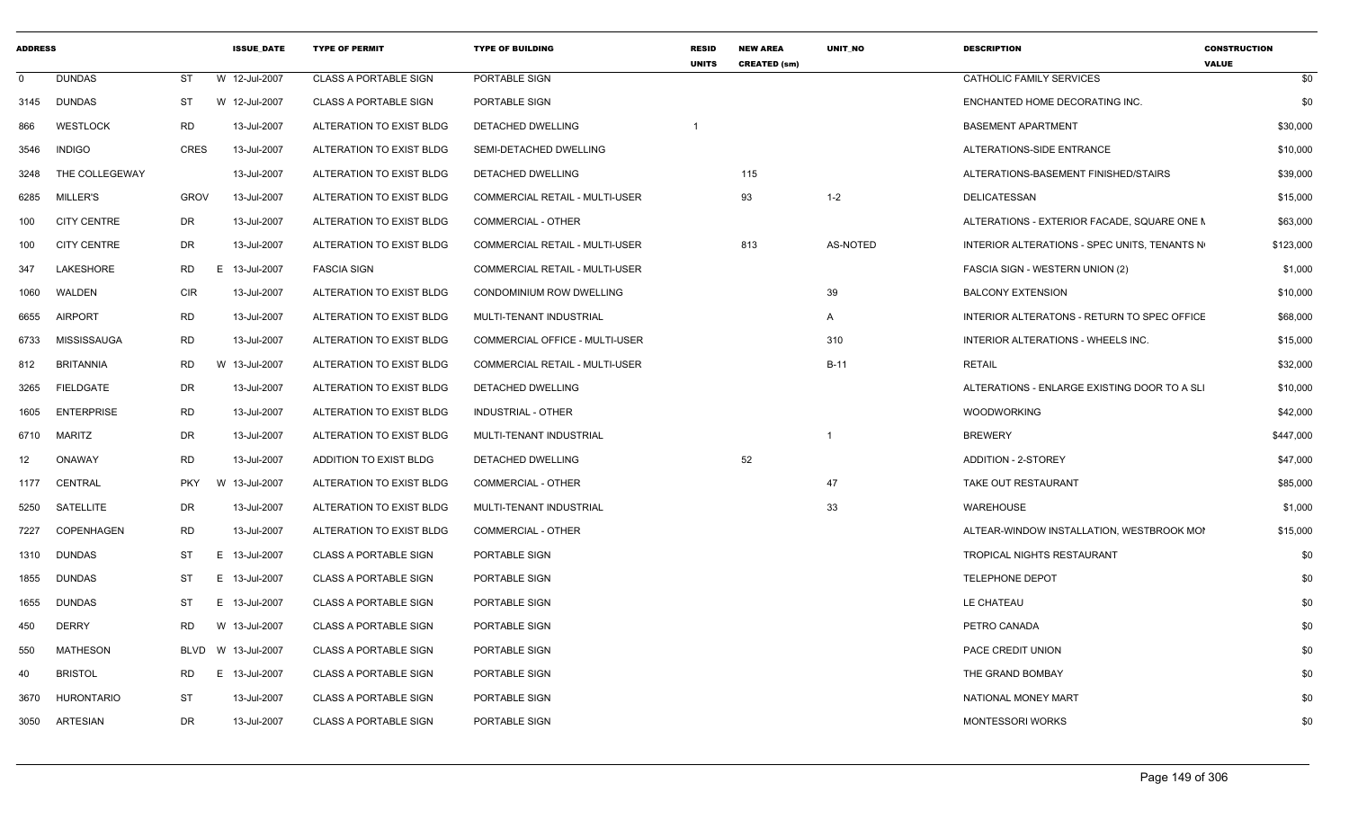| ADDRESS | | | ISSUE_DATE | TYPE OF PERMIT | TYPE OF BUILDING | RESID UNITS | NEW AREA CREATED (sm) | UNIT_NO | DESCRIPTION | CONSTRUCTION VALUE |
|---|---|---|---|---|---|---|---|---|---|---|
| 0 | DUNDAS | ST | W 12-Jul-2007 | CLASS A PORTABLE SIGN | PORTABLE SIGN | | | | CATHOLIC FAMILY SERVICES | $0 |
| 3145 | DUNDAS | ST | W 12-Jul-2007 | CLASS A PORTABLE SIGN | PORTABLE SIGN | | | | ENCHANTED HOME DECORATING INC. | $0 |
| 866 | WESTLOCK | RD | 13-Jul-2007 | ALTERATION TO EXIST BLDG | DETACHED DWELLING | 1 | | | BASEMENT APARTMENT | $30,000 |
| 3546 | INDIGO | CRES | 13-Jul-2007 | ALTERATION TO EXIST BLDG | SEMI-DETACHED DWELLING | | | | ALTERATIONS-SIDE ENTRANCE | $10,000 |
| 3248 | THE COLLEGEWAY | | 13-Jul-2007 | ALTERATION TO EXIST BLDG | DETACHED DWELLING | | 115 | | ALTERATIONS-BASEMENT FINISHED/STAIRS | $39,000 |
| 6285 | MILLER'S | GROV | 13-Jul-2007 | ALTERATION TO EXIST BLDG | COMMERCIAL RETAIL - MULTI-USER | | 93 | 1-2 | DELICATESSAN | $15,000 |
| 100 | CITY CENTRE | DR | 13-Jul-2007 | ALTERATION TO EXIST BLDG | COMMERCIAL - OTHER | | | | ALTERATIONS - EXTERIOR FACADE, SQUARE ONE M | $63,000 |
| 100 | CITY CENTRE | DR | 13-Jul-2007 | ALTERATION TO EXIST BLDG | COMMERCIAL RETAIL - MULTI-USER | | 813 | AS-NOTED | INTERIOR ALTERATIONS - SPEC UNITS, TENANTS N | $123,000 |
| 347 | LAKESHORE | RD | E 13-Jul-2007 | FASCIA SIGN | COMMERCIAL RETAIL - MULTI-USER | | | | FASCIA SIGN - WESTERN UNION (2) | $1,000 |
| 1060 | WALDEN | CIR | 13-Jul-2007 | ALTERATION TO EXIST BLDG | CONDOMINIUM ROW DWELLING | | | 39 | BALCONY EXTENSION | $10,000 |
| 6655 | AIRPORT | RD | 13-Jul-2007 | ALTERATION TO EXIST BLDG | MULTI-TENANT INDUSTRIAL | | | A | INTERIOR ALTERATONS - RETURN TO SPEC OFFICE | $68,000 |
| 6733 | MISSISSAUGA | RD | 13-Jul-2007 | ALTERATION TO EXIST BLDG | COMMERCIAL OFFICE - MULTI-USER | | | 310 | INTERIOR ALTERATIONS - WHEELS INC. | $15,000 |
| 812 | BRITANNIA | RD | W 13-Jul-2007 | ALTERATION TO EXIST BLDG | COMMERCIAL RETAIL - MULTI-USER | | | B-11 | RETAIL | $32,000 |
| 3265 | FIELDGATE | DR | 13-Jul-2007 | ALTERATION TO EXIST BLDG | DETACHED DWELLING | | | | ALTERATIONS - ENLARGE EXISTING DOOR TO A SLI | $10,000 |
| 1605 | ENTERPRISE | RD | 13-Jul-2007 | ALTERATION TO EXIST BLDG | INDUSTRIAL - OTHER | | | | WOODWORKING | $42,000 |
| 6710 | MARITZ | DR | 13-Jul-2007 | ALTERATION TO EXIST BLDG | MULTI-TENANT INDUSTRIAL | | | 1 | BREWERY | $447,000 |
| 12 | ONAWAY | RD | 13-Jul-2007 | ADDITION TO EXIST BLDG | DETACHED DWELLING | | 52 | | ADDITION - 2-STOREY | $47,000 |
| 1177 | CENTRAL | PKY | W 13-Jul-2007 | ALTERATION TO EXIST BLDG | COMMERCIAL - OTHER | | | 47 | TAKE OUT RESTAURANT | $85,000 |
| 5250 | SATELLITE | DR | 13-Jul-2007 | ALTERATION TO EXIST BLDG | MULTI-TENANT INDUSTRIAL | | | 33 | WAREHOUSE | $1,000 |
| 7227 | COPENHAGEN | RD | 13-Jul-2007 | ALTERATION TO EXIST BLDG | COMMERCIAL - OTHER | | | | ALTEAR-WINDOW INSTALLATION, WESTBROOK MOI | $15,000 |
| 1310 | DUNDAS | ST | E 13-Jul-2007 | CLASS A PORTABLE SIGN | PORTABLE SIGN | | | | TROPICAL NIGHTS RESTAURANT | $0 |
| 1855 | DUNDAS | ST | E 13-Jul-2007 | CLASS A PORTABLE SIGN | PORTABLE SIGN | | | | TELEPHONE DEPOT | $0 |
| 1655 | DUNDAS | ST | E 13-Jul-2007 | CLASS A PORTABLE SIGN | PORTABLE SIGN | | | | LE CHATEAU | $0 |
| 450 | DERRY | RD | W 13-Jul-2007 | CLASS A PORTABLE SIGN | PORTABLE SIGN | | | | PETRO CANADA | $0 |
| 550 | MATHESON | BLVD | W 13-Jul-2007 | CLASS A PORTABLE SIGN | PORTABLE SIGN | | | | PACE CREDIT UNION | $0 |
| 40 | BRISTOL | RD | E 13-Jul-2007 | CLASS A PORTABLE SIGN | PORTABLE SIGN | | | | THE GRAND BOMBAY | $0 |
| 3670 | HURONTARIO | ST | 13-Jul-2007 | CLASS A PORTABLE SIGN | PORTABLE SIGN | | | | NATIONAL MONEY MART | $0 |
| 3050 | ARTESIAN | DR | 13-Jul-2007 | CLASS A PORTABLE SIGN | PORTABLE SIGN | | | | MONTESSORI WORKS | $0 |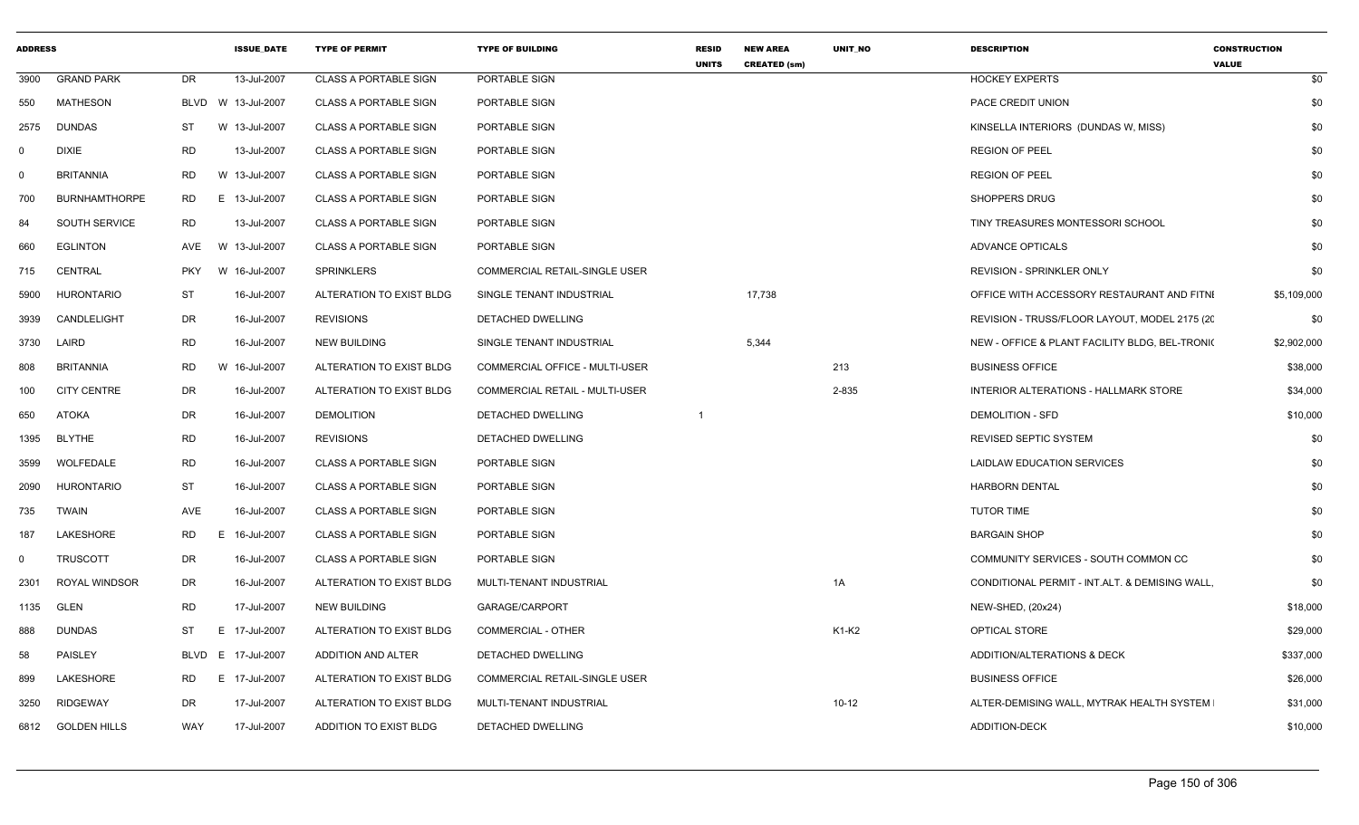| ADDRESS | | | ISSUE_DATE | TYPE OF PERMIT | TYPE OF BUILDING | RESID UNITS | NEW AREA CREATED (sm) | UNIT_NO | DESCRIPTION | CONSTRUCTION VALUE |
|---|---|---|---|---|---|---|---|---|---|---|
| 3900 | GRAND PARK | DR | 13-Jul-2007 | CLASS A PORTABLE SIGN | PORTABLE SIGN | | | | HOCKEY EXPERTS | $0 |
| 550 | MATHESON | BLVD W | 13-Jul-2007 | CLASS A PORTABLE SIGN | PORTABLE SIGN | | | | PACE CREDIT UNION | $0 |
| 2575 | DUNDAS | ST W | 13-Jul-2007 | CLASS A PORTABLE SIGN | PORTABLE SIGN | | | | KINSELLA INTERIORS (DUNDAS W, MISS) | $0 |
| 0 | DIXIE | RD | 13-Jul-2007 | CLASS A PORTABLE SIGN | PORTABLE SIGN | | | | REGION OF PEEL | $0 |
| 0 | BRITANNIA | RD W | 13-Jul-2007 | CLASS A PORTABLE SIGN | PORTABLE SIGN | | | | REGION OF PEEL | $0 |
| 700 | BURNHAMTHORPE | RD E | 13-Jul-2007 | CLASS A PORTABLE SIGN | PORTABLE SIGN | | | | SHOPPERS DRUG | $0 |
| 84 | SOUTH SERVICE | RD | 13-Jul-2007 | CLASS A PORTABLE SIGN | PORTABLE SIGN | | | | TINY TREASURES MONTESSORI SCHOOL | $0 |
| 660 | EGLINTON | AVE W | 13-Jul-2007 | CLASS A PORTABLE SIGN | PORTABLE SIGN | | | | ADVANCE OPTICALS | $0 |
| 715 | CENTRAL | PKY W | 16-Jul-2007 | SPRINKLERS | COMMERCIAL RETAIL-SINGLE USER | | | | REVISION - SPRINKLER ONLY | $0 |
| 5900 | HURONTARIO | ST | 16-Jul-2007 | ALTERATION TO EXIST BLDG | SINGLE TENANT INDUSTRIAL | | 17,738 | | OFFICE WITH ACCESSORY RESTAURANT AND FITNI | $5,109,000 |
| 3939 | CANDLELIGHT | DR | 16-Jul-2007 | REVISIONS | DETACHED DWELLING | | | | REVISION - TRUSS/FLOOR LAYOUT, MODEL 2175 (20 | $0 |
| 3730 | LAIRD | RD | 16-Jul-2007 | NEW BUILDING | SINGLE TENANT INDUSTRIAL | | 5,344 | | NEW - OFFICE & PLANT FACILITY BLDG, BEL-TRONI( | $2,902,000 |
| 808 | BRITANNIA | RD W | 16-Jul-2007 | ALTERATION TO EXIST BLDG | COMMERCIAL OFFICE - MULTI-USER | | | 213 | BUSINESS OFFICE | $38,000 |
| 100 | CITY CENTRE | DR | 16-Jul-2007 | ALTERATION TO EXIST BLDG | COMMERCIAL RETAIL - MULTI-USER | | | 2-835 | INTERIOR ALTERATIONS - HALLMARK STORE | $34,000 |
| 650 | ATOKA | DR | 16-Jul-2007 | DEMOLITION | DETACHED DWELLING | 1 | | | DEMOLITION - SFD | $10,000 |
| 1395 | BLYTHE | RD | 16-Jul-2007 | REVISIONS | DETACHED DWELLING | | | | REVISED SEPTIC SYSTEM | $0 |
| 3599 | WOLFEDALE | RD | 16-Jul-2007 | CLASS A PORTABLE SIGN | PORTABLE SIGN | | | | LAIDLAW EDUCATION SERVICES | $0 |
| 2090 | HURONTARIO | ST | 16-Jul-2007 | CLASS A PORTABLE SIGN | PORTABLE SIGN | | | | HARBORN DENTAL | $0 |
| 735 | TWAIN | AVE | 16-Jul-2007 | CLASS A PORTABLE SIGN | PORTABLE SIGN | | | | TUTOR TIME | $0 |
| 187 | LAKESHORE | RD E | 16-Jul-2007 | CLASS A PORTABLE SIGN | PORTABLE SIGN | | | | BARGAIN SHOP | $0 |
| 0 | TRUSCOTT | DR | 16-Jul-2007 | CLASS A PORTABLE SIGN | PORTABLE SIGN | | | | COMMUNITY SERVICES - SOUTH COMMON CC | $0 |
| 2301 | ROYAL WINDSOR | DR | 16-Jul-2007 | ALTERATION TO EXIST BLDG | MULTI-TENANT INDUSTRIAL | | | 1A | CONDITIONAL PERMIT - INT.ALT. & DEMISING WALL, | $0 |
| 1135 | GLEN | RD | 17-Jul-2007 | NEW BUILDING | GARAGE/CARPORT | | | | NEW-SHED, (20x24) | $18,000 |
| 888 | DUNDAS | ST E | 17-Jul-2007 | ALTERATION TO EXIST BLDG | COMMERCIAL - OTHER | | | K1-K2 | OPTICAL STORE | $29,000 |
| 58 | PAISLEY | BLVD E | 17-Jul-2007 | ADDITION AND ALTER | DETACHED DWELLING | | | | ADDITION/ALTERATIONS & DECK | $337,000 |
| 899 | LAKESHORE | RD E | 17-Jul-2007 | ALTERATION TO EXIST BLDG | COMMERCIAL RETAIL-SINGLE USER | | | | BUSINESS OFFICE | $26,000 |
| 3250 | RIDGEWAY | DR | 17-Jul-2007 | ALTERATION TO EXIST BLDG | MULTI-TENANT INDUSTRIAL | | | 10-12 | ALTER-DEMISING WALL, MYTRAK HEALTH SYSTEM I | $31,000 |
| 6812 | GOLDEN HILLS | WAY | 17-Jul-2007 | ADDITION TO EXIST BLDG | DETACHED DWELLING | | | | ADDITION-DECK | $10,000 |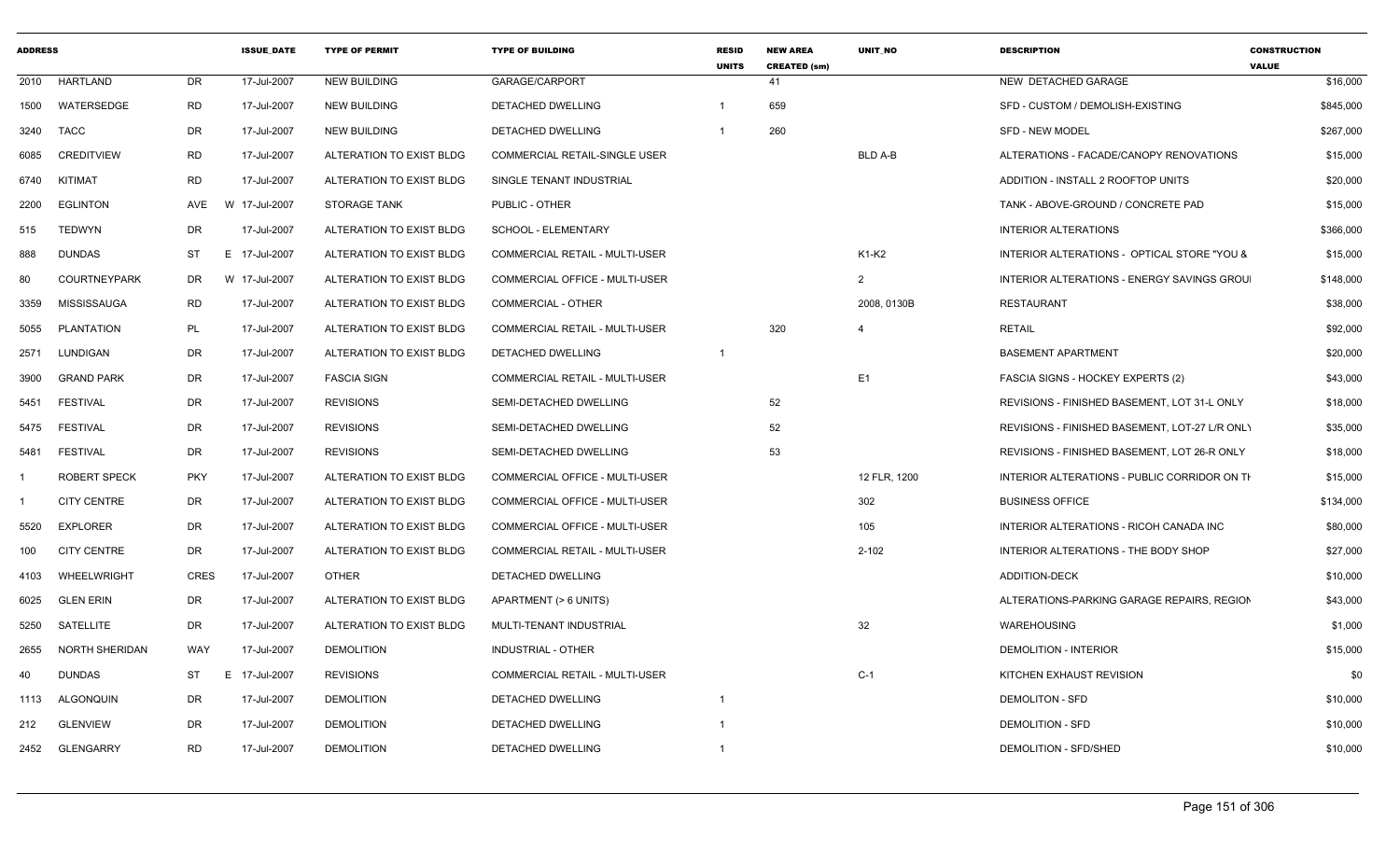| ADDRESS | | | ISSUE_DATE | TYPE OF PERMIT | TYPE OF BUILDING | RESID UNITS | NEW AREA CREATED (sm) | UNIT_NO | DESCRIPTION | CONSTRUCTION VALUE |
|---|---|---|---|---|---|---|---|---|---|---|
| 2010 | HARTLAND | DR | 17-Jul-2007 | NEW BUILDING | GARAGE/CARPORT | | 41 | | NEW DETACHED GARAGE | $16,000 |
| 1500 | WATERSEDGE | RD | 17-Jul-2007 | NEW BUILDING | DETACHED DWELLING | 1 | 659 | | SFD - CUSTOM / DEMOLISH-EXISTING | $845,000 |
| 3240 | TACC | DR | 17-Jul-2007 | NEW BUILDING | DETACHED DWELLING | 1 | 260 | | SFD - NEW MODEL | $267,000 |
| 6085 | CREDITVIEW | RD | 17-Jul-2007 | ALTERATION TO EXIST BLDG | COMMERCIAL RETAIL-SINGLE USER | | | BLD A-B | ALTERATIONS - FACADE/CANOPY RENOVATIONS | $15,000 |
| 6740 | KITIMAT | RD | 17-Jul-2007 | ALTERATION TO EXIST BLDG | SINGLE TENANT INDUSTRIAL | | | | ADDITION - INSTALL 2 ROOFTOP UNITS | $20,000 |
| 2200 | EGLINTON | AVE W | 17-Jul-2007 | STORAGE TANK | PUBLIC - OTHER | | | | TANK - ABOVE-GROUND / CONCRETE PAD | $15,000 |
| 515 | TEDWYN | DR | 17-Jul-2007 | ALTERATION TO EXIST BLDG | SCHOOL - ELEMENTARY | | | | INTERIOR ALTERATIONS | $366,000 |
| 888 | DUNDAS | ST E | 17-Jul-2007 | ALTERATION TO EXIST BLDG | COMMERCIAL RETAIL - MULTI-USER | | | K1-K2 | INTERIOR ALTERATIONS - OPTICAL STORE "YOU & | $15,000 |
| 80 | COURTNEYPARK | DR W | 17-Jul-2007 | ALTERATION TO EXIST BLDG | COMMERCIAL OFFICE - MULTI-USER | | | 2 | INTERIOR ALTERATIONS - ENERGY SAVINGS GROUI | $148,000 |
| 3359 | MISSISSAUGA | RD | 17-Jul-2007 | ALTERATION TO EXIST BLDG | COMMERCIAL - OTHER | | | 2008, 0130B | RESTAURANT | $38,000 |
| 5055 | PLANTATION | PL | 17-Jul-2007 | ALTERATION TO EXIST BLDG | COMMERCIAL RETAIL - MULTI-USER | | 320 | 4 | RETAIL | $92,000 |
| 2571 | LUNDIGAN | DR | 17-Jul-2007 | ALTERATION TO EXIST BLDG | DETACHED DWELLING | 1 | | | BASEMENT APARTMENT | $20,000 |
| 3900 | GRAND PARK | DR | 17-Jul-2007 | FASCIA SIGN | COMMERCIAL RETAIL - MULTI-USER | | | E1 | FASCIA SIGNS - HOCKEY EXPERTS (2) | $43,000 |
| 5451 | FESTIVAL | DR | 17-Jul-2007 | REVISIONS | SEMI-DETACHED DWELLING | | 52 | | REVISIONS - FINISHED BASEMENT, LOT 31-L ONLY | $18,000 |
| 5475 | FESTIVAL | DR | 17-Jul-2007 | REVISIONS | SEMI-DETACHED DWELLING | | 52 | | REVISIONS - FINISHED BASEMENT, LOT-27 L/R ONLY | $35,000 |
| 5481 | FESTIVAL | DR | 17-Jul-2007 | REVISIONS | SEMI-DETACHED DWELLING | | 53 | | REVISIONS - FINISHED BASEMENT, LOT 26-R ONLY | $18,000 |
| 1 | ROBERT SPECK | PKY | 17-Jul-2007 | ALTERATION TO EXIST BLDG | COMMERCIAL OFFICE - MULTI-USER | | | 12 FLR, 1200 | INTERIOR ALTERATIONS - PUBLIC CORRIDOR ON TH | $15,000 |
| 1 | CITY CENTRE | DR | 17-Jul-2007 | ALTERATION TO EXIST BLDG | COMMERCIAL OFFICE - MULTI-USER | | | 302 | BUSINESS OFFICE | $134,000 |
| 5520 | EXPLORER | DR | 17-Jul-2007 | ALTERATION TO EXIST BLDG | COMMERCIAL OFFICE - MULTI-USER | | | 105 | INTERIOR ALTERATIONS - RICOH CANADA INC | $80,000 |
| 100 | CITY CENTRE | DR | 17-Jul-2007 | ALTERATION TO EXIST BLDG | COMMERCIAL RETAIL - MULTI-USER | | | 2-102 | INTERIOR ALTERATIONS - THE BODY SHOP | $27,000 |
| 4103 | WHEELWRIGHT | CRES | 17-Jul-2007 | OTHER | DETACHED DWELLING | | | | ADDITION-DECK | $10,000 |
| 6025 | GLEN ERIN | DR | 17-Jul-2007 | ALTERATION TO EXIST BLDG | APARTMENT (> 6 UNITS) | | | | ALTERATIONS-PARKING GARAGE REPAIRS, REGION | $43,000 |
| 5250 | SATELLITE | DR | 17-Jul-2007 | ALTERATION TO EXIST BLDG | MULTI-TENANT INDUSTRIAL | | | 32 | WAREHOUSING | $1,000 |
| 2655 | NORTH SHERIDAN | WAY | 17-Jul-2007 | DEMOLITION | INDUSTRIAL - OTHER | | | | DEMOLITION - INTERIOR | $15,000 |
| 40 | DUNDAS | ST E | 17-Jul-2007 | REVISIONS | COMMERCIAL RETAIL - MULTI-USER | | | C-1 | KITCHEN EXHAUST REVISION | $0 |
| 1113 | ALGONQUIN | DR | 17-Jul-2007 | DEMOLITION | DETACHED DWELLING | 1 | | | DEMOLITON - SFD | $10,000 |
| 212 | GLENVIEW | DR | 17-Jul-2007 | DEMOLITION | DETACHED DWELLING | 1 | | | DEMOLITION - SFD | $10,000 |
| 2452 | GLENGARRY | RD | 17-Jul-2007 | DEMOLITION | DETACHED DWELLING | 1 | | | DEMOLITION - SFD/SHED | $10,000 |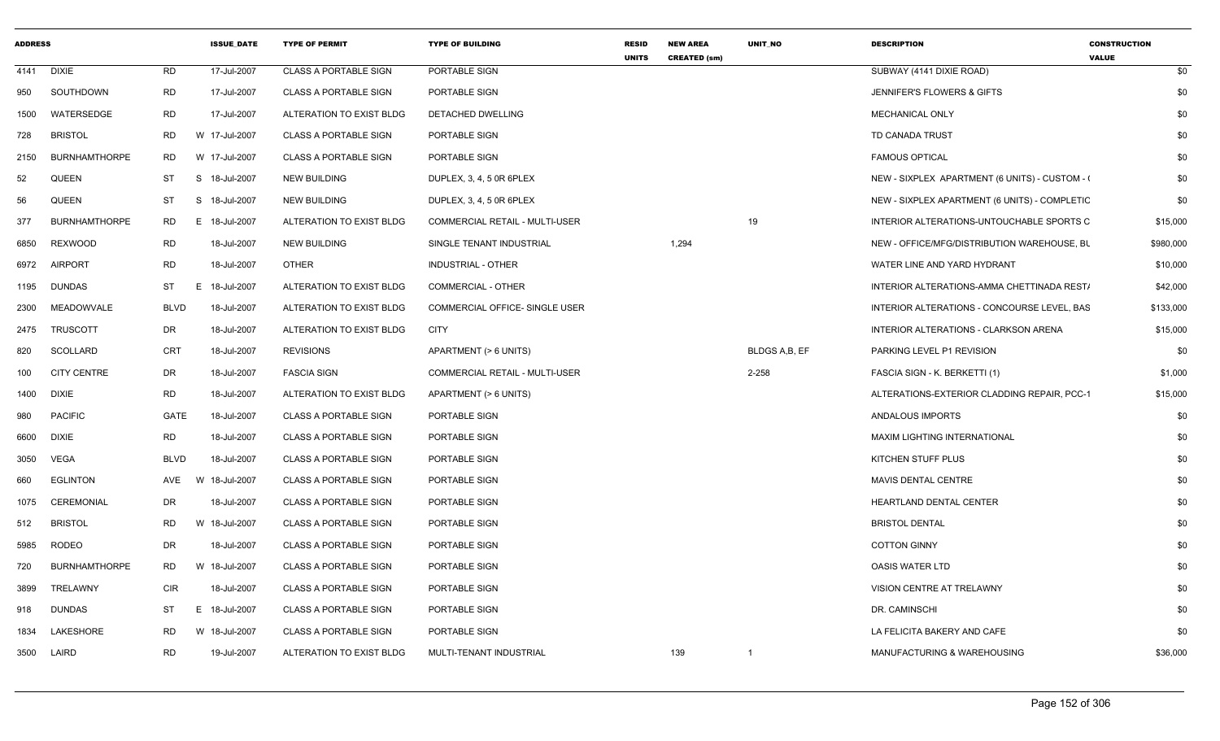| ADDRESS | | | ISSUE_DATE | TYPE OF PERMIT | TYPE OF BUILDING | RESID UNITS | NEW AREA CREATED (sm) | UNIT_NO | DESCRIPTION | CONSTRUCTION VALUE |
|---|---|---|---|---|---|---|---|---|---|---|
| 4141 | DIXIE | RD | 17-Jul-2007 | CLASS A PORTABLE SIGN | PORTABLE SIGN | | | | SUBWAY (4141 DIXIE ROAD) | $0 |
| 950 | SOUTHDOWN | RD | 17-Jul-2007 | CLASS A PORTABLE SIGN | PORTABLE SIGN | | | | JENNIFER'S FLOWERS & GIFTS | $0 |
| 1500 | WATERSEDGE | RD | 17-Jul-2007 | ALTERATION TO EXIST BLDG | DETACHED DWELLING | | | | MECHANICAL ONLY | $0 |
| 728 | BRISTOL | RD | W 17-Jul-2007 | CLASS A PORTABLE SIGN | PORTABLE SIGN | | | | TD CANADA TRUST | $0 |
| 2150 | BURNHAMTHORPE | RD | W 17-Jul-2007 | CLASS A PORTABLE SIGN | PORTABLE SIGN | | | | FAMOUS OPTICAL | $0 |
| 52 | QUEEN | ST | S 18-Jul-2007 | NEW BUILDING | DUPLEX, 3, 4, 5 0R 6PLEX | | | | NEW - SIXPLEX APARTMENT (6 UNITS) - CUSTOM - ( | $0 |
| 56 | QUEEN | ST | S 18-Jul-2007 | NEW BUILDING | DUPLEX, 3, 4, 5 0R 6PLEX | | | | NEW - SIXPLEX APARTMENT (6 UNITS) - COMPLETIC | $0 |
| 377 | BURNHAMTHORPE | RD | E 18-Jul-2007 | ALTERATION TO EXIST BLDG | COMMERCIAL RETAIL - MULTI-USER | | | 19 | INTERIOR ALTERATIONS-UNTOUCHABLE SPORTS C | $15,000 |
| 6850 | REXWOOD | RD | 18-Jul-2007 | NEW BUILDING | SINGLE TENANT INDUSTRIAL | | 1,294 | | NEW - OFFICE/MFG/DISTRIBUTION WAREHOUSE, BU | $980,000 |
| 6972 | AIRPORT | RD | 18-Jul-2007 | OTHER | INDUSTRIAL - OTHER | | | | WATER LINE AND YARD HYDRANT | $10,000 |
| 1195 | DUNDAS | ST | E 18-Jul-2007 | ALTERATION TO EXIST BLDG | COMMERCIAL - OTHER | | | | INTERIOR ALTERATIONS-AMMA CHETTINADA REST/ | $42,000 |
| 2300 | MEADOWVALE | BLVD | 18-Jul-2007 | ALTERATION TO EXIST BLDG | COMMERCIAL OFFICE- SINGLE USER | | | | INTERIOR ALTERATIONS - CONCOURSE LEVEL, BAS | $133,000 |
| 2475 | TRUSCOTT | DR | 18-Jul-2007 | ALTERATION TO EXIST BLDG | CITY | | | | INTERIOR ALTERATIONS - CLARKSON ARENA | $15,000 |
| 820 | SCOLLARD | CRT | 18-Jul-2007 | REVISIONS | APARTMENT (> 6 UNITS) | | | BLDGS A,B, EF | PARKING LEVEL P1 REVISION | $0 |
| 100 | CITY CENTRE | DR | 18-Jul-2007 | FASCIA SIGN | COMMERCIAL RETAIL - MULTI-USER | | | 2-258 | FASCIA SIGN - K. BERKETTI (1) | $1,000 |
| 1400 | DIXIE | RD | 18-Jul-2007 | ALTERATION TO EXIST BLDG | APARTMENT (> 6 UNITS) | | | | ALTERATIONS-EXTERIOR CLADDING REPAIR, PCC-1 | $15,000 |
| 980 | PACIFIC | GATE | 18-Jul-2007 | CLASS A PORTABLE SIGN | PORTABLE SIGN | | | | ANDALOUS IMPORTS | $0 |
| 6600 | DIXIE | RD | 18-Jul-2007 | CLASS A PORTABLE SIGN | PORTABLE SIGN | | | | MAXIM LIGHTING INTERNATIONAL | $0 |
| 3050 | VEGA | BLVD | 18-Jul-2007 | CLASS A PORTABLE SIGN | PORTABLE SIGN | | | | KITCHEN STUFF PLUS | $0 |
| 660 | EGLINTON | AVE | W 18-Jul-2007 | CLASS A PORTABLE SIGN | PORTABLE SIGN | | | | MAVIS DENTAL CENTRE | $0 |
| 1075 | CEREMONIAL | DR | 18-Jul-2007 | CLASS A PORTABLE SIGN | PORTABLE SIGN | | | | HEARTLAND DENTAL CENTER | $0 |
| 512 | BRISTOL | RD | W 18-Jul-2007 | CLASS A PORTABLE SIGN | PORTABLE SIGN | | | | BRISTOL DENTAL | $0 |
| 5985 | RODEO | DR | 18-Jul-2007 | CLASS A PORTABLE SIGN | PORTABLE SIGN | | | | COTTON GINNY | $0 |
| 720 | BURNHAMTHORPE | RD | W 18-Jul-2007 | CLASS A PORTABLE SIGN | PORTABLE SIGN | | | | OASIS WATER LTD | $0 |
| 3899 | TRELAWNY | CIR | 18-Jul-2007 | CLASS A PORTABLE SIGN | PORTABLE SIGN | | | | VISION CENTRE AT TRELAWNY | $0 |
| 918 | DUNDAS | ST | E 18-Jul-2007 | CLASS A PORTABLE SIGN | PORTABLE SIGN | | | | DR. CAMINSCHI | $0 |
| 1834 | LAKESHORE | RD | W 18-Jul-2007 | CLASS A PORTABLE SIGN | PORTABLE SIGN | | | | LA FELICITA BAKERY AND CAFE | $0 |
| 3500 | LAIRD | RD | 19-Jul-2007 | ALTERATION TO EXIST BLDG | MULTI-TENANT INDUSTRIAL | | 139 | 1 | MANUFACTURING & WAREHOUSING | $36,000 |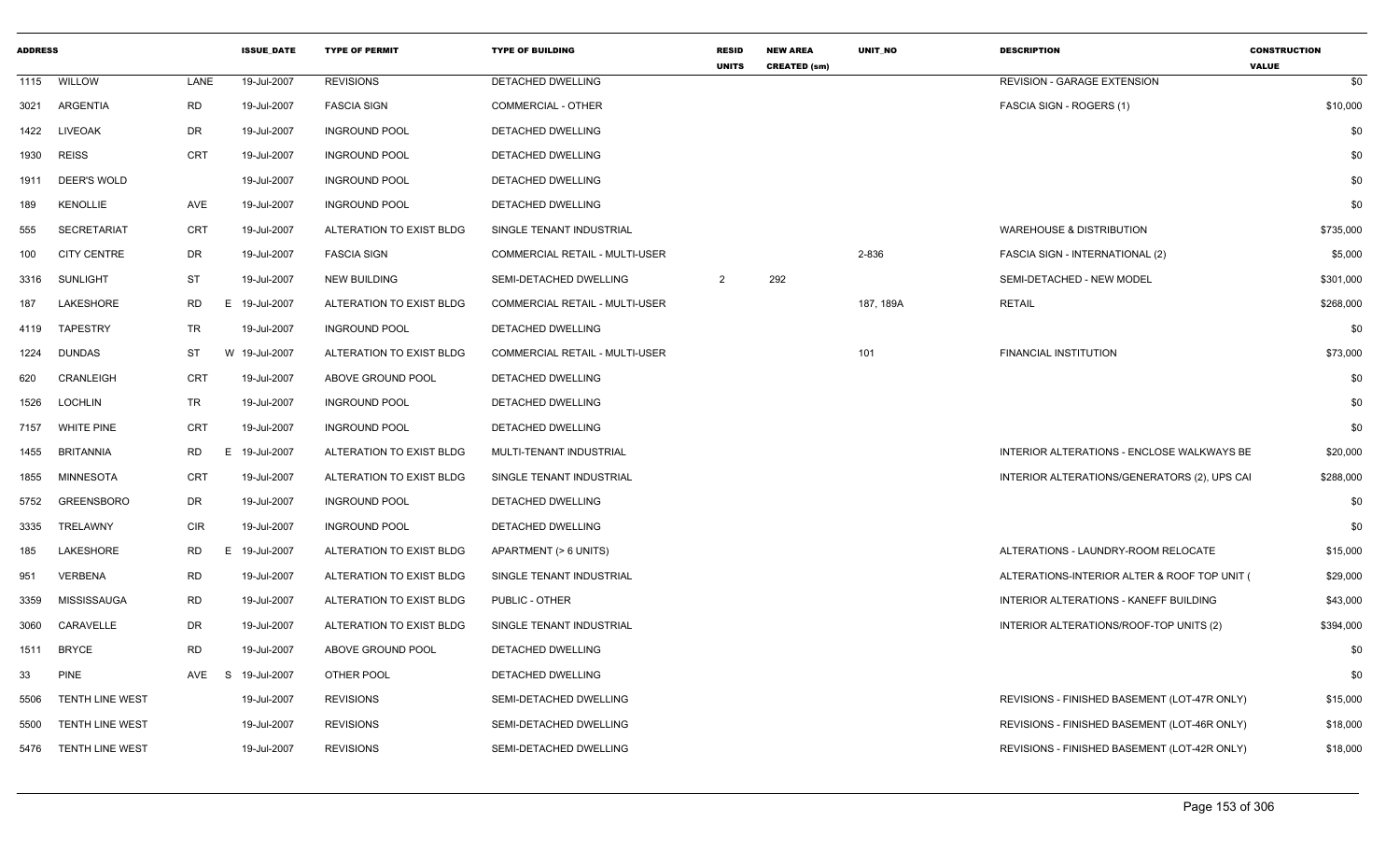| ADDRESS | | | ISSUE_DATE | TYPE OF PERMIT | TYPE OF BUILDING | RESID UNITS | NEW AREA CREATED (sm) | UNIT_NO | DESCRIPTION | CONSTRUCTION VALUE |
|---|---|---|---|---|---|---|---|---|---|---|
| 1115 | WILLOW | LANE | 19-Jul-2007 | REVISIONS | DETACHED DWELLING | | | | REVISION - GARAGE EXTENSION | $0 |
| 3021 | ARGENTIA | RD | 19-Jul-2007 | FASCIA SIGN | COMMERCIAL - OTHER | | | | FASCIA SIGN - ROGERS (1) | $10,000 |
| 1422 | LIVEOAK | DR | 19-Jul-2007 | INGROUND POOL | DETACHED DWELLING | | | | | $0 |
| 1930 | REISS | CRT | 19-Jul-2007 | INGROUND POOL | DETACHED DWELLING | | | | | $0 |
| 1911 | DEER'S WOLD | | 19-Jul-2007 | INGROUND POOL | DETACHED DWELLING | | | | | $0 |
| 189 | KENOLLIE | AVE | 19-Jul-2007 | INGROUND POOL | DETACHED DWELLING | | | | | $0 |
| 555 | SECRETARIAT | CRT | 19-Jul-2007 | ALTERATION TO EXIST BLDG | SINGLE TENANT INDUSTRIAL | | | | WAREHOUSE & DISTRIBUTION | $735,000 |
| 100 | CITY CENTRE | DR | 19-Jul-2007 | FASCIA SIGN | COMMERCIAL RETAIL - MULTI-USER | | | 2-836 | FASCIA SIGN - INTERNATIONAL (2) | $5,000 |
| 3316 | SUNLIGHT | ST | 19-Jul-2007 | NEW BUILDING | SEMI-DETACHED DWELLING | 2 | 292 | | SEMI-DETACHED - NEW MODEL | $301,000 |
| 187 | LAKESHORE | RD E | 19-Jul-2007 | ALTERATION TO EXIST BLDG | COMMERCIAL RETAIL - MULTI-USER | | | 187, 189A | RETAIL | $268,000 |
| 4119 | TAPESTRY | TR | 19-Jul-2007 | INGROUND POOL | DETACHED DWELLING | | | | | $0 |
| 1224 | DUNDAS | ST W | 19-Jul-2007 | ALTERATION TO EXIST BLDG | COMMERCIAL RETAIL - MULTI-USER | | | 101 | FINANCIAL INSTITUTION | $73,000 |
| 620 | CRANLEIGH | CRT | 19-Jul-2007 | ABOVE GROUND POOL | DETACHED DWELLING | | | | | $0 |
| 1526 | LOCHLIN | TR | 19-Jul-2007 | INGROUND POOL | DETACHED DWELLING | | | | | $0 |
| 7157 | WHITE PINE | CRT | 19-Jul-2007 | INGROUND POOL | DETACHED DWELLING | | | | | $0 |
| 1455 | BRITANNIA | RD E | 19-Jul-2007 | ALTERATION TO EXIST BLDG | MULTI-TENANT INDUSTRIAL | | | | INTERIOR ALTERATIONS - ENCLOSE WALKWAYS BE | $20,000 |
| 1855 | MINNESOTA | CRT | 19-Jul-2007 | ALTERATION TO EXIST BLDG | SINGLE TENANT INDUSTRIAL | | | | INTERIOR ALTERATIONS/GENERATORS (2), UPS CAI | $288,000 |
| 5752 | GREENSBORO | DR | 19-Jul-2007 | INGROUND POOL | DETACHED DWELLING | | | | | $0 |
| 3335 | TRELAWNY | CIR | 19-Jul-2007 | INGROUND POOL | DETACHED DWELLING | | | | | $0 |
| 185 | LAKESHORE | RD E | 19-Jul-2007 | ALTERATION TO EXIST BLDG | APARTMENT (> 6 UNITS) | | | | ALTERATIONS - LAUNDRY-ROOM RELOCATE | $15,000 |
| 951 | VERBENA | RD | 19-Jul-2007 | ALTERATION TO EXIST BLDG | SINGLE TENANT INDUSTRIAL | | | | ALTERATIONS-INTERIOR ALTER & ROOF TOP UNIT ( | $29,000 |
| 3359 | MISSISSAUGA | RD | 19-Jul-2007 | ALTERATION TO EXIST BLDG | PUBLIC - OTHER | | | | INTERIOR ALTERATIONS - KANEFF BUILDING | $43,000 |
| 3060 | CARAVELLE | DR | 19-Jul-2007 | ALTERATION TO EXIST BLDG | SINGLE TENANT INDUSTRIAL | | | | INTERIOR ALTERATIONS/ROOF-TOP UNITS (2) | $394,000 |
| 1511 | BRYCE | RD | 19-Jul-2007 | ABOVE GROUND POOL | DETACHED DWELLING | | | | | $0 |
| 33 | PINE | AVE S | 19-Jul-2007 | OTHER POOL | DETACHED DWELLING | | | | | $0 |
| 5506 | TENTH LINE WEST | | 19-Jul-2007 | REVISIONS | SEMI-DETACHED DWELLING | | | | REVISIONS - FINISHED BASEMENT (LOT-47R ONLY) | $15,000 |
| 5500 | TENTH LINE WEST | | 19-Jul-2007 | REVISIONS | SEMI-DETACHED DWELLING | | | | REVISIONS - FINISHED BASEMENT (LOT-46R ONLY) | $18,000 |
| 5476 | TENTH LINE WEST | | 19-Jul-2007 | REVISIONS | SEMI-DETACHED DWELLING | | | | REVISIONS - FINISHED BASEMENT (LOT-42R ONLY) | $18,000 |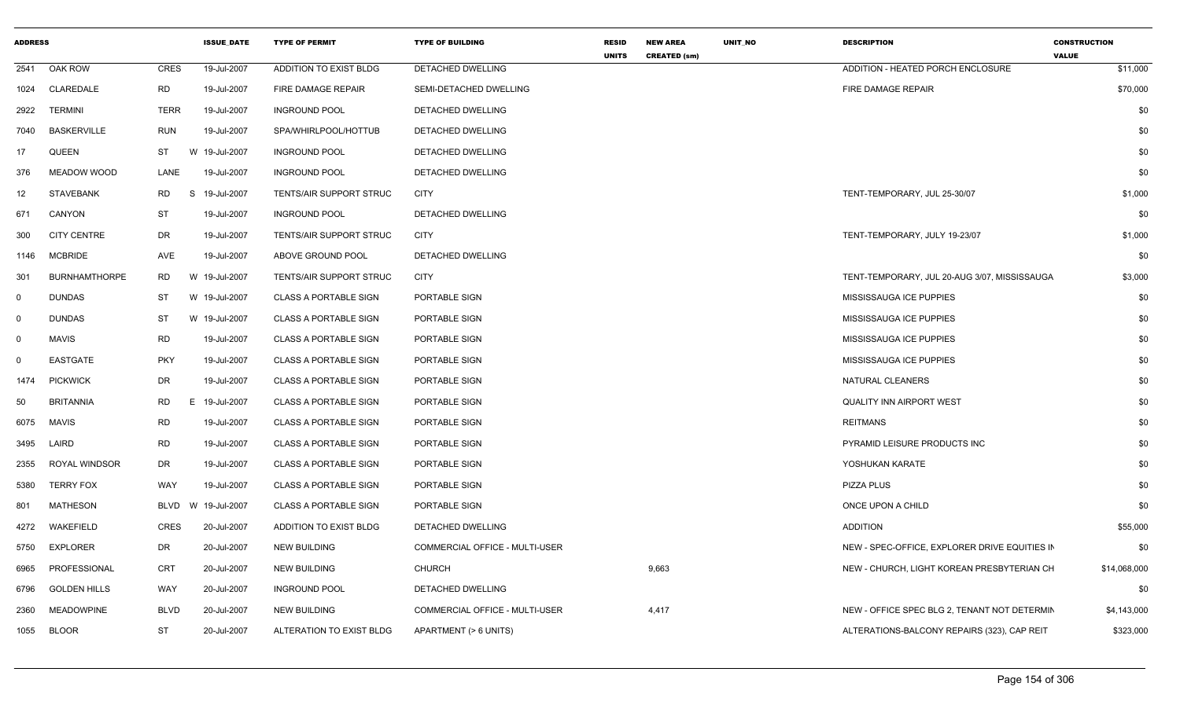| ADDRESS | | | ISSUE_DATE | TYPE OF PERMIT | TYPE OF BUILDING | RESID UNITS | NEW AREA CREATED (sm) | UNIT_NO | DESCRIPTION | CONSTRUCTION VALUE |
|---|---|---|---|---|---|---|---|---|---|---|
| 2541 | OAK ROW | CRES | 19-Jul-2007 | ADDITION TO EXIST BLDG | DETACHED DWELLING | | | | ADDITION - HEATED PORCH ENCLOSURE | $11,000 |
| 1024 | CLAREDALE | RD | 19-Jul-2007 | FIRE DAMAGE REPAIR | SEMI-DETACHED DWELLING | | | | FIRE DAMAGE REPAIR | $70,000 |
| 2922 | TERMINI | TERR | 19-Jul-2007 | INGROUND POOL | DETACHED DWELLING | | | | | $0 |
| 7040 | BASKERVILLE | RUN | 19-Jul-2007 | SPA/WHIRLPOOL/HOTTUB | DETACHED DWELLING | | | | | $0 |
| 17 | QUEEN | ST | W 19-Jul-2007 | INGROUND POOL | DETACHED DWELLING | | | | | $0 |
| 376 | MEADOW WOOD | LANE | 19-Jul-2007 | INGROUND POOL | DETACHED DWELLING | | | | | $0 |
| 12 | STAVEBANK | RD | S 19-Jul-2007 | TENTS/AIR SUPPORT STRUC | CITY | | | | TENT-TEMPORARY, JUL 25-30/07 | $1,000 |
| 671 | CANYON | ST | 19-Jul-2007 | INGROUND POOL | DETACHED DWELLING | | | | | $0 |
| 300 | CITY CENTRE | DR | 19-Jul-2007 | TENTS/AIR SUPPORT STRUC | CITY | | | | TENT-TEMPORARY, JULY 19-23/07 | $1,000 |
| 1146 | MCBRIDE | AVE | 19-Jul-2007 | ABOVE GROUND POOL | DETACHED DWELLING | | | | | $0 |
| 301 | BURNHAMTHORPE | RD | W 19-Jul-2007 | TENTS/AIR SUPPORT STRUC | CITY | | | | TENT-TEMPORARY, JUL 20-AUG 3/07, MISSISSAUGA | $3,000 |
| 0 | DUNDAS | ST | W 19-Jul-2007 | CLASS A PORTABLE SIGN | PORTABLE SIGN | | | | MISSISSAUGA ICE PUPPIES | $0 |
| 0 | DUNDAS | ST | W 19-Jul-2007 | CLASS A PORTABLE SIGN | PORTABLE SIGN | | | | MISSISSAUGA ICE PUPPIES | $0 |
| 0 | MAVIS | RD | 19-Jul-2007 | CLASS A PORTABLE SIGN | PORTABLE SIGN | | | | MISSISSAUGA ICE PUPPIES | $0 |
| 0 | EASTGATE | PKY | 19-Jul-2007 | CLASS A PORTABLE SIGN | PORTABLE SIGN | | | | MISSISSAUGA ICE PUPPIES | $0 |
| 1474 | PICKWICK | DR | 19-Jul-2007 | CLASS A PORTABLE SIGN | PORTABLE SIGN | | | | NATURAL CLEANERS | $0 |
| 50 | BRITANNIA | RD | E 19-Jul-2007 | CLASS A PORTABLE SIGN | PORTABLE SIGN | | | | QUALITY INN AIRPORT WEST | $0 |
| 6075 | MAVIS | RD | 19-Jul-2007 | CLASS A PORTABLE SIGN | PORTABLE SIGN | | | | REITMANS | $0 |
| 3495 | LAIRD | RD | 19-Jul-2007 | CLASS A PORTABLE SIGN | PORTABLE SIGN | | | | PYRAMID LEISURE PRODUCTS INC | $0 |
| 2355 | ROYAL WINDSOR | DR | 19-Jul-2007 | CLASS A PORTABLE SIGN | PORTABLE SIGN | | | | YOSHUKAN KARATE | $0 |
| 5380 | TERRY FOX | WAY | 19-Jul-2007 | CLASS A PORTABLE SIGN | PORTABLE SIGN | | | | PIZZA PLUS | $0 |
| 801 | MATHESON | BLVD | W 19-Jul-2007 | CLASS A PORTABLE SIGN | PORTABLE SIGN | | | | ONCE UPON A CHILD | $0 |
| 4272 | WAKEFIELD | CRES | 20-Jul-2007 | ADDITION TO EXIST BLDG | DETACHED DWELLING | | | | ADDITION | $55,000 |
| 5750 | EXPLORER | DR | 20-Jul-2007 | NEW BUILDING | COMMERCIAL OFFICE - MULTI-USER | | | | NEW - SPEC-OFFICE, EXPLORER DRIVE EQUITIES IN | $0 |
| 6965 | PROFESSIONAL | CRT | 20-Jul-2007 | NEW BUILDING | CHURCH | | 9,663 | | NEW - CHURCH, LIGHT KOREAN PRESBYTERIAN CH | $14,068,000 |
| 6796 | GOLDEN HILLS | WAY | 20-Jul-2007 | INGROUND POOL | DETACHED DWELLING | | | | | $0 |
| 2360 | MEADOWPINE | BLVD | 20-Jul-2007 | NEW BUILDING | COMMERCIAL OFFICE - MULTI-USER | | 4,417 | | NEW - OFFICE SPEC BLG 2, TENANT NOT DETERMIN | $4,143,000 |
| 1055 | BLOOR | ST | 20-Jul-2007 | ALTERATION TO EXIST BLDG | APARTMENT (> 6 UNITS) | | | | ALTERATIONS-BALCONY REPAIRS (323), CAP REIT | $323,000 |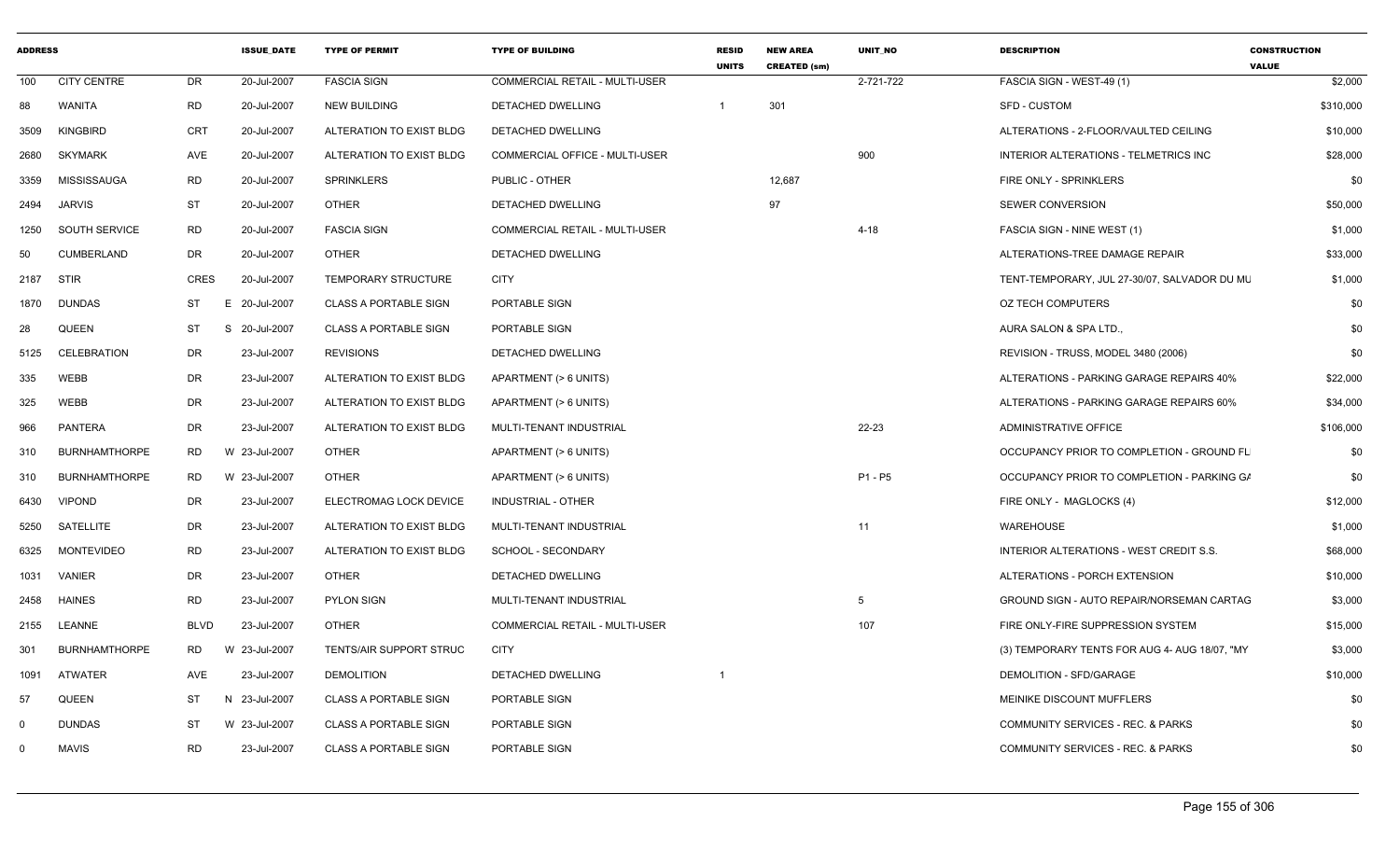| ADDRESS | | | ISSUE_DATE | TYPE OF PERMIT | TYPE OF BUILDING | RESID UNITS | NEW AREA CREATED (sm) | UNIT_NO | DESCRIPTION | CONSTRUCTION VALUE |
|---|---|---|---|---|---|---|---|---|---|---|
| 100 | CITY CENTRE | DR | 20-Jul-2007 | FASCIA SIGN | COMMERCIAL RETAIL - MULTI-USER | | | 2-721-722 | FASCIA SIGN - WEST-49 (1) | $2,000 |
| 88 | WANITA | RD | 20-Jul-2007 | NEW BUILDING | DETACHED DWELLING | 1 | 301 | | SFD - CUSTOM | $310,000 |
| 3509 | KINGBIRD | CRT | 20-Jul-2007 | ALTERATION TO EXIST BLDG | DETACHED DWELLING | | | | ALTERATIONS - 2-FLOOR/VAULTED CEILING | $10,000 |
| 2680 | SKYMARK | AVE | 20-Jul-2007 | ALTERATION TO EXIST BLDG | COMMERCIAL OFFICE - MULTI-USER | | | 900 | INTERIOR ALTERATIONS - TELMETRICS INC | $28,000 |
| 3359 | MISSISSAUGA | RD | 20-Jul-2007 | SPRINKLERS | PUBLIC - OTHER | | 12,687 | | FIRE ONLY - SPRINKLERS | $0 |
| 2494 | JARVIS | ST | 20-Jul-2007 | OTHER | DETACHED DWELLING | | 97 | | SEWER CONVERSION | $50,000 |
| 1250 | SOUTH SERVICE | RD | 20-Jul-2007 | FASCIA SIGN | COMMERCIAL RETAIL - MULTI-USER | | | 4-18 | FASCIA SIGN - NINE WEST (1) | $1,000 |
| 50 | CUMBERLAND | DR | 20-Jul-2007 | OTHER | DETACHED DWELLING | | | | ALTERATIONS-TREE DAMAGE REPAIR | $33,000 |
| 2187 | STIR | CRES | 20-Jul-2007 | TEMPORARY STRUCTURE | CITY | | | | TENT-TEMPORARY, JUL 27-30/07, SALVADOR DU MU | $1,000 |
| 1870 | DUNDAS | ST | E 20-Jul-2007 | CLASS A PORTABLE SIGN | PORTABLE SIGN | | | | OZ TECH COMPUTERS | $0 |
| 28 | QUEEN | ST | S 20-Jul-2007 | CLASS A PORTABLE SIGN | PORTABLE SIGN | | | | AURA SALON & SPA LTD., | $0 |
| 5125 | CELEBRATION | DR | 23-Jul-2007 | REVISIONS | DETACHED DWELLING | | | | REVISION - TRUSS, MODEL 3480 (2006) | $0 |
| 335 | WEBB | DR | 23-Jul-2007 | ALTERATION TO EXIST BLDG | APARTMENT (> 6 UNITS) | | | | ALTERATIONS - PARKING GARAGE REPAIRS 40% | $22,000 |
| 325 | WEBB | DR | 23-Jul-2007 | ALTERATION TO EXIST BLDG | APARTMENT (> 6 UNITS) | | | | ALTERATIONS - PARKING GARAGE REPAIRS 60% | $34,000 |
| 966 | PANTERA | DR | 23-Jul-2007 | ALTERATION TO EXIST BLDG | MULTI-TENANT INDUSTRIAL | | | 22-23 | ADMINISTRATIVE OFFICE | $106,000 |
| 310 | BURNHAMTHORPE | RD | W 23-Jul-2007 | OTHER | APARTMENT (> 6 UNITS) | | | | OCCUPANCY PRIOR TO COMPLETION - GROUND FL | $0 |
| 310 | BURNHAMTHORPE | RD | W 23-Jul-2007 | OTHER | APARTMENT (> 6 UNITS) | | | P1 - P5 | OCCUPANCY PRIOR TO COMPLETION - PARKING GA | $0 |
| 6430 | VIPOND | DR | 23-Jul-2007 | ELECTROMAG LOCK DEVICE | INDUSTRIAL - OTHER | | | | FIRE ONLY - MAGLOCKS (4) | $12,000 |
| 5250 | SATELLITE | DR | 23-Jul-2007 | ALTERATION TO EXIST BLDG | MULTI-TENANT INDUSTRIAL | | | 11 | WAREHOUSE | $1,000 |
| 6325 | MONTEVIDEO | RD | 23-Jul-2007 | ALTERATION TO EXIST BLDG | SCHOOL - SECONDARY | | | | INTERIOR ALTERATIONS - WEST CREDIT S.S. | $68,000 |
| 1031 | VANIER | DR | 23-Jul-2007 | OTHER | DETACHED DWELLING | | | | ALTERATIONS - PORCH EXTENSION | $10,000 |
| 2458 | HAINES | RD | 23-Jul-2007 | PYLON SIGN | MULTI-TENANT INDUSTRIAL | | | 5 | GROUND SIGN - AUTO REPAIR/NORSEMAN CARTAG | $3,000 |
| 2155 | LEANNE | BLVD | 23-Jul-2007 | OTHER | COMMERCIAL RETAIL - MULTI-USER | | | 107 | FIRE ONLY-FIRE SUPPRESSION SYSTEM | $15,000 |
| 301 | BURNHAMTHORPE | RD | W 23-Jul-2007 | TENTS/AIR SUPPORT STRUC | CITY | | | | (3) TEMPORARY TENTS FOR AUG 4- AUG 18/07, "MY | $3,000 |
| 1091 | ATWATER | AVE | 23-Jul-2007 | DEMOLITION | DETACHED DWELLING | 1 | | | DEMOLITION - SFD/GARAGE | $10,000 |
| 57 | QUEEN | ST | N 23-Jul-2007 | CLASS A PORTABLE SIGN | PORTABLE SIGN | | | | MEINIKE DISCOUNT MUFFLERS | $0 |
| 0 | DUNDAS | ST | W 23-Jul-2007 | CLASS A PORTABLE SIGN | PORTABLE SIGN | | | | COMMUNITY SERVICES - REC. & PARKS | $0 |
| 0 | MAVIS | RD | 23-Jul-2007 | CLASS A PORTABLE SIGN | PORTABLE SIGN | | | | COMMUNITY SERVICES - REC. & PARKS | $0 |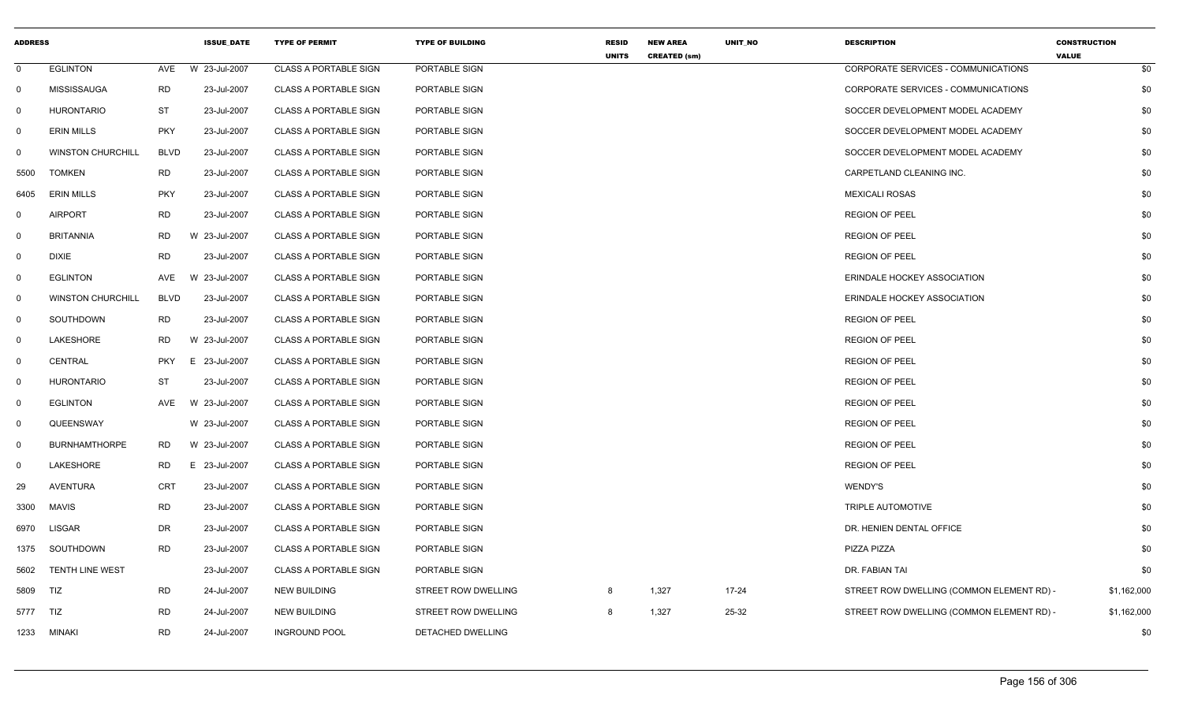| ADDRESS | | | ISSUE_DATE | TYPE OF PERMIT | TYPE OF BUILDING | RESID UNITS | NEW AREA CREATED (sm) | UNIT_NO | DESCRIPTION | CONSTRUCTION VALUE |
|---|---|---|---|---|---|---|---|---|---|---|
| 0 | EGLINTON | AVE | W 23-Jul-2007 | CLASS A PORTABLE SIGN | PORTABLE SIGN | | | | CORPORATE SERVICES - COMMUNICATIONS | $0 |
| 0 | MISSISSAUGA | RD | 23-Jul-2007 | CLASS A PORTABLE SIGN | PORTABLE SIGN | | | | CORPORATE SERVICES - COMMUNICATIONS | $0 |
| 0 | HURONTARIO | ST | 23-Jul-2007 | CLASS A PORTABLE SIGN | PORTABLE SIGN | | | | SOCCER DEVELOPMENT MODEL ACADEMY | $0 |
| 0 | ERIN MILLS | PKY | 23-Jul-2007 | CLASS A PORTABLE SIGN | PORTABLE SIGN | | | | SOCCER DEVELOPMENT MODEL ACADEMY | $0 |
| 0 | WINSTON CHURCHILL | BLVD | 23-Jul-2007 | CLASS A PORTABLE SIGN | PORTABLE SIGN | | | | SOCCER DEVELOPMENT MODEL ACADEMY | $0 |
| 5500 | TOMKEN | RD | 23-Jul-2007 | CLASS A PORTABLE SIGN | PORTABLE SIGN | | | | CARPETLAND CLEANING INC. | $0 |
| 6405 | ERIN MILLS | PKY | 23-Jul-2007 | CLASS A PORTABLE SIGN | PORTABLE SIGN | | | | MEXICALI ROSAS | $0 |
| 0 | AIRPORT | RD | 23-Jul-2007 | CLASS A PORTABLE SIGN | PORTABLE SIGN | | | | REGION OF PEEL | $0 |
| 0 | BRITANNIA | RD | W 23-Jul-2007 | CLASS A PORTABLE SIGN | PORTABLE SIGN | | | | REGION OF PEEL | $0 |
| 0 | DIXIE | RD | 23-Jul-2007 | CLASS A PORTABLE SIGN | PORTABLE SIGN | | | | REGION OF PEEL | $0 |
| 0 | EGLINTON | AVE | W 23-Jul-2007 | CLASS A PORTABLE SIGN | PORTABLE SIGN | | | | ERINDALE HOCKEY ASSOCIATION | $0 |
| 0 | WINSTON CHURCHILL | BLVD | 23-Jul-2007 | CLASS A PORTABLE SIGN | PORTABLE SIGN | | | | ERINDALE HOCKEY ASSOCIATION | $0 |
| 0 | SOUTHDOWN | RD | 23-Jul-2007 | CLASS A PORTABLE SIGN | PORTABLE SIGN | | | | REGION OF PEEL | $0 |
| 0 | LAKESHORE | RD | W 23-Jul-2007 | CLASS A PORTABLE SIGN | PORTABLE SIGN | | | | REGION OF PEEL | $0 |
| 0 | CENTRAL | PKY | E 23-Jul-2007 | CLASS A PORTABLE SIGN | PORTABLE SIGN | | | | REGION OF PEEL | $0 |
| 0 | HURONTARIO | ST | 23-Jul-2007 | CLASS A PORTABLE SIGN | PORTABLE SIGN | | | | REGION OF PEEL | $0 |
| 0 | EGLINTON | AVE | W 23-Jul-2007 | CLASS A PORTABLE SIGN | PORTABLE SIGN | | | | REGION OF PEEL | $0 |
| 0 | QUEENSWAY | | W 23-Jul-2007 | CLASS A PORTABLE SIGN | PORTABLE SIGN | | | | REGION OF PEEL | $0 |
| 0 | BURNHAMTHORPE | RD | W 23-Jul-2007 | CLASS A PORTABLE SIGN | PORTABLE SIGN | | | | REGION OF PEEL | $0 |
| 0 | LAKESHORE | RD | E 23-Jul-2007 | CLASS A PORTABLE SIGN | PORTABLE SIGN | | | | REGION OF PEEL | $0 |
| 29 | AVENTURA | CRT | 23-Jul-2007 | CLASS A PORTABLE SIGN | PORTABLE SIGN | | | | WENDY'S | $0 |
| 3300 | MAVIS | RD | 23-Jul-2007 | CLASS A PORTABLE SIGN | PORTABLE SIGN | | | | TRIPLE AUTOMOTIVE | $0 |
| 6970 | LISGAR | DR | 23-Jul-2007 | CLASS A PORTABLE SIGN | PORTABLE SIGN | | | | DR. HENIEN DENTAL OFFICE | $0 |
| 1375 | SOUTHDOWN | RD | 23-Jul-2007 | CLASS A PORTABLE SIGN | PORTABLE SIGN | | | | PIZZA PIZZA | $0 |
| 5602 | TENTH LINE WEST | | 23-Jul-2007 | CLASS A PORTABLE SIGN | PORTABLE SIGN | | | | DR. FABIAN TAI | $0 |
| 5809 | TIZ | RD | 24-Jul-2007 | NEW BUILDING | STREET ROW DWELLING | 8 | 1,327 | 17-24 | STREET ROW DWELLING (COMMON ELEMENT RD) - | $1,162,000 |
| 5777 | TIZ | RD | 24-Jul-2007 | NEW BUILDING | STREET ROW DWELLING | 8 | 1,327 | 25-32 | STREET ROW DWELLING (COMMON ELEMENT RD) - | $1,162,000 |
| 1233 | MINAKI | RD | 24-Jul-2007 | INGROUND POOL | DETACHED DWELLING | | | | | $0 |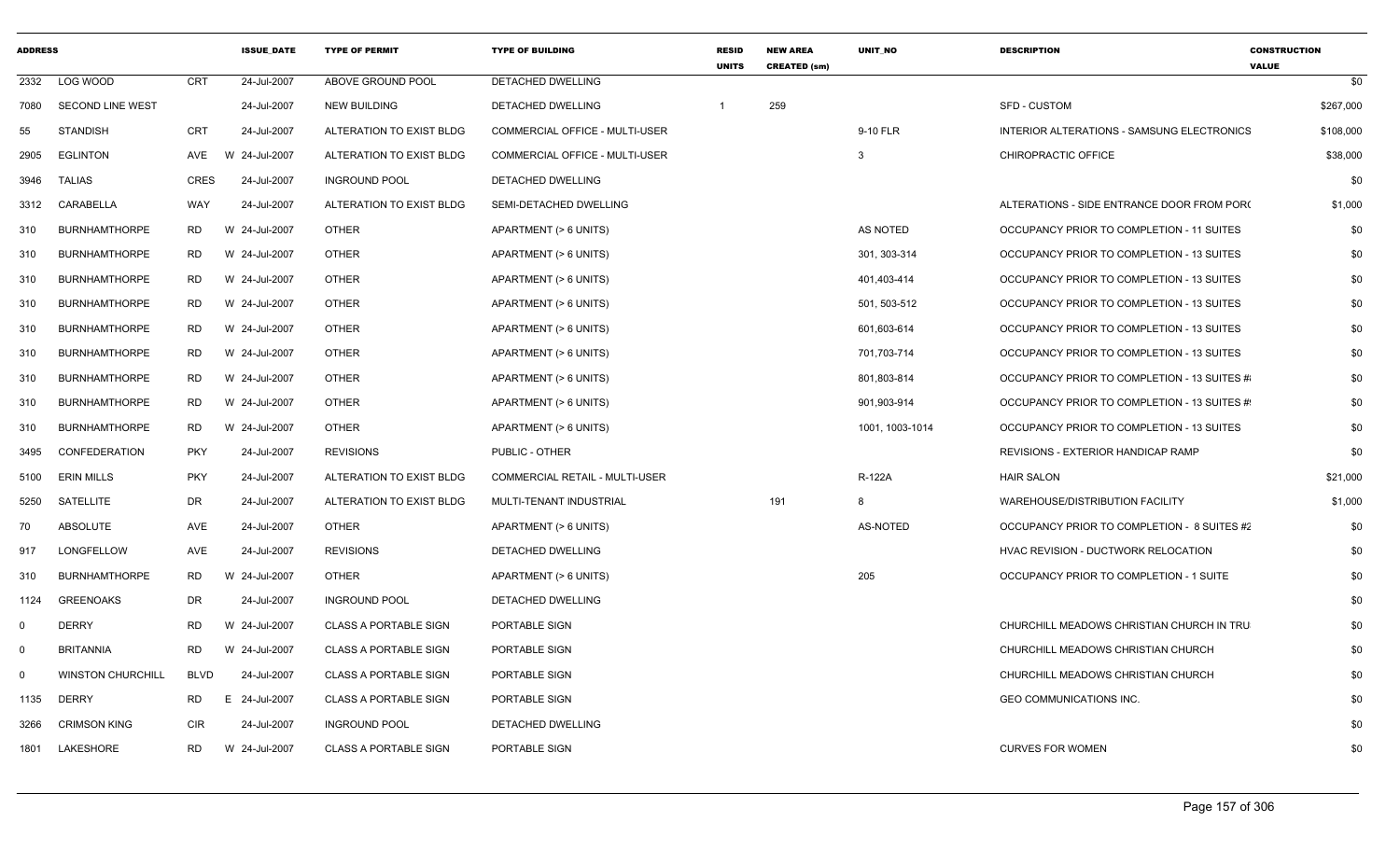| ADDRESS | | | ISSUE_DATE | TYPE OF PERMIT | TYPE OF BUILDING | RESID UNITS | NEW AREA CREATED (sm) | UNIT_NO | DESCRIPTION | CONSTRUCTION VALUE |
|---|---|---|---|---|---|---|---|---|---|---|
| 2332 | LOG WOOD | CRT | 24-Jul-2007 | ABOVE GROUND POOL | DETACHED DWELLING | | | | | $0 |
| 7080 | SECOND LINE WEST | | 24-Jul-2007 | NEW BUILDING | DETACHED DWELLING | 1 | 259 | | SFD - CUSTOM | $267,000 |
| 55 | STANDISH | CRT | 24-Jul-2007 | ALTERATION TO EXIST BLDG | COMMERCIAL OFFICE - MULTI-USER | | | 9-10 FLR | INTERIOR ALTERATIONS - SAMSUNG ELECTRONICS | $108,000 |
| 2905 | EGLINTON | AVE | W 24-Jul-2007 | ALTERATION TO EXIST BLDG | COMMERCIAL OFFICE - MULTI-USER | | | 3 | CHIROPRACTIC OFFICE | $38,000 |
| 3946 | TALIAS | CRES | 24-Jul-2007 | INGROUND POOL | DETACHED DWELLING | | | | | $0 |
| 3312 | CARABELLA | WAY | 24-Jul-2007 | ALTERATION TO EXIST BLDG | SEMI-DETACHED DWELLING | | | | ALTERATIONS - SIDE ENTRANCE DOOR FROM POR( | $1,000 |
| 310 | BURNHAMTHORPE | RD | W 24-Jul-2007 | OTHER | APARTMENT (> 6 UNITS) | | | AS NOTED | OCCUPANCY PRIOR TO COMPLETION - 11 SUITES | $0 |
| 310 | BURNHAMTHORPE | RD | W 24-Jul-2007 | OTHER | APARTMENT (> 6 UNITS) | | | 301, 303-314 | OCCUPANCY PRIOR TO COMPLETION - 13 SUITES | $0 |
| 310 | BURNHAMTHORPE | RD | W 24-Jul-2007 | OTHER | APARTMENT (> 6 UNITS) | | | 401,403-414 | OCCUPANCY PRIOR TO COMPLETION - 13 SUITES | $0 |
| 310 | BURNHAMTHORPE | RD | W 24-Jul-2007 | OTHER | APARTMENT (> 6 UNITS) | | | 501, 503-512 | OCCUPANCY PRIOR TO COMPLETION - 13 SUITES | $0 |
| 310 | BURNHAMTHORPE | RD | W 24-Jul-2007 | OTHER | APARTMENT (> 6 UNITS) | | | 601,603-614 | OCCUPANCY PRIOR TO COMPLETION - 13 SUITES | $0 |
| 310 | BURNHAMTHORPE | RD | W 24-Jul-2007 | OTHER | APARTMENT (> 6 UNITS) | | | 701,703-714 | OCCUPANCY PRIOR TO COMPLETION - 13 SUITES | $0 |
| 310 | BURNHAMTHORPE | RD | W 24-Jul-2007 | OTHER | APARTMENT (> 6 UNITS) | | | 801,803-814 | OCCUPANCY PRIOR TO COMPLETION - 13 SUITES #/ | $0 |
| 310 | BURNHAMTHORPE | RD | W 24-Jul-2007 | OTHER | APARTMENT (> 6 UNITS) | | | 901,903-914 | OCCUPANCY PRIOR TO COMPLETION - 13 SUITES #! | $0 |
| 310 | BURNHAMTHORPE | RD | W 24-Jul-2007 | OTHER | APARTMENT (> 6 UNITS) | | | 1001, 1003-1014 | OCCUPANCY PRIOR TO COMPLETION - 13 SUITES | $0 |
| 3495 | CONFEDERATION | PKY | 24-Jul-2007 | REVISIONS | PUBLIC - OTHER | | | | REVISIONS - EXTERIOR HANDICAP RAMP | $0 |
| 5100 | ERIN MILLS | PKY | 24-Jul-2007 | ALTERATION TO EXIST BLDG | COMMERCIAL RETAIL - MULTI-USER | | | R-122A | HAIR SALON | $21,000 |
| 5250 | SATELLITE | DR | 24-Jul-2007 | ALTERATION TO EXIST BLDG | MULTI-TENANT INDUSTRIAL | | 191 | 8 | WAREHOUSE/DISTRIBUTION FACILITY | $1,000 |
| 70 | ABSOLUTE | AVE | 24-Jul-2007 | OTHER | APARTMENT (> 6 UNITS) | | | AS-NOTED | OCCUPANCY PRIOR TO COMPLETION - 8 SUITES #2 | $0 |
| 917 | LONGFELLOW | AVE | 24-Jul-2007 | REVISIONS | DETACHED DWELLING | | | | HVAC REVISION - DUCTWORK RELOCATION | $0 |
| 310 | BURNHAMTHORPE | RD | W 24-Jul-2007 | OTHER | APARTMENT (> 6 UNITS) | | | 205 | OCCUPANCY PRIOR TO COMPLETION - 1 SUITE | $0 |
| 1124 | GREENOAKS | DR | 24-Jul-2007 | INGROUND POOL | DETACHED DWELLING | | | | | $0 |
| 0 | DERRY | RD | W 24-Jul-2007 | CLASS A PORTABLE SIGN | PORTABLE SIGN | | | | CHURCHILL MEADOWS CHRISTIAN CHURCH IN TRU | $0 |
| 0 | BRITANNIA | RD | W 24-Jul-2007 | CLASS A PORTABLE SIGN | PORTABLE SIGN | | | | CHURCHILL MEADOWS CHRISTIAN CHURCH | $0 |
| 0 | WINSTON CHURCHILL | BLVD | 24-Jul-2007 | CLASS A PORTABLE SIGN | PORTABLE SIGN | | | | CHURCHILL MEADOWS CHRISTIAN CHURCH | $0 |
| 1135 | DERRY | RD | E 24-Jul-2007 | CLASS A PORTABLE SIGN | PORTABLE SIGN | | | | GEO COMMUNICATIONS INC. | $0 |
| 3266 | CRIMSON KING | CIR | 24-Jul-2007 | INGROUND POOL | DETACHED DWELLING | | | | | $0 |
| 1801 | LAKESHORE | RD | W 24-Jul-2007 | CLASS A PORTABLE SIGN | PORTABLE SIGN | | | | CURVES FOR WOMEN | $0 |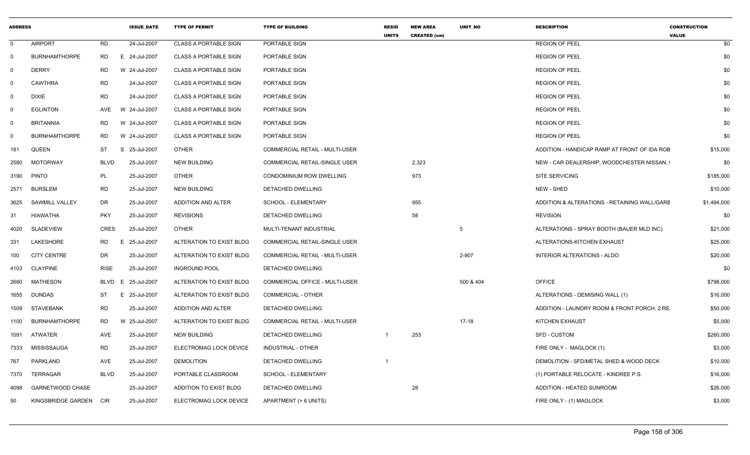| ADDRESS | | | ISSUE_DATE | TYPE OF PERMIT | TYPE OF BUILDING | RESID UNITS | NEW AREA CREATED (sm) | UNIT_NO | DESCRIPTION | CONSTRUCTION VALUE |
|---|---|---|---|---|---|---|---|---|---|---|
| 0 | AIRPORT | RD | 24-Jul-2007 | CLASS A PORTABLE SIGN | PORTABLE SIGN | | | | REGION OF PEEL | $0 |
| 0 | BURNHAMTHORPE | RD | E 24-Jul-2007 | CLASS A PORTABLE SIGN | PORTABLE SIGN | | | | REGION OF PEEL | $0 |
| 0 | DERRY | RD | W 24-Jul-2007 | CLASS A PORTABLE SIGN | PORTABLE SIGN | | | | REGION OF PEEL | $0 |
| 0 | CAWTHRA | RD | 24-Jul-2007 | CLASS A PORTABLE SIGN | PORTABLE SIGN | | | | REGION OF PEEL | $0 |
| 0 | DIXIE | RD | 24-Jul-2007 | CLASS A PORTABLE SIGN | PORTABLE SIGN | | | | REGION OF PEEL | $0 |
| 0 | EGLINTON | AVE | W 24-Jul-2007 | CLASS A PORTABLE SIGN | PORTABLE SIGN | | | | REGION OF PEEL | $0 |
| 0 | BRITANNIA | RD | W 24-Jul-2007 | CLASS A PORTABLE SIGN | PORTABLE SIGN | | | | REGION OF PEEL | $0 |
| 0 | BURNHAMTHORPE | RD | W 24-Jul-2007 | CLASS A PORTABLE SIGN | PORTABLE SIGN | | | | REGION OF PEEL | $0 |
| 181 | QUEEN | ST | S 25-Jul-2007 | OTHER | COMMERCIAL RETAIL - MULTI-USER | | | | ADDITION - HANDICAP RAMP AT FRONT OF IDA ROB | $15,000 |
| 2580 | MOTORWAY | BLVD | 25-Jul-2007 | NEW BUILDING | COMMERCIAL RETAIL-SINGLE USER | | 2,323 | | NEW - CAR DEALERSHIP, WOODCHESTER NISSAN, ( | $0 |
| 3190 | PINTO | PL | 25-Jul-2007 | OTHER | CONDOMINIUM ROW DWELLING | | 973 | | SITE SERVICING | $185,000 |
| 2571 | BURSLEM | RD | 25-Jul-2007 | NEW BUILDING | DETACHED DWELLING | | | | NEW - SHED | $10,000 |
| 3625 | SAWMILL VALLEY | DR | 25-Jul-2007 | ADDITION AND ALTER | SCHOOL - ELEMENTARY | | 955 | | ADDITION & ALTERATIONS - RETAINING WALL/GARE | $1,494,000 |
| 31 | HIAWATHA | PKY | 25-Jul-2007 | REVISIONS | DETACHED DWELLING | | 58 | | REVISION | $0 |
| 4020 | SLADEVIEW | CRES | 25-Jul-2007 | OTHER | MULTI-TENANT INDUSTRIAL | | | 5 | ALTERATIONS - SPRAY BOOTH (BAUER MLD INC) | $21,000 |
| 331 | LAKESHORE | RD | E 25-Jul-2007 | ALTERATION TO EXIST BLDG | COMMERCIAL RETAIL-SINGLE USER | | | | ALTERATIONS-KITCHEN EXHAUST | $25,000 |
| 100 | CITY CENTRE | DR | 25-Jul-2007 | ALTERATION TO EXIST BLDG | COMMERCIAL RETAIL - MULTI-USER | | | 2-907 | INTERIOR ALTERATIONS - ALDO | $20,000 |
| 4103 | CLAYPINE | RISE | 25-Jul-2007 | INGROUND POOL | DETACHED DWELLING | | | | | $0 |
| 2680 | MATHESON | BLVD | E 25-Jul-2007 | ALTERATION TO EXIST BLDG | COMMERCIAL OFFICE - MULTI-USER | | | 500 & 404 | OFFICE | $798,000 |
| 1655 | DUNDAS | ST | E 25-Jul-2007 | ALTERATION TO EXIST BLDG | COMMERCIAL - OTHER | | | | ALTERATIONS - DEMISING WALL (1) | $16,000 |
| 1509 | STAVEBANK | RD | 25-Jul-2007 | ADDITION AND ALTER | DETACHED DWELLING | | | | ADDITION - LAUNDRY ROOM & FRONT PORCH, 2 RE. | $50,000 |
| 1100 | BURNHAMTHORPE | RD | W 25-Jul-2007 | ALTERATION TO EXIST BLDG | COMMERCIAL RETAIL - MULTI-USER | | | 17-18 | KITCHEN EXHAUST | $5,000 |
| 1091 | ATWATER | AVE | 25-Jul-2007 | NEW BUILDING | DETACHED DWELLING | 1 | 253 | | SFD - CUSTOM | $260,000 |
| 7333 | MISSISSAUGA | RD | 25-Jul-2007 | ELECTROMAG LOCK DEVICE | INDUSTRIAL - OTHER | | | | FIRE ONLY - MAGLOCK (1) | $3,000 |
| 767 | PARKLAND | AVE | 25-Jul-2007 | DEMOLITION | DETACHED DWELLING | 1 | | | DEMOLITION - SFD/METAL SHED & WOOD DECK | $10,000 |
| 7370 | TERRAGAR | BLVD | 25-Jul-2007 | PORTABLE CLASSROOM | SCHOOL - ELEMENTARY | | | | (1) PORTABLE RELOCATE - KINDREE P.S. | $16,000 |
| 4098 | GARNETWOOD CHASE | | 25-Jul-2007 | ADDITION TO EXIST BLDG | DETACHED DWELLING | | 28 | | ADDITION - HEATED SUNROOM | $26,000 |
| 50 | KINGSBRIDGE GARDEN | CIR | 25-Jul-2007 | ELECTROMAG LOCK DEVICE | APARTMENT (> 6 UNITS) | | | | FIRE ONLY - (1) MAGLOCK | $3,000 |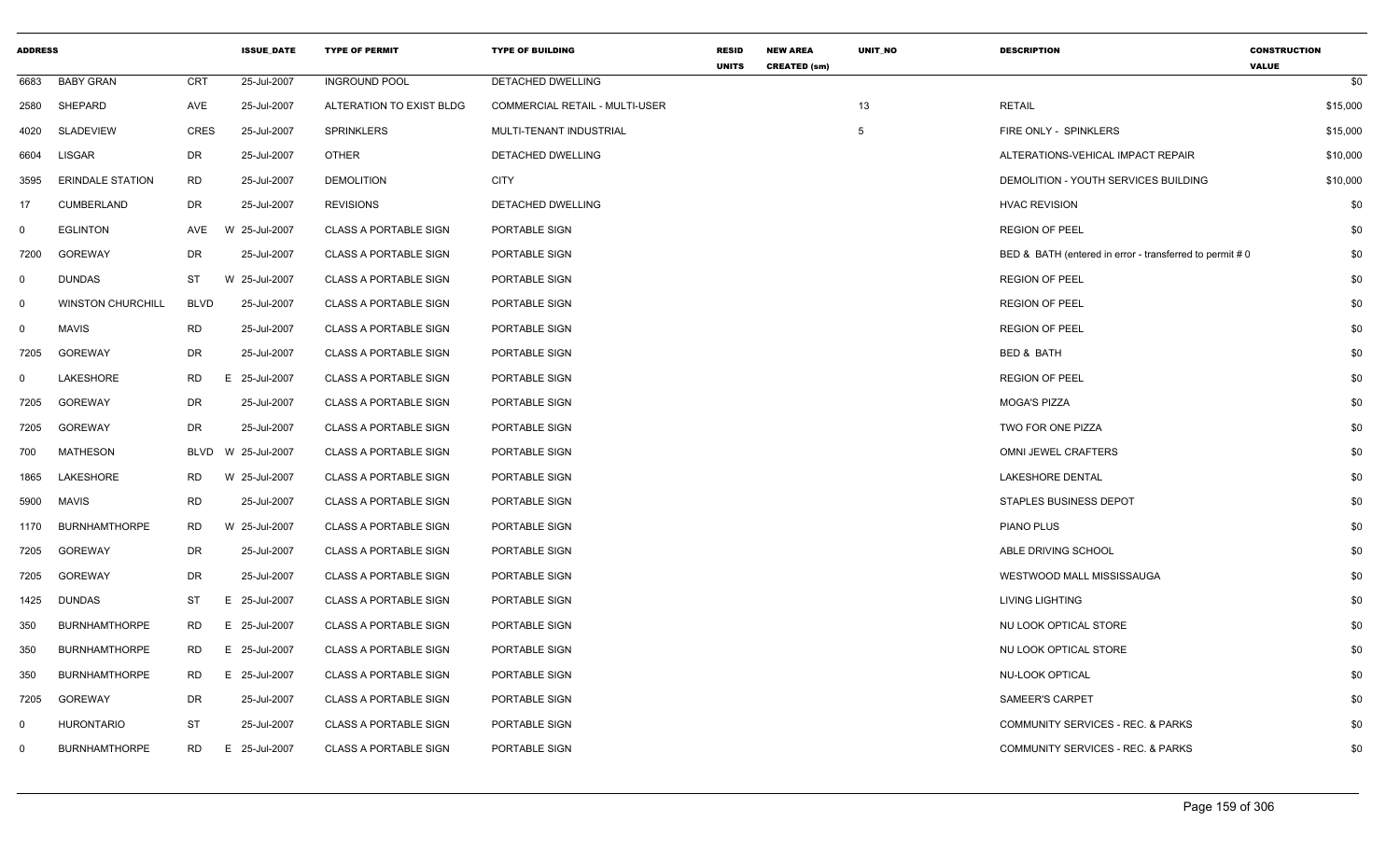| ADDRESS | | | | ISSUE_DATE | TYPE OF PERMIT | TYPE OF BUILDING | RESID UNITS | NEW AREA CREATED (sm) | UNIT_NO | DESCRIPTION | CONSTRUCTION VALUE |
|---|---|---|---|---|---|---|---|---|---|---|---|
| 6683 | BABY GRAN | CRT | | 25-Jul-2007 | INGROUND POOL | DETACHED DWELLING | | | | | $0 |
| 2580 | SHEPARD | AVE | | 25-Jul-2007 | ALTERATION TO EXIST BLDG | COMMERCIAL RETAIL - MULTI-USER | | | 13 | RETAIL | $15,000 |
| 4020 | SLADEVIEW | CRES | | 25-Jul-2007 | SPRINKLERS | MULTI-TENANT INDUSTRIAL | | | 5 | FIRE ONLY - SPINKLERS | $15,000 |
| 6604 | LISGAR | DR | | 25-Jul-2007 | OTHER | DETACHED DWELLING | | | | ALTERATIONS-VEHICAL IMPACT REPAIR | $10,000 |
| 3595 | ERINDALE STATION | RD | | 25-Jul-2007 | DEMOLITION | CITY | | | | DEMOLITION - YOUTH SERVICES BUILDING | $10,000 |
| 17 | CUMBERLAND | DR | | 25-Jul-2007 | REVISIONS | DETACHED DWELLING | | | | HVAC REVISION | $0 |
| 0 | EGLINTON | AVE | W | 25-Jul-2007 | CLASS A PORTABLE SIGN | PORTABLE SIGN | | | | REGION OF PEEL | $0 |
| 7200 | GOREWAY | DR | | 25-Jul-2007 | CLASS A PORTABLE SIGN | PORTABLE SIGN | | | | BED & BATH (entered in error - transferred to permit # 0 | $0 |
| 0 | DUNDAS | ST | W | 25-Jul-2007 | CLASS A PORTABLE SIGN | PORTABLE SIGN | | | | REGION OF PEEL | $0 |
| 0 | WINSTON CHURCHILL | BLVD | | 25-Jul-2007 | CLASS A PORTABLE SIGN | PORTABLE SIGN | | | | REGION OF PEEL | $0 |
| 0 | MAVIS | RD | | 25-Jul-2007 | CLASS A PORTABLE SIGN | PORTABLE SIGN | | | | REGION OF PEEL | $0 |
| 7205 | GOREWAY | DR | | 25-Jul-2007 | CLASS A PORTABLE SIGN | PORTABLE SIGN | | | | BED & BATH | $0 |
| 0 | LAKESHORE | RD | E | 25-Jul-2007 | CLASS A PORTABLE SIGN | PORTABLE SIGN | | | | REGION OF PEEL | $0 |
| 7205 | GOREWAY | DR | | 25-Jul-2007 | CLASS A PORTABLE SIGN | PORTABLE SIGN | | | | MOGA'S PIZZA | $0 |
| 7205 | GOREWAY | DR | | 25-Jul-2007 | CLASS A PORTABLE SIGN | PORTABLE SIGN | | | | TWO FOR ONE PIZZA | $0 |
| 700 | MATHESON | BLVD | W | 25-Jul-2007 | CLASS A PORTABLE SIGN | PORTABLE SIGN | | | | OMNI JEWEL CRAFTERS | $0 |
| 1865 | LAKESHORE | RD | W | 25-Jul-2007 | CLASS A PORTABLE SIGN | PORTABLE SIGN | | | | LAKESHORE DENTAL | $0 |
| 5900 | MAVIS | RD | | 25-Jul-2007 | CLASS A PORTABLE SIGN | PORTABLE SIGN | | | | STAPLES BUSINESS DEPOT | $0 |
| 1170 | BURNHAMTHORPE | RD | W | 25-Jul-2007 | CLASS A PORTABLE SIGN | PORTABLE SIGN | | | | PIANO PLUS | $0 |
| 7205 | GOREWAY | DR | | 25-Jul-2007 | CLASS A PORTABLE SIGN | PORTABLE SIGN | | | | ABLE DRIVING SCHOOL | $0 |
| 7205 | GOREWAY | DR | | 25-Jul-2007 | CLASS A PORTABLE SIGN | PORTABLE SIGN | | | | WESTWOOD MALL MISSISSAUGA | $0 |
| 1425 | DUNDAS | ST | E | 25-Jul-2007 | CLASS A PORTABLE SIGN | PORTABLE SIGN | | | | LIVING LIGHTING | $0 |
| 350 | BURNHAMTHORPE | RD | E | 25-Jul-2007 | CLASS A PORTABLE SIGN | PORTABLE SIGN | | | | NU LOOK OPTICAL STORE | $0 |
| 350 | BURNHAMTHORPE | RD | E | 25-Jul-2007 | CLASS A PORTABLE SIGN | PORTABLE SIGN | | | | NU LOOK OPTICAL STORE | $0 |
| 350 | BURNHAMTHORPE | RD | E | 25-Jul-2007 | CLASS A PORTABLE SIGN | PORTABLE SIGN | | | | NU-LOOK OPTICAL | $0 |
| 7205 | GOREWAY | DR | | 25-Jul-2007 | CLASS A PORTABLE SIGN | PORTABLE SIGN | | | | SAMEER'S CARPET | $0 |
| 0 | HURONTARIO | ST | | 25-Jul-2007 | CLASS A PORTABLE SIGN | PORTABLE SIGN | | | | COMMUNITY SERVICES - REC. & PARKS | $0 |
| 0 | BURNHAMTHORPE | RD | E | 25-Jul-2007 | CLASS A PORTABLE SIGN | PORTABLE SIGN | | | | COMMUNITY SERVICES - REC. & PARKS | $0 |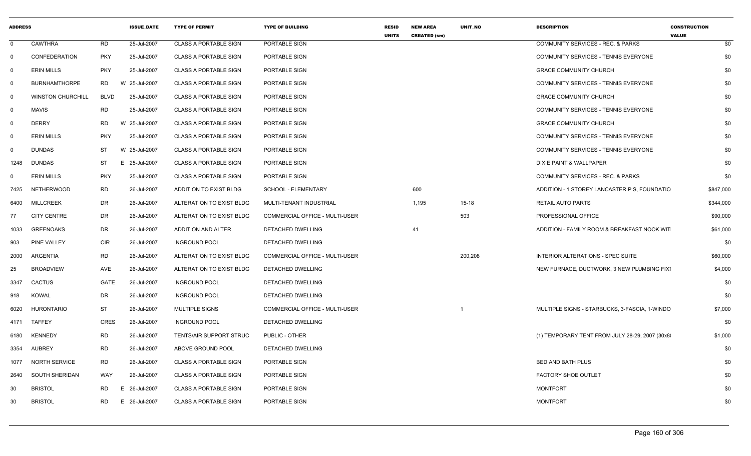| ADDRESS | | | ISSUE_DATE | TYPE OF PERMIT | TYPE OF BUILDING | RESID UNITS | NEW AREA CREATED (sm) | UNIT_NO | DESCRIPTION | CONSTRUCTION VALUE |
|---|---|---|---|---|---|---|---|---|---|---|
| 0 | CAWTHRA | RD | 25-Jul-2007 | CLASS A PORTABLE SIGN | PORTABLE SIGN | | | | COMMUNITY SERVICES - REC. & PARKS | $0 |
| 0 | CONFEDERATION | PKY | 25-Jul-2007 | CLASS A PORTABLE SIGN | PORTABLE SIGN | | | | COMMUNITY SERVICES - TENNIS EVERYONE | $0 |
| 0 | ERIN MILLS | PKY | 25-Jul-2007 | CLASS A PORTABLE SIGN | PORTABLE SIGN | | | | GRACE COMMUNITY CHURCH | $0 |
| 0 | BURNHAMTHORPE | RD | W 25-Jul-2007 | CLASS A PORTABLE SIGN | PORTABLE SIGN | | | | COMMUNITY SERVICES - TENNIS EVERYONE | $0 |
| 0 | WINSTON CHURCHILL | BLVD | 25-Jul-2007 | CLASS A PORTABLE SIGN | PORTABLE SIGN | | | | GRACE COMMUNITY CHURCH | $0 |
| 0 | MAVIS | RD | 25-Jul-2007 | CLASS A PORTABLE SIGN | PORTABLE SIGN | | | | COMMUNITY SERVICES - TENNIS EVERYONE | $0 |
| 0 | DERRY | RD | W 25-Jul-2007 | CLASS A PORTABLE SIGN | PORTABLE SIGN | | | | GRACE COMMUNITY CHURCH | $0 |
| 0 | ERIN MILLS | PKY | 25-Jul-2007 | CLASS A PORTABLE SIGN | PORTABLE SIGN | | | | COMMUNITY SERVICES - TENNIS EVERYONE | $0 |
| 0 | DUNDAS | ST | W 25-Jul-2007 | CLASS A PORTABLE SIGN | PORTABLE SIGN | | | | COMMUNITY SERVICES - TENNIS EVERYONE | $0 |
| 1248 | DUNDAS | ST | E 25-Jul-2007 | CLASS A PORTABLE SIGN | PORTABLE SIGN | | | | DIXIE PAINT & WALLPAPER | $0 |
| 0 | ERIN MILLS | PKY | 25-Jul-2007 | CLASS A PORTABLE SIGN | PORTABLE SIGN | | | | COMMUNITY SERVICES - REC. & PARKS | $0 |
| 7425 | NETHERWOOD | RD | 26-Jul-2007 | ADDITION TO EXIST BLDG | SCHOOL - ELEMENTARY | | 600 | | ADDITION - 1 STOREY LANCASTER P.S, FOUNDATIO | $847,000 |
| 6400 | MILLCREEK | DR | 26-Jul-2007 | ALTERATION TO EXIST BLDG | MULTI-TENANT INDUSTRIAL | | 1,195 | 15-18 | RETAIL AUTO PARTS | $344,000 |
| 77 | CITY CENTRE | DR | 26-Jul-2007 | ALTERATION TO EXIST BLDG | COMMERCIAL OFFICE - MULTI-USER | | | 503 | PROFESSIONAL OFFICE | $90,000 |
| 1033 | GREENOAKS | DR | 26-Jul-2007 | ADDITION AND ALTER | DETACHED DWELLING | | 41 | | ADDITION - FAMILY ROOM & BREAKFAST NOOK WIT | $61,000 |
| 903 | PINE VALLEY | CIR | 26-Jul-2007 | INGROUND POOL | DETACHED DWELLING | | | | | $0 |
| 2000 | ARGENTIA | RD | 26-Jul-2007 | ALTERATION TO EXIST BLDG | COMMERCIAL OFFICE - MULTI-USER | | | 200,208 | INTERIOR ALTERATIONS - SPEC SUITE | $60,000 |
| 25 | BROADVIEW | AVE | 26-Jul-2007 | ALTERATION TO EXIST BLDG | DETACHED DWELLING | | | | NEW FURNACE, DUCTWORK, 3 NEW PLUMBING FIXT | $4,000 |
| 3347 | CACTUS | GATE | 26-Jul-2007 | INGROUND POOL | DETACHED DWELLING | | | | | $0 |
| 918 | KOWAL | DR | 26-Jul-2007 | INGROUND POOL | DETACHED DWELLING | | | | | $0 |
| 6020 | HURONTARIO | ST | 26-Jul-2007 | MULTIPLE SIGNS | COMMERCIAL OFFICE - MULTI-USER | | | 1 | MULTIPLE SIGNS - STARBUCKS, 3-FASCIA, 1-WINDO | $7,000 |
| 4171 | TAFFEY | CRES | 26-Jul-2007 | INGROUND POOL | DETACHED DWELLING | | | | | $0 |
| 6180 | KENNEDY | RD | 26-Jul-2007 | TENTS/AIR SUPPORT STRUC | PUBLIC - OTHER | | | | (1) TEMPORARY TENT FROM JULY 28-29, 2007 (30x8 | $1,000 |
| 3354 | AUBREY | RD | 26-Jul-2007 | ABOVE GROUND POOL | DETACHED DWELLING | | | | | $0 |
| 1077 | NORTH SERVICE | RD | 26-Jul-2007 | CLASS A PORTABLE SIGN | PORTABLE SIGN | | | | BED AND BATH PLUS | $0 |
| 2640 | SOUTH SHERIDAN | WAY | 26-Jul-2007 | CLASS A PORTABLE SIGN | PORTABLE SIGN | | | | FACTORY SHOE OUTLET | $0 |
| 30 | BRISTOL | RD | E 26-Jul-2007 | CLASS A PORTABLE SIGN | PORTABLE SIGN | | | | MONTFORT | $0 |
| 30 | BRISTOL | RD | E 26-Jul-2007 | CLASS A PORTABLE SIGN | PORTABLE SIGN | | | | MONTFORT | $0 |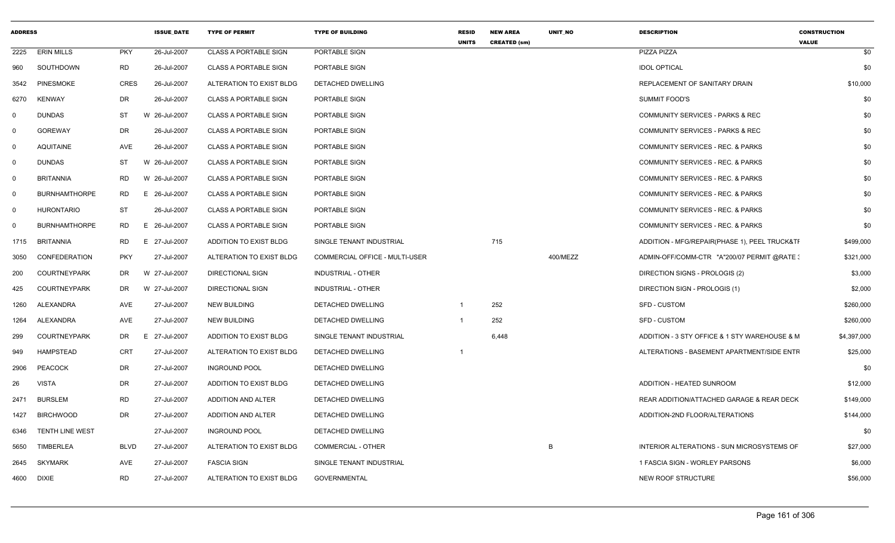| ADDRESS | | | ISSUE_DATE | TYPE OF PERMIT | TYPE OF BUILDING | RESID UNITS | NEW AREA CREATED (sm) | UNIT_NO | DESCRIPTION | CONSTRUCTION VALUE |
|---|---|---|---|---|---|---|---|---|---|---|
| 2225 | ERIN MILLS | PKY | 26-Jul-2007 | CLASS A PORTABLE SIGN | PORTABLE SIGN | | | | PIZZA PIZZA | $0 |
| 960 | SOUTHDOWN | RD | 26-Jul-2007 | CLASS A PORTABLE SIGN | PORTABLE SIGN | | | | IDOL OPTICAL | $0 |
| 3542 | PINESMOKE | CRES | 26-Jul-2007 | ALTERATION TO EXIST BLDG | DETACHED DWELLING | | | | REPLACEMENT OF SANITARY DRAIN | $10,000 |
| 6270 | KENWAY | DR | 26-Jul-2007 | CLASS A PORTABLE SIGN | PORTABLE SIGN | | | | SUMMIT FOOD'S | $0 |
| 0 | DUNDAS | ST | W 26-Jul-2007 | CLASS A PORTABLE SIGN | PORTABLE SIGN | | | | COMMUNITY SERVICES - PARKS & REC | $0 |
| 0 | GOREWAY | DR | 26-Jul-2007 | CLASS A PORTABLE SIGN | PORTABLE SIGN | | | | COMMUNITY SERVICES - PARKS & REC | $0 |
| 0 | AQUITAINE | AVE | 26-Jul-2007 | CLASS A PORTABLE SIGN | PORTABLE SIGN | | | | COMMUNITY SERVICES - REC. & PARKS | $0 |
| 0 | DUNDAS | ST | W 26-Jul-2007 | CLASS A PORTABLE SIGN | PORTABLE SIGN | | | | COMMUNITY SERVICES - REC. & PARKS | $0 |
| 0 | BRITANNIA | RD | W 26-Jul-2007 | CLASS A PORTABLE SIGN | PORTABLE SIGN | | | | COMMUNITY SERVICES - REC. & PARKS | $0 |
| 0 | BURNHAMTHORPE | RD | E 26-Jul-2007 | CLASS A PORTABLE SIGN | PORTABLE SIGN | | | | COMMUNITY SERVICES - REC. & PARKS | $0 |
| 0 | HURONTARIO | ST | 26-Jul-2007 | CLASS A PORTABLE SIGN | PORTABLE SIGN | | | | COMMUNITY SERVICES - REC. & PARKS | $0 |
| 0 | BURNHAMTHORPE | RD | E 26-Jul-2007 | CLASS A PORTABLE SIGN | PORTABLE SIGN | | | | COMMUNITY SERVICES - REC. & PARKS | $0 |
| 1715 | BRITANNIA | RD | E 27-Jul-2007 | ADDITION TO EXIST BLDG | SINGLE TENANT INDUSTRIAL | | 715 | | ADDITION - MFG/REPAIR(PHASE 1), PEEL TRUCK&TI | $499,000 |
| 3050 | CONFEDERATION | PKY | 27-Jul-2007 | ALTERATION TO EXIST BLDG | COMMERCIAL OFFICE - MULTI-USER | | | 400/MEZZ | ADMIN-OFF/COMM-CTR "A"200/07 PERMIT @RATE : | $321,000 |
| 200 | COURTNEYPARK | DR | W 27-Jul-2007 | DIRECTIONAL SIGN | INDUSTRIAL - OTHER | | | | DIRECTION SIGNS - PROLOGIS (2) | $3,000 |
| 425 | COURTNEYPARK | DR | W 27-Jul-2007 | DIRECTIONAL SIGN | INDUSTRIAL - OTHER | | | | DIRECTION SIGN - PROLOGIS (1) | $2,000 |
| 1260 | ALEXANDRA | AVE | 27-Jul-2007 | NEW BUILDING | DETACHED DWELLING | 1 | 252 | | SFD - CUSTOM | $260,000 |
| 1264 | ALEXANDRA | AVE | 27-Jul-2007 | NEW BUILDING | DETACHED DWELLING | 1 | 252 | | SFD - CUSTOM | $260,000 |
| 299 | COURTNEYPARK | DR | E 27-Jul-2007 | ADDITION TO EXIST BLDG | SINGLE TENANT INDUSTRIAL | | 6,448 | | ADDITION - 3 STY OFFICE & 1 STY WAREHOUSE & M | $4,397,000 |
| 949 | HAMPSTEAD | CRT | 27-Jul-2007 | ALTERATION TO EXIST BLDG | DETACHED DWELLING | 1 | | | ALTERATIONS - BASEMENT APARTMENT/SIDE ENTR | $25,000 |
| 2906 | PEACOCK | DR | 27-Jul-2007 | INGROUND POOL | DETACHED DWELLING | | | | | $0 |
| 26 | VISTA | DR | 27-Jul-2007 | ADDITION TO EXIST BLDG | DETACHED DWELLING | | | | ADDITION - HEATED SUNROOM | $12,000 |
| 2471 | BURSLEM | RD | 27-Jul-2007 | ADDITION AND ALTER | DETACHED DWELLING | | | | REAR ADDITION/ATTACHED GARAGE & REAR DECK | $149,000 |
| 1427 | BIRCHWOOD | DR | 27-Jul-2007 | ADDITION AND ALTER | DETACHED DWELLING | | | | ADDITION-2ND FLOOR/ALTERATIONS | $144,000 |
| 6346 | TENTH LINE WEST | | 27-Jul-2007 | INGROUND POOL | DETACHED DWELLING | | | | | $0 |
| 5650 | TIMBERLEA | BLVD | 27-Jul-2007 | ALTERATION TO EXIST BLDG | COMMERCIAL - OTHER | | | B | INTERIOR ALTERATIONS - SUN MICROSYSTEMS OF | $27,000 |
| 2645 | SKYMARK | AVE | 27-Jul-2007 | FASCIA SIGN | SINGLE TENANT INDUSTRIAL | | | | 1 FASCIA SIGN - WORLEY PARSONS | $6,000 |
| 4600 | DIXIE | RD | 27-Jul-2007 | ALTERATION TO EXIST BLDG | GOVERNMENTAL | | | | NEW ROOF STRUCTURE | $56,000 |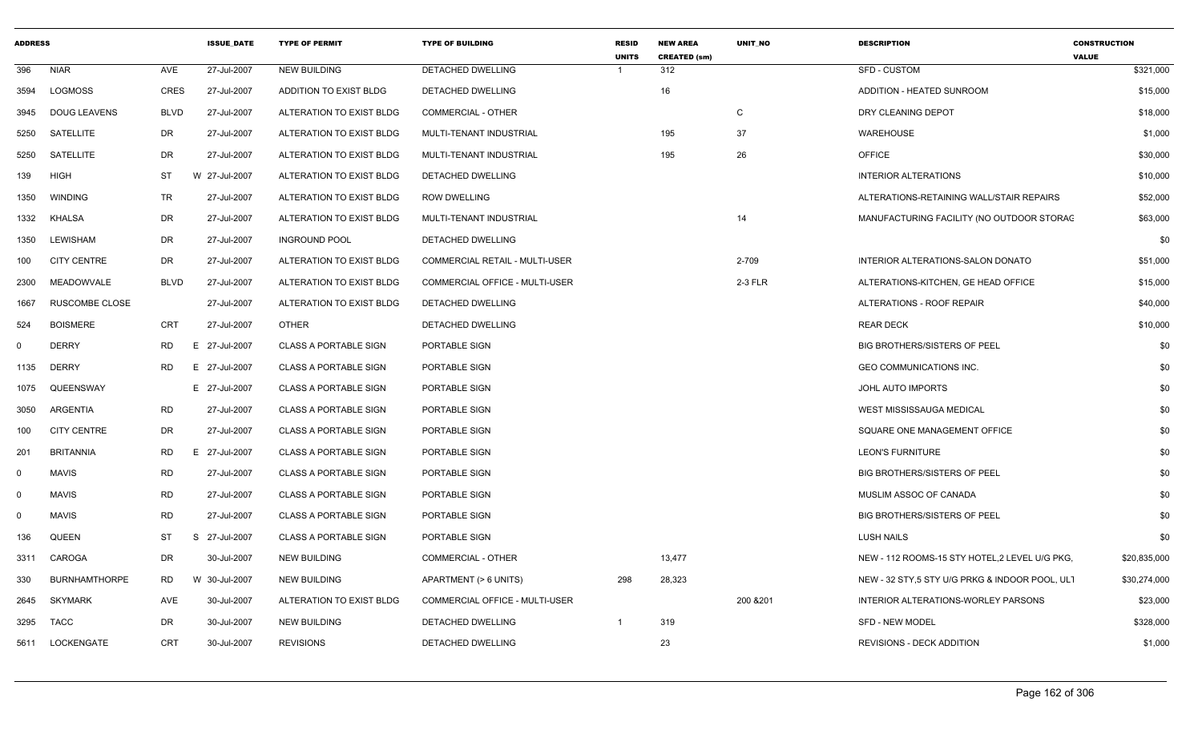| ADDRESS | | | ISSUE_DATE | TYPE OF PERMIT | TYPE OF BUILDING | RESID UNITS | NEW AREA CREATED (sm) | UNIT_NO | DESCRIPTION | CONSTRUCTION VALUE |
|---|---|---|---|---|---|---|---|---|---|---|
| 396 | NIAR | AVE | 27-Jul-2007 | NEW BUILDING | DETACHED DWELLING | 1 | 312 | | SFD - CUSTOM | $321,000 |
| 3594 | LOGMOSS | CRES | 27-Jul-2007 | ADDITION TO EXIST BLDG | DETACHED DWELLING | | 16 | | ADDITION - HEATED SUNROOM | $15,000 |
| 3945 | DOUG LEAVENS | BLVD | 27-Jul-2007 | ALTERATION TO EXIST BLDG | COMMERCIAL - OTHER | | | C | DRY CLEANING DEPOT | $18,000 |
| 5250 | SATELLITE | DR | 27-Jul-2007 | ALTERATION TO EXIST BLDG | MULTI-TENANT INDUSTRIAL | | 195 | 37 | WAREHOUSE | $1,000 |
| 5250 | SATELLITE | DR | 27-Jul-2007 | ALTERATION TO EXIST BLDG | MULTI-TENANT INDUSTRIAL | | 195 | 26 | OFFICE | $30,000 |
| 139 | HIGH | ST | W 27-Jul-2007 | ALTERATION TO EXIST BLDG | DETACHED DWELLING | | | | INTERIOR ALTERATIONS | $10,000 |
| 1350 | WINDING | TR | 27-Jul-2007 | ALTERATION TO EXIST BLDG | ROW DWELLING | | | | ALTERATIONS-RETAINING WALL/STAIR REPAIRS | $52,000 |
| 1332 | KHALSA | DR | 27-Jul-2007 | ALTERATION TO EXIST BLDG | MULTI-TENANT INDUSTRIAL | | | 14 | MANUFACTURING FACILITY (NO OUTDOOR STORAG | $63,000 |
| 1350 | LEWISHAM | DR | 27-Jul-2007 | INGROUND POOL | DETACHED DWELLING | | | | | $0 |
| 100 | CITY CENTRE | DR | 27-Jul-2007 | ALTERATION TO EXIST BLDG | COMMERCIAL RETAIL - MULTI-USER | | | 2-709 | INTERIOR ALTERATIONS-SALON DONATO | $51,000 |
| 2300 | MEADOWVALE | BLVD | 27-Jul-2007 | ALTERATION TO EXIST BLDG | COMMERCIAL OFFICE - MULTI-USER | | | 2-3 FLR | ALTERATIONS-KITCHEN, GE HEAD OFFICE | $15,000 |
| 1667 | RUSCOMBE CLOSE | | 27-Jul-2007 | ALTERATION TO EXIST BLDG | DETACHED DWELLING | | | | ALTERATIONS - ROOF REPAIR | $40,000 |
| 524 | BOISMERE | CRT | 27-Jul-2007 | OTHER | DETACHED DWELLING | | | | REAR DECK | $10,000 |
| 0 | DERRY | RD | E 27-Jul-2007 | CLASS A PORTABLE SIGN | PORTABLE SIGN | | | | BIG BROTHERS/SISTERS OF PEEL | $0 |
| 1135 | DERRY | RD | E 27-Jul-2007 | CLASS A PORTABLE SIGN | PORTABLE SIGN | | | | GEO COMMUNICATIONS INC. | $0 |
| 1075 | QUEENSWAY | | E 27-Jul-2007 | CLASS A PORTABLE SIGN | PORTABLE SIGN | | | | JOHL AUTO IMPORTS | $0 |
| 3050 | ARGENTIA | RD | 27-Jul-2007 | CLASS A PORTABLE SIGN | PORTABLE SIGN | | | | WEST MISSISSAUGA MEDICAL | $0 |
| 100 | CITY CENTRE | DR | 27-Jul-2007 | CLASS A PORTABLE SIGN | PORTABLE SIGN | | | | SQUARE ONE MANAGEMENT OFFICE | $0 |
| 201 | BRITANNIA | RD | E 27-Jul-2007 | CLASS A PORTABLE SIGN | PORTABLE SIGN | | | | LEON'S FURNITURE | $0 |
| 0 | MAVIS | RD | 27-Jul-2007 | CLASS A PORTABLE SIGN | PORTABLE SIGN | | | | BIG BROTHERS/SISTERS OF PEEL | $0 |
| 0 | MAVIS | RD | 27-Jul-2007 | CLASS A PORTABLE SIGN | PORTABLE SIGN | | | | MUSLIM ASSOC OF CANADA | $0 |
| 0 | MAVIS | RD | 27-Jul-2007 | CLASS A PORTABLE SIGN | PORTABLE SIGN | | | | BIG BROTHERS/SISTERS OF PEEL | $0 |
| 136 | QUEEN | ST | S 27-Jul-2007 | CLASS A PORTABLE SIGN | PORTABLE SIGN | | | | LUSH NAILS | $0 |
| 3311 | CAROGA | DR | 30-Jul-2007 | NEW BUILDING | COMMERCIAL - OTHER | | 13,477 | | NEW - 112 ROOMS-15 STY HOTEL,2 LEVEL U/G PKG, | $20,835,000 |
| 330 | BURNHAMTHORPE | RD | W 30-Jul-2007 | NEW BUILDING | APARTMENT (> 6 UNITS) | 298 | 28,323 | | NEW - 32 STY,5 STY U/G PRKG & INDOOR POOL, ULT | $30,274,000 |
| 2645 | SKYMARK | AVE | 30-Jul-2007 | ALTERATION TO EXIST BLDG | COMMERCIAL OFFICE - MULTI-USER | | | 200 &201 | INTERIOR ALTERATIONS-WORLEY PARSONS | $23,000 |
| 3295 | TACC | DR | 30-Jul-2007 | NEW BUILDING | DETACHED DWELLING | 1 | 319 | | SFD - NEW MODEL | $328,000 |
| 5611 | LOCKENGATE | CRT | 30-Jul-2007 | REVISIONS | DETACHED DWELLING | | 23 | | REVISIONS - DECK ADDITION | $1,000 |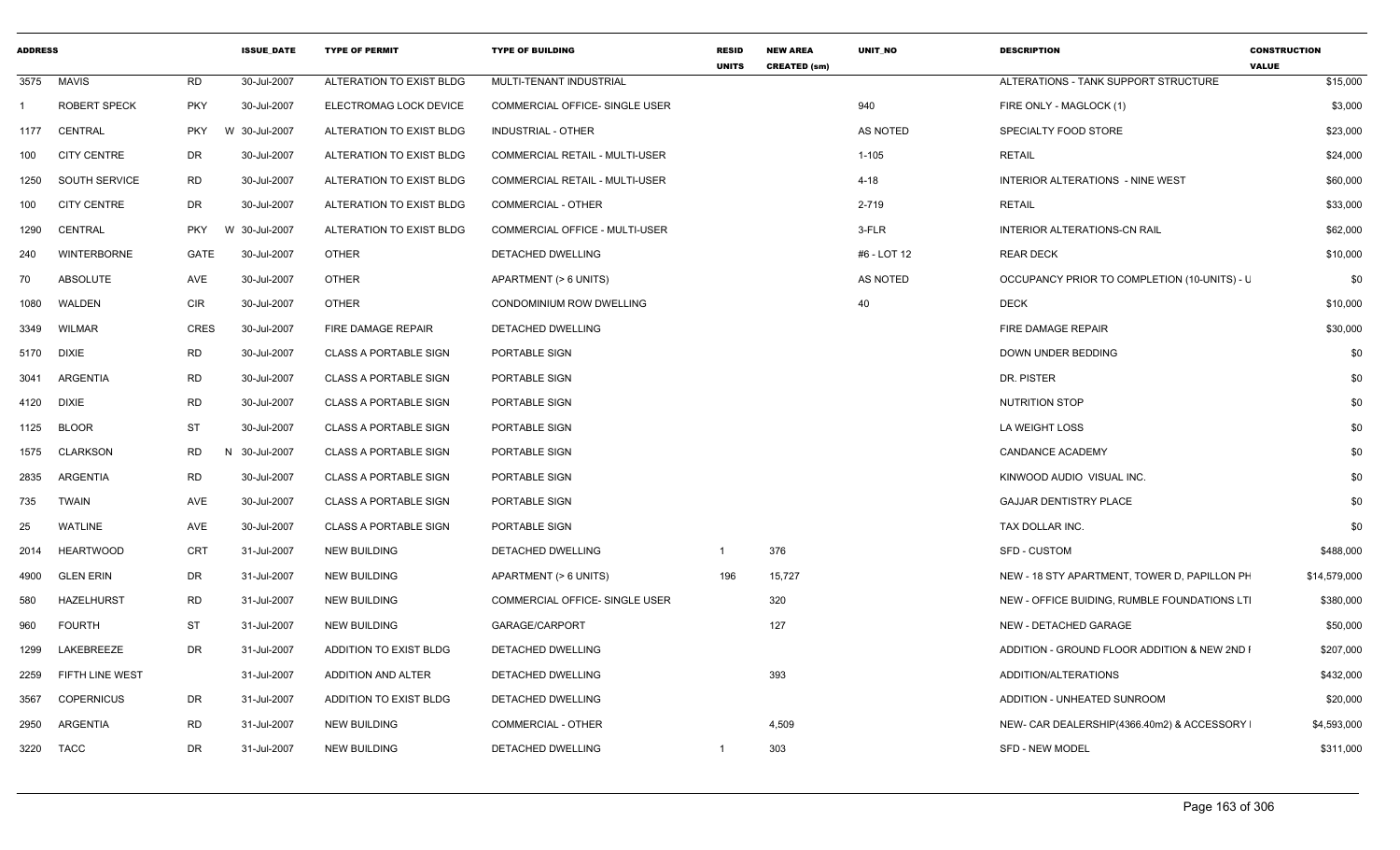| ADDRESS | | | ISSUE_DATE | TYPE OF PERMIT | TYPE OF BUILDING | RESID UNITS | NEW AREA CREATED (sm) | UNIT_NO | DESCRIPTION | CONSTRUCTION VALUE |
|---|---|---|---|---|---|---|---|---|---|---|
| 3575 | MAVIS | RD | 30-Jul-2007 | ALTERATION TO EXIST BLDG | MULTI-TENANT INDUSTRIAL | | | | ALTERATIONS - TANK SUPPORT STRUCTURE | $15,000 |
| 1 | ROBERT SPECK | PKY | 30-Jul-2007 | ELECTROMAG LOCK DEVICE | COMMERCIAL OFFICE- SINGLE USER | | | 940 | FIRE ONLY - MAGLOCK (1) | $3,000 |
| 1177 | CENTRAL | PKY W | 30-Jul-2007 | ALTERATION TO EXIST BLDG | INDUSTRIAL - OTHER | | | AS NOTED | SPECIALTY FOOD STORE | $23,000 |
| 100 | CITY CENTRE | DR | 30-Jul-2007 | ALTERATION TO EXIST BLDG | COMMERCIAL RETAIL - MULTI-USER | | | 1-105 | RETAIL | $24,000 |
| 1250 | SOUTH SERVICE | RD | 30-Jul-2007 | ALTERATION TO EXIST BLDG | COMMERCIAL RETAIL - MULTI-USER | | | 4-18 | INTERIOR ALTERATIONS - NINE WEST | $60,000 |
| 100 | CITY CENTRE | DR | 30-Jul-2007 | ALTERATION TO EXIST BLDG | COMMERCIAL - OTHER | | | 2-719 | RETAIL | $33,000 |
| 1290 | CENTRAL | PKY W | 30-Jul-2007 | ALTERATION TO EXIST BLDG | COMMERCIAL OFFICE - MULTI-USER | | | 3-FLR | INTERIOR ALTERATIONS-CN RAIL | $62,000 |
| 240 | WINTERBORNE | GATE | 30-Jul-2007 | OTHER | DETACHED DWELLING | | | #6 - LOT 12 | REAR DECK | $10,000 |
| 70 | ABSOLUTE | AVE | 30-Jul-2007 | OTHER | APARTMENT (> 6 UNITS) | | | AS NOTED | OCCUPANCY PRIOR TO COMPLETION (10-UNITS) - U | $0 |
| 1080 | WALDEN | CIR | 30-Jul-2007 | OTHER | CONDOMINIUM ROW DWELLING | | | 40 | DECK | $10,000 |
| 3349 | WILMAR | CRES | 30-Jul-2007 | FIRE DAMAGE REPAIR | DETACHED DWELLING | | | | FIRE DAMAGE REPAIR | $30,000 |
| 5170 | DIXIE | RD | 30-Jul-2007 | CLASS A PORTABLE SIGN | PORTABLE SIGN | | | | DOWN UNDER BEDDING | $0 |
| 3041 | ARGENTIA | RD | 30-Jul-2007 | CLASS A PORTABLE SIGN | PORTABLE SIGN | | | | DR. PISTER | $0 |
| 4120 | DIXIE | RD | 30-Jul-2007 | CLASS A PORTABLE SIGN | PORTABLE SIGN | | | | NUTRITION STOP | $0 |
| 1125 | BLOOR | ST | 30-Jul-2007 | CLASS A PORTABLE SIGN | PORTABLE SIGN | | | | LA WEIGHT LOSS | $0 |
| 1575 | CLARKSON | RD N | 30-Jul-2007 | CLASS A PORTABLE SIGN | PORTABLE SIGN | | | | CANDANCE ACADEMY | $0 |
| 2835 | ARGENTIA | RD | 30-Jul-2007 | CLASS A PORTABLE SIGN | PORTABLE SIGN | | | | KINWOOD AUDIO VISUAL INC. | $0 |
| 735 | TWAIN | AVE | 30-Jul-2007 | CLASS A PORTABLE SIGN | PORTABLE SIGN | | | | GAJJAR DENTISTRY PLACE | $0 |
| 25 | WATLINE | AVE | 30-Jul-2007 | CLASS A PORTABLE SIGN | PORTABLE SIGN | | | | TAX DOLLAR INC. | $0 |
| 2014 | HEARTWOOD | CRT | 31-Jul-2007 | NEW BUILDING | DETACHED DWELLING | 1 | 376 | | SFD - CUSTOM | $488,000 |
| 4900 | GLEN ERIN | DR | 31-Jul-2007 | NEW BUILDING | APARTMENT (> 6 UNITS) | 196 | 15,727 | | NEW - 18 STY APARTMENT, TOWER D, PAPILLON PH | $14,579,000 |
| 580 | HAZELHURST | RD | 31-Jul-2007 | NEW BUILDING | COMMERCIAL OFFICE- SINGLE USER | | 320 | | NEW - OFFICE BUIDING, RUMBLE FOUNDATIONS LTI | $380,000 |
| 960 | FOURTH | ST | 31-Jul-2007 | NEW BUILDING | GARAGE/CARPORT | | 127 | | NEW - DETACHED GARAGE | $50,000 |
| 1299 | LAKEBREEZE | DR | 31-Jul-2007 | ADDITION TO EXIST BLDG | DETACHED DWELLING | | | | ADDITION - GROUND FLOOR ADDITION & NEW 2ND I | $207,000 |
| 2259 | FIFTH LINE WEST | | 31-Jul-2007 | ADDITION AND ALTER | DETACHED DWELLING | | 393 | | ADDITION/ALTERATIONS | $432,000 |
| 3567 | COPERNICUS | DR | 31-Jul-2007 | ADDITION TO EXIST BLDG | DETACHED DWELLING | | | | ADDITION - UNHEATED SUNROOM | $20,000 |
| 2950 | ARGENTIA | RD | 31-Jul-2007 | NEW BUILDING | COMMERCIAL - OTHER | | 4,509 | | NEW- CAR DEALERSHIP(4366.40m2) & ACCESSORY I | $4,593,000 |
| 3220 | TACC | DR | 31-Jul-2007 | NEW BUILDING | DETACHED DWELLING | 1 | 303 | | SFD - NEW MODEL | $311,000 |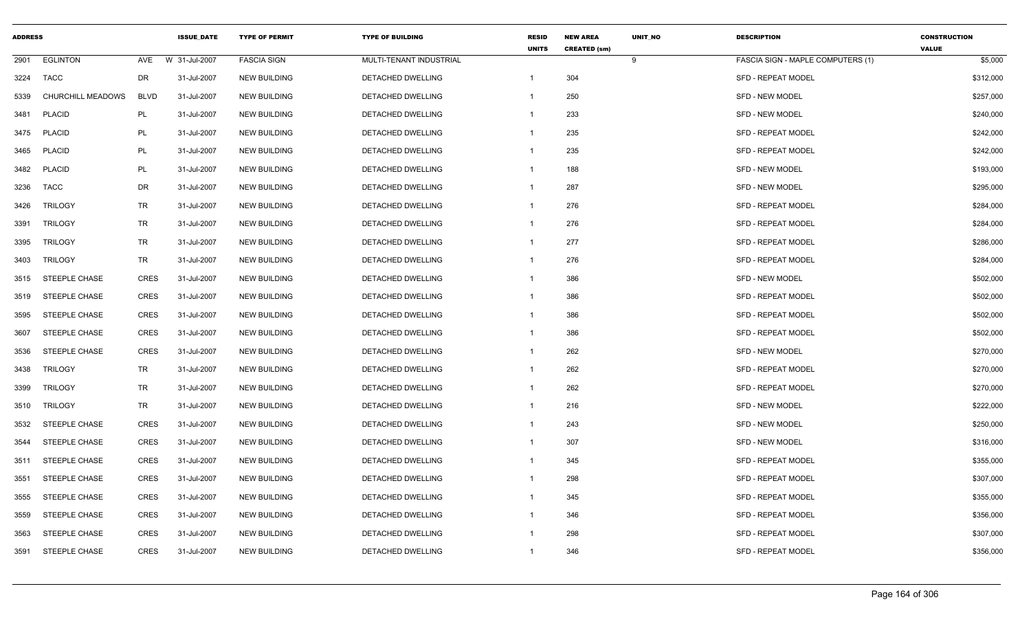| ADDRESS | | | | ISSUE_DATE | TYPE OF PERMIT | TYPE OF BUILDING | RESID UNITS | NEW AREA CREATED (sm) | UNIT_NO | DESCRIPTION | CONSTRUCTION VALUE |
|---|---|---|---|---|---|---|---|---|---|---|---|
| 2901 | EGLINTON | AVE | W | 31-Jul-2007 | FASCIA SIGN | MULTI-TENANT INDUSTRIAL | | | 9 | FASCIA SIGN - MAPLE COMPUTERS (1) | $5,000 |
| 3224 | TACC | DR | | 31-Jul-2007 | NEW BUILDING | DETACHED DWELLING | 1 | 304 | | SFD - REPEAT MODEL | $312,000 |
| 5339 | CHURCHILL MEADOWS | BLVD | | 31-Jul-2007 | NEW BUILDING | DETACHED DWELLING | 1 | 250 | | SFD - NEW MODEL | $257,000 |
| 3481 | PLACID | PL | | 31-Jul-2007 | NEW BUILDING | DETACHED DWELLING | 1 | 233 | | SFD - NEW MODEL | $240,000 |
| 3475 | PLACID | PL | | 31-Jul-2007 | NEW BUILDING | DETACHED DWELLING | 1 | 235 | | SFD - REPEAT MODEL | $242,000 |
| 3465 | PLACID | PL | | 31-Jul-2007 | NEW BUILDING | DETACHED DWELLING | 1 | 235 | | SFD - REPEAT MODEL | $242,000 |
| 3482 | PLACID | PL | | 31-Jul-2007 | NEW BUILDING | DETACHED DWELLING | 1 | 188 | | SFD - NEW MODEL | $193,000 |
| 3236 | TACC | DR | | 31-Jul-2007 | NEW BUILDING | DETACHED DWELLING | 1 | 287 | | SFD - NEW MODEL | $295,000 |
| 3426 | TRILOGY | TR | | 31-Jul-2007 | NEW BUILDING | DETACHED DWELLING | 1 | 276 | | SFD - REPEAT MODEL | $284,000 |
| 3391 | TRILOGY | TR | | 31-Jul-2007 | NEW BUILDING | DETACHED DWELLING | 1 | 276 | | SFD - REPEAT MODEL | $284,000 |
| 3395 | TRILOGY | TR | | 31-Jul-2007 | NEW BUILDING | DETACHED DWELLING | 1 | 277 | | SFD - REPEAT MODEL | $286,000 |
| 3403 | TRILOGY | TR | | 31-Jul-2007 | NEW BUILDING | DETACHED DWELLING | 1 | 276 | | SFD - REPEAT MODEL | $284,000 |
| 3515 | STEEPLE CHASE | CRES | | 31-Jul-2007 | NEW BUILDING | DETACHED DWELLING | 1 | 386 | | SFD - NEW MODEL | $502,000 |
| 3519 | STEEPLE CHASE | CRES | | 31-Jul-2007 | NEW BUILDING | DETACHED DWELLING | 1 | 386 | | SFD - REPEAT MODEL | $502,000 |
| 3595 | STEEPLE CHASE | CRES | | 31-Jul-2007 | NEW BUILDING | DETACHED DWELLING | 1 | 386 | | SFD - REPEAT MODEL | $502,000 |
| 3607 | STEEPLE CHASE | CRES | | 31-Jul-2007 | NEW BUILDING | DETACHED DWELLING | 1 | 386 | | SFD - REPEAT MODEL | $502,000 |
| 3536 | STEEPLE CHASE | CRES | | 31-Jul-2007 | NEW BUILDING | DETACHED DWELLING | 1 | 262 | | SFD - NEW MODEL | $270,000 |
| 3438 | TRILOGY | TR | | 31-Jul-2007 | NEW BUILDING | DETACHED DWELLING | 1 | 262 | | SFD - REPEAT MODEL | $270,000 |
| 3399 | TRILOGY | TR | | 31-Jul-2007 | NEW BUILDING | DETACHED DWELLING | 1 | 262 | | SFD - REPEAT MODEL | $270,000 |
| 3510 | TRILOGY | TR | | 31-Jul-2007 | NEW BUILDING | DETACHED DWELLING | 1 | 216 | | SFD - NEW MODEL | $222,000 |
| 3532 | STEEPLE CHASE | CRES | | 31-Jul-2007 | NEW BUILDING | DETACHED DWELLING | 1 | 243 | | SFD - NEW MODEL | $250,000 |
| 3544 | STEEPLE CHASE | CRES | | 31-Jul-2007 | NEW BUILDING | DETACHED DWELLING | 1 | 307 | | SFD - NEW MODEL | $316,000 |
| 3511 | STEEPLE CHASE | CRES | | 31-Jul-2007 | NEW BUILDING | DETACHED DWELLING | 1 | 345 | | SFD - REPEAT MODEL | $355,000 |
| 3551 | STEEPLE CHASE | CRES | | 31-Jul-2007 | NEW BUILDING | DETACHED DWELLING | 1 | 298 | | SFD - REPEAT MODEL | $307,000 |
| 3555 | STEEPLE CHASE | CRES | | 31-Jul-2007 | NEW BUILDING | DETACHED DWELLING | 1 | 345 | | SFD - REPEAT MODEL | $355,000 |
| 3559 | STEEPLE CHASE | CRES | | 31-Jul-2007 | NEW BUILDING | DETACHED DWELLING | 1 | 346 | | SFD - REPEAT MODEL | $356,000 |
| 3563 | STEEPLE CHASE | CRES | | 31-Jul-2007 | NEW BUILDING | DETACHED DWELLING | 1 | 298 | | SFD - REPEAT MODEL | $307,000 |
| 3591 | STEEPLE CHASE | CRES | | 31-Jul-2007 | NEW BUILDING | DETACHED DWELLING | 1 | 346 | | SFD - REPEAT MODEL | $356,000 |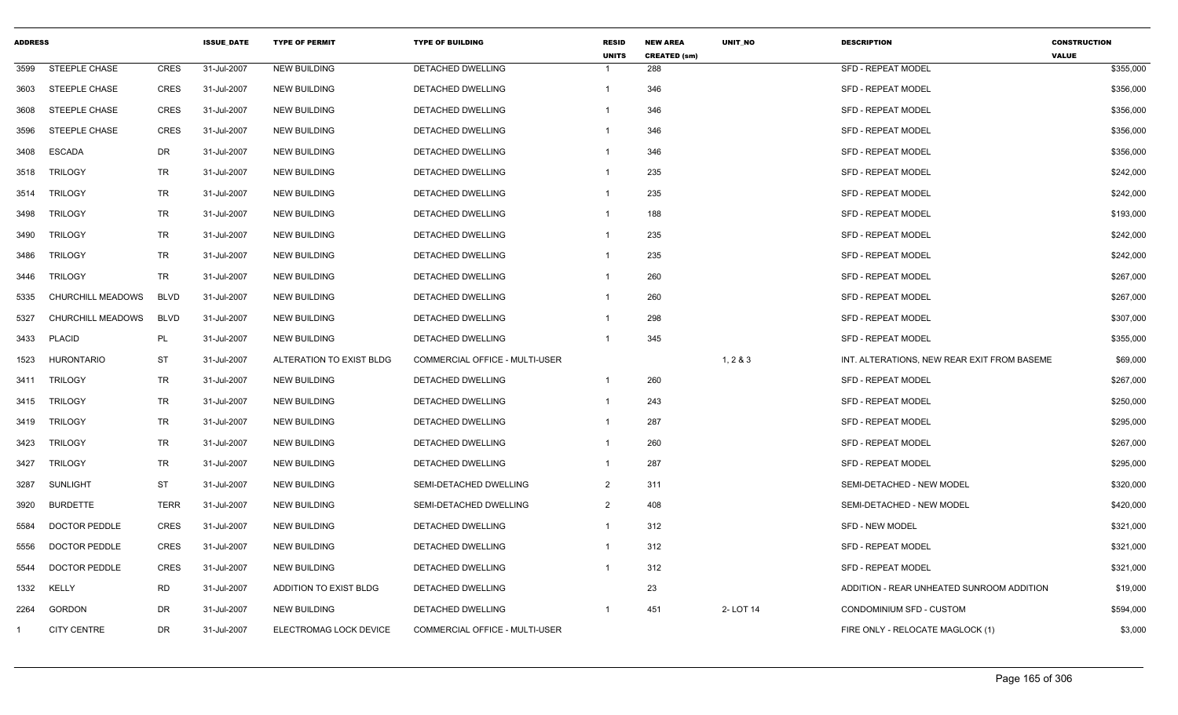| ADDRESS | | | ISSUE_DATE | TYPE OF PERMIT | TYPE OF BUILDING | RESID UNITS | NEW AREA CREATED (sm) | UNIT_NO | DESCRIPTION | CONSTRUCTION VALUE |
|---|---|---|---|---|---|---|---|---|---|---|
| 3599 | STEEPLE CHASE | CRES | 31-Jul-2007 | NEW BUILDING | DETACHED DWELLING | 1 | 288 | | SFD - REPEAT MODEL | $355,000 |
| 3603 | STEEPLE CHASE | CRES | 31-Jul-2007 | NEW BUILDING | DETACHED DWELLING | 1 | 346 | | SFD - REPEAT MODEL | $356,000 |
| 3608 | STEEPLE CHASE | CRES | 31-Jul-2007 | NEW BUILDING | DETACHED DWELLING | 1 | 346 | | SFD - REPEAT MODEL | $356,000 |
| 3596 | STEEPLE CHASE | CRES | 31-Jul-2007 | NEW BUILDING | DETACHED DWELLING | 1 | 346 | | SFD - REPEAT MODEL | $356,000 |
| 3408 | ESCADA | DR | 31-Jul-2007 | NEW BUILDING | DETACHED DWELLING | 1 | 346 | | SFD - REPEAT MODEL | $356,000 |
| 3518 | TRILOGY | TR | 31-Jul-2007 | NEW BUILDING | DETACHED DWELLING | 1 | 235 | | SFD - REPEAT MODEL | $242,000 |
| 3514 | TRILOGY | TR | 31-Jul-2007 | NEW BUILDING | DETACHED DWELLING | 1 | 235 | | SFD - REPEAT MODEL | $242,000 |
| 3498 | TRILOGY | TR | 31-Jul-2007 | NEW BUILDING | DETACHED DWELLING | 1 | 188 | | SFD - REPEAT MODEL | $193,000 |
| 3490 | TRILOGY | TR | 31-Jul-2007 | NEW BUILDING | DETACHED DWELLING | 1 | 235 | | SFD - REPEAT MODEL | $242,000 |
| 3486 | TRILOGY | TR | 31-Jul-2007 | NEW BUILDING | DETACHED DWELLING | 1 | 235 | | SFD - REPEAT MODEL | $242,000 |
| 3446 | TRILOGY | TR | 31-Jul-2007 | NEW BUILDING | DETACHED DWELLING | 1 | 260 | | SFD - REPEAT MODEL | $267,000 |
| 5335 | CHURCHILL MEADOWS | BLVD | 31-Jul-2007 | NEW BUILDING | DETACHED DWELLING | 1 | 260 | | SFD - REPEAT MODEL | $267,000 |
| 5327 | CHURCHILL MEADOWS | BLVD | 31-Jul-2007 | NEW BUILDING | DETACHED DWELLING | 1 | 298 | | SFD - REPEAT MODEL | $307,000 |
| 3433 | PLACID | PL | 31-Jul-2007 | NEW BUILDING | DETACHED DWELLING | 1 | 345 | | SFD - REPEAT MODEL | $355,000 |
| 1523 | HURONTARIO | ST | 31-Jul-2007 | ALTERATION TO EXIST BLDG | COMMERCIAL OFFICE - MULTI-USER | | | 1, 2 & 3 | INT. ALTERATIONS, NEW REAR EXIT FROM BASEME | $69,000 |
| 3411 | TRILOGY | TR | 31-Jul-2007 | NEW BUILDING | DETACHED DWELLING | 1 | 260 | | SFD - REPEAT MODEL | $267,000 |
| 3415 | TRILOGY | TR | 31-Jul-2007 | NEW BUILDING | DETACHED DWELLING | 1 | 243 | | SFD - REPEAT MODEL | $250,000 |
| 3419 | TRILOGY | TR | 31-Jul-2007 | NEW BUILDING | DETACHED DWELLING | 1 | 287 | | SFD - REPEAT MODEL | $295,000 |
| 3423 | TRILOGY | TR | 31-Jul-2007 | NEW BUILDING | DETACHED DWELLING | 1 | 260 | | SFD - REPEAT MODEL | $267,000 |
| 3427 | TRILOGY | TR | 31-Jul-2007 | NEW BUILDING | DETACHED DWELLING | 1 | 287 | | SFD - REPEAT MODEL | $295,000 |
| 3287 | SUNLIGHT | ST | 31-Jul-2007 | NEW BUILDING | SEMI-DETACHED DWELLING | 2 | 311 | | SEMI-DETACHED - NEW MODEL | $320,000 |
| 3920 | BURDETTE | TERR | 31-Jul-2007 | NEW BUILDING | SEMI-DETACHED DWELLING | 2 | 408 | | SEMI-DETACHED - NEW MODEL | $420,000 |
| 5584 | DOCTOR PEDDLE | CRES | 31-Jul-2007 | NEW BUILDING | DETACHED DWELLING | 1 | 312 | | SFD - NEW MODEL | $321,000 |
| 5556 | DOCTOR PEDDLE | CRES | 31-Jul-2007 | NEW BUILDING | DETACHED DWELLING | 1 | 312 | | SFD - REPEAT MODEL | $321,000 |
| 5544 | DOCTOR PEDDLE | CRES | 31-Jul-2007 | NEW BUILDING | DETACHED DWELLING | 1 | 312 | | SFD - REPEAT MODEL | $321,000 |
| 1332 | KELLY | RD | 31-Jul-2007 | ADDITION TO EXIST BLDG | DETACHED DWELLING | | 23 | | ADDITION - REAR UNHEATED SUNROOM ADDITION | $19,000 |
| 2264 | GORDON | DR | 31-Jul-2007 | NEW BUILDING | DETACHED DWELLING | 1 | 451 | 2- LOT 14 | CONDOMINIUM SFD - CUSTOM | $594,000 |
| 1 | CITY CENTRE | DR | 31-Jul-2007 | ELECTROMAG LOCK DEVICE | COMMERCIAL OFFICE - MULTI-USER | | | | FIRE ONLY - RELOCATE MAGLOCK (1) | $3,000 |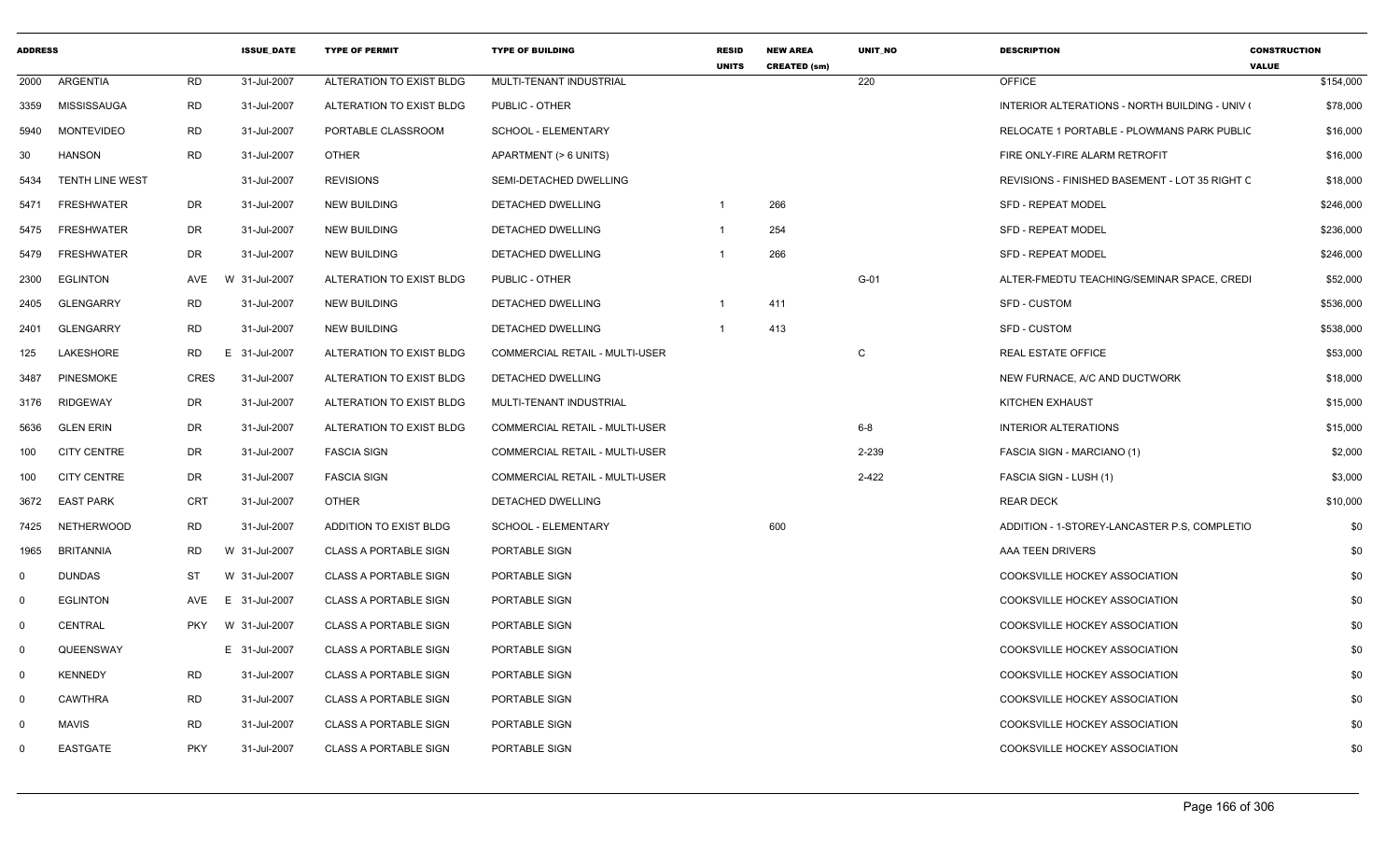| ADDRESS | | | ISSUE_DATE | TYPE OF PERMIT | TYPE OF BUILDING | RESID UNITS | NEW AREA CREATED (sm) | UNIT_NO | DESCRIPTION | CONSTRUCTION VALUE |
|---|---|---|---|---|---|---|---|---|---|---|
| 2000 | ARGENTIA | RD | 31-Jul-2007 | ALTERATION TO EXIST BLDG | MULTI-TENANT INDUSTRIAL | | | 220 | OFFICE | $154,000 |
| 3359 | MISSISSAUGA | RD | 31-Jul-2007 | ALTERATION TO EXIST BLDG | PUBLIC - OTHER | | | | INTERIOR ALTERATIONS - NORTH BUILDING - UNIV ( | $78,000 |
| 5940 | MONTEVIDEO | RD | 31-Jul-2007 | PORTABLE CLASSROOM | SCHOOL - ELEMENTARY | | | | RELOCATE 1 PORTABLE - PLOWMANS PARK PUBLIC | $16,000 |
| 30 | HANSON | RD | 31-Jul-2007 | OTHER | APARTMENT (> 6 UNITS) | | | | FIRE ONLY-FIRE ALARM RETROFIT | $16,000 |
| 5434 | TENTH LINE WEST | | 31-Jul-2007 | REVISIONS | SEMI-DETACHED DWELLING | | | | REVISIONS - FINISHED BASEMENT - LOT 35 RIGHT C | $18,000 |
| 5471 | FRESHWATER | DR | 31-Jul-2007 | NEW BUILDING | DETACHED DWELLING | 1 | 266 | | SFD - REPEAT MODEL | $246,000 |
| 5475 | FRESHWATER | DR | 31-Jul-2007 | NEW BUILDING | DETACHED DWELLING | 1 | 254 | | SFD - REPEAT MODEL | $236,000 |
| 5479 | FRESHWATER | DR | 31-Jul-2007 | NEW BUILDING | DETACHED DWELLING | 1 | 266 | | SFD - REPEAT MODEL | $246,000 |
| 2300 | EGLINTON | AVE | W 31-Jul-2007 | ALTERATION TO EXIST BLDG | PUBLIC - OTHER | | | G-01 | ALTER-FMEDTU TEACHING/SEMINAR SPACE, CREDI | $52,000 |
| 2405 | GLENGARRY | RD | 31-Jul-2007 | NEW BUILDING | DETACHED DWELLING | 1 | 411 | | SFD - CUSTOM | $536,000 |
| 2401 | GLENGARRY | RD | 31-Jul-2007 | NEW BUILDING | DETACHED DWELLING | 1 | 413 | | SFD - CUSTOM | $538,000 |
| 125 | LAKESHORE | RD | E 31-Jul-2007 | ALTERATION TO EXIST BLDG | COMMERCIAL RETAIL - MULTI-USER | | | C | REAL ESTATE OFFICE | $53,000 |
| 3487 | PINESMOKE | CRES | 31-Jul-2007 | ALTERATION TO EXIST BLDG | DETACHED DWELLING | | | | NEW FURNACE, A/C AND DUCTWORK | $18,000 |
| 3176 | RIDGEWAY | DR | 31-Jul-2007 | ALTERATION TO EXIST BLDG | MULTI-TENANT INDUSTRIAL | | | | KITCHEN EXHAUST | $15,000 |
| 5636 | GLEN ERIN | DR | 31-Jul-2007 | ALTERATION TO EXIST BLDG | COMMERCIAL RETAIL - MULTI-USER | | | 6-8 | INTERIOR ALTERATIONS | $15,000 |
| 100 | CITY CENTRE | DR | 31-Jul-2007 | FASCIA SIGN | COMMERCIAL RETAIL - MULTI-USER | | | 2-239 | FASCIA SIGN - MARCIANO (1) | $2,000 |
| 100 | CITY CENTRE | DR | 31-Jul-2007 | FASCIA SIGN | COMMERCIAL RETAIL - MULTI-USER | | | 2-422 | FASCIA SIGN - LUSH (1) | $3,000 |
| 3672 | EAST PARK | CRT | 31-Jul-2007 | OTHER | DETACHED DWELLING | | | | REAR DECK | $10,000 |
| 7425 | NETHERWOOD | RD | 31-Jul-2007 | ADDITION TO EXIST BLDG | SCHOOL - ELEMENTARY | | 600 | | ADDITION - 1-STOREY-LANCASTER P.S, COMPLETIO | $0 |
| 1965 | BRITANNIA | RD | W 31-Jul-2007 | CLASS A PORTABLE SIGN | PORTABLE SIGN | | | | AAA TEEN DRIVERS | $0 |
| 0 | DUNDAS | ST | W 31-Jul-2007 | CLASS A PORTABLE SIGN | PORTABLE SIGN | | | | COOKSVILLE HOCKEY ASSOCIATION | $0 |
| 0 | EGLINTON | AVE | E 31-Jul-2007 | CLASS A PORTABLE SIGN | PORTABLE SIGN | | | | COOKSVILLE HOCKEY ASSOCIATION | $0 |
| 0 | CENTRAL | PKY | W 31-Jul-2007 | CLASS A PORTABLE SIGN | PORTABLE SIGN | | | | COOKSVILLE HOCKEY ASSOCIATION | $0 |
| 0 | QUEENSWAY | | E 31-Jul-2007 | CLASS A PORTABLE SIGN | PORTABLE SIGN | | | | COOKSVILLE HOCKEY ASSOCIATION | $0 |
| 0 | KENNEDY | RD | 31-Jul-2007 | CLASS A PORTABLE SIGN | PORTABLE SIGN | | | | COOKSVILLE HOCKEY ASSOCIATION | $0 |
| 0 | CAWTHRA | RD | 31-Jul-2007 | CLASS A PORTABLE SIGN | PORTABLE SIGN | | | | COOKSVILLE HOCKEY ASSOCIATION | $0 |
| 0 | MAVIS | RD | 31-Jul-2007 | CLASS A PORTABLE SIGN | PORTABLE SIGN | | | | COOKSVILLE HOCKEY ASSOCIATION | $0 |
| 0 | EASTGATE | PKY | 31-Jul-2007 | CLASS A PORTABLE SIGN | PORTABLE SIGN | | | | COOKSVILLE HOCKEY ASSOCIATION | $0 |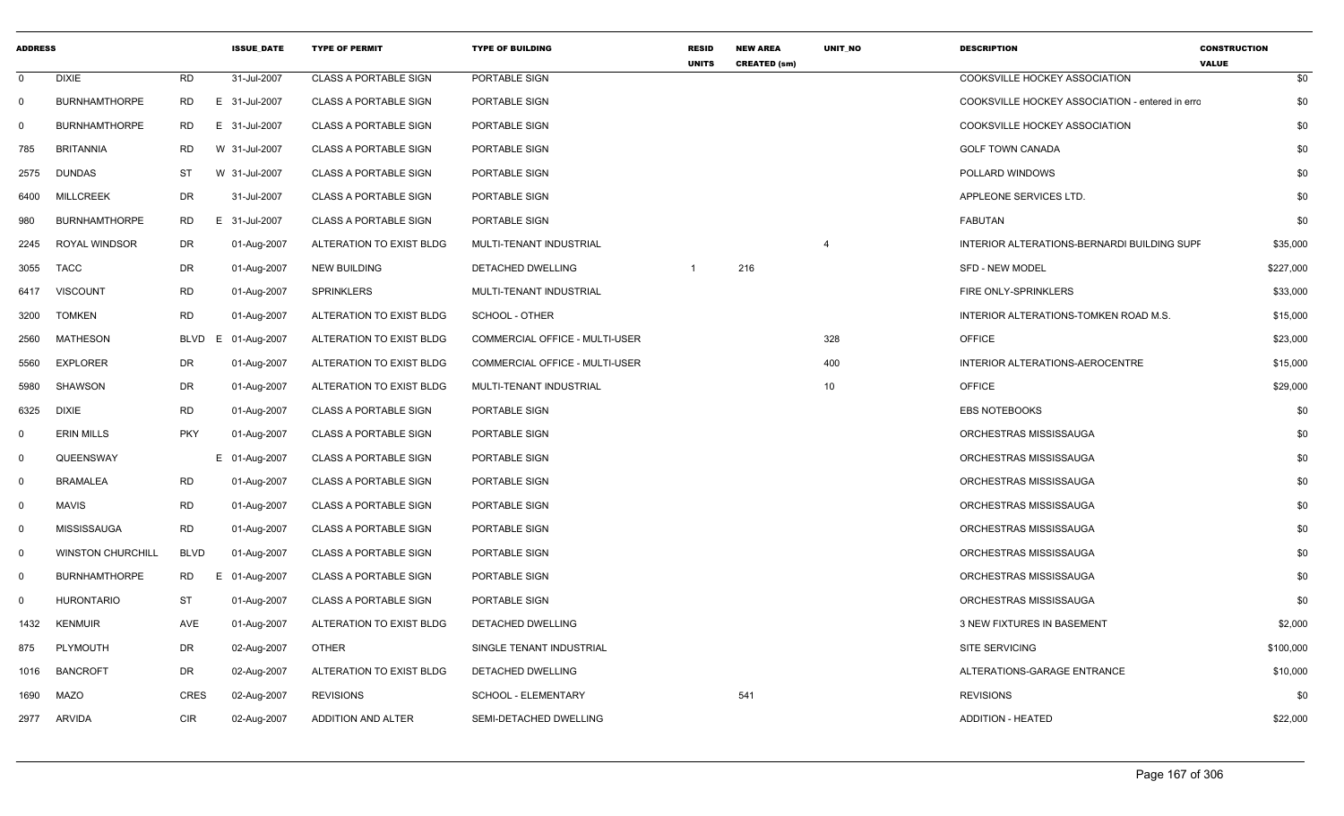| ADDRESS | | | ISSUE_DATE | TYPE OF PERMIT | TYPE OF BUILDING | RESID UNITS | NEW AREA CREATED (sm) | UNIT_NO | DESCRIPTION | CONSTRUCTION VALUE |
|---|---|---|---|---|---|---|---|---|---|---|
| 0 | DIXIE | RD | 31-Jul-2007 | CLASS A PORTABLE SIGN | PORTABLE SIGN | | | | COOKSVILLE HOCKEY ASSOCIATION | $0 |
| 0 | BURNHAMTHORPE | RD | E 31-Jul-2007 | CLASS A PORTABLE SIGN | PORTABLE SIGN | | | | COOKSVILLE HOCKEY ASSOCIATION - entered in erro | $0 |
| 0 | BURNHAMTHORPE | RD | E 31-Jul-2007 | CLASS A PORTABLE SIGN | PORTABLE SIGN | | | | COOKSVILLE HOCKEY ASSOCIATION | $0 |
| 785 | BRITANNIA | RD | W 31-Jul-2007 | CLASS A PORTABLE SIGN | PORTABLE SIGN | | | | GOLF TOWN CANADA | $0 |
| 2575 | DUNDAS | ST | W 31-Jul-2007 | CLASS A PORTABLE SIGN | PORTABLE SIGN | | | | POLLARD WINDOWS | $0 |
| 6400 | MILLCREEK | DR | 31-Jul-2007 | CLASS A PORTABLE SIGN | PORTABLE SIGN | | | | APPLEONE SERVICES LTD. | $0 |
| 980 | BURNHAMTHORPE | RD | E 31-Jul-2007 | CLASS A PORTABLE SIGN | PORTABLE SIGN | | | | FABUTAN | $0 |
| 2245 | ROYAL WINDSOR | DR | 01-Aug-2007 | ALTERATION TO EXIST BLDG | MULTI-TENANT INDUSTRIAL | | | 4 | INTERIOR ALTERATIONS-BERNARDI BUILDING SUPF | $35,000 |
| 3055 | TACC | DR | 01-Aug-2007 | NEW BUILDING | DETACHED DWELLING | 1 | 216 | | SFD - NEW MODEL | $227,000 |
| 6417 | VISCOUNT | RD | 01-Aug-2007 | SPRINKLERS | MULTI-TENANT INDUSTRIAL | | | | FIRE ONLY-SPRINKLERS | $33,000 |
| 3200 | TOMKEN | RD | 01-Aug-2007 | ALTERATION TO EXIST BLDG | SCHOOL - OTHER | | | | INTERIOR ALTERATIONS-TOMKEN ROAD M.S. | $15,000 |
| 2560 | MATHESON | BLVD | E 01-Aug-2007 | ALTERATION TO EXIST BLDG | COMMERCIAL OFFICE - MULTI-USER | | | 328 | OFFICE | $23,000 |
| 5560 | EXPLORER | DR | 01-Aug-2007 | ALTERATION TO EXIST BLDG | COMMERCIAL OFFICE - MULTI-USER | | | 400 | INTERIOR ALTERATIONS-AEROCENTRE | $15,000 |
| 5980 | SHAWSON | DR | 01-Aug-2007 | ALTERATION TO EXIST BLDG | MULTI-TENANT INDUSTRIAL | | | 10 | OFFICE | $29,000 |
| 6325 | DIXIE | RD | 01-Aug-2007 | CLASS A PORTABLE SIGN | PORTABLE SIGN | | | | EBS NOTEBOOKS | $0 |
| 0 | ERIN MILLS | PKY | 01-Aug-2007 | CLASS A PORTABLE SIGN | PORTABLE SIGN | | | | ORCHESTRAS MISSISSAUGA | $0 |
| 0 | QUEENSWAY | | E 01-Aug-2007 | CLASS A PORTABLE SIGN | PORTABLE SIGN | | | | ORCHESTRAS MISSISSAUGA | $0 |
| 0 | BRAMALEA | RD | 01-Aug-2007 | CLASS A PORTABLE SIGN | PORTABLE SIGN | | | | ORCHESTRAS MISSISSAUGA | $0 |
| 0 | MAVIS | RD | 01-Aug-2007 | CLASS A PORTABLE SIGN | PORTABLE SIGN | | | | ORCHESTRAS MISSISSAUGA | $0 |
| 0 | MISSISSAUGA | RD | 01-Aug-2007 | CLASS A PORTABLE SIGN | PORTABLE SIGN | | | | ORCHESTRAS MISSISSAUGA | $0 |
| 0 | WINSTON CHURCHILL | BLVD | 01-Aug-2007 | CLASS A PORTABLE SIGN | PORTABLE SIGN | | | | ORCHESTRAS MISSISSAUGA | $0 |
| 0 | BURNHAMTHORPE | RD | E 01-Aug-2007 | CLASS A PORTABLE SIGN | PORTABLE SIGN | | | | ORCHESTRAS MISSISSAUGA | $0 |
| 0 | HURONTARIO | ST | 01-Aug-2007 | CLASS A PORTABLE SIGN | PORTABLE SIGN | | | | ORCHESTRAS MISSISSAUGA | $0 |
| 1432 | KENMUIR | AVE | 01-Aug-2007 | ALTERATION TO EXIST BLDG | DETACHED DWELLING | | | | 3 NEW FIXTURES IN BASEMENT | $2,000 |
| 875 | PLYMOUTH | DR | 02-Aug-2007 | OTHER | SINGLE TENANT INDUSTRIAL | | | | SITE SERVICING | $100,000 |
| 1016 | BANCROFT | DR | 02-Aug-2007 | ALTERATION TO EXIST BLDG | DETACHED DWELLING | | | | ALTERATIONS-GARAGE ENTRANCE | $10,000 |
| 1690 | MAZO | CRES | 02-Aug-2007 | REVISIONS | SCHOOL - ELEMENTARY | | 541 | | REVISIONS | $0 |
| 2977 | ARVIDA | CIR | 02-Aug-2007 | ADDITION AND ALTER | SEMI-DETACHED DWELLING | | | | ADDITION - HEATED | $22,000 |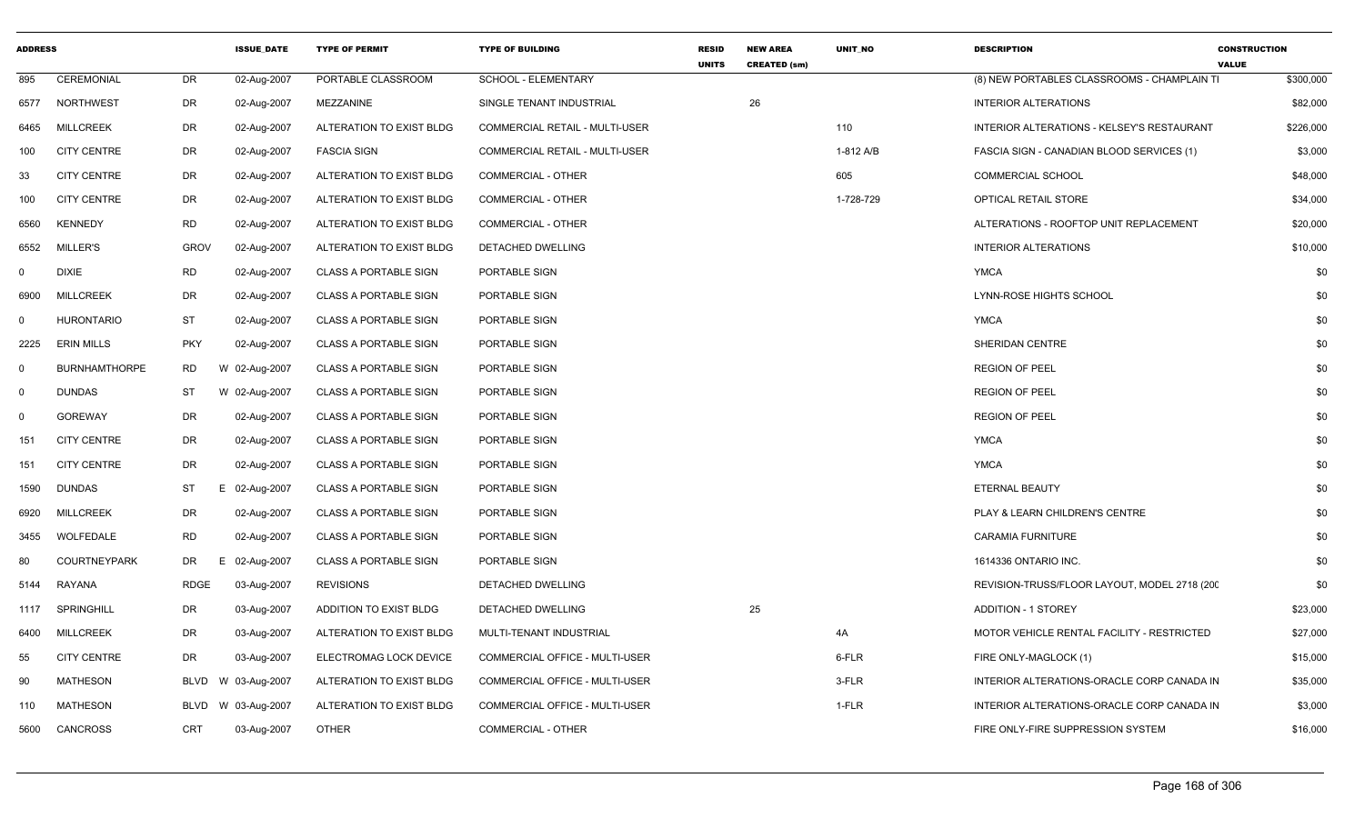| ADDRESS | | | ISSUE_DATE | TYPE OF PERMIT | TYPE OF BUILDING | RESID UNITS | NEW AREA CREATED (sm) | UNIT_NO | DESCRIPTION | CONSTRUCTION VALUE |
|---|---|---|---|---|---|---|---|---|---|---|
| 895 | CEREMONIAL | DR | 02-Aug-2007 | PORTABLE CLASSROOM | SCHOOL - ELEMENTARY | | | | (8) NEW PORTABLES CLASSROOMS - CHAMPLAIN TI | $300,000 |
| 6577 | NORTHWEST | DR | 02-Aug-2007 | MEZZANINE | SINGLE TENANT INDUSTRIAL | | 26 | | INTERIOR ALTERATIONS | $82,000 |
| 6465 | MILLCREEK | DR | 02-Aug-2007 | ALTERATION TO EXIST BLDG | COMMERCIAL RETAIL - MULTI-USER | | | 110 | INTERIOR ALTERATIONS - KELSEY'S RESTAURANT | $226,000 |
| 100 | CITY CENTRE | DR | 02-Aug-2007 | FASCIA SIGN | COMMERCIAL RETAIL - MULTI-USER | | | 1-812 A/B | FASCIA SIGN - CANADIAN BLOOD SERVICES (1) | $3,000 |
| 33 | CITY CENTRE | DR | 02-Aug-2007 | ALTERATION TO EXIST BLDG | COMMERCIAL - OTHER | | | 605 | COMMERCIAL SCHOOL | $48,000 |
| 100 | CITY CENTRE | DR | 02-Aug-2007 | ALTERATION TO EXIST BLDG | COMMERCIAL - OTHER | | | 1-728-729 | OPTICAL RETAIL STORE | $34,000 |
| 6560 | KENNEDY | RD | 02-Aug-2007 | ALTERATION TO EXIST BLDG | COMMERCIAL - OTHER | | | | ALTERATIONS - ROOFTOP UNIT REPLACEMENT | $20,000 |
| 6552 | MILLER'S | GROV | 02-Aug-2007 | ALTERATION TO EXIST BLDG | DETACHED DWELLING | | | | INTERIOR ALTERATIONS | $10,000 |
| 0 | DIXIE | RD | 02-Aug-2007 | CLASS A PORTABLE SIGN | PORTABLE SIGN | | | | YMCA | $0 |
| 6900 | MILLCREEK | DR | 02-Aug-2007 | CLASS A PORTABLE SIGN | PORTABLE SIGN | | | | LYNN-ROSE HIGHTS SCHOOL | $0 |
| 0 | HURONTARIO | ST | 02-Aug-2007 | CLASS A PORTABLE SIGN | PORTABLE SIGN | | | | YMCA | $0 |
| 2225 | ERIN MILLS | PKY | 02-Aug-2007 | CLASS A PORTABLE SIGN | PORTABLE SIGN | | | | SHERIDAN CENTRE | $0 |
| 0 | BURNHAMTHORPE | RD | W 02-Aug-2007 | CLASS A PORTABLE SIGN | PORTABLE SIGN | | | | REGION OF PEEL | $0 |
| 0 | DUNDAS | ST | W 02-Aug-2007 | CLASS A PORTABLE SIGN | PORTABLE SIGN | | | | REGION OF PEEL | $0 |
| 0 | GOREWAY | DR | 02-Aug-2007 | CLASS A PORTABLE SIGN | PORTABLE SIGN | | | | REGION OF PEEL | $0 |
| 151 | CITY CENTRE | DR | 02-Aug-2007 | CLASS A PORTABLE SIGN | PORTABLE SIGN | | | | YMCA | $0 |
| 151 | CITY CENTRE | DR | 02-Aug-2007 | CLASS A PORTABLE SIGN | PORTABLE SIGN | | | | YMCA | $0 |
| 1590 | DUNDAS | ST | E 02-Aug-2007 | CLASS A PORTABLE SIGN | PORTABLE SIGN | | | | ETERNAL BEAUTY | $0 |
| 6920 | MILLCREEK | DR | 02-Aug-2007 | CLASS A PORTABLE SIGN | PORTABLE SIGN | | | | PLAY & LEARN CHILDREN'S CENTRE | $0 |
| 3455 | WOLFEDALE | RD | 02-Aug-2007 | CLASS A PORTABLE SIGN | PORTABLE SIGN | | | | CARAMIA FURNITURE | $0 |
| 80 | COURTNEYPARK | DR | E 02-Aug-2007 | CLASS A PORTABLE SIGN | PORTABLE SIGN | | | | 1614336 ONTARIO INC. | $0 |
| 5144 | RAYANA | RDGE | 03-Aug-2007 | REVISIONS | DETACHED DWELLING | | | | REVISION-TRUSS/FLOOR LAYOUT, MODEL 2718 (200 | $0 |
| 1117 | SPRINGHILL | DR | 03-Aug-2007 | ADDITION TO EXIST BLDG | DETACHED DWELLING | | 25 | | ADDITION - 1 STOREY | $23,000 |
| 6400 | MILLCREEK | DR | 03-Aug-2007 | ALTERATION TO EXIST BLDG | MULTI-TENANT INDUSTRIAL | | | 4A | MOTOR VEHICLE RENTAL FACILITY - RESTRICTED | $27,000 |
| 55 | CITY CENTRE | DR | 03-Aug-2007 | ELECTROMAG LOCK DEVICE | COMMERCIAL OFFICE - MULTI-USER | | | 6-FLR | FIRE ONLY-MAGLOCK (1) | $15,000 |
| 90 | MATHESON | BLVD | W 03-Aug-2007 | ALTERATION TO EXIST BLDG | COMMERCIAL OFFICE - MULTI-USER | | | 3-FLR | INTERIOR ALTERATIONS-ORACLE CORP CANADA IN | $35,000 |
| 110 | MATHESON | BLVD | W 03-Aug-2007 | ALTERATION TO EXIST BLDG | COMMERCIAL OFFICE - MULTI-USER | | | 1-FLR | INTERIOR ALTERATIONS-ORACLE CORP CANADA IN | $3,000 |
| 5600 | CANCROSS | CRT | 03-Aug-2007 | OTHER | COMMERCIAL - OTHER | | | | FIRE ONLY-FIRE SUPPRESSION SYSTEM | $16,000 |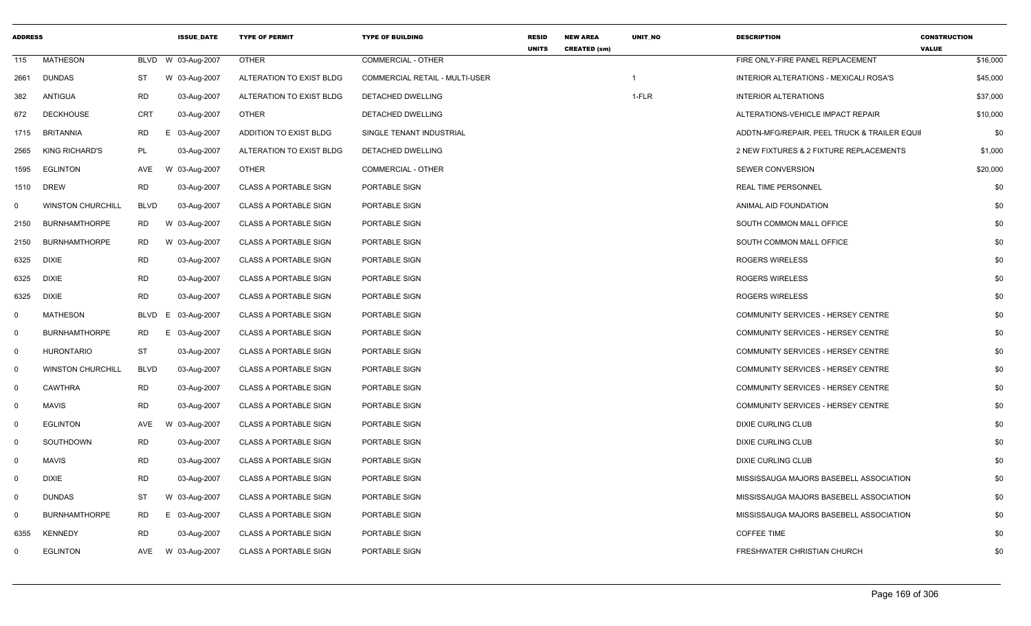| ADDRESS | | | ISSUE_DATE | TYPE OF PERMIT | TYPE OF BUILDING | RESID UNITS | NEW AREA CREATED (sm) | UNIT_NO | DESCRIPTION | CONSTRUCTION VALUE |
|---|---|---|---|---|---|---|---|---|---|---|
| 115 | MATHESON | BLVD | W 03-Aug-2007 | OTHER | COMMERCIAL - OTHER | | | | FIRE ONLY-FIRE PANEL REPLACEMENT | $16,000 |
| 2661 | DUNDAS | ST | W 03-Aug-2007 | ALTERATION TO EXIST BLDG | COMMERCIAL RETAIL - MULTI-USER | | | 1 | INTERIOR ALTERATIONS - MEXICALI ROSA'S | $45,000 |
| 382 | ANTIGUA | RD | 03-Aug-2007 | ALTERATION TO EXIST BLDG | DETACHED DWELLING | | | 1-FLR | INTERIOR ALTERATIONS | $37,000 |
| 672 | DECKHOUSE | CRT | 03-Aug-2007 | OTHER | DETACHED DWELLING | | | | ALTERATIONS-VEHICLE IMPACT REPAIR | $10,000 |
| 1715 | BRITANNIA | RD | E 03-Aug-2007 | ADDITION TO EXIST BLDG | SINGLE TENANT INDUSTRIAL | | | | ADDTN-MFG/REPAIR, PEEL TRUCK & TRAILER EQUIF | $0 |
| 2565 | KING RICHARD'S | PL | 03-Aug-2007 | ALTERATION TO EXIST BLDG | DETACHED DWELLING | | | | 2 NEW FIXTURES & 2 FIXTURE REPLACEMENTS | $1,000 |
| 1595 | EGLINTON | AVE | W 03-Aug-2007 | OTHER | COMMERCIAL - OTHER | | | | SEWER CONVERSION | $20,000 |
| 1510 | DREW | RD | 03-Aug-2007 | CLASS A PORTABLE SIGN | PORTABLE SIGN | | | | REAL TIME PERSONNEL | $0 |
| 0 | WINSTON CHURCHILL | BLVD | 03-Aug-2007 | CLASS A PORTABLE SIGN | PORTABLE SIGN | | | | ANIMAL AID FOUNDATION | $0 |
| 2150 | BURNHAMTHORPE | RD | W 03-Aug-2007 | CLASS A PORTABLE SIGN | PORTABLE SIGN | | | | SOUTH COMMON MALL OFFICE | $0 |
| 2150 | BURNHAMTHORPE | RD | W 03-Aug-2007 | CLASS A PORTABLE SIGN | PORTABLE SIGN | | | | SOUTH COMMON MALL OFFICE | $0 |
| 6325 | DIXIE | RD | 03-Aug-2007 | CLASS A PORTABLE SIGN | PORTABLE SIGN | | | | ROGERS WIRELESS | $0 |
| 6325 | DIXIE | RD | 03-Aug-2007 | CLASS A PORTABLE SIGN | PORTABLE SIGN | | | | ROGERS WIRELESS | $0 |
| 6325 | DIXIE | RD | 03-Aug-2007 | CLASS A PORTABLE SIGN | PORTABLE SIGN | | | | ROGERS WIRELESS | $0 |
| 0 | MATHESON | BLVD | E 03-Aug-2007 | CLASS A PORTABLE SIGN | PORTABLE SIGN | | | | COMMUNITY SERVICES - HERSEY CENTRE | $0 |
| 0 | BURNHAMTHORPE | RD | E 03-Aug-2007 | CLASS A PORTABLE SIGN | PORTABLE SIGN | | | | COMMUNITY SERVICES - HERSEY CENTRE | $0 |
| 0 | HURONTARIO | ST | 03-Aug-2007 | CLASS A PORTABLE SIGN | PORTABLE SIGN | | | | COMMUNITY SERVICES - HERSEY CENTRE | $0 |
| 0 | WINSTON CHURCHILL | BLVD | 03-Aug-2007 | CLASS A PORTABLE SIGN | PORTABLE SIGN | | | | COMMUNITY SERVICES - HERSEY CENTRE | $0 |
| 0 | CAWTHRA | RD | 03-Aug-2007 | CLASS A PORTABLE SIGN | PORTABLE SIGN | | | | COMMUNITY SERVICES - HERSEY CENTRE | $0 |
| 0 | MAVIS | RD | 03-Aug-2007 | CLASS A PORTABLE SIGN | PORTABLE SIGN | | | | COMMUNITY SERVICES - HERSEY CENTRE | $0 |
| 0 | EGLINTON | AVE | W 03-Aug-2007 | CLASS A PORTABLE SIGN | PORTABLE SIGN | | | | DIXIE CURLING CLUB | $0 |
| 0 | SOUTHDOWN | RD | 03-Aug-2007 | CLASS A PORTABLE SIGN | PORTABLE SIGN | | | | DIXIE CURLING CLUB | $0 |
| 0 | MAVIS | RD | 03-Aug-2007 | CLASS A PORTABLE SIGN | PORTABLE SIGN | | | | DIXIE CURLING CLUB | $0 |
| 0 | DIXIE | RD | 03-Aug-2007 | CLASS A PORTABLE SIGN | PORTABLE SIGN | | | | MISSISSAUGA MAJORS BASEBELL ASSOCIATION | $0 |
| 0 | DUNDAS | ST | W 03-Aug-2007 | CLASS A PORTABLE SIGN | PORTABLE SIGN | | | | MISSISSAUGA MAJORS BASEBELL ASSOCIATION | $0 |
| 0 | BURNHAMTHORPE | RD | E 03-Aug-2007 | CLASS A PORTABLE SIGN | PORTABLE SIGN | | | | MISSISSAUGA MAJORS BASEBELL ASSOCIATION | $0 |
| 6355 | KENNEDY | RD | 03-Aug-2007 | CLASS A PORTABLE SIGN | PORTABLE SIGN | | | | COFFEE TIME | $0 |
| 0 | EGLINTON | AVE | W 03-Aug-2007 | CLASS A PORTABLE SIGN | PORTABLE SIGN | | | | FRESHWATER CHRISTIAN CHURCH | $0 |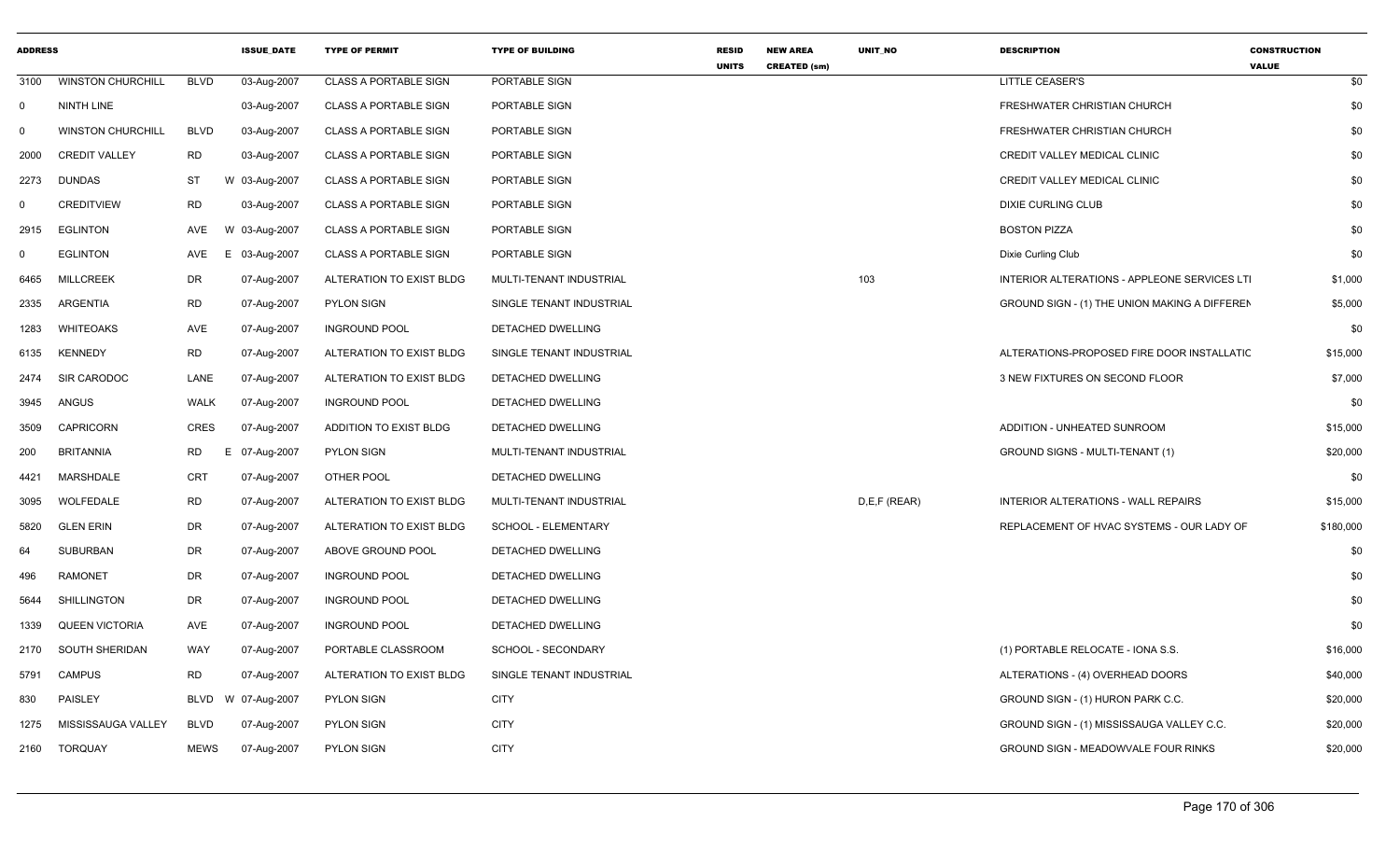| ADDRESS | | | ISSUE_DATE | TYPE OF PERMIT | TYPE OF BUILDING | RESID UNITS | NEW AREA CREATED (sm) | UNIT_NO | DESCRIPTION | CONSTRUCTION VALUE |
|---|---|---|---|---|---|---|---|---|---|---|
| 3100 | WINSTON CHURCHILL | BLVD | 03-Aug-2007 | CLASS A PORTABLE SIGN | PORTABLE SIGN | | | | LITTLE CEASER'S | $0 |
| 0 | NINTH LINE | | 03-Aug-2007 | CLASS A PORTABLE SIGN | PORTABLE SIGN | | | | FRESHWATER CHRISTIAN CHURCH | $0 |
| 0 | WINSTON CHURCHILL | BLVD | 03-Aug-2007 | CLASS A PORTABLE SIGN | PORTABLE SIGN | | | | FRESHWATER CHRISTIAN CHURCH | $0 |
| 2000 | CREDIT VALLEY | RD | 03-Aug-2007 | CLASS A PORTABLE SIGN | PORTABLE SIGN | | | | CREDIT VALLEY MEDICAL CLINIC | $0 |
| 2273 | DUNDAS | ST | W 03-Aug-2007 | CLASS A PORTABLE SIGN | PORTABLE SIGN | | | | CREDIT VALLEY MEDICAL CLINIC | $0 |
| 0 | CREDITVIEW | RD | 03-Aug-2007 | CLASS A PORTABLE SIGN | PORTABLE SIGN | | | | DIXIE CURLING CLUB | $0 |
| 2915 | EGLINTON | AVE | W 03-Aug-2007 | CLASS A PORTABLE SIGN | PORTABLE SIGN | | | | BOSTON PIZZA | $0 |
| 0 | EGLINTON | AVE | E 03-Aug-2007 | CLASS A PORTABLE SIGN | PORTABLE SIGN | | | | Dixie Curling Club | $0 |
| 6465 | MILLCREEK | DR | 07-Aug-2007 | ALTERATION TO EXIST BLDG | MULTI-TENANT INDUSTRIAL | | | 103 | INTERIOR ALTERATIONS - APPLEONE SERVICES LTI | $1,000 |
| 2335 | ARGENTIA | RD | 07-Aug-2007 | PYLON SIGN | SINGLE TENANT INDUSTRIAL | | | | GROUND SIGN - (1) THE UNION MAKING A DIFFEREN | $5,000 |
| 1283 | WHITEOAKS | AVE | 07-Aug-2007 | INGROUND POOL | DETACHED DWELLING | | | | | $0 |
| 6135 | KENNEDY | RD | 07-Aug-2007 | ALTERATION TO EXIST BLDG | SINGLE TENANT INDUSTRIAL | | | | ALTERATIONS-PROPOSED FIRE DOOR INSTALLATIC | $15,000 |
| 2474 | SIR CARODOC | LANE | 07-Aug-2007 | ALTERATION TO EXIST BLDG | DETACHED DWELLING | | | | 3 NEW FIXTURES ON SECOND FLOOR | $7,000 |
| 3945 | ANGUS | WALK | 07-Aug-2007 | INGROUND POOL | DETACHED DWELLING | | | | | $0 |
| 3509 | CAPRICORN | CRES | 07-Aug-2007 | ADDITION TO EXIST BLDG | DETACHED DWELLING | | | | ADDITION - UNHEATED SUNROOM | $15,000 |
| 200 | BRITANNIA | RD | E 07-Aug-2007 | PYLON SIGN | MULTI-TENANT INDUSTRIAL | | | | GROUND SIGNS - MULTI-TENANT (1) | $20,000 |
| 4421 | MARSHDALE | CRT | 07-Aug-2007 | OTHER POOL | DETACHED DWELLING | | | | | $0 |
| 3095 | WOLFEDALE | RD | 07-Aug-2007 | ALTERATION TO EXIST BLDG | MULTI-TENANT INDUSTRIAL | | | D,E,F (REAR) | INTERIOR ALTERATIONS - WALL REPAIRS | $15,000 |
| 5820 | GLEN ERIN | DR | 07-Aug-2007 | ALTERATION TO EXIST BLDG | SCHOOL - ELEMENTARY | | | | REPLACEMENT OF HVAC SYSTEMS - OUR LADY OF | $180,000 |
| 64 | SUBURBAN | DR | 07-Aug-2007 | ABOVE GROUND POOL | DETACHED DWELLING | | | | | $0 |
| 496 | RAMONET | DR | 07-Aug-2007 | INGROUND POOL | DETACHED DWELLING | | | | | $0 |
| 5644 | SHILLINGTON | DR | 07-Aug-2007 | INGROUND POOL | DETACHED DWELLING | | | | | $0 |
| 1339 | QUEEN VICTORIA | AVE | 07-Aug-2007 | INGROUND POOL | DETACHED DWELLING | | | | | $0 |
| 2170 | SOUTH SHERIDAN | WAY | 07-Aug-2007 | PORTABLE CLASSROOM | SCHOOL - SECONDARY | | | | (1) PORTABLE RELOCATE - IONA S.S. | $16,000 |
| 5791 | CAMPUS | RD | 07-Aug-2007 | ALTERATION TO EXIST BLDG | SINGLE TENANT INDUSTRIAL | | | | ALTERATIONS - (4) OVERHEAD DOORS | $40,000 |
| 830 | PAISLEY | BLVD | W 07-Aug-2007 | PYLON SIGN | CITY | | | | GROUND SIGN - (1) HURON PARK C.C. | $20,000 |
| 1275 | MISSISSAUGA VALLEY | BLVD | 07-Aug-2007 | PYLON SIGN | CITY | | | | GROUND SIGN - (1) MISSISSAUGA VALLEY C.C. | $20,000 |
| 2160 | TORQUAY | MEWS | 07-Aug-2007 | PYLON SIGN | CITY | | | | GROUND SIGN - MEADOWVALE FOUR RINKS | $20,000 |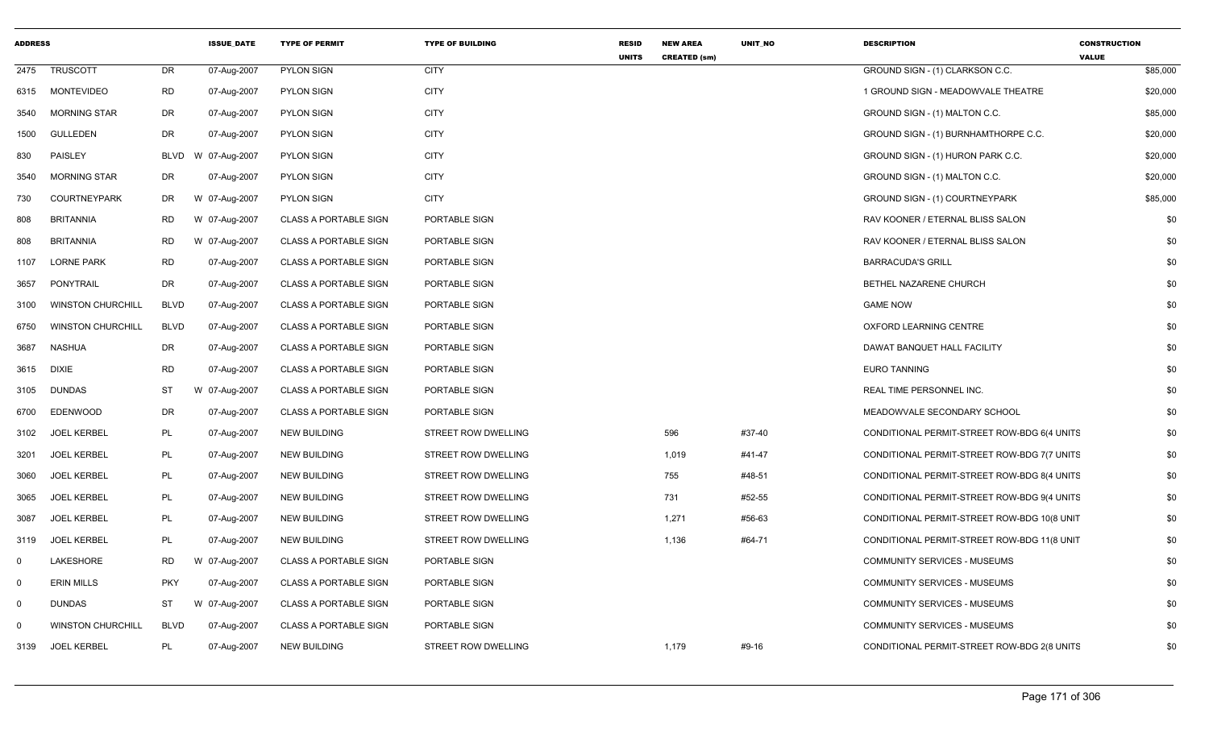| ADDRESS | | | ISSUE_DATE | TYPE OF PERMIT | TYPE OF BUILDING | RESID UNITS | NEW AREA CREATED (sm) | UNIT_NO | DESCRIPTION | CONSTRUCTION VALUE |
|---|---|---|---|---|---|---|---|---|---|---|
| 2475 | TRUSCOTT | DR | 07-Aug-2007 | PYLON SIGN | CITY | | | | GROUND SIGN - (1) CLARKSON C.C. | $85,000 |
| 6315 | MONTEVIDEO | RD | 07-Aug-2007 | PYLON SIGN | CITY | | | | 1 GROUND SIGN - MEADOWVALE THEATRE | $20,000 |
| 3540 | MORNING STAR | DR | 07-Aug-2007 | PYLON SIGN | CITY | | | | GROUND SIGN - (1) MALTON C.C. | $85,000 |
| 1500 | GULLEDEN | DR | 07-Aug-2007 | PYLON SIGN | CITY | | | | GROUND SIGN - (1) BURNHAMTHORPE C.C. | $20,000 |
| 830 | PAISLEY | BLVD W | 07-Aug-2007 | PYLON SIGN | CITY | | | | GROUND SIGN - (1) HURON PARK C.C. | $20,000 |
| 3540 | MORNING STAR | DR | 07-Aug-2007 | PYLON SIGN | CITY | | | | GROUND SIGN - (1) MALTON C.C. | $20,000 |
| 730 | COURTNEYPARK | DR W | 07-Aug-2007 | PYLON SIGN | CITY | | | | GROUND SIGN - (1) COURTNEYPARK | $85,000 |
| 808 | BRITANNIA | RD W | 07-Aug-2007 | CLASS A PORTABLE SIGN | PORTABLE SIGN | | | | RAV KOONER / ETERNAL BLISS SALON | $0 |
| 808 | BRITANNIA | RD W | 07-Aug-2007 | CLASS A PORTABLE SIGN | PORTABLE SIGN | | | | RAV KOONER / ETERNAL BLISS SALON | $0 |
| 1107 | LORNE PARK | RD | 07-Aug-2007 | CLASS A PORTABLE SIGN | PORTABLE SIGN | | | | BARRACUDA'S GRILL | $0 |
| 3657 | PONYTRAIL | DR | 07-Aug-2007 | CLASS A PORTABLE SIGN | PORTABLE SIGN | | | | BETHEL NAZARENE CHURCH | $0 |
| 3100 | WINSTON CHURCHILL | BLVD | 07-Aug-2007 | CLASS A PORTABLE SIGN | PORTABLE SIGN | | | | GAME NOW | $0 |
| 6750 | WINSTON CHURCHILL | BLVD | 07-Aug-2007 | CLASS A PORTABLE SIGN | PORTABLE SIGN | | | | OXFORD LEARNING CENTRE | $0 |
| 3687 | NASHUA | DR | 07-Aug-2007 | CLASS A PORTABLE SIGN | PORTABLE SIGN | | | | DAWAT BANQUET HALL FACILITY | $0 |
| 3615 | DIXIE | RD | 07-Aug-2007 | CLASS A PORTABLE SIGN | PORTABLE SIGN | | | | EURO TANNING | $0 |
| 3105 | DUNDAS | ST W | 07-Aug-2007 | CLASS A PORTABLE SIGN | PORTABLE SIGN | | | | REAL TIME PERSONNEL INC. | $0 |
| 6700 | EDENWOOD | DR | 07-Aug-2007 | CLASS A PORTABLE SIGN | PORTABLE SIGN | | | | MEADOWVALE SECONDARY SCHOOL | $0 |
| 3102 | JOEL KERBEL | PL | 07-Aug-2007 | NEW BUILDING | STREET ROW DWELLING | | 596 | #37-40 | CONDITIONAL PERMIT-STREET ROW-BDG 6(4 UNITS | $0 |
| 3201 | JOEL KERBEL | PL | 07-Aug-2007 | NEW BUILDING | STREET ROW DWELLING | | 1,019 | #41-47 | CONDITIONAL PERMIT-STREET ROW-BDG 7(7 UNITS | $0 |
| 3060 | JOEL KERBEL | PL | 07-Aug-2007 | NEW BUILDING | STREET ROW DWELLING | | 755 | #48-51 | CONDITIONAL PERMIT-STREET ROW-BDG 8(4 UNITS | $0 |
| 3065 | JOEL KERBEL | PL | 07-Aug-2007 | NEW BUILDING | STREET ROW DWELLING | | 731 | #52-55 | CONDITIONAL PERMIT-STREET ROW-BDG 9(4 UNITS | $0 |
| 3087 | JOEL KERBEL | PL | 07-Aug-2007 | NEW BUILDING | STREET ROW DWELLING | | 1,271 | #56-63 | CONDITIONAL PERMIT-STREET ROW-BDG 10(8 UNIT | $0 |
| 3119 | JOEL KERBEL | PL | 07-Aug-2007 | NEW BUILDING | STREET ROW DWELLING | | 1,136 | #64-71 | CONDITIONAL PERMIT-STREET ROW-BDG 11(8 UNIT | $0 |
| 0 | LAKESHORE | RD W | 07-Aug-2007 | CLASS A PORTABLE SIGN | PORTABLE SIGN | | | | COMMUNITY SERVICES - MUSEUMS | $0 |
| 0 | ERIN MILLS | PKY | 07-Aug-2007 | CLASS A PORTABLE SIGN | PORTABLE SIGN | | | | COMMUNITY SERVICES - MUSEUMS | $0 |
| 0 | DUNDAS | ST W | 07-Aug-2007 | CLASS A PORTABLE SIGN | PORTABLE SIGN | | | | COMMUNITY SERVICES - MUSEUMS | $0 |
| 0 | WINSTON CHURCHILL | BLVD | 07-Aug-2007 | CLASS A PORTABLE SIGN | PORTABLE SIGN | | | | COMMUNITY SERVICES - MUSEUMS | $0 |
| 3139 | JOEL KERBEL | PL | 07-Aug-2007 | NEW BUILDING | STREET ROW DWELLING | | 1,179 | #9-16 | CONDITIONAL PERMIT-STREET ROW-BDG 2(8 UNITS | $0 |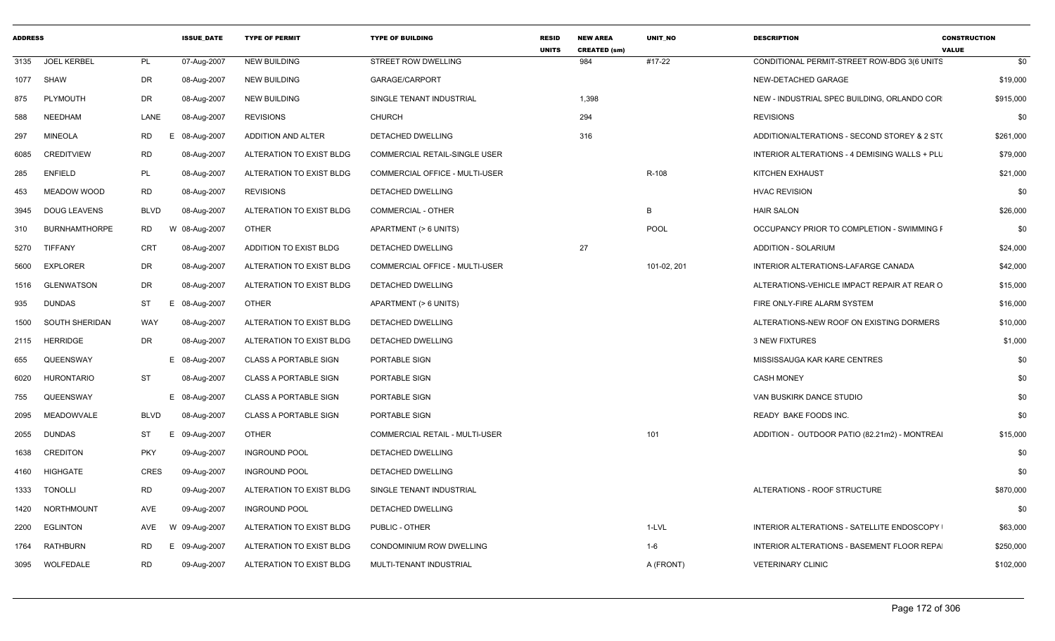| ADDRESS | | | ISSUE_DATE | TYPE OF PERMIT | TYPE OF BUILDING | RESID UNITS | NEW AREA CREATED (sm) | UNIT_NO | DESCRIPTION | CONSTRUCTION VALUE |
|---|---|---|---|---|---|---|---|---|---|---|
| 3135 | JOEL KERBEL | PL | 07-Aug-2007 | NEW BUILDING | STREET ROW DWELLING | | 984 | #17-22 | CONDITIONAL PERMIT-STREET ROW-BDG 3(6 UNITS | $0 |
| 1077 | SHAW | DR | 08-Aug-2007 | NEW BUILDING | GARAGE/CARPORT | | | | NEW-DETACHED GARAGE | $19,000 |
| 875 | PLYMOUTH | DR | 08-Aug-2007 | NEW BUILDING | SINGLE TENANT INDUSTRIAL | | 1,398 | | NEW - INDUSTRIAL SPEC BUILDING, ORLANDO COR | $915,000 |
| 588 | NEEDHAM | LANE | 08-Aug-2007 | REVISIONS | CHURCH | | 294 | | REVISIONS | $0 |
| 297 | MINEOLA | RD E | 08-Aug-2007 | ADDITION AND ALTER | DETACHED DWELLING | | 316 | | ADDITION/ALTERATIONS - SECOND STOREY & 2 ST( | $261,000 |
| 6085 | CREDITVIEW | RD | 08-Aug-2007 | ALTERATION TO EXIST BLDG | COMMERCIAL RETAIL-SINGLE USER | | | | INTERIOR ALTERATIONS - 4 DEMISING WALLS + PLU | $79,000 |
| 285 | ENFIELD | PL | 08-Aug-2007 | ALTERATION TO EXIST BLDG | COMMERCIAL OFFICE - MULTI-USER | | | R-108 | KITCHEN EXHAUST | $21,000 |
| 453 | MEADOW WOOD | RD | 08-Aug-2007 | REVISIONS | DETACHED DWELLING | | | | HVAC REVISION | $0 |
| 3945 | DOUG LEAVENS | BLVD | 08-Aug-2007 | ALTERATION TO EXIST BLDG | COMMERCIAL - OTHER | | | B | HAIR SALON | $26,000 |
| 310 | BURNHAMTHORPE | RD W | 08-Aug-2007 | OTHER | APARTMENT (> 6 UNITS) | | | POOL | OCCUPANCY PRIOR TO COMPLETION - SWIMMING F | $0 |
| 5270 | TIFFANY | CRT | 08-Aug-2007 | ADDITION TO EXIST BLDG | DETACHED DWELLING | | 27 | | ADDITION - SOLARIUM | $24,000 |
| 5600 | EXPLORER | DR | 08-Aug-2007 | ALTERATION TO EXIST BLDG | COMMERCIAL OFFICE - MULTI-USER | | | 101-02, 201 | INTERIOR ALTERATIONS-LAFARGE CANADA | $42,000 |
| 1516 | GLENWATSON | DR | 08-Aug-2007 | ALTERATION TO EXIST BLDG | DETACHED DWELLING | | | | ALTERATIONS-VEHICLE IMPACT REPAIR AT REAR O | $15,000 |
| 935 | DUNDAS | ST E | 08-Aug-2007 | OTHER | APARTMENT (> 6 UNITS) | | | | FIRE ONLY-FIRE ALARM SYSTEM | $16,000 |
| 1500 | SOUTH SHERIDAN | WAY | 08-Aug-2007 | ALTERATION TO EXIST BLDG | DETACHED DWELLING | | | | ALTERATIONS-NEW ROOF ON EXISTING DORMERS | $10,000 |
| 2115 | HERRIDGE | DR | 08-Aug-2007 | ALTERATION TO EXIST BLDG | DETACHED DWELLING | | | | 3 NEW FIXTURES | $1,000 |
| 655 | QUEENSWAY | E | 08-Aug-2007 | CLASS A PORTABLE SIGN | PORTABLE SIGN | | | | MISSISSAUGA KAR KARE CENTRES | $0 |
| 6020 | HURONTARIO | ST | 08-Aug-2007 | CLASS A PORTABLE SIGN | PORTABLE SIGN | | | | CASH MONEY | $0 |
| 755 | QUEENSWAY | E | 08-Aug-2007 | CLASS A PORTABLE SIGN | PORTABLE SIGN | | | | VAN BUSKIRK DANCE STUDIO | $0 |
| 2095 | MEADOWVALE | BLVD | 08-Aug-2007 | CLASS A PORTABLE SIGN | PORTABLE SIGN | | | | READY BAKE FOODS INC. | $0 |
| 2055 | DUNDAS | ST E | 09-Aug-2007 | OTHER | COMMERCIAL RETAIL - MULTI-USER | | | 101 | ADDITION - OUTDOOR PATIO (82.21m2) - MONTREAI | $15,000 |
| 1638 | CREDITON | PKY | 09-Aug-2007 | INGROUND POOL | DETACHED DWELLING | | | | | $0 |
| 4160 | HIGHGATE | CRES | 09-Aug-2007 | INGROUND POOL | DETACHED DWELLING | | | | | $0 |
| 1333 | TONOLLI | RD | 09-Aug-2007 | ALTERATION TO EXIST BLDG | SINGLE TENANT INDUSTRIAL | | | | ALTERATIONS - ROOF STRUCTURE | $870,000 |
| 1420 | NORTHMOUNT | AVE | 09-Aug-2007 | INGROUND POOL | DETACHED DWELLING | | | | | $0 |
| 2200 | EGLINTON | AVE W | 09-Aug-2007 | ALTERATION TO EXIST BLDG | PUBLIC - OTHER | | | 1-LVL | INTERIOR ALTERATIONS - SATELLITE ENDOSCOPY I | $63,000 |
| 1764 | RATHBURN | RD E | 09-Aug-2007 | ALTERATION TO EXIST BLDG | CONDOMINIUM ROW DWELLING | | | 1-6 | INTERIOR ALTERATIONS - BASEMENT FLOOR REPAI | $250,000 |
| 3095 | WOLFEDALE | RD | 09-Aug-2007 | ALTERATION TO EXIST BLDG | MULTI-TENANT INDUSTRIAL | | | A (FRONT) | VETERINARY CLINIC | $102,000 |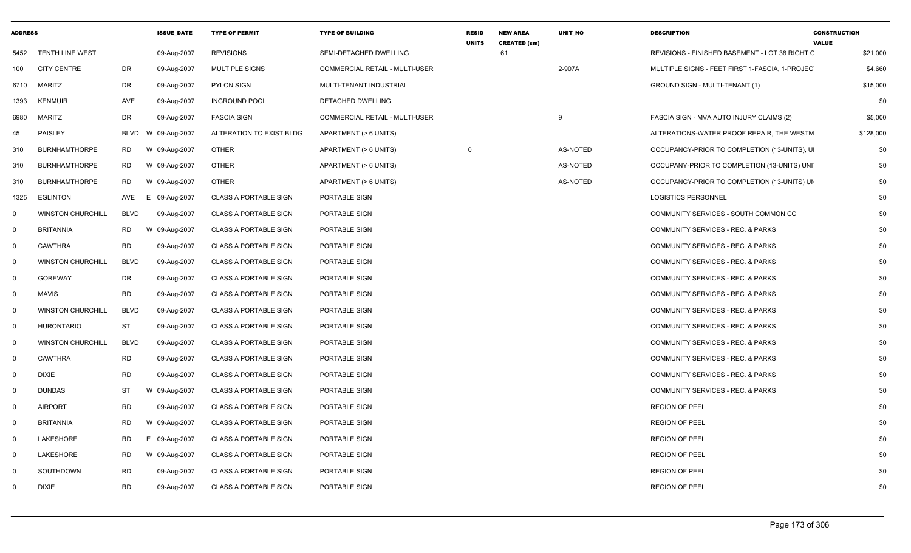| ADDRESS | | | ISSUE_DATE | TYPE OF PERMIT | TYPE OF BUILDING | RESID UNITS | NEW AREA CREATED (sm) | UNIT_NO | DESCRIPTION | CONSTRUCTION VALUE |
|---|---|---|---|---|---|---|---|---|---|---|
| 5452 | TENTH LINE WEST | | 09-Aug-2007 | REVISIONS | SEMI-DETACHED DWELLING | | 61 | | REVISIONS - FINISHED BASEMENT - LOT 38 RIGHT C | $21,000 |
| 100 | CITY CENTRE | DR | 09-Aug-2007 | MULTIPLE SIGNS | COMMERCIAL RETAIL - MULTI-USER | | | 2-907A | MULTIPLE SIGNS - FEET FIRST 1-FASCIA, 1-PROJEC | $4,660 |
| 6710 | MARITZ | DR | 09-Aug-2007 | PYLON SIGN | MULTI-TENANT INDUSTRIAL | | | | GROUND SIGN - MULTI-TENANT (1) | $15,000 |
| 1393 | KENMUIR | AVE | 09-Aug-2007 | INGROUND POOL | DETACHED DWELLING | | | | | $0 |
| 6980 | MARITZ | DR | 09-Aug-2007 | FASCIA SIGN | COMMERCIAL RETAIL - MULTI-USER | | | 9 | FASCIA SIGN - MVA AUTO INJURY CLAIMS (2) | $5,000 |
| 45 | PAISLEY | BLVD | W 09-Aug-2007 | ALTERATION TO EXIST BLDG | APARTMENT (> 6 UNITS) | | | | ALTERATIONS-WATER PROOF REPAIR, THE WESTM | $128,000 |
| 310 | BURNHAMTHORPE | RD | W 09-Aug-2007 | OTHER | APARTMENT (> 6 UNITS) | 0 | | AS-NOTED | OCCUPANCY-PRIOR TO COMPLETION (13-UNITS), U | $0 |
| 310 | BURNHAMTHORPE | RD | W 09-Aug-2007 | OTHER | APARTMENT (> 6 UNITS) | | | AS-NOTED | OCCUPANY-PRIOR TO COMPLETION (13-UNITS) UNI | $0 |
| 310 | BURNHAMTHORPE | RD | W 09-Aug-2007 | OTHER | APARTMENT (> 6 UNITS) | | | AS-NOTED | OCCUPANCY-PRIOR TO COMPLETION (13-UNITS) UN | $0 |
| 1325 | EGLINTON | AVE | E 09-Aug-2007 | CLASS A PORTABLE SIGN | PORTABLE SIGN | | | | LOGISTICS PERSONNEL | $0 |
| 0 | WINSTON CHURCHILL | BLVD | 09-Aug-2007 | CLASS A PORTABLE SIGN | PORTABLE SIGN | | | | COMMUNITY SERVICES - SOUTH COMMON CC | $0 |
| 0 | BRITANNIA | RD | W 09-Aug-2007 | CLASS A PORTABLE SIGN | PORTABLE SIGN | | | | COMMUNITY SERVICES - REC. & PARKS | $0 |
| 0 | CAWTHRA | RD | 09-Aug-2007 | CLASS A PORTABLE SIGN | PORTABLE SIGN | | | | COMMUNITY SERVICES - REC. & PARKS | $0 |
| 0 | WINSTON CHURCHILL | BLVD | 09-Aug-2007 | CLASS A PORTABLE SIGN | PORTABLE SIGN | | | | COMMUNITY SERVICES - REC. & PARKS | $0 |
| 0 | GOREWAY | DR | 09-Aug-2007 | CLASS A PORTABLE SIGN | PORTABLE SIGN | | | | COMMUNITY SERVICES - REC. & PARKS | $0 |
| 0 | MAVIS | RD | 09-Aug-2007 | CLASS A PORTABLE SIGN | PORTABLE SIGN | | | | COMMUNITY SERVICES - REC. & PARKS | $0 |
| 0 | WINSTON CHURCHILL | BLVD | 09-Aug-2007 | CLASS A PORTABLE SIGN | PORTABLE SIGN | | | | COMMUNITY SERVICES - REC. & PARKS | $0 |
| 0 | HURONTARIO | ST | 09-Aug-2007 | CLASS A PORTABLE SIGN | PORTABLE SIGN | | | | COMMUNITY SERVICES - REC. & PARKS | $0 |
| 0 | WINSTON CHURCHILL | BLVD | 09-Aug-2007 | CLASS A PORTABLE SIGN | PORTABLE SIGN | | | | COMMUNITY SERVICES - REC. & PARKS | $0 |
| 0 | CAWTHRA | RD | 09-Aug-2007 | CLASS A PORTABLE SIGN | PORTABLE SIGN | | | | COMMUNITY SERVICES - REC. & PARKS | $0 |
| 0 | DIXIE | RD | 09-Aug-2007 | CLASS A PORTABLE SIGN | PORTABLE SIGN | | | | COMMUNITY SERVICES - REC. & PARKS | $0 |
| 0 | DUNDAS | ST | W 09-Aug-2007 | CLASS A PORTABLE SIGN | PORTABLE SIGN | | | | COMMUNITY SERVICES - REC. & PARKS | $0 |
| 0 | AIRPORT | RD | 09-Aug-2007 | CLASS A PORTABLE SIGN | PORTABLE SIGN | | | | REGION OF PEEL | $0 |
| 0 | BRITANNIA | RD | W 09-Aug-2007 | CLASS A PORTABLE SIGN | PORTABLE SIGN | | | | REGION OF PEEL | $0 |
| 0 | LAKESHORE | RD | E 09-Aug-2007 | CLASS A PORTABLE SIGN | PORTABLE SIGN | | | | REGION OF PEEL | $0 |
| 0 | LAKESHORE | RD | W 09-Aug-2007 | CLASS A PORTABLE SIGN | PORTABLE SIGN | | | | REGION OF PEEL | $0 |
| 0 | SOUTHDOWN | RD | 09-Aug-2007 | CLASS A PORTABLE SIGN | PORTABLE SIGN | | | | REGION OF PEEL | $0 |
| 0 | DIXIE | RD | 09-Aug-2007 | CLASS A PORTABLE SIGN | PORTABLE SIGN | | | | REGION OF PEEL | $0 |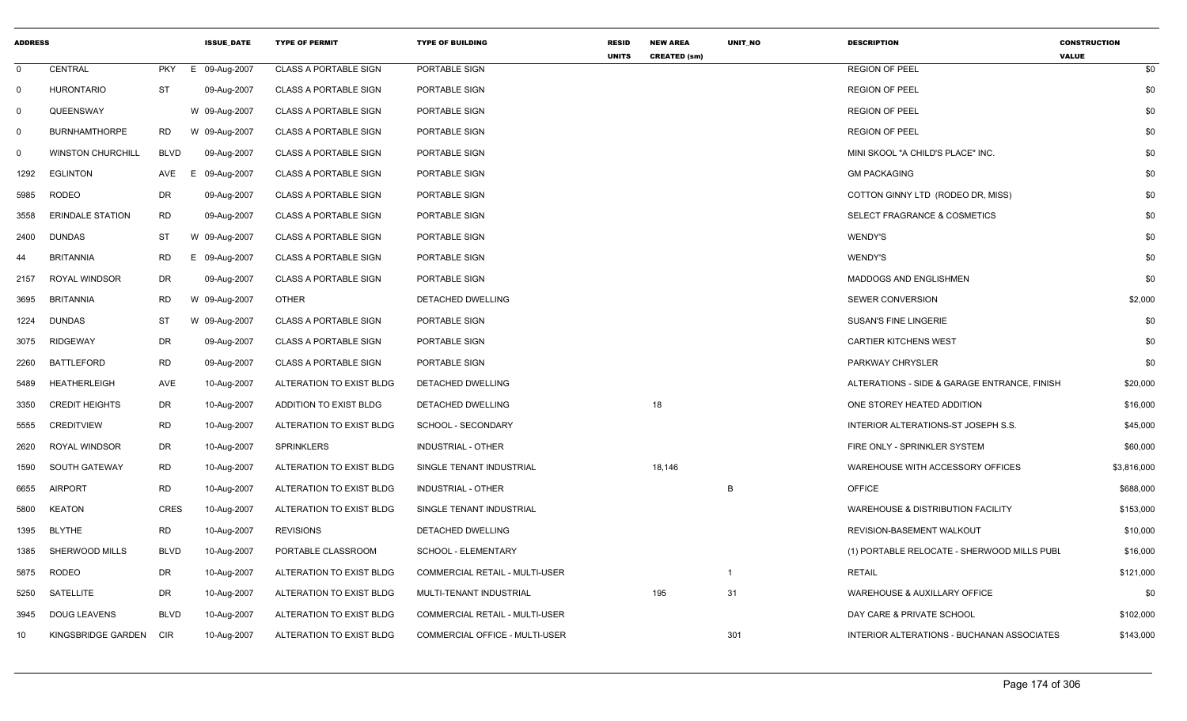| ADDRESS | | | | ISSUE_DATE | TYPE OF PERMIT | TYPE OF BUILDING | RESID UNITS | NEW AREA CREATED (sm) | UNIT_NO | DESCRIPTION | CONSTRUCTION VALUE |
|---|---|---|---|---|---|---|---|---|---|---|---|
| 0 | CENTRAL | PKY | E | 09-Aug-2007 | CLASS A PORTABLE SIGN | PORTABLE SIGN | | | | REGION OF PEEL | $0 |
| 0 | HURONTARIO | ST | | 09-Aug-2007 | CLASS A PORTABLE SIGN | PORTABLE SIGN | | | | REGION OF PEEL | $0 |
| 0 | QUEENSWAY | | W | 09-Aug-2007 | CLASS A PORTABLE SIGN | PORTABLE SIGN | | | | REGION OF PEEL | $0 |
| 0 | BURNHAMTHORPE | RD | W | 09-Aug-2007 | CLASS A PORTABLE SIGN | PORTABLE SIGN | | | | REGION OF PEEL | $0 |
| 0 | WINSTON CHURCHILL | BLVD | | 09-Aug-2007 | CLASS A PORTABLE SIGN | PORTABLE SIGN | | | | MINI SKOOL "A CHILD'S PLACE" INC. | $0 |
| 1292 | EGLINTON | AVE | E | 09-Aug-2007 | CLASS A PORTABLE SIGN | PORTABLE SIGN | | | | GM PACKAGING | $0 |
| 5985 | RODEO | DR | | 09-Aug-2007 | CLASS A PORTABLE SIGN | PORTABLE SIGN | | | | COTTON GINNY LTD (RODEO DR, MISS) | $0 |
| 3558 | ERINDALE STATION | RD | | 09-Aug-2007 | CLASS A PORTABLE SIGN | PORTABLE SIGN | | | | SELECT FRAGRANCE & COSMETICS | $0 |
| 2400 | DUNDAS | ST | W | 09-Aug-2007 | CLASS A PORTABLE SIGN | PORTABLE SIGN | | | | WENDY'S | $0 |
| 44 | BRITANNIA | RD | E | 09-Aug-2007 | CLASS A PORTABLE SIGN | PORTABLE SIGN | | | | WENDY'S | $0 |
| 2157 | ROYAL WINDSOR | DR | | 09-Aug-2007 | CLASS A PORTABLE SIGN | PORTABLE SIGN | | | | MADDOGS AND ENGLISHMEN | $0 |
| 3695 | BRITANNIA | RD | W | 09-Aug-2007 | OTHER | DETACHED DWELLING | | | | SEWER CONVERSION | $2,000 |
| 1224 | DUNDAS | ST | W | 09-Aug-2007 | CLASS A PORTABLE SIGN | PORTABLE SIGN | | | | SUSAN'S FINE LINGERIE | $0 |
| 3075 | RIDGEWAY | DR | | 09-Aug-2007 | CLASS A PORTABLE SIGN | PORTABLE SIGN | | | | CARTIER KITCHENS WEST | $0 |
| 2260 | BATTLEFORD | RD | | 09-Aug-2007 | CLASS A PORTABLE SIGN | PORTABLE SIGN | | | | PARKWAY CHRYSLER | $0 |
| 5489 | HEATHERLEIGH | AVE | | 10-Aug-2007 | ALTERATION TO EXIST BLDG | DETACHED DWELLING | | | | ALTERATIONS - SIDE & GARAGE ENTRANCE, FINISH | $20,000 |
| 3350 | CREDIT HEIGHTS | DR | | 10-Aug-2007 | ADDITION TO EXIST BLDG | DETACHED DWELLING | | 18 | | ONE STOREY HEATED ADDITION | $16,000 |
| 5555 | CREDITVIEW | RD | | 10-Aug-2007 | ALTERATION TO EXIST BLDG | SCHOOL - SECONDARY | | | | INTERIOR ALTERATIONS-ST JOSEPH S.S. | $45,000 |
| 2620 | ROYAL WINDSOR | DR | | 10-Aug-2007 | SPRINKLERS | INDUSTRIAL - OTHER | | | | FIRE ONLY - SPRINKLER SYSTEM | $60,000 |
| 1590 | SOUTH GATEWAY | RD | | 10-Aug-2007 | ALTERATION TO EXIST BLDG | SINGLE TENANT INDUSTRIAL | | 18,146 | | WAREHOUSE WITH ACCESSORY OFFICES | $3,816,000 |
| 6655 | AIRPORT | RD | | 10-Aug-2007 | ALTERATION TO EXIST BLDG | INDUSTRIAL - OTHER | | | B | OFFICE | $688,000 |
| 5800 | KEATON | CRES | | 10-Aug-2007 | ALTERATION TO EXIST BLDG | SINGLE TENANT INDUSTRIAL | | | | WAREHOUSE & DISTRIBUTION FACILITY | $153,000 |
| 1395 | BLYTHE | RD | | 10-Aug-2007 | REVISIONS | DETACHED DWELLING | | | | REVISION-BASEMENT WALKOUT | $10,000 |
| 1385 | SHERWOOD MILLS | BLVD | | 10-Aug-2007 | PORTABLE CLASSROOM | SCHOOL - ELEMENTARY | | | | (1) PORTABLE RELOCATE - SHERWOOD MILLS PUBL | $16,000 |
| 5875 | RODEO | DR | | 10-Aug-2007 | ALTERATION TO EXIST BLDG | COMMERCIAL RETAIL - MULTI-USER | | | 1 | RETAIL | $121,000 |
| 5250 | SATELLITE | DR | | 10-Aug-2007 | ALTERATION TO EXIST BLDG | MULTI-TENANT INDUSTRIAL | | 195 | 31 | WAREHOUSE & AUXILLARY OFFICE | $0 |
| 3945 | DOUG LEAVENS | BLVD | | 10-Aug-2007 | ALTERATION TO EXIST BLDG | COMMERCIAL RETAIL - MULTI-USER | | | | DAY CARE & PRIVATE SCHOOL | $102,000 |
| 10 | KINGSBRIDGE GARDEN | CIR | | 10-Aug-2007 | ALTERATION TO EXIST BLDG | COMMERCIAL OFFICE - MULTI-USER | | | 301 | INTERIOR ALTERATIONS - BUCHANAN ASSOCIATES | $143,000 |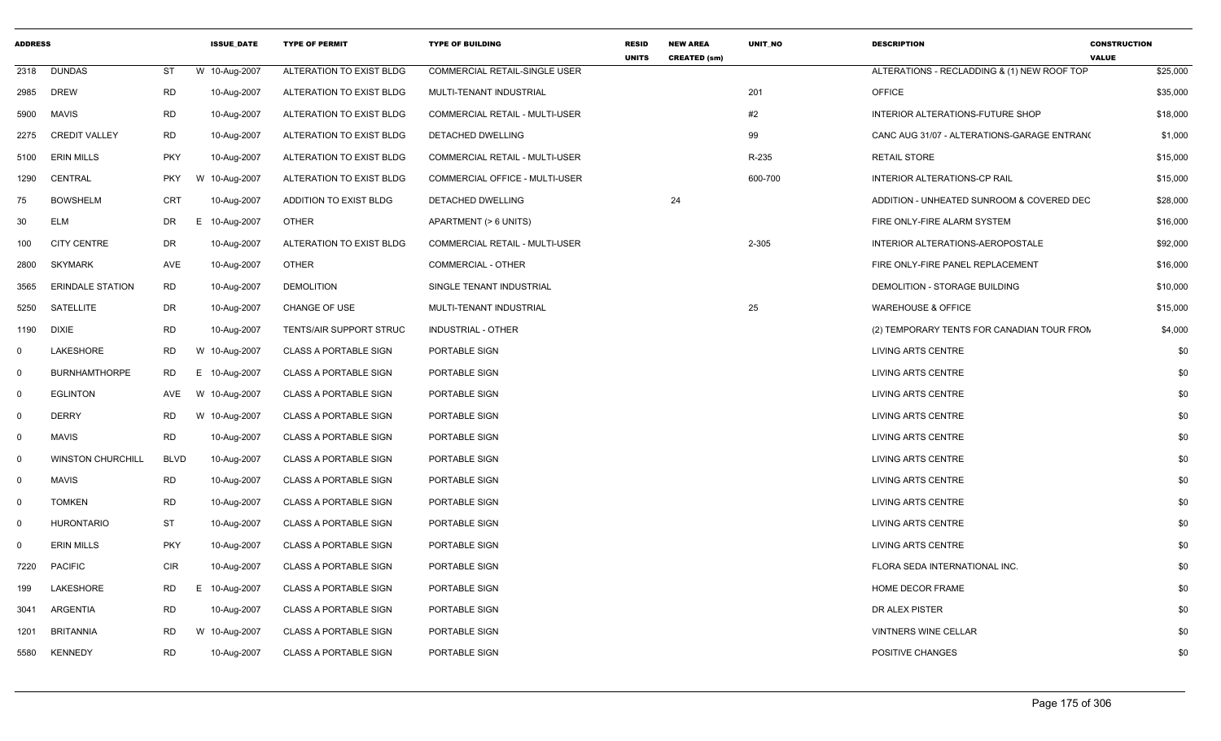| ADDRESS | | | ISSUE_DATE | TYPE OF PERMIT | TYPE OF BUILDING | RESID UNITS | NEW AREA CREATED (sm) | UNIT_NO | DESCRIPTION | CONSTRUCTION VALUE |
|---|---|---|---|---|---|---|---|---|---|---|
| 2318 | DUNDAS | ST | W 10-Aug-2007 | ALTERATION TO EXIST BLDG | COMMERCIAL RETAIL-SINGLE USER | | | | ALTERATIONS - RECLADDING & (1) NEW ROOF TOP | $25,000 |
| 2985 | DREW | RD | 10-Aug-2007 | ALTERATION TO EXIST BLDG | MULTI-TENANT INDUSTRIAL | | | 201 | OFFICE | $35,000 |
| 5900 | MAVIS | RD | 10-Aug-2007 | ALTERATION TO EXIST BLDG | COMMERCIAL RETAIL - MULTI-USER | | | #2 | INTERIOR ALTERATIONS-FUTURE SHOP | $18,000 |
| 2275 | CREDIT VALLEY | RD | 10-Aug-2007 | ALTERATION TO EXIST BLDG | DETACHED DWELLING | | | 99 | CANC AUG 31/07 - ALTERATIONS-GARAGE ENTRAN( | $1,000 |
| 5100 | ERIN MILLS | PKY | 10-Aug-2007 | ALTERATION TO EXIST BLDG | COMMERCIAL RETAIL - MULTI-USER | | | R-235 | RETAIL STORE | $15,000 |
| 1290 | CENTRAL | PKY | W 10-Aug-2007 | ALTERATION TO EXIST BLDG | COMMERCIAL OFFICE - MULTI-USER | | | 600-700 | INTERIOR ALTERATIONS-CP RAIL | $15,000 |
| 75 | BOWSHELM | CRT | 10-Aug-2007 | ADDITION TO EXIST BLDG | DETACHED DWELLING | | 24 | | ADDITION - UNHEATED SUNROOM & COVERED DEC | $28,000 |
| 30 | ELM | DR | E 10-Aug-2007 | OTHER | APARTMENT (> 6 UNITS) | | | | FIRE ONLY-FIRE ALARM SYSTEM | $16,000 |
| 100 | CITY CENTRE | DR | 10-Aug-2007 | ALTERATION TO EXIST BLDG | COMMERCIAL RETAIL - MULTI-USER | | | 2-305 | INTERIOR ALTERATIONS-AEROPOSTALE | $92,000 |
| 2800 | SKYMARK | AVE | 10-Aug-2007 | OTHER | COMMERCIAL - OTHER | | | | FIRE ONLY-FIRE PANEL REPLACEMENT | $16,000 |
| 3565 | ERINDALE STATION | RD | 10-Aug-2007 | DEMOLITION | SINGLE TENANT INDUSTRIAL | | | | DEMOLITION - STORAGE BUILDING | $10,000 |
| 5250 | SATELLITE | DR | 10-Aug-2007 | CHANGE OF USE | MULTI-TENANT INDUSTRIAL | | | 25 | WAREHOUSE & OFFICE | $15,000 |
| 1190 | DIXIE | RD | 10-Aug-2007 | TENTS/AIR SUPPORT STRUC | INDUSTRIAL - OTHER | | | | (2) TEMPORARY TENTS FOR CANADIAN TOUR FROM | $4,000 |
| 0 | LAKESHORE | RD | W 10-Aug-2007 | CLASS A PORTABLE SIGN | PORTABLE SIGN | | | | LIVING ARTS CENTRE | $0 |
| 0 | BURNHAMTHORPE | RD | E 10-Aug-2007 | CLASS A PORTABLE SIGN | PORTABLE SIGN | | | | LIVING ARTS CENTRE | $0 |
| 0 | EGLINTON | AVE | W 10-Aug-2007 | CLASS A PORTABLE SIGN | PORTABLE SIGN | | | | LIVING ARTS CENTRE | $0 |
| 0 | DERRY | RD | W 10-Aug-2007 | CLASS A PORTABLE SIGN | PORTABLE SIGN | | | | LIVING ARTS CENTRE | $0 |
| 0 | MAVIS | RD | 10-Aug-2007 | CLASS A PORTABLE SIGN | PORTABLE SIGN | | | | LIVING ARTS CENTRE | $0 |
| 0 | WINSTON CHURCHILL | BLVD | 10-Aug-2007 | CLASS A PORTABLE SIGN | PORTABLE SIGN | | | | LIVING ARTS CENTRE | $0 |
| 0 | MAVIS | RD | 10-Aug-2007 | CLASS A PORTABLE SIGN | PORTABLE SIGN | | | | LIVING ARTS CENTRE | $0 |
| 0 | TOMKEN | RD | 10-Aug-2007 | CLASS A PORTABLE SIGN | PORTABLE SIGN | | | | LIVING ARTS CENTRE | $0 |
| 0 | HURONTARIO | ST | 10-Aug-2007 | CLASS A PORTABLE SIGN | PORTABLE SIGN | | | | LIVING ARTS CENTRE | $0 |
| 0 | ERIN MILLS | PKY | 10-Aug-2007 | CLASS A PORTABLE SIGN | PORTABLE SIGN | | | | LIVING ARTS CENTRE | $0 |
| 7220 | PACIFIC | CIR | 10-Aug-2007 | CLASS A PORTABLE SIGN | PORTABLE SIGN | | | | FLORA SEDA INTERNATIONAL INC. | $0 |
| 199 | LAKESHORE | RD | E 10-Aug-2007 | CLASS A PORTABLE SIGN | PORTABLE SIGN | | | | HOME DECOR FRAME | $0 |
| 3041 | ARGENTIA | RD | 10-Aug-2007 | CLASS A PORTABLE SIGN | PORTABLE SIGN | | | | DR ALEX PISTER | $0 |
| 1201 | BRITANNIA | RD | W 10-Aug-2007 | CLASS A PORTABLE SIGN | PORTABLE SIGN | | | | VINTNERS WINE CELLAR | $0 |
| 5580 | KENNEDY | RD | 10-Aug-2007 | CLASS A PORTABLE SIGN | PORTABLE SIGN | | | | POSITIVE CHANGES | $0 |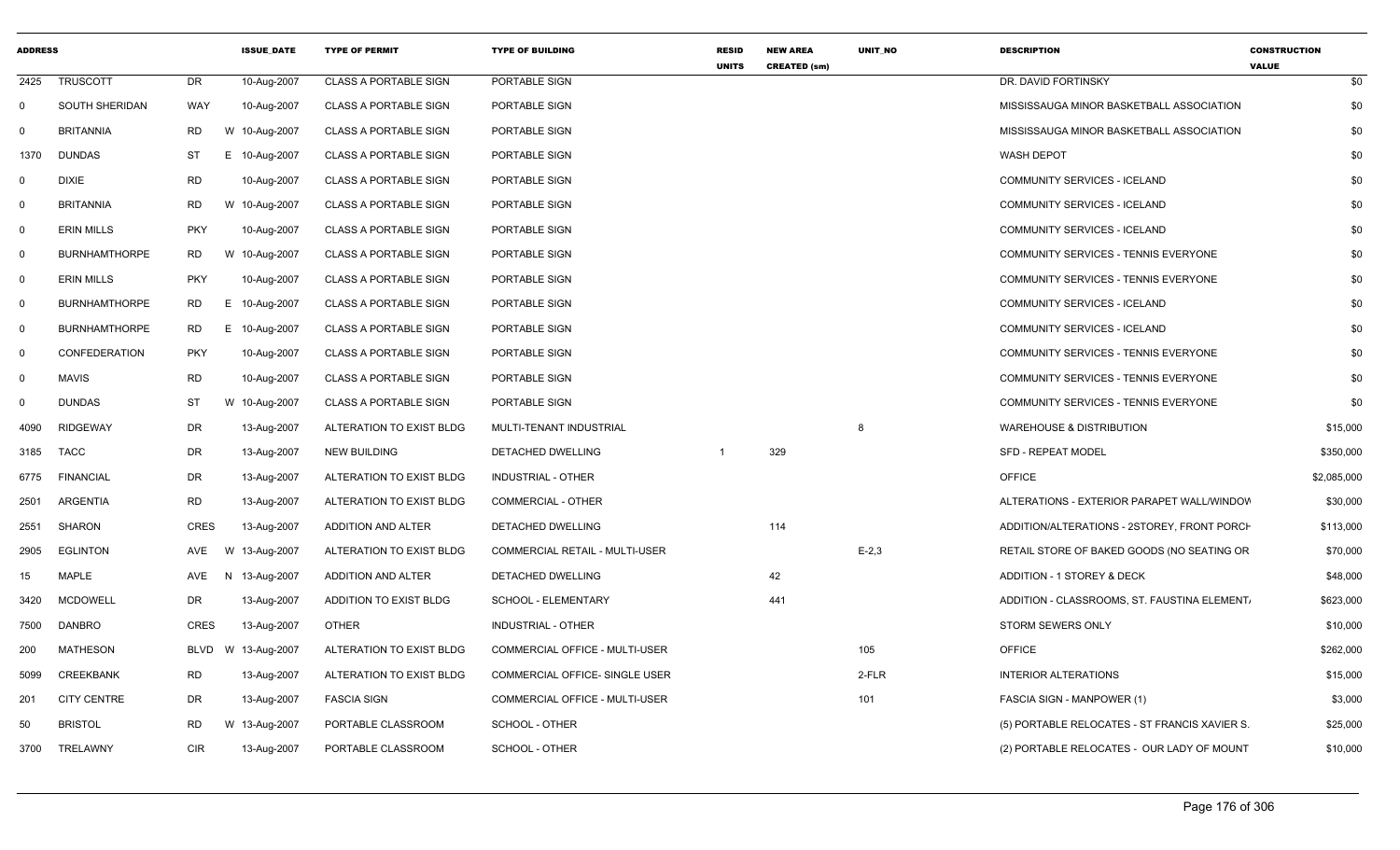| ADDRESS | | | ISSUE_DATE | TYPE OF PERMIT | TYPE OF BUILDING | RESID UNITS | NEW AREA CREATED (sm) | UNIT_NO | DESCRIPTION | CONSTRUCTION VALUE |
|---|---|---|---|---|---|---|---|---|---|---|
| 2425 | TRUSCOTT | DR | 10-Aug-2007 | CLASS A PORTABLE SIGN | PORTABLE SIGN | | | | DR. DAVID FORTINSKY | $0 |
| 0 | SOUTH SHERIDAN | WAY | 10-Aug-2007 | CLASS A PORTABLE SIGN | PORTABLE SIGN | | | | MISSISSAUGA MINOR BASKETBALL ASSOCIATION | $0 |
| 0 | BRITANNIA | RD | W 10-Aug-2007 | CLASS A PORTABLE SIGN | PORTABLE SIGN | | | | MISSISSAUGA MINOR BASKETBALL ASSOCIATION | $0 |
| 1370 | DUNDAS | ST | E 10-Aug-2007 | CLASS A PORTABLE SIGN | PORTABLE SIGN | | | | WASH DEPOT | $0 |
| 0 | DIXIE | RD | 10-Aug-2007 | CLASS A PORTABLE SIGN | PORTABLE SIGN | | | | COMMUNITY SERVICES - ICELAND | $0 |
| 0 | BRITANNIA | RD | W 10-Aug-2007 | CLASS A PORTABLE SIGN | PORTABLE SIGN | | | | COMMUNITY SERVICES - ICELAND | $0 |
| 0 | ERIN MILLS | PKY | 10-Aug-2007 | CLASS A PORTABLE SIGN | PORTABLE SIGN | | | | COMMUNITY SERVICES - ICELAND | $0 |
| 0 | BURNHAMTHORPE | RD | W 10-Aug-2007 | CLASS A PORTABLE SIGN | PORTABLE SIGN | | | | COMMUNITY SERVICES - TENNIS EVERYONE | $0 |
| 0 | ERIN MILLS | PKY | 10-Aug-2007 | CLASS A PORTABLE SIGN | PORTABLE SIGN | | | | COMMUNITY SERVICES - TENNIS EVERYONE | $0 |
| 0 | BURNHAMTHORPE | RD | E 10-Aug-2007 | CLASS A PORTABLE SIGN | PORTABLE SIGN | | | | COMMUNITY SERVICES - ICELAND | $0 |
| 0 | BURNHAMTHORPE | RD | E 10-Aug-2007 | CLASS A PORTABLE SIGN | PORTABLE SIGN | | | | COMMUNITY SERVICES - ICELAND | $0 |
| 0 | CONFEDERATION | PKY | 10-Aug-2007 | CLASS A PORTABLE SIGN | PORTABLE SIGN | | | | COMMUNITY SERVICES - TENNIS EVERYONE | $0 |
| 0 | MAVIS | RD | 10-Aug-2007 | CLASS A PORTABLE SIGN | PORTABLE SIGN | | | | COMMUNITY SERVICES - TENNIS EVERYONE | $0 |
| 0 | DUNDAS | ST | W 10-Aug-2007 | CLASS A PORTABLE SIGN | PORTABLE SIGN | | | | COMMUNITY SERVICES - TENNIS EVERYONE | $0 |
| 4090 | RIDGEWAY | DR | 13-Aug-2007 | ALTERATION TO EXIST BLDG | MULTI-TENANT INDUSTRIAL | | | 8 | WAREHOUSE & DISTRIBUTION | $15,000 |
| 3185 | TACC | DR | 13-Aug-2007 | NEW BUILDING | DETACHED DWELLING | 1 | 329 | | SFD - REPEAT MODEL | $350,000 |
| 6775 | FINANCIAL | DR | 13-Aug-2007 | ALTERATION TO EXIST BLDG | INDUSTRIAL - OTHER | | | | OFFICE | $2,085,000 |
| 2501 | ARGENTIA | RD | 13-Aug-2007 | ALTERATION TO EXIST BLDG | COMMERCIAL - OTHER | | | | ALTERATIONS - EXTERIOR PARAPET WALL/WINDOW | $30,000 |
| 2551 | SHARON | CRES | 13-Aug-2007 | ADDITION AND ALTER | DETACHED DWELLING | | 114 | | ADDITION/ALTERATIONS - 2STOREY, FRONT PORCH | $113,000 |
| 2905 | EGLINTON | AVE | W 13-Aug-2007 | ALTERATION TO EXIST BLDG | COMMERCIAL RETAIL - MULTI-USER | | | E-2,3 | RETAIL STORE OF BAKED GOODS (NO SEATING OR | $70,000 |
| 15 | MAPLE | AVE | N 13-Aug-2007 | ADDITION AND ALTER | DETACHED DWELLING | | 42 | | ADDITION - 1 STOREY & DECK | $48,000 |
| 3420 | MCDOWELL | DR | 13-Aug-2007 | ADDITION TO EXIST BLDG | SCHOOL - ELEMENTARY | | 441 | | ADDITION - CLASSROOMS, ST. FAUSTINA ELEMENTA | $623,000 |
| 7500 | DANBRO | CRES | 13-Aug-2007 | OTHER | INDUSTRIAL - OTHER | | | | STORM SEWERS ONLY | $10,000 |
| 200 | MATHESON | BLVD | W 13-Aug-2007 | ALTERATION TO EXIST BLDG | COMMERCIAL OFFICE - MULTI-USER | | | 105 | OFFICE | $262,000 |
| 5099 | CREEKBANK | RD | 13-Aug-2007 | ALTERATION TO EXIST BLDG | COMMERCIAL OFFICE- SINGLE USER | | | 2-FLR | INTERIOR ALTERATIONS | $15,000 |
| 201 | CITY CENTRE | DR | 13-Aug-2007 | FASCIA SIGN | COMMERCIAL OFFICE - MULTI-USER | | | 101 | FASCIA SIGN - MANPOWER (1) | $3,000 |
| 50 | BRISTOL | RD | W 13-Aug-2007 | PORTABLE CLASSROOM | SCHOOL - OTHER | | | | (5) PORTABLE RELOCATES - ST FRANCIS XAVIER S. | $25,000 |
| 3700 | TRELAWNY | CIR | 13-Aug-2007 | PORTABLE CLASSROOM | SCHOOL - OTHER | | | | (2) PORTABLE RELOCATES - OUR LADY OF MOUNT | $10,000 |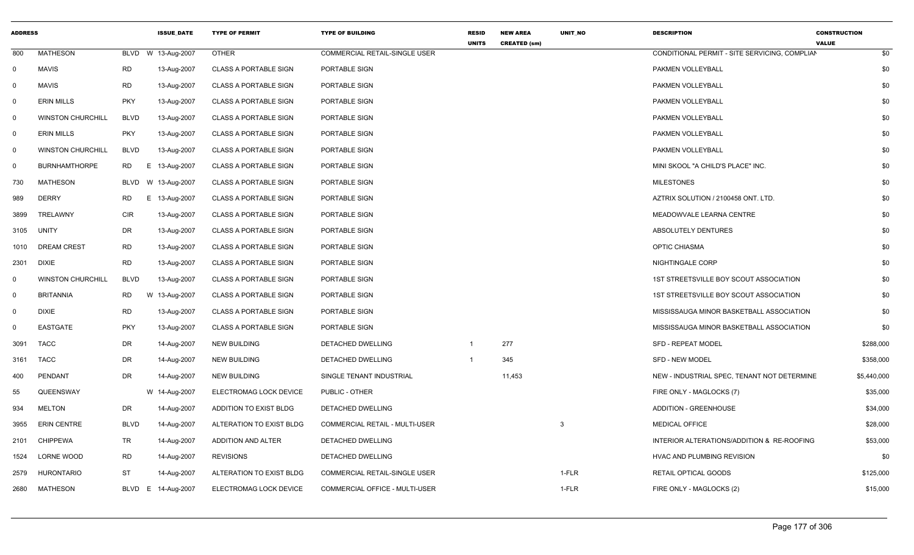| ADDRESS | | | ISSUE_DATE | TYPE OF PERMIT | TYPE OF BUILDING | RESID UNITS | NEW AREA CREATED (sm) | UNIT_NO | DESCRIPTION | CONSTRUCTION VALUE |
|---|---|---|---|---|---|---|---|---|---|---|
| 800 | MATHESON | BLVD | W 13-Aug-2007 | OTHER | COMMERCIAL RETAIL-SINGLE USER | | | | CONDITIONAL PERMIT - SITE SERVICING, COMPLIAN | $0 |
| 0 | MAVIS | RD | 13-Aug-2007 | CLASS A PORTABLE SIGN | PORTABLE SIGN | | | | PAKMEN VOLLEYBALL | $0 |
| 0 | MAVIS | RD | 13-Aug-2007 | CLASS A PORTABLE SIGN | PORTABLE SIGN | | | | PAKMEN VOLLEYBALL | $0 |
| 0 | ERIN MILLS | PKY | 13-Aug-2007 | CLASS A PORTABLE SIGN | PORTABLE SIGN | | | | PAKMEN VOLLEYBALL | $0 |
| 0 | WINSTON CHURCHILL | BLVD | 13-Aug-2007 | CLASS A PORTABLE SIGN | PORTABLE SIGN | | | | PAKMEN VOLLEYBALL | $0 |
| 0 | ERIN MILLS | PKY | 13-Aug-2007 | CLASS A PORTABLE SIGN | PORTABLE SIGN | | | | PAKMEN VOLLEYBALL | $0 |
| 0 | WINSTON CHURCHILL | BLVD | 13-Aug-2007 | CLASS A PORTABLE SIGN | PORTABLE SIGN | | | | PAKMEN VOLLEYBALL | $0 |
| 0 | BURNHAMTHORPE | RD | E 13-Aug-2007 | CLASS A PORTABLE SIGN | PORTABLE SIGN | | | | MINI SKOOL "A CHILD'S PLACE" INC. | $0 |
| 730 | MATHESON | BLVD | W 13-Aug-2007 | CLASS A PORTABLE SIGN | PORTABLE SIGN | | | | MILESTONES | $0 |
| 989 | DERRY | RD | E 13-Aug-2007 | CLASS A PORTABLE SIGN | PORTABLE SIGN | | | | AZTRIX SOLUTION / 2100458 ONT. LTD. | $0 |
| 3899 | TRELAWNY | CIR | 13-Aug-2007 | CLASS A PORTABLE SIGN | PORTABLE SIGN | | | | MEADOWVALE LEARNA CENTRE | $0 |
| 3105 | UNITY | DR | 13-Aug-2007 | CLASS A PORTABLE SIGN | PORTABLE SIGN | | | | ABSOLUTELY DENTURES | $0 |
| 1010 | DREAM CREST | RD | 13-Aug-2007 | CLASS A PORTABLE SIGN | PORTABLE SIGN | | | | OPTIC CHIASMA | $0 |
| 2301 | DIXIE | RD | 13-Aug-2007 | CLASS A PORTABLE SIGN | PORTABLE SIGN | | | | NIGHTINGALE CORP | $0 |
| 0 | WINSTON CHURCHILL | BLVD | 13-Aug-2007 | CLASS A PORTABLE SIGN | PORTABLE SIGN | | | | 1ST STREETSVILLE BOY SCOUT ASSOCIATION | $0 |
| 0 | BRITANNIA | RD | W 13-Aug-2007 | CLASS A PORTABLE SIGN | PORTABLE SIGN | | | | 1ST STREETSVILLE BOY SCOUT ASSOCIATION | $0 |
| 0 | DIXIE | RD | 13-Aug-2007 | CLASS A PORTABLE SIGN | PORTABLE SIGN | | | | MISSISSAUGA MINOR BASKETBALL ASSOCIATION | $0 |
| 0 | EASTGATE | PKY | 13-Aug-2007 | CLASS A PORTABLE SIGN | PORTABLE SIGN | | | | MISSISSAUGA MINOR BASKETBALL ASSOCIATION | $0 |
| 3091 | TACC | DR | 14-Aug-2007 | NEW BUILDING | DETACHED DWELLING | 1 | 277 | | SFD - REPEAT MODEL | $288,000 |
| 3161 | TACC | DR | 14-Aug-2007 | NEW BUILDING | DETACHED DWELLING | 1 | 345 | | SFD - NEW MODEL | $358,000 |
| 400 | PENDANT | DR | 14-Aug-2007 | NEW BUILDING | SINGLE TENANT INDUSTRIAL | | 11,453 | | NEW - INDUSTRIAL SPEC, TENANT NOT DETERMINE | $5,440,000 |
| 55 | QUEENSWAY | | W 14-Aug-2007 | ELECTROMAG LOCK DEVICE | PUBLIC - OTHER | | | | FIRE ONLY - MAGLOCKS (7) | $35,000 |
| 934 | MELTON | DR | 14-Aug-2007 | ADDITION TO EXIST BLDG | DETACHED DWELLING | | | | ADDITION - GREENHOUSE | $34,000 |
| 3955 | ERIN CENTRE | BLVD | 14-Aug-2007 | ALTERATION TO EXIST BLDG | COMMERCIAL RETAIL - MULTI-USER | | | 3 | MEDICAL OFFICE | $28,000 |
| 2101 | CHIPPEWA | TR | 14-Aug-2007 | ADDITION AND ALTER | DETACHED DWELLING | | | | INTERIOR ALTERATIONS/ADDITION & RE-ROOFING | $53,000 |
| 1524 | LORNE WOOD | RD | 14-Aug-2007 | REVISIONS | DETACHED DWELLING | | | | HVAC AND PLUMBING REVISION | $0 |
| 2579 | HURONTARIO | ST | 14-Aug-2007 | ALTERATION TO EXIST BLDG | COMMERCIAL RETAIL-SINGLE USER | | | 1-FLR | RETAIL OPTICAL GOODS | $125,000 |
| 2680 | MATHESON | BLVD | E 14-Aug-2007 | ELECTROMAG LOCK DEVICE | COMMERCIAL OFFICE - MULTI-USER | | | 1-FLR | FIRE ONLY - MAGLOCKS (2) | $15,000 |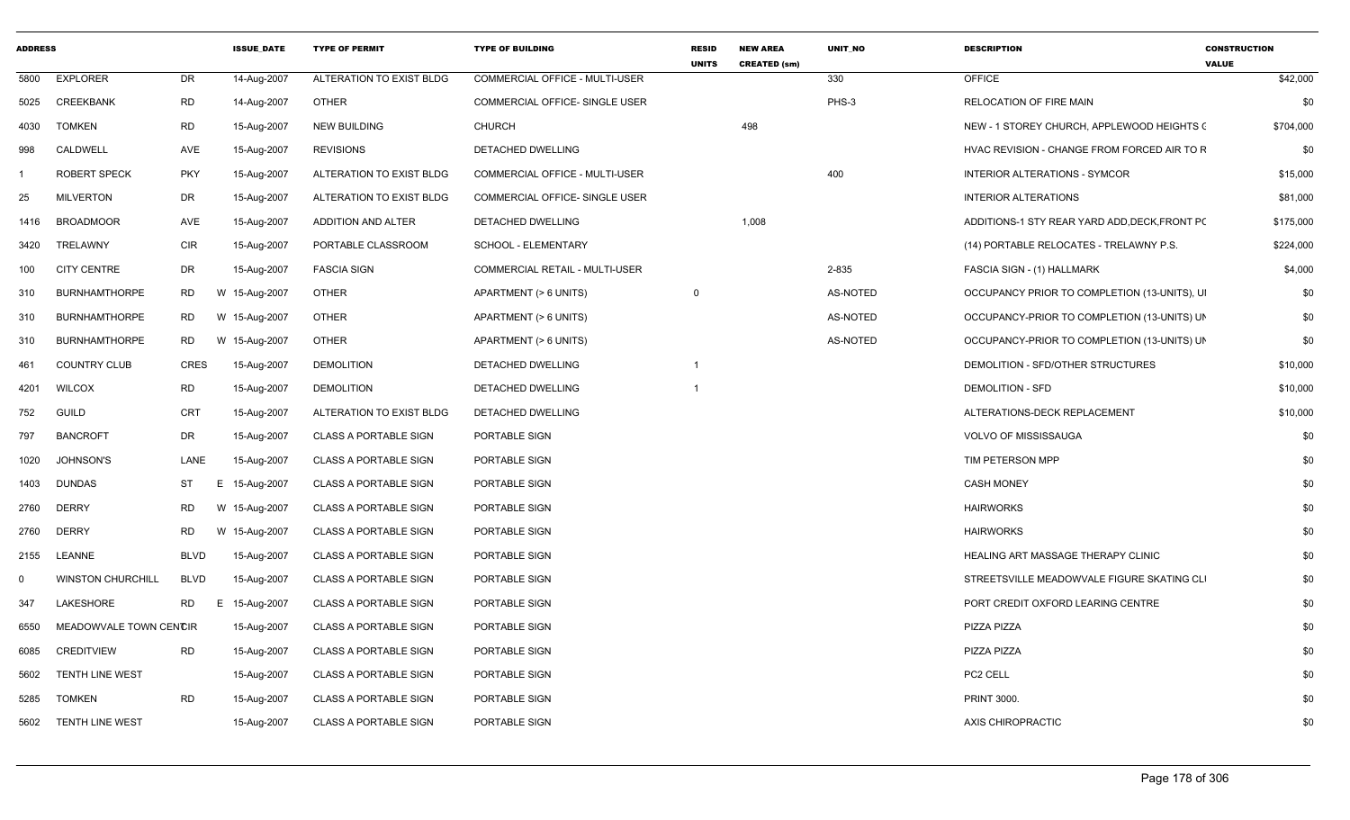| ADDRESS | | | ISSUE_DATE | TYPE OF PERMIT | TYPE OF BUILDING | RESID UNITS | NEW AREA CREATED (sm) | UNIT_NO | DESCRIPTION | CONSTRUCTION VALUE |
|---|---|---|---|---|---|---|---|---|---|---|
| 5800 | EXPLORER | DR | 14-Aug-2007 | ALTERATION TO EXIST BLDG | COMMERCIAL OFFICE - MULTI-USER | | | 330 | OFFICE | $42,000 |
| 5025 | CREEKBANK | RD | 14-Aug-2007 | OTHER | COMMERCIAL OFFICE- SINGLE USER | | | PHS-3 | RELOCATION OF FIRE MAIN | $0 |
| 4030 | TOMKEN | RD | 15-Aug-2007 | NEW BUILDING | CHURCH | | 498 | | NEW - 1 STOREY CHURCH, APPLEWOOD HEIGHTS C | $704,000 |
| 998 | CALDWELL | AVE | 15-Aug-2007 | REVISIONS | DETACHED DWELLING | | | | HVAC REVISION - CHANGE FROM FORCED AIR TO R | $0 |
| 1 | ROBERT SPECK | PKY | 15-Aug-2007 | ALTERATION TO EXIST BLDG | COMMERCIAL OFFICE - MULTI-USER | | | 400 | INTERIOR ALTERATIONS - SYMCOR | $15,000 |
| 25 | MILVERTON | DR | 15-Aug-2007 | ALTERATION TO EXIST BLDG | COMMERCIAL OFFICE- SINGLE USER | | | | INTERIOR ALTERATIONS | $81,000 |
| 1416 | BROADMOOR | AVE | 15-Aug-2007 | ADDITION AND ALTER | DETACHED DWELLING | | 1,008 | | ADDITIONS-1 STY REAR YARD ADD,DECK,FRONT PC | $175,000 |
| 3420 | TRELAWNY | CIR | 15-Aug-2007 | PORTABLE CLASSROOM | SCHOOL - ELEMENTARY | | | | (14) PORTABLE RELOCATES - TRELAWNY P.S. | $224,000 |
| 100 | CITY CENTRE | DR | 15-Aug-2007 | FASCIA SIGN | COMMERCIAL RETAIL - MULTI-USER | | | 2-835 | FASCIA SIGN - (1) HALLMARK | $4,000 |
| 310 | BURNHAMTHORPE | RD | W 15-Aug-2007 | OTHER | APARTMENT (> 6 UNITS) | 0 | | AS-NOTED | OCCUPANCY PRIOR TO COMPLETION (13-UNITS), UI | $0 |
| 310 | BURNHAMTHORPE | RD | W 15-Aug-2007 | OTHER | APARTMENT (> 6 UNITS) | | | AS-NOTED | OCCUPANCY-PRIOR TO COMPLETION (13-UNITS) UN | $0 |
| 310 | BURNHAMTHORPE | RD | W 15-Aug-2007 | OTHER | APARTMENT (> 6 UNITS) | | | AS-NOTED | OCCUPANCY-PRIOR TO COMPLETION (13-UNITS) UN | $0 |
| 461 | COUNTRY CLUB | CRES | 15-Aug-2007 | DEMOLITION | DETACHED DWELLING | 1 | | | DEMOLITION - SFD/OTHER STRUCTURES | $10,000 |
| 4201 | WILCOX | RD | 15-Aug-2007 | DEMOLITION | DETACHED DWELLING | 1 | | | DEMOLITION - SFD | $10,000 |
| 752 | GUILD | CRT | 15-Aug-2007 | ALTERATION TO EXIST BLDG | DETACHED DWELLING | | | | ALTERATIONS-DECK REPLACEMENT | $10,000 |
| 797 | BANCROFT | DR | 15-Aug-2007 | CLASS A PORTABLE SIGN | PORTABLE SIGN | | | | VOLVO OF MISSISSAUGA | $0 |
| 1020 | JOHNSON'S | LANE | 15-Aug-2007 | CLASS A PORTABLE SIGN | PORTABLE SIGN | | | | TIM PETERSON MPP | $0 |
| 1403 | DUNDAS | ST | E 15-Aug-2007 | CLASS A PORTABLE SIGN | PORTABLE SIGN | | | | CASH MONEY | $0 |
| 2760 | DERRY | RD | W 15-Aug-2007 | CLASS A PORTABLE SIGN | PORTABLE SIGN | | | | HAIRWORKS | $0 |
| 2760 | DERRY | RD | W 15-Aug-2007 | CLASS A PORTABLE SIGN | PORTABLE SIGN | | | | HAIRWORKS | $0 |
| 2155 | LEANNE | BLVD | 15-Aug-2007 | CLASS A PORTABLE SIGN | PORTABLE SIGN | | | | HEALING ART MASSAGE THERAPY CLINIC | $0 |
| 0 | WINSTON CHURCHILL | BLVD | 15-Aug-2007 | CLASS A PORTABLE SIGN | PORTABLE SIGN | | | | STREETSVILLE MEADOWVALE FIGURE SKATING CLI | $0 |
| 347 | LAKESHORE | RD | E 15-Aug-2007 | CLASS A PORTABLE SIGN | PORTABLE SIGN | | | | PORT CREDIT OXFORD LEARING CENTRE | $0 |
| 6550 | MEADOWVALE TOWN CENTCIR | | 15-Aug-2007 | CLASS A PORTABLE SIGN | PORTABLE SIGN | | | | PIZZA PIZZA | $0 |
| 6085 | CREDITVIEW | RD | 15-Aug-2007 | CLASS A PORTABLE SIGN | PORTABLE SIGN | | | | PIZZA PIZZA | $0 |
| 5602 | TENTH LINE WEST | | 15-Aug-2007 | CLASS A PORTABLE SIGN | PORTABLE SIGN | | | | PC2 CELL | $0 |
| 5285 | TOMKEN | RD | 15-Aug-2007 | CLASS A PORTABLE SIGN | PORTABLE SIGN | | | | PRINT 3000. | $0 |
| 5602 | TENTH LINE WEST | | 15-Aug-2007 | CLASS A PORTABLE SIGN | PORTABLE SIGN | | | | AXIS CHIROPRACTIC | $0 |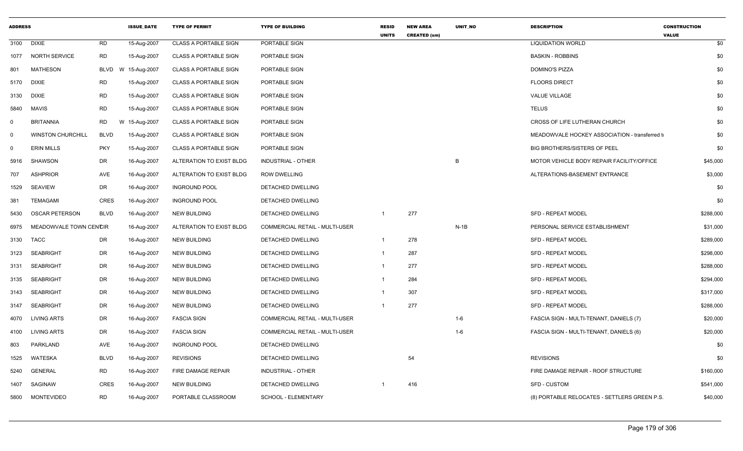| ADDRESS | | | ISSUE_DATE | TYPE OF PERMIT | TYPE OF BUILDING | RESID UNITS | NEW AREA CREATED (sm) | UNIT_NO | DESCRIPTION | CONSTRUCTION VALUE |
|---|---|---|---|---|---|---|---|---|---|---|
| 3100 | DIXIE | RD | 15-Aug-2007 | CLASS A PORTABLE SIGN | PORTABLE SIGN | | | | LIQUIDATION WORLD | $0 |
| 1077 | NORTH SERVICE | RD | 15-Aug-2007 | CLASS A PORTABLE SIGN | PORTABLE SIGN | | | | BASKIN - ROBBINS | $0 |
| 801 | MATHESON | BLVD W | 15-Aug-2007 | CLASS A PORTABLE SIGN | PORTABLE SIGN | | | | DOMINO'S PIZZA | $0 |
| 5170 | DIXIE | RD | 15-Aug-2007 | CLASS A PORTABLE SIGN | PORTABLE SIGN | | | | FLOORS DIRECT | $0 |
| 3130 | DIXIE | RD | 15-Aug-2007 | CLASS A PORTABLE SIGN | PORTABLE SIGN | | | | VALUE VILLAGE | $0 |
| 5840 | MAVIS | RD | 15-Aug-2007 | CLASS A PORTABLE SIGN | PORTABLE SIGN | | | | TELUS | $0 |
| 0 | BRITANNIA | RD W | 15-Aug-2007 | CLASS A PORTABLE SIGN | PORTABLE SIGN | | | | CROSS OF LIFE LUTHERAN CHURCH | $0 |
| 0 | WINSTON CHURCHILL | BLVD | 15-Aug-2007 | CLASS A PORTABLE SIGN | PORTABLE SIGN | | | | MEADOWVALE HOCKEY ASSOCIATION - transferred t | $0 |
| 0 | ERIN MILLS | PKY | 15-Aug-2007 | CLASS A PORTABLE SIGN | PORTABLE SIGN | | | | BIG BROTHERS/SISTERS OF PEEL | $0 |
| 5916 | SHAWSON | DR | 16-Aug-2007 | ALTERATION TO EXIST BLDG | INDUSTRIAL - OTHER | | | B | MOTOR VEHICLE BODY REPAIR FACILITY/OFFICE | $45,000 |
| 707 | ASHPRIOR | AVE | 16-Aug-2007 | ALTERATION TO EXIST BLDG | ROW DWELLING | | | | ALTERATIONS-BASEMENT ENTRANCE | $3,000 |
| 1529 | SEAVIEW | DR | 16-Aug-2007 | INGROUND POOL | DETACHED DWELLING | | | | | $0 |
| 381 | TEMAGAMI | CRES | 16-Aug-2007 | INGROUND POOL | DETACHED DWELLING | | | | | $0 |
| 5430 | OSCAR PETERSON | BLVD | 16-Aug-2007 | NEW BUILDING | DETACHED DWELLING | 1 | 277 | | SFD - REPEAT MODEL | $288,000 |
| 6975 | MEADOWVALE TOWN CENTRE | CIR | 16-Aug-2007 | ALTERATION TO EXIST BLDG | COMMERCIAL RETAIL - MULTI-USER | | | N-1B | PERSONAL SERVICE ESTABLISHMENT | $31,000 |
| 3130 | TACC | DR | 16-Aug-2007 | NEW BUILDING | DETACHED DWELLING | 1 | 278 | | SFD - REPEAT MODEL | $289,000 |
| 3123 | SEABRIGHT | DR | 16-Aug-2007 | NEW BUILDING | DETACHED DWELLING | 1 | 287 | | SFD - REPEAT MODEL | $298,000 |
| 3131 | SEABRIGHT | DR | 16-Aug-2007 | NEW BUILDING | DETACHED DWELLING | 1 | 277 | | SFD - REPEAT MODEL | $288,000 |
| 3135 | SEABRIGHT | DR | 16-Aug-2007 | NEW BUILDING | DETACHED DWELLING | 1 | 284 | | SFD - REPEAT MODEL | $294,000 |
| 3143 | SEABRIGHT | DR | 16-Aug-2007 | NEW BUILDING | DETACHED DWELLING | 1 | 307 | | SFD - REPEAT MODEL | $317,000 |
| 3147 | SEABRIGHT | DR | 16-Aug-2007 | NEW BUILDING | DETACHED DWELLING | 1 | 277 | | SFD - REPEAT MODEL | $288,000 |
| 4070 | LIVING ARTS | DR | 16-Aug-2007 | FASCIA SIGN | COMMERCIAL RETAIL - MULTI-USER | | | 1-6 | FASCIA SIGN - MULTI-TENANT, DANIELS (7) | $20,000 |
| 4100 | LIVING ARTS | DR | 16-Aug-2007 | FASCIA SIGN | COMMERCIAL RETAIL - MULTI-USER | | | 1-6 | FASCIA SIGN - MULTI-TENANT, DANIELS (6) | $20,000 |
| 803 | PARKLAND | AVE | 16-Aug-2007 | INGROUND POOL | DETACHED DWELLING | | | | | $0 |
| 1525 | WATESKA | BLVD | 16-Aug-2007 | REVISIONS | DETACHED DWELLING | | 54 | | REVISIONS | $0 |
| 5240 | GENERAL | RD | 16-Aug-2007 | FIRE DAMAGE REPAIR | INDUSTRIAL - OTHER | | | | FIRE DAMAGE REPAIR - ROOF STRUCTURE | $160,000 |
| 1407 | SAGINAW | CRES | 16-Aug-2007 | NEW BUILDING | DETACHED DWELLING | 1 | 416 | | SFD - CUSTOM | $541,000 |
| 5800 | MONTEVIDEO | RD | 16-Aug-2007 | PORTABLE CLASSROOM | SCHOOL - ELEMENTARY | | | | (8) PORTABLE RELOCATES - SETTLERS GREEN P.S. | $40,000 |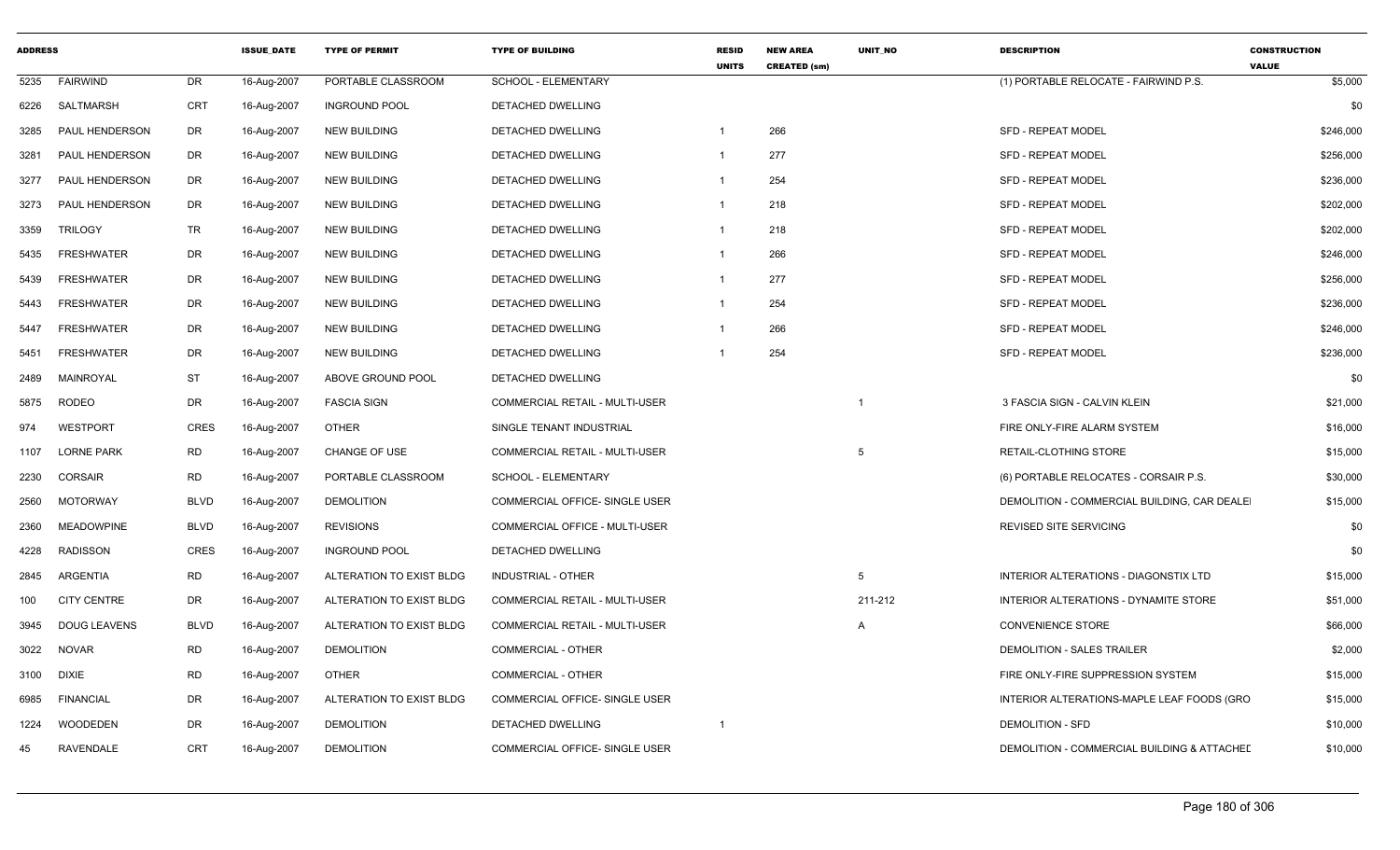| ADDRESS | | | ISSUE_DATE | TYPE OF PERMIT | TYPE OF BUILDING | RESID UNITS | NEW AREA CREATED (sm) | UNIT_NO | DESCRIPTION | CONSTRUCTION VALUE |
|---|---|---|---|---|---|---|---|---|---|---|
| 5235 | FAIRWIND | DR | 16-Aug-2007 | PORTABLE CLASSROOM | SCHOOL - ELEMENTARY | | | | (1) PORTABLE RELOCATE - FAIRWIND P.S. | $5,000 |
| 6226 | SALTMARSH | CRT | 16-Aug-2007 | INGROUND POOL | DETACHED DWELLING | | | | | $0 |
| 3285 | PAUL HENDERSON | DR | 16-Aug-2007 | NEW BUILDING | DETACHED DWELLING | 1 | 266 | | SFD - REPEAT MODEL | $246,000 |
| 3281 | PAUL HENDERSON | DR | 16-Aug-2007 | NEW BUILDING | DETACHED DWELLING | 1 | 277 | | SFD - REPEAT MODEL | $256,000 |
| 3277 | PAUL HENDERSON | DR | 16-Aug-2007 | NEW BUILDING | DETACHED DWELLING | 1 | 254 | | SFD - REPEAT MODEL | $236,000 |
| 3273 | PAUL HENDERSON | DR | 16-Aug-2007 | NEW BUILDING | DETACHED DWELLING | 1 | 218 | | SFD - REPEAT MODEL | $202,000 |
| 3359 | TRILOGY | TR | 16-Aug-2007 | NEW BUILDING | DETACHED DWELLING | 1 | 218 | | SFD - REPEAT MODEL | $202,000 |
| 5435 | FRESHWATER | DR | 16-Aug-2007 | NEW BUILDING | DETACHED DWELLING | 1 | 266 | | SFD - REPEAT MODEL | $246,000 |
| 5439 | FRESHWATER | DR | 16-Aug-2007 | NEW BUILDING | DETACHED DWELLING | 1 | 277 | | SFD - REPEAT MODEL | $256,000 |
| 5443 | FRESHWATER | DR | 16-Aug-2007 | NEW BUILDING | DETACHED DWELLING | 1 | 254 | | SFD - REPEAT MODEL | $236,000 |
| 5447 | FRESHWATER | DR | 16-Aug-2007 | NEW BUILDING | DETACHED DWELLING | 1 | 266 | | SFD - REPEAT MODEL | $246,000 |
| 5451 | FRESHWATER | DR | 16-Aug-2007 | NEW BUILDING | DETACHED DWELLING | 1 | 254 | | SFD - REPEAT MODEL | $236,000 |
| 2489 | MAINROYAL | ST | 16-Aug-2007 | ABOVE GROUND POOL | DETACHED DWELLING | | | | | $0 |
| 5875 | RODEO | DR | 16-Aug-2007 | FASCIA SIGN | COMMERCIAL RETAIL - MULTI-USER | | | 1 | 3 FASCIA SIGN - CALVIN KLEIN | $21,000 |
| 974 | WESTPORT | CRES | 16-Aug-2007 | OTHER | SINGLE TENANT INDUSTRIAL | | | | FIRE ONLY-FIRE ALARM SYSTEM | $16,000 |
| 1107 | LORNE PARK | RD | 16-Aug-2007 | CHANGE OF USE | COMMERCIAL RETAIL - MULTI-USER | | | 5 | RETAIL-CLOTHING STORE | $15,000 |
| 2230 | CORSAIR | RD | 16-Aug-2007 | PORTABLE CLASSROOM | SCHOOL - ELEMENTARY | | | | (6) PORTABLE RELOCATES - CORSAIR P.S. | $30,000 |
| 2560 | MOTORWAY | BLVD | 16-Aug-2007 | DEMOLITION | COMMERCIAL OFFICE- SINGLE USER | | | | DEMOLITION - COMMERCIAL BUILDING, CAR DEALEI | $15,000 |
| 2360 | MEADOWPINE | BLVD | 16-Aug-2007 | REVISIONS | COMMERCIAL OFFICE - MULTI-USER | | | | REVISED SITE SERVICING | $0 |
| 4228 | RADISSON | CRES | 16-Aug-2007 | INGROUND POOL | DETACHED DWELLING | | | | | $0 |
| 2845 | ARGENTIA | RD | 16-Aug-2007 | ALTERATION TO EXIST BLDG | INDUSTRIAL - OTHER | | | 5 | INTERIOR ALTERATIONS - DIAGONSTIX LTD | $15,000 |
| 100 | CITY CENTRE | DR | 16-Aug-2007 | ALTERATION TO EXIST BLDG | COMMERCIAL RETAIL - MULTI-USER | | | 211-212 | INTERIOR ALTERATIONS - DYNAMITE STORE | $51,000 |
| 3945 | DOUG LEAVENS | BLVD | 16-Aug-2007 | ALTERATION TO EXIST BLDG | COMMERCIAL RETAIL - MULTI-USER | | | A | CONVENIENCE STORE | $66,000 |
| 3022 | NOVAR | RD | 16-Aug-2007 | DEMOLITION | COMMERCIAL - OTHER | | | | DEMOLITION - SALES TRAILER | $2,000 |
| 3100 | DIXIE | RD | 16-Aug-2007 | OTHER | COMMERCIAL - OTHER | | | | FIRE ONLY-FIRE SUPPRESSION SYSTEM | $15,000 |
| 6985 | FINANCIAL | DR | 16-Aug-2007 | ALTERATION TO EXIST BLDG | COMMERCIAL OFFICE- SINGLE USER | | | | INTERIOR ALTERATIONS-MAPLE LEAF FOODS (GRO | $15,000 |
| 1224 | WOODEDEN | DR | 16-Aug-2007 | DEMOLITION | DETACHED DWELLING | 1 | | | DEMOLITION - SFD | $10,000 |
| 45 | RAVENDALE | CRT | 16-Aug-2007 | DEMOLITION | COMMERCIAL OFFICE- SINGLE USER | | | | DEMOLITION - COMMERCIAL BUILDING & ATTACHEI | $10,000 |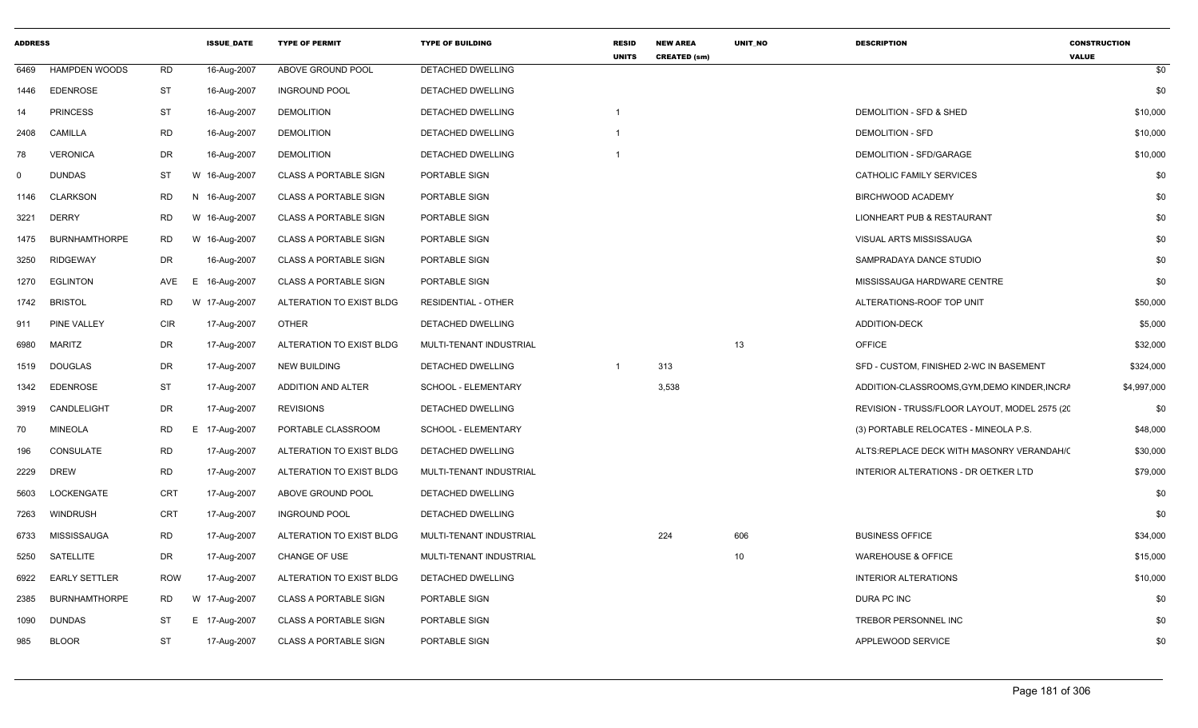| ADDRESS | | | ISSUE_DATE | TYPE OF PERMIT | TYPE OF BUILDING | RESID UNITS | NEW AREA CREATED (sm) | UNIT_NO | DESCRIPTION | CONSTRUCTION VALUE |
|---|---|---|---|---|---|---|---|---|---|---|
| 6469 | HAMPDEN WOODS | RD | 16-Aug-2007 | ABOVE GROUND POOL | DETACHED DWELLING | | | | | $0 |
| 1446 | EDENROSE | ST | 16-Aug-2007 | INGROUND POOL | DETACHED DWELLING | | | | | $0 |
| 14 | PRINCESS | ST | 16-Aug-2007 | DEMOLITION | DETACHED DWELLING | 1 | | | DEMOLITION - SFD & SHED | $10,000 |
| 2408 | CAMILLA | RD | 16-Aug-2007 | DEMOLITION | DETACHED DWELLING | 1 | | | DEMOLITION - SFD | $10,000 |
| 78 | VERONICA | DR | 16-Aug-2007 | DEMOLITION | DETACHED DWELLING | 1 | | | DEMOLITION - SFD/GARAGE | $10,000 |
| 0 | DUNDAS | ST | W 16-Aug-2007 | CLASS A PORTABLE SIGN | PORTABLE SIGN | | | | CATHOLIC FAMILY SERVICES | $0 |
| 1146 | CLARKSON | RD | N 16-Aug-2007 | CLASS A PORTABLE SIGN | PORTABLE SIGN | | | | BIRCHWOOD ACADEMY | $0 |
| 3221 | DERRY | RD | W 16-Aug-2007 | CLASS A PORTABLE SIGN | PORTABLE SIGN | | | | LIONHEART PUB & RESTAURANT | $0 |
| 1475 | BURNHAMTHORPE | RD | W 16-Aug-2007 | CLASS A PORTABLE SIGN | PORTABLE SIGN | | | | VISUAL ARTS MISSISSAUGA | $0 |
| 3250 | RIDGEWAY | DR | 16-Aug-2007 | CLASS A PORTABLE SIGN | PORTABLE SIGN | | | | SAMPRADAYA DANCE STUDIO | $0 |
| 1270 | EGLINTON | AVE | E 16-Aug-2007 | CLASS A PORTABLE SIGN | PORTABLE SIGN | | | | MISSISSAUGA HARDWARE CENTRE | $0 |
| 1742 | BRISTOL | RD | W 17-Aug-2007 | ALTERATION TO EXIST BLDG | RESIDENTIAL - OTHER | | | | ALTERATIONS-ROOF TOP UNIT | $50,000 |
| 911 | PINE VALLEY | CIR | 17-Aug-2007 | OTHER | DETACHED DWELLING | | | | ADDITION-DECK | $5,000 |
| 6980 | MARITZ | DR | 17-Aug-2007 | ALTERATION TO EXIST BLDG | MULTI-TENANT INDUSTRIAL | | | 13 | OFFICE | $32,000 |
| 1519 | DOUGLAS | DR | 17-Aug-2007 | NEW BUILDING | DETACHED DWELLING | 1 | 313 | | SFD - CUSTOM, FINISHED 2-WC IN BASEMENT | $324,000 |
| 1342 | EDENROSE | ST | 17-Aug-2007 | ADDITION AND ALTER | SCHOOL - ELEMENTARY | | 3,538 | | ADDITION-CLASSROOMS,GYM,DEMO KINDER,INCRA | $4,997,000 |
| 3919 | CANDLELIGHT | DR | 17-Aug-2007 | REVISIONS | DETACHED DWELLING | | | | REVISION - TRUSS/FLOOR LAYOUT, MODEL 2575 (20 | $0 |
| 70 | MINEOLA | RD | E 17-Aug-2007 | PORTABLE CLASSROOM | SCHOOL - ELEMENTARY | | | | (3) PORTABLE RELOCATES - MINEOLA P.S. | $48,000 |
| 196 | CONSULATE | RD | 17-Aug-2007 | ALTERATION TO EXIST BLDG | DETACHED DWELLING | | | | ALTS:REPLACE DECK WITH MASONRY VERANDAH/C | $30,000 |
| 2229 | DREW | RD | 17-Aug-2007 | ALTERATION TO EXIST BLDG | MULTI-TENANT INDUSTRIAL | | | | INTERIOR ALTERATIONS - DR OETKER LTD | $79,000 |
| 5603 | LOCKENGATE | CRT | 17-Aug-2007 | ABOVE GROUND POOL | DETACHED DWELLING | | | | | $0 |
| 7263 | WINDRUSH | CRT | 17-Aug-2007 | INGROUND POOL | DETACHED DWELLING | | | | | $0 |
| 6733 | MISSISSAUGA | RD | 17-Aug-2007 | ALTERATION TO EXIST BLDG | MULTI-TENANT INDUSTRIAL | | 224 | 606 | BUSINESS OFFICE | $34,000 |
| 5250 | SATELLITE | DR | 17-Aug-2007 | CHANGE OF USE | MULTI-TENANT INDUSTRIAL | | | 10 | WAREHOUSE & OFFICE | $15,000 |
| 6922 | EARLY SETTLER | ROW | 17-Aug-2007 | ALTERATION TO EXIST BLDG | DETACHED DWELLING | | | | INTERIOR ALTERATIONS | $10,000 |
| 2385 | BURNHAMTHORPE | RD | W 17-Aug-2007 | CLASS A PORTABLE SIGN | PORTABLE SIGN | | | | DURA PC INC | $0 |
| 1090 | DUNDAS | ST | E 17-Aug-2007 | CLASS A PORTABLE SIGN | PORTABLE SIGN | | | | TREBOR PERSONNEL INC | $0 |
| 985 | BLOOR | ST | 17-Aug-2007 | CLASS A PORTABLE SIGN | PORTABLE SIGN | | | | APPLEWOOD SERVICE | $0 |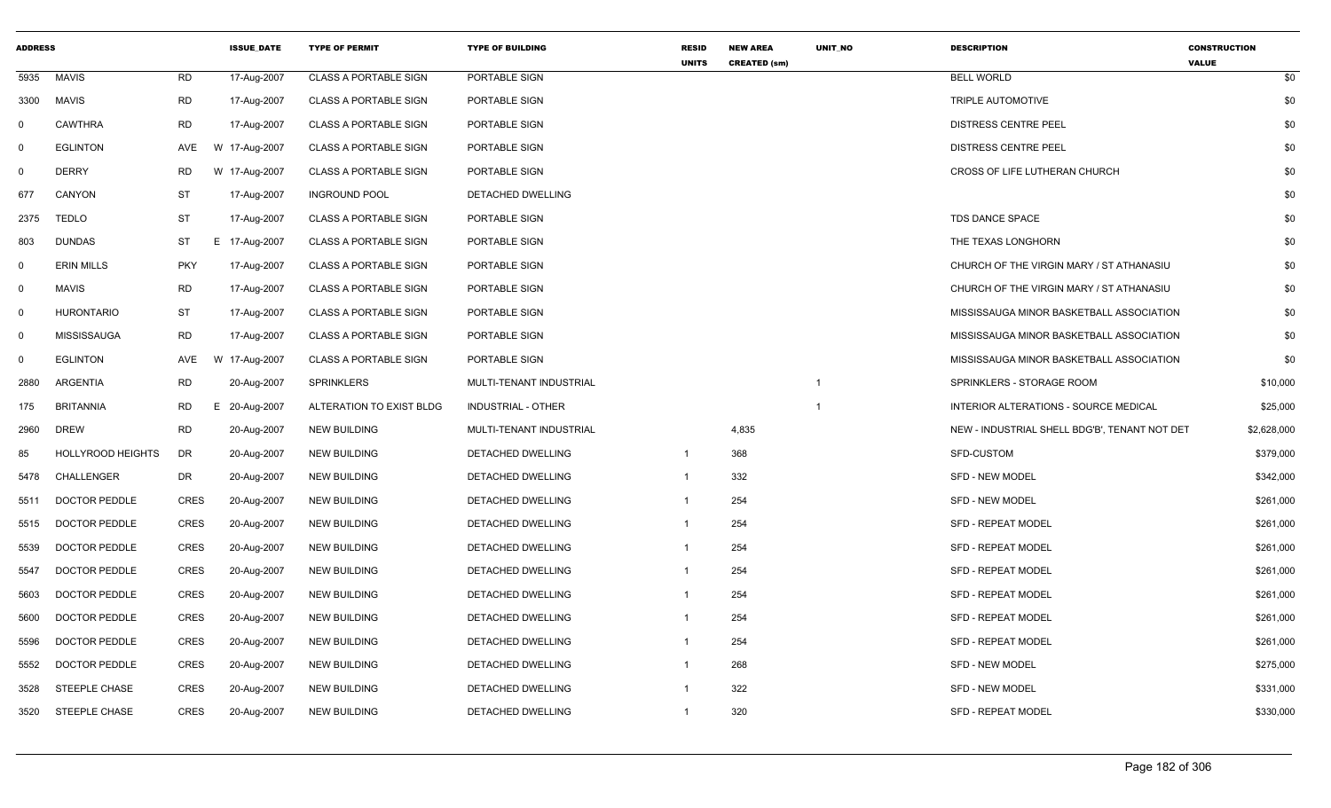| ADDRESS | | | ISSUE_DATE | TYPE OF PERMIT | TYPE OF BUILDING | RESID UNITS | NEW AREA CREATED (sm) | UNIT_NO | DESCRIPTION | CONSTRUCTION VALUE |
|---|---|---|---|---|---|---|---|---|---|---|
| 5935 | MAVIS | RD | 17-Aug-2007 | CLASS A PORTABLE SIGN | PORTABLE SIGN | | | | BELL WORLD | $0 |
| 3300 | MAVIS | RD | 17-Aug-2007 | CLASS A PORTABLE SIGN | PORTABLE SIGN | | | | TRIPLE AUTOMOTIVE | $0 |
| 0 | CAWTHRA | RD | 17-Aug-2007 | CLASS A PORTABLE SIGN | PORTABLE SIGN | | | | DISTRESS CENTRE PEEL | $0 |
| 0 | EGLINTON | AVE W | 17-Aug-2007 | CLASS A PORTABLE SIGN | PORTABLE SIGN | | | | DISTRESS CENTRE PEEL | $0 |
| 0 | DERRY | RD W | 17-Aug-2007 | CLASS A PORTABLE SIGN | PORTABLE SIGN | | | | CROSS OF LIFE LUTHERAN CHURCH | $0 |
| 677 | CANYON | ST | 17-Aug-2007 | INGROUND POOL | DETACHED DWELLING | | | | | $0 |
| 2375 | TEDLO | ST | 17-Aug-2007 | CLASS A PORTABLE SIGN | PORTABLE SIGN | | | | TDS DANCE SPACE | $0 |
| 803 | DUNDAS | ST E | 17-Aug-2007 | CLASS A PORTABLE SIGN | PORTABLE SIGN | | | | THE TEXAS LONGHORN | $0 |
| 0 | ERIN MILLS | PKY | 17-Aug-2007 | CLASS A PORTABLE SIGN | PORTABLE SIGN | | | | CHURCH OF THE VIRGIN MARY / ST ATHANASIU | $0 |
| 0 | MAVIS | RD | 17-Aug-2007 | CLASS A PORTABLE SIGN | PORTABLE SIGN | | | | CHURCH OF THE VIRGIN MARY / ST ATHANASIU | $0 |
| 0 | HURONTARIO | ST | 17-Aug-2007 | CLASS A PORTABLE SIGN | PORTABLE SIGN | | | | MISSISSAUGA MINOR BASKETBALL ASSOCIATION | $0 |
| 0 | MISSISSAUGA | RD | 17-Aug-2007 | CLASS A PORTABLE SIGN | PORTABLE SIGN | | | | MISSISSAUGA MINOR BASKETBALL ASSOCIATION | $0 |
| 0 | EGLINTON | AVE W | 17-Aug-2007 | CLASS A PORTABLE SIGN | PORTABLE SIGN | | | | MISSISSAUGA MINOR BASKETBALL ASSOCIATION | $0 |
| 2880 | ARGENTIA | RD | 20-Aug-2007 | SPRINKLERS | MULTI-TENANT INDUSTRIAL | | | 1 | SPRINKLERS - STORAGE ROOM | $10,000 |
| 175 | BRITANNIA | RD E | 20-Aug-2007 | ALTERATION TO EXIST BLDG | INDUSTRIAL - OTHER | | | 1 | INTERIOR ALTERATIONS - SOURCE MEDICAL | $25,000 |
| 2960 | DREW | RD | 20-Aug-2007 | NEW BUILDING | MULTI-TENANT INDUSTRIAL | | 4,835 | | NEW - INDUSTRIAL SHELL BDG'B', TENANT NOT DET | $2,628,000 |
| 85 | HOLLYROOD HEIGHTS | DR | 20-Aug-2007 | NEW BUILDING | DETACHED DWELLING | 1 | 368 | | SFD-CUSTOM | $379,000 |
| 5478 | CHALLENGER | DR | 20-Aug-2007 | NEW BUILDING | DETACHED DWELLING | 1 | 332 | | SFD - NEW MODEL | $342,000 |
| 5511 | DOCTOR PEDDLE | CRES | 20-Aug-2007 | NEW BUILDING | DETACHED DWELLING | 1 | 254 | | SFD - NEW MODEL | $261,000 |
| 5515 | DOCTOR PEDDLE | CRES | 20-Aug-2007 | NEW BUILDING | DETACHED DWELLING | 1 | 254 | | SFD - REPEAT MODEL | $261,000 |
| 5539 | DOCTOR PEDDLE | CRES | 20-Aug-2007 | NEW BUILDING | DETACHED DWELLING | 1 | 254 | | SFD - REPEAT MODEL | $261,000 |
| 5547 | DOCTOR PEDDLE | CRES | 20-Aug-2007 | NEW BUILDING | DETACHED DWELLING | 1 | 254 | | SFD - REPEAT MODEL | $261,000 |
| 5603 | DOCTOR PEDDLE | CRES | 20-Aug-2007 | NEW BUILDING | DETACHED DWELLING | 1 | 254 | | SFD - REPEAT MODEL | $261,000 |
| 5600 | DOCTOR PEDDLE | CRES | 20-Aug-2007 | NEW BUILDING | DETACHED DWELLING | 1 | 254 | | SFD - REPEAT MODEL | $261,000 |
| 5596 | DOCTOR PEDDLE | CRES | 20-Aug-2007 | NEW BUILDING | DETACHED DWELLING | 1 | 254 | | SFD - REPEAT MODEL | $261,000 |
| 5552 | DOCTOR PEDDLE | CRES | 20-Aug-2007 | NEW BUILDING | DETACHED DWELLING | 1 | 268 | | SFD - NEW MODEL | $275,000 |
| 3528 | STEEPLE CHASE | CRES | 20-Aug-2007 | NEW BUILDING | DETACHED DWELLING | 1 | 322 | | SFD - NEW MODEL | $331,000 |
| 3520 | STEEPLE CHASE | CRES | 20-Aug-2007 | NEW BUILDING | DETACHED DWELLING | 1 | 320 | | SFD - REPEAT MODEL | $330,000 |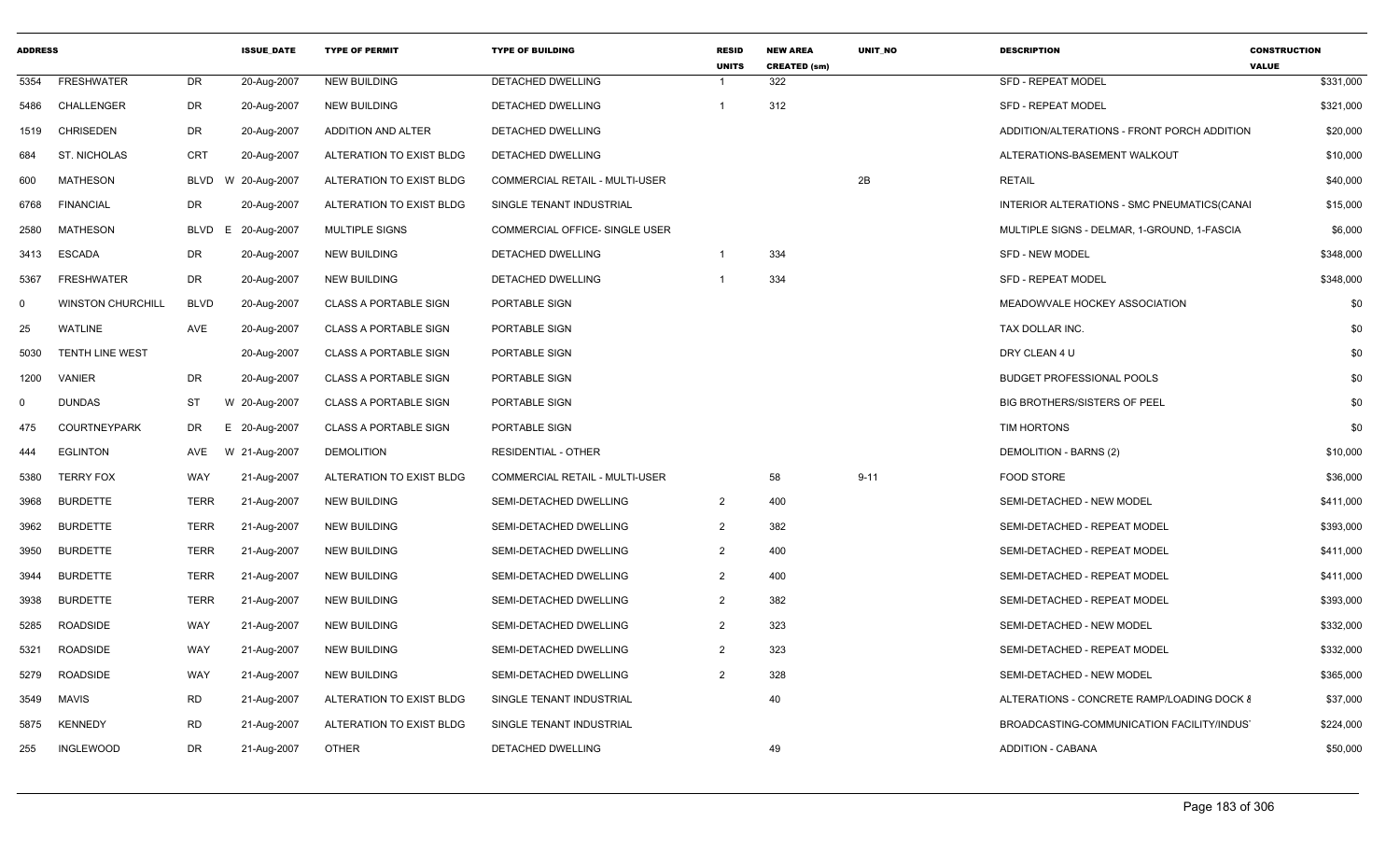| ADDRESS | | | ISSUE_DATE | TYPE OF PERMIT | TYPE OF BUILDING | RESID UNITS | NEW AREA CREATED (sm) | UNIT_NO | DESCRIPTION | CONSTRUCTION VALUE |
|---|---|---|---|---|---|---|---|---|---|---|
| 5354 | FRESHWATER | DR | 20-Aug-2007 | NEW BUILDING | DETACHED DWELLING | 1 | 322 | | SFD - REPEAT MODEL | $331,000 |
| 5486 | CHALLENGER | DR | 20-Aug-2007 | NEW BUILDING | DETACHED DWELLING | 1 | 312 | | SFD - REPEAT MODEL | $321,000 |
| 1519 | CHRISEDEN | DR | 20-Aug-2007 | ADDITION AND ALTER | DETACHED DWELLING | | | | ADDITION/ALTERATIONS - FRONT PORCH ADDITION | $20,000 |
| 684 | ST. NICHOLAS | CRT | 20-Aug-2007 | ALTERATION TO EXIST BLDG | DETACHED DWELLING | | | | ALTERATIONS-BASEMENT WALKOUT | $10,000 |
| 600 | MATHESON | BLVD W | 20-Aug-2007 | ALTERATION TO EXIST BLDG | COMMERCIAL RETAIL - MULTI-USER | | | 2B | RETAIL | $40,000 |
| 6768 | FINANCIAL | DR | 20-Aug-2007 | ALTERATION TO EXIST BLDG | SINGLE TENANT INDUSTRIAL | | | | INTERIOR ALTERATIONS - SMC PNEUMATICS(CANAI | $15,000 |
| 2580 | MATHESON | BLVD E | 20-Aug-2007 | MULTIPLE SIGNS | COMMERCIAL OFFICE- SINGLE USER | | | | MULTIPLE SIGNS - DELMAR, 1-GROUND, 1-FASCIA | $6,000 |
| 3413 | ESCADA | DR | 20-Aug-2007 | NEW BUILDING | DETACHED DWELLING | 1 | 334 | | SFD - NEW MODEL | $348,000 |
| 5367 | FRESHWATER | DR | 20-Aug-2007 | NEW BUILDING | DETACHED DWELLING | 1 | 334 | | SFD - REPEAT MODEL | $348,000 |
| 0 | WINSTON CHURCHILL | BLVD | 20-Aug-2007 | CLASS A PORTABLE SIGN | PORTABLE SIGN | | | | MEADOWVALE HOCKEY ASSOCIATION | $0 |
| 25 | WATLINE | AVE | 20-Aug-2007 | CLASS A PORTABLE SIGN | PORTABLE SIGN | | | | TAX DOLLAR INC. | $0 |
| 5030 | TENTH LINE WEST | | 20-Aug-2007 | CLASS A PORTABLE SIGN | PORTABLE SIGN | | | | DRY CLEAN 4 U | $0 |
| 1200 | VANIER | DR | 20-Aug-2007 | CLASS A PORTABLE SIGN | PORTABLE SIGN | | | | BUDGET PROFESSIONAL POOLS | $0 |
| 0 | DUNDAS | ST W | 20-Aug-2007 | CLASS A PORTABLE SIGN | PORTABLE SIGN | | | | BIG BROTHERS/SISTERS OF PEEL | $0 |
| 475 | COURTNEYPARK | DR E | 20-Aug-2007 | CLASS A PORTABLE SIGN | PORTABLE SIGN | | | | TIM HORTONS | $0 |
| 444 | EGLINTON | AVE W | 21-Aug-2007 | DEMOLITION | RESIDENTIAL - OTHER | | | | DEMOLITION - BARNS (2) | $10,000 |
| 5380 | TERRY FOX | WAY | 21-Aug-2007 | ALTERATION TO EXIST BLDG | COMMERCIAL RETAIL - MULTI-USER | | 58 | 9-11 | FOOD STORE | $36,000 |
| 3968 | BURDETTE | TERR | 21-Aug-2007 | NEW BUILDING | SEMI-DETACHED DWELLING | 2 | 400 | | SEMI-DETACHED - NEW MODEL | $411,000 |
| 3962 | BURDETTE | TERR | 21-Aug-2007 | NEW BUILDING | SEMI-DETACHED DWELLING | 2 | 382 | | SEMI-DETACHED - REPEAT MODEL | $393,000 |
| 3950 | BURDETTE | TERR | 21-Aug-2007 | NEW BUILDING | SEMI-DETACHED DWELLING | 2 | 400 | | SEMI-DETACHED - REPEAT MODEL | $411,000 |
| 3944 | BURDETTE | TERR | 21-Aug-2007 | NEW BUILDING | SEMI-DETACHED DWELLING | 2 | 400 | | SEMI-DETACHED - REPEAT MODEL | $411,000 |
| 3938 | BURDETTE | TERR | 21-Aug-2007 | NEW BUILDING | SEMI-DETACHED DWELLING | 2 | 382 | | SEMI-DETACHED - REPEAT MODEL | $393,000 |
| 5285 | ROADSIDE | WAY | 21-Aug-2007 | NEW BUILDING | SEMI-DETACHED DWELLING | 2 | 323 | | SEMI-DETACHED - NEW MODEL | $332,000 |
| 5321 | ROADSIDE | WAY | 21-Aug-2007 | NEW BUILDING | SEMI-DETACHED DWELLING | 2 | 323 | | SEMI-DETACHED - REPEAT MODEL | $332,000 |
| 5279 | ROADSIDE | WAY | 21-Aug-2007 | NEW BUILDING | SEMI-DETACHED DWELLING | 2 | 328 | | SEMI-DETACHED - NEW MODEL | $365,000 |
| 3549 | MAVIS | RD | 21-Aug-2007 | ALTERATION TO EXIST BLDG | SINGLE TENANT INDUSTRIAL | | 40 | | ALTERATIONS - CONCRETE RAMP/LOADING DOCK & | $37,000 |
| 5875 | KENNEDY | RD | 21-Aug-2007 | ALTERATION TO EXIST BLDG | SINGLE TENANT INDUSTRIAL | | | | BROADCASTING-COMMUNICATION FACILITY/INDUST | $224,000 |
| 255 | INGLEWOOD | DR | 21-Aug-2007 | OTHER | DETACHED DWELLING | | 49 | | ADDITION - CABANA | $50,000 |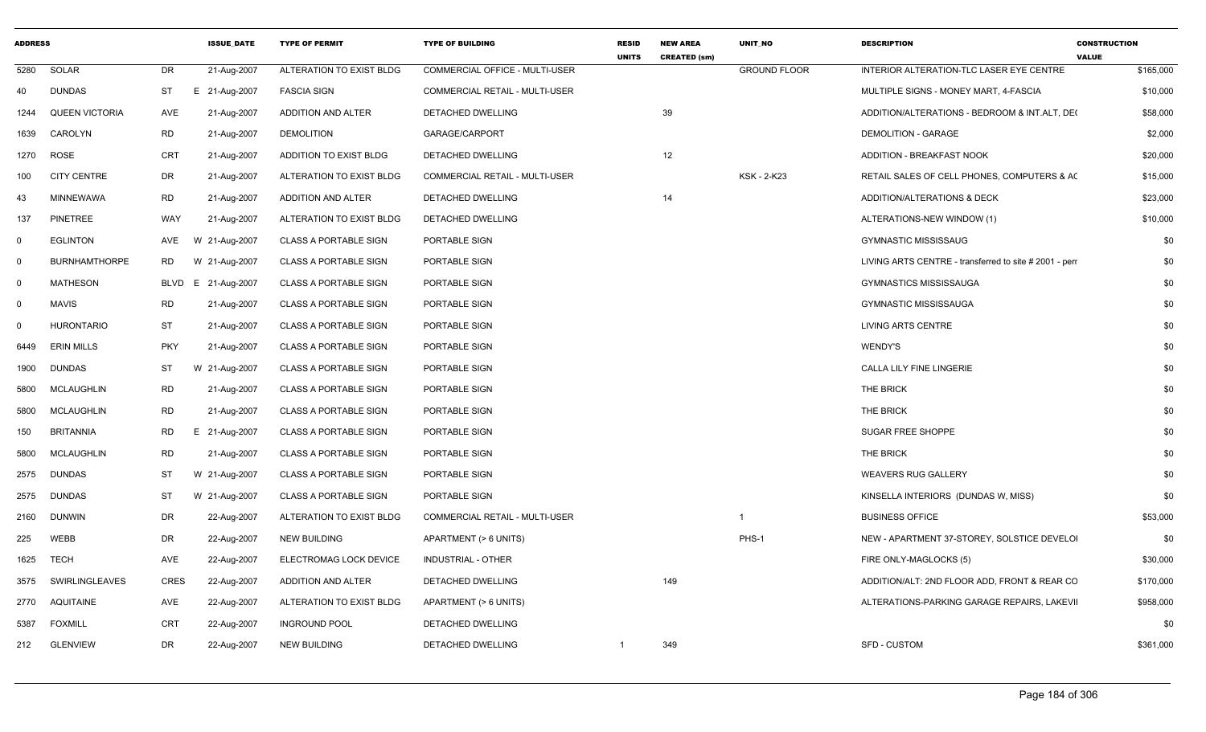| ADDRESS | | | ISSUE_DATE | TYPE OF PERMIT | TYPE OF BUILDING | RESID UNITS | NEW AREA CREATED (sm) | UNIT_NO | DESCRIPTION | CONSTRUCTION VALUE |
|---|---|---|---|---|---|---|---|---|---|---|
| 5280 | SOLAR | DR | 21-Aug-2007 | ALTERATION TO EXIST BLDG | COMMERCIAL OFFICE - MULTI-USER | | | GROUND FLOOR | INTERIOR ALTERATION-TLC LASER EYE CENTRE | $165,000 |
| 40 | DUNDAS | ST | E 21-Aug-2007 | FASCIA SIGN | COMMERCIAL RETAIL - MULTI-USER | | | | MULTIPLE SIGNS - MONEY MART, 4-FASCIA | $10,000 |
| 1244 | QUEEN VICTORIA | AVE | 21-Aug-2007 | ADDITION AND ALTER | DETACHED DWELLING | | 39 | | ADDITION/ALTERATIONS - BEDROOM & INT.ALT, DE( | $58,000 |
| 1639 | CAROLYN | RD | 21-Aug-2007 | DEMOLITION | GARAGE/CARPORT | | | | DEMOLITION - GARAGE | $2,000 |
| 1270 | ROSE | CRT | 21-Aug-2007 | ADDITION TO EXIST BLDG | DETACHED DWELLING | | 12 | | ADDITION - BREAKFAST NOOK | $20,000 |
| 100 | CITY CENTRE | DR | 21-Aug-2007 | ALTERATION TO EXIST BLDG | COMMERCIAL RETAIL - MULTI-USER | | | KSK - 2-K23 | RETAIL SALES OF CELL PHONES, COMPUTERS & AC | $15,000 |
| 43 | MINNEWAWA | RD | 21-Aug-2007 | ADDITION AND ALTER | DETACHED DWELLING | | 14 | | ADDITION/ALTERATIONS & DECK | $23,000 |
| 137 | PINETREE | WAY | 21-Aug-2007 | ALTERATION TO EXIST BLDG | DETACHED DWELLING | | | | ALTERATIONS-NEW WINDOW (1) | $10,000 |
| 0 | EGLINTON | AVE | W 21-Aug-2007 | CLASS A PORTABLE SIGN | PORTABLE SIGN | | | | GYMNASTIC MISSISSAUG | $0 |
| 0 | BURNHAMTHORPE | RD | W 21-Aug-2007 | CLASS A PORTABLE SIGN | PORTABLE SIGN | | | | LIVING ARTS CENTRE - transferred to site # 2001 - perr | $0 |
| 0 | MATHESON | BLVD | E 21-Aug-2007 | CLASS A PORTABLE SIGN | PORTABLE SIGN | | | | GYMNASTICS MISSISSAUGA | $0 |
| 0 | MAVIS | RD | 21-Aug-2007 | CLASS A PORTABLE SIGN | PORTABLE SIGN | | | | GYMNASTIC MISSISSAUGA | $0 |
| 0 | HURONTARIO | ST | 21-Aug-2007 | CLASS A PORTABLE SIGN | PORTABLE SIGN | | | | LIVING ARTS CENTRE | $0 |
| 6449 | ERIN MILLS | PKY | 21-Aug-2007 | CLASS A PORTABLE SIGN | PORTABLE SIGN | | | | WENDY'S | $0 |
| 1900 | DUNDAS | ST | W 21-Aug-2007 | CLASS A PORTABLE SIGN | PORTABLE SIGN | | | | CALLA LILY FINE LINGERIE | $0 |
| 5800 | MCLAUGHLIN | RD | 21-Aug-2007 | CLASS A PORTABLE SIGN | PORTABLE SIGN | | | | THE BRICK | $0 |
| 5800 | MCLAUGHLIN | RD | 21-Aug-2007 | CLASS A PORTABLE SIGN | PORTABLE SIGN | | | | THE BRICK | $0 |
| 150 | BRITANNIA | RD | E 21-Aug-2007 | CLASS A PORTABLE SIGN | PORTABLE SIGN | | | | SUGAR FREE SHOPPE | $0 |
| 5800 | MCLAUGHLIN | RD | 21-Aug-2007 | CLASS A PORTABLE SIGN | PORTABLE SIGN | | | | THE BRICK | $0 |
| 2575 | DUNDAS | ST | W 21-Aug-2007 | CLASS A PORTABLE SIGN | PORTABLE SIGN | | | | WEAVERS RUG GALLERY | $0 |
| 2575 | DUNDAS | ST | W 21-Aug-2007 | CLASS A PORTABLE SIGN | PORTABLE SIGN | | | | KINSELLA INTERIORS (DUNDAS W, MISS) | $0 |
| 2160 | DUNWIN | DR | 22-Aug-2007 | ALTERATION TO EXIST BLDG | COMMERCIAL RETAIL - MULTI-USER | | | 1 | BUSINESS OFFICE | $53,000 |
| 225 | WEBB | DR | 22-Aug-2007 | NEW BUILDING | APARTMENT (> 6 UNITS) | | | PHS-1 | NEW - APARTMENT 37-STOREY, SOLSTICE DEVELOI | $0 |
| 1625 | TECH | AVE | 22-Aug-2007 | ELECTROMAG LOCK DEVICE | INDUSTRIAL - OTHER | | | | FIRE ONLY-MAGLOCKS (5) | $30,000 |
| 3575 | SWIRLINGLEAVES | CRES | 22-Aug-2007 | ADDITION AND ALTER | DETACHED DWELLING | | 149 | | ADDITION/ALT: 2ND FLOOR ADD, FRONT & REAR CO | $170,000 |
| 2770 | AQUITAINE | AVE | 22-Aug-2007 | ALTERATION TO EXIST BLDG | APARTMENT (> 6 UNITS) | | | | ALTERATIONS-PARKING GARAGE REPAIRS, LAKEVII | $958,000 |
| 5387 | FOXMILL | CRT | 22-Aug-2007 | INGROUND POOL | DETACHED DWELLING | | | | | $0 |
| 212 | GLENVIEW | DR | 22-Aug-2007 | NEW BUILDING | DETACHED DWELLING | 1 | 349 | | SFD - CUSTOM | $361,000 |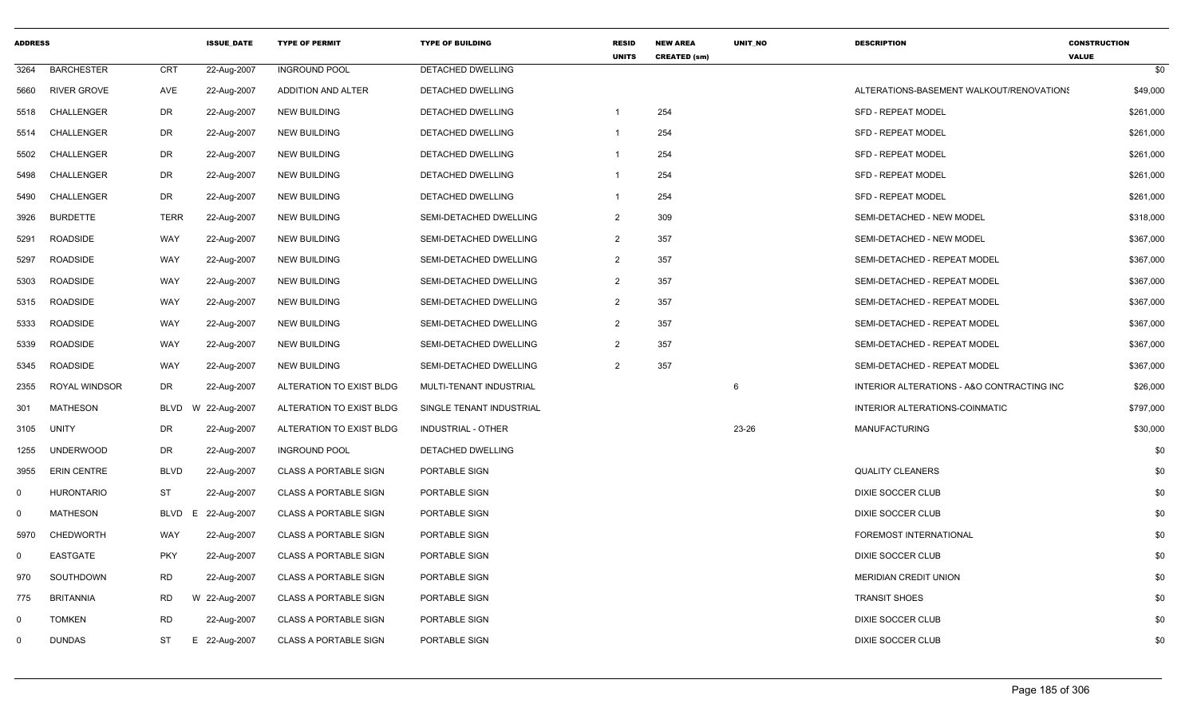| ADDRESS | | | ISSUE_DATE | TYPE OF PERMIT | TYPE OF BUILDING | RESID UNITS | NEW AREA CREATED (sm) | UNIT_NO | DESCRIPTION | CONSTRUCTION VALUE |
|---|---|---|---|---|---|---|---|---|---|---|
| 3264 | BARCHESTER | CRT | 22-Aug-2007 | INGROUND POOL | DETACHED DWELLING | | | | | $0 |
| 5660 | RIVER GROVE | AVE | 22-Aug-2007 | ADDITION AND ALTER | DETACHED DWELLING | | | | ALTERATIONS-BASEMENT WALKOUT/RENOVATIONS | $49,000 |
| 5518 | CHALLENGER | DR | 22-Aug-2007 | NEW BUILDING | DETACHED DWELLING | 1 | 254 | | SFD - REPEAT MODEL | $261,000 |
| 5514 | CHALLENGER | DR | 22-Aug-2007 | NEW BUILDING | DETACHED DWELLING | 1 | 254 | | SFD - REPEAT MODEL | $261,000 |
| 5502 | CHALLENGER | DR | 22-Aug-2007 | NEW BUILDING | DETACHED DWELLING | 1 | 254 | | SFD - REPEAT MODEL | $261,000 |
| 5498 | CHALLENGER | DR | 22-Aug-2007 | NEW BUILDING | DETACHED DWELLING | 1 | 254 | | SFD - REPEAT MODEL | $261,000 |
| 5490 | CHALLENGER | DR | 22-Aug-2007 | NEW BUILDING | DETACHED DWELLING | 1 | 254 | | SFD - REPEAT MODEL | $261,000 |
| 3926 | BURDETTE | TERR | 22-Aug-2007 | NEW BUILDING | SEMI-DETACHED DWELLING | 2 | 309 | | SEMI-DETACHED - NEW MODEL | $318,000 |
| 5291 | ROADSIDE | WAY | 22-Aug-2007 | NEW BUILDING | SEMI-DETACHED DWELLING | 2 | 357 | | SEMI-DETACHED - NEW MODEL | $367,000 |
| 5297 | ROADSIDE | WAY | 22-Aug-2007 | NEW BUILDING | SEMI-DETACHED DWELLING | 2 | 357 | | SEMI-DETACHED - REPEAT MODEL | $367,000 |
| 5303 | ROADSIDE | WAY | 22-Aug-2007 | NEW BUILDING | SEMI-DETACHED DWELLING | 2 | 357 | | SEMI-DETACHED - REPEAT MODEL | $367,000 |
| 5315 | ROADSIDE | WAY | 22-Aug-2007 | NEW BUILDING | SEMI-DETACHED DWELLING | 2 | 357 | | SEMI-DETACHED - REPEAT MODEL | $367,000 |
| 5333 | ROADSIDE | WAY | 22-Aug-2007 | NEW BUILDING | SEMI-DETACHED DWELLING | 2 | 357 | | SEMI-DETACHED - REPEAT MODEL | $367,000 |
| 5339 | ROADSIDE | WAY | 22-Aug-2007 | NEW BUILDING | SEMI-DETACHED DWELLING | 2 | 357 | | SEMI-DETACHED - REPEAT MODEL | $367,000 |
| 5345 | ROADSIDE | WAY | 22-Aug-2007 | NEW BUILDING | SEMI-DETACHED DWELLING | 2 | 357 | | SEMI-DETACHED - REPEAT MODEL | $367,000 |
| 2355 | ROYAL WINDSOR | DR | 22-Aug-2007 | ALTERATION TO EXIST BLDG | MULTI-TENANT INDUSTRIAL | | | 6 | INTERIOR ALTERATIONS - A&O CONTRACTING INC | $26,000 |
| 301 | MATHESON | BLVD W | 22-Aug-2007 | ALTERATION TO EXIST BLDG | SINGLE TENANT INDUSTRIAL | | | | INTERIOR ALTERATIONS-COINMATIC | $797,000 |
| 3105 | UNITY | DR | 22-Aug-2007 | ALTERATION TO EXIST BLDG | INDUSTRIAL - OTHER | | | 23-26 | MANUFACTURING | $30,000 |
| 1255 | UNDERWOOD | DR | 22-Aug-2007 | INGROUND POOL | DETACHED DWELLING | | | | | $0 |
| 3955 | ERIN CENTRE | BLVD | 22-Aug-2007 | CLASS A PORTABLE SIGN | PORTABLE SIGN | | | | QUALITY CLEANERS | $0 |
| 0 | HURONTARIO | ST | 22-Aug-2007 | CLASS A PORTABLE SIGN | PORTABLE SIGN | | | | DIXIE SOCCER CLUB | $0 |
| 0 | MATHESON | BLVD E | 22-Aug-2007 | CLASS A PORTABLE SIGN | PORTABLE SIGN | | | | DIXIE SOCCER CLUB | $0 |
| 5970 | CHEDWORTH | WAY | 22-Aug-2007 | CLASS A PORTABLE SIGN | PORTABLE SIGN | | | | FOREMOST INTERNATIONAL | $0 |
| 0 | EASTGATE | PKY | 22-Aug-2007 | CLASS A PORTABLE SIGN | PORTABLE SIGN | | | | DIXIE SOCCER CLUB | $0 |
| 970 | SOUTHDOWN | RD | 22-Aug-2007 | CLASS A PORTABLE SIGN | PORTABLE SIGN | | | | MERIDIAN CREDIT UNION | $0 |
| 775 | BRITANNIA | RD W | 22-Aug-2007 | CLASS A PORTABLE SIGN | PORTABLE SIGN | | | | TRANSIT SHOES | $0 |
| 0 | TOMKEN | RD | 22-Aug-2007 | CLASS A PORTABLE SIGN | PORTABLE SIGN | | | | DIXIE SOCCER CLUB | $0 |
| 0 | DUNDAS | ST E | 22-Aug-2007 | CLASS A PORTABLE SIGN | PORTABLE SIGN | | | | DIXIE SOCCER CLUB | $0 |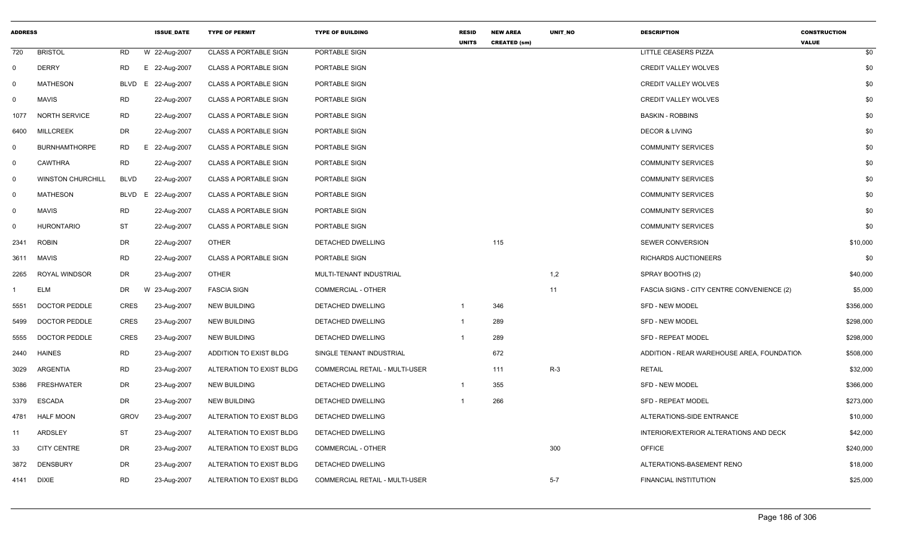| ADDRESS | | | ISSUE_DATE | TYPE OF PERMIT | TYPE OF BUILDING | RESID UNITS | NEW AREA CREATED (sm) | UNIT_NO | DESCRIPTION | CONSTRUCTION VALUE |
|---|---|---|---|---|---|---|---|---|---|---|
| 720 | BRISTOL | RD | W 22-Aug-2007 | CLASS A PORTABLE SIGN | PORTABLE SIGN | | | | LITTLE CEASERS PIZZA | $0 |
| 0 | DERRY | RD | E 22-Aug-2007 | CLASS A PORTABLE SIGN | PORTABLE SIGN | | | | CREDIT VALLEY WOLVES | $0 |
| 0 | MATHESON | BLVD | E 22-Aug-2007 | CLASS A PORTABLE SIGN | PORTABLE SIGN | | | | CREDIT VALLEY WOLVES | $0 |
| 0 | MAVIS | RD | 22-Aug-2007 | CLASS A PORTABLE SIGN | PORTABLE SIGN | | | | CREDIT VALLEY WOLVES | $0 |
| 1077 | NORTH SERVICE | RD | 22-Aug-2007 | CLASS A PORTABLE SIGN | PORTABLE SIGN | | | | BASKIN - ROBBINS | $0 |
| 6400 | MILLCREEK | DR | 22-Aug-2007 | CLASS A PORTABLE SIGN | PORTABLE SIGN | | | | DECOR & LIVING | $0 |
| 0 | BURNHAMTHORPE | RD | E 22-Aug-2007 | CLASS A PORTABLE SIGN | PORTABLE SIGN | | | | COMMUNITY SERVICES | $0 |
| 0 | CAWTHRA | RD | 22-Aug-2007 | CLASS A PORTABLE SIGN | PORTABLE SIGN | | | | COMMUNITY SERVICES | $0 |
| 0 | WINSTON CHURCHILL | BLVD | 22-Aug-2007 | CLASS A PORTABLE SIGN | PORTABLE SIGN | | | | COMMUNITY SERVICES | $0 |
| 0 | MATHESON | BLVD | E 22-Aug-2007 | CLASS A PORTABLE SIGN | PORTABLE SIGN | | | | COMMUNITY SERVICES | $0 |
| 0 | MAVIS | RD | 22-Aug-2007 | CLASS A PORTABLE SIGN | PORTABLE SIGN | | | | COMMUNITY SERVICES | $0 |
| 0 | HURONTARIO | ST | 22-Aug-2007 | CLASS A PORTABLE SIGN | PORTABLE SIGN | | | | COMMUNITY SERVICES | $0 |
| 2341 | ROBIN | DR | 22-Aug-2007 | OTHER | DETACHED DWELLING | | 115 | | SEWER CONVERSION | $10,000 |
| 3611 | MAVIS | RD | 22-Aug-2007 | CLASS A PORTABLE SIGN | PORTABLE SIGN | | | | RICHARDS AUCTIONEERS | $0 |
| 2265 | ROYAL WINDSOR | DR | 23-Aug-2007 | OTHER | MULTI-TENANT INDUSTRIAL | | | 1,2 | SPRAY BOOTHS (2) | $40,000 |
| 1 | ELM | DR | W 23-Aug-2007 | FASCIA SIGN | COMMERCIAL - OTHER | | | 11 | FASCIA SIGNS - CITY CENTRE CONVENIENCE (2) | $5,000 |
| 5551 | DOCTOR PEDDLE | CRES | 23-Aug-2007 | NEW BUILDING | DETACHED DWELLING | 1 | 346 | | SFD - NEW MODEL | $356,000 |
| 5499 | DOCTOR PEDDLE | CRES | 23-Aug-2007 | NEW BUILDING | DETACHED DWELLING | 1 | 289 | | SFD - NEW MODEL | $298,000 |
| 5555 | DOCTOR PEDDLE | CRES | 23-Aug-2007 | NEW BUILDING | DETACHED DWELLING | 1 | 289 | | SFD - REPEAT MODEL | $298,000 |
| 2440 | HAINES | RD | 23-Aug-2007 | ADDITION TO EXIST BLDG | SINGLE TENANT INDUSTRIAL | | 672 | | ADDITION - REAR WAREHOUSE AREA, FOUNDATION | $508,000 |
| 3029 | ARGENTIA | RD | 23-Aug-2007 | ALTERATION TO EXIST BLDG | COMMERCIAL RETAIL - MULTI-USER | | 111 | R-3 | RETAIL | $32,000 |
| 5386 | FRESHWATER | DR | 23-Aug-2007 | NEW BUILDING | DETACHED DWELLING | 1 | 355 | | SFD - NEW MODEL | $366,000 |
| 3379 | ESCADA | DR | 23-Aug-2007 | NEW BUILDING | DETACHED DWELLING | 1 | 266 | | SFD - REPEAT MODEL | $273,000 |
| 4781 | HALF MOON | GROV | 23-Aug-2007 | ALTERATION TO EXIST BLDG | DETACHED DWELLING | | | | ALTERATIONS-SIDE ENTRANCE | $10,000 |
| 11 | ARDSLEY | ST | 23-Aug-2007 | ALTERATION TO EXIST BLDG | DETACHED DWELLING | | | | INTERIOR/EXTERIOR ALTERATIONS AND DECK | $42,000 |
| 33 | CITY CENTRE | DR | 23-Aug-2007 | ALTERATION TO EXIST BLDG | COMMERCIAL - OTHER | | | 300 | OFFICE | $240,000 |
| 3872 | DENSBURY | DR | 23-Aug-2007 | ALTERATION TO EXIST BLDG | DETACHED DWELLING | | | | ALTERATIONS-BASEMENT RENO | $18,000 |
| 4141 | DIXIE | RD | 23-Aug-2007 | ALTERATION TO EXIST BLDG | COMMERCIAL RETAIL - MULTI-USER | | | 5-7 | FINANCIAL INSTITUTION | $25,000 |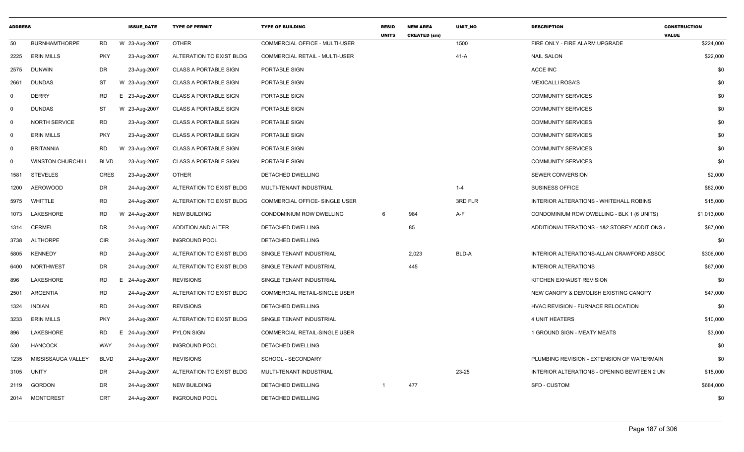| ADDRESS | | | | ISSUE_DATE | TYPE OF PERMIT | TYPE OF BUILDING | RESID UNITS | NEW AREA CREATED (sm) | UNIT_NO | DESCRIPTION | CONSTRUCTION VALUE |
|---|---|---|---|---|---|---|---|---|---|---|---|
| 50 | BURNHAMTHORPE | RD | W | 23-Aug-2007 | OTHER | COMMERCIAL OFFICE - MULTI-USER | | | 1500 | FIRE ONLY - FIRE ALARM UPGRADE | $224,000 |
| 2225 | ERIN MILLS | PKY | | 23-Aug-2007 | ALTERATION TO EXIST BLDG | COMMERCIAL RETAIL - MULTI-USER | | | 41-A | NAIL SALON | $22,000 |
| 2575 | DUNWIN | DR | | 23-Aug-2007 | CLASS A PORTABLE SIGN | PORTABLE SIGN | | | | ACCE INC | $0 |
| 2661 | DUNDAS | ST | W | 23-Aug-2007 | CLASS A PORTABLE SIGN | PORTABLE SIGN | | | | MEXICALLI ROSA'S | $0 |
| 0 | DERRY | RD | E | 23-Aug-2007 | CLASS A PORTABLE SIGN | PORTABLE SIGN | | | | COMMUNITY SERVICES | $0 |
| 0 | DUNDAS | ST | W | 23-Aug-2007 | CLASS A PORTABLE SIGN | PORTABLE SIGN | | | | COMMUNITY SERVICES | $0 |
| 0 | NORTH SERVICE | RD | | 23-Aug-2007 | CLASS A PORTABLE SIGN | PORTABLE SIGN | | | | COMMUNITY SERVICES | $0 |
| 0 | ERIN MILLS | PKY | | 23-Aug-2007 | CLASS A PORTABLE SIGN | PORTABLE SIGN | | | | COMMUNITY SERVICES | $0 |
| 0 | BRITANNIA | RD | W | 23-Aug-2007 | CLASS A PORTABLE SIGN | PORTABLE SIGN | | | | COMMUNITY SERVICES | $0 |
| 0 | WINSTON CHURCHILL | BLVD | | 23-Aug-2007 | CLASS A PORTABLE SIGN | PORTABLE SIGN | | | | COMMUNITY SERVICES | $0 |
| 1581 | STEVELES | CRES | | 23-Aug-2007 | OTHER | DETACHED DWELLING | | | | SEWER CONVERSION | $2,000 |
| 1200 | AEROWOOD | DR | | 24-Aug-2007 | ALTERATION TO EXIST BLDG | MULTI-TENANT INDUSTRIAL | | | 1-4 | BUSINESS OFFICE | $82,000 |
| 5975 | WHITTLE | RD | | 24-Aug-2007 | ALTERATION TO EXIST BLDG | COMMERCIAL OFFICE- SINGLE USER | | | 3RD FLR | INTERIOR ALTERATIONS - WHITEHALL ROBINS | $15,000 |
| 1073 | LAKESHORE | RD | W | 24-Aug-2007 | NEW BUILDING | CONDOMINIUM ROW DWELLING | 6 | 984 | A-F | CONDOMINIUM ROW DWELLING - BLK 1 (6 UNITS) | $1,013,000 |
| 1314 | CERMEL | DR | | 24-Aug-2007 | ADDITION AND ALTER | DETACHED DWELLING | | 85 | | ADDITION/ALTERATIONS - 1&2 STOREY ADDITIONS / | $87,000 |
| 3738 | ALTHORPE | CIR | | 24-Aug-2007 | INGROUND POOL | DETACHED DWELLING | | | | | $0 |
| 5805 | KENNEDY | RD | | 24-Aug-2007 | ALTERATION TO EXIST BLDG | SINGLE TENANT INDUSTRIAL | | 2,023 | BLD-A | INTERIOR ALTERATIONS-ALLAN CRAWFORD ASSOC | $306,000 |
| 6400 | NORTHWEST | DR | | 24-Aug-2007 | ALTERATION TO EXIST BLDG | SINGLE TENANT INDUSTRIAL | | 445 | | INTERIOR ALTERATIONS | $67,000 |
| 896 | LAKESHORE | RD | E | 24-Aug-2007 | REVISIONS | SINGLE TENANT INDUSTRIAL | | | | KITCHEN EXHAUST REVISION | $0 |
| 2501 | ARGENTIA | RD | | 24-Aug-2007 | ALTERATION TO EXIST BLDG | COMMERCIAL RETAIL-SINGLE USER | | | | NEW CANOPY & DEMOLISH EXISTING CANOPY | $47,000 |
| 1324 | INDIAN | RD | | 24-Aug-2007 | REVISIONS | DETACHED DWELLING | | | | HVAC REVISION - FURNACE RELOCATION | $0 |
| 3233 | ERIN MILLS | PKY | | 24-Aug-2007 | ALTERATION TO EXIST BLDG | SINGLE TENANT INDUSTRIAL | | | | 4 UNIT HEATERS | $10,000 |
| 896 | LAKESHORE | RD | E | 24-Aug-2007 | PYLON SIGN | COMMERCIAL RETAIL-SINGLE USER | | | | 1 GROUND SIGN - MEATY MEATS | $3,000 |
| 530 | HANCOCK | WAY | | 24-Aug-2007 | INGROUND POOL | DETACHED DWELLING | | | | | $0 |
| 1235 | MISSISSAUGA VALLEY | BLVD | | 24-Aug-2007 | REVISIONS | SCHOOL - SECONDARY | | | | PLUMBING REVISION - EXTENSION OF WATERMAIN | $0 |
| 3105 | UNITY | DR | | 24-Aug-2007 | ALTERATION TO EXIST BLDG | MULTI-TENANT INDUSTRIAL | | | 23-25 | INTERIOR ALTERATIONS - OPENING BEWTEEN 2 UN | $15,000 |
| 2119 | GORDON | DR | | 24-Aug-2007 | NEW BUILDING | DETACHED DWELLING | 1 | 477 | | SFD - CUSTOM | $684,000 |
| 2014 | MONTCREST | CRT | | 24-Aug-2007 | INGROUND POOL | DETACHED DWELLING | | | | | $0 |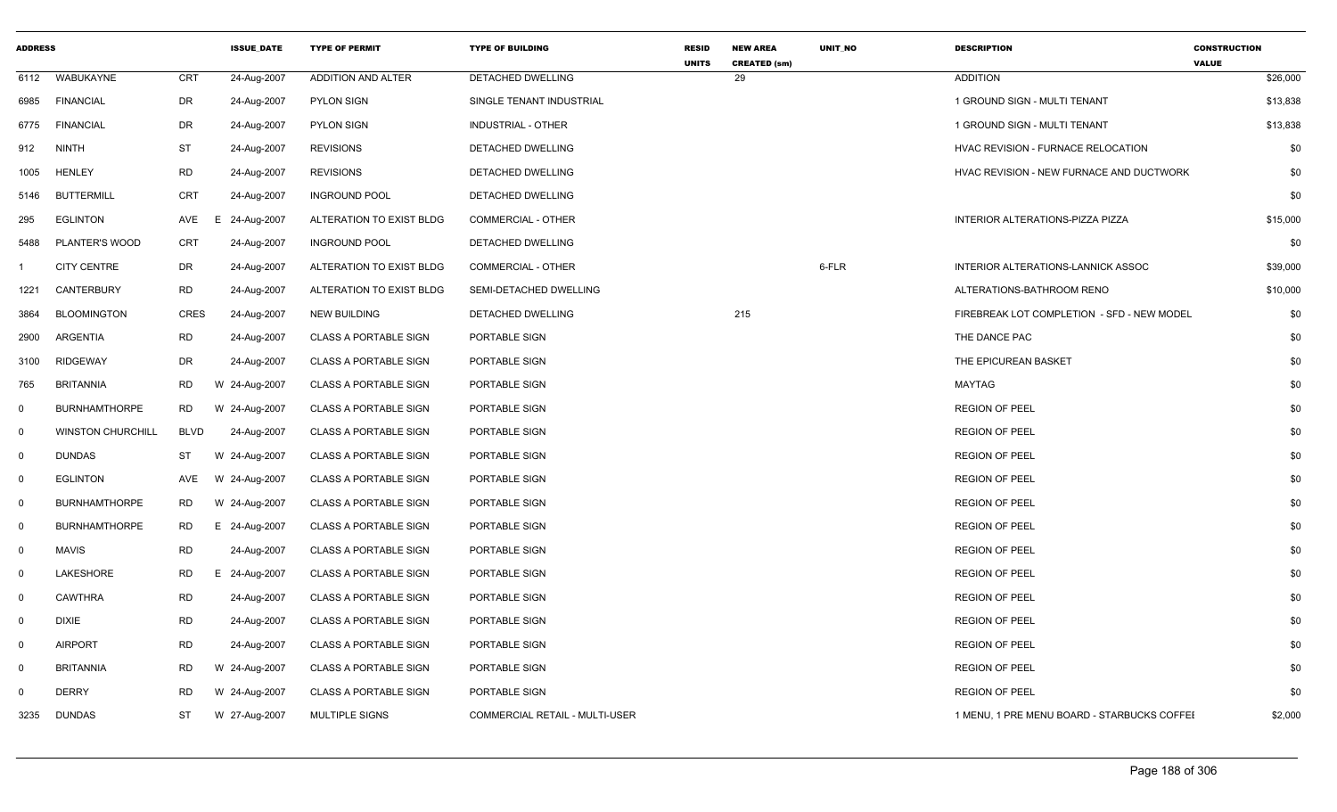| ADDRESS | | | ISSUE_DATE | TYPE OF PERMIT | TYPE OF BUILDING | RESID UNITS | NEW AREA CREATED (sm) | UNIT_NO | DESCRIPTION | CONSTRUCTION VALUE |
|---|---|---|---|---|---|---|---|---|---|---|
| 6112 | WABUKAYNE | CRT | 24-Aug-2007 | ADDITION AND ALTER | DETACHED DWELLING | | 29 | | ADDITION | $26,000 |
| 6985 | FINANCIAL | DR | 24-Aug-2007 | PYLON SIGN | SINGLE TENANT INDUSTRIAL | | | | 1 GROUND SIGN - MULTI TENANT | $13,838 |
| 6775 | FINANCIAL | DR | 24-Aug-2007 | PYLON SIGN | INDUSTRIAL - OTHER | | | | 1 GROUND SIGN - MULTI TENANT | $13,838 |
| 912 | NINTH | ST | 24-Aug-2007 | REVISIONS | DETACHED DWELLING | | | | HVAC REVISION - FURNACE RELOCATION | $0 |
| 1005 | HENLEY | RD | 24-Aug-2007 | REVISIONS | DETACHED DWELLING | | | | HVAC REVISION - NEW FURNACE AND DUCTWORK | $0 |
| 5146 | BUTTERMILL | CRT | 24-Aug-2007 | INGROUND POOL | DETACHED DWELLING | | | | | $0 |
| 295 | EGLINTON | AVE | E 24-Aug-2007 | ALTERATION TO EXIST BLDG | COMMERCIAL - OTHER | | | | INTERIOR ALTERATIONS-PIZZA PIZZA | $15,000 |
| 5488 | PLANTER'S WOOD | CRT | 24-Aug-2007 | INGROUND POOL | DETACHED DWELLING | | | | | $0 |
| 1 | CITY CENTRE | DR | 24-Aug-2007 | ALTERATION TO EXIST BLDG | COMMERCIAL - OTHER | | | 6-FLR | INTERIOR ALTERATIONS-LANNICK ASSOC | $39,000 |
| 1221 | CANTERBURY | RD | 24-Aug-2007 | ALTERATION TO EXIST BLDG | SEMI-DETACHED DWELLING | | | | ALTERATIONS-BATHROOM RENO | $10,000 |
| 3864 | BLOOMINGTON | CRES | 24-Aug-2007 | NEW BUILDING | DETACHED DWELLING | | 215 | | FIREBREAK LOT COMPLETION - SFD - NEW MODEL | $0 |
| 2900 | ARGENTIA | RD | 24-Aug-2007 | CLASS A PORTABLE SIGN | PORTABLE SIGN | | | | THE DANCE PAC | $0 |
| 3100 | RIDGEWAY | DR | 24-Aug-2007 | CLASS A PORTABLE SIGN | PORTABLE SIGN | | | | THE EPICUREAN BASKET | $0 |
| 765 | BRITANNIA | RD | W 24-Aug-2007 | CLASS A PORTABLE SIGN | PORTABLE SIGN | | | | MAYTAG | $0 |
| 0 | BURNHAMTHORPE | RD | W 24-Aug-2007 | CLASS A PORTABLE SIGN | PORTABLE SIGN | | | | REGION OF PEEL | $0 |
| 0 | WINSTON CHURCHILL | BLVD | 24-Aug-2007 | CLASS A PORTABLE SIGN | PORTABLE SIGN | | | | REGION OF PEEL | $0 |
| 0 | DUNDAS | ST | W 24-Aug-2007 | CLASS A PORTABLE SIGN | PORTABLE SIGN | | | | REGION OF PEEL | $0 |
| 0 | EGLINTON | AVE | W 24-Aug-2007 | CLASS A PORTABLE SIGN | PORTABLE SIGN | | | | REGION OF PEEL | $0 |
| 0 | BURNHAMTHORPE | RD | W 24-Aug-2007 | CLASS A PORTABLE SIGN | PORTABLE SIGN | | | | REGION OF PEEL | $0 |
| 0 | BURNHAMTHORPE | RD | E 24-Aug-2007 | CLASS A PORTABLE SIGN | PORTABLE SIGN | | | | REGION OF PEEL | $0 |
| 0 | MAVIS | RD | 24-Aug-2007 | CLASS A PORTABLE SIGN | PORTABLE SIGN | | | | REGION OF PEEL | $0 |
| 0 | LAKESHORE | RD | E 24-Aug-2007 | CLASS A PORTABLE SIGN | PORTABLE SIGN | | | | REGION OF PEEL | $0 |
| 0 | CAWTHRA | RD | 24-Aug-2007 | CLASS A PORTABLE SIGN | PORTABLE SIGN | | | | REGION OF PEEL | $0 |
| 0 | DIXIE | RD | 24-Aug-2007 | CLASS A PORTABLE SIGN | PORTABLE SIGN | | | | REGION OF PEEL | $0 |
| 0 | AIRPORT | RD | 24-Aug-2007 | CLASS A PORTABLE SIGN | PORTABLE SIGN | | | | REGION OF PEEL | $0 |
| 0 | BRITANNIA | RD | W 24-Aug-2007 | CLASS A PORTABLE SIGN | PORTABLE SIGN | | | | REGION OF PEEL | $0 |
| 0 | DERRY | RD | W 24-Aug-2007 | CLASS A PORTABLE SIGN | PORTABLE SIGN | | | | REGION OF PEEL | $0 |
| 3235 | DUNDAS | ST | W 27-Aug-2007 | MULTIPLE SIGNS | COMMERCIAL RETAIL - MULTI-USER | | | | 1 MENU, 1 PRE MENU BOARD - STARBUCKS COFFEI | $2,000 |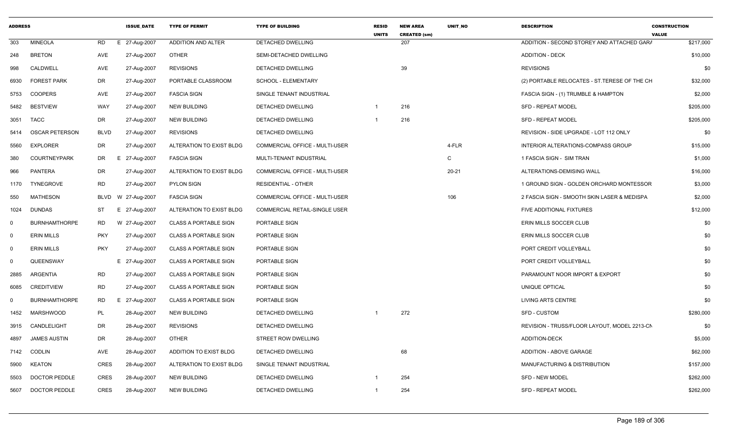| ADDRESS | | | ISSUE_DATE | TYPE OF PERMIT | TYPE OF BUILDING | RESID UNITS | NEW AREA CREATED (sm) | UNIT_NO | DESCRIPTION | CONSTRUCTION VALUE |
|---|---|---|---|---|---|---|---|---|---|---|
| 303 | MINEOLA | RD | E 27-Aug-2007 | ADDITION AND ALTER | DETACHED DWELLING | | 207 | | ADDITION - SECOND STOREY AND ATTACHED GARA | $217,000 |
| 248 | BRETON | AVE | 27-Aug-2007 | OTHER | SEMI-DETACHED DWELLING | | | | ADDITION - DECK | $10,000 |
| 998 | CALDWELL | AVE | 27-Aug-2007 | REVISIONS | DETACHED DWELLING | | 39 | | REVISIONS | $0 |
| 6930 | FOREST PARK | DR | 27-Aug-2007 | PORTABLE CLASSROOM | SCHOOL - ELEMENTARY | | | | (2) PORTABLE RELOCATES - ST.TERESE OF THE CH | $32,000 |
| 5753 | COOPERS | AVE | 27-Aug-2007 | FASCIA SIGN | SINGLE TENANT INDUSTRIAL | | | | FASCIA SIGN - (1) TRUMBLE & HAMPTON | $2,000 |
| 5482 | BESTVIEW | WAY | 27-Aug-2007 | NEW BUILDING | DETACHED DWELLING | 1 | 216 | | SFD - REPEAT MODEL | $205,000 |
| 3051 | TACC | DR | 27-Aug-2007 | NEW BUILDING | DETACHED DWELLING | 1 | 216 | | SFD - REPEAT MODEL | $205,000 |
| 5414 | OSCAR PETERSON | BLVD | 27-Aug-2007 | REVISIONS | DETACHED DWELLING | | | | REVISION - SIDE UPGRADE - LOT 112 ONLY | $0 |
| 5560 | EXPLORER | DR | 27-Aug-2007 | ALTERATION TO EXIST BLDG | COMMERCIAL OFFICE - MULTI-USER | | | 4-FLR | INTERIOR ALTERATIONS-COMPASS GROUP | $15,000 |
| 380 | COURTNEYPARK | DR | E 27-Aug-2007 | FASCIA SIGN | MULTI-TENANT INDUSTRIAL | | | C | 1 FASCIA SIGN - SIM TRAN | $1,000 |
| 966 | PANTERA | DR | 27-Aug-2007 | ALTERATION TO EXIST BLDG | COMMERCIAL OFFICE - MULTI-USER | | | 20-21 | ALTERATIONS-DEMISING WALL | $16,000 |
| 1170 | TYNEGROVE | RD | 27-Aug-2007 | PYLON SIGN | RESIDENTIAL - OTHER | | | | 1 GROUND SIGN - GOLDEN ORCHARD MONTESSOR | $3,000 |
| 550 | MATHESON | BLVD | W 27-Aug-2007 | FASCIA SIGN | COMMERCIAL OFFICE - MULTI-USER | | | 106 | 2 FASCIA SIGN - SMOOTH SKIN LASER & MEDISPA | $2,000 |
| 1024 | DUNDAS | ST | E 27-Aug-2007 | ALTERATION TO EXIST BLDG | COMMERCIAL RETAIL-SINGLE USER | | | | FIVE ADDITIONAL FIXTURES | $12,000 |
| 0 | BURNHAMTHORPE | RD | W 27-Aug-2007 | CLASS A PORTABLE SIGN | PORTABLE SIGN | | | | ERIN MILLS SOCCER CLUB | $0 |
| 0 | ERIN MILLS | PKY | 27-Aug-2007 | CLASS A PORTABLE SIGN | PORTABLE SIGN | | | | ERIN MILLS SOCCER CLUB | $0 |
| 0 | ERIN MILLS | PKY | 27-Aug-2007 | CLASS A PORTABLE SIGN | PORTABLE SIGN | | | | PORT CREDIT VOLLEYBALL | $0 |
| 0 | QUEENSWAY | | E 27-Aug-2007 | CLASS A PORTABLE SIGN | PORTABLE SIGN | | | | PORT CREDIT VOLLEYBALL | $0 |
| 2885 | ARGENTIA | RD | 27-Aug-2007 | CLASS A PORTABLE SIGN | PORTABLE SIGN | | | | PARAMOUNT NOOR IMPORT & EXPORT | $0 |
| 6085 | CREDITVIEW | RD | 27-Aug-2007 | CLASS A PORTABLE SIGN | PORTABLE SIGN | | | | UNIQUE OPTICAL | $0 |
| 0 | BURNHAMTHORPE | RD | E 27-Aug-2007 | CLASS A PORTABLE SIGN | PORTABLE SIGN | | | | LIVING ARTS CENTRE | $0 |
| 1452 | MARSHWOOD | PL | 28-Aug-2007 | NEW BUILDING | DETACHED DWELLING | 1 | 272 | | SFD - CUSTOM | $280,000 |
| 3915 | CANDLELIGHT | DR | 28-Aug-2007 | REVISIONS | DETACHED DWELLING | | | | REVISION - TRUSS/FLOOR LAYOUT, MODEL 2213-CN | $0 |
| 4897 | JAMES AUSTIN | DR | 28-Aug-2007 | OTHER | STREET ROW DWELLING | | | | ADDITION-DECK | $5,000 |
| 7142 | CODLIN | AVE | 28-Aug-2007 | ADDITION TO EXIST BLDG | DETACHED DWELLING | | 68 | | ADDITION - ABOVE GARAGE | $62,000 |
| 5900 | KEATON | CRES | 28-Aug-2007 | ALTERATION TO EXIST BLDG | SINGLE TENANT INDUSTRIAL | | | | MANUFACTURING & DISTRIBUTION | $157,000 |
| 5503 | DOCTOR PEDDLE | CRES | 28-Aug-2007 | NEW BUILDING | DETACHED DWELLING | 1 | 254 | | SFD - NEW MODEL | $262,000 |
| 5607 | DOCTOR PEDDLE | CRES | 28-Aug-2007 | NEW BUILDING | DETACHED DWELLING | 1 | 254 | | SFD - REPEAT MODEL | $262,000 |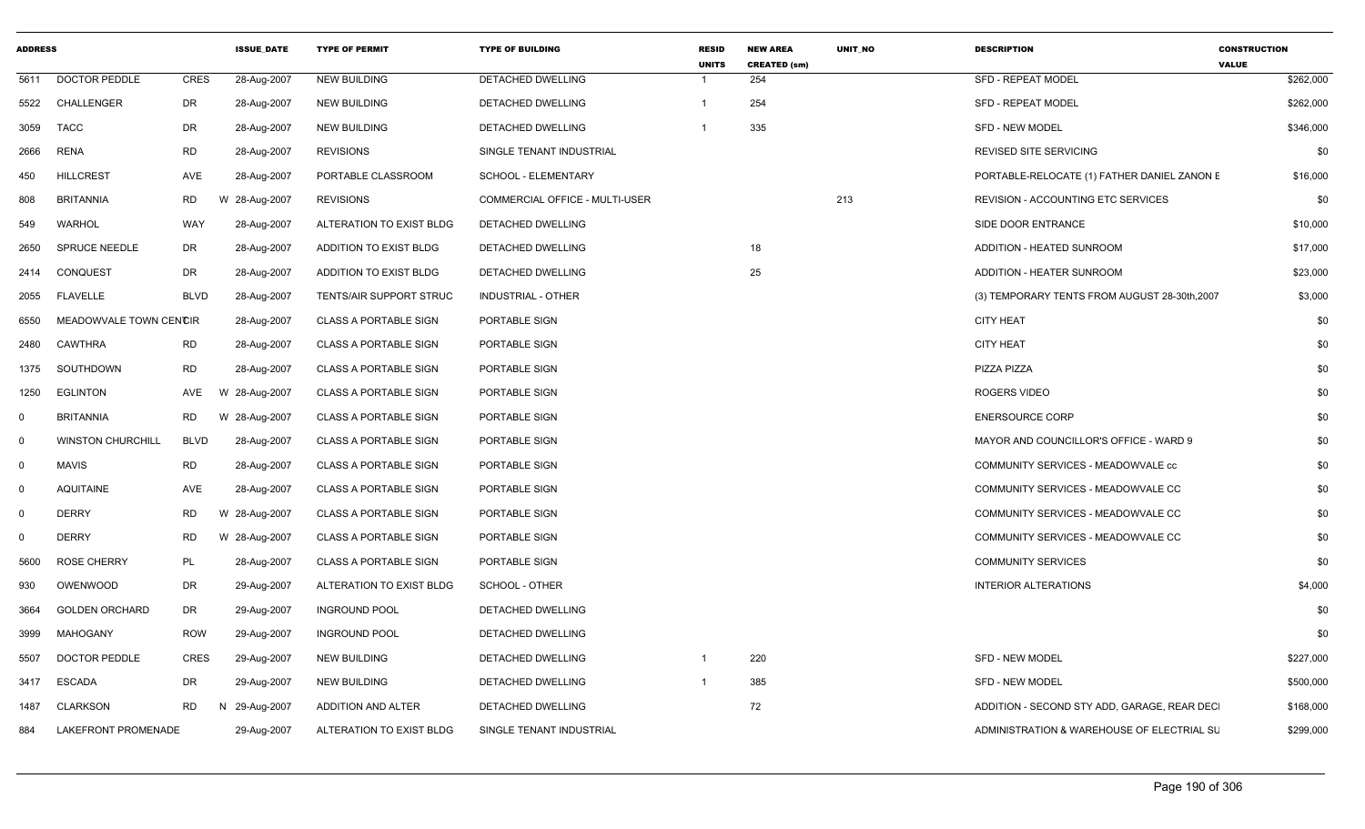| ADDRESS | | | ISSUE_DATE | TYPE OF PERMIT | TYPE OF BUILDING | RESID UNITS | NEW AREA CREATED (sm) | UNIT_NO | DESCRIPTION | CONSTRUCTION VALUE |
|---|---|---|---|---|---|---|---|---|---|---|
| 5611 | DOCTOR PEDDLE | CRES | 28-Aug-2007 | NEW BUILDING | DETACHED DWELLING | 1 | 254 | | SFD - REPEAT MODEL | $262,000 |
| 5522 | CHALLENGER | DR | 28-Aug-2007 | NEW BUILDING | DETACHED DWELLING | 1 | 254 | | SFD - REPEAT MODEL | $262,000 |
| 3059 | TACC | DR | 28-Aug-2007 | NEW BUILDING | DETACHED DWELLING | 1 | 335 | | SFD - NEW MODEL | $346,000 |
| 2666 | RENA | RD | 28-Aug-2007 | REVISIONS | SINGLE TENANT INDUSTRIAL | | | | REVISED SITE SERVICING | $0 |
| 450 | HILLCREST | AVE | 28-Aug-2007 | PORTABLE CLASSROOM | SCHOOL - ELEMENTARY | | | | PORTABLE-RELOCATE (1) FATHER DANIEL ZANON E | $16,000 |
| 808 | BRITANNIA | RD | W 28-Aug-2007 | REVISIONS | COMMERCIAL OFFICE - MULTI-USER | | | 213 | REVISION - ACCOUNTING ETC SERVICES | $0 |
| 549 | WARHOL | WAY | 28-Aug-2007 | ALTERATION TO EXIST BLDG | DETACHED DWELLING | | | | SIDE DOOR ENTRANCE | $10,000 |
| 2650 | SPRUCE NEEDLE | DR | 28-Aug-2007 | ADDITION TO EXIST BLDG | DETACHED DWELLING | | 18 | | ADDITION - HEATED SUNROOM | $17,000 |
| 2414 | CONQUEST | DR | 28-Aug-2007 | ADDITION TO EXIST BLDG | DETACHED DWELLING | | 25 | | ADDITION - HEATER SUNROOM | $23,000 |
| 2055 | FLAVELLE | BLVD | 28-Aug-2007 | TENTS/AIR SUPPORT STRUC | INDUSTRIAL - OTHER | | | | (3) TEMPORARY TENTS FROM AUGUST 28-30th,2007 | $3,000 |
| 6550 | MEADOWVALE TOWN CENTCIR | | 28-Aug-2007 | CLASS A PORTABLE SIGN | PORTABLE SIGN | | | | CITY HEAT | $0 |
| 2480 | CAWTHRA | RD | 28-Aug-2007 | CLASS A PORTABLE SIGN | PORTABLE SIGN | | | | CITY HEAT | $0 |
| 1375 | SOUTHDOWN | RD | 28-Aug-2007 | CLASS A PORTABLE SIGN | PORTABLE SIGN | | | | PIZZA PIZZA | $0 |
| 1250 | EGLINTON | AVE | W 28-Aug-2007 | CLASS A PORTABLE SIGN | PORTABLE SIGN | | | | ROGERS VIDEO | $0 |
| 0 | BRITANNIA | RD | W 28-Aug-2007 | CLASS A PORTABLE SIGN | PORTABLE SIGN | | | | ENERSOURCE CORP | $0 |
| 0 | WINSTON CHURCHILL | BLVD | 28-Aug-2007 | CLASS A PORTABLE SIGN | PORTABLE SIGN | | | | MAYOR AND COUNCILLOR'S OFFICE - WARD 9 | $0 |
| 0 | MAVIS | RD | 28-Aug-2007 | CLASS A PORTABLE SIGN | PORTABLE SIGN | | | | COMMUNITY SERVICES - MEADOWVALE cc | $0 |
| 0 | AQUITAINE | AVE | 28-Aug-2007 | CLASS A PORTABLE SIGN | PORTABLE SIGN | | | | COMMUNITY SERVICES - MEADOWVALE CC | $0 |
| 0 | DERRY | RD | W 28-Aug-2007 | CLASS A PORTABLE SIGN | PORTABLE SIGN | | | | COMMUNITY SERVICES - MEADOWVALE CC | $0 |
| 0 | DERRY | RD | W 28-Aug-2007 | CLASS A PORTABLE SIGN | PORTABLE SIGN | | | | COMMUNITY SERVICES - MEADOWVALE CC | $0 |
| 5600 | ROSE CHERRY | PL | 28-Aug-2007 | CLASS A PORTABLE SIGN | PORTABLE SIGN | | | | COMMUNITY SERVICES | $0 |
| 930 | OWENWOOD | DR | 29-Aug-2007 | ALTERATION TO EXIST BLDG | SCHOOL - OTHER | | | | INTERIOR ALTERATIONS | $4,000 |
| 3664 | GOLDEN ORCHARD | DR | 29-Aug-2007 | INGROUND POOL | DETACHED DWELLING | | | | | $0 |
| 3999 | MAHOGANY | ROW | 29-Aug-2007 | INGROUND POOL | DETACHED DWELLING | | | | | $0 |
| 5507 | DOCTOR PEDDLE | CRES | 29-Aug-2007 | NEW BUILDING | DETACHED DWELLING | 1 | 220 | | SFD - NEW MODEL | $227,000 |
| 3417 | ESCADA | DR | 29-Aug-2007 | NEW BUILDING | DETACHED DWELLING | 1 | 385 | | SFD - NEW MODEL | $500,000 |
| 1487 | CLARKSON | RD | N 29-Aug-2007 | ADDITION AND ALTER | DETACHED DWELLING | | 72 | | ADDITION - SECOND STY ADD, GARAGE, REAR DECI | $168,000 |
| 884 | LAKEFRONT PROMENADE | | 29-Aug-2007 | ALTERATION TO EXIST BLDG | SINGLE TENANT INDUSTRIAL | | | | ADMINISTRATION & WAREHOUSE OF ELECTRIAL SU | $299,000 |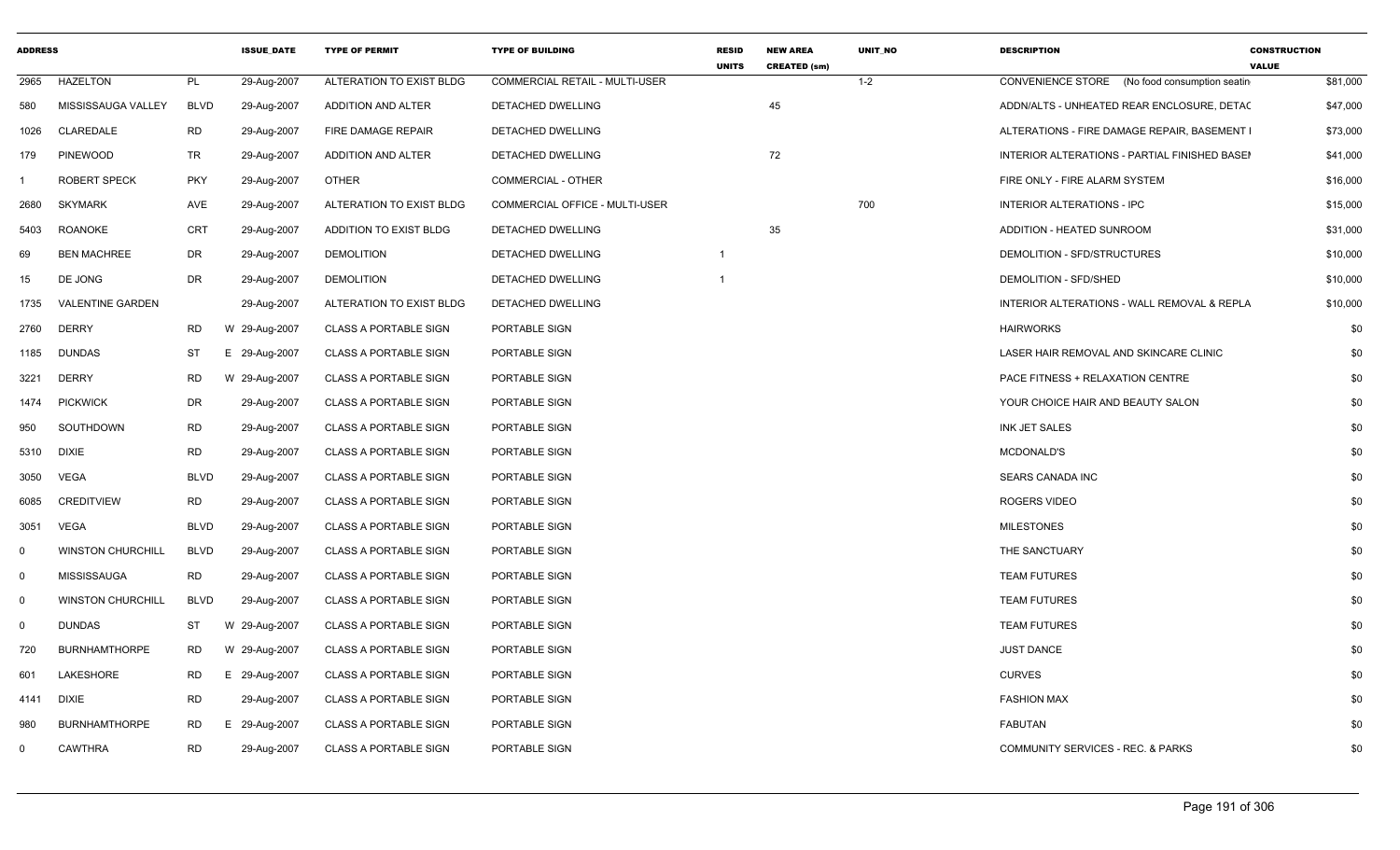| ADDRESS | | | ISSUE_DATE | TYPE OF PERMIT | TYPE OF BUILDING | RESID UNITS | NEW AREA CREATED (sm) | UNIT_NO | DESCRIPTION | CONSTRUCTION VALUE |
|---|---|---|---|---|---|---|---|---|---|---|
| 2965 | HAZELTON | PL | 29-Aug-2007 | ALTERATION TO EXIST BLDG | COMMERCIAL RETAIL - MULTI-USER | | | 1-2 | CONVENIENCE STORE (No food consumption seatin | $81,000 |
| 580 | MISSISSAUGA VALLEY | BLVD | 29-Aug-2007 | ADDITION AND ALTER | DETACHED DWELLING | | 45 | | ADDN/ALTS - UNHEATED REAR ENCLOSURE, DETAC | $47,000 |
| 1026 | CLAREDALE | RD | 29-Aug-2007 | FIRE DAMAGE REPAIR | DETACHED DWELLING | | | | ALTERATIONS - FIRE DAMAGE REPAIR, BASEMENT I | $73,000 |
| 179 | PINEWOOD | TR | 29-Aug-2007 | ADDITION AND ALTER | DETACHED DWELLING | | 72 | | INTERIOR ALTERATIONS - PARTIAL FINISHED BASEI | $41,000 |
| 1 | ROBERT SPECK | PKY | 29-Aug-2007 | OTHER | COMMERCIAL - OTHER | | | | FIRE ONLY - FIRE ALARM SYSTEM | $16,000 |
| 2680 | SKYMARK | AVE | 29-Aug-2007 | ALTERATION TO EXIST BLDG | COMMERCIAL OFFICE - MULTI-USER | | | 700 | INTERIOR ALTERATIONS - IPC | $15,000 |
| 5403 | ROANOKE | CRT | 29-Aug-2007 | ADDITION TO EXIST BLDG | DETACHED DWELLING | | 35 | | ADDITION - HEATED SUNROOM | $31,000 |
| 69 | BEN MACHREE | DR | 29-Aug-2007 | DEMOLITION | DETACHED DWELLING | 1 | | | DEMOLITION - SFD/STRUCTURES | $10,000 |
| 15 | DE JONG | DR | 29-Aug-2007 | DEMOLITION | DETACHED DWELLING | 1 | | | DEMOLITION - SFD/SHED | $10,000 |
| 1735 | VALENTINE GARDEN | | 29-Aug-2007 | ALTERATION TO EXIST BLDG | DETACHED DWELLING | | | | INTERIOR ALTERATIONS - WALL REMOVAL & REPLA | $10,000 |
| 2760 | DERRY | RD | W 29-Aug-2007 | CLASS A PORTABLE SIGN | PORTABLE SIGN | | | | HAIRWORKS | $0 |
| 1185 | DUNDAS | ST | E 29-Aug-2007 | CLASS A PORTABLE SIGN | PORTABLE SIGN | | | | LASER HAIR REMOVAL AND SKINCARE CLINIC | $0 |
| 3221 | DERRY | RD | W 29-Aug-2007 | CLASS A PORTABLE SIGN | PORTABLE SIGN | | | | PACE FITNESS + RELAXATION CENTRE | $0 |
| 1474 | PICKWICK | DR | 29-Aug-2007 | CLASS A PORTABLE SIGN | PORTABLE SIGN | | | | YOUR CHOICE HAIR AND BEAUTY SALON | $0 |
| 950 | SOUTHDOWN | RD | 29-Aug-2007 | CLASS A PORTABLE SIGN | PORTABLE SIGN | | | | INK JET SALES | $0 |
| 5310 | DIXIE | RD | 29-Aug-2007 | CLASS A PORTABLE SIGN | PORTABLE SIGN | | | | MCDONALD'S | $0 |
| 3050 | VEGA | BLVD | 29-Aug-2007 | CLASS A PORTABLE SIGN | PORTABLE SIGN | | | | SEARS CANADA INC | $0 |
| 6085 | CREDITVIEW | RD | 29-Aug-2007 | CLASS A PORTABLE SIGN | PORTABLE SIGN | | | | ROGERS VIDEO | $0 |
| 3051 | VEGA | BLVD | 29-Aug-2007 | CLASS A PORTABLE SIGN | PORTABLE SIGN | | | | MILESTONES | $0 |
| 0 | WINSTON CHURCHILL | BLVD | 29-Aug-2007 | CLASS A PORTABLE SIGN | PORTABLE SIGN | | | | THE SANCTUARY | $0 |
| 0 | MISSISSAUGA | RD | 29-Aug-2007 | CLASS A PORTABLE SIGN | PORTABLE SIGN | | | | TEAM FUTURES | $0 |
| 0 | WINSTON CHURCHILL | BLVD | 29-Aug-2007 | CLASS A PORTABLE SIGN | PORTABLE SIGN | | | | TEAM FUTURES | $0 |
| 0 | DUNDAS | ST | W 29-Aug-2007 | CLASS A PORTABLE SIGN | PORTABLE SIGN | | | | TEAM FUTURES | $0 |
| 720 | BURNHAMTHORPE | RD | W 29-Aug-2007 | CLASS A PORTABLE SIGN | PORTABLE SIGN | | | | JUST DANCE | $0 |
| 601 | LAKESHORE | RD | E 29-Aug-2007 | CLASS A PORTABLE SIGN | PORTABLE SIGN | | | | CURVES | $0 |
| 4141 | DIXIE | RD | 29-Aug-2007 | CLASS A PORTABLE SIGN | PORTABLE SIGN | | | | FASHION MAX | $0 |
| 980 | BURNHAMTHORPE | RD | E 29-Aug-2007 | CLASS A PORTABLE SIGN | PORTABLE SIGN | | | | FABUTAN | $0 |
| 0 | CAWTHRA | RD | 29-Aug-2007 | CLASS A PORTABLE SIGN | PORTABLE SIGN | | | | COMMUNITY SERVICES - REC. & PARKS | $0 |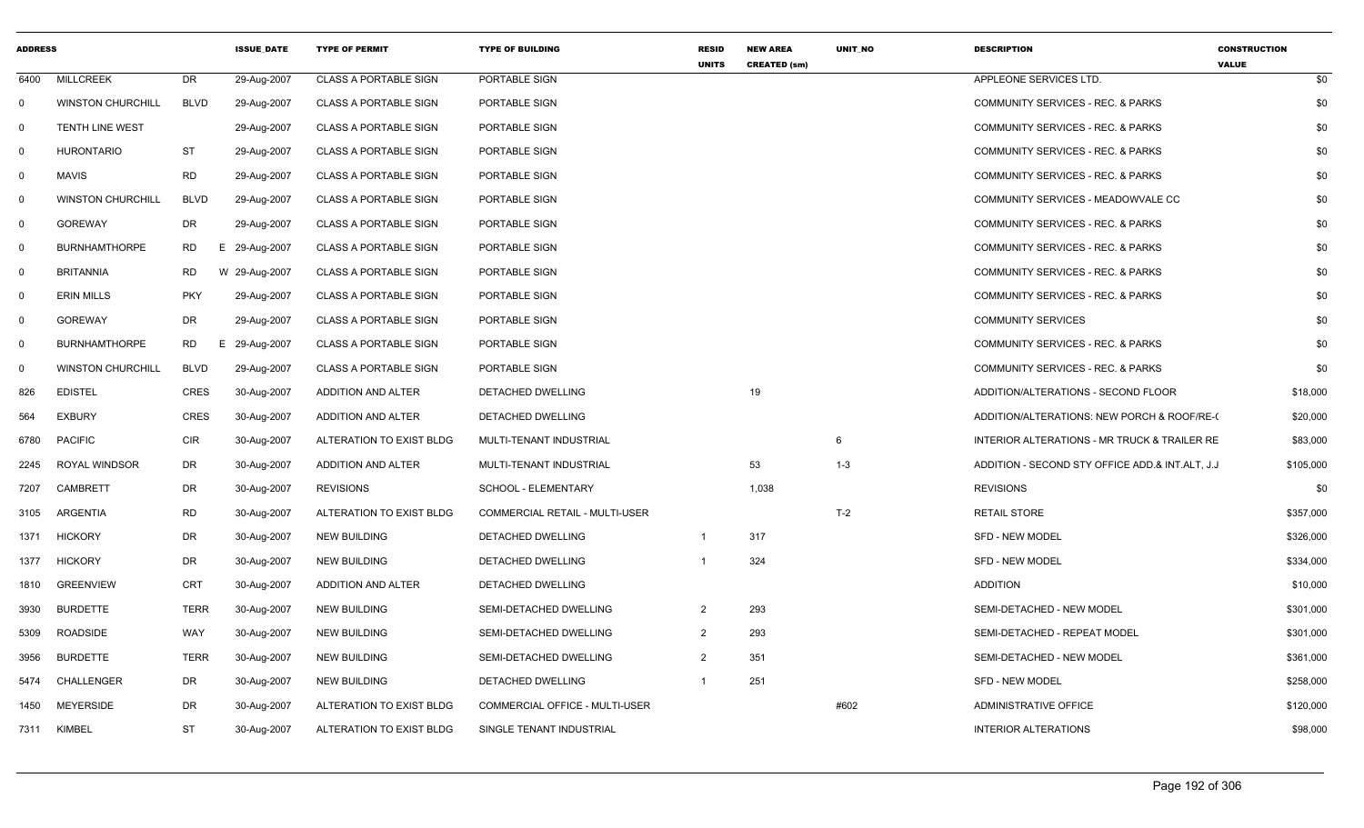| ADDRESS | | | ISSUE_DATE | TYPE OF PERMIT | TYPE OF BUILDING | RESID UNITS | NEW AREA CREATED (sm) | UNIT_NO | DESCRIPTION | CONSTRUCTION VALUE |
|---|---|---|---|---|---|---|---|---|---|---|
| 6400 | MILLCREEK | DR | 29-Aug-2007 | CLASS A PORTABLE SIGN | PORTABLE SIGN | | | | APPLEONE SERVICES LTD. | $0 |
| 0 | WINSTON CHURCHILL | BLVD | 29-Aug-2007 | CLASS A PORTABLE SIGN | PORTABLE SIGN | | | | COMMUNITY SERVICES - REC. & PARKS | $0 |
| 0 | TENTH LINE WEST | | 29-Aug-2007 | CLASS A PORTABLE SIGN | PORTABLE SIGN | | | | COMMUNITY SERVICES - REC. & PARKS | $0 |
| 0 | HURONTARIO | ST | 29-Aug-2007 | CLASS A PORTABLE SIGN | PORTABLE SIGN | | | | COMMUNITY SERVICES - REC. & PARKS | $0 |
| 0 | MAVIS | RD | 29-Aug-2007 | CLASS A PORTABLE SIGN | PORTABLE SIGN | | | | COMMUNITY SERVICES - REC. & PARKS | $0 |
| 0 | WINSTON CHURCHILL | BLVD | 29-Aug-2007 | CLASS A PORTABLE SIGN | PORTABLE SIGN | | | | COMMUNITY SERVICES - MEADOWVALE CC | $0 |
| 0 | GOREWAY | DR | 29-Aug-2007 | CLASS A PORTABLE SIGN | PORTABLE SIGN | | | | COMMUNITY SERVICES - REC. & PARKS | $0 |
| 0 | BURNHAMTHORPE | RD | E 29-Aug-2007 | CLASS A PORTABLE SIGN | PORTABLE SIGN | | | | COMMUNITY SERVICES - REC. & PARKS | $0 |
| 0 | BRITANNIA | RD | W 29-Aug-2007 | CLASS A PORTABLE SIGN | PORTABLE SIGN | | | | COMMUNITY SERVICES - REC. & PARKS | $0 |
| 0 | ERIN MILLS | PKY | 29-Aug-2007 | CLASS A PORTABLE SIGN | PORTABLE SIGN | | | | COMMUNITY SERVICES - REC. & PARKS | $0 |
| 0 | GOREWAY | DR | 29-Aug-2007 | CLASS A PORTABLE SIGN | PORTABLE SIGN | | | | COMMUNITY SERVICES | $0 |
| 0 | BURNHAMTHORPE | RD | E 29-Aug-2007 | CLASS A PORTABLE SIGN | PORTABLE SIGN | | | | COMMUNITY SERVICES - REC. & PARKS | $0 |
| 0 | WINSTON CHURCHILL | BLVD | 29-Aug-2007 | CLASS A PORTABLE SIGN | PORTABLE SIGN | | | | COMMUNITY SERVICES - REC. & PARKS | $0 |
| 826 | EDISTEL | CRES | 30-Aug-2007 | ADDITION AND ALTER | DETACHED DWELLING | | 19 | | ADDITION/ALTERATIONS - SECOND FLOOR | $18,000 |
| 564 | EXBURY | CRES | 30-Aug-2007 | ADDITION AND ALTER | DETACHED DWELLING | | | | ADDITION/ALTERATIONS: NEW PORCH & ROOF/RE-( | $20,000 |
| 6780 | PACIFIC | CIR | 30-Aug-2007 | ALTERATION TO EXIST BLDG | MULTI-TENANT INDUSTRIAL | | | 6 | INTERIOR ALTERATIONS - MR TRUCK & TRAILER RE | $83,000 |
| 2245 | ROYAL WINDSOR | DR | 30-Aug-2007 | ADDITION AND ALTER | MULTI-TENANT INDUSTRIAL | | 53 | 1-3 | ADDITION - SECOND STY OFFICE ADD.& INT.ALT, J.J | $105,000 |
| 7207 | CAMBRETT | DR | 30-Aug-2007 | REVISIONS | SCHOOL - ELEMENTARY | | 1,038 | | REVISIONS | $0 |
| 3105 | ARGENTIA | RD | 30-Aug-2007 | ALTERATION TO EXIST BLDG | COMMERCIAL RETAIL - MULTI-USER | | | T-2 | RETAIL STORE | $357,000 |
| 1371 | HICKORY | DR | 30-Aug-2007 | NEW BUILDING | DETACHED DWELLING | 1 | 317 | | SFD - NEW MODEL | $326,000 |
| 1377 | HICKORY | DR | 30-Aug-2007 | NEW BUILDING | DETACHED DWELLING | 1 | 324 | | SFD - NEW MODEL | $334,000 |
| 1810 | GREENVIEW | CRT | 30-Aug-2007 | ADDITION AND ALTER | DETACHED DWELLING | | | | ADDITION | $10,000 |
| 3930 | BURDETTE | TERR | 30-Aug-2007 | NEW BUILDING | SEMI-DETACHED DWELLING | 2 | 293 | | SEMI-DETACHED - NEW MODEL | $301,000 |
| 5309 | ROADSIDE | WAY | 30-Aug-2007 | NEW BUILDING | SEMI-DETACHED DWELLING | 2 | 293 | | SEMI-DETACHED - REPEAT MODEL | $301,000 |
| 3956 | BURDETTE | TERR | 30-Aug-2007 | NEW BUILDING | SEMI-DETACHED DWELLING | 2 | 351 | | SEMI-DETACHED - NEW MODEL | $361,000 |
| 5474 | CHALLENGER | DR | 30-Aug-2007 | NEW BUILDING | DETACHED DWELLING | 1 | 251 | | SFD - NEW MODEL | $258,000 |
| 1450 | MEYERSIDE | DR | 30-Aug-2007 | ALTERATION TO EXIST BLDG | COMMERCIAL OFFICE - MULTI-USER | | | #602 | ADMINISTRATIVE OFFICE | $120,000 |
| 7311 | KIMBEL | ST | 30-Aug-2007 | ALTERATION TO EXIST BLDG | SINGLE TENANT INDUSTRIAL | | | | INTERIOR ALTERATIONS | $98,000 |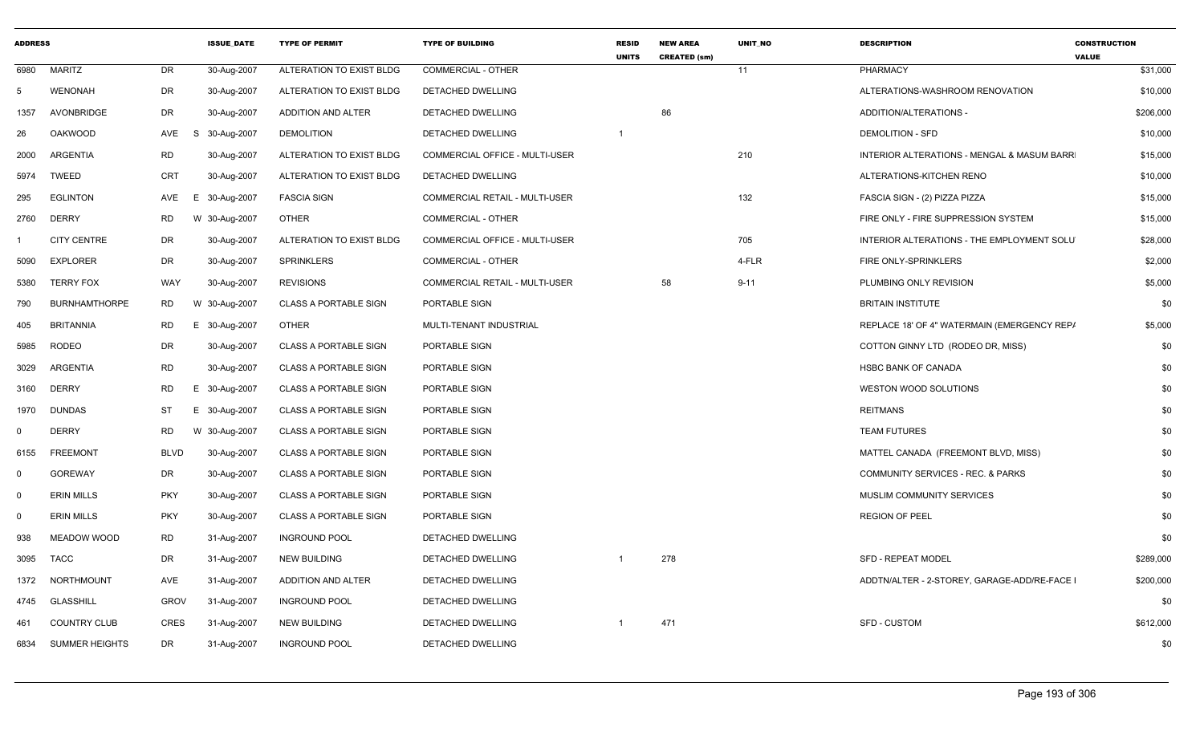| ADDRESS | | | ISSUE_DATE | TYPE OF PERMIT | TYPE OF BUILDING | RESID UNITS | NEW AREA CREATED (sm) | UNIT_NO | DESCRIPTION | CONSTRUCTION VALUE |
|---|---|---|---|---|---|---|---|---|---|---|
| 6980 | MARITZ | DR | 30-Aug-2007 | ALTERATION TO EXIST BLDG | COMMERCIAL - OTHER | | | 11 | PHARMACY | $31,000 |
| 5 | WENONAH | DR | 30-Aug-2007 | ALTERATION TO EXIST BLDG | DETACHED DWELLING | | | | ALTERATIONS-WASHROOM RENOVATION | $10,000 |
| 1357 | AVONBRIDGE | DR | 30-Aug-2007 | ADDITION AND ALTER | DETACHED DWELLING | | 86 | | ADDITION/ALTERATIONS - | $206,000 |
| 26 | OAKWOOD | AVE S | 30-Aug-2007 | DEMOLITION | DETACHED DWELLING | 1 | | | DEMOLITION - SFD | $10,000 |
| 2000 | ARGENTIA | RD | 30-Aug-2007 | ALTERATION TO EXIST BLDG | COMMERCIAL OFFICE - MULTI-USER | | | 210 | INTERIOR ALTERATIONS - MENGAL & MASUM BARRI | $15,000 |
| 5974 | TWEED | CRT | 30-Aug-2007 | ALTERATION TO EXIST BLDG | DETACHED DWELLING | | | | ALTERATIONS-KITCHEN RENO | $10,000 |
| 295 | EGLINTON | AVE E | 30-Aug-2007 | FASCIA SIGN | COMMERCIAL RETAIL - MULTI-USER | | | 132 | FASCIA SIGN - (2) PIZZA PIZZA | $15,000 |
| 2760 | DERRY | RD W | 30-Aug-2007 | OTHER | COMMERCIAL - OTHER | | | | FIRE ONLY - FIRE SUPPRESSION SYSTEM | $15,000 |
| 1 | CITY CENTRE | DR | 30-Aug-2007 | ALTERATION TO EXIST BLDG | COMMERCIAL OFFICE - MULTI-USER | | | 705 | INTERIOR ALTERATIONS - THE EMPLOYMENT SOLU | $28,000 |
| 5090 | EXPLORER | DR | 30-Aug-2007 | SPRINKLERS | COMMERCIAL - OTHER | | | 4-FLR | FIRE ONLY-SPRINKLERS | $2,000 |
| 5380 | TERRY FOX | WAY | 30-Aug-2007 | REVISIONS | COMMERCIAL RETAIL - MULTI-USER | | 58 | 9-11 | PLUMBING ONLY REVISION | $5,000 |
| 790 | BURNHAMTHORPE | RD W | 30-Aug-2007 | CLASS A PORTABLE SIGN | PORTABLE SIGN | | | | BRITAIN INSTITUTE | $0 |
| 405 | BRITANNIA | RD E | 30-Aug-2007 | OTHER | MULTI-TENANT INDUSTRIAL | | | | REPLACE 18' OF 4" WATERMAIN (EMERGENCY REPA | $5,000 |
| 5985 | RODEO | DR | 30-Aug-2007 | CLASS A PORTABLE SIGN | PORTABLE SIGN | | | | COTTON GINNY LTD (RODEO DR, MISS) | $0 |
| 3029 | ARGENTIA | RD | 30-Aug-2007 | CLASS A PORTABLE SIGN | PORTABLE SIGN | | | | HSBC BANK OF CANADA | $0 |
| 3160 | DERRY | RD E | 30-Aug-2007 | CLASS A PORTABLE SIGN | PORTABLE SIGN | | | | WESTON WOOD SOLUTIONS | $0 |
| 1970 | DUNDAS | ST E | 30-Aug-2007 | CLASS A PORTABLE SIGN | PORTABLE SIGN | | | | REITMANS | $0 |
| 0 | DERRY | RD W | 30-Aug-2007 | CLASS A PORTABLE SIGN | PORTABLE SIGN | | | | TEAM FUTURES | $0 |
| 6155 | FREEMONT | BLVD | 30-Aug-2007 | CLASS A PORTABLE SIGN | PORTABLE SIGN | | | | MATTEL CANADA (FREEMONT BLVD, MISS) | $0 |
| 0 | GOREWAY | DR | 30-Aug-2007 | CLASS A PORTABLE SIGN | PORTABLE SIGN | | | | COMMUNITY SERVICES - REC. & PARKS | $0 |
| 0 | ERIN MILLS | PKY | 30-Aug-2007 | CLASS A PORTABLE SIGN | PORTABLE SIGN | | | | MUSLIM COMMUNITY SERVICES | $0 |
| 0 | ERIN MILLS | PKY | 30-Aug-2007 | CLASS A PORTABLE SIGN | PORTABLE SIGN | | | | REGION OF PEEL | $0 |
| 938 | MEADOW WOOD | RD | 31-Aug-2007 | INGROUND POOL | DETACHED DWELLING | | | | | $0 |
| 3095 | TACC | DR | 31-Aug-2007 | NEW BUILDING | DETACHED DWELLING | 1 | 278 | | SFD - REPEAT MODEL | $289,000 |
| 1372 | NORTHMOUNT | AVE | 31-Aug-2007 | ADDITION AND ALTER | DETACHED DWELLING | | | | ADDTN/ALTER - 2-STOREY, GARAGE-ADD/RE-FACE I | $200,000 |
| 4745 | GLASSHILL | GROV | 31-Aug-2007 | INGROUND POOL | DETACHED DWELLING | | | | | $0 |
| 461 | COUNTRY CLUB | CRES | 31-Aug-2007 | NEW BUILDING | DETACHED DWELLING | 1 | 471 | | SFD - CUSTOM | $612,000 |
| 6834 | SUMMER HEIGHTS | DR | 31-Aug-2007 | INGROUND POOL | DETACHED DWELLING | | | | | $0 |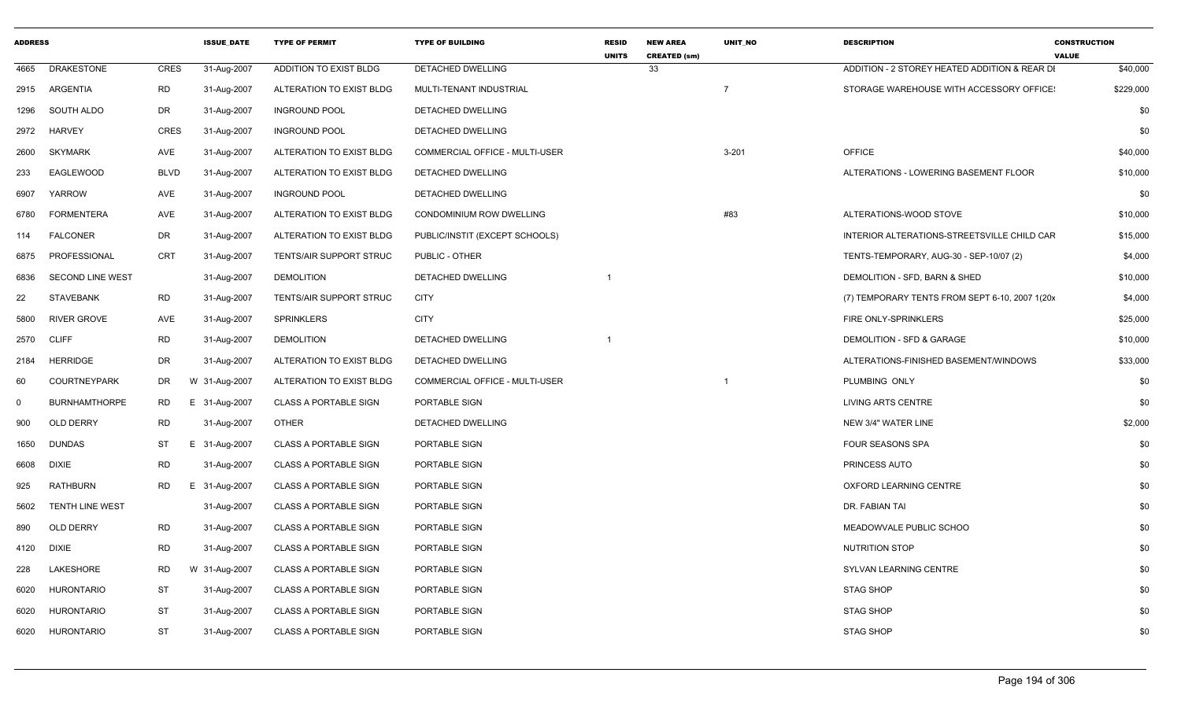| ADDRESS | | | ISSUE_DATE | TYPE OF PERMIT | TYPE OF BUILDING | RESID UNITS | NEW AREA CREATED (sm) | UNIT_NO | DESCRIPTION | CONSTRUCTION VALUE |
|---|---|---|---|---|---|---|---|---|---|---|
| 4665 | DRAKESTONE | CRES | 31-Aug-2007 | ADDITION TO EXIST BLDG | DETACHED DWELLING | | 33 | | ADDITION - 2 STOREY HEATED ADDITION & REAR DI | $40,000 |
| 2915 | ARGENTIA | RD | 31-Aug-2007 | ALTERATION TO EXIST BLDG | MULTI-TENANT INDUSTRIAL | | | 7 | STORAGE WAREHOUSE WITH ACCESSORY OFFICE! | $229,000 |
| 1296 | SOUTH ALDO | DR | 31-Aug-2007 | INGROUND POOL | DETACHED DWELLING | | | | | $0 |
| 2972 | HARVEY | CRES | 31-Aug-2007 | INGROUND POOL | DETACHED DWELLING | | | | | $0 |
| 2600 | SKYMARK | AVE | 31-Aug-2007 | ALTERATION TO EXIST BLDG | COMMERCIAL OFFICE - MULTI-USER | | | 3-201 | OFFICE | $40,000 |
| 233 | EAGLEWOOD | BLVD | 31-Aug-2007 | ALTERATION TO EXIST BLDG | DETACHED DWELLING | | | | ALTERATIONS - LOWERING BASEMENT FLOOR | $10,000 |
| 6907 | YARROW | AVE | 31-Aug-2007 | INGROUND POOL | DETACHED DWELLING | | | | | $0 |
| 6780 | FORMENTERA | AVE | 31-Aug-2007 | ALTERATION TO EXIST BLDG | CONDOMINIUM ROW DWELLING | | | #83 | ALTERATIONS-WOOD STOVE | $10,000 |
| 114 | FALCONER | DR | 31-Aug-2007 | ALTERATION TO EXIST BLDG | PUBLIC/INSTIT (EXCEPT SCHOOLS) | | | | INTERIOR ALTERATIONS-STREETSVILLE CHILD CAR | $15,000 |
| 6875 | PROFESSIONAL | CRT | 31-Aug-2007 | TENTS/AIR SUPPORT STRUC | PUBLIC - OTHER | | | | TENTS-TEMPORARY, AUG-30 - SEP-10/07 (2) | $4,000 |
| 6836 | SECOND LINE WEST | | 31-Aug-2007 | DEMOLITION | DETACHED DWELLING | 1 | | | DEMOLITION - SFD, BARN & SHED | $10,000 |
| 22 | STAVEBANK | RD | 31-Aug-2007 | TENTS/AIR SUPPORT STRUC | CITY | | | | (7) TEMPORARY TENTS FROM SEPT 6-10, 2007 1(20x | $4,000 |
| 5800 | RIVER GROVE | AVE | 31-Aug-2007 | SPRINKLERS | CITY | | | | FIRE ONLY-SPRINKLERS | $25,000 |
| 2570 | CLIFF | RD | 31-Aug-2007 | DEMOLITION | DETACHED DWELLING | 1 | | | DEMOLITION - SFD & GARAGE | $10,000 |
| 2184 | HERRIDGE | DR | 31-Aug-2007 | ALTERATION TO EXIST BLDG | DETACHED DWELLING | | | | ALTERATIONS-FINISHED BASEMENT/WINDOWS | $33,000 |
| 60 | COURTNEYPARK | DR | W 31-Aug-2007 | ALTERATION TO EXIST BLDG | COMMERCIAL OFFICE - MULTI-USER | | | 1 | PLUMBING ONLY | $0 |
| 0 | BURNHAMTHORPE | RD | E 31-Aug-2007 | CLASS A PORTABLE SIGN | PORTABLE SIGN | | | | LIVING ARTS CENTRE | $0 |
| 900 | OLD DERRY | RD | 31-Aug-2007 | OTHER | DETACHED DWELLING | | | | NEW 3/4" WATER LINE | $2,000 |
| 1650 | DUNDAS | ST | E 31-Aug-2007 | CLASS A PORTABLE SIGN | PORTABLE SIGN | | | | FOUR SEASONS SPA | $0 |
| 6608 | DIXIE | RD | 31-Aug-2007 | CLASS A PORTABLE SIGN | PORTABLE SIGN | | | | PRINCESS AUTO | $0 |
| 925 | RATHBURN | RD | E 31-Aug-2007 | CLASS A PORTABLE SIGN | PORTABLE SIGN | | | | OXFORD LEARNING CENTRE | $0 |
| 5602 | TENTH LINE WEST | | 31-Aug-2007 | CLASS A PORTABLE SIGN | PORTABLE SIGN | | | | DR. FABIAN TAI | $0 |
| 890 | OLD DERRY | RD | 31-Aug-2007 | CLASS A PORTABLE SIGN | PORTABLE SIGN | | | | MEADOWVALE PUBLIC SCHOO | $0 |
| 4120 | DIXIE | RD | 31-Aug-2007 | CLASS A PORTABLE SIGN | PORTABLE SIGN | | | | NUTRITION STOP | $0 |
| 228 | LAKESHORE | RD | W 31-Aug-2007 | CLASS A PORTABLE SIGN | PORTABLE SIGN | | | | SYLVAN LEARNING CENTRE | $0 |
| 6020 | HURONTARIO | ST | 31-Aug-2007 | CLASS A PORTABLE SIGN | PORTABLE SIGN | | | | STAG SHOP | $0 |
| 6020 | HURONTARIO | ST | 31-Aug-2007 | CLASS A PORTABLE SIGN | PORTABLE SIGN | | | | STAG SHOP | $0 |
| 6020 | HURONTARIO | ST | 31-Aug-2007 | CLASS A PORTABLE SIGN | PORTABLE SIGN | | | | STAG SHOP | $0 |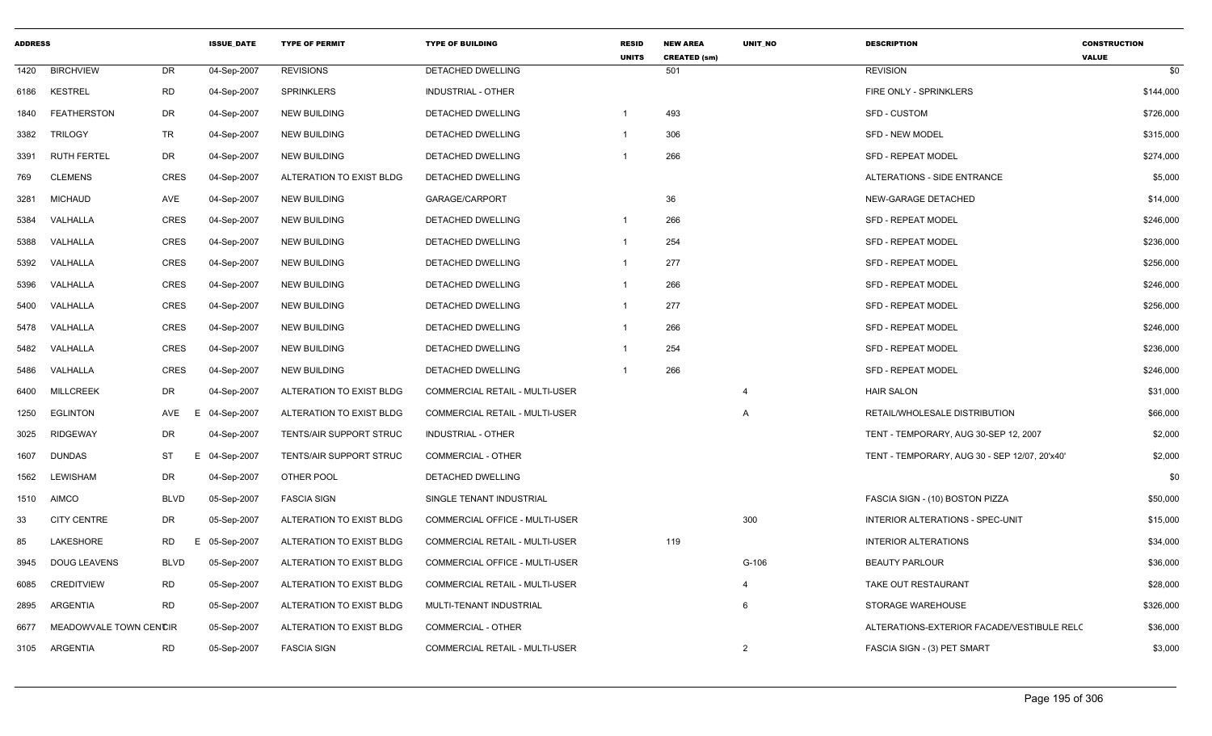| ADDRESS | | | ISSUE_DATE | TYPE OF PERMIT | TYPE OF BUILDING | RESID UNITS | NEW AREA CREATED (sm) | UNIT_NO | DESCRIPTION | CONSTRUCTION VALUE |
|---|---|---|---|---|---|---|---|---|---|---|
| 1420 | BIRCHVIEW | DR | 04-Sep-2007 | REVISIONS | DETACHED DWELLING | | 501 | | REVISION | $0 |
| 6186 | KESTREL | RD | 04-Sep-2007 | SPRINKLERS | INDUSTRIAL - OTHER | | | | FIRE ONLY - SPRINKLERS | $144,000 |
| 1840 | FEATHERSTON | DR | 04-Sep-2007 | NEW BUILDING | DETACHED DWELLING | 1 | 493 | | SFD - CUSTOM | $726,000 |
| 3382 | TRILOGY | TR | 04-Sep-2007 | NEW BUILDING | DETACHED DWELLING | 1 | 306 | | SFD - NEW MODEL | $315,000 |
| 3391 | RUTH FERTEL | DR | 04-Sep-2007 | NEW BUILDING | DETACHED DWELLING | 1 | 266 | | SFD - REPEAT MODEL | $274,000 |
| 769 | CLEMENS | CRES | 04-Sep-2007 | ALTERATION TO EXIST BLDG | DETACHED DWELLING | | | | ALTERATIONS - SIDE ENTRANCE | $5,000 |
| 3281 | MICHAUD | AVE | 04-Sep-2007 | NEW BUILDING | GARAGE/CARPORT | | 36 | | NEW-GARAGE DETACHED | $14,000 |
| 5384 | VALHALLA | CRES | 04-Sep-2007 | NEW BUILDING | DETACHED DWELLING | 1 | 266 | | SFD - REPEAT MODEL | $246,000 |
| 5388 | VALHALLA | CRES | 04-Sep-2007 | NEW BUILDING | DETACHED DWELLING | 1 | 254 | | SFD - REPEAT MODEL | $236,000 |
| 5392 | VALHALLA | CRES | 04-Sep-2007 | NEW BUILDING | DETACHED DWELLING | 1 | 277 | | SFD - REPEAT MODEL | $256,000 |
| 5396 | VALHALLA | CRES | 04-Sep-2007 | NEW BUILDING | DETACHED DWELLING | 1 | 266 | | SFD - REPEAT MODEL | $246,000 |
| 5400 | VALHALLA | CRES | 04-Sep-2007 | NEW BUILDING | DETACHED DWELLING | 1 | 277 | | SFD - REPEAT MODEL | $256,000 |
| 5478 | VALHALLA | CRES | 04-Sep-2007 | NEW BUILDING | DETACHED DWELLING | 1 | 266 | | SFD - REPEAT MODEL | $246,000 |
| 5482 | VALHALLA | CRES | 04-Sep-2007 | NEW BUILDING | DETACHED DWELLING | 1 | 254 | | SFD - REPEAT MODEL | $236,000 |
| 5486 | VALHALLA | CRES | 04-Sep-2007 | NEW BUILDING | DETACHED DWELLING | 1 | 266 | | SFD - REPEAT MODEL | $246,000 |
| 6400 | MILLCREEK | DR | 04-Sep-2007 | ALTERATION TO EXIST BLDG | COMMERCIAL RETAIL - MULTI-USER | | | 4 | HAIR SALON | $31,000 |
| 1250 | EGLINTON | AVE E | 04-Sep-2007 | ALTERATION TO EXIST BLDG | COMMERCIAL RETAIL - MULTI-USER | | | A | RETAIL/WHOLESALE DISTRIBUTION | $66,000 |
| 3025 | RIDGEWAY | DR | 04-Sep-2007 | TENTS/AIR SUPPORT STRUC | INDUSTRIAL - OTHER | | | | TENT - TEMPORARY, AUG 30-SEP 12, 2007 | $2,000 |
| 1607 | DUNDAS | ST E | 04-Sep-2007 | TENTS/AIR SUPPORT STRUC | COMMERCIAL - OTHER | | | | TENT - TEMPORARY, AUG 30 - SEP 12/07, 20'x40' | $2,000 |
| 1562 | LEWISHAM | DR | 04-Sep-2007 | OTHER POOL | DETACHED DWELLING | | | | | $0 |
| 1510 | AIMCO | BLVD | 05-Sep-2007 | FASCIA SIGN | SINGLE TENANT INDUSTRIAL | | | | FASCIA SIGN - (10) BOSTON PIZZA | $50,000 |
| 33 | CITY CENTRE | DR | 05-Sep-2007 | ALTERATION TO EXIST BLDG | COMMERCIAL OFFICE - MULTI-USER | | | 300 | INTERIOR ALTERATIONS - SPEC-UNIT | $15,000 |
| 85 | LAKESHORE | RD E | 05-Sep-2007 | ALTERATION TO EXIST BLDG | COMMERCIAL RETAIL - MULTI-USER | | 119 | | INTERIOR ALTERATIONS | $34,000 |
| 3945 | DOUG LEAVENS | BLVD | 05-Sep-2007 | ALTERATION TO EXIST BLDG | COMMERCIAL OFFICE - MULTI-USER | | | G-106 | BEAUTY PARLOUR | $36,000 |
| 6085 | CREDITVIEW | RD | 05-Sep-2007 | ALTERATION TO EXIST BLDG | COMMERCIAL RETAIL - MULTI-USER | | | 4 | TAKE OUT RESTAURANT | $28,000 |
| 2895 | ARGENTIA | RD | 05-Sep-2007 | ALTERATION TO EXIST BLDG | MULTI-TENANT INDUSTRIAL | | | 6 | STORAGE WAREHOUSE | $326,000 |
| 6677 | MEADOWVALE TOWN CENTRE | CIR | 05-Sep-2007 | ALTERATION TO EXIST BLDG | COMMERCIAL - OTHER | | | | ALTERATIONS-EXTERIOR FACADE/VESTIBULE RELC | $36,000 |
| 3105 | ARGENTIA | RD | 05-Sep-2007 | FASCIA SIGN | COMMERCIAL RETAIL - MULTI-USER | | | 2 | FASCIA SIGN - (3) PET SMART | $3,000 |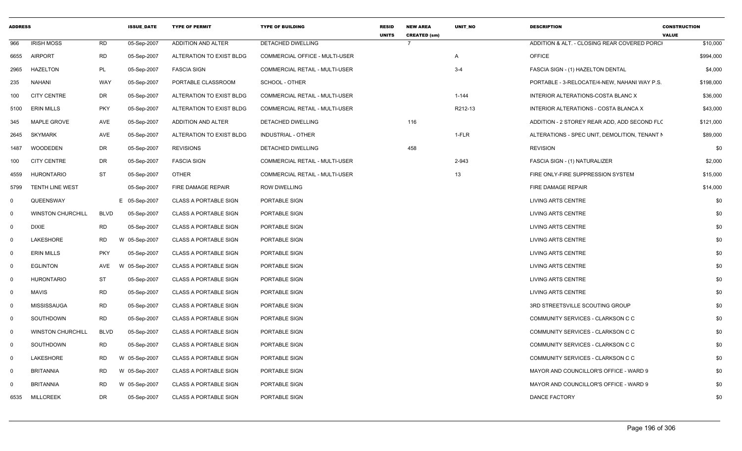| ADDRESS | | | ISSUE_DATE | TYPE OF PERMIT | TYPE OF BUILDING | RESID UNITS | NEW AREA CREATED (sm) | UNIT_NO | DESCRIPTION | CONSTRUCTION VALUE |
|---|---|---|---|---|---|---|---|---|---|---|
| 966 | IRISH MOSS | RD | 05-Sep-2007 | ADDITION AND ALTER | DETACHED DWELLING | | 7 | | ADDITION & ALT. - CLOSING REAR COVERED PORCH | $10,000 |
| 6655 | AIRPORT | RD | 05-Sep-2007 | ALTERATION TO EXIST BLDG | COMMERCIAL OFFICE - MULTI-USER | | | A | OFFICE | $994,000 |
| 2965 | HAZELTON | PL | 05-Sep-2007 | FASCIA SIGN | COMMERCIAL RETAIL - MULTI-USER | | | 3-4 | FASCIA SIGN - (1) HAZELTON DENTAL | $4,000 |
| 235 | NAHANI | WAY | 05-Sep-2007 | PORTABLE CLASSROOM | SCHOOL - OTHER | | | | PORTABLE - 3-RELOCATE/4-NEW, NAHANI WAY P.S. | $198,000 |
| 100 | CITY CENTRE | DR | 05-Sep-2007 | ALTERATION TO EXIST BLDG | COMMERCIAL RETAIL - MULTI-USER | | | 1-144 | INTERIOR ALTERATIONS-COSTA BLANC X | $36,000 |
| 5100 | ERIN MILLS | PKY | 05-Sep-2007 | ALTERATION TO EXIST BLDG | COMMERCIAL RETAIL - MULTI-USER | | | R212-13 | INTERIOR ALTERATIONS - COSTA BLANCA X | $43,000 |
| 345 | MAPLE GROVE | AVE | 05-Sep-2007 | ADDITION AND ALTER | DETACHED DWELLING | | 116 | | ADDITION - 2 STOREY REAR ADD, ADD SECOND FLC | $121,000 |
| 2645 | SKYMARK | AVE | 05-Sep-2007 | ALTERATION TO EXIST BLDG | INDUSTRIAL - OTHER | | | 1-FLR | ALTERATIONS - SPEC UNIT, DEMOLITION, TENANT N | $89,000 |
| 1487 | WOODEDEN | DR | 05-Sep-2007 | REVISIONS | DETACHED DWELLING | | 458 | | REVISION | $0 |
| 100 | CITY CENTRE | DR | 05-Sep-2007 | FASCIA SIGN | COMMERCIAL RETAIL - MULTI-USER | | | 2-943 | FASCIA SIGN - (1) NATURALIZER | $2,000 |
| 4559 | HURONTARIO | ST | 05-Sep-2007 | OTHER | COMMERCIAL RETAIL - MULTI-USER | | | 13 | FIRE ONLY-FIRE SUPPRESSION SYSTEM | $15,000 |
| 5799 | TENTH LINE WEST | | 05-Sep-2007 | FIRE DAMAGE REPAIR | ROW DWELLING | | | | FIRE DAMAGE REPAIR | $14,000 |
| 0 | QUEENSWAY | | E 05-Sep-2007 | CLASS A PORTABLE SIGN | PORTABLE SIGN | | | | LIVING ARTS CENTRE | $0 |
| 0 | WINSTON CHURCHILL | BLVD | 05-Sep-2007 | CLASS A PORTABLE SIGN | PORTABLE SIGN | | | | LIVING ARTS CENTRE | $0 |
| 0 | DIXIE | RD | 05-Sep-2007 | CLASS A PORTABLE SIGN | PORTABLE SIGN | | | | LIVING ARTS CENTRE | $0 |
| 0 | LAKESHORE | RD | W 05-Sep-2007 | CLASS A PORTABLE SIGN | PORTABLE SIGN | | | | LIVING ARTS CENTRE | $0 |
| 0 | ERIN MILLS | PKY | 05-Sep-2007 | CLASS A PORTABLE SIGN | PORTABLE SIGN | | | | LIVING ARTS CENTRE | $0 |
| 0 | EGLINTON | AVE | W 05-Sep-2007 | CLASS A PORTABLE SIGN | PORTABLE SIGN | | | | LIVING ARTS CENTRE | $0 |
| 0 | HURONTARIO | ST | 05-Sep-2007 | CLASS A PORTABLE SIGN | PORTABLE SIGN | | | | LIVING ARTS CENTRE | $0 |
| 0 | MAVIS | RD | 05-Sep-2007 | CLASS A PORTABLE SIGN | PORTABLE SIGN | | | | LIVING ARTS CENTRE | $0 |
| 0 | MISSISSAUGA | RD | 05-Sep-2007 | CLASS A PORTABLE SIGN | PORTABLE SIGN | | | | 3RD STREETSVILLE SCOUTING GROUP | $0 |
| 0 | SOUTHDOWN | RD | 05-Sep-2007 | CLASS A PORTABLE SIGN | PORTABLE SIGN | | | | COMMUNITY SERVICES - CLARKSON C C | $0 |
| 0 | WINSTON CHURCHILL | BLVD | 05-Sep-2007 | CLASS A PORTABLE SIGN | PORTABLE SIGN | | | | COMMUNITY SERVICES - CLARKSON C C | $0 |
| 0 | SOUTHDOWN | RD | 05-Sep-2007 | CLASS A PORTABLE SIGN | PORTABLE SIGN | | | | COMMUNITY SERVICES - CLARKSON C C | $0 |
| 0 | LAKESHORE | RD | W 05-Sep-2007 | CLASS A PORTABLE SIGN | PORTABLE SIGN | | | | COMMUNITY SERVICES - CLARKSON C C | $0 |
| 0 | BRITANNIA | RD | W 05-Sep-2007 | CLASS A PORTABLE SIGN | PORTABLE SIGN | | | | MAYOR AND COUNCILLOR'S OFFICE - WARD 9 | $0 |
| 0 | BRITANNIA | RD | W 05-Sep-2007 | CLASS A PORTABLE SIGN | PORTABLE SIGN | | | | MAYOR AND COUNCILLOR'S OFFICE - WARD 9 | $0 |
| 6535 | MILLCREEK | DR | 05-Sep-2007 | CLASS A PORTABLE SIGN | PORTABLE SIGN | | | | DANCE FACTORY | $0 |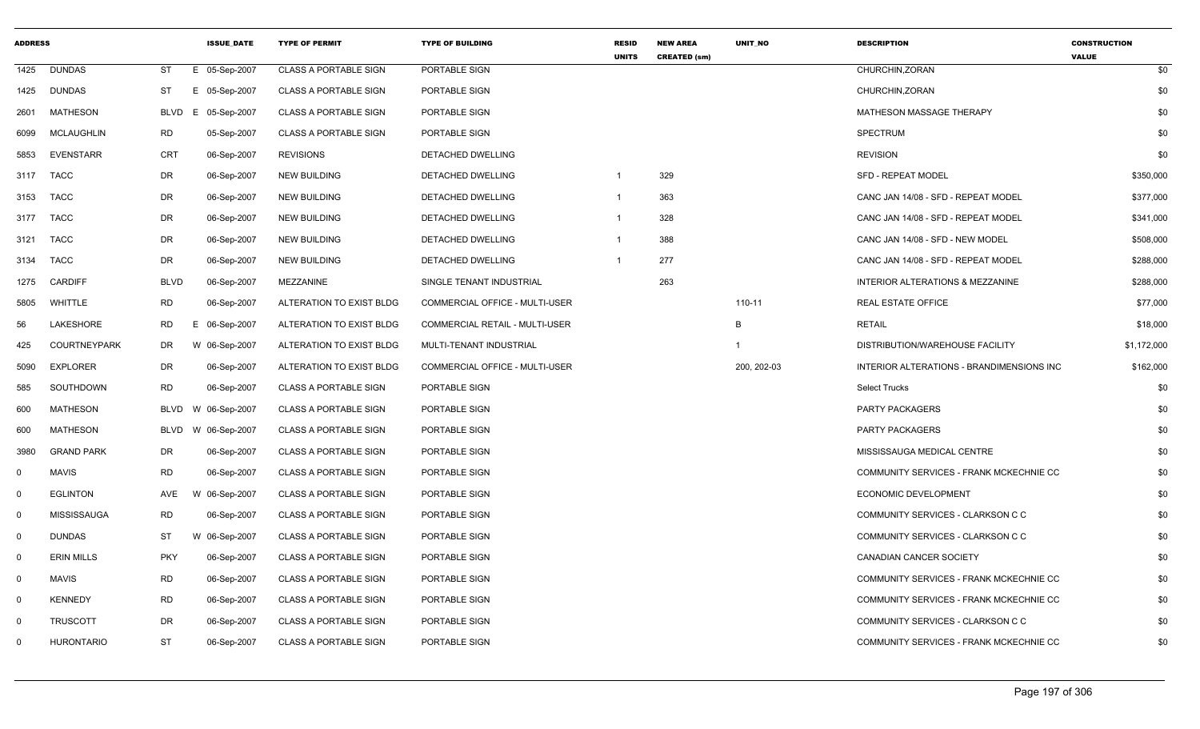| ADDRESS | | | ISSUE_DATE | TYPE OF PERMIT | TYPE OF BUILDING | RESID UNITS | NEW AREA CREATED (sm) | UNIT_NO | DESCRIPTION | CONSTRUCTION VALUE |
|---|---|---|---|---|---|---|---|---|---|---|
| 1425 | DUNDAS | ST | E 05-Sep-2007 | CLASS A PORTABLE SIGN | PORTABLE SIGN | | | | CHURCHIN,ZORAN | $0 |
| 1425 | DUNDAS | ST | E 05-Sep-2007 | CLASS A PORTABLE SIGN | PORTABLE SIGN | | | | CHURCHIN,ZORAN | $0 |
| 2601 | MATHESON | BLVD | E 05-Sep-2007 | CLASS A PORTABLE SIGN | PORTABLE SIGN | | | | MATHESON MASSAGE THERAPY | $0 |
| 6099 | MCLAUGHLIN | RD | 05-Sep-2007 | CLASS A PORTABLE SIGN | PORTABLE SIGN | | | | SPECTRUM | $0 |
| 5853 | EVENSTARR | CRT | 06-Sep-2007 | REVISIONS | DETACHED DWELLING | | | | REVISION | $0 |
| 3117 | TACC | DR | 06-Sep-2007 | NEW BUILDING | DETACHED DWELLING | 1 | 329 | | SFD - REPEAT MODEL | $350,000 |
| 3153 | TACC | DR | 06-Sep-2007 | NEW BUILDING | DETACHED DWELLING | 1 | 363 | | CANC JAN 14/08 - SFD - REPEAT MODEL | $377,000 |
| 3177 | TACC | DR | 06-Sep-2007 | NEW BUILDING | DETACHED DWELLING | 1 | 328 | | CANC JAN 14/08 - SFD - REPEAT MODEL | $341,000 |
| 3121 | TACC | DR | 06-Sep-2007 | NEW BUILDING | DETACHED DWELLING | 1 | 388 | | CANC JAN 14/08 - SFD - NEW MODEL | $508,000 |
| 3134 | TACC | DR | 06-Sep-2007 | NEW BUILDING | DETACHED DWELLING | 1 | 277 | | CANC JAN 14/08 - SFD - REPEAT MODEL | $288,000 |
| 1275 | CARDIFF | BLVD | 06-Sep-2007 | MEZZANINE | SINGLE TENANT INDUSTRIAL | | 263 | | INTERIOR ALTERATIONS & MEZZANINE | $288,000 |
| 5805 | WHITTLE | RD | 06-Sep-2007 | ALTERATION TO EXIST BLDG | COMMERCIAL OFFICE - MULTI-USER | | | 110-11 | REAL ESTATE OFFICE | $77,000 |
| 56 | LAKESHORE | RD | E 06-Sep-2007 | ALTERATION TO EXIST BLDG | COMMERCIAL RETAIL - MULTI-USER | | | B | RETAIL | $18,000 |
| 425 | COURTNEYPARK | DR | W 06-Sep-2007 | ALTERATION TO EXIST BLDG | MULTI-TENANT INDUSTRIAL | | | 1 | DISTRIBUTION/WAREHOUSE FACILITY | $1,172,000 |
| 5090 | EXPLORER | DR | 06-Sep-2007 | ALTERATION TO EXIST BLDG | COMMERCIAL OFFICE - MULTI-USER | | | 200, 202-03 | INTERIOR ALTERATIONS - BRANDIMENSIONS INC | $162,000 |
| 585 | SOUTHDOWN | RD | 06-Sep-2007 | CLASS A PORTABLE SIGN | PORTABLE SIGN | | | | Select Trucks | $0 |
| 600 | MATHESON | BLVD | W 06-Sep-2007 | CLASS A PORTABLE SIGN | PORTABLE SIGN | | | | PARTY PACKAGERS | $0 |
| 600 | MATHESON | BLVD | W 06-Sep-2007 | CLASS A PORTABLE SIGN | PORTABLE SIGN | | | | PARTY PACKAGERS | $0 |
| 3980 | GRAND PARK | DR | 06-Sep-2007 | CLASS A PORTABLE SIGN | PORTABLE SIGN | | | | MISSISSAUGA MEDICAL CENTRE | $0 |
| 0 | MAVIS | RD | 06-Sep-2007 | CLASS A PORTABLE SIGN | PORTABLE SIGN | | | | COMMUNITY SERVICES - FRANK MCKECHNIE CC | $0 |
| 0 | EGLINTON | AVE | W 06-Sep-2007 | CLASS A PORTABLE SIGN | PORTABLE SIGN | | | | ECONOMIC DEVELOPMENT | $0 |
| 0 | MISSISSAUGA | RD | 06-Sep-2007 | CLASS A PORTABLE SIGN | PORTABLE SIGN | | | | COMMUNITY SERVICES - CLARKSON C C | $0 |
| 0 | DUNDAS | ST | W 06-Sep-2007 | CLASS A PORTABLE SIGN | PORTABLE SIGN | | | | COMMUNITY SERVICES - CLARKSON C C | $0 |
| 0 | ERIN MILLS | PKY | 06-Sep-2007 | CLASS A PORTABLE SIGN | PORTABLE SIGN | | | | CANADIAN CANCER SOCIETY | $0 |
| 0 | MAVIS | RD | 06-Sep-2007 | CLASS A PORTABLE SIGN | PORTABLE SIGN | | | | COMMUNITY SERVICES - FRANK MCKECHNIE CC | $0 |
| 0 | KENNEDY | RD | 06-Sep-2007 | CLASS A PORTABLE SIGN | PORTABLE SIGN | | | | COMMUNITY SERVICES - FRANK MCKECHNIE CC | $0 |
| 0 | TRUSCOTT | DR | 06-Sep-2007 | CLASS A PORTABLE SIGN | PORTABLE SIGN | | | | COMMUNITY SERVICES - CLARKSON C C | $0 |
| 0 | HURONTARIO | ST | 06-Sep-2007 | CLASS A PORTABLE SIGN | PORTABLE SIGN | | | | COMMUNITY SERVICES - FRANK MCKECHNIE CC | $0 |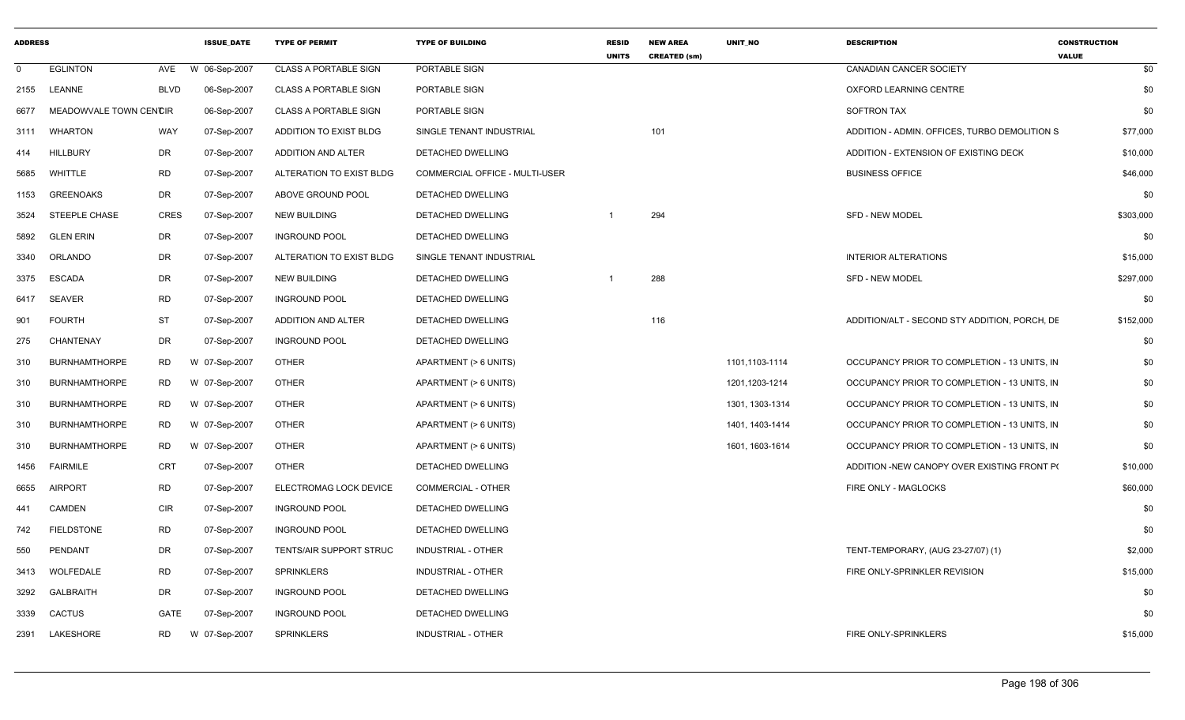| ADDRESS | | | ISSUE_DATE | TYPE OF PERMIT | TYPE OF BUILDING | RESID UNITS | NEW AREA CREATED (sm) | UNIT_NO | DESCRIPTION | CONSTRUCTION VALUE |
|---|---|---|---|---|---|---|---|---|---|---|
| 0 | EGLINTON | AVE | W 06-Sep-2007 | CLASS A PORTABLE SIGN | PORTABLE SIGN | | | | CANADIAN CANCER SOCIETY | $0 |
| 2155 | LEANNE | BLVD | 06-Sep-2007 | CLASS A PORTABLE SIGN | PORTABLE SIGN | | | | OXFORD LEARNING CENTRE | $0 |
| 6677 | MEADOWVALE TOWN CENT | CIR | 06-Sep-2007 | CLASS A PORTABLE SIGN | PORTABLE SIGN | | | | SOFTRON TAX | $0 |
| 3111 | WHARTON | WAY | 07-Sep-2007 | ADDITION TO EXIST BLDG | SINGLE TENANT INDUSTRIAL | | 101 | | ADDITION - ADMIN. OFFICES, TURBO DEMOLITION S | $77,000 |
| 414 | HILLBURY | DR | 07-Sep-2007 | ADDITION AND ALTER | DETACHED DWELLING | | | | ADDITION - EXTENSION OF EXISTING DECK | $10,000 |
| 5685 | WHITTLE | RD | 07-Sep-2007 | ALTERATION TO EXIST BLDG | COMMERCIAL OFFICE - MULTI-USER | | | | BUSINESS OFFICE | $46,000 |
| 1153 | GREENOAKS | DR | 07-Sep-2007 | ABOVE GROUND POOL | DETACHED DWELLING | | | | | $0 |
| 3524 | STEEPLE CHASE | CRES | 07-Sep-2007 | NEW BUILDING | DETACHED DWELLING | 1 | 294 | | SFD - NEW MODEL | $303,000 |
| 5892 | GLEN ERIN | DR | 07-Sep-2007 | INGROUND POOL | DETACHED DWELLING | | | | | $0 |
| 3340 | ORLANDO | DR | 07-Sep-2007 | ALTERATION TO EXIST BLDG | SINGLE TENANT INDUSTRIAL | | | | INTERIOR ALTERATIONS | $15,000 |
| 3375 | ESCADA | DR | 07-Sep-2007 | NEW BUILDING | DETACHED DWELLING | 1 | 288 | | SFD - NEW MODEL | $297,000 |
| 6417 | SEAVER | RD | 07-Sep-2007 | INGROUND POOL | DETACHED DWELLING | | | | | $0 |
| 901 | FOURTH | ST | 07-Sep-2007 | ADDITION AND ALTER | DETACHED DWELLING | | 116 | | ADDITION/ALT - SECOND STY ADDITION, PORCH, DE | $152,000 |
| 275 | CHANTENAY | DR | 07-Sep-2007 | INGROUND POOL | DETACHED DWELLING | | | | | $0 |
| 310 | BURNHAMTHORPE | RD | W 07-Sep-2007 | OTHER | APARTMENT (> 6 UNITS) | | | 1101,1103-1114 | OCCUPANCY PRIOR TO COMPLETION - 13 UNITS, IN | $0 |
| 310 | BURNHAMTHORPE | RD | W 07-Sep-2007 | OTHER | APARTMENT (> 6 UNITS) | | | 1201,1203-1214 | OCCUPANCY PRIOR TO COMPLETION - 13 UNITS, IN | $0 |
| 310 | BURNHAMTHORPE | RD | W 07-Sep-2007 | OTHER | APARTMENT (> 6 UNITS) | | | 1301, 1303-1314 | OCCUPANCY PRIOR TO COMPLETION - 13 UNITS, IN | $0 |
| 310 | BURNHAMTHORPE | RD | W 07-Sep-2007 | OTHER | APARTMENT (> 6 UNITS) | | | 1401, 1403-1414 | OCCUPANCY PRIOR TO COMPLETION - 13 UNITS, IN | $0 |
| 310 | BURNHAMTHORPE | RD | W 07-Sep-2007 | OTHER | APARTMENT (> 6 UNITS) | | | 1601, 1603-1614 | OCCUPANCY PRIOR TO COMPLETION - 13 UNITS, IN | $0 |
| 1456 | FAIRMILE | CRT | 07-Sep-2007 | OTHER | DETACHED DWELLING | | | | ADDITION -NEW CANOPY OVER EXISTING FRONT PO | $10,000 |
| 6655 | AIRPORT | RD | 07-Sep-2007 | ELECTROMAG LOCK DEVICE | COMMERCIAL - OTHER | | | | FIRE ONLY - MAGLOCKS | $60,000 |
| 441 | CAMDEN | CIR | 07-Sep-2007 | INGROUND POOL | DETACHED DWELLING | | | | | $0 |
| 742 | FIELDSTONE | RD | 07-Sep-2007 | INGROUND POOL | DETACHED DWELLING | | | | | $0 |
| 550 | PENDANT | DR | 07-Sep-2007 | TENTS/AIR SUPPORT STRUC | INDUSTRIAL - OTHER | | | | TENT-TEMPORARY, (AUG 23-27/07) (1) | $2,000 |
| 3413 | WOLFEDALE | RD | 07-Sep-2007 | SPRINKLERS | INDUSTRIAL - OTHER | | | | FIRE ONLY-SPRINKLER REVISION | $15,000 |
| 3292 | GALBRAITH | DR | 07-Sep-2007 | INGROUND POOL | DETACHED DWELLING | | | | | $0 |
| 3339 | CACTUS | GATE | 07-Sep-2007 | INGROUND POOL | DETACHED DWELLING | | | | | $0 |
| 2391 | LAKESHORE | RD | W 07-Sep-2007 | SPRINKLERS | INDUSTRIAL - OTHER | | | | FIRE ONLY-SPRINKLERS | $15,000 |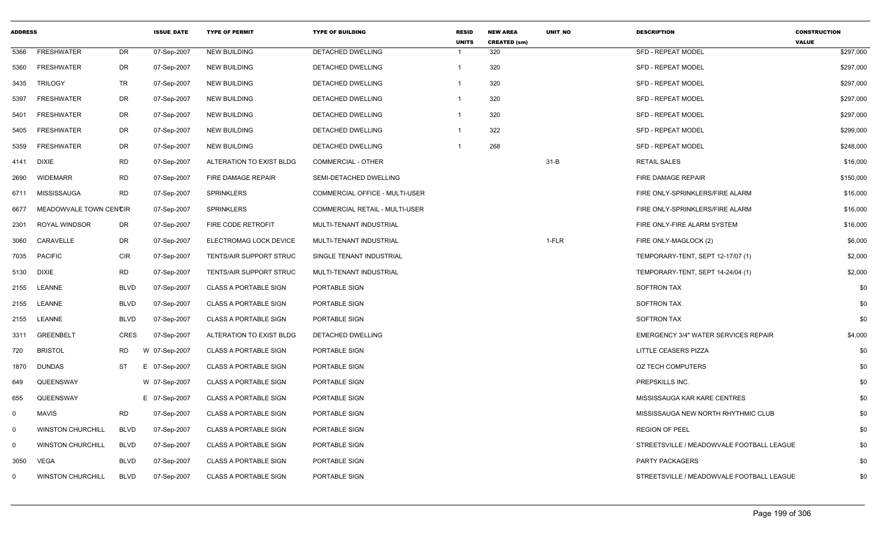| ADDRESS | | | ISSUE_DATE | TYPE OF PERMIT | TYPE OF BUILDING | RESID UNITS | NEW AREA CREATED (sm) | UNIT_NO | DESCRIPTION | CONSTRUCTION VALUE |
|---|---|---|---|---|---|---|---|---|---|---|
| 5366 | FRESHWATER | DR | 07-Sep-2007 | NEW BUILDING | DETACHED DWELLING | 1 | 320 | | SFD - REPEAT MODEL | $297,000 |
| 5360 | FRESHWATER | DR | 07-Sep-2007 | NEW BUILDING | DETACHED DWELLING | 1 | 320 | | SFD - REPEAT MODEL | $297,000 |
| 3435 | TRILOGY | TR | 07-Sep-2007 | NEW BUILDING | DETACHED DWELLING | 1 | 320 | | SFD - REPEAT MODEL | $297,000 |
| 5397 | FRESHWATER | DR | 07-Sep-2007 | NEW BUILDING | DETACHED DWELLING | 1 | 320 | | SFD - REPEAT MODEL | $297,000 |
| 5401 | FRESHWATER | DR | 07-Sep-2007 | NEW BUILDING | DETACHED DWELLING | 1 | 320 | | SFD - REPEAT MODEL | $297,000 |
| 5405 | FRESHWATER | DR | 07-Sep-2007 | NEW BUILDING | DETACHED DWELLING | 1 | 322 | | SFD - REPEAT MODEL | $299,000 |
| 5359 | FRESHWATER | DR | 07-Sep-2007 | NEW BUILDING | DETACHED DWELLING | 1 | 268 | | SFD - REPEAT MODEL | $248,000 |
| 4141 | DIXIE | RD | 07-Sep-2007 | ALTERATION TO EXIST BLDG | COMMERCIAL - OTHER | | | 31-B | RETAIL SALES | $16,000 |
| 2690 | WIDEMARR | RD | 07-Sep-2007 | FIRE DAMAGE REPAIR | SEMI-DETACHED DWELLING | | | | FIRE DAMAGE REPAIR | $150,000 |
| 6711 | MISSISSAUGA | RD | 07-Sep-2007 | SPRINKLERS | COMMERCIAL OFFICE - MULTI-USER | | | | FIRE ONLY-SPRINKLERS/FIRE ALARM | $16,000 |
| 6677 | MEADOWVALE TOWN CENTRE | CIR | 07-Sep-2007 | SPRINKLERS | COMMERCIAL RETAIL - MULTI-USER | | | | FIRE ONLY-SPRINKLERS/FIRE ALARM | $16,000 |
| 2301 | ROYAL WINDSOR | DR | 07-Sep-2007 | FIRE CODE RETROFIT | MULTI-TENANT INDUSTRIAL | | | | FIRE ONLY-FIRE ALARM SYSTEM | $16,000 |
| 3060 | CARAVELLE | DR | 07-Sep-2007 | ELECTROMAG LOCK DEVICE | MULTI-TENANT INDUSTRIAL | | | 1-FLR | FIRE ONLY-MAGLOCK (2) | $6,000 |
| 7035 | PACIFIC | CIR | 07-Sep-2007 | TENTS/AIR SUPPORT STRUC | SINGLE TENANT INDUSTRIAL | | | | TEMPORARY-TENT, SEPT 12-17/07 (1) | $2,000 |
| 5130 | DIXIE | RD | 07-Sep-2007 | TENTS/AIR SUPPORT STRUC | MULTI-TENANT INDUSTRIAL | | | | TEMPORARY-TENT, SEPT 14-24/04 (1) | $2,000 |
| 2155 | LEANNE | BLVD | 07-Sep-2007 | CLASS A PORTABLE SIGN | PORTABLE SIGN | | | | SOFTRON TAX | $0 |
| 2155 | LEANNE | BLVD | 07-Sep-2007 | CLASS A PORTABLE SIGN | PORTABLE SIGN | | | | SOFTRON TAX | $0 |
| 2155 | LEANNE | BLVD | 07-Sep-2007 | CLASS A PORTABLE SIGN | PORTABLE SIGN | | | | SOFTRON TAX | $0 |
| 3311 | GREENBELT | CRES | 07-Sep-2007 | ALTERATION TO EXIST BLDG | DETACHED DWELLING | | | | EMERGENCY 3/4" WATER SERVICES REPAIR | $4,000 |
| 720 | BRISTOL | RD | W 07-Sep-2007 | CLASS A PORTABLE SIGN | PORTABLE SIGN | | | | LITTLE CEASERS PIZZA | $0 |
| 1870 | DUNDAS | ST | E 07-Sep-2007 | CLASS A PORTABLE SIGN | PORTABLE SIGN | | | | OZ TECH COMPUTERS | $0 |
| 649 | QUEENSWAY | | W 07-Sep-2007 | CLASS A PORTABLE SIGN | PORTABLE SIGN | | | | PREPSKILLS INC. | $0 |
| 655 | QUEENSWAY | | E 07-Sep-2007 | CLASS A PORTABLE SIGN | PORTABLE SIGN | | | | MISSISSAUGA KAR KARE CENTRES | $0 |
| 0 | MAVIS | RD | 07-Sep-2007 | CLASS A PORTABLE SIGN | PORTABLE SIGN | | | | MISSISSAUGA NEW NORTH RHYTHMIC CLUB | $0 |
| 0 | WINSTON CHURCHILL | BLVD | 07-Sep-2007 | CLASS A PORTABLE SIGN | PORTABLE SIGN | | | | REGION OF PEEL | $0 |
| 0 | WINSTON CHURCHILL | BLVD | 07-Sep-2007 | CLASS A PORTABLE SIGN | PORTABLE SIGN | | | | STREETSVILLE / MEADOWVALE FOOTBALL LEAGUE | $0 |
| 3050 | VEGA | BLVD | 07-Sep-2007 | CLASS A PORTABLE SIGN | PORTABLE SIGN | | | | PARTY PACKAGERS | $0 |
| 0 | WINSTON CHURCHILL | BLVD | 07-Sep-2007 | CLASS A PORTABLE SIGN | PORTABLE SIGN | | | | STREETSVILLE / MEADOWVALE FOOTBALL LEAGUE | $0 |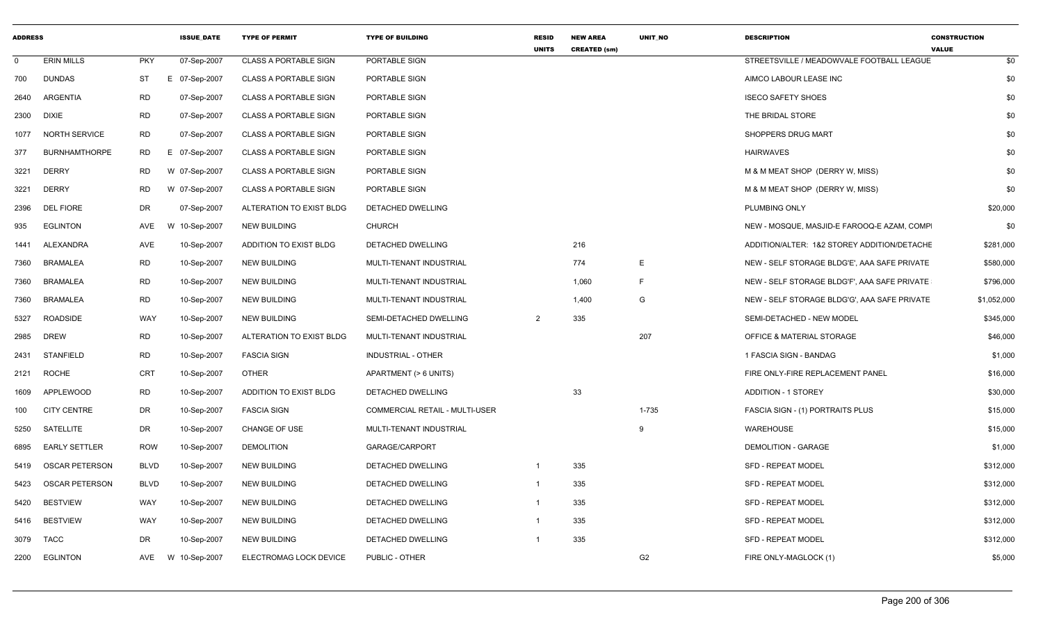| ADDRESS | | | ISSUE_DATE | TYPE OF PERMIT | TYPE OF BUILDING | RESID UNITS | NEW AREA CREATED (sm) | UNIT_NO | DESCRIPTION | CONSTRUCTION VALUE |
|---|---|---|---|---|---|---|---|---|---|---|
| 0 | ERIN MILLS | PKY | 07-Sep-2007 | CLASS A PORTABLE SIGN | PORTABLE SIGN | | | | STREETSVILLE / MEADOWVALE FOOTBALL LEAGUE | $0 |
| 700 | DUNDAS | ST | E 07-Sep-2007 | CLASS A PORTABLE SIGN | PORTABLE SIGN | | | | AIMCO LABOUR LEASE INC | $0 |
| 2640 | ARGENTIA | RD | 07-Sep-2007 | CLASS A PORTABLE SIGN | PORTABLE SIGN | | | | ISECO SAFETY SHOES | $0 |
| 2300 | DIXIE | RD | 07-Sep-2007 | CLASS A PORTABLE SIGN | PORTABLE SIGN | | | | THE BRIDAL STORE | $0 |
| 1077 | NORTH SERVICE | RD | 07-Sep-2007 | CLASS A PORTABLE SIGN | PORTABLE SIGN | | | | SHOPPERS DRUG MART | $0 |
| 377 | BURNHAMTHORPE | RD | E 07-Sep-2007 | CLASS A PORTABLE SIGN | PORTABLE SIGN | | | | HAIRWAVES | $0 |
| 3221 | DERRY | RD | W 07-Sep-2007 | CLASS A PORTABLE SIGN | PORTABLE SIGN | | | | M & M MEAT SHOP (DERRY W, MISS) | $0 |
| 3221 | DERRY | RD | W 07-Sep-2007 | CLASS A PORTABLE SIGN | PORTABLE SIGN | | | | M & M MEAT SHOP (DERRY W, MISS) | $0 |
| 2396 | DEL FIORE | DR | 07-Sep-2007 | ALTERATION TO EXIST BLDG | DETACHED DWELLING | | | | PLUMBING ONLY | $20,000 |
| 935 | EGLINTON | AVE | W 10-Sep-2007 | NEW BUILDING | CHURCH | | | | NEW - MOSQUE, MASJID-E FAROOQ-E AZAM, COMPI | $0 |
| 1441 | ALEXANDRA | AVE | 10-Sep-2007 | ADDITION TO EXIST BLDG | DETACHED DWELLING | | 216 | | ADDITION/ALTER: 1&2 STOREY ADDITION/DETACHE | $281,000 |
| 7360 | BRAMALEA | RD | 10-Sep-2007 | NEW BUILDING | MULTI-TENANT INDUSTRIAL | | 774 | E | NEW - SELF STORAGE BLDG'E', AAA SAFE PRIVATE | $580,000 |
| 7360 | BRAMALEA | RD | 10-Sep-2007 | NEW BUILDING | MULTI-TENANT INDUSTRIAL | | 1,060 | F | NEW - SELF STORAGE BLDG'F', AAA SAFE PRIVATE | $796,000 |
| 7360 | BRAMALEA | RD | 10-Sep-2007 | NEW BUILDING | MULTI-TENANT INDUSTRIAL | | 1,400 | G | NEW - SELF STORAGE BLDG'G', AAA SAFE PRIVATE | $1,052,000 |
| 5327 | ROADSIDE | WAY | 10-Sep-2007 | NEW BUILDING | SEMI-DETACHED DWELLING | 2 | 335 | | SEMI-DETACHED - NEW MODEL | $345,000 |
| 2985 | DREW | RD | 10-Sep-2007 | ALTERATION TO EXIST BLDG | MULTI-TENANT INDUSTRIAL | | | 207 | OFFICE & MATERIAL STORAGE | $46,000 |
| 2431 | STANFIELD | RD | 10-Sep-2007 | FASCIA SIGN | INDUSTRIAL - OTHER | | | | 1 FASCIA SIGN - BANDAG | $1,000 |
| 2121 | ROCHE | CRT | 10-Sep-2007 | OTHER | APARTMENT (> 6 UNITS) | | | | FIRE ONLY-FIRE REPLACEMENT PANEL | $16,000 |
| 1609 | APPLEWOOD | RD | 10-Sep-2007 | ADDITION TO EXIST BLDG | DETACHED DWELLING | | 33 | | ADDITION - 1 STOREY | $30,000 |
| 100 | CITY CENTRE | DR | 10-Sep-2007 | FASCIA SIGN | COMMERCIAL RETAIL - MULTI-USER | | | 1-735 | FASCIA SIGN - (1) PORTRAITS PLUS | $15,000 |
| 5250 | SATELLITE | DR | 10-Sep-2007 | CHANGE OF USE | MULTI-TENANT INDUSTRIAL | | | 9 | WAREHOUSE | $15,000 |
| 6895 | EARLY SETTLER | ROW | 10-Sep-2007 | DEMOLITION | GARAGE/CARPORT | | | | DEMOLITION - GARAGE | $1,000 |
| 5419 | OSCAR PETERSON | BLVD | 10-Sep-2007 | NEW BUILDING | DETACHED DWELLING | 1 | 335 | | SFD - REPEAT MODEL | $312,000 |
| 5423 | OSCAR PETERSON | BLVD | 10-Sep-2007 | NEW BUILDING | DETACHED DWELLING | 1 | 335 | | SFD - REPEAT MODEL | $312,000 |
| 5420 | BESTVIEW | WAY | 10-Sep-2007 | NEW BUILDING | DETACHED DWELLING | 1 | 335 | | SFD - REPEAT MODEL | $312,000 |
| 5416 | BESTVIEW | WAY | 10-Sep-2007 | NEW BUILDING | DETACHED DWELLING | 1 | 335 | | SFD - REPEAT MODEL | $312,000 |
| 3079 | TACC | DR | 10-Sep-2007 | NEW BUILDING | DETACHED DWELLING | 1 | 335 | | SFD - REPEAT MODEL | $312,000 |
| 2200 | EGLINTON | AVE | W 10-Sep-2007 | ELECTROMAG LOCK DEVICE | PUBLIC - OTHER | | | G2 | FIRE ONLY-MAGLOCK (1) | $5,000 |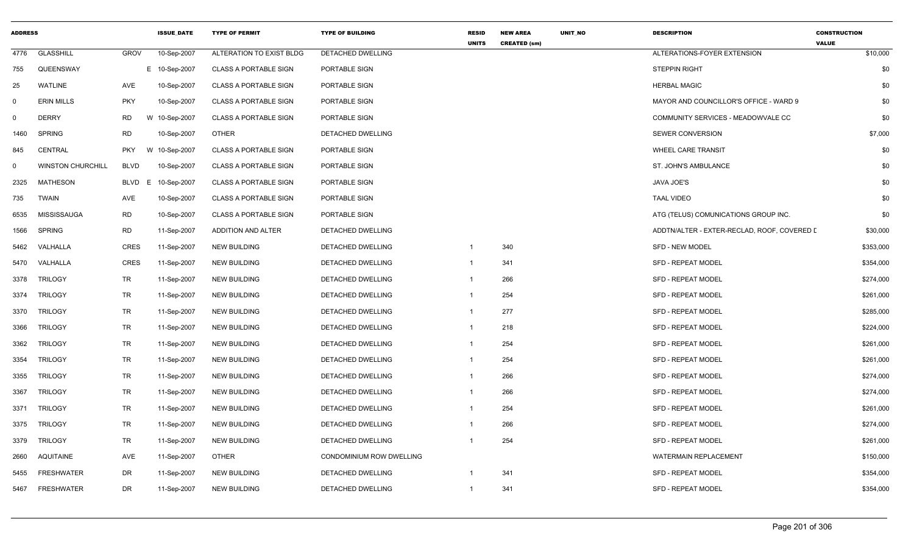| ADDRESS | | | ISSUE_DATE | TYPE OF PERMIT | TYPE OF BUILDING | RESID UNITS | NEW AREA CREATED (sm) | UNIT_NO | DESCRIPTION | CONSTRUCTION VALUE |
|---|---|---|---|---|---|---|---|---|---|---|
| 4776 | GLASSHILL | GROV | 10-Sep-2007 | ALTERATION TO EXIST BLDG | DETACHED DWELLING | | | | ALTERATIONS-FOYER EXTENSION | $10,000 |
| 755 | QUEENSWAY | E | 10-Sep-2007 | CLASS A PORTABLE SIGN | PORTABLE SIGN | | | | STEPPIN RIGHT | $0 |
| 25 | WATLINE | AVE | 10-Sep-2007 | CLASS A PORTABLE SIGN | PORTABLE SIGN | | | | HERBAL MAGIC | $0 |
| 0 | ERIN MILLS | PKY | 10-Sep-2007 | CLASS A PORTABLE SIGN | PORTABLE SIGN | | | | MAYOR AND COUNCILLOR'S OFFICE - WARD 9 | $0 |
| 0 | DERRY | RD W | 10-Sep-2007 | CLASS A PORTABLE SIGN | PORTABLE SIGN | | | | COMMUNITY SERVICES - MEADOWVALE CC | $0 |
| 1460 | SPRING | RD | 10-Sep-2007 | OTHER | DETACHED DWELLING | | | | SEWER CONVERSION | $7,000 |
| 845 | CENTRAL | PKY W | 10-Sep-2007 | CLASS A PORTABLE SIGN | PORTABLE SIGN | | | | WHEEL CARE TRANSIT | $0 |
| 0 | WINSTON CHURCHILL | BLVD | 10-Sep-2007 | CLASS A PORTABLE SIGN | PORTABLE SIGN | | | | ST. JOHN'S AMBULANCE | $0 |
| 2325 | MATHESON | BLVD E | 10-Sep-2007 | CLASS A PORTABLE SIGN | PORTABLE SIGN | | | | JAVA JOE'S | $0 |
| 735 | TWAIN | AVE | 10-Sep-2007 | CLASS A PORTABLE SIGN | PORTABLE SIGN | | | | TAAL VIDEO | $0 |
| 6535 | MISSISSAUGA | RD | 10-Sep-2007 | CLASS A PORTABLE SIGN | PORTABLE SIGN | | | | ATG (TELUS) COMUNICATIONS GROUP INC. | $0 |
| 1566 | SPRING | RD | 11-Sep-2007 | ADDITION AND ALTER | DETACHED DWELLING | | | | ADDTN/ALTER - EXTER-RECLAD, ROOF, COVERED D | $30,000 |
| 5462 | VALHALLA | CRES | 11-Sep-2007 | NEW BUILDING | DETACHED DWELLING | 1 | 340 | | SFD - NEW MODEL | $353,000 |
| 5470 | VALHALLA | CRES | 11-Sep-2007 | NEW BUILDING | DETACHED DWELLING | 1 | 341 | | SFD - REPEAT MODEL | $354,000 |
| 3378 | TRILOGY | TR | 11-Sep-2007 | NEW BUILDING | DETACHED DWELLING | 1 | 266 | | SFD - REPEAT MODEL | $274,000 |
| 3374 | TRILOGY | TR | 11-Sep-2007 | NEW BUILDING | DETACHED DWELLING | 1 | 254 | | SFD - REPEAT MODEL | $261,000 |
| 3370 | TRILOGY | TR | 11-Sep-2007 | NEW BUILDING | DETACHED DWELLING | 1 | 277 | | SFD - REPEAT MODEL | $285,000 |
| 3366 | TRILOGY | TR | 11-Sep-2007 | NEW BUILDING | DETACHED DWELLING | 1 | 218 | | SFD - REPEAT MODEL | $224,000 |
| 3362 | TRILOGY | TR | 11-Sep-2007 | NEW BUILDING | DETACHED DWELLING | 1 | 254 | | SFD - REPEAT MODEL | $261,000 |
| 3354 | TRILOGY | TR | 11-Sep-2007 | NEW BUILDING | DETACHED DWELLING | 1 | 254 | | SFD - REPEAT MODEL | $261,000 |
| 3355 | TRILOGY | TR | 11-Sep-2007 | NEW BUILDING | DETACHED DWELLING | 1 | 266 | | SFD - REPEAT MODEL | $274,000 |
| 3367 | TRILOGY | TR | 11-Sep-2007 | NEW BUILDING | DETACHED DWELLING | 1 | 266 | | SFD - REPEAT MODEL | $274,000 |
| 3371 | TRILOGY | TR | 11-Sep-2007 | NEW BUILDING | DETACHED DWELLING | 1 | 254 | | SFD - REPEAT MODEL | $261,000 |
| 3375 | TRILOGY | TR | 11-Sep-2007 | NEW BUILDING | DETACHED DWELLING | 1 | 266 | | SFD - REPEAT MODEL | $274,000 |
| 3379 | TRILOGY | TR | 11-Sep-2007 | NEW BUILDING | DETACHED DWELLING | 1 | 254 | | SFD - REPEAT MODEL | $261,000 |
| 2660 | AQUITAINE | AVE | 11-Sep-2007 | OTHER | CONDOMINIUM ROW DWELLING | | | | WATERMAIN REPLACEMENT | $150,000 |
| 5455 | FRESHWATER | DR | 11-Sep-2007 | NEW BUILDING | DETACHED DWELLING | 1 | 341 | | SFD - REPEAT MODEL | $354,000 |
| 5467 | FRESHWATER | DR | 11-Sep-2007 | NEW BUILDING | DETACHED DWELLING | 1 | 341 | | SFD - REPEAT MODEL | $354,000 |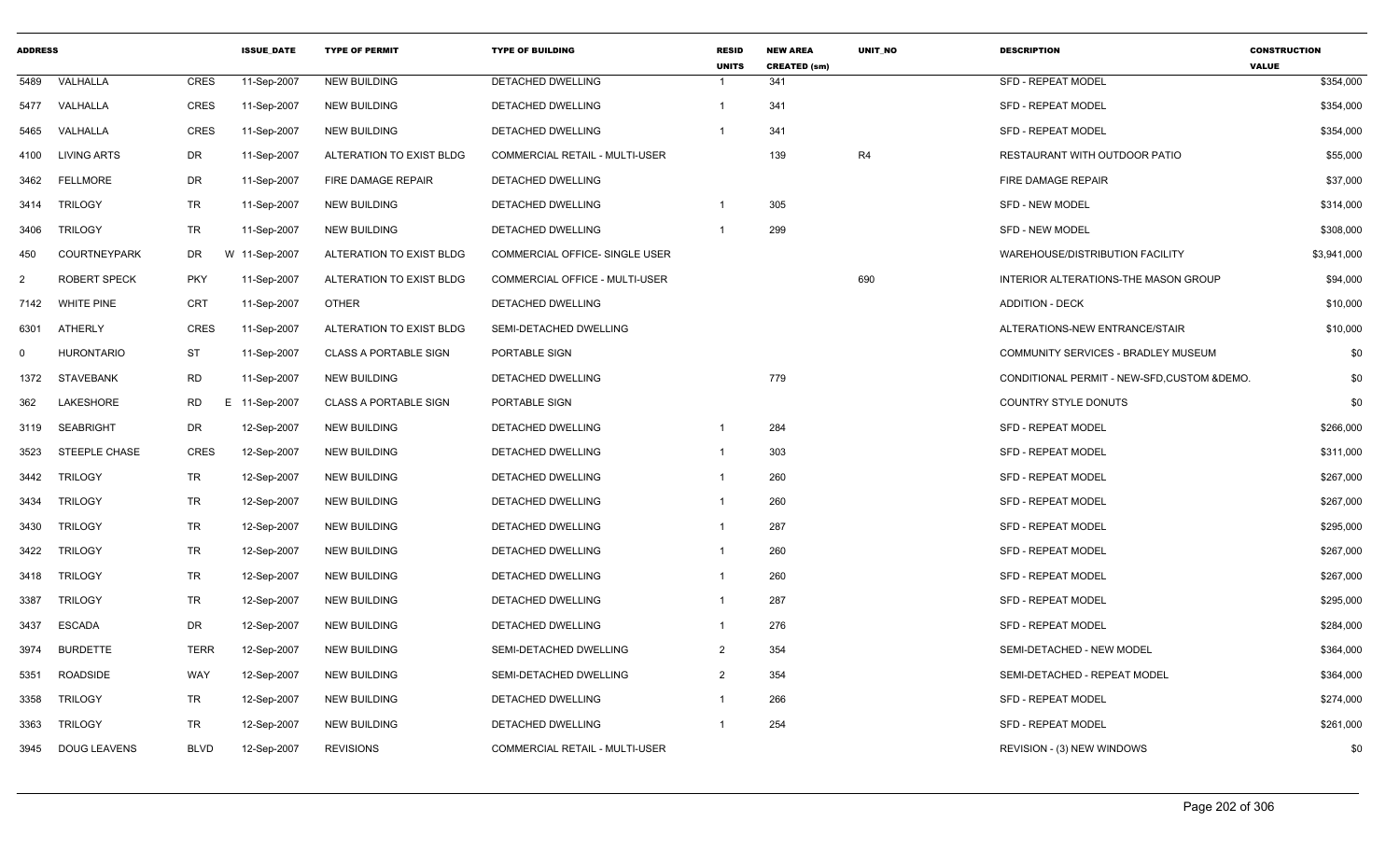| ADDRESS | | | ISSUE_DATE | TYPE OF PERMIT | TYPE OF BUILDING | RESID UNITS | NEW AREA CREATED (sm) | UNIT_NO | DESCRIPTION | CONSTRUCTION VALUE |
|---|---|---|---|---|---|---|---|---|---|---|
| 5489 | VALHALLA | CRES | 11-Sep-2007 | NEW BUILDING | DETACHED DWELLING | 1 | 341 | | SFD - REPEAT MODEL | $354,000 |
| 5477 | VALHALLA | CRES | 11-Sep-2007 | NEW BUILDING | DETACHED DWELLING | 1 | 341 | | SFD - REPEAT MODEL | $354,000 |
| 5465 | VALHALLA | CRES | 11-Sep-2007 | NEW BUILDING | DETACHED DWELLING | 1 | 341 | | SFD - REPEAT MODEL | $354,000 |
| 4100 | LIVING ARTS | DR | 11-Sep-2007 | ALTERATION TO EXIST BLDG | COMMERCIAL RETAIL - MULTI-USER | | 139 | R4 | RESTAURANT WITH OUTDOOR PATIO | $55,000 |
| 3462 | FELLMORE | DR | 11-Sep-2007 | FIRE DAMAGE REPAIR | DETACHED DWELLING | | | | FIRE DAMAGE REPAIR | $37,000 |
| 3414 | TRILOGY | TR | 11-Sep-2007 | NEW BUILDING | DETACHED DWELLING | 1 | 305 | | SFD - NEW MODEL | $314,000 |
| 3406 | TRILOGY | TR | 11-Sep-2007 | NEW BUILDING | DETACHED DWELLING | 1 | 299 | | SFD - NEW MODEL | $308,000 |
| 450 | COURTNEYPARK | DR | W 11-Sep-2007 | ALTERATION TO EXIST BLDG | COMMERCIAL OFFICE- SINGLE USER | | | | WAREHOUSE/DISTRIBUTION FACILITY | $3,941,000 |
| 2 | ROBERT SPECK | PKY | 11-Sep-2007 | ALTERATION TO EXIST BLDG | COMMERCIAL OFFICE - MULTI-USER | | | 690 | INTERIOR ALTERATIONS-THE MASON GROUP | $94,000 |
| 7142 | WHITE PINE | CRT | 11-Sep-2007 | OTHER | DETACHED DWELLING | | | | ADDITION - DECK | $10,000 |
| 6301 | ATHERLY | CRES | 11-Sep-2007 | ALTERATION TO EXIST BLDG | SEMI-DETACHED DWELLING | | | | ALTERATIONS-NEW ENTRANCE/STAIR | $10,000 |
| 0 | HURONTARIO | ST | 11-Sep-2007 | CLASS A PORTABLE SIGN | PORTABLE SIGN | | | | COMMUNITY SERVICES - BRADLEY MUSEUM | $0 |
| 1372 | STAVEBANK | RD | 11-Sep-2007 | NEW BUILDING | DETACHED DWELLING | | 779 | | CONDITIONAL PERMIT - NEW-SFD,CUSTOM &DEMO. | $0 |
| 362 | LAKESHORE | RD | E 11-Sep-2007 | CLASS A PORTABLE SIGN | PORTABLE SIGN | | | | COUNTRY STYLE DONUTS | $0 |
| 3119 | SEABRIGHT | DR | 12-Sep-2007 | NEW BUILDING | DETACHED DWELLING | 1 | 284 | | SFD - REPEAT MODEL | $266,000 |
| 3523 | STEEPLE CHASE | CRES | 12-Sep-2007 | NEW BUILDING | DETACHED DWELLING | 1 | 303 | | SFD - REPEAT MODEL | $311,000 |
| 3442 | TRILOGY | TR | 12-Sep-2007 | NEW BUILDING | DETACHED DWELLING | 1 | 260 | | SFD - REPEAT MODEL | $267,000 |
| 3434 | TRILOGY | TR | 12-Sep-2007 | NEW BUILDING | DETACHED DWELLING | 1 | 260 | | SFD - REPEAT MODEL | $267,000 |
| 3430 | TRILOGY | TR | 12-Sep-2007 | NEW BUILDING | DETACHED DWELLING | 1 | 287 | | SFD - REPEAT MODEL | $295,000 |
| 3422 | TRILOGY | TR | 12-Sep-2007 | NEW BUILDING | DETACHED DWELLING | 1 | 260 | | SFD - REPEAT MODEL | $267,000 |
| 3418 | TRILOGY | TR | 12-Sep-2007 | NEW BUILDING | DETACHED DWELLING | 1 | 260 | | SFD - REPEAT MODEL | $267,000 |
| 3387 | TRILOGY | TR | 12-Sep-2007 | NEW BUILDING | DETACHED DWELLING | 1 | 287 | | SFD - REPEAT MODEL | $295,000 |
| 3437 | ESCADA | DR | 12-Sep-2007 | NEW BUILDING | DETACHED DWELLING | 1 | 276 | | SFD - REPEAT MODEL | $284,000 |
| 3974 | BURDETTE | TERR | 12-Sep-2007 | NEW BUILDING | SEMI-DETACHED DWELLING | 2 | 354 | | SEMI-DETACHED - NEW MODEL | $364,000 |
| 5351 | ROADSIDE | WAY | 12-Sep-2007 | NEW BUILDING | SEMI-DETACHED DWELLING | 2 | 354 | | SEMI-DETACHED - REPEAT MODEL | $364,000 |
| 3358 | TRILOGY | TR | 12-Sep-2007 | NEW BUILDING | DETACHED DWELLING | 1 | 266 | | SFD - REPEAT MODEL | $274,000 |
| 3363 | TRILOGY | TR | 12-Sep-2007 | NEW BUILDING | DETACHED DWELLING | 1 | 254 | | SFD - REPEAT MODEL | $261,000 |
| 3945 | DOUG LEAVENS | BLVD | 12-Sep-2007 | REVISIONS | COMMERCIAL RETAIL - MULTI-USER | | | | REVISION - (3) NEW WINDOWS | $0 |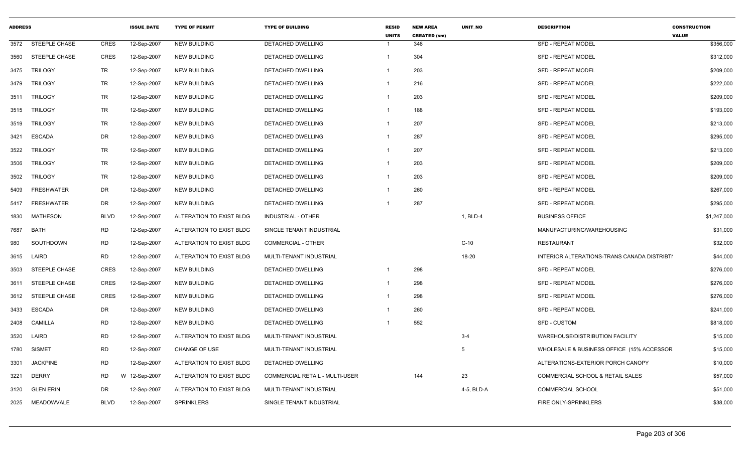| ADDRESS | | | ISSUE_DATE | TYPE OF PERMIT | TYPE OF BUILDING | RESID UNITS | NEW AREA CREATED (sm) | UNIT_NO | DESCRIPTION | CONSTRUCTION VALUE |
|---|---|---|---|---|---|---|---|---|---|---|
| 3572 | STEEPLE CHASE | CRES | 12-Sep-2007 | NEW BUILDING | DETACHED DWELLING | 1 | 346 | | SFD - REPEAT MODEL | $356,000 |
| 3560 | STEEPLE CHASE | CRES | 12-Sep-2007 | NEW BUILDING | DETACHED DWELLING | 1 | 304 | | SFD - REPEAT MODEL | $312,000 |
| 3475 | TRILOGY | TR | 12-Sep-2007 | NEW BUILDING | DETACHED DWELLING | 1 | 203 | | SFD - REPEAT MODEL | $209,000 |
| 3479 | TRILOGY | TR | 12-Sep-2007 | NEW BUILDING | DETACHED DWELLING | 1 | 216 | | SFD - REPEAT MODEL | $222,000 |
| 3511 | TRILOGY | TR | 12-Sep-2007 | NEW BUILDING | DETACHED DWELLING | 1 | 203 | | SFD - REPEAT MODEL | $209,000 |
| 3515 | TRILOGY | TR | 12-Sep-2007 | NEW BUILDING | DETACHED DWELLING | 1 | 188 | | SFD - REPEAT MODEL | $193,000 |
| 3519 | TRILOGY | TR | 12-Sep-2007 | NEW BUILDING | DETACHED DWELLING | 1 | 207 | | SFD - REPEAT MODEL | $213,000 |
| 3421 | ESCADA | DR | 12-Sep-2007 | NEW BUILDING | DETACHED DWELLING | 1 | 287 | | SFD - REPEAT MODEL | $295,000 |
| 3522 | TRILOGY | TR | 12-Sep-2007 | NEW BUILDING | DETACHED DWELLING | 1 | 207 | | SFD - REPEAT MODEL | $213,000 |
| 3506 | TRILOGY | TR | 12-Sep-2007 | NEW BUILDING | DETACHED DWELLING | 1 | 203 | | SFD - REPEAT MODEL | $209,000 |
| 3502 | TRILOGY | TR | 12-Sep-2007 | NEW BUILDING | DETACHED DWELLING | 1 | 203 | | SFD - REPEAT MODEL | $209,000 |
| 5409 | FRESHWATER | DR | 12-Sep-2007 | NEW BUILDING | DETACHED DWELLING | 1 | 260 | | SFD - REPEAT MODEL | $267,000 |
| 5417 | FRESHWATER | DR | 12-Sep-2007 | NEW BUILDING | DETACHED DWELLING | 1 | 287 | | SFD - REPEAT MODEL | $295,000 |
| 1830 | MATHESON | BLVD | 12-Sep-2007 | ALTERATION TO EXIST BLDG | INDUSTRIAL - OTHER | | | 1, BLD-4 | BUSINESS OFFICE | $1,247,000 |
| 7687 | BATH | RD | 12-Sep-2007 | ALTERATION TO EXIST BLDG | SINGLE TENANT INDUSTRIAL | | | | MANUFACTURING/WAREHOUSING | $31,000 |
| 980 | SOUTHDOWN | RD | 12-Sep-2007 | ALTERATION TO EXIST BLDG | COMMERCIAL - OTHER | | | C-10 | RESTAURANT | $32,000 |
| 3615 | LAIRD | RD | 12-Sep-2007 | ALTERATION TO EXIST BLDG | MULTI-TENANT INDUSTRIAL | | | 18-20 | INTERIOR ALTERATIONS-TRANS CANADA DISTRIBTI | $44,000 |
| 3503 | STEEPLE CHASE | CRES | 12-Sep-2007 | NEW BUILDING | DETACHED DWELLING | 1 | 298 | | SFD - REPEAT MODEL | $276,000 |
| 3611 | STEEPLE CHASE | CRES | 12-Sep-2007 | NEW BUILDING | DETACHED DWELLING | 1 | 298 | | SFD - REPEAT MODEL | $276,000 |
| 3612 | STEEPLE CHASE | CRES | 12-Sep-2007 | NEW BUILDING | DETACHED DWELLING | 1 | 298 | | SFD - REPEAT MODEL | $276,000 |
| 3433 | ESCADA | DR | 12-Sep-2007 | NEW BUILDING | DETACHED DWELLING | 1 | 260 | | SFD - REPEAT MODEL | $241,000 |
| 2408 | CAMILLA | RD | 12-Sep-2007 | NEW BUILDING | DETACHED DWELLING | 1 | 552 | | SFD - CUSTOM | $818,000 |
| 3520 | LAIRD | RD | 12-Sep-2007 | ALTERATION TO EXIST BLDG | MULTI-TENANT INDUSTRIAL | | | 3-4 | WAREHOUSE/DISTRIBUTION FACILITY | $15,000 |
| 1780 | SISMET | RD | 12-Sep-2007 | CHANGE OF USE | MULTI-TENANT INDUSTRIAL | | | 5 | WHOLESALE & BUSINESS OFFICE (15% ACCESSOR | $15,000 |
| 3301 | JACKPINE | RD | 12-Sep-2007 | ALTERATION TO EXIST BLDG | DETACHED DWELLING | | | | ALTERATIONS-EXTERIOR PORCH CANOPY | $10,000 |
| 3221 | DERRY | RD W | 12-Sep-2007 | ALTERATION TO EXIST BLDG | COMMERCIAL RETAIL - MULTI-USER | | 144 | 23 | COMMERCIAL SCHOOL & RETAIL SALES | $57,000 |
| 3120 | GLEN ERIN | DR | 12-Sep-2007 | ALTERATION TO EXIST BLDG | MULTI-TENANT INDUSTRIAL | | | 4-5, BLD-A | COMMERCIAL SCHOOL | $51,000 |
| 2025 | MEADOWVALE | BLVD | 12-Sep-2007 | SPRINKLERS | SINGLE TENANT INDUSTRIAL | | | | FIRE ONLY-SPRINKLERS | $38,000 |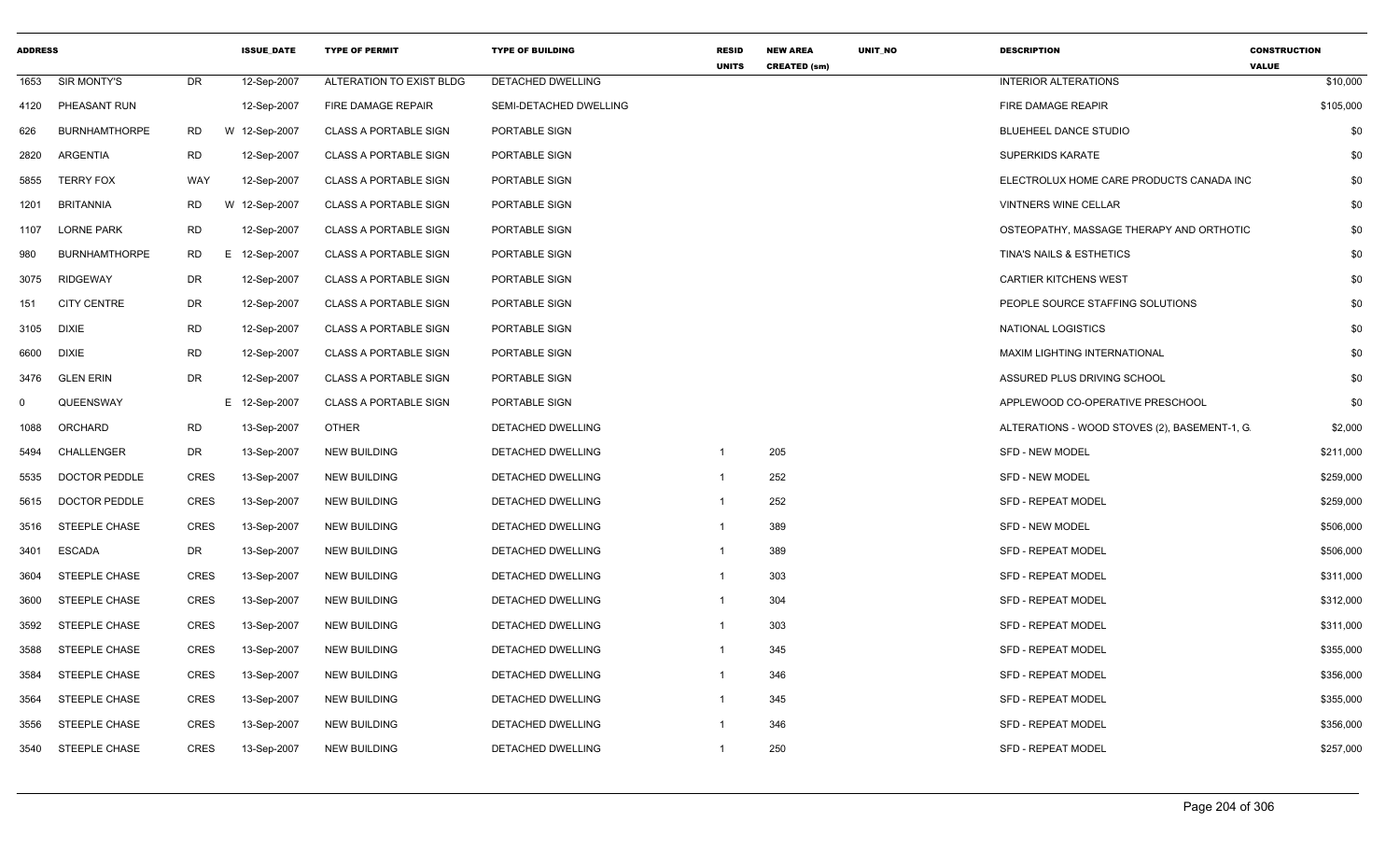| ADDRESS | | | ISSUE_DATE | TYPE OF PERMIT | TYPE OF BUILDING | RESID UNITS | NEW AREA CREATED (sm) | UNIT_NO | DESCRIPTION | CONSTRUCTION VALUE |
|---|---|---|---|---|---|---|---|---|---|---|
| 1653 | SIR MONTY'S | DR | 12-Sep-2007 | ALTERATION TO EXIST BLDG | DETACHED DWELLING | | | | INTERIOR ALTERATIONS | $10,000 |
| 4120 | PHEASANT RUN | | 12-Sep-2007 | FIRE DAMAGE REPAIR | SEMI-DETACHED DWELLING | | | | FIRE DAMAGE REAPIR | $105,000 |
| 626 | BURNHAMTHORPE | RD | W 12-Sep-2007 | CLASS A PORTABLE SIGN | PORTABLE SIGN | | | | BLUEHEEL DANCE STUDIO | $0 |
| 2820 | ARGENTIA | RD | 12-Sep-2007 | CLASS A PORTABLE SIGN | PORTABLE SIGN | | | | SUPERKIDS KARATE | $0 |
| 5855 | TERRY FOX | WAY | 12-Sep-2007 | CLASS A PORTABLE SIGN | PORTABLE SIGN | | | | ELECTROLUX HOME CARE PRODUCTS CANADA INC | $0 |
| 1201 | BRITANNIA | RD | W 12-Sep-2007 | CLASS A PORTABLE SIGN | PORTABLE SIGN | | | | VINTNERS WINE CELLAR | $0 |
| 1107 | LORNE PARK | RD | 12-Sep-2007 | CLASS A PORTABLE SIGN | PORTABLE SIGN | | | | OSTEOPATHY, MASSAGE THERAPY AND ORTHOTIC | $0 |
| 980 | BURNHAMTHORPE | RD | E 12-Sep-2007 | CLASS A PORTABLE SIGN | PORTABLE SIGN | | | | TINA'S NAILS & ESTHETICS | $0 |
| 3075 | RIDGEWAY | DR | 12-Sep-2007 | CLASS A PORTABLE SIGN | PORTABLE SIGN | | | | CARTIER KITCHENS WEST | $0 |
| 151 | CITY CENTRE | DR | 12-Sep-2007 | CLASS A PORTABLE SIGN | PORTABLE SIGN | | | | PEOPLE SOURCE STAFFING SOLUTIONS | $0 |
| 3105 | DIXIE | RD | 12-Sep-2007 | CLASS A PORTABLE SIGN | PORTABLE SIGN | | | | NATIONAL LOGISTICS | $0 |
| 6600 | DIXIE | RD | 12-Sep-2007 | CLASS A PORTABLE SIGN | PORTABLE SIGN | | | | MAXIM LIGHTING INTERNATIONAL | $0 |
| 3476 | GLEN ERIN | DR | 12-Sep-2007 | CLASS A PORTABLE SIGN | PORTABLE SIGN | | | | ASSURED PLUS DRIVING SCHOOL | $0 |
| 0 | QUEENSWAY | | E 12-Sep-2007 | CLASS A PORTABLE SIGN | PORTABLE SIGN | | | | APPLEWOOD CO-OPERATIVE PRESCHOOL | $0 |
| 1088 | ORCHARD | RD | 13-Sep-2007 | OTHER | DETACHED DWELLING | | | | ALTERATIONS - WOOD STOVES (2), BASEMENT-1, G | $2,000 |
| 5494 | CHALLENGER | DR | 13-Sep-2007 | NEW BUILDING | DETACHED DWELLING | 1 | 205 | | SFD - NEW MODEL | $211,000 |
| 5535 | DOCTOR PEDDLE | CRES | 13-Sep-2007 | NEW BUILDING | DETACHED DWELLING | 1 | 252 | | SFD - NEW MODEL | $259,000 |
| 5615 | DOCTOR PEDDLE | CRES | 13-Sep-2007 | NEW BUILDING | DETACHED DWELLING | 1 | 252 | | SFD - REPEAT MODEL | $259,000 |
| 3516 | STEEPLE CHASE | CRES | 13-Sep-2007 | NEW BUILDING | DETACHED DWELLING | 1 | 389 | | SFD - NEW MODEL | $506,000 |
| 3401 | ESCADA | DR | 13-Sep-2007 | NEW BUILDING | DETACHED DWELLING | 1 | 389 | | SFD - REPEAT MODEL | $506,000 |
| 3604 | STEEPLE CHASE | CRES | 13-Sep-2007 | NEW BUILDING | DETACHED DWELLING | 1 | 303 | | SFD - REPEAT MODEL | $311,000 |
| 3600 | STEEPLE CHASE | CRES | 13-Sep-2007 | NEW BUILDING | DETACHED DWELLING | 1 | 304 | | SFD - REPEAT MODEL | $312,000 |
| 3592 | STEEPLE CHASE | CRES | 13-Sep-2007 | NEW BUILDING | DETACHED DWELLING | 1 | 303 | | SFD - REPEAT MODEL | $311,000 |
| 3588 | STEEPLE CHASE | CRES | 13-Sep-2007 | NEW BUILDING | DETACHED DWELLING | 1 | 345 | | SFD - REPEAT MODEL | $355,000 |
| 3584 | STEEPLE CHASE | CRES | 13-Sep-2007 | NEW BUILDING | DETACHED DWELLING | 1 | 346 | | SFD - REPEAT MODEL | $356,000 |
| 3564 | STEEPLE CHASE | CRES | 13-Sep-2007 | NEW BUILDING | DETACHED DWELLING | 1 | 345 | | SFD - REPEAT MODEL | $355,000 |
| 3556 | STEEPLE CHASE | CRES | 13-Sep-2007 | NEW BUILDING | DETACHED DWELLING | 1 | 346 | | SFD - REPEAT MODEL | $356,000 |
| 3540 | STEEPLE CHASE | CRES | 13-Sep-2007 | NEW BUILDING | DETACHED DWELLING | 1 | 250 | | SFD - REPEAT MODEL | $257,000 |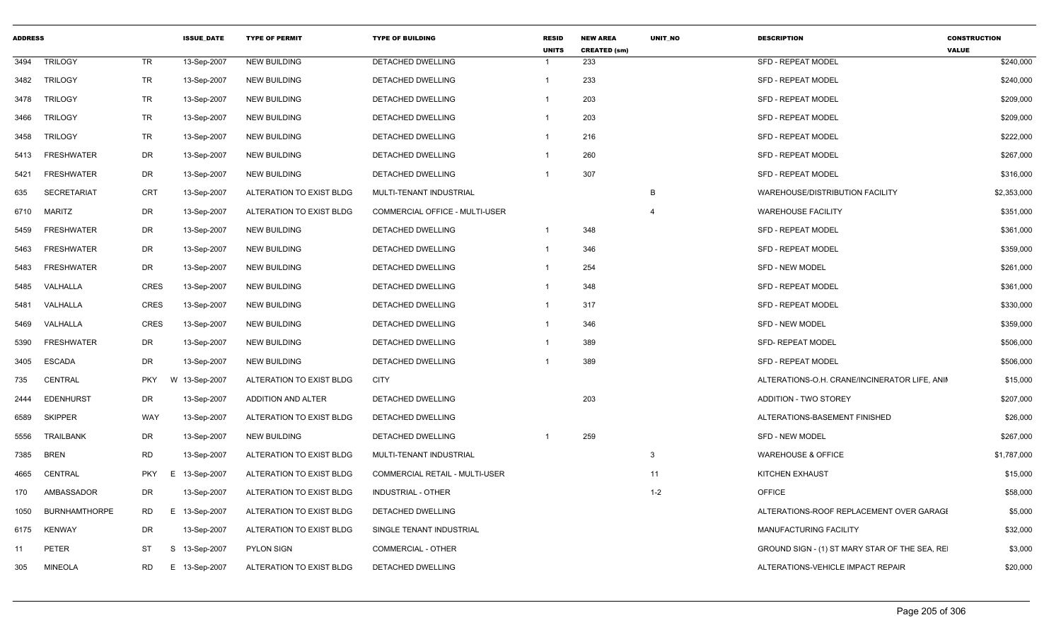| ADDRESS | | | ISSUE_DATE | TYPE OF PERMIT | TYPE OF BUILDING | RESID UNITS | NEW AREA CREATED (sm) | UNIT_NO | DESCRIPTION | CONSTRUCTION VALUE |
|---|---|---|---|---|---|---|---|---|---|---|
| 3494 | TRILOGY | TR | 13-Sep-2007 | NEW BUILDING | DETACHED DWELLING | 1 | 233 | | SFD - REPEAT MODEL | $240,000 |
| 3482 | TRILOGY | TR | 13-Sep-2007 | NEW BUILDING | DETACHED DWELLING | 1 | 233 | | SFD - REPEAT MODEL | $240,000 |
| 3478 | TRILOGY | TR | 13-Sep-2007 | NEW BUILDING | DETACHED DWELLING | 1 | 203 | | SFD - REPEAT MODEL | $209,000 |
| 3466 | TRILOGY | TR | 13-Sep-2007 | NEW BUILDING | DETACHED DWELLING | 1 | 203 | | SFD - REPEAT MODEL | $209,000 |
| 3458 | TRILOGY | TR | 13-Sep-2007 | NEW BUILDING | DETACHED DWELLING | 1 | 216 | | SFD - REPEAT MODEL | $222,000 |
| 5413 | FRESHWATER | DR | 13-Sep-2007 | NEW BUILDING | DETACHED DWELLING | 1 | 260 | | SFD - REPEAT MODEL | $267,000 |
| 5421 | FRESHWATER | DR | 13-Sep-2007 | NEW BUILDING | DETACHED DWELLING | 1 | 307 | | SFD - REPEAT MODEL | $316,000 |
| 635 | SECRETARIAT | CRT | 13-Sep-2007 | ALTERATION TO EXIST BLDG | MULTI-TENANT INDUSTRIAL | | | B | WAREHOUSE/DISTRIBUTION FACILITY | $2,353,000 |
| 6710 | MARITZ | DR | 13-Sep-2007 | ALTERATION TO EXIST BLDG | COMMERCIAL OFFICE - MULTI-USER | | | 4 | WAREHOUSE FACILITY | $351,000 |
| 5459 | FRESHWATER | DR | 13-Sep-2007 | NEW BUILDING | DETACHED DWELLING | 1 | 348 | | SFD - REPEAT MODEL | $361,000 |
| 5463 | FRESHWATER | DR | 13-Sep-2007 | NEW BUILDING | DETACHED DWELLING | 1 | 346 | | SFD - REPEAT MODEL | $359,000 |
| 5483 | FRESHWATER | DR | 13-Sep-2007 | NEW BUILDING | DETACHED DWELLING | 1 | 254 | | SFD - NEW MODEL | $261,000 |
| 5485 | VALHALLA | CRES | 13-Sep-2007 | NEW BUILDING | DETACHED DWELLING | 1 | 348 | | SFD - REPEAT MODEL | $361,000 |
| 5481 | VALHALLA | CRES | 13-Sep-2007 | NEW BUILDING | DETACHED DWELLING | 1 | 317 | | SFD - REPEAT MODEL | $330,000 |
| 5469 | VALHALLA | CRES | 13-Sep-2007 | NEW BUILDING | DETACHED DWELLING | 1 | 346 | | SFD - NEW MODEL | $359,000 |
| 5390 | FRESHWATER | DR | 13-Sep-2007 | NEW BUILDING | DETACHED DWELLING | 1 | 389 | | SFD- REPEAT MODEL | $506,000 |
| 3405 | ESCADA | DR | 13-Sep-2007 | NEW BUILDING | DETACHED DWELLING | 1 | 389 | | SFD - REPEAT MODEL | $506,000 |
| 735 | CENTRAL | PKY | W 13-Sep-2007 | ALTERATION TO EXIST BLDG | CITY | | | | ALTERATIONS-O.H. CRANE/INCINERATOR LIFE, ANIM | $15,000 |
| 2444 | EDENHURST | DR | 13-Sep-2007 | ADDITION AND ALTER | DETACHED DWELLING | | 203 | | ADDITION - TWO STOREY | $207,000 |
| 6589 | SKIPPER | WAY | 13-Sep-2007 | ALTERATION TO EXIST BLDG | DETACHED DWELLING | | | | ALTERATIONS-BASEMENT FINISHED | $26,000 |
| 5556 | TRAILBANK | DR | 13-Sep-2007 | NEW BUILDING | DETACHED DWELLING | 1 | 259 | | SFD - NEW MODEL | $267,000 |
| 7385 | BREN | RD | 13-Sep-2007 | ALTERATION TO EXIST BLDG | MULTI-TENANT INDUSTRIAL | | | 3 | WAREHOUSE & OFFICE | $1,787,000 |
| 4665 | CENTRAL | PKY | E 13-Sep-2007 | ALTERATION TO EXIST BLDG | COMMERCIAL RETAIL - MULTI-USER | | | 11 | KITCHEN EXHAUST | $15,000 |
| 170 | AMBASSADOR | DR | 13-Sep-2007 | ALTERATION TO EXIST BLDG | INDUSTRIAL - OTHER | | | 1-2 | OFFICE | $58,000 |
| 1050 | BURNHAMTHORPE | RD | E 13-Sep-2007 | ALTERATION TO EXIST BLDG | DETACHED DWELLING | | | | ALTERATIONS-ROOF REPLACEMENT OVER GARAGE | $5,000 |
| 6175 | KENWAY | DR | 13-Sep-2007 | ALTERATION TO EXIST BLDG | SINGLE TENANT INDUSTRIAL | | | | MANUFACTURING FACILITY | $32,000 |
| 11 | PETER | ST | S 13-Sep-2007 | PYLON SIGN | COMMERCIAL - OTHER | | | | GROUND SIGN - (1) ST MARY STAR OF THE SEA, REI | $3,000 |
| 305 | MINEOLA | RD | E 13-Sep-2007 | ALTERATION TO EXIST BLDG | DETACHED DWELLING | | | | ALTERATIONS-VEHICLE IMPACT REPAIR | $20,000 |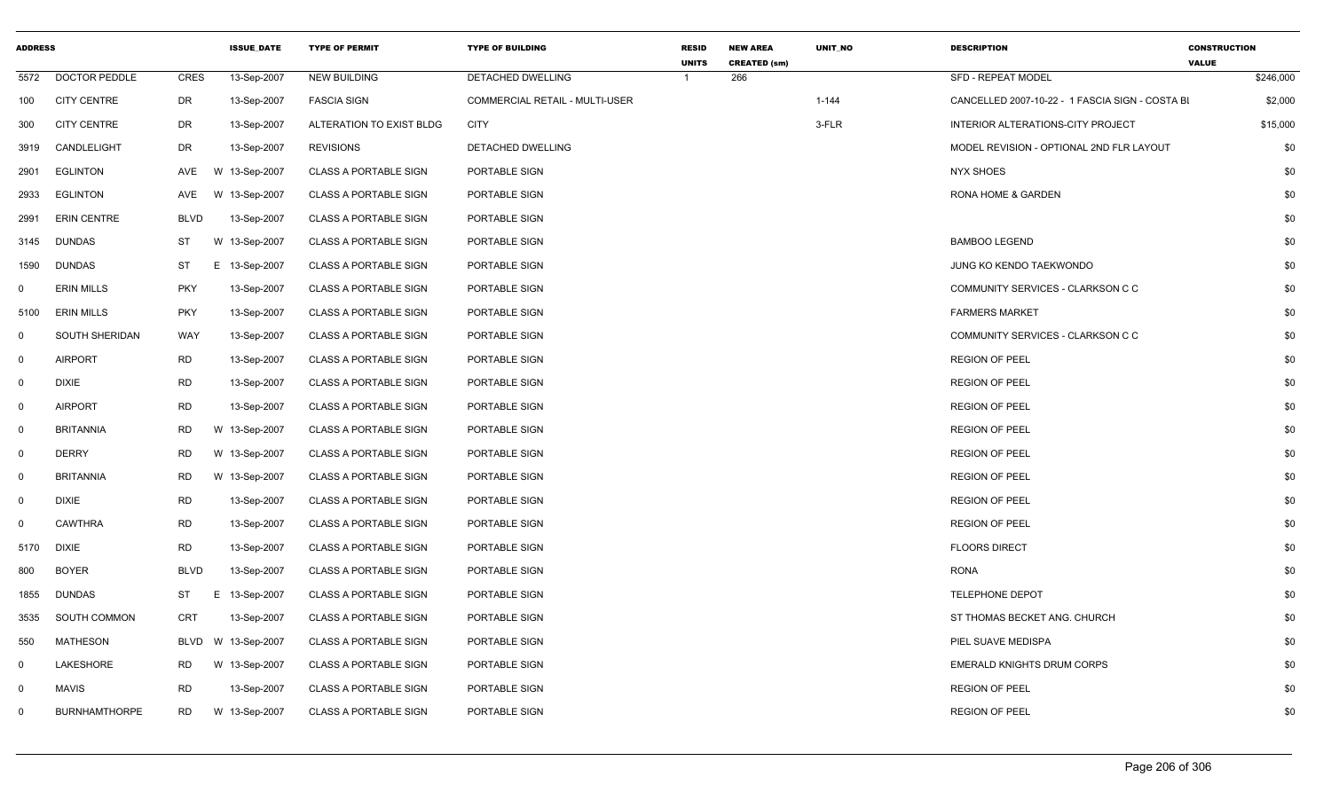| ADDRESS | | | ISSUE_DATE | TYPE OF PERMIT | TYPE OF BUILDING | RESID UNITS | NEW AREA CREATED (sm) | UNIT_NO | DESCRIPTION | CONSTRUCTION VALUE |
|---|---|---|---|---|---|---|---|---|---|---|
| 5572 | DOCTOR PEDDLE | CRES | 13-Sep-2007 | NEW BUILDING | DETACHED DWELLING | 1 | 266 | | SFD - REPEAT MODEL | $246,000 |
| 100 | CITY CENTRE | DR | 13-Sep-2007 | FASCIA SIGN | COMMERCIAL RETAIL - MULTI-USER | | | 1-144 | CANCELLED 2007-10-22 - 1 FASCIA SIGN - COSTA BI | $2,000 |
| 300 | CITY CENTRE | DR | 13-Sep-2007 | ALTERATION TO EXIST BLDG | CITY | | | 3-FLR | INTERIOR ALTERATIONS-CITY PROJECT | $15,000 |
| 3919 | CANDLELIGHT | DR | 13-Sep-2007 | REVISIONS | DETACHED DWELLING | | | | MODEL REVISION - OPTIONAL 2ND FLR LAYOUT | $0 |
| 2901 | EGLINTON | AVE | W 13-Sep-2007 | CLASS A PORTABLE SIGN | PORTABLE SIGN | | | | NYX SHOES | $0 |
| 2933 | EGLINTON | AVE | W 13-Sep-2007 | CLASS A PORTABLE SIGN | PORTABLE SIGN | | | | RONA HOME & GARDEN | $0 |
| 2991 | ERIN CENTRE | BLVD | 13-Sep-2007 | CLASS A PORTABLE SIGN | PORTABLE SIGN | | | | | $0 |
| 3145 | DUNDAS | ST | W 13-Sep-2007 | CLASS A PORTABLE SIGN | PORTABLE SIGN | | | | BAMBOO LEGEND | $0 |
| 1590 | DUNDAS | ST | E 13-Sep-2007 | CLASS A PORTABLE SIGN | PORTABLE SIGN | | | | JUNG KO KENDO TAEKWONDO | $0 |
| 0 | ERIN MILLS | PKY | 13-Sep-2007 | CLASS A PORTABLE SIGN | PORTABLE SIGN | | | | COMMUNITY SERVICES - CLARKSON C C | $0 |
| 5100 | ERIN MILLS | PKY | 13-Sep-2007 | CLASS A PORTABLE SIGN | PORTABLE SIGN | | | | FARMERS MARKET | $0 |
| 0 | SOUTH SHERIDAN | WAY | 13-Sep-2007 | CLASS A PORTABLE SIGN | PORTABLE SIGN | | | | COMMUNITY SERVICES - CLARKSON C C | $0 |
| 0 | AIRPORT | RD | 13-Sep-2007 | CLASS A PORTABLE SIGN | PORTABLE SIGN | | | | REGION OF PEEL | $0 |
| 0 | DIXIE | RD | 13-Sep-2007 | CLASS A PORTABLE SIGN | PORTABLE SIGN | | | | REGION OF PEEL | $0 |
| 0 | AIRPORT | RD | 13-Sep-2007 | CLASS A PORTABLE SIGN | PORTABLE SIGN | | | | REGION OF PEEL | $0 |
| 0 | BRITANNIA | RD | W 13-Sep-2007 | CLASS A PORTABLE SIGN | PORTABLE SIGN | | | | REGION OF PEEL | $0 |
| 0 | DERRY | RD | W 13-Sep-2007 | CLASS A PORTABLE SIGN | PORTABLE SIGN | | | | REGION OF PEEL | $0 |
| 0 | BRITANNIA | RD | W 13-Sep-2007 | CLASS A PORTABLE SIGN | PORTABLE SIGN | | | | REGION OF PEEL | $0 |
| 0 | DIXIE | RD | 13-Sep-2007 | CLASS A PORTABLE SIGN | PORTABLE SIGN | | | | REGION OF PEEL | $0 |
| 0 | CAWTHRA | RD | 13-Sep-2007 | CLASS A PORTABLE SIGN | PORTABLE SIGN | | | | REGION OF PEEL | $0 |
| 5170 | DIXIE | RD | 13-Sep-2007 | CLASS A PORTABLE SIGN | PORTABLE SIGN | | | | FLOORS DIRECT | $0 |
| 800 | BOYER | BLVD | 13-Sep-2007 | CLASS A PORTABLE SIGN | PORTABLE SIGN | | | | RONA | $0 |
| 1855 | DUNDAS | ST | E 13-Sep-2007 | CLASS A PORTABLE SIGN | PORTABLE SIGN | | | | TELEPHONE DEPOT | $0 |
| 3535 | SOUTH COMMON | CRT | 13-Sep-2007 | CLASS A PORTABLE SIGN | PORTABLE SIGN | | | | ST THOMAS BECKET ANG. CHURCH | $0 |
| 550 | MATHESON | BLVD | W 13-Sep-2007 | CLASS A PORTABLE SIGN | PORTABLE SIGN | | | | PIEL SUAVE MEDISPA | $0 |
| 0 | LAKESHORE | RD | W 13-Sep-2007 | CLASS A PORTABLE SIGN | PORTABLE SIGN | | | | EMERALD KNIGHTS DRUM CORPS | $0 |
| 0 | MAVIS | RD | 13-Sep-2007 | CLASS A PORTABLE SIGN | PORTABLE SIGN | | | | REGION OF PEEL | $0 |
| 0 | BURNHAMTHORPE | RD | W 13-Sep-2007 | CLASS A PORTABLE SIGN | PORTABLE SIGN | | | | REGION OF PEEL | $0 |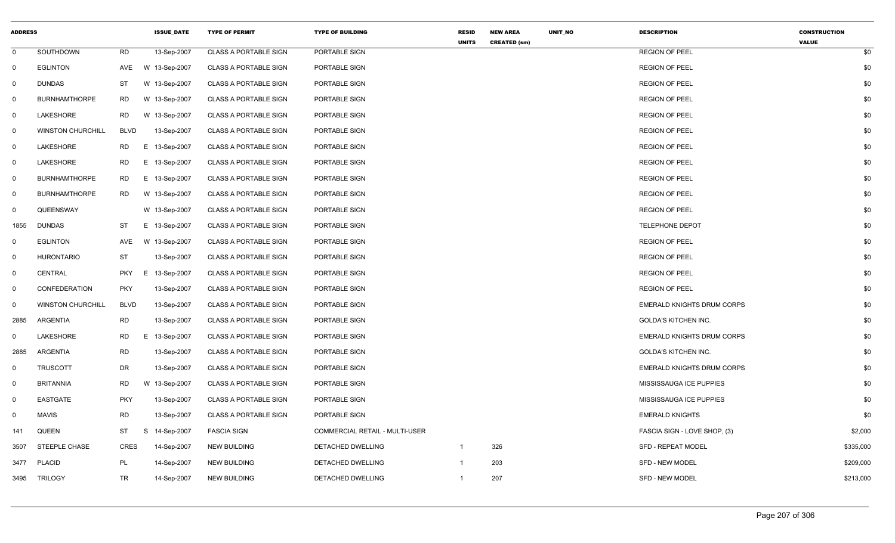| ADDRESS | | | ISSUE_DATE | TYPE OF PERMIT | TYPE OF BUILDING | RESID UNITS | NEW AREA CREATED (sm) | UNIT_NO | DESCRIPTION | CONSTRUCTION VALUE |
|---|---|---|---|---|---|---|---|---|---|---|
| 0 | SOUTHDOWN | RD | 13-Sep-2007 | CLASS A PORTABLE SIGN | PORTABLE SIGN | | | | REGION OF PEEL | $0 |
| 0 | EGLINTON | AVE | W 13-Sep-2007 | CLASS A PORTABLE SIGN | PORTABLE SIGN | | | | REGION OF PEEL | $0 |
| 0 | DUNDAS | ST | W 13-Sep-2007 | CLASS A PORTABLE SIGN | PORTABLE SIGN | | | | REGION OF PEEL | $0 |
| 0 | BURNHAMTHORPE | RD | W 13-Sep-2007 | CLASS A PORTABLE SIGN | PORTABLE SIGN | | | | REGION OF PEEL | $0 |
| 0 | LAKESHORE | RD | W 13-Sep-2007 | CLASS A PORTABLE SIGN | PORTABLE SIGN | | | | REGION OF PEEL | $0 |
| 0 | WINSTON CHURCHILL | BLVD | 13-Sep-2007 | CLASS A PORTABLE SIGN | PORTABLE SIGN | | | | REGION OF PEEL | $0 |
| 0 | LAKESHORE | RD | E 13-Sep-2007 | CLASS A PORTABLE SIGN | PORTABLE SIGN | | | | REGION OF PEEL | $0 |
| 0 | LAKESHORE | RD | E 13-Sep-2007 | CLASS A PORTABLE SIGN | PORTABLE SIGN | | | | REGION OF PEEL | $0 |
| 0 | BURNHAMTHORPE | RD | E 13-Sep-2007 | CLASS A PORTABLE SIGN | PORTABLE SIGN | | | | REGION OF PEEL | $0 |
| 0 | BURNHAMTHORPE | RD | W 13-Sep-2007 | CLASS A PORTABLE SIGN | PORTABLE SIGN | | | | REGION OF PEEL | $0 |
| 0 | QUEENSWAY | | W 13-Sep-2007 | CLASS A PORTABLE SIGN | PORTABLE SIGN | | | | REGION OF PEEL | $0 |
| 1855 | DUNDAS | ST | E 13-Sep-2007 | CLASS A PORTABLE SIGN | PORTABLE SIGN | | | | TELEPHONE DEPOT | $0 |
| 0 | EGLINTON | AVE | W 13-Sep-2007 | CLASS A PORTABLE SIGN | PORTABLE SIGN | | | | REGION OF PEEL | $0 |
| 0 | HURONTARIO | ST | 13-Sep-2007 | CLASS A PORTABLE SIGN | PORTABLE SIGN | | | | REGION OF PEEL | $0 |
| 0 | CENTRAL | PKY | E 13-Sep-2007 | CLASS A PORTABLE SIGN | PORTABLE SIGN | | | | REGION OF PEEL | $0 |
| 0 | CONFEDERATION | PKY | 13-Sep-2007 | CLASS A PORTABLE SIGN | PORTABLE SIGN | | | | REGION OF PEEL | $0 |
| 0 | WINSTON CHURCHILL | BLVD | 13-Sep-2007 | CLASS A PORTABLE SIGN | PORTABLE SIGN | | | | EMERALD KNIGHTS DRUM CORPS | $0 |
| 2885 | ARGENTIA | RD | 13-Sep-2007 | CLASS A PORTABLE SIGN | PORTABLE SIGN | | | | GOLDA'S KITCHEN INC. | $0 |
| 0 | LAKESHORE | RD | E 13-Sep-2007 | CLASS A PORTABLE SIGN | PORTABLE SIGN | | | | EMERALD KNIGHTS DRUM CORPS | $0 |
| 2885 | ARGENTIA | RD | 13-Sep-2007 | CLASS A PORTABLE SIGN | PORTABLE SIGN | | | | GOLDA'S KITCHEN INC. | $0 |
| 0 | TRUSCOTT | DR | 13-Sep-2007 | CLASS A PORTABLE SIGN | PORTABLE SIGN | | | | EMERALD KNIGHTS DRUM CORPS | $0 |
| 0 | BRITANNIA | RD | W 13-Sep-2007 | CLASS A PORTABLE SIGN | PORTABLE SIGN | | | | MISSISSAUGA ICE PUPPIES | $0 |
| 0 | EASTGATE | PKY | 13-Sep-2007 | CLASS A PORTABLE SIGN | PORTABLE SIGN | | | | MISSISSAUGA ICE PUPPIES | $0 |
| 0 | MAVIS | RD | 13-Sep-2007 | CLASS A PORTABLE SIGN | PORTABLE SIGN | | | | EMERALD KNIGHTS | $0 |
| 141 | QUEEN | ST | S 14-Sep-2007 | FASCIA SIGN | COMMERCIAL RETAIL - MULTI-USER | | | | FASCIA SIGN - LOVE SHOP, (3) | $2,000 |
| 3507 | STEEPLE CHASE | CRES | 14-Sep-2007 | NEW BUILDING | DETACHED DWELLING | 1 | 326 | | SFD - REPEAT MODEL | $335,000 |
| 3477 | PLACID | PL | 14-Sep-2007 | NEW BUILDING | DETACHED DWELLING | 1 | 203 | | SFD - NEW MODEL | $209,000 |
| 3495 | TRILOGY | TR | 14-Sep-2007 | NEW BUILDING | DETACHED DWELLING | 1 | 207 | | SFD - NEW MODEL | $213,000 |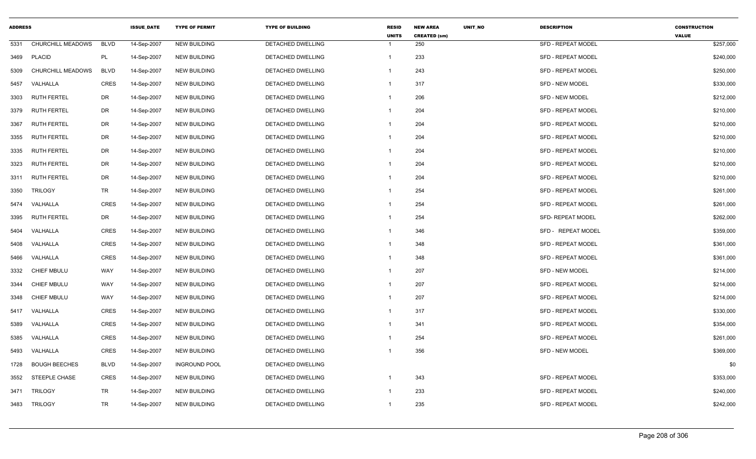| ADDRESS | | | ISSUE_DATE | TYPE OF PERMIT | TYPE OF BUILDING | RESID UNITS | NEW AREA CREATED (sm) | UNIT_NO | DESCRIPTION | CONSTRUCTION VALUE |
|---|---|---|---|---|---|---|---|---|---|---|
| 5331 | CHURCHILL MEADOWS | BLVD | 14-Sep-2007 | NEW BUILDING | DETACHED DWELLING | 1 | 250 | | SFD - REPEAT MODEL | $257,000 |
| 3469 | PLACID | PL | 14-Sep-2007 | NEW BUILDING | DETACHED DWELLING | 1 | 233 | | SFD - REPEAT MODEL | $240,000 |
| 5309 | CHURCHILL MEADOWS | BLVD | 14-Sep-2007 | NEW BUILDING | DETACHED DWELLING | 1 | 243 | | SFD - REPEAT MODEL | $250,000 |
| 5457 | VALHALLA | CRES | 14-Sep-2007 | NEW BUILDING | DETACHED DWELLING | 1 | 317 | | SFD - NEW MODEL | $330,000 |
| 3303 | RUTH FERTEL | DR | 14-Sep-2007 | NEW BUILDING | DETACHED DWELLING | 1 | 206 | | SFD - NEW MODEL | $212,000 |
| 3379 | RUTH FERTEL | DR | 14-Sep-2007 | NEW BUILDING | DETACHED DWELLING | 1 | 204 | | SFD - REPEAT MODEL | $210,000 |
| 3367 | RUTH FERTEL | DR | 14-Sep-2007 | NEW BUILDING | DETACHED DWELLING | 1 | 204 | | SFD - REPEAT MODEL | $210,000 |
| 3355 | RUTH FERTEL | DR | 14-Sep-2007 | NEW BUILDING | DETACHED DWELLING | 1 | 204 | | SFD - REPEAT MODEL | $210,000 |
| 3335 | RUTH FERTEL | DR | 14-Sep-2007 | NEW BUILDING | DETACHED DWELLING | 1 | 204 | | SFD - REPEAT MODEL | $210,000 |
| 3323 | RUTH FERTEL | DR | 14-Sep-2007 | NEW BUILDING | DETACHED DWELLING | 1 | 204 | | SFD - REPEAT MODEL | $210,000 |
| 3311 | RUTH FERTEL | DR | 14-Sep-2007 | NEW BUILDING | DETACHED DWELLING | 1 | 204 | | SFD - REPEAT MODEL | $210,000 |
| 3350 | TRILOGY | TR | 14-Sep-2007 | NEW BUILDING | DETACHED DWELLING | 1 | 254 | | SFD - REPEAT MODEL | $261,000 |
| 5474 | VALHALLA | CRES | 14-Sep-2007 | NEW BUILDING | DETACHED DWELLING | 1 | 254 | | SFD - REPEAT MODEL | $261,000 |
| 3395 | RUTH FERTEL | DR | 14-Sep-2007 | NEW BUILDING | DETACHED DWELLING | 1 | 254 | | SFD- REPEAT MODEL | $262,000 |
| 5404 | VALHALLA | CRES | 14-Sep-2007 | NEW BUILDING | DETACHED DWELLING | 1 | 346 | | SFD - REPEAT MODEL | $359,000 |
| 5408 | VALHALLA | CRES | 14-Sep-2007 | NEW BUILDING | DETACHED DWELLING | 1 | 348 | | SFD - REPEAT MODEL | $361,000 |
| 5466 | VALHALLA | CRES | 14-Sep-2007 | NEW BUILDING | DETACHED DWELLING | 1 | 348 | | SFD - REPEAT MODEL | $361,000 |
| 3332 | CHIEF MBULU | WAY | 14-Sep-2007 | NEW BUILDING | DETACHED DWELLING | 1 | 207 | | SFD - NEW MODEL | $214,000 |
| 3344 | CHIEF MBULU | WAY | 14-Sep-2007 | NEW BUILDING | DETACHED DWELLING | 1 | 207 | | SFD - REPEAT MODEL | $214,000 |
| 3348 | CHIEF MBULU | WAY | 14-Sep-2007 | NEW BUILDING | DETACHED DWELLING | 1 | 207 | | SFD - REPEAT MODEL | $214,000 |
| 5417 | VALHALLA | CRES | 14-Sep-2007 | NEW BUILDING | DETACHED DWELLING | 1 | 317 | | SFD - REPEAT MODEL | $330,000 |
| 5389 | VALHALLA | CRES | 14-Sep-2007 | NEW BUILDING | DETACHED DWELLING | 1 | 341 | | SFD - REPEAT MODEL | $354,000 |
| 5385 | VALHALLA | CRES | 14-Sep-2007 | NEW BUILDING | DETACHED DWELLING | 1 | 254 | | SFD - REPEAT MODEL | $261,000 |
| 5493 | VALHALLA | CRES | 14-Sep-2007 | NEW BUILDING | DETACHED DWELLING | 1 | 356 | | SFD - NEW MODEL | $369,000 |
| 1728 | BOUGH BEECHES | BLVD | 14-Sep-2007 | INGROUND POOL | DETACHED DWELLING | | | | | $0 |
| 3552 | STEEPLE CHASE | CRES | 14-Sep-2007 | NEW BUILDING | DETACHED DWELLING | 1 | 343 | | SFD - REPEAT MODEL | $353,000 |
| 3471 | TRILOGY | TR | 14-Sep-2007 | NEW BUILDING | DETACHED DWELLING | 1 | 233 | | SFD - REPEAT MODEL | $240,000 |
| 3483 | TRILOGY | TR | 14-Sep-2007 | NEW BUILDING | DETACHED DWELLING | 1 | 235 | | SFD - REPEAT MODEL | $242,000 |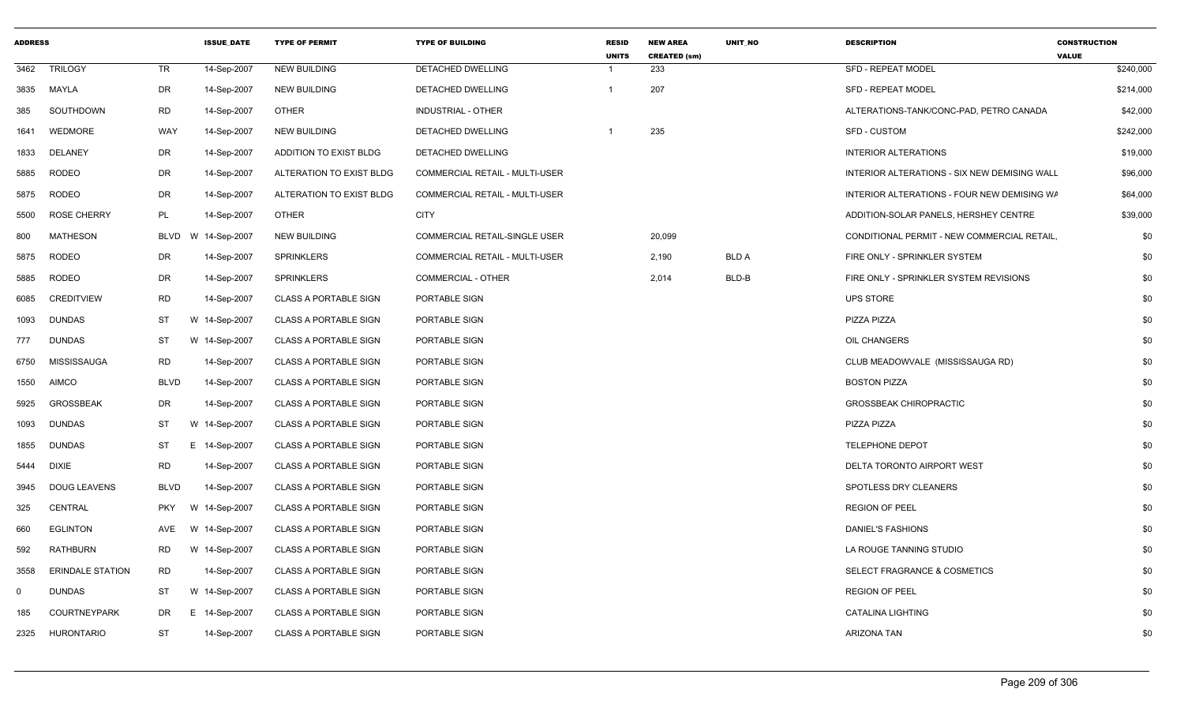| ADDRESS | | | ISSUE_DATE | TYPE OF PERMIT | TYPE OF BUILDING | RESID UNITS | NEW AREA CREATED (sm) | UNIT_NO | DESCRIPTION | CONSTRUCTION VALUE |
|---|---|---|---|---|---|---|---|---|---|---|
| 3462 | TRILOGY | TR | 14-Sep-2007 | NEW BUILDING | DETACHED DWELLING | 1 | 233 | | SFD - REPEAT MODEL | $240,000 |
| 3835 | MAYLA | DR | 14-Sep-2007 | NEW BUILDING | DETACHED DWELLING | 1 | 207 | | SFD - REPEAT MODEL | $214,000 |
| 385 | SOUTHDOWN | RD | 14-Sep-2007 | OTHER | INDUSTRIAL - OTHER | | | | ALTERATIONS-TANK/CONC-PAD, PETRO CANADA | $42,000 |
| 1641 | WEDMORE | WAY | 14-Sep-2007 | NEW BUILDING | DETACHED DWELLING | 1 | 235 | | SFD - CUSTOM | $242,000 |
| 1833 | DELANEY | DR | 14-Sep-2007 | ADDITION TO EXIST BLDG | DETACHED DWELLING | | | | INTERIOR ALTERATIONS | $19,000 |
| 5885 | RODEO | DR | 14-Sep-2007 | ALTERATION TO EXIST BLDG | COMMERCIAL RETAIL - MULTI-USER | | | | INTERIOR ALTERATIONS - SIX NEW DEMISING WALL | $96,000 |
| 5875 | RODEO | DR | 14-Sep-2007 | ALTERATION TO EXIST BLDG | COMMERCIAL RETAIL - MULTI-USER | | | | INTERIOR ALTERATIONS - FOUR NEW DEMISING WA | $64,000 |
| 5500 | ROSE CHERRY | PL | 14-Sep-2007 | OTHER | CITY | | | | ADDITION-SOLAR PANELS, HERSHEY CENTRE | $39,000 |
| 800 | MATHESON | BLVD W | 14-Sep-2007 | NEW BUILDING | COMMERCIAL RETAIL-SINGLE USER | | 20,099 | | CONDITIONAL PERMIT - NEW COMMERCIAL RETAIL, | $0 |
| 5875 | RODEO | DR | 14-Sep-2007 | SPRINKLERS | COMMERCIAL RETAIL - MULTI-USER | | 2,190 | BLD A | FIRE ONLY - SPRINKLER SYSTEM | $0 |
| 5885 | RODEO | DR | 14-Sep-2007 | SPRINKLERS | COMMERCIAL - OTHER | | 2,014 | BLD-B | FIRE ONLY - SPRINKLER SYSTEM REVISIONS | $0 |
| 6085 | CREDITVIEW | RD | 14-Sep-2007 | CLASS A PORTABLE SIGN | PORTABLE SIGN | | | | UPS STORE | $0 |
| 1093 | DUNDAS | ST W | 14-Sep-2007 | CLASS A PORTABLE SIGN | PORTABLE SIGN | | | | PIZZA PIZZA | $0 |
| 777 | DUNDAS | ST W | 14-Sep-2007 | CLASS A PORTABLE SIGN | PORTABLE SIGN | | | | OIL CHANGERS | $0 |
| 6750 | MISSISSAUGA | RD | 14-Sep-2007 | CLASS A PORTABLE SIGN | PORTABLE SIGN | | | | CLUB MEADOWVALE (MISSISSAUGA RD) | $0 |
| 1550 | AIMCO | BLVD | 14-Sep-2007 | CLASS A PORTABLE SIGN | PORTABLE SIGN | | | | BOSTON PIZZA | $0 |
| 5925 | GROSSBEAK | DR | 14-Sep-2007 | CLASS A PORTABLE SIGN | PORTABLE SIGN | | | | GROSSBEAK CHIROPRACTIC | $0 |
| 1093 | DUNDAS | ST W | 14-Sep-2007 | CLASS A PORTABLE SIGN | PORTABLE SIGN | | | | PIZZA PIZZA | $0 |
| 1855 | DUNDAS | ST E | 14-Sep-2007 | CLASS A PORTABLE SIGN | PORTABLE SIGN | | | | TELEPHONE DEPOT | $0 |
| 5444 | DIXIE | RD | 14-Sep-2007 | CLASS A PORTABLE SIGN | PORTABLE SIGN | | | | DELTA TORONTO AIRPORT WEST | $0 |
| 3945 | DOUG LEAVENS | BLVD | 14-Sep-2007 | CLASS A PORTABLE SIGN | PORTABLE SIGN | | | | SPOTLESS DRY CLEANERS | $0 |
| 325 | CENTRAL | PKY W | 14-Sep-2007 | CLASS A PORTABLE SIGN | PORTABLE SIGN | | | | REGION OF PEEL | $0 |
| 660 | EGLINTON | AVE W | 14-Sep-2007 | CLASS A PORTABLE SIGN | PORTABLE SIGN | | | | DANIEL'S FASHIONS | $0 |
| 592 | RATHBURN | RD W | 14-Sep-2007 | CLASS A PORTABLE SIGN | PORTABLE SIGN | | | | LA ROUGE TANNING STUDIO | $0 |
| 3558 | ERINDALE STATION | RD | 14-Sep-2007 | CLASS A PORTABLE SIGN | PORTABLE SIGN | | | | SELECT FRAGRANCE & COSMETICS | $0 |
| 0 | DUNDAS | ST W | 14-Sep-2007 | CLASS A PORTABLE SIGN | PORTABLE SIGN | | | | REGION OF PEEL | $0 |
| 185 | COURTNEYPARK | DR E | 14-Sep-2007 | CLASS A PORTABLE SIGN | PORTABLE SIGN | | | | CATALINA LIGHTING | $0 |
| 2325 | HURONTARIO | ST | 14-Sep-2007 | CLASS A PORTABLE SIGN | PORTABLE SIGN | | | | ARIZONA TAN | $0 |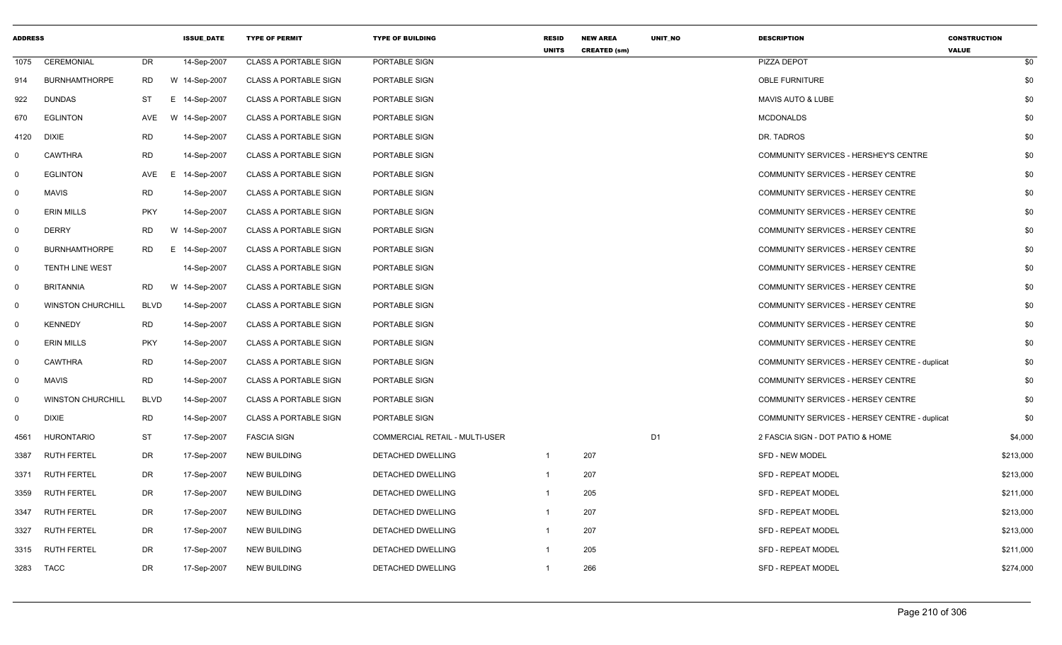| ADDRESS | | | ISSUE_DATE | TYPE OF PERMIT | TYPE OF BUILDING | RESID UNITS | NEW AREA CREATED (sm) | UNIT_NO | DESCRIPTION | CONSTRUCTION VALUE |
|---|---|---|---|---|---|---|---|---|---|---|
| 1075 | CEREMONIAL | DR | 14-Sep-2007 | CLASS A PORTABLE SIGN | PORTABLE SIGN | | | | PIZZA DEPOT | $0 |
| 914 | BURNHAMTHORPE | RD | W 14-Sep-2007 | CLASS A PORTABLE SIGN | PORTABLE SIGN | | | | OBLE FURNITURE | $0 |
| 922 | DUNDAS | ST | E 14-Sep-2007 | CLASS A PORTABLE SIGN | PORTABLE SIGN | | | | MAVIS AUTO & LUBE | $0 |
| 670 | EGLINTON | AVE | W 14-Sep-2007 | CLASS A PORTABLE SIGN | PORTABLE SIGN | | | | MCDONALDS | $0 |
| 4120 | DIXIE | RD | 14-Sep-2007 | CLASS A PORTABLE SIGN | PORTABLE SIGN | | | | DR. TADROS | $0 |
| 0 | CAWTHRA | RD | 14-Sep-2007 | CLASS A PORTABLE SIGN | PORTABLE SIGN | | | | COMMUNITY SERVICES - HERSHEY'S CENTRE | $0 |
| 0 | EGLINTON | AVE | E 14-Sep-2007 | CLASS A PORTABLE SIGN | PORTABLE SIGN | | | | COMMUNITY SERVICES - HERSEY CENTRE | $0 |
| 0 | MAVIS | RD | 14-Sep-2007 | CLASS A PORTABLE SIGN | PORTABLE SIGN | | | | COMMUNITY SERVICES - HERSEY CENTRE | $0 |
| 0 | ERIN MILLS | PKY | 14-Sep-2007 | CLASS A PORTABLE SIGN | PORTABLE SIGN | | | | COMMUNITY SERVICES - HERSEY CENTRE | $0 |
| 0 | DERRY | RD | W 14-Sep-2007 | CLASS A PORTABLE SIGN | PORTABLE SIGN | | | | COMMUNITY SERVICES - HERSEY CENTRE | $0 |
| 0 | BURNHAMTHORPE | RD | E 14-Sep-2007 | CLASS A PORTABLE SIGN | PORTABLE SIGN | | | | COMMUNITY SERVICES - HERSEY CENTRE | $0 |
| 0 | TENTH LINE WEST | | 14-Sep-2007 | CLASS A PORTABLE SIGN | PORTABLE SIGN | | | | COMMUNITY SERVICES - HERSEY CENTRE | $0 |
| 0 | BRITANNIA | RD | W 14-Sep-2007 | CLASS A PORTABLE SIGN | PORTABLE SIGN | | | | COMMUNITY SERVICES - HERSEY CENTRE | $0 |
| 0 | WINSTON CHURCHILL | BLVD | 14-Sep-2007 | CLASS A PORTABLE SIGN | PORTABLE SIGN | | | | COMMUNITY SERVICES - HERSEY CENTRE | $0 |
| 0 | KENNEDY | RD | 14-Sep-2007 | CLASS A PORTABLE SIGN | PORTABLE SIGN | | | | COMMUNITY SERVICES - HERSEY CENTRE | $0 |
| 0 | ERIN MILLS | PKY | 14-Sep-2007 | CLASS A PORTABLE SIGN | PORTABLE SIGN | | | | COMMUNITY SERVICES - HERSEY CENTRE | $0 |
| 0 | CAWTHRA | RD | 14-Sep-2007 | CLASS A PORTABLE SIGN | PORTABLE SIGN | | | | COMMUNITY SERVICES - HERSEY CENTRE - duplicat | $0 |
| 0 | MAVIS | RD | 14-Sep-2007 | CLASS A PORTABLE SIGN | PORTABLE SIGN | | | | COMMUNITY SERVICES - HERSEY CENTRE | $0 |
| 0 | WINSTON CHURCHILL | BLVD | 14-Sep-2007 | CLASS A PORTABLE SIGN | PORTABLE SIGN | | | | COMMUNITY SERVICES - HERSEY CENTRE | $0 |
| 0 | DIXIE | RD | 14-Sep-2007 | CLASS A PORTABLE SIGN | PORTABLE SIGN | | | | COMMUNITY SERVICES - HERSEY CENTRE - duplicat | $0 |
| 4561 | HURONTARIO | ST | 17-Sep-2007 | FASCIA SIGN | COMMERCIAL RETAIL - MULTI-USER | | | D1 | 2 FASCIA SIGN - DOT PATIO & HOME | $4,000 |
| 3387 | RUTH FERTEL | DR | 17-Sep-2007 | NEW BUILDING | DETACHED DWELLING | 1 | 207 | | SFD - NEW MODEL | $213,000 |
| 3371 | RUTH FERTEL | DR | 17-Sep-2007 | NEW BUILDING | DETACHED DWELLING | 1 | 207 | | SFD - REPEAT MODEL | $213,000 |
| 3359 | RUTH FERTEL | DR | 17-Sep-2007 | NEW BUILDING | DETACHED DWELLING | 1 | 205 | | SFD - REPEAT MODEL | $211,000 |
| 3347 | RUTH FERTEL | DR | 17-Sep-2007 | NEW BUILDING | DETACHED DWELLING | 1 | 207 | | SFD - REPEAT MODEL | $213,000 |
| 3327 | RUTH FERTEL | DR | 17-Sep-2007 | NEW BUILDING | DETACHED DWELLING | 1 | 207 | | SFD - REPEAT MODEL | $213,000 |
| 3315 | RUTH FERTEL | DR | 17-Sep-2007 | NEW BUILDING | DETACHED DWELLING | 1 | 205 | | SFD - REPEAT MODEL | $211,000 |
| 3283 | TACC | DR | 17-Sep-2007 | NEW BUILDING | DETACHED DWELLING | 1 | 266 | | SFD - REPEAT MODEL | $274,000 |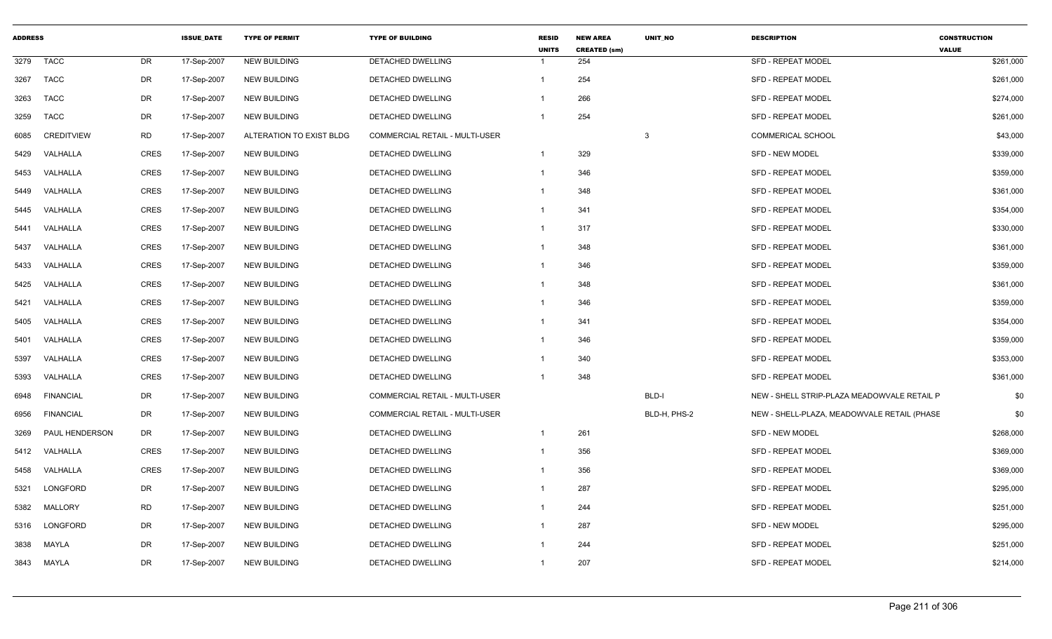| ADDRESS | | | ISSUE_DATE | TYPE OF PERMIT | TYPE OF BUILDING | RESID UNITS | NEW AREA CREATED (sm) | UNIT_NO | DESCRIPTION | CONSTRUCTION VALUE |
|---|---|---|---|---|---|---|---|---|---|---|
| 3279 | TACC | DR | 17-Sep-2007 | NEW BUILDING | DETACHED DWELLING | 1 | 254 | | SFD - REPEAT MODEL | $261,000 |
| 3267 | TACC | DR | 17-Sep-2007 | NEW BUILDING | DETACHED DWELLING | 1 | 254 | | SFD - REPEAT MODEL | $261,000 |
| 3263 | TACC | DR | 17-Sep-2007 | NEW BUILDING | DETACHED DWELLING | 1 | 266 | | SFD - REPEAT MODEL | $274,000 |
| 3259 | TACC | DR | 17-Sep-2007 | NEW BUILDING | DETACHED DWELLING | 1 | 254 | | SFD - REPEAT MODEL | $261,000 |
| 6085 | CREDITVIEW | RD | 17-Sep-2007 | ALTERATION TO EXIST BLDG | COMMERCIAL RETAIL - MULTI-USER | | | 3 | COMMERICAL SCHOOL | $43,000 |
| 5429 | VALHALLA | CRES | 17-Sep-2007 | NEW BUILDING | DETACHED DWELLING | 1 | 329 | | SFD - NEW MODEL | $339,000 |
| 5453 | VALHALLA | CRES | 17-Sep-2007 | NEW BUILDING | DETACHED DWELLING | 1 | 346 | | SFD - REPEAT MODEL | $359,000 |
| 5449 | VALHALLA | CRES | 17-Sep-2007 | NEW BUILDING | DETACHED DWELLING | 1 | 348 | | SFD - REPEAT MODEL | $361,000 |
| 5445 | VALHALLA | CRES | 17-Sep-2007 | NEW BUILDING | DETACHED DWELLING | 1 | 341 | | SFD - REPEAT MODEL | $354,000 |
| 5441 | VALHALLA | CRES | 17-Sep-2007 | NEW BUILDING | DETACHED DWELLING | 1 | 317 | | SFD - REPEAT MODEL | $330,000 |
| 5437 | VALHALLA | CRES | 17-Sep-2007 | NEW BUILDING | DETACHED DWELLING | 1 | 348 | | SFD - REPEAT MODEL | $361,000 |
| 5433 | VALHALLA | CRES | 17-Sep-2007 | NEW BUILDING | DETACHED DWELLING | 1 | 346 | | SFD - REPEAT MODEL | $359,000 |
| 5425 | VALHALLA | CRES | 17-Sep-2007 | NEW BUILDING | DETACHED DWELLING | 1 | 348 | | SFD - REPEAT MODEL | $361,000 |
| 5421 | VALHALLA | CRES | 17-Sep-2007 | NEW BUILDING | DETACHED DWELLING | 1 | 346 | | SFD - REPEAT MODEL | $359,000 |
| 5405 | VALHALLA | CRES | 17-Sep-2007 | NEW BUILDING | DETACHED DWELLING | 1 | 341 | | SFD - REPEAT MODEL | $354,000 |
| 5401 | VALHALLA | CRES | 17-Sep-2007 | NEW BUILDING | DETACHED DWELLING | 1 | 346 | | SFD - REPEAT MODEL | $359,000 |
| 5397 | VALHALLA | CRES | 17-Sep-2007 | NEW BUILDING | DETACHED DWELLING | 1 | 340 | | SFD - REPEAT MODEL | $353,000 |
| 5393 | VALHALLA | CRES | 17-Sep-2007 | NEW BUILDING | DETACHED DWELLING | 1 | 348 | | SFD - REPEAT MODEL | $361,000 |
| 6948 | FINANCIAL | DR | 17-Sep-2007 | NEW BUILDING | COMMERCIAL RETAIL - MULTI-USER | | | BLD-I | NEW - SHELL STRIP-PLAZA MEADOWVALE RETAIL P | $0 |
| 6956 | FINANCIAL | DR | 17-Sep-2007 | NEW BUILDING | COMMERCIAL RETAIL - MULTI-USER | | | BLD-H, PHS-2 | NEW - SHELL-PLAZA, MEADOWVALE RETAIL (PHASE | $0 |
| 3269 | PAUL HENDERSON | DR | 17-Sep-2007 | NEW BUILDING | DETACHED DWELLING | 1 | 261 | | SFD - NEW MODEL | $268,000 |
| 5412 | VALHALLA | CRES | 17-Sep-2007 | NEW BUILDING | DETACHED DWELLING | 1 | 356 | | SFD - REPEAT MODEL | $369,000 |
| 5458 | VALHALLA | CRES | 17-Sep-2007 | NEW BUILDING | DETACHED DWELLING | 1 | 356 | | SFD - REPEAT MODEL | $369,000 |
| 5321 | LONGFORD | DR | 17-Sep-2007 | NEW BUILDING | DETACHED DWELLING | 1 | 287 | | SFD - REPEAT MODEL | $295,000 |
| 5382 | MALLORY | RD | 17-Sep-2007 | NEW BUILDING | DETACHED DWELLING | 1 | 244 | | SFD - REPEAT MODEL | $251,000 |
| 5316 | LONGFORD | DR | 17-Sep-2007 | NEW BUILDING | DETACHED DWELLING | 1 | 287 | | SFD - NEW MODEL | $295,000 |
| 3838 | MAYLA | DR | 17-Sep-2007 | NEW BUILDING | DETACHED DWELLING | 1 | 244 | | SFD - REPEAT MODEL | $251,000 |
| 3843 | MAYLA | DR | 17-Sep-2007 | NEW BUILDING | DETACHED DWELLING | 1 | 207 | | SFD - REPEAT MODEL | $214,000 |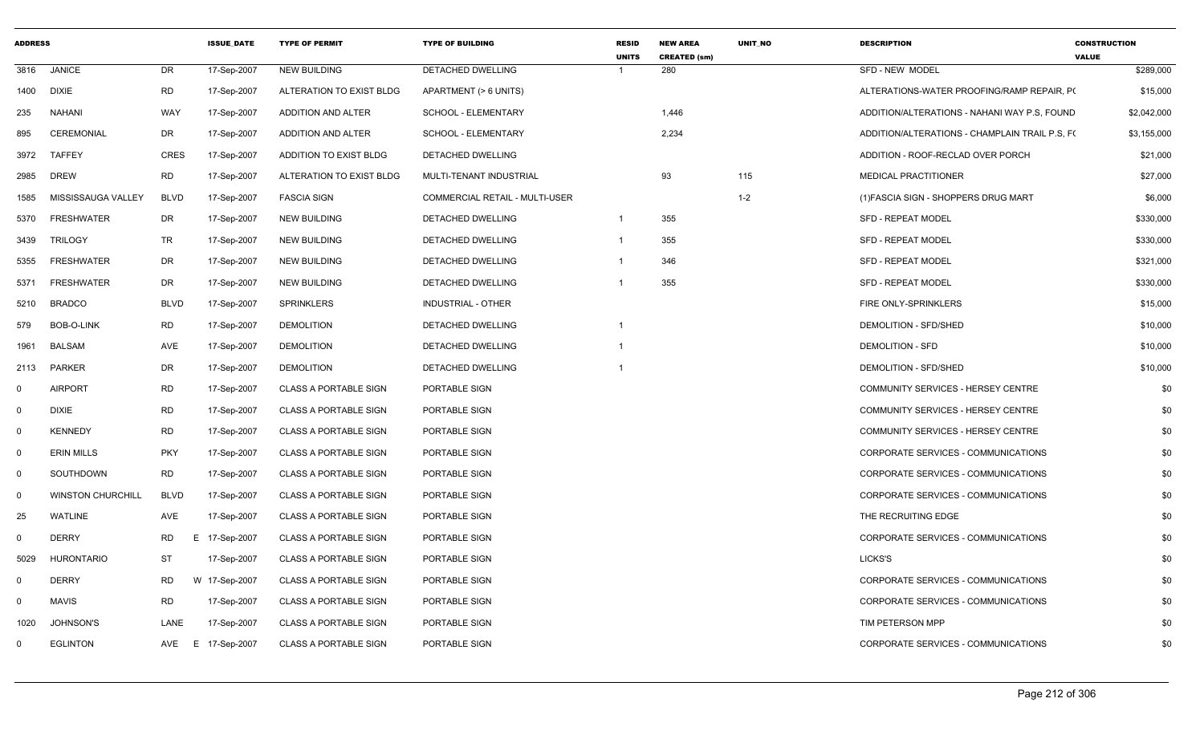| ADDRESS | | | ISSUE_DATE | TYPE OF PERMIT | TYPE OF BUILDING | RESID UNITS | NEW AREA CREATED (sm) | UNIT_NO | DESCRIPTION | CONSTRUCTION VALUE |
|---|---|---|---|---|---|---|---|---|---|---|
| 3816 | JANICE | DR | 17-Sep-2007 | NEW BUILDING | DETACHED DWELLING | 1 | 280 | | SFD - NEW MODEL | $289,000 |
| 1400 | DIXIE | RD | 17-Sep-2007 | ALTERATION TO EXIST BLDG | APARTMENT (> 6 UNITS) | | | | ALTERATIONS-WATER PROOFING/RAMP REPAIR, P( | $15,000 |
| 235 | NAHANI | WAY | 17-Sep-2007 | ADDITION AND ALTER | SCHOOL - ELEMENTARY | | 1,446 | | ADDITION/ALTERATIONS - NAHANI WAY P.S, FOUND | $2,042,000 |
| 895 | CEREMONIAL | DR | 17-Sep-2007 | ADDITION AND ALTER | SCHOOL - ELEMENTARY | | 2,234 | | ADDITION/ALTERATIONS - CHAMPLAIN TRAIL P.S, F( | $3,155,000 |
| 3972 | TAFFEY | CRES | 17-Sep-2007 | ADDITION TO EXIST BLDG | DETACHED DWELLING | | | | ADDITION - ROOF-RECLAD OVER PORCH | $21,000 |
| 2985 | DREW | RD | 17-Sep-2007 | ALTERATION TO EXIST BLDG | MULTI-TENANT INDUSTRIAL | | 93 | 115 | MEDICAL PRACTITIONER | $27,000 |
| 1585 | MISSISSAUGA VALLEY | BLVD | 17-Sep-2007 | FASCIA SIGN | COMMERCIAL RETAIL - MULTI-USER | | | 1-2 | (1)FASCIA SIGN - SHOPPERS DRUG MART | $6,000 |
| 5370 | FRESHWATER | DR | 17-Sep-2007 | NEW BUILDING | DETACHED DWELLING | 1 | 355 | | SFD - REPEAT MODEL | $330,000 |
| 3439 | TRILOGY | TR | 17-Sep-2007 | NEW BUILDING | DETACHED DWELLING | 1 | 355 | | SFD - REPEAT MODEL | $330,000 |
| 5355 | FRESHWATER | DR | 17-Sep-2007 | NEW BUILDING | DETACHED DWELLING | 1 | 346 | | SFD - REPEAT MODEL | $321,000 |
| 5371 | FRESHWATER | DR | 17-Sep-2007 | NEW BUILDING | DETACHED DWELLING | 1 | 355 | | SFD - REPEAT MODEL | $330,000 |
| 5210 | BRADCO | BLVD | 17-Sep-2007 | SPRINKLERS | INDUSTRIAL - OTHER | | | | FIRE ONLY-SPRINKLERS | $15,000 |
| 579 | BOB-O-LINK | RD | 17-Sep-2007 | DEMOLITION | DETACHED DWELLING | 1 | | | DEMOLITION - SFD/SHED | $10,000 |
| 1961 | BALSAM | AVE | 17-Sep-2007 | DEMOLITION | DETACHED DWELLING | 1 | | | DEMOLITION - SFD | $10,000 |
| 2113 | PARKER | DR | 17-Sep-2007 | DEMOLITION | DETACHED DWELLING | 1 | | | DEMOLITION - SFD/SHED | $10,000 |
| 0 | AIRPORT | RD | 17-Sep-2007 | CLASS A PORTABLE SIGN | PORTABLE SIGN | | | | COMMUNITY SERVICES - HERSEY CENTRE | $0 |
| 0 | DIXIE | RD | 17-Sep-2007 | CLASS A PORTABLE SIGN | PORTABLE SIGN | | | | COMMUNITY SERVICES - HERSEY CENTRE | $0 |
| 0 | KENNEDY | RD | 17-Sep-2007 | CLASS A PORTABLE SIGN | PORTABLE SIGN | | | | COMMUNITY SERVICES - HERSEY CENTRE | $0 |
| 0 | ERIN MILLS | PKY | 17-Sep-2007 | CLASS A PORTABLE SIGN | PORTABLE SIGN | | | | CORPORATE SERVICES - COMMUNICATIONS | $0 |
| 0 | SOUTHDOWN | RD | 17-Sep-2007 | CLASS A PORTABLE SIGN | PORTABLE SIGN | | | | CORPORATE SERVICES - COMMUNICATIONS | $0 |
| 0 | WINSTON CHURCHILL | BLVD | 17-Sep-2007 | CLASS A PORTABLE SIGN | PORTABLE SIGN | | | | CORPORATE SERVICES - COMMUNICATIONS | $0 |
| 25 | WATLINE | AVE | 17-Sep-2007 | CLASS A PORTABLE SIGN | PORTABLE SIGN | | | | THE RECRUITING EDGE | $0 |
| 0 | DERRY | RD | E 17-Sep-2007 | CLASS A PORTABLE SIGN | PORTABLE SIGN | | | | CORPORATE SERVICES - COMMUNICATIONS | $0 |
| 5029 | HURONTARIO | ST | 17-Sep-2007 | CLASS A PORTABLE SIGN | PORTABLE SIGN | | | | LICKS'S | $0 |
| 0 | DERRY | RD | W 17-Sep-2007 | CLASS A PORTABLE SIGN | PORTABLE SIGN | | | | CORPORATE SERVICES - COMMUNICATIONS | $0 |
| 0 | MAVIS | RD | 17-Sep-2007 | CLASS A PORTABLE SIGN | PORTABLE SIGN | | | | CORPORATE SERVICES - COMMUNICATIONS | $0 |
| 1020 | JOHNSON'S | LANE | 17-Sep-2007 | CLASS A PORTABLE SIGN | PORTABLE SIGN | | | | TIM PETERSON MPP | $0 |
| 0 | EGLINTON | AVE | E 17-Sep-2007 | CLASS A PORTABLE SIGN | PORTABLE SIGN | | | | CORPORATE SERVICES - COMMUNICATIONS | $0 |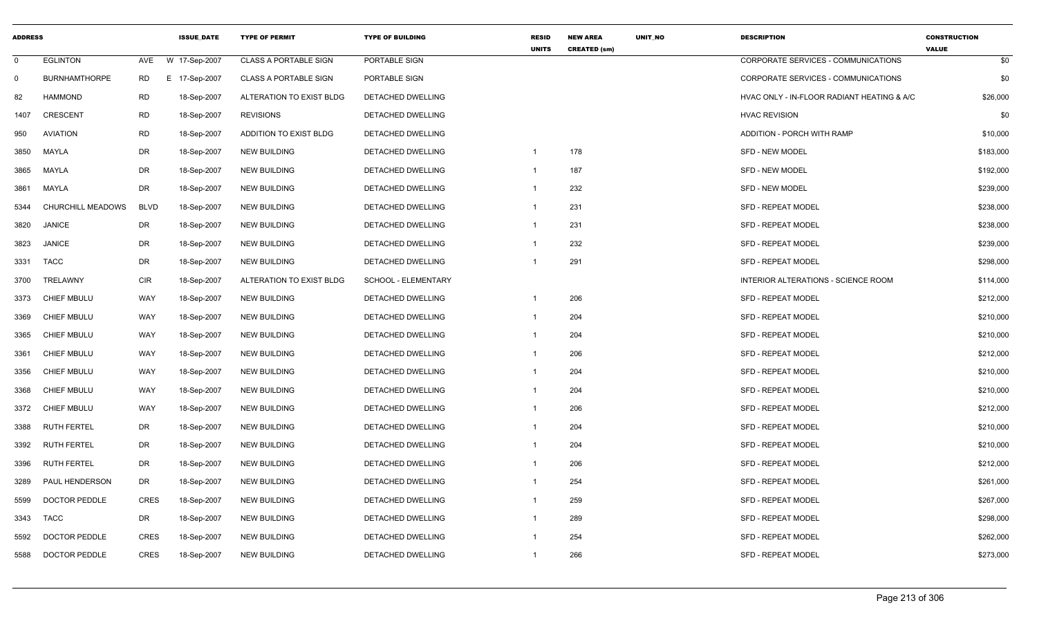| ADDRESS | | | ISSUE_DATE | TYPE OF PERMIT | TYPE OF BUILDING | RESID UNITS | NEW AREA CREATED (sm) | UNIT_NO | DESCRIPTION | CONSTRUCTION VALUE |
|---|---|---|---|---|---|---|---|---|---|---|
| 0 | EGLINTON | AVE | W 17-Sep-2007 | CLASS A PORTABLE SIGN | PORTABLE SIGN | | | | CORPORATE SERVICES - COMMUNICATIONS | $0 |
| 0 | BURNHAMTHORPE | RD | E 17-Sep-2007 | CLASS A PORTABLE SIGN | PORTABLE SIGN | | | | CORPORATE SERVICES - COMMUNICATIONS | $0 |
| 82 | HAMMOND | RD | 18-Sep-2007 | ALTERATION TO EXIST BLDG | DETACHED DWELLING | | | | HVAC ONLY - IN-FLOOR RADIANT HEATING & A/C | $26,000 |
| 1407 | CRESCENT | RD | 18-Sep-2007 | REVISIONS | DETACHED DWELLING | | | | HVAC REVISION | $0 |
| 950 | AVIATION | RD | 18-Sep-2007 | ADDITION TO EXIST BLDG | DETACHED DWELLING | | | | ADDITION - PORCH WITH RAMP | $10,000 |
| 3850 | MAYLA | DR | 18-Sep-2007 | NEW BUILDING | DETACHED DWELLING | 1 | 178 | | SFD - NEW MODEL | $183,000 |
| 3865 | MAYLA | DR | 18-Sep-2007 | NEW BUILDING | DETACHED DWELLING | 1 | 187 | | SFD - NEW MODEL | $192,000 |
| 3861 | MAYLA | DR | 18-Sep-2007 | NEW BUILDING | DETACHED DWELLING | 1 | 232 | | SFD - NEW MODEL | $239,000 |
| 5344 | CHURCHILL MEADOWS | BLVD | 18-Sep-2007 | NEW BUILDING | DETACHED DWELLING | 1 | 231 | | SFD - REPEAT MODEL | $238,000 |
| 3820 | JANICE | DR | 18-Sep-2007 | NEW BUILDING | DETACHED DWELLING | 1 | 231 | | SFD - REPEAT MODEL | $238,000 |
| 3823 | JANICE | DR | 18-Sep-2007 | NEW BUILDING | DETACHED DWELLING | 1 | 232 | | SFD - REPEAT MODEL | $239,000 |
| 3331 | TACC | DR | 18-Sep-2007 | NEW BUILDING | DETACHED DWELLING | 1 | 291 | | SFD - REPEAT MODEL | $298,000 |
| 3700 | TRELAWNY | CIR | 18-Sep-2007 | ALTERATION TO EXIST BLDG | SCHOOL - ELEMENTARY | | | | INTERIOR ALTERATIONS - SCIENCE ROOM | $114,000 |
| 3373 | CHIEF MBULU | WAY | 18-Sep-2007 | NEW BUILDING | DETACHED DWELLING | 1 | 206 | | SFD - REPEAT MODEL | $212,000 |
| 3369 | CHIEF MBULU | WAY | 18-Sep-2007 | NEW BUILDING | DETACHED DWELLING | 1 | 204 | | SFD - REPEAT MODEL | $210,000 |
| 3365 | CHIEF MBULU | WAY | 18-Sep-2007 | NEW BUILDING | DETACHED DWELLING | 1 | 204 | | SFD - REPEAT MODEL | $210,000 |
| 3361 | CHIEF MBULU | WAY | 18-Sep-2007 | NEW BUILDING | DETACHED DWELLING | 1 | 206 | | SFD - REPEAT MODEL | $212,000 |
| 3356 | CHIEF MBULU | WAY | 18-Sep-2007 | NEW BUILDING | DETACHED DWELLING | 1 | 204 | | SFD - REPEAT MODEL | $210,000 |
| 3368 | CHIEF MBULU | WAY | 18-Sep-2007 | NEW BUILDING | DETACHED DWELLING | 1 | 204 | | SFD - REPEAT MODEL | $210,000 |
| 3372 | CHIEF MBULU | WAY | 18-Sep-2007 | NEW BUILDING | DETACHED DWELLING | 1 | 206 | | SFD - REPEAT MODEL | $212,000 |
| 3388 | RUTH FERTEL | DR | 18-Sep-2007 | NEW BUILDING | DETACHED DWELLING | 1 | 204 | | SFD - REPEAT MODEL | $210,000 |
| 3392 | RUTH FERTEL | DR | 18-Sep-2007 | NEW BUILDING | DETACHED DWELLING | 1 | 204 | | SFD - REPEAT MODEL | $210,000 |
| 3396 | RUTH FERTEL | DR | 18-Sep-2007 | NEW BUILDING | DETACHED DWELLING | 1 | 206 | | SFD - REPEAT MODEL | $212,000 |
| 3289 | PAUL HENDERSON | DR | 18-Sep-2007 | NEW BUILDING | DETACHED DWELLING | 1 | 254 | | SFD - REPEAT MODEL | $261,000 |
| 5599 | DOCTOR PEDDLE | CRES | 18-Sep-2007 | NEW BUILDING | DETACHED DWELLING | 1 | 259 | | SFD - REPEAT MODEL | $267,000 |
| 3343 | TACC | DR | 18-Sep-2007 | NEW BUILDING | DETACHED DWELLING | 1 | 289 | | SFD - REPEAT MODEL | $298,000 |
| 5592 | DOCTOR PEDDLE | CRES | 18-Sep-2007 | NEW BUILDING | DETACHED DWELLING | 1 | 254 | | SFD - REPEAT MODEL | $262,000 |
| 5588 | DOCTOR PEDDLE | CRES | 18-Sep-2007 | NEW BUILDING | DETACHED DWELLING | 1 | 266 | | SFD - REPEAT MODEL | $273,000 |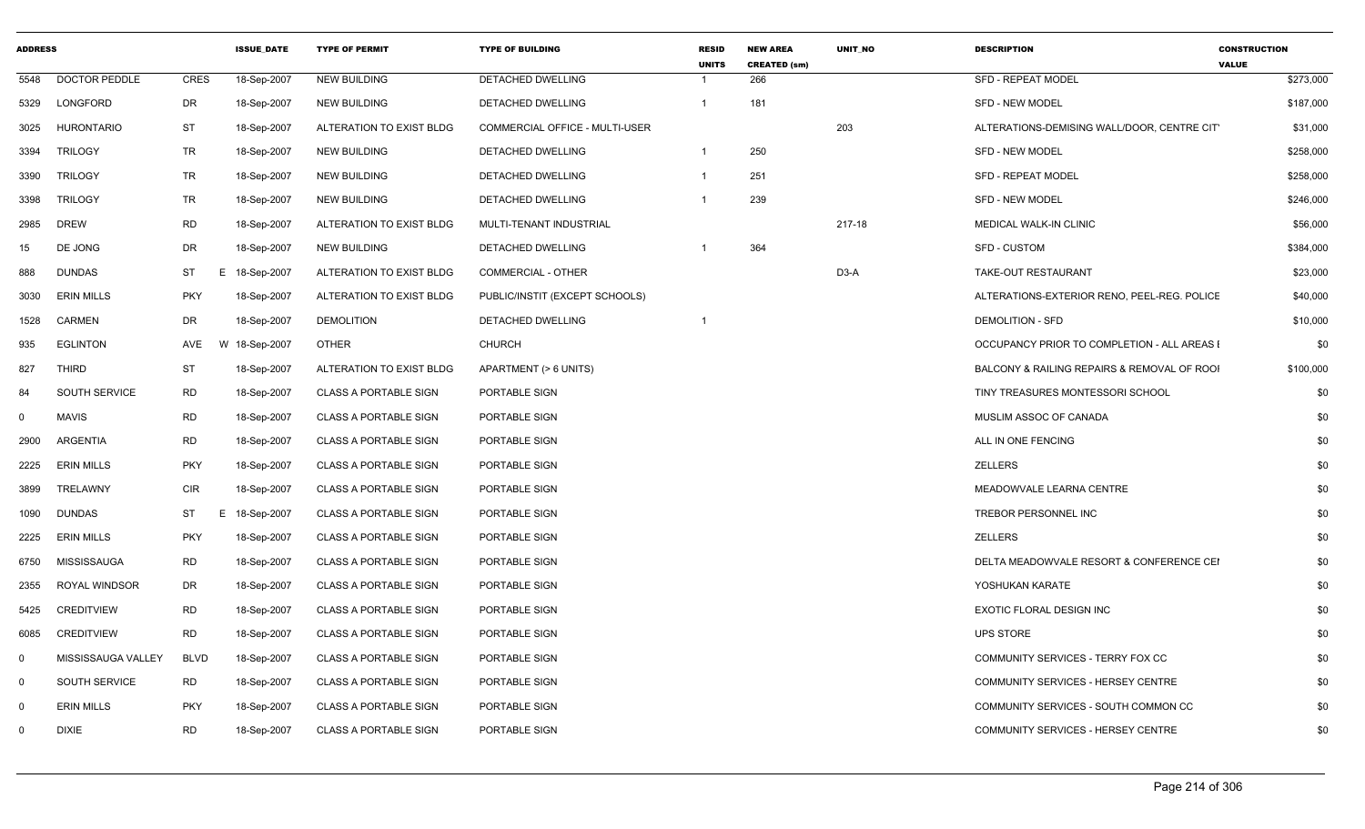| ADDRESS | | | ISSUE_DATE | TYPE OF PERMIT | TYPE OF BUILDING | RESID UNITS | NEW AREA CREATED (sm) | UNIT_NO | DESCRIPTION | CONSTRUCTION VALUE |
|---|---|---|---|---|---|---|---|---|---|---|
| 5548 | DOCTOR PEDDLE | CRES | 18-Sep-2007 | NEW BUILDING | DETACHED DWELLING | 1 | 266 | | SFD - REPEAT MODEL | $273,000 |
| 5329 | LONGFORD | DR | 18-Sep-2007 | NEW BUILDING | DETACHED DWELLING | 1 | 181 | | SFD - NEW MODEL | $187,000 |
| 3025 | HURONTARIO | ST | 18-Sep-2007 | ALTERATION TO EXIST BLDG | COMMERCIAL OFFICE - MULTI-USER | | | 203 | ALTERATIONS-DEMISING WALL/DOOR, CENTRE CIT | $31,000 |
| 3394 | TRILOGY | TR | 18-Sep-2007 | NEW BUILDING | DETACHED DWELLING | 1 | 250 | | SFD - NEW MODEL | $258,000 |
| 3390 | TRILOGY | TR | 18-Sep-2007 | NEW BUILDING | DETACHED DWELLING | 1 | 251 | | SFD - REPEAT MODEL | $258,000 |
| 3398 | TRILOGY | TR | 18-Sep-2007 | NEW BUILDING | DETACHED DWELLING | 1 | 239 | | SFD - NEW MODEL | $246,000 |
| 2985 | DREW | RD | 18-Sep-2007 | ALTERATION TO EXIST BLDG | MULTI-TENANT INDUSTRIAL | | | 217-18 | MEDICAL WALK-IN CLINIC | $56,000 |
| 15 | DE JONG | DR | 18-Sep-2007 | NEW BUILDING | DETACHED DWELLING | 1 | 364 | | SFD - CUSTOM | $384,000 |
| 888 | DUNDAS | ST | E 18-Sep-2007 | ALTERATION TO EXIST BLDG | COMMERCIAL - OTHER | | | D3-A | TAKE-OUT RESTAURANT | $23,000 |
| 3030 | ERIN MILLS | PKY | 18-Sep-2007 | ALTERATION TO EXIST BLDG | PUBLIC/INSTIT (EXCEPT SCHOOLS) | | | | ALTERATIONS-EXTERIOR RENO, PEEL-REG. POLICE | $40,000 |
| 1528 | CARMEN | DR | 18-Sep-2007 | DEMOLITION | DETACHED DWELLING | 1 | | | DEMOLITION - SFD | $10,000 |
| 935 | EGLINTON | AVE | W 18-Sep-2007 | OTHER | CHURCH | | | | OCCUPANCY PRIOR TO COMPLETION - ALL AREAS I | $0 |
| 827 | THIRD | ST | 18-Sep-2007 | ALTERATION TO EXIST BLDG | APARTMENT (> 6 UNITS) | | | | BALCONY & RAILING REPAIRS & REMOVAL OF ROOI | $100,000 |
| 84 | SOUTH SERVICE | RD | 18-Sep-2007 | CLASS A PORTABLE SIGN | PORTABLE SIGN | | | | TINY TREASURES MONTESSORI SCHOOL | $0 |
| 0 | MAVIS | RD | 18-Sep-2007 | CLASS A PORTABLE SIGN | PORTABLE SIGN | | | | MUSLIM ASSOC OF CANADA | $0 |
| 2900 | ARGENTIA | RD | 18-Sep-2007 | CLASS A PORTABLE SIGN | PORTABLE SIGN | | | | ALL IN ONE FENCING | $0 |
| 2225 | ERIN MILLS | PKY | 18-Sep-2007 | CLASS A PORTABLE SIGN | PORTABLE SIGN | | | | ZELLERS | $0 |
| 3899 | TRELAWNY | CIR | 18-Sep-2007 | CLASS A PORTABLE SIGN | PORTABLE SIGN | | | | MEADOWVALE LEARNA CENTRE | $0 |
| 1090 | DUNDAS | ST | E 18-Sep-2007 | CLASS A PORTABLE SIGN | PORTABLE SIGN | | | | TREBOR PERSONNEL INC | $0 |
| 2225 | ERIN MILLS | PKY | 18-Sep-2007 | CLASS A PORTABLE SIGN | PORTABLE SIGN | | | | ZELLERS | $0 |
| 6750 | MISSISSAUGA | RD | 18-Sep-2007 | CLASS A PORTABLE SIGN | PORTABLE SIGN | | | | DELTA MEADOWVALE RESORT & CONFERENCE CEI | $0 |
| 2355 | ROYAL WINDSOR | DR | 18-Sep-2007 | CLASS A PORTABLE SIGN | PORTABLE SIGN | | | | YOSHUKAN KARATE | $0 |
| 5425 | CREDITVIEW | RD | 18-Sep-2007 | CLASS A PORTABLE SIGN | PORTABLE SIGN | | | | EXOTIC FLORAL DESIGN INC | $0 |
| 6085 | CREDITVIEW | RD | 18-Sep-2007 | CLASS A PORTABLE SIGN | PORTABLE SIGN | | | | UPS STORE | $0 |
| 0 | MISSISSAUGA VALLEY | BLVD | 18-Sep-2007 | CLASS A PORTABLE SIGN | PORTABLE SIGN | | | | COMMUNITY SERVICES - TERRY FOX CC | $0 |
| 0 | SOUTH SERVICE | RD | 18-Sep-2007 | CLASS A PORTABLE SIGN | PORTABLE SIGN | | | | COMMUNITY SERVICES - HERSEY CENTRE | $0 |
| 0 | ERIN MILLS | PKY | 18-Sep-2007 | CLASS A PORTABLE SIGN | PORTABLE SIGN | | | | COMMUNITY SERVICES - SOUTH COMMON CC | $0 |
| 0 | DIXIE | RD | 18-Sep-2007 | CLASS A PORTABLE SIGN | PORTABLE SIGN | | | | COMMUNITY SERVICES - HERSEY CENTRE | $0 |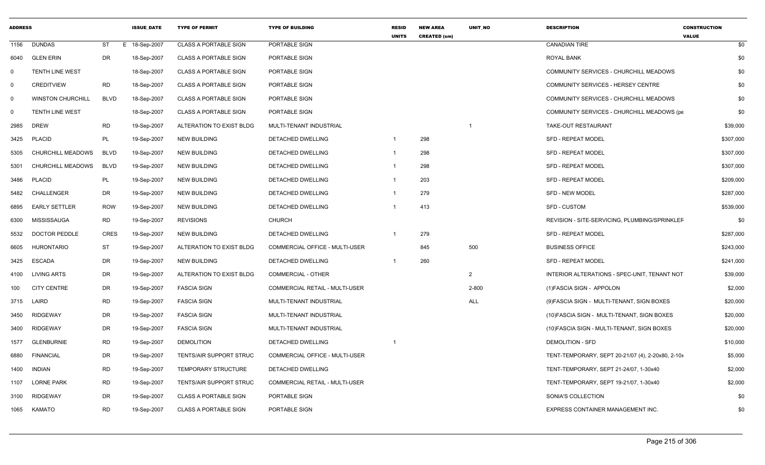| ADDRESS | | | ISSUE_DATE | TYPE OF PERMIT | TYPE OF BUILDING | RESID UNITS | NEW AREA CREATED (sm) | UNIT_NO | DESCRIPTION | CONSTRUCTION VALUE |
|---|---|---|---|---|---|---|---|---|---|---|
| 1156 | DUNDAS | ST E | 18-Sep-2007 | CLASS A PORTABLE SIGN | PORTABLE SIGN | | | | CANADIAN TIRE | $0 |
| 6040 | GLEN ERIN | DR | 18-Sep-2007 | CLASS A PORTABLE SIGN | PORTABLE SIGN | | | | ROYAL BANK | $0 |
| 0 | TENTH LINE WEST | | 18-Sep-2007 | CLASS A PORTABLE SIGN | PORTABLE SIGN | | | | COMMUNITY SERVICES - CHURCHILL MEADOWS | $0 |
| 0 | CREDITVIEW | RD | 18-Sep-2007 | CLASS A PORTABLE SIGN | PORTABLE SIGN | | | | COMMUNITY SERVICES - HERSEY CENTRE | $0 |
| 0 | WINSTON CHURCHILL | BLVD | 18-Sep-2007 | CLASS A PORTABLE SIGN | PORTABLE SIGN | | | | COMMUNITY SERVICES - CHURCHILL MEADOWS | $0 |
| 0 | TENTH LINE WEST | | 18-Sep-2007 | CLASS A PORTABLE SIGN | PORTABLE SIGN | | | | COMMUNITY SERVICES - CHURCHILL MEADOWS (pe | $0 |
| 2985 | DREW | RD | 19-Sep-2007 | ALTERATION TO EXIST BLDG | MULTI-TENANT INDUSTRIAL | | | 1 | TAKE-OUT RESTAURANT | $39,000 |
| 3425 | PLACID | PL | 19-Sep-2007 | NEW BUILDING | DETACHED DWELLING | 1 | 298 | | SFD - REPEAT MODEL | $307,000 |
| 5305 | CHURCHILL MEADOWS | BLVD | 19-Sep-2007 | NEW BUILDING | DETACHED DWELLING | 1 | 298 | | SFD - REPEAT MODEL | $307,000 |
| 5301 | CHURCHILL MEADOWS | BLVD | 19-Sep-2007 | NEW BUILDING | DETACHED DWELLING | 1 | 298 | | SFD - REPEAT MODEL | $307,000 |
| 3486 | PLACID | PL | 19-Sep-2007 | NEW BUILDING | DETACHED DWELLING | 1 | 203 | | SFD - REPEAT MODEL | $209,000 |
| 5482 | CHALLENGER | DR | 19-Sep-2007 | NEW BUILDING | DETACHED DWELLING | 1 | 279 | | SFD - NEW MODEL | $287,000 |
| 6895 | EARLY SETTLER | ROW | 19-Sep-2007 | NEW BUILDING | DETACHED DWELLING | 1 | 413 | | SFD - CUSTOM | $539,000 |
| 6300 | MISSISSAUGA | RD | 19-Sep-2007 | REVISIONS | CHURCH | | | | REVISION - SITE-SERVICING, PLUMBING/SPRINKLEF | $0 |
| 5532 | DOCTOR PEDDLE | CRES | 19-Sep-2007 | NEW BUILDING | DETACHED DWELLING | 1 | 279 | | SFD - REPEAT MODEL | $287,000 |
| 6605 | HURONTARIO | ST | 19-Sep-2007 | ALTERATION TO EXIST BLDG | COMMERCIAL OFFICE - MULTI-USER | | 845 | 500 | BUSINESS OFFICE | $243,000 |
| 3425 | ESCADA | DR | 19-Sep-2007 | NEW BUILDING | DETACHED DWELLING | 1 | 260 | | SFD - REPEAT MODEL | $241,000 |
| 4100 | LIVING ARTS | DR | 19-Sep-2007 | ALTERATION TO EXIST BLDG | COMMERCIAL - OTHER | | | 2 | INTERIOR ALTERATIONS - SPEC-UNIT, TENANT NOT | $39,000 |
| 100 | CITY CENTRE | DR | 19-Sep-2007 | FASCIA SIGN | COMMERCIAL RETAIL - MULTI-USER | | | 2-800 | (1)FASCIA SIGN - APPOLON | $2,000 |
| 3715 | LAIRD | RD | 19-Sep-2007 | FASCIA SIGN | MULTI-TENANT INDUSTRIAL | | | ALL | (9)FASCIA SIGN - MULTI-TENANT, SIGN BOXES | $20,000 |
| 3450 | RIDGEWAY | DR | 19-Sep-2007 | FASCIA SIGN | MULTI-TENANT INDUSTRIAL | | | | (10)FASCIA SIGN - MULTI-TENANT, SIGN BOXES | $20,000 |
| 3400 | RIDGEWAY | DR | 19-Sep-2007 | FASCIA SIGN | MULTI-TENANT INDUSTRIAL | | | | (10)FASCIA SIGN - MULTI-TENANT, SIGN BOXES | $20,000 |
| 1577 | GLENBURNIE | RD | 19-Sep-2007 | DEMOLITION | DETACHED DWELLING | 1 | | | DEMOLITION - SFD | $10,000 |
| 6880 | FINANCIAL | DR | 19-Sep-2007 | TENTS/AIR SUPPORT STRUC | COMMERCIAL OFFICE - MULTI-USER | | | | TENT-TEMPORARY, SEPT 20-21/07 (4), 2-20x80, 2-10x | $5,000 |
| 1400 | INDIAN | RD | 19-Sep-2007 | TEMPORARY STRUCTURE | DETACHED DWELLING | | | | TENT-TEMPORARY, SEPT 21-24/07, 1-30x40 | $2,000 |
| 1107 | LORNE PARK | RD | 19-Sep-2007 | TENTS/AIR SUPPORT STRUC | COMMERCIAL RETAIL - MULTI-USER | | | | TENT-TEMPORARY, SEPT 19-21/07, 1-30x40 | $2,000 |
| 3100 | RIDGEWAY | DR | 19-Sep-2007 | CLASS A PORTABLE SIGN | PORTABLE SIGN | | | | SONIA'S COLLECTION | $0 |
| 1065 | KAMATO | RD | 19-Sep-2007 | CLASS A PORTABLE SIGN | PORTABLE SIGN | | | | EXPRESS CONTAINER MANAGEMENT INC. | $0 |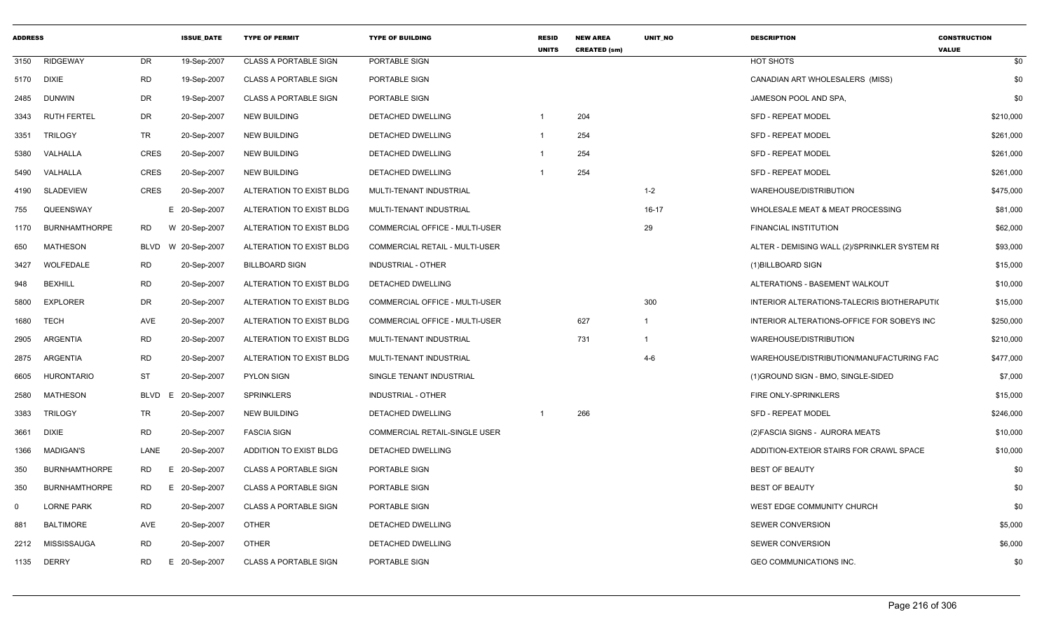| ADDRESS | | | ISSUE_DATE | TYPE OF PERMIT | TYPE OF BUILDING | RESID UNITS | NEW AREA CREATED (sm) | UNIT_NO | DESCRIPTION | CONSTRUCTION VALUE |
|---|---|---|---|---|---|---|---|---|---|---|
| 3150 | RIDGEWAY | DR | 19-Sep-2007 | CLASS A PORTABLE SIGN | PORTABLE SIGN | | | | HOT SHOTS | $0 |
| 5170 | DIXIE | RD | 19-Sep-2007 | CLASS A PORTABLE SIGN | PORTABLE SIGN | | | | CANADIAN ART WHOLESALERS (MISS) | $0 |
| 2485 | DUNWIN | DR | 19-Sep-2007 | CLASS A PORTABLE SIGN | PORTABLE SIGN | | | | JAMESON POOL AND SPA, | $0 |
| 3343 | RUTH FERTEL | DR | 20-Sep-2007 | NEW BUILDING | DETACHED DWELLING | 1 | 204 | | SFD - REPEAT MODEL | $210,000 |
| 3351 | TRILOGY | TR | 20-Sep-2007 | NEW BUILDING | DETACHED DWELLING | 1 | 254 | | SFD - REPEAT MODEL | $261,000 |
| 5380 | VALHALLA | CRES | 20-Sep-2007 | NEW BUILDING | DETACHED DWELLING | 1 | 254 | | SFD - REPEAT MODEL | $261,000 |
| 5490 | VALHALLA | CRES | 20-Sep-2007 | NEW BUILDING | DETACHED DWELLING | 1 | 254 | | SFD - REPEAT MODEL | $261,000 |
| 4190 | SLADEVIEW | CRES | 20-Sep-2007 | ALTERATION TO EXIST BLDG | MULTI-TENANT INDUSTRIAL | | | 1-2 | WAREHOUSE/DISTRIBUTION | $475,000 |
| 755 | QUEENSWAY | | E 20-Sep-2007 | ALTERATION TO EXIST BLDG | MULTI-TENANT INDUSTRIAL | | | 16-17 | WHOLESALE MEAT & MEAT PROCESSING | $81,000 |
| 1170 | BURNHAMTHORPE | RD | W 20-Sep-2007 | ALTERATION TO EXIST BLDG | COMMERCIAL OFFICE - MULTI-USER | | | 29 | FINANCIAL INSTITUTION | $62,000 |
| 650 | MATHESON | BLVD | W 20-Sep-2007 | ALTERATION TO EXIST BLDG | COMMERCIAL RETAIL - MULTI-USER | | | | ALTER - DEMISING WALL (2)/SPRINKLER SYSTEM RE | $93,000 |
| 3427 | WOLFEDALE | RD | 20-Sep-2007 | BILLBOARD SIGN | INDUSTRIAL - OTHER | | | | (1)BILLBOARD SIGN | $15,000 |
| 948 | BEXHILL | RD | 20-Sep-2007 | ALTERATION TO EXIST BLDG | DETACHED DWELLING | | | | ALTERATIONS - BASEMENT WALKOUT | $10,000 |
| 5800 | EXPLORER | DR | 20-Sep-2007 | ALTERATION TO EXIST BLDG | COMMERCIAL OFFICE - MULTI-USER | | | 300 | INTERIOR ALTERATIONS-TALECRIS BIOTHERAPUTIC | $15,000 |
| 1680 | TECH | AVE | 20-Sep-2007 | ALTERATION TO EXIST BLDG | COMMERCIAL OFFICE - MULTI-USER | | 627 | 1 | INTERIOR ALTERATIONS-OFFICE FOR SOBEYS INC | $250,000 |
| 2905 | ARGENTIA | RD | 20-Sep-2007 | ALTERATION TO EXIST BLDG | MULTI-TENANT INDUSTRIAL | | 731 | 1 | WAREHOUSE/DISTRIBUTION | $210,000 |
| 2875 | ARGENTIA | RD | 20-Sep-2007 | ALTERATION TO EXIST BLDG | MULTI-TENANT INDUSTRIAL | | | 4-6 | WAREHOUSE/DISTRIBUTION/MANUFACTURING FAC | $477,000 |
| 6605 | HURONTARIO | ST | 20-Sep-2007 | PYLON SIGN | SINGLE TENANT INDUSTRIAL | | | | (1)GROUND SIGN - BMO, SINGLE-SIDED | $7,000 |
| 2580 | MATHESON | BLVD | E 20-Sep-2007 | SPRINKLERS | INDUSTRIAL - OTHER | | | | FIRE ONLY-SPRINKLERS | $15,000 |
| 3383 | TRILOGY | TR | 20-Sep-2007 | NEW BUILDING | DETACHED DWELLING | 1 | 266 | | SFD - REPEAT MODEL | $246,000 |
| 3661 | DIXIE | RD | 20-Sep-2007 | FASCIA SIGN | COMMERCIAL RETAIL-SINGLE USER | | | | (2)FASCIA SIGNS - AURORA MEATS | $10,000 |
| 1366 | MADIGAN'S | LANE | 20-Sep-2007 | ADDITION TO EXIST BLDG | DETACHED DWELLING | | | | ADDITION-EXTEIOR STAIRS FOR CRAWL SPACE | $10,000 |
| 350 | BURNHAMTHORPE | RD | E 20-Sep-2007 | CLASS A PORTABLE SIGN | PORTABLE SIGN | | | | BEST OF BEAUTY | $0 |
| 350 | BURNHAMTHORPE | RD | E 20-Sep-2007 | CLASS A PORTABLE SIGN | PORTABLE SIGN | | | | BEST OF BEAUTY | $0 |
| 0 | LORNE PARK | RD | 20-Sep-2007 | CLASS A PORTABLE SIGN | PORTABLE SIGN | | | | WEST EDGE COMMUNITY CHURCH | $0 |
| 881 | BALTIMORE | AVE | 20-Sep-2007 | OTHER | DETACHED DWELLING | | | | SEWER CONVERSION | $5,000 |
| 2212 | MISSISSAUGA | RD | 20-Sep-2007 | OTHER | DETACHED DWELLING | | | | SEWER CONVERSION | $6,000 |
| 1135 | DERRY | RD | E 20-Sep-2007 | CLASS A PORTABLE SIGN | PORTABLE SIGN | | | | GEO COMMUNICATIONS INC. | $0 |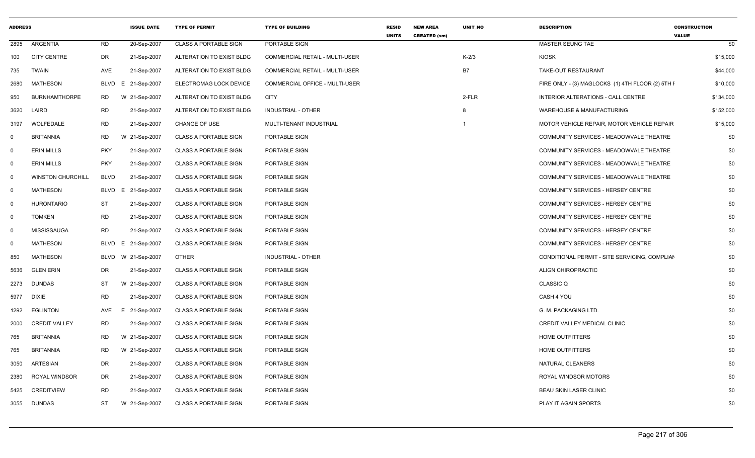| ADDRESS | | | ISSUE_DATE | TYPE OF PERMIT | TYPE OF BUILDING | RESID UNITS | NEW AREA CREATED (sm) | UNIT_NO | DESCRIPTION | CONSTRUCTION VALUE |
|---|---|---|---|---|---|---|---|---|---|---|
| 2895 | ARGENTIA | RD | 20-Sep-2007 | CLASS A PORTABLE SIGN | PORTABLE SIGN | | | | MASTER SEUNG TAE | $0 |
| 100 | CITY CENTRE | DR | 21-Sep-2007 | ALTERATION TO EXIST BLDG | COMMERCIAL RETAIL - MULTI-USER | | | K-2/3 | KIOSK | $15,000 |
| 735 | TWAIN | AVE | 21-Sep-2007 | ALTERATION TO EXIST BLDG | COMMERCIAL RETAIL - MULTI-USER | | | B7 | TAKE-OUT RESTAURANT | $44,000 |
| 2680 | MATHESON | BLVD E | 21-Sep-2007 | ELECTROMAG LOCK DEVICE | COMMERCIAL OFFICE - MULTI-USER | | | | FIRE ONLY - (3) MAGLOCKS (1) 4TH FLOOR (2) 5TH I | $10,000 |
| 950 | BURNHAMTHORPE | RD W | 21-Sep-2007 | ALTERATION TO EXIST BLDG | CITY | | | 2-FLR | INTERIOR ALTERATIONS - CALL CENTRE | $134,000 |
| 3620 | LAIRD | RD | 21-Sep-2007 | ALTERATION TO EXIST BLDG | INDUSTRIAL - OTHER | | | 8 | WAREHOUSE & MANUFACTURING | $152,000 |
| 3197 | WOLFEDALE | RD | 21-Sep-2007 | CHANGE OF USE | MULTI-TENANT INDUSTRIAL | | | 1 | MOTOR VEHICLE REPAIR, MOTOR VEHICLE REPAIR | $15,000 |
| 0 | BRITANNIA | RD W | 21-Sep-2007 | CLASS A PORTABLE SIGN | PORTABLE SIGN | | | | COMMUNITY SERVICES - MEADOWVALE THEATRE | $0 |
| 0 | ERIN MILLS | PKY | 21-Sep-2007 | CLASS A PORTABLE SIGN | PORTABLE SIGN | | | | COMMUNITY SERVICES - MEADOWVALE THEATRE | $0 |
| 0 | ERIN MILLS | PKY | 21-Sep-2007 | CLASS A PORTABLE SIGN | PORTABLE SIGN | | | | COMMUNITY SERVICES - MEADOWVALE THEATRE | $0 |
| 0 | WINSTON CHURCHILL | BLVD | 21-Sep-2007 | CLASS A PORTABLE SIGN | PORTABLE SIGN | | | | COMMUNITY SERVICES - MEADOWVALE THEATRE | $0 |
| 0 | MATHESON | BLVD E | 21-Sep-2007 | CLASS A PORTABLE SIGN | PORTABLE SIGN | | | | COMMUNITY SERVICES - HERSEY CENTRE | $0 |
| 0 | HURONTARIO | ST | 21-Sep-2007 | CLASS A PORTABLE SIGN | PORTABLE SIGN | | | | COMMUNITY SERVICES - HERSEY CENTRE | $0 |
| 0 | TOMKEN | RD | 21-Sep-2007 | CLASS A PORTABLE SIGN | PORTABLE SIGN | | | | COMMUNITY SERVICES - HERSEY CENTRE | $0 |
| 0 | MISSISSAUGA | RD | 21-Sep-2007 | CLASS A PORTABLE SIGN | PORTABLE SIGN | | | | COMMUNITY SERVICES - HERSEY CENTRE | $0 |
| 0 | MATHESON | BLVD E | 21-Sep-2007 | CLASS A PORTABLE SIGN | PORTABLE SIGN | | | | COMMUNITY SERVICES - HERSEY CENTRE | $0 |
| 850 | MATHESON | BLVD W | 21-Sep-2007 | OTHER | INDUSTRIAL - OTHER | | | | CONDITIONAL PERMIT - SITE SERVICING, COMPLIAN | $0 |
| 5636 | GLEN ERIN | DR | 21-Sep-2007 | CLASS A PORTABLE SIGN | PORTABLE SIGN | | | | ALIGN CHIROPRACTIC | $0 |
| 2273 | DUNDAS | ST W | 21-Sep-2007 | CLASS A PORTABLE SIGN | PORTABLE SIGN | | | | CLASSIC Q | $0 |
| 5977 | DIXIE | RD | 21-Sep-2007 | CLASS A PORTABLE SIGN | PORTABLE SIGN | | | | CASH 4 YOU | $0 |
| 1292 | EGLINTON | AVE E | 21-Sep-2007 | CLASS A PORTABLE SIGN | PORTABLE SIGN | | | | G. M. PACKAGING LTD. | $0 |
| 2000 | CREDIT VALLEY | RD | 21-Sep-2007 | CLASS A PORTABLE SIGN | PORTABLE SIGN | | | | CREDIT VALLEY MEDICAL CLINIC | $0 |
| 765 | BRITANNIA | RD W | 21-Sep-2007 | CLASS A PORTABLE SIGN | PORTABLE SIGN | | | | HOME OUTFITTERS | $0 |
| 765 | BRITANNIA | RD W | 21-Sep-2007 | CLASS A PORTABLE SIGN | PORTABLE SIGN | | | | HOME OUTFITTERS | $0 |
| 3050 | ARTESIAN | DR | 21-Sep-2007 | CLASS A PORTABLE SIGN | PORTABLE SIGN | | | | NATURAL CLEANERS | $0 |
| 2380 | ROYAL WINDSOR | DR | 21-Sep-2007 | CLASS A PORTABLE SIGN | PORTABLE SIGN | | | | ROYAL WINDSOR MOTORS | $0 |
| 5425 | CREDITVIEW | RD | 21-Sep-2007 | CLASS A PORTABLE SIGN | PORTABLE SIGN | | | | BEAU SKIN LASER CLINIC | $0 |
| 3055 | DUNDAS | ST W | 21-Sep-2007 | CLASS A PORTABLE SIGN | PORTABLE SIGN | | | | PLAY IT AGAIN SPORTS | $0 |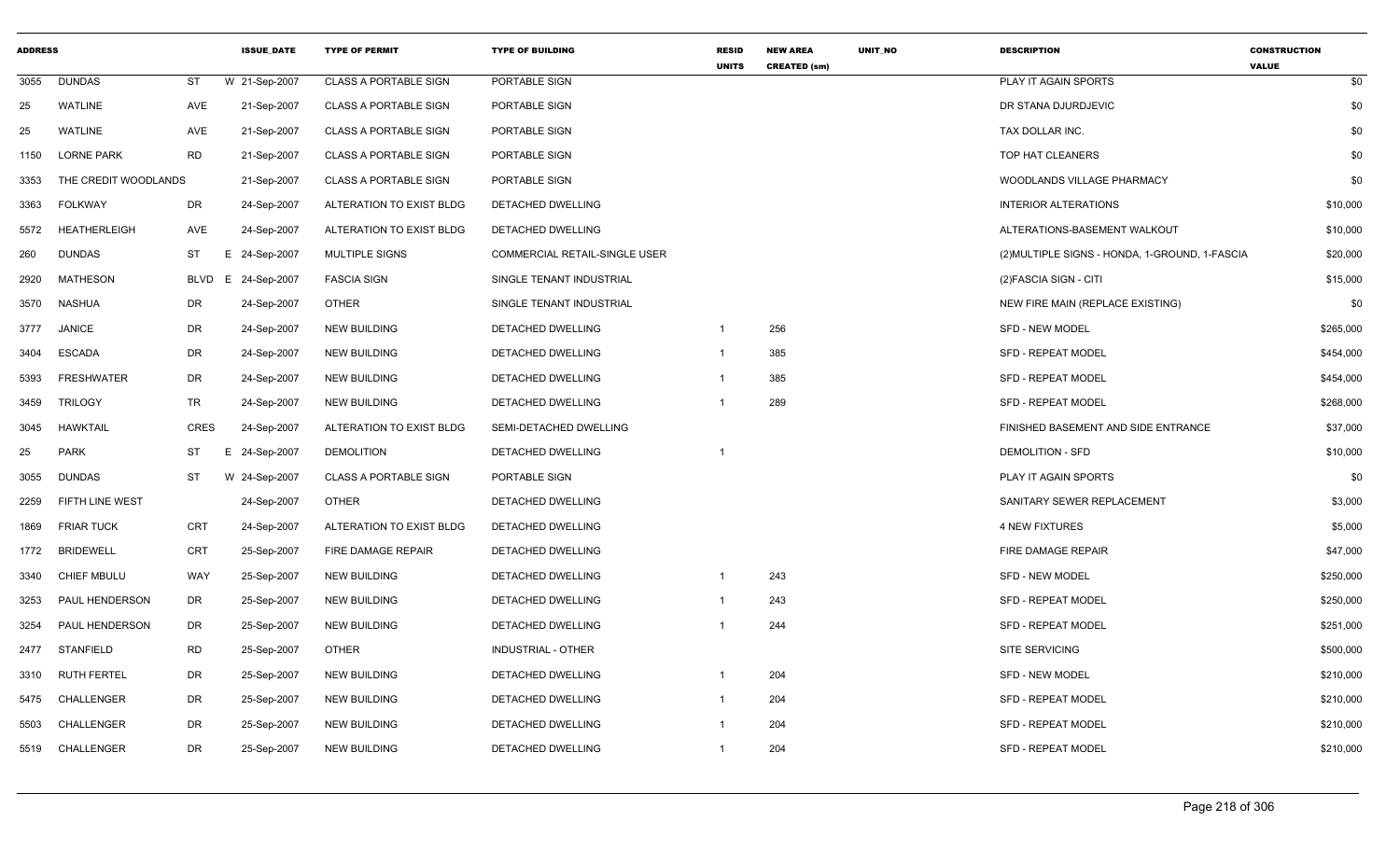| ADDRESS | | | ISSUE_DATE | TYPE OF PERMIT | TYPE OF BUILDING | RESID UNITS | NEW AREA CREATED (sm) | UNIT_NO | DESCRIPTION | CONSTRUCTION VALUE |
|---|---|---|---|---|---|---|---|---|---|---|
| 3055 | DUNDAS | ST | W 21-Sep-2007 | CLASS A PORTABLE SIGN | PORTABLE SIGN | | | | PLAY IT AGAIN SPORTS | $0 |
| 25 | WATLINE | AVE | 21-Sep-2007 | CLASS A PORTABLE SIGN | PORTABLE SIGN | | | | DR STANA DJURDJEVIC | $0 |
| 25 | WATLINE | AVE | 21-Sep-2007 | CLASS A PORTABLE SIGN | PORTABLE SIGN | | | | TAX DOLLAR INC. | $0 |
| 1150 | LORNE PARK | RD | 21-Sep-2007 | CLASS A PORTABLE SIGN | PORTABLE SIGN | | | | TOP HAT CLEANERS | $0 |
| 3353 | THE CREDIT WOODLANDS | | 21-Sep-2007 | CLASS A PORTABLE SIGN | PORTABLE SIGN | | | | WOODLANDS VILLAGE PHARMACY | $0 |
| 3363 | FOLKWAY | DR | 24-Sep-2007 | ALTERATION TO EXIST BLDG | DETACHED DWELLING | | | | INTERIOR ALTERATIONS | $10,000 |
| 5572 | HEATHERLEIGH | AVE | 24-Sep-2007 | ALTERATION TO EXIST BLDG | DETACHED DWELLING | | | | ALTERATIONS-BASEMENT WALKOUT | $10,000 |
| 260 | DUNDAS | ST | E 24-Sep-2007 | MULTIPLE SIGNS | COMMERCIAL RETAIL-SINGLE USER | | | | (2)MULTIPLE SIGNS - HONDA, 1-GROUND, 1-FASCIA | $20,000 |
| 2920 | MATHESON | BLVD | E 24-Sep-2007 | FASCIA SIGN | SINGLE TENANT INDUSTRIAL | | | | (2)FASCIA SIGN - CITI | $15,000 |
| 3570 | NASHUA | DR | 24-Sep-2007 | OTHER | SINGLE TENANT INDUSTRIAL | | | | NEW FIRE MAIN (REPLACE EXISTING) | $0 |
| 3777 | JANICE | DR | 24-Sep-2007 | NEW BUILDING | DETACHED DWELLING | 1 | 256 | | SFD - NEW MODEL | $265,000 |
| 3404 | ESCADA | DR | 24-Sep-2007 | NEW BUILDING | DETACHED DWELLING | 1 | 385 | | SFD - REPEAT MODEL | $454,000 |
| 5393 | FRESHWATER | DR | 24-Sep-2007 | NEW BUILDING | DETACHED DWELLING | 1 | 385 | | SFD - REPEAT MODEL | $454,000 |
| 3459 | TRILOGY | TR | 24-Sep-2007 | NEW BUILDING | DETACHED DWELLING | 1 | 289 | | SFD - REPEAT MODEL | $268,000 |
| 3045 | HAWKTAIL | CRES | 24-Sep-2007 | ALTERATION TO EXIST BLDG | SEMI-DETACHED DWELLING | | | | FINISHED BASEMENT AND SIDE ENTRANCE | $37,000 |
| 25 | PARK | ST | E 24-Sep-2007 | DEMOLITION | DETACHED DWELLING | 1 | | | DEMOLITION - SFD | $10,000 |
| 3055 | DUNDAS | ST | W 24-Sep-2007 | CLASS A PORTABLE SIGN | PORTABLE SIGN | | | | PLAY IT AGAIN SPORTS | $0 |
| 2259 | FIFTH LINE WEST | | 24-Sep-2007 | OTHER | DETACHED DWELLING | | | | SANITARY SEWER REPLACEMENT | $3,000 |
| 1869 | FRIAR TUCK | CRT | 24-Sep-2007 | ALTERATION TO EXIST BLDG | DETACHED DWELLING | | | | 4 NEW FIXTURES | $5,000 |
| 1772 | BRIDEWELL | CRT | 25-Sep-2007 | FIRE DAMAGE REPAIR | DETACHED DWELLING | | | | FIRE DAMAGE REPAIR | $47,000 |
| 3340 | CHIEF MBULU | WAY | 25-Sep-2007 | NEW BUILDING | DETACHED DWELLING | 1 | 243 | | SFD - NEW MODEL | $250,000 |
| 3253 | PAUL HENDERSON | DR | 25-Sep-2007 | NEW BUILDING | DETACHED DWELLING | 1 | 243 | | SFD - REPEAT MODEL | $250,000 |
| 3254 | PAUL HENDERSON | DR | 25-Sep-2007 | NEW BUILDING | DETACHED DWELLING | 1 | 244 | | SFD - REPEAT MODEL | $251,000 |
| 2477 | STANFIELD | RD | 25-Sep-2007 | OTHER | INDUSTRIAL - OTHER | | | | SITE SERVICING | $500,000 |
| 3310 | RUTH FERTEL | DR | 25-Sep-2007 | NEW BUILDING | DETACHED DWELLING | 1 | 204 | | SFD - NEW MODEL | $210,000 |
| 5475 | CHALLENGER | DR | 25-Sep-2007 | NEW BUILDING | DETACHED DWELLING | 1 | 204 | | SFD - REPEAT MODEL | $210,000 |
| 5503 | CHALLENGER | DR | 25-Sep-2007 | NEW BUILDING | DETACHED DWELLING | 1 | 204 | | SFD - REPEAT MODEL | $210,000 |
| 5519 | CHALLENGER | DR | 25-Sep-2007 | NEW BUILDING | DETACHED DWELLING | 1 | 204 | | SFD - REPEAT MODEL | $210,000 |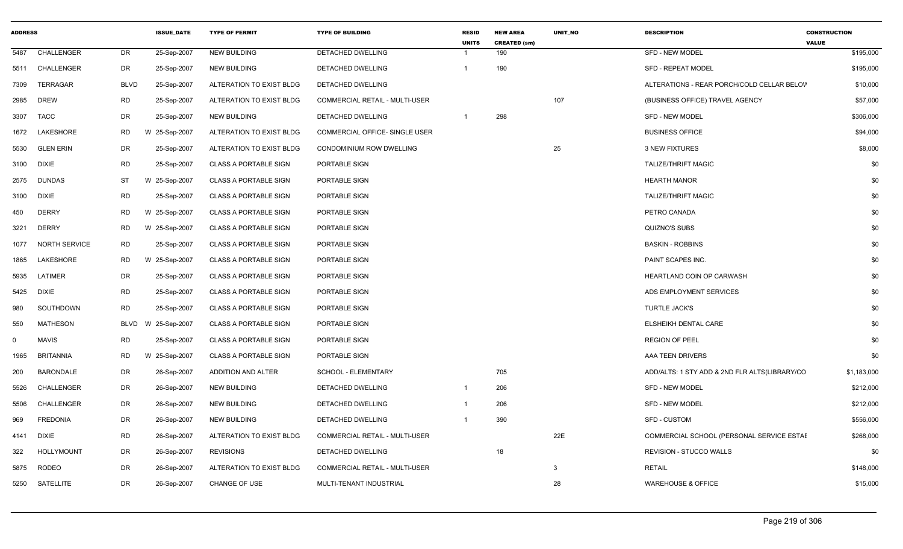| ADDRESS | | | ISSUE_DATE | TYPE OF PERMIT | TYPE OF BUILDING | RESID UNITS | NEW AREA CREATED (sm) | UNIT_NO | DESCRIPTION | CONSTRUCTION VALUE |
|---|---|---|---|---|---|---|---|---|---|---|
| 5487 | CHALLENGER | DR | 25-Sep-2007 | NEW BUILDING | DETACHED DWELLING | 1 | 190 | | SFD - NEW MODEL | $195,000 |
| 5511 | CHALLENGER | DR | 25-Sep-2007 | NEW BUILDING | DETACHED DWELLING | 1 | 190 | | SFD - REPEAT MODEL | $195,000 |
| 7309 | TERRAGAR | BLVD | 25-Sep-2007 | ALTERATION TO EXIST BLDG | DETACHED DWELLING | | | | ALTERATIONS - REAR PORCH/COLD CELLAR BELOW | $10,000 |
| 2985 | DREW | RD | 25-Sep-2007 | ALTERATION TO EXIST BLDG | COMMERCIAL RETAIL - MULTI-USER | | | 107 | (BUSINESS OFFICE) TRAVEL AGENCY | $57,000 |
| 3307 | TACC | DR | 25-Sep-2007 | NEW BUILDING | DETACHED DWELLING | 1 | 298 | | SFD - NEW MODEL | $306,000 |
| 1672 | LAKESHORE | RD | W 25-Sep-2007 | ALTERATION TO EXIST BLDG | COMMERCIAL OFFICE- SINGLE USER | | | | BUSINESS OFFICE | $94,000 |
| 5530 | GLEN ERIN | DR | 25-Sep-2007 | ALTERATION TO EXIST BLDG | CONDOMINIUM ROW DWELLING | | | 25 | 3 NEW FIXTURES | $8,000 |
| 3100 | DIXIE | RD | 25-Sep-2007 | CLASS A PORTABLE SIGN | PORTABLE SIGN | | | | TALIZE/THRIFT MAGIC | $0 |
| 2575 | DUNDAS | ST | W 25-Sep-2007 | CLASS A PORTABLE SIGN | PORTABLE SIGN | | | | HEARTH MANOR | $0 |
| 3100 | DIXIE | RD | 25-Sep-2007 | CLASS A PORTABLE SIGN | PORTABLE SIGN | | | | TALIZE/THRIFT MAGIC | $0 |
| 450 | DERRY | RD | W 25-Sep-2007 | CLASS A PORTABLE SIGN | PORTABLE SIGN | | | | PETRO CANADA | $0 |
| 3221 | DERRY | RD | W 25-Sep-2007 | CLASS A PORTABLE SIGN | PORTABLE SIGN | | | | QUIZNO'S SUBS | $0 |
| 1077 | NORTH SERVICE | RD | 25-Sep-2007 | CLASS A PORTABLE SIGN | PORTABLE SIGN | | | | BASKIN - ROBBINS | $0 |
| 1865 | LAKESHORE | RD | W 25-Sep-2007 | CLASS A PORTABLE SIGN | PORTABLE SIGN | | | | PAINT SCAPES INC. | $0 |
| 5935 | LATIMER | DR | 25-Sep-2007 | CLASS A PORTABLE SIGN | PORTABLE SIGN | | | | HEARTLAND COIN OP CARWASH | $0 |
| 5425 | DIXIE | RD | 25-Sep-2007 | CLASS A PORTABLE SIGN | PORTABLE SIGN | | | | ADS EMPLOYMENT SERVICES | $0 |
| 980 | SOUTHDOWN | RD | 25-Sep-2007 | CLASS A PORTABLE SIGN | PORTABLE SIGN | | | | TURTLE JACK'S | $0 |
| 550 | MATHESON | BLVD | W 25-Sep-2007 | CLASS A PORTABLE SIGN | PORTABLE SIGN | | | | ELSHEIKH DENTAL CARE | $0 |
| 0 | MAVIS | RD | 25-Sep-2007 | CLASS A PORTABLE SIGN | PORTABLE SIGN | | | | REGION OF PEEL | $0 |
| 1965 | BRITANNIA | RD | W 25-Sep-2007 | CLASS A PORTABLE SIGN | PORTABLE SIGN | | | | AAA TEEN DRIVERS | $0 |
| 200 | BARONDALE | DR | 26-Sep-2007 | ADDITION AND ALTER | SCHOOL - ELEMENTARY | | 705 | | ADD/ALTS: 1 STY ADD & 2ND FLR ALTS(LIBRARY/CO | $1,183,000 |
| 5526 | CHALLENGER | DR | 26-Sep-2007 | NEW BUILDING | DETACHED DWELLING | 1 | 206 | | SFD - NEW MODEL | $212,000 |
| 5506 | CHALLENGER | DR | 26-Sep-2007 | NEW BUILDING | DETACHED DWELLING | 1 | 206 | | SFD - NEW MODEL | $212,000 |
| 969 | FREDONIA | DR | 26-Sep-2007 | NEW BUILDING | DETACHED DWELLING | 1 | 390 | | SFD - CUSTOM | $556,000 |
| 4141 | DIXIE | RD | 26-Sep-2007 | ALTERATION TO EXIST BLDG | COMMERCIAL RETAIL - MULTI-USER | | | 22E | COMMERCIAL SCHOOL (PERSONAL SERVICE ESTAE | $268,000 |
| 322 | HOLLYMOUNT | DR | 26-Sep-2007 | REVISIONS | DETACHED DWELLING | | 18 | | REVISION - STUCCO WALLS | $0 |
| 5875 | RODEO | DR | 26-Sep-2007 | ALTERATION TO EXIST BLDG | COMMERCIAL RETAIL - MULTI-USER | | | 3 | RETAIL | $148,000 |
| 5250 | SATELLITE | DR | 26-Sep-2007 | CHANGE OF USE | MULTI-TENANT INDUSTRIAL | | | 28 | WAREHOUSE & OFFICE | $15,000 |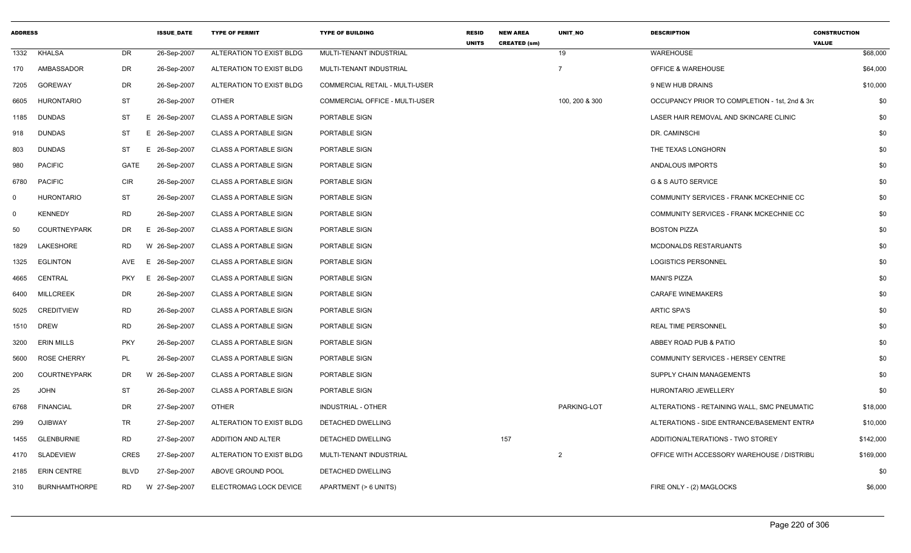| ADDRESS | | | ISSUE_DATE | TYPE OF PERMIT | TYPE OF BUILDING | RESID UNITS | NEW AREA CREATED (sm) | UNIT_NO | DESCRIPTION | CONSTRUCTION VALUE |
|---|---|---|---|---|---|---|---|---|---|---|
| 1332 | KHALSA | DR | 26-Sep-2007 | ALTERATION TO EXIST BLDG | MULTI-TENANT INDUSTRIAL | | | 19 | WAREHOUSE | $68,000 |
| 170 | AMBASSADOR | DR | 26-Sep-2007 | ALTERATION TO EXIST BLDG | MULTI-TENANT INDUSTRIAL | | | 7 | OFFICE & WAREHOUSE | $64,000 |
| 7205 | GOREWAY | DR | 26-Sep-2007 | ALTERATION TO EXIST BLDG | COMMERCIAL RETAIL - MULTI-USER | | | | 9 NEW HUB DRAINS | $10,000 |
| 6605 | HURONTARIO | ST | 26-Sep-2007 | OTHER | COMMERCIAL OFFICE - MULTI-USER | | | 100, 200 & 300 | OCCUPANCY PRIOR TO COMPLETION - 1st, 2nd & 3rd | $0 |
| 1185 | DUNDAS | ST | E 26-Sep-2007 | CLASS A PORTABLE SIGN | PORTABLE SIGN | | | | LASER HAIR REMOVAL AND SKINCARE CLINIC | $0 |
| 918 | DUNDAS | ST | E 26-Sep-2007 | CLASS A PORTABLE SIGN | PORTABLE SIGN | | | | DR. CAMINSCHI | $0 |
| 803 | DUNDAS | ST | E 26-Sep-2007 | CLASS A PORTABLE SIGN | PORTABLE SIGN | | | | THE TEXAS LONGHORN | $0 |
| 980 | PACIFIC | GATE | 26-Sep-2007 | CLASS A PORTABLE SIGN | PORTABLE SIGN | | | | ANDALOUS IMPORTS | $0 |
| 6780 | PACIFIC | CIR | 26-Sep-2007 | CLASS A PORTABLE SIGN | PORTABLE SIGN | | | | G & S AUTO SERVICE | $0 |
| 0 | HURONTARIO | ST | 26-Sep-2007 | CLASS A PORTABLE SIGN | PORTABLE SIGN | | | | COMMUNITY SERVICES - FRANK MCKECHNIE CC | $0 |
| 0 | KENNEDY | RD | 26-Sep-2007 | CLASS A PORTABLE SIGN | PORTABLE SIGN | | | | COMMUNITY SERVICES - FRANK MCKECHNIE CC | $0 |
| 50 | COURTNEYPARK | DR | E 26-Sep-2007 | CLASS A PORTABLE SIGN | PORTABLE SIGN | | | | BOSTON PIZZA | $0 |
| 1829 | LAKESHORE | RD | W 26-Sep-2007 | CLASS A PORTABLE SIGN | PORTABLE SIGN | | | | MCDONALDS RESTARUANTS | $0 |
| 1325 | EGLINTON | AVE | E 26-Sep-2007 | CLASS A PORTABLE SIGN | PORTABLE SIGN | | | | LOGISTICS PERSONNEL | $0 |
| 4665 | CENTRAL | PKY | E 26-Sep-2007 | CLASS A PORTABLE SIGN | PORTABLE SIGN | | | | MANI'S PIZZA | $0 |
| 6400 | MILLCREEK | DR | 26-Sep-2007 | CLASS A PORTABLE SIGN | PORTABLE SIGN | | | | CARAFE WINEMAKERS | $0 |
| 5025 | CREDITVIEW | RD | 26-Sep-2007 | CLASS A PORTABLE SIGN | PORTABLE SIGN | | | | ARTIC SPA'S | $0 |
| 1510 | DREW | RD | 26-Sep-2007 | CLASS A PORTABLE SIGN | PORTABLE SIGN | | | | REAL TIME PERSONNEL | $0 |
| 3200 | ERIN MILLS | PKY | 26-Sep-2007 | CLASS A PORTABLE SIGN | PORTABLE SIGN | | | | ABBEY ROAD PUB & PATIO | $0 |
| 5600 | ROSE CHERRY | PL | 26-Sep-2007 | CLASS A PORTABLE SIGN | PORTABLE SIGN | | | | COMMUNITY SERVICES - HERSEY CENTRE | $0 |
| 200 | COURTNEYPARK | DR | W 26-Sep-2007 | CLASS A PORTABLE SIGN | PORTABLE SIGN | | | | SUPPLY CHAIN MANAGEMENTS | $0 |
| 25 | JOHN | ST | 26-Sep-2007 | CLASS A PORTABLE SIGN | PORTABLE SIGN | | | | HURONTARIO JEWELLERY | $0 |
| 6768 | FINANCIAL | DR | 27-Sep-2007 | OTHER | INDUSTRIAL - OTHER | | | PARKING-LOT | ALTERATIONS - RETAINING WALL, SMC PNEUMATIC | $18,000 |
| 299 | OJIBWAY | TR | 27-Sep-2007 | ALTERATION TO EXIST BLDG | DETACHED DWELLING | | | | ALTERATIONS - SIDE ENTRANCE/BASEMENT ENTRA | $10,000 |
| 1455 | GLENBURNIE | RD | 27-Sep-2007 | ADDITION AND ALTER | DETACHED DWELLING | | 157 | | ADDITION/ALTERATIONS - TWO STOREY | $142,000 |
| 4170 | SLADEVIEW | CRES | 27-Sep-2007 | ALTERATION TO EXIST BLDG | MULTI-TENANT INDUSTRIAL | | | 2 | OFFICE WITH ACCESSORY WAREHOUSE / DISTRIBU | $169,000 |
| 2185 | ERIN CENTRE | BLVD | 27-Sep-2007 | ABOVE GROUND POOL | DETACHED DWELLING | | | | | $0 |
| 310 | BURNHAMTHORPE | RD | W 27-Sep-2007 | ELECTROMAG LOCK DEVICE | APARTMENT (> 6 UNITS) | | | | FIRE ONLY - (2) MAGLOCKS | $6,000 |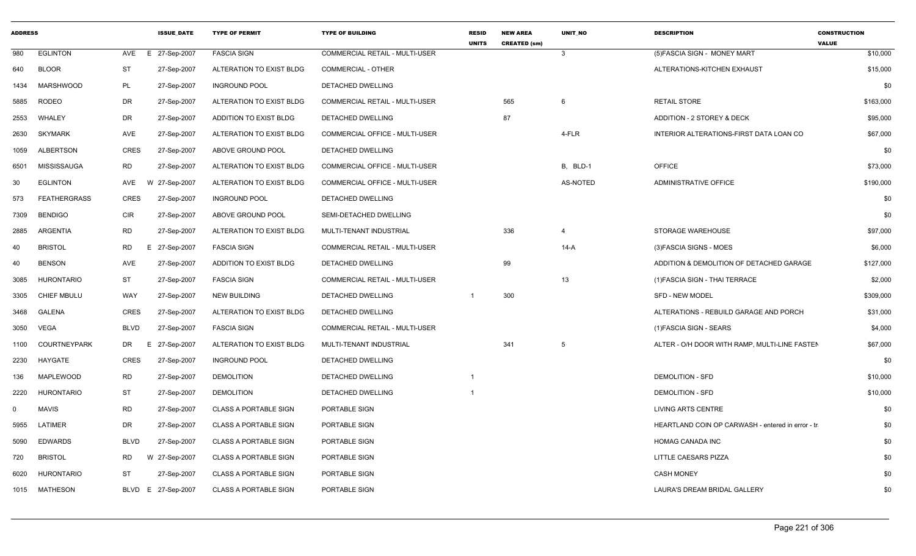| ADDRESS | | | ISSUE_DATE | TYPE OF PERMIT | TYPE OF BUILDING | RESID UNITS | NEW AREA CREATED (sm) | UNIT_NO | DESCRIPTION | CONSTRUCTION VALUE |
|---|---|---|---|---|---|---|---|---|---|---|
| 980 | EGLINTON | AVE E | 27-Sep-2007 | FASCIA SIGN | COMMERCIAL RETAIL - MULTI-USER | | | 3 | (5)FASCIA SIGN - MONEY MART | $10,000 |
| 640 | BLOOR | ST | 27-Sep-2007 | ALTERATION TO EXIST BLDG | COMMERCIAL - OTHER | | | | ALTERATIONS-KITCHEN EXHAUST | $15,000 |
| 1434 | MARSHWOOD | PL | 27-Sep-2007 | INGROUND POOL | DETACHED DWELLING | | | | | $0 |
| 5885 | RODEO | DR | 27-Sep-2007 | ALTERATION TO EXIST BLDG | COMMERCIAL RETAIL - MULTI-USER | | 565 | 6 | RETAIL STORE | $163,000 |
| 2553 | WHALEY | DR | 27-Sep-2007 | ADDITION TO EXIST BLDG | DETACHED DWELLING | | 87 | | ADDITION - 2 STOREY & DECK | $95,000 |
| 2630 | SKYMARK | AVE | 27-Sep-2007 | ALTERATION TO EXIST BLDG | COMMERCIAL OFFICE - MULTI-USER | | | 4-FLR | INTERIOR ALTERATIONS-FIRST DATA LOAN CO | $67,000 |
| 1059 | ALBERTSON | CRES | 27-Sep-2007 | ABOVE GROUND POOL | DETACHED DWELLING | | | | | $0 |
| 6501 | MISSISSAUGA | RD | 27-Sep-2007 | ALTERATION TO EXIST BLDG | COMMERCIAL OFFICE - MULTI-USER | | | B, BLD-1 | OFFICE | $73,000 |
| 30 | EGLINTON | AVE W | 27-Sep-2007 | ALTERATION TO EXIST BLDG | COMMERCIAL OFFICE - MULTI-USER | | | AS-NOTED | ADMINISTRATIVE OFFICE | $190,000 |
| 573 | FEATHERGRASS | CRES | 27-Sep-2007 | INGROUND POOL | DETACHED DWELLING | | | | | $0 |
| 7309 | BENDIGO | CIR | 27-Sep-2007 | ABOVE GROUND POOL | SEMI-DETACHED DWELLING | | | | | $0 |
| 2885 | ARGENTIA | RD | 27-Sep-2007 | ALTERATION TO EXIST BLDG | MULTI-TENANT INDUSTRIAL | | 336 | 4 | STORAGE WAREHOUSE | $97,000 |
| 40 | BRISTOL | RD E | 27-Sep-2007 | FASCIA SIGN | COMMERCIAL RETAIL - MULTI-USER | | | 14-A | (3)FASCIA SIGNS - MOES | $6,000 |
| 40 | BENSON | AVE | 27-Sep-2007 | ADDITION TO EXIST BLDG | DETACHED DWELLING | | 99 | | ADDITION & DEMOLITION OF DETACHED GARAGE | $127,000 |
| 3085 | HURONTARIO | ST | 27-Sep-2007 | FASCIA SIGN | COMMERCIAL RETAIL - MULTI-USER | | | 13 | (1)FASCIA SIGN - THAI TERRACE | $2,000 |
| 3305 | CHIEF MBULU | WAY | 27-Sep-2007 | NEW BUILDING | DETACHED DWELLING | 1 | 300 | | SFD - NEW MODEL | $309,000 |
| 3468 | GALENA | CRES | 27-Sep-2007 | ALTERATION TO EXIST BLDG | DETACHED DWELLING | | | | ALTERATIONS - REBUILD GARAGE AND PORCH | $31,000 |
| 3050 | VEGA | BLVD | 27-Sep-2007 | FASCIA SIGN | COMMERCIAL RETAIL - MULTI-USER | | | | (1)FASCIA SIGN - SEARS | $4,000 |
| 1100 | COURTNEYPARK | DR E | 27-Sep-2007 | ALTERATION TO EXIST BLDG | MULTI-TENANT INDUSTRIAL | | 341 | 5 | ALTER - O/H DOOR WITH RAMP, MULTI-LINE FASTEN | $67,000 |
| 2230 | HAYGATE | CRES | 27-Sep-2007 | INGROUND POOL | DETACHED DWELLING | | | | | $0 |
| 136 | MAPLEWOOD | RD | 27-Sep-2007 | DEMOLITION | DETACHED DWELLING | 1 | | | DEMOLITION - SFD | $10,000 |
| 2220 | HURONTARIO | ST | 27-Sep-2007 | DEMOLITION | DETACHED DWELLING | 1 | | | DEMOLITION - SFD | $10,000 |
| 0 | MAVIS | RD | 27-Sep-2007 | CLASS A PORTABLE SIGN | PORTABLE SIGN | | | | LIVING ARTS CENTRE | $0 |
| 5955 | LATIMER | DR | 27-Sep-2007 | CLASS A PORTABLE SIGN | PORTABLE SIGN | | | | HEARTLAND COIN OP CARWASH - entered in error - tr | $0 |
| 5090 | EDWARDS | BLVD | 27-Sep-2007 | CLASS A PORTABLE SIGN | PORTABLE SIGN | | | | HOMAG CANADA INC | $0 |
| 720 | BRISTOL | RD W | 27-Sep-2007 | CLASS A PORTABLE SIGN | PORTABLE SIGN | | | | LITTLE CAESARS PIZZA | $0 |
| 6020 | HURONTARIO | ST | 27-Sep-2007 | CLASS A PORTABLE SIGN | PORTABLE SIGN | | | | CASH MONEY | $0 |
| 1015 | MATHESON | BLVD E | 27-Sep-2007 | CLASS A PORTABLE SIGN | PORTABLE SIGN | | | | LAURA'S DREAM BRIDAL GALLERY | $0 |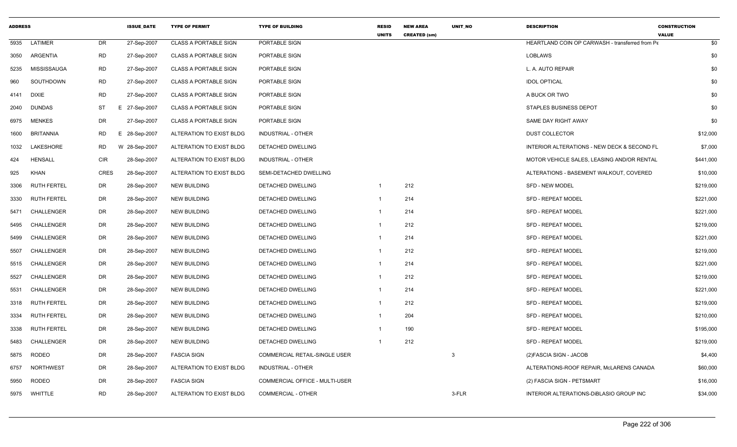| ADDRESS | | | ISSUE_DATE | TYPE OF PERMIT | TYPE OF BUILDING | RESID UNITS | NEW AREA CREATED (sm) | UNIT_NO | DESCRIPTION | CONSTRUCTION VALUE |
|---|---|---|---|---|---|---|---|---|---|---|
| 5935 | LATIMER | DR | 27-Sep-2007 | CLASS A PORTABLE SIGN | PORTABLE SIGN | | | | HEARTLAND COIN OP CARWASH - transferred from Pe | $0 |
| 3050 | ARGENTIA | RD | 27-Sep-2007 | CLASS A PORTABLE SIGN | PORTABLE SIGN | | | | LOBLAWS | $0 |
| 5235 | MISSISSAUGA | RD | 27-Sep-2007 | CLASS A PORTABLE SIGN | PORTABLE SIGN | | | | L. A. AUTO REPAIR | $0 |
| 960 | SOUTHDOWN | RD | 27-Sep-2007 | CLASS A PORTABLE SIGN | PORTABLE SIGN | | | | IDOL OPTICAL | $0 |
| 4141 | DIXIE | RD | 27-Sep-2007 | CLASS A PORTABLE SIGN | PORTABLE SIGN | | | | A BUCK OR TWO | $0 |
| 2040 | DUNDAS | ST | E 27-Sep-2007 | CLASS A PORTABLE SIGN | PORTABLE SIGN | | | | STAPLES BUSINESS DEPOT | $0 |
| 6975 | MENKES | DR | 27-Sep-2007 | CLASS A PORTABLE SIGN | PORTABLE SIGN | | | | SAME DAY RIGHT AWAY | $0 |
| 1600 | BRITANNIA | RD | E 28-Sep-2007 | ALTERATION TO EXIST BLDG | INDUSTRIAL - OTHER | | | | DUST COLLECTOR | $12,000 |
| 1032 | LAKESHORE | RD | W 28-Sep-2007 | ALTERATION TO EXIST BLDG | DETACHED DWELLING | | | | INTERIOR ALTERATIONS - NEW DECK & SECOND FL | $7,000 |
| 424 | HENSALL | CIR | 28-Sep-2007 | ALTERATION TO EXIST BLDG | INDUSTRIAL - OTHER | | | | MOTOR VEHICLE SALES, LEASING AND/OR RENTAL | $441,000 |
| 925 | KHAN | CRES | 28-Sep-2007 | ALTERATION TO EXIST BLDG | SEMI-DETACHED DWELLING | | | | ALTERATIONS - BASEMENT WALKOUT, COVERED | $10,000 |
| 3306 | RUTH FERTEL | DR | 28-Sep-2007 | NEW BUILDING | DETACHED DWELLING | 1 | 212 | | SFD - NEW MODEL | $219,000 |
| 3330 | RUTH FERTEL | DR | 28-Sep-2007 | NEW BUILDING | DETACHED DWELLING | 1 | 214 | | SFD - REPEAT MODEL | $221,000 |
| 5471 | CHALLENGER | DR | 28-Sep-2007 | NEW BUILDING | DETACHED DWELLING | 1 | 214 | | SFD - REPEAT MODEL | $221,000 |
| 5495 | CHALLENGER | DR | 28-Sep-2007 | NEW BUILDING | DETACHED DWELLING | 1 | 212 | | SFD - REPEAT MODEL | $219,000 |
| 5499 | CHALLENGER | DR | 28-Sep-2007 | NEW BUILDING | DETACHED DWELLING | 1 | 214 | | SFD - REPEAT MODEL | $221,000 |
| 5507 | CHALLENGER | DR | 28-Sep-2007 | NEW BUILDING | DETACHED DWELLING | 1 | 212 | | SFD - REPEAT MODEL | $219,000 |
| 5515 | CHALLENGER | DR | 28-Sep-2007 | NEW BUILDING | DETACHED DWELLING | 1 | 214 | | SFD - REPEAT MODEL | $221,000 |
| 5527 | CHALLENGER | DR | 28-Sep-2007 | NEW BUILDING | DETACHED DWELLING | 1 | 212 | | SFD - REPEAT MODEL | $219,000 |
| 5531 | CHALLENGER | DR | 28-Sep-2007 | NEW BUILDING | DETACHED DWELLING | 1 | 214 | | SFD - REPEAT MODEL | $221,000 |
| 3318 | RUTH FERTEL | DR | 28-Sep-2007 | NEW BUILDING | DETACHED DWELLING | 1 | 212 | | SFD - REPEAT MODEL | $219,000 |
| 3334 | RUTH FERTEL | DR | 28-Sep-2007 | NEW BUILDING | DETACHED DWELLING | 1 | 204 | | SFD - REPEAT MODEL | $210,000 |
| 3338 | RUTH FERTEL | DR | 28-Sep-2007 | NEW BUILDING | DETACHED DWELLING | 1 | 190 | | SFD - REPEAT MODEL | $195,000 |
| 5483 | CHALLENGER | DR | 28-Sep-2007 | NEW BUILDING | DETACHED DWELLING | 1 | 212 | | SFD - REPEAT MODEL | $219,000 |
| 5875 | RODEO | DR | 28-Sep-2007 | FASCIA SIGN | COMMERCIAL RETAIL-SINGLE USER | | | 3 | (2)FASCIA SIGN - JACOB | $4,400 |
| 6757 | NORTHWEST | DR | 28-Sep-2007 | ALTERATION TO EXIST BLDG | INDUSTRIAL - OTHER | | | | ALTERATIONS-ROOF REPAIR, McLARENS CANADA | $60,000 |
| 5950 | RODEO | DR | 28-Sep-2007 | FASCIA SIGN | COMMERCIAL OFFICE - MULTI-USER | | | | (2) FASCIA SIGN - PETSMART | $16,000 |
| 5975 | WHITTLE | RD | 28-Sep-2007 | ALTERATION TO EXIST BLDG | COMMERCIAL - OTHER | | | 3-FLR | INTERIOR ALTERATIONS-DiBLASIO GROUP INC | $34,000 |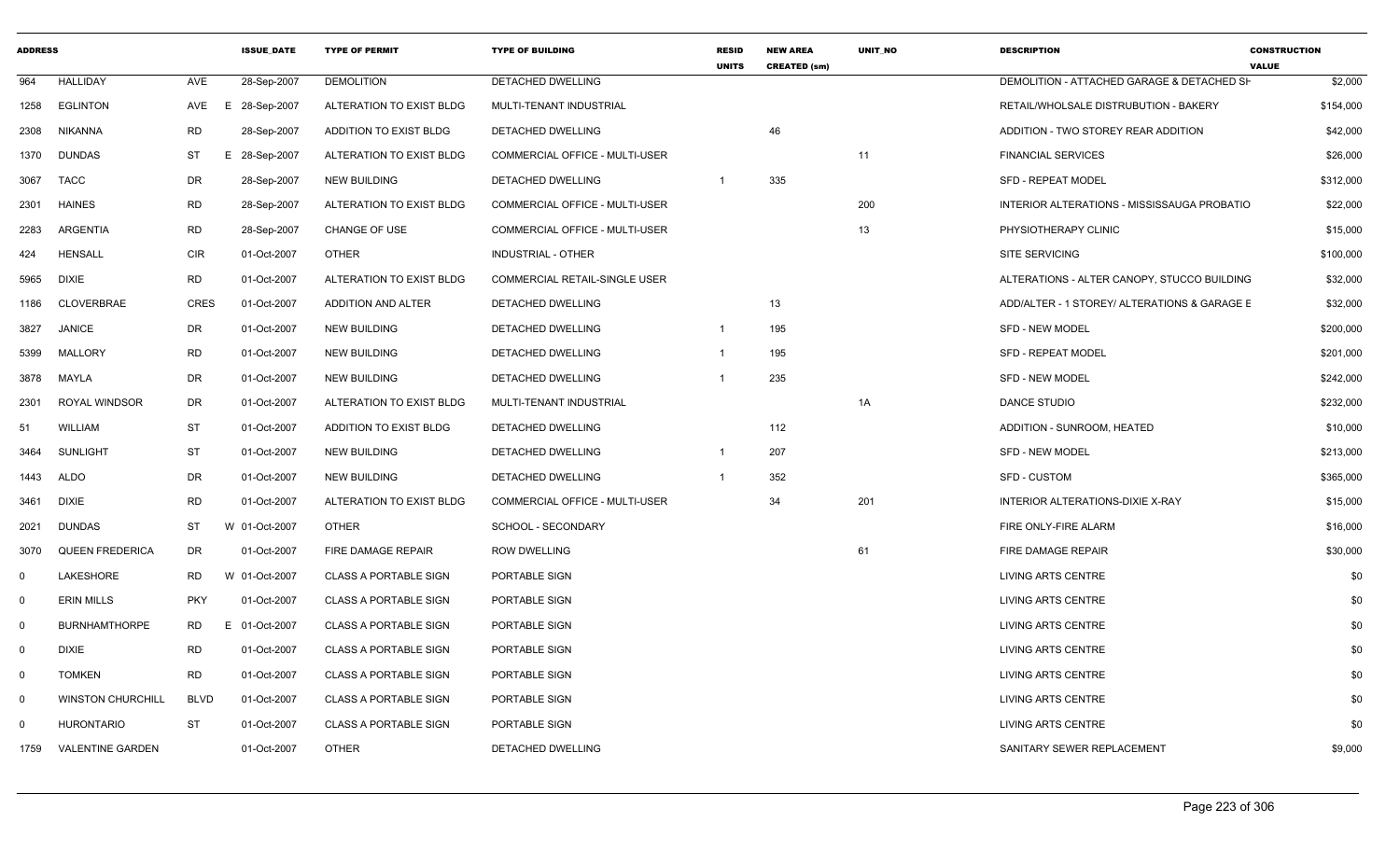| ADDRESS | | | ISSUE_DATE | TYPE OF PERMIT | TYPE OF BUILDING | RESID UNITS | NEW AREA CREATED (sm) | UNIT_NO | DESCRIPTION | CONSTRUCTION VALUE |
|---|---|---|---|---|---|---|---|---|---|---|
| 964 | HALLIDAY | AVE | 28-Sep-2007 | DEMOLITION | DETACHED DWELLING | | | | DEMOLITION - ATTACHED GARAGE & DETACHED SH | $2,000 |
| 1258 | EGLINTON | AVE E | 28-Sep-2007 | ALTERATION TO EXIST BLDG | MULTI-TENANT INDUSTRIAL | | | | RETAIL/WHOLSALE DISTRUBUTION - BAKERY | $154,000 |
| 2308 | NIKANNA | RD | 28-Sep-2007 | ADDITION TO EXIST BLDG | DETACHED DWELLING | | 46 | | ADDITION - TWO STOREY REAR ADDITION | $42,000 |
| 1370 | DUNDAS | ST E | 28-Sep-2007 | ALTERATION TO EXIST BLDG | COMMERCIAL OFFICE - MULTI-USER | | | 11 | FINANCIAL SERVICES | $26,000 |
| 3067 | TACC | DR | 28-Sep-2007 | NEW BUILDING | DETACHED DWELLING | 1 | 335 | | SFD - REPEAT MODEL | $312,000 |
| 2301 | HAINES | RD | 28-Sep-2007 | ALTERATION TO EXIST BLDG | COMMERCIAL OFFICE - MULTI-USER | | | 200 | INTERIOR ALTERATIONS - MISSISSAUGA PROBATIO | $22,000 |
| 2283 | ARGENTIA | RD | 28-Sep-2007 | CHANGE OF USE | COMMERCIAL OFFICE - MULTI-USER | | | 13 | PHYSIOTHERAPY CLINIC | $15,000 |
| 424 | HENSALL | CIR | 01-Oct-2007 | OTHER | INDUSTRIAL - OTHER | | | | SITE SERVICING | $100,000 |
| 5965 | DIXIE | RD | 01-Oct-2007 | ALTERATION TO EXIST BLDG | COMMERCIAL RETAIL-SINGLE USER | | | | ALTERATIONS - ALTER CANOPY, STUCCO BUILDING | $32,000 |
| 1186 | CLOVERBRAE | CRES | 01-Oct-2007 | ADDITION AND ALTER | DETACHED DWELLING | | 13 | | ADD/ALTER - 1 STOREY/ ALTERATIONS & GARAGE E | $32,000 |
| 3827 | JANICE | DR | 01-Oct-2007 | NEW BUILDING | DETACHED DWELLING | 1 | 195 | | SFD - NEW MODEL | $200,000 |
| 5399 | MALLORY | RD | 01-Oct-2007 | NEW BUILDING | DETACHED DWELLING | 1 | 195 | | SFD - REPEAT MODEL | $201,000 |
| 3878 | MAYLA | DR | 01-Oct-2007 | NEW BUILDING | DETACHED DWELLING | 1 | 235 | | SFD - NEW MODEL | $242,000 |
| 2301 | ROYAL WINDSOR | DR | 01-Oct-2007 | ALTERATION TO EXIST BLDG | MULTI-TENANT INDUSTRIAL | | | 1A | DANCE STUDIO | $232,000 |
| 51 | WILLIAM | ST | 01-Oct-2007 | ADDITION TO EXIST BLDG | DETACHED DWELLING | | 112 | | ADDITION - SUNROOM, HEATED | $10,000 |
| 3464 | SUNLIGHT | ST | 01-Oct-2007 | NEW BUILDING | DETACHED DWELLING | 1 | 207 | | SFD - NEW MODEL | $213,000 |
| 1443 | ALDO | DR | 01-Oct-2007 | NEW BUILDING | DETACHED DWELLING | 1 | 352 | | SFD - CUSTOM | $365,000 |
| 3461 | DIXIE | RD | 01-Oct-2007 | ALTERATION TO EXIST BLDG | COMMERCIAL OFFICE - MULTI-USER | | 34 | 201 | INTERIOR ALTERATIONS-DIXIE X-RAY | $15,000 |
| 2021 | DUNDAS | ST W | 01-Oct-2007 | OTHER | SCHOOL - SECONDARY | | | | FIRE ONLY-FIRE ALARM | $16,000 |
| 3070 | QUEEN FREDERICA | DR | 01-Oct-2007 | FIRE DAMAGE REPAIR | ROW DWELLING | | | 61 | FIRE DAMAGE REPAIR | $30,000 |
| 0 | LAKESHORE | RD W | 01-Oct-2007 | CLASS A PORTABLE SIGN | PORTABLE SIGN | | | | LIVING ARTS CENTRE | $0 |
| 0 | ERIN MILLS | PKY | 01-Oct-2007 | CLASS A PORTABLE SIGN | PORTABLE SIGN | | | | LIVING ARTS CENTRE | $0 |
| 0 | BURNHAMTHORPE | RD E | 01-Oct-2007 | CLASS A PORTABLE SIGN | PORTABLE SIGN | | | | LIVING ARTS CENTRE | $0 |
| 0 | DIXIE | RD | 01-Oct-2007 | CLASS A PORTABLE SIGN | PORTABLE SIGN | | | | LIVING ARTS CENTRE | $0 |
| 0 | TOMKEN | RD | 01-Oct-2007 | CLASS A PORTABLE SIGN | PORTABLE SIGN | | | | LIVING ARTS CENTRE | $0 |
| 0 | WINSTON CHURCHILL | BLVD | 01-Oct-2007 | CLASS A PORTABLE SIGN | PORTABLE SIGN | | | | LIVING ARTS CENTRE | $0 |
| 0 | HURONTARIO | ST | 01-Oct-2007 | CLASS A PORTABLE SIGN | PORTABLE SIGN | | | | LIVING ARTS CENTRE | $0 |
| 1759 | VALENTINE GARDEN | | 01-Oct-2007 | OTHER | DETACHED DWELLING | | | | SANITARY SEWER REPLACEMENT | $9,000 |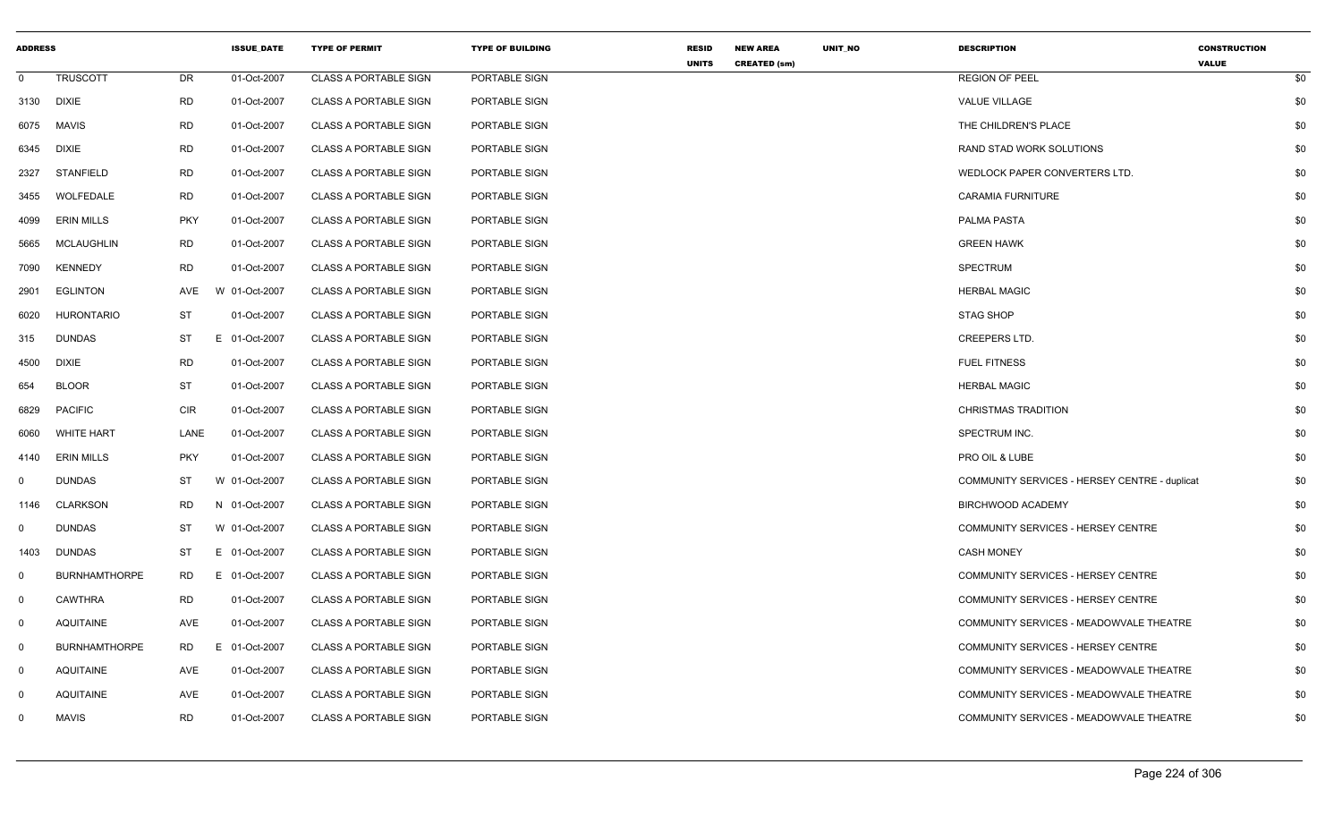| ADDRESS | | | ISSUE_DATE | TYPE OF PERMIT | TYPE OF BUILDING | RESID UNITS | NEW AREA CREATED (sm) | UNIT_NO | DESCRIPTION | CONSTRUCTION VALUE |
|---|---|---|---|---|---|---|---|---|---|---|
| 0 | TRUSCOTT | DR | 01-Oct-2007 | CLASS A PORTABLE SIGN | PORTABLE SIGN | | | | REGION OF PEEL | $0 |
| 3130 | DIXIE | RD | 01-Oct-2007 | CLASS A PORTABLE SIGN | PORTABLE SIGN | | | | VALUE VILLAGE | $0 |
| 6075 | MAVIS | RD | 01-Oct-2007 | CLASS A PORTABLE SIGN | PORTABLE SIGN | | | | THE CHILDREN'S PLACE | $0 |
| 6345 | DIXIE | RD | 01-Oct-2007 | CLASS A PORTABLE SIGN | PORTABLE SIGN | | | | RAND STAD WORK SOLUTIONS | $0 |
| 2327 | STANFIELD | RD | 01-Oct-2007 | CLASS A PORTABLE SIGN | PORTABLE SIGN | | | | WEDLOCK PAPER CONVERTERS LTD. | $0 |
| 3455 | WOLFEDALE | RD | 01-Oct-2007 | CLASS A PORTABLE SIGN | PORTABLE SIGN | | | | CARAMIA FURNITURE | $0 |
| 4099 | ERIN MILLS | PKY | 01-Oct-2007 | CLASS A PORTABLE SIGN | PORTABLE SIGN | | | | PALMA PASTA | $0 |
| 5665 | MCLAUGHLIN | RD | 01-Oct-2007 | CLASS A PORTABLE SIGN | PORTABLE SIGN | | | | GREEN HAWK | $0 |
| 7090 | KENNEDY | RD | 01-Oct-2007 | CLASS A PORTABLE SIGN | PORTABLE SIGN | | | | SPECTRUM | $0 |
| 2901 | EGLINTON | AVE | W 01-Oct-2007 | CLASS A PORTABLE SIGN | PORTABLE SIGN | | | | HERBAL MAGIC | $0 |
| 6020 | HURONTARIO | ST | 01-Oct-2007 | CLASS A PORTABLE SIGN | PORTABLE SIGN | | | | STAG SHOP | $0 |
| 315 | DUNDAS | ST | E 01-Oct-2007 | CLASS A PORTABLE SIGN | PORTABLE SIGN | | | | CREEPERS LTD. | $0 |
| 4500 | DIXIE | RD | 01-Oct-2007 | CLASS A PORTABLE SIGN | PORTABLE SIGN | | | | FUEL FITNESS | $0 |
| 654 | BLOOR | ST | 01-Oct-2007 | CLASS A PORTABLE SIGN | PORTABLE SIGN | | | | HERBAL MAGIC | $0 |
| 6829 | PACIFIC | CIR | 01-Oct-2007 | CLASS A PORTABLE SIGN | PORTABLE SIGN | | | | CHRISTMAS TRADITION | $0 |
| 6060 | WHITE HART | LANE | 01-Oct-2007 | CLASS A PORTABLE SIGN | PORTABLE SIGN | | | | SPECTRUM INC. | $0 |
| 4140 | ERIN MILLS | PKY | 01-Oct-2007 | CLASS A PORTABLE SIGN | PORTABLE SIGN | | | | PRO OIL & LUBE | $0 |
| 0 | DUNDAS | ST | W 01-Oct-2007 | CLASS A PORTABLE SIGN | PORTABLE SIGN | | | | COMMUNITY SERVICES - HERSEY CENTRE - duplicat | $0 |
| 1146 | CLARKSON | RD | N 01-Oct-2007 | CLASS A PORTABLE SIGN | PORTABLE SIGN | | | | BIRCHWOOD ACADEMY | $0 |
| 0 | DUNDAS | ST | W 01-Oct-2007 | CLASS A PORTABLE SIGN | PORTABLE SIGN | | | | COMMUNITY SERVICES - HERSEY CENTRE | $0 |
| 1403 | DUNDAS | ST | E 01-Oct-2007 | CLASS A PORTABLE SIGN | PORTABLE SIGN | | | | CASH MONEY | $0 |
| 0 | BURNHAMTHORPE | RD | E 01-Oct-2007 | CLASS A PORTABLE SIGN | PORTABLE SIGN | | | | COMMUNITY SERVICES - HERSEY CENTRE | $0 |
| 0 | CAWTHRA | RD | 01-Oct-2007 | CLASS A PORTABLE SIGN | PORTABLE SIGN | | | | COMMUNITY SERVICES - HERSEY CENTRE | $0 |
| 0 | AQUITAINE | AVE | 01-Oct-2007 | CLASS A PORTABLE SIGN | PORTABLE SIGN | | | | COMMUNITY SERVICES - MEADOWVALE THEATRE | $0 |
| 0 | BURNHAMTHORPE | RD | E 01-Oct-2007 | CLASS A PORTABLE SIGN | PORTABLE SIGN | | | | COMMUNITY SERVICES - HERSEY CENTRE | $0 |
| 0 | AQUITAINE | AVE | 01-Oct-2007 | CLASS A PORTABLE SIGN | PORTABLE SIGN | | | | COMMUNITY SERVICES - MEADOWVALE THEATRE | $0 |
| 0 | AQUITAINE | AVE | 01-Oct-2007 | CLASS A PORTABLE SIGN | PORTABLE SIGN | | | | COMMUNITY SERVICES - MEADOWVALE THEATRE | $0 |
| 0 | MAVIS | RD | 01-Oct-2007 | CLASS A PORTABLE SIGN | PORTABLE SIGN | | | | COMMUNITY SERVICES - MEADOWVALE THEATRE | $0 |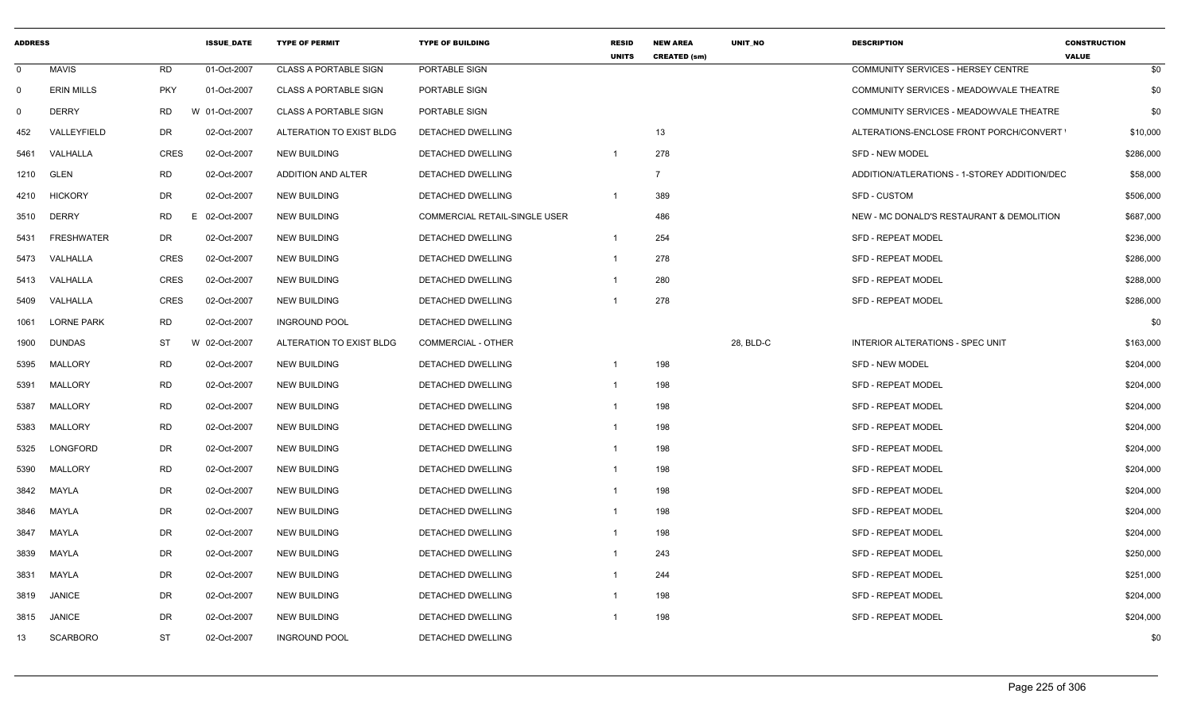| ADDRESS | | | ISSUE_DATE | TYPE OF PERMIT | TYPE OF BUILDING | RESID UNITS | NEW AREA CREATED (sm) | UNIT_NO | DESCRIPTION | CONSTRUCTION VALUE |
|---|---|---|---|---|---|---|---|---|---|---|
| 0 | MAVIS | RD | 01-Oct-2007 | CLASS A PORTABLE SIGN | PORTABLE SIGN | | | | COMMUNITY SERVICES - HERSEY CENTRE | $0 |
| 0 | ERIN MILLS | PKY | 01-Oct-2007 | CLASS A PORTABLE SIGN | PORTABLE SIGN | | | | COMMUNITY SERVICES - MEADOWVALE THEATRE | $0 |
| 0 | DERRY | RD W | 01-Oct-2007 | CLASS A PORTABLE SIGN | PORTABLE SIGN | | | | COMMUNITY SERVICES - MEADOWVALE THEATRE | $0 |
| 452 | VALLEYFIELD | DR | 02-Oct-2007 | ALTERATION TO EXIST BLDG | DETACHED DWELLING | | 13 | | ALTERATIONS-ENCLOSE FRONT PORCH/CONVERT ' | $10,000 |
| 5461 | VALHALLA | CRES | 02-Oct-2007 | NEW BUILDING | DETACHED DWELLING | 1 | 278 | | SFD - NEW MODEL | $286,000 |
| 1210 | GLEN | RD | 02-Oct-2007 | ADDITION AND ALTER | DETACHED DWELLING | | 7 | | ADDITION/ATLERATIONS - 1-STOREY ADDITION/DEC | $58,000 |
| 4210 | HICKORY | DR | 02-Oct-2007 | NEW BUILDING | DETACHED DWELLING | 1 | 389 | | SFD - CUSTOM | $506,000 |
| 3510 | DERRY | RD E | 02-Oct-2007 | NEW BUILDING | COMMERCIAL RETAIL-SINGLE USER | | 486 | | NEW - MC DONALD'S RESTAURANT & DEMOLITION | $687,000 |
| 5431 | FRESHWATER | DR | 02-Oct-2007 | NEW BUILDING | DETACHED DWELLING | 1 | 254 | | SFD - REPEAT MODEL | $236,000 |
| 5473 | VALHALLA | CRES | 02-Oct-2007 | NEW BUILDING | DETACHED DWELLING | 1 | 278 | | SFD - REPEAT MODEL | $286,000 |
| 5413 | VALHALLA | CRES | 02-Oct-2007 | NEW BUILDING | DETACHED DWELLING | 1 | 280 | | SFD - REPEAT MODEL | $288,000 |
| 5409 | VALHALLA | CRES | 02-Oct-2007 | NEW BUILDING | DETACHED DWELLING | 1 | 278 | | SFD - REPEAT MODEL | $286,000 |
| 1061 | LORNE PARK | RD | 02-Oct-2007 | INGROUND POOL | DETACHED DWELLING | | | | | $0 |
| 1900 | DUNDAS | ST W | 02-Oct-2007 | ALTERATION TO EXIST BLDG | COMMERCIAL - OTHER | | | 28, BLD-C | INTERIOR ALTERATIONS - SPEC UNIT | $163,000 |
| 5395 | MALLORY | RD | 02-Oct-2007 | NEW BUILDING | DETACHED DWELLING | 1 | 198 | | SFD - NEW MODEL | $204,000 |
| 5391 | MALLORY | RD | 02-Oct-2007 | NEW BUILDING | DETACHED DWELLING | 1 | 198 | | SFD - REPEAT MODEL | $204,000 |
| 5387 | MALLORY | RD | 02-Oct-2007 | NEW BUILDING | DETACHED DWELLING | 1 | 198 | | SFD - REPEAT MODEL | $204,000 |
| 5383 | MALLORY | RD | 02-Oct-2007 | NEW BUILDING | DETACHED DWELLING | 1 | 198 | | SFD - REPEAT MODEL | $204,000 |
| 5325 | LONGFORD | DR | 02-Oct-2007 | NEW BUILDING | DETACHED DWELLING | 1 | 198 | | SFD - REPEAT MODEL | $204,000 |
| 5390 | MALLORY | RD | 02-Oct-2007 | NEW BUILDING | DETACHED DWELLING | 1 | 198 | | SFD - REPEAT MODEL | $204,000 |
| 3842 | MAYLA | DR | 02-Oct-2007 | NEW BUILDING | DETACHED DWELLING | 1 | 198 | | SFD - REPEAT MODEL | $204,000 |
| 3846 | MAYLA | DR | 02-Oct-2007 | NEW BUILDING | DETACHED DWELLING | 1 | 198 | | SFD - REPEAT MODEL | $204,000 |
| 3847 | MAYLA | DR | 02-Oct-2007 | NEW BUILDING | DETACHED DWELLING | 1 | 198 | | SFD - REPEAT MODEL | $204,000 |
| 3839 | MAYLA | DR | 02-Oct-2007 | NEW BUILDING | DETACHED DWELLING | 1 | 243 | | SFD - REPEAT MODEL | $250,000 |
| 3831 | MAYLA | DR | 02-Oct-2007 | NEW BUILDING | DETACHED DWELLING | 1 | 244 | | SFD - REPEAT MODEL | $251,000 |
| 3819 | JANICE | DR | 02-Oct-2007 | NEW BUILDING | DETACHED DWELLING | 1 | 198 | | SFD - REPEAT MODEL | $204,000 |
| 3815 | JANICE | DR | 02-Oct-2007 | NEW BUILDING | DETACHED DWELLING | 1 | 198 | | SFD - REPEAT MODEL | $204,000 |
| 13 | SCARBORO | ST | 02-Oct-2007 | INGROUND POOL | DETACHED DWELLING | | | | | $0 |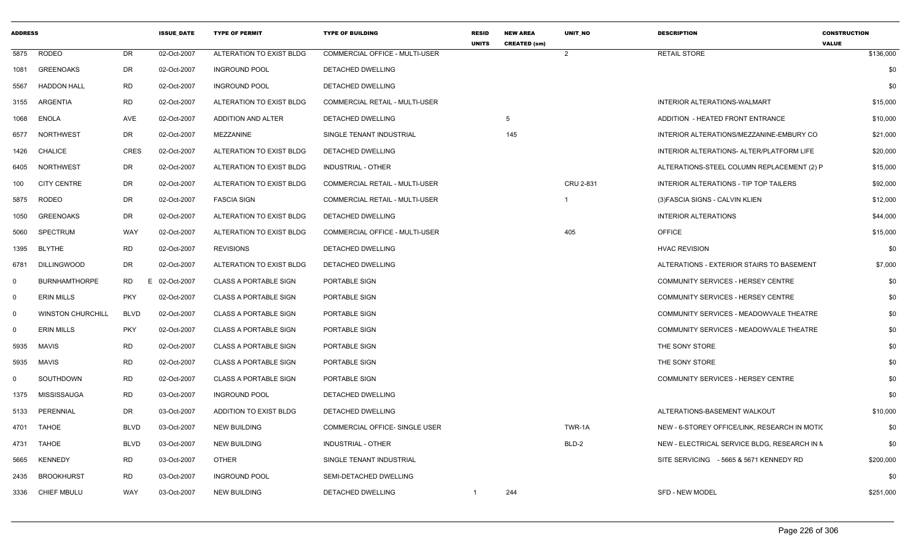| ADDRESS | | | ISSUE_DATE | TYPE OF PERMIT | TYPE OF BUILDING | RESID UNITS | NEW AREA CREATED (sm) | UNIT_NO | DESCRIPTION | CONSTRUCTION VALUE |
|---|---|---|---|---|---|---|---|---|---|---|
| 5875 | RODEO | DR | 02-Oct-2007 | ALTERATION TO EXIST BLDG | COMMERCIAL OFFICE - MULTI-USER | | | 2 | RETAIL STORE | $136,000 |
| 1081 | GREENOAKS | DR | 02-Oct-2007 | INGROUND POOL | DETACHED DWELLING | | | | | $0 |
| 5567 | HADDON HALL | RD | 02-Oct-2007 | INGROUND POOL | DETACHED DWELLING | | | | | $0 |
| 3155 | ARGENTIA | RD | 02-Oct-2007 | ALTERATION TO EXIST BLDG | COMMERCIAL RETAIL - MULTI-USER | | | | INTERIOR ALTERATIONS-WALMART | $15,000 |
| 1068 | ENOLA | AVE | 02-Oct-2007 | ADDITION AND ALTER | DETACHED DWELLING | | 5 | | ADDITION - HEATED FRONT ENTRANCE | $10,000 |
| 6577 | NORTHWEST | DR | 02-Oct-2007 | MEZZANINE | SINGLE TENANT INDUSTRIAL | | 145 | | INTERIOR ALTERATIONS/MEZZANINE-EMBURY CO | $21,000 |
| 1426 | CHALICE | CRES | 02-Oct-2007 | ALTERATION TO EXIST BLDG | DETACHED DWELLING | | | | INTERIOR ALTERATIONS- ALTER/PLATFORM LIFE | $20,000 |
| 6405 | NORTHWEST | DR | 02-Oct-2007 | ALTERATION TO EXIST BLDG | INDUSTRIAL - OTHER | | | | ALTERATIONS-STEEL COLUMN REPLACEMENT (2) P | $15,000 |
| 100 | CITY CENTRE | DR | 02-Oct-2007 | ALTERATION TO EXIST BLDG | COMMERCIAL RETAIL - MULTI-USER | | | CRU 2-831 | INTERIOR ALTERATIONS - TIP TOP TAILERS | $92,000 |
| 5875 | RODEO | DR | 02-Oct-2007 | FASCIA SIGN | COMMERCIAL RETAIL - MULTI-USER | | | 1 | (3)FASCIA SIGNS - CALVIN KLIEN | $12,000 |
| 1050 | GREENOAKS | DR | 02-Oct-2007 | ALTERATION TO EXIST BLDG | DETACHED DWELLING | | | | INTERIOR ALTERATIONS | $44,000 |
| 5060 | SPECTRUM | WAY | 02-Oct-2007 | ALTERATION TO EXIST BLDG | COMMERCIAL OFFICE - MULTI-USER | | | 405 | OFFICE | $15,000 |
| 1395 | BLYTHE | RD | 02-Oct-2007 | REVISIONS | DETACHED DWELLING | | | | HVAC REVISION | $0 |
| 6781 | DILLINGWOOD | DR | 02-Oct-2007 | ALTERATION TO EXIST BLDG | DETACHED DWELLING | | | | ALTERATIONS - EXTERIOR STAIRS TO BASEMENT | $7,000 |
| 0 | BURNHAMTHORPE | RD E | 02-Oct-2007 | CLASS A PORTABLE SIGN | PORTABLE SIGN | | | | COMMUNITY SERVICES - HERSEY CENTRE | $0 |
| 0 | ERIN MILLS | PKY | 02-Oct-2007 | CLASS A PORTABLE SIGN | PORTABLE SIGN | | | | COMMUNITY SERVICES - HERSEY CENTRE | $0 |
| 0 | WINSTON CHURCHILL | BLVD | 02-Oct-2007 | CLASS A PORTABLE SIGN | PORTABLE SIGN | | | | COMMUNITY SERVICES - MEADOWVALE THEATRE | $0 |
| 0 | ERIN MILLS | PKY | 02-Oct-2007 | CLASS A PORTABLE SIGN | PORTABLE SIGN | | | | COMMUNITY SERVICES - MEADOWVALE THEATRE | $0 |
| 5935 | MAVIS | RD | 02-Oct-2007 | CLASS A PORTABLE SIGN | PORTABLE SIGN | | | | THE SONY STORE | $0 |
| 5935 | MAVIS | RD | 02-Oct-2007 | CLASS A PORTABLE SIGN | PORTABLE SIGN | | | | THE SONY STORE | $0 |
| 0 | SOUTHDOWN | RD | 02-Oct-2007 | CLASS A PORTABLE SIGN | PORTABLE SIGN | | | | COMMUNITY SERVICES - HERSEY CENTRE | $0 |
| 1375 | MISSISSAUGA | RD | 03-Oct-2007 | INGROUND POOL | DETACHED DWELLING | | | | | $0 |
| 5133 | PERENNIAL | DR | 03-Oct-2007 | ADDITION TO EXIST BLDG | DETACHED DWELLING | | | | ALTERATIONS-BASEMENT WALKOUT | $10,000 |
| 4701 | TAHOE | BLVD | 03-Oct-2007 | NEW BUILDING | COMMERCIAL OFFICE- SINGLE USER | | | TWR-1A | NEW - 6-STOREY OFFICE/LINK, RESEARCH IN MOTIC | $0 |
| 4731 | TAHOE | BLVD | 03-Oct-2007 | NEW BUILDING | INDUSTRIAL - OTHER | | | BLD-2 | NEW - ELECTRICAL SERVICE BLDG, RESEARCH IN N | $0 |
| 5665 | KENNEDY | RD | 03-Oct-2007 | OTHER | SINGLE TENANT INDUSTRIAL | | | | SITE SERVICING - 5665 & 5671 KENNEDY RD | $200,000 |
| 2435 | BROOKHURST | RD | 03-Oct-2007 | INGROUND POOL | SEMI-DETACHED DWELLING | | | | | $0 |
| 3336 | CHIEF MBULU | WAY | 03-Oct-2007 | NEW BUILDING | DETACHED DWELLING | 1 | 244 | | SFD - NEW MODEL | $251,000 |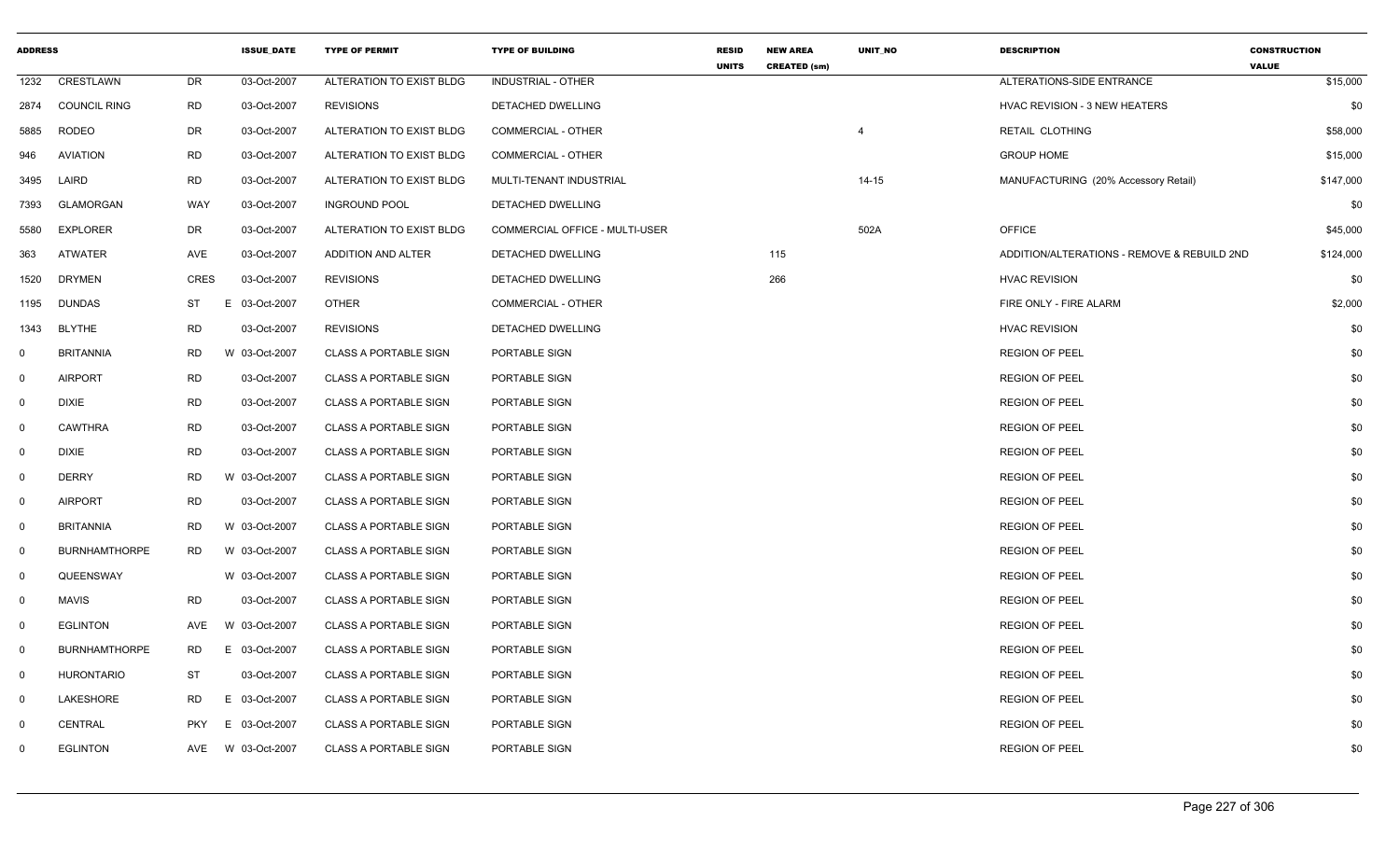| ADDRESS | | | ISSUE_DATE | TYPE OF PERMIT | TYPE OF BUILDING | RESID UNITS | NEW AREA CREATED (sm) | UNIT_NO | DESCRIPTION | CONSTRUCTION VALUE |
|---|---|---|---|---|---|---|---|---|---|---|
| 1232 | CRESTLAWN | DR | 03-Oct-2007 | ALTERATION TO EXIST BLDG | INDUSTRIAL - OTHER | | | | ALTERATIONS-SIDE ENTRANCE | $15,000 |
| 2874 | COUNCIL RING | RD | 03-Oct-2007 | REVISIONS | DETACHED DWELLING | | | | HVAC REVISION - 3 NEW HEATERS | $0 |
| 5885 | RODEO | DR | 03-Oct-2007 | ALTERATION TO EXIST BLDG | COMMERCIAL - OTHER | | | 4 | RETAIL CLOTHING | $58,000 |
| 946 | AVIATION | RD | 03-Oct-2007 | ALTERATION TO EXIST BLDG | COMMERCIAL - OTHER | | | | GROUP HOME | $15,000 |
| 3495 | LAIRD | RD | 03-Oct-2007 | ALTERATION TO EXIST BLDG | MULTI-TENANT INDUSTRIAL | | | 14-15 | MANUFACTURING (20% Accessory Retail) | $147,000 |
| 7393 | GLAMORGAN | WAY | 03-Oct-2007 | INGROUND POOL | DETACHED DWELLING | | | | | $0 |
| 5580 | EXPLORER | DR | 03-Oct-2007 | ALTERATION TO EXIST BLDG | COMMERCIAL OFFICE - MULTI-USER | | | 502A | OFFICE | $45,000 |
| 363 | ATWATER | AVE | 03-Oct-2007 | ADDITION AND ALTER | DETACHED DWELLING | | 115 | | ADDITION/ALTERATIONS - REMOVE & REBUILD 2ND | $124,000 |
| 1520 | DRYMEN | CRES | 03-Oct-2007 | REVISIONS | DETACHED DWELLING | | 266 | | HVAC REVISION | $0 |
| 1195 | DUNDAS | ST | E 03-Oct-2007 | OTHER | COMMERCIAL - OTHER | | | | FIRE ONLY - FIRE ALARM | $2,000 |
| 1343 | BLYTHE | RD | 03-Oct-2007 | REVISIONS | DETACHED DWELLING | | | | HVAC REVISION | $0 |
| 0 | BRITANNIA | RD | W 03-Oct-2007 | CLASS A PORTABLE SIGN | PORTABLE SIGN | | | | REGION OF PEEL | $0 |
| 0 | AIRPORT | RD | 03-Oct-2007 | CLASS A PORTABLE SIGN | PORTABLE SIGN | | | | REGION OF PEEL | $0 |
| 0 | DIXIE | RD | 03-Oct-2007 | CLASS A PORTABLE SIGN | PORTABLE SIGN | | | | REGION OF PEEL | $0 |
| 0 | CAWTHRA | RD | 03-Oct-2007 | CLASS A PORTABLE SIGN | PORTABLE SIGN | | | | REGION OF PEEL | $0 |
| 0 | DIXIE | RD | 03-Oct-2007 | CLASS A PORTABLE SIGN | PORTABLE SIGN | | | | REGION OF PEEL | $0 |
| 0 | DERRY | RD | W 03-Oct-2007 | CLASS A PORTABLE SIGN | PORTABLE SIGN | | | | REGION OF PEEL | $0 |
| 0 | AIRPORT | RD | 03-Oct-2007 | CLASS A PORTABLE SIGN | PORTABLE SIGN | | | | REGION OF PEEL | $0 |
| 0 | BRITANNIA | RD | W 03-Oct-2007 | CLASS A PORTABLE SIGN | PORTABLE SIGN | | | | REGION OF PEEL | $0 |
| 0 | BURNHAMTHORPE | RD | W 03-Oct-2007 | CLASS A PORTABLE SIGN | PORTABLE SIGN | | | | REGION OF PEEL | $0 |
| 0 | QUEENSWAY | | W 03-Oct-2007 | CLASS A PORTABLE SIGN | PORTABLE SIGN | | | | REGION OF PEEL | $0 |
| 0 | MAVIS | RD | 03-Oct-2007 | CLASS A PORTABLE SIGN | PORTABLE SIGN | | | | REGION OF PEEL | $0 |
| 0 | EGLINTON | AVE | W 03-Oct-2007 | CLASS A PORTABLE SIGN | PORTABLE SIGN | | | | REGION OF PEEL | $0 |
| 0 | BURNHAMTHORPE | RD | E 03-Oct-2007 | CLASS A PORTABLE SIGN | PORTABLE SIGN | | | | REGION OF PEEL | $0 |
| 0 | HURONTARIO | ST | 03-Oct-2007 | CLASS A PORTABLE SIGN | PORTABLE SIGN | | | | REGION OF PEEL | $0 |
| 0 | LAKESHORE | RD | E 03-Oct-2007 | CLASS A PORTABLE SIGN | PORTABLE SIGN | | | | REGION OF PEEL | $0 |
| 0 | CENTRAL | PKY | E 03-Oct-2007 | CLASS A PORTABLE SIGN | PORTABLE SIGN | | | | REGION OF PEEL | $0 |
| 0 | EGLINTON | AVE | W 03-Oct-2007 | CLASS A PORTABLE SIGN | PORTABLE SIGN | | | | REGION OF PEEL | $0 |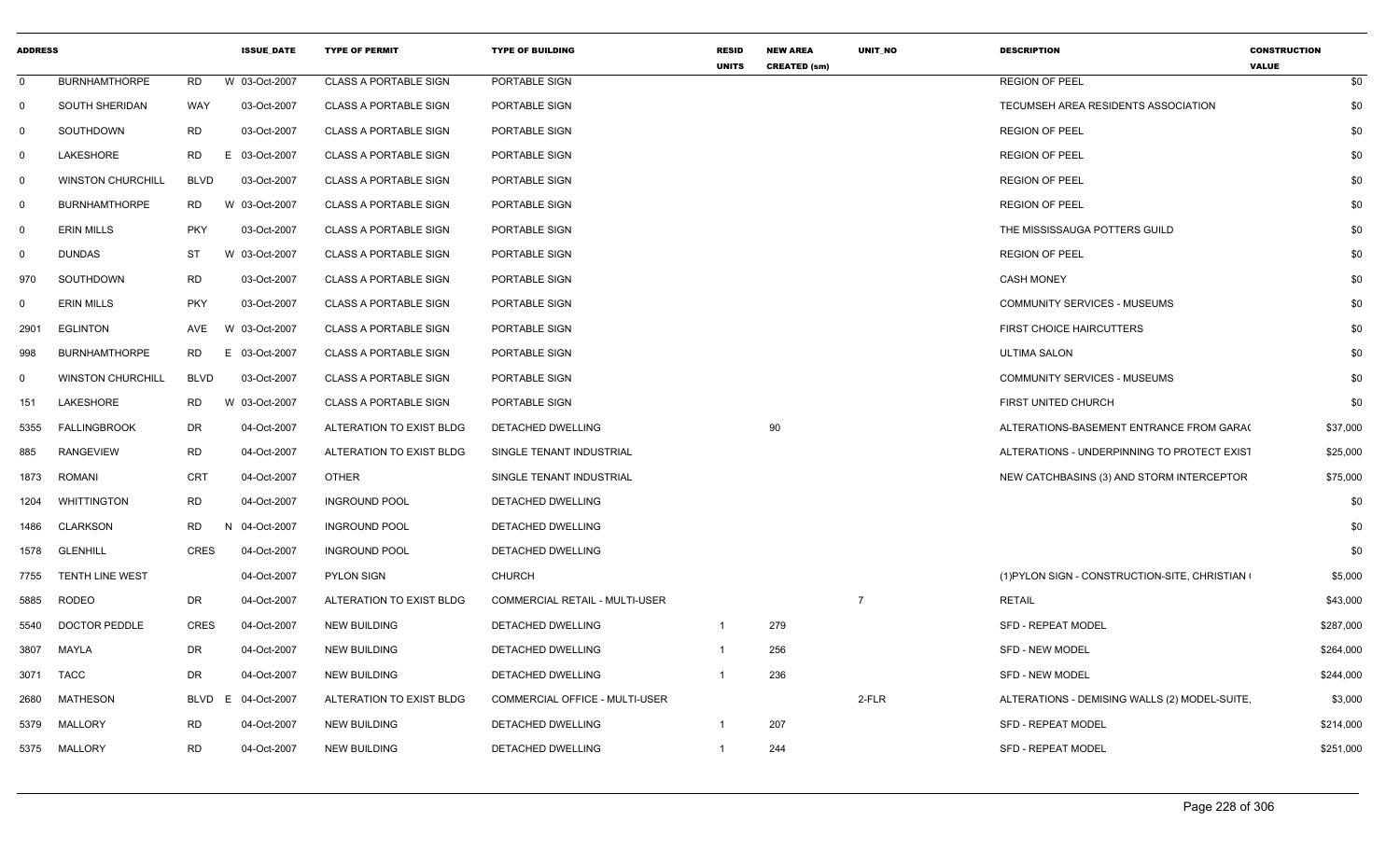| ADDRESS | | | ISSUE_DATE | TYPE OF PERMIT | TYPE OF BUILDING | RESID UNITS | NEW AREA CREATED (sm) | UNIT_NO | DESCRIPTION | CONSTRUCTION VALUE |
|---|---|---|---|---|---|---|---|---|---|---|
| 0 | BURNHAMTHORPE | RD | W 03-Oct-2007 | CLASS A PORTABLE SIGN | PORTABLE SIGN | | | | REGION OF PEEL | $0 |
| 0 | SOUTH SHERIDAN | WAY | 03-Oct-2007 | CLASS A PORTABLE SIGN | PORTABLE SIGN | | | | TECUMSEH AREA RESIDENTS ASSOCIATION | $0 |
| 0 | SOUTHDOWN | RD | 03-Oct-2007 | CLASS A PORTABLE SIGN | PORTABLE SIGN | | | | REGION OF PEEL | $0 |
| 0 | LAKESHORE | RD | E 03-Oct-2007 | CLASS A PORTABLE SIGN | PORTABLE SIGN | | | | REGION OF PEEL | $0 |
| 0 | WINSTON CHURCHILL | BLVD | 03-Oct-2007 | CLASS A PORTABLE SIGN | PORTABLE SIGN | | | | REGION OF PEEL | $0 |
| 0 | BURNHAMTHORPE | RD | W 03-Oct-2007 | CLASS A PORTABLE SIGN | PORTABLE SIGN | | | | REGION OF PEEL | $0 |
| 0 | ERIN MILLS | PKY | 03-Oct-2007 | CLASS A PORTABLE SIGN | PORTABLE SIGN | | | | THE MISSISSAUGA POTTERS GUILD | $0 |
| 0 | DUNDAS | ST | W 03-Oct-2007 | CLASS A PORTABLE SIGN | PORTABLE SIGN | | | | REGION OF PEEL | $0 |
| 970 | SOUTHDOWN | RD | 03-Oct-2007 | CLASS A PORTABLE SIGN | PORTABLE SIGN | | | | CASH MONEY | $0 |
| 0 | ERIN MILLS | PKY | 03-Oct-2007 | CLASS A PORTABLE SIGN | PORTABLE SIGN | | | | COMMUNITY SERVICES - MUSEUMS | $0 |
| 2901 | EGLINTON | AVE | W 03-Oct-2007 | CLASS A PORTABLE SIGN | PORTABLE SIGN | | | | FIRST CHOICE HAIRCUTTERS | $0 |
| 998 | BURNHAMTHORPE | RD | E 03-Oct-2007 | CLASS A PORTABLE SIGN | PORTABLE SIGN | | | | ULTIMA SALON | $0 |
| 0 | WINSTON CHURCHILL | BLVD | 03-Oct-2007 | CLASS A PORTABLE SIGN | PORTABLE SIGN | | | | COMMUNITY SERVICES - MUSEUMS | $0 |
| 151 | LAKESHORE | RD | W 03-Oct-2007 | CLASS A PORTABLE SIGN | PORTABLE SIGN | | | | FIRST UNITED CHURCH | $0 |
| 5355 | FALLINGBROOK | DR | 04-Oct-2007 | ALTERATION TO EXIST BLDG | DETACHED DWELLING | | 90 | | ALTERATIONS-BASEMENT ENTRANCE FROM GARA( | $37,000 |
| 885 | RANGEVIEW | RD | 04-Oct-2007 | ALTERATION TO EXIST BLDG | SINGLE TENANT INDUSTRIAL | | | | ALTERATIONS - UNDERPINNING TO PROTECT EXIST | $25,000 |
| 1873 | ROMANI | CRT | 04-Oct-2007 | OTHER | SINGLE TENANT INDUSTRIAL | | | | NEW CATCHBASINS (3) AND STORM INTERCEPTOR | $75,000 |
| 1204 | WHITTINGTON | RD | 04-Oct-2007 | INGROUND POOL | DETACHED DWELLING | | | | | $0 |
| 1486 | CLARKSON | RD | N 04-Oct-2007 | INGROUND POOL | DETACHED DWELLING | | | | | $0 |
| 1578 | GLENHILL | CRES | 04-Oct-2007 | INGROUND POOL | DETACHED DWELLING | | | | | $0 |
| 7755 | TENTH LINE WEST | | 04-Oct-2007 | PYLON SIGN | CHURCH | | | | (1)PYLON SIGN - CONSTRUCTION-SITE, CHRISTIAN ( | $5,000 |
| 5885 | RODEO | DR | 04-Oct-2007 | ALTERATION TO EXIST BLDG | COMMERCIAL RETAIL - MULTI-USER | | | 7 | RETAIL | $43,000 |
| 5540 | DOCTOR PEDDLE | CRES | 04-Oct-2007 | NEW BUILDING | DETACHED DWELLING | 1 | 279 | | SFD - REPEAT MODEL | $287,000 |
| 3807 | MAYLA | DR | 04-Oct-2007 | NEW BUILDING | DETACHED DWELLING | 1 | 256 | | SFD - NEW MODEL | $264,000 |
| 3071 | TACC | DR | 04-Oct-2007 | NEW BUILDING | DETACHED DWELLING | 1 | 236 | | SFD - NEW MODEL | $244,000 |
| 2680 | MATHESON | BLVD | E 04-Oct-2007 | ALTERATION TO EXIST BLDG | COMMERCIAL OFFICE - MULTI-USER | | | 2-FLR | ALTERATIONS - DEMISING WALLS (2) MODEL-SUITE, | $3,000 |
| 5379 | MALLORY | RD | 04-Oct-2007 | NEW BUILDING | DETACHED DWELLING | 1 | 207 | | SFD - REPEAT MODEL | $214,000 |
| 5375 | MALLORY | RD | 04-Oct-2007 | NEW BUILDING | DETACHED DWELLING | 1 | 244 | | SFD - REPEAT MODEL | $251,000 |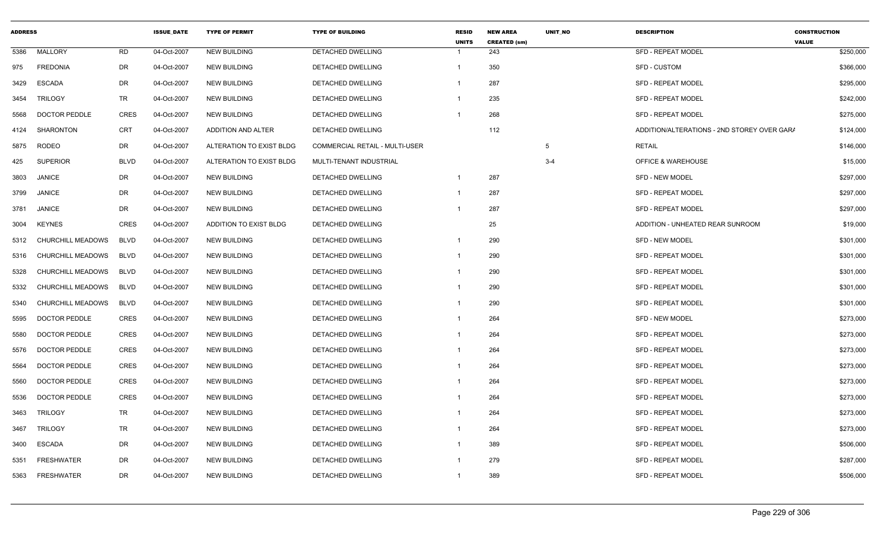| ADDRESS | | | ISSUE_DATE | TYPE OF PERMIT | TYPE OF BUILDING | RESID UNITS | NEW AREA CREATED (sm) | UNIT_NO | DESCRIPTION | CONSTRUCTION VALUE |
|---|---|---|---|---|---|---|---|---|---|---|
| 5386 | MALLORY | RD | 04-Oct-2007 | NEW BUILDING | DETACHED DWELLING | 1 | 243 | | SFD - REPEAT MODEL | $250,000 |
| 975 | FREDONIA | DR | 04-Oct-2007 | NEW BUILDING | DETACHED DWELLING | 1 | 350 | | SFD - CUSTOM | $366,000 |
| 3429 | ESCADA | DR | 04-Oct-2007 | NEW BUILDING | DETACHED DWELLING | 1 | 287 | | SFD - REPEAT MODEL | $295,000 |
| 3454 | TRILOGY | TR | 04-Oct-2007 | NEW BUILDING | DETACHED DWELLING | 1 | 235 | | SFD - REPEAT MODEL | $242,000 |
| 5568 | DOCTOR PEDDLE | CRES | 04-Oct-2007 | NEW BUILDING | DETACHED DWELLING | 1 | 268 | | SFD - REPEAT MODEL | $275,000 |
| 4124 | SHARONTON | CRT | 04-Oct-2007 | ADDITION AND ALTER | DETACHED DWELLING | | 112 | | ADDITION/ALTERATIONS - 2ND STOREY OVER GARA | $124,000 |
| 5875 | RODEO | DR | 04-Oct-2007 | ALTERATION TO EXIST BLDG | COMMERCIAL RETAIL - MULTI-USER | | | 5 | RETAIL | $146,000 |
| 425 | SUPERIOR | BLVD | 04-Oct-2007 | ALTERATION TO EXIST BLDG | MULTI-TENANT INDUSTRIAL | | | 3-4 | OFFICE & WAREHOUSE | $15,000 |
| 3803 | JANICE | DR | 04-Oct-2007 | NEW BUILDING | DETACHED DWELLING | 1 | 287 | | SFD - NEW MODEL | $297,000 |
| 3799 | JANICE | DR | 04-Oct-2007 | NEW BUILDING | DETACHED DWELLING | 1 | 287 | | SFD - REPEAT MODEL | $297,000 |
| 3781 | JANICE | DR | 04-Oct-2007 | NEW BUILDING | DETACHED DWELLING | 1 | 287 | | SFD - REPEAT MODEL | $297,000 |
| 3004 | KEYNES | CRES | 04-Oct-2007 | ADDITION TO EXIST BLDG | DETACHED DWELLING | | 25 | | ADDITION - UNHEATED REAR SUNROOM | $19,000 |
| 5312 | CHURCHILL MEADOWS | BLVD | 04-Oct-2007 | NEW BUILDING | DETACHED DWELLING | 1 | 290 | | SFD - NEW MODEL | $301,000 |
| 5316 | CHURCHILL MEADOWS | BLVD | 04-Oct-2007 | NEW BUILDING | DETACHED DWELLING | 1 | 290 | | SFD - REPEAT MODEL | $301,000 |
| 5328 | CHURCHILL MEADOWS | BLVD | 04-Oct-2007 | NEW BUILDING | DETACHED DWELLING | 1 | 290 | | SFD - REPEAT MODEL | $301,000 |
| 5332 | CHURCHILL MEADOWS | BLVD | 04-Oct-2007 | NEW BUILDING | DETACHED DWELLING | 1 | 290 | | SFD - REPEAT MODEL | $301,000 |
| 5340 | CHURCHILL MEADOWS | BLVD | 04-Oct-2007 | NEW BUILDING | DETACHED DWELLING | 1 | 290 | | SFD - REPEAT MODEL | $301,000 |
| 5595 | DOCTOR PEDDLE | CRES | 04-Oct-2007 | NEW BUILDING | DETACHED DWELLING | 1 | 264 | | SFD - NEW MODEL | $273,000 |
| 5580 | DOCTOR PEDDLE | CRES | 04-Oct-2007 | NEW BUILDING | DETACHED DWELLING | 1 | 264 | | SFD - REPEAT MODEL | $273,000 |
| 5576 | DOCTOR PEDDLE | CRES | 04-Oct-2007 | NEW BUILDING | DETACHED DWELLING | 1 | 264 | | SFD - REPEAT MODEL | $273,000 |
| 5564 | DOCTOR PEDDLE | CRES | 04-Oct-2007 | NEW BUILDING | DETACHED DWELLING | 1 | 264 | | SFD - REPEAT MODEL | $273,000 |
| 5560 | DOCTOR PEDDLE | CRES | 04-Oct-2007 | NEW BUILDING | DETACHED DWELLING | 1 | 264 | | SFD - REPEAT MODEL | $273,000 |
| 5536 | DOCTOR PEDDLE | CRES | 04-Oct-2007 | NEW BUILDING | DETACHED DWELLING | 1 | 264 | | SFD - REPEAT MODEL | $273,000 |
| 3463 | TRILOGY | TR | 04-Oct-2007 | NEW BUILDING | DETACHED DWELLING | 1 | 264 | | SFD - REPEAT MODEL | $273,000 |
| 3467 | TRILOGY | TR | 04-Oct-2007 | NEW BUILDING | DETACHED DWELLING | 1 | 264 | | SFD - REPEAT MODEL | $273,000 |
| 3400 | ESCADA | DR | 04-Oct-2007 | NEW BUILDING | DETACHED DWELLING | 1 | 389 | | SFD - REPEAT MODEL | $506,000 |
| 5351 | FRESHWATER | DR | 04-Oct-2007 | NEW BUILDING | DETACHED DWELLING | 1 | 279 | | SFD - REPEAT MODEL | $287,000 |
| 5363 | FRESHWATER | DR | 04-Oct-2007 | NEW BUILDING | DETACHED DWELLING | 1 | 389 | | SFD - REPEAT MODEL | $506,000 |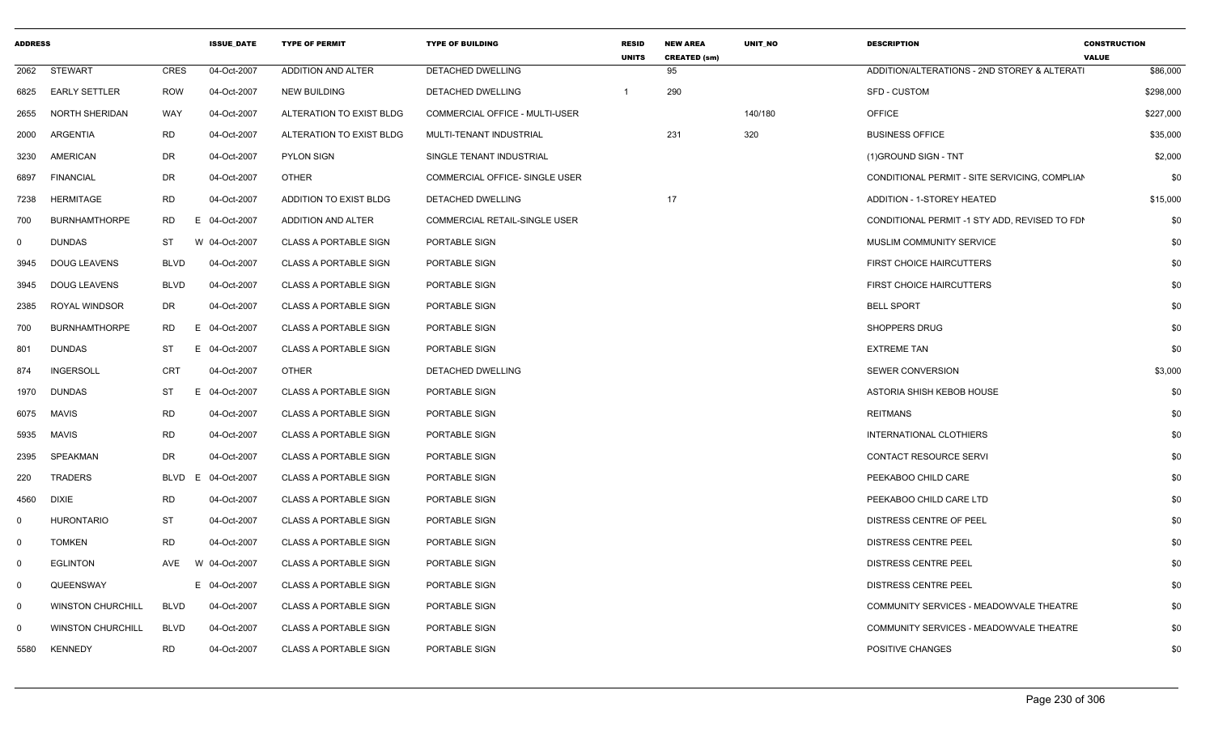| ADDRESS | | | ISSUE_DATE | TYPE OF PERMIT | TYPE OF BUILDING | RESID UNITS | NEW AREA CREATED (sm) | UNIT_NO | DESCRIPTION | CONSTRUCTION VALUE |
|---|---|---|---|---|---|---|---|---|---|---|
| 2062 | STEWART | CRES | 04-Oct-2007 | ADDITION AND ALTER | DETACHED DWELLING | | 95 | | ADDITION/ALTERATIONS - 2ND STOREY & ALTERATI | $86,000 |
| 6825 | EARLY SETTLER | ROW | 04-Oct-2007 | NEW BUILDING | DETACHED DWELLING | 1 | 290 | | SFD - CUSTOM | $298,000 |
| 2655 | NORTH SHERIDAN | WAY | 04-Oct-2007 | ALTERATION TO EXIST BLDG | COMMERCIAL OFFICE - MULTI-USER | | | 140/180 | OFFICE | $227,000 |
| 2000 | ARGENTIA | RD | 04-Oct-2007 | ALTERATION TO EXIST BLDG | MULTI-TENANT INDUSTRIAL | | 231 | 320 | BUSINESS OFFICE | $35,000 |
| 3230 | AMERICAN | DR | 04-Oct-2007 | PYLON SIGN | SINGLE TENANT INDUSTRIAL | | | | (1)GROUND SIGN - TNT | $2,000 |
| 6897 | FINANCIAL | DR | 04-Oct-2007 | OTHER | COMMERCIAL OFFICE- SINGLE USER | | | | CONDITIONAL PERMIT - SITE SERVICING, COMPLIAN | $0 |
| 7238 | HERMITAGE | RD | 04-Oct-2007 | ADDITION TO EXIST BLDG | DETACHED DWELLING | | 17 | | ADDITION - 1-STOREY HEATED | $15,000 |
| 700 | BURNHAMTHORPE | RD | E 04-Oct-2007 | ADDITION AND ALTER | COMMERCIAL RETAIL-SINGLE USER | | | | CONDITIONAL PERMIT -1 STY ADD, REVISED TO FDN | $0 |
| 0 | DUNDAS | ST | W 04-Oct-2007 | CLASS A PORTABLE SIGN | PORTABLE SIGN | | | | MUSLIM COMMUNITY SERVICE | $0 |
| 3945 | DOUG LEAVENS | BLVD | 04-Oct-2007 | CLASS A PORTABLE SIGN | PORTABLE SIGN | | | | FIRST CHOICE HAIRCUTTERS | $0 |
| 3945 | DOUG LEAVENS | BLVD | 04-Oct-2007 | CLASS A PORTABLE SIGN | PORTABLE SIGN | | | | FIRST CHOICE HAIRCUTTERS | $0 |
| 2385 | ROYAL WINDSOR | DR | 04-Oct-2007 | CLASS A PORTABLE SIGN | PORTABLE SIGN | | | | BELL SPORT | $0 |
| 700 | BURNHAMTHORPE | RD | E 04-Oct-2007 | CLASS A PORTABLE SIGN | PORTABLE SIGN | | | | SHOPPERS DRUG | $0 |
| 801 | DUNDAS | ST | E 04-Oct-2007 | CLASS A PORTABLE SIGN | PORTABLE SIGN | | | | EXTREME TAN | $0 |
| 874 | INGERSOLL | CRT | 04-Oct-2007 | OTHER | DETACHED DWELLING | | | | SEWER CONVERSION | $3,000 |
| 1970 | DUNDAS | ST | E 04-Oct-2007 | CLASS A PORTABLE SIGN | PORTABLE SIGN | | | | ASTORIA SHISH KEBOB HOUSE | $0 |
| 6075 | MAVIS | RD | 04-Oct-2007 | CLASS A PORTABLE SIGN | PORTABLE SIGN | | | | REITMANS | $0 |
| 5935 | MAVIS | RD | 04-Oct-2007 | CLASS A PORTABLE SIGN | PORTABLE SIGN | | | | INTERNATIONAL CLOTHIERS | $0 |
| 2395 | SPEAKMAN | DR | 04-Oct-2007 | CLASS A PORTABLE SIGN | PORTABLE SIGN | | | | CONTACT RESOURCE SERVI | $0 |
| 220 | TRADERS | BLVD | E 04-Oct-2007 | CLASS A PORTABLE SIGN | PORTABLE SIGN | | | | PEEKABOO CHILD CARE | $0 |
| 4560 | DIXIE | RD | 04-Oct-2007 | CLASS A PORTABLE SIGN | PORTABLE SIGN | | | | PEEKABOO CHILD CARE LTD | $0 |
| 0 | HURONTARIO | ST | 04-Oct-2007 | CLASS A PORTABLE SIGN | PORTABLE SIGN | | | | DISTRESS CENTRE OF PEEL | $0 |
| 0 | TOMKEN | RD | 04-Oct-2007 | CLASS A PORTABLE SIGN | PORTABLE SIGN | | | | DISTRESS CENTRE PEEL | $0 |
| 0 | EGLINTON | AVE | W 04-Oct-2007 | CLASS A PORTABLE SIGN | PORTABLE SIGN | | | | DISTRESS CENTRE PEEL | $0 |
| 0 | QUEENSWAY | | E 04-Oct-2007 | CLASS A PORTABLE SIGN | PORTABLE SIGN | | | | DISTRESS CENTRE PEEL | $0 |
| 0 | WINSTON CHURCHILL | BLVD | 04-Oct-2007 | CLASS A PORTABLE SIGN | PORTABLE SIGN | | | | COMMUNITY SERVICES - MEADOWVALE THEATRE | $0 |
| 0 | WINSTON CHURCHILL | BLVD | 04-Oct-2007 | CLASS A PORTABLE SIGN | PORTABLE SIGN | | | | COMMUNITY SERVICES - MEADOWVALE THEATRE | $0 |
| 5580 | KENNEDY | RD | 04-Oct-2007 | CLASS A PORTABLE SIGN | PORTABLE SIGN | | | | POSITIVE CHANGES | $0 |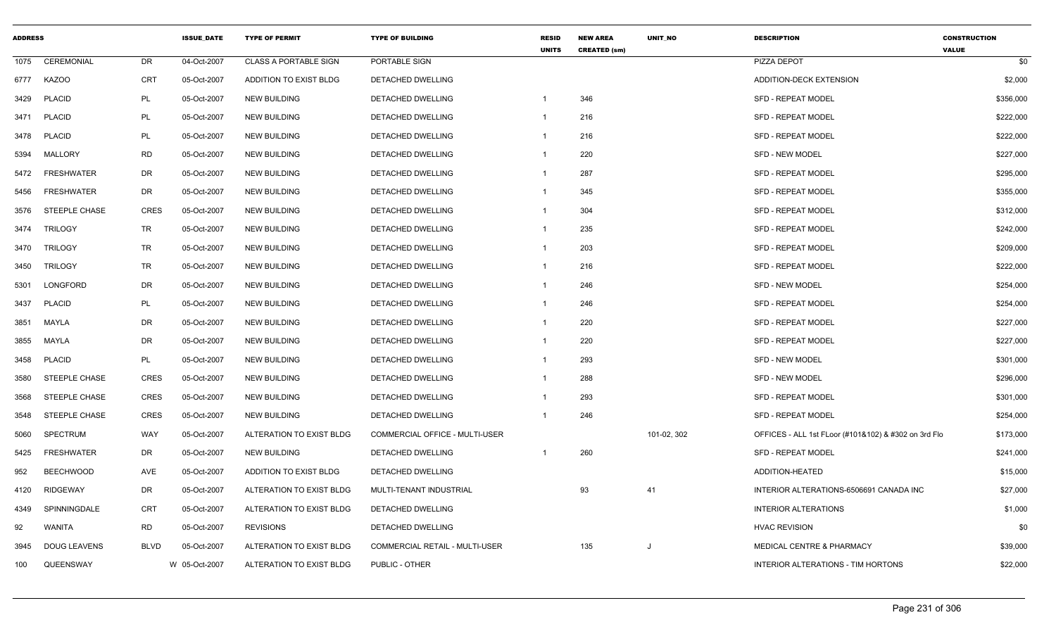| ADDRESS | | | ISSUE_DATE | TYPE OF PERMIT | TYPE OF BUILDING | RESID UNITS | NEW AREA CREATED (sm) | UNIT_NO | DESCRIPTION | CONSTRUCTION VALUE |
|---|---|---|---|---|---|---|---|---|---|---|
| 1075 | CEREMONIAL | DR | 04-Oct-2007 | CLASS A PORTABLE SIGN | PORTABLE SIGN | | | | PIZZA DEPOT | $0 |
| 6777 | KAZOO | CRT | 05-Oct-2007 | ADDITION TO EXIST BLDG | DETACHED DWELLING | | | | ADDITION-DECK EXTENSION | $2,000 |
| 3429 | PLACID | PL | 05-Oct-2007 | NEW BUILDING | DETACHED DWELLING | 1 | 346 | | SFD - REPEAT MODEL | $356,000 |
| 3471 | PLACID | PL | 05-Oct-2007 | NEW BUILDING | DETACHED DWELLING | 1 | 216 | | SFD - REPEAT MODEL | $222,000 |
| 3478 | PLACID | PL | 05-Oct-2007 | NEW BUILDING | DETACHED DWELLING | 1 | 216 | | SFD - REPEAT MODEL | $222,000 |
| 5394 | MALLORY | RD | 05-Oct-2007 | NEW BUILDING | DETACHED DWELLING | 1 | 220 | | SFD - NEW MODEL | $227,000 |
| 5472 | FRESHWATER | DR | 05-Oct-2007 | NEW BUILDING | DETACHED DWELLING | 1 | 287 | | SFD - REPEAT MODEL | $295,000 |
| 5456 | FRESHWATER | DR | 05-Oct-2007 | NEW BUILDING | DETACHED DWELLING | 1 | 345 | | SFD - REPEAT MODEL | $355,000 |
| 3576 | STEEPLE CHASE | CRES | 05-Oct-2007 | NEW BUILDING | DETACHED DWELLING | 1 | 304 | | SFD - REPEAT MODEL | $312,000 |
| 3474 | TRILOGY | TR | 05-Oct-2007 | NEW BUILDING | DETACHED DWELLING | 1 | 235 | | SFD - REPEAT MODEL | $242,000 |
| 3470 | TRILOGY | TR | 05-Oct-2007 | NEW BUILDING | DETACHED DWELLING | 1 | 203 | | SFD - REPEAT MODEL | $209,000 |
| 3450 | TRILOGY | TR | 05-Oct-2007 | NEW BUILDING | DETACHED DWELLING | 1 | 216 | | SFD - REPEAT MODEL | $222,000 |
| 5301 | LONGFORD | DR | 05-Oct-2007 | NEW BUILDING | DETACHED DWELLING | 1 | 246 | | SFD - NEW MODEL | $254,000 |
| 3437 | PLACID | PL | 05-Oct-2007 | NEW BUILDING | DETACHED DWELLING | 1 | 246 | | SFD - REPEAT MODEL | $254,000 |
| 3851 | MAYLA | DR | 05-Oct-2007 | NEW BUILDING | DETACHED DWELLING | 1 | 220 | | SFD - REPEAT MODEL | $227,000 |
| 3855 | MAYLA | DR | 05-Oct-2007 | NEW BUILDING | DETACHED DWELLING | 1 | 220 | | SFD - REPEAT MODEL | $227,000 |
| 3458 | PLACID | PL | 05-Oct-2007 | NEW BUILDING | DETACHED DWELLING | 1 | 293 | | SFD - NEW MODEL | $301,000 |
| 3580 | STEEPLE CHASE | CRES | 05-Oct-2007 | NEW BUILDING | DETACHED DWELLING | 1 | 288 | | SFD - NEW MODEL | $296,000 |
| 3568 | STEEPLE CHASE | CRES | 05-Oct-2007 | NEW BUILDING | DETACHED DWELLING | 1 | 293 | | SFD - REPEAT MODEL | $301,000 |
| 3548 | STEEPLE CHASE | CRES | 05-Oct-2007 | NEW BUILDING | DETACHED DWELLING | 1 | 246 | | SFD - REPEAT MODEL | $254,000 |
| 5060 | SPECTRUM | WAY | 05-Oct-2007 | ALTERATION TO EXIST BLDG | COMMERCIAL OFFICE - MULTI-USER | | | 101-02, 302 | OFFICES - ALL 1st FLoor (#101&102) & #302 on 3rd Flo | $173,000 |
| 5425 | FRESHWATER | DR | 05-Oct-2007 | NEW BUILDING | DETACHED DWELLING | 1 | 260 | | SFD - REPEAT MODEL | $241,000 |
| 952 | BEECHWOOD | AVE | 05-Oct-2007 | ADDITION TO EXIST BLDG | DETACHED DWELLING | | | | ADDITION-HEATED | $15,000 |
| 4120 | RIDGEWAY | DR | 05-Oct-2007 | ALTERATION TO EXIST BLDG | MULTI-TENANT INDUSTRIAL | | 93 | 41 | INTERIOR ALTERATIONS-6506691 CANADA INC | $27,000 |
| 4349 | SPINNINGDALE | CRT | 05-Oct-2007 | ALTERATION TO EXIST BLDG | DETACHED DWELLING | | | | INTERIOR ALTERATIONS | $1,000 |
| 92 | WANITA | RD | 05-Oct-2007 | REVISIONS | DETACHED DWELLING | | | | HVAC REVISION | $0 |
| 3945 | DOUG LEAVENS | BLVD | 05-Oct-2007 | ALTERATION TO EXIST BLDG | COMMERCIAL RETAIL - MULTI-USER | | 135 | J | MEDICAL CENTRE & PHARMACY | $39,000 |
| 100 | QUEENSWAY | W | 05-Oct-2007 | ALTERATION TO EXIST BLDG | PUBLIC - OTHER | | | | INTERIOR ALTERATIONS - TIM HORTONS | $22,000 |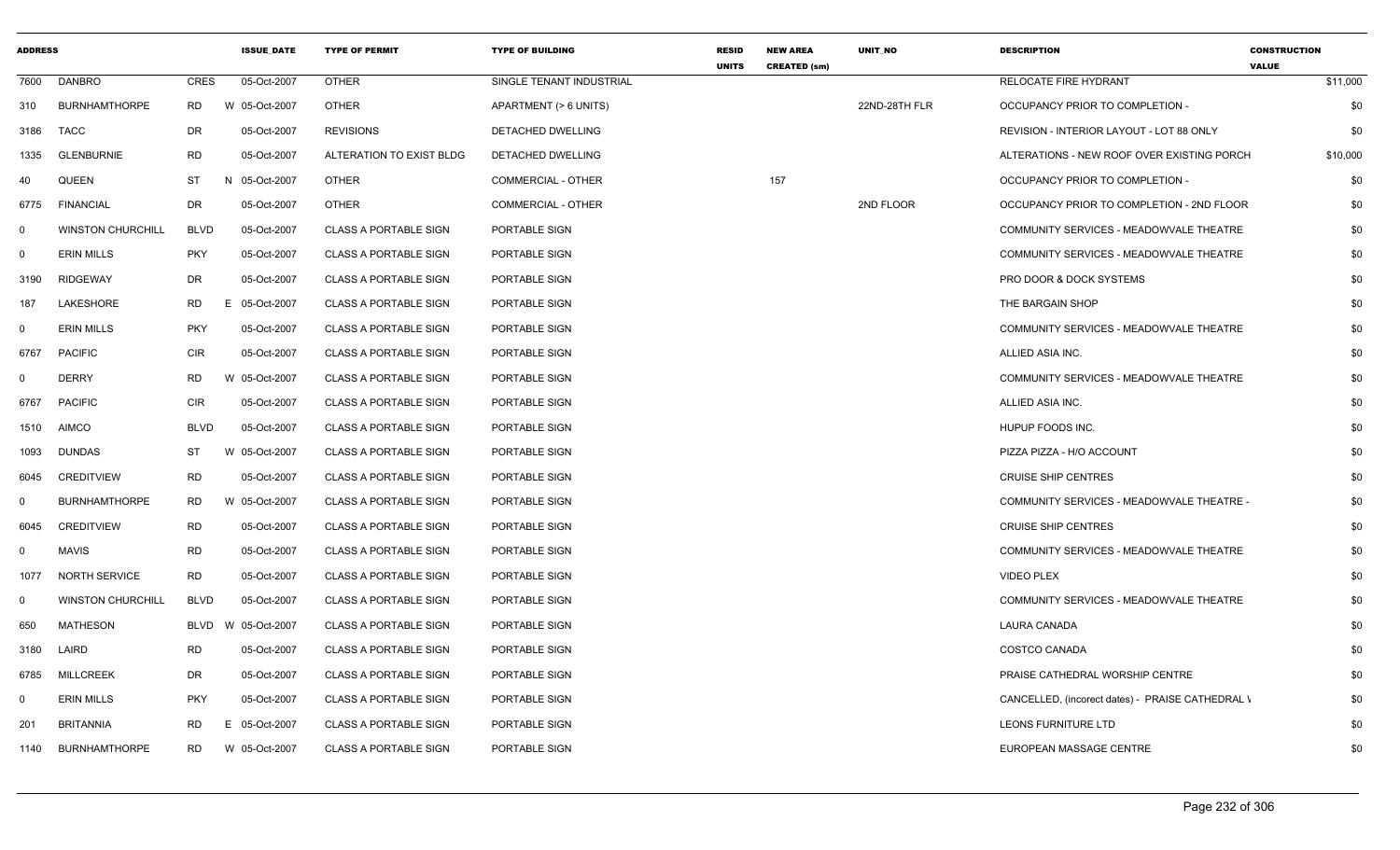| ADDRESS | | | | ISSUE_DATE | TYPE OF PERMIT | TYPE OF BUILDING | RESID UNITS | NEW AREA CREATED (sm) | UNIT_NO | DESCRIPTION | CONSTRUCTION VALUE |
|---|---|---|---|---|---|---|---|---|---|---|---|
| 7600 | DANBRO | CRES | | 05-Oct-2007 | OTHER | SINGLE TENANT INDUSTRIAL | | | | RELOCATE FIRE HYDRANT | $11,000 |
| 310 | BURNHAMTHORPE | RD | W | 05-Oct-2007 | OTHER | APARTMENT (> 6 UNITS) | | | 22ND-28TH FLR | OCCUPANCY PRIOR TO COMPLETION - | $0 |
| 3186 | TACC | DR | | 05-Oct-2007 | REVISIONS | DETACHED DWELLING | | | | REVISION - INTERIOR LAYOUT - LOT 88 ONLY | $0 |
| 1335 | GLENBURNIE | RD | | 05-Oct-2007 | ALTERATION TO EXIST BLDG | DETACHED DWELLING | | | | ALTERATIONS - NEW ROOF OVER EXISTING PORCH | $10,000 |
| 40 | QUEEN | ST | N | 05-Oct-2007 | OTHER | COMMERCIAL - OTHER | | 157 | | OCCUPANCY PRIOR TO COMPLETION - | $0 |
| 6775 | FINANCIAL | DR | | 05-Oct-2007 | OTHER | COMMERCIAL - OTHER | | | 2ND FLOOR | OCCUPANCY PRIOR TO COMPLETION - 2ND FLOOR | $0 |
| 0 | WINSTON CHURCHILL | BLVD | | 05-Oct-2007 | CLASS A PORTABLE SIGN | PORTABLE SIGN | | | | COMMUNITY SERVICES - MEADOWVALE THEATRE | $0 |
| 0 | ERIN MILLS | PKY | | 05-Oct-2007 | CLASS A PORTABLE SIGN | PORTABLE SIGN | | | | COMMUNITY SERVICES - MEADOWVALE THEATRE | $0 |
| 3190 | RIDGEWAY | DR | | 05-Oct-2007 | CLASS A PORTABLE SIGN | PORTABLE SIGN | | | | PRO DOOR & DOCK SYSTEMS | $0 |
| 187 | LAKESHORE | RD | E | 05-Oct-2007 | CLASS A PORTABLE SIGN | PORTABLE SIGN | | | | THE BARGAIN SHOP | $0 |
| 0 | ERIN MILLS | PKY | | 05-Oct-2007 | CLASS A PORTABLE SIGN | PORTABLE SIGN | | | | COMMUNITY SERVICES - MEADOWVALE THEATRE | $0 |
| 6767 | PACIFIC | CIR | | 05-Oct-2007 | CLASS A PORTABLE SIGN | PORTABLE SIGN | | | | ALLIED ASIA INC. | $0 |
| 0 | DERRY | RD | W | 05-Oct-2007 | CLASS A PORTABLE SIGN | PORTABLE SIGN | | | | COMMUNITY SERVICES - MEADOWVALE THEATRE | $0 |
| 6767 | PACIFIC | CIR | | 05-Oct-2007 | CLASS A PORTABLE SIGN | PORTABLE SIGN | | | | ALLIED ASIA INC. | $0 |
| 1510 | AIMCO | BLVD | | 05-Oct-2007 | CLASS A PORTABLE SIGN | PORTABLE SIGN | | | | HUPUP FOODS INC. | $0 |
| 1093 | DUNDAS | ST | W | 05-Oct-2007 | CLASS A PORTABLE SIGN | PORTABLE SIGN | | | | PIZZA PIZZA - H/O ACCOUNT | $0 |
| 6045 | CREDITVIEW | RD | | 05-Oct-2007 | CLASS A PORTABLE SIGN | PORTABLE SIGN | | | | CRUISE SHIP CENTRES | $0 |
| 0 | BURNHAMTHORPE | RD | W | 05-Oct-2007 | CLASS A PORTABLE SIGN | PORTABLE SIGN | | | | COMMUNITY SERVICES - MEADOWVALE THEATRE - | $0 |
| 6045 | CREDITVIEW | RD | | 05-Oct-2007 | CLASS A PORTABLE SIGN | PORTABLE SIGN | | | | CRUISE SHIP CENTRES | $0 |
| 0 | MAVIS | RD | | 05-Oct-2007 | CLASS A PORTABLE SIGN | PORTABLE SIGN | | | | COMMUNITY SERVICES - MEADOWVALE THEATRE | $0 |
| 1077 | NORTH SERVICE | RD | | 05-Oct-2007 | CLASS A PORTABLE SIGN | PORTABLE SIGN | | | | VIDEO PLEX | $0 |
| 0 | WINSTON CHURCHILL | BLVD | | 05-Oct-2007 | CLASS A PORTABLE SIGN | PORTABLE SIGN | | | | COMMUNITY SERVICES - MEADOWVALE THEATRE | $0 |
| 650 | MATHESON | BLVD | W | 05-Oct-2007 | CLASS A PORTABLE SIGN | PORTABLE SIGN | | | | LAURA CANADA | $0 |
| 3180 | LAIRD | RD | | 05-Oct-2007 | CLASS A PORTABLE SIGN | PORTABLE SIGN | | | | COSTCO CANADA | $0 |
| 6785 | MILLCREEK | DR | | 05-Oct-2007 | CLASS A PORTABLE SIGN | PORTABLE SIGN | | | | PRAISE CATHEDRAL WORSHIP CENTRE | $0 |
| 0 | ERIN MILLS | PKY | | 05-Oct-2007 | CLASS A PORTABLE SIGN | PORTABLE SIGN | | | | CANCELLED, (incorect dates) - PRAISE CATHEDRAL \ | $0 |
| 201 | BRITANNIA | RD | E | 05-Oct-2007 | CLASS A PORTABLE SIGN | PORTABLE SIGN | | | | LEONS FURNITURE LTD | $0 |
| 1140 | BURNHAMTHORPE | RD | W | 05-Oct-2007 | CLASS A PORTABLE SIGN | PORTABLE SIGN | | | | EUROPEAN MASSAGE CENTRE | $0 |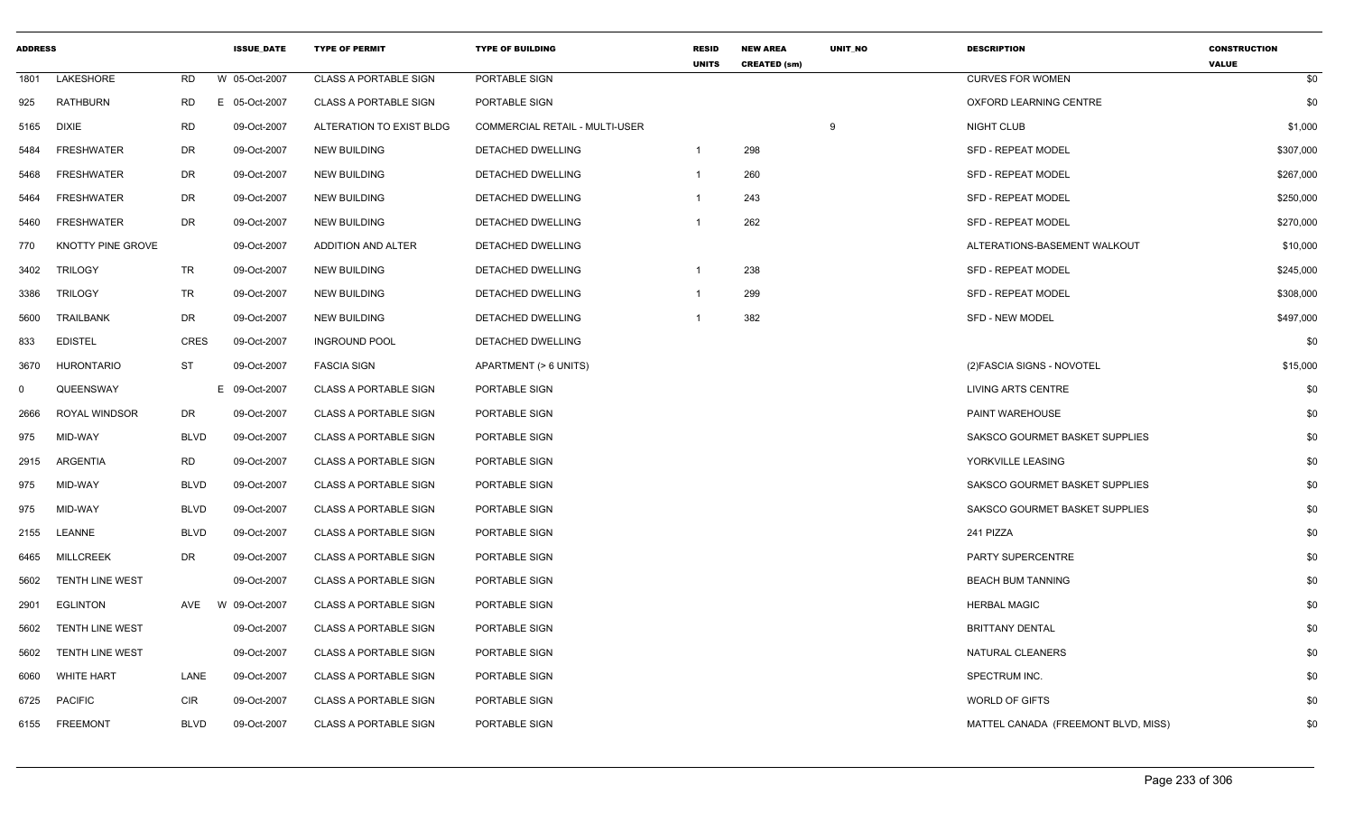| ADDRESS | | | ISSUE_DATE | TYPE OF PERMIT | TYPE OF BUILDING | RESID UNITS | NEW AREA CREATED (sm) | UNIT_NO | DESCRIPTION | CONSTRUCTION VALUE |
|---|---|---|---|---|---|---|---|---|---|---|
| 1801 | LAKESHORE | RD | W 05-Oct-2007 | CLASS A PORTABLE SIGN | PORTABLE SIGN | | | | CURVES FOR WOMEN | $0 |
| 925 | RATHBURN | RD | E 05-Oct-2007 | CLASS A PORTABLE SIGN | PORTABLE SIGN | | | | OXFORD LEARNING CENTRE | $0 |
| 5165 | DIXIE | RD | 09-Oct-2007 | ALTERATION TO EXIST BLDG | COMMERCIAL RETAIL - MULTI-USER | | | 9 | NIGHT CLUB | $1,000 |
| 5484 | FRESHWATER | DR | 09-Oct-2007 | NEW BUILDING | DETACHED DWELLING | 1 | 298 | | SFD - REPEAT MODEL | $307,000 |
| 5468 | FRESHWATER | DR | 09-Oct-2007 | NEW BUILDING | DETACHED DWELLING | 1 | 260 | | SFD - REPEAT MODEL | $267,000 |
| 5464 | FRESHWATER | DR | 09-Oct-2007 | NEW BUILDING | DETACHED DWELLING | 1 | 243 | | SFD - REPEAT MODEL | $250,000 |
| 5460 | FRESHWATER | DR | 09-Oct-2007 | NEW BUILDING | DETACHED DWELLING | 1 | 262 | | SFD - REPEAT MODEL | $270,000 |
| 770 | KNOTTY PINE GROVE | | 09-Oct-2007 | ADDITION AND ALTER | DETACHED DWELLING | | | | ALTERATIONS-BASEMENT WALKOUT | $10,000 |
| 3402 | TRILOGY | TR | 09-Oct-2007 | NEW BUILDING | DETACHED DWELLING | 1 | 238 | | SFD - REPEAT MODEL | $245,000 |
| 3386 | TRILOGY | TR | 09-Oct-2007 | NEW BUILDING | DETACHED DWELLING | 1 | 299 | | SFD - REPEAT MODEL | $308,000 |
| 5600 | TRAILBANK | DR | 09-Oct-2007 | NEW BUILDING | DETACHED DWELLING | 1 | 382 | | SFD - NEW MODEL | $497,000 |
| 833 | EDISTEL | CRES | 09-Oct-2007 | INGROUND POOL | DETACHED DWELLING | | | | | $0 |
| 3670 | HURONTARIO | ST | 09-Oct-2007 | FASCIA SIGN | APARTMENT (> 6 UNITS) | | | | (2)FASCIA SIGNS - NOVOTEL | $15,000 |
| 0 | QUEENSWAY | | E 09-Oct-2007 | CLASS A PORTABLE SIGN | PORTABLE SIGN | | | | LIVING ARTS CENTRE | $0 |
| 2666 | ROYAL WINDSOR | DR | 09-Oct-2007 | CLASS A PORTABLE SIGN | PORTABLE SIGN | | | | PAINT WAREHOUSE | $0 |
| 975 | MID-WAY | BLVD | 09-Oct-2007 | CLASS A PORTABLE SIGN | PORTABLE SIGN | | | | SAKSCO GOURMET BASKET SUPPLIES | $0 |
| 2915 | ARGENTIA | RD | 09-Oct-2007 | CLASS A PORTABLE SIGN | PORTABLE SIGN | | | | YORKVILLE LEASING | $0 |
| 975 | MID-WAY | BLVD | 09-Oct-2007 | CLASS A PORTABLE SIGN | PORTABLE SIGN | | | | SAKSCO GOURMET BASKET SUPPLIES | $0 |
| 975 | MID-WAY | BLVD | 09-Oct-2007 | CLASS A PORTABLE SIGN | PORTABLE SIGN | | | | SAKSCO GOURMET BASKET SUPPLIES | $0 |
| 2155 | LEANNE | BLVD | 09-Oct-2007 | CLASS A PORTABLE SIGN | PORTABLE SIGN | | | | 241 PIZZA | $0 |
| 6465 | MILLCREEK | DR | 09-Oct-2007 | CLASS A PORTABLE SIGN | PORTABLE SIGN | | | | PARTY SUPERCENTRE | $0 |
| 5602 | TENTH LINE WEST | | 09-Oct-2007 | CLASS A PORTABLE SIGN | PORTABLE SIGN | | | | BEACH BUM TANNING | $0 |
| 2901 | EGLINTON | AVE | W 09-Oct-2007 | CLASS A PORTABLE SIGN | PORTABLE SIGN | | | | HERBAL MAGIC | $0 |
| 5602 | TENTH LINE WEST | | 09-Oct-2007 | CLASS A PORTABLE SIGN | PORTABLE SIGN | | | | BRITTANY DENTAL | $0 |
| 5602 | TENTH LINE WEST | | 09-Oct-2007 | CLASS A PORTABLE SIGN | PORTABLE SIGN | | | | NATURAL CLEANERS | $0 |
| 6060 | WHITE HART | LANE | 09-Oct-2007 | CLASS A PORTABLE SIGN | PORTABLE SIGN | | | | SPECTRUM INC. | $0 |
| 6725 | PACIFIC | CIR | 09-Oct-2007 | CLASS A PORTABLE SIGN | PORTABLE SIGN | | | | WORLD OF GIFTS | $0 |
| 6155 | FREEMONT | BLVD | 09-Oct-2007 | CLASS A PORTABLE SIGN | PORTABLE SIGN | | | | MATTEL CANADA (FREEMONT BLVD, MISS) | $0 |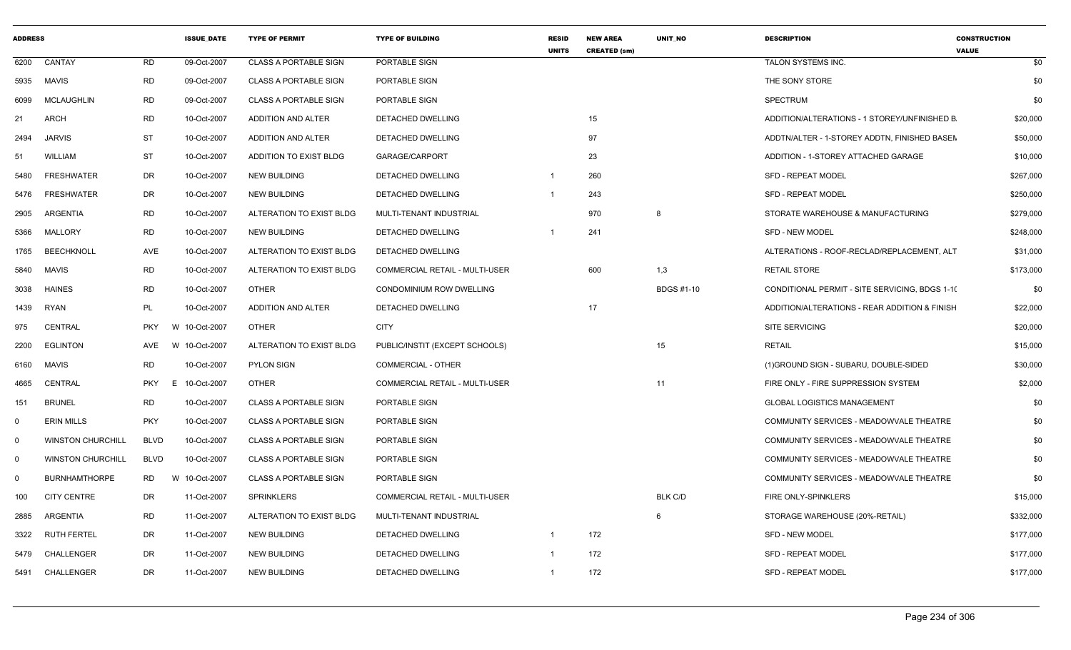| ADDRESS | | | ISSUE_DATE | TYPE OF PERMIT | TYPE OF BUILDING | RESID UNITS | NEW AREA CREATED (sm) | UNIT_NO | DESCRIPTION | CONSTRUCTION VALUE |
|---|---|---|---|---|---|---|---|---|---|---|
| 6200 | CANTAY | RD | 09-Oct-2007 | CLASS A PORTABLE SIGN | PORTABLE SIGN | | | | TALON SYSTEMS INC. | $0 |
| 5935 | MAVIS | RD | 09-Oct-2007 | CLASS A PORTABLE SIGN | PORTABLE SIGN | | | | THE SONY STORE | $0 |
| 6099 | MCLAUGHLIN | RD | 09-Oct-2007 | CLASS A PORTABLE SIGN | PORTABLE SIGN | | | | SPECTRUM | $0 |
| 21 | ARCH | RD | 10-Oct-2007 | ADDITION AND ALTER | DETACHED DWELLING | | 15 | | ADDITION/ALTERATIONS - 1 STOREY/UNFINISHED B. | $20,000 |
| 2494 | JARVIS | ST | 10-Oct-2007 | ADDITION AND ALTER | DETACHED DWELLING | | 97 | | ADDTN/ALTER - 1-STOREY ADDTN, FINISHED BASEN | $50,000 |
| 51 | WILLIAM | ST | 10-Oct-2007 | ADDITION TO EXIST BLDG | GARAGE/CARPORT | | 23 | | ADDITION - 1-STOREY ATTACHED GARAGE | $10,000 |
| 5480 | FRESHWATER | DR | 10-Oct-2007 | NEW BUILDING | DETACHED DWELLING | 1 | 260 | | SFD - REPEAT MODEL | $267,000 |
| 5476 | FRESHWATER | DR | 10-Oct-2007 | NEW BUILDING | DETACHED DWELLING | 1 | 243 | | SFD - REPEAT MODEL | $250,000 |
| 2905 | ARGENTIA | RD | 10-Oct-2007 | ALTERATION TO EXIST BLDG | MULTI-TENANT INDUSTRIAL | | 970 | 8 | STORATE WAREHOUSE & MANUFACTURING | $279,000 |
| 5366 | MALLORY | RD | 10-Oct-2007 | NEW BUILDING | DETACHED DWELLING | 1 | 241 | | SFD - NEW MODEL | $248,000 |
| 1765 | BEECHKNOLL | AVE | 10-Oct-2007 | ALTERATION TO EXIST BLDG | DETACHED DWELLING | | | | ALTERATIONS - ROOF-RECLAD/REPLACEMENT, ALT | $31,000 |
| 5840 | MAVIS | RD | 10-Oct-2007 | ALTERATION TO EXIST BLDG | COMMERCIAL RETAIL - MULTI-USER | | 600 | 1,3 | RETAIL STORE | $173,000 |
| 3038 | HAINES | RD | 10-Oct-2007 | OTHER | CONDOMINIUM ROW DWELLING | | | BDGS #1-10 | CONDITIONAL PERMIT - SITE SERVICING, BDGS 1-1( | $0 |
| 1439 | RYAN | PL | 10-Oct-2007 | ADDITION AND ALTER | DETACHED DWELLING | | 17 | | ADDITION/ALTERATIONS - REAR ADDITION & FINISH | $22,000 |
| 975 | CENTRAL | PKY | W 10-Oct-2007 | OTHER | CITY | | | | SITE SERVICING | $20,000 |
| 2200 | EGLINTON | AVE | W 10-Oct-2007 | ALTERATION TO EXIST BLDG | PUBLIC/INSTIT (EXCEPT SCHOOLS) | | | 15 | RETAIL | $15,000 |
| 6160 | MAVIS | RD | 10-Oct-2007 | PYLON SIGN | COMMERCIAL - OTHER | | | | (1)GROUND SIGN - SUBARU, DOUBLE-SIDED | $30,000 |
| 4665 | CENTRAL | PKY | E 10-Oct-2007 | OTHER | COMMERCIAL RETAIL - MULTI-USER | | | 11 | FIRE ONLY - FIRE SUPPRESSION SYSTEM | $2,000 |
| 151 | BRUNEL | RD | 10-Oct-2007 | CLASS A PORTABLE SIGN | PORTABLE SIGN | | | | GLOBAL LOGISTICS MANAGEMENT | $0 |
| 0 | ERIN MILLS | PKY | 10-Oct-2007 | CLASS A PORTABLE SIGN | PORTABLE SIGN | | | | COMMUNITY SERVICES - MEADOWVALE THEATRE | $0 |
| 0 | WINSTON CHURCHILL | BLVD | 10-Oct-2007 | CLASS A PORTABLE SIGN | PORTABLE SIGN | | | | COMMUNITY SERVICES - MEADOWVALE THEATRE | $0 |
| 0 | WINSTON CHURCHILL | BLVD | 10-Oct-2007 | CLASS A PORTABLE SIGN | PORTABLE SIGN | | | | COMMUNITY SERVICES - MEADOWVALE THEATRE | $0 |
| 0 | BURNHAMTHORPE | RD | W 10-Oct-2007 | CLASS A PORTABLE SIGN | PORTABLE SIGN | | | | COMMUNITY SERVICES - MEADOWVALE THEATRE | $0 |
| 100 | CITY CENTRE | DR | 11-Oct-2007 | SPRINKLERS | COMMERCIAL RETAIL - MULTI-USER | | | BLK C/D | FIRE ONLY-SPINKLERS | $15,000 |
| 2885 | ARGENTIA | RD | 11-Oct-2007 | ALTERATION TO EXIST BLDG | MULTI-TENANT INDUSTRIAL | | | 6 | STORAGE WAREHOUSE (20%-RETAIL) | $332,000 |
| 3322 | RUTH FERTEL | DR | 11-Oct-2007 | NEW BUILDING | DETACHED DWELLING | 1 | 172 | | SFD - NEW MODEL | $177,000 |
| 5479 | CHALLENGER | DR | 11-Oct-2007 | NEW BUILDING | DETACHED DWELLING | 1 | 172 | | SFD - REPEAT MODEL | $177,000 |
| 5491 | CHALLENGER | DR | 11-Oct-2007 | NEW BUILDING | DETACHED DWELLING | 1 | 172 | | SFD - REPEAT MODEL | $177,000 |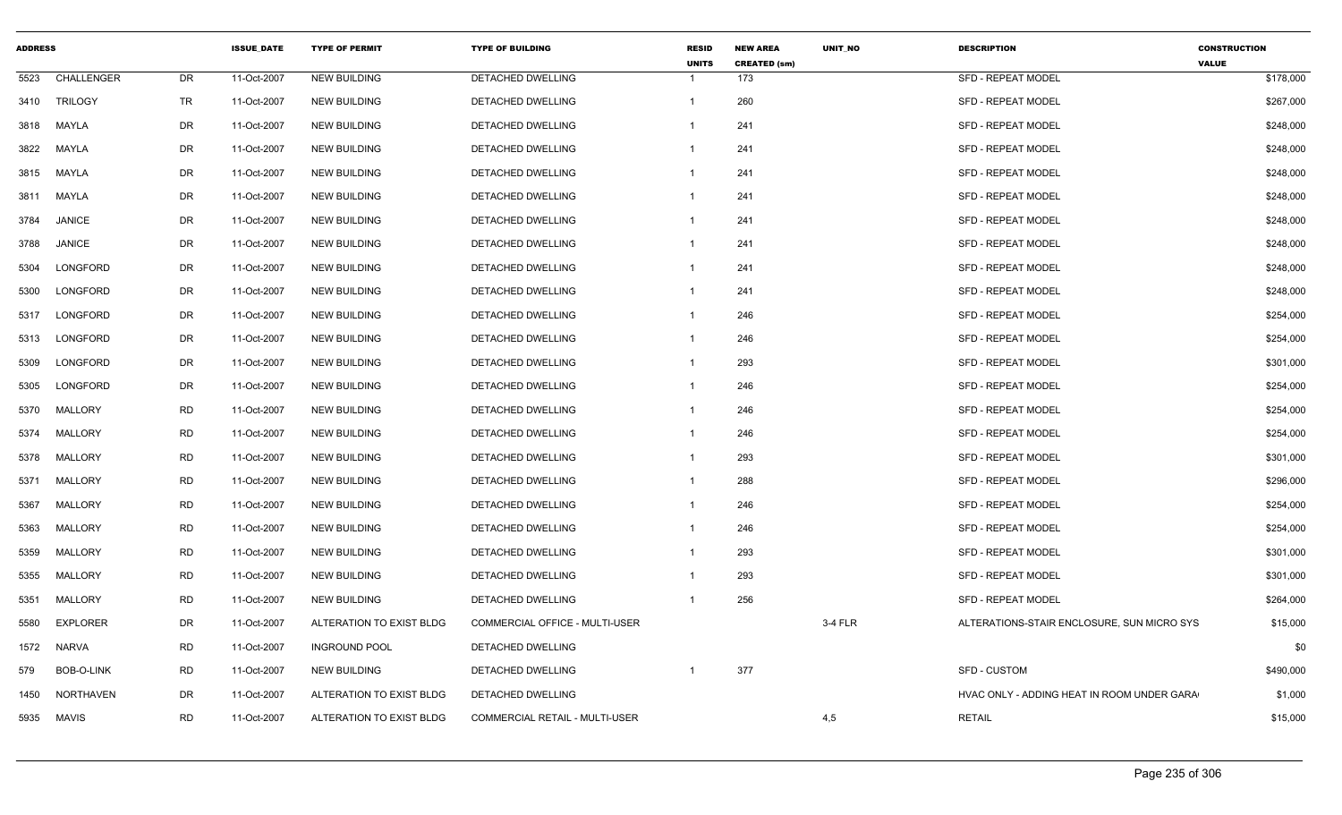| ADDRESS | | | ISSUE_DATE | TYPE OF PERMIT | TYPE OF BUILDING | RESID UNITS | NEW AREA CREATED (sm) | UNIT_NO | DESCRIPTION | CONSTRUCTION VALUE |
|---|---|---|---|---|---|---|---|---|---|---|
| 5523 | CHALLENGER | DR | 11-Oct-2007 | NEW BUILDING | DETACHED DWELLING | 1 | 173 | | SFD - REPEAT MODEL | $178,000 |
| 3410 | TRILOGY | TR | 11-Oct-2007 | NEW BUILDING | DETACHED DWELLING | 1 | 260 | | SFD - REPEAT MODEL | $267,000 |
| 3818 | MAYLA | DR | 11-Oct-2007 | NEW BUILDING | DETACHED DWELLING | 1 | 241 | | SFD - REPEAT MODEL | $248,000 |
| 3822 | MAYLA | DR | 11-Oct-2007 | NEW BUILDING | DETACHED DWELLING | 1 | 241 | | SFD - REPEAT MODEL | $248,000 |
| 3815 | MAYLA | DR | 11-Oct-2007 | NEW BUILDING | DETACHED DWELLING | 1 | 241 | | SFD - REPEAT MODEL | $248,000 |
| 3811 | MAYLA | DR | 11-Oct-2007 | NEW BUILDING | DETACHED DWELLING | 1 | 241 | | SFD - REPEAT MODEL | $248,000 |
| 3784 | JANICE | DR | 11-Oct-2007 | NEW BUILDING | DETACHED DWELLING | 1 | 241 | | SFD - REPEAT MODEL | $248,000 |
| 3788 | JANICE | DR | 11-Oct-2007 | NEW BUILDING | DETACHED DWELLING | 1 | 241 | | SFD - REPEAT MODEL | $248,000 |
| 5304 | LONGFORD | DR | 11-Oct-2007 | NEW BUILDING | DETACHED DWELLING | 1 | 241 | | SFD - REPEAT MODEL | $248,000 |
| 5300 | LONGFORD | DR | 11-Oct-2007 | NEW BUILDING | DETACHED DWELLING | 1 | 241 | | SFD - REPEAT MODEL | $248,000 |
| 5317 | LONGFORD | DR | 11-Oct-2007 | NEW BUILDING | DETACHED DWELLING | 1 | 246 | | SFD - REPEAT MODEL | $254,000 |
| 5313 | LONGFORD | DR | 11-Oct-2007 | NEW BUILDING | DETACHED DWELLING | 1 | 246 | | SFD - REPEAT MODEL | $254,000 |
| 5309 | LONGFORD | DR | 11-Oct-2007 | NEW BUILDING | DETACHED DWELLING | 1 | 293 | | SFD - REPEAT MODEL | $301,000 |
| 5305 | LONGFORD | DR | 11-Oct-2007 | NEW BUILDING | DETACHED DWELLING | 1 | 246 | | SFD - REPEAT MODEL | $254,000 |
| 5370 | MALLORY | RD | 11-Oct-2007 | NEW BUILDING | DETACHED DWELLING | 1 | 246 | | SFD - REPEAT MODEL | $254,000 |
| 5374 | MALLORY | RD | 11-Oct-2007 | NEW BUILDING | DETACHED DWELLING | 1 | 246 | | SFD - REPEAT MODEL | $254,000 |
| 5378 | MALLORY | RD | 11-Oct-2007 | NEW BUILDING | DETACHED DWELLING | 1 | 293 | | SFD - REPEAT MODEL | $301,000 |
| 5371 | MALLORY | RD | 11-Oct-2007 | NEW BUILDING | DETACHED DWELLING | 1 | 288 | | SFD - REPEAT MODEL | $296,000 |
| 5367 | MALLORY | RD | 11-Oct-2007 | NEW BUILDING | DETACHED DWELLING | 1 | 246 | | SFD - REPEAT MODEL | $254,000 |
| 5363 | MALLORY | RD | 11-Oct-2007 | NEW BUILDING | DETACHED DWELLING | 1 | 246 | | SFD - REPEAT MODEL | $254,000 |
| 5359 | MALLORY | RD | 11-Oct-2007 | NEW BUILDING | DETACHED DWELLING | 1 | 293 | | SFD - REPEAT MODEL | $301,000 |
| 5355 | MALLORY | RD | 11-Oct-2007 | NEW BUILDING | DETACHED DWELLING | 1 | 293 | | SFD - REPEAT MODEL | $301,000 |
| 5351 | MALLORY | RD | 11-Oct-2007 | NEW BUILDING | DETACHED DWELLING | 1 | 256 | | SFD - REPEAT MODEL | $264,000 |
| 5580 | EXPLORER | DR | 11-Oct-2007 | ALTERATION TO EXIST BLDG | COMMERCIAL OFFICE - MULTI-USER | | | 3-4 FLR | ALTERATIONS-STAIR ENCLOSURE, SUN MICRO SYS | $15,000 |
| 1572 | NARVA | RD | 11-Oct-2007 | INGROUND POOL | DETACHED DWELLING | | | | | $0 |
| 579 | BOB-O-LINK | RD | 11-Oct-2007 | NEW BUILDING | DETACHED DWELLING | 1 | 377 | | SFD - CUSTOM | $490,000 |
| 1450 | NORTHAVEN | DR | 11-Oct-2007 | ALTERATION TO EXIST BLDG | DETACHED DWELLING | | | | HVAC ONLY - ADDING HEAT IN ROOM UNDER GARA | $1,000 |
| 5935 | MAVIS | RD | 11-Oct-2007 | ALTERATION TO EXIST BLDG | COMMERCIAL RETAIL - MULTI-USER | | | 4,5 | RETAIL | $15,000 |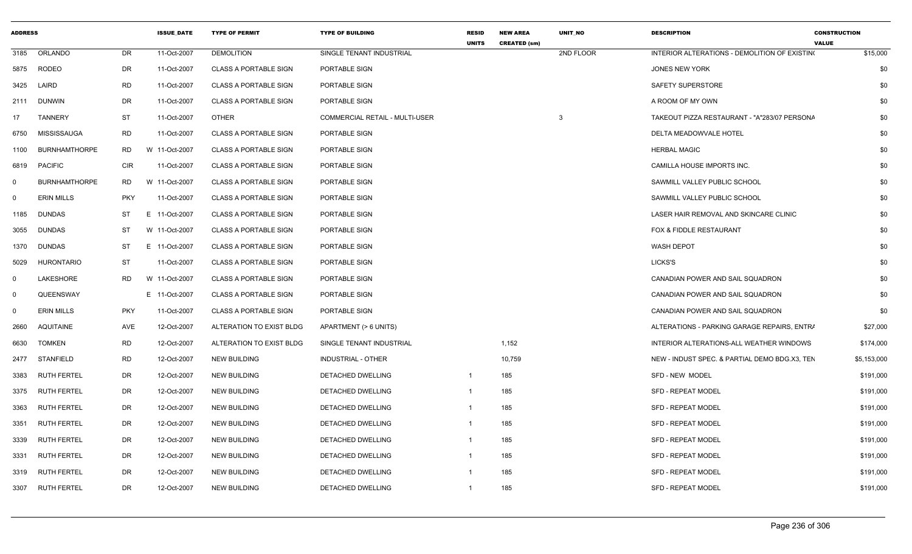| ADDRESS | | | ISSUE_DATE | TYPE OF PERMIT | TYPE OF BUILDING | RESID UNITS | NEW AREA CREATED (sm) | UNIT_NO | DESCRIPTION | CONSTRUCTION VALUE |
|---|---|---|---|---|---|---|---|---|---|---|
| 3185 | ORLANDO | DR | 11-Oct-2007 | DEMOLITION | SINGLE TENANT INDUSTRIAL | | | 2ND FLOOR | INTERIOR ALTERATIONS - DEMOLITION OF EXISTIN( | $15,000 |
| 5875 | RODEO | DR | 11-Oct-2007 | CLASS A PORTABLE SIGN | PORTABLE SIGN | | | | JONES NEW YORK | $0 |
| 3425 | LAIRD | RD | 11-Oct-2007 | CLASS A PORTABLE SIGN | PORTABLE SIGN | | | | SAFETY SUPERSTORE | $0 |
| 2111 | DUNWIN | DR | 11-Oct-2007 | CLASS A PORTABLE SIGN | PORTABLE SIGN | | | | A ROOM OF MY OWN | $0 |
| 17 | TANNERY | ST | 11-Oct-2007 | OTHER | COMMERCIAL RETAIL - MULTI-USER | | | 3 | TAKEOUT PIZZA RESTAURANT - "A"283/07 PERSONA | $0 |
| 6750 | MISSISSAUGA | RD | 11-Oct-2007 | CLASS A PORTABLE SIGN | PORTABLE SIGN | | | | DELTA MEADOWVALE HOTEL | $0 |
| 1100 | BURNHAMTHORPE | RD | W 11-Oct-2007 | CLASS A PORTABLE SIGN | PORTABLE SIGN | | | | HERBAL MAGIC | $0 |
| 6819 | PACIFIC | CIR | 11-Oct-2007 | CLASS A PORTABLE SIGN | PORTABLE SIGN | | | | CAMILLA HOUSE IMPORTS INC. | $0 |
| 0 | BURNHAMTHORPE | RD | W 11-Oct-2007 | CLASS A PORTABLE SIGN | PORTABLE SIGN | | | | SAWMILL VALLEY PUBLIC SCHOOL | $0 |
| 0 | ERIN MILLS | PKY | 11-Oct-2007 | CLASS A PORTABLE SIGN | PORTABLE SIGN | | | | SAWMILL VALLEY PUBLIC SCHOOL | $0 |
| 1185 | DUNDAS | ST | E 11-Oct-2007 | CLASS A PORTABLE SIGN | PORTABLE SIGN | | | | LASER HAIR REMOVAL AND SKINCARE CLINIC | $0 |
| 3055 | DUNDAS | ST | W 11-Oct-2007 | CLASS A PORTABLE SIGN | PORTABLE SIGN | | | | FOX & FIDDLE RESTAURANT | $0 |
| 1370 | DUNDAS | ST | E 11-Oct-2007 | CLASS A PORTABLE SIGN | PORTABLE SIGN | | | | WASH DEPOT | $0 |
| 5029 | HURONTARIO | ST | 11-Oct-2007 | CLASS A PORTABLE SIGN | PORTABLE SIGN | | | | LICKS'S | $0 |
| 0 | LAKESHORE | RD | W 11-Oct-2007 | CLASS A PORTABLE SIGN | PORTABLE SIGN | | | | CANADIAN POWER AND SAIL SQUADRON | $0 |
| 0 | QUEENSWAY | | E 11-Oct-2007 | CLASS A PORTABLE SIGN | PORTABLE SIGN | | | | CANADIAN POWER AND SAIL SQUADRON | $0 |
| 0 | ERIN MILLS | PKY | 11-Oct-2007 | CLASS A PORTABLE SIGN | PORTABLE SIGN | | | | CANADIAN POWER AND SAIL SQUADRON | $0 |
| 2660 | AQUITAINE | AVE | 12-Oct-2007 | ALTERATION TO EXIST BLDG | APARTMENT (> 6 UNITS) | | | | ALTERATIONS - PARKING GARAGE REPAIRS, ENTRA | $27,000 |
| 6630 | TOMKEN | RD | 12-Oct-2007 | ALTERATION TO EXIST BLDG | SINGLE TENANT INDUSTRIAL | | 1,152 | | INTERIOR ALTERATIONS-ALL WEATHER WINDOWS | $174,000 |
| 2477 | STANFIELD | RD | 12-Oct-2007 | NEW BUILDING | INDUSTRIAL - OTHER | | 10,759 | | NEW - INDUST SPEC. & PARTIAL DEMO BDG.X3, TEN | $5,153,000 |
| 3383 | RUTH FERTEL | DR | 12-Oct-2007 | NEW BUILDING | DETACHED DWELLING | 1 | 185 | | SFD - NEW MODEL | $191,000 |
| 3375 | RUTH FERTEL | DR | 12-Oct-2007 | NEW BUILDING | DETACHED DWELLING | 1 | 185 | | SFD - REPEAT MODEL | $191,000 |
| 3363 | RUTH FERTEL | DR | 12-Oct-2007 | NEW BUILDING | DETACHED DWELLING | 1 | 185 | | SFD - REPEAT MODEL | $191,000 |
| 3351 | RUTH FERTEL | DR | 12-Oct-2007 | NEW BUILDING | DETACHED DWELLING | 1 | 185 | | SFD - REPEAT MODEL | $191,000 |
| 3339 | RUTH FERTEL | DR | 12-Oct-2007 | NEW BUILDING | DETACHED DWELLING | 1 | 185 | | SFD - REPEAT MODEL | $191,000 |
| 3331 | RUTH FERTEL | DR | 12-Oct-2007 | NEW BUILDING | DETACHED DWELLING | 1 | 185 | | SFD - REPEAT MODEL | $191,000 |
| 3319 | RUTH FERTEL | DR | 12-Oct-2007 | NEW BUILDING | DETACHED DWELLING | 1 | 185 | | SFD - REPEAT MODEL | $191,000 |
| 3307 | RUTH FERTEL | DR | 12-Oct-2007 | NEW BUILDING | DETACHED DWELLING | 1 | 185 | | SFD - REPEAT MODEL | $191,000 |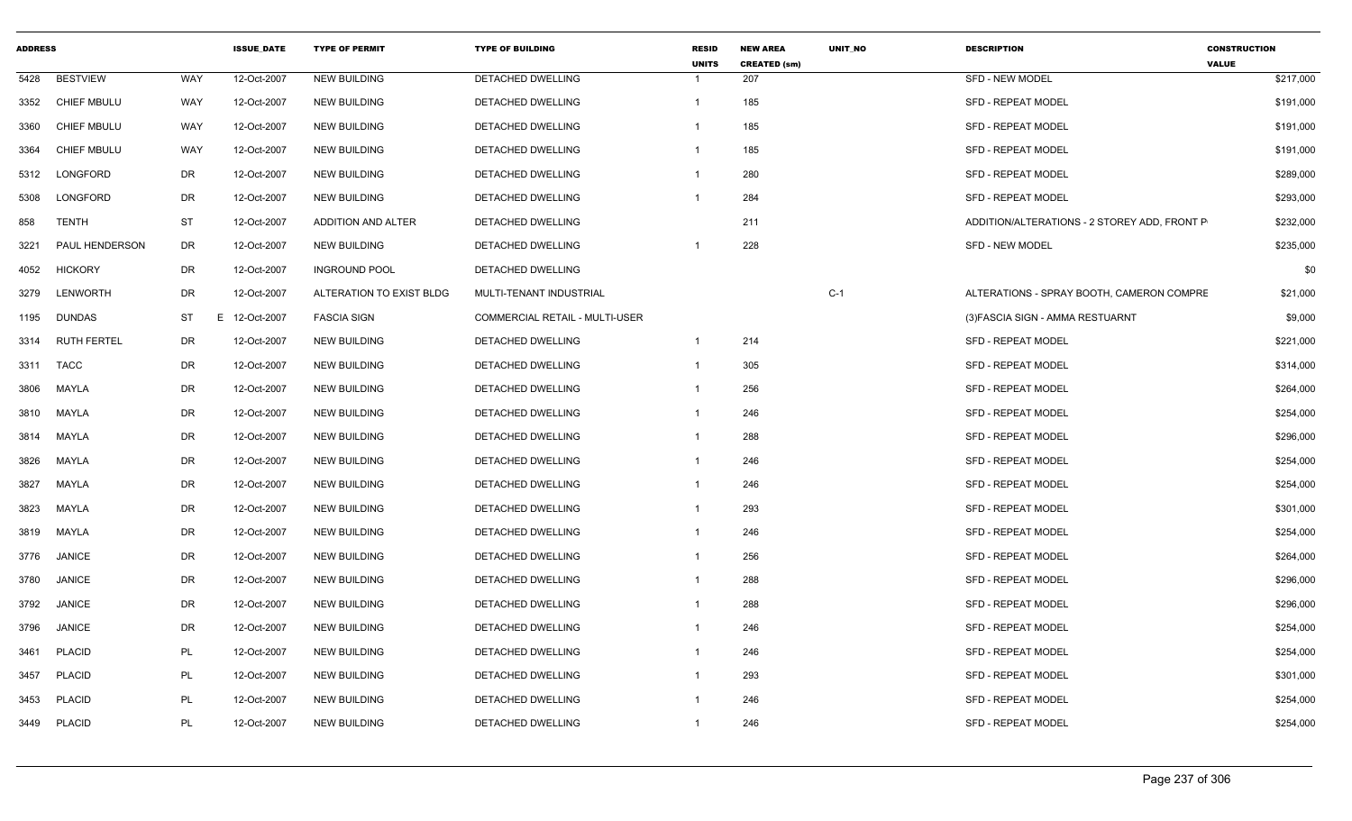| ADDRESS | | | ISSUE_DATE | TYPE OF PERMIT | TYPE OF BUILDING | RESID UNITS | NEW AREA CREATED (sm) | UNIT_NO | DESCRIPTION | CONSTRUCTION VALUE |
|---|---|---|---|---|---|---|---|---|---|---|
| 5428 | BESTVIEW | WAY | 12-Oct-2007 | NEW BUILDING | DETACHED DWELLING | 1 | 207 | | SFD - NEW MODEL | $217,000 |
| 3352 | CHIEF MBULU | WAY | 12-Oct-2007 | NEW BUILDING | DETACHED DWELLING | 1 | 185 | | SFD - REPEAT MODEL | $191,000 |
| 3360 | CHIEF MBULU | WAY | 12-Oct-2007 | NEW BUILDING | DETACHED DWELLING | 1 | 185 | | SFD - REPEAT MODEL | $191,000 |
| 3364 | CHIEF MBULU | WAY | 12-Oct-2007 | NEW BUILDING | DETACHED DWELLING | 1 | 185 | | SFD - REPEAT MODEL | $191,000 |
| 5312 | LONGFORD | DR | 12-Oct-2007 | NEW BUILDING | DETACHED DWELLING | 1 | 280 | | SFD - REPEAT MODEL | $289,000 |
| 5308 | LONGFORD | DR | 12-Oct-2007 | NEW BUILDING | DETACHED DWELLING | 1 | 284 | | SFD - REPEAT MODEL | $293,000 |
| 858 | TENTH | ST | 12-Oct-2007 | ADDITION AND ALTER | DETACHED DWELLING | | 211 | | ADDITION/ALTERATIONS - 2 STOREY ADD, FRONT P | $232,000 |
| 3221 | PAUL HENDERSON | DR | 12-Oct-2007 | NEW BUILDING | DETACHED DWELLING | 1 | 228 | | SFD - NEW MODEL | $235,000 |
| 4052 | HICKORY | DR | 12-Oct-2007 | INGROUND POOL | DETACHED DWELLING | | | | | $0 |
| 3279 | LENWORTH | DR | 12-Oct-2007 | ALTERATION TO EXIST BLDG | MULTI-TENANT INDUSTRIAL | | | C-1 | ALTERATIONS - SPRAY BOOTH, CAMERON COMPRE | $21,000 |
| 1195 | DUNDAS | ST | E 12-Oct-2007 | FASCIA SIGN | COMMERCIAL RETAIL - MULTI-USER | | | | (3)FASCIA SIGN - AMMA RESTUARNT | $9,000 |
| 3314 | RUTH FERTEL | DR | 12-Oct-2007 | NEW BUILDING | DETACHED DWELLING | 1 | 214 | | SFD - REPEAT MODEL | $221,000 |
| 3311 | TACC | DR | 12-Oct-2007 | NEW BUILDING | DETACHED DWELLING | 1 | 305 | | SFD - REPEAT MODEL | $314,000 |
| 3806 | MAYLA | DR | 12-Oct-2007 | NEW BUILDING | DETACHED DWELLING | 1 | 256 | | SFD - REPEAT MODEL | $264,000 |
| 3810 | MAYLA | DR | 12-Oct-2007 | NEW BUILDING | DETACHED DWELLING | 1 | 246 | | SFD - REPEAT MODEL | $254,000 |
| 3814 | MAYLA | DR | 12-Oct-2007 | NEW BUILDING | DETACHED DWELLING | 1 | 288 | | SFD - REPEAT MODEL | $296,000 |
| 3826 | MAYLA | DR | 12-Oct-2007 | NEW BUILDING | DETACHED DWELLING | 1 | 246 | | SFD - REPEAT MODEL | $254,000 |
| 3827 | MAYLA | DR | 12-Oct-2007 | NEW BUILDING | DETACHED DWELLING | 1 | 246 | | SFD - REPEAT MODEL | $254,000 |
| 3823 | MAYLA | DR | 12-Oct-2007 | NEW BUILDING | DETACHED DWELLING | 1 | 293 | | SFD - REPEAT MODEL | $301,000 |
| 3819 | MAYLA | DR | 12-Oct-2007 | NEW BUILDING | DETACHED DWELLING | 1 | 246 | | SFD - REPEAT MODEL | $254,000 |
| 3776 | JANICE | DR | 12-Oct-2007 | NEW BUILDING | DETACHED DWELLING | 1 | 256 | | SFD - REPEAT MODEL | $264,000 |
| 3780 | JANICE | DR | 12-Oct-2007 | NEW BUILDING | DETACHED DWELLING | 1 | 288 | | SFD - REPEAT MODEL | $296,000 |
| 3792 | JANICE | DR | 12-Oct-2007 | NEW BUILDING | DETACHED DWELLING | 1 | 288 | | SFD - REPEAT MODEL | $296,000 |
| 3796 | JANICE | DR | 12-Oct-2007 | NEW BUILDING | DETACHED DWELLING | 1 | 246 | | SFD - REPEAT MODEL | $254,000 |
| 3461 | PLACID | PL | 12-Oct-2007 | NEW BUILDING | DETACHED DWELLING | 1 | 246 | | SFD - REPEAT MODEL | $254,000 |
| 3457 | PLACID | PL | 12-Oct-2007 | NEW BUILDING | DETACHED DWELLING | 1 | 293 | | SFD - REPEAT MODEL | $301,000 |
| 3453 | PLACID | PL | 12-Oct-2007 | NEW BUILDING | DETACHED DWELLING | 1 | 246 | | SFD - REPEAT MODEL | $254,000 |
| 3449 | PLACID | PL | 12-Oct-2007 | NEW BUILDING | DETACHED DWELLING | 1 | 246 | | SFD - REPEAT MODEL | $254,000 |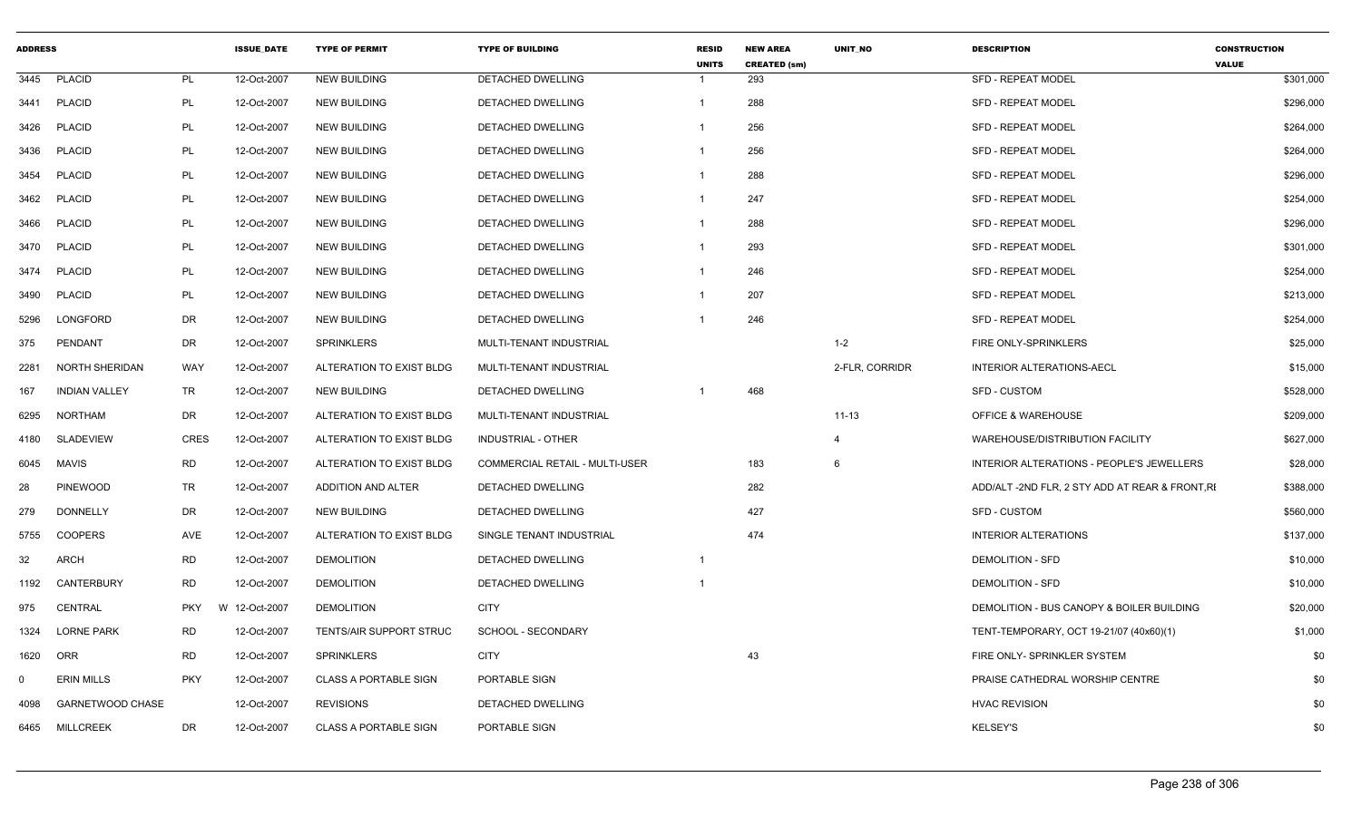| ADDRESS | | | ISSUE_DATE | TYPE OF PERMIT | TYPE OF BUILDING | RESID UNITS | NEW AREA CREATED (sm) | UNIT_NO | DESCRIPTION | CONSTRUCTION VALUE |
|---|---|---|---|---|---|---|---|---|---|---|
| 3445 | PLACID | PL | 12-Oct-2007 | NEW BUILDING | DETACHED DWELLING | 1 | 293 | | SFD - REPEAT MODEL | $301,000 |
| 3441 | PLACID | PL | 12-Oct-2007 | NEW BUILDING | DETACHED DWELLING | 1 | 288 | | SFD - REPEAT MODEL | $296,000 |
| 3426 | PLACID | PL | 12-Oct-2007 | NEW BUILDING | DETACHED DWELLING | 1 | 256 | | SFD - REPEAT MODEL | $264,000 |
| 3436 | PLACID | PL | 12-Oct-2007 | NEW BUILDING | DETACHED DWELLING | 1 | 256 | | SFD - REPEAT MODEL | $264,000 |
| 3454 | PLACID | PL | 12-Oct-2007 | NEW BUILDING | DETACHED DWELLING | 1 | 288 | | SFD - REPEAT MODEL | $296,000 |
| 3462 | PLACID | PL | 12-Oct-2007 | NEW BUILDING | DETACHED DWELLING | 1 | 247 | | SFD - REPEAT MODEL | $254,000 |
| 3466 | PLACID | PL | 12-Oct-2007 | NEW BUILDING | DETACHED DWELLING | 1 | 288 | | SFD - REPEAT MODEL | $296,000 |
| 3470 | PLACID | PL | 12-Oct-2007 | NEW BUILDING | DETACHED DWELLING | 1 | 293 | | SFD - REPEAT MODEL | $301,000 |
| 3474 | PLACID | PL | 12-Oct-2007 | NEW BUILDING | DETACHED DWELLING | 1 | 246 | | SFD - REPEAT MODEL | $254,000 |
| 3490 | PLACID | PL | 12-Oct-2007 | NEW BUILDING | DETACHED DWELLING | 1 | 207 | | SFD - REPEAT MODEL | $213,000 |
| 5296 | LONGFORD | DR | 12-Oct-2007 | NEW BUILDING | DETACHED DWELLING | 1 | 246 | | SFD - REPEAT MODEL | $254,000 |
| 375 | PENDANT | DR | 12-Oct-2007 | SPRINKLERS | MULTI-TENANT INDUSTRIAL | | | 1-2 | FIRE ONLY-SPRINKLERS | $25,000 |
| 2281 | NORTH SHERIDAN | WAY | 12-Oct-2007 | ALTERATION TO EXIST BLDG | MULTI-TENANT INDUSTRIAL | | | 2-FLR, CORRIDR | INTERIOR ALTERATIONS-AECL | $15,000 |
| 167 | INDIAN VALLEY | TR | 12-Oct-2007 | NEW BUILDING | DETACHED DWELLING | 1 | 468 | | SFD - CUSTOM | $528,000 |
| 6295 | NORTHAM | DR | 12-Oct-2007 | ALTERATION TO EXIST BLDG | MULTI-TENANT INDUSTRIAL | | | 11-13 | OFFICE & WAREHOUSE | $209,000 |
| 4180 | SLADEVIEW | CRES | 12-Oct-2007 | ALTERATION TO EXIST BLDG | INDUSTRIAL - OTHER | | | 4 | WAREHOUSE/DISTRIBUTION FACILITY | $627,000 |
| 6045 | MAVIS | RD | 12-Oct-2007 | ALTERATION TO EXIST BLDG | COMMERCIAL RETAIL - MULTI-USER | | 183 | 6 | INTERIOR ALTERATIONS - PEOPLE'S JEWELLERS | $28,000 |
| 28 | PINEWOOD | TR | 12-Oct-2007 | ADDITION AND ALTER | DETACHED DWELLING | | 282 | | ADD/ALT -2ND FLR, 2 STY ADD AT REAR & FRONT,RI | $388,000 |
| 279 | DONNELLY | DR | 12-Oct-2007 | NEW BUILDING | DETACHED DWELLING | | 427 | | SFD - CUSTOM | $560,000 |
| 5755 | COOPERS | AVE | 12-Oct-2007 | ALTERATION TO EXIST BLDG | SINGLE TENANT INDUSTRIAL | | 474 | | INTERIOR ALTERATIONS | $137,000 |
| 32 | ARCH | RD | 12-Oct-2007 | DEMOLITION | DETACHED DWELLING | 1 | | | DEMOLITION - SFD | $10,000 |
| 1192 | CANTERBURY | RD | 12-Oct-2007 | DEMOLITION | DETACHED DWELLING | 1 | | | DEMOLITION - SFD | $10,000 |
| 975 | CENTRAL | PKY W | 12-Oct-2007 | DEMOLITION | CITY | | | | DEMOLITION - BUS CANOPY & BOILER BUILDING | $20,000 |
| 1324 | LORNE PARK | RD | 12-Oct-2007 | TENTS/AIR SUPPORT STRUC | SCHOOL - SECONDARY | | | | TENT-TEMPORARY, OCT 19-21/07 (40x60)(1) | $1,000 |
| 1620 | ORR | RD | 12-Oct-2007 | SPRINKLERS | CITY | | 43 | | FIRE ONLY- SPRINKLER SYSTEM | $0 |
| 0 | ERIN MILLS | PKY | 12-Oct-2007 | CLASS A PORTABLE SIGN | PORTABLE SIGN | | | | PRAISE CATHEDRAL WORSHIP CENTRE | $0 |
| 4098 | GARNETWOOD CHASE | | 12-Oct-2007 | REVISIONS | DETACHED DWELLING | | | | HVAC REVISION | $0 |
| 6465 | MILLCREEK | DR | 12-Oct-2007 | CLASS A PORTABLE SIGN | PORTABLE SIGN | | | | KELSEY'S | $0 |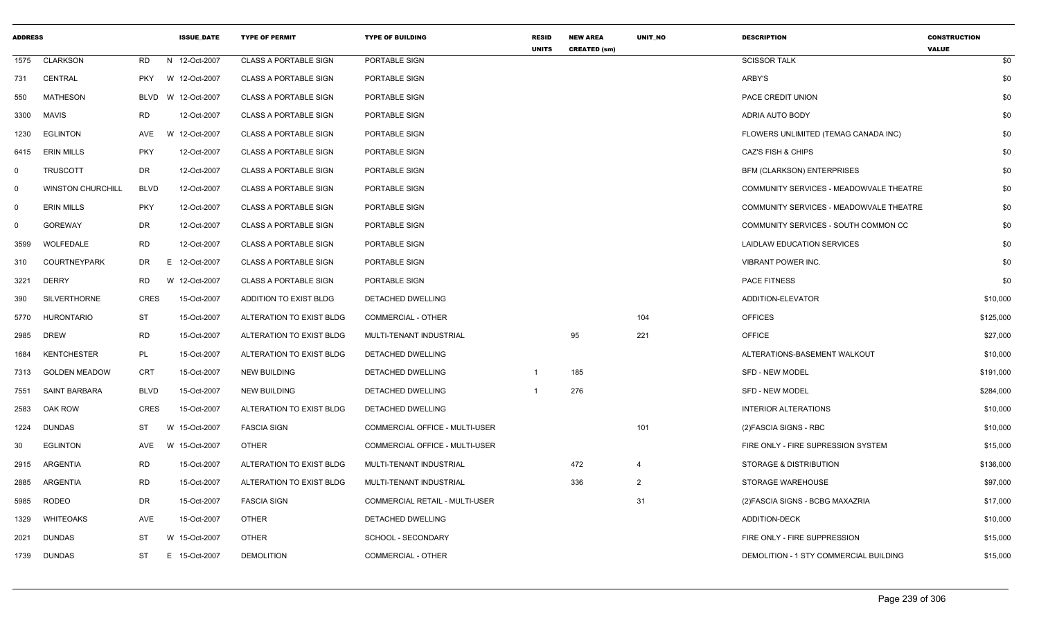| ADDRESS | | | ISSUE_DATE | TYPE OF PERMIT | TYPE OF BUILDING | RESID UNITS | NEW AREA CREATED (sm) | UNIT_NO | DESCRIPTION | CONSTRUCTION VALUE |
|---|---|---|---|---|---|---|---|---|---|---|
| 1575 | CLARKSON | RD | N 12-Oct-2007 | CLASS A PORTABLE SIGN | PORTABLE SIGN | | | | SCISSOR TALK | $0 |
| 731 | CENTRAL | PKY | W 12-Oct-2007 | CLASS A PORTABLE SIGN | PORTABLE SIGN | | | | ARBY'S | $0 |
| 550 | MATHESON | BLVD | W 12-Oct-2007 | CLASS A PORTABLE SIGN | PORTABLE SIGN | | | | PACE CREDIT UNION | $0 |
| 3300 | MAVIS | RD | 12-Oct-2007 | CLASS A PORTABLE SIGN | PORTABLE SIGN | | | | ADRIA AUTO BODY | $0 |
| 1230 | EGLINTON | AVE | W 12-Oct-2007 | CLASS A PORTABLE SIGN | PORTABLE SIGN | | | | FLOWERS UNLIMITED (TEMAG CANADA INC) | $0 |
| 6415 | ERIN MILLS | PKY | 12-Oct-2007 | CLASS A PORTABLE SIGN | PORTABLE SIGN | | | | CAZ'S FISH & CHIPS | $0 |
| 0 | TRUSCOTT | DR | 12-Oct-2007 | CLASS A PORTABLE SIGN | PORTABLE SIGN | | | | BFM (CLARKSON) ENTERPRISES | $0 |
| 0 | WINSTON CHURCHILL | BLVD | 12-Oct-2007 | CLASS A PORTABLE SIGN | PORTABLE SIGN | | | | COMMUNITY SERVICES - MEADOWVALE THEATRE | $0 |
| 0 | ERIN MILLS | PKY | 12-Oct-2007 | CLASS A PORTABLE SIGN | PORTABLE SIGN | | | | COMMUNITY SERVICES - MEADOWVALE THEATRE | $0 |
| 0 | GOREWAY | DR | 12-Oct-2007 | CLASS A PORTABLE SIGN | PORTABLE SIGN | | | | COMMUNITY SERVICES - SOUTH COMMON CC | $0 |
| 3599 | WOLFEDALE | RD | 12-Oct-2007 | CLASS A PORTABLE SIGN | PORTABLE SIGN | | | | LAIDLAW EDUCATION SERVICES | $0 |
| 310 | COURTNEYPARK | DR | E 12-Oct-2007 | CLASS A PORTABLE SIGN | PORTABLE SIGN | | | | VIBRANT POWER INC. | $0 |
| 3221 | DERRY | RD | W 12-Oct-2007 | CLASS A PORTABLE SIGN | PORTABLE SIGN | | | | PACE FITNESS | $0 |
| 390 | SILVERTHORNE | CRES | 15-Oct-2007 | ADDITION TO EXIST BLDG | DETACHED DWELLING | | | | ADDITION-ELEVATOR | $10,000 |
| 5770 | HURONTARIO | ST | 15-Oct-2007 | ALTERATION TO EXIST BLDG | COMMERCIAL - OTHER | | | 104 | OFFICES | $125,000 |
| 2985 | DREW | RD | 15-Oct-2007 | ALTERATION TO EXIST BLDG | MULTI-TENANT INDUSTRIAL | | 95 | 221 | OFFICE | $27,000 |
| 1684 | KENTCHESTER | PL | 15-Oct-2007 | ALTERATION TO EXIST BLDG | DETACHED DWELLING | | | | ALTERATIONS-BASEMENT WALKOUT | $10,000 |
| 7313 | GOLDEN MEADOW | CRT | 15-Oct-2007 | NEW BUILDING | DETACHED DWELLING | 1 | 185 | | SFD - NEW MODEL | $191,000 |
| 7551 | SAINT BARBARA | BLVD | 15-Oct-2007 | NEW BUILDING | DETACHED DWELLING | 1 | 276 | | SFD - NEW MODEL | $284,000 |
| 2583 | OAK ROW | CRES | 15-Oct-2007 | ALTERATION TO EXIST BLDG | DETACHED DWELLING | | | | INTERIOR ALTERATIONS | $10,000 |
| 1224 | DUNDAS | ST | W 15-Oct-2007 | FASCIA SIGN | COMMERCIAL OFFICE - MULTI-USER | | | 101 | (2)FASCIA SIGNS - RBC | $10,000 |
| 30 | EGLINTON | AVE | W 15-Oct-2007 | OTHER | COMMERCIAL OFFICE - MULTI-USER | | | | FIRE ONLY - FIRE SUPRESSION SYSTEM | $15,000 |
| 2915 | ARGENTIA | RD | 15-Oct-2007 | ALTERATION TO EXIST BLDG | MULTI-TENANT INDUSTRIAL | | 472 | 4 | STORAGE & DISTRIBUTION | $136,000 |
| 2885 | ARGENTIA | RD | 15-Oct-2007 | ALTERATION TO EXIST BLDG | MULTI-TENANT INDUSTRIAL | | 336 | 2 | STORAGE WAREHOUSE | $97,000 |
| 5985 | RODEO | DR | 15-Oct-2007 | FASCIA SIGN | COMMERCIAL RETAIL - MULTI-USER | | | 31 | (2)FASCIA SIGNS - BCBG MAXAZRIA | $17,000 |
| 1329 | WHITEOAKS | AVE | 15-Oct-2007 | OTHER | DETACHED DWELLING | | | | ADDITION-DECK | $10,000 |
| 2021 | DUNDAS | ST | W 15-Oct-2007 | OTHER | SCHOOL - SECONDARY | | | | FIRE ONLY - FIRE SUPPRESSION | $15,000 |
| 1739 | DUNDAS | ST | E 15-Oct-2007 | DEMOLITION | COMMERCIAL - OTHER | | | | DEMOLITION - 1 STY COMMERCIAL BUILDING | $15,000 |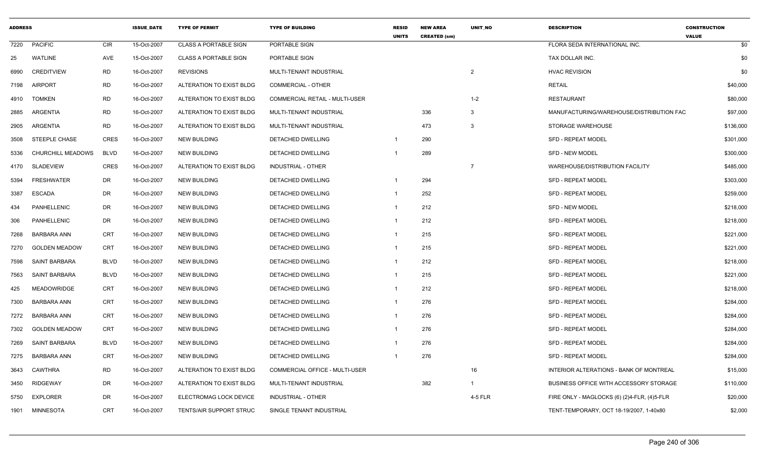| ADDRESS | | | ISSUE_DATE | TYPE OF PERMIT | TYPE OF BUILDING | RESID UNITS | NEW AREA CREATED (sm) | UNIT_NO | DESCRIPTION | CONSTRUCTION VALUE |
|---|---|---|---|---|---|---|---|---|---|---|
| 7220 | PACIFIC | CIR | 15-Oct-2007 | CLASS A PORTABLE SIGN | PORTABLE SIGN | | | | FLORA SEDA INTERNATIONAL INC. | $0 |
| 25 | WATLINE | AVE | 15-Oct-2007 | CLASS A PORTABLE SIGN | PORTABLE SIGN | | | | TAX DOLLAR INC. | $0 |
| 6990 | CREDITVIEW | RD | 16-Oct-2007 | REVISIONS | MULTI-TENANT INDUSTRIAL | | | 2 | HVAC REVISION | $0 |
| 7198 | AIRPORT | RD | 16-Oct-2007 | ALTERATION TO EXIST BLDG | COMMERCIAL - OTHER | | | | RETAIL | $40,000 |
| 4910 | TOMKEN | RD | 16-Oct-2007 | ALTERATION TO EXIST BLDG | COMMERCIAL RETAIL - MULTI-USER | | | 1-2 | RESTAURANT | $80,000 |
| 2885 | ARGENTIA | RD | 16-Oct-2007 | ALTERATION TO EXIST BLDG | MULTI-TENANT INDUSTRIAL | | 336 | 3 | MANUFACTURING/WAREHOUSE/DISTRIBUTION FAC | $97,000 |
| 2905 | ARGENTIA | RD | 16-Oct-2007 | ALTERATION TO EXIST BLDG | MULTI-TENANT INDUSTRIAL | | 473 | 3 | STORAGE WAREHOUSE | $136,000 |
| 3508 | STEEPLE CHASE | CRES | 16-Oct-2007 | NEW BUILDING | DETACHED DWELLING | 1 | 290 | | SFD - REPEAT MODEL | $301,000 |
| 5336 | CHURCHILL MEADOWS | BLVD | 16-Oct-2007 | NEW BUILDING | DETACHED DWELLING | 1 | 289 | | SFD - NEW MODEL | $300,000 |
| 4170 | SLADEVIEW | CRES | 16-Oct-2007 | ALTERATION TO EXIST BLDG | INDUSTRIAL - OTHER | | | 7 | WAREHOUSE/DISTRIBUTION FACILITY | $485,000 |
| 5394 | FRESHWATER | DR | 16-Oct-2007 | NEW BUILDING | DETACHED DWELLING | 1 | 294 | | SFD - REPEAT MODEL | $303,000 |
| 3387 | ESCADA | DR | 16-Oct-2007 | NEW BUILDING | DETACHED DWELLING | 1 | 252 | | SFD - REPEAT MODEL | $259,000 |
| 434 | PANHELLENIC | DR | 16-Oct-2007 | NEW BUILDING | DETACHED DWELLING | 1 | 212 | | SFD - NEW MODEL | $218,000 |
| 306 | PANHELLENIC | DR | 16-Oct-2007 | NEW BUILDING | DETACHED DWELLING | 1 | 212 | | SFD - REPEAT MODEL | $218,000 |
| 7268 | BARBARA ANN | CRT | 16-Oct-2007 | NEW BUILDING | DETACHED DWELLING | 1 | 215 | | SFD - REPEAT MODEL | $221,000 |
| 7270 | GOLDEN MEADOW | CRT | 16-Oct-2007 | NEW BUILDING | DETACHED DWELLING | 1 | 215 | | SFD - REPEAT MODEL | $221,000 |
| 7598 | SAINT BARBARA | BLVD | 16-Oct-2007 | NEW BUILDING | DETACHED DWELLING | 1 | 212 | | SFD - REPEAT MODEL | $218,000 |
| 7563 | SAINT BARBARA | BLVD | 16-Oct-2007 | NEW BUILDING | DETACHED DWELLING | 1 | 215 | | SFD - REPEAT MODEL | $221,000 |
| 425 | MEADOWRIDGE | CRT | 16-Oct-2007 | NEW BUILDING | DETACHED DWELLING | 1 | 212 | | SFD - REPEAT MODEL | $218,000 |
| 7300 | BARBARA ANN | CRT | 16-Oct-2007 | NEW BUILDING | DETACHED DWELLING | 1 | 276 | | SFD - REPEAT MODEL | $284,000 |
| 7272 | BARBARA ANN | CRT | 16-Oct-2007 | NEW BUILDING | DETACHED DWELLING | 1 | 276 | | SFD - REPEAT MODEL | $284,000 |
| 7302 | GOLDEN MEADOW | CRT | 16-Oct-2007 | NEW BUILDING | DETACHED DWELLING | 1 | 276 | | SFD - REPEAT MODEL | $284,000 |
| 7269 | SAINT BARBARA | BLVD | 16-Oct-2007 | NEW BUILDING | DETACHED DWELLING | 1 | 276 | | SFD - REPEAT MODEL | $284,000 |
| 7275 | BARBARA ANN | CRT | 16-Oct-2007 | NEW BUILDING | DETACHED DWELLING | 1 | 276 | | SFD - REPEAT MODEL | $284,000 |
| 3643 | CAWTHRA | RD | 16-Oct-2007 | ALTERATION TO EXIST BLDG | COMMERCIAL OFFICE - MULTI-USER | | | 16 | INTERIOR ALTERATIONS - BANK OF MONTREAL | $15,000 |
| 3450 | RIDGEWAY | DR | 16-Oct-2007 | ALTERATION TO EXIST BLDG | MULTI-TENANT INDUSTRIAL | | 382 | 1 | BUSINESS OFFICE WITH ACCESSORY STORAGE | $110,000 |
| 5750 | EXPLORER | DR | 16-Oct-2007 | ELECTROMAG LOCK DEVICE | INDUSTRIAL - OTHER | | | 4-5 FLR | FIRE ONLY - MAGLOCKS (6) (2)4-FLR, (4)5-FLR | $20,000 |
| 1901 | MINNESOTA | CRT | 16-Oct-2007 | TENTS/AIR SUPPORT STRUC | SINGLE TENANT INDUSTRIAL | | | | TENT-TEMPORARY, OCT 18-19/2007, 1-40x80 | $2,000 |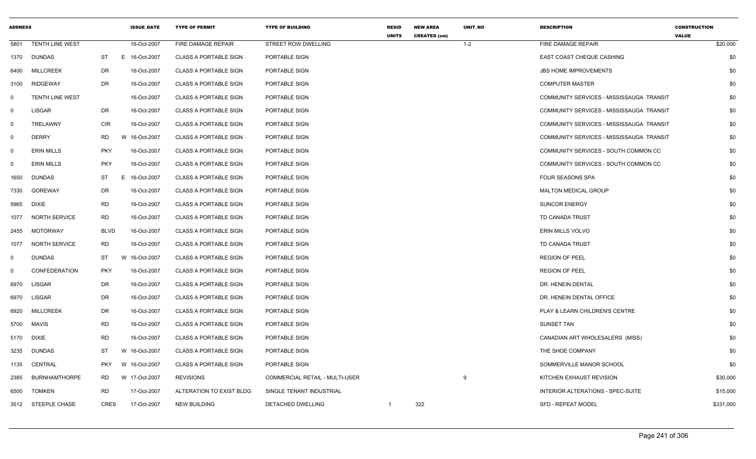| ADDRESS | | | ISSUE_DATE | TYPE OF PERMIT | TYPE OF BUILDING | RESID UNITS | NEW AREA CREATED (sm) | UNIT_NO | DESCRIPTION | CONSTRUCTION VALUE |
|---|---|---|---|---|---|---|---|---|---|---|
| 5801 | TENTH LINE WEST | | 16-Oct-2007 | FIRE DAMAGE REPAIR | STREET ROW DWELLING | | | 1-2 | FIRE DAMAGE REPAIR | $20,000 |
| 1370 | DUNDAS | ST | E 16-Oct-2007 | CLASS A PORTABLE SIGN | PORTABLE SIGN | | | | EAST COAST CHEQUE CASHING | $0 |
| 6400 | MILLCREEK | DR | 16-Oct-2007 | CLASS A PORTABLE SIGN | PORTABLE SIGN | | | | JBS HOME IMPROVEMENTS | $0 |
| 3100 | RIDGEWAY | DR | 16-Oct-2007 | CLASS A PORTABLE SIGN | PORTABLE SIGN | | | | COMPUTER MASTER | $0 |
| 0 | TENTH LINE WEST | | 16-Oct-2007 | CLASS A PORTABLE SIGN | PORTABLE SIGN | | | | COMMUNITY SERVICES - MISSISSAUGA TRANSIT | $0 |
| 0 | LISGAR | DR | 16-Oct-2007 | CLASS A PORTABLE SIGN | PORTABLE SIGN | | | | COMMUNITY SERVICES - MISSISSAUGA TRANSIT | $0 |
| 0 | TRELAWNY | CIR | 16-Oct-2007 | CLASS A PORTABLE SIGN | PORTABLE SIGN | | | | COMMUNITY SERVICES - MISSISSAUGA TRANSIT | $0 |
| 0 | DERRY | RD | W 16-Oct-2007 | CLASS A PORTABLE SIGN | PORTABLE SIGN | | | | COMMUNITY SERVICES - MISSISSAUGA TRANSIT | $0 |
| 0 | ERIN MILLS | PKY | 16-Oct-2007 | CLASS A PORTABLE SIGN | PORTABLE SIGN | | | | COMMUNITY SERVICES - SOUTH COMMON CC | $0 |
| 0 | ERIN MILLS | PKY | 16-Oct-2007 | CLASS A PORTABLE SIGN | PORTABLE SIGN | | | | COMMUNITY SERVICES - SOUTH COMMON CC | $0 |
| 1650 | DUNDAS | ST | E 16-Oct-2007 | CLASS A PORTABLE SIGN | PORTABLE SIGN | | | | FOUR SEASONS SPA | $0 |
| 7330 | GOREWAY | DR | 16-Oct-2007 | CLASS A PORTABLE SIGN | PORTABLE SIGN | | | | MALTON MEDICAL GROUP | $0 |
| 5965 | DIXIE | RD | 16-Oct-2007 | CLASS A PORTABLE SIGN | PORTABLE SIGN | | | | SUNCOR ENERGY | $0 |
| 1077 | NORTH SERVICE | RD | 16-Oct-2007 | CLASS A PORTABLE SIGN | PORTABLE SIGN | | | | TD CANADA TRUST | $0 |
| 2455 | MOTORWAY | BLVD | 16-Oct-2007 | CLASS A PORTABLE SIGN | PORTABLE SIGN | | | | ERIN MILLS VOLVO | $0 |
| 1077 | NORTH SERVICE | RD | 16-Oct-2007 | CLASS A PORTABLE SIGN | PORTABLE SIGN | | | | TD CANADA TRUST | $0 |
| 0 | DUNDAS | ST | W 16-Oct-2007 | CLASS A PORTABLE SIGN | PORTABLE SIGN | | | | REGION OF PEEL | $0 |
| 0 | CONFEDERATION | PKY | 16-Oct-2007 | CLASS A PORTABLE SIGN | PORTABLE SIGN | | | | REGION OF PEEL | $0 |
| 6970 | LISGAR | DR | 16-Oct-2007 | CLASS A PORTABLE SIGN | PORTABLE SIGN | | | | DR. HENEIN DENTAL | $0 |
| 6970 | LISGAR | DR | 16-Oct-2007 | CLASS A PORTABLE SIGN | PORTABLE SIGN | | | | DR. HENEIN DENTAL OFFICE | $0 |
| 6920 | MILLCREEK | DR | 16-Oct-2007 | CLASS A PORTABLE SIGN | PORTABLE SIGN | | | | PLAY & LEARN CHILDREN'S CENTRE | $0 |
| 5700 | MAVIS | RD | 16-Oct-2007 | CLASS A PORTABLE SIGN | PORTABLE SIGN | | | | SUNSET TAN | $0 |
| 5170 | DIXIE | RD | 16-Oct-2007 | CLASS A PORTABLE SIGN | PORTABLE SIGN | | | | CANADIAN ART WHOLESALERS (MISS) | $0 |
| 3235 | DUNDAS | ST | W 16-Oct-2007 | CLASS A PORTABLE SIGN | PORTABLE SIGN | | | | THE SHOE COMPANY | $0 |
| 1135 | CENTRAL | PKY | W 16-Oct-2007 | CLASS A PORTABLE SIGN | PORTABLE SIGN | | | | SOMMERVILLE MANOR SCHOOL | $0 |
| 2385 | BURNHAMTHORPE | RD | W 17-Oct-2007 | REVISIONS | COMMERCIAL RETAIL - MULTI-USER | | | 9 | KITCHEN EXHAUST REVISION | $30,000 |
| 6500 | TOMKEN | RD | 17-Oct-2007 | ALTERATION TO EXIST BLDG | SINGLE TENANT INDUSTRIAL | | | | INTERIOR ALTERATIONS - SPEC-SUITE | $15,000 |
| 3512 | STEEPLE CHASE | CRES | 17-Oct-2007 | NEW BUILDING | DETACHED DWELLING | 1 | 322 | | SFD - REPEAT MODEL | $331,000 |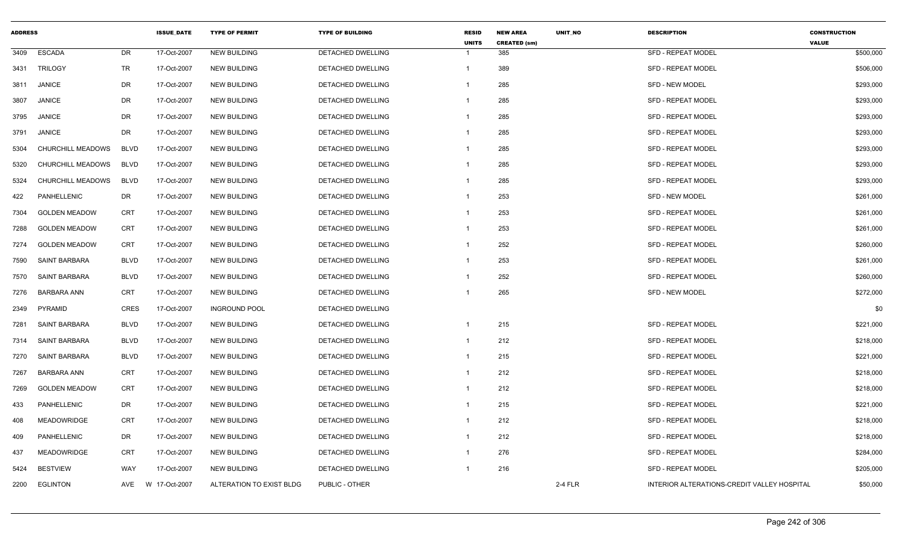| ADDRESS | | | ISSUE_DATE | TYPE OF PERMIT | TYPE OF BUILDING | RESID UNITS | NEW AREA CREATED (sm) | UNIT_NO | DESCRIPTION | CONSTRUCTION VALUE |
|---|---|---|---|---|---|---|---|---|---|---|
| 3409 | ESCADA | DR | 17-Oct-2007 | NEW BUILDING | DETACHED DWELLING | 1 | 385 | | SFD - REPEAT MODEL | $500,000 |
| 3431 | TRILOGY | TR | 17-Oct-2007 | NEW BUILDING | DETACHED DWELLING | 1 | 389 | | SFD - REPEAT MODEL | $506,000 |
| 3811 | JANICE | DR | 17-Oct-2007 | NEW BUILDING | DETACHED DWELLING | 1 | 285 | | SFD - NEW MODEL | $293,000 |
| 3807 | JANICE | DR | 17-Oct-2007 | NEW BUILDING | DETACHED DWELLING | 1 | 285 | | SFD - REPEAT MODEL | $293,000 |
| 3795 | JANICE | DR | 17-Oct-2007 | NEW BUILDING | DETACHED DWELLING | 1 | 285 | | SFD - REPEAT MODEL | $293,000 |
| 3791 | JANICE | DR | 17-Oct-2007 | NEW BUILDING | DETACHED DWELLING | 1 | 285 | | SFD - REPEAT MODEL | $293,000 |
| 5304 | CHURCHILL MEADOWS | BLVD | 17-Oct-2007 | NEW BUILDING | DETACHED DWELLING | 1 | 285 | | SFD - REPEAT MODEL | $293,000 |
| 5320 | CHURCHILL MEADOWS | BLVD | 17-Oct-2007 | NEW BUILDING | DETACHED DWELLING | 1 | 285 | | SFD - REPEAT MODEL | $293,000 |
| 5324 | CHURCHILL MEADOWS | BLVD | 17-Oct-2007 | NEW BUILDING | DETACHED DWELLING | 1 | 285 | | SFD - REPEAT MODEL | $293,000 |
| 422 | PANHELLENIC | DR | 17-Oct-2007 | NEW BUILDING | DETACHED DWELLING | 1 | 253 | | SFD - NEW MODEL | $261,000 |
| 7304 | GOLDEN MEADOW | CRT | 17-Oct-2007 | NEW BUILDING | DETACHED DWELLING | 1 | 253 | | SFD - REPEAT MODEL | $261,000 |
| 7288 | GOLDEN MEADOW | CRT | 17-Oct-2007 | NEW BUILDING | DETACHED DWELLING | 1 | 253 | | SFD - REPEAT MODEL | $261,000 |
| 7274 | GOLDEN MEADOW | CRT | 17-Oct-2007 | NEW BUILDING | DETACHED DWELLING | 1 | 252 | | SFD - REPEAT MODEL | $260,000 |
| 7590 | SAINT BARBARA | BLVD | 17-Oct-2007 | NEW BUILDING | DETACHED DWELLING | 1 | 253 | | SFD - REPEAT MODEL | $261,000 |
| 7570 | SAINT BARBARA | BLVD | 17-Oct-2007 | NEW BUILDING | DETACHED DWELLING | 1 | 252 | | SFD - REPEAT MODEL | $260,000 |
| 7276 | BARBARA ANN | CRT | 17-Oct-2007 | NEW BUILDING | DETACHED DWELLING | 1 | 265 | | SFD - NEW MODEL | $272,000 |
| 2349 | PYRAMID | CRES | 17-Oct-2007 | INGROUND POOL | DETACHED DWELLING | | | | | $0 |
| 7281 | SAINT BARBARA | BLVD | 17-Oct-2007 | NEW BUILDING | DETACHED DWELLING | 1 | 215 | | SFD - REPEAT MODEL | $221,000 |
| 7314 | SAINT BARBARA | BLVD | 17-Oct-2007 | NEW BUILDING | DETACHED DWELLING | 1 | 212 | | SFD - REPEAT MODEL | $218,000 |
| 7270 | SAINT BARBARA | BLVD | 17-Oct-2007 | NEW BUILDING | DETACHED DWELLING | 1 | 215 | | SFD - REPEAT MODEL | $221,000 |
| 7267 | BARBARA ANN | CRT | 17-Oct-2007 | NEW BUILDING | DETACHED DWELLING | 1 | 212 | | SFD - REPEAT MODEL | $218,000 |
| 7269 | GOLDEN MEADOW | CRT | 17-Oct-2007 | NEW BUILDING | DETACHED DWELLING | 1 | 212 | | SFD - REPEAT MODEL | $218,000 |
| 433 | PANHELLENIC | DR | 17-Oct-2007 | NEW BUILDING | DETACHED DWELLING | 1 | 215 | | SFD - REPEAT MODEL | $221,000 |
| 408 | MEADOWRIDGE | CRT | 17-Oct-2007 | NEW BUILDING | DETACHED DWELLING | 1 | 212 | | SFD - REPEAT MODEL | $218,000 |
| 409 | PANHELLENIC | DR | 17-Oct-2007 | NEW BUILDING | DETACHED DWELLING | 1 | 212 | | SFD - REPEAT MODEL | $218,000 |
| 437 | MEADOWRIDGE | CRT | 17-Oct-2007 | NEW BUILDING | DETACHED DWELLING | 1 | 276 | | SFD - REPEAT MODEL | $284,000 |
| 5424 | BESTVIEW | WAY | 17-Oct-2007 | NEW BUILDING | DETACHED DWELLING | 1 | 216 | | SFD - REPEAT MODEL | $205,000 |
| 2200 | EGLINTON | AVE W | 17-Oct-2007 | ALTERATION TO EXIST BLDG | PUBLIC - OTHER | | | 2-4 FLR | INTERIOR ALTERATIONS-CREDIT VALLEY HOSPITAL | $50,000 |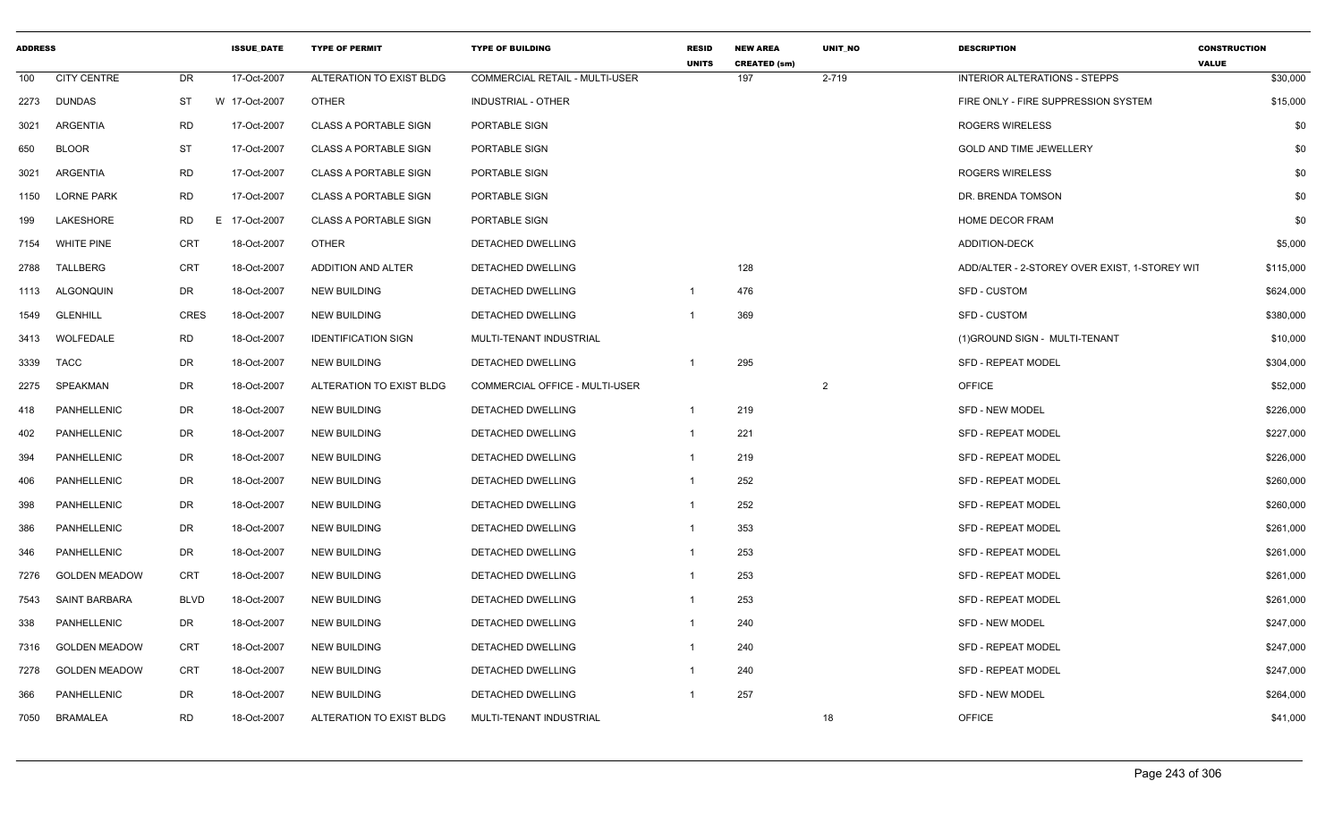| ADDRESS | | | ISSUE_DATE | TYPE OF PERMIT | TYPE OF BUILDING | RESID UNITS | NEW AREA CREATED (sm) | UNIT_NO | DESCRIPTION | CONSTRUCTION VALUE |
|---|---|---|---|---|---|---|---|---|---|---|
| 100 | CITY CENTRE | DR | 17-Oct-2007 | ALTERATION TO EXIST BLDG | COMMERCIAL RETAIL - MULTI-USER | | 197 | 2-719 | INTERIOR ALTERATIONS - STEPPS | $30,000 |
| 2273 | DUNDAS | ST | W 17-Oct-2007 | OTHER | INDUSTRIAL - OTHER | | | | FIRE ONLY - FIRE SUPPRESSION SYSTEM | $15,000 |
| 3021 | ARGENTIA | RD | 17-Oct-2007 | CLASS A PORTABLE SIGN | PORTABLE SIGN | | | | ROGERS WIRELESS | $0 |
| 650 | BLOOR | ST | 17-Oct-2007 | CLASS A PORTABLE SIGN | PORTABLE SIGN | | | | GOLD AND TIME JEWELLERY | $0 |
| 3021 | ARGENTIA | RD | 17-Oct-2007 | CLASS A PORTABLE SIGN | PORTABLE SIGN | | | | ROGERS WIRELESS | $0 |
| 1150 | LORNE PARK | RD | 17-Oct-2007 | CLASS A PORTABLE SIGN | PORTABLE SIGN | | | | DR. BRENDA TOMSON | $0 |
| 199 | LAKESHORE | RD | E 17-Oct-2007 | CLASS A PORTABLE SIGN | PORTABLE SIGN | | | | HOME DECOR FRAM | $0 |
| 7154 | WHITE PINE | CRT | 18-Oct-2007 | OTHER | DETACHED DWELLING | | | | ADDITION-DECK | $5,000 |
| 2788 | TALLBERG | CRT | 18-Oct-2007 | ADDITION AND ALTER | DETACHED DWELLING | | 128 | | ADD/ALTER - 2-STOREY OVER EXIST, 1-STOREY WIT | $115,000 |
| 1113 | ALGONQUIN | DR | 18-Oct-2007 | NEW BUILDING | DETACHED DWELLING | 1 | 476 | | SFD - CUSTOM | $624,000 |
| 1549 | GLENHILL | CRES | 18-Oct-2007 | NEW BUILDING | DETACHED DWELLING | 1 | 369 | | SFD - CUSTOM | $380,000 |
| 3413 | WOLFEDALE | RD | 18-Oct-2007 | IDENTIFICATION SIGN | MULTI-TENANT INDUSTRIAL | | | | (1)GROUND SIGN - MULTI-TENANT | $10,000 |
| 3339 | TACC | DR | 18-Oct-2007 | NEW BUILDING | DETACHED DWELLING | 1 | 295 | | SFD - REPEAT MODEL | $304,000 |
| 2275 | SPEAKMAN | DR | 18-Oct-2007 | ALTERATION TO EXIST BLDG | COMMERCIAL OFFICE - MULTI-USER | | | 2 | OFFICE | $52,000 |
| 418 | PANHELLENIC | DR | 18-Oct-2007 | NEW BUILDING | DETACHED DWELLING | 1 | 219 | | SFD - NEW MODEL | $226,000 |
| 402 | PANHELLENIC | DR | 18-Oct-2007 | NEW BUILDING | DETACHED DWELLING | 1 | 221 | | SFD - REPEAT MODEL | $227,000 |
| 394 | PANHELLENIC | DR | 18-Oct-2007 | NEW BUILDING | DETACHED DWELLING | 1 | 219 | | SFD - REPEAT MODEL | $226,000 |
| 406 | PANHELLENIC | DR | 18-Oct-2007 | NEW BUILDING | DETACHED DWELLING | 1 | 252 | | SFD - REPEAT MODEL | $260,000 |
| 398 | PANHELLENIC | DR | 18-Oct-2007 | NEW BUILDING | DETACHED DWELLING | 1 | 252 | | SFD - REPEAT MODEL | $260,000 |
| 386 | PANHELLENIC | DR | 18-Oct-2007 | NEW BUILDING | DETACHED DWELLING | 1 | 353 | | SFD - REPEAT MODEL | $261,000 |
| 346 | PANHELLENIC | DR | 18-Oct-2007 | NEW BUILDING | DETACHED DWELLING | 1 | 253 | | SFD - REPEAT MODEL | $261,000 |
| 7276 | GOLDEN MEADOW | CRT | 18-Oct-2007 | NEW BUILDING | DETACHED DWELLING | 1 | 253 | | SFD - REPEAT MODEL | $261,000 |
| 7543 | SAINT BARBARA | BLVD | 18-Oct-2007 | NEW BUILDING | DETACHED DWELLING | 1 | 253 | | SFD - REPEAT MODEL | $261,000 |
| 338 | PANHELLENIC | DR | 18-Oct-2007 | NEW BUILDING | DETACHED DWELLING | 1 | 240 | | SFD - NEW MODEL | $247,000 |
| 7316 | GOLDEN MEADOW | CRT | 18-Oct-2007 | NEW BUILDING | DETACHED DWELLING | 1 | 240 | | SFD - REPEAT MODEL | $247,000 |
| 7278 | GOLDEN MEADOW | CRT | 18-Oct-2007 | NEW BUILDING | DETACHED DWELLING | 1 | 240 | | SFD - REPEAT MODEL | $247,000 |
| 366 | PANHELLENIC | DR | 18-Oct-2007 | NEW BUILDING | DETACHED DWELLING | 1 | 257 | | SFD - NEW MODEL | $264,000 |
| 7050 | BRAMALEA | RD | 18-Oct-2007 | ALTERATION TO EXIST BLDG | MULTI-TENANT INDUSTRIAL | | | 18 | OFFICE | $41,000 |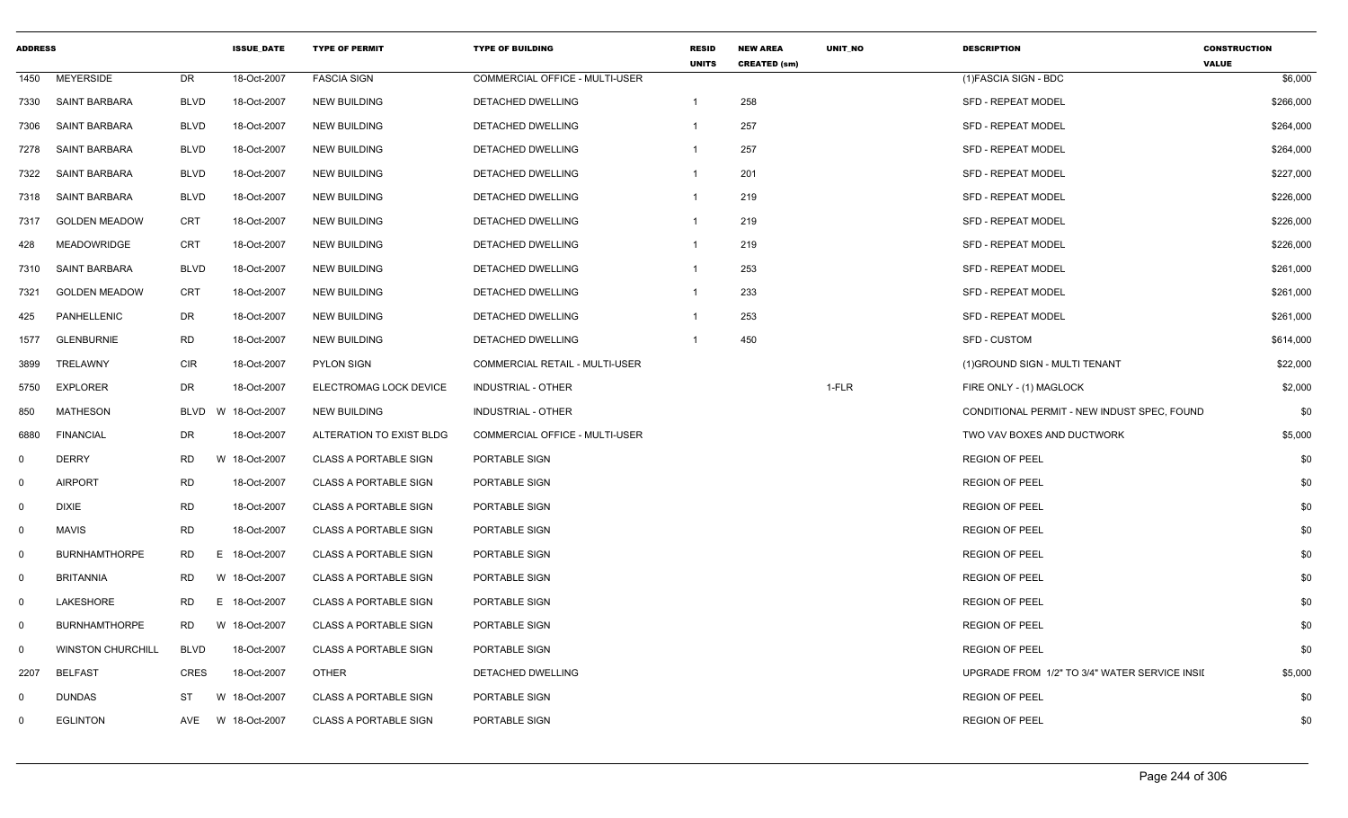| ADDRESS | | | ISSUE_DATE | TYPE OF PERMIT | TYPE OF BUILDING | RESID UNITS | NEW AREA CREATED (sm) | UNIT_NO | DESCRIPTION | CONSTRUCTION VALUE |
|---|---|---|---|---|---|---|---|---|---|---|
| 1450 | MEYERSIDE | DR | 18-Oct-2007 | FASCIA SIGN | COMMERCIAL OFFICE - MULTI-USER | | | | (1)FASCIA SIGN - BDC | $6,000 |
| 7330 | SAINT BARBARA | BLVD | 18-Oct-2007 | NEW BUILDING | DETACHED DWELLING | 1 | 258 | | SFD - REPEAT MODEL | $266,000 |
| 7306 | SAINT BARBARA | BLVD | 18-Oct-2007 | NEW BUILDING | DETACHED DWELLING | 1 | 257 | | SFD - REPEAT MODEL | $264,000 |
| 7278 | SAINT BARBARA | BLVD | 18-Oct-2007 | NEW BUILDING | DETACHED DWELLING | 1 | 257 | | SFD - REPEAT MODEL | $264,000 |
| 7322 | SAINT BARBARA | BLVD | 18-Oct-2007 | NEW BUILDING | DETACHED DWELLING | 1 | 201 | | SFD - REPEAT MODEL | $227,000 |
| 7318 | SAINT BARBARA | BLVD | 18-Oct-2007 | NEW BUILDING | DETACHED DWELLING | 1 | 219 | | SFD - REPEAT MODEL | $226,000 |
| 7317 | GOLDEN MEADOW | CRT | 18-Oct-2007 | NEW BUILDING | DETACHED DWELLING | 1 | 219 | | SFD - REPEAT MODEL | $226,000 |
| 428 | MEADOWRIDGE | CRT | 18-Oct-2007 | NEW BUILDING | DETACHED DWELLING | 1 | 219 | | SFD - REPEAT MODEL | $226,000 |
| 7310 | SAINT BARBARA | BLVD | 18-Oct-2007 | NEW BUILDING | DETACHED DWELLING | 1 | 253 | | SFD - REPEAT MODEL | $261,000 |
| 7321 | GOLDEN MEADOW | CRT | 18-Oct-2007 | NEW BUILDING | DETACHED DWELLING | 1 | 233 | | SFD - REPEAT MODEL | $261,000 |
| 425 | PANHELLENIC | DR | 18-Oct-2007 | NEW BUILDING | DETACHED DWELLING | 1 | 253 | | SFD - REPEAT MODEL | $261,000 |
| 1577 | GLENBURNIE | RD | 18-Oct-2007 | NEW BUILDING | DETACHED DWELLING | 1 | 450 | | SFD - CUSTOM | $614,000 |
| 3899 | TRELAWNY | CIR | 18-Oct-2007 | PYLON SIGN | COMMERCIAL RETAIL - MULTI-USER | | | | (1)GROUND SIGN - MULTI TENANT | $22,000 |
| 5750 | EXPLORER | DR | 18-Oct-2007 | ELECTROMAG LOCK DEVICE | INDUSTRIAL - OTHER | | | 1-FLR | FIRE ONLY - (1) MAGLOCK | $2,000 |
| 850 | MATHESON | BLVD W | 18-Oct-2007 | NEW BUILDING | INDUSTRIAL - OTHER | | | | CONDITIONAL PERMIT - NEW INDUST SPEC, FOUND | $0 |
| 6880 | FINANCIAL | DR | 18-Oct-2007 | ALTERATION TO EXIST BLDG | COMMERCIAL OFFICE - MULTI-USER | | | | TWO VAV BOXES AND DUCTWORK | $5,000 |
| 0 | DERRY | RD W | 18-Oct-2007 | CLASS A PORTABLE SIGN | PORTABLE SIGN | | | | REGION OF PEEL | $0 |
| 0 | AIRPORT | RD | 18-Oct-2007 | CLASS A PORTABLE SIGN | PORTABLE SIGN | | | | REGION OF PEEL | $0 |
| 0 | DIXIE | RD | 18-Oct-2007 | CLASS A PORTABLE SIGN | PORTABLE SIGN | | | | REGION OF PEEL | $0 |
| 0 | MAVIS | RD | 18-Oct-2007 | CLASS A PORTABLE SIGN | PORTABLE SIGN | | | | REGION OF PEEL | $0 |
| 0 | BURNHAMTHORPE | RD E | 18-Oct-2007 | CLASS A PORTABLE SIGN | PORTABLE SIGN | | | | REGION OF PEEL | $0 |
| 0 | BRITANNIA | RD W | 18-Oct-2007 | CLASS A PORTABLE SIGN | PORTABLE SIGN | | | | REGION OF PEEL | $0 |
| 0 | LAKESHORE | RD E | 18-Oct-2007 | CLASS A PORTABLE SIGN | PORTABLE SIGN | | | | REGION OF PEEL | $0 |
| 0 | BURNHAMTHORPE | RD W | 18-Oct-2007 | CLASS A PORTABLE SIGN | PORTABLE SIGN | | | | REGION OF PEEL | $0 |
| 0 | WINSTON CHURCHILL | BLVD | 18-Oct-2007 | CLASS A PORTABLE SIGN | PORTABLE SIGN | | | | REGION OF PEEL | $0 |
| 2207 | BELFAST | CRES | 18-Oct-2007 | OTHER | DETACHED DWELLING | | | | UPGRADE FROM 1/2" TO 3/4" WATER SERVICE INSII | $5,000 |
| 0 | DUNDAS | ST W | 18-Oct-2007 | CLASS A PORTABLE SIGN | PORTABLE SIGN | | | | REGION OF PEEL | $0 |
| 0 | EGLINTON | AVE W | 18-Oct-2007 | CLASS A PORTABLE SIGN | PORTABLE SIGN | | | | REGION OF PEEL | $0 |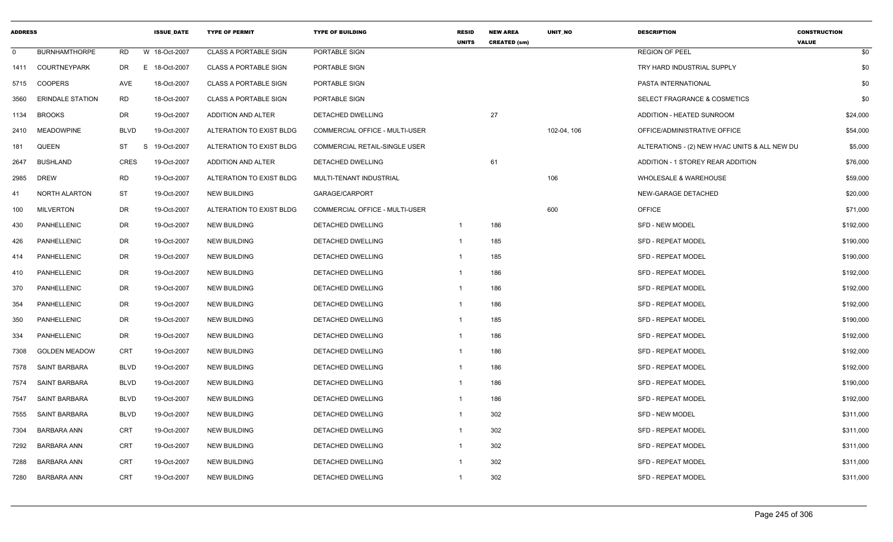| ADDRESS | | | ISSUE_DATE | TYPE OF PERMIT | TYPE OF BUILDING | RESID UNITS | NEW AREA CREATED (sm) | UNIT_NO | DESCRIPTION | CONSTRUCTION VALUE |
|---|---|---|---|---|---|---|---|---|---|---|
| 0 | BURNHAMTHORPE | RD | W 18-Oct-2007 | CLASS A PORTABLE SIGN | PORTABLE SIGN | | | | REGION OF PEEL | $0 |
| 1411 | COURTNEYPARK | DR | E 18-Oct-2007 | CLASS A PORTABLE SIGN | PORTABLE SIGN | | | | TRY HARD INDUSTRIAL SUPPLY | $0 |
| 5715 | COOPERS | AVE | 18-Oct-2007 | CLASS A PORTABLE SIGN | PORTABLE SIGN | | | | PASTA INTERNATIONAL | $0 |
| 3560 | ERINDALE STATION | RD | 18-Oct-2007 | CLASS A PORTABLE SIGN | PORTABLE SIGN | | | | SELECT FRAGRANCE & COSMETICS | $0 |
| 1134 | BROOKS | DR | 19-Oct-2007 | ADDITION AND ALTER | DETACHED DWELLING | | 27 | | ADDITION - HEATED SUNROOM | $24,000 |
| 2410 | MEADOWPINE | BLVD | 19-Oct-2007 | ALTERATION TO EXIST BLDG | COMMERCIAL OFFICE - MULTI-USER | | | 102-04, 106 | OFFICE/ADMINISTRATIVE OFFICE | $54,000 |
| 181 | QUEEN | ST | S 19-Oct-2007 | ALTERATION TO EXIST BLDG | COMMERCIAL RETAIL-SINGLE USER | | | | ALTERATIONS - (2) NEW HVAC UNITS & ALL NEW DU | $5,000 |
| 2647 | BUSHLAND | CRES | 19-Oct-2007 | ADDITION AND ALTER | DETACHED DWELLING | | 61 | | ADDITION - 1 STOREY REAR ADDITION | $76,000 |
| 2985 | DREW | RD | 19-Oct-2007 | ALTERATION TO EXIST BLDG | MULTI-TENANT INDUSTRIAL | | | 106 | WHOLESALE & WAREHOUSE | $59,000 |
| 41 | NORTH ALARTON | ST | 19-Oct-2007 | NEW BUILDING | GARAGE/CARPORT | | | | NEW-GARAGE DETACHED | $20,000 |
| 100 | MILVERTON | DR | 19-Oct-2007 | ALTERATION TO EXIST BLDG | COMMERCIAL OFFICE - MULTI-USER | | | 600 | OFFICE | $71,000 |
| 430 | PANHELLENIC | DR | 19-Oct-2007 | NEW BUILDING | DETACHED DWELLING | 1 | 186 | | SFD - NEW MODEL | $192,000 |
| 426 | PANHELLENIC | DR | 19-Oct-2007 | NEW BUILDING | DETACHED DWELLING | 1 | 185 | | SFD - REPEAT MODEL | $190,000 |
| 414 | PANHELLENIC | DR | 19-Oct-2007 | NEW BUILDING | DETACHED DWELLING | 1 | 185 | | SFD - REPEAT MODEL | $190,000 |
| 410 | PANHELLENIC | DR | 19-Oct-2007 | NEW BUILDING | DETACHED DWELLING | 1 | 186 | | SFD - REPEAT MODEL | $192,000 |
| 370 | PANHELLENIC | DR | 19-Oct-2007 | NEW BUILDING | DETACHED DWELLING | 1 | 186 | | SFD - REPEAT MODEL | $192,000 |
| 354 | PANHELLENIC | DR | 19-Oct-2007 | NEW BUILDING | DETACHED DWELLING | 1 | 186 | | SFD - REPEAT MODEL | $192,000 |
| 350 | PANHELLENIC | DR | 19-Oct-2007 | NEW BUILDING | DETACHED DWELLING | 1 | 185 | | SFD - REPEAT MODEL | $190,000 |
| 334 | PANHELLENIC | DR | 19-Oct-2007 | NEW BUILDING | DETACHED DWELLING | 1 | 186 | | SFD - REPEAT MODEL | $192,000 |
| 7308 | GOLDEN MEADOW | CRT | 19-Oct-2007 | NEW BUILDING | DETACHED DWELLING | 1 | 186 | | SFD - REPEAT MODEL | $192,000 |
| 7578 | SAINT BARBARA | BLVD | 19-Oct-2007 | NEW BUILDING | DETACHED DWELLING | 1 | 186 | | SFD - REPEAT MODEL | $192,000 |
| 7574 | SAINT BARBARA | BLVD | 19-Oct-2007 | NEW BUILDING | DETACHED DWELLING | 1 | 186 | | SFD - REPEAT MODEL | $190,000 |
| 7547 | SAINT BARBARA | BLVD | 19-Oct-2007 | NEW BUILDING | DETACHED DWELLING | 1 | 186 | | SFD - REPEAT MODEL | $192,000 |
| 7555 | SAINT BARBARA | BLVD | 19-Oct-2007 | NEW BUILDING | DETACHED DWELLING | 1 | 302 | | SFD - NEW MODEL | $311,000 |
| 7304 | BARBARA ANN | CRT | 19-Oct-2007 | NEW BUILDING | DETACHED DWELLING | 1 | 302 | | SFD - REPEAT MODEL | $311,000 |
| 7292 | BARBARA ANN | CRT | 19-Oct-2007 | NEW BUILDING | DETACHED DWELLING | 1 | 302 | | SFD - REPEAT MODEL | $311,000 |
| 7288 | BARBARA ANN | CRT | 19-Oct-2007 | NEW BUILDING | DETACHED DWELLING | 1 | 302 | | SFD - REPEAT MODEL | $311,000 |
| 7280 | BARBARA ANN | CRT | 19-Oct-2007 | NEW BUILDING | DETACHED DWELLING | 1 | 302 | | SFD - REPEAT MODEL | $311,000 |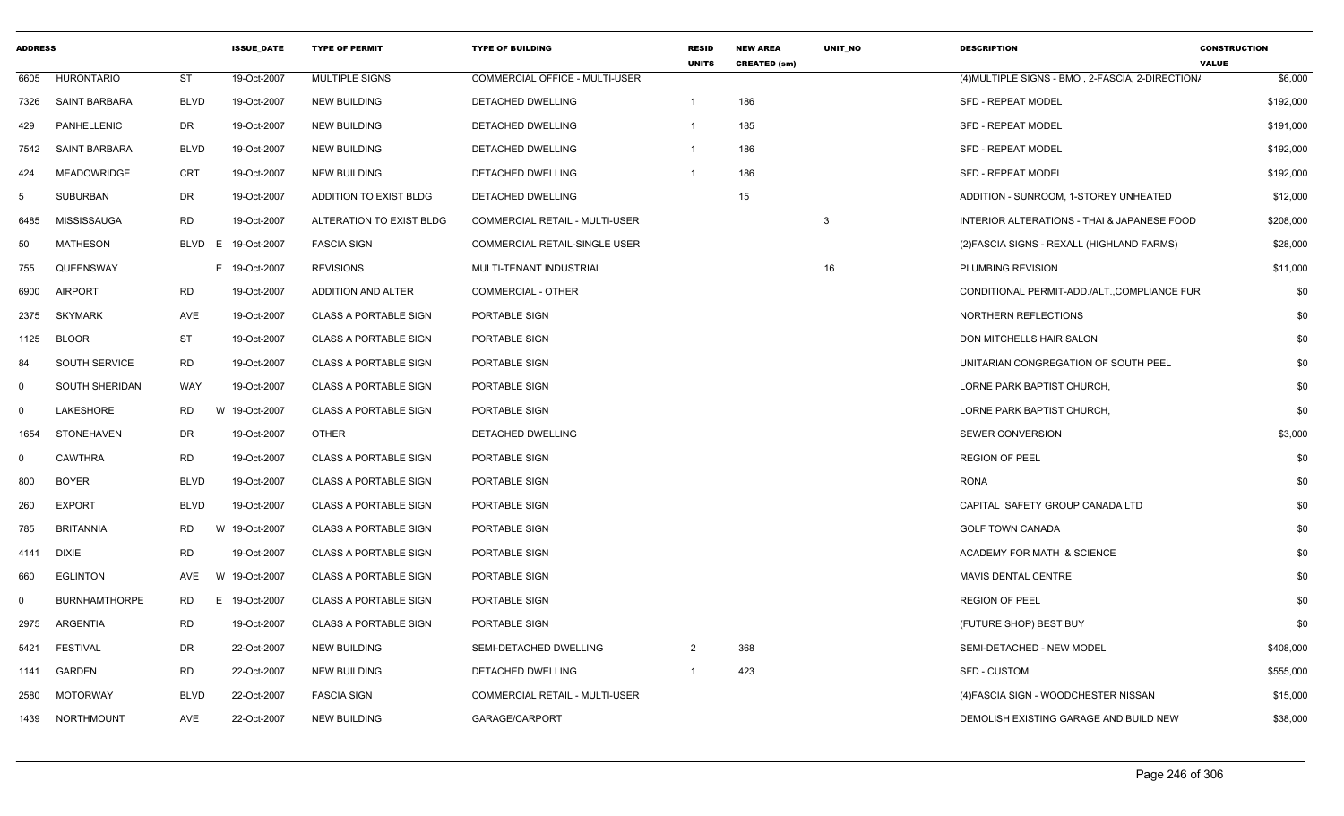| ADDRESS | | | ISSUE_DATE | TYPE OF PERMIT | TYPE OF BUILDING | RESID UNITS | NEW AREA CREATED (sm) | UNIT_NO | DESCRIPTION | CONSTRUCTION VALUE |
|---|---|---|---|---|---|---|---|---|---|---|
| 6605 | HURONTARIO | ST | 19-Oct-2007 | MULTIPLE SIGNS | COMMERCIAL OFFICE - MULTI-USER | | | | (4)MULTIPLE SIGNS - BMO , 2-FASCIA, 2-DIRECTION/ | $6,000 |
| 7326 | SAINT BARBARA | BLVD | 19-Oct-2007 | NEW BUILDING | DETACHED DWELLING | 1 | 186 | | SFD - REPEAT MODEL | $192,000 |
| 429 | PANHELLENIC | DR | 19-Oct-2007 | NEW BUILDING | DETACHED DWELLING | 1 | 185 | | SFD - REPEAT MODEL | $191,000 |
| 7542 | SAINT BARBARA | BLVD | 19-Oct-2007 | NEW BUILDING | DETACHED DWELLING | 1 | 186 | | SFD - REPEAT MODEL | $192,000 |
| 424 | MEADOWRIDGE | CRT | 19-Oct-2007 | NEW BUILDING | DETACHED DWELLING | 1 | 186 | | SFD - REPEAT MODEL | $192,000 |
| 5 | SUBURBAN | DR | 19-Oct-2007 | ADDITION TO EXIST BLDG | DETACHED DWELLING | | 15 | | ADDITION - SUNROOM, 1-STOREY UNHEATED | $12,000 |
| 6485 | MISSISSAUGA | RD | 19-Oct-2007 | ALTERATION TO EXIST BLDG | COMMERCIAL RETAIL - MULTI-USER | | | 3 | INTERIOR ALTERATIONS - THAI & JAPANESE FOOD | $208,000 |
| 50 | MATHESON | BLVD E | 19-Oct-2007 | FASCIA SIGN | COMMERCIAL RETAIL-SINGLE USER | | | | (2)FASCIA SIGNS - REXALL (HIGHLAND FARMS) | $28,000 |
| 755 | QUEENSWAY | E | 19-Oct-2007 | REVISIONS | MULTI-TENANT INDUSTRIAL | | | 16 | PLUMBING REVISION | $11,000 |
| 6900 | AIRPORT | RD | 19-Oct-2007 | ADDITION AND ALTER | COMMERCIAL - OTHER | | | | CONDITIONAL PERMIT-ADD./ALT.,COMPLIANCE FUR | $0 |
| 2375 | SKYMARK | AVE | 19-Oct-2007 | CLASS A PORTABLE SIGN | PORTABLE SIGN | | | | NORTHERN REFLECTIONS | $0 |
| 1125 | BLOOR | ST | 19-Oct-2007 | CLASS A PORTABLE SIGN | PORTABLE SIGN | | | | DON MITCHELLS HAIR SALON | $0 |
| 84 | SOUTH SERVICE | RD | 19-Oct-2007 | CLASS A PORTABLE SIGN | PORTABLE SIGN | | | | UNITARIAN CONGREGATION OF SOUTH PEEL | $0 |
| 0 | SOUTH SHERIDAN | WAY | 19-Oct-2007 | CLASS A PORTABLE SIGN | PORTABLE SIGN | | | | LORNE PARK BAPTIST CHURCH, | $0 |
| 0 | LAKESHORE | RD W | 19-Oct-2007 | CLASS A PORTABLE SIGN | PORTABLE SIGN | | | | LORNE PARK BAPTIST CHURCH, | $0 |
| 1654 | STONEHAVEN | DR | 19-Oct-2007 | OTHER | DETACHED DWELLING | | | | SEWER CONVERSION | $3,000 |
| 0 | CAWTHRA | RD | 19-Oct-2007 | CLASS A PORTABLE SIGN | PORTABLE SIGN | | | | REGION OF PEEL | $0 |
| 800 | BOYER | BLVD | 19-Oct-2007 | CLASS A PORTABLE SIGN | PORTABLE SIGN | | | | RONA | $0 |
| 260 | EXPORT | BLVD | 19-Oct-2007 | CLASS A PORTABLE SIGN | PORTABLE SIGN | | | | CAPITAL SAFETY GROUP CANADA LTD | $0 |
| 785 | BRITANNIA | RD W | 19-Oct-2007 | CLASS A PORTABLE SIGN | PORTABLE SIGN | | | | GOLF TOWN CANADA | $0 |
| 4141 | DIXIE | RD | 19-Oct-2007 | CLASS A PORTABLE SIGN | PORTABLE SIGN | | | | ACADEMY FOR MATH & SCIENCE | $0 |
| 660 | EGLINTON | AVE W | 19-Oct-2007 | CLASS A PORTABLE SIGN | PORTABLE SIGN | | | | MAVIS DENTAL CENTRE | $0 |
| 0 | BURNHAMTHORPE | RD E | 19-Oct-2007 | CLASS A PORTABLE SIGN | PORTABLE SIGN | | | | REGION OF PEEL | $0 |
| 2975 | ARGENTIA | RD | 19-Oct-2007 | CLASS A PORTABLE SIGN | PORTABLE SIGN | | | | (FUTURE SHOP) BEST BUY | $0 |
| 5421 | FESTIVAL | DR | 22-Oct-2007 | NEW BUILDING | SEMI-DETACHED DWELLING | 2 | 368 | | SEMI-DETACHED - NEW MODEL | $408,000 |
| 1141 | GARDEN | RD | 22-Oct-2007 | NEW BUILDING | DETACHED DWELLING | 1 | 423 | | SFD - CUSTOM | $555,000 |
| 2580 | MOTORWAY | BLVD | 22-Oct-2007 | FASCIA SIGN | COMMERCIAL RETAIL - MULTI-USER | | | | (4)FASCIA SIGN - WOODCHESTER NISSAN | $15,000 |
| 1439 | NORTHMOUNT | AVE | 22-Oct-2007 | NEW BUILDING | GARAGE/CARPORT | | | | DEMOLISH EXISTING GARAGE AND BUILD NEW | $38,000 |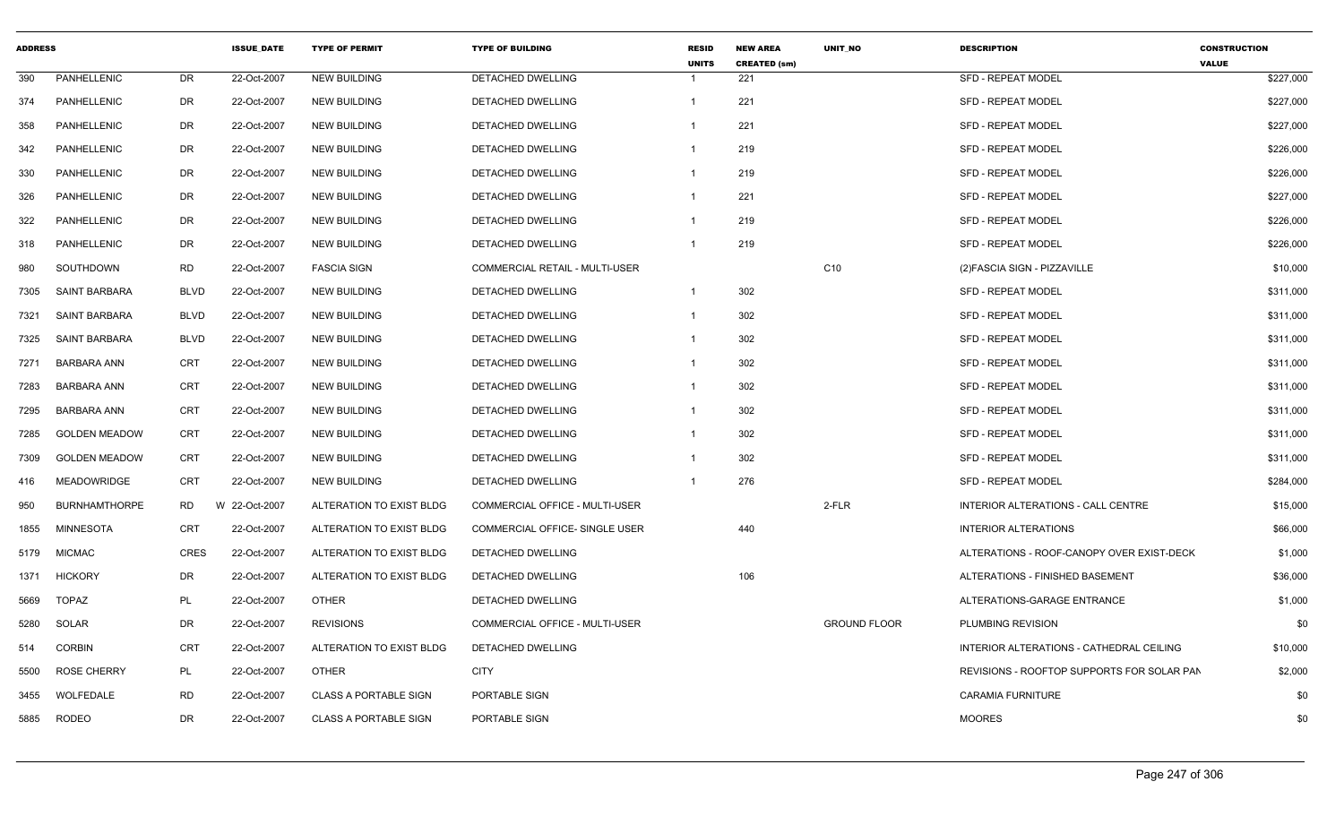| ADDRESS | | | ISSUE_DATE | TYPE OF PERMIT | TYPE OF BUILDING | RESID UNITS | NEW AREA CREATED (sm) | UNIT_NO | DESCRIPTION | CONSTRUCTION VALUE |
|---|---|---|---|---|---|---|---|---|---|---|
| 390 | PANHELLENIC | DR | 22-Oct-2007 | NEW BUILDING | DETACHED DWELLING | 1 | 221 | | SFD - REPEAT MODEL | $227,000 |
| 374 | PANHELLENIC | DR | 22-Oct-2007 | NEW BUILDING | DETACHED DWELLING | 1 | 221 | | SFD - REPEAT MODEL | $227,000 |
| 358 | PANHELLENIC | DR | 22-Oct-2007 | NEW BUILDING | DETACHED DWELLING | 1 | 221 | | SFD - REPEAT MODEL | $227,000 |
| 342 | PANHELLENIC | DR | 22-Oct-2007 | NEW BUILDING | DETACHED DWELLING | 1 | 219 | | SFD - REPEAT MODEL | $226,000 |
| 330 | PANHELLENIC | DR | 22-Oct-2007 | NEW BUILDING | DETACHED DWELLING | 1 | 219 | | SFD - REPEAT MODEL | $226,000 |
| 326 | PANHELLENIC | DR | 22-Oct-2007 | NEW BUILDING | DETACHED DWELLING | 1 | 221 | | SFD - REPEAT MODEL | $227,000 |
| 322 | PANHELLENIC | DR | 22-Oct-2007 | NEW BUILDING | DETACHED DWELLING | 1 | 219 | | SFD - REPEAT MODEL | $226,000 |
| 318 | PANHELLENIC | DR | 22-Oct-2007 | NEW BUILDING | DETACHED DWELLING | 1 | 219 | | SFD - REPEAT MODEL | $226,000 |
| 980 | SOUTHDOWN | RD | 22-Oct-2007 | FASCIA SIGN | COMMERCIAL RETAIL - MULTI-USER | | | C10 | (2)FASCIA SIGN - PIZZAVILLE | $10,000 |
| 7305 | SAINT BARBARA | BLVD | 22-Oct-2007 | NEW BUILDING | DETACHED DWELLING | 1 | 302 | | SFD - REPEAT MODEL | $311,000 |
| 7321 | SAINT BARBARA | BLVD | 22-Oct-2007 | NEW BUILDING | DETACHED DWELLING | 1 | 302 | | SFD - REPEAT MODEL | $311,000 |
| 7325 | SAINT BARBARA | BLVD | 22-Oct-2007 | NEW BUILDING | DETACHED DWELLING | 1 | 302 | | SFD - REPEAT MODEL | $311,000 |
| 7271 | BARBARA ANN | CRT | 22-Oct-2007 | NEW BUILDING | DETACHED DWELLING | 1 | 302 | | SFD - REPEAT MODEL | $311,000 |
| 7283 | BARBARA ANN | CRT | 22-Oct-2007 | NEW BUILDING | DETACHED DWELLING | 1 | 302 | | SFD - REPEAT MODEL | $311,000 |
| 7295 | BARBARA ANN | CRT | 22-Oct-2007 | NEW BUILDING | DETACHED DWELLING | 1 | 302 | | SFD - REPEAT MODEL | $311,000 |
| 7285 | GOLDEN MEADOW | CRT | 22-Oct-2007 | NEW BUILDING | DETACHED DWELLING | 1 | 302 | | SFD - REPEAT MODEL | $311,000 |
| 7309 | GOLDEN MEADOW | CRT | 22-Oct-2007 | NEW BUILDING | DETACHED DWELLING | 1 | 302 | | SFD - REPEAT MODEL | $311,000 |
| 416 | MEADOWRIDGE | CRT | 22-Oct-2007 | NEW BUILDING | DETACHED DWELLING | 1 | 276 | | SFD - REPEAT MODEL | $284,000 |
| 950 | BURNHAMTHORPE | RD | W 22-Oct-2007 | ALTERATION TO EXIST BLDG | COMMERCIAL OFFICE - MULTI-USER | | | 2-FLR | INTERIOR ALTERATIONS - CALL CENTRE | $15,000 |
| 1855 | MINNESOTA | CRT | 22-Oct-2007 | ALTERATION TO EXIST BLDG | COMMERCIAL OFFICE- SINGLE USER | | 440 | | INTERIOR ALTERATIONS | $66,000 |
| 5179 | MICMAC | CRES | 22-Oct-2007 | ALTERATION TO EXIST BLDG | DETACHED DWELLING | | | | ALTERATIONS - ROOF-CANOPY OVER EXIST-DECK | $1,000 |
| 1371 | HICKORY | DR | 22-Oct-2007 | ALTERATION TO EXIST BLDG | DETACHED DWELLING | | 106 | | ALTERATIONS - FINISHED BASEMENT | $36,000 |
| 5669 | TOPAZ | PL | 22-Oct-2007 | OTHER | DETACHED DWELLING | | | | ALTERATIONS-GARAGE ENTRANCE | $1,000 |
| 5280 | SOLAR | DR | 22-Oct-2007 | REVISIONS | COMMERCIAL OFFICE - MULTI-USER | | | GROUND FLOOR | PLUMBING REVISION | $0 |
| 514 | CORBIN | CRT | 22-Oct-2007 | ALTERATION TO EXIST BLDG | DETACHED DWELLING | | | | INTERIOR ALTERATIONS - CATHEDRAL CEILING | $10,000 |
| 5500 | ROSE CHERRY | PL | 22-Oct-2007 | OTHER | CITY | | | | REVISIONS - ROOFTOP SUPPORTS FOR SOLAR PAN | $2,000 |
| 3455 | WOLFEDALE | RD | 22-Oct-2007 | CLASS A PORTABLE SIGN | PORTABLE SIGN | | | | CARAMIA FURNITURE | $0 |
| 5885 | RODEO | DR | 22-Oct-2007 | CLASS A PORTABLE SIGN | PORTABLE SIGN | | | | MOORES | $0 |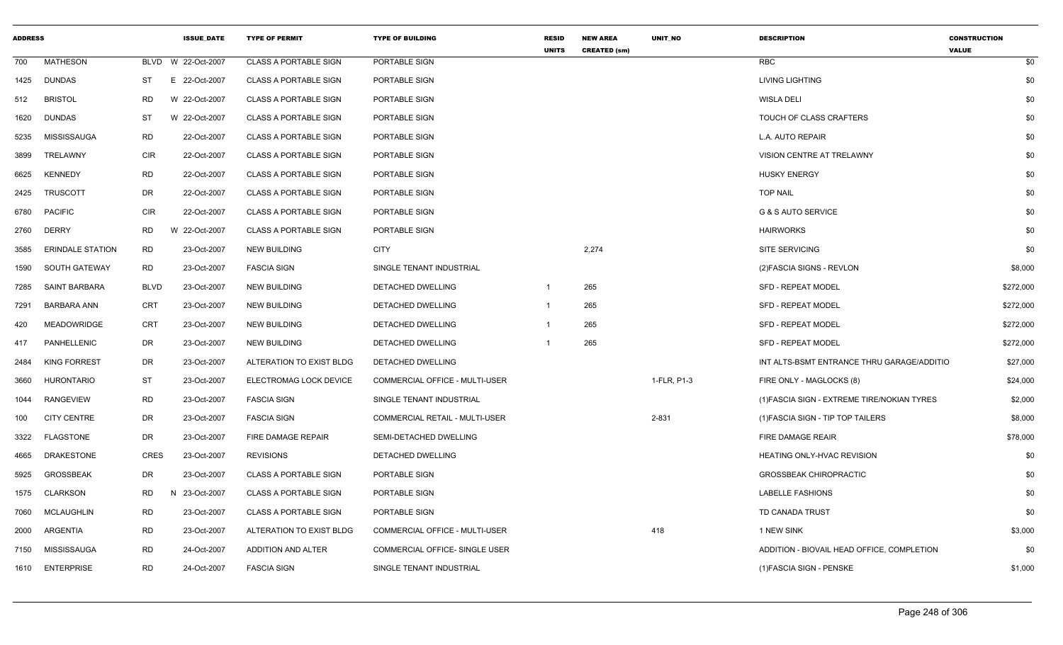| ADDRESS | | | ISSUE_DATE | TYPE OF PERMIT | TYPE OF BUILDING | RESID UNITS | NEW AREA CREATED (sm) | UNIT_NO | DESCRIPTION | CONSTRUCTION VALUE |
|---|---|---|---|---|---|---|---|---|---|---|
| 700 | MATHESON | BLVD | W 22-Oct-2007 | CLASS A PORTABLE SIGN | PORTABLE SIGN | | | | RBC | $0 |
| 1425 | DUNDAS | ST | E 22-Oct-2007 | CLASS A PORTABLE SIGN | PORTABLE SIGN | | | | LIVING LIGHTING | $0 |
| 512 | BRISTOL | RD | W 22-Oct-2007 | CLASS A PORTABLE SIGN | PORTABLE SIGN | | | | WISLA DELI | $0 |
| 1620 | DUNDAS | ST | W 22-Oct-2007 | CLASS A PORTABLE SIGN | PORTABLE SIGN | | | | TOUCH OF CLASS CRAFTERS | $0 |
| 5235 | MISSISSAUGA | RD | 22-Oct-2007 | CLASS A PORTABLE SIGN | PORTABLE SIGN | | | | L.A. AUTO REPAIR | $0 |
| 3899 | TRELAWNY | CIR | 22-Oct-2007 | CLASS A PORTABLE SIGN | PORTABLE SIGN | | | | VISION CENTRE AT TRELAWNY | $0 |
| 6625 | KENNEDY | RD | 22-Oct-2007 | CLASS A PORTABLE SIGN | PORTABLE SIGN | | | | HUSKY ENERGY | $0 |
| 2425 | TRUSCOTT | DR | 22-Oct-2007 | CLASS A PORTABLE SIGN | PORTABLE SIGN | | | | TOP NAIL | $0 |
| 6780 | PACIFIC | CIR | 22-Oct-2007 | CLASS A PORTABLE SIGN | PORTABLE SIGN | | | | G & S AUTO SERVICE | $0 |
| 2760 | DERRY | RD | W 22-Oct-2007 | CLASS A PORTABLE SIGN | PORTABLE SIGN | | | | HAIRWORKS | $0 |
| 3585 | ERINDALE STATION | RD | 23-Oct-2007 | NEW BUILDING | CITY | | 2,274 | | SITE SERVICING | $0 |
| 1590 | SOUTH GATEWAY | RD | 23-Oct-2007 | FASCIA SIGN | SINGLE TENANT INDUSTRIAL | | | | (2)FASCIA SIGNS - REVLON | $8,000 |
| 7285 | SAINT BARBARA | BLVD | 23-Oct-2007 | NEW BUILDING | DETACHED DWELLING | 1 | 265 | | SFD - REPEAT MODEL | $272,000 |
| 7291 | BARBARA ANN | CRT | 23-Oct-2007 | NEW BUILDING | DETACHED DWELLING | 1 | 265 | | SFD - REPEAT MODEL | $272,000 |
| 420 | MEADOWRIDGE | CRT | 23-Oct-2007 | NEW BUILDING | DETACHED DWELLING | 1 | 265 | | SFD - REPEAT MODEL | $272,000 |
| 417 | PANHELLENIC | DR | 23-Oct-2007 | NEW BUILDING | DETACHED DWELLING | 1 | 265 | | SFD - REPEAT MODEL | $272,000 |
| 2484 | KING FORREST | DR | 23-Oct-2007 | ALTERATION TO EXIST BLDG | DETACHED DWELLING | | | | INT ALTS-BSMT ENTRANCE THRU GARAGE/ADDITIO | $27,000 |
| 3660 | HURONTARIO | ST | 23-Oct-2007 | ELECTROMAG LOCK DEVICE | COMMERCIAL OFFICE - MULTI-USER | | | 1-FLR, P1-3 | FIRE ONLY - MAGLOCKS (8) | $24,000 |
| 1044 | RANGEVIEW | RD | 23-Oct-2007 | FASCIA SIGN | SINGLE TENANT INDUSTRIAL | | | | (1)FASCIA SIGN - EXTREME TIRE/NOKIAN TYRES | $2,000 |
| 100 | CITY CENTRE | DR | 23-Oct-2007 | FASCIA SIGN | COMMERCIAL RETAIL - MULTI-USER | | | 2-831 | (1)FASCIA SIGN - TIP TOP TAILERS | $8,000 |
| 3322 | FLAGSTONE | DR | 23-Oct-2007 | FIRE DAMAGE REPAIR | SEMI-DETACHED DWELLING | | | | FIRE DAMAGE REAIR | $78,000 |
| 4665 | DRAKESTONE | CRES | 23-Oct-2007 | REVISIONS | DETACHED DWELLING | | | | HEATING ONLY-HVAC REVISION | $0 |
| 5925 | GROSSBEAK | DR | 23-Oct-2007 | CLASS A PORTABLE SIGN | PORTABLE SIGN | | | | GROSSBEAK CHIROPRACTIC | $0 |
| 1575 | CLARKSON | RD | N 23-Oct-2007 | CLASS A PORTABLE SIGN | PORTABLE SIGN | | | | LABELLE FASHIONS | $0 |
| 7060 | MCLAUGHLIN | RD | 23-Oct-2007 | CLASS A PORTABLE SIGN | PORTABLE SIGN | | | | TD CANADA TRUST | $0 |
| 2000 | ARGENTIA | RD | 23-Oct-2007 | ALTERATION TO EXIST BLDG | COMMERCIAL OFFICE - MULTI-USER | | | 418 | 1 NEW SINK | $3,000 |
| 7150 | MISSISSAUGA | RD | 24-Oct-2007 | ADDITION AND ALTER | COMMERCIAL OFFICE- SINGLE USER | | | | ADDITION - BIOVAIL HEAD OFFICE, COMPLETION | $0 |
| 1610 | ENTERPRISE | RD | 24-Oct-2007 | FASCIA SIGN | SINGLE TENANT INDUSTRIAL | | | | (1)FASCIA SIGN - PENSKE | $1,000 |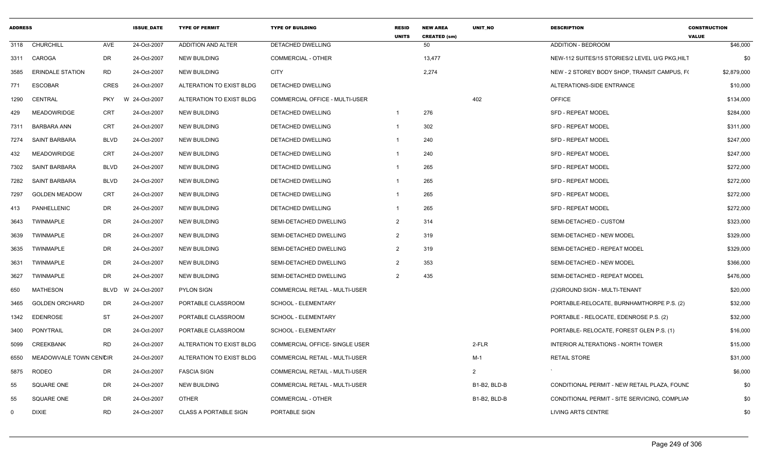| ADDRESS | | | ISSUE_DATE | TYPE OF PERMIT | TYPE OF BUILDING | RESID UNITS | NEW AREA CREATED (sm) | UNIT_NO | DESCRIPTION | CONSTRUCTION VALUE |
|---|---|---|---|---|---|---|---|---|---|---|
| 3118 | CHURCHILL | AVE | 24-Oct-2007 | ADDITION AND ALTER | DETACHED DWELLING | | 50 | | ADDITION - BEDROOM | $46,000 |
| 3311 | CAROGA | DR | 24-Oct-2007 | NEW BUILDING | COMMERCIAL - OTHER | | 13,477 | | NEW-112 SUITES/15 STORIES/2 LEVEL U/G PKG,HILT | $0 |
| 3585 | ERINDALE STATION | RD | 24-Oct-2007 | NEW BUILDING | CITY | | 2,274 | | NEW - 2 STOREY BODY SHOP, TRANSIT CAMPUS, F( | $2,879,000 |
| 771 | ESCOBAR | CRES | 24-Oct-2007 | ALTERATION TO EXIST BLDG | DETACHED DWELLING | | | | ALTERATIONS-SIDE ENTRANCE | $10,000 |
| 1290 | CENTRAL | PKY W | 24-Oct-2007 | ALTERATION TO EXIST BLDG | COMMERCIAL OFFICE - MULTI-USER | | | 402 | OFFICE | $134,000 |
| 429 | MEADOWRIDGE | CRT | 24-Oct-2007 | NEW BUILDING | DETACHED DWELLING | 1 | 276 | | SFD - REPEAT MODEL | $284,000 |
| 7311 | BARBARA ANN | CRT | 24-Oct-2007 | NEW BUILDING | DETACHED DWELLING | 1 | 302 | | SFD - REPEAT MODEL | $311,000 |
| 7274 | SAINT BARBARA | BLVD | 24-Oct-2007 | NEW BUILDING | DETACHED DWELLING | 1 | 240 | | SFD - REPEAT MODEL | $247,000 |
| 432 | MEADOWRIDGE | CRT | 24-Oct-2007 | NEW BUILDING | DETACHED DWELLING | 1 | 240 | | SFD - REPEAT MODEL | $247,000 |
| 7302 | SAINT BARBARA | BLVD | 24-Oct-2007 | NEW BUILDING | DETACHED DWELLING | 1 | 265 | | SFD - REPEAT MODEL | $272,000 |
| 7282 | SAINT BARBARA | BLVD | 24-Oct-2007 | NEW BUILDING | DETACHED DWELLING | 1 | 265 | | SFD - REPEAT MODEL | $272,000 |
| 7297 | GOLDEN MEADOW | CRT | 24-Oct-2007 | NEW BUILDING | DETACHED DWELLING | 1 | 265 | | SFD - REPEAT MODEL | $272,000 |
| 413 | PANHELLENIC | DR | 24-Oct-2007 | NEW BUILDING | DETACHED DWELLING | 1 | 265 | | SFD - REPEAT MODEL | $272,000 |
| 3643 | TWINMAPLE | DR | 24-Oct-2007 | NEW BUILDING | SEMI-DETACHED DWELLING | 2 | 314 | | SEMI-DETACHED - CUSTOM | $323,000 |
| 3639 | TWINMAPLE | DR | 24-Oct-2007 | NEW BUILDING | SEMI-DETACHED DWELLING | 2 | 319 | | SEMI-DETACHED - NEW MODEL | $329,000 |
| 3635 | TWINMAPLE | DR | 24-Oct-2007 | NEW BUILDING | SEMI-DETACHED DWELLING | 2 | 319 | | SEMI-DETACHED - REPEAT MODEL | $329,000 |
| 3631 | TWINMAPLE | DR | 24-Oct-2007 | NEW BUILDING | SEMI-DETACHED DWELLING | 2 | 353 | | SEMI-DETACHED - NEW MODEL | $366,000 |
| 3627 | TWINMAPLE | DR | 24-Oct-2007 | NEW BUILDING | SEMI-DETACHED DWELLING | 2 | 435 | | SEMI-DETACHED - REPEAT MODEL | $476,000 |
| 650 | MATHESON | BLVD W | 24-Oct-2007 | PYLON SIGN | COMMERCIAL RETAIL - MULTI-USER | | | | (2)GROUND SIGN - MULTI-TENANT | $20,000 |
| 3465 | GOLDEN ORCHARD | DR | 24-Oct-2007 | PORTABLE CLASSROOM | SCHOOL - ELEMENTARY | | | | PORTABLE-RELOCATE, BURNHAMTHORPE P.S. (2) | $32,000 |
| 1342 | EDENROSE | ST | 24-Oct-2007 | PORTABLE CLASSROOM | SCHOOL - ELEMENTARY | | | | PORTABLE - RELOCATE, EDENROSE P.S. (2) | $32,000 |
| 3400 | PONYTRAIL | DR | 24-Oct-2007 | PORTABLE CLASSROOM | SCHOOL - ELEMENTARY | | | | PORTABLE- RELOCATE, FOREST GLEN P.S. (1) | $16,000 |
| 5099 | CREEKBANK | RD | 24-Oct-2007 | ALTERATION TO EXIST BLDG | COMMERCIAL OFFICE- SINGLE USER | | | 2-FLR | INTERIOR ALTERATIONS - NORTH TOWER | $15,000 |
| 6550 | MEADOWVALE TOWN CENTRE | CIR | 24-Oct-2007 | ALTERATION TO EXIST BLDG | COMMERCIAL RETAIL - MULTI-USER | | | M-1 | RETAIL STORE | $31,000 |
| 5875 | RODEO | DR | 24-Oct-2007 | FASCIA SIGN | COMMERCIAL RETAIL - MULTI-USER | | | 2 | ` | $6,000 |
| 55 | SQUARE ONE | DR | 24-Oct-2007 | NEW BUILDING | COMMERCIAL RETAIL - MULTI-USER | | | B1-B2, BLD-B | CONDITIONAL PERMIT - NEW RETAIL PLAZA, FOUNE | $0 |
| 55 | SQUARE ONE | DR | 24-Oct-2007 | OTHER | COMMERCIAL - OTHER | | | B1-B2, BLD-B | CONDITIONAL PERMIT - SITE SERVICING, COMPLIAN | $0 |
| 0 | DIXIE | RD | 24-Oct-2007 | CLASS A PORTABLE SIGN | PORTABLE SIGN | | | | LIVING ARTS CENTRE | $0 |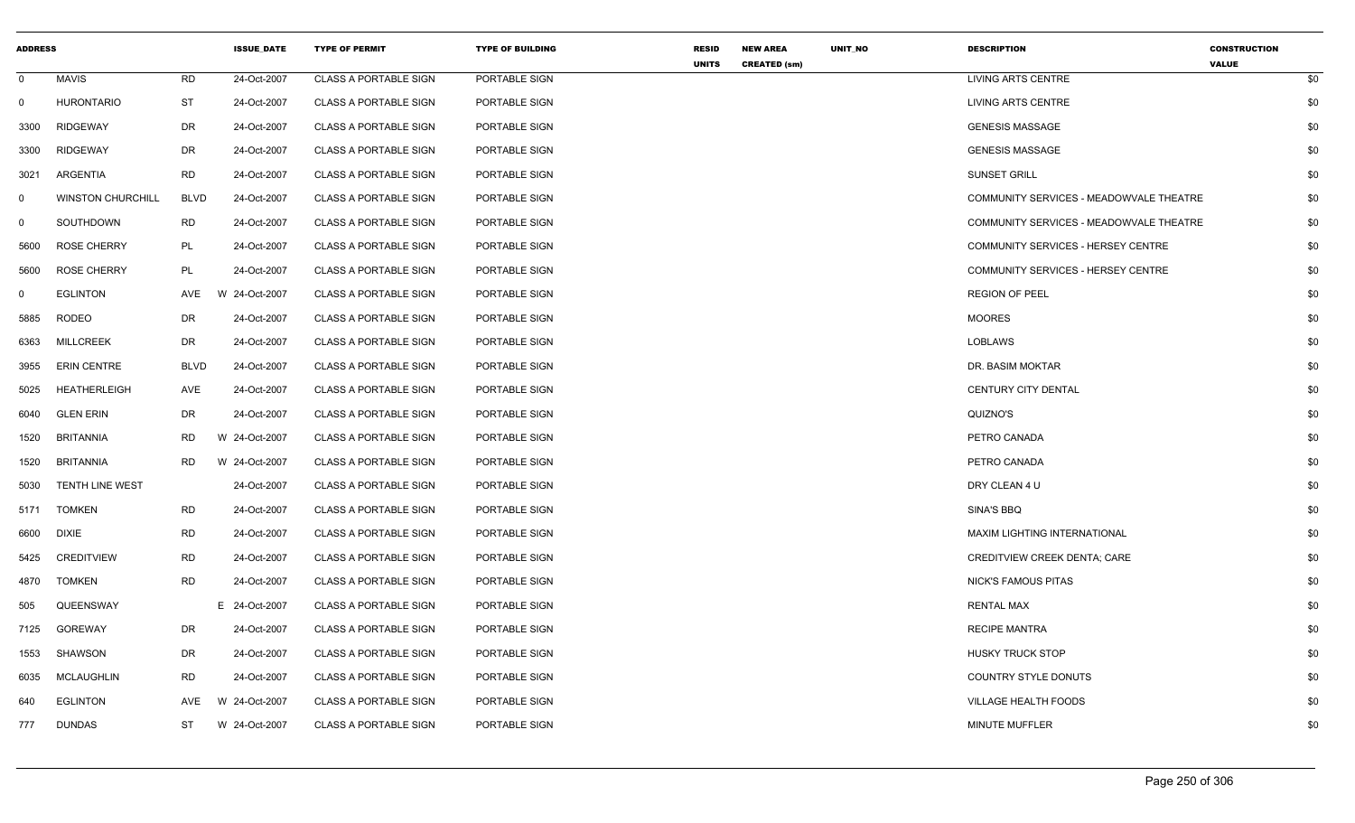| ADDRESS | | | | ISSUE_DATE | TYPE OF PERMIT | TYPE OF BUILDING | RESID UNITS | NEW AREA CREATED (sm) | UNIT_NO | DESCRIPTION | CONSTRUCTION VALUE |
|---|---|---|---|---|---|---|---|---|---|---|---|
| 0 | MAVIS | RD | | 24-Oct-2007 | CLASS A PORTABLE SIGN | PORTABLE SIGN | | | | LIVING ARTS CENTRE | $0 |
| 0 | HURONTARIO | ST | | 24-Oct-2007 | CLASS A PORTABLE SIGN | PORTABLE SIGN | | | | LIVING ARTS CENTRE | $0 |
| 3300 | RIDGEWAY | DR | | 24-Oct-2007 | CLASS A PORTABLE SIGN | PORTABLE SIGN | | | | GENESIS MASSAGE | $0 |
| 3300 | RIDGEWAY | DR | | 24-Oct-2007 | CLASS A PORTABLE SIGN | PORTABLE SIGN | | | | GENESIS MASSAGE | $0 |
| 3021 | ARGENTIA | RD | | 24-Oct-2007 | CLASS A PORTABLE SIGN | PORTABLE SIGN | | | | SUNSET GRILL | $0 |
| 0 | WINSTON CHURCHILL | BLVD | | 24-Oct-2007 | CLASS A PORTABLE SIGN | PORTABLE SIGN | | | | COMMUNITY SERVICES - MEADOWVALE THEATRE | $0 |
| 0 | SOUTHDOWN | RD | | 24-Oct-2007 | CLASS A PORTABLE SIGN | PORTABLE SIGN | | | | COMMUNITY SERVICES - MEADOWVALE THEATRE | $0 |
| 5600 | ROSE CHERRY | PL | | 24-Oct-2007 | CLASS A PORTABLE SIGN | PORTABLE SIGN | | | | COMMUNITY SERVICES - HERSEY CENTRE | $0 |
| 5600 | ROSE CHERRY | PL | | 24-Oct-2007 | CLASS A PORTABLE SIGN | PORTABLE SIGN | | | | COMMUNITY SERVICES - HERSEY CENTRE | $0 |
| 0 | EGLINTON | AVE | W | 24-Oct-2007 | CLASS A PORTABLE SIGN | PORTABLE SIGN | | | | REGION OF PEEL | $0 |
| 5885 | RODEO | DR | | 24-Oct-2007 | CLASS A PORTABLE SIGN | PORTABLE SIGN | | | | MOORES | $0 |
| 6363 | MILLCREEK | DR | | 24-Oct-2007 | CLASS A PORTABLE SIGN | PORTABLE SIGN | | | | LOBLAWS | $0 |
| 3955 | ERIN CENTRE | BLVD | | 24-Oct-2007 | CLASS A PORTABLE SIGN | PORTABLE SIGN | | | | DR. BASIM MOKTAR | $0 |
| 5025 | HEATHERLEIGH | AVE | | 24-Oct-2007 | CLASS A PORTABLE SIGN | PORTABLE SIGN | | | | CENTURY CITY DENTAL | $0 |
| 6040 | GLEN ERIN | DR | | 24-Oct-2007 | CLASS A PORTABLE SIGN | PORTABLE SIGN | | | | QUIZNO'S | $0 |
| 1520 | BRITANNIA | RD | W | 24-Oct-2007 | CLASS A PORTABLE SIGN | PORTABLE SIGN | | | | PETRO CANADA | $0 |
| 1520 | BRITANNIA | RD | W | 24-Oct-2007 | CLASS A PORTABLE SIGN | PORTABLE SIGN | | | | PETRO CANADA | $0 |
| 5030 | TENTH LINE WEST | | | 24-Oct-2007 | CLASS A PORTABLE SIGN | PORTABLE SIGN | | | | DRY CLEAN 4 U | $0 |
| 5171 | TOMKEN | RD | | 24-Oct-2007 | CLASS A PORTABLE SIGN | PORTABLE SIGN | | | | SINA'S BBQ | $0 |
| 6600 | DIXIE | RD | | 24-Oct-2007 | CLASS A PORTABLE SIGN | PORTABLE SIGN | | | | MAXIM LIGHTING INTERNATIONAL | $0 |
| 5425 | CREDITVIEW | RD | | 24-Oct-2007 | CLASS A PORTABLE SIGN | PORTABLE SIGN | | | | CREDITVIEW CREEK DENTA; CARE | $0 |
| 4870 | TOMKEN | RD | | 24-Oct-2007 | CLASS A PORTABLE SIGN | PORTABLE SIGN | | | | NICK'S FAMOUS PITAS | $0 |
| 505 | QUEENSWAY | | E | 24-Oct-2007 | CLASS A PORTABLE SIGN | PORTABLE SIGN | | | | RENTAL MAX | $0 |
| 7125 | GOREWAY | DR | | 24-Oct-2007 | CLASS A PORTABLE SIGN | PORTABLE SIGN | | | | RECIPE MANTRA | $0 |
| 1553 | SHAWSON | DR | | 24-Oct-2007 | CLASS A PORTABLE SIGN | PORTABLE SIGN | | | | HUSKY TRUCK STOP | $0 |
| 6035 | MCLAUGHLIN | RD | | 24-Oct-2007 | CLASS A PORTABLE SIGN | PORTABLE SIGN | | | | COUNTRY STYLE DONUTS | $0 |
| 640 | EGLINTON | AVE | W | 24-Oct-2007 | CLASS A PORTABLE SIGN | PORTABLE SIGN | | | | VILLAGE HEALTH FOODS | $0 |
| 777 | DUNDAS | ST | W | 24-Oct-2007 | CLASS A PORTABLE SIGN | PORTABLE SIGN | | | | MINUTE MUFFLER | $0 |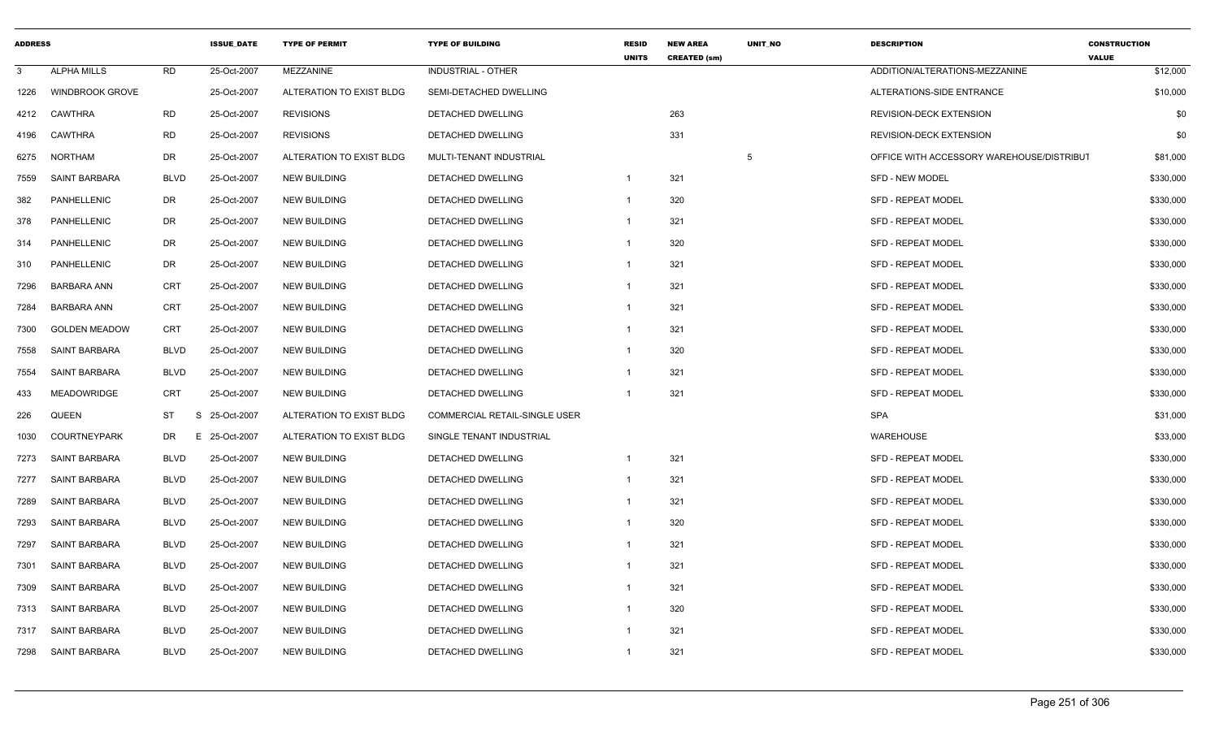| ADDRESS | | | ISSUE_DATE | TYPE OF PERMIT | TYPE OF BUILDING | RESID UNITS | NEW AREA CREATED (sm) | UNIT_NO | DESCRIPTION | CONSTRUCTION VALUE |
|---|---|---|---|---|---|---|---|---|---|---|
| 3 | ALPHA MILLS | RD | 25-Oct-2007 | MEZZANINE | INDUSTRIAL - OTHER | | | | ADDITION/ALTERATIONS-MEZZANINE | $12,000 |
| 1226 | WINDBROOK GROVE | | 25-Oct-2007 | ALTERATION TO EXIST BLDG | SEMI-DETACHED DWELLING | | | | ALTERATIONS-SIDE ENTRANCE | $10,000 |
| 4212 | CAWTHRA | RD | 25-Oct-2007 | REVISIONS | DETACHED DWELLING | | 263 | | REVISION-DECK EXTENSION | $0 |
| 4196 | CAWTHRA | RD | 25-Oct-2007 | REVISIONS | DETACHED DWELLING | | 331 | | REVISION-DECK EXTENSION | $0 |
| 6275 | NORTHAM | DR | 25-Oct-2007 | ALTERATION TO EXIST BLDG | MULTI-TENANT INDUSTRIAL | | | 5 | OFFICE WITH ACCESSORY WAREHOUSE/DISTRIBUT | $81,000 |
| 7559 | SAINT BARBARA | BLVD | 25-Oct-2007 | NEW BUILDING | DETACHED DWELLING | 1 | 321 | | SFD - NEW MODEL | $330,000 |
| 382 | PANHELLENIC | DR | 25-Oct-2007 | NEW BUILDING | DETACHED DWELLING | 1 | 320 | | SFD - REPEAT MODEL | $330,000 |
| 378 | PANHELLENIC | DR | 25-Oct-2007 | NEW BUILDING | DETACHED DWELLING | 1 | 321 | | SFD - REPEAT MODEL | $330,000 |
| 314 | PANHELLENIC | DR | 25-Oct-2007 | NEW BUILDING | DETACHED DWELLING | 1 | 320 | | SFD - REPEAT MODEL | $330,000 |
| 310 | PANHELLENIC | DR | 25-Oct-2007 | NEW BUILDING | DETACHED DWELLING | 1 | 321 | | SFD - REPEAT MODEL | $330,000 |
| 7296 | BARBARA ANN | CRT | 25-Oct-2007 | NEW BUILDING | DETACHED DWELLING | 1 | 321 | | SFD - REPEAT MODEL | $330,000 |
| 7284 | BARBARA ANN | CRT | 25-Oct-2007 | NEW BUILDING | DETACHED DWELLING | 1 | 321 | | SFD - REPEAT MODEL | $330,000 |
| 7300 | GOLDEN MEADOW | CRT | 25-Oct-2007 | NEW BUILDING | DETACHED DWELLING | 1 | 321 | | SFD - REPEAT MODEL | $330,000 |
| 7558 | SAINT BARBARA | BLVD | 25-Oct-2007 | NEW BUILDING | DETACHED DWELLING | 1 | 320 | | SFD - REPEAT MODEL | $330,000 |
| 7554 | SAINT BARBARA | BLVD | 25-Oct-2007 | NEW BUILDING | DETACHED DWELLING | 1 | 321 | | SFD - REPEAT MODEL | $330,000 |
| 433 | MEADOWRIDGE | CRT | 25-Oct-2007 | NEW BUILDING | DETACHED DWELLING | 1 | 321 | | SFD - REPEAT MODEL | $330,000 |
| 226 | QUEEN | ST | S 25-Oct-2007 | ALTERATION TO EXIST BLDG | COMMERCIAL RETAIL-SINGLE USER | | | | SPA | $31,000 |
| 1030 | COURTNEYPARK | DR | E 25-Oct-2007 | ALTERATION TO EXIST BLDG | SINGLE TENANT INDUSTRIAL | | | | WAREHOUSE | $33,000 |
| 7273 | SAINT BARBARA | BLVD | 25-Oct-2007 | NEW BUILDING | DETACHED DWELLING | 1 | 321 | | SFD - REPEAT MODEL | $330,000 |
| 7277 | SAINT BARBARA | BLVD | 25-Oct-2007 | NEW BUILDING | DETACHED DWELLING | 1 | 321 | | SFD - REPEAT MODEL | $330,000 |
| 7289 | SAINT BARBARA | BLVD | 25-Oct-2007 | NEW BUILDING | DETACHED DWELLING | 1 | 321 | | SFD - REPEAT MODEL | $330,000 |
| 7293 | SAINT BARBARA | BLVD | 25-Oct-2007 | NEW BUILDING | DETACHED DWELLING | 1 | 320 | | SFD - REPEAT MODEL | $330,000 |
| 7297 | SAINT BARBARA | BLVD | 25-Oct-2007 | NEW BUILDING | DETACHED DWELLING | 1 | 321 | | SFD - REPEAT MODEL | $330,000 |
| 7301 | SAINT BARBARA | BLVD | 25-Oct-2007 | NEW BUILDING | DETACHED DWELLING | 1 | 321 | | SFD - REPEAT MODEL | $330,000 |
| 7309 | SAINT BARBARA | BLVD | 25-Oct-2007 | NEW BUILDING | DETACHED DWELLING | 1 | 321 | | SFD - REPEAT MODEL | $330,000 |
| 7313 | SAINT BARBARA | BLVD | 25-Oct-2007 | NEW BUILDING | DETACHED DWELLING | 1 | 320 | | SFD - REPEAT MODEL | $330,000 |
| 7317 | SAINT BARBARA | BLVD | 25-Oct-2007 | NEW BUILDING | DETACHED DWELLING | 1 | 321 | | SFD - REPEAT MODEL | $330,000 |
| 7298 | SAINT BARBARA | BLVD | 25-Oct-2007 | NEW BUILDING | DETACHED DWELLING | 1 | 321 | | SFD - REPEAT MODEL | $330,000 |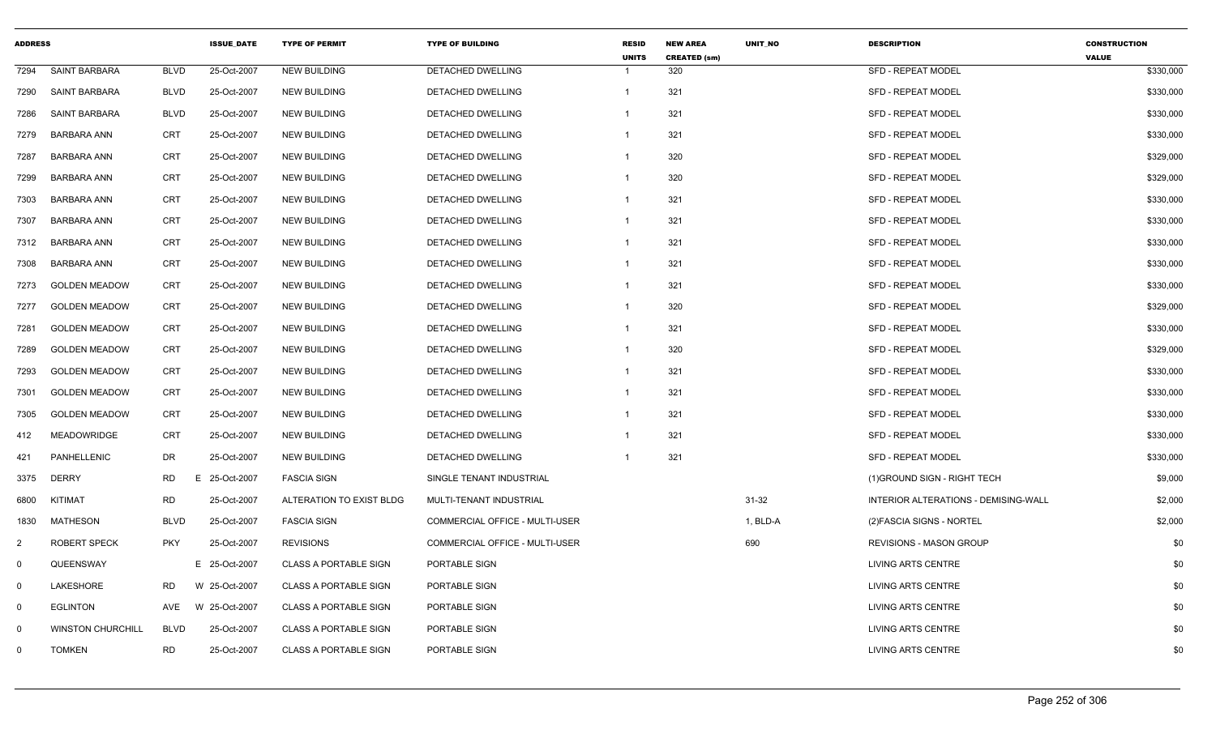| ADDRESS | | | ISSUE_DATE | TYPE OF PERMIT | TYPE OF BUILDING | RESID UNITS | NEW AREA CREATED (sm) | UNIT_NO | DESCRIPTION | CONSTRUCTION VALUE |
|---|---|---|---|---|---|---|---|---|---|---|
| 7294 | SAINT BARBARA | BLVD | 25-Oct-2007 | NEW BUILDING | DETACHED DWELLING | 1 | 320 | | SFD - REPEAT MODEL | $330,000 |
| 7290 | SAINT BARBARA | BLVD | 25-Oct-2007 | NEW BUILDING | DETACHED DWELLING | 1 | 321 | | SFD - REPEAT MODEL | $330,000 |
| 7286 | SAINT BARBARA | BLVD | 25-Oct-2007 | NEW BUILDING | DETACHED DWELLING | 1 | 321 | | SFD - REPEAT MODEL | $330,000 |
| 7279 | BARBARA ANN | CRT | 25-Oct-2007 | NEW BUILDING | DETACHED DWELLING | 1 | 321 | | SFD - REPEAT MODEL | $330,000 |
| 7287 | BARBARA ANN | CRT | 25-Oct-2007 | NEW BUILDING | DETACHED DWELLING | 1 | 320 | | SFD - REPEAT MODEL | $329,000 |
| 7299 | BARBARA ANN | CRT | 25-Oct-2007 | NEW BUILDING | DETACHED DWELLING | 1 | 320 | | SFD - REPEAT MODEL | $329,000 |
| 7303 | BARBARA ANN | CRT | 25-Oct-2007 | NEW BUILDING | DETACHED DWELLING | 1 | 321 | | SFD - REPEAT MODEL | $330,000 |
| 7307 | BARBARA ANN | CRT | 25-Oct-2007 | NEW BUILDING | DETACHED DWELLING | 1 | 321 | | SFD - REPEAT MODEL | $330,000 |
| 7312 | BARBARA ANN | CRT | 25-Oct-2007 | NEW BUILDING | DETACHED DWELLING | 1 | 321 | | SFD - REPEAT MODEL | $330,000 |
| 7308 | BARBARA ANN | CRT | 25-Oct-2007 | NEW BUILDING | DETACHED DWELLING | 1 | 321 | | SFD - REPEAT MODEL | $330,000 |
| 7273 | GOLDEN MEADOW | CRT | 25-Oct-2007 | NEW BUILDING | DETACHED DWELLING | 1 | 321 | | SFD - REPEAT MODEL | $330,000 |
| 7277 | GOLDEN MEADOW | CRT | 25-Oct-2007 | NEW BUILDING | DETACHED DWELLING | 1 | 320 | | SFD - REPEAT MODEL | $329,000 |
| 7281 | GOLDEN MEADOW | CRT | 25-Oct-2007 | NEW BUILDING | DETACHED DWELLING | 1 | 321 | | SFD - REPEAT MODEL | $330,000 |
| 7289 | GOLDEN MEADOW | CRT | 25-Oct-2007 | NEW BUILDING | DETACHED DWELLING | 1 | 320 | | SFD - REPEAT MODEL | $329,000 |
| 7293 | GOLDEN MEADOW | CRT | 25-Oct-2007 | NEW BUILDING | DETACHED DWELLING | 1 | 321 | | SFD - REPEAT MODEL | $330,000 |
| 7301 | GOLDEN MEADOW | CRT | 25-Oct-2007 | NEW BUILDING | DETACHED DWELLING | 1 | 321 | | SFD - REPEAT MODEL | $330,000 |
| 7305 | GOLDEN MEADOW | CRT | 25-Oct-2007 | NEW BUILDING | DETACHED DWELLING | 1 | 321 | | SFD - REPEAT MODEL | $330,000 |
| 412 | MEADOWRIDGE | CRT | 25-Oct-2007 | NEW BUILDING | DETACHED DWELLING | 1 | 321 | | SFD - REPEAT MODEL | $330,000 |
| 421 | PANHELLENIC | DR | 25-Oct-2007 | NEW BUILDING | DETACHED DWELLING | 1 | 321 | | SFD - REPEAT MODEL | $330,000 |
| 3375 | DERRY | RD | E 25-Oct-2007 | FASCIA SIGN | SINGLE TENANT INDUSTRIAL | | | | (1)GROUND SIGN - RIGHT TECH | $9,000 |
| 6800 | KITIMAT | RD | 25-Oct-2007 | ALTERATION TO EXIST BLDG | MULTI-TENANT INDUSTRIAL | | | 31-32 | INTERIOR ALTERATIONS - DEMISING-WALL | $2,000 |
| 1830 | MATHESON | BLVD | 25-Oct-2007 | FASCIA SIGN | COMMERCIAL OFFICE - MULTI-USER | | | 1, BLD-A | (2)FASCIA SIGNS - NORTEL | $2,000 |
| 2 | ROBERT SPECK | PKY | 25-Oct-2007 | REVISIONS | COMMERCIAL OFFICE - MULTI-USER | | | 690 | REVISIONS - MASON GROUP | $0 |
| 0 | QUEENSWAY | | E 25-Oct-2007 | CLASS A PORTABLE SIGN | PORTABLE SIGN | | | | LIVING ARTS CENTRE | $0 |
| 0 | LAKESHORE | RD | W 25-Oct-2007 | CLASS A PORTABLE SIGN | PORTABLE SIGN | | | | LIVING ARTS CENTRE | $0 |
| 0 | EGLINTON | AVE | W 25-Oct-2007 | CLASS A PORTABLE SIGN | PORTABLE SIGN | | | | LIVING ARTS CENTRE | $0 |
| 0 | WINSTON CHURCHILL | BLVD | 25-Oct-2007 | CLASS A PORTABLE SIGN | PORTABLE SIGN | | | | LIVING ARTS CENTRE | $0 |
| 0 | TOMKEN | RD | 25-Oct-2007 | CLASS A PORTABLE SIGN | PORTABLE SIGN | | | | LIVING ARTS CENTRE | $0 |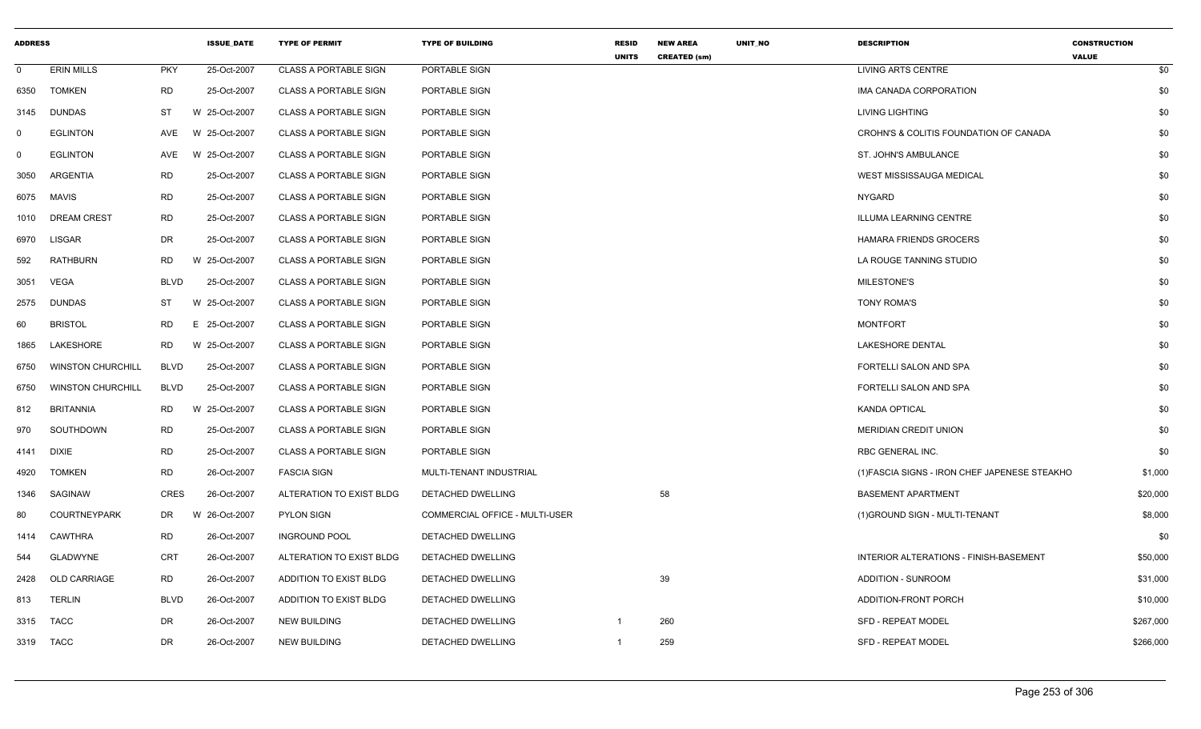| ADDRESS | | | ISSUE_DATE | TYPE OF PERMIT | TYPE OF BUILDING | RESID UNITS | NEW AREA CREATED (sm) | UNIT_NO | DESCRIPTION | CONSTRUCTION VALUE |
|---|---|---|---|---|---|---|---|---|---|---|
| 0 | ERIN MILLS | PKY | 25-Oct-2007 | CLASS A PORTABLE SIGN | PORTABLE SIGN | | | | LIVING ARTS CENTRE | $0 |
| 6350 | TOMKEN | RD | 25-Oct-2007 | CLASS A PORTABLE SIGN | PORTABLE SIGN | | | | IMA CANADA CORPORATION | $0 |
| 3145 | DUNDAS | ST | W 25-Oct-2007 | CLASS A PORTABLE SIGN | PORTABLE SIGN | | | | LIVING LIGHTING | $0 |
| 0 | EGLINTON | AVE | W 25-Oct-2007 | CLASS A PORTABLE SIGN | PORTABLE SIGN | | | | CROHN'S & COLITIS FOUNDATION OF CANADA | $0 |
| 0 | EGLINTON | AVE | W 25-Oct-2007 | CLASS A PORTABLE SIGN | PORTABLE SIGN | | | | ST. JOHN'S AMBULANCE | $0 |
| 3050 | ARGENTIA | RD | 25-Oct-2007 | CLASS A PORTABLE SIGN | PORTABLE SIGN | | | | WEST MISSISSAUGA MEDICAL | $0 |
| 6075 | MAVIS | RD | 25-Oct-2007 | CLASS A PORTABLE SIGN | PORTABLE SIGN | | | | NYGARD | $0 |
| 1010 | DREAM CREST | RD | 25-Oct-2007 | CLASS A PORTABLE SIGN | PORTABLE SIGN | | | | ILLUMA LEARNING CENTRE | $0 |
| 6970 | LISGAR | DR | 25-Oct-2007 | CLASS A PORTABLE SIGN | PORTABLE SIGN | | | | HAMARA FRIENDS GROCERS | $0 |
| 592 | RATHBURN | RD | W 25-Oct-2007 | CLASS A PORTABLE SIGN | PORTABLE SIGN | | | | LA ROUGE TANNING STUDIO | $0 |
| 3051 | VEGA | BLVD | 25-Oct-2007 | CLASS A PORTABLE SIGN | PORTABLE SIGN | | | | MILESTONE'S | $0 |
| 2575 | DUNDAS | ST | W 25-Oct-2007 | CLASS A PORTABLE SIGN | PORTABLE SIGN | | | | TONY ROMA'S | $0 |
| 60 | BRISTOL | RD | E 25-Oct-2007 | CLASS A PORTABLE SIGN | PORTABLE SIGN | | | | MONTFORT | $0 |
| 1865 | LAKESHORE | RD | W 25-Oct-2007 | CLASS A PORTABLE SIGN | PORTABLE SIGN | | | | LAKESHORE DENTAL | $0 |
| 6750 | WINSTON CHURCHILL | BLVD | 25-Oct-2007 | CLASS A PORTABLE SIGN | PORTABLE SIGN | | | | FORTELLI SALON AND SPA | $0 |
| 6750 | WINSTON CHURCHILL | BLVD | 25-Oct-2007 | CLASS A PORTABLE SIGN | PORTABLE SIGN | | | | FORTELLI SALON AND SPA | $0 |
| 812 | BRITANNIA | RD | W 25-Oct-2007 | CLASS A PORTABLE SIGN | PORTABLE SIGN | | | | KANDA OPTICAL | $0 |
| 970 | SOUTHDOWN | RD | 25-Oct-2007 | CLASS A PORTABLE SIGN | PORTABLE SIGN | | | | MERIDIAN CREDIT UNION | $0 |
| 4141 | DIXIE | RD | 25-Oct-2007 | CLASS A PORTABLE SIGN | PORTABLE SIGN | | | | RBC GENERAL INC. | $0 |
| 4920 | TOMKEN | RD | 26-Oct-2007 | FASCIA SIGN | MULTI-TENANT INDUSTRIAL | | | | (1)FASCIA SIGNS - IRON CHEF JAPENESE STEAKHO | $1,000 |
| 1346 | SAGINAW | CRES | 26-Oct-2007 | ALTERATION TO EXIST BLDG | DETACHED DWELLING | | 58 | | BASEMENT APARTMENT | $20,000 |
| 80 | COURTNEYPARK | DR | W 26-Oct-2007 | PYLON SIGN | COMMERCIAL OFFICE - MULTI-USER | | | | (1)GROUND SIGN - MULTI-TENANT | $8,000 |
| 1414 | CAWTHRA | RD | 26-Oct-2007 | INGROUND POOL | DETACHED DWELLING | | | | | $0 |
| 544 | GLADWYNE | CRT | 26-Oct-2007 | ALTERATION TO EXIST BLDG | DETACHED DWELLING | | | | INTERIOR ALTERATIONS - FINISH-BASEMENT | $50,000 |
| 2428 | OLD CARRIAGE | RD | 26-Oct-2007 | ADDITION TO EXIST BLDG | DETACHED DWELLING | | 39 | | ADDITION - SUNROOM | $31,000 |
| 813 | TERLIN | BLVD | 26-Oct-2007 | ADDITION TO EXIST BLDG | DETACHED DWELLING | | | | ADDITION-FRONT PORCH | $10,000 |
| 3315 | TACC | DR | 26-Oct-2007 | NEW BUILDING | DETACHED DWELLING | 1 | 260 | | SFD - REPEAT MODEL | $267,000 |
| 3319 | TACC | DR | 26-Oct-2007 | NEW BUILDING | DETACHED DWELLING | 1 | 259 | | SFD - REPEAT MODEL | $266,000 |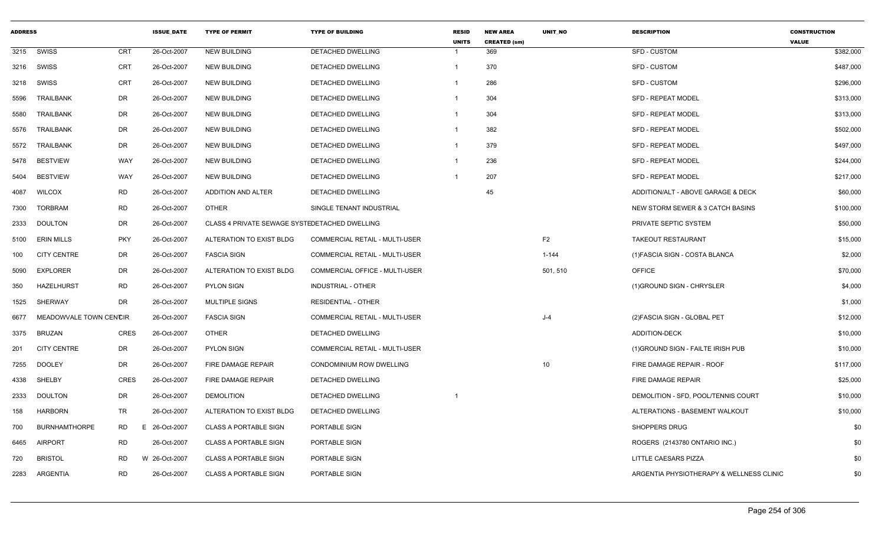| ADDRESS | | | ISSUE_DATE | TYPE OF PERMIT | TYPE OF BUILDING | RESID UNITS | NEW AREA CREATED (sm) | UNIT_NO | DESCRIPTION | CONSTRUCTION VALUE |
|---|---|---|---|---|---|---|---|---|---|---|
| 3215 | SWISS | CRT | 26-Oct-2007 | NEW BUILDING | DETACHED DWELLING | 1 | 369 | | SFD - CUSTOM | $382,000 |
| 3216 | SWISS | CRT | 26-Oct-2007 | NEW BUILDING | DETACHED DWELLING | 1 | 370 | | SFD - CUSTOM | $487,000 |
| 3218 | SWISS | CRT | 26-Oct-2007 | NEW BUILDING | DETACHED DWELLING | 1 | 286 | | SFD - CUSTOM | $296,000 |
| 5596 | TRAILBANK | DR | 26-Oct-2007 | NEW BUILDING | DETACHED DWELLING | 1 | 304 | | SFD - REPEAT MODEL | $313,000 |
| 5580 | TRAILBANK | DR | 26-Oct-2007 | NEW BUILDING | DETACHED DWELLING | 1 | 304 | | SFD - REPEAT MODEL | $313,000 |
| 5576 | TRAILBANK | DR | 26-Oct-2007 | NEW BUILDING | DETACHED DWELLING | 1 | 382 | | SFD - REPEAT MODEL | $502,000 |
| 5572 | TRAILBANK | DR | 26-Oct-2007 | NEW BUILDING | DETACHED DWELLING | 1 | 379 | | SFD - REPEAT MODEL | $497,000 |
| 5478 | BESTVIEW | WAY | 26-Oct-2007 | NEW BUILDING | DETACHED DWELLING | 1 | 236 | | SFD - REPEAT MODEL | $244,000 |
| 5404 | BESTVIEW | WAY | 26-Oct-2007 | NEW BUILDING | DETACHED DWELLING | 1 | 207 | | SFD - REPEAT MODEL | $217,000 |
| 4087 | WILCOX | RD | 26-Oct-2007 | ADDITION AND ALTER | DETACHED DWELLING | | 45 | | ADDITION/ALT - ABOVE GARAGE & DECK | $60,000 |
| 7300 | TORBRAM | RD | 26-Oct-2007 | OTHER | SINGLE TENANT INDUSTRIAL | | | | NEW STORM SEWER & 3 CATCH BASINS | $100,000 |
| 2333 | DOULTON | DR | 26-Oct-2007 | CLASS 4 PRIVATE SEWAGE SYSTE | DETACHED DWELLING | | | | PRIVATE SEPTIC SYSTEM | $50,000 |
| 5100 | ERIN MILLS | PKY | 26-Oct-2007 | ALTERATION TO EXIST BLDG | COMMERCIAL RETAIL - MULTI-USER | | | F2 | TAKEOUT RESTAURANT | $15,000 |
| 100 | CITY CENTRE | DR | 26-Oct-2007 | FASCIA SIGN | COMMERCIAL RETAIL - MULTI-USER | | | 1-144 | (1)FASCIA SIGN - COSTA BLANCA | $2,000 |
| 5090 | EXPLORER | DR | 26-Oct-2007 | ALTERATION TO EXIST BLDG | COMMERCIAL OFFICE - MULTI-USER | | | 501, 510 | OFFICE | $70,000 |
| 350 | HAZELHURST | RD | 26-Oct-2007 | PYLON SIGN | INDUSTRIAL - OTHER | | | | (1)GROUND SIGN - CHRYSLER | $4,000 |
| 1525 | SHERWAY | DR | 26-Oct-2007 | MULTIPLE SIGNS | RESIDENTIAL - OTHER | | | | | $1,000 |
| 6677 | MEADOWVALE TOWN CENTCIR | | 26-Oct-2007 | FASCIA SIGN | COMMERCIAL RETAIL - MULTI-USER | | | J-4 | (2)FASCIA SIGN - GLOBAL PET | $12,000 |
| 3375 | BRUZAN | CRES | 26-Oct-2007 | OTHER | DETACHED DWELLING | | | | ADDITION-DECK | $10,000 |
| 201 | CITY CENTRE | DR | 26-Oct-2007 | PYLON SIGN | COMMERCIAL RETAIL - MULTI-USER | | | | (1)GROUND SIGN - FAILTE IRISH PUB | $10,000 |
| 7255 | DOOLEY | DR | 26-Oct-2007 | FIRE DAMAGE REPAIR | CONDOMINIUM ROW DWELLING | | | 10 | FIRE DAMAGE REPAIR - ROOF | $117,000 |
| 4338 | SHELBY | CRES | 26-Oct-2007 | FIRE DAMAGE REPAIR | DETACHED DWELLING | | | | FIRE DAMAGE REPAIR | $25,000 |
| 2333 | DOULTON | DR | 26-Oct-2007 | DEMOLITION | DETACHED DWELLING | 1 | | | DEMOLITION - SFD, POOL/TENNIS COURT | $10,000 |
| 158 | HARBORN | TR | 26-Oct-2007 | ALTERATION TO EXIST BLDG | DETACHED DWELLING | | | | ALTERATIONS - BASEMENT WALKOUT | $10,000 |
| 700 | BURNHAMTHORPE | RD | E 26-Oct-2007 | CLASS A PORTABLE SIGN | PORTABLE SIGN | | | | SHOPPERS DRUG | $0 |
| 6465 | AIRPORT | RD | 26-Oct-2007 | CLASS A PORTABLE SIGN | PORTABLE SIGN | | | | ROGERS (2143780 ONTARIO INC.) | $0 |
| 720 | BRISTOL | RD | W 26-Oct-2007 | CLASS A PORTABLE SIGN | PORTABLE SIGN | | | | LITTLE CAESARS PIZZA | $0 |
| 2283 | ARGENTIA | RD | 26-Oct-2007 | CLASS A PORTABLE SIGN | PORTABLE SIGN | | | | ARGENTIA PHYSIOTHERAPY & WELLNESS CLINIC | $0 |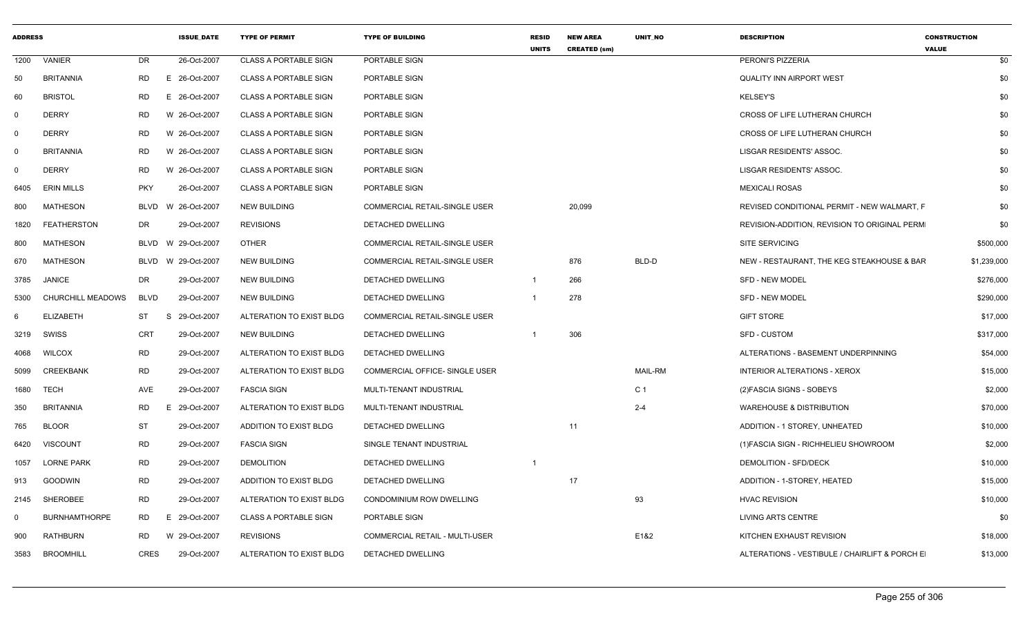| ADDRESS | | | ISSUE_DATE | TYPE OF PERMIT | TYPE OF BUILDING | RESID UNITS | NEW AREA CREATED (sm) | UNIT_NO | DESCRIPTION | CONSTRUCTION VALUE |
|---|---|---|---|---|---|---|---|---|---|---|
| 1200 | VANIER | DR | 26-Oct-2007 | CLASS A PORTABLE SIGN | PORTABLE SIGN | | | | PERONI'S PIZZERIA | $0 |
| 50 | BRITANNIA | RD | E 26-Oct-2007 | CLASS A PORTABLE SIGN | PORTABLE SIGN | | | | QUALITY INN AIRPORT WEST | $0 |
| 60 | BRISTOL | RD | E 26-Oct-2007 | CLASS A PORTABLE SIGN | PORTABLE SIGN | | | | KELSEY'S | $0 |
| 0 | DERRY | RD | W 26-Oct-2007 | CLASS A PORTABLE SIGN | PORTABLE SIGN | | | | CROSS OF LIFE LUTHERAN CHURCH | $0 |
| 0 | DERRY | RD | W 26-Oct-2007 | CLASS A PORTABLE SIGN | PORTABLE SIGN | | | | CROSS OF LIFE LUTHERAN CHURCH | $0 |
| 0 | BRITANNIA | RD | W 26-Oct-2007 | CLASS A PORTABLE SIGN | PORTABLE SIGN | | | | LISGAR RESIDENTS' ASSOC. | $0 |
| 0 | DERRY | RD | W 26-Oct-2007 | CLASS A PORTABLE SIGN | PORTABLE SIGN | | | | LISGAR RESIDENTS' ASSOC. | $0 |
| 6405 | ERIN MILLS | PKY | 26-Oct-2007 | CLASS A PORTABLE SIGN | PORTABLE SIGN | | | | MEXICALI ROSAS | $0 |
| 800 | MATHESON | BLVD | W 26-Oct-2007 | NEW BUILDING | COMMERCIAL RETAIL-SINGLE USER | | 20,099 | | REVISED CONDITIONAL PERMIT - NEW WALMART, F | $0 |
| 1820 | FEATHERSTON | DR | 29-Oct-2007 | REVISIONS | DETACHED DWELLING | | | | REVISION-ADDITION, REVISION TO ORIGINAL PERMI | $0 |
| 800 | MATHESON | BLVD | W 29-Oct-2007 | OTHER | COMMERCIAL RETAIL-SINGLE USER | | | | SITE SERVICING | $500,000 |
| 670 | MATHESON | BLVD | W 29-Oct-2007 | NEW BUILDING | COMMERCIAL RETAIL-SINGLE USER | | 876 | BLD-D | NEW - RESTAURANT, THE KEG STEAKHOUSE & BAR | $1,239,000 |
| 3785 | JANICE | DR | 29-Oct-2007 | NEW BUILDING | DETACHED DWELLING | 1 | 266 | | SFD - NEW MODEL | $276,000 |
| 5300 | CHURCHILL MEADOWS | BLVD | 29-Oct-2007 | NEW BUILDING | DETACHED DWELLING | 1 | 278 | | SFD - NEW MODEL | $290,000 |
| 6 | ELIZABETH | ST | S 29-Oct-2007 | ALTERATION TO EXIST BLDG | COMMERCIAL RETAIL-SINGLE USER | | | | GIFT STORE | $17,000 |
| 3219 | SWISS | CRT | 29-Oct-2007 | NEW BUILDING | DETACHED DWELLING | 1 | 306 | | SFD - CUSTOM | $317,000 |
| 4068 | WILCOX | RD | 29-Oct-2007 | ALTERATION TO EXIST BLDG | DETACHED DWELLING | | | | ALTERATIONS - BASEMENT UNDERPINNING | $54,000 |
| 5099 | CREEKBANK | RD | 29-Oct-2007 | ALTERATION TO EXIST BLDG | COMMERCIAL OFFICE- SINGLE USER | | | MAIL-RM | INTERIOR ALTERATIONS - XEROX | $15,000 |
| 1680 | TECH | AVE | 29-Oct-2007 | FASCIA SIGN | MULTI-TENANT INDUSTRIAL | | | C 1 | (2)FASCIA SIGNS - SOBEYS | $2,000 |
| 350 | BRITANNIA | RD | E 29-Oct-2007 | ALTERATION TO EXIST BLDG | MULTI-TENANT INDUSTRIAL | | | 2-4 | WAREHOUSE & DISTRIBUTION | $70,000 |
| 765 | BLOOR | ST | 29-Oct-2007 | ADDITION TO EXIST BLDG | DETACHED DWELLING | | 11 | | ADDITION - 1 STOREY, UNHEATED | $10,000 |
| 6420 | VISCOUNT | RD | 29-Oct-2007 | FASCIA SIGN | SINGLE TENANT INDUSTRIAL | | | | (1)FASCIA SIGN - RICHHELIEU SHOWROOM | $2,000 |
| 1057 | LORNE PARK | RD | 29-Oct-2007 | DEMOLITION | DETACHED DWELLING | 1 | | | DEMOLITION - SFD/DECK | $10,000 |
| 913 | GOODWIN | RD | 29-Oct-2007 | ADDITION TO EXIST BLDG | DETACHED DWELLING | | 17 | | ADDITION - 1-STOREY, HEATED | $15,000 |
| 2145 | SHEROBEE | RD | 29-Oct-2007 | ALTERATION TO EXIST BLDG | CONDOMINIUM ROW DWELLING | | | 93 | HVAC REVISION | $10,000 |
| 0 | BURNHAMTHORPE | RD | E 29-Oct-2007 | CLASS A PORTABLE SIGN | PORTABLE SIGN | | | | LIVING ARTS CENTRE | $0 |
| 900 | RATHBURN | RD | W 29-Oct-2007 | REVISIONS | COMMERCIAL RETAIL - MULTI-USER | | | E1&2 | KITCHEN EXHAUST REVISION | $18,000 |
| 3583 | BROOMHILL | CRES | 29-Oct-2007 | ALTERATION TO EXIST BLDG | DETACHED DWELLING | | | | ALTERATIONS - VESTIBULE / CHAIRLIFT & PORCH E | $13,000 |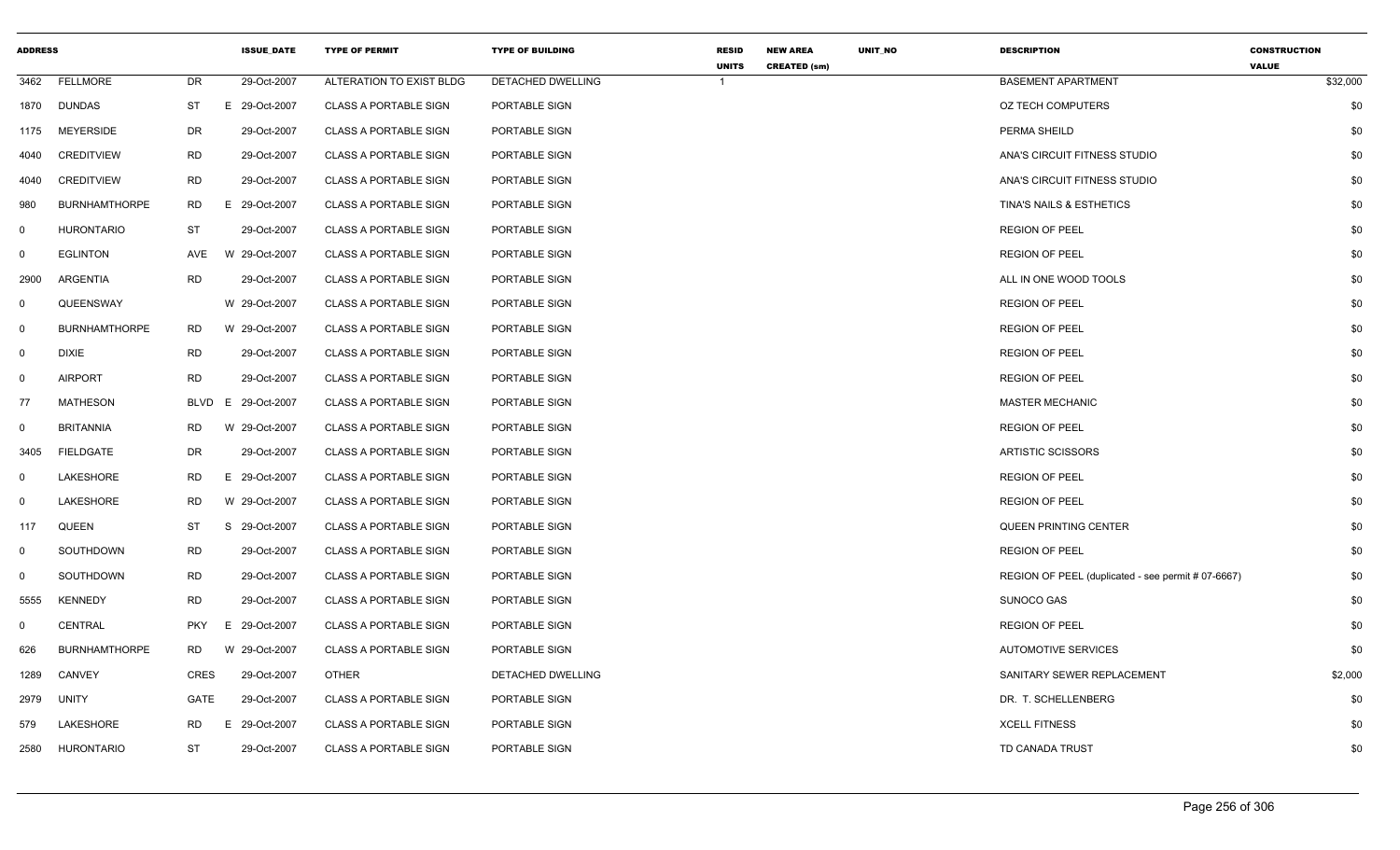| ADDRESS | | | ISSUE_DATE | TYPE OF PERMIT | TYPE OF BUILDING | RESID UNITS | NEW AREA CREATED (sm) | UNIT_NO | DESCRIPTION | CONSTRUCTION VALUE |
|---|---|---|---|---|---|---|---|---|---|---|
| 3462 | FELLMORE | DR | 29-Oct-2007 | ALTERATION TO EXIST BLDG | DETACHED DWELLING | 1 | | | BASEMENT APARTMENT | $32,000 |
| 1870 | DUNDAS | ST E | 29-Oct-2007 | CLASS A PORTABLE SIGN | PORTABLE SIGN | | | | OZ TECH COMPUTERS | $0 |
| 1175 | MEYERSIDE | DR | 29-Oct-2007 | CLASS A PORTABLE SIGN | PORTABLE SIGN | | | | PERMA SHEILD | $0 |
| 4040 | CREDITVIEW | RD | 29-Oct-2007 | CLASS A PORTABLE SIGN | PORTABLE SIGN | | | | ANA'S CIRCUIT FITNESS STUDIO | $0 |
| 4040 | CREDITVIEW | RD | 29-Oct-2007 | CLASS A PORTABLE SIGN | PORTABLE SIGN | | | | ANA'S CIRCUIT FITNESS STUDIO | $0 |
| 980 | BURNHAMTHORPE | RD E | 29-Oct-2007 | CLASS A PORTABLE SIGN | PORTABLE SIGN | | | | TINA'S NAILS & ESTHETICS | $0 |
| 0 | HURONTARIO | ST | 29-Oct-2007 | CLASS A PORTABLE SIGN | PORTABLE SIGN | | | | REGION OF PEEL | $0 |
| 0 | EGLINTON | AVE W | 29-Oct-2007 | CLASS A PORTABLE SIGN | PORTABLE SIGN | | | | REGION OF PEEL | $0 |
| 2900 | ARGENTIA | RD | 29-Oct-2007 | CLASS A PORTABLE SIGN | PORTABLE SIGN | | | | ALL IN ONE WOOD TOOLS | $0 |
| 0 | QUEENSWAY | W | 29-Oct-2007 | CLASS A PORTABLE SIGN | PORTABLE SIGN | | | | REGION OF PEEL | $0 |
| 0 | BURNHAMTHORPE | RD W | 29-Oct-2007 | CLASS A PORTABLE SIGN | PORTABLE SIGN | | | | REGION OF PEEL | $0 |
| 0 | DIXIE | RD | 29-Oct-2007 | CLASS A PORTABLE SIGN | PORTABLE SIGN | | | | REGION OF PEEL | $0 |
| 0 | AIRPORT | RD | 29-Oct-2007 | CLASS A PORTABLE SIGN | PORTABLE SIGN | | | | REGION OF PEEL | $0 |
| 77 | MATHESON | BLVD E | 29-Oct-2007 | CLASS A PORTABLE SIGN | PORTABLE SIGN | | | | MASTER MECHANIC | $0 |
| 0 | BRITANNIA | RD W | 29-Oct-2007 | CLASS A PORTABLE SIGN | PORTABLE SIGN | | | | REGION OF PEEL | $0 |
| 3405 | FIELDGATE | DR | 29-Oct-2007 | CLASS A PORTABLE SIGN | PORTABLE SIGN | | | | ARTISTIC SCISSORS | $0 |
| 0 | LAKESHORE | RD E | 29-Oct-2007 | CLASS A PORTABLE SIGN | PORTABLE SIGN | | | | REGION OF PEEL | $0 |
| 0 | LAKESHORE | RD W | 29-Oct-2007 | CLASS A PORTABLE SIGN | PORTABLE SIGN | | | | REGION OF PEEL | $0 |
| 117 | QUEEN | ST S | 29-Oct-2007 | CLASS A PORTABLE SIGN | PORTABLE SIGN | | | | QUEEN PRINTING CENTER | $0 |
| 0 | SOUTHDOWN | RD | 29-Oct-2007 | CLASS A PORTABLE SIGN | PORTABLE SIGN | | | | REGION OF PEEL | $0 |
| 0 | SOUTHDOWN | RD | 29-Oct-2007 | CLASS A PORTABLE SIGN | PORTABLE SIGN | | | | REGION OF PEEL (duplicated - see permit # 07-6667) | $0 |
| 5555 | KENNEDY | RD | 29-Oct-2007 | CLASS A PORTABLE SIGN | PORTABLE SIGN | | | | SUNOCO GAS | $0 |
| 0 | CENTRAL | PKY E | 29-Oct-2007 | CLASS A PORTABLE SIGN | PORTABLE SIGN | | | | REGION OF PEEL | $0 |
| 626 | BURNHAMTHORPE | RD W | 29-Oct-2007 | CLASS A PORTABLE SIGN | PORTABLE SIGN | | | | AUTOMOTIVE SERVICES | $0 |
| 1289 | CANVEY | CRES | 29-Oct-2007 | OTHER | DETACHED DWELLING | | | | SANITARY SEWER REPLACEMENT | $2,000 |
| 2979 | UNITY | GATE | 29-Oct-2007 | CLASS A PORTABLE SIGN | PORTABLE SIGN | | | | DR. T. SCHELLENBERG | $0 |
| 579 | LAKESHORE | RD E | 29-Oct-2007 | CLASS A PORTABLE SIGN | PORTABLE SIGN | | | | XCELL FITNESS | $0 |
| 2580 | HURONTARIO | ST | 29-Oct-2007 | CLASS A PORTABLE SIGN | PORTABLE SIGN | | | | TD CANADA TRUST | $0 |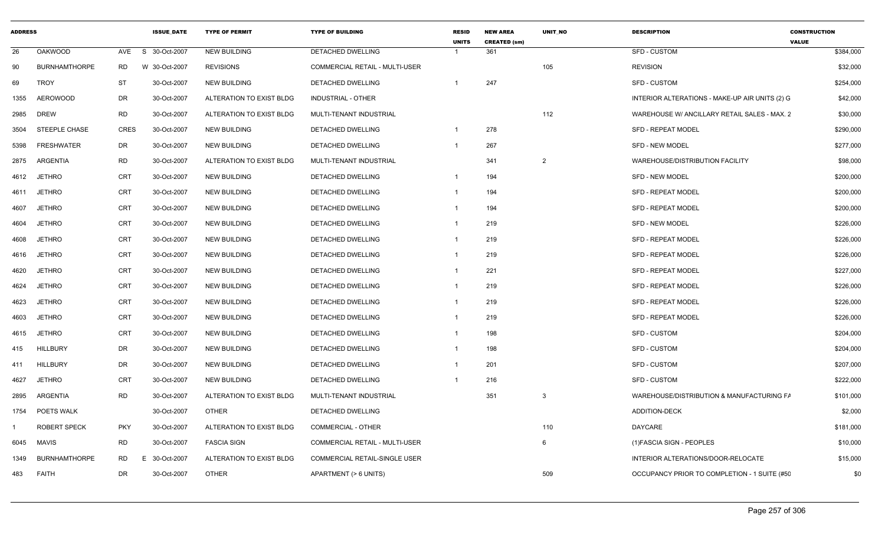| ADDRESS | | | ISSUE_DATE | TYPE OF PERMIT | TYPE OF BUILDING | RESID UNITS | NEW AREA CREATED (sm) | UNIT_NO | DESCRIPTION | CONSTRUCTION VALUE |
|---|---|---|---|---|---|---|---|---|---|---|
| 26 | OAKWOOD | AVE | S 30-Oct-2007 | NEW BUILDING | DETACHED DWELLING | 1 | 361 | | SFD - CUSTOM | $384,000 |
| 90 | BURNHAMTHORPE | RD | W 30-Oct-2007 | REVISIONS | COMMERCIAL RETAIL - MULTI-USER | | | 105 | REVISION | $32,000 |
| 69 | TROY | ST | 30-Oct-2007 | NEW BUILDING | DETACHED DWELLING | 1 | 247 | | SFD - CUSTOM | $254,000 |
| 1355 | AEROWOOD | DR | 30-Oct-2007 | ALTERATION TO EXIST BLDG | INDUSTRIAL - OTHER | | | | INTERIOR ALTERATIONS - MAKE-UP AIR UNITS (2) G | $42,000 |
| 2985 | DREW | RD | 30-Oct-2007 | ALTERATION TO EXIST BLDG | MULTI-TENANT INDUSTRIAL | | | 112 | WAREHOUSE W/ ANCILLARY RETAIL SALES - MAX. 2 | $30,000 |
| 3504 | STEEPLE CHASE | CRES | 30-Oct-2007 | NEW BUILDING | DETACHED DWELLING | 1 | 278 | | SFD - REPEAT MODEL | $290,000 |
| 5398 | FRESHWATER | DR | 30-Oct-2007 | NEW BUILDING | DETACHED DWELLING | 1 | 267 | | SFD - NEW MODEL | $277,000 |
| 2875 | ARGENTIA | RD | 30-Oct-2007 | ALTERATION TO EXIST BLDG | MULTI-TENANT INDUSTRIAL | | 341 | 2 | WAREHOUSE/DISTRIBUTION FACILITY | $98,000 |
| 4612 | JETHRO | CRT | 30-Oct-2007 | NEW BUILDING | DETACHED DWELLING | 1 | 194 | | SFD - NEW MODEL | $200,000 |
| 4611 | JETHRO | CRT | 30-Oct-2007 | NEW BUILDING | DETACHED DWELLING | 1 | 194 | | SFD - REPEAT MODEL | $200,000 |
| 4607 | JETHRO | CRT | 30-Oct-2007 | NEW BUILDING | DETACHED DWELLING | 1 | 194 | | SFD - REPEAT MODEL | $200,000 |
| 4604 | JETHRO | CRT | 30-Oct-2007 | NEW BUILDING | DETACHED DWELLING | 1 | 219 | | SFD - NEW MODEL | $226,000 |
| 4608 | JETHRO | CRT | 30-Oct-2007 | NEW BUILDING | DETACHED DWELLING | 1 | 219 | | SFD - REPEAT MODEL | $226,000 |
| 4616 | JETHRO | CRT | 30-Oct-2007 | NEW BUILDING | DETACHED DWELLING | 1 | 219 | | SFD - REPEAT MODEL | $226,000 |
| 4620 | JETHRO | CRT | 30-Oct-2007 | NEW BUILDING | DETACHED DWELLING | 1 | 221 | | SFD - REPEAT MODEL | $227,000 |
| 4624 | JETHRO | CRT | 30-Oct-2007 | NEW BUILDING | DETACHED DWELLING | 1 | 219 | | SFD - REPEAT MODEL | $226,000 |
| 4623 | JETHRO | CRT | 30-Oct-2007 | NEW BUILDING | DETACHED DWELLING | 1 | 219 | | SFD - REPEAT MODEL | $226,000 |
| 4603 | JETHRO | CRT | 30-Oct-2007 | NEW BUILDING | DETACHED DWELLING | 1 | 219 | | SFD - REPEAT MODEL | $226,000 |
| 4615 | JETHRO | CRT | 30-Oct-2007 | NEW BUILDING | DETACHED DWELLING | 1 | 198 | | SFD - CUSTOM | $204,000 |
| 415 | HILLBURY | DR | 30-Oct-2007 | NEW BUILDING | DETACHED DWELLING | 1 | 198 | | SFD - CUSTOM | $204,000 |
| 411 | HILLBURY | DR | 30-Oct-2007 | NEW BUILDING | DETACHED DWELLING | 1 | 201 | | SFD - CUSTOM | $207,000 |
| 4627 | JETHRO | CRT | 30-Oct-2007 | NEW BUILDING | DETACHED DWELLING | 1 | 216 | | SFD - CUSTOM | $222,000 |
| 2895 | ARGENTIA | RD | 30-Oct-2007 | ALTERATION TO EXIST BLDG | MULTI-TENANT INDUSTRIAL | | 351 | 3 | WAREHOUSE/DISTRIBUTION & MANUFACTURING FA | $101,000 |
| 1754 | POETS WALK | | 30-Oct-2007 | OTHER | DETACHED DWELLING | | | | ADDITION-DECK | $2,000 |
| 1 | ROBERT SPECK | PKY | 30-Oct-2007 | ALTERATION TO EXIST BLDG | COMMERCIAL - OTHER | | | 110 | DAYCARE | $181,000 |
| 6045 | MAVIS | RD | 30-Oct-2007 | FASCIA SIGN | COMMERCIAL RETAIL - MULTI-USER | | | 6 | (1)FASCIA SIGN - PEOPLES | $10,000 |
| 1349 | BURNHAMTHORPE | RD | E 30-Oct-2007 | ALTERATION TO EXIST BLDG | COMMERCIAL RETAIL-SINGLE USER | | | | INTERIOR ALTERATIONS/DOOR-RELOCATE | $15,000 |
| 483 | FAITH | DR | 30-Oct-2007 | OTHER | APARTMENT (> 6 UNITS) | | | 509 | OCCUPANCY PRIOR TO COMPLETION - 1 SUITE (#50 | $0 |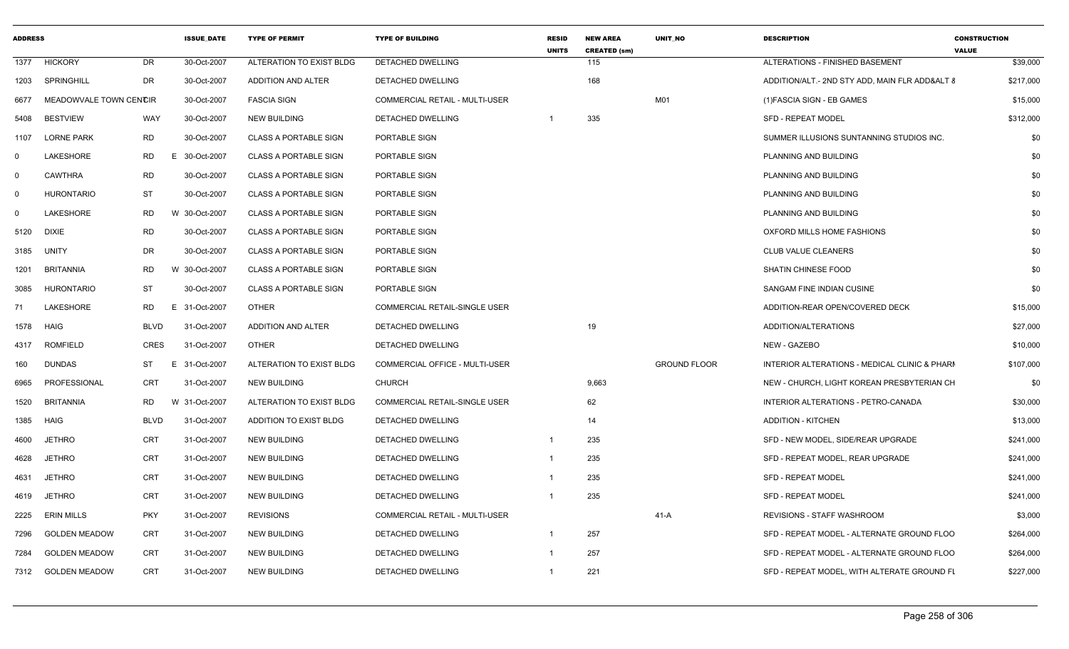| ADDRESS | | | ISSUE_DATE | TYPE OF PERMIT | TYPE OF BUILDING | RESID UNITS | NEW AREA CREATED (sm) | UNIT_NO | DESCRIPTION | CONSTRUCTION VALUE |
|---|---|---|---|---|---|---|---|---|---|---|
| 1377 | HICKORY | DR | 30-Oct-2007 | ALTERATION TO EXIST BLDG | DETACHED DWELLING | | 115 | | ALTERATIONS - FINISHED BASEMENT | $39,000 |
| 1203 | SPRINGHILL | DR | 30-Oct-2007 | ADDITION AND ALTER | DETACHED DWELLING | | 168 | | ADDITION/ALT.- 2ND STY ADD, MAIN FLR ADD&ALT & | $217,000 |
| 6677 | MEADOWVALE TOWN CENTCIR | | 30-Oct-2007 | FASCIA SIGN | COMMERCIAL RETAIL - MULTI-USER | | | M01 | (1)FASCIA SIGN - EB GAMES | $15,000 |
| 5408 | BESTVIEW | WAY | 30-Oct-2007 | NEW BUILDING | DETACHED DWELLING | 1 | 335 | | SFD - REPEAT MODEL | $312,000 |
| 1107 | LORNE PARK | RD | 30-Oct-2007 | CLASS A PORTABLE SIGN | PORTABLE SIGN | | | | SUMMER ILLUSIONS SUNTANNING STUDIOS INC. | $0 |
| 0 | LAKESHORE | RD E | 30-Oct-2007 | CLASS A PORTABLE SIGN | PORTABLE SIGN | | | | PLANNING AND BUILDING | $0 |
| 0 | CAWTHRA | RD | 30-Oct-2007 | CLASS A PORTABLE SIGN | PORTABLE SIGN | | | | PLANNING AND BUILDING | $0 |
| 0 | HURONTARIO | ST | 30-Oct-2007 | CLASS A PORTABLE SIGN | PORTABLE SIGN | | | | PLANNING AND BUILDING | $0 |
| 0 | LAKESHORE | RD W | 30-Oct-2007 | CLASS A PORTABLE SIGN | PORTABLE SIGN | | | | PLANNING AND BUILDING | $0 |
| 5120 | DIXIE | RD | 30-Oct-2007 | CLASS A PORTABLE SIGN | PORTABLE SIGN | | | | OXFORD MILLS HOME FASHIONS | $0 |
| 3185 | UNITY | DR | 30-Oct-2007 | CLASS A PORTABLE SIGN | PORTABLE SIGN | | | | CLUB VALUE CLEANERS | $0 |
| 1201 | BRITANNIA | RD W | 30-Oct-2007 | CLASS A PORTABLE SIGN | PORTABLE SIGN | | | | SHATIN CHINESE FOOD | $0 |
| 3085 | HURONTARIO | ST | 30-Oct-2007 | CLASS A PORTABLE SIGN | PORTABLE SIGN | | | | SANGAM FINE INDIAN CUSINE | $0 |
| 71 | LAKESHORE | RD E | 31-Oct-2007 | OTHER | COMMERCIAL RETAIL-SINGLE USER | | | | ADDITION-REAR OPEN/COVERED DECK | $15,000 |
| 1578 | HAIG | BLVD | 31-Oct-2007 | ADDITION AND ALTER | DETACHED DWELLING | | 19 | | ADDITION/ALTERATIONS | $27,000 |
| 4317 | ROMFIELD | CRES | 31-Oct-2007 | OTHER | DETACHED DWELLING | | | | NEW - GAZEBO | $10,000 |
| 160 | DUNDAS | ST E | 31-Oct-2007 | ALTERATION TO EXIST BLDG | COMMERCIAL OFFICE - MULTI-USER | | | GROUND FLOOR | INTERIOR ALTERATIONS - MEDICAL CLINIC & PHARI | $107,000 |
| 6965 | PROFESSIONAL | CRT | 31-Oct-2007 | NEW BUILDING | CHURCH | | 9,663 | | NEW - CHURCH, LIGHT KOREAN PRESBYTERIAN CH | $0 |
| 1520 | BRITANNIA | RD W | 31-Oct-2007 | ALTERATION TO EXIST BLDG | COMMERCIAL RETAIL-SINGLE USER | | 62 | | INTERIOR ALTERATIONS - PETRO-CANADA | $30,000 |
| 1385 | HAIG | BLVD | 31-Oct-2007 | ADDITION TO EXIST BLDG | DETACHED DWELLING | | 14 | | ADDITION - KITCHEN | $13,000 |
| 4600 | JETHRO | CRT | 31-Oct-2007 | NEW BUILDING | DETACHED DWELLING | 1 | 235 | | SFD - NEW MODEL, SIDE/REAR UPGRADE | $241,000 |
| 4628 | JETHRO | CRT | 31-Oct-2007 | NEW BUILDING | DETACHED DWELLING | 1 | 235 | | SFD - REPEAT MODEL, REAR UPGRADE | $241,000 |
| 4631 | JETHRO | CRT | 31-Oct-2007 | NEW BUILDING | DETACHED DWELLING | 1 | 235 | | SFD - REPEAT MODEL | $241,000 |
| 4619 | JETHRO | CRT | 31-Oct-2007 | NEW BUILDING | DETACHED DWELLING | 1 | 235 | | SFD - REPEAT MODEL | $241,000 |
| 2225 | ERIN MILLS | PKY | 31-Oct-2007 | REVISIONS | COMMERCIAL RETAIL - MULTI-USER | | | 41-A | REVISIONS - STAFF WASHROOM | $3,000 |
| 7296 | GOLDEN MEADOW | CRT | 31-Oct-2007 | NEW BUILDING | DETACHED DWELLING | 1 | 257 | | SFD - REPEAT MODEL - ALTERNATE GROUND FLOO | $264,000 |
| 7284 | GOLDEN MEADOW | CRT | 31-Oct-2007 | NEW BUILDING | DETACHED DWELLING | 1 | 257 | | SFD - REPEAT MODEL - ALTERNATE GROUND FLOO | $264,000 |
| 7312 | GOLDEN MEADOW | CRT | 31-Oct-2007 | NEW BUILDING | DETACHED DWELLING | 1 | 221 | | SFD - REPEAT MODEL, WITH ALTERATE GROUND FL | $227,000 |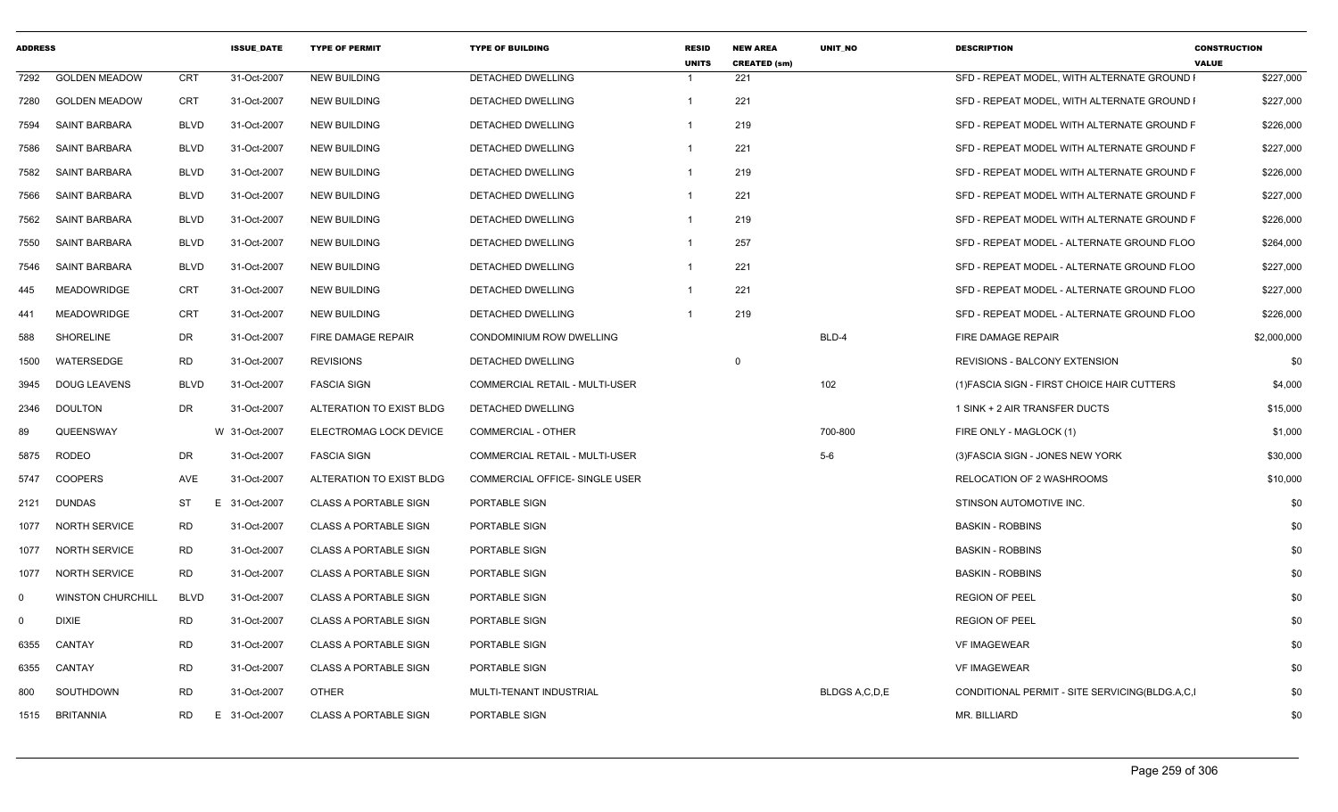| ADDRESS | | | ISSUE_DATE | TYPE OF PERMIT | TYPE OF BUILDING | RESID UNITS | NEW AREA CREATED (sm) | UNIT_NO | DESCRIPTION | CONSTRUCTION VALUE |
|---|---|---|---|---|---|---|---|---|---|---|
| 7292 | GOLDEN MEADOW | CRT | 31-Oct-2007 | NEW BUILDING | DETACHED DWELLING | 1 | 221 | | SFD - REPEAT MODEL, WITH ALTERNATE GROUND I | $227,000 |
| 7280 | GOLDEN MEADOW | CRT | 31-Oct-2007 | NEW BUILDING | DETACHED DWELLING | 1 | 221 | | SFD - REPEAT MODEL, WITH ALTERNATE GROUND I | $227,000 |
| 7594 | SAINT BARBARA | BLVD | 31-Oct-2007 | NEW BUILDING | DETACHED DWELLING | 1 | 219 | | SFD - REPEAT MODEL WITH ALTERNATE GROUND F | $226,000 |
| 7586 | SAINT BARBARA | BLVD | 31-Oct-2007 | NEW BUILDING | DETACHED DWELLING | 1 | 221 | | SFD - REPEAT MODEL WITH ALTERNATE GROUND F | $227,000 |
| 7582 | SAINT BARBARA | BLVD | 31-Oct-2007 | NEW BUILDING | DETACHED DWELLING | 1 | 219 | | SFD - REPEAT MODEL WITH ALTERNATE GROUND F | $226,000 |
| 7566 | SAINT BARBARA | BLVD | 31-Oct-2007 | NEW BUILDING | DETACHED DWELLING | 1 | 221 | | SFD - REPEAT MODEL WITH ALTERNATE GROUND F | $227,000 |
| 7562 | SAINT BARBARA | BLVD | 31-Oct-2007 | NEW BUILDING | DETACHED DWELLING | 1 | 219 | | SFD - REPEAT MODEL WITH ALTERNATE GROUND F | $226,000 |
| 7550 | SAINT BARBARA | BLVD | 31-Oct-2007 | NEW BUILDING | DETACHED DWELLING | 1 | 257 | | SFD - REPEAT MODEL - ALTERNATE GROUND FLOO | $264,000 |
| 7546 | SAINT BARBARA | BLVD | 31-Oct-2007 | NEW BUILDING | DETACHED DWELLING | 1 | 221 | | SFD - REPEAT MODEL - ALTERNATE GROUND FLOO | $227,000 |
| 445 | MEADOWRIDGE | CRT | 31-Oct-2007 | NEW BUILDING | DETACHED DWELLING | 1 | 221 | | SFD - REPEAT MODEL - ALTERNATE GROUND FLOO | $227,000 |
| 441 | MEADOWRIDGE | CRT | 31-Oct-2007 | NEW BUILDING | DETACHED DWELLING | 1 | 219 | | SFD - REPEAT MODEL - ALTERNATE GROUND FLOO | $226,000 |
| 588 | SHORELINE | DR | 31-Oct-2007 | FIRE DAMAGE REPAIR | CONDOMINIUM ROW DWELLING | | | BLD-4 | FIRE DAMAGE REPAIR | $2,000,000 |
| 1500 | WATERSEDGE | RD | 31-Oct-2007 | REVISIONS | DETACHED DWELLING | | 0 | | REVISIONS - BALCONY EXTENSION | $0 |
| 3945 | DOUG LEAVENS | BLVD | 31-Oct-2007 | FASCIA SIGN | COMMERCIAL RETAIL - MULTI-USER | | | 102 | (1)FASCIA SIGN - FIRST CHOICE HAIR CUTTERS | $4,000 |
| 2346 | DOULTON | DR | 31-Oct-2007 | ALTERATION TO EXIST BLDG | DETACHED DWELLING | | | | 1 SINK + 2 AIR TRANSFER DUCTS | $15,000 |
| 89 | QUEENSWAY | W | 31-Oct-2007 | ELECTROMAG LOCK DEVICE | COMMERCIAL - OTHER | | | 700-800 | FIRE ONLY - MAGLOCK (1) | $1,000 |
| 5875 | RODEO | DR | 31-Oct-2007 | FASCIA SIGN | COMMERCIAL RETAIL - MULTI-USER | | | 5-6 | (3)FASCIA SIGN - JONES NEW YORK | $30,000 |
| 5747 | COOPERS | AVE | 31-Oct-2007 | ALTERATION TO EXIST BLDG | COMMERCIAL OFFICE- SINGLE USER | | | | RELOCATION OF 2 WASHROOMS | $10,000 |
| 2121 | DUNDAS | ST E | 31-Oct-2007 | CLASS A PORTABLE SIGN | PORTABLE SIGN | | | | STINSON AUTOMOTIVE INC. | $0 |
| 1077 | NORTH SERVICE | RD | 31-Oct-2007 | CLASS A PORTABLE SIGN | PORTABLE SIGN | | | | BASKIN - ROBBINS | $0 |
| 1077 | NORTH SERVICE | RD | 31-Oct-2007 | CLASS A PORTABLE SIGN | PORTABLE SIGN | | | | BASKIN - ROBBINS | $0 |
| 1077 | NORTH SERVICE | RD | 31-Oct-2007 | CLASS A PORTABLE SIGN | PORTABLE SIGN | | | | BASKIN - ROBBINS | $0 |
| 0 | WINSTON CHURCHILL | BLVD | 31-Oct-2007 | CLASS A PORTABLE SIGN | PORTABLE SIGN | | | | REGION OF PEEL | $0 |
| 0 | DIXIE | RD | 31-Oct-2007 | CLASS A PORTABLE SIGN | PORTABLE SIGN | | | | REGION OF PEEL | $0 |
| 6355 | CANTAY | RD | 31-Oct-2007 | CLASS A PORTABLE SIGN | PORTABLE SIGN | | | | VF IMAGEWEAR | $0 |
| 6355 | CANTAY | RD | 31-Oct-2007 | CLASS A PORTABLE SIGN | PORTABLE SIGN | | | | VF IMAGEWEAR | $0 |
| 800 | SOUTHDOWN | RD | 31-Oct-2007 | OTHER | MULTI-TENANT INDUSTRIAL | | | BLDGS A,C,D,E | CONDITIONAL PERMIT - SITE SERVICING(BLDG.A,C,I | $0 |
| 1515 | BRITANNIA | RD E | 31-Oct-2007 | CLASS A PORTABLE SIGN | PORTABLE SIGN | | | | MR. BILLIARD | $0 |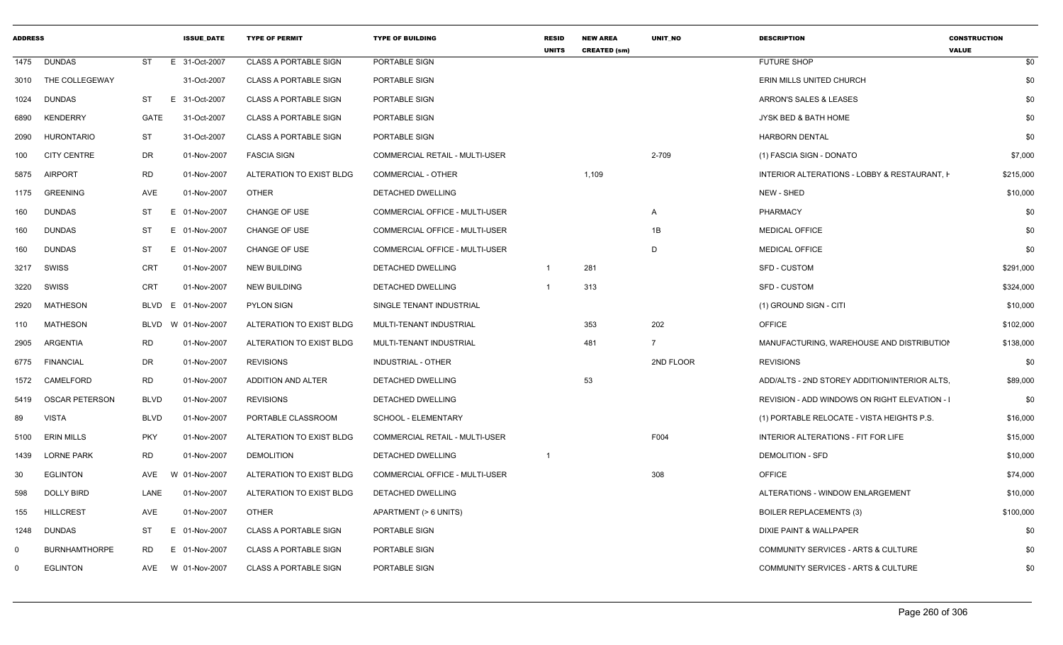| ADDRESS | | | ISSUE_DATE | TYPE OF PERMIT | TYPE OF BUILDING | RESID UNITS | NEW AREA CREATED (sm) | UNIT_NO | DESCRIPTION | CONSTRUCTION VALUE |
|---|---|---|---|---|---|---|---|---|---|---|
| 1475 | DUNDAS | ST | E 31-Oct-2007 | CLASS A PORTABLE SIGN | PORTABLE SIGN | | | | FUTURE SHOP | $0 |
| 3010 | THE COLLEGEWAY | | 31-Oct-2007 | CLASS A PORTABLE SIGN | PORTABLE SIGN | | | | ERIN MILLS UNITED CHURCH | $0 |
| 1024 | DUNDAS | ST | E 31-Oct-2007 | CLASS A PORTABLE SIGN | PORTABLE SIGN | | | | ARRON'S SALES & LEASES | $0 |
| 6890 | KENDERRY | GATE | 31-Oct-2007 | CLASS A PORTABLE SIGN | PORTABLE SIGN | | | | JYSK BED & BATH HOME | $0 |
| 2090 | HURONTARIO | ST | 31-Oct-2007 | CLASS A PORTABLE SIGN | PORTABLE SIGN | | | | HARBORN DENTAL | $0 |
| 100 | CITY CENTRE | DR | 01-Nov-2007 | FASCIA SIGN | COMMERCIAL RETAIL - MULTI-USER | | | 2-709 | (1) FASCIA SIGN - DONATO | $7,000 |
| 5875 | AIRPORT | RD | 01-Nov-2007 | ALTERATION TO EXIST BLDG | COMMERCIAL - OTHER | | 1,109 | | INTERIOR ALTERATIONS - LOBBY & RESTAURANT, H | $215,000 |
| 1175 | GREENING | AVE | 01-Nov-2007 | OTHER | DETACHED DWELLING | | | | NEW - SHED | $10,000 |
| 160 | DUNDAS | ST | E 01-Nov-2007 | CHANGE OF USE | COMMERCIAL OFFICE - MULTI-USER | | | A | PHARMACY | $0 |
| 160 | DUNDAS | ST | E 01-Nov-2007 | CHANGE OF USE | COMMERCIAL OFFICE - MULTI-USER | | | 1B | MEDICAL OFFICE | $0 |
| 160 | DUNDAS | ST | E 01-Nov-2007 | CHANGE OF USE | COMMERCIAL OFFICE - MULTI-USER | | | D | MEDICAL OFFICE | $0 |
| 3217 | SWISS | CRT | 01-Nov-2007 | NEW BUILDING | DETACHED DWELLING | 1 | 281 | | SFD - CUSTOM | $291,000 |
| 3220 | SWISS | CRT | 01-Nov-2007 | NEW BUILDING | DETACHED DWELLING | 1 | 313 | | SFD - CUSTOM | $324,000 |
| 2920 | MATHESON | BLVD | E 01-Nov-2007 | PYLON SIGN | SINGLE TENANT INDUSTRIAL | | | | (1) GROUND SIGN - CITI | $10,000 |
| 110 | MATHESON | BLVD | W 01-Nov-2007 | ALTERATION TO EXIST BLDG | MULTI-TENANT INDUSTRIAL | | 353 | 202 | OFFICE | $102,000 |
| 2905 | ARGENTIA | RD | 01-Nov-2007 | ALTERATION TO EXIST BLDG | MULTI-TENANT INDUSTRIAL | | 481 | 7 | MANUFACTURING, WAREHOUSE AND DISTRIBUTION | $138,000 |
| 6775 | FINANCIAL | DR | 01-Nov-2007 | REVISIONS | INDUSTRIAL - OTHER | | | 2ND FLOOR | REVISIONS | $0 |
| 1572 | CAMELFORD | RD | 01-Nov-2007 | ADDITION AND ALTER | DETACHED DWELLING | | 53 | | ADD/ALTS - 2ND STOREY ADDITION/INTERIOR ALTS, | $89,000 |
| 5419 | OSCAR PETERSON | BLVD | 01-Nov-2007 | REVISIONS | DETACHED DWELLING | | | | REVISION - ADD WINDOWS ON RIGHT ELEVATION - I | $0 |
| 89 | VISTA | BLVD | 01-Nov-2007 | PORTABLE CLASSROOM | SCHOOL - ELEMENTARY | | | | (1) PORTABLE RELOCATE - VISTA HEIGHTS P.S. | $16,000 |
| 5100 | ERIN MILLS | PKY | 01-Nov-2007 | ALTERATION TO EXIST BLDG | COMMERCIAL RETAIL - MULTI-USER | | | F004 | INTERIOR ALTERATIONS - FIT FOR LIFE | $15,000 |
| 1439 | LORNE PARK | RD | 01-Nov-2007 | DEMOLITION | DETACHED DWELLING | 1 | | | DEMOLITION - SFD | $10,000 |
| 30 | EGLINTON | AVE | W 01-Nov-2007 | ALTERATION TO EXIST BLDG | COMMERCIAL OFFICE - MULTI-USER | | | 308 | OFFICE | $74,000 |
| 598 | DOLLY BIRD | LANE | 01-Nov-2007 | ALTERATION TO EXIST BLDG | DETACHED DWELLING | | | | ALTERATIONS - WINDOW ENLARGEMENT | $10,000 |
| 155 | HILLCREST | AVE | 01-Nov-2007 | OTHER | APARTMENT (> 6 UNITS) | | | | BOILER REPLACEMENTS (3) | $100,000 |
| 1248 | DUNDAS | ST | E 01-Nov-2007 | CLASS A PORTABLE SIGN | PORTABLE SIGN | | | | DIXIE PAINT & WALLPAPER | $0 |
| 0 | BURNHAMTHORPE | RD | E 01-Nov-2007 | CLASS A PORTABLE SIGN | PORTABLE SIGN | | | | COMMUNITY SERVICES - ARTS & CULTURE | $0 |
| 0 | EGLINTON | AVE | W 01-Nov-2007 | CLASS A PORTABLE SIGN | PORTABLE SIGN | | | | COMMUNITY SERVICES - ARTS & CULTURE | $0 |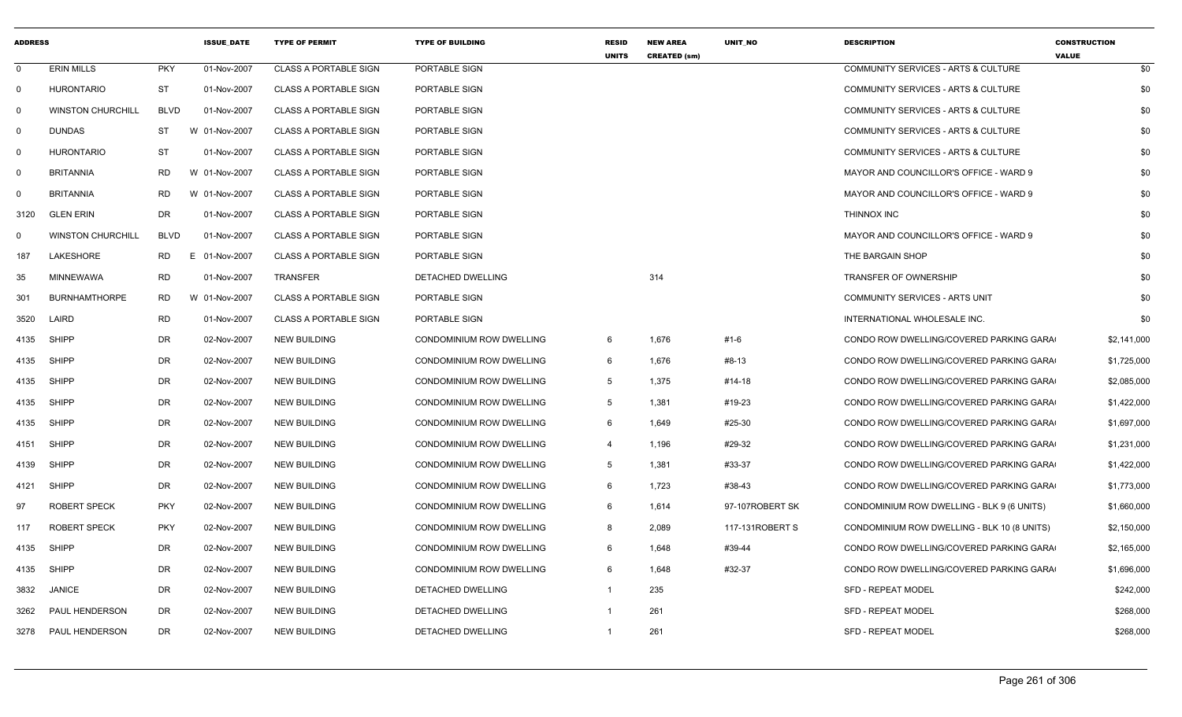| ADDRESS | | | ISSUE_DATE | TYPE OF PERMIT | TYPE OF BUILDING | RESID UNITS | NEW AREA CREATED (sm) | UNIT_NO | DESCRIPTION | CONSTRUCTION VALUE |
|---|---|---|---|---|---|---|---|---|---|---|
| 0 | ERIN MILLS | PKY | 01-Nov-2007 | CLASS A PORTABLE SIGN | PORTABLE SIGN | | | | COMMUNITY SERVICES - ARTS & CULTURE | $0 |
| 0 | HURONTARIO | ST | 01-Nov-2007 | CLASS A PORTABLE SIGN | PORTABLE SIGN | | | | COMMUNITY SERVICES - ARTS & CULTURE | $0 |
| 0 | WINSTON CHURCHILL | BLVD | 01-Nov-2007 | CLASS A PORTABLE SIGN | PORTABLE SIGN | | | | COMMUNITY SERVICES - ARTS & CULTURE | $0 |
| 0 | DUNDAS | ST | W 01-Nov-2007 | CLASS A PORTABLE SIGN | PORTABLE SIGN | | | | COMMUNITY SERVICES - ARTS & CULTURE | $0 |
| 0 | HURONTARIO | ST | 01-Nov-2007 | CLASS A PORTABLE SIGN | PORTABLE SIGN | | | | COMMUNITY SERVICES - ARTS & CULTURE | $0 |
| 0 | BRITANNIA | RD | W 01-Nov-2007 | CLASS A PORTABLE SIGN | PORTABLE SIGN | | | | MAYOR AND COUNCILLOR'S OFFICE - WARD 9 | $0 |
| 0 | BRITANNIA | RD | W 01-Nov-2007 | CLASS A PORTABLE SIGN | PORTABLE SIGN | | | | MAYOR AND COUNCILLOR'S OFFICE - WARD 9 | $0 |
| 3120 | GLEN ERIN | DR | 01-Nov-2007 | CLASS A PORTABLE SIGN | PORTABLE SIGN | | | | THINNOX INC | $0 |
| 0 | WINSTON CHURCHILL | BLVD | 01-Nov-2007 | CLASS A PORTABLE SIGN | PORTABLE SIGN | | | | MAYOR AND COUNCILLOR'S OFFICE - WARD 9 | $0 |
| 187 | LAKESHORE | RD | E 01-Nov-2007 | CLASS A PORTABLE SIGN | PORTABLE SIGN | | | | THE BARGAIN SHOP | $0 |
| 35 | MINNEWAWA | RD | 01-Nov-2007 | TRANSFER | DETACHED DWELLING | | 314 | | TRANSFER OF OWNERSHIP | $0 |
| 301 | BURNHAMTHORPE | RD | W 01-Nov-2007 | CLASS A PORTABLE SIGN | PORTABLE SIGN | | | | COMMUNITY SERVICES - ARTS UNIT | $0 |
| 3520 | LAIRD | RD | 01-Nov-2007 | CLASS A PORTABLE SIGN | PORTABLE SIGN | | | | INTERNATIONAL WHOLESALE INC. | $0 |
| 4135 | SHIPP | DR | 02-Nov-2007 | NEW BUILDING | CONDOMINIUM ROW DWELLING | 6 | 1,676 | #1-6 | CONDO ROW DWELLING/COVERED PARKING GARA | $2,141,000 |
| 4135 | SHIPP | DR | 02-Nov-2007 | NEW BUILDING | CONDOMINIUM ROW DWELLING | 6 | 1,676 | #8-13 | CONDO ROW DWELLING/COVERED PARKING GARA | $1,725,000 |
| 4135 | SHIPP | DR | 02-Nov-2007 | NEW BUILDING | CONDOMINIUM ROW DWELLING | 5 | 1,375 | #14-18 | CONDO ROW DWELLING/COVERED PARKING GARA | $2,085,000 |
| 4135 | SHIPP | DR | 02-Nov-2007 | NEW BUILDING | CONDOMINIUM ROW DWELLING | 5 | 1,381 | #19-23 | CONDO ROW DWELLING/COVERED PARKING GARA | $1,422,000 |
| 4135 | SHIPP | DR | 02-Nov-2007 | NEW BUILDING | CONDOMINIUM ROW DWELLING | 6 | 1,649 | #25-30 | CONDO ROW DWELLING/COVERED PARKING GARA | $1,697,000 |
| 4151 | SHIPP | DR | 02-Nov-2007 | NEW BUILDING | CONDOMINIUM ROW DWELLING | 4 | 1,196 | #29-32 | CONDO ROW DWELLING/COVERED PARKING GARA | $1,231,000 |
| 4139 | SHIPP | DR | 02-Nov-2007 | NEW BUILDING | CONDOMINIUM ROW DWELLING | 5 | 1,381 | #33-37 | CONDO ROW DWELLING/COVERED PARKING GARA | $1,422,000 |
| 4121 | SHIPP | DR | 02-Nov-2007 | NEW BUILDING | CONDOMINIUM ROW DWELLING | 6 | 1,723 | #38-43 | CONDO ROW DWELLING/COVERED PARKING GARA | $1,773,000 |
| 97 | ROBERT SPECK | PKY | 02-Nov-2007 | NEW BUILDING | CONDOMINIUM ROW DWELLING | 6 | 1,614 | 97-107ROBERT SK | CONDOMINIUM ROW DWELLING - BLK 9 (6 UNITS) | $1,660,000 |
| 117 | ROBERT SPECK | PKY | 02-Nov-2007 | NEW BUILDING | CONDOMINIUM ROW DWELLING | 8 | 2,089 | 117-131ROBERT S | CONDOMINIUM ROW DWELLING - BLK 10 (8 UNITS) | $2,150,000 |
| 4135 | SHIPP | DR | 02-Nov-2007 | NEW BUILDING | CONDOMINIUM ROW DWELLING | 6 | 1,648 | #39-44 | CONDO ROW DWELLING/COVERED PARKING GARA | $2,165,000 |
| 4135 | SHIPP | DR | 02-Nov-2007 | NEW BUILDING | CONDOMINIUM ROW DWELLING | 6 | 1,648 | #32-37 | CONDO ROW DWELLING/COVERED PARKING GARA | $1,696,000 |
| 3832 | JANICE | DR | 02-Nov-2007 | NEW BUILDING | DETACHED DWELLING | 1 | 235 | | SFD - REPEAT MODEL | $242,000 |
| 3262 | PAUL HENDERSON | DR | 02-Nov-2007 | NEW BUILDING | DETACHED DWELLING | 1 | 261 | | SFD - REPEAT MODEL | $268,000 |
| 3278 | PAUL HENDERSON | DR | 02-Nov-2007 | NEW BUILDING | DETACHED DWELLING | 1 | 261 | | SFD - REPEAT MODEL | $268,000 |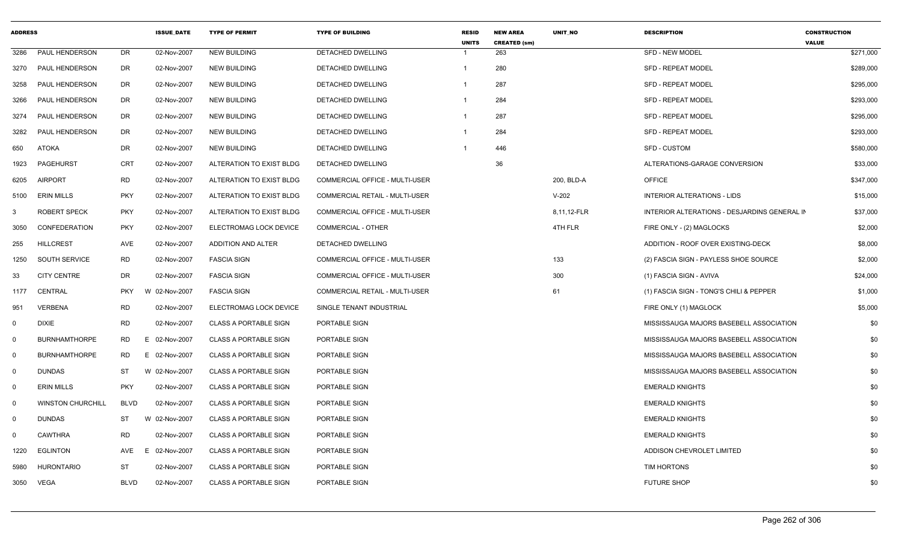| ADDRESS | | | ISSUE_DATE | TYPE OF PERMIT | TYPE OF BUILDING | RESID UNITS | NEW AREA CREATED (sm) | UNIT_NO | DESCRIPTION | CONSTRUCTION VALUE |
|---|---|---|---|---|---|---|---|---|---|---|
| 3286 | PAUL HENDERSON | DR | 02-Nov-2007 | NEW BUILDING | DETACHED DWELLING | 1 | 263 | | SFD - NEW MODEL | $271,000 |
| 3270 | PAUL HENDERSON | DR | 02-Nov-2007 | NEW BUILDING | DETACHED DWELLING | 1 | 280 | | SFD - REPEAT MODEL | $289,000 |
| 3258 | PAUL HENDERSON | DR | 02-Nov-2007 | NEW BUILDING | DETACHED DWELLING | 1 | 287 | | SFD - REPEAT MODEL | $295,000 |
| 3266 | PAUL HENDERSON | DR | 02-Nov-2007 | NEW BUILDING | DETACHED DWELLING | 1 | 284 | | SFD - REPEAT MODEL | $293,000 |
| 3274 | PAUL HENDERSON | DR | 02-Nov-2007 | NEW BUILDING | DETACHED DWELLING | 1 | 287 | | SFD - REPEAT MODEL | $295,000 |
| 3282 | PAUL HENDERSON | DR | 02-Nov-2007 | NEW BUILDING | DETACHED DWELLING | 1 | 284 | | SFD - REPEAT MODEL | $293,000 |
| 650 | ATOKA | DR | 02-Nov-2007 | NEW BUILDING | DETACHED DWELLING | 1 | 446 | | SFD - CUSTOM | $580,000 |
| 1923 | PAGEHURST | CRT | 02-Nov-2007 | ALTERATION TO EXIST BLDG | DETACHED DWELLING | | 36 | | ALTERATIONS-GARAGE CONVERSION | $33,000 |
| 6205 | AIRPORT | RD | 02-Nov-2007 | ALTERATION TO EXIST BLDG | COMMERCIAL OFFICE - MULTI-USER | | | 200, BLD-A | OFFICE | $347,000 |
| 5100 | ERIN MILLS | PKY | 02-Nov-2007 | ALTERATION TO EXIST BLDG | COMMERCIAL RETAIL - MULTI-USER | | | V-202 | INTERIOR ALTERATIONS - LIDS | $15,000 |
| 3 | ROBERT SPECK | PKY | 02-Nov-2007 | ALTERATION TO EXIST BLDG | COMMERCIAL OFFICE - MULTI-USER | | | 8,11,12-FLR | INTERIOR ALTERATIONS - DESJARDINS GENERAL IN | $37,000 |
| 3050 | CONFEDERATION | PKY | 02-Nov-2007 | ELECTROMAG LOCK DEVICE | COMMERCIAL - OTHER | | | 4TH FLR | FIRE ONLY - (2) MAGLOCKS | $2,000 |
| 255 | HILLCREST | AVE | 02-Nov-2007 | ADDITION AND ALTER | DETACHED DWELLING | | | | ADDITION - ROOF OVER EXISTING-DECK | $8,000 |
| 1250 | SOUTH SERVICE | RD | 02-Nov-2007 | FASCIA SIGN | COMMERCIAL OFFICE - MULTI-USER | | | 133 | (2) FASCIA SIGN - PAYLESS SHOE SOURCE | $2,000 |
| 33 | CITY CENTRE | DR | 02-Nov-2007 | FASCIA SIGN | COMMERCIAL OFFICE - MULTI-USER | | | 300 | (1) FASCIA SIGN - AVIVA | $24,000 |
| 1177 | CENTRAL | PKY | W 02-Nov-2007 | FASCIA SIGN | COMMERCIAL RETAIL - MULTI-USER | | | 61 | (1) FASCIA SIGN - TONG'S CHILI & PEPPER | $1,000 |
| 951 | VERBENA | RD | 02-Nov-2007 | ELECTROMAG LOCK DEVICE | SINGLE TENANT INDUSTRIAL | | | | FIRE ONLY (1) MAGLOCK | $5,000 |
| 0 | DIXIE | RD | 02-Nov-2007 | CLASS A PORTABLE SIGN | PORTABLE SIGN | | | | MISSISSAUGA MAJORS BASEBELL ASSOCIATION | $0 |
| 0 | BURNHAMTHORPE | RD | E 02-Nov-2007 | CLASS A PORTABLE SIGN | PORTABLE SIGN | | | | MISSISSAUGA MAJORS BASEBELL ASSOCIATION | $0 |
| 0 | BURNHAMTHORPE | RD | E 02-Nov-2007 | CLASS A PORTABLE SIGN | PORTABLE SIGN | | | | MISSISSAUGA MAJORS BASEBELL ASSOCIATION | $0 |
| 0 | DUNDAS | ST | W 02-Nov-2007 | CLASS A PORTABLE SIGN | PORTABLE SIGN | | | | MISSISSAUGA MAJORS BASEBELL ASSOCIATION | $0 |
| 0 | ERIN MILLS | PKY | 02-Nov-2007 | CLASS A PORTABLE SIGN | PORTABLE SIGN | | | | EMERALD KNIGHTS | $0 |
| 0 | WINSTON CHURCHILL | BLVD | 02-Nov-2007 | CLASS A PORTABLE SIGN | PORTABLE SIGN | | | | EMERALD KNIGHTS | $0 |
| 0 | DUNDAS | ST | W 02-Nov-2007 | CLASS A PORTABLE SIGN | PORTABLE SIGN | | | | EMERALD KNIGHTS | $0 |
| 0 | CAWTHRA | RD | 02-Nov-2007 | CLASS A PORTABLE SIGN | PORTABLE SIGN | | | | EMERALD KNIGHTS | $0 |
| 1220 | EGLINTON | AVE | E 02-Nov-2007 | CLASS A PORTABLE SIGN | PORTABLE SIGN | | | | ADDISON CHEVROLET LIMITED | $0 |
| 5980 | HURONTARIO | ST | 02-Nov-2007 | CLASS A PORTABLE SIGN | PORTABLE SIGN | | | | TIM HORTONS | $0 |
| 3050 | VEGA | BLVD | 02-Nov-2007 | CLASS A PORTABLE SIGN | PORTABLE SIGN | | | | FUTURE SHOP | $0 |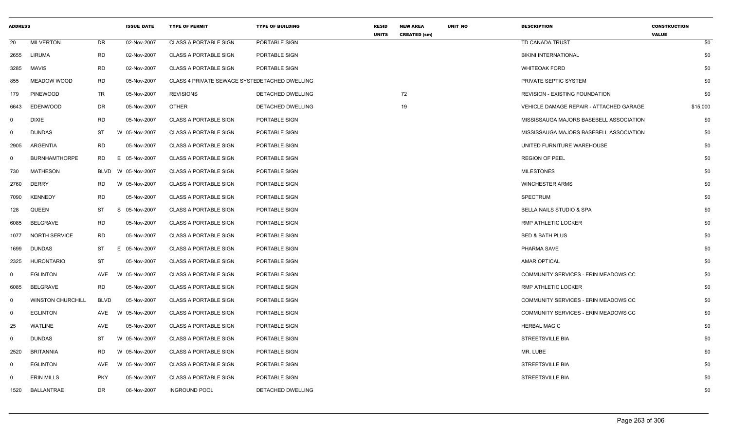| ADDRESS | | | ISSUE_DATE | TYPE OF PERMIT | TYPE OF BUILDING | RESID UNITS | NEW AREA CREATED (sm) | UNIT_NO | DESCRIPTION | CONSTRUCTION VALUE |
|---|---|---|---|---|---|---|---|---|---|---|
| 20 | MILVERTON | DR | 02-Nov-2007 | CLASS A PORTABLE SIGN | PORTABLE SIGN | | | | TD CANADA TRUST | $0 |
| 2655 | LIRUMA | RD | 02-Nov-2007 | CLASS A PORTABLE SIGN | PORTABLE SIGN | | | | BIKINI INTERNATIONAL | $0 |
| 3285 | MAVIS | RD | 02-Nov-2007 | CLASS A PORTABLE SIGN | PORTABLE SIGN | | | | WHITEOAK FORD | $0 |
| 855 | MEADOW WOOD | RD | 05-Nov-2007 | CLASS 4 PRIVATE SEWAGE SYSTE | DETACHED DWELLING | | | | PRIVATE SEPTIC SYSTEM | $0 |
| 179 | PINEWOOD | TR | 05-Nov-2007 | REVISIONS | DETACHED DWELLING | | 72 | | REVISION - EXISTING FOUNDATION | $0 |
| 6643 | EDENWOOD | DR | 05-Nov-2007 | OTHER | DETACHED DWELLING | | 19 | | VEHICLE DAMAGE REPAIR - ATTACHED GARAGE | $15,000 |
| 0 | DIXIE | RD | 05-Nov-2007 | CLASS A PORTABLE SIGN | PORTABLE SIGN | | | | MISSISSAUGA MAJORS BASEBELL ASSOCIATION | $0 |
| 0 | DUNDAS | ST | W 05-Nov-2007 | CLASS A PORTABLE SIGN | PORTABLE SIGN | | | | MISSISSAUGA MAJORS BASEBELL ASSOCIATION | $0 |
| 2905 | ARGENTIA | RD | 05-Nov-2007 | CLASS A PORTABLE SIGN | PORTABLE SIGN | | | | UNITED FURNITURE WAREHOUSE | $0 |
| 0 | BURNHAMTHORPE | RD | E 05-Nov-2007 | CLASS A PORTABLE SIGN | PORTABLE SIGN | | | | REGION OF PEEL | $0 |
| 730 | MATHESON | BLVD | W 05-Nov-2007 | CLASS A PORTABLE SIGN | PORTABLE SIGN | | | | MILESTONES | $0 |
| 2760 | DERRY | RD | W 05-Nov-2007 | CLASS A PORTABLE SIGN | PORTABLE SIGN | | | | WINCHESTER ARMS | $0 |
| 7090 | KENNEDY | RD | 05-Nov-2007 | CLASS A PORTABLE SIGN | PORTABLE SIGN | | | | SPECTRUM | $0 |
| 128 | QUEEN | ST | S 05-Nov-2007 | CLASS A PORTABLE SIGN | PORTABLE SIGN | | | | BELLA NAILS STUDIO & SPA | $0 |
| 6085 | BELGRAVE | RD | 05-Nov-2007 | CLASS A PORTABLE SIGN | PORTABLE SIGN | | | | RMP ATHLETIC LOCKER | $0 |
| 1077 | NORTH SERVICE | RD | 05-Nov-2007 | CLASS A PORTABLE SIGN | PORTABLE SIGN | | | | BED & BATH PLUS | $0 |
| 1699 | DUNDAS | ST | E 05-Nov-2007 | CLASS A PORTABLE SIGN | PORTABLE SIGN | | | | PHARMA SAVE | $0 |
| 2325 | HURONTARIO | ST | 05-Nov-2007 | CLASS A PORTABLE SIGN | PORTABLE SIGN | | | | AMAR OPTICAL | $0 |
| 0 | EGLINTON | AVE | W 05-Nov-2007 | CLASS A PORTABLE SIGN | PORTABLE SIGN | | | | COMMUNITY SERVICES - ERIN MEADOWS CC | $0 |
| 6085 | BELGRAVE | RD | 05-Nov-2007 | CLASS A PORTABLE SIGN | PORTABLE SIGN | | | | RMP ATHLETIC LOCKER | $0 |
| 0 | WINSTON CHURCHILL | BLVD | 05-Nov-2007 | CLASS A PORTABLE SIGN | PORTABLE SIGN | | | | COMMUNITY SERVICES - ERIN MEADOWS CC | $0 |
| 0 | EGLINTON | AVE | W 05-Nov-2007 | CLASS A PORTABLE SIGN | PORTABLE SIGN | | | | COMMUNITY SERVICES - ERIN MEADOWS CC | $0 |
| 25 | WATLINE | AVE | 05-Nov-2007 | CLASS A PORTABLE SIGN | PORTABLE SIGN | | | | HERBAL MAGIC | $0 |
| 0 | DUNDAS | ST | W 05-Nov-2007 | CLASS A PORTABLE SIGN | PORTABLE SIGN | | | | STREETSVILLE BIA | $0 |
| 2520 | BRITANNIA | RD | W 05-Nov-2007 | CLASS A PORTABLE SIGN | PORTABLE SIGN | | | | MR. LUBE | $0 |
| 0 | EGLINTON | AVE | W 05-Nov-2007 | CLASS A PORTABLE SIGN | PORTABLE SIGN | | | | STREETSVILLE BIA | $0 |
| 0 | ERIN MILLS | PKY | 05-Nov-2007 | CLASS A PORTABLE SIGN | PORTABLE SIGN | | | | STREETSVILLE BIA | $0 |
| 1520 | BALLANTRAE | DR | 06-Nov-2007 | INGROUND POOL | DETACHED DWELLING | | | | | $0 |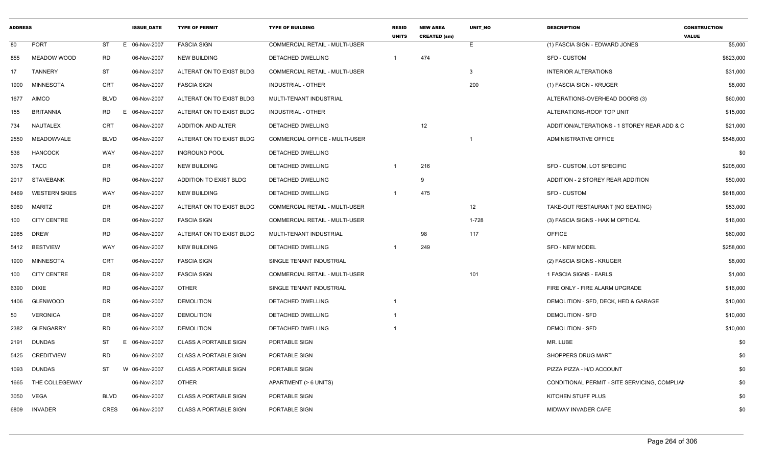| ADDRESS | | | ISSUE_DATE | TYPE OF PERMIT | TYPE OF BUILDING | RESID UNITS | NEW AREA CREATED (sm) | UNIT_NO | DESCRIPTION | CONSTRUCTION VALUE |
|---|---|---|---|---|---|---|---|---|---|---|
| 80 | PORT | ST | E 06-Nov-2007 | FASCIA SIGN | COMMERCIAL RETAIL - MULTI-USER | | | E | (1) FASCIA SIGN - EDWARD JONES | $5,000 |
| 855 | MEADOW WOOD | RD | 06-Nov-2007 | NEW BUILDING | DETACHED DWELLING | 1 | 474 | | SFD - CUSTOM | $623,000 |
| 17 | TANNERY | ST | 06-Nov-2007 | ALTERATION TO EXIST BLDG | COMMERCIAL RETAIL - MULTI-USER | | | 3 | INTERIOR ALTERATIONS | $31,000 |
| 1900 | MINNESOTA | CRT | 06-Nov-2007 | FASCIA SIGN | INDUSTRIAL - OTHER | | | 200 | (1) FASCIA SIGN - KRUGER | $8,000 |
| 1677 | AIMCO | BLVD | 06-Nov-2007 | ALTERATION TO EXIST BLDG | MULTI-TENANT INDUSTRIAL | | | | ALTERATIONS-OVERHEAD DOORS (3) | $60,000 |
| 155 | BRITANNIA | RD | E 06-Nov-2007 | ALTERATION TO EXIST BLDG | INDUSTRIAL - OTHER | | | | ALTERATIONS-ROOF TOP UNIT | $15,000 |
| 734 | NAUTALEX | CRT | 06-Nov-2007 | ADDITION AND ALTER | DETACHED DWELLING | | 12 | | ADDITION/ALTERATIONS - 1 STOREY REAR ADD & C | $21,000 |
| 2550 | MEADOWVALE | BLVD | 06-Nov-2007 | ALTERATION TO EXIST BLDG | COMMERCIAL OFFICE - MULTI-USER | | | 1 | ADMINISTRATIVE OFFICE | $548,000 |
| 536 | HANCOCK | WAY | 06-Nov-2007 | INGROUND POOL | DETACHED DWELLING | | | | | $0 |
| 3075 | TACC | DR | 06-Nov-2007 | NEW BUILDING | DETACHED DWELLING | 1 | 216 | | SFD - CUSTOM, LOT SPECIFIC | $205,000 |
| 2017 | STAVEBANK | RD | 06-Nov-2007 | ADDITION TO EXIST BLDG | DETACHED DWELLING | | 9 | | ADDITION - 2 STOREY REAR ADDITION | $50,000 |
| 6469 | WESTERN SKIES | WAY | 06-Nov-2007 | NEW BUILDING | DETACHED DWELLING | 1 | 475 | | SFD - CUSTOM | $618,000 |
| 6980 | MARITZ | DR | 06-Nov-2007 | ALTERATION TO EXIST BLDG | COMMERCIAL RETAIL - MULTI-USER | | | 12 | TAKE-OUT RESTAURANT (NO SEATING) | $53,000 |
| 100 | CITY CENTRE | DR | 06-Nov-2007 | FASCIA SIGN | COMMERCIAL RETAIL - MULTI-USER | | | 1-728 | (3) FASCIA SIGNS - HAKIM OPTICAL | $16,000 |
| 2985 | DREW | RD | 06-Nov-2007 | ALTERATION TO EXIST BLDG | MULTI-TENANT INDUSTRIAL | | 98 | 117 | OFFICE | $60,000 |
| 5412 | BESTVIEW | WAY | 06-Nov-2007 | NEW BUILDING | DETACHED DWELLING | 1 | 249 | | SFD - NEW MODEL | $258,000 |
| 1900 | MINNESOTA | CRT | 06-Nov-2007 | FASCIA SIGN | SINGLE TENANT INDUSTRIAL | | | | (2) FASCIA SIGNS - KRUGER | $8,000 |
| 100 | CITY CENTRE | DR | 06-Nov-2007 | FASCIA SIGN | COMMERCIAL RETAIL - MULTI-USER | | | 101 | 1 FASCIA SIGNS - EARLS | $1,000 |
| 6390 | DIXIE | RD | 06-Nov-2007 | OTHER | SINGLE TENANT INDUSTRIAL | | | | FIRE ONLY - FIRE ALARM UPGRADE | $16,000 |
| 1406 | GLENWOOD | DR | 06-Nov-2007 | DEMOLITION | DETACHED DWELLING | 1 | | | DEMOLITION - SFD, DECK, HED & GARAGE | $10,000 |
| 50 | VERONICA | DR | 06-Nov-2007 | DEMOLITION | DETACHED DWELLING | 1 | | | DEMOLITION - SFD | $10,000 |
| 2382 | GLENGARRY | RD | 06-Nov-2007 | DEMOLITION | DETACHED DWELLING | 1 | | | DEMOLITION - SFD | $10,000 |
| 2191 | DUNDAS | ST | E 06-Nov-2007 | CLASS A PORTABLE SIGN | PORTABLE SIGN | | | | MR. LUBE | $0 |
| 5425 | CREDITVIEW | RD | 06-Nov-2007 | CLASS A PORTABLE SIGN | PORTABLE SIGN | | | | SHOPPERS DRUG MART | $0 |
| 1093 | DUNDAS | ST | W 06-Nov-2007 | CLASS A PORTABLE SIGN | PORTABLE SIGN | | | | PIZZA PIZZA - H/O ACCOUNT | $0 |
| 1665 | THE COLLEGEWAY | | 06-Nov-2007 | OTHER | APARTMENT (> 6 UNITS) | | | | CONDITIONAL PERMIT - SITE SERVICING, COMPLIAN | $0 |
| 3050 | VEGA | BLVD | 06-Nov-2007 | CLASS A PORTABLE SIGN | PORTABLE SIGN | | | | KITCHEN STUFF PLUS | $0 |
| 6809 | INVADER | CRES | 06-Nov-2007 | CLASS A PORTABLE SIGN | PORTABLE SIGN | | | | MIDWAY INVADER CAFE | $0 |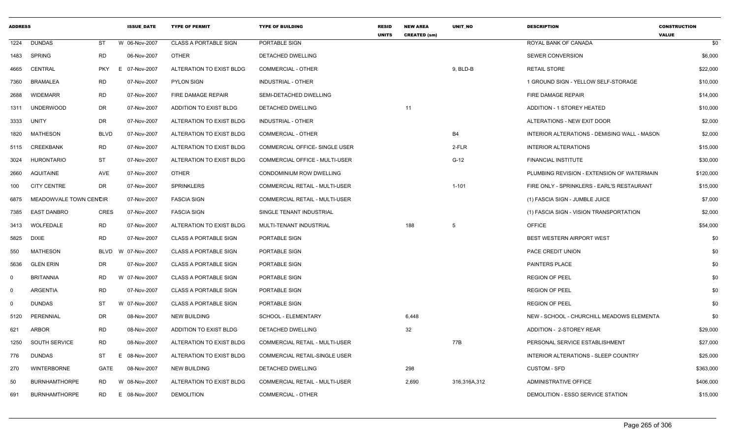| ADDRESS | | | ISSUE_DATE | TYPE OF PERMIT | TYPE OF BUILDING | RESID UNITS | NEW AREA CREATED (sm) | UNIT_NO | DESCRIPTION | CONSTRUCTION VALUE |
|---|---|---|---|---|---|---|---|---|---|---|
| 1224 | DUNDAS | ST | W 06-Nov-2007 | CLASS A PORTABLE SIGN | PORTABLE SIGN | | | | ROYAL BANK OF CANADA | $0 |
| 1483 | SPRING | RD | 06-Nov-2007 | OTHER | DETACHED DWELLING | | | | SEWER CONVERSION | $6,000 |
| 4665 | CENTRAL | PKY | E 07-Nov-2007 | ALTERATION TO EXIST BLDG | COMMERCIAL - OTHER | | | 9, BLD-B | RETAIL STORE | $22,000 |
| 7360 | BRAMALEA | RD | 07-Nov-2007 | PYLON SIGN | INDUSTRIAL - OTHER | | | | 1 GROUND SIGN - YELLOW SELF-STORAGE | $10,000 |
| 2688 | WIDEMARR | RD | 07-Nov-2007 | FIRE DAMAGE REPAIR | SEMI-DETACHED DWELLING | | | | FIRE DAMAGE REPAIR | $14,000 |
| 1311 | UNDERWOOD | DR | 07-Nov-2007 | ADDITION TO EXIST BLDG | DETACHED DWELLING | | 11 | | ADDITION - 1 STOREY HEATED | $10,000 |
| 3333 | UNITY | DR | 07-Nov-2007 | ALTERATION TO EXIST BLDG | INDUSTRIAL - OTHER | | | | ALTERATIONS - NEW EXIT DOOR | $2,000 |
| 1820 | MATHESON | BLVD | 07-Nov-2007 | ALTERATION TO EXIST BLDG | COMMERCIAL - OTHER | | | B4 | INTERIOR ALTERATIONS - DEMISING WALL - MASON | $2,000 |
| 5115 | CREEKBANK | RD | 07-Nov-2007 | ALTERATION TO EXIST BLDG | COMMERCIAL OFFICE- SINGLE USER | | | 2-FLR | INTERIOR ALTERATIONS | $15,000 |
| 3024 | HURONTARIO | ST | 07-Nov-2007 | ALTERATION TO EXIST BLDG | COMMERCIAL OFFICE - MULTI-USER | | | G-12 | FINANCIAL INSTITUTE | $30,000 |
| 2660 | AQUITAINE | AVE | 07-Nov-2007 | OTHER | CONDOMINIUM ROW DWELLING | | | | PLUMBING REVISION - EXTENSION OF WATERMAIN | $120,000 |
| 100 | CITY CENTRE | DR | 07-Nov-2007 | SPRINKLERS | COMMERCIAL RETAIL - MULTI-USER | | | 1-101 | FIRE ONLY - SPRINKLERS - EARL'S RESTAURANT | $15,000 |
| 6875 | MEADOWVALE TOWN CENTCIR | | 07-Nov-2007 | FASCIA SIGN | COMMERCIAL RETAIL - MULTI-USER | | | | (1) FASCIA SIGN - JUMBLE JUICE | $7,000 |
| 7385 | EAST DANBRO | CRES | 07-Nov-2007 | FASCIA SIGN | SINGLE TENANT INDUSTRIAL | | | | (1) FASCIA SIGN - VISION TRANSPORTATION | $2,000 |
| 3413 | WOLFEDALE | RD | 07-Nov-2007 | ALTERATION TO EXIST BLDG | MULTI-TENANT INDUSTRIAL | | 188 | 5 | OFFICE | $54,000 |
| 5825 | DIXIE | RD | 07-Nov-2007 | CLASS A PORTABLE SIGN | PORTABLE SIGN | | | | BEST WESTERN AIRPORT WEST | $0 |
| 550 | MATHESON | BLVD | W 07-Nov-2007 | CLASS A PORTABLE SIGN | PORTABLE SIGN | | | | PACE CREDIT UNION | $0 |
| 5636 | GLEN ERIN | DR | 07-Nov-2007 | CLASS A PORTABLE SIGN | PORTABLE SIGN | | | | PAINTERS PLACE | $0 |
| 0 | BRITANNIA | RD | W 07-Nov-2007 | CLASS A PORTABLE SIGN | PORTABLE SIGN | | | | REGION OF PEEL | $0 |
| 0 | ARGENTIA | RD | 07-Nov-2007 | CLASS A PORTABLE SIGN | PORTABLE SIGN | | | | REGION OF PEEL | $0 |
| 0 | DUNDAS | ST | W 07-Nov-2007 | CLASS A PORTABLE SIGN | PORTABLE SIGN | | | | REGION OF PEEL | $0 |
| 5120 | PERENNIAL | DR | 08-Nov-2007 | NEW BUILDING | SCHOOL - ELEMENTARY | | 6,448 | | NEW - SCHOOL - CHURCHILL MEADOWS ELEMENTA | $0 |
| 621 | ARBOR | RD | 08-Nov-2007 | ADDITION TO EXIST BLDG | DETACHED DWELLING | | 32 | | ADDITION - 2-STOREY REAR | $29,000 |
| 1250 | SOUTH SERVICE | RD | 08-Nov-2007 | ALTERATION TO EXIST BLDG | COMMERCIAL RETAIL - MULTI-USER | | | 77B | PERSONAL SERVICE ESTABLISHMENT | $27,000 |
| 776 | DUNDAS | ST | E 08-Nov-2007 | ALTERATION TO EXIST BLDG | COMMERCIAL RETAIL-SINGLE USER | | | | INTERIOR ALTERATIONS - SLEEP COUNTRY | $25,000 |
| 270 | WINTERBORNE | GATE | 08-Nov-2007 | NEW BUILDING | DETACHED DWELLING | | 298 | | CUSTOM - SFD | $363,000 |
| 50 | BURNHAMTHORPE | RD | W 08-Nov-2007 | ALTERATION TO EXIST BLDG | COMMERCIAL RETAIL - MULTI-USER | | 2,690 | 316,316A,312 | ADMINISTRATIVE OFFICE | $406,000 |
| 691 | BURNHAMTHORPE | RD | E 08-Nov-2007 | DEMOLITION | COMMERCIAL - OTHER | | | | DEMOLITION - ESSO SERVICE STATION | $15,000 |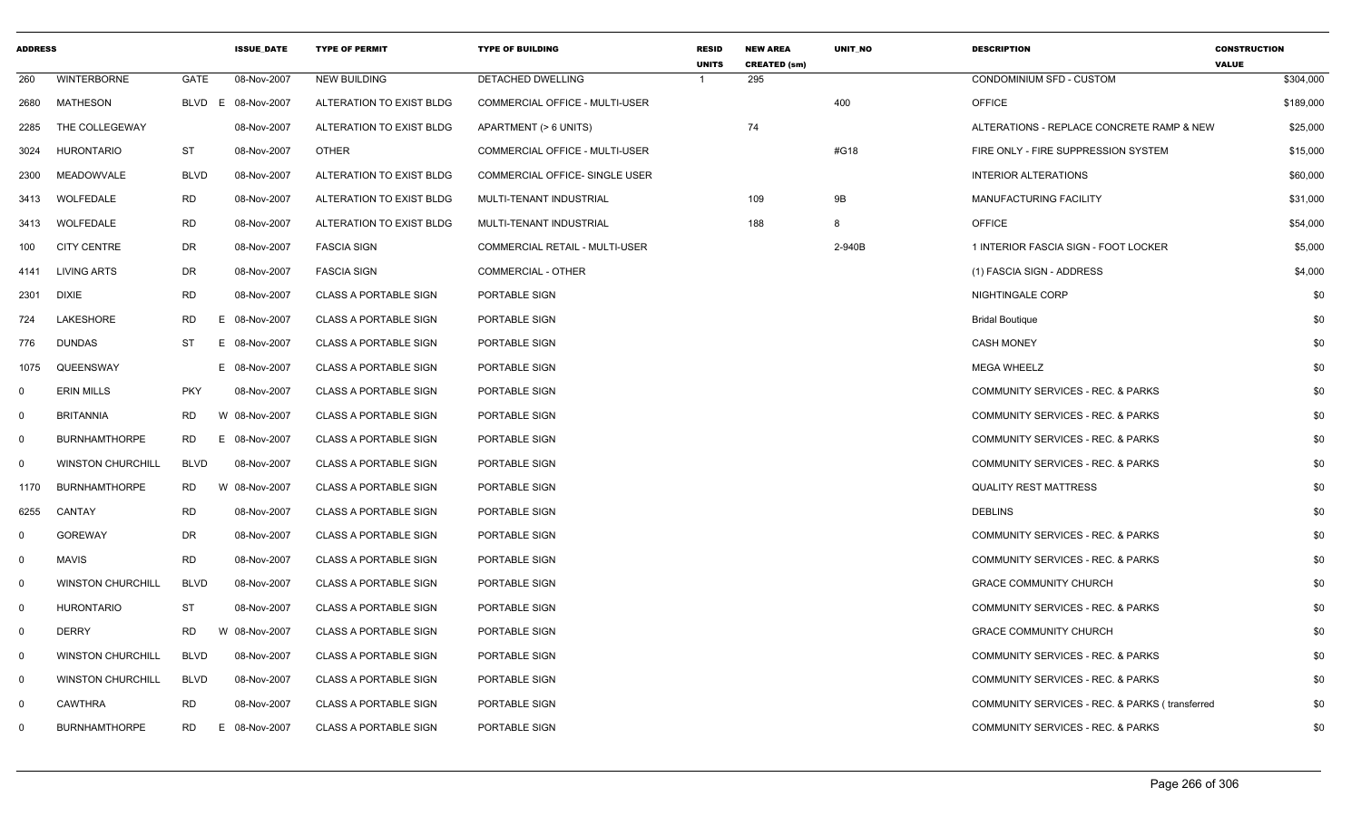| ADDRESS | | | ISSUE_DATE | TYPE OF PERMIT | TYPE OF BUILDING | RESID UNITS | NEW AREA CREATED (sm) | UNIT_NO | DESCRIPTION | CONSTRUCTION VALUE |
|---|---|---|---|---|---|---|---|---|---|---|
| 260 | WINTERBORNE | GATE | 08-Nov-2007 | NEW BUILDING | DETACHED DWELLING | 1 | 295 | | CONDOMINIUM SFD - CUSTOM | $304,000 |
| 2680 | MATHESON | BLVD E | 08-Nov-2007 | ALTERATION TO EXIST BLDG | COMMERCIAL OFFICE - MULTI-USER | | | 400 | OFFICE | $189,000 |
| 2285 | THE COLLEGEWAY | | 08-Nov-2007 | ALTERATION TO EXIST BLDG | APARTMENT (> 6 UNITS) | | 74 | | ALTERATIONS - REPLACE CONCRETE RAMP & NEW | $25,000 |
| 3024 | HURONTARIO | ST | 08-Nov-2007 | OTHER | COMMERCIAL OFFICE - MULTI-USER | | | #G18 | FIRE ONLY - FIRE SUPPRESSION SYSTEM | $15,000 |
| 2300 | MEADOWVALE | BLVD | 08-Nov-2007 | ALTERATION TO EXIST BLDG | COMMERCIAL OFFICE- SINGLE USER | | | | INTERIOR ALTERATIONS | $60,000 |
| 3413 | WOLFEDALE | RD | 08-Nov-2007 | ALTERATION TO EXIST BLDG | MULTI-TENANT INDUSTRIAL | | 109 | 9B | MANUFACTURING FACILITY | $31,000 |
| 3413 | WOLFEDALE | RD | 08-Nov-2007 | ALTERATION TO EXIST BLDG | MULTI-TENANT INDUSTRIAL | | 188 | 8 | OFFICE | $54,000 |
| 100 | CITY CENTRE | DR | 08-Nov-2007 | FASCIA SIGN | COMMERCIAL RETAIL - MULTI-USER | | | 2-940B | 1 INTERIOR FASCIA SIGN - FOOT LOCKER | $5,000 |
| 4141 | LIVING ARTS | DR | 08-Nov-2007 | FASCIA SIGN | COMMERCIAL - OTHER | | | | (1) FASCIA SIGN - ADDRESS | $4,000 |
| 2301 | DIXIE | RD | 08-Nov-2007 | CLASS A PORTABLE SIGN | PORTABLE SIGN | | | | NIGHTINGALE CORP | $0 |
| 724 | LAKESHORE | RD E | 08-Nov-2007 | CLASS A PORTABLE SIGN | PORTABLE SIGN | | | | Bridal Boutique | $0 |
| 776 | DUNDAS | ST E | 08-Nov-2007 | CLASS A PORTABLE SIGN | PORTABLE SIGN | | | | CASH MONEY | $0 |
| 1075 | QUEENSWAY | E | 08-Nov-2007 | CLASS A PORTABLE SIGN | PORTABLE SIGN | | | | MEGA WHEELZ | $0 |
| 0 | ERIN MILLS | PKY | 08-Nov-2007 | CLASS A PORTABLE SIGN | PORTABLE SIGN | | | | COMMUNITY SERVICES - REC. & PARKS | $0 |
| 0 | BRITANNIA | RD W | 08-Nov-2007 | CLASS A PORTABLE SIGN | PORTABLE SIGN | | | | COMMUNITY SERVICES - REC. & PARKS | $0 |
| 0 | BURNHAMTHORPE | RD E | 08-Nov-2007 | CLASS A PORTABLE SIGN | PORTABLE SIGN | | | | COMMUNITY SERVICES - REC. & PARKS | $0 |
| 0 | WINSTON CHURCHILL | BLVD | 08-Nov-2007 | CLASS A PORTABLE SIGN | PORTABLE SIGN | | | | COMMUNITY SERVICES - REC. & PARKS | $0 |
| 1170 | BURNHAMTHORPE | RD W | 08-Nov-2007 | CLASS A PORTABLE SIGN | PORTABLE SIGN | | | | QUALITY REST MATTRESS | $0 |
| 6255 | CANTAY | RD | 08-Nov-2007 | CLASS A PORTABLE SIGN | PORTABLE SIGN | | | | DEBLINS | $0 |
| 0 | GOREWAY | DR | 08-Nov-2007 | CLASS A PORTABLE SIGN | PORTABLE SIGN | | | | COMMUNITY SERVICES - REC. & PARKS | $0 |
| 0 | MAVIS | RD | 08-Nov-2007 | CLASS A PORTABLE SIGN | PORTABLE SIGN | | | | COMMUNITY SERVICES - REC. & PARKS | $0 |
| 0 | WINSTON CHURCHILL | BLVD | 08-Nov-2007 | CLASS A PORTABLE SIGN | PORTABLE SIGN | | | | GRACE COMMUNITY CHURCH | $0 |
| 0 | HURONTARIO | ST | 08-Nov-2007 | CLASS A PORTABLE SIGN | PORTABLE SIGN | | | | COMMUNITY SERVICES - REC. & PARKS | $0 |
| 0 | DERRY | RD W | 08-Nov-2007 | CLASS A PORTABLE SIGN | PORTABLE SIGN | | | | GRACE COMMUNITY CHURCH | $0 |
| 0 | WINSTON CHURCHILL | BLVD | 08-Nov-2007 | CLASS A PORTABLE SIGN | PORTABLE SIGN | | | | COMMUNITY SERVICES - REC. & PARKS | $0 |
| 0 | WINSTON CHURCHILL | BLVD | 08-Nov-2007 | CLASS A PORTABLE SIGN | PORTABLE SIGN | | | | COMMUNITY SERVICES - REC. & PARKS | $0 |
| 0 | CAWTHRA | RD | 08-Nov-2007 | CLASS A PORTABLE SIGN | PORTABLE SIGN | | | | COMMUNITY SERVICES - REC. & PARKS ( transferred | $0 |
| 0 | BURNHAMTHORPE | RD E | 08-Nov-2007 | CLASS A PORTABLE SIGN | PORTABLE SIGN | | | | COMMUNITY SERVICES - REC. & PARKS | $0 |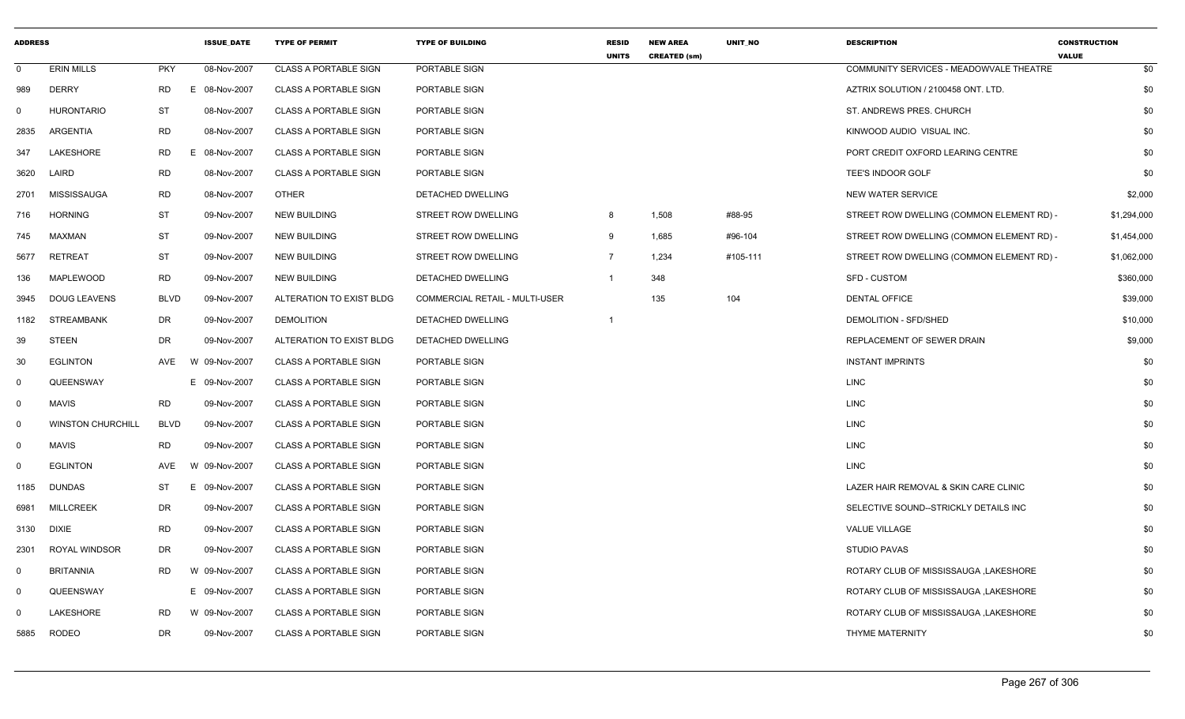| ADDRESS | | | ISSUE_DATE | TYPE OF PERMIT | TYPE OF BUILDING | RESID UNITS | NEW AREA CREATED (sm) | UNIT_NO | DESCRIPTION | CONSTRUCTION VALUE |
|---|---|---|---|---|---|---|---|---|---|---|
| 0 | ERIN MILLS | PKY | 08-Nov-2007 | CLASS A PORTABLE SIGN | PORTABLE SIGN | | | | COMMUNITY SERVICES - MEADOWVALE THEATRE | $0 |
| 989 | DERRY | RD E | 08-Nov-2007 | CLASS A PORTABLE SIGN | PORTABLE SIGN | | | | AZTRIX SOLUTION / 2100458 ONT. LTD. | $0 |
| 0 | HURONTARIO | ST | 08-Nov-2007 | CLASS A PORTABLE SIGN | PORTABLE SIGN | | | | ST. ANDREWS PRES. CHURCH | $0 |
| 2835 | ARGENTIA | RD | 08-Nov-2007 | CLASS A PORTABLE SIGN | PORTABLE SIGN | | | | KINWOOD AUDIO VISUAL INC. | $0 |
| 347 | LAKESHORE | RD E | 08-Nov-2007 | CLASS A PORTABLE SIGN | PORTABLE SIGN | | | | PORT CREDIT OXFORD LEARING CENTRE | $0 |
| 3620 | LAIRD | RD | 08-Nov-2007 | CLASS A PORTABLE SIGN | PORTABLE SIGN | | | | TEE'S INDOOR GOLF | $0 |
| 2701 | MISSISSAUGA | RD | 08-Nov-2007 | OTHER | DETACHED DWELLING | | | | NEW WATER SERVICE | $2,000 |
| 716 | HORNING | ST | 09-Nov-2007 | NEW BUILDING | STREET ROW DWELLING | 8 | 1,508 | #88-95 | STREET ROW DWELLING (COMMON ELEMENT RD) - | $1,294,000 |
| 745 | MAXMAN | ST | 09-Nov-2007 | NEW BUILDING | STREET ROW DWELLING | 9 | 1,685 | #96-104 | STREET ROW DWELLING (COMMON ELEMENT RD) - | $1,454,000 |
| 5677 | RETREAT | ST | 09-Nov-2007 | NEW BUILDING | STREET ROW DWELLING | 7 | 1,234 | #105-111 | STREET ROW DWELLING (COMMON ELEMENT RD) - | $1,062,000 |
| 136 | MAPLEWOOD | RD | 09-Nov-2007 | NEW BUILDING | DETACHED DWELLING | 1 | 348 | | SFD - CUSTOM | $360,000 |
| 3945 | DOUG LEAVENS | BLVD | 09-Nov-2007 | ALTERATION TO EXIST BLDG | COMMERCIAL RETAIL - MULTI-USER | | 135 | 104 | DENTAL OFFICE | $39,000 |
| 1182 | STREAMBANK | DR | 09-Nov-2007 | DEMOLITION | DETACHED DWELLING | 1 | | | DEMOLITION - SFD/SHED | $10,000 |
| 39 | STEEN | DR | 09-Nov-2007 | ALTERATION TO EXIST BLDG | DETACHED DWELLING | | | | REPLACEMENT OF SEWER DRAIN | $9,000 |
| 30 | EGLINTON | AVE W | 09-Nov-2007 | CLASS A PORTABLE SIGN | PORTABLE SIGN | | | | INSTANT IMPRINTS | $0 |
| 0 | QUEENSWAY | E | 09-Nov-2007 | CLASS A PORTABLE SIGN | PORTABLE SIGN | | | | LINC | $0 |
| 0 | MAVIS | RD | 09-Nov-2007 | CLASS A PORTABLE SIGN | PORTABLE SIGN | | | | LINC | $0 |
| 0 | WINSTON CHURCHILL | BLVD | 09-Nov-2007 | CLASS A PORTABLE SIGN | PORTABLE SIGN | | | | LINC | $0 |
| 0 | MAVIS | RD | 09-Nov-2007 | CLASS A PORTABLE SIGN | PORTABLE SIGN | | | | LINC | $0 |
| 0 | EGLINTON | AVE W | 09-Nov-2007 | CLASS A PORTABLE SIGN | PORTABLE SIGN | | | | LINC | $0 |
| 1185 | DUNDAS | ST E | 09-Nov-2007 | CLASS A PORTABLE SIGN | PORTABLE SIGN | | | | LAZER HAIR REMOVAL & SKIN CARE CLINIC | $0 |
| 6981 | MILLCREEK | DR | 09-Nov-2007 | CLASS A PORTABLE SIGN | PORTABLE SIGN | | | | SELECTIVE SOUND--STRICKLY DETAILS INC | $0 |
| 3130 | DIXIE | RD | 09-Nov-2007 | CLASS A PORTABLE SIGN | PORTABLE SIGN | | | | VALUE VILLAGE | $0 |
| 2301 | ROYAL WINDSOR | DR | 09-Nov-2007 | CLASS A PORTABLE SIGN | PORTABLE SIGN | | | | STUDIO PAVAS | $0 |
| 0 | BRITANNIA | RD W | 09-Nov-2007 | CLASS A PORTABLE SIGN | PORTABLE SIGN | | | | ROTARY CLUB OF MISSISSAUGA ,LAKESHORE | $0 |
| 0 | QUEENSWAY | E | 09-Nov-2007 | CLASS A PORTABLE SIGN | PORTABLE SIGN | | | | ROTARY CLUB OF MISSISSAUGA ,LAKESHORE | $0 |
| 0 | LAKESHORE | RD W | 09-Nov-2007 | CLASS A PORTABLE SIGN | PORTABLE SIGN | | | | ROTARY CLUB OF MISSISSAUGA ,LAKESHORE | $0 |
| 5885 | RODEO | DR | 09-Nov-2007 | CLASS A PORTABLE SIGN | PORTABLE SIGN | | | | THYME MATERNITY | $0 |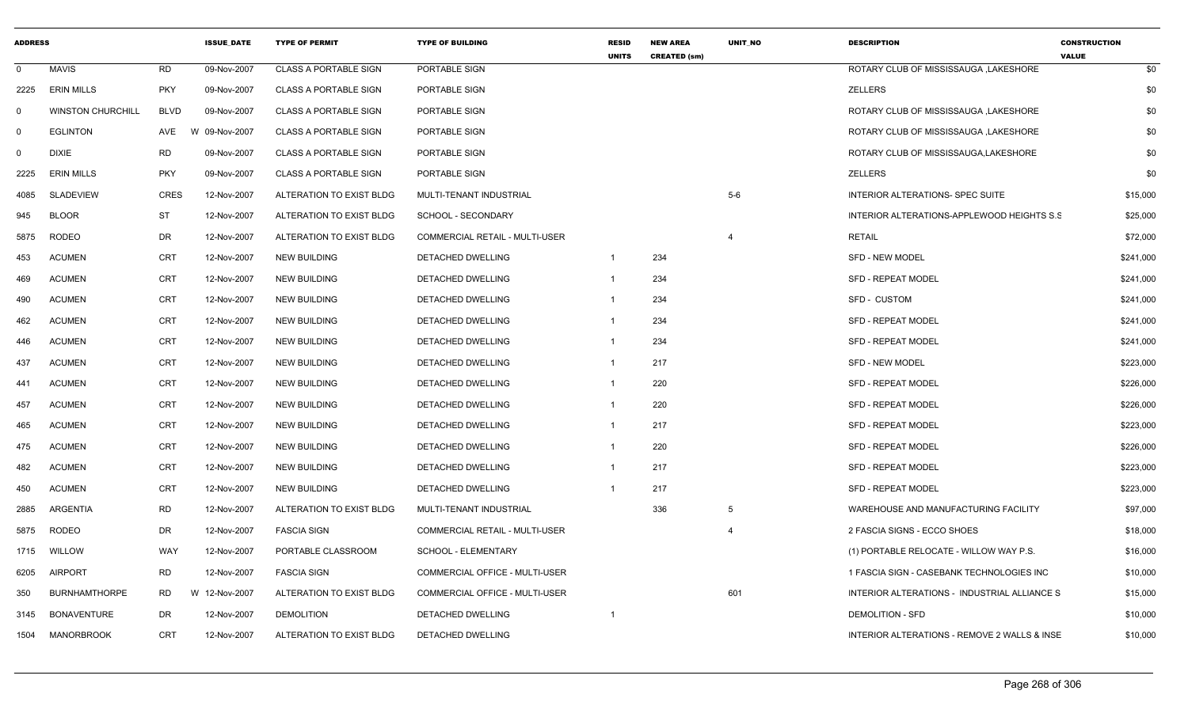| ADDRESS | | | ISSUE_DATE | TYPE OF PERMIT | TYPE OF BUILDING | RESID UNITS | NEW AREA CREATED (sm) | UNIT_NO | DESCRIPTION | CONSTRUCTION VALUE |
|---|---|---|---|---|---|---|---|---|---|---|
| 0 | MAVIS | RD | 09-Nov-2007 | CLASS A PORTABLE SIGN | PORTABLE SIGN | | | | ROTARY CLUB OF MISSISSAUGA ,LAKESHORE | $0 |
| 2225 | ERIN MILLS | PKY | 09-Nov-2007 | CLASS A PORTABLE SIGN | PORTABLE SIGN | | | | ZELLERS | $0 |
| 0 | WINSTON CHURCHILL | BLVD | 09-Nov-2007 | CLASS A PORTABLE SIGN | PORTABLE SIGN | | | | ROTARY CLUB OF MISSISSAUGA ,LAKESHORE | $0 |
| 0 | EGLINTON | AVE W | 09-Nov-2007 | CLASS A PORTABLE SIGN | PORTABLE SIGN | | | | ROTARY CLUB OF MISSISSAUGA ,LAKESHORE | $0 |
| 0 | DIXIE | RD | 09-Nov-2007 | CLASS A PORTABLE SIGN | PORTABLE SIGN | | | | ROTARY CLUB OF MISSISSAUGA,LAKESHORE | $0 |
| 2225 | ERIN MILLS | PKY | 09-Nov-2007 | CLASS A PORTABLE SIGN | PORTABLE SIGN | | | | ZELLERS | $0 |
| 4085 | SLADEVIEW | CRES | 12-Nov-2007 | ALTERATION TO EXIST BLDG | MULTI-TENANT INDUSTRIAL | | | 5-6 | INTERIOR ALTERATIONS- SPEC SUITE | $15,000 |
| 945 | BLOOR | ST | 12-Nov-2007 | ALTERATION TO EXIST BLDG | SCHOOL - SECONDARY | | | | INTERIOR ALTERATIONS-APPLEWOOD HEIGHTS S.S | $25,000 |
| 5875 | RODEO | DR | 12-Nov-2007 | ALTERATION TO EXIST BLDG | COMMERCIAL RETAIL - MULTI-USER | | | 4 | RETAIL | $72,000 |
| 453 | ACUMEN | CRT | 12-Nov-2007 | NEW BUILDING | DETACHED DWELLING | 1 | 234 | | SFD - NEW MODEL | $241,000 |
| 469 | ACUMEN | CRT | 12-Nov-2007 | NEW BUILDING | DETACHED DWELLING | 1 | 234 | | SFD - REPEAT MODEL | $241,000 |
| 490 | ACUMEN | CRT | 12-Nov-2007 | NEW BUILDING | DETACHED DWELLING | 1 | 234 | | SFD - CUSTOM | $241,000 |
| 462 | ACUMEN | CRT | 12-Nov-2007 | NEW BUILDING | DETACHED DWELLING | 1 | 234 | | SFD - REPEAT MODEL | $241,000 |
| 446 | ACUMEN | CRT | 12-Nov-2007 | NEW BUILDING | DETACHED DWELLING | 1 | 234 | | SFD - REPEAT MODEL | $241,000 |
| 437 | ACUMEN | CRT | 12-Nov-2007 | NEW BUILDING | DETACHED DWELLING | 1 | 217 | | SFD - NEW MODEL | $223,000 |
| 441 | ACUMEN | CRT | 12-Nov-2007 | NEW BUILDING | DETACHED DWELLING | 1 | 220 | | SFD - REPEAT MODEL | $226,000 |
| 457 | ACUMEN | CRT | 12-Nov-2007 | NEW BUILDING | DETACHED DWELLING | 1 | 220 | | SFD - REPEAT MODEL | $226,000 |
| 465 | ACUMEN | CRT | 12-Nov-2007 | NEW BUILDING | DETACHED DWELLING | 1 | 217 | | SFD - REPEAT MODEL | $223,000 |
| 475 | ACUMEN | CRT | 12-Nov-2007 | NEW BUILDING | DETACHED DWELLING | 1 | 220 | | SFD - REPEAT MODEL | $226,000 |
| 482 | ACUMEN | CRT | 12-Nov-2007 | NEW BUILDING | DETACHED DWELLING | 1 | 217 | | SFD - REPEAT MODEL | $223,000 |
| 450 | ACUMEN | CRT | 12-Nov-2007 | NEW BUILDING | DETACHED DWELLING | 1 | 217 | | SFD - REPEAT MODEL | $223,000 |
| 2885 | ARGENTIA | RD | 12-Nov-2007 | ALTERATION TO EXIST BLDG | MULTI-TENANT INDUSTRIAL | | 336 | 5 | WAREHOUSE AND MANUFACTURING FACILITY | $97,000 |
| 5875 | RODEO | DR | 12-Nov-2007 | FASCIA SIGN | COMMERCIAL RETAIL - MULTI-USER | | | 4 | 2 FASCIA SIGNS - ECCO SHOES | $18,000 |
| 1715 | WILLOW | WAY | 12-Nov-2007 | PORTABLE CLASSROOM | SCHOOL - ELEMENTARY | | | | (1) PORTABLE RELOCATE - WILLOW WAY P.S. | $16,000 |
| 6205 | AIRPORT | RD | 12-Nov-2007 | FASCIA SIGN | COMMERCIAL OFFICE - MULTI-USER | | | | 1 FASCIA SIGN - CASEBANK TECHNOLOGIES INC | $10,000 |
| 350 | BURNHAMTHORPE | RD W | 12-Nov-2007 | ALTERATION TO EXIST BLDG | COMMERCIAL OFFICE - MULTI-USER | | | 601 | INTERIOR ALTERATIONS - INDUSTRIAL ALLIANCE S | $15,000 |
| 3145 | BONAVENTURE | DR | 12-Nov-2007 | DEMOLITION | DETACHED DWELLING | 1 | | | DEMOLITION - SFD | $10,000 |
| 1504 | MANORBROOK | CRT | 12-Nov-2007 | ALTERATION TO EXIST BLDG | DETACHED DWELLING | | | | INTERIOR ALTERATIONS - REMOVE 2 WALLS & INSE | $10,000 |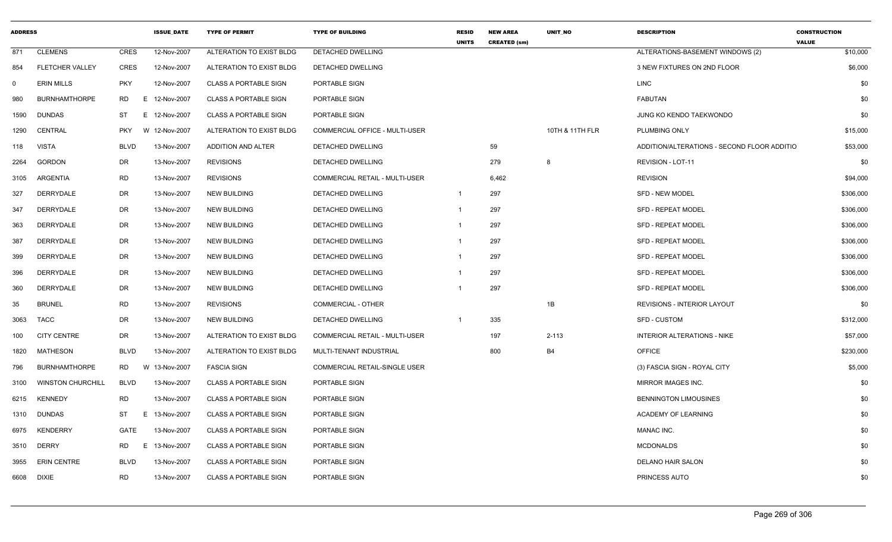| ADDRESS | | | ISSUE_DATE | TYPE OF PERMIT | TYPE OF BUILDING | RESID UNITS | NEW AREA CREATED (sm) | UNIT_NO | DESCRIPTION | CONSTRUCTION VALUE |
|---|---|---|---|---|---|---|---|---|---|---|
| 871 | CLEMENS | CRES | 12-Nov-2007 | ALTERATION TO EXIST BLDG | DETACHED DWELLING | | | | ALTERATIONS-BASEMENT WINDOWS (2) | $10,000 |
| 854 | FLETCHER VALLEY | CRES | 12-Nov-2007 | ALTERATION TO EXIST BLDG | DETACHED DWELLING | | | | 3 NEW FIXTURES ON 2ND FLOOR | $6,000 |
| 0 | ERIN MILLS | PKY | 12-Nov-2007 | CLASS A PORTABLE SIGN | PORTABLE SIGN | | | | LINC | $0 |
| 980 | BURNHAMTHORPE | RD E | 12-Nov-2007 | CLASS A PORTABLE SIGN | PORTABLE SIGN | | | | FABUTAN | $0 |
| 1590 | DUNDAS | ST E | 12-Nov-2007 | CLASS A PORTABLE SIGN | PORTABLE SIGN | | | | JUNG KO KENDO TAEKWONDO | $0 |
| 1290 | CENTRAL | PKY W | 12-Nov-2007 | ALTERATION TO EXIST BLDG | COMMERCIAL OFFICE - MULTI-USER | | | 10TH & 11TH FLR | PLUMBING ONLY | $15,000 |
| 118 | VISTA | BLVD | 13-Nov-2007 | ADDITION AND ALTER | DETACHED DWELLING | | 59 | | ADDITION/ALTERATIONS - SECOND FLOOR ADDITIO | $53,000 |
| 2264 | GORDON | DR | 13-Nov-2007 | REVISIONS | DETACHED DWELLING | | 279 | 8 | REVISION - LOT-11 | $0 |
| 3105 | ARGENTIA | RD | 13-Nov-2007 | REVISIONS | COMMERCIAL RETAIL - MULTI-USER | | 6,462 | | REVISION | $94,000 |
| 327 | DERRYDALE | DR | 13-Nov-2007 | NEW BUILDING | DETACHED DWELLING | 1 | 297 | | SFD - NEW MODEL | $306,000 |
| 347 | DERRYDALE | DR | 13-Nov-2007 | NEW BUILDING | DETACHED DWELLING | 1 | 297 | | SFD - REPEAT MODEL | $306,000 |
| 363 | DERRYDALE | DR | 13-Nov-2007 | NEW BUILDING | DETACHED DWELLING | 1 | 297 | | SFD - REPEAT MODEL | $306,000 |
| 387 | DERRYDALE | DR | 13-Nov-2007 | NEW BUILDING | DETACHED DWELLING | 1 | 297 | | SFD - REPEAT MODEL | $306,000 |
| 399 | DERRYDALE | DR | 13-Nov-2007 | NEW BUILDING | DETACHED DWELLING | 1 | 297 | | SFD - REPEAT MODEL | $306,000 |
| 396 | DERRYDALE | DR | 13-Nov-2007 | NEW BUILDING | DETACHED DWELLING | 1 | 297 | | SFD - REPEAT MODEL | $306,000 |
| 360 | DERRYDALE | DR | 13-Nov-2007 | NEW BUILDING | DETACHED DWELLING | 1 | 297 | | SFD - REPEAT MODEL | $306,000 |
| 35 | BRUNEL | RD | 13-Nov-2007 | REVISIONS | COMMERCIAL - OTHER | | | 1B | REVISIONS - INTERIOR LAYOUT | $0 |
| 3063 | TACC | DR | 13-Nov-2007 | NEW BUILDING | DETACHED DWELLING | 1 | 335 | | SFD - CUSTOM | $312,000 |
| 100 | CITY CENTRE | DR | 13-Nov-2007 | ALTERATION TO EXIST BLDG | COMMERCIAL RETAIL - MULTI-USER | | 197 | 2-113 | INTERIOR ALTERATIONS - NIKE | $57,000 |
| 1820 | MATHESON | BLVD | 13-Nov-2007 | ALTERATION TO EXIST BLDG | MULTI-TENANT INDUSTRIAL | | 800 | B4 | OFFICE | $230,000 |
| 796 | BURNHAMTHORPE | RD W | 13-Nov-2007 | FASCIA SIGN | COMMERCIAL RETAIL-SINGLE USER | | | | (3) FASCIA SIGN - ROYAL CITY | $5,000 |
| 3100 | WINSTON CHURCHILL | BLVD | 13-Nov-2007 | CLASS A PORTABLE SIGN | PORTABLE SIGN | | | | MIRROR IMAGES INC. | $0 |
| 6215 | KENNEDY | RD | 13-Nov-2007 | CLASS A PORTABLE SIGN | PORTABLE SIGN | | | | BENNINGTON LIMOUSINES | $0 |
| 1310 | DUNDAS | ST E | 13-Nov-2007 | CLASS A PORTABLE SIGN | PORTABLE SIGN | | | | ACADEMY OF LEARNING | $0 |
| 6975 | KENDERRY | GATE | 13-Nov-2007 | CLASS A PORTABLE SIGN | PORTABLE SIGN | | | | MANAC INC. | $0 |
| 3510 | DERRY | RD E | 13-Nov-2007 | CLASS A PORTABLE SIGN | PORTABLE SIGN | | | | MCDONALDS | $0 |
| 3955 | ERIN CENTRE | BLVD | 13-Nov-2007 | CLASS A PORTABLE SIGN | PORTABLE SIGN | | | | DELANO HAIR SALON | $0 |
| 6608 | DIXIE | RD | 13-Nov-2007 | CLASS A PORTABLE SIGN | PORTABLE SIGN | | | | PRINCESS AUTO | $0 |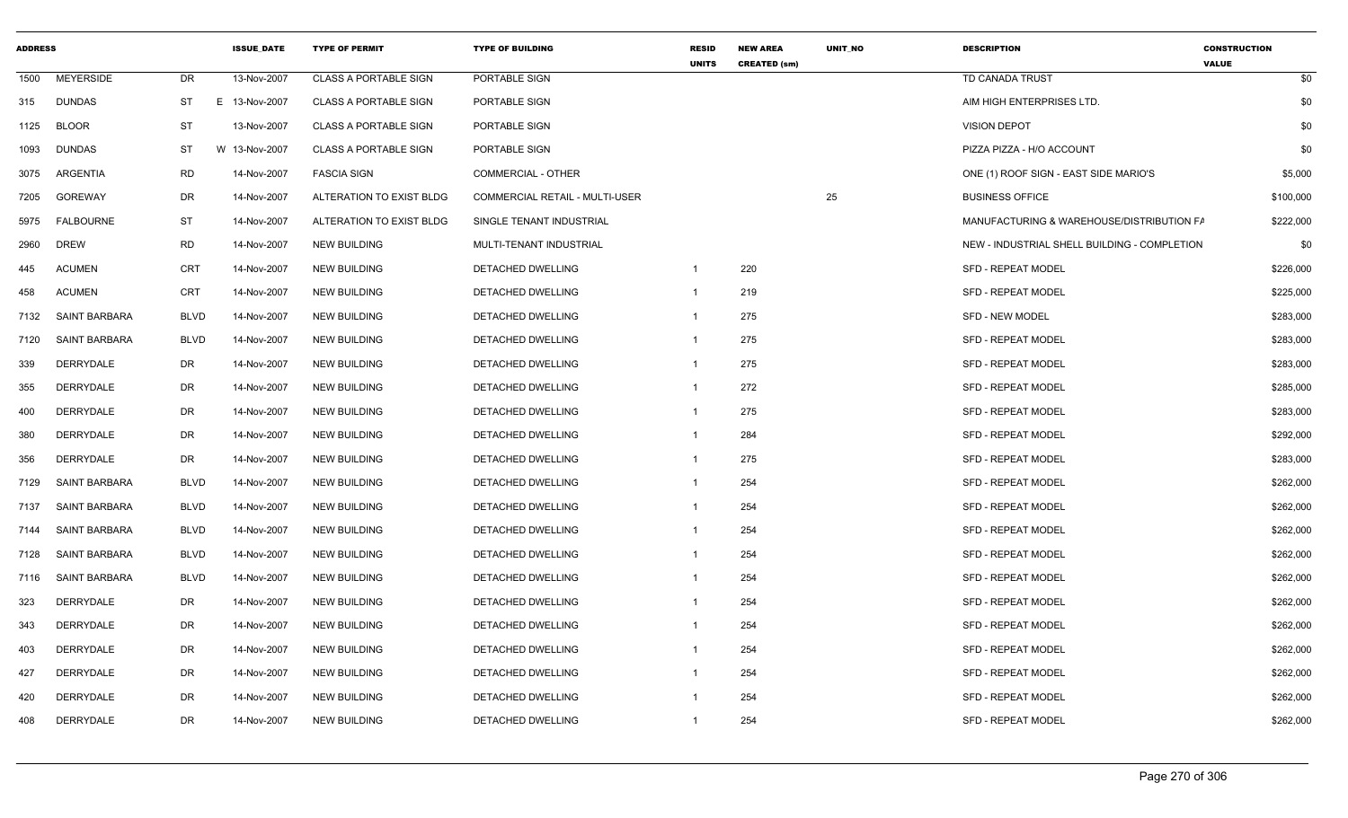| ADDRESS | | | ISSUE_DATE | TYPE OF PERMIT | TYPE OF BUILDING | RESID UNITS | NEW AREA CREATED (sm) | UNIT_NO | DESCRIPTION | CONSTRUCTION VALUE |
|---|---|---|---|---|---|---|---|---|---|---|
| 1500 | MEYERSIDE | DR | 13-Nov-2007 | CLASS A PORTABLE SIGN | PORTABLE SIGN | | | | TD CANADA TRUST | $0 |
| 315 | DUNDAS | ST | E 13-Nov-2007 | CLASS A PORTABLE SIGN | PORTABLE SIGN | | | | AIM HIGH ENTERPRISES LTD. | $0 |
| 1125 | BLOOR | ST | 13-Nov-2007 | CLASS A PORTABLE SIGN | PORTABLE SIGN | | | | VISION DEPOT | $0 |
| 1093 | DUNDAS | ST | W 13-Nov-2007 | CLASS A PORTABLE SIGN | PORTABLE SIGN | | | | PIZZA PIZZA - H/O ACCOUNT | $0 |
| 3075 | ARGENTIA | RD | 14-Nov-2007 | FASCIA SIGN | COMMERCIAL - OTHER | | | | ONE (1) ROOF SIGN - EAST SIDE MARIO'S | $5,000 |
| 7205 | GOREWAY | DR | 14-Nov-2007 | ALTERATION TO EXIST BLDG | COMMERCIAL RETAIL - MULTI-USER | | | 25 | BUSINESS OFFICE | $100,000 |
| 5975 | FALBOURNE | ST | 14-Nov-2007 | ALTERATION TO EXIST BLDG | SINGLE TENANT INDUSTRIAL | | | | MANUFACTURING & WAREHOUSE/DISTRIBUTION FA | $222,000 |
| 2960 | DREW | RD | 14-Nov-2007 | NEW BUILDING | MULTI-TENANT INDUSTRIAL | | | | NEW - INDUSTRIAL SHELL BUILDING - COMPLETION | $0 |
| 445 | ACUMEN | CRT | 14-Nov-2007 | NEW BUILDING | DETACHED DWELLING | 1 | 220 | | SFD - REPEAT MODEL | $226,000 |
| 458 | ACUMEN | CRT | 14-Nov-2007 | NEW BUILDING | DETACHED DWELLING | 1 | 219 | | SFD - REPEAT MODEL | $225,000 |
| 7132 | SAINT BARBARA | BLVD | 14-Nov-2007 | NEW BUILDING | DETACHED DWELLING | 1 | 275 | | SFD - NEW MODEL | $283,000 |
| 7120 | SAINT BARBARA | BLVD | 14-Nov-2007 | NEW BUILDING | DETACHED DWELLING | 1 | 275 | | SFD - REPEAT MODEL | $283,000 |
| 339 | DERRYDALE | DR | 14-Nov-2007 | NEW BUILDING | DETACHED DWELLING | 1 | 275 | | SFD - REPEAT MODEL | $283,000 |
| 355 | DERRYDALE | DR | 14-Nov-2007 | NEW BUILDING | DETACHED DWELLING | 1 | 272 | | SFD - REPEAT MODEL | $285,000 |
| 400 | DERRYDALE | DR | 14-Nov-2007 | NEW BUILDING | DETACHED DWELLING | 1 | 275 | | SFD - REPEAT MODEL | $283,000 |
| 380 | DERRYDALE | DR | 14-Nov-2007 | NEW BUILDING | DETACHED DWELLING | 1 | 284 | | SFD - REPEAT MODEL | $292,000 |
| 356 | DERRYDALE | DR | 14-Nov-2007 | NEW BUILDING | DETACHED DWELLING | 1 | 275 | | SFD - REPEAT MODEL | $283,000 |
| 7129 | SAINT BARBARA | BLVD | 14-Nov-2007 | NEW BUILDING | DETACHED DWELLING | 1 | 254 | | SFD - REPEAT MODEL | $262,000 |
| 7137 | SAINT BARBARA | BLVD | 14-Nov-2007 | NEW BUILDING | DETACHED DWELLING | 1 | 254 | | SFD - REPEAT MODEL | $262,000 |
| 7144 | SAINT BARBARA | BLVD | 14-Nov-2007 | NEW BUILDING | DETACHED DWELLING | 1 | 254 | | SFD - REPEAT MODEL | $262,000 |
| 7128 | SAINT BARBARA | BLVD | 14-Nov-2007 | NEW BUILDING | DETACHED DWELLING | 1 | 254 | | SFD - REPEAT MODEL | $262,000 |
| 7116 | SAINT BARBARA | BLVD | 14-Nov-2007 | NEW BUILDING | DETACHED DWELLING | 1 | 254 | | SFD - REPEAT MODEL | $262,000 |
| 323 | DERRYDALE | DR | 14-Nov-2007 | NEW BUILDING | DETACHED DWELLING | 1 | 254 | | SFD - REPEAT MODEL | $262,000 |
| 343 | DERRYDALE | DR | 14-Nov-2007 | NEW BUILDING | DETACHED DWELLING | 1 | 254 | | SFD - REPEAT MODEL | $262,000 |
| 403 | DERRYDALE | DR | 14-Nov-2007 | NEW BUILDING | DETACHED DWELLING | 1 | 254 | | SFD - REPEAT MODEL | $262,000 |
| 427 | DERRYDALE | DR | 14-Nov-2007 | NEW BUILDING | DETACHED DWELLING | 1 | 254 | | SFD - REPEAT MODEL | $262,000 |
| 420 | DERRYDALE | DR | 14-Nov-2007 | NEW BUILDING | DETACHED DWELLING | 1 | 254 | | SFD - REPEAT MODEL | $262,000 |
| 408 | DERRYDALE | DR | 14-Nov-2007 | NEW BUILDING | DETACHED DWELLING | 1 | 254 | | SFD - REPEAT MODEL | $262,000 |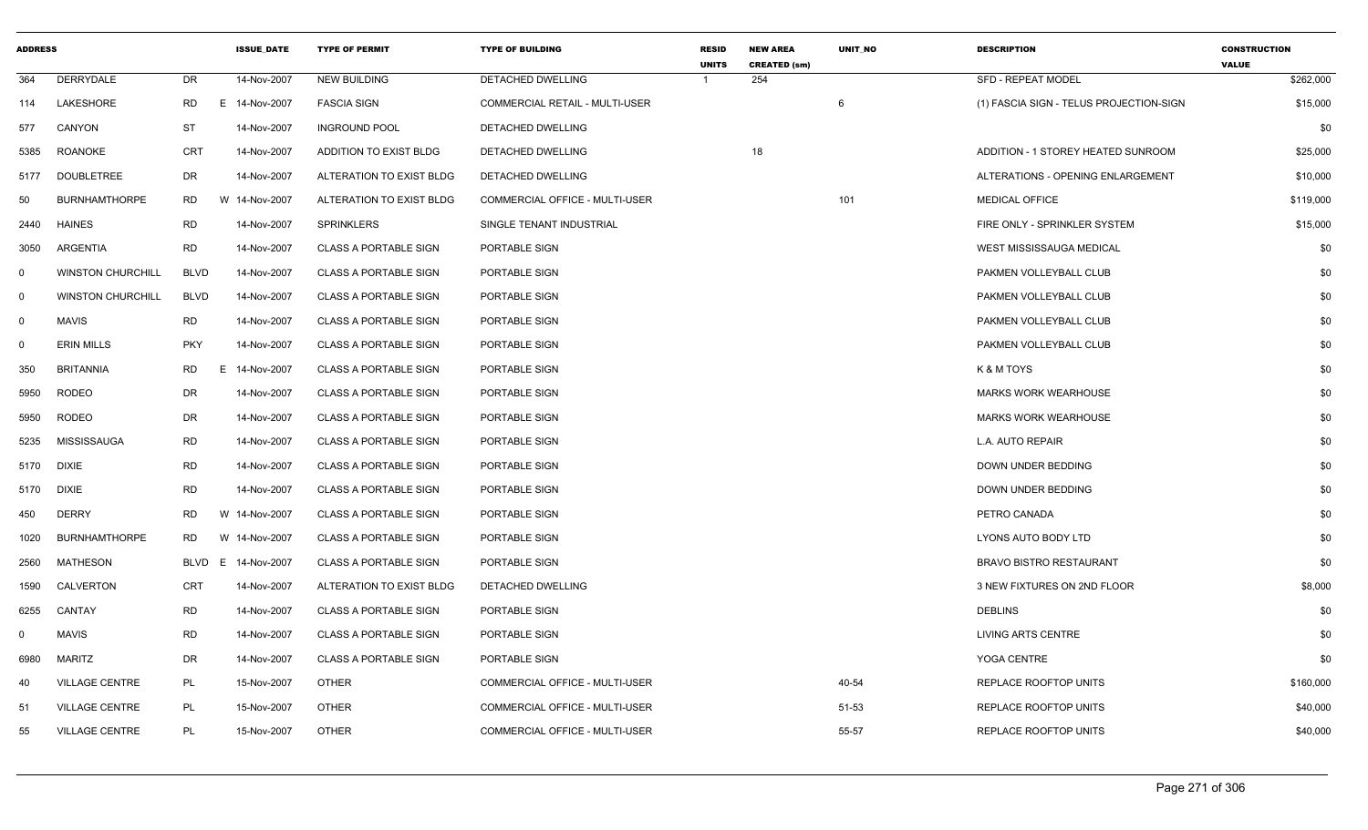| ADDRESS | | | ISSUE_DATE | TYPE OF PERMIT | TYPE OF BUILDING | RESID UNITS | NEW AREA CREATED (sm) | UNIT_NO | DESCRIPTION | CONSTRUCTION VALUE |
|---|---|---|---|---|---|---|---|---|---|---|
| 364 | DERRYDALE | DR | 14-Nov-2007 | NEW BUILDING | DETACHED DWELLING | 1 | 254 | | SFD - REPEAT MODEL | $262,000 |
| 114 | LAKESHORE | RD | E 14-Nov-2007 | FASCIA SIGN | COMMERCIAL RETAIL - MULTI-USER | | | 6 | (1) FASCIA SIGN - TELUS PROJECTION-SIGN | $15,000 |
| 577 | CANYON | ST | 14-Nov-2007 | INGROUND POOL | DETACHED DWELLING | | | | | $0 |
| 5385 | ROANOKE | CRT | 14-Nov-2007 | ADDITION TO EXIST BLDG | DETACHED DWELLING | | 18 | | ADDITION - 1 STOREY HEATED SUNROOM | $25,000 |
| 5177 | DOUBLETREE | DR | 14-Nov-2007 | ALTERATION TO EXIST BLDG | DETACHED DWELLING | | | | ALTERATIONS - OPENING ENLARGEMENT | $10,000 |
| 50 | BURNHAMTHORPE | RD | W 14-Nov-2007 | ALTERATION TO EXIST BLDG | COMMERCIAL OFFICE - MULTI-USER | | | 101 | MEDICAL OFFICE | $119,000 |
| 2440 | HAINES | RD | 14-Nov-2007 | SPRINKLERS | SINGLE TENANT INDUSTRIAL | | | | FIRE ONLY - SPRINKLER SYSTEM | $15,000 |
| 3050 | ARGENTIA | RD | 14-Nov-2007 | CLASS A PORTABLE SIGN | PORTABLE SIGN | | | | WEST MISSISSAUGA MEDICAL | $0 |
| 0 | WINSTON CHURCHILL | BLVD | 14-Nov-2007 | CLASS A PORTABLE SIGN | PORTABLE SIGN | | | | PAKMEN VOLLEYBALL CLUB | $0 |
| 0 | WINSTON CHURCHILL | BLVD | 14-Nov-2007 | CLASS A PORTABLE SIGN | PORTABLE SIGN | | | | PAKMEN VOLLEYBALL CLUB | $0 |
| 0 | MAVIS | RD | 14-Nov-2007 | CLASS A PORTABLE SIGN | PORTABLE SIGN | | | | PAKMEN VOLLEYBALL CLUB | $0 |
| 0 | ERIN MILLS | PKY | 14-Nov-2007 | CLASS A PORTABLE SIGN | PORTABLE SIGN | | | | PAKMEN VOLLEYBALL CLUB | $0 |
| 350 | BRITANNIA | RD | E 14-Nov-2007 | CLASS A PORTABLE SIGN | PORTABLE SIGN | | | | K & M TOYS | $0 |
| 5950 | RODEO | DR | 14-Nov-2007 | CLASS A PORTABLE SIGN | PORTABLE SIGN | | | | MARKS WORK WEARHOUSE | $0 |
| 5950 | RODEO | DR | 14-Nov-2007 | CLASS A PORTABLE SIGN | PORTABLE SIGN | | | | MARKS WORK WEARHOUSE | $0 |
| 5235 | MISSISSAUGA | RD | 14-Nov-2007 | CLASS A PORTABLE SIGN | PORTABLE SIGN | | | | L.A. AUTO REPAIR | $0 |
| 5170 | DIXIE | RD | 14-Nov-2007 | CLASS A PORTABLE SIGN | PORTABLE SIGN | | | | DOWN UNDER BEDDING | $0 |
| 5170 | DIXIE | RD | 14-Nov-2007 | CLASS A PORTABLE SIGN | PORTABLE SIGN | | | | DOWN UNDER BEDDING | $0 |
| 450 | DERRY | RD | W 14-Nov-2007 | CLASS A PORTABLE SIGN | PORTABLE SIGN | | | | PETRO CANADA | $0 |
| 1020 | BURNHAMTHORPE | RD | W 14-Nov-2007 | CLASS A PORTABLE SIGN | PORTABLE SIGN | | | | LYONS AUTO BODY LTD | $0 |
| 2560 | MATHESON | BLVD | E 14-Nov-2007 | CLASS A PORTABLE SIGN | PORTABLE SIGN | | | | BRAVO BISTRO RESTAURANT | $0 |
| 1590 | CALVERTON | CRT | 14-Nov-2007 | ALTERATION TO EXIST BLDG | DETACHED DWELLING | | | | 3 NEW FIXTURES ON 2ND FLOOR | $8,000 |
| 6255 | CANTAY | RD | 14-Nov-2007 | CLASS A PORTABLE SIGN | PORTABLE SIGN | | | | DEBLINS | $0 |
| 0 | MAVIS | RD | 14-Nov-2007 | CLASS A PORTABLE SIGN | PORTABLE SIGN | | | | LIVING ARTS CENTRE | $0 |
| 6980 | MARITZ | DR | 14-Nov-2007 | CLASS A PORTABLE SIGN | PORTABLE SIGN | | | | YOGA CENTRE | $0 |
| 40 | VILLAGE CENTRE | PL | 15-Nov-2007 | OTHER | COMMERCIAL OFFICE - MULTI-USER | | | 40-54 | REPLACE ROOFTOP UNITS | $160,000 |
| 51 | VILLAGE CENTRE | PL | 15-Nov-2007 | OTHER | COMMERCIAL OFFICE - MULTI-USER | | | 51-53 | REPLACE ROOFTOP UNITS | $40,000 |
| 55 | VILLAGE CENTRE | PL | 15-Nov-2007 | OTHER | COMMERCIAL OFFICE - MULTI-USER | | | 55-57 | REPLACE ROOFTOP UNITS | $40,000 |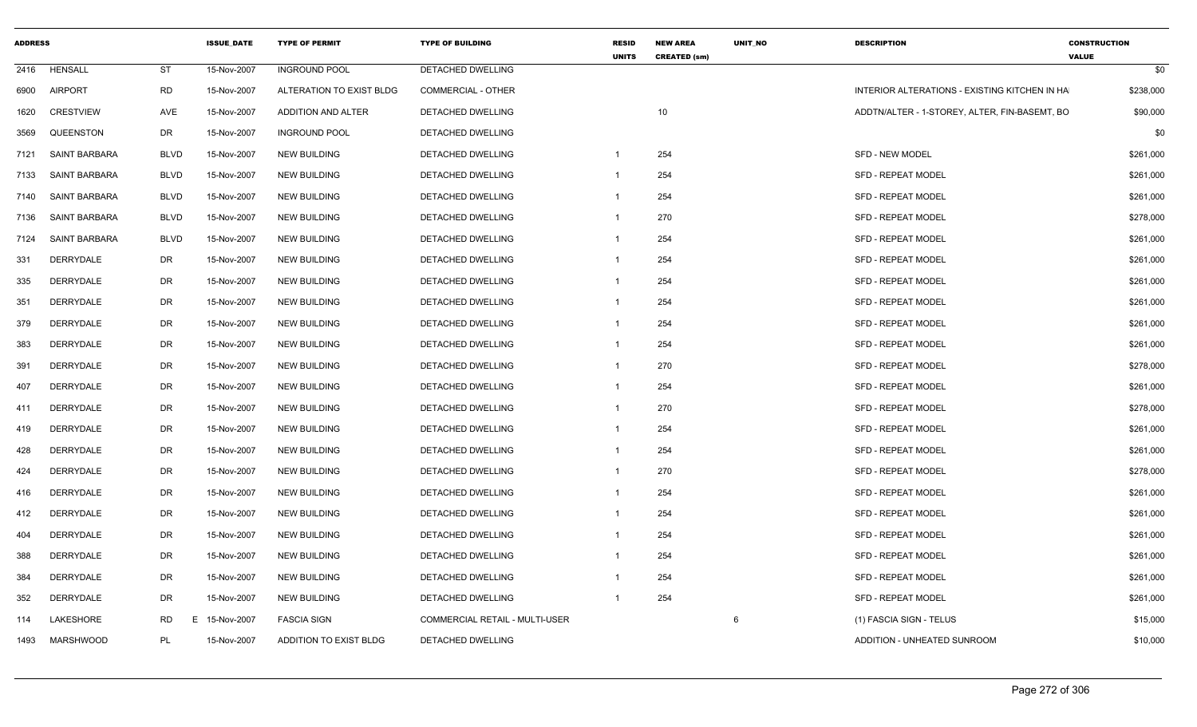| ADDRESS | | | ISSUE_DATE | TYPE OF PERMIT | TYPE OF BUILDING | RESID UNITS | NEW AREA CREATED (sm) | UNIT_NO | DESCRIPTION | CONSTRUCTION VALUE |
|---|---|---|---|---|---|---|---|---|---|---|
| 2416 | HENSALL | ST | 15-Nov-2007 | INGROUND POOL | DETACHED DWELLING | | | | | $0 |
| 6900 | AIRPORT | RD | 15-Nov-2007 | ALTERATION TO EXIST BLDG | COMMERCIAL - OTHER | | | | INTERIOR ALTERATIONS - EXISTING KITCHEN IN HA | $238,000 |
| 1620 | CRESTVIEW | AVE | 15-Nov-2007 | ADDITION AND ALTER | DETACHED DWELLING | | 10 | | ADDTN/ALTER - 1-STOREY, ALTER, FIN-BASEMT, BO | $90,000 |
| 3569 | QUEENSTON | DR | 15-Nov-2007 | INGROUND POOL | DETACHED DWELLING | | | | | $0 |
| 7121 | SAINT BARBARA | BLVD | 15-Nov-2007 | NEW BUILDING | DETACHED DWELLING | 1 | 254 | | SFD - NEW MODEL | $261,000 |
| 7133 | SAINT BARBARA | BLVD | 15-Nov-2007 | NEW BUILDING | DETACHED DWELLING | 1 | 254 | | SFD - REPEAT MODEL | $261,000 |
| 7140 | SAINT BARBARA | BLVD | 15-Nov-2007 | NEW BUILDING | DETACHED DWELLING | 1 | 254 | | SFD - REPEAT MODEL | $261,000 |
| 7136 | SAINT BARBARA | BLVD | 15-Nov-2007 | NEW BUILDING | DETACHED DWELLING | 1 | 270 | | SFD - REPEAT MODEL | $278,000 |
| 7124 | SAINT BARBARA | BLVD | 15-Nov-2007 | NEW BUILDING | DETACHED DWELLING | 1 | 254 | | SFD - REPEAT MODEL | $261,000 |
| 331 | DERRYDALE | DR | 15-Nov-2007 | NEW BUILDING | DETACHED DWELLING | 1 | 254 | | SFD - REPEAT MODEL | $261,000 |
| 335 | DERRYDALE | DR | 15-Nov-2007 | NEW BUILDING | DETACHED DWELLING | 1 | 254 | | SFD - REPEAT MODEL | $261,000 |
| 351 | DERRYDALE | DR | 15-Nov-2007 | NEW BUILDING | DETACHED DWELLING | 1 | 254 | | SFD - REPEAT MODEL | $261,000 |
| 379 | DERRYDALE | DR | 15-Nov-2007 | NEW BUILDING | DETACHED DWELLING | 1 | 254 | | SFD - REPEAT MODEL | $261,000 |
| 383 | DERRYDALE | DR | 15-Nov-2007 | NEW BUILDING | DETACHED DWELLING | 1 | 254 | | SFD - REPEAT MODEL | $261,000 |
| 391 | DERRYDALE | DR | 15-Nov-2007 | NEW BUILDING | DETACHED DWELLING | 1 | 270 | | SFD - REPEAT MODEL | $278,000 |
| 407 | DERRYDALE | DR | 15-Nov-2007 | NEW BUILDING | DETACHED DWELLING | 1 | 254 | | SFD - REPEAT MODEL | $261,000 |
| 411 | DERRYDALE | DR | 15-Nov-2007 | NEW BUILDING | DETACHED DWELLING | 1 | 270 | | SFD - REPEAT MODEL | $278,000 |
| 419 | DERRYDALE | DR | 15-Nov-2007 | NEW BUILDING | DETACHED DWELLING | 1 | 254 | | SFD - REPEAT MODEL | $261,000 |
| 428 | DERRYDALE | DR | 15-Nov-2007 | NEW BUILDING | DETACHED DWELLING | 1 | 254 | | SFD - REPEAT MODEL | $261,000 |
| 424 | DERRYDALE | DR | 15-Nov-2007 | NEW BUILDING | DETACHED DWELLING | 1 | 270 | | SFD - REPEAT MODEL | $278,000 |
| 416 | DERRYDALE | DR | 15-Nov-2007 | NEW BUILDING | DETACHED DWELLING | 1 | 254 | | SFD - REPEAT MODEL | $261,000 |
| 412 | DERRYDALE | DR | 15-Nov-2007 | NEW BUILDING | DETACHED DWELLING | 1 | 254 | | SFD - REPEAT MODEL | $261,000 |
| 404 | DERRYDALE | DR | 15-Nov-2007 | NEW BUILDING | DETACHED DWELLING | 1 | 254 | | SFD - REPEAT MODEL | $261,000 |
| 388 | DERRYDALE | DR | 15-Nov-2007 | NEW BUILDING | DETACHED DWELLING | 1 | 254 | | SFD - REPEAT MODEL | $261,000 |
| 384 | DERRYDALE | DR | 15-Nov-2007 | NEW BUILDING | DETACHED DWELLING | 1 | 254 | | SFD - REPEAT MODEL | $261,000 |
| 352 | DERRYDALE | DR | 15-Nov-2007 | NEW BUILDING | DETACHED DWELLING | 1 | 254 | | SFD - REPEAT MODEL | $261,000 |
| 114 | LAKESHORE | RD E | 15-Nov-2007 | FASCIA SIGN | COMMERCIAL RETAIL - MULTI-USER | | | 6 | (1) FASCIA SIGN - TELUS | $15,000 |
| 1493 | MARSHWOOD | PL | 15-Nov-2007 | ADDITION TO EXIST BLDG | DETACHED DWELLING | | | | ADDITION - UNHEATED SUNROOM | $10,000 |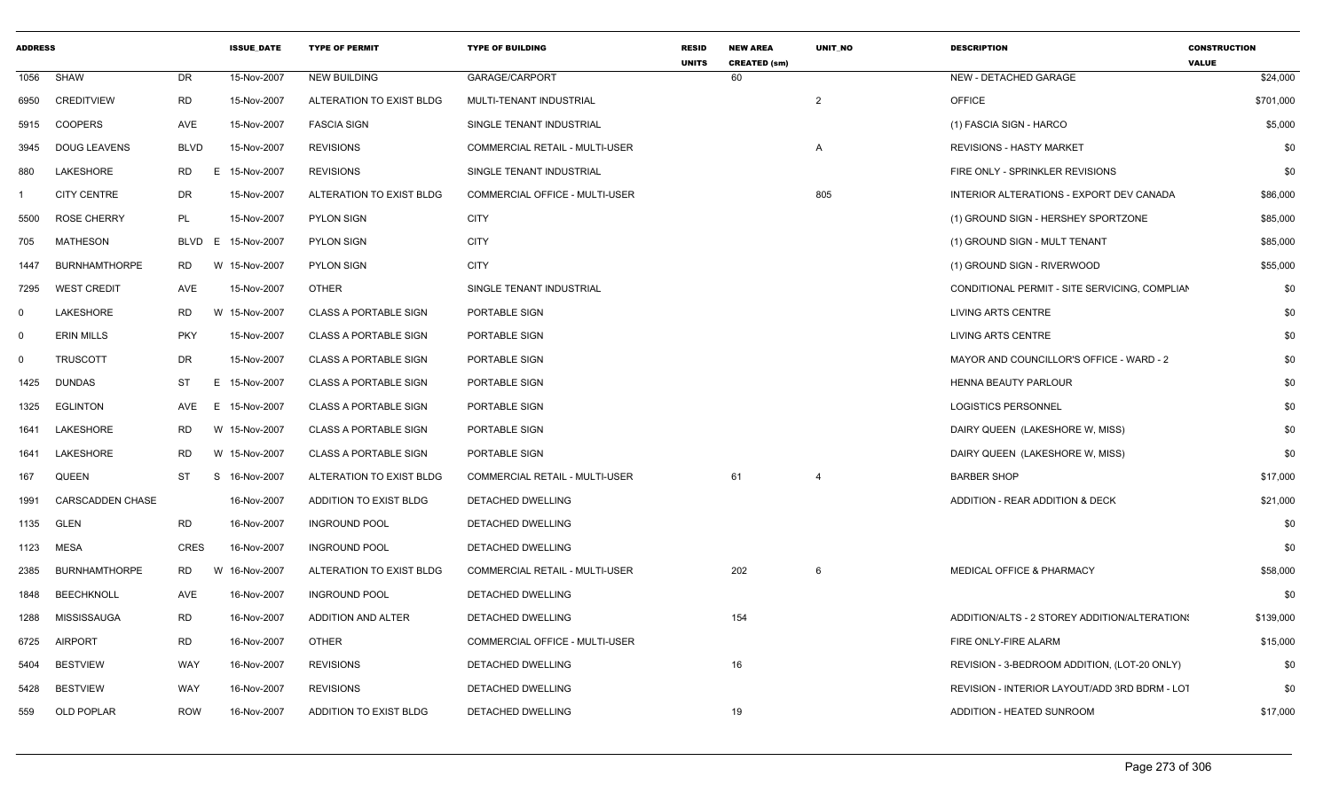| ADDRESS | | | ISSUE_DATE | TYPE OF PERMIT | TYPE OF BUILDING | RESID UNITS | NEW AREA CREATED (sm) | UNIT_NO | DESCRIPTION | CONSTRUCTION VALUE |
|---|---|---|---|---|---|---|---|---|---|---|
| 1056 | SHAW | DR | 15-Nov-2007 | NEW BUILDING | GARAGE/CARPORT | | 60 | | NEW - DETACHED GARAGE | $24,000 |
| 6950 | CREDITVIEW | RD | 15-Nov-2007 | ALTERATION TO EXIST BLDG | MULTI-TENANT INDUSTRIAL | | | 2 | OFFICE | $701,000 |
| 5915 | COOPERS | AVE | 15-Nov-2007 | FASCIA SIGN | SINGLE TENANT INDUSTRIAL | | | | (1) FASCIA SIGN - HARCO | $5,000 |
| 3945 | DOUG LEAVENS | BLVD | 15-Nov-2007 | REVISIONS | COMMERCIAL RETAIL - MULTI-USER | | | A | REVISIONS - HASTY MARKET | $0 |
| 880 | LAKESHORE | RD E | 15-Nov-2007 | REVISIONS | SINGLE TENANT INDUSTRIAL | | | | FIRE ONLY - SPRINKLER REVISIONS | $0 |
| 1 | CITY CENTRE | DR | 15-Nov-2007 | ALTERATION TO EXIST BLDG | COMMERCIAL OFFICE - MULTI-USER | | | 805 | INTERIOR ALTERATIONS - EXPORT DEV CANADA | $86,000 |
| 5500 | ROSE CHERRY | PL | 15-Nov-2007 | PYLON SIGN | CITY | | | | (1) GROUND SIGN - HERSHEY SPORTZONE | $85,000 |
| 705 | MATHESON | BLVD E | 15-Nov-2007 | PYLON SIGN | CITY | | | | (1) GROUND SIGN - MULT TENANT | $85,000 |
| 1447 | BURNHAMTHORPE | RD W | 15-Nov-2007 | PYLON SIGN | CITY | | | | (1) GROUND SIGN - RIVERWOOD | $55,000 |
| 7295 | WEST CREDIT | AVE | 15-Nov-2007 | OTHER | SINGLE TENANT INDUSTRIAL | | | | CONDITIONAL PERMIT - SITE SERVICING, COMPLIAN | $0 |
| 0 | LAKESHORE | RD W | 15-Nov-2007 | CLASS A PORTABLE SIGN | PORTABLE SIGN | | | | LIVING ARTS CENTRE | $0 |
| 0 | ERIN MILLS | PKY | 15-Nov-2007 | CLASS A PORTABLE SIGN | PORTABLE SIGN | | | | LIVING ARTS CENTRE | $0 |
| 0 | TRUSCOTT | DR | 15-Nov-2007 | CLASS A PORTABLE SIGN | PORTABLE SIGN | | | | MAYOR AND COUNCILLOR'S OFFICE - WARD - 2 | $0 |
| 1425 | DUNDAS | ST E | 15-Nov-2007 | CLASS A PORTABLE SIGN | PORTABLE SIGN | | | | HENNA BEAUTY PARLOUR | $0 |
| 1325 | EGLINTON | AVE E | 15-Nov-2007 | CLASS A PORTABLE SIGN | PORTABLE SIGN | | | | LOGISTICS PERSONNEL | $0 |
| 1641 | LAKESHORE | RD W | 15-Nov-2007 | CLASS A PORTABLE SIGN | PORTABLE SIGN | | | | DAIRY QUEEN (LAKESHORE W, MISS) | $0 |
| 1641 | LAKESHORE | RD W | 15-Nov-2007 | CLASS A PORTABLE SIGN | PORTABLE SIGN | | | | DAIRY QUEEN (LAKESHORE W, MISS) | $0 |
| 167 | QUEEN | ST S | 16-Nov-2007 | ALTERATION TO EXIST BLDG | COMMERCIAL RETAIL - MULTI-USER | | 61 | 4 | BARBER SHOP | $17,000 |
| 1991 | CARSCADDEN CHASE | | 16-Nov-2007 | ADDITION TO EXIST BLDG | DETACHED DWELLING | | | | ADDITION - REAR ADDITION & DECK | $21,000 |
| 1135 | GLEN | RD | 16-Nov-2007 | INGROUND POOL | DETACHED DWELLING | | | | | $0 |
| 1123 | MESA | CRES | 16-Nov-2007 | INGROUND POOL | DETACHED DWELLING | | | | | $0 |
| 2385 | BURNHAMTHORPE | RD W | 16-Nov-2007 | ALTERATION TO EXIST BLDG | COMMERCIAL RETAIL - MULTI-USER | | 202 | 6 | MEDICAL OFFICE & PHARMACY | $58,000 |
| 1848 | BEECHKNOLL | AVE | 16-Nov-2007 | INGROUND POOL | DETACHED DWELLING | | | | | $0 |
| 1288 | MISSISSAUGA | RD | 16-Nov-2007 | ADDITION AND ALTER | DETACHED DWELLING | | 154 | | ADDITION/ALTS - 2 STOREY ADDITION/ALTERATIONS | $139,000 |
| 6725 | AIRPORT | RD | 16-Nov-2007 | OTHER | COMMERCIAL OFFICE - MULTI-USER | | | | FIRE ONLY-FIRE ALARM | $15,000 |
| 5404 | BESTVIEW | WAY | 16-Nov-2007 | REVISIONS | DETACHED DWELLING | | 16 | | REVISION - 3-BEDROOM ADDITION, (LOT-20 ONLY) | $0 |
| 5428 | BESTVIEW | WAY | 16-Nov-2007 | REVISIONS | DETACHED DWELLING | | | | REVISION - INTERIOR LAYOUT/ADD 3RD BDRM - LOT | $0 |
| 559 | OLD POPLAR | ROW | 16-Nov-2007 | ADDITION TO EXIST BLDG | DETACHED DWELLING | | 19 | | ADDITION - HEATED SUNROOM | $17,000 |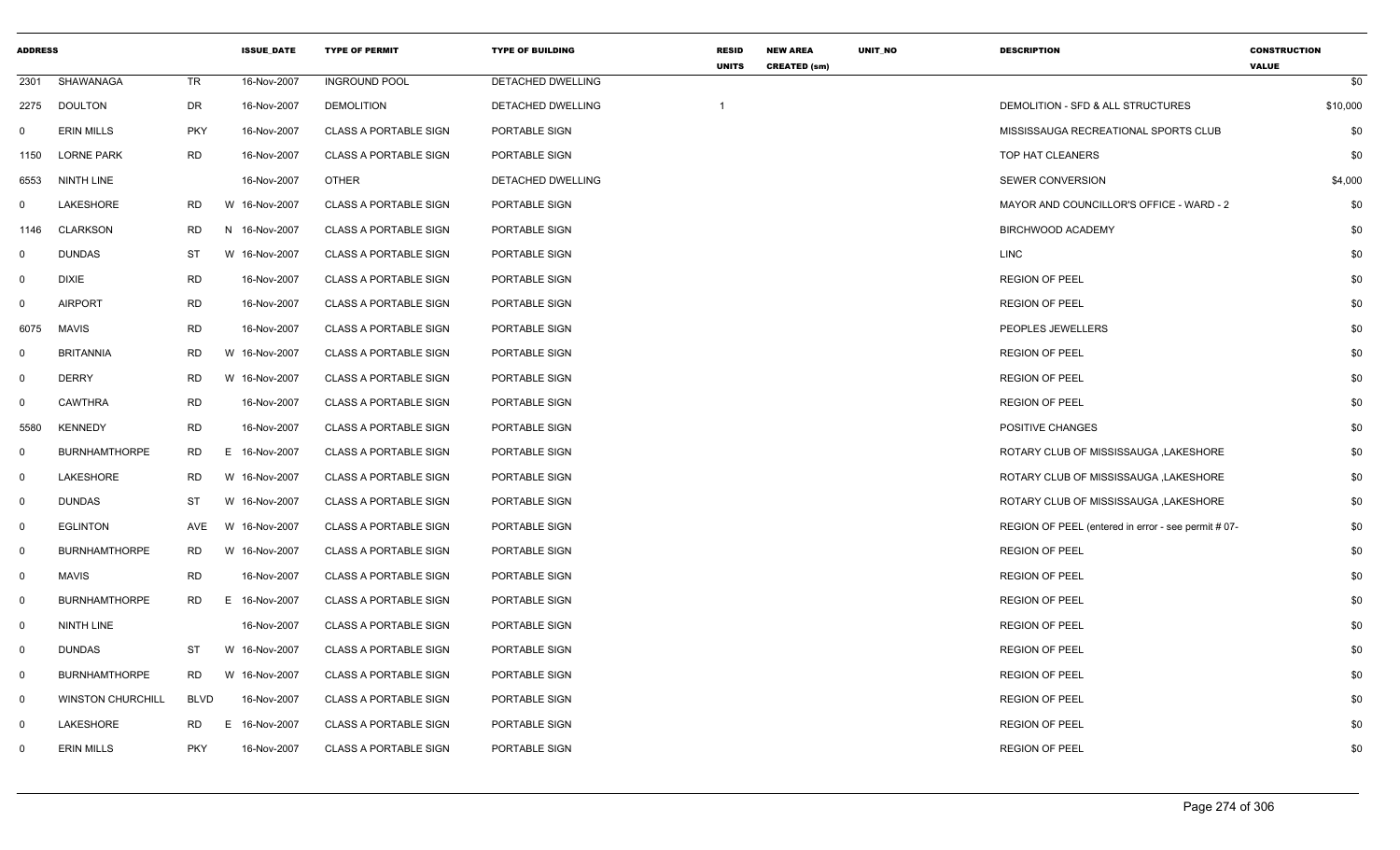| ADDRESS | | | ISSUE_DATE | TYPE OF PERMIT | TYPE OF BUILDING | RESID UNITS | NEW AREA CREATED (sm) | UNIT_NO | DESCRIPTION | CONSTRUCTION VALUE |
|---|---|---|---|---|---|---|---|---|---|---|
| 2301 | SHAWANAGA | TR | 16-Nov-2007 | INGROUND POOL | DETACHED DWELLING | | | | | $0 |
| 2275 | DOULTON | DR | 16-Nov-2007 | DEMOLITION | DETACHED DWELLING | 1 | | | DEMOLITION - SFD & ALL STRUCTURES | $10,000 |
| 0 | ERIN MILLS | PKY | 16-Nov-2007 | CLASS A PORTABLE SIGN | PORTABLE SIGN | | | | MISSISSAUGA RECREATIONAL SPORTS CLUB | $0 |
| 1150 | LORNE PARK | RD | 16-Nov-2007 | CLASS A PORTABLE SIGN | PORTABLE SIGN | | | | TOP HAT CLEANERS | $0 |
| 6553 | NINTH LINE | | 16-Nov-2007 | OTHER | DETACHED DWELLING | | | | SEWER CONVERSION | $4,000 |
| 0 | LAKESHORE | RD | W 16-Nov-2007 | CLASS A PORTABLE SIGN | PORTABLE SIGN | | | | MAYOR AND COUNCILLOR'S OFFICE - WARD - 2 | $0 |
| 1146 | CLARKSON | RD | N 16-Nov-2007 | CLASS A PORTABLE SIGN | PORTABLE SIGN | | | | BIRCHWOOD ACADEMY | $0 |
| 0 | DUNDAS | ST | W 16-Nov-2007 | CLASS A PORTABLE SIGN | PORTABLE SIGN | | | | LINC | $0 |
| 0 | DIXIE | RD | 16-Nov-2007 | CLASS A PORTABLE SIGN | PORTABLE SIGN | | | | REGION OF PEEL | $0 |
| 0 | AIRPORT | RD | 16-Nov-2007 | CLASS A PORTABLE SIGN | PORTABLE SIGN | | | | REGION OF PEEL | $0 |
| 6075 | MAVIS | RD | 16-Nov-2007 | CLASS A PORTABLE SIGN | PORTABLE SIGN | | | | PEOPLES JEWELLERS | $0 |
| 0 | BRITANNIA | RD | W 16-Nov-2007 | CLASS A PORTABLE SIGN | PORTABLE SIGN | | | | REGION OF PEEL | $0 |
| 0 | DERRY | RD | W 16-Nov-2007 | CLASS A PORTABLE SIGN | PORTABLE SIGN | | | | REGION OF PEEL | $0 |
| 0 | CAWTHRA | RD | 16-Nov-2007 | CLASS A PORTABLE SIGN | PORTABLE SIGN | | | | REGION OF PEEL | $0 |
| 5580 | KENNEDY | RD | 16-Nov-2007 | CLASS A PORTABLE SIGN | PORTABLE SIGN | | | | POSITIVE CHANGES | $0 |
| 0 | BURNHAMTHORPE | RD | E 16-Nov-2007 | CLASS A PORTABLE SIGN | PORTABLE SIGN | | | | ROTARY CLUB OF MISSISSAUGA ,LAKESHORE | $0 |
| 0 | LAKESHORE | RD | W 16-Nov-2007 | CLASS A PORTABLE SIGN | PORTABLE SIGN | | | | ROTARY CLUB OF MISSISSAUGA ,LAKESHORE | $0 |
| 0 | DUNDAS | ST | W 16-Nov-2007 | CLASS A PORTABLE SIGN | PORTABLE SIGN | | | | ROTARY CLUB OF MISSISSAUGA ,LAKESHORE | $0 |
| 0 | EGLINTON | AVE | W 16-Nov-2007 | CLASS A PORTABLE SIGN | PORTABLE SIGN | | | | REGION OF PEEL (entered in error - see permit # 07- | $0 |
| 0 | BURNHAMTHORPE | RD | W 16-Nov-2007 | CLASS A PORTABLE SIGN | PORTABLE SIGN | | | | REGION OF PEEL | $0 |
| 0 | MAVIS | RD | 16-Nov-2007 | CLASS A PORTABLE SIGN | PORTABLE SIGN | | | | REGION OF PEEL | $0 |
| 0 | BURNHAMTHORPE | RD | E 16-Nov-2007 | CLASS A PORTABLE SIGN | PORTABLE SIGN | | | | REGION OF PEEL | $0 |
| 0 | NINTH LINE | | 16-Nov-2007 | CLASS A PORTABLE SIGN | PORTABLE SIGN | | | | REGION OF PEEL | $0 |
| 0 | DUNDAS | ST | W 16-Nov-2007 | CLASS A PORTABLE SIGN | PORTABLE SIGN | | | | REGION OF PEEL | $0 |
| 0 | BURNHAMTHORPE | RD | W 16-Nov-2007 | CLASS A PORTABLE SIGN | PORTABLE SIGN | | | | REGION OF PEEL | $0 |
| 0 | WINSTON CHURCHILL | BLVD | 16-Nov-2007 | CLASS A PORTABLE SIGN | PORTABLE SIGN | | | | REGION OF PEEL | $0 |
| 0 | LAKESHORE | RD | E 16-Nov-2007 | CLASS A PORTABLE SIGN | PORTABLE SIGN | | | | REGION OF PEEL | $0 |
| 0 | ERIN MILLS | PKY | 16-Nov-2007 | CLASS A PORTABLE SIGN | PORTABLE SIGN | | | | REGION OF PEEL | $0 |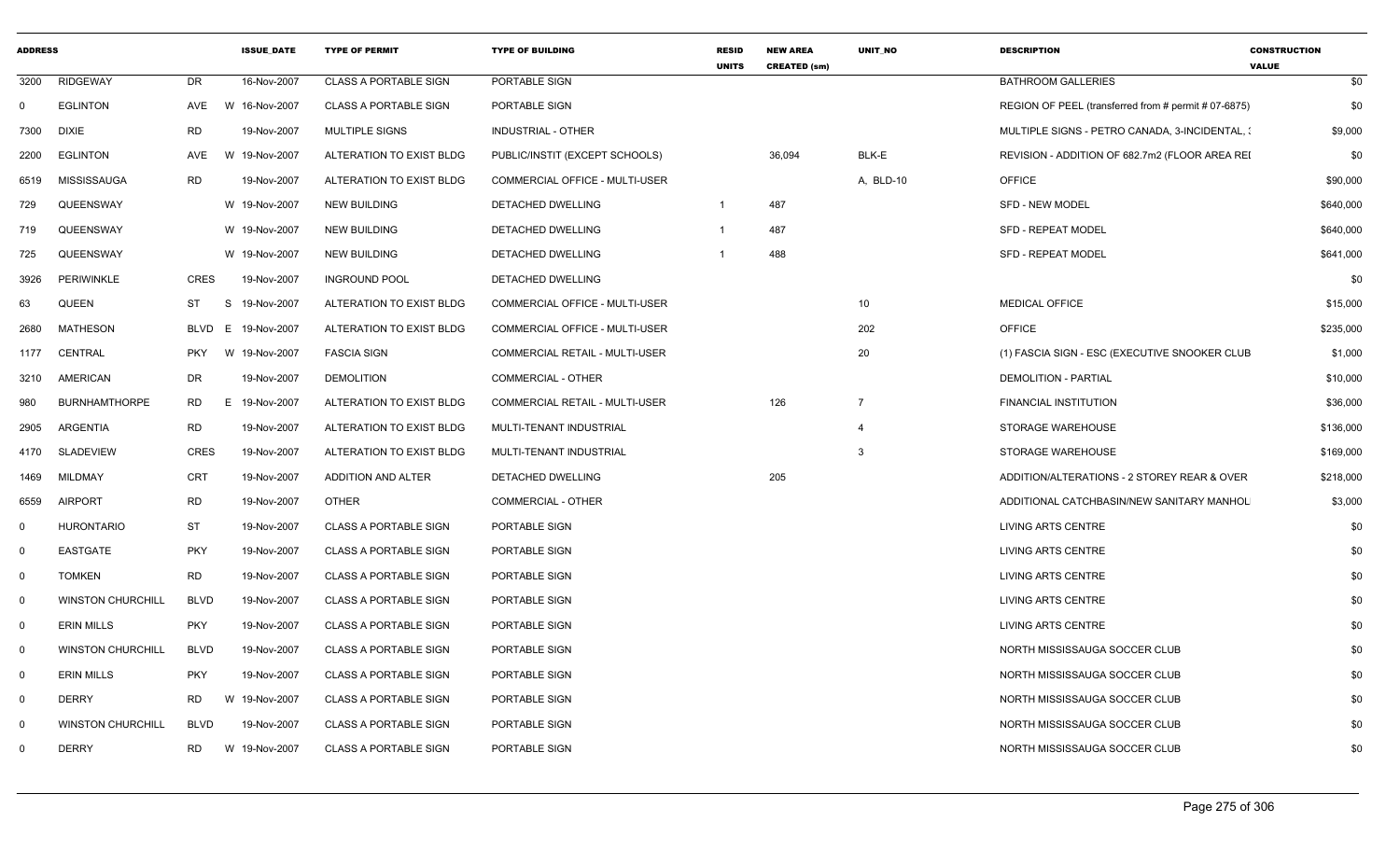| ADDRESS | | | ISSUE_DATE | TYPE OF PERMIT | TYPE OF BUILDING | RESID UNITS | NEW AREA CREATED (sm) | UNIT_NO | DESCRIPTION | CONSTRUCTION VALUE |
|---|---|---|---|---|---|---|---|---|---|---|
| 3200 | RIDGEWAY | DR | 16-Nov-2007 | CLASS A PORTABLE SIGN | PORTABLE SIGN | | | | BATHROOM GALLERIES | $0 |
| 0 | EGLINTON | AVE | W 16-Nov-2007 | CLASS A PORTABLE SIGN | PORTABLE SIGN | | | | REGION OF PEEL (transferred from # permit # 07-6875) | $0 |
| 7300 | DIXIE | RD | 19-Nov-2007 | MULTIPLE SIGNS | INDUSTRIAL - OTHER | | | | MULTIPLE SIGNS - PETRO CANADA, 3-INCIDENTAL, : | $9,000 |
| 2200 | EGLINTON | AVE | W 19-Nov-2007 | ALTERATION TO EXIST BLDG | PUBLIC/INSTIT (EXCEPT SCHOOLS) | | 36,094 | BLK-E | REVISION - ADDITION OF 682.7m2 (FLOOR AREA REI | $0 |
| 6519 | MISSISSAUGA | RD | 19-Nov-2007 | ALTERATION TO EXIST BLDG | COMMERCIAL OFFICE - MULTI-USER | | | A, BLD-10 | OFFICE | $90,000 |
| 729 | QUEENSWAY | | W 19-Nov-2007 | NEW BUILDING | DETACHED DWELLING | 1 | 487 | | SFD - NEW MODEL | $640,000 |
| 719 | QUEENSWAY | | W 19-Nov-2007 | NEW BUILDING | DETACHED DWELLING | 1 | 487 | | SFD - REPEAT MODEL | $640,000 |
| 725 | QUEENSWAY | | W 19-Nov-2007 | NEW BUILDING | DETACHED DWELLING | 1 | 488 | | SFD - REPEAT MODEL | $641,000 |
| 3926 | PERIWINKLE | CRES | 19-Nov-2007 | INGROUND POOL | DETACHED DWELLING | | | | | $0 |
| 63 | QUEEN | ST | S 19-Nov-2007 | ALTERATION TO EXIST BLDG | COMMERCIAL OFFICE - MULTI-USER | | | 10 | MEDICAL OFFICE | $15,000 |
| 2680 | MATHESON | BLVD | E 19-Nov-2007 | ALTERATION TO EXIST BLDG | COMMERCIAL OFFICE - MULTI-USER | | | 202 | OFFICE | $235,000 |
| 1177 | CENTRAL | PKY | W 19-Nov-2007 | FASCIA SIGN | COMMERCIAL RETAIL - MULTI-USER | | | 20 | (1) FASCIA SIGN - ESC (EXECUTIVE SNOOKER CLUB | $1,000 |
| 3210 | AMERICAN | DR | 19-Nov-2007 | DEMOLITION | COMMERCIAL - OTHER | | | | DEMOLITION - PARTIAL | $10,000 |
| 980 | BURNHAMTHORPE | RD | E 19-Nov-2007 | ALTERATION TO EXIST BLDG | COMMERCIAL RETAIL - MULTI-USER | | 126 | 7 | FINANCIAL INSTITUTION | $36,000 |
| 2905 | ARGENTIA | RD | 19-Nov-2007 | ALTERATION TO EXIST BLDG | MULTI-TENANT INDUSTRIAL | | | 4 | STORAGE WAREHOUSE | $136,000 |
| 4170 | SLADEVIEW | CRES | 19-Nov-2007 | ALTERATION TO EXIST BLDG | MULTI-TENANT INDUSTRIAL | | | 3 | STORAGE WAREHOUSE | $169,000 |
| 1469 | MILDMAY | CRT | 19-Nov-2007 | ADDITION AND ALTER | DETACHED DWELLING | | 205 | | ADDITION/ALTERATIONS - 2 STOREY REAR & OVER | $218,000 |
| 6559 | AIRPORT | RD | 19-Nov-2007 | OTHER | COMMERCIAL - OTHER | | | | ADDITIONAL CATCHBASIN/NEW SANITARY MANHOL | $3,000 |
| 0 | HURONTARIO | ST | 19-Nov-2007 | CLASS A PORTABLE SIGN | PORTABLE SIGN | | | | LIVING ARTS CENTRE | $0 |
| 0 | EASTGATE | PKY | 19-Nov-2007 | CLASS A PORTABLE SIGN | PORTABLE SIGN | | | | LIVING ARTS CENTRE | $0 |
| 0 | TOMKEN | RD | 19-Nov-2007 | CLASS A PORTABLE SIGN | PORTABLE SIGN | | | | LIVING ARTS CENTRE | $0 |
| 0 | WINSTON CHURCHILL | BLVD | 19-Nov-2007 | CLASS A PORTABLE SIGN | PORTABLE SIGN | | | | LIVING ARTS CENTRE | $0 |
| 0 | ERIN MILLS | PKY | 19-Nov-2007 | CLASS A PORTABLE SIGN | PORTABLE SIGN | | | | LIVING ARTS CENTRE | $0 |
| 0 | WINSTON CHURCHILL | BLVD | 19-Nov-2007 | CLASS A PORTABLE SIGN | PORTABLE SIGN | | | | NORTH MISSISSAUGA SOCCER CLUB | $0 |
| 0 | ERIN MILLS | PKY | 19-Nov-2007 | CLASS A PORTABLE SIGN | PORTABLE SIGN | | | | NORTH MISSISSAUGA SOCCER CLUB | $0 |
| 0 | DERRY | RD | W 19-Nov-2007 | CLASS A PORTABLE SIGN | PORTABLE SIGN | | | | NORTH MISSISSAUGA SOCCER CLUB | $0 |
| 0 | WINSTON CHURCHILL | BLVD | 19-Nov-2007 | CLASS A PORTABLE SIGN | PORTABLE SIGN | | | | NORTH MISSISSAUGA SOCCER CLUB | $0 |
| 0 | DERRY | RD | W 19-Nov-2007 | CLASS A PORTABLE SIGN | PORTABLE SIGN | | | | NORTH MISSISSAUGA SOCCER CLUB | $0 |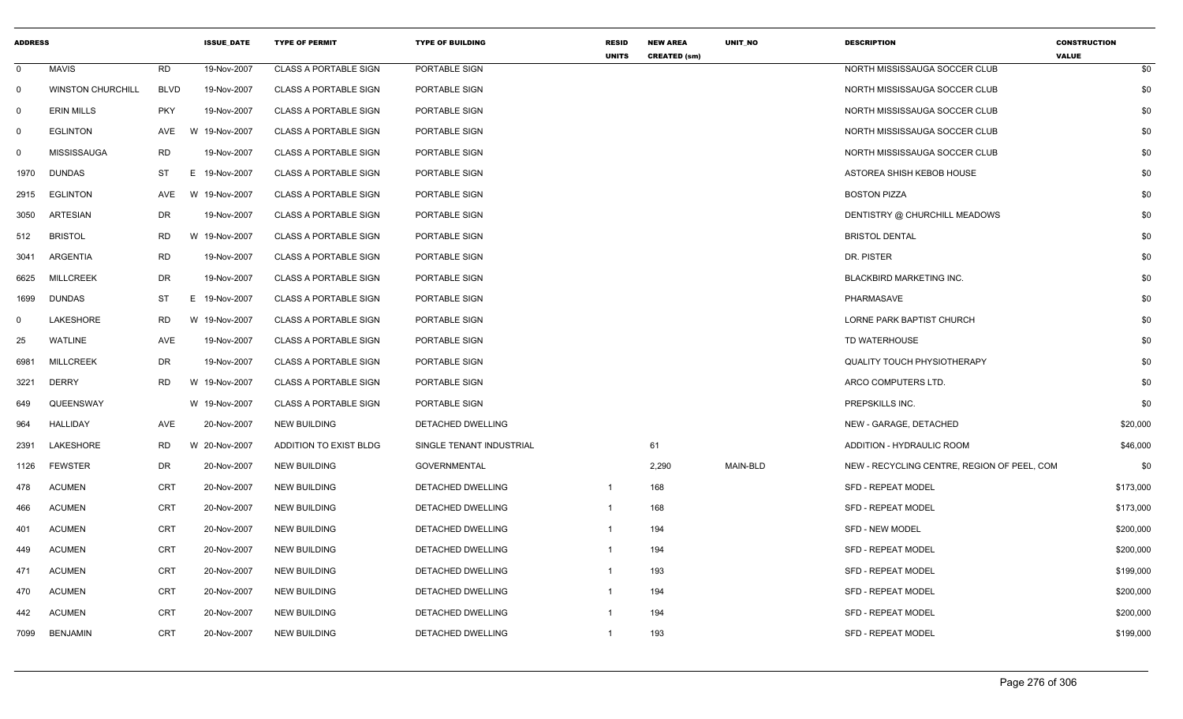| ADDRESS | | | ISSUE_DATE | TYPE OF PERMIT | TYPE OF BUILDING | RESID UNITS | NEW AREA CREATED (sm) | UNIT_NO | DESCRIPTION | CONSTRUCTION VALUE |
|---|---|---|---|---|---|---|---|---|---|---|
| 0 | MAVIS | RD | 19-Nov-2007 | CLASS A PORTABLE SIGN | PORTABLE SIGN | | | | NORTH MISSISSAUGA SOCCER CLUB | $0 |
| 0 | WINSTON CHURCHILL | BLVD | 19-Nov-2007 | CLASS A PORTABLE SIGN | PORTABLE SIGN | | | | NORTH MISSISSAUGA SOCCER CLUB | $0 |
| 0 | ERIN MILLS | PKY | 19-Nov-2007 | CLASS A PORTABLE SIGN | PORTABLE SIGN | | | | NORTH MISSISSAUGA SOCCER CLUB | $0 |
| 0 | EGLINTON | AVE W | 19-Nov-2007 | CLASS A PORTABLE SIGN | PORTABLE SIGN | | | | NORTH MISSISSAUGA SOCCER CLUB | $0 |
| 0 | MISSISSAUGA | RD | 19-Nov-2007 | CLASS A PORTABLE SIGN | PORTABLE SIGN | | | | NORTH MISSISSAUGA SOCCER CLUB | $0 |
| 1970 | DUNDAS | ST E | 19-Nov-2007 | CLASS A PORTABLE SIGN | PORTABLE SIGN | | | | ASTOREA SHISH KEBOB HOUSE | $0 |
| 2915 | EGLINTON | AVE W | 19-Nov-2007 | CLASS A PORTABLE SIGN | PORTABLE SIGN | | | | BOSTON PIZZA | $0 |
| 3050 | ARTESIAN | DR | 19-Nov-2007 | CLASS A PORTABLE SIGN | PORTABLE SIGN | | | | DENTISTRY @ CHURCHILL MEADOWS | $0 |
| 512 | BRISTOL | RD W | 19-Nov-2007 | CLASS A PORTABLE SIGN | PORTABLE SIGN | | | | BRISTOL DENTAL | $0 |
| 3041 | ARGENTIA | RD | 19-Nov-2007 | CLASS A PORTABLE SIGN | PORTABLE SIGN | | | | DR. PISTER | $0 |
| 6625 | MILLCREEK | DR | 19-Nov-2007 | CLASS A PORTABLE SIGN | PORTABLE SIGN | | | | BLACKBIRD MARKETING INC. | $0 |
| 1699 | DUNDAS | ST E | 19-Nov-2007 | CLASS A PORTABLE SIGN | PORTABLE SIGN | | | | PHARMASAVE | $0 |
| 0 | LAKESHORE | RD W | 19-Nov-2007 | CLASS A PORTABLE SIGN | PORTABLE SIGN | | | | LORNE PARK BAPTIST CHURCH | $0 |
| 25 | WATLINE | AVE | 19-Nov-2007 | CLASS A PORTABLE SIGN | PORTABLE SIGN | | | | TD WATERHOUSE | $0 |
| 6981 | MILLCREEK | DR | 19-Nov-2007 | CLASS A PORTABLE SIGN | PORTABLE SIGN | | | | QUALITY TOUCH PHYSIOTHERAPY | $0 |
| 3221 | DERRY | RD W | 19-Nov-2007 | CLASS A PORTABLE SIGN | PORTABLE SIGN | | | | ARCO COMPUTERS LTD. | $0 |
| 649 | QUEENSWAY | W | 19-Nov-2007 | CLASS A PORTABLE SIGN | PORTABLE SIGN | | | | PREPSKILLS INC. | $0 |
| 964 | HALLIDAY | AVE | 20-Nov-2007 | NEW BUILDING | DETACHED DWELLING | | | | NEW - GARAGE, DETACHED | $20,000 |
| 2391 | LAKESHORE | RD W | 20-Nov-2007 | ADDITION TO EXIST BLDG | SINGLE TENANT INDUSTRIAL | | 61 | | ADDITION - HYDRAULIC ROOM | $46,000 |
| 1126 | FEWSTER | DR | 20-Nov-2007 | NEW BUILDING | GOVERNMENTAL | | 2,290 | MAIN-BLD | NEW - RECYCLING CENTRE, REGION OF PEEL, COM | $0 |
| 478 | ACUMEN | CRT | 20-Nov-2007 | NEW BUILDING | DETACHED DWELLING | 1 | 168 | | SFD - REPEAT MODEL | $173,000 |
| 466 | ACUMEN | CRT | 20-Nov-2007 | NEW BUILDING | DETACHED DWELLING | 1 | 168 | | SFD - REPEAT MODEL | $173,000 |
| 401 | ACUMEN | CRT | 20-Nov-2007 | NEW BUILDING | DETACHED DWELLING | 1 | 194 | | SFD - NEW MODEL | $200,000 |
| 449 | ACUMEN | CRT | 20-Nov-2007 | NEW BUILDING | DETACHED DWELLING | 1 | 194 | | SFD - REPEAT MODEL | $200,000 |
| 471 | ACUMEN | CRT | 20-Nov-2007 | NEW BUILDING | DETACHED DWELLING | 1 | 193 | | SFD - REPEAT MODEL | $199,000 |
| 470 | ACUMEN | CRT | 20-Nov-2007 | NEW BUILDING | DETACHED DWELLING | 1 | 194 | | SFD - REPEAT MODEL | $200,000 |
| 442 | ACUMEN | CRT | 20-Nov-2007 | NEW BUILDING | DETACHED DWELLING | 1 | 194 | | SFD - REPEAT MODEL | $200,000 |
| 7099 | BENJAMIN | CRT | 20-Nov-2007 | NEW BUILDING | DETACHED DWELLING | 1 | 193 | | SFD - REPEAT MODEL | $199,000 |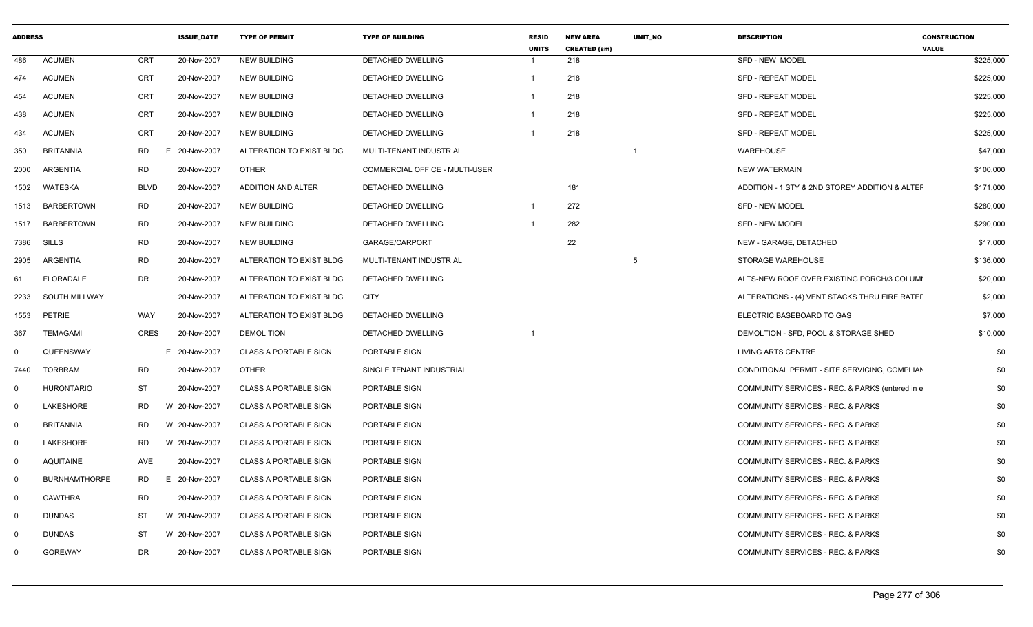| ADDRESS | | | ISSUE_DATE | TYPE OF PERMIT | TYPE OF BUILDING | RESID UNITS | NEW AREA CREATED (sm) | UNIT_NO | DESCRIPTION | CONSTRUCTION VALUE |
|---|---|---|---|---|---|---|---|---|---|---|
| 486 | ACUMEN | CRT | 20-Nov-2007 | NEW BUILDING | DETACHED DWELLING | 1 | 218 | | SFD - NEW MODEL | $225,000 |
| 474 | ACUMEN | CRT | 20-Nov-2007 | NEW BUILDING | DETACHED DWELLING | 1 | 218 | | SFD - REPEAT MODEL | $225,000 |
| 454 | ACUMEN | CRT | 20-Nov-2007 | NEW BUILDING | DETACHED DWELLING | 1 | 218 | | SFD - REPEAT MODEL | $225,000 |
| 438 | ACUMEN | CRT | 20-Nov-2007 | NEW BUILDING | DETACHED DWELLING | 1 | 218 | | SFD - REPEAT MODEL | $225,000 |
| 434 | ACUMEN | CRT | 20-Nov-2007 | NEW BUILDING | DETACHED DWELLING | 1 | 218 | | SFD - REPEAT MODEL | $225,000 |
| 350 | BRITANNIA | RD | E 20-Nov-2007 | ALTERATION TO EXIST BLDG | MULTI-TENANT INDUSTRIAL | | | 1 | WAREHOUSE | $47,000 |
| 2000 | ARGENTIA | RD | 20-Nov-2007 | OTHER | COMMERCIAL OFFICE - MULTI-USER | | | | NEW WATERMAIN | $100,000 |
| 1502 | WATESKA | BLVD | 20-Nov-2007 | ADDITION AND ALTER | DETACHED DWELLING | | 181 | | ADDITION - 1 STY & 2ND STOREY ADDITION & ALTEF | $171,000 |
| 1513 | BARBERTOWN | RD | 20-Nov-2007 | NEW BUILDING | DETACHED DWELLING | 1 | 272 | | SFD - NEW MODEL | $280,000 |
| 1517 | BARBERTOWN | RD | 20-Nov-2007 | NEW BUILDING | DETACHED DWELLING | 1 | 282 | | SFD - NEW MODEL | $290,000 |
| 7386 | SILLS | RD | 20-Nov-2007 | NEW BUILDING | GARAGE/CARPORT | | 22 | | NEW - GARAGE, DETACHED | $17,000 |
| 2905 | ARGENTIA | RD | 20-Nov-2007 | ALTERATION TO EXIST BLDG | MULTI-TENANT INDUSTRIAL | | | 5 | STORAGE WAREHOUSE | $136,000 |
| 61 | FLORADALE | DR | 20-Nov-2007 | ALTERATION TO EXIST BLDG | DETACHED DWELLING | | | | ALTS-NEW ROOF OVER EXISTING PORCH/3 COLUMI | $20,000 |
| 2233 | SOUTH MILLWAY | | 20-Nov-2007 | ALTERATION TO EXIST BLDG | CITY | | | | ALTERATIONS - (4) VENT STACKS THRU FIRE RATEI | $2,000 |
| 1553 | PETRIE | WAY | 20-Nov-2007 | ALTERATION TO EXIST BLDG | DETACHED DWELLING | | | | ELECTRIC BASEBOARD TO GAS | $7,000 |
| 367 | TEMAGAMI | CRES | 20-Nov-2007 | DEMOLITION | DETACHED DWELLING | 1 | | | DEMOLTION - SFD, POOL & STORAGE SHED | $10,000 |
| 0 | QUEENSWAY | | E 20-Nov-2007 | CLASS A PORTABLE SIGN | PORTABLE SIGN | | | | LIVING ARTS CENTRE | $0 |
| 7440 | TORBRAM | RD | 20-Nov-2007 | OTHER | SINGLE TENANT INDUSTRIAL | | | | CONDITIONAL PERMIT - SITE SERVICING, COMPLIAN | $0 |
| 0 | HURONTARIO | ST | 20-Nov-2007 | CLASS A PORTABLE SIGN | PORTABLE SIGN | | | | COMMUNITY SERVICES - REC. & PARKS (entered in e | $0 |
| 0 | LAKESHORE | RD | W 20-Nov-2007 | CLASS A PORTABLE SIGN | PORTABLE SIGN | | | | COMMUNITY SERVICES - REC. & PARKS | $0 |
| 0 | BRITANNIA | RD | W 20-Nov-2007 | CLASS A PORTABLE SIGN | PORTABLE SIGN | | | | COMMUNITY SERVICES - REC. & PARKS | $0 |
| 0 | LAKESHORE | RD | W 20-Nov-2007 | CLASS A PORTABLE SIGN | PORTABLE SIGN | | | | COMMUNITY SERVICES - REC. & PARKS | $0 |
| 0 | AQUITAINE | AVE | 20-Nov-2007 | CLASS A PORTABLE SIGN | PORTABLE SIGN | | | | COMMUNITY SERVICES - REC. & PARKS | $0 |
| 0 | BURNHAMTHORPE | RD | E 20-Nov-2007 | CLASS A PORTABLE SIGN | PORTABLE SIGN | | | | COMMUNITY SERVICES - REC. & PARKS | $0 |
| 0 | CAWTHRA | RD | 20-Nov-2007 | CLASS A PORTABLE SIGN | PORTABLE SIGN | | | | COMMUNITY SERVICES - REC. & PARKS | $0 |
| 0 | DUNDAS | ST | W 20-Nov-2007 | CLASS A PORTABLE SIGN | PORTABLE SIGN | | | | COMMUNITY SERVICES - REC. & PARKS | $0 |
| 0 | DUNDAS | ST | W 20-Nov-2007 | CLASS A PORTABLE SIGN | PORTABLE SIGN | | | | COMMUNITY SERVICES - REC. & PARKS | $0 |
| 0 | GOREWAY | DR | 20-Nov-2007 | CLASS A PORTABLE SIGN | PORTABLE SIGN | | | | COMMUNITY SERVICES - REC. & PARKS | $0 |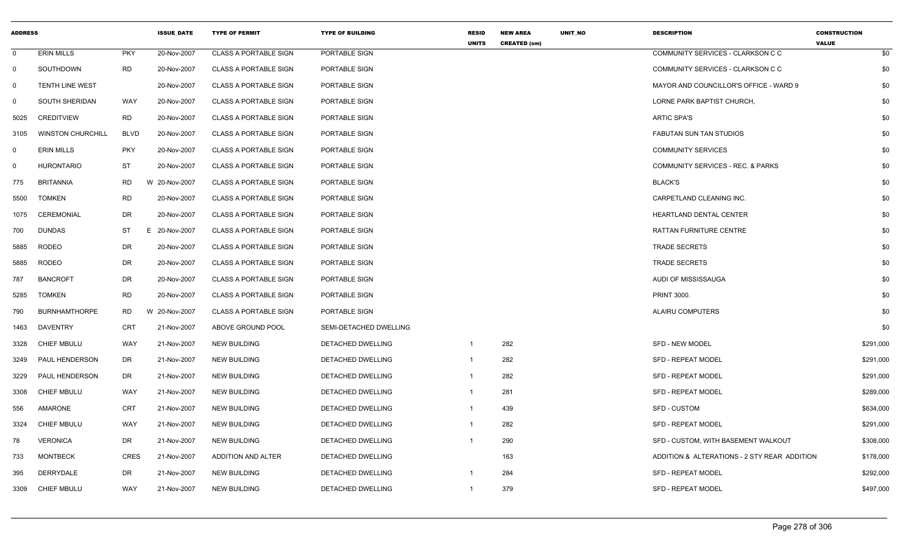| ADDRESS | | | ISSUE_DATE | TYPE OF PERMIT | TYPE OF BUILDING | RESID UNITS | NEW AREA CREATED (sm) | UNIT_NO | DESCRIPTION | CONSTRUCTION VALUE |
|---|---|---|---|---|---|---|---|---|---|---|
| 0 | ERIN MILLS | PKY | 20-Nov-2007 | CLASS A PORTABLE SIGN | PORTABLE SIGN | | | | COMMUNITY SERVICES - CLARKSON C C | $0 |
| 0 | SOUTHDOWN | RD | 20-Nov-2007 | CLASS A PORTABLE SIGN | PORTABLE SIGN | | | | COMMUNITY SERVICES - CLARKSON C C | $0 |
| 0 | TENTH LINE WEST | | 20-Nov-2007 | CLASS A PORTABLE SIGN | PORTABLE SIGN | | | | MAYOR AND COUNCILLOR'S OFFICE - WARD 9 | $0 |
| 0 | SOUTH SHERIDAN | WAY | 20-Nov-2007 | CLASS A PORTABLE SIGN | PORTABLE SIGN | | | | LORNE PARK BAPTIST CHURCH, | $0 |
| 5025 | CREDITVIEW | RD | 20-Nov-2007 | CLASS A PORTABLE SIGN | PORTABLE SIGN | | | | ARTIC SPA'S | $0 |
| 3105 | WINSTON CHURCHILL | BLVD | 20-Nov-2007 | CLASS A PORTABLE SIGN | PORTABLE SIGN | | | | FABUTAN SUN TAN STUDIOS | $0 |
| 0 | ERIN MILLS | PKY | 20-Nov-2007 | CLASS A PORTABLE SIGN | PORTABLE SIGN | | | | COMMUNITY SERVICES | $0 |
| 0 | HURONTARIO | ST | 20-Nov-2007 | CLASS A PORTABLE SIGN | PORTABLE SIGN | | | | COMMUNITY SERVICES - REC. & PARKS | $0 |
| 775 | BRITANNIA | RD W | 20-Nov-2007 | CLASS A PORTABLE SIGN | PORTABLE SIGN | | | | BLACK'S | $0 |
| 5500 | TOMKEN | RD | 20-Nov-2007 | CLASS A PORTABLE SIGN | PORTABLE SIGN | | | | CARPETLAND CLEANING INC. | $0 |
| 1075 | CEREMONIAL | DR | 20-Nov-2007 | CLASS A PORTABLE SIGN | PORTABLE SIGN | | | | HEARTLAND DENTAL CENTER | $0 |
| 700 | DUNDAS | ST E | 20-Nov-2007 | CLASS A PORTABLE SIGN | PORTABLE SIGN | | | | RATTAN FURNITURE CENTRE | $0 |
| 5885 | RODEO | DR | 20-Nov-2007 | CLASS A PORTABLE SIGN | PORTABLE SIGN | | | | TRADE SECRETS | $0 |
| 5885 | RODEO | DR | 20-Nov-2007 | CLASS A PORTABLE SIGN | PORTABLE SIGN | | | | TRADE SECRETS | $0 |
| 787 | BANCROFT | DR | 20-Nov-2007 | CLASS A PORTABLE SIGN | PORTABLE SIGN | | | | AUDI OF MISSISSAUGA | $0 |
| 5285 | TOMKEN | RD | 20-Nov-2007 | CLASS A PORTABLE SIGN | PORTABLE SIGN | | | | PRINT 3000. | $0 |
| 790 | BURNHAMTHORPE | RD W | 20-Nov-2007 | CLASS A PORTABLE SIGN | PORTABLE SIGN | | | | ALAIRU COMPUTERS | $0 |
| 1463 | DAVENTRY | CRT | 21-Nov-2007 | ABOVE GROUND POOL | SEMI-DETACHED DWELLING | | | | | $0 |
| 3328 | CHIEF MBULU | WAY | 21-Nov-2007 | NEW BUILDING | DETACHED DWELLING | 1 | 282 | | SFD - NEW MODEL | $291,000 |
| 3249 | PAUL HENDERSON | DR | 21-Nov-2007 | NEW BUILDING | DETACHED DWELLING | 1 | 282 | | SFD - REPEAT MODEL | $291,000 |
| 3229 | PAUL HENDERSON | DR | 21-Nov-2007 | NEW BUILDING | DETACHED DWELLING | 1 | 282 | | SFD - REPEAT MODEL | $291,000 |
| 3308 | CHIEF MBULU | WAY | 21-Nov-2007 | NEW BUILDING | DETACHED DWELLING | 1 | 281 | | SFD - REPEAT MODEL | $289,000 |
| 556 | AMARONE | CRT | 21-Nov-2007 | NEW BUILDING | DETACHED DWELLING | 1 | 439 | | SFD - CUSTOM | $634,000 |
| 3324 | CHIEF MBULU | WAY | 21-Nov-2007 | NEW BUILDING | DETACHED DWELLING | 1 | 282 | | SFD - REPEAT MODEL | $291,000 |
| 78 | VERONICA | DR | 21-Nov-2007 | NEW BUILDING | DETACHED DWELLING | 1 | 290 | | SFD - CUSTOM, WITH BASEMENT WALKOUT | $308,000 |
| 733 | MONTBECK | CRES | 21-Nov-2007 | ADDITION AND ALTER | DETACHED DWELLING | | 163 | | ADDITION & ALTERATIONS - 2 STY REAR ADDITION | $178,000 |
| 395 | DERRYDALE | DR | 21-Nov-2007 | NEW BUILDING | DETACHED DWELLING | 1 | 284 | | SFD - REPEAT MODEL | $292,000 |
| 3309 | CHIEF MBULU | WAY | 21-Nov-2007 | NEW BUILDING | DETACHED DWELLING | 1 | 379 | | SFD - REPEAT MODEL | $497,000 |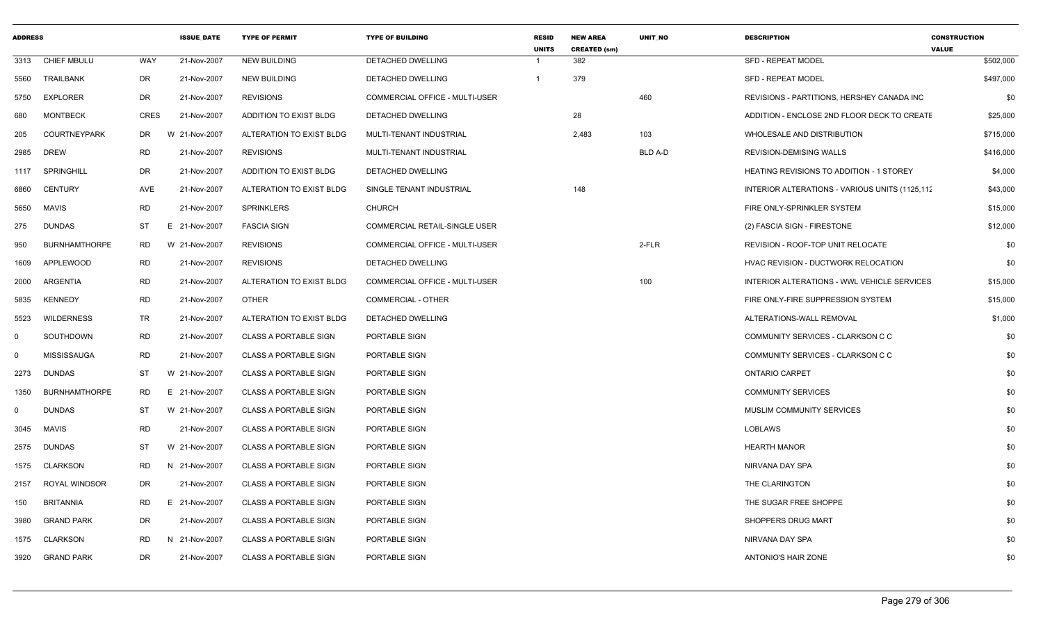| ADDRESS | | | ISSUE_DATE | TYPE OF PERMIT | TYPE OF BUILDING | RESID UNITS | NEW AREA CREATED (sm) | UNIT_NO | DESCRIPTION | CONSTRUCTION VALUE |
|---|---|---|---|---|---|---|---|---|---|---|
| 3313 | CHIEF MBULU | WAY | 21-Nov-2007 | NEW BUILDING | DETACHED DWELLING | 1 | 382 | | SFD - REPEAT MODEL | $502,000 |
| 5560 | TRAILBANK | DR | 21-Nov-2007 | NEW BUILDING | DETACHED DWELLING | 1 | 379 | | SFD - REPEAT MODEL | $497,000 |
| 5750 | EXPLORER | DR | 21-Nov-2007 | REVISIONS | COMMERCIAL OFFICE - MULTI-USER | | | 460 | REVISIONS - PARTITIONS, HERSHEY CANADA INC | $0 |
| 680 | MONTBECK | CRES | 21-Nov-2007 | ADDITION TO EXIST BLDG | DETACHED DWELLING | | 28 | | ADDITION - ENCLOSE 2ND FLOOR DECK TO CREATE | $25,000 |
| 205 | COURTNEYPARK | DR | W 21-Nov-2007 | ALTERATION TO EXIST BLDG | MULTI-TENANT INDUSTRIAL | | 2,483 | 103 | WHOLESALE AND DISTRIBUTION | $715,000 |
| 2985 | DREW | RD | 21-Nov-2007 | REVISIONS | MULTI-TENANT INDUSTRIAL | | | BLD A-D | REVISION-DEMISING WALLS | $416,000 |
| 1117 | SPRINGHILL | DR | 21-Nov-2007 | ADDITION TO EXIST BLDG | DETACHED DWELLING | | | | HEATING REVISIONS TO ADDITION - 1 STOREY | $4,000 |
| 6860 | CENTURY | AVE | 21-Nov-2007 | ALTERATION TO EXIST BLDG | SINGLE TENANT INDUSTRIAL | | 148 | | INTERIOR ALTERATIONS - VARIOUS UNITS (1125,112 | $43,000 |
| 5650 | MAVIS | RD | 21-Nov-2007 | SPRINKLERS | CHURCH | | | | FIRE ONLY-SPRINKLER SYSTEM | $15,000 |
| 275 | DUNDAS | ST | E 21-Nov-2007 | FASCIA SIGN | COMMERCIAL RETAIL-SINGLE USER | | | | (2) FASCIA SIGN - FIRESTONE | $12,000 |
| 950 | BURNHAMTHORPE | RD | W 21-Nov-2007 | REVISIONS | COMMERCIAL OFFICE - MULTI-USER | | | 2-FLR | REVISION - ROOF-TOP UNIT RELOCATE | $0 |
| 1609 | APPLEWOOD | RD | 21-Nov-2007 | REVISIONS | DETACHED DWELLING | | | | HVAC REVISION - DUCTWORK RELOCATION | $0 |
| 2000 | ARGENTIA | RD | 21-Nov-2007 | ALTERATION TO EXIST BLDG | COMMERCIAL OFFICE - MULTI-USER | | | 100 | INTERIOR ALTERATIONS - WWL VEHICLE SERVICES | $15,000 |
| 5835 | KENNEDY | RD | 21-Nov-2007 | OTHER | COMMERCIAL - OTHER | | | | FIRE ONLY-FIRE SUPPRESSION SYSTEM | $15,000 |
| 5523 | WILDERNESS | TR | 21-Nov-2007 | ALTERATION TO EXIST BLDG | DETACHED DWELLING | | | | ALTERATIONS-WALL REMOVAL | $1,000 |
| 0 | SOUTHDOWN | RD | 21-Nov-2007 | CLASS A PORTABLE SIGN | PORTABLE SIGN | | | | COMMUNITY SERVICES - CLARKSON C C | $0 |
| 0 | MISSISSAUGA | RD | 21-Nov-2007 | CLASS A PORTABLE SIGN | PORTABLE SIGN | | | | COMMUNITY SERVICES - CLARKSON C C | $0 |
| 2273 | DUNDAS | ST | W 21-Nov-2007 | CLASS A PORTABLE SIGN | PORTABLE SIGN | | | | ONTARIO CARPET | $0 |
| 1350 | BURNHAMTHORPE | RD | E 21-Nov-2007 | CLASS A PORTABLE SIGN | PORTABLE SIGN | | | | COMMUNITY SERVICES | $0 |
| 0 | DUNDAS | ST | W 21-Nov-2007 | CLASS A PORTABLE SIGN | PORTABLE SIGN | | | | MUSLIM COMMUNITY SERVICES | $0 |
| 3045 | MAVIS | RD | 21-Nov-2007 | CLASS A PORTABLE SIGN | PORTABLE SIGN | | | | LOBLAWS | $0 |
| 2575 | DUNDAS | ST | W 21-Nov-2007 | CLASS A PORTABLE SIGN | PORTABLE SIGN | | | | HEARTH MANOR | $0 |
| 1575 | CLARKSON | RD | N 21-Nov-2007 | CLASS A PORTABLE SIGN | PORTABLE SIGN | | | | NIRVANA DAY SPA | $0 |
| 2157 | ROYAL WINDSOR | DR | 21-Nov-2007 | CLASS A PORTABLE SIGN | PORTABLE SIGN | | | | THE CLARINGTON | $0 |
| 150 | BRITANNIA | RD | E 21-Nov-2007 | CLASS A PORTABLE SIGN | PORTABLE SIGN | | | | THE SUGAR FREE SHOPPE | $0 |
| 3980 | GRAND PARK | DR | 21-Nov-2007 | CLASS A PORTABLE SIGN | PORTABLE SIGN | | | | SHOPPERS DRUG MART | $0 |
| 1575 | CLARKSON | RD | N 21-Nov-2007 | CLASS A PORTABLE SIGN | PORTABLE SIGN | | | | NIRVANA DAY SPA | $0 |
| 3920 | GRAND PARK | DR | 21-Nov-2007 | CLASS A PORTABLE SIGN | PORTABLE SIGN | | | | ANTONIO'S HAIR ZONE | $0 |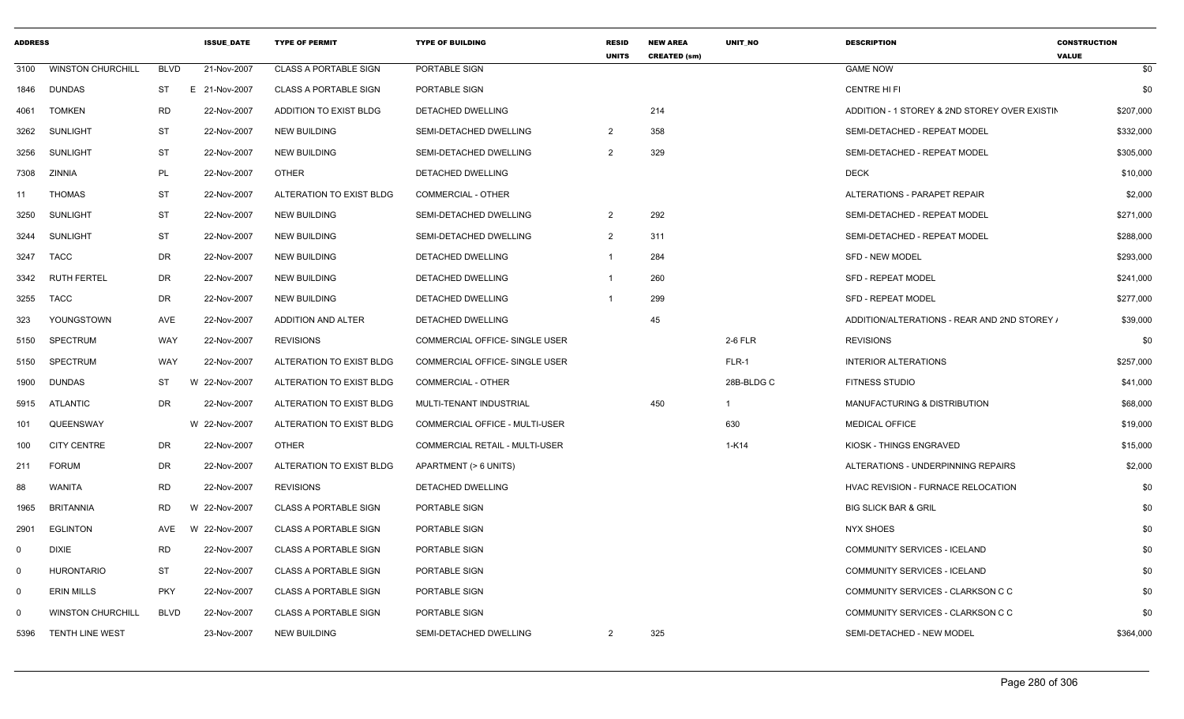| ADDRESS | | | ISSUE_DATE | TYPE OF PERMIT | TYPE OF BUILDING | RESID UNITS | NEW AREA CREATED (sm) | UNIT_NO | DESCRIPTION | CONSTRUCTION VALUE |
|---|---|---|---|---|---|---|---|---|---|---|
| 3100 | WINSTON CHURCHILL | BLVD | 21-Nov-2007 | CLASS A PORTABLE SIGN | PORTABLE SIGN | | | | GAME NOW | $0 |
| 1846 | DUNDAS | ST | E 21-Nov-2007 | CLASS A PORTABLE SIGN | PORTABLE SIGN | | | | CENTRE HI FI | $0 |
| 4061 | TOMKEN | RD | 22-Nov-2007 | ADDITION TO EXIST BLDG | DETACHED DWELLING | | 214 | | ADDITION - 1 STOREY & 2ND STOREY OVER EXISTIN | $207,000 |
| 3262 | SUNLIGHT | ST | 22-Nov-2007 | NEW BUILDING | SEMI-DETACHED DWELLING | 2 | 358 | | SEMI-DETACHED - REPEAT MODEL | $332,000 |
| 3256 | SUNLIGHT | ST | 22-Nov-2007 | NEW BUILDING | SEMI-DETACHED DWELLING | 2 | 329 | | SEMI-DETACHED - REPEAT MODEL | $305,000 |
| 7308 | ZINNIA | PL | 22-Nov-2007 | OTHER | DETACHED DWELLING | | | | DECK | $10,000 |
| 11 | THOMAS | ST | 22-Nov-2007 | ALTERATION TO EXIST BLDG | COMMERCIAL - OTHER | | | | ALTERATIONS - PARAPET REPAIR | $2,000 |
| 3250 | SUNLIGHT | ST | 22-Nov-2007 | NEW BUILDING | SEMI-DETACHED DWELLING | 2 | 292 | | SEMI-DETACHED - REPEAT MODEL | $271,000 |
| 3244 | SUNLIGHT | ST | 22-Nov-2007 | NEW BUILDING | SEMI-DETACHED DWELLING | 2 | 311 | | SEMI-DETACHED - REPEAT MODEL | $288,000 |
| 3247 | TACC | DR | 22-Nov-2007 | NEW BUILDING | DETACHED DWELLING | 1 | 284 | | SFD - NEW MODEL | $293,000 |
| 3342 | RUTH FERTEL | DR | 22-Nov-2007 | NEW BUILDING | DETACHED DWELLING | 1 | 260 | | SFD - REPEAT MODEL | $241,000 |
| 3255 | TACC | DR | 22-Nov-2007 | NEW BUILDING | DETACHED DWELLING | 1 | 299 | | SFD - REPEAT MODEL | $277,000 |
| 323 | YOUNGSTOWN | AVE | 22-Nov-2007 | ADDITION AND ALTER | DETACHED DWELLING | | 45 | | ADDITION/ALTERATIONS - REAR AND 2ND STOREY / | $39,000 |
| 5150 | SPECTRUM | WAY | 22-Nov-2007 | REVISIONS | COMMERCIAL OFFICE- SINGLE USER | | | 2-6 FLR | REVISIONS | $0 |
| 5150 | SPECTRUM | WAY | 22-Nov-2007 | ALTERATION TO EXIST BLDG | COMMERCIAL OFFICE- SINGLE USER | | | FLR-1 | INTERIOR ALTERATIONS | $257,000 |
| 1900 | DUNDAS | ST | W 22-Nov-2007 | ALTERATION TO EXIST BLDG | COMMERCIAL - OTHER | | | 28B-BLDG C | FITNESS STUDIO | $41,000 |
| 5915 | ATLANTIC | DR | 22-Nov-2007 | ALTERATION TO EXIST BLDG | MULTI-TENANT INDUSTRIAL | | 450 | 1 | MANUFACTURING & DISTRIBUTION | $68,000 |
| 101 | QUEENSWAY | | W 22-Nov-2007 | ALTERATION TO EXIST BLDG | COMMERCIAL OFFICE - MULTI-USER | | | 630 | MEDICAL OFFICE | $19,000 |
| 100 | CITY CENTRE | DR | 22-Nov-2007 | OTHER | COMMERCIAL RETAIL - MULTI-USER | | | 1-K14 | KIOSK - THINGS ENGRAVED | $15,000 |
| 211 | FORUM | DR | 22-Nov-2007 | ALTERATION TO EXIST BLDG | APARTMENT (> 6 UNITS) | | | | ALTERATIONS - UNDERPINNING REPAIRS | $2,000 |
| 88 | WANITA | RD | 22-Nov-2007 | REVISIONS | DETACHED DWELLING | | | | HVAC REVISION - FURNACE RELOCATION | $0 |
| 1965 | BRITANNIA | RD | W 22-Nov-2007 | CLASS A PORTABLE SIGN | PORTABLE SIGN | | | | BIG SLICK BAR & GRIL | $0 |
| 2901 | EGLINTON | AVE | W 22-Nov-2007 | CLASS A PORTABLE SIGN | PORTABLE SIGN | | | | NYX SHOES | $0 |
| 0 | DIXIE | RD | 22-Nov-2007 | CLASS A PORTABLE SIGN | PORTABLE SIGN | | | | COMMUNITY SERVICES - ICELAND | $0 |
| 0 | HURONTARIO | ST | 22-Nov-2007 | CLASS A PORTABLE SIGN | PORTABLE SIGN | | | | COMMUNITY SERVICES - ICELAND | $0 |
| 0 | ERIN MILLS | PKY | 22-Nov-2007 | CLASS A PORTABLE SIGN | PORTABLE SIGN | | | | COMMUNITY SERVICES - CLARKSON C C | $0 |
| 0 | WINSTON CHURCHILL | BLVD | 22-Nov-2007 | CLASS A PORTABLE SIGN | PORTABLE SIGN | | | | COMMUNITY SERVICES - CLARKSON C C | $0 |
| 5396 | TENTH LINE WEST | | 23-Nov-2007 | NEW BUILDING | SEMI-DETACHED DWELLING | 2 | 325 | | SEMI-DETACHED - NEW MODEL | $364,000 |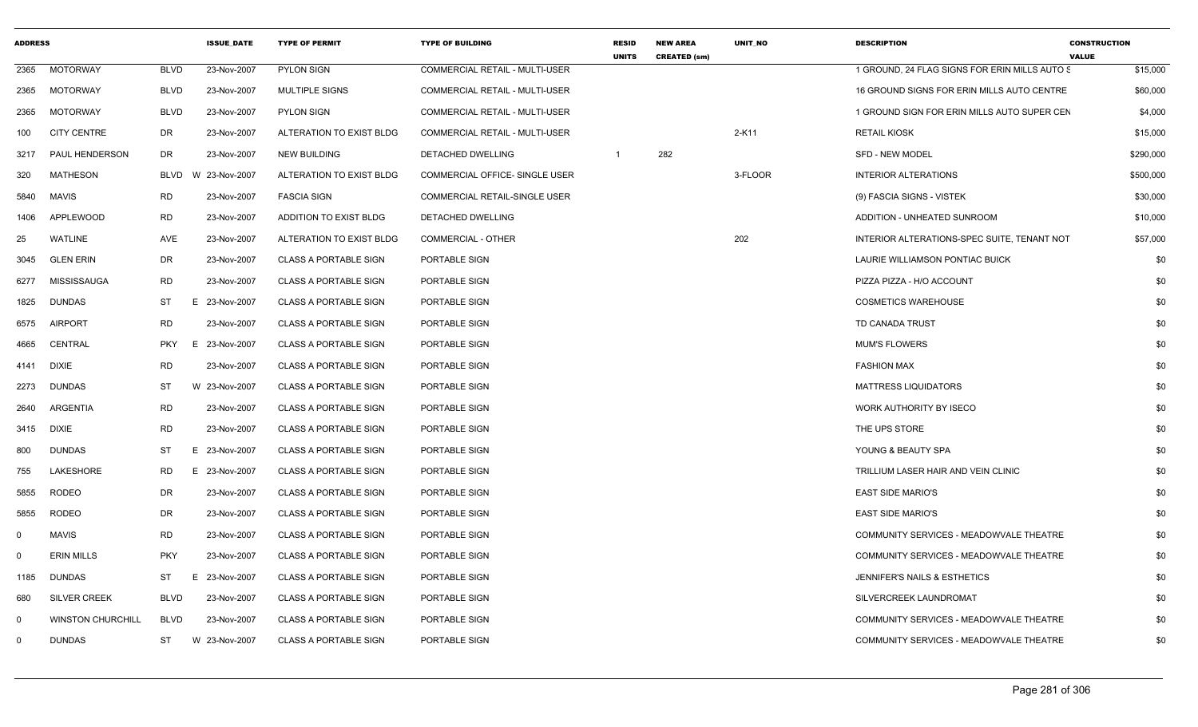| ADDRESS | | | ISSUE_DATE | TYPE OF PERMIT | TYPE OF BUILDING | RESID UNITS | NEW AREA CREATED (sm) | UNIT_NO | DESCRIPTION | CONSTRUCTION VALUE |
|---|---|---|---|---|---|---|---|---|---|---|
| 2365 | MOTORWAY | BLVD | 23-Nov-2007 | PYLON SIGN | COMMERCIAL RETAIL - MULTI-USER | | | | 1 GROUND, 24 FLAG SIGNS FOR ERIN MILLS AUTO S | $15,000 |
| 2365 | MOTORWAY | BLVD | 23-Nov-2007 | MULTIPLE SIGNS | COMMERCIAL RETAIL - MULTI-USER | | | | 16 GROUND SIGNS FOR ERIN MILLS AUTO CENTRE | $60,000 |
| 2365 | MOTORWAY | BLVD | 23-Nov-2007 | PYLON SIGN | COMMERCIAL RETAIL - MULTI-USER | | | | 1 GROUND SIGN FOR ERIN MILLS AUTO SUPER CEN | $4,000 |
| 100 | CITY CENTRE | DR | 23-Nov-2007 | ALTERATION TO EXIST BLDG | COMMERCIAL RETAIL - MULTI-USER | | | 2-K11 | RETAIL KIOSK | $15,000 |
| 3217 | PAUL HENDERSON | DR | 23-Nov-2007 | NEW BUILDING | DETACHED DWELLING | 1 | 282 | | SFD - NEW MODEL | $290,000 |
| 320 | MATHESON | BLVD | W 23-Nov-2007 | ALTERATION TO EXIST BLDG | COMMERCIAL OFFICE- SINGLE USER | | | 3-FLOOR | INTERIOR ALTERATIONS | $500,000 |
| 5840 | MAVIS | RD | 23-Nov-2007 | FASCIA SIGN | COMMERCIAL RETAIL-SINGLE USER | | | | (9) FASCIA SIGNS - VISTEK | $30,000 |
| 1406 | APPLEWOOD | RD | 23-Nov-2007 | ADDITION TO EXIST BLDG | DETACHED DWELLING | | | | ADDITION - UNHEATED SUNROOM | $10,000 |
| 25 | WATLINE | AVE | 23-Nov-2007 | ALTERATION TO EXIST BLDG | COMMERCIAL - OTHER | | | 202 | INTERIOR ALTERATIONS-SPEC SUITE, TENANT NOT | $57,000 |
| 3045 | GLEN ERIN | DR | 23-Nov-2007 | CLASS A PORTABLE SIGN | PORTABLE SIGN | | | | LAURIE WILLIAMSON PONTIAC BUICK | $0 |
| 6277 | MISSISSAUGA | RD | 23-Nov-2007 | CLASS A PORTABLE SIGN | PORTABLE SIGN | | | | PIZZA PIZZA - H/O ACCOUNT | $0 |
| 1825 | DUNDAS | ST | E 23-Nov-2007 | CLASS A PORTABLE SIGN | PORTABLE SIGN | | | | COSMETICS WAREHOUSE | $0 |
| 6575 | AIRPORT | RD | 23-Nov-2007 | CLASS A PORTABLE SIGN | PORTABLE SIGN | | | | TD CANADA TRUST | $0 |
| 4665 | CENTRAL | PKY | E 23-Nov-2007 | CLASS A PORTABLE SIGN | PORTABLE SIGN | | | | MUM'S FLOWERS | $0 |
| 4141 | DIXIE | RD | 23-Nov-2007 | CLASS A PORTABLE SIGN | PORTABLE SIGN | | | | FASHION MAX | $0 |
| 2273 | DUNDAS | ST | W 23-Nov-2007 | CLASS A PORTABLE SIGN | PORTABLE SIGN | | | | MATTRESS LIQUIDATORS | $0 |
| 2640 | ARGENTIA | RD | 23-Nov-2007 | CLASS A PORTABLE SIGN | PORTABLE SIGN | | | | WORK AUTHORITY BY ISECO | $0 |
| 3415 | DIXIE | RD | 23-Nov-2007 | CLASS A PORTABLE SIGN | PORTABLE SIGN | | | | THE UPS STORE | $0 |
| 800 | DUNDAS | ST | E 23-Nov-2007 | CLASS A PORTABLE SIGN | PORTABLE SIGN | | | | YOUNG & BEAUTY SPA | $0 |
| 755 | LAKESHORE | RD | E 23-Nov-2007 | CLASS A PORTABLE SIGN | PORTABLE SIGN | | | | TRILLIUM LASER HAIR AND VEIN CLINIC | $0 |
| 5855 | RODEO | DR | 23-Nov-2007 | CLASS A PORTABLE SIGN | PORTABLE SIGN | | | | EAST SIDE MARIO'S | $0 |
| 5855 | RODEO | DR | 23-Nov-2007 | CLASS A PORTABLE SIGN | PORTABLE SIGN | | | | EAST SIDE MARIO'S | $0 |
| 0 | MAVIS | RD | 23-Nov-2007 | CLASS A PORTABLE SIGN | PORTABLE SIGN | | | | COMMUNITY SERVICES - MEADOWVALE THEATRE | $0 |
| 0 | ERIN MILLS | PKY | 23-Nov-2007 | CLASS A PORTABLE SIGN | PORTABLE SIGN | | | | COMMUNITY SERVICES - MEADOWVALE THEATRE | $0 |
| 1185 | DUNDAS | ST | E 23-Nov-2007 | CLASS A PORTABLE SIGN | PORTABLE SIGN | | | | JENNIFER'S NAILS & ESTHETICS | $0 |
| 680 | SILVER CREEK | BLVD | 23-Nov-2007 | CLASS A PORTABLE SIGN | PORTABLE SIGN | | | | SILVERCREEK LAUNDROMAT | $0 |
| 0 | WINSTON CHURCHILL | BLVD | 23-Nov-2007 | CLASS A PORTABLE SIGN | PORTABLE SIGN | | | | COMMUNITY SERVICES - MEADOWVALE THEATRE | $0 |
| 0 | DUNDAS | ST | W 23-Nov-2007 | CLASS A PORTABLE SIGN | PORTABLE SIGN | | | | COMMUNITY SERVICES - MEADOWVALE THEATRE | $0 |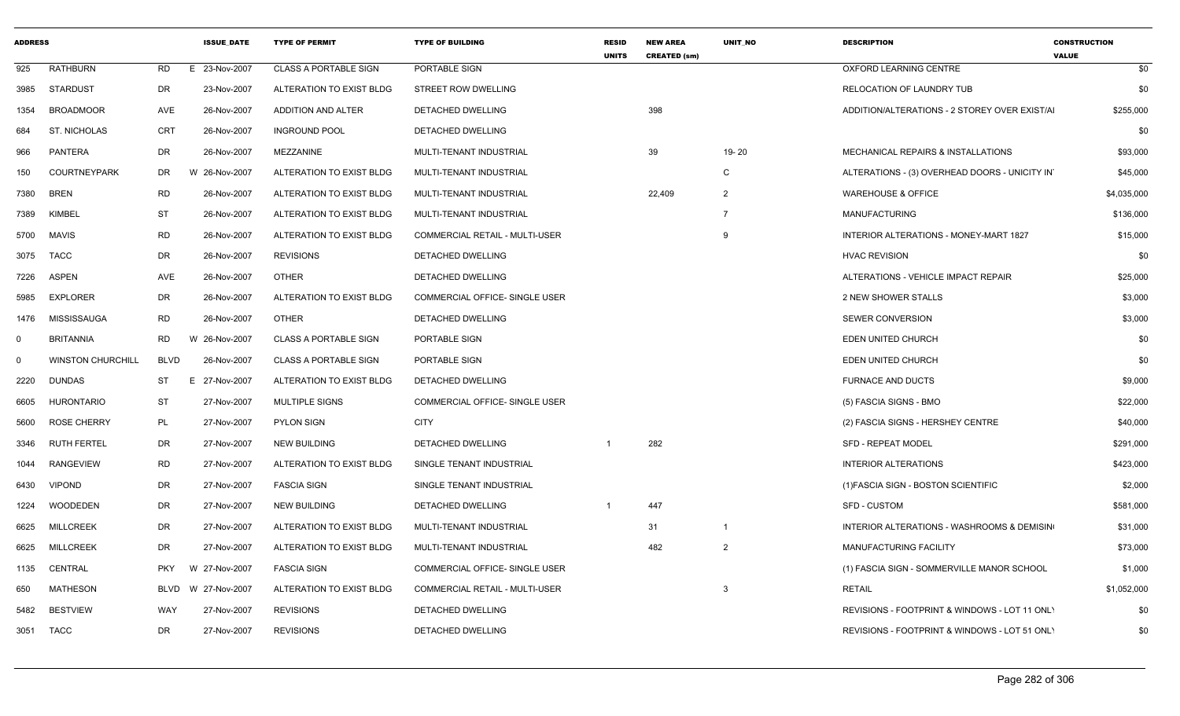| ADDRESS | | | ISSUE_DATE | TYPE OF PERMIT | TYPE OF BUILDING | RESID UNITS | NEW AREA CREATED (sm) | UNIT_NO | DESCRIPTION | CONSTRUCTION VALUE |
|---|---|---|---|---|---|---|---|---|---|---|
| 925 | RATHBURN | RD | E 23-Nov-2007 | CLASS A PORTABLE SIGN | PORTABLE SIGN | | | | OXFORD LEARNING CENTRE | $0 |
| 3985 | STARDUST | DR | 23-Nov-2007 | ALTERATION TO EXIST BLDG | STREET ROW DWELLING | | | | RELOCATION OF LAUNDRY TUB | $0 |
| 1354 | BROADMOOR | AVE | 26-Nov-2007 | ADDITION AND ALTER | DETACHED DWELLING | | 398 | | ADDITION/ALTERATIONS - 2 STOREY OVER EXIST/AI | $255,000 |
| 684 | ST. NICHOLAS | CRT | 26-Nov-2007 | INGROUND POOL | DETACHED DWELLING | | | | | $0 |
| 966 | PANTERA | DR | 26-Nov-2007 | MEZZANINE | MULTI-TENANT INDUSTRIAL | | 39 | 19- 20 | MECHANICAL REPAIRS & INSTALLATIONS | $93,000 |
| 150 | COURTNEYPARK | DR | W 26-Nov-2007 | ALTERATION TO EXIST BLDG | MULTI-TENANT INDUSTRIAL | | | C | ALTERATIONS - (3) OVERHEAD DOORS - UNICITY IN | $45,000 |
| 7380 | BREN | RD | 26-Nov-2007 | ALTERATION TO EXIST BLDG | MULTI-TENANT INDUSTRIAL | | 22,409 | 2 | WAREHOUSE & OFFICE | $4,035,000 |
| 7389 | KIMBEL | ST | 26-Nov-2007 | ALTERATION TO EXIST BLDG | MULTI-TENANT INDUSTRIAL | | | 7 | MANUFACTURING | $136,000 |
| 5700 | MAVIS | RD | 26-Nov-2007 | ALTERATION TO EXIST BLDG | COMMERCIAL RETAIL - MULTI-USER | | | 9 | INTERIOR ALTERATIONS - MONEY-MART 1827 | $15,000 |
| 3075 | TACC | DR | 26-Nov-2007 | REVISIONS | DETACHED DWELLING | | | | HVAC REVISION | $0 |
| 7226 | ASPEN | AVE | 26-Nov-2007 | OTHER | DETACHED DWELLING | | | | ALTERATIONS - VEHICLE IMPACT REPAIR | $25,000 |
| 5985 | EXPLORER | DR | 26-Nov-2007 | ALTERATION TO EXIST BLDG | COMMERCIAL OFFICE- SINGLE USER | | | | 2 NEW SHOWER STALLS | $3,000 |
| 1476 | MISSISSAUGA | RD | 26-Nov-2007 | OTHER | DETACHED DWELLING | | | | SEWER CONVERSION | $3,000 |
| 0 | BRITANNIA | RD | W 26-Nov-2007 | CLASS A PORTABLE SIGN | PORTABLE SIGN | | | | EDEN UNITED CHURCH | $0 |
| 0 | WINSTON CHURCHILL | BLVD | 26-Nov-2007 | CLASS A PORTABLE SIGN | PORTABLE SIGN | | | | EDEN UNITED CHURCH | $0 |
| 2220 | DUNDAS | ST | E 27-Nov-2007 | ALTERATION TO EXIST BLDG | DETACHED DWELLING | | | | FURNACE AND DUCTS | $9,000 |
| 6605 | HURONTARIO | ST | 27-Nov-2007 | MULTIPLE SIGNS | COMMERCIAL OFFICE- SINGLE USER | | | | (5) FASCIA SIGNS - BMO | $22,000 |
| 5600 | ROSE CHERRY | PL | 27-Nov-2007 | PYLON SIGN | CITY | | | | (2) FASCIA SIGNS - HERSHEY CENTRE | $40,000 |
| 3346 | RUTH FERTEL | DR | 27-Nov-2007 | NEW BUILDING | DETACHED DWELLING | 1 | 282 | | SFD - REPEAT MODEL | $291,000 |
| 1044 | RANGEVIEW | RD | 27-Nov-2007 | ALTERATION TO EXIST BLDG | SINGLE TENANT INDUSTRIAL | | | | INTERIOR ALTERATIONS | $423,000 |
| 6430 | VIPOND | DR | 27-Nov-2007 | FASCIA SIGN | SINGLE TENANT INDUSTRIAL | | | | (1)FASCIA SIGN - BOSTON SCIENTIFIC | $2,000 |
| 1224 | WOODEDEN | DR | 27-Nov-2007 | NEW BUILDING | DETACHED DWELLING | 1 | 447 | | SFD - CUSTOM | $581,000 |
| 6625 | MILLCREEK | DR | 27-Nov-2007 | ALTERATION TO EXIST BLDG | MULTI-TENANT INDUSTRIAL | | 31 | 1 | INTERIOR ALTERATIONS - WASHROOMS & DEMISIN | $31,000 |
| 6625 | MILLCREEK | DR | 27-Nov-2007 | ALTERATION TO EXIST BLDG | MULTI-TENANT INDUSTRIAL | | 482 | 2 | MANUFACTURING FACILITY | $73,000 |
| 1135 | CENTRAL | PKY | W 27-Nov-2007 | FASCIA SIGN | COMMERCIAL OFFICE- SINGLE USER | | | | (1) FASCIA SIGN - SOMMERVILLE MANOR SCHOOL | $1,000 |
| 650 | MATHESON | BLVD | W 27-Nov-2007 | ALTERATION TO EXIST BLDG | COMMERCIAL RETAIL - MULTI-USER | | | 3 | RETAIL | $1,052,000 |
| 5482 | BESTVIEW | WAY | 27-Nov-2007 | REVISIONS | DETACHED DWELLING | | | | REVISIONS - FOOTPRINT & WINDOWS - LOT 11 ONLY | $0 |
| 3051 | TACC | DR | 27-Nov-2007 | REVISIONS | DETACHED DWELLING | | | | REVISIONS - FOOTPRINT & WINDOWS - LOT 51 ONLY | $0 |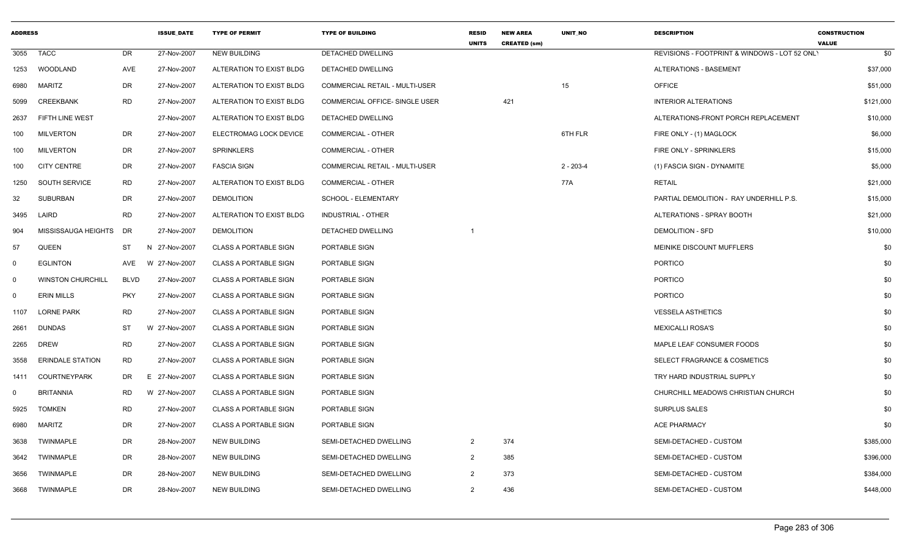| ADDRESS | | | ISSUE_DATE | TYPE OF PERMIT | TYPE OF BUILDING | RESID UNITS | NEW AREA CREATED (sm) | UNIT_NO | DESCRIPTION | CONSTRUCTION VALUE |
|---|---|---|---|---|---|---|---|---|---|---|
| 3055 | TACC | DR | 27-Nov-2007 | NEW BUILDING | DETACHED DWELLING | | | | REVISIONS - FOOTPRINT & WINDOWS - LOT 52 ONLY | $0 |
| 1253 | WOODLAND | AVE | 27-Nov-2007 | ALTERATION TO EXIST BLDG | DETACHED DWELLING | | | | ALTERATIONS - BASEMENT | $37,000 |
| 6980 | MARITZ | DR | 27-Nov-2007 | ALTERATION TO EXIST BLDG | COMMERCIAL RETAIL - MULTI-USER | | | 15 | OFFICE | $51,000 |
| 5099 | CREEKBANK | RD | 27-Nov-2007 | ALTERATION TO EXIST BLDG | COMMERCIAL OFFICE- SINGLE USER | | 421 | | INTERIOR ALTERATIONS | $121,000 |
| 2637 | FIFTH LINE WEST | | 27-Nov-2007 | ALTERATION TO EXIST BLDG | DETACHED DWELLING | | | | ALTERATIONS-FRONT PORCH REPLACEMENT | $10,000 |
| 100 | MILVERTON | DR | 27-Nov-2007 | ELECTROMAG LOCK DEVICE | COMMERCIAL - OTHER | | | 6TH FLR | FIRE ONLY - (1) MAGLOCK | $6,000 |
| 100 | MILVERTON | DR | 27-Nov-2007 | SPRINKLERS | COMMERCIAL - OTHER | | | | FIRE ONLY - SPRINKLERS | $15,000 |
| 100 | CITY CENTRE | DR | 27-Nov-2007 | FASCIA SIGN | COMMERCIAL RETAIL - MULTI-USER | | | 2 - 203-4 | (1) FASCIA SIGN - DYNAMITE | $5,000 |
| 1250 | SOUTH SERVICE | RD | 27-Nov-2007 | ALTERATION TO EXIST BLDG | COMMERCIAL - OTHER | | | 77A | RETAIL | $21,000 |
| 32 | SUBURBAN | DR | 27-Nov-2007 | DEMOLITION | SCHOOL - ELEMENTARY | | | | PARTIAL DEMOLITION - RAY UNDERHILL P.S. | $15,000 |
| 3495 | LAIRD | RD | 27-Nov-2007 | ALTERATION TO EXIST BLDG | INDUSTRIAL - OTHER | | | | ALTERATIONS - SPRAY BOOTH | $21,000 |
| 904 | MISSISSAUGA HEIGHTS | DR | 27-Nov-2007 | DEMOLITION | DETACHED DWELLING | 1 | | | DEMOLITION - SFD | $10,000 |
| 57 | QUEEN | ST | N 27-Nov-2007 | CLASS A PORTABLE SIGN | PORTABLE SIGN | | | | MEINIKE DISCOUNT MUFFLERS | $0 |
| 0 | EGLINTON | AVE | W 27-Nov-2007 | CLASS A PORTABLE SIGN | PORTABLE SIGN | | | | PORTICO | $0 |
| 0 | WINSTON CHURCHILL | BLVD | 27-Nov-2007 | CLASS A PORTABLE SIGN | PORTABLE SIGN | | | | PORTICO | $0 |
| 0 | ERIN MILLS | PKY | 27-Nov-2007 | CLASS A PORTABLE SIGN | PORTABLE SIGN | | | | PORTICO | $0 |
| 1107 | LORNE PARK | RD | 27-Nov-2007 | CLASS A PORTABLE SIGN | PORTABLE SIGN | | | | VESSELA ASTHETICS | $0 |
| 2661 | DUNDAS | ST | W 27-Nov-2007 | CLASS A PORTABLE SIGN | PORTABLE SIGN | | | | MEXICALLI ROSA'S | $0 |
| 2265 | DREW | RD | 27-Nov-2007 | CLASS A PORTABLE SIGN | PORTABLE SIGN | | | | MAPLE LEAF CONSUMER FOODS | $0 |
| 3558 | ERINDALE STATION | RD | 27-Nov-2007 | CLASS A PORTABLE SIGN | PORTABLE SIGN | | | | SELECT FRAGRANCE & COSMETICS | $0 |
| 1411 | COURTNEYPARK | DR | E 27-Nov-2007 | CLASS A PORTABLE SIGN | PORTABLE SIGN | | | | TRY HARD INDUSTRIAL SUPPLY | $0 |
| 0 | BRITANNIA | RD | W 27-Nov-2007 | CLASS A PORTABLE SIGN | PORTABLE SIGN | | | | CHURCHILL MEADOWS CHRISTIAN CHURCH | $0 |
| 5925 | TOMKEN | RD | 27-Nov-2007 | CLASS A PORTABLE SIGN | PORTABLE SIGN | | | | SURPLUS SALES | $0 |
| 6980 | MARITZ | DR | 27-Nov-2007 | CLASS A PORTABLE SIGN | PORTABLE SIGN | | | | ACE PHARMACY | $0 |
| 3638 | TWINMAPLE | DR | 28-Nov-2007 | NEW BUILDING | SEMI-DETACHED DWELLING | 2 | 374 | | SEMI-DETACHED - CUSTOM | $385,000 |
| 3642 | TWINMAPLE | DR | 28-Nov-2007 | NEW BUILDING | SEMI-DETACHED DWELLING | 2 | 385 | | SEMI-DETACHED - CUSTOM | $396,000 |
| 3656 | TWINMAPLE | DR | 28-Nov-2007 | NEW BUILDING | SEMI-DETACHED DWELLING | 2 | 373 | | SEMI-DETACHED - CUSTOM | $384,000 |
| 3668 | TWINMAPLE | DR | 28-Nov-2007 | NEW BUILDING | SEMI-DETACHED DWELLING | 2 | 436 | | SEMI-DETACHED - CUSTOM | $448,000 |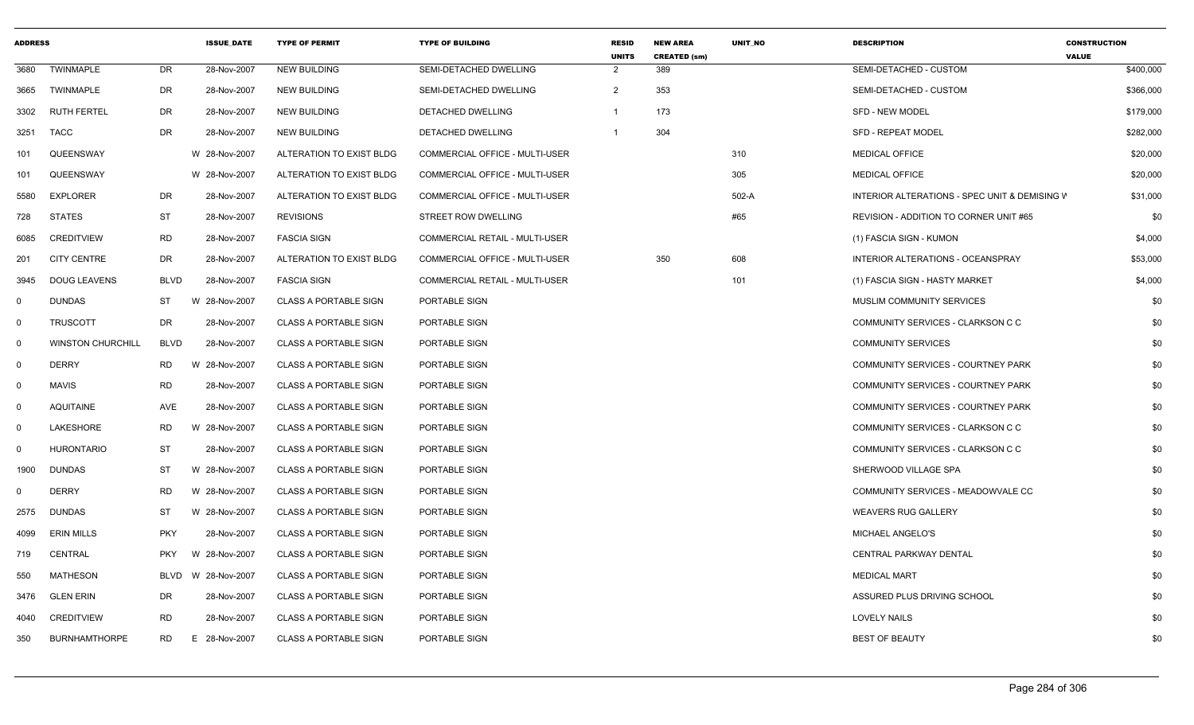| ADDRESS | | | ISSUE_DATE | TYPE OF PERMIT | TYPE OF BUILDING | RESID UNITS | NEW AREA CREATED (sm) | UNIT_NO | DESCRIPTION | CONSTRUCTION VALUE |
|---|---|---|---|---|---|---|---|---|---|---|
| 3680 | TWINMAPLE | DR | 28-Nov-2007 | NEW BUILDING | SEMI-DETACHED DWELLING | 2 | 389 | | SEMI-DETACHED - CUSTOM | $400,000 |
| 3665 | TWINMAPLE | DR | 28-Nov-2007 | NEW BUILDING | SEMI-DETACHED DWELLING | 2 | 353 | | SEMI-DETACHED - CUSTOM | $366,000 |
| 3302 | RUTH FERTEL | DR | 28-Nov-2007 | NEW BUILDING | DETACHED DWELLING | 1 | 173 | | SFD - NEW MODEL | $179,000 |
| 3251 | TACC | DR | 28-Nov-2007 | NEW BUILDING | DETACHED DWELLING | 1 | 304 | | SFD - REPEAT MODEL | $282,000 |
| 101 | QUEENSWAY | | W 28-Nov-2007 | ALTERATION TO EXIST BLDG | COMMERCIAL OFFICE - MULTI-USER | | | 310 | MEDICAL OFFICE | $20,000 |
| 101 | QUEENSWAY | | W 28-Nov-2007 | ALTERATION TO EXIST BLDG | COMMERCIAL OFFICE - MULTI-USER | | | 305 | MEDICAL OFFICE | $20,000 |
| 5580 | EXPLORER | DR | 28-Nov-2007 | ALTERATION TO EXIST BLDG | COMMERCIAL OFFICE - MULTI-USER | | | 502-A | INTERIOR ALTERATIONS - SPEC UNIT & DEMISING W | $31,000 |
| 728 | STATES | ST | 28-Nov-2007 | REVISIONS | STREET ROW DWELLING | | | #65 | REVISION - ADDITION TO CORNER UNIT #65 | $0 |
| 6085 | CREDITVIEW | RD | 28-Nov-2007 | FASCIA SIGN | COMMERCIAL RETAIL - MULTI-USER | | | | (1) FASCIA SIGN - KUMON | $4,000 |
| 201 | CITY CENTRE | DR | 28-Nov-2007 | ALTERATION TO EXIST BLDG | COMMERCIAL OFFICE - MULTI-USER | | 350 | 608 | INTERIOR ALTERATIONS - OCEANSPRAY | $53,000 |
| 3945 | DOUG LEAVENS | BLVD | 28-Nov-2007 | FASCIA SIGN | COMMERCIAL RETAIL - MULTI-USER | | | 101 | (1) FASCIA SIGN - HASTY MARKET | $4,000 |
| 0 | DUNDAS | ST | W 28-Nov-2007 | CLASS A PORTABLE SIGN | PORTABLE SIGN | | | | MUSLIM COMMUNITY SERVICES | $0 |
| 0 | TRUSCOTT | DR | 28-Nov-2007 | CLASS A PORTABLE SIGN | PORTABLE SIGN | | | | COMMUNITY SERVICES - CLARKSON C C | $0 |
| 0 | WINSTON CHURCHILL | BLVD | 28-Nov-2007 | CLASS A PORTABLE SIGN | PORTABLE SIGN | | | | COMMUNITY SERVICES | $0 |
| 0 | DERRY | RD | W 28-Nov-2007 | CLASS A PORTABLE SIGN | PORTABLE SIGN | | | | COMMUNITY SERVICES - COURTNEY PARK | $0 |
| 0 | MAVIS | RD | 28-Nov-2007 | CLASS A PORTABLE SIGN | PORTABLE SIGN | | | | COMMUNITY SERVICES - COURTNEY PARK | $0 |
| 0 | AQUITAINE | AVE | 28-Nov-2007 | CLASS A PORTABLE SIGN | PORTABLE SIGN | | | | COMMUNITY SERVICES - COURTNEY PARK | $0 |
| 0 | LAKESHORE | RD | W 28-Nov-2007 | CLASS A PORTABLE SIGN | PORTABLE SIGN | | | | COMMUNITY SERVICES - CLARKSON C C | $0 |
| 0 | HURONTARIO | ST | 28-Nov-2007 | CLASS A PORTABLE SIGN | PORTABLE SIGN | | | | COMMUNITY SERVICES - CLARKSON C C | $0 |
| 1900 | DUNDAS | ST | W 28-Nov-2007 | CLASS A PORTABLE SIGN | PORTABLE SIGN | | | | SHERWOOD VILLAGE SPA | $0 |
| 0 | DERRY | RD | W 28-Nov-2007 | CLASS A PORTABLE SIGN | PORTABLE SIGN | | | | COMMUNITY SERVICES - MEADOWVALE CC | $0 |
| 2575 | DUNDAS | ST | W 28-Nov-2007 | CLASS A PORTABLE SIGN | PORTABLE SIGN | | | | WEAVERS RUG GALLERY | $0 |
| 4099 | ERIN MILLS | PKY | 28-Nov-2007 | CLASS A PORTABLE SIGN | PORTABLE SIGN | | | | MICHAEL ANGELO'S | $0 |
| 719 | CENTRAL | PKY | W 28-Nov-2007 | CLASS A PORTABLE SIGN | PORTABLE SIGN | | | | CENTRAL PARKWAY DENTAL | $0 |
| 550 | MATHESON | BLVD | W 28-Nov-2007 | CLASS A PORTABLE SIGN | PORTABLE SIGN | | | | MEDICAL MART | $0 |
| 3476 | GLEN ERIN | DR | 28-Nov-2007 | CLASS A PORTABLE SIGN | PORTABLE SIGN | | | | ASSURED PLUS DRIVING SCHOOL | $0 |
| 4040 | CREDITVIEW | RD | 28-Nov-2007 | CLASS A PORTABLE SIGN | PORTABLE SIGN | | | | LOVELY NAILS | $0 |
| 350 | BURNHAMTHORPE | RD | E 28-Nov-2007 | CLASS A PORTABLE SIGN | PORTABLE SIGN | | | | BEST OF BEAUTY | $0 |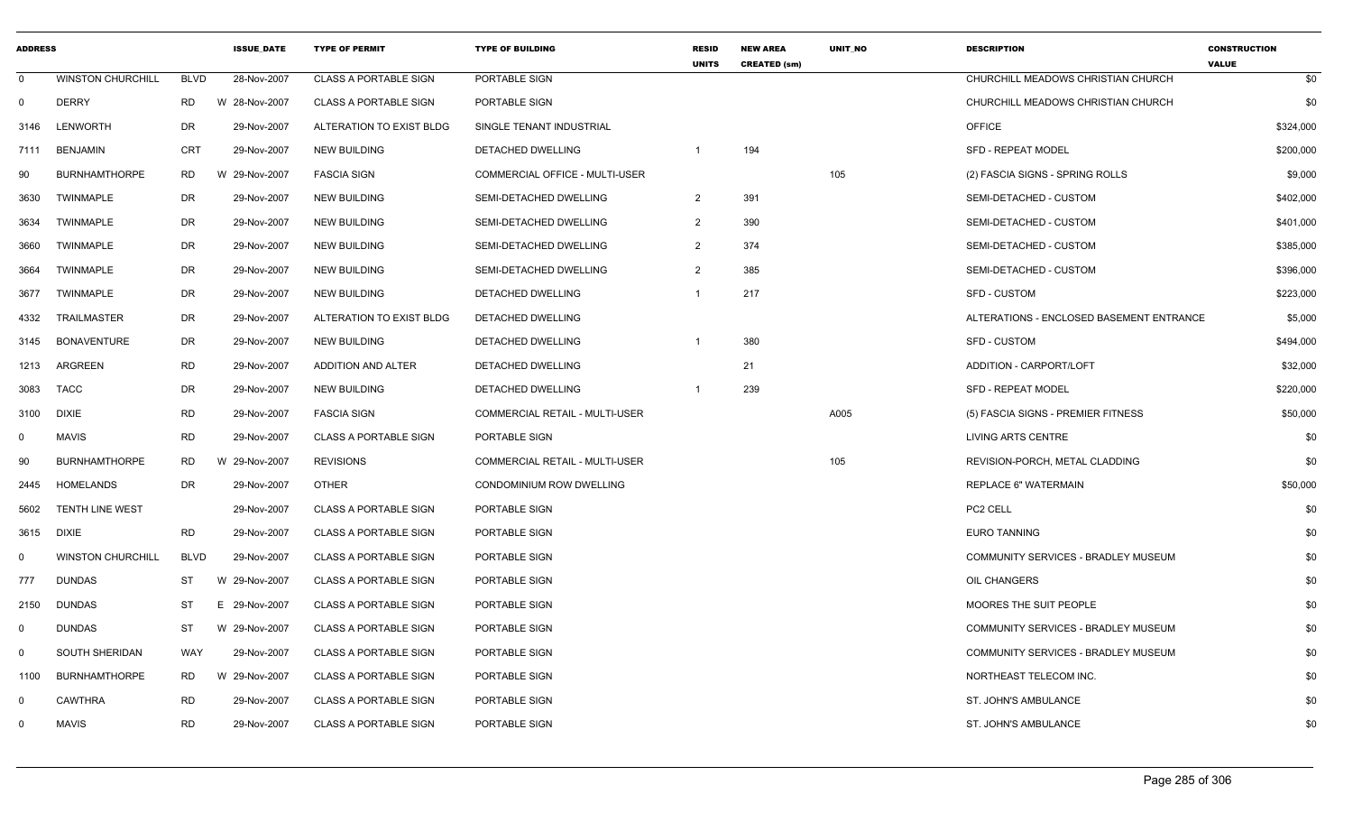| ADDRESS | | | ISSUE_DATE | TYPE OF PERMIT | TYPE OF BUILDING | RESID UNITS | NEW AREA CREATED (sm) | UNIT_NO | DESCRIPTION | CONSTRUCTION VALUE |
|---|---|---|---|---|---|---|---|---|---|---|
| 0 | WINSTON CHURCHILL | BLVD | 28-Nov-2007 | CLASS A PORTABLE SIGN | PORTABLE SIGN | | | | CHURCHILL MEADOWS CHRISTIAN CHURCH | $0 |
| 0 | DERRY | RD | W 28-Nov-2007 | CLASS A PORTABLE SIGN | PORTABLE SIGN | | | | CHURCHILL MEADOWS CHRISTIAN CHURCH | $0 |
| 3146 | LENWORTH | DR | 29-Nov-2007 | ALTERATION TO EXIST BLDG | SINGLE TENANT INDUSTRIAL | | | | OFFICE | $324,000 |
| 7111 | BENJAMIN | CRT | 29-Nov-2007 | NEW BUILDING | DETACHED DWELLING | 1 | 194 | | SFD - REPEAT MODEL | $200,000 |
| 90 | BURNHAMTHORPE | RD | W 29-Nov-2007 | FASCIA SIGN | COMMERCIAL OFFICE - MULTI-USER | | | 105 | (2) FASCIA SIGNS - SPRING ROLLS | $9,000 |
| 3630 | TWINMAPLE | DR | 29-Nov-2007 | NEW BUILDING | SEMI-DETACHED DWELLING | 2 | 391 | | SEMI-DETACHED - CUSTOM | $402,000 |
| 3634 | TWINMAPLE | DR | 29-Nov-2007 | NEW BUILDING | SEMI-DETACHED DWELLING | 2 | 390 | | SEMI-DETACHED - CUSTOM | $401,000 |
| 3660 | TWINMAPLE | DR | 29-Nov-2007 | NEW BUILDING | SEMI-DETACHED DWELLING | 2 | 374 | | SEMI-DETACHED - CUSTOM | $385,000 |
| 3664 | TWINMAPLE | DR | 29-Nov-2007 | NEW BUILDING | SEMI-DETACHED DWELLING | 2 | 385 | | SEMI-DETACHED - CUSTOM | $396,000 |
| 3677 | TWINMAPLE | DR | 29-Nov-2007 | NEW BUILDING | DETACHED DWELLING | 1 | 217 | | SFD - CUSTOM | $223,000 |
| 4332 | TRAILMASTER | DR | 29-Nov-2007 | ALTERATION TO EXIST BLDG | DETACHED DWELLING | | | | ALTERATIONS - ENCLOSED BASEMENT ENTRANCE | $5,000 |
| 3145 | BONAVENTURE | DR | 29-Nov-2007 | NEW BUILDING | DETACHED DWELLING | 1 | 380 | | SFD - CUSTOM | $494,000 |
| 1213 | ARGREEN | RD | 29-Nov-2007 | ADDITION AND ALTER | DETACHED DWELLING | | 21 | | ADDITION - CARPORT/LOFT | $32,000 |
| 3083 | TACC | DR | 29-Nov-2007 | NEW BUILDING | DETACHED DWELLING | 1 | 239 | | SFD - REPEAT MODEL | $220,000 |
| 3100 | DIXIE | RD | 29-Nov-2007 | FASCIA SIGN | COMMERCIAL RETAIL - MULTI-USER | | | A005 | (5) FASCIA SIGNS - PREMIER FITNESS | $50,000 |
| 0 | MAVIS | RD | 29-Nov-2007 | CLASS A PORTABLE SIGN | PORTABLE SIGN | | | | LIVING ARTS CENTRE | $0 |
| 90 | BURNHAMTHORPE | RD | W 29-Nov-2007 | REVISIONS | COMMERCIAL RETAIL - MULTI-USER | | | 105 | REVISION-PORCH, METAL CLADDING | $0 |
| 2445 | HOMELANDS | DR | 29-Nov-2007 | OTHER | CONDOMINIUM ROW DWELLING | | | | REPLACE 6" WATERMAIN | $50,000 |
| 5602 | TENTH LINE WEST | | 29-Nov-2007 | CLASS A PORTABLE SIGN | PORTABLE SIGN | | | | PC2 CELL | $0 |
| 3615 | DIXIE | RD | 29-Nov-2007 | CLASS A PORTABLE SIGN | PORTABLE SIGN | | | | EURO TANNING | $0 |
| 0 | WINSTON CHURCHILL | BLVD | 29-Nov-2007 | CLASS A PORTABLE SIGN | PORTABLE SIGN | | | | COMMUNITY SERVICES - BRADLEY MUSEUM | $0 |
| 777 | DUNDAS | ST | W 29-Nov-2007 | CLASS A PORTABLE SIGN | PORTABLE SIGN | | | | OIL CHANGERS | $0 |
| 2150 | DUNDAS | ST | E 29-Nov-2007 | CLASS A PORTABLE SIGN | PORTABLE SIGN | | | | MOORES THE SUIT PEOPLE | $0 |
| 0 | DUNDAS | ST | W 29-Nov-2007 | CLASS A PORTABLE SIGN | PORTABLE SIGN | | | | COMMUNITY SERVICES - BRADLEY MUSEUM | $0 |
| 0 | SOUTH SHERIDAN | WAY | 29-Nov-2007 | CLASS A PORTABLE SIGN | PORTABLE SIGN | | | | COMMUNITY SERVICES - BRADLEY MUSEUM | $0 |
| 1100 | BURNHAMTHORPE | RD | W 29-Nov-2007 | CLASS A PORTABLE SIGN | PORTABLE SIGN | | | | NORTHEAST TELECOM INC. | $0 |
| 0 | CAWTHRA | RD | 29-Nov-2007 | CLASS A PORTABLE SIGN | PORTABLE SIGN | | | | ST. JOHN'S AMBULANCE | $0 |
| 0 | MAVIS | RD | 29-Nov-2007 | CLASS A PORTABLE SIGN | PORTABLE SIGN | | | | ST. JOHN'S AMBULANCE | $0 |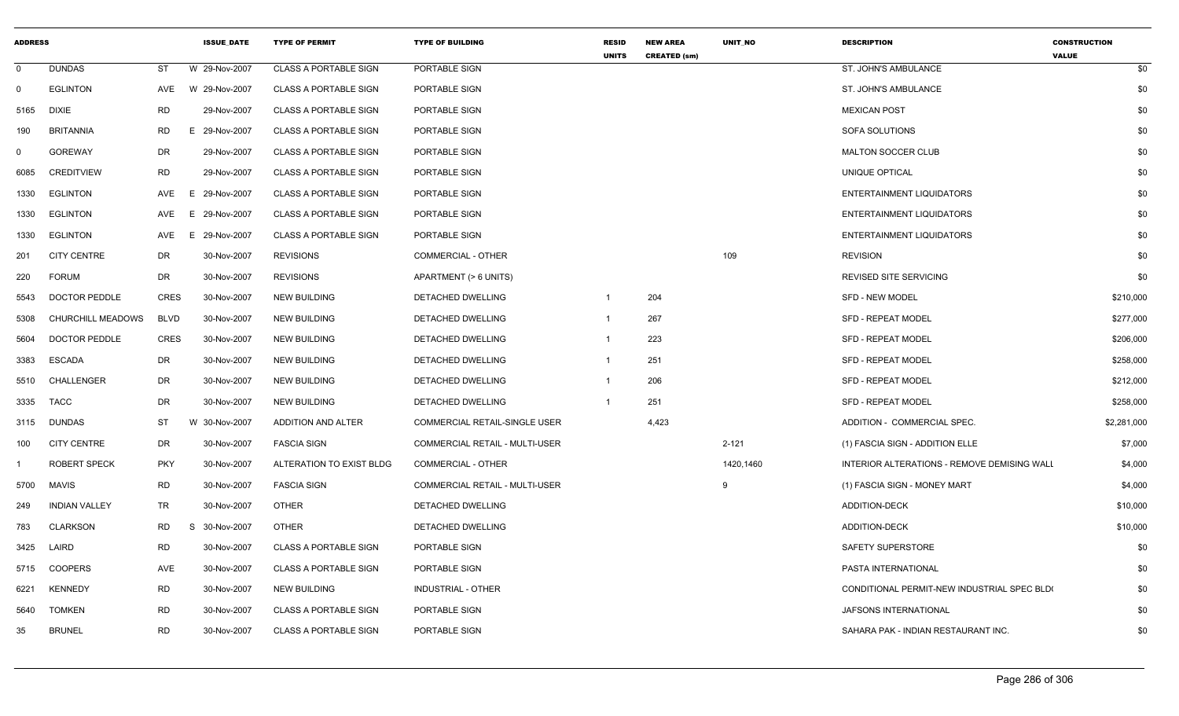| ADDRESS | | | ISSUE_DATE | TYPE OF PERMIT | TYPE OF BUILDING | RESID UNITS | NEW AREA CREATED (sm) | UNIT_NO | DESCRIPTION | CONSTRUCTION VALUE |
|---|---|---|---|---|---|---|---|---|---|---|
| 0 | DUNDAS | ST | W 29-Nov-2007 | CLASS A PORTABLE SIGN | PORTABLE SIGN | | | | ST. JOHN'S AMBULANCE | $0 |
| 0 | EGLINTON | AVE | W 29-Nov-2007 | CLASS A PORTABLE SIGN | PORTABLE SIGN | | | | ST. JOHN'S AMBULANCE | $0 |
| 5165 | DIXIE | RD | 29-Nov-2007 | CLASS A PORTABLE SIGN | PORTABLE SIGN | | | | MEXICAN POST | $0 |
| 190 | BRITANNIA | RD | E 29-Nov-2007 | CLASS A PORTABLE SIGN | PORTABLE SIGN | | | | SOFA SOLUTIONS | $0 |
| 0 | GOREWAY | DR | 29-Nov-2007 | CLASS A PORTABLE SIGN | PORTABLE SIGN | | | | MALTON SOCCER CLUB | $0 |
| 6085 | CREDITVIEW | RD | 29-Nov-2007 | CLASS A PORTABLE SIGN | PORTABLE SIGN | | | | UNIQUE OPTICAL | $0 |
| 1330 | EGLINTON | AVE | E 29-Nov-2007 | CLASS A PORTABLE SIGN | PORTABLE SIGN | | | | ENTERTAINMENT LIQUIDATORS | $0 |
| 1330 | EGLINTON | AVE | E 29-Nov-2007 | CLASS A PORTABLE SIGN | PORTABLE SIGN | | | | ENTERTAINMENT LIQUIDATORS | $0 |
| 1330 | EGLINTON | AVE | E 29-Nov-2007 | CLASS A PORTABLE SIGN | PORTABLE SIGN | | | | ENTERTAINMENT LIQUIDATORS | $0 |
| 201 | CITY CENTRE | DR | 30-Nov-2007 | REVISIONS | COMMERCIAL - OTHER | | | 109 | REVISION | $0 |
| 220 | FORUM | DR | 30-Nov-2007 | REVISIONS | APARTMENT (> 6 UNITS) | | | | REVISED SITE SERVICING | $0 |
| 5543 | DOCTOR PEDDLE | CRES | 30-Nov-2007 | NEW BUILDING | DETACHED DWELLING | 1 | 204 | | SFD - NEW MODEL | $210,000 |
| 5308 | CHURCHILL MEADOWS | BLVD | 30-Nov-2007 | NEW BUILDING | DETACHED DWELLING | 1 | 267 | | SFD - REPEAT MODEL | $277,000 |
| 5604 | DOCTOR PEDDLE | CRES | 30-Nov-2007 | NEW BUILDING | DETACHED DWELLING | 1 | 223 | | SFD - REPEAT MODEL | $206,000 |
| 3383 | ESCADA | DR | 30-Nov-2007 | NEW BUILDING | DETACHED DWELLING | 1 | 251 | | SFD - REPEAT MODEL | $258,000 |
| 5510 | CHALLENGER | DR | 30-Nov-2007 | NEW BUILDING | DETACHED DWELLING | 1 | 206 | | SFD - REPEAT MODEL | $212,000 |
| 3335 | TACC | DR | 30-Nov-2007 | NEW BUILDING | DETACHED DWELLING | 1 | 251 | | SFD - REPEAT MODEL | $258,000 |
| 3115 | DUNDAS | ST | W 30-Nov-2007 | ADDITION AND ALTER | COMMERCIAL RETAIL-SINGLE USER | | 4,423 | | ADDITION - COMMERCIAL SPEC. | $2,281,000 |
| 100 | CITY CENTRE | DR | 30-Nov-2007 | FASCIA SIGN | COMMERCIAL RETAIL - MULTI-USER | | | 2-121 | (1) FASCIA SIGN - ADDITION ELLE | $7,000 |
| 1 | ROBERT SPECK | PKY | 30-Nov-2007 | ALTERATION TO EXIST BLDG | COMMERCIAL - OTHER | | | 1420,1460 | INTERIOR ALTERATIONS - REMOVE DEMISING WALL | $4,000 |
| 5700 | MAVIS | RD | 30-Nov-2007 | FASCIA SIGN | COMMERCIAL RETAIL - MULTI-USER | | | 9 | (1) FASCIA SIGN - MONEY MART | $4,000 |
| 249 | INDIAN VALLEY | TR | 30-Nov-2007 | OTHER | DETACHED DWELLING | | | | ADDITION-DECK | $10,000 |
| 783 | CLARKSON | RD | S 30-Nov-2007 | OTHER | DETACHED DWELLING | | | | ADDITION-DECK | $10,000 |
| 3425 | LAIRD | RD | 30-Nov-2007 | CLASS A PORTABLE SIGN | PORTABLE SIGN | | | | SAFETY SUPERSTORE | $0 |
| 5715 | COOPERS | AVE | 30-Nov-2007 | CLASS A PORTABLE SIGN | PORTABLE SIGN | | | | PASTA INTERNATIONAL | $0 |
| 6221 | KENNEDY | RD | 30-Nov-2007 | NEW BUILDING | INDUSTRIAL - OTHER | | | | CONDITIONAL PERMIT-NEW INDUSTRIAL SPEC BLD( | $0 |
| 5640 | TOMKEN | RD | 30-Nov-2007 | CLASS A PORTABLE SIGN | PORTABLE SIGN | | | | JAFSONS INTERNATIONAL | $0 |
| 35 | BRUNEL | RD | 30-Nov-2007 | CLASS A PORTABLE SIGN | PORTABLE SIGN | | | | SAHARA PAK - INDIAN RESTAURANT INC. | $0 |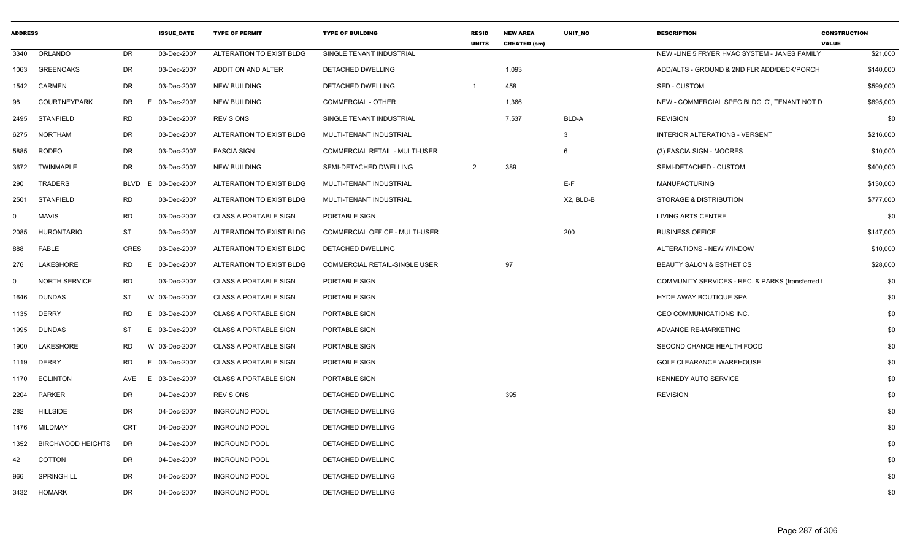| ADDRESS | | | ISSUE_DATE | TYPE OF PERMIT | TYPE OF BUILDING | RESID UNITS | NEW AREA CREATED (sm) | UNIT_NO | DESCRIPTION | CONSTRUCTION VALUE |
|---|---|---|---|---|---|---|---|---|---|---|
| 3340 | ORLANDO | DR | 03-Dec-2007 | ALTERATION TO EXIST BLDG | SINGLE TENANT INDUSTRIAL | | | | NEW -LINE 5 FRYER HVAC SYSTEM - JANES FAMILY | $21,000 |
| 1063 | GREENOAKS | DR | 03-Dec-2007 | ADDITION AND ALTER | DETACHED DWELLING | | 1,093 | | ADD/ALTS - GROUND & 2ND FLR ADD/DECK/PORCH | $140,000 |
| 1542 | CARMEN | DR | 03-Dec-2007 | NEW BUILDING | DETACHED DWELLING | 1 | 458 | | SFD - CUSTOM | $599,000 |
| 98 | COURTNEYPARK | DR E | 03-Dec-2007 | NEW BUILDING | COMMERCIAL - OTHER | | 1,366 | | NEW - COMMERCIAL SPEC BLDG 'C', TENANT NOT D | $895,000 |
| 2495 | STANFIELD | RD | 03-Dec-2007 | REVISIONS | SINGLE TENANT INDUSTRIAL | | 7,537 | BLD-A | REVISION | $0 |
| 6275 | NORTHAM | DR | 03-Dec-2007 | ALTERATION TO EXIST BLDG | MULTI-TENANT INDUSTRIAL | | | 3 | INTERIOR ALTERATIONS - VERSENT | $216,000 |
| 5885 | RODEO | DR | 03-Dec-2007 | FASCIA SIGN | COMMERCIAL RETAIL - MULTI-USER | | | 6 | (3) FASCIA SIGN - MOORES | $10,000 |
| 3672 | TWINMAPLE | DR | 03-Dec-2007 | NEW BUILDING | SEMI-DETACHED DWELLING | 2 | 389 | | SEMI-DETACHED - CUSTOM | $400,000 |
| 290 | TRADERS | BLVD E | 03-Dec-2007 | ALTERATION TO EXIST BLDG | MULTI-TENANT INDUSTRIAL | | | E-F | MANUFACTURING | $130,000 |
| 2501 | STANFIELD | RD | 03-Dec-2007 | ALTERATION TO EXIST BLDG | MULTI-TENANT INDUSTRIAL | | | X2, BLD-B | STORAGE & DISTRIBUTION | $777,000 |
| 0 | MAVIS | RD | 03-Dec-2007 | CLASS A PORTABLE SIGN | PORTABLE SIGN | | | | LIVING ARTS CENTRE | $0 |
| 2085 | HURONTARIO | ST | 03-Dec-2007 | ALTERATION TO EXIST BLDG | COMMERCIAL OFFICE - MULTI-USER | | | 200 | BUSINESS OFFICE | $147,000 |
| 888 | FABLE | CRES | 03-Dec-2007 | ALTERATION TO EXIST BLDG | DETACHED DWELLING | | | | ALTERATIONS - NEW WINDOW | $10,000 |
| 276 | LAKESHORE | RD E | 03-Dec-2007 | ALTERATION TO EXIST BLDG | COMMERCIAL RETAIL-SINGLE USER | | 97 | | BEAUTY SALON & ESTHETICS | $28,000 |
| 0 | NORTH SERVICE | RD | 03-Dec-2007 | CLASS A PORTABLE SIGN | PORTABLE SIGN | | | | COMMUNITY SERVICES - REC. & PARKS (transferred | $0 |
| 1646 | DUNDAS | ST W | 03-Dec-2007 | CLASS A PORTABLE SIGN | PORTABLE SIGN | | | | HYDE AWAY BOUTIQUE SPA | $0 |
| 1135 | DERRY | RD E | 03-Dec-2007 | CLASS A PORTABLE SIGN | PORTABLE SIGN | | | | GEO COMMUNICATIONS INC. | $0 |
| 1995 | DUNDAS | ST E | 03-Dec-2007 | CLASS A PORTABLE SIGN | PORTABLE SIGN | | | | ADVANCE RE-MARKETING | $0 |
| 1900 | LAKESHORE | RD W | 03-Dec-2007 | CLASS A PORTABLE SIGN | PORTABLE SIGN | | | | SECOND CHANCE HEALTH FOOD | $0 |
| 1119 | DERRY | RD E | 03-Dec-2007 | CLASS A PORTABLE SIGN | PORTABLE SIGN | | | | GOLF CLEARANCE WAREHOUSE | $0 |
| 1170 | EGLINTON | AVE E | 03-Dec-2007 | CLASS A PORTABLE SIGN | PORTABLE SIGN | | | | KENNEDY AUTO SERVICE | $0 |
| 2204 | PARKER | DR | 04-Dec-2007 | REVISIONS | DETACHED DWELLING | | 395 | | REVISION | $0 |
| 282 | HILLSIDE | DR | 04-Dec-2007 | INGROUND POOL | DETACHED DWELLING | | | | | $0 |
| 1476 | MILDMAY | CRT | 04-Dec-2007 | INGROUND POOL | DETACHED DWELLING | | | | | $0 |
| 1352 | BIRCHWOOD HEIGHTS | DR | 04-Dec-2007 | INGROUND POOL | DETACHED DWELLING | | | | | $0 |
| 42 | COTTON | DR | 04-Dec-2007 | INGROUND POOL | DETACHED DWELLING | | | | | $0 |
| 966 | SPRINGHILL | DR | 04-Dec-2007 | INGROUND POOL | DETACHED DWELLING | | | | | $0 |
| 3432 | HOMARK | DR | 04-Dec-2007 | INGROUND POOL | DETACHED DWELLING | | | | | $0 |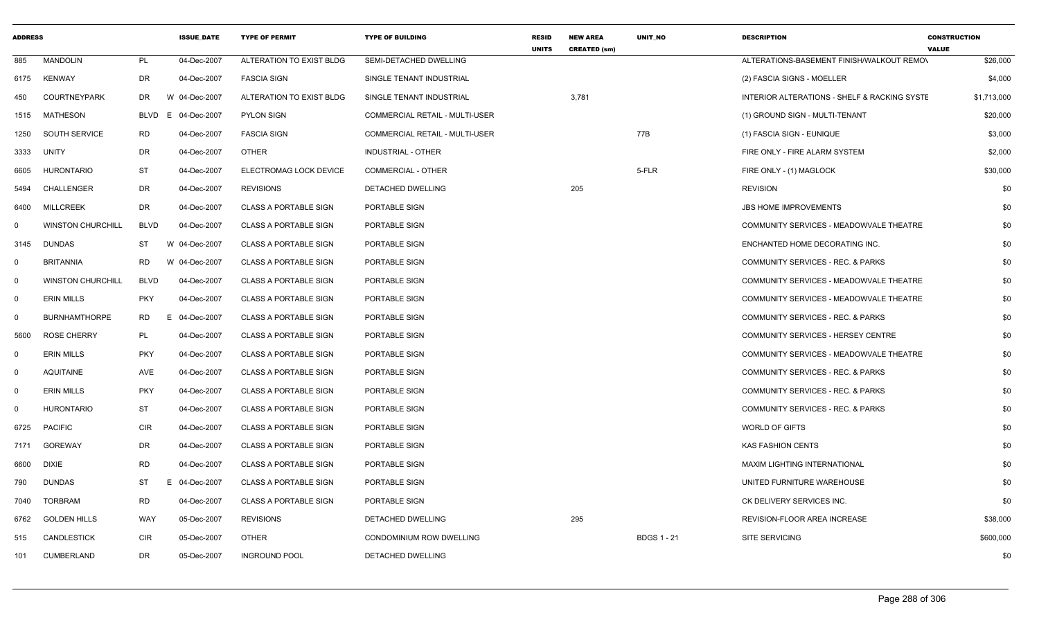| ADDRESS | | | ISSUE_DATE | TYPE OF PERMIT | TYPE OF BUILDING | RESID UNITS | NEW AREA CREATED (sm) | UNIT_NO | DESCRIPTION | CONSTRUCTION VALUE |
|---|---|---|---|---|---|---|---|---|---|---|
| 885 | MANDOLIN | PL | 04-Dec-2007 | ALTERATION TO EXIST BLDG | SEMI-DETACHED DWELLING | | | | ALTERATIONS-BASEMENT FINISH/WALKOUT REMOV | $26,000 |
| 6175 | KENWAY | DR | 04-Dec-2007 | FASCIA SIGN | SINGLE TENANT INDUSTRIAL | | | | (2) FASCIA SIGNS - MOELLER | $4,000 |
| 450 | COURTNEYPARK | DR W | 04-Dec-2007 | ALTERATION TO EXIST BLDG | SINGLE TENANT INDUSTRIAL | | 3,781 | | INTERIOR ALTERATIONS - SHELF & RACKING SYSTE | $1,713,000 |
| 1515 | MATHESON | BLVD E | 04-Dec-2007 | PYLON SIGN | COMMERCIAL RETAIL - MULTI-USER | | | | (1) GROUND SIGN - MULTI-TENANT | $20,000 |
| 1250 | SOUTH SERVICE | RD | 04-Dec-2007 | FASCIA SIGN | COMMERCIAL RETAIL - MULTI-USER | | | 77B | (1) FASCIA SIGN - EUNIQUE | $3,000 |
| 3333 | UNITY | DR | 04-Dec-2007 | OTHER | INDUSTRIAL - OTHER | | | | FIRE ONLY - FIRE ALARM SYSTEM | $2,000 |
| 6605 | HURONTARIO | ST | 04-Dec-2007 | ELECTROMAG LOCK DEVICE | COMMERCIAL - OTHER | | | 5-FLR | FIRE ONLY - (1) MAGLOCK | $30,000 |
| 5494 | CHALLENGER | DR | 04-Dec-2007 | REVISIONS | DETACHED DWELLING | | 205 | | REVISION | $0 |
| 6400 | MILLCREEK | DR | 04-Dec-2007 | CLASS A PORTABLE SIGN | PORTABLE SIGN | | | | JBS HOME IMPROVEMENTS | $0 |
| 0 | WINSTON CHURCHILL | BLVD | 04-Dec-2007 | CLASS A PORTABLE SIGN | PORTABLE SIGN | | | | COMMUNITY SERVICES - MEADOWVALE THEATRE | $0 |
| 3145 | DUNDAS | ST W | 04-Dec-2007 | CLASS A PORTABLE SIGN | PORTABLE SIGN | | | | ENCHANTED HOME DECORATING INC. | $0 |
| 0 | BRITANNIA | RD W | 04-Dec-2007 | CLASS A PORTABLE SIGN | PORTABLE SIGN | | | | COMMUNITY SERVICES - REC. & PARKS | $0 |
| 0 | WINSTON CHURCHILL | BLVD | 04-Dec-2007 | CLASS A PORTABLE SIGN | PORTABLE SIGN | | | | COMMUNITY SERVICES - MEADOWVALE THEATRE | $0 |
| 0 | ERIN MILLS | PKY | 04-Dec-2007 | CLASS A PORTABLE SIGN | PORTABLE SIGN | | | | COMMUNITY SERVICES - MEADOWVALE THEATRE | $0 |
| 0 | BURNHAMTHORPE | RD E | 04-Dec-2007 | CLASS A PORTABLE SIGN | PORTABLE SIGN | | | | COMMUNITY SERVICES - REC. & PARKS | $0 |
| 5600 | ROSE CHERRY | PL | 04-Dec-2007 | CLASS A PORTABLE SIGN | PORTABLE SIGN | | | | COMMUNITY SERVICES - HERSEY CENTRE | $0 |
| 0 | ERIN MILLS | PKY | 04-Dec-2007 | CLASS A PORTABLE SIGN | PORTABLE SIGN | | | | COMMUNITY SERVICES - MEADOWVALE THEATRE | $0 |
| 0 | AQUITAINE | AVE | 04-Dec-2007 | CLASS A PORTABLE SIGN | PORTABLE SIGN | | | | COMMUNITY SERVICES - REC. & PARKS | $0 |
| 0 | ERIN MILLS | PKY | 04-Dec-2007 | CLASS A PORTABLE SIGN | PORTABLE SIGN | | | | COMMUNITY SERVICES - REC. & PARKS | $0 |
| 0 | HURONTARIO | ST | 04-Dec-2007 | CLASS A PORTABLE SIGN | PORTABLE SIGN | | | | COMMUNITY SERVICES - REC. & PARKS | $0 |
| 6725 | PACIFIC | CIR | 04-Dec-2007 | CLASS A PORTABLE SIGN | PORTABLE SIGN | | | | WORLD OF GIFTS | $0 |
| 7171 | GOREWAY | DR | 04-Dec-2007 | CLASS A PORTABLE SIGN | PORTABLE SIGN | | | | KAS FASHION CENTS | $0 |
| 6600 | DIXIE | RD | 04-Dec-2007 | CLASS A PORTABLE SIGN | PORTABLE SIGN | | | | MAXIM LIGHTING INTERNATIONAL | $0 |
| 790 | DUNDAS | ST E | 04-Dec-2007 | CLASS A PORTABLE SIGN | PORTABLE SIGN | | | | UNITED FURNITURE WAREHOUSE | $0 |
| 7040 | TORBRAM | RD | 04-Dec-2007 | CLASS A PORTABLE SIGN | PORTABLE SIGN | | | | CK DELIVERY SERVICES INC. | $0 |
| 6762 | GOLDEN HILLS | WAY | 05-Dec-2007 | REVISIONS | DETACHED DWELLING | | 295 | | REVISION-FLOOR AREA INCREASE | $38,000 |
| 515 | CANDLESTICK | CIR | 05-Dec-2007 | OTHER | CONDOMINIUM ROW DWELLING | | | BDGS 1 - 21 | SITE SERVICING | $600,000 |
| 101 | CUMBERLAND | DR | 05-Dec-2007 | INGROUND POOL | DETACHED DWELLING | | | | | $0 |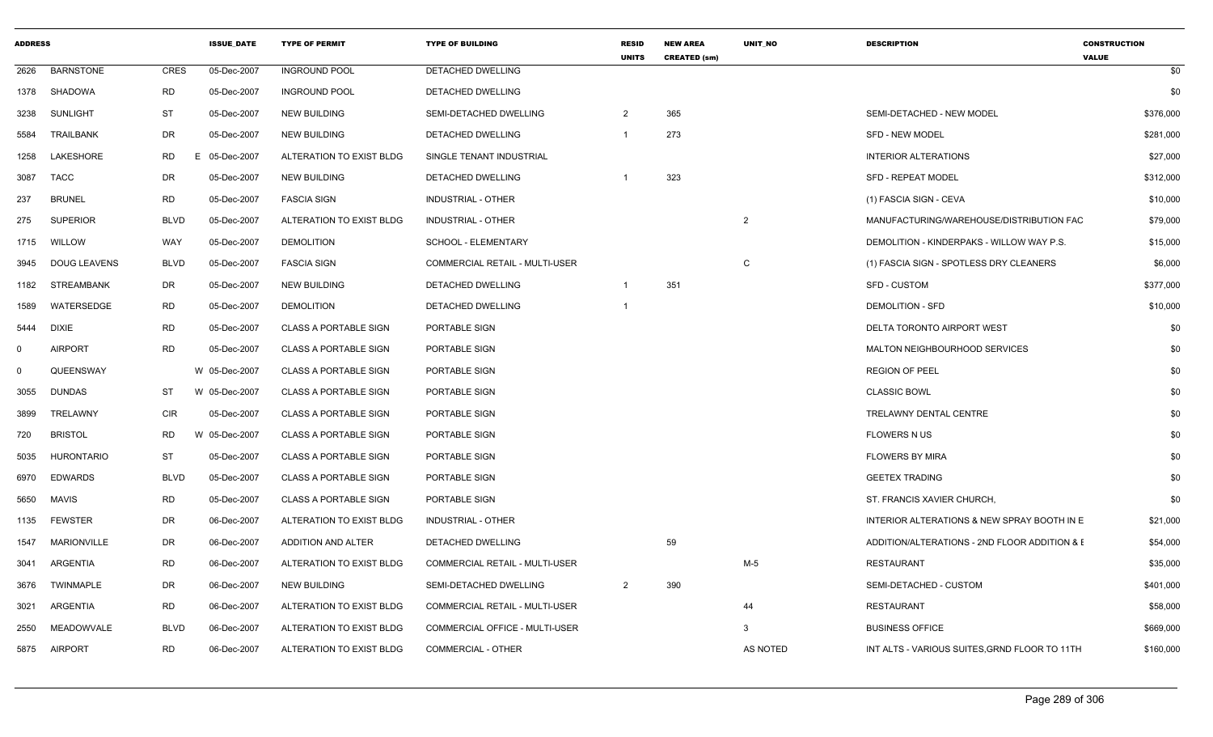| ADDRESS | | | ISSUE_DATE | TYPE OF PERMIT | TYPE OF BUILDING | RESID UNITS | NEW AREA CREATED (sm) | UNIT_NO | DESCRIPTION | CONSTRUCTION VALUE |
|---|---|---|---|---|---|---|---|---|---|---|
| 2626 | BARNSTONE | CRES | 05-Dec-2007 | INGROUND POOL | DETACHED DWELLING | | | | | $0 |
| 1378 | SHADOWA | RD | 05-Dec-2007 | INGROUND POOL | DETACHED DWELLING | | | | | $0 |
| 3238 | SUNLIGHT | ST | 05-Dec-2007 | NEW BUILDING | SEMI-DETACHED DWELLING | 2 | 365 | | SEMI-DETACHED - NEW MODEL | $376,000 |
| 5584 | TRAILBANK | DR | 05-Dec-2007 | NEW BUILDING | DETACHED DWELLING | 1 | 273 | | SFD - NEW MODEL | $281,000 |
| 1258 | LAKESHORE | RD | E 05-Dec-2007 | ALTERATION TO EXIST BLDG | SINGLE TENANT INDUSTRIAL | | | | INTERIOR ALTERATIONS | $27,000 |
| 3087 | TACC | DR | 05-Dec-2007 | NEW BUILDING | DETACHED DWELLING | 1 | 323 | | SFD - REPEAT MODEL | $312,000 |
| 237 | BRUNEL | RD | 05-Dec-2007 | FASCIA SIGN | INDUSTRIAL - OTHER | | | | (1) FASCIA SIGN - CEVA | $10,000 |
| 275 | SUPERIOR | BLVD | 05-Dec-2007 | ALTERATION TO EXIST BLDG | INDUSTRIAL - OTHER | | | 2 | MANUFACTURING/WAREHOUSE/DISTRIBUTION FAC | $79,000 |
| 1715 | WILLOW | WAY | 05-Dec-2007 | DEMOLITION | SCHOOL - ELEMENTARY | | | | DEMOLITION - KINDERPAKS - WILLOW WAY P.S. | $15,000 |
| 3945 | DOUG LEAVENS | BLVD | 05-Dec-2007 | FASCIA SIGN | COMMERCIAL RETAIL - MULTI-USER | | | C | (1) FASCIA SIGN - SPOTLESS DRY CLEANERS | $6,000 |
| 1182 | STREAMBANK | DR | 05-Dec-2007 | NEW BUILDING | DETACHED DWELLING | 1 | 351 | | SFD - CUSTOM | $377,000 |
| 1589 | WATERSEDGE | RD | 05-Dec-2007 | DEMOLITION | DETACHED DWELLING | 1 | | | DEMOLITION - SFD | $10,000 |
| 5444 | DIXIE | RD | 05-Dec-2007 | CLASS A PORTABLE SIGN | PORTABLE SIGN | | | | DELTA TORONTO AIRPORT WEST | $0 |
| 0 | AIRPORT | RD | 05-Dec-2007 | CLASS A PORTABLE SIGN | PORTABLE SIGN | | | | MALTON NEIGHBOURHOOD SERVICES | $0 |
| 0 | QUEENSWAY | | W 05-Dec-2007 | CLASS A PORTABLE SIGN | PORTABLE SIGN | | | | REGION OF PEEL | $0 |
| 3055 | DUNDAS | ST | W 05-Dec-2007 | CLASS A PORTABLE SIGN | PORTABLE SIGN | | | | CLASSIC BOWL | $0 |
| 3899 | TRELAWNY | CIR | 05-Dec-2007 | CLASS A PORTABLE SIGN | PORTABLE SIGN | | | | TRELAWNY DENTAL CENTRE | $0 |
| 720 | BRISTOL | RD | W 05-Dec-2007 | CLASS A PORTABLE SIGN | PORTABLE SIGN | | | | FLOWERS N US | $0 |
| 5035 | HURONTARIO | ST | 05-Dec-2007 | CLASS A PORTABLE SIGN | PORTABLE SIGN | | | | FLOWERS BY MIRA | $0 |
| 6970 | EDWARDS | BLVD | 05-Dec-2007 | CLASS A PORTABLE SIGN | PORTABLE SIGN | | | | GEETEX TRADING | $0 |
| 5650 | MAVIS | RD | 05-Dec-2007 | CLASS A PORTABLE SIGN | PORTABLE SIGN | | | | ST. FRANCIS XAVIER CHURCH, | $0 |
| 1135 | FEWSTER | DR | 06-Dec-2007 | ALTERATION TO EXIST BLDG | INDUSTRIAL - OTHER | | | | INTERIOR ALTERATIONS & NEW SPRAY BOOTH IN E | $21,000 |
| 1547 | MARIONVILLE | DR | 06-Dec-2007 | ADDITION AND ALTER | DETACHED DWELLING | | 59 | | ADDITION/ALTERATIONS - 2ND FLOOR ADDITION & E | $54,000 |
| 3041 | ARGENTIA | RD | 06-Dec-2007 | ALTERATION TO EXIST BLDG | COMMERCIAL RETAIL - MULTI-USER | | | M-5 | RESTAURANT | $35,000 |
| 3676 | TWINMAPLE | DR | 06-Dec-2007 | NEW BUILDING | SEMI-DETACHED DWELLING | 2 | 390 | | SEMI-DETACHED - CUSTOM | $401,000 |
| 3021 | ARGENTIA | RD | 06-Dec-2007 | ALTERATION TO EXIST BLDG | COMMERCIAL RETAIL - MULTI-USER | | | 44 | RESTAURANT | $58,000 |
| 2550 | MEADOWVALE | BLVD | 06-Dec-2007 | ALTERATION TO EXIST BLDG | COMMERCIAL OFFICE - MULTI-USER | | | 3 | BUSINESS OFFICE | $669,000 |
| 5875 | AIRPORT | RD | 06-Dec-2007 | ALTERATION TO EXIST BLDG | COMMERCIAL - OTHER | | | AS NOTED | INT ALTS - VARIOUS SUITES,GRND FLOOR TO 11TH | $160,000 |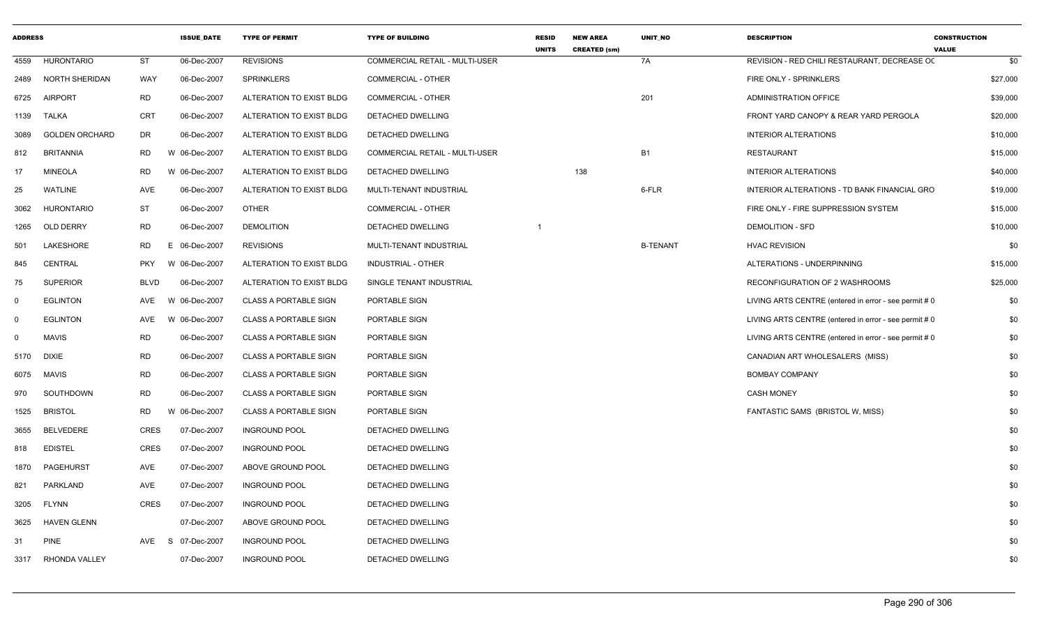| ADDRESS | | | ISSUE_DATE | TYPE OF PERMIT | TYPE OF BUILDING | RESID UNITS | NEW AREA CREATED (sm) | UNIT_NO | DESCRIPTION | CONSTRUCTION VALUE |
|---|---|---|---|---|---|---|---|---|---|---|
| 4559 | HURONTARIO | ST | 06-Dec-2007 | REVISIONS | COMMERCIAL RETAIL - MULTI-USER | | | 7A | REVISION - RED CHILI RESTAURANT, DECREASE OC | $0 |
| 2489 | NORTH SHERIDAN | WAY | 06-Dec-2007 | SPRINKLERS | COMMERCIAL - OTHER | | | | FIRE ONLY - SPRINKLERS | $27,000 |
| 6725 | AIRPORT | RD | 06-Dec-2007 | ALTERATION TO EXIST BLDG | COMMERCIAL - OTHER | | | 201 | ADMINISTRATION OFFICE | $39,000 |
| 1139 | TALKA | CRT | 06-Dec-2007 | ALTERATION TO EXIST BLDG | DETACHED DWELLING | | | | FRONT YARD CANOPY & REAR YARD PERGOLA | $20,000 |
| 3089 | GOLDEN ORCHARD | DR | 06-Dec-2007 | ALTERATION TO EXIST BLDG | DETACHED DWELLING | | | | INTERIOR ALTERATIONS | $10,000 |
| 812 | BRITANNIA | RD | W 06-Dec-2007 | ALTERATION TO EXIST BLDG | COMMERCIAL RETAIL - MULTI-USER | | | B1 | RESTAURANT | $15,000 |
| 17 | MINEOLA | RD | W 06-Dec-2007 | ALTERATION TO EXIST BLDG | DETACHED DWELLING | | 138 | | INTERIOR ALTERATIONS | $40,000 |
| 25 | WATLINE | AVE | 06-Dec-2007 | ALTERATION TO EXIST BLDG | MULTI-TENANT INDUSTRIAL | | | 6-FLR | INTERIOR ALTERATIONS - TD BANK FINANCIAL GRO | $19,000 |
| 3062 | HURONTARIO | ST | 06-Dec-2007 | OTHER | COMMERCIAL - OTHER | | | | FIRE ONLY - FIRE SUPPRESSION SYSTEM | $15,000 |
| 1265 | OLD DERRY | RD | 06-Dec-2007 | DEMOLITION | DETACHED DWELLING | 1 | | | DEMOLITION - SFD | $10,000 |
| 501 | LAKESHORE | RD | E 06-Dec-2007 | REVISIONS | MULTI-TENANT INDUSTRIAL | | | B-TENANT | HVAC REVISION | $0 |
| 845 | CENTRAL | PKY | W 06-Dec-2007 | ALTERATION TO EXIST BLDG | INDUSTRIAL - OTHER | | | | ALTERATIONS - UNDERPINNING | $15,000 |
| 75 | SUPERIOR | BLVD | 06-Dec-2007 | ALTERATION TO EXIST BLDG | SINGLE TENANT INDUSTRIAL | | | | RECONFIGURATION OF 2 WASHROOMS | $25,000 |
| 0 | EGLINTON | AVE | W 06-Dec-2007 | CLASS A PORTABLE SIGN | PORTABLE SIGN | | | | LIVING ARTS CENTRE (entered in error - see permit # 0 | $0 |
| 0 | EGLINTON | AVE | W 06-Dec-2007 | CLASS A PORTABLE SIGN | PORTABLE SIGN | | | | LIVING ARTS CENTRE (entered in error - see permit # 0 | $0 |
| 0 | MAVIS | RD | 06-Dec-2007 | CLASS A PORTABLE SIGN | PORTABLE SIGN | | | | LIVING ARTS CENTRE (entered in error - see permit # 0 | $0 |
| 5170 | DIXIE | RD | 06-Dec-2007 | CLASS A PORTABLE SIGN | PORTABLE SIGN | | | | CANADIAN ART WHOLESALERS (MISS) | $0 |
| 6075 | MAVIS | RD | 06-Dec-2007 | CLASS A PORTABLE SIGN | PORTABLE SIGN | | | | BOMBAY COMPANY | $0 |
| 970 | SOUTHDOWN | RD | 06-Dec-2007 | CLASS A PORTABLE SIGN | PORTABLE SIGN | | | | CASH MONEY | $0 |
| 1525 | BRISTOL | RD | W 06-Dec-2007 | CLASS A PORTABLE SIGN | PORTABLE SIGN | | | | FANTASTIC SAMS (BRISTOL W, MISS) | $0 |
| 3655 | BELVEDERE | CRES | 07-Dec-2007 | INGROUND POOL | DETACHED DWELLING | | | | | $0 |
| 818 | EDISTEL | CRES | 07-Dec-2007 | INGROUND POOL | DETACHED DWELLING | | | | | $0 |
| 1870 | PAGEHURST | AVE | 07-Dec-2007 | ABOVE GROUND POOL | DETACHED DWELLING | | | | | $0 |
| 821 | PARKLAND | AVE | 07-Dec-2007 | INGROUND POOL | DETACHED DWELLING | | | | | $0 |
| 3205 | FLYNN | CRES | 07-Dec-2007 | INGROUND POOL | DETACHED DWELLING | | | | | $0 |
| 3625 | HAVEN GLENN | | 07-Dec-2007 | ABOVE GROUND POOL | DETACHED DWELLING | | | | | $0 |
| 31 | PINE | AVE | S 07-Dec-2007 | INGROUND POOL | DETACHED DWELLING | | | | | $0 |
| 3317 | RHONDA VALLEY | | 07-Dec-2007 | INGROUND POOL | DETACHED DWELLING | | | | | $0 |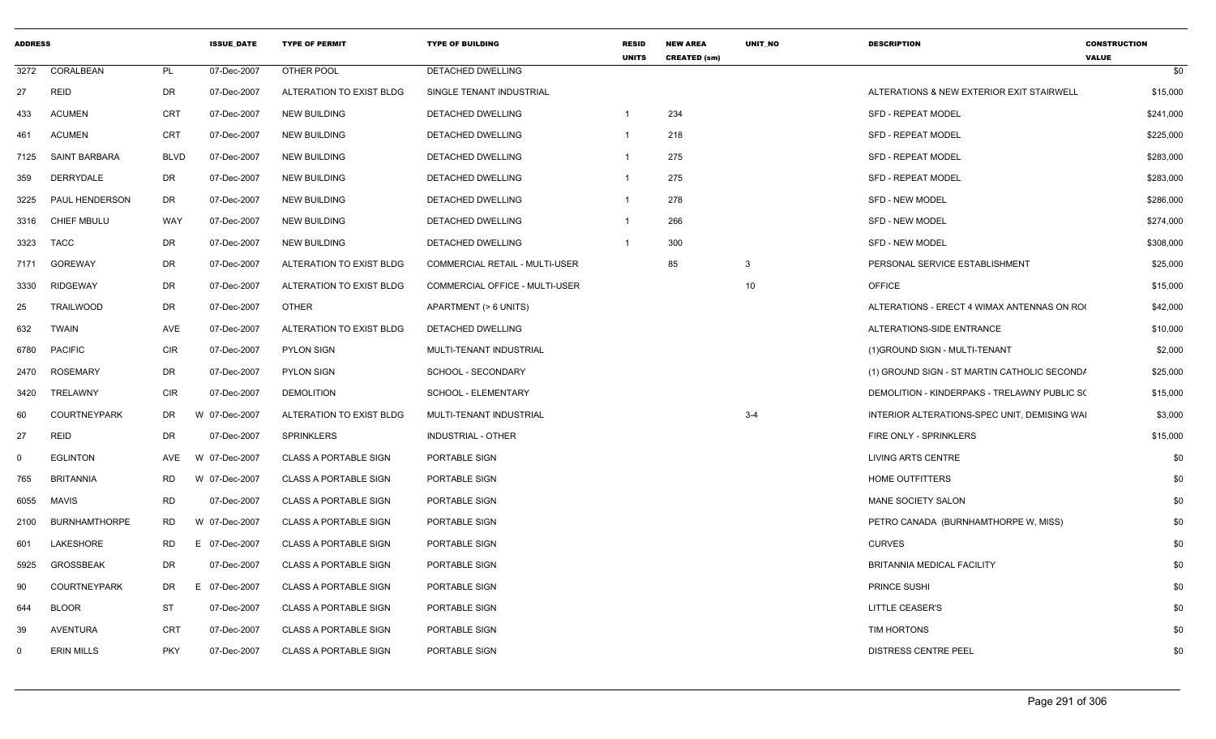| ADDRESS | | | ISSUE_DATE | TYPE OF PERMIT | TYPE OF BUILDING | RESID UNITS | NEW AREA CREATED (sm) | UNIT_NO | DESCRIPTION | CONSTRUCTION VALUE |
|---|---|---|---|---|---|---|---|---|---|---|
| 3272 | CORALBEAN | PL | 07-Dec-2007 | OTHER POOL | DETACHED DWELLING | | | | | $0 |
| 27 | REID | DR | 07-Dec-2007 | ALTERATION TO EXIST BLDG | SINGLE TENANT INDUSTRIAL | | | | ALTERATIONS & NEW EXTERIOR EXIT STAIRWELL | $15,000 |
| 433 | ACUMEN | CRT | 07-Dec-2007 | NEW BUILDING | DETACHED DWELLING | 1 | 234 | | SFD - REPEAT MODEL | $241,000 |
| 461 | ACUMEN | CRT | 07-Dec-2007 | NEW BUILDING | DETACHED DWELLING | 1 | 218 | | SFD - REPEAT MODEL | $225,000 |
| 7125 | SAINT BARBARA | BLVD | 07-Dec-2007 | NEW BUILDING | DETACHED DWELLING | 1 | 275 | | SFD - REPEAT MODEL | $283,000 |
| 359 | DERRYDALE | DR | 07-Dec-2007 | NEW BUILDING | DETACHED DWELLING | 1 | 275 | | SFD - REPEAT MODEL | $283,000 |
| 3225 | PAUL HENDERSON | DR | 07-Dec-2007 | NEW BUILDING | DETACHED DWELLING | 1 | 278 | | SFD - NEW MODEL | $286,000 |
| 3316 | CHIEF MBULU | WAY | 07-Dec-2007 | NEW BUILDING | DETACHED DWELLING | 1 | 266 | | SFD - NEW MODEL | $274,000 |
| 3323 | TACC | DR | 07-Dec-2007 | NEW BUILDING | DETACHED DWELLING | 1 | 300 | | SFD - NEW MODEL | $308,000 |
| 7171 | GOREWAY | DR | 07-Dec-2007 | ALTERATION TO EXIST BLDG | COMMERCIAL RETAIL - MULTI-USER | | 85 | 3 | PERSONAL SERVICE ESTABLISHMENT | $25,000 |
| 3330 | RIDGEWAY | DR | 07-Dec-2007 | ALTERATION TO EXIST BLDG | COMMERCIAL OFFICE - MULTI-USER | | | 10 | OFFICE | $15,000 |
| 25 | TRAILWOOD | DR | 07-Dec-2007 | OTHER | APARTMENT (> 6 UNITS) | | | | ALTERATIONS - ERECT 4 WIMAX ANTENNAS ON RO( | $42,000 |
| 632 | TWAIN | AVE | 07-Dec-2007 | ALTERATION TO EXIST BLDG | DETACHED DWELLING | | | | ALTERATIONS-SIDE ENTRANCE | $10,000 |
| 6780 | PACIFIC | CIR | 07-Dec-2007 | PYLON SIGN | MULTI-TENANT INDUSTRIAL | | | | (1)GROUND SIGN - MULTI-TENANT | $2,000 |
| 2470 | ROSEMARY | DR | 07-Dec-2007 | PYLON SIGN | SCHOOL - SECONDARY | | | | (1) GROUND SIGN - ST MARTIN CATHOLIC SECOND/ | $25,000 |
| 3420 | TRELAWNY | CIR | 07-Dec-2007 | DEMOLITION | SCHOOL - ELEMENTARY | | | | DEMOLITION - KINDERPAKS - TRELAWNY PUBLIC S( | $15,000 |
| 60 | COURTNEYPARK | DR | W 07-Dec-2007 | ALTERATION TO EXIST BLDG | MULTI-TENANT INDUSTRIAL | | | 3-4 | INTERIOR ALTERATIONS-SPEC UNIT, DEMISING WAI | $3,000 |
| 27 | REID | DR | 07-Dec-2007 | SPRINKLERS | INDUSTRIAL - OTHER | | | | FIRE ONLY - SPRINKLERS | $15,000 |
| 0 | EGLINTON | AVE | W 07-Dec-2007 | CLASS A PORTABLE SIGN | PORTABLE SIGN | | | | LIVING ARTS CENTRE | $0 |
| 765 | BRITANNIA | RD | W 07-Dec-2007 | CLASS A PORTABLE SIGN | PORTABLE SIGN | | | | HOME OUTFITTERS | $0 |
| 6055 | MAVIS | RD | 07-Dec-2007 | CLASS A PORTABLE SIGN | PORTABLE SIGN | | | | MANE SOCIETY SALON | $0 |
| 2100 | BURNHAMTHORPE | RD | W 07-Dec-2007 | CLASS A PORTABLE SIGN | PORTABLE SIGN | | | | PETRO CANADA (BURNHAMTHORPE W, MISS) | $0 |
| 601 | LAKESHORE | RD | E 07-Dec-2007 | CLASS A PORTABLE SIGN | PORTABLE SIGN | | | | CURVES | $0 |
| 5925 | GROSSBEAK | DR | 07-Dec-2007 | CLASS A PORTABLE SIGN | PORTABLE SIGN | | | | BRITANNIA MEDICAL FACILITY | $0 |
| 90 | COURTNEYPARK | DR | E 07-Dec-2007 | CLASS A PORTABLE SIGN | PORTABLE SIGN | | | | PRINCE SUSHI | $0 |
| 644 | BLOOR | ST | 07-Dec-2007 | CLASS A PORTABLE SIGN | PORTABLE SIGN | | | | LITTLE CEASER'S | $0 |
| 39 | AVENTURA | CRT | 07-Dec-2007 | CLASS A PORTABLE SIGN | PORTABLE SIGN | | | | TIM HORTONS | $0 |
| 0 | ERIN MILLS | PKY | 07-Dec-2007 | CLASS A PORTABLE SIGN | PORTABLE SIGN | | | | DISTRESS CENTRE PEEL | $0 |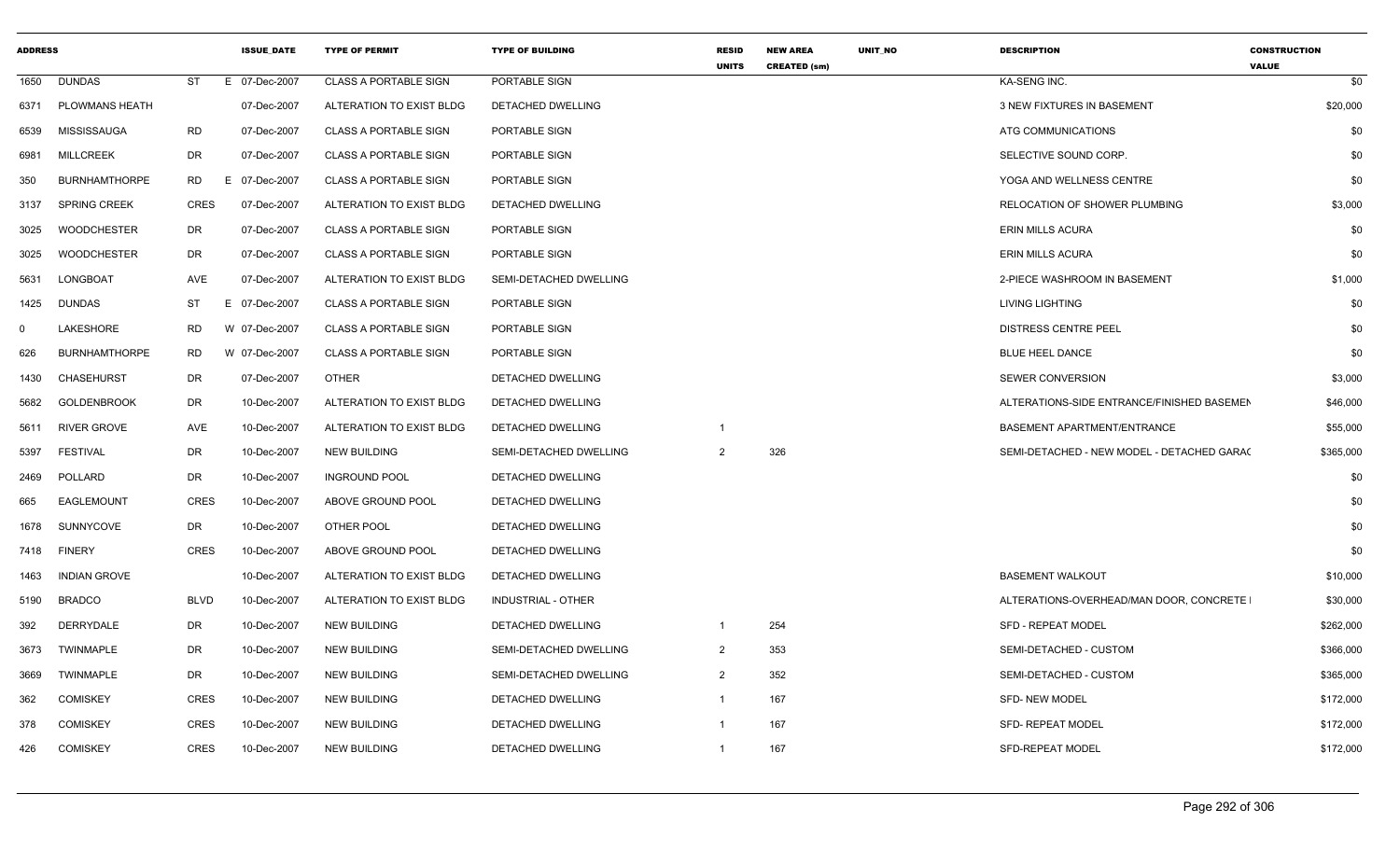| ADDRESS | | | ISSUE_DATE | TYPE OF PERMIT | TYPE OF BUILDING | RESID UNITS | NEW AREA CREATED (sm) | UNIT_NO | DESCRIPTION | CONSTRUCTION VALUE |
|---|---|---|---|---|---|---|---|---|---|---|
| 1650 | DUNDAS | ST | E 07-Dec-2007 | CLASS A PORTABLE SIGN | PORTABLE SIGN | | | | KA-SENG INC. | $0 |
| 6371 | PLOWMANS HEATH | | 07-Dec-2007 | ALTERATION TO EXIST BLDG | DETACHED DWELLING | | | | 3 NEW FIXTURES IN BASEMENT | $20,000 |
| 6539 | MISSISSAUGA | RD | 07-Dec-2007 | CLASS A PORTABLE SIGN | PORTABLE SIGN | | | | ATG COMMUNICATIONS | $0 |
| 6981 | MILLCREEK | DR | 07-Dec-2007 | CLASS A PORTABLE SIGN | PORTABLE SIGN | | | | SELECTIVE SOUND CORP. | $0 |
| 350 | BURNHAMTHORPE | RD | E 07-Dec-2007 | CLASS A PORTABLE SIGN | PORTABLE SIGN | | | | YOGA AND WELLNESS CENTRE | $0 |
| 3137 | SPRING CREEK | CRES | 07-Dec-2007 | ALTERATION TO EXIST BLDG | DETACHED DWELLING | | | | RELOCATION OF SHOWER PLUMBING | $3,000 |
| 3025 | WOODCHESTER | DR | 07-Dec-2007 | CLASS A PORTABLE SIGN | PORTABLE SIGN | | | | ERIN MILLS ACURA | $0 |
| 3025 | WOODCHESTER | DR | 07-Dec-2007 | CLASS A PORTABLE SIGN | PORTABLE SIGN | | | | ERIN MILLS ACURA | $0 |
| 5631 | LONGBOAT | AVE | 07-Dec-2007 | ALTERATION TO EXIST BLDG | SEMI-DETACHED DWELLING | | | | 2-PIECE WASHROOM IN BASEMENT | $1,000 |
| 1425 | DUNDAS | ST | E 07-Dec-2007 | CLASS A PORTABLE SIGN | PORTABLE SIGN | | | | LIVING LIGHTING | $0 |
| 0 | LAKESHORE | RD | W 07-Dec-2007 | CLASS A PORTABLE SIGN | PORTABLE SIGN | | | | DISTRESS CENTRE PEEL | $0 |
| 626 | BURNHAMTHORPE | RD | W 07-Dec-2007 | CLASS A PORTABLE SIGN | PORTABLE SIGN | | | | BLUE HEEL DANCE | $0 |
| 1430 | CHASEHURST | DR | 07-Dec-2007 | OTHER | DETACHED DWELLING | | | | SEWER CONVERSION | $3,000 |
| 5682 | GOLDENBROOK | DR | 10-Dec-2007 | ALTERATION TO EXIST BLDG | DETACHED DWELLING | | | | ALTERATIONS-SIDE ENTRANCE/FINISHED BASEMEN | $46,000 |
| 5611 | RIVER GROVE | AVE | 10-Dec-2007 | ALTERATION TO EXIST BLDG | DETACHED DWELLING | 1 | | | BASEMENT APARTMENT/ENTRANCE | $55,000 |
| 5397 | FESTIVAL | DR | 10-Dec-2007 | NEW BUILDING | SEMI-DETACHED DWELLING | 2 | 326 | | SEMI-DETACHED - NEW MODEL - DETACHED GARA( | $365,000 |
| 2469 | POLLARD | DR | 10-Dec-2007 | INGROUND POOL | DETACHED DWELLING | | | | | $0 |
| 665 | EAGLEMOUNT | CRES | 10-Dec-2007 | ABOVE GROUND POOL | DETACHED DWELLING | | | | | $0 |
| 1678 | SUNNYCOVE | DR | 10-Dec-2007 | OTHER POOL | DETACHED DWELLING | | | | | $0 |
| 7418 | FINERY | CRES | 10-Dec-2007 | ABOVE GROUND POOL | DETACHED DWELLING | | | | | $0 |
| 1463 | INDIAN GROVE | | 10-Dec-2007 | ALTERATION TO EXIST BLDG | DETACHED DWELLING | | | | BASEMENT WALKOUT | $10,000 |
| 5190 | BRADCO | BLVD | 10-Dec-2007 | ALTERATION TO EXIST BLDG | INDUSTRIAL - OTHER | | | | ALTERATIONS-OVERHEAD/MAN DOOR, CONCRETE I | $30,000 |
| 392 | DERRYDALE | DR | 10-Dec-2007 | NEW BUILDING | DETACHED DWELLING | 1 | 254 | | SFD - REPEAT MODEL | $262,000 |
| 3673 | TWINMAPLE | DR | 10-Dec-2007 | NEW BUILDING | SEMI-DETACHED DWELLING | 2 | 353 | | SEMI-DETACHED - CUSTOM | $366,000 |
| 3669 | TWINMAPLE | DR | 10-Dec-2007 | NEW BUILDING | SEMI-DETACHED DWELLING | 2 | 352 | | SEMI-DETACHED - CUSTOM | $365,000 |
| 362 | COMISKEY | CRES | 10-Dec-2007 | NEW BUILDING | DETACHED DWELLING | 1 | 167 | | SFD- NEW MODEL | $172,000 |
| 378 | COMISKEY | CRES | 10-Dec-2007 | NEW BUILDING | DETACHED DWELLING | 1 | 167 | | SFD- REPEAT MODEL | $172,000 |
| 426 | COMISKEY | CRES | 10-Dec-2007 | NEW BUILDING | DETACHED DWELLING | 1 | 167 | | SFD-REPEAT MODEL | $172,000 |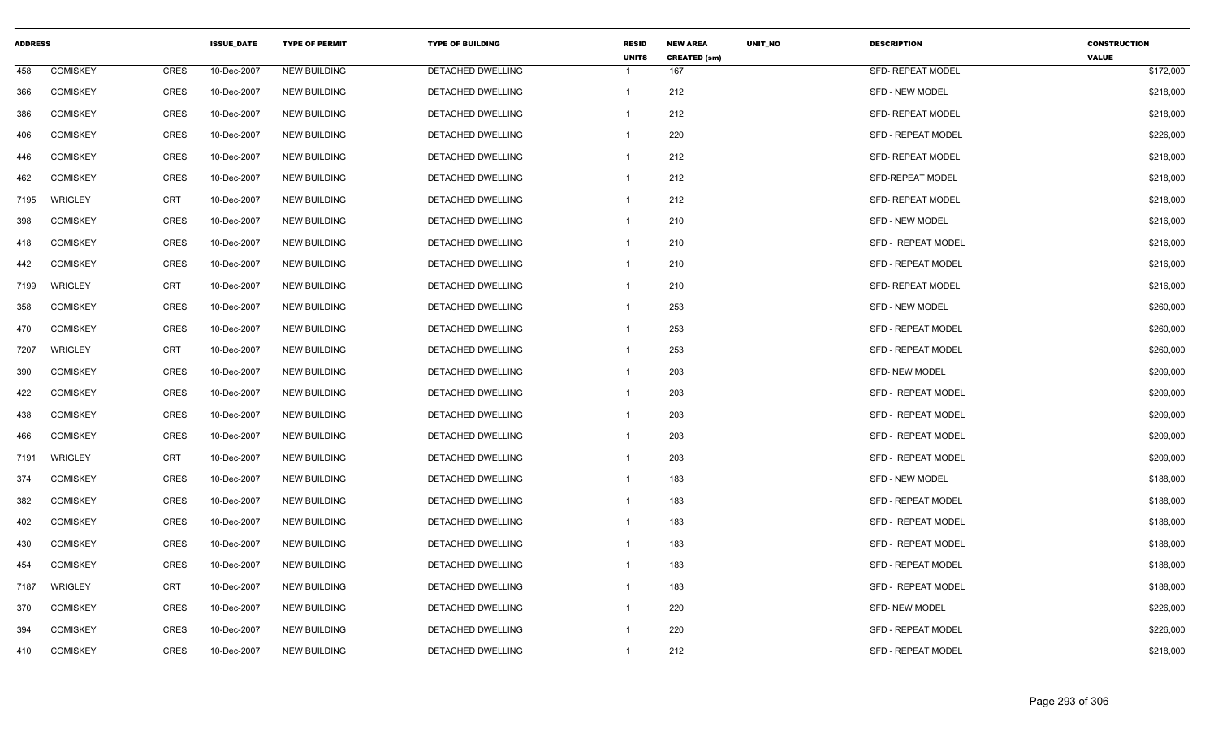| ADDRESS | | | ISSUE_DATE | TYPE OF PERMIT | TYPE OF BUILDING | RESID UNITS | NEW AREA CREATED (sm) | UNIT_NO | DESCRIPTION | CONSTRUCTION VALUE |
|---|---|---|---|---|---|---|---|---|---|---|
| 458 | COMISKEY | CRES | 10-Dec-2007 | NEW BUILDING | DETACHED DWELLING | 1 | 167 | | SFD- REPEAT MODEL | $172,000 |
| 366 | COMISKEY | CRES | 10-Dec-2007 | NEW BUILDING | DETACHED DWELLING | 1 | 212 | | SFD - NEW MODEL | $218,000 |
| 386 | COMISKEY | CRES | 10-Dec-2007 | NEW BUILDING | DETACHED DWELLING | 1 | 212 | | SFD- REPEAT MODEL | $218,000 |
| 406 | COMISKEY | CRES | 10-Dec-2007 | NEW BUILDING | DETACHED DWELLING | 1 | 220 | | SFD - REPEAT MODEL | $226,000 |
| 446 | COMISKEY | CRES | 10-Dec-2007 | NEW BUILDING | DETACHED DWELLING | 1 | 212 | | SFD- REPEAT MODEL | $218,000 |
| 462 | COMISKEY | CRES | 10-Dec-2007 | NEW BUILDING | DETACHED DWELLING | 1 | 212 | | SFD-REPEAT MODEL | $218,000 |
| 7195 | WRIGLEY | CRT | 10-Dec-2007 | NEW BUILDING | DETACHED DWELLING | 1 | 212 | | SFD- REPEAT MODEL | $218,000 |
| 398 | COMISKEY | CRES | 10-Dec-2007 | NEW BUILDING | DETACHED DWELLING | 1 | 210 | | SFD - NEW MODEL | $216,000 |
| 418 | COMISKEY | CRES | 10-Dec-2007 | NEW BUILDING | DETACHED DWELLING | 1 | 210 | | SFD - REPEAT MODEL | $216,000 |
| 442 | COMISKEY | CRES | 10-Dec-2007 | NEW BUILDING | DETACHED DWELLING | 1 | 210 | | SFD - REPEAT MODEL | $216,000 |
| 7199 | WRIGLEY | CRT | 10-Dec-2007 | NEW BUILDING | DETACHED DWELLING | 1 | 210 | | SFD- REPEAT MODEL | $216,000 |
| 358 | COMISKEY | CRES | 10-Dec-2007 | NEW BUILDING | DETACHED DWELLING | 1 | 253 | | SFD - NEW MODEL | $260,000 |
| 470 | COMISKEY | CRES | 10-Dec-2007 | NEW BUILDING | DETACHED DWELLING | 1 | 253 | | SFD - REPEAT MODEL | $260,000 |
| 7207 | WRIGLEY | CRT | 10-Dec-2007 | NEW BUILDING | DETACHED DWELLING | 1 | 253 | | SFD - REPEAT MODEL | $260,000 |
| 390 | COMISKEY | CRES | 10-Dec-2007 | NEW BUILDING | DETACHED DWELLING | 1 | 203 | | SFD- NEW MODEL | $209,000 |
| 422 | COMISKEY | CRES | 10-Dec-2007 | NEW BUILDING | DETACHED DWELLING | 1 | 203 | | SFD - REPEAT MODEL | $209,000 |
| 438 | COMISKEY | CRES | 10-Dec-2007 | NEW BUILDING | DETACHED DWELLING | 1 | 203 | | SFD - REPEAT MODEL | $209,000 |
| 466 | COMISKEY | CRES | 10-Dec-2007 | NEW BUILDING | DETACHED DWELLING | 1 | 203 | | SFD - REPEAT MODEL | $209,000 |
| 7191 | WRIGLEY | CRT | 10-Dec-2007 | NEW BUILDING | DETACHED DWELLING | 1 | 203 | | SFD - REPEAT MODEL | $209,000 |
| 374 | COMISKEY | CRES | 10-Dec-2007 | NEW BUILDING | DETACHED DWELLING | 1 | 183 | | SFD - NEW MODEL | $188,000 |
| 382 | COMISKEY | CRES | 10-Dec-2007 | NEW BUILDING | DETACHED DWELLING | 1 | 183 | | SFD - REPEAT MODEL | $188,000 |
| 402 | COMISKEY | CRES | 10-Dec-2007 | NEW BUILDING | DETACHED DWELLING | 1 | 183 | | SFD - REPEAT MODEL | $188,000 |
| 430 | COMISKEY | CRES | 10-Dec-2007 | NEW BUILDING | DETACHED DWELLING | 1 | 183 | | SFD - REPEAT MODEL | $188,000 |
| 454 | COMISKEY | CRES | 10-Dec-2007 | NEW BUILDING | DETACHED DWELLING | 1 | 183 | | SFD - REPEAT MODEL | $188,000 |
| 7187 | WRIGLEY | CRT | 10-Dec-2007 | NEW BUILDING | DETACHED DWELLING | 1 | 183 | | SFD - REPEAT MODEL | $188,000 |
| 370 | COMISKEY | CRES | 10-Dec-2007 | NEW BUILDING | DETACHED DWELLING | 1 | 220 | | SFD- NEW MODEL | $226,000 |
| 394 | COMISKEY | CRES | 10-Dec-2007 | NEW BUILDING | DETACHED DWELLING | 1 | 220 | | SFD - REPEAT MODEL | $226,000 |
| 410 | COMISKEY | CRES | 10-Dec-2007 | NEW BUILDING | DETACHED DWELLING | 1 | 212 | | SFD - REPEAT MODEL | $218,000 |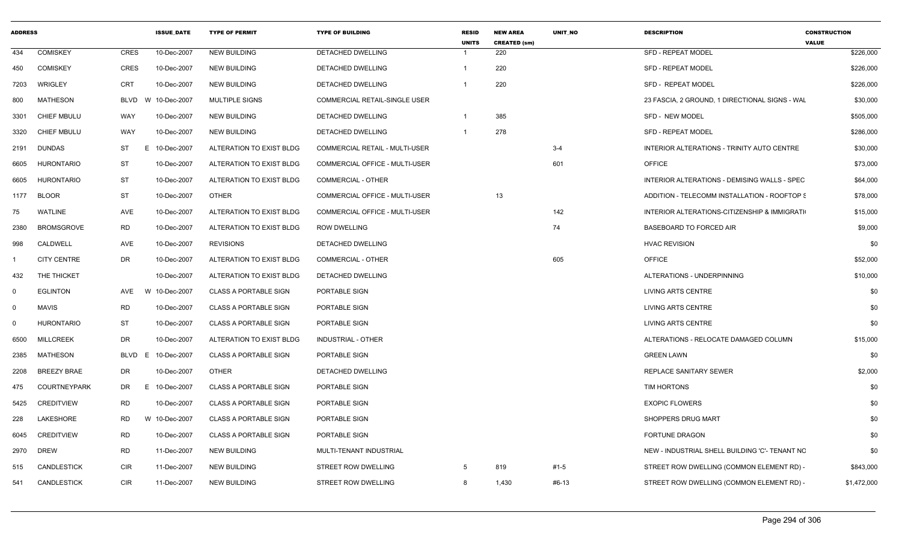| ADDRESS | | | ISSUE_DATE | TYPE OF PERMIT | TYPE OF BUILDING | RESID UNITS | NEW AREA CREATED (sm) | UNIT_NO | DESCRIPTION | CONSTRUCTION VALUE |
|---|---|---|---|---|---|---|---|---|---|---|
| 434 | COMISKEY | CRES | 10-Dec-2007 | NEW BUILDING | DETACHED DWELLING | 1 | 220 | | SFD - REPEAT MODEL | $226,000 |
| 450 | COMISKEY | CRES | 10-Dec-2007 | NEW BUILDING | DETACHED DWELLING | 1 | 220 | | SFD - REPEAT MODEL | $226,000 |
| 7203 | WRIGLEY | CRT | 10-Dec-2007 | NEW BUILDING | DETACHED DWELLING | 1 | 220 | | SFD - REPEAT MODEL | $226,000 |
| 800 | MATHESON | BLVD W | 10-Dec-2007 | MULTIPLE SIGNS | COMMERCIAL RETAIL-SINGLE USER | | | | 23 FASCIA, 2 GROUND, 1 DIRECTIONAL SIGNS - WAL | $30,000 |
| 3301 | CHIEF MBULU | WAY | 10-Dec-2007 | NEW BUILDING | DETACHED DWELLING | 1 | 385 | | SFD - NEW MODEL | $505,000 |
| 3320 | CHIEF MBULU | WAY | 10-Dec-2007 | NEW BUILDING | DETACHED DWELLING | 1 | 278 | | SFD - REPEAT MODEL | $286,000 |
| 2191 | DUNDAS | ST E | 10-Dec-2007 | ALTERATION TO EXIST BLDG | COMMERCIAL RETAIL - MULTI-USER | | | 3-4 | INTERIOR ALTERATIONS - TRINITY AUTO CENTRE | $30,000 |
| 6605 | HURONTARIO | ST | 10-Dec-2007 | ALTERATION TO EXIST BLDG | COMMERCIAL OFFICE - MULTI-USER | | | 601 | OFFICE | $73,000 |
| 6605 | HURONTARIO | ST | 10-Dec-2007 | ALTERATION TO EXIST BLDG | COMMERCIAL - OTHER | | | | INTERIOR ALTERATIONS - DEMISING WALLS - SPEC | $64,000 |
| 1177 | BLOOR | ST | 10-Dec-2007 | OTHER | COMMERCIAL OFFICE - MULTI-USER | | 13 | | ADDITION - TELECOMM INSTALLATION - ROOFTOP S | $78,000 |
| 75 | WATLINE | AVE | 10-Dec-2007 | ALTERATION TO EXIST BLDG | COMMERCIAL OFFICE - MULTI-USER | | | 142 | INTERIOR ALTERATIONS-CITIZENSHIP & IMMIGRATI | $15,000 |
| 2380 | BROMSGROVE | RD | 10-Dec-2007 | ALTERATION TO EXIST BLDG | ROW DWELLING | | | 74 | BASEBOARD TO FORCED AIR | $9,000 |
| 998 | CALDWELL | AVE | 10-Dec-2007 | REVISIONS | DETACHED DWELLING | | | | HVAC REVISION | $0 |
| 1 | CITY CENTRE | DR | 10-Dec-2007 | ALTERATION TO EXIST BLDG | COMMERCIAL - OTHER | | | 605 | OFFICE | $52,000 |
| 432 | THE THICKET | | 10-Dec-2007 | ALTERATION TO EXIST BLDG | DETACHED DWELLING | | | | ALTERATIONS - UNDERPINNING | $10,000 |
| 0 | EGLINTON | AVE W | 10-Dec-2007 | CLASS A PORTABLE SIGN | PORTABLE SIGN | | | | LIVING ARTS CENTRE | $0 |
| 0 | MAVIS | RD | 10-Dec-2007 | CLASS A PORTABLE SIGN | PORTABLE SIGN | | | | LIVING ARTS CENTRE | $0 |
| 0 | HURONTARIO | ST | 10-Dec-2007 | CLASS A PORTABLE SIGN | PORTABLE SIGN | | | | LIVING ARTS CENTRE | $0 |
| 6500 | MILLCREEK | DR | 10-Dec-2007 | ALTERATION TO EXIST BLDG | INDUSTRIAL - OTHER | | | | ALTERATIONS - RELOCATE DAMAGED COLUMN | $15,000 |
| 2385 | MATHESON | BLVD E | 10-Dec-2007 | CLASS A PORTABLE SIGN | PORTABLE SIGN | | | | GREEN LAWN | $0 |
| 2208 | BREEZY BRAE | DR | 10-Dec-2007 | OTHER | DETACHED DWELLING | | | | REPLACE SANITARY SEWER | $2,000 |
| 475 | COURTNEYPARK | DR E | 10-Dec-2007 | CLASS A PORTABLE SIGN | PORTABLE SIGN | | | | TIM HORTONS | $0 |
| 5425 | CREDITVIEW | RD | 10-Dec-2007 | CLASS A PORTABLE SIGN | PORTABLE SIGN | | | | EXOPIC FLOWERS | $0 |
| 228 | LAKESHORE | RD W | 10-Dec-2007 | CLASS A PORTABLE SIGN | PORTABLE SIGN | | | | SHOPPERS DRUG MART | $0 |
| 6045 | CREDITVIEW | RD | 10-Dec-2007 | CLASS A PORTABLE SIGN | PORTABLE SIGN | | | | FORTUNE DRAGON | $0 |
| 2970 | DREW | RD | 11-Dec-2007 | NEW BUILDING | MULTI-TENANT INDUSTRIAL | | | | NEW - INDUSTRIAL SHELL BUILDING 'C'- TENANT NO | $0 |
| 515 | CANDLESTICK | CIR | 11-Dec-2007 | NEW BUILDING | STREET ROW DWELLING | 5 | 819 | #1-5 | STREET ROW DWELLING (COMMON ELEMENT RD) - | $843,000 |
| 541 | CANDLESTICK | CIR | 11-Dec-2007 | NEW BUILDING | STREET ROW DWELLING | 8 | 1,430 | #6-13 | STREET ROW DWELLING (COMMON ELEMENT RD) - | $1,472,000 |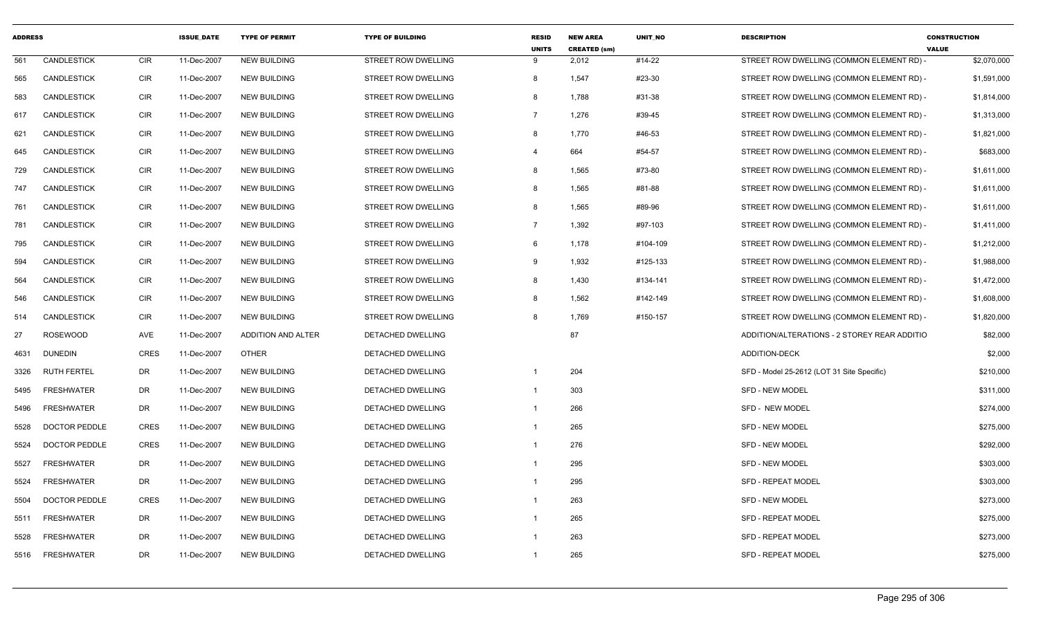| ADDRESS | | | ISSUE_DATE | TYPE OF PERMIT | TYPE OF BUILDING | RESID UNITS | NEW AREA CREATED (sm) | UNIT_NO | DESCRIPTION | CONSTRUCTION VALUE |
|---|---|---|---|---|---|---|---|---|---|---|
| 561 | CANDLESTICK | CIR | 11-Dec-2007 | NEW BUILDING | STREET ROW DWELLING | 9 | 2,012 | #14-22 | STREET ROW DWELLING (COMMON ELEMENT RD) - | $2,070,000 |
| 565 | CANDLESTICK | CIR | 11-Dec-2007 | NEW BUILDING | STREET ROW DWELLING | 8 | 1,547 | #23-30 | STREET ROW DWELLING (COMMON ELEMENT RD) - | $1,591,000 |
| 583 | CANDLESTICK | CIR | 11-Dec-2007 | NEW BUILDING | STREET ROW DWELLING | 8 | 1,788 | #31-38 | STREET ROW DWELLING (COMMON ELEMENT RD) - | $1,814,000 |
| 617 | CANDLESTICK | CIR | 11-Dec-2007 | NEW BUILDING | STREET ROW DWELLING | 7 | 1,276 | #39-45 | STREET ROW DWELLING (COMMON ELEMENT RD) - | $1,313,000 |
| 621 | CANDLESTICK | CIR | 11-Dec-2007 | NEW BUILDING | STREET ROW DWELLING | 8 | 1,770 | #46-53 | STREET ROW DWELLING (COMMON ELEMENT RD) - | $1,821,000 |
| 645 | CANDLESTICK | CIR | 11-Dec-2007 | NEW BUILDING | STREET ROW DWELLING | 4 | 664 | #54-57 | STREET ROW DWELLING (COMMON ELEMENT RD) - | $683,000 |
| 729 | CANDLESTICK | CIR | 11-Dec-2007 | NEW BUILDING | STREET ROW DWELLING | 8 | 1,565 | #73-80 | STREET ROW DWELLING (COMMON ELEMENT RD) - | $1,611,000 |
| 747 | CANDLESTICK | CIR | 11-Dec-2007 | NEW BUILDING | STREET ROW DWELLING | 8 | 1,565 | #81-88 | STREET ROW DWELLING (COMMON ELEMENT RD) - | $1,611,000 |
| 761 | CANDLESTICK | CIR | 11-Dec-2007 | NEW BUILDING | STREET ROW DWELLING | 8 | 1,565 | #89-96 | STREET ROW DWELLING (COMMON ELEMENT RD) - | $1,611,000 |
| 781 | CANDLESTICK | CIR | 11-Dec-2007 | NEW BUILDING | STREET ROW DWELLING | 7 | 1,392 | #97-103 | STREET ROW DWELLING (COMMON ELEMENT RD) - | $1,411,000 |
| 795 | CANDLESTICK | CIR | 11-Dec-2007 | NEW BUILDING | STREET ROW DWELLING | 6 | 1,178 | #104-109 | STREET ROW DWELLING (COMMON ELEMENT RD) - | $1,212,000 |
| 594 | CANDLESTICK | CIR | 11-Dec-2007 | NEW BUILDING | STREET ROW DWELLING | 9 | 1,932 | #125-133 | STREET ROW DWELLING (COMMON ELEMENT RD) - | $1,988,000 |
| 564 | CANDLESTICK | CIR | 11-Dec-2007 | NEW BUILDING | STREET ROW DWELLING | 8 | 1,430 | #134-141 | STREET ROW DWELLING (COMMON ELEMENT RD) - | $1,472,000 |
| 546 | CANDLESTICK | CIR | 11-Dec-2007 | NEW BUILDING | STREET ROW DWELLING | 8 | 1,562 | #142-149 | STREET ROW DWELLING (COMMON ELEMENT RD) - | $1,608,000 |
| 514 | CANDLESTICK | CIR | 11-Dec-2007 | NEW BUILDING | STREET ROW DWELLING | 8 | 1,769 | #150-157 | STREET ROW DWELLING (COMMON ELEMENT RD) - | $1,820,000 |
| 27 | ROSEWOOD | AVE | 11-Dec-2007 | ADDITION AND ALTER | DETACHED DWELLING | | 87 | | ADDITION/ALTERATIONS - 2 STOREY REAR ADDITIO | $82,000 |
| 4631 | DUNEDIN | CRES | 11-Dec-2007 | OTHER | DETACHED DWELLING | | | | ADDITION-DECK | $2,000 |
| 3326 | RUTH FERTEL | DR | 11-Dec-2007 | NEW BUILDING | DETACHED DWELLING | 1 | 204 | | SFD - Model 25-2612 (LOT 31 Site Specific) | $210,000 |
| 5495 | FRESHWATER | DR | 11-Dec-2007 | NEW BUILDING | DETACHED DWELLING | 1 | 303 | | SFD - NEW MODEL | $311,000 |
| 5496 | FRESHWATER | DR | 11-Dec-2007 | NEW BUILDING | DETACHED DWELLING | 1 | 266 | | SFD - NEW MODEL | $274,000 |
| 5528 | DOCTOR PEDDLE | CRES | 11-Dec-2007 | NEW BUILDING | DETACHED DWELLING | 1 | 265 | | SFD - NEW MODEL | $275,000 |
| 5524 | DOCTOR PEDDLE | CRES | 11-Dec-2007 | NEW BUILDING | DETACHED DWELLING | 1 | 276 | | SFD - NEW MODEL | $292,000 |
| 5527 | FRESHWATER | DR | 11-Dec-2007 | NEW BUILDING | DETACHED DWELLING | 1 | 295 | | SFD - NEW MODEL | $303,000 |
| 5524 | FRESHWATER | DR | 11-Dec-2007 | NEW BUILDING | DETACHED DWELLING | 1 | 295 | | SFD - REPEAT MODEL | $303,000 |
| 5504 | DOCTOR PEDDLE | CRES | 11-Dec-2007 | NEW BUILDING | DETACHED DWELLING | 1 | 263 | | SFD - NEW MODEL | $273,000 |
| 5511 | FRESHWATER | DR | 11-Dec-2007 | NEW BUILDING | DETACHED DWELLING | 1 | 265 | | SFD - REPEAT MODEL | $275,000 |
| 5528 | FRESHWATER | DR | 11-Dec-2007 | NEW BUILDING | DETACHED DWELLING | 1 | 263 | | SFD - REPEAT MODEL | $273,000 |
| 5516 | FRESHWATER | DR | 11-Dec-2007 | NEW BUILDING | DETACHED DWELLING | 1 | 265 | | SFD - REPEAT MODEL | $275,000 |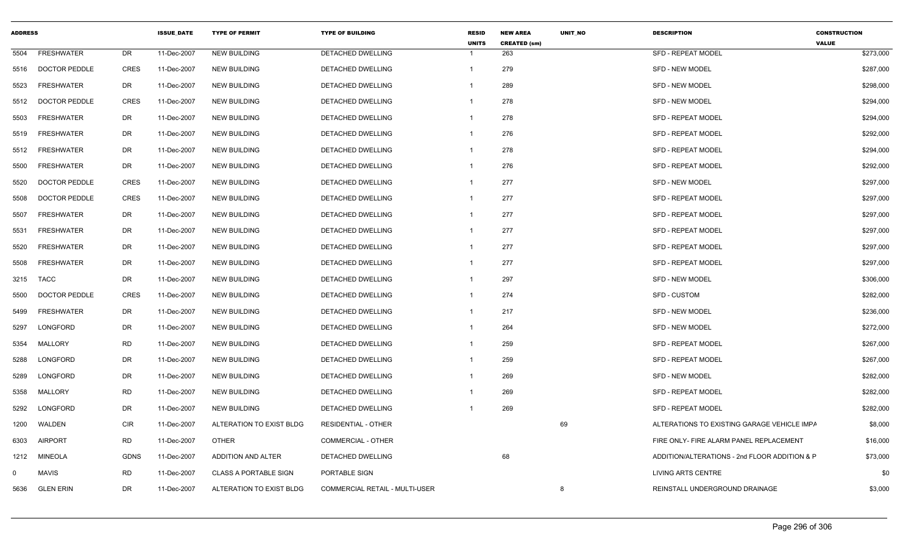| ADDRESS | | | ISSUE_DATE | TYPE OF PERMIT | TYPE OF BUILDING | RESID UNITS | NEW AREA CREATED (sm) | UNIT_NO | DESCRIPTION | CONSTRUCTION VALUE |
|---|---|---|---|---|---|---|---|---|---|---|
| 5504 | FRESHWATER | DR | 11-Dec-2007 | NEW BUILDING | DETACHED DWELLING | 1 | 263 | | SFD - REPEAT MODEL | $273,000 |
| 5516 | DOCTOR PEDDLE | CRES | 11-Dec-2007 | NEW BUILDING | DETACHED DWELLING | 1 | 279 | | SFD - NEW MODEL | $287,000 |
| 5523 | FRESHWATER | DR | 11-Dec-2007 | NEW BUILDING | DETACHED DWELLING | 1 | 289 | | SFD - NEW MODEL | $298,000 |
| 5512 | DOCTOR PEDDLE | CRES | 11-Dec-2007 | NEW BUILDING | DETACHED DWELLING | 1 | 278 | | SFD - NEW MODEL | $294,000 |
| 5503 | FRESHWATER | DR | 11-Dec-2007 | NEW BUILDING | DETACHED DWELLING | 1 | 278 | | SFD - REPEAT MODEL | $294,000 |
| 5519 | FRESHWATER | DR | 11-Dec-2007 | NEW BUILDING | DETACHED DWELLING | 1 | 276 | | SFD - REPEAT MODEL | $292,000 |
| 5512 | FRESHWATER | DR | 11-Dec-2007 | NEW BUILDING | DETACHED DWELLING | 1 | 278 | | SFD - REPEAT MODEL | $294,000 |
| 5500 | FRESHWATER | DR | 11-Dec-2007 | NEW BUILDING | DETACHED DWELLING | 1 | 276 | | SFD - REPEAT MODEL | $292,000 |
| 5520 | DOCTOR PEDDLE | CRES | 11-Dec-2007 | NEW BUILDING | DETACHED DWELLING | 1 | 277 | | SFD - NEW MODEL | $297,000 |
| 5508 | DOCTOR PEDDLE | CRES | 11-Dec-2007 | NEW BUILDING | DETACHED DWELLING | 1 | 277 | | SFD - REPEAT MODEL | $297,000 |
| 5507 | FRESHWATER | DR | 11-Dec-2007 | NEW BUILDING | DETACHED DWELLING | 1 | 277 | | SFD - REPEAT MODEL | $297,000 |
| 5531 | FRESHWATER | DR | 11-Dec-2007 | NEW BUILDING | DETACHED DWELLING | 1 | 277 | | SFD - REPEAT MODEL | $297,000 |
| 5520 | FRESHWATER | DR | 11-Dec-2007 | NEW BUILDING | DETACHED DWELLING | 1 | 277 | | SFD - REPEAT MODEL | $297,000 |
| 5508 | FRESHWATER | DR | 11-Dec-2007 | NEW BUILDING | DETACHED DWELLING | 1 | 277 | | SFD - REPEAT MODEL | $297,000 |
| 3215 | TACC | DR | 11-Dec-2007 | NEW BUILDING | DETACHED DWELLING | 1 | 297 | | SFD - NEW MODEL | $306,000 |
| 5500 | DOCTOR PEDDLE | CRES | 11-Dec-2007 | NEW BUILDING | DETACHED DWELLING | 1 | 274 | | SFD - CUSTOM | $282,000 |
| 5499 | FRESHWATER | DR | 11-Dec-2007 | NEW BUILDING | DETACHED DWELLING | 1 | 217 | | SFD - NEW MODEL | $236,000 |
| 5297 | LONGFORD | DR | 11-Dec-2007 | NEW BUILDING | DETACHED DWELLING | 1 | 264 | | SFD - NEW MODEL | $272,000 |
| 5354 | MALLORY | RD | 11-Dec-2007 | NEW BUILDING | DETACHED DWELLING | 1 | 259 | | SFD - REPEAT MODEL | $267,000 |
| 5288 | LONGFORD | DR | 11-Dec-2007 | NEW BUILDING | DETACHED DWELLING | 1 | 259 | | SFD - REPEAT MODEL | $267,000 |
| 5289 | LONGFORD | DR | 11-Dec-2007 | NEW BUILDING | DETACHED DWELLING | 1 | 269 | | SFD - NEW MODEL | $282,000 |
| 5358 | MALLORY | RD | 11-Dec-2007 | NEW BUILDING | DETACHED DWELLING | 1 | 269 | | SFD - REPEAT MODEL | $282,000 |
| 5292 | LONGFORD | DR | 11-Dec-2007 | NEW BUILDING | DETACHED DWELLING | 1 | 269 | | SFD - REPEAT MODEL | $282,000 |
| 1200 | WALDEN | CIR | 11-Dec-2007 | ALTERATION TO EXIST BLDG | RESIDENTIAL - OTHER | | | 69 | ALTERATIONS TO EXISTING GARAGE VEHICLE IMPA | $8,000 |
| 6303 | AIRPORT | RD | 11-Dec-2007 | OTHER | COMMERCIAL - OTHER | | | | FIRE ONLY- FIRE ALARM PANEL REPLACEMENT | $16,000 |
| 1212 | MINEOLA | GDNS | 11-Dec-2007 | ADDITION AND ALTER | DETACHED DWELLING | | 68 | | ADDITION/ALTERATIONS - 2nd FLOOR ADDITION & P | $73,000 |
| 0 | MAVIS | RD | 11-Dec-2007 | CLASS A PORTABLE SIGN | PORTABLE SIGN | | | | LIVING ARTS CENTRE | $0 |
| 5636 | GLEN ERIN | DR | 11-Dec-2007 | ALTERATION TO EXIST BLDG | COMMERCIAL RETAIL - MULTI-USER | | | 8 | REINSTALL UNDERGROUND DRAINAGE | $3,000 |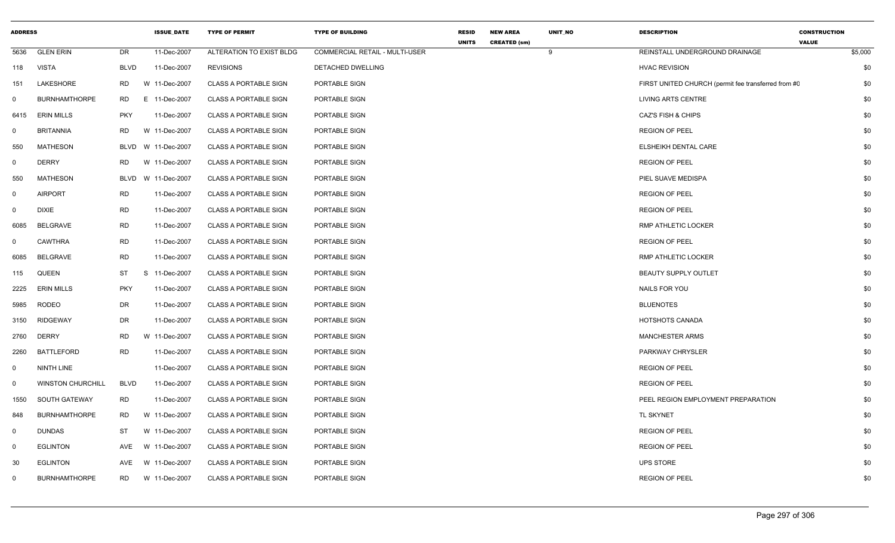| ADDRESS | | | ISSUE_DATE | TYPE OF PERMIT | TYPE OF BUILDING | RESID UNITS | NEW AREA CREATED (sm) | UNIT_NO | DESCRIPTION | CONSTRUCTION VALUE |
|---|---|---|---|---|---|---|---|---|---|---|
| 5636 | GLEN ERIN | DR | 11-Dec-2007 | ALTERATION TO EXIST BLDG | COMMERCIAL RETAIL - MULTI-USER | | | 9 | REINSTALL UNDERGROUND DRAINAGE | $5,000 |
| 118 | VISTA | BLVD | 11-Dec-2007 | REVISIONS | DETACHED DWELLING | | | | HVAC REVISION | $0 |
| 151 | LAKESHORE | RD | W 11-Dec-2007 | CLASS A PORTABLE SIGN | PORTABLE SIGN | | | | FIRST UNITED CHURCH (permit fee transferred from #0 | $0 |
| 0 | BURNHAMTHORPE | RD | E 11-Dec-2007 | CLASS A PORTABLE SIGN | PORTABLE SIGN | | | | LIVING ARTS CENTRE | $0 |
| 6415 | ERIN MILLS | PKY | 11-Dec-2007 | CLASS A PORTABLE SIGN | PORTABLE SIGN | | | | CAZ'S FISH & CHIPS | $0 |
| 0 | BRITANNIA | RD | W 11-Dec-2007 | CLASS A PORTABLE SIGN | PORTABLE SIGN | | | | REGION OF PEEL | $0 |
| 550 | MATHESON | BLVD | W 11-Dec-2007 | CLASS A PORTABLE SIGN | PORTABLE SIGN | | | | ELSHEIKH DENTAL CARE | $0 |
| 0 | DERRY | RD | W 11-Dec-2007 | CLASS A PORTABLE SIGN | PORTABLE SIGN | | | | REGION OF PEEL | $0 |
| 550 | MATHESON | BLVD | W 11-Dec-2007 | CLASS A PORTABLE SIGN | PORTABLE SIGN | | | | PIEL SUAVE MEDISPA | $0 |
| 0 | AIRPORT | RD | 11-Dec-2007 | CLASS A PORTABLE SIGN | PORTABLE SIGN | | | | REGION OF PEEL | $0 |
| 0 | DIXIE | RD | 11-Dec-2007 | CLASS A PORTABLE SIGN | PORTABLE SIGN | | | | REGION OF PEEL | $0 |
| 6085 | BELGRAVE | RD | 11-Dec-2007 | CLASS A PORTABLE SIGN | PORTABLE SIGN | | | | RMP ATHLETIC LOCKER | $0 |
| 0 | CAWTHRA | RD | 11-Dec-2007 | CLASS A PORTABLE SIGN | PORTABLE SIGN | | | | REGION OF PEEL | $0 |
| 6085 | BELGRAVE | RD | 11-Dec-2007 | CLASS A PORTABLE SIGN | PORTABLE SIGN | | | | RMP ATHLETIC LOCKER | $0 |
| 115 | QUEEN | ST | S 11-Dec-2007 | CLASS A PORTABLE SIGN | PORTABLE SIGN | | | | BEAUTY SUPPLY OUTLET | $0 |
| 2225 | ERIN MILLS | PKY | 11-Dec-2007 | CLASS A PORTABLE SIGN | PORTABLE SIGN | | | | NAILS FOR YOU | $0 |
| 5985 | RODEO | DR | 11-Dec-2007 | CLASS A PORTABLE SIGN | PORTABLE SIGN | | | | BLUENOTES | $0 |
| 3150 | RIDGEWAY | DR | 11-Dec-2007 | CLASS A PORTABLE SIGN | PORTABLE SIGN | | | | HOTSHOTS CANADA | $0 |
| 2760 | DERRY | RD | W 11-Dec-2007 | CLASS A PORTABLE SIGN | PORTABLE SIGN | | | | MANCHESTER ARMS | $0 |
| 2260 | BATTLEFORD | RD | 11-Dec-2007 | CLASS A PORTABLE SIGN | PORTABLE SIGN | | | | PARKWAY CHRYSLER | $0 |
| 0 | NINTH LINE | | 11-Dec-2007 | CLASS A PORTABLE SIGN | PORTABLE SIGN | | | | REGION OF PEEL | $0 |
| 0 | WINSTON CHURCHILL | BLVD | 11-Dec-2007 | CLASS A PORTABLE SIGN | PORTABLE SIGN | | | | REGION OF PEEL | $0 |
| 1550 | SOUTH GATEWAY | RD | 11-Dec-2007 | CLASS A PORTABLE SIGN | PORTABLE SIGN | | | | PEEL REGION EMPLOYMENT PREPARATION | $0 |
| 848 | BURNHAMTHORPE | RD | W 11-Dec-2007 | CLASS A PORTABLE SIGN | PORTABLE SIGN | | | | TL SKYNET | $0 |
| 0 | DUNDAS | ST | W 11-Dec-2007 | CLASS A PORTABLE SIGN | PORTABLE SIGN | | | | REGION OF PEEL | $0 |
| 0 | EGLINTON | AVE | W 11-Dec-2007 | CLASS A PORTABLE SIGN | PORTABLE SIGN | | | | REGION OF PEEL | $0 |
| 30 | EGLINTON | AVE | W 11-Dec-2007 | CLASS A PORTABLE SIGN | PORTABLE SIGN | | | | UPS STORE | $0 |
| 0 | BURNHAMTHORPE | RD | W 11-Dec-2007 | CLASS A PORTABLE SIGN | PORTABLE SIGN | | | | REGION OF PEEL | $0 |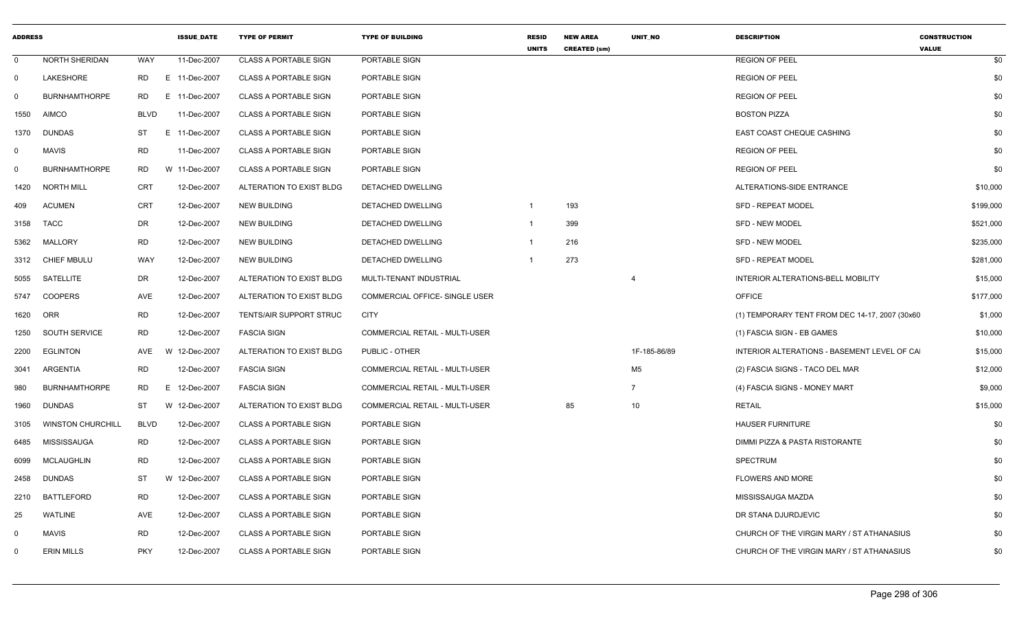| ADDRESS | | | ISSUE_DATE | TYPE OF PERMIT | TYPE OF BUILDING | RESID UNITS | NEW AREA CREATED (sm) | UNIT_NO | DESCRIPTION | CONSTRUCTION VALUE |
|---|---|---|---|---|---|---|---|---|---|---|
| 0 | NORTH SHERIDAN | WAY | 11-Dec-2007 | CLASS A PORTABLE SIGN | PORTABLE SIGN | | | | REGION OF PEEL | $0 |
| 0 | LAKESHORE | RD | E 11-Dec-2007 | CLASS A PORTABLE SIGN | PORTABLE SIGN | | | | REGION OF PEEL | $0 |
| 0 | BURNHAMTHORPE | RD | E 11-Dec-2007 | CLASS A PORTABLE SIGN | PORTABLE SIGN | | | | REGION OF PEEL | $0 |
| 1550 | AIMCO | BLVD | 11-Dec-2007 | CLASS A PORTABLE SIGN | PORTABLE SIGN | | | | BOSTON PIZZA | $0 |
| 1370 | DUNDAS | ST | E 11-Dec-2007 | CLASS A PORTABLE SIGN | PORTABLE SIGN | | | | EAST COAST CHEQUE CASHING | $0 |
| 0 | MAVIS | RD | 11-Dec-2007 | CLASS A PORTABLE SIGN | PORTABLE SIGN | | | | REGION OF PEEL | $0 |
| 0 | BURNHAMTHORPE | RD | W 11-Dec-2007 | CLASS A PORTABLE SIGN | PORTABLE SIGN | | | | REGION OF PEEL | $0 |
| 1420 | NORTH MILL | CRT | 12-Dec-2007 | ALTERATION TO EXIST BLDG | DETACHED DWELLING | | | | ALTERATIONS-SIDE ENTRANCE | $10,000 |
| 409 | ACUMEN | CRT | 12-Dec-2007 | NEW BUILDING | DETACHED DWELLING | 1 | 193 | | SFD - REPEAT MODEL | $199,000 |
| 3158 | TACC | DR | 12-Dec-2007 | NEW BUILDING | DETACHED DWELLING | 1 | 399 | | SFD - NEW MODEL | $521,000 |
| 5362 | MALLORY | RD | 12-Dec-2007 | NEW BUILDING | DETACHED DWELLING | 1 | 216 | | SFD - NEW MODEL | $235,000 |
| 3312 | CHIEF MBULU | WAY | 12-Dec-2007 | NEW BUILDING | DETACHED DWELLING | 1 | 273 | | SFD - REPEAT MODEL | $281,000 |
| 5055 | SATELLITE | DR | 12-Dec-2007 | ALTERATION TO EXIST BLDG | MULTI-TENANT INDUSTRIAL | | | 4 | INTERIOR ALTERATIONS-BELL MOBILITY | $15,000 |
| 5747 | COOPERS | AVE | 12-Dec-2007 | ALTERATION TO EXIST BLDG | COMMERCIAL OFFICE- SINGLE USER | | | | OFFICE | $177,000 |
| 1620 | ORR | RD | 12-Dec-2007 | TENTS/AIR SUPPORT STRUC | CITY | | | | (1) TEMPORARY TENT FROM DEC 14-17, 2007 (30x60 | $1,000 |
| 1250 | SOUTH SERVICE | RD | 12-Dec-2007 | FASCIA SIGN | COMMERCIAL RETAIL - MULTI-USER | | | | (1) FASCIA SIGN - EB GAMES | $10,000 |
| 2200 | EGLINTON | AVE | W 12-Dec-2007 | ALTERATION TO EXIST BLDG | PUBLIC - OTHER | | | 1F-185-86/89 | INTERIOR ALTERATIONS - BASEMENT LEVEL OF CA | $15,000 |
| 3041 | ARGENTIA | RD | 12-Dec-2007 | FASCIA SIGN | COMMERCIAL RETAIL - MULTI-USER | | | M5 | (2) FASCIA SIGNS - TACO DEL MAR | $12,000 |
| 980 | BURNHAMTHORPE | RD | E 12-Dec-2007 | FASCIA SIGN | COMMERCIAL RETAIL - MULTI-USER | | | 7 | (4) FASCIA SIGNS - MONEY MART | $9,000 |
| 1960 | DUNDAS | ST | W 12-Dec-2007 | ALTERATION TO EXIST BLDG | COMMERCIAL RETAIL - MULTI-USER | | 85 | 10 | RETAIL | $15,000 |
| 3105 | WINSTON CHURCHILL | BLVD | 12-Dec-2007 | CLASS A PORTABLE SIGN | PORTABLE SIGN | | | | HAUSER FURNITURE | $0 |
| 6485 | MISSISSAUGA | RD | 12-Dec-2007 | CLASS A PORTABLE SIGN | PORTABLE SIGN | | | | DIMMI PIZZA & PASTA RISTORANTE | $0 |
| 6099 | MCLAUGHLIN | RD | 12-Dec-2007 | CLASS A PORTABLE SIGN | PORTABLE SIGN | | | | SPECTRUM | $0 |
| 2458 | DUNDAS | ST | W 12-Dec-2007 | CLASS A PORTABLE SIGN | PORTABLE SIGN | | | | FLOWERS AND MORE | $0 |
| 2210 | BATTLEFORD | RD | 12-Dec-2007 | CLASS A PORTABLE SIGN | PORTABLE SIGN | | | | MISSISSAUGA MAZDA | $0 |
| 25 | WATLINE | AVE | 12-Dec-2007 | CLASS A PORTABLE SIGN | PORTABLE SIGN | | | | DR STANA DJURDJEVIC | $0 |
| 0 | MAVIS | RD | 12-Dec-2007 | CLASS A PORTABLE SIGN | PORTABLE SIGN | | | | CHURCH OF THE VIRGIN MARY / ST ATHANASIUS | $0 |
| 0 | ERIN MILLS | PKY | 12-Dec-2007 | CLASS A PORTABLE SIGN | PORTABLE SIGN | | | | CHURCH OF THE VIRGIN MARY / ST ATHANASIUS | $0 |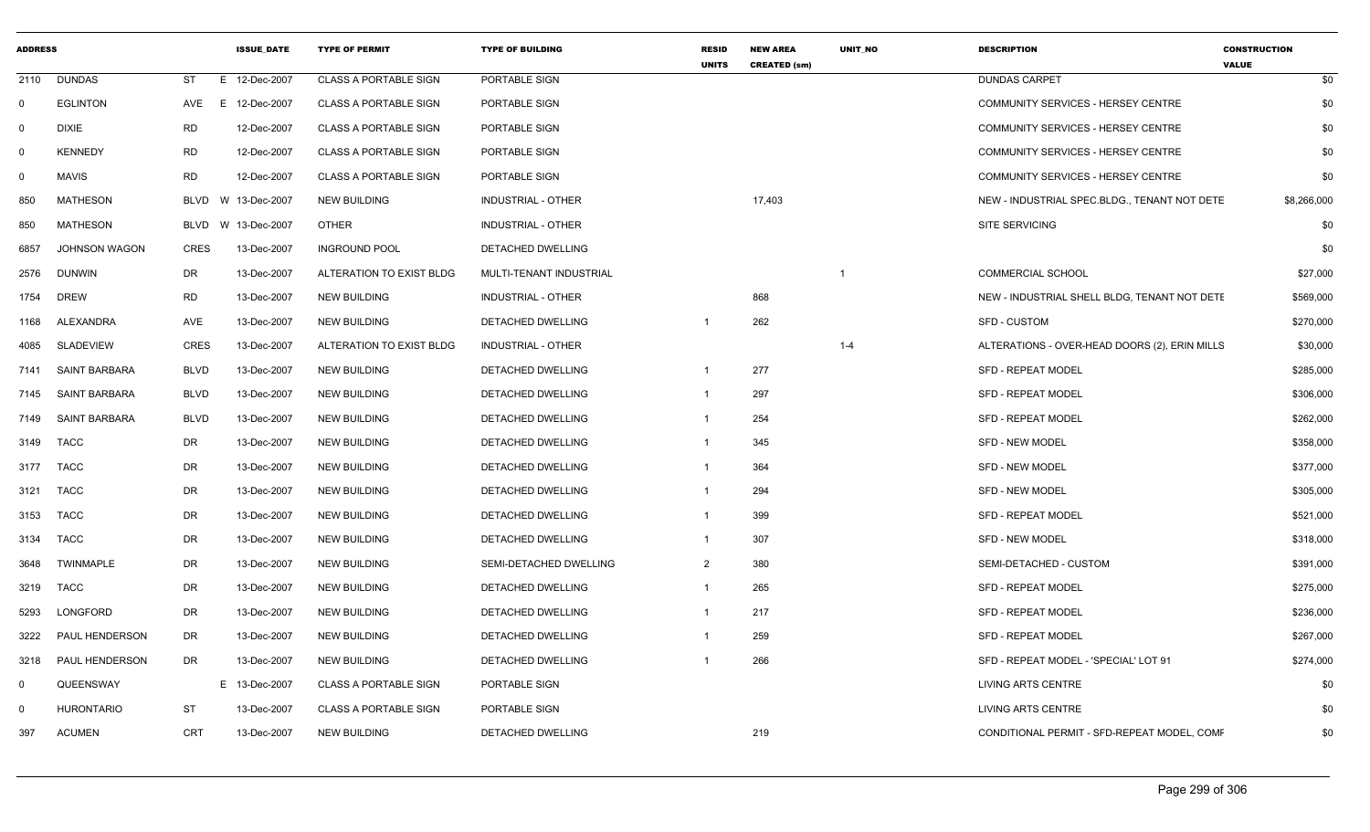| ADDRESS | | | ISSUE_DATE | TYPE OF PERMIT | TYPE OF BUILDING | RESID UNITS | NEW AREA CREATED (sm) | UNIT_NO | DESCRIPTION | CONSTRUCTION VALUE |
|---|---|---|---|---|---|---|---|---|---|---|
| 2110 | DUNDAS | ST | E 12-Dec-2007 | CLASS A PORTABLE SIGN | PORTABLE SIGN | | | | DUNDAS CARPET | $0 |
| 0 | EGLINTON | AVE | E 12-Dec-2007 | CLASS A PORTABLE SIGN | PORTABLE SIGN | | | | COMMUNITY SERVICES - HERSEY CENTRE | $0 |
| 0 | DIXIE | RD | 12-Dec-2007 | CLASS A PORTABLE SIGN | PORTABLE SIGN | | | | COMMUNITY SERVICES - HERSEY CENTRE | $0 |
| 0 | KENNEDY | RD | 12-Dec-2007 | CLASS A PORTABLE SIGN | PORTABLE SIGN | | | | COMMUNITY SERVICES - HERSEY CENTRE | $0 |
| 0 | MAVIS | RD | 12-Dec-2007 | CLASS A PORTABLE SIGN | PORTABLE SIGN | | | | COMMUNITY SERVICES - HERSEY CENTRE | $0 |
| 850 | MATHESON | BLVD | W 13-Dec-2007 | NEW BUILDING | INDUSTRIAL - OTHER | | 17,403 | | NEW - INDUSTRIAL SPEC.BLDG., TENANT NOT DETE | $8,266,000 |
| 850 | MATHESON | BLVD | W 13-Dec-2007 | OTHER | INDUSTRIAL - OTHER | | | | SITE SERVICING | $0 |
| 6857 | JOHNSON WAGON | CRES | 13-Dec-2007 | INGROUND POOL | DETACHED DWELLING | | | | | $0 |
| 2576 | DUNWIN | DR | 13-Dec-2007 | ALTERATION TO EXIST BLDG | MULTI-TENANT INDUSTRIAL | | | 1 | COMMERCIAL SCHOOL | $27,000 |
| 1754 | DREW | RD | 13-Dec-2007 | NEW BUILDING | INDUSTRIAL - OTHER | | 868 | | NEW - INDUSTRIAL SHELL BLDG, TENANT NOT DETE | $569,000 |
| 1168 | ALEXANDRA | AVE | 13-Dec-2007 | NEW BUILDING | DETACHED DWELLING | 1 | 262 | | SFD - CUSTOM | $270,000 |
| 4085 | SLADEVIEW | CRES | 13-Dec-2007 | ALTERATION TO EXIST BLDG | INDUSTRIAL - OTHER | | | 1-4 | ALTERATIONS - OVER-HEAD DOORS (2), ERIN MILLS | $30,000 |
| 7141 | SAINT BARBARA | BLVD | 13-Dec-2007 | NEW BUILDING | DETACHED DWELLING | 1 | 277 | | SFD - REPEAT MODEL | $285,000 |
| 7145 | SAINT BARBARA | BLVD | 13-Dec-2007 | NEW BUILDING | DETACHED DWELLING | 1 | 297 | | SFD - REPEAT MODEL | $306,000 |
| 7149 | SAINT BARBARA | BLVD | 13-Dec-2007 | NEW BUILDING | DETACHED DWELLING | 1 | 254 | | SFD - REPEAT MODEL | $262,000 |
| 3149 | TACC | DR | 13-Dec-2007 | NEW BUILDING | DETACHED DWELLING | 1 | 345 | | SFD - NEW MODEL | $358,000 |
| 3177 | TACC | DR | 13-Dec-2007 | NEW BUILDING | DETACHED DWELLING | 1 | 364 | | SFD - NEW MODEL | $377,000 |
| 3121 | TACC | DR | 13-Dec-2007 | NEW BUILDING | DETACHED DWELLING | 1 | 294 | | SFD - NEW MODEL | $305,000 |
| 3153 | TACC | DR | 13-Dec-2007 | NEW BUILDING | DETACHED DWELLING | 1 | 399 | | SFD - REPEAT MODEL | $521,000 |
| 3134 | TACC | DR | 13-Dec-2007 | NEW BUILDING | DETACHED DWELLING | 1 | 307 | | SFD - NEW MODEL | $318,000 |
| 3648 | TWINMAPLE | DR | 13-Dec-2007 | NEW BUILDING | SEMI-DETACHED DWELLING | 2 | 380 | | SEMI-DETACHED - CUSTOM | $391,000 |
| 3219 | TACC | DR | 13-Dec-2007 | NEW BUILDING | DETACHED DWELLING | 1 | 265 | | SFD - REPEAT MODEL | $275,000 |
| 5293 | LONGFORD | DR | 13-Dec-2007 | NEW BUILDING | DETACHED DWELLING | 1 | 217 | | SFD - REPEAT MODEL | $236,000 |
| 3222 | PAUL HENDERSON | DR | 13-Dec-2007 | NEW BUILDING | DETACHED DWELLING | 1 | 259 | | SFD - REPEAT MODEL | $267,000 |
| 3218 | PAUL HENDERSON | DR | 13-Dec-2007 | NEW BUILDING | DETACHED DWELLING | 1 | 266 | | SFD - REPEAT MODEL - 'SPECIAL' LOT 91 | $274,000 |
| 0 | QUEENSWAY | | E 13-Dec-2007 | CLASS A PORTABLE SIGN | PORTABLE SIGN | | | | LIVING ARTS CENTRE | $0 |
| 0 | HURONTARIO | ST | 13-Dec-2007 | CLASS A PORTABLE SIGN | PORTABLE SIGN | | | | LIVING ARTS CENTRE | $0 |
| 397 | ACUMEN | CRT | 13-Dec-2007 | NEW BUILDING | DETACHED DWELLING | | 219 | | CONDITIONAL PERMIT - SFD-REPEAT MODEL, COMF | $0 |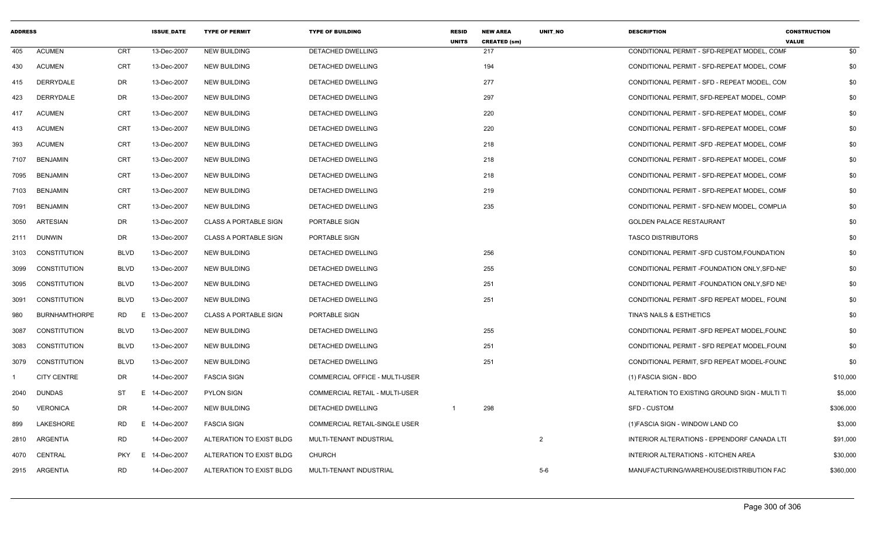| ADDRESS | | | ISSUE_DATE | TYPE OF PERMIT | TYPE OF BUILDING | RESID UNITS | NEW AREA CREATED (sm) | UNIT_NO | DESCRIPTION | CONSTRUCTION VALUE |
|---|---|---|---|---|---|---|---|---|---|---|
| 405 | ACUMEN | CRT | 13-Dec-2007 | NEW BUILDING | DETACHED DWELLING | | 217 | | CONDITIONAL PERMIT - SFD-REPEAT MODEL, COMF | $0 |
| 430 | ACUMEN | CRT | 13-Dec-2007 | NEW BUILDING | DETACHED DWELLING | | 194 | | CONDITIONAL PERMIT - SFD-REPEAT MODEL, COMF | $0 |
| 415 | DERRYDALE | DR | 13-Dec-2007 | NEW BUILDING | DETACHED DWELLING | | 277 | | CONDITIONAL PERMIT - SFD - REPEAT MODEL, COM | $0 |
| 423 | DERRYDALE | DR | 13-Dec-2007 | NEW BUILDING | DETACHED DWELLING | | 297 | | CONDITIONAL PERMIT, SFD-REPEAT MODEL, COMP | $0 |
| 417 | ACUMEN | CRT | 13-Dec-2007 | NEW BUILDING | DETACHED DWELLING | | 220 | | CONDITIONAL PERMIT - SFD-REPEAT MODEL, COMF | $0 |
| 413 | ACUMEN | CRT | 13-Dec-2007 | NEW BUILDING | DETACHED DWELLING | | 220 | | CONDITIONAL PERMIT - SFD-REPEAT MODEL, COMF | $0 |
| 393 | ACUMEN | CRT | 13-Dec-2007 | NEW BUILDING | DETACHED DWELLING | | 218 | | CONDITIONAL PERMIT -SFD -REPEAT MODEL, COMF | $0 |
| 7107 | BENJAMIN | CRT | 13-Dec-2007 | NEW BUILDING | DETACHED DWELLING | | 218 | | CONDITIONAL PERMIT - SFD-REPEAT MODEL, COMF | $0 |
| 7095 | BENJAMIN | CRT | 13-Dec-2007 | NEW BUILDING | DETACHED DWELLING | | 218 | | CONDITIONAL PERMIT - SFD-REPEAT MODEL, COMF | $0 |
| 7103 | BENJAMIN | CRT | 13-Dec-2007 | NEW BUILDING | DETACHED DWELLING | | 219 | | CONDITIONAL PERMIT - SFD-REPEAT MODEL, COMF | $0 |
| 7091 | BENJAMIN | CRT | 13-Dec-2007 | NEW BUILDING | DETACHED DWELLING | | 235 | | CONDITIONAL PERMIT - SFD-NEW MODEL, COMPLIA | $0 |
| 3050 | ARTESIAN | DR | 13-Dec-2007 | CLASS A PORTABLE SIGN | PORTABLE SIGN | | | | GOLDEN PALACE RESTAURANT | $0 |
| 2111 | DUNWIN | DR | 13-Dec-2007 | CLASS A PORTABLE SIGN | PORTABLE SIGN | | | | TASCO DISTRIBUTORS | $0 |
| 3103 | CONSTITUTION | BLVD | 13-Dec-2007 | NEW BUILDING | DETACHED DWELLING | | 256 | | CONDITIONAL PERMIT -SFD CUSTOM,FOUNDATION | $0 |
| 3099 | CONSTITUTION | BLVD | 13-Dec-2007 | NEW BUILDING | DETACHED DWELLING | | 255 | | CONDITIONAL PERMIT -FOUNDATION ONLY,SFD-NE' | $0 |
| 3095 | CONSTITUTION | BLVD | 13-Dec-2007 | NEW BUILDING | DETACHED DWELLING | | 251 | | CONDITIONAL PERMIT -FOUNDATION ONLY,SFD NE\ | $0 |
| 3091 | CONSTITUTION | BLVD | 13-Dec-2007 | NEW BUILDING | DETACHED DWELLING | | 251 | | CONDITIONAL PERMIT -SFD REPEAT MODEL, FOUNI | $0 |
| 980 | BURNHAMTHORPE | RD E | 13-Dec-2007 | CLASS A PORTABLE SIGN | PORTABLE SIGN | | | | TINA'S NAILS & ESTHETICS | $0 |
| 3087 | CONSTITUTION | BLVD | 13-Dec-2007 | NEW BUILDING | DETACHED DWELLING | | 255 | | CONDITIONAL PERMIT -SFD REPEAT MODEL,FOUNC | $0 |
| 3083 | CONSTITUTION | BLVD | 13-Dec-2007 | NEW BUILDING | DETACHED DWELLING | | 251 | | CONDITIONAL PERMIT - SFD REPEAT MODEL,FOUNI | $0 |
| 3079 | CONSTITUTION | BLVD | 13-Dec-2007 | NEW BUILDING | DETACHED DWELLING | | 251 | | CONDITIONAL PERMIT, SFD REPEAT MODEL-FOUNC | $0 |
| 1 | CITY CENTRE | DR | 14-Dec-2007 | FASCIA SIGN | COMMERCIAL OFFICE - MULTI-USER | | | | (1) FASCIA SIGN - BDO | $10,000 |
| 2040 | DUNDAS | ST E | 14-Dec-2007 | PYLON SIGN | COMMERCIAL RETAIL - MULTI-USER | | | | ALTERATION TO EXISTING GROUND SIGN - MULTI TI | $5,000 |
| 50 | VERONICA | DR | 14-Dec-2007 | NEW BUILDING | DETACHED DWELLING | 1 | 298 | | SFD - CUSTOM | $306,000 |
| 899 | LAKESHORE | RD E | 14-Dec-2007 | FASCIA SIGN | COMMERCIAL RETAIL-SINGLE USER | | | | (1)FASCIA SIGN - WINDOW LAND CO | $3,000 |
| 2810 | ARGENTIA | RD | 14-Dec-2007 | ALTERATION TO EXIST BLDG | MULTI-TENANT INDUSTRIAL | | | 2 | INTERIOR ALTERATIONS - EPPENDORF CANADA LTI | $91,000 |
| 4070 | CENTRAL | PKY E | 14-Dec-2007 | ALTERATION TO EXIST BLDG | CHURCH | | | | INTERIOR ALTERATIONS - KITCHEN AREA | $30,000 |
| 2915 | ARGENTIA | RD | 14-Dec-2007 | ALTERATION TO EXIST BLDG | MULTI-TENANT INDUSTRIAL | | | 5-6 | MANUFACTURING/WAREHOUSE/DISTRIBUTION FAC | $360,000 |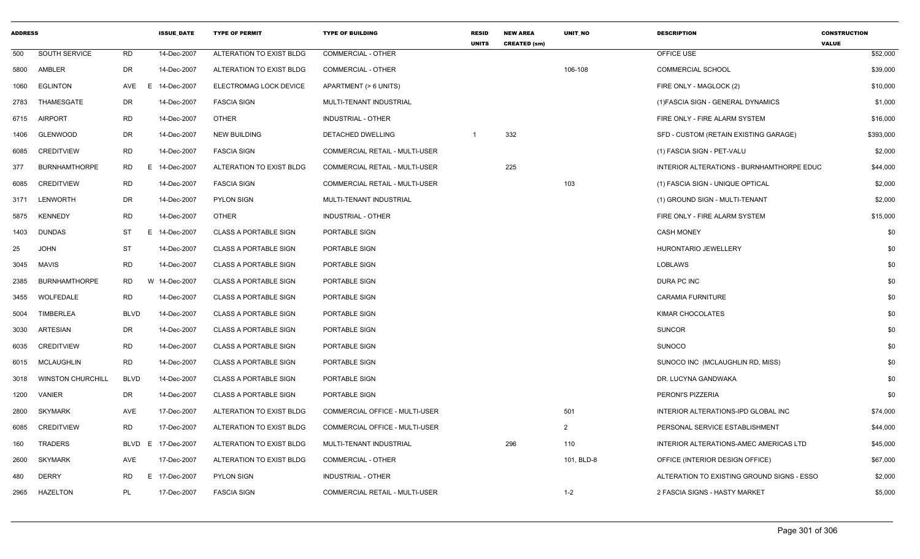| ADDRESS | | | ISSUE_DATE | TYPE OF PERMIT | TYPE OF BUILDING | RESID UNITS | NEW AREA CREATED (sm) | UNIT_NO | DESCRIPTION | CONSTRUCTION VALUE |
|---|---|---|---|---|---|---|---|---|---|---|
| 500 | SOUTH SERVICE | RD | 14-Dec-2007 | ALTERATION TO EXIST BLDG | COMMERCIAL - OTHER | | | | OFFICE USE | $52,000 |
| 5800 | AMBLER | DR | 14-Dec-2007 | ALTERATION TO EXIST BLDG | COMMERCIAL - OTHER | | | 106-108 | COMMERCIAL SCHOOL | $39,000 |
| 1060 | EGLINTON | AVE E | 14-Dec-2007 | ELECTROMAG LOCK DEVICE | APARTMENT (> 6 UNITS) | | | | FIRE ONLY - MAGLOCK (2) | $10,000 |
| 2783 | THAMESGATE | DR | 14-Dec-2007 | FASCIA SIGN | MULTI-TENANT INDUSTRIAL | | | | (1)FASCIA SIGN - GENERAL DYNAMICS | $1,000 |
| 6715 | AIRPORT | RD | 14-Dec-2007 | OTHER | INDUSTRIAL - OTHER | | | | FIRE ONLY - FIRE ALARM SYSTEM | $16,000 |
| 1406 | GLENWOOD | DR | 14-Dec-2007 | NEW BUILDING | DETACHED DWELLING | 1 | 332 | | SFD - CUSTOM (RETAIN EXISTING GARAGE) | $393,000 |
| 6085 | CREDITVIEW | RD | 14-Dec-2007 | FASCIA SIGN | COMMERCIAL RETAIL - MULTI-USER | | | | (1) FASCIA SIGN - PET-VALU | $2,000 |
| 377 | BURNHAMTHORPE | RD E | 14-Dec-2007 | ALTERATION TO EXIST BLDG | COMMERCIAL RETAIL - MULTI-USER | | 225 | | INTERIOR ALTERATIONS - BURNHAMTHORPE EDUC | $44,000 |
| 6085 | CREDITVIEW | RD | 14-Dec-2007 | FASCIA SIGN | COMMERCIAL RETAIL - MULTI-USER | | | 103 | (1) FASCIA SIGN - UNIQUE OPTICAL | $2,000 |
| 3171 | LENWORTH | DR | 14-Dec-2007 | PYLON SIGN | MULTI-TENANT INDUSTRIAL | | | | (1) GROUND SIGN - MULTI-TENANT | $2,000 |
| 5875 | KENNEDY | RD | 14-Dec-2007 | OTHER | INDUSTRIAL - OTHER | | | | FIRE ONLY - FIRE ALARM SYSTEM | $15,000 |
| 1403 | DUNDAS | ST E | 14-Dec-2007 | CLASS A PORTABLE SIGN | PORTABLE SIGN | | | | CASH MONEY | $0 |
| 25 | JOHN | ST | 14-Dec-2007 | CLASS A PORTABLE SIGN | PORTABLE SIGN | | | | HURONTARIO JEWELLERY | $0 |
| 3045 | MAVIS | RD | 14-Dec-2007 | CLASS A PORTABLE SIGN | PORTABLE SIGN | | | | LOBLAWS | $0 |
| 2385 | BURNHAMTHORPE | RD W | 14-Dec-2007 | CLASS A PORTABLE SIGN | PORTABLE SIGN | | | | DURA PC INC | $0 |
| 3455 | WOLFEDALE | RD | 14-Dec-2007 | CLASS A PORTABLE SIGN | PORTABLE SIGN | | | | CARAMIA FURNITURE | $0 |
| 5004 | TIMBERLEA | BLVD | 14-Dec-2007 | CLASS A PORTABLE SIGN | PORTABLE SIGN | | | | KIMAR CHOCOLATES | $0 |
| 3030 | ARTESIAN | DR | 14-Dec-2007 | CLASS A PORTABLE SIGN | PORTABLE SIGN | | | | SUNCOR | $0 |
| 6035 | CREDITVIEW | RD | 14-Dec-2007 | CLASS A PORTABLE SIGN | PORTABLE SIGN | | | | SUNOCO | $0 |
| 6015 | MCLAUGHLIN | RD | 14-Dec-2007 | CLASS A PORTABLE SIGN | PORTABLE SIGN | | | | SUNOCO INC (MCLAUGHLIN RD, MISS) | $0 |
| 3018 | WINSTON CHURCHILL | BLVD | 14-Dec-2007 | CLASS A PORTABLE SIGN | PORTABLE SIGN | | | | DR. LUCYNA GANDWAKA | $0 |
| 1200 | VANIER | DR | 14-Dec-2007 | CLASS A PORTABLE SIGN | PORTABLE SIGN | | | | PERONI'S PIZZERIA | $0 |
| 2800 | SKYMARK | AVE | 17-Dec-2007 | ALTERATION TO EXIST BLDG | COMMERCIAL OFFICE - MULTI-USER | | | 501 | INTERIOR ALTERATIONS-IPD GLOBAL INC | $74,000 |
| 6085 | CREDITVIEW | RD | 17-Dec-2007 | ALTERATION TO EXIST BLDG | COMMERCIAL OFFICE - MULTI-USER | | | 2 | PERSONAL SERVICE ESTABLISHMENT | $44,000 |
| 160 | TRADERS | BLVD E | 17-Dec-2007 | ALTERATION TO EXIST BLDG | MULTI-TENANT INDUSTRIAL | | 296 | 110 | INTERIOR ALTERATIONS-AMEC AMERICAS LTD | $45,000 |
| 2600 | SKYMARK | AVE | 17-Dec-2007 | ALTERATION TO EXIST BLDG | COMMERCIAL - OTHER | | | 101, BLD-8 | OFFICE (INTERIOR DESIGN OFFICE) | $67,000 |
| 480 | DERRY | RD E | 17-Dec-2007 | PYLON SIGN | INDUSTRIAL - OTHER | | | | ALTERATION TO EXISTING GROUND SIGNS - ESSO | $2,000 |
| 2965 | HAZELTON | PL | 17-Dec-2007 | FASCIA SIGN | COMMERCIAL RETAIL - MULTI-USER | | | 1-2 | 2 FASCIA SIGNS - HASTY MARKET | $5,000 |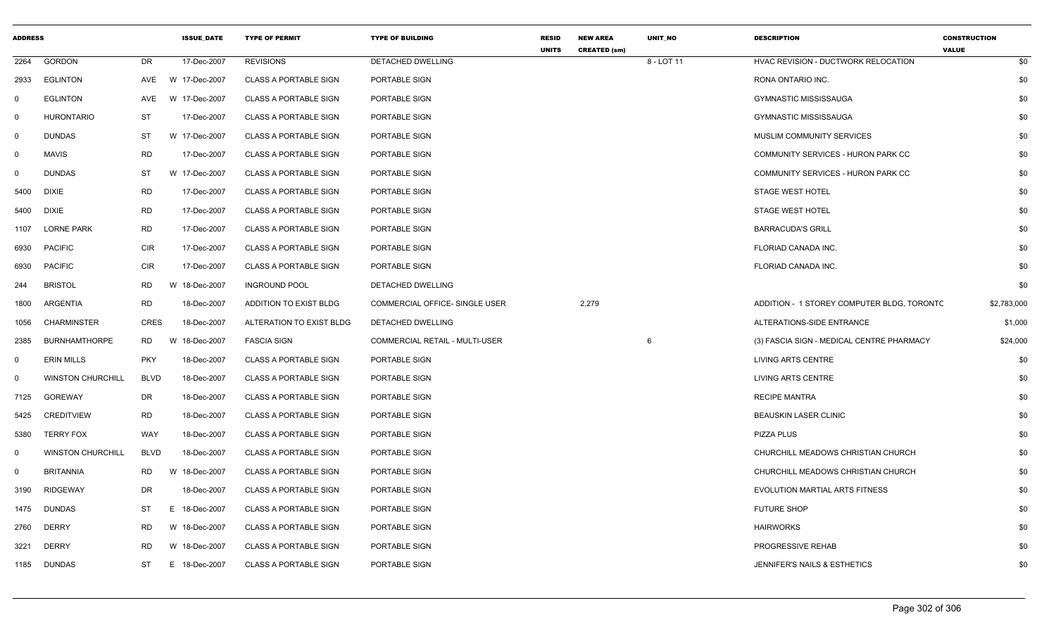| ADDRESS | | | ISSUE_DATE | TYPE OF PERMIT | TYPE OF BUILDING | RESID UNITS | NEW AREA CREATED (sm) | UNIT_NO | DESCRIPTION | CONSTRUCTION VALUE |
|---|---|---|---|---|---|---|---|---|---|---|
| 2264 | GORDON | DR | 17-Dec-2007 | REVISIONS | DETACHED DWELLING | | | 8 - LOT 11 | HVAC REVISION - DUCTWORK RELOCATION | $0 |
| 2933 | EGLINTON | AVE | W 17-Dec-2007 | CLASS A PORTABLE SIGN | PORTABLE SIGN | | | | RONA ONTARIO INC. | $0 |
| 0 | EGLINTON | AVE | W 17-Dec-2007 | CLASS A PORTABLE SIGN | PORTABLE SIGN | | | | GYMNASTIC MISSISSAUGA | $0 |
| 0 | HURONTARIO | ST | 17-Dec-2007 | CLASS A PORTABLE SIGN | PORTABLE SIGN | | | | GYMNASTIC MISSISSAUGA | $0 |
| 0 | DUNDAS | ST | W 17-Dec-2007 | CLASS A PORTABLE SIGN | PORTABLE SIGN | | | | MUSLIM COMMUNITY SERVICES | $0 |
| 0 | MAVIS | RD | 17-Dec-2007 | CLASS A PORTABLE SIGN | PORTABLE SIGN | | | | COMMUNITY SERVICES - HURON PARK CC | $0 |
| 0 | DUNDAS | ST | W 17-Dec-2007 | CLASS A PORTABLE SIGN | PORTABLE SIGN | | | | COMMUNITY SERVICES - HURON PARK CC | $0 |
| 5400 | DIXIE | RD | 17-Dec-2007 | CLASS A PORTABLE SIGN | PORTABLE SIGN | | | | STAGE WEST HOTEL | $0 |
| 5400 | DIXIE | RD | 17-Dec-2007 | CLASS A PORTABLE SIGN | PORTABLE SIGN | | | | STAGE WEST HOTEL | $0 |
| 1107 | LORNE PARK | RD | 17-Dec-2007 | CLASS A PORTABLE SIGN | PORTABLE SIGN | | | | BARRACUDA'S GRILL | $0 |
| 6930 | PACIFIC | CIR | 17-Dec-2007 | CLASS A PORTABLE SIGN | PORTABLE SIGN | | | | FLORIAD CANADA INC. | $0 |
| 6930 | PACIFIC | CIR | 17-Dec-2007 | CLASS A PORTABLE SIGN | PORTABLE SIGN | | | | FLORIAD CANADA INC. | $0 |
| 244 | BRISTOL | RD | W 18-Dec-2007 | INGROUND POOL | DETACHED DWELLING | | | | | $0 |
| 1800 | ARGENTIA | RD | 18-Dec-2007 | ADDITION TO EXIST BLDG | COMMERCIAL OFFICE- SINGLE USER | | 2,279 | | ADDITION - 1 STOREY COMPUTER BLDG, TORONTC | $2,783,000 |
| 1056 | CHARMINSTER | CRES | 18-Dec-2007 | ALTERATION TO EXIST BLDG | DETACHED DWELLING | | | | ALTERATIONS-SIDE ENTRANCE | $1,000 |
| 2385 | BURNHAMTHORPE | RD | W 18-Dec-2007 | FASCIA SIGN | COMMERCIAL RETAIL - MULTI-USER | | | 6 | (3) FASCIA SIGN - MEDICAL CENTRE PHARMACY | $24,000 |
| 0 | ERIN MILLS | PKY | 18-Dec-2007 | CLASS A PORTABLE SIGN | PORTABLE SIGN | | | | LIVING ARTS CENTRE | $0 |
| 0 | WINSTON CHURCHILL | BLVD | 18-Dec-2007 | CLASS A PORTABLE SIGN | PORTABLE SIGN | | | | LIVING ARTS CENTRE | $0 |
| 7125 | GOREWAY | DR | 18-Dec-2007 | CLASS A PORTABLE SIGN | PORTABLE SIGN | | | | RECIPE MANTRA | $0 |
| 5425 | CREDITVIEW | RD | 18-Dec-2007 | CLASS A PORTABLE SIGN | PORTABLE SIGN | | | | BEAUSKIN LASER CLINIC | $0 |
| 5380 | TERRY FOX | WAY | 18-Dec-2007 | CLASS A PORTABLE SIGN | PORTABLE SIGN | | | | PIZZA PLUS | $0 |
| 0 | WINSTON CHURCHILL | BLVD | 18-Dec-2007 | CLASS A PORTABLE SIGN | PORTABLE SIGN | | | | CHURCHILL MEADOWS CHRISTIAN CHURCH | $0 |
| 0 | BRITANNIA | RD | W 18-Dec-2007 | CLASS A PORTABLE SIGN | PORTABLE SIGN | | | | CHURCHILL MEADOWS CHRISTIAN CHURCH | $0 |
| 3190 | RIDGEWAY | DR | 18-Dec-2007 | CLASS A PORTABLE SIGN | PORTABLE SIGN | | | | EVOLUTION MARTIAL ARTS FITNESS | $0 |
| 1475 | DUNDAS | ST | E 18-Dec-2007 | CLASS A PORTABLE SIGN | PORTABLE SIGN | | | | FUTURE SHOP | $0 |
| 2760 | DERRY | RD | W 18-Dec-2007 | CLASS A PORTABLE SIGN | PORTABLE SIGN | | | | HAIRWORKS | $0 |
| 3221 | DERRY | RD | W 18-Dec-2007 | CLASS A PORTABLE SIGN | PORTABLE SIGN | | | | PROGRESSIVE REHAB | $0 |
| 1185 | DUNDAS | ST | E 18-Dec-2007 | CLASS A PORTABLE SIGN | PORTABLE SIGN | | | | JENNIFER'S NAILS & ESTHETICS | $0 |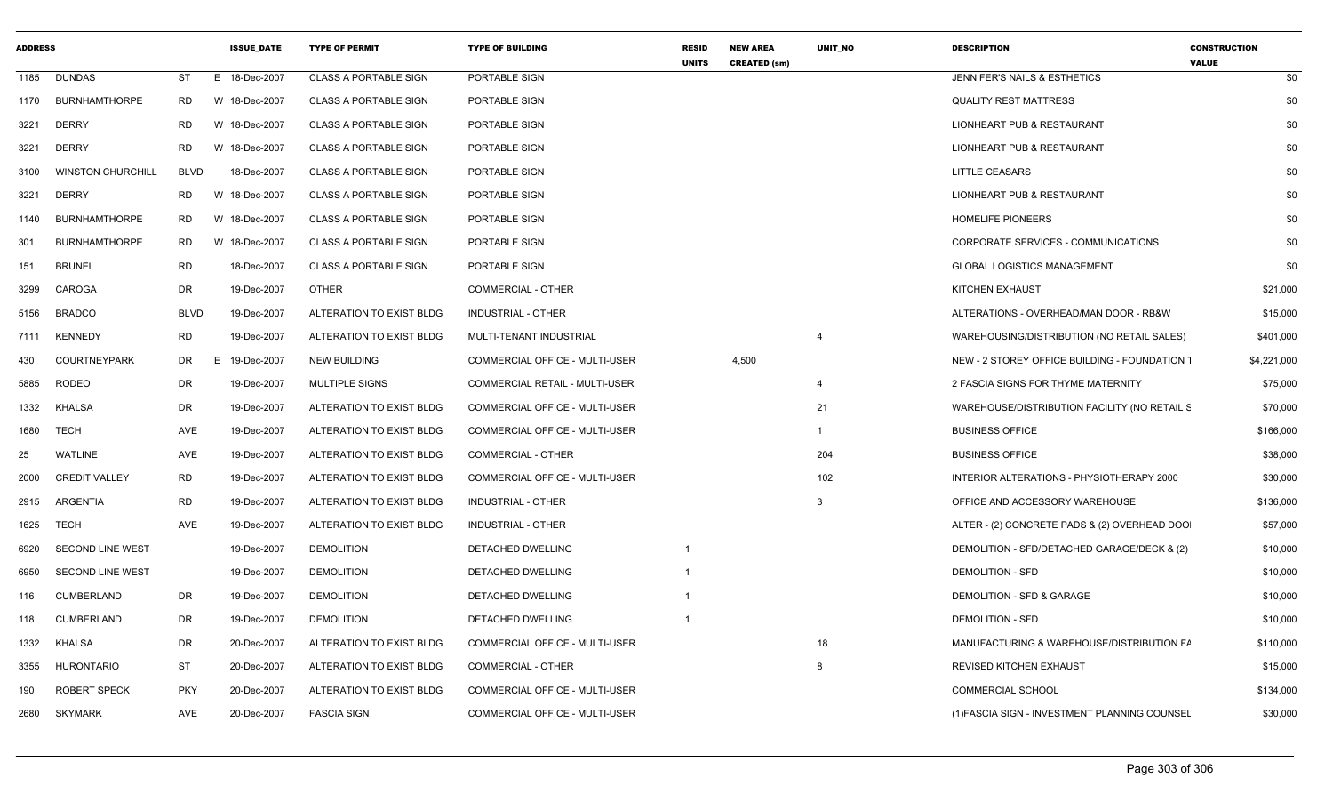| ADDRESS | | | ISSUE_DATE | TYPE OF PERMIT | TYPE OF BUILDING | RESID UNITS | NEW AREA CREATED (sm) | UNIT_NO | DESCRIPTION | CONSTRUCTION VALUE |
|---|---|---|---|---|---|---|---|---|---|---|
| 1185 | DUNDAS | ST | E 18-Dec-2007 | CLASS A PORTABLE SIGN | PORTABLE SIGN | | | | JENNIFER'S NAILS & ESTHETICS | $0 |
| 1170 | BURNHAMTHORPE | RD | W 18-Dec-2007 | CLASS A PORTABLE SIGN | PORTABLE SIGN | | | | QUALITY REST MATTRESS | $0 |
| 3221 | DERRY | RD | W 18-Dec-2007 | CLASS A PORTABLE SIGN | PORTABLE SIGN | | | | LIONHEART PUB & RESTAURANT | $0 |
| 3221 | DERRY | RD | W 18-Dec-2007 | CLASS A PORTABLE SIGN | PORTABLE SIGN | | | | LIONHEART PUB & RESTAURANT | $0 |
| 3100 | WINSTON CHURCHILL | BLVD | 18-Dec-2007 | CLASS A PORTABLE SIGN | PORTABLE SIGN | | | | LITTLE CEASARS | $0 |
| 3221 | DERRY | RD | W 18-Dec-2007 | CLASS A PORTABLE SIGN | PORTABLE SIGN | | | | LIONHEART PUB & RESTAURANT | $0 |
| 1140 | BURNHAMTHORPE | RD | W 18-Dec-2007 | CLASS A PORTABLE SIGN | PORTABLE SIGN | | | | HOMELIFE PIONEERS | $0 |
| 301 | BURNHAMTHORPE | RD | W 18-Dec-2007 | CLASS A PORTABLE SIGN | PORTABLE SIGN | | | | CORPORATE SERVICES - COMMUNICATIONS | $0 |
| 151 | BRUNEL | RD | 18-Dec-2007 | CLASS A PORTABLE SIGN | PORTABLE SIGN | | | | GLOBAL LOGISTICS MANAGEMENT | $0 |
| 3299 | CAROGA | DR | 19-Dec-2007 | OTHER | COMMERCIAL - OTHER | | | | KITCHEN EXHAUST | $21,000 |
| 5156 | BRADCO | BLVD | 19-Dec-2007 | ALTERATION TO EXIST BLDG | INDUSTRIAL - OTHER | | | | ALTERATIONS - OVERHEAD/MAN DOOR - RB&W | $15,000 |
| 7111 | KENNEDY | RD | 19-Dec-2007 | ALTERATION TO EXIST BLDG | MULTI-TENANT INDUSTRIAL | | | 4 | WAREHOUSING/DISTRIBUTION (NO RETAIL SALES) | $401,000 |
| 430 | COURTNEYPARK | DR | E 19-Dec-2007 | NEW BUILDING | COMMERCIAL OFFICE - MULTI-USER | | 4,500 | | NEW - 2 STOREY OFFICE BUILDING - FOUNDATION T | $4,221,000 |
| 5885 | RODEO | DR | 19-Dec-2007 | MULTIPLE SIGNS | COMMERCIAL RETAIL - MULTI-USER | | | 4 | 2 FASCIA SIGNS FOR THYME MATERNITY | $75,000 |
| 1332 | KHALSA | DR | 19-Dec-2007 | ALTERATION TO EXIST BLDG | COMMERCIAL OFFICE - MULTI-USER | | | 21 | WAREHOUSE/DISTRIBUTION FACILITY (NO RETAIL S | $70,000 |
| 1680 | TECH | AVE | 19-Dec-2007 | ALTERATION TO EXIST BLDG | COMMERCIAL OFFICE - MULTI-USER | | | 1 | BUSINESS OFFICE | $166,000 |
| 25 | WATLINE | AVE | 19-Dec-2007 | ALTERATION TO EXIST BLDG | COMMERCIAL - OTHER | | | 204 | BUSINESS OFFICE | $38,000 |
| 2000 | CREDIT VALLEY | RD | 19-Dec-2007 | ALTERATION TO EXIST BLDG | COMMERCIAL OFFICE - MULTI-USER | | | 102 | INTERIOR ALTERATIONS - PHYSIOTHERAPY 2000 | $30,000 |
| 2915 | ARGENTIA | RD | 19-Dec-2007 | ALTERATION TO EXIST BLDG | INDUSTRIAL - OTHER | | | 3 | OFFICE AND ACCESSORY WAREHOUSE | $136,000 |
| 1625 | TECH | AVE | 19-Dec-2007 | ALTERATION TO EXIST BLDG | INDUSTRIAL - OTHER | | | | ALTER - (2) CONCRETE PADS & (2) OVERHEAD DOO | $57,000 |
| 6920 | SECOND LINE WEST | | 19-Dec-2007 | DEMOLITION | DETACHED DWELLING | 1 | | | DEMOLITION - SFD/DETACHED GARAGE/DECK & (2) | $10,000 |
| 6950 | SECOND LINE WEST | | 19-Dec-2007 | DEMOLITION | DETACHED DWELLING | 1 | | | DEMOLITION - SFD | $10,000 |
| 116 | CUMBERLAND | DR | 19-Dec-2007 | DEMOLITION | DETACHED DWELLING | 1 | | | DEMOLITION - SFD & GARAGE | $10,000 |
| 118 | CUMBERLAND | DR | 19-Dec-2007 | DEMOLITION | DETACHED DWELLING | 1 | | | DEMOLITION - SFD | $10,000 |
| 1332 | KHALSA | DR | 20-Dec-2007 | ALTERATION TO EXIST BLDG | COMMERCIAL OFFICE - MULTI-USER | | | 18 | MANUFACTURING & WAREHOUSE/DISTRIBUTION FA | $110,000 |
| 3355 | HURONTARIO | ST | 20-Dec-2007 | ALTERATION TO EXIST BLDG | COMMERCIAL - OTHER | | | 8 | REVISED KITCHEN EXHAUST | $15,000 |
| 190 | ROBERT SPECK | PKY | 20-Dec-2007 | ALTERATION TO EXIST BLDG | COMMERCIAL OFFICE - MULTI-USER | | | | COMMERCIAL SCHOOL | $134,000 |
| 2680 | SKYMARK | AVE | 20-Dec-2007 | FASCIA SIGN | COMMERCIAL OFFICE - MULTI-USER | | | | (1)FASCIA SIGN - INVESTMENT PLANNING COUNSEL | $30,000 |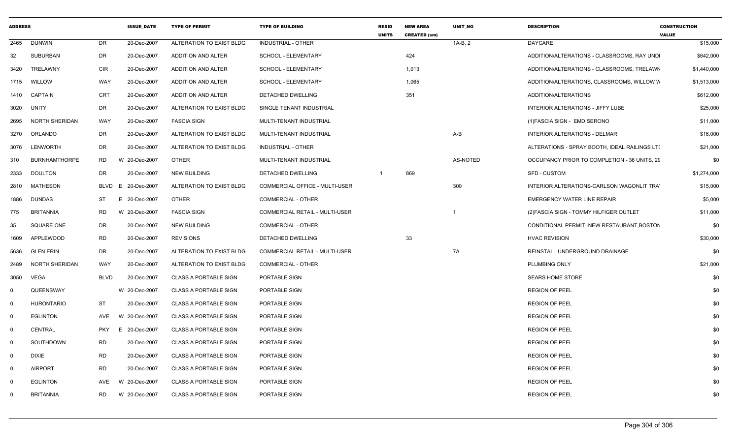| ADDRESS | | | ISSUE_DATE | TYPE OF PERMIT | TYPE OF BUILDING | RESID UNITS | NEW AREA CREATED (sm) | UNIT_NO | DESCRIPTION | CONSTRUCTION VALUE |
|---|---|---|---|---|---|---|---|---|---|---|
| 2465 | DUNWIN | DR | 20-Dec-2007 | ALTERATION TO EXIST BLDG | INDUSTRIAL - OTHER | | | 1A-B, 2 | DAYCARE | $15,000 |
| 32 | SUBURBAN | DR | 20-Dec-2007 | ADDITION AND ALTER | SCHOOL - ELEMENTARY | | 424 | | ADDITION/ALTERATIONS - CLASSROOMS, RAY UNDI | $642,000 |
| 3420 | TRELAWNY | CIR | 20-Dec-2007 | ADDITION AND ALTER | SCHOOL - ELEMENTARY | | 1,013 | | ADDITION/ALTERATIONS - CLASSROOMS, TRELAWN | $1,440,000 |
| 1715 | WILLOW | WAY | 20-Dec-2007 | ADDITION AND ALTER | SCHOOL - ELEMENTARY | | 1,065 | | ADDITION/ALTERATIONS, CLASSROOMS, WILLOW W | $1,513,000 |
| 1410 | CAPTAIN | CRT | 20-Dec-2007 | ADDITION AND ALTER | DETACHED DWELLING | | 351 | | ADDITION/ALTERATIONS | $612,000 |
| 3020 | UNITY | DR | 20-Dec-2007 | ALTERATION TO EXIST BLDG | SINGLE TENANT INDUSTRIAL | | | | INTERIOR ALTERATIONS - JIFFY LUBE | $25,000 |
| 2695 | NORTH SHERIDAN | WAY | 20-Dec-2007 | FASCIA SIGN | MULTI-TENANT INDUSTRIAL | | | | (1)FASCIA SIGN - EMD SERONO | $11,000 |
| 3270 | ORLANDO | DR | 20-Dec-2007 | ALTERATION TO EXIST BLDG | MULTI-TENANT INDUSTRIAL | | | A-B | INTERIOR ALTERATIONS - DELMAR | $16,000 |
| 3076 | LENWORTH | DR | 20-Dec-2007 | ALTERATION TO EXIST BLDG | INDUSTRIAL - OTHER | | | | ALTERATIONS - SPRAY BOOTH, IDEAL RAILINGS LTI | $21,000 |
| 310 | BURNHAMTHORPE | RD | W 20-Dec-2007 | OTHER | MULTI-TENANT INDUSTRIAL | | | AS-NOTED | OCCUPANCY PRIOR TO COMPLETION - 36 UNITS, 29 | $0 |
| 2333 | DOULTON | DR | 20-Dec-2007 | NEW BUILDING | DETACHED DWELLING | 1 | 869 | | SFD - CUSTOM | $1,274,000 |
| 2810 | MATHESON | BLVD | E 20-Dec-2007 | ALTERATION TO EXIST BLDG | COMMERCIAL OFFICE - MULTI-USER | | | 300 | INTERIOR ALTERATIONS-CARLSON WAGONLIT TRA | $15,000 |
| 1886 | DUNDAS | ST | E 20-Dec-2007 | OTHER | COMMERCIAL - OTHER | | | | EMERGENCY WATER LINE REPAIR | $5,000 |
| 775 | BRITANNIA | RD | W 20-Dec-2007 | FASCIA SIGN | COMMERCIAL RETAIL - MULTI-USER | | | 1 | (2)FASCIA SIGN - TOMMY HILFIGER OUTLET | $11,000 |
| 35 | SQUARE ONE | DR | 20-Dec-2007 | NEW BUILDING | COMMERCIAL - OTHER | | | | CONDITIONAL PERMIT -NEW RESTAURANT,BOSTON | $0 |
| 1609 | APPLEWOOD | RD | 20-Dec-2007 | REVISIONS | DETACHED DWELLING | | 33 | | HVAC REVISION | $30,000 |
| 5636 | GLEN ERIN | DR | 20-Dec-2007 | ALTERATION TO EXIST BLDG | COMMERCIAL RETAIL - MULTI-USER | | | 7A | REINSTALL UNDERGROUND DRAINAGE | $0 |
| 2489 | NORTH SHERIDAN | WAY | 20-Dec-2007 | ALTERATION TO EXIST BLDG | COMMERCIAL - OTHER | | | | PLUMBING ONLY | $21,000 |
| 3050 | VEGA | BLVD | 20-Dec-2007 | CLASS A PORTABLE SIGN | PORTABLE SIGN | | | | SEARS HOME STORE | $0 |
| 0 | QUEENSWAY | | W 20-Dec-2007 | CLASS A PORTABLE SIGN | PORTABLE SIGN | | | | REGION OF PEEL | $0 |
| 0 | HURONTARIO | ST | 20-Dec-2007 | CLASS A PORTABLE SIGN | PORTABLE SIGN | | | | REGION OF PEEL | $0 |
| 0 | EGLINTON | AVE | W 20-Dec-2007 | CLASS A PORTABLE SIGN | PORTABLE SIGN | | | | REGION OF PEEL | $0 |
| 0 | CENTRAL | PKY | E 20-Dec-2007 | CLASS A PORTABLE SIGN | PORTABLE SIGN | | | | REGION OF PEEL | $0 |
| 0 | SOUTHDOWN | RD | 20-Dec-2007 | CLASS A PORTABLE SIGN | PORTABLE SIGN | | | | REGION OF PEEL | $0 |
| 0 | DIXIE | RD | 20-Dec-2007 | CLASS A PORTABLE SIGN | PORTABLE SIGN | | | | REGION OF PEEL | $0 |
| 0 | AIRPORT | RD | 20-Dec-2007 | CLASS A PORTABLE SIGN | PORTABLE SIGN | | | | REGION OF PEEL | $0 |
| 0 | EGLINTON | AVE | W 20-Dec-2007 | CLASS A PORTABLE SIGN | PORTABLE SIGN | | | | REGION OF PEEL | $0 |
| 0 | BRITANNIA | RD | W 20-Dec-2007 | CLASS A PORTABLE SIGN | PORTABLE SIGN | | | | REGION OF PEEL | $0 |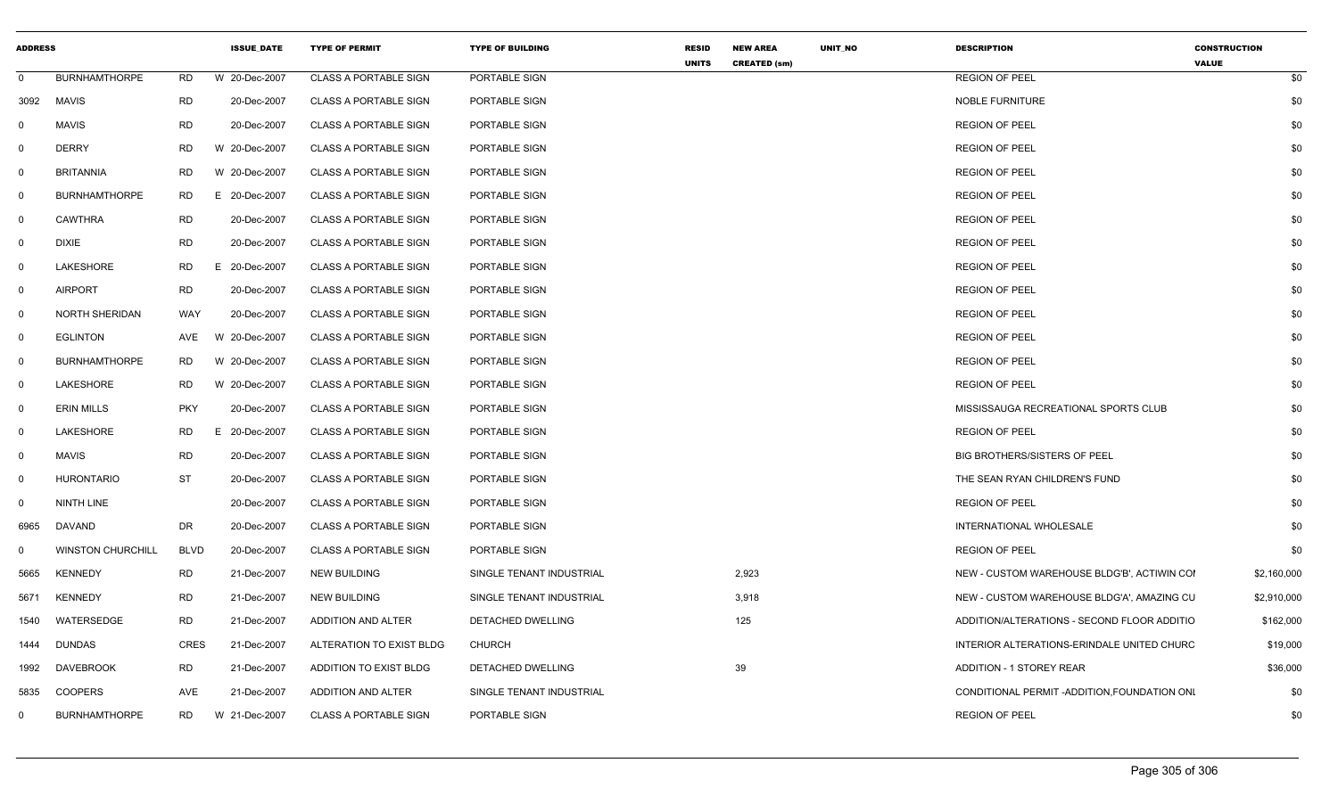| ADDRESS | | | ISSUE_DATE | TYPE OF PERMIT | TYPE OF BUILDING | RESID UNITS | NEW AREA CREATED (sm) | UNIT_NO | DESCRIPTION | CONSTRUCTION VALUE |
|---|---|---|---|---|---|---|---|---|---|---|
| 0 | BURNHAMTHORPE | RD | W 20-Dec-2007 | CLASS A PORTABLE SIGN | PORTABLE SIGN | | | | REGION OF PEEL | $0 |
| 3092 | MAVIS | RD | 20-Dec-2007 | CLASS A PORTABLE SIGN | PORTABLE SIGN | | | | NOBLE FURNITURE | $0 |
| 0 | MAVIS | RD | 20-Dec-2007 | CLASS A PORTABLE SIGN | PORTABLE SIGN | | | | REGION OF PEEL | $0 |
| 0 | DERRY | RD | W 20-Dec-2007 | CLASS A PORTABLE SIGN | PORTABLE SIGN | | | | REGION OF PEEL | $0 |
| 0 | BRITANNIA | RD | W 20-Dec-2007 | CLASS A PORTABLE SIGN | PORTABLE SIGN | | | | REGION OF PEEL | $0 |
| 0 | BURNHAMTHORPE | RD | E 20-Dec-2007 | CLASS A PORTABLE SIGN | PORTABLE SIGN | | | | REGION OF PEEL | $0 |
| 0 | CAWTHRA | RD | 20-Dec-2007 | CLASS A PORTABLE SIGN | PORTABLE SIGN | | | | REGION OF PEEL | $0 |
| 0 | DIXIE | RD | 20-Dec-2007 | CLASS A PORTABLE SIGN | PORTABLE SIGN | | | | REGION OF PEEL | $0 |
| 0 | LAKESHORE | RD | E 20-Dec-2007 | CLASS A PORTABLE SIGN | PORTABLE SIGN | | | | REGION OF PEEL | $0 |
| 0 | AIRPORT | RD | 20-Dec-2007 | CLASS A PORTABLE SIGN | PORTABLE SIGN | | | | REGION OF PEEL | $0 |
| 0 | NORTH SHERIDAN | WAY | 20-Dec-2007 | CLASS A PORTABLE SIGN | PORTABLE SIGN | | | | REGION OF PEEL | $0 |
| 0 | EGLINTON | AVE | W 20-Dec-2007 | CLASS A PORTABLE SIGN | PORTABLE SIGN | | | | REGION OF PEEL | $0 |
| 0 | BURNHAMTHORPE | RD | W 20-Dec-2007 | CLASS A PORTABLE SIGN | PORTABLE SIGN | | | | REGION OF PEEL | $0 |
| 0 | LAKESHORE | RD | W 20-Dec-2007 | CLASS A PORTABLE SIGN | PORTABLE SIGN | | | | REGION OF PEEL | $0 |
| 0 | ERIN MILLS | PKY | 20-Dec-2007 | CLASS A PORTABLE SIGN | PORTABLE SIGN | | | | MISSISSAUGA RECREATIONAL SPORTS CLUB | $0 |
| 0 | LAKESHORE | RD | E 20-Dec-2007 | CLASS A PORTABLE SIGN | PORTABLE SIGN | | | | REGION OF PEEL | $0 |
| 0 | MAVIS | RD | 20-Dec-2007 | CLASS A PORTABLE SIGN | PORTABLE SIGN | | | | BIG BROTHERS/SISTERS OF PEEL | $0 |
| 0 | HURONTARIO | ST | 20-Dec-2007 | CLASS A PORTABLE SIGN | PORTABLE SIGN | | | | THE SEAN RYAN CHILDREN'S FUND | $0 |
| 0 | NINTH LINE | | 20-Dec-2007 | CLASS A PORTABLE SIGN | PORTABLE SIGN | | | | REGION OF PEEL | $0 |
| 6965 | DAVAND | DR | 20-Dec-2007 | CLASS A PORTABLE SIGN | PORTABLE SIGN | | | | INTERNATIONAL WHOLESALE | $0 |
| 0 | WINSTON CHURCHILL | BLVD | 20-Dec-2007 | CLASS A PORTABLE SIGN | PORTABLE SIGN | | | | REGION OF PEEL | $0 |
| 5665 | KENNEDY | RD | 21-Dec-2007 | NEW BUILDING | SINGLE TENANT INDUSTRIAL | | 2,923 | | NEW - CUSTOM WAREHOUSE BLDG'B', ACTIWIN COI | $2,160,000 |
| 5671 | KENNEDY | RD | 21-Dec-2007 | NEW BUILDING | SINGLE TENANT INDUSTRIAL | | 3,918 | | NEW - CUSTOM WAREHOUSE BLDG'A', AMAZING CU | $2,910,000 |
| 1540 | WATERSEDGE | RD | 21-Dec-2007 | ADDITION AND ALTER | DETACHED DWELLING | | 125 | | ADDITION/ALTERATIONS - SECOND FLOOR ADDITIO | $162,000 |
| 1444 | DUNDAS | CRES | 21-Dec-2007 | ALTERATION TO EXIST BLDG | CHURCH | | | | INTERIOR ALTERATIONS-ERINDALE UNITED CHURC | $19,000 |
| 1992 | DAVEBROOK | RD | 21-Dec-2007 | ADDITION TO EXIST BLDG | DETACHED DWELLING | | 39 | | ADDITION - 1 STOREY REAR | $36,000 |
| 5835 | COOPERS | AVE | 21-Dec-2007 | ADDITION AND ALTER | SINGLE TENANT INDUSTRIAL | | | | CONDITIONAL PERMIT -ADDITION,FOUNDATION ONL | $0 |
| 0 | BURNHAMTHORPE | RD | W 21-Dec-2007 | CLASS A PORTABLE SIGN | PORTABLE SIGN | | | | REGION OF PEEL | $0 |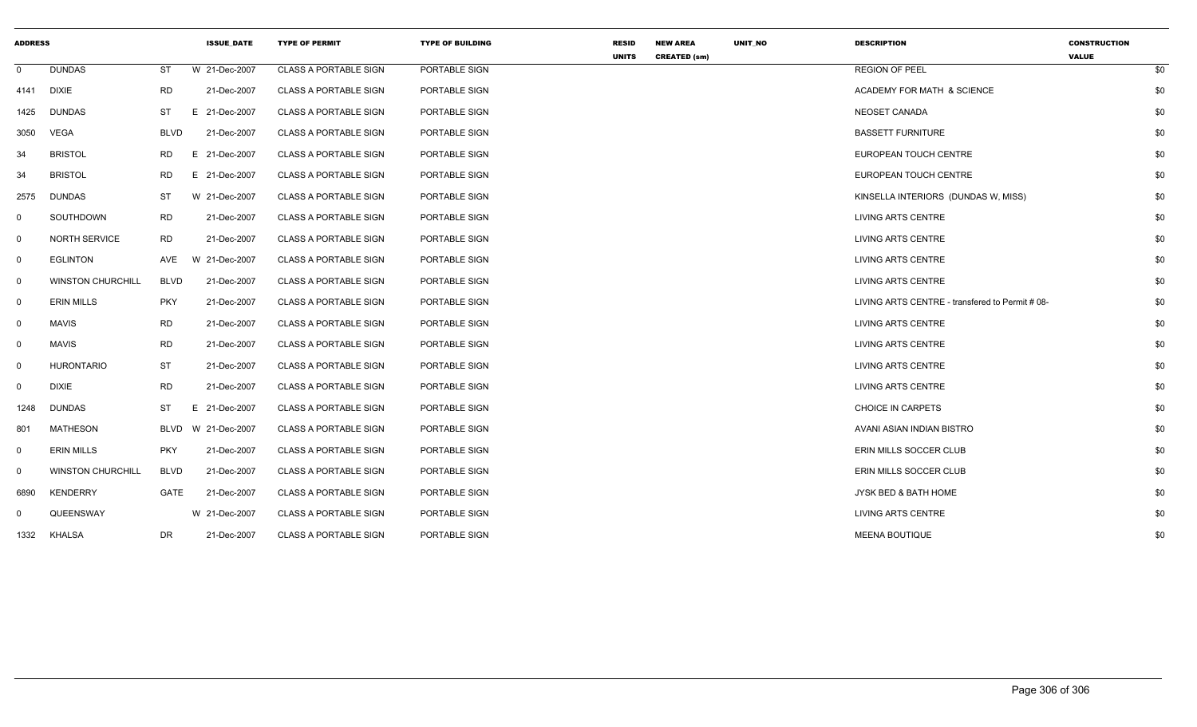| ADDRESS | | | | ISSUE_DATE | TYPE OF PERMIT | TYPE OF BUILDING | RESID UNITS | NEW AREA CREATED (sm) | UNIT_NO | DESCRIPTION | CONSTRUCTION VALUE |
|---|---|---|---|---|---|---|---|---|---|---|---|
| 0 | DUNDAS | ST | W | 21-Dec-2007 | CLASS A PORTABLE SIGN | PORTABLE SIGN | | | | REGION OF PEEL | $0 |
| 4141 | DIXIE | RD | | 21-Dec-2007 | CLASS A PORTABLE SIGN | PORTABLE SIGN | | | | ACADEMY FOR MATH & SCIENCE | $0 |
| 1425 | DUNDAS | ST | E | 21-Dec-2007 | CLASS A PORTABLE SIGN | PORTABLE SIGN | | | | NEOSET CANADA | $0 |
| 3050 | VEGA | BLVD | | 21-Dec-2007 | CLASS A PORTABLE SIGN | PORTABLE SIGN | | | | BASSETT FURNITURE | $0 |
| 34 | BRISTOL | RD | E | 21-Dec-2007 | CLASS A PORTABLE SIGN | PORTABLE SIGN | | | | EUROPEAN TOUCH CENTRE | $0 |
| 34 | BRISTOL | RD | E | 21-Dec-2007 | CLASS A PORTABLE SIGN | PORTABLE SIGN | | | | EUROPEAN TOUCH CENTRE | $0 |
| 2575 | DUNDAS | ST | W | 21-Dec-2007 | CLASS A PORTABLE SIGN | PORTABLE SIGN | | | | KINSELLA INTERIORS (DUNDAS W, MISS) | $0 |
| 0 | SOUTHDOWN | RD | | 21-Dec-2007 | CLASS A PORTABLE SIGN | PORTABLE SIGN | | | | LIVING ARTS CENTRE | $0 |
| 0 | NORTH SERVICE | RD | | 21-Dec-2007 | CLASS A PORTABLE SIGN | PORTABLE SIGN | | | | LIVING ARTS CENTRE | $0 |
| 0 | EGLINTON | AVE | W | 21-Dec-2007 | CLASS A PORTABLE SIGN | PORTABLE SIGN | | | | LIVING ARTS CENTRE | $0 |
| 0 | WINSTON CHURCHILL | BLVD | | 21-Dec-2007 | CLASS A PORTABLE SIGN | PORTABLE SIGN | | | | LIVING ARTS CENTRE | $0 |
| 0 | ERIN MILLS | PKY | | 21-Dec-2007 | CLASS A PORTABLE SIGN | PORTABLE SIGN | | | | LIVING ARTS CENTRE - transfered to Permit # 08- | $0 |
| 0 | MAVIS | RD | | 21-Dec-2007 | CLASS A PORTABLE SIGN | PORTABLE SIGN | | | | LIVING ARTS CENTRE | $0 |
| 0 | MAVIS | RD | | 21-Dec-2007 | CLASS A PORTABLE SIGN | PORTABLE SIGN | | | | LIVING ARTS CENTRE | $0 |
| 0 | HURONTARIO | ST | | 21-Dec-2007 | CLASS A PORTABLE SIGN | PORTABLE SIGN | | | | LIVING ARTS CENTRE | $0 |
| 0 | DIXIE | RD | | 21-Dec-2007 | CLASS A PORTABLE SIGN | PORTABLE SIGN | | | | LIVING ARTS CENTRE | $0 |
| 1248 | DUNDAS | ST | E | 21-Dec-2007 | CLASS A PORTABLE SIGN | PORTABLE SIGN | | | | CHOICE IN CARPETS | $0 |
| 801 | MATHESON | BLVD | W | 21-Dec-2007 | CLASS A PORTABLE SIGN | PORTABLE SIGN | | | | AVANI ASIAN INDIAN BISTRO | $0 |
| 0 | ERIN MILLS | PKY | | 21-Dec-2007 | CLASS A PORTABLE SIGN | PORTABLE SIGN | | | | ERIN MILLS SOCCER CLUB | $0 |
| 0 | WINSTON CHURCHILL | BLVD | | 21-Dec-2007 | CLASS A PORTABLE SIGN | PORTABLE SIGN | | | | ERIN MILLS SOCCER CLUB | $0 |
| 6890 | KENDERRY | GATE | | 21-Dec-2007 | CLASS A PORTABLE SIGN | PORTABLE SIGN | | | | JYSK BED & BATH HOME | $0 |
| 0 | QUEENSWAY | | W | 21-Dec-2007 | CLASS A PORTABLE SIGN | PORTABLE SIGN | | | | LIVING ARTS CENTRE | $0 |
| 1332 | KHALSA | DR | | 21-Dec-2007 | CLASS A PORTABLE SIGN | PORTABLE SIGN | | | | MEENA BOUTIQUE | $0 |